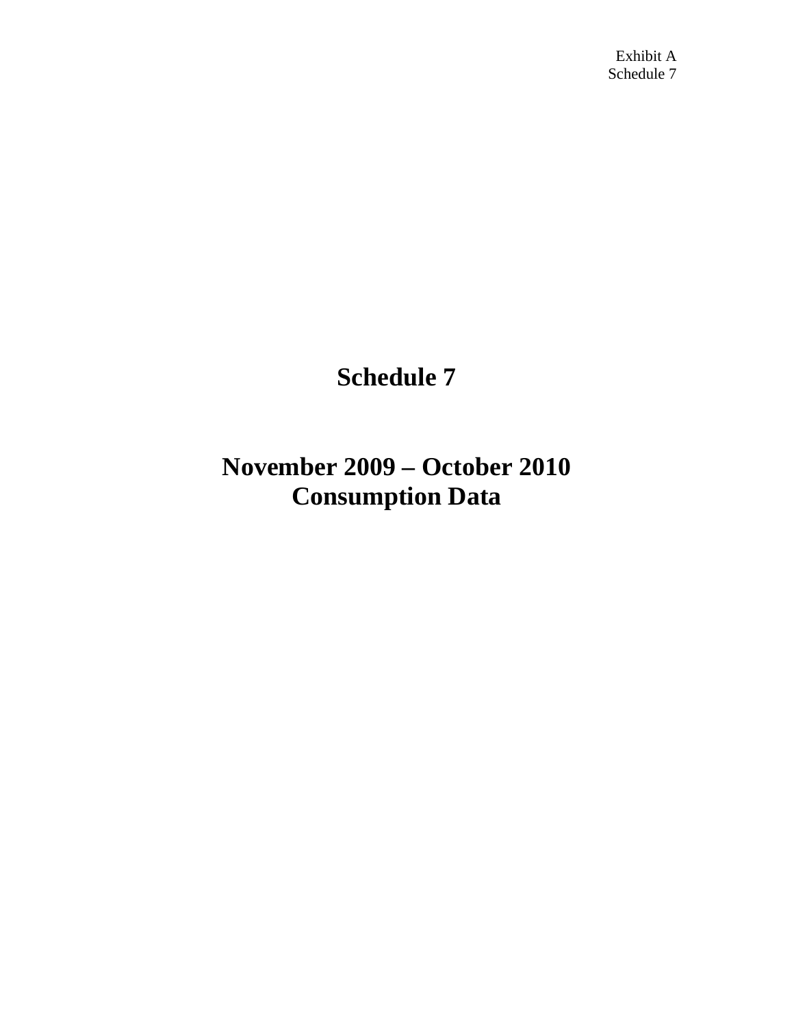Exhibit A
Schedule 7

# Schedule 7

# November 2009 – October 2010 Consumption Data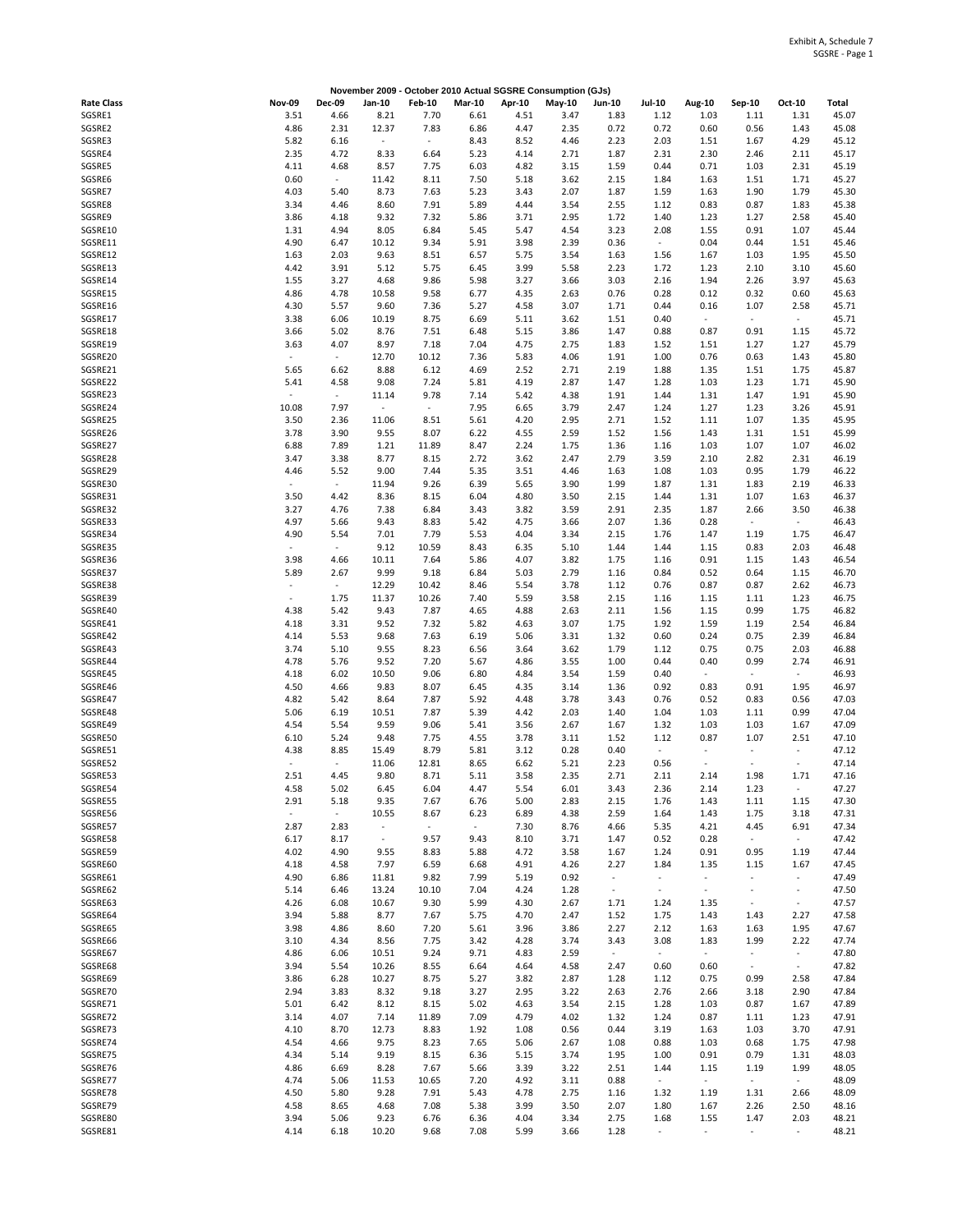Exhibit A, Schedule 7
SGSRE - Page 1

**November 2009 - October 2010 Actual SGSRE Consumption (GJs)**

| Rate Class | Nov-09 | Dec-09 | Jan-10 | Feb-10 | Mar-10 | Apr-10 | May-10 | Jun-10 | Jul-10 | Aug-10 | Sep-10 | Oct-10 | Total |
|---|---|---|---|---|---|---|---|---|---|---|---|---|---|
| SGSRE1 | 3.51 | 4.66 | 8.21 | 7.70 | 6.61 | 4.51 | 3.47 | 1.83 | 1.12 | 1.03 | 1.11 | 1.31 | 45.07 |
| SGSRE2 | 4.86 | 2.31 | 12.37 | 7.83 | 6.86 | 4.47 | 2.35 | 0.72 | 0.72 | 0.60 | 0.56 | 1.43 | 45.08 |
| SGSRE3 | 5.82 | 6.16 | - | - | 8.43 | 8.52 | 4.46 | 2.23 | 2.03 | 1.51 | 1.67 | 4.29 | 45.12 |
| SGSRE4 | 2.35 | 4.72 | 8.33 | 6.64 | 5.23 | 4.14 | 2.71 | 1.87 | 2.31 | 2.30 | 2.46 | 2.11 | 45.17 |
| SGSRE5 | 4.11 | 4.68 | 8.57 | 7.75 | 6.03 | 4.82 | 3.15 | 1.59 | 0.44 | 0.71 | 1.03 | 2.31 | 45.19 |
| SGSRE6 | 0.60 | - | 11.42 | 8.11 | 7.50 | 5.18 | 3.62 | 2.15 | 1.84 | 1.63 | 1.51 | 1.71 | 45.27 |
| SGSRE7 | 4.03 | 5.40 | 8.73 | 7.63 | 5.23 | 3.43 | 2.07 | 1.87 | 1.59 | 1.63 | 1.90 | 1.79 | 45.30 |
| SGSRE8 | 3.34 | 4.46 | 8.60 | 7.91 | 5.89 | 4.44 | 3.54 | 2.55 | 1.12 | 0.83 | 0.87 | 1.83 | 45.38 |
| SGSRE9 | 3.86 | 4.18 | 9.32 | 7.32 | 5.86 | 3.71 | 2.95 | 1.72 | 1.40 | 1.23 | 1.27 | 2.58 | 45.40 |
| SGSRE10 | 1.31 | 4.94 | 8.05 | 6.84 | 5.45 | 5.47 | 4.54 | 3.23 | 2.08 | 1.55 | 0.91 | 1.07 | 45.44 |
| SGSRE11 | 4.90 | 6.47 | 10.12 | 9.34 | 5.91 | 3.98 | 2.39 | 0.36 | - | 0.04 | 0.44 | 1.51 | 45.46 |
| SGSRE12 | 1.63 | 2.03 | 9.63 | 8.51 | 6.57 | 5.75 | 3.54 | 1.63 | 1.56 | 1.67 | 1.03 | 1.95 | 45.50 |
| SGSRE13 | 4.42 | 3.91 | 5.12 | 5.75 | 6.45 | 3.99 | 5.58 | 2.23 | 1.72 | 1.23 | 2.10 | 3.10 | 45.60 |
| SGSRE14 | 1.55 | 3.27 | 4.68 | 9.86 | 5.98 | 3.27 | 3.66 | 3.03 | 2.16 | 1.94 | 2.26 | 3.97 | 45.63 |
| SGSRE15 | 4.86 | 4.78 | 10.58 | 9.58 | 6.77 | 4.35 | 2.63 | 0.76 | 0.28 | 0.12 | 0.32 | 0.60 | 45.63 |
| SGSRE16 | 4.30 | 5.57 | 9.60 | 7.36 | 5.27 | 4.58 | 3.07 | 1.71 | 0.44 | 0.16 | 1.07 | 2.58 | 45.71 |
| SGSRE17 | 3.38 | 6.06 | 10.19 | 8.75 | 6.69 | 5.11 | 3.62 | 1.51 | 0.40 | - | - | - | 45.71 |
| SGSRE18 | 3.66 | 5.02 | 8.76 | 7.51 | 6.48 | 5.15 | 3.86 | 1.47 | 0.88 | 0.87 | 0.91 | 1.15 | 45.72 |
| SGSRE19 | 3.63 | 4.07 | 8.97 | 7.18 | 7.04 | 4.75 | 2.75 | 1.83 | 1.52 | 1.51 | 1.27 | 1.27 | 45.79 |
| SGSRE20 | - | - | 12.70 | 10.12 | 7.36 | 5.83 | 4.06 | 1.91 | 1.00 | 0.76 | 0.63 | 1.43 | 45.80 |
| SGSRE21 | 5.65 | 6.62 | 8.88 | 6.12 | 4.69 | 2.52 | 2.71 | 2.19 | 1.88 | 1.35 | 1.51 | 1.75 | 45.87 |
| SGSRE22 | 5.41 | 4.58 | 9.08 | 7.24 | 5.81 | 4.19 | 2.87 | 1.47 | 1.28 | 1.03 | 1.23 | 1.71 | 45.90 |
| SGSRE23 | - | - | 11.14 | 9.78 | 7.14 | 5.42 | 4.38 | 1.91 | 1.44 | 1.31 | 1.47 | 1.91 | 45.90 |
| SGSRE24 | 10.08 | 7.97 | - | - | 7.95 | 6.65 | 3.79 | 2.47 | 1.24 | 1.27 | 1.23 | 3.26 | 45.91 |
| SGSRE25 | 3.50 | 2.36 | 11.06 | 8.51 | 5.61 | 4.20 | 2.95 | 2.71 | 1.52 | 1.11 | 1.07 | 1.35 | 45.95 |
| SGSRE26 | 3.78 | 3.90 | 9.55 | 8.07 | 6.22 | 4.55 | 2.59 | 1.52 | 1.56 | 1.43 | 1.31 | 1.51 | 45.99 |
| SGSRE27 | 6.88 | 7.89 | 1.21 | 11.89 | 8.47 | 2.24 | 1.75 | 1.36 | 1.16 | 1.03 | 1.07 | 1.07 | 46.02 |
| SGSRE28 | 3.47 | 3.38 | 8.77 | 8.15 | 2.72 | 3.62 | 2.47 | 2.79 | 3.59 | 2.10 | 2.82 | 2.31 | 46.19 |
| SGSRE29 | 4.46 | 5.52 | 9.00 | 7.44 | 5.35 | 3.51 | 4.46 | 1.63 | 1.08 | 1.03 | 0.95 | 1.79 | 46.22 |
| SGSRE30 | - | - | 11.94 | 9.26 | 6.39 | 5.65 | 3.90 | 1.99 | 1.87 | 1.31 | 1.83 | 2.19 | 46.33 |
| SGSRE31 | 3.50 | 4.42 | 8.36 | 8.15 | 6.04 | 4.80 | 3.50 | 2.15 | 1.44 | 1.31 | 1.07 | 1.63 | 46.37 |
| SGSRE32 | 3.27 | 4.76 | 7.38 | 6.84 | 3.43 | 3.82 | 3.59 | 2.91 | 2.35 | 1.87 | 2.66 | 3.50 | 46.38 |
| SGSRE33 | 4.97 | 5.66 | 9.43 | 8.83 | 5.42 | 4.75 | 3.66 | 2.07 | 1.36 | 0.28 | - | - | 46.43 |
| SGSRE34 | 4.90 | 5.54 | 7.01 | 7.79 | 5.53 | 4.04 | 3.34 | 2.15 | 1.76 | 1.47 | 1.19 | 1.75 | 46.47 |
| SGSRE35 | - | - | 9.12 | 10.59 | 8.43 | 6.35 | 5.10 | 1.44 | 1.44 | 1.15 | 0.83 | 2.03 | 46.48 |
| SGSRE36 | 3.98 | 4.66 | 10.11 | 7.64 | 5.86 | 4.07 | 3.82 | 1.75 | 1.16 | 0.91 | 1.15 | 1.43 | 46.54 |
| SGSRE37 | 5.89 | 2.67 | 9.99 | 9.18 | 6.84 | 5.03 | 2.79 | 1.16 | 0.84 | 0.52 | 0.64 | 1.15 | 46.70 |
| SGSRE38 | - | - | 12.29 | 10.42 | 8.46 | 5.54 | 3.78 | 1.12 | 0.76 | 0.87 | 0.87 | 2.62 | 46.73 |
| SGSRE39 | - | 1.75 | 11.37 | 10.26 | 7.40 | 5.59 | 3.58 | 2.15 | 1.16 | 1.15 | 1.11 | 1.23 | 46.75 |
| SGSRE40 | 4.38 | 5.42 | 9.43 | 7.87 | 4.65 | 4.88 | 2.63 | 2.11 | 1.56 | 1.15 | 0.99 | 1.75 | 46.82 |
| SGSRE41 | 4.18 | 3.31 | 9.52 | 7.32 | 5.82 | 4.63 | 3.07 | 1.75 | 1.92 | 1.59 | 1.19 | 2.54 | 46.84 |
| SGSRE42 | 4.14 | 5.53 | 9.68 | 7.63 | 6.19 | 5.06 | 3.31 | 1.32 | 0.60 | 0.24 | 0.75 | 2.39 | 46.84 |
| SGSRE43 | 3.74 | 5.10 | 9.55 | 8.23 | 6.56 | 3.64 | 3.62 | 1.79 | 1.12 | 0.75 | 0.75 | 2.03 | 46.88 |
| SGSRE44 | 4.78 | 5.76 | 9.52 | 7.20 | 5.67 | 4.86 | 3.55 | 1.00 | 0.44 | 0.40 | 0.99 | 2.74 | 46.91 |
| SGSRE45 | 4.18 | 6.02 | 10.50 | 9.06 | 6.80 | 4.84 | 3.54 | 1.59 | 0.40 | - | - | - | 46.93 |
| SGSRE46 | 4.50 | 4.66 | 9.83 | 8.07 | 6.45 | 4.35 | 3.14 | 1.36 | 0.92 | 0.83 | 0.91 | 1.95 | 46.97 |
| SGSRE47 | 4.82 | 5.42 | 8.64 | 7.87 | 5.92 | 4.48 | 3.78 | 3.43 | 0.76 | 0.52 | 0.83 | 0.56 | 47.03 |
| SGSRE48 | 5.06 | 6.19 | 10.51 | 7.87 | 5.39 | 4.42 | 2.03 | 1.40 | 1.04 | 1.03 | 1.11 | 0.99 | 47.04 |
| SGSRE49 | 4.54 | 5.54 | 9.59 | 9.06 | 5.41 | 3.56 | 2.67 | 1.67 | 1.32 | 1.03 | 1.03 | 1.67 | 47.09 |
| SGSRE50 | 6.10 | 5.24 | 9.48 | 7.75 | 4.55 | 3.78 | 3.11 | 1.52 | 1.12 | 0.87 | 1.07 | 2.51 | 47.10 |
| SGSRE51 | 4.38 | 8.85 | 15.49 | 8.79 | 5.81 | 3.12 | 0.28 | 0.40 | - | - | - | - | 47.12 |
| SGSRE52 | - | - | 11.06 | 12.81 | 8.65 | 6.62 | 5.21 | 2.23 | 0.56 | - | - | - | 47.14 |
| SGSRE53 | 2.51 | 4.45 | 9.80 | 8.71 | 5.11 | 3.58 | 2.35 | 2.71 | 2.11 | 2.14 | 1.98 | 1.71 | 47.16 |
| SGSRE54 | 4.58 | 5.02 | 6.45 | 6.04 | 4.47 | 5.54 | 6.01 | 3.43 | 2.36 | 2.14 | 1.23 | - | 47.27 |
| SGSRE55 | 2.91 | 5.18 | 9.35 | 7.67 | 6.76 | 5.00 | 2.83 | 2.15 | 1.76 | 1.43 | 1.11 | 1.15 | 47.30 |
| SGSRE56 | - | - | 10.55 | 8.67 | 6.23 | 6.89 | 4.38 | 2.59 | 1.64 | 1.43 | 1.75 | 3.18 | 47.31 |
| SGSRE57 | 2.87 | 2.83 | - | - | - | 7.30 | 8.76 | 4.66 | 5.35 | 4.21 | 4.45 | 6.91 | 47.34 |
| SGSRE58 | 6.17 | 8.17 | - | 9.57 | 9.43 | 8.10 | 3.71 | 1.47 | 0.52 | 0.28 | - | - | 47.42 |
| SGSRE59 | 4.02 | 4.90 | 9.55 | 8.83 | 5.88 | 4.72 | 3.58 | 1.67 | 1.24 | 0.91 | 0.95 | 1.19 | 47.44 |
| SGSRE60 | 4.18 | 4.58 | 7.97 | 6.59 | 6.68 | 4.91 | 4.26 | 2.27 | 1.84 | 1.35 | 1.15 | 1.67 | 47.45 |
| SGSRE61 | 4.90 | 6.86 | 11.81 | 9.82 | 7.99 | 5.19 | 0.92 | - | - | - | - | - | 47.49 |
| SGSRE62 | 5.14 | 6.46 | 13.24 | 10.10 | 7.04 | 4.24 | 1.28 | - | - | - | - | - | 47.50 |
| SGSRE63 | 4.26 | 6.08 | 10.67 | 9.30 | 5.99 | 4.30 | 2.67 | 1.71 | 1.24 | 1.35 | - | - | 47.57 |
| SGSRE64 | 3.94 | 5.88 | 8.77 | 7.67 | 5.75 | 4.70 | 2.47 | 1.52 | 1.75 | 1.43 | 1.43 | 2.27 | 47.58 |
| SGSRE65 | 3.98 | 4.86 | 8.60 | 7.20 | 5.61 | 3.96 | 3.86 | 2.27 | 2.12 | 1.63 | 1.63 | 1.95 | 47.67 |
| SGSRE66 | 3.10 | 4.34 | 8.56 | 7.75 | 3.42 | 4.28 | 3.74 | 3.43 | 3.08 | 1.83 | 1.99 | 2.22 | 47.74 |
| SGSRE67 | 4.86 | 6.06 | 10.51 | 9.24 | 9.71 | 4.83 | 2.59 | - | - | - | - | - | 47.80 |
| SGSRE68 | 3.94 | 5.54 | 10.26 | 8.55 | 6.64 | 4.64 | 4.58 | 2.47 | 0.60 | 0.60 | - | - | 47.82 |
| SGSRE69 | 3.86 | 6.28 | 10.27 | 8.75 | 5.27 | 3.82 | 2.87 | 1.28 | 1.12 | 0.75 | 0.99 | 2.58 | 47.84 |
| SGSRE70 | 2.94 | 3.83 | 8.32 | 9.18 | 3.27 | 2.95 | 3.22 | 2.63 | 2.76 | 2.66 | 3.18 | 2.90 | 47.84 |
| SGSRE71 | 5.01 | 6.42 | 8.12 | 8.15 | 5.02 | 4.63 | 3.54 | 2.15 | 1.28 | 1.03 | 0.87 | 1.67 | 47.89 |
| SGSRE72 | 3.14 | 4.07 | 7.14 | 11.89 | 7.09 | 4.79 | 4.02 | 1.32 | 1.24 | 0.87 | 1.11 | 1.23 | 47.91 |
| SGSRE73 | 4.10 | 8.70 | 12.73 | 8.83 | 1.92 | 1.08 | 0.56 | 0.44 | 3.19 | 1.63 | 1.03 | 3.70 | 47.91 |
| SGSRE74 | 4.54 | 4.66 | 9.75 | 8.23 | 7.65 | 5.06 | 2.67 | 1.08 | 0.88 | 1.03 | 0.68 | 1.75 | 47.98 |
| SGSRE75 | 4.34 | 5.14 | 9.19 | 8.15 | 6.36 | 5.15 | 3.74 | 1.95 | 1.00 | 0.91 | 0.79 | 1.31 | 48.03 |
| SGSRE76 | 4.86 | 6.69 | 8.28 | 7.67 | 5.66 | 3.39 | 3.22 | 2.51 | 1.44 | 1.15 | 1.19 | 1.99 | 48.05 |
| SGSRE77 | 4.74 | 5.06 | 11.53 | 10.65 | 7.20 | 4.92 | 3.11 | 0.88 | - | - | - | - | 48.09 |
| SGSRE78 | 4.50 | 5.80 | 9.28 | 7.91 | 5.43 | 4.78 | 2.75 | 1.16 | 1.32 | 1.19 | 1.31 | 2.66 | 48.09 |
| SGSRE79 | 4.58 | 8.65 | 4.68 | 7.08 | 5.38 | 3.99 | 3.50 | 2.07 | 1.80 | 1.67 | 2.26 | 2.50 | 48.16 |
| SGSRE80 | 3.94 | 5.06 | 9.23 | 6.76 | 6.36 | 4.04 | 3.34 | 2.75 | 1.68 | 1.55 | 1.47 | 2.03 | 48.21 |
| SGSRE81 | 4.14 | 6.18 | 10.20 | 9.68 | 7.08 | 5.99 | 3.66 | 1.28 | - | - | - | - | 48.21 |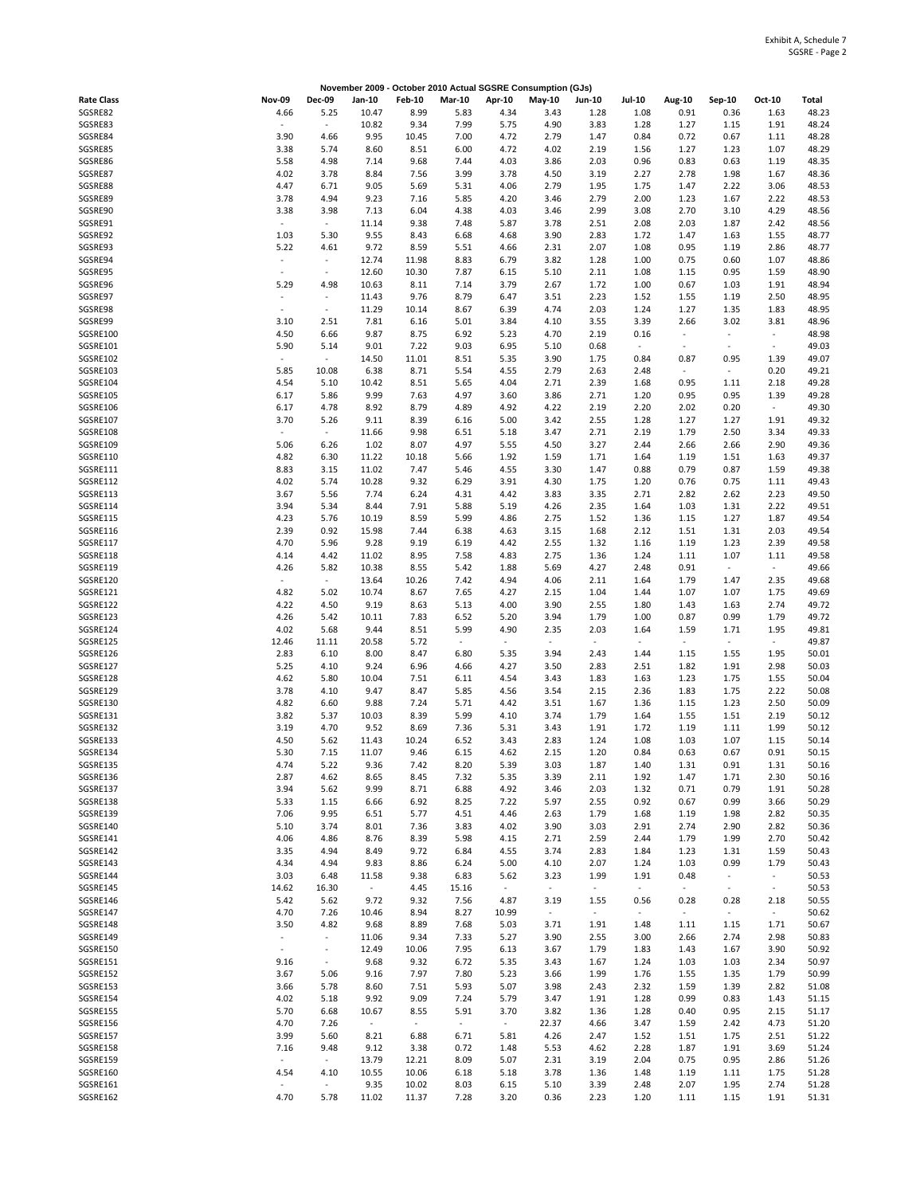Exhibit A, Schedule 7
SGSRE - Page 2

**November 2009 - October 2010 Actual SGSRE Consumption (GJs)**

| Rate Class | Nov-09 | Dec-09 | Jan-10 | Feb-10 | Mar-10 | Apr-10 | May-10 | Jun-10 | Jul-10 | Aug-10 | Sep-10 | Oct-10 | Total |
|---|---|---|---|---|---|---|---|---|---|---|---|---|---|
| SGSRE82 | 4.66 | 5.25 | 10.47 | 8.99 | 5.83 | 4.34 | 3.43 | 1.28 | 1.08 | 0.91 | 0.36 | 1.63 | 48.23 |
| SGSRE83 | - | - | 10.82 | 9.34 | 7.99 | 5.75 | 4.90 | 3.83 | 1.28 | 1.27 | 1.15 | 1.91 | 48.24 |
| SGSRE84 | 3.90 | 4.66 | 9.95 | 10.45 | 7.00 | 4.72 | 2.79 | 1.47 | 0.84 | 0.72 | 0.67 | 1.11 | 48.28 |
| SGSRE85 | 3.38 | 5.74 | 8.60 | 8.51 | 6.00 | 4.72 | 4.02 | 2.19 | 1.56 | 1.27 | 1.23 | 1.07 | 48.29 |
| SGSRE86 | 5.58 | 4.98 | 7.14 | 9.68 | 7.44 | 4.03 | 3.86 | 2.03 | 0.96 | 0.83 | 0.63 | 1.19 | 48.35 |
| SGSRE87 | 4.02 | 3.78 | 8.84 | 7.56 | 3.99 | 3.78 | 4.50 | 3.19 | 2.27 | 2.78 | 1.98 | 1.67 | 48.36 |
| SGSRE88 | 4.47 | 6.71 | 9.05 | 5.69 | 5.31 | 4.06 | 2.79 | 1.95 | 1.75 | 1.47 | 2.22 | 3.06 | 48.53 |
| SGSRE89 | 3.78 | 4.94 | 9.23 | 7.16 | 5.85 | 4.20 | 3.46 | 2.79 | 2.00 | 1.23 | 1.67 | 2.22 | 48.53 |
| SGSRE90 | 3.38 | 3.98 | 7.13 | 6.04 | 4.38 | 4.03 | 3.46 | 2.99 | 3.08 | 2.70 | 3.10 | 4.29 | 48.56 |
| SGSRE91 | - | - | 11.14 | 9.38 | 7.48 | 5.87 | 3.78 | 2.51 | 2.08 | 2.03 | 1.87 | 2.42 | 48.56 |
| SGSRE92 | 1.03 | 5.30 | 9.55 | 8.43 | 6.68 | 4.68 | 3.90 | 2.83 | 1.72 | 1.47 | 1.63 | 1.55 | 48.77 |
| SGSRE93 | 5.22 | 4.61 | 9.72 | 8.59 | 5.51 | 4.66 | 2.31 | 2.07 | 1.08 | 0.95 | 1.19 | 2.86 | 48.77 |
| SGSRE94 | - | - | 12.74 | 11.98 | 8.83 | 6.79 | 3.82 | 1.28 | 1.00 | 0.75 | 0.60 | 1.07 | 48.86 |
| SGSRE95 | - | - | 12.60 | 10.30 | 7.87 | 6.15 | 5.10 | 2.11 | 1.08 | 1.15 | 0.95 | 1.59 | 48.90 |
| SGSRE96 | 5.29 | 4.98 | 10.63 | 8.11 | 7.14 | 3.79 | 2.67 | 1.72 | 1.00 | 0.67 | 1.03 | 1.91 | 48.94 |
| SGSRE97 | - | - | 11.43 | 9.76 | 8.79 | 6.47 | 3.51 | 2.23 | 1.52 | 1.55 | 1.19 | 2.50 | 48.95 |
| SGSRE98 | - | - | 11.29 | 10.14 | 8.67 | 6.39 | 4.74 | 2.03 | 1.24 | 1.27 | 1.35 | 1.83 | 48.95 |
| SGSRE99 | 3.10 | 2.51 | 7.81 | 6.16 | 5.01 | 3.84 | 4.10 | 3.55 | 3.39 | 2.66 | 3.02 | 3.81 | 48.96 |
| SGSRE100 | 4.50 | 6.66 | 9.87 | 8.75 | 6.92 | 5.23 | 4.70 | 2.19 | 0.16 | - | - | - | 48.98 |
| SGSRE101 | 5.90 | 5.14 | 9.01 | 7.22 | 9.03 | 6.95 | 5.10 | 0.68 | - | - | - | - | 49.03 |
| SGSRE102 | - | - | 14.50 | 11.01 | 8.51 | 5.35 | 3.90 | 1.75 | 0.84 | 0.87 | 0.95 | 1.39 | 49.07 |
| SGSRE103 | 5.85 | 10.08 | 6.38 | 8.71 | 5.54 | 4.55 | 2.79 | 2.63 | 2.48 | - | - | 0.20 | 49.21 |
| SGSRE104 | 4.54 | 5.10 | 10.42 | 8.51 | 5.65 | 4.04 | 2.71 | 2.39 | 1.68 | 0.95 | 1.11 | 2.18 | 49.28 |
| SGSRE105 | 6.17 | 5.86 | 9.99 | 7.63 | 4.97 | 3.60 | 3.86 | 2.71 | 1.20 | 0.95 | 0.95 | 1.39 | 49.28 |
| SGSRE106 | 6.17 | 4.78 | 8.92 | 8.79 | 4.89 | 4.92 | 4.22 | 2.19 | 2.20 | 2.02 | 0.20 | - | 49.30 |
| SGSRE107 | 3.70 | 5.26 | 9.11 | 8.39 | 6.16 | 5.00 | 3.42 | 2.55 | 1.28 | 1.27 | 1.27 | 1.91 | 49.32 |
| SGSRE108 | - | - | 11.66 | 9.98 | 6.51 | 5.18 | 3.47 | 2.71 | 2.19 | 1.79 | 2.50 | 3.34 | 49.33 |
| SGSRE109 | 5.06 | 6.26 | 1.02 | 8.07 | 4.97 | 5.55 | 4.50 | 3.27 | 2.44 | 2.66 | 2.66 | 2.90 | 49.36 |
| SGSRE110 | 4.82 | 6.30 | 11.22 | 10.18 | 5.66 | 1.92 | 1.59 | 1.71 | 1.64 | 1.19 | 1.51 | 1.63 | 49.37 |
| SGSRE111 | 8.83 | 3.15 | 11.02 | 7.47 | 5.46 | 4.55 | 3.30 | 1.47 | 0.88 | 0.79 | 0.87 | 1.59 | 49.38 |
| SGSRE112 | 4.02 | 5.74 | 10.28 | 9.32 | 6.29 | 3.91 | 4.30 | 1.75 | 1.20 | 0.76 | 0.75 | 1.11 | 49.43 |
| SGSRE113 | 3.67 | 5.56 | 7.74 | 6.24 | 4.31 | 4.42 | 3.83 | 3.35 | 2.71 | 2.82 | 2.62 | 2.23 | 49.50 |
| SGSRE114 | 3.94 | 5.34 | 8.44 | 7.91 | 5.88 | 5.19 | 4.26 | 2.35 | 1.64 | 1.03 | 1.31 | 2.22 | 49.51 |
| SGSRE115 | 4.23 | 5.76 | 10.19 | 8.59 | 5.99 | 4.86 | 2.75 | 1.52 | 1.36 | 1.15 | 1.27 | 1.87 | 49.54 |
| SGSRE116 | 2.39 | 0.92 | 15.98 | 7.44 | 6.38 | 4.63 | 3.15 | 1.68 | 2.12 | 1.51 | 1.31 | 2.03 | 49.54 |
| SGSRE117 | 4.70 | 5.96 | 9.28 | 9.19 | 6.19 | 4.42 | 2.55 | 1.32 | 1.16 | 1.19 | 1.23 | 2.39 | 49.58 |
| SGSRE118 | 4.14 | 4.42 | 11.02 | 8.95 | 7.58 | 4.83 | 2.75 | 1.36 | 1.24 | 1.11 | 1.07 | 1.11 | 49.58 |
| SGSRE119 | 4.26 | 5.82 | 10.38 | 8.55 | 5.42 | 1.88 | 5.69 | 4.27 | 2.48 | 0.91 | - | - | 49.66 |
| SGSRE120 | - | - | 13.64 | 10.26 | 7.42 | 4.94 | 4.06 | 2.11 | 1.64 | 1.79 | 1.47 | 2.35 | 49.68 |
| SGSRE121 | 4.82 | 5.02 | 10.74 | 8.67 | 7.65 | 4.27 | 2.15 | 1.04 | 1.44 | 1.07 | 1.07 | 1.75 | 49.69 |
| SGSRE122 | 4.22 | 4.50 | 9.19 | 8.63 | 5.13 | 4.00 | 3.90 | 2.55 | 1.80 | 1.43 | 1.63 | 2.74 | 49.72 |
| SGSRE123 | 4.26 | 5.42 | 10.11 | 7.83 | 6.52 | 5.20 | 3.94 | 1.79 | 1.00 | 0.87 | 0.99 | 1.79 | 49.72 |
| SGSRE124 | 4.02 | 5.68 | 9.44 | 8.51 | 5.99 | 4.90 | 2.35 | 2.03 | 1.64 | 1.59 | 1.71 | 1.95 | 49.81 |
| SGSRE125 | 12.46 | 11.11 | 20.58 | 5.72 | - | - | - | - | - | - | - | - | 49.87 |
| SGSRE126 | 2.83 | 6.10 | 8.00 | 8.47 | 6.80 | 5.35 | 3.94 | 2.43 | 1.44 | 1.15 | 1.55 | 1.95 | 50.01 |
| SGSRE127 | 5.25 | 4.10 | 9.24 | 6.96 | 4.66 | 4.27 | 3.50 | 2.83 | 2.51 | 1.82 | 1.91 | 2.98 | 50.03 |
| SGSRE128 | 4.62 | 5.80 | 10.04 | 7.51 | 6.11 | 4.54 | 3.43 | 1.83 | 1.63 | 1.23 | 1.75 | 1.55 | 50.04 |
| SGSRE129 | 3.78 | 4.10 | 9.47 | 8.47 | 5.85 | 4.56 | 3.54 | 2.15 | 2.36 | 1.83 | 1.75 | 2.22 | 50.08 |
| SGSRE130 | 4.82 | 6.60 | 9.88 | 7.24 | 5.71 | 4.42 | 3.51 | 1.67 | 1.36 | 1.15 | 1.23 | 2.50 | 50.09 |
| SGSRE131 | 3.82 | 5.37 | 10.03 | 8.39 | 5.99 | 4.10 | 3.74 | 1.79 | 1.64 | 1.55 | 1.51 | 2.19 | 50.12 |
| SGSRE132 | 3.19 | 4.70 | 9.52 | 8.69 | 7.36 | 5.31 | 3.43 | 1.91 | 1.72 | 1.19 | 1.11 | 1.99 | 50.12 |
| SGSRE133 | 4.50 | 5.62 | 11.43 | 10.24 | 6.52 | 3.43 | 2.83 | 1.24 | 1.08 | 1.03 | 1.07 | 1.15 | 50.14 |
| SGSRE134 | 5.30 | 7.15 | 11.07 | 9.46 | 6.15 | 4.62 | 2.15 | 1.20 | 0.84 | 0.63 | 0.67 | 0.91 | 50.15 |
| SGSRE135 | 4.74 | 5.22 | 9.36 | 7.42 | 8.20 | 5.39 | 3.03 | 1.87 | 1.40 | 1.31 | 0.91 | 1.31 | 50.16 |
| SGSRE136 | 2.87 | 4.62 | 8.65 | 8.45 | 7.32 | 5.35 | 3.39 | 2.11 | 1.92 | 1.47 | 1.71 | 2.30 | 50.16 |
| SGSRE137 | 3.94 | 5.62 | 9.99 | 8.71 | 6.88 | 4.92 | 3.46 | 2.03 | 1.32 | 0.71 | 0.79 | 1.91 | 50.28 |
| SGSRE138 | 5.33 | 1.15 | 6.66 | 6.92 | 8.25 | 7.22 | 5.97 | 2.55 | 0.92 | 0.67 | 0.99 | 3.66 | 50.29 |
| SGSRE139 | 7.06 | 9.95 | 6.51 | 5.77 | 4.51 | 4.46 | 2.63 | 1.79 | 1.68 | 1.19 | 1.98 | 2.82 | 50.35 |
| SGSRE140 | 5.10 | 3.74 | 8.01 | 7.36 | 3.83 | 4.02 | 3.90 | 3.03 | 2.91 | 2.74 | 2.90 | 2.82 | 50.36 |
| SGSRE141 | 4.06 | 4.86 | 8.76 | 8.39 | 5.98 | 4.15 | 2.71 | 2.59 | 2.44 | 1.79 | 1.99 | 2.70 | 50.42 |
| SGSRE142 | 3.35 | 4.94 | 8.49 | 9.72 | 6.84 | 4.55 | 3.74 | 2.83 | 1.84 | 1.23 | 1.31 | 1.59 | 50.43 |
| SGSRE143 | 4.34 | 4.94 | 9.83 | 8.86 | 6.24 | 5.00 | 4.10 | 2.07 | 1.24 | 1.03 | 0.99 | 1.79 | 50.43 |
| SGSRE144 | 3.03 | 6.48 | 11.58 | 9.38 | 6.83 | 5.62 | 3.23 | 1.99 | 1.91 | 0.48 | - | - | 50.53 |
| SGSRE145 | 14.62 | 16.30 | - | 4.45 | 15.16 | - | - | - | - | - | - | - | 50.53 |
| SGSRE146 | 5.42 | 5.62 | 9.72 | 9.32 | 7.56 | 4.87 | 3.19 | 1.55 | 0.56 | 0.28 | 0.28 | 2.18 | 50.55 |
| SGSRE147 | 4.70 | 7.26 | 10.46 | 8.94 | 8.27 | 10.99 | - | - | - | - | - | - | 50.62 |
| SGSRE148 | 3.50 | 4.82 | 9.68 | 8.89 | 7.68 | 5.03 | 3.71 | 1.91 | 1.48 | 1.11 | 1.15 | 1.71 | 50.67 |
| SGSRE149 | - | - | 11.06 | 9.34 | 7.33 | 5.27 | 3.90 | 2.55 | 3.00 | 2.66 | 2.74 | 2.98 | 50.83 |
| SGSRE150 | - | - | 12.49 | 10.06 | 7.95 | 6.13 | 3.67 | 1.79 | 1.83 | 1.43 | 1.67 | 3.90 | 50.92 |
| SGSRE151 | 9.16 | - | 9.68 | 9.32 | 6.72 | 5.35 | 3.43 | 1.67 | 1.24 | 1.03 | 1.03 | 2.34 | 50.97 |
| SGSRE152 | 3.67 | 5.06 | 9.16 | 7.97 | 7.80 | 5.23 | 3.66 | 1.99 | 1.76 | 1.55 | 1.35 | 1.79 | 50.99 |
| SGSRE153 | 3.66 | 5.78 | 8.60 | 7.51 | 5.93 | 5.07 | 3.98 | 2.43 | 2.32 | 1.59 | 1.39 | 2.82 | 51.08 |
| SGSRE154 | 4.02 | 5.18 | 9.92 | 9.09 | 7.24 | 5.79 | 3.47 | 1.91 | 1.28 | 0.99 | 0.83 | 1.43 | 51.15 |
| SGSRE155 | 5.70 | 6.68 | 10.67 | 8.55 | 5.91 | 3.70 | 3.82 | 1.36 | 1.28 | 0.40 | 0.95 | 2.15 | 51.17 |
| SGSRE156 | 4.70 | 7.26 | - | - | - | - | 22.37 | 4.66 | 3.47 | 1.59 | 2.42 | 4.73 | 51.20 |
| SGSRE157 | 3.99 | 5.60 | 8.21 | 6.88 | 6.71 | 5.81 | 4.26 | 2.47 | 1.52 | 1.51 | 1.75 | 2.51 | 51.22 |
| SGSRE158 | 7.16 | 9.48 | 9.12 | 3.38 | 0.72 | 1.48 | 5.53 | 4.62 | 2.28 | 1.87 | 1.91 | 3.69 | 51.24 |
| SGSRE159 | - | - | 13.79 | 12.21 | 8.09 | 5.07 | 2.31 | 3.19 | 2.04 | 0.75 | 0.95 | 2.86 | 51.26 |
| SGSRE160 | 4.54 | 4.10 | 10.55 | 10.06 | 6.18 | 5.18 | 3.78 | 1.36 | 1.48 | 1.19 | 1.11 | 1.75 | 51.28 |
| SGSRE161 | - | - | 9.35 | 10.02 | 8.03 | 6.15 | 5.10 | 3.39 | 2.48 | 2.07 | 1.95 | 2.74 | 51.28 |
| SGSRE162 | 4.70 | 5.78 | 11.02 | 11.37 | 7.28 | 3.20 | 0.36 | 2.23 | 1.20 | 1.11 | 1.15 | 1.91 | 51.31 |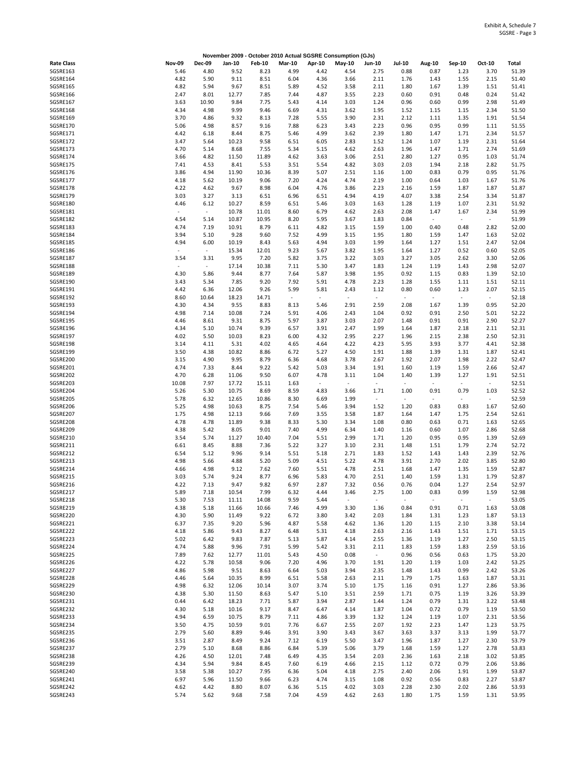Exhibit A, Schedule 7
SGSRE - Page 3

November 2009 - October 2010 Actual SGSRE Consumption (GJs)

| Rate Class | Nov-09 | Dec-09 | Jan-10 | Feb-10 | Mar-10 | Apr-10 | May-10 | Jun-10 | Jul-10 | Aug-10 | Sep-10 | Oct-10 | Total |
|---|---|---|---|---|---|---|---|---|---|---|---|---|---|
| SGSRE163 | 5.46 | 4.80 | 9.52 | 8.23 | 4.99 | 4.42 | 4.54 | 2.75 | 0.88 | 0.87 | 1.23 | 3.70 | 51.39 |
| SGSRE164 | 4.82 | 5.90 | 9.11 | 8.51 | 6.04 | 4.36 | 3.66 | 2.11 | 1.76 | 1.43 | 1.55 | 2.15 | 51.40 |
| SGSRE165 | 4.82 | 5.94 | 9.67 | 8.51 | 5.89 | 4.52 | 3.58 | 2.11 | 1.80 | 1.67 | 1.39 | 1.51 | 51.41 |
| SGSRE166 | 2.47 | 8.01 | 12.77 | 7.85 | 7.44 | 4.87 | 3.55 | 2.23 | 0.60 | 0.91 | 0.48 | 0.24 | 51.42 |
| SGSRE167 | 3.63 | 10.90 | 9.84 | 7.75 | 5.43 | 4.14 | 3.03 | 1.24 | 0.96 | 0.60 | 0.99 | 2.98 | 51.49 |
| SGSRE168 | 4.34 | 4.98 | 9.99 | 9.46 | 6.69 | 4.31 | 3.62 | 1.95 | 1.52 | 1.15 | 1.15 | 2.34 | 51.50 |
| SGSRE169 | 3.70 | 4.86 | 9.32 | 8.13 | 7.28 | 5.55 | 3.90 | 2.31 | 2.12 | 1.11 | 1.35 | 1.91 | 51.54 |
| SGSRE170 | 5.06 | 4.98 | 8.57 | 9.16 | 7.88 | 6.23 | 3.43 | 2.23 | 0.96 | 0.95 | 0.99 | 1.11 | 51.55 |
| SGSRE171 | 4.42 | 6.18 | 8.44 | 8.75 | 5.46 | 4.99 | 3.62 | 2.39 | 1.80 | 1.47 | 1.71 | 2.34 | 51.57 |
| SGSRE172 | 3.47 | 5.64 | 10.23 | 9.58 | 6.51 | 6.05 | 2.83 | 1.52 | 1.24 | 1.07 | 1.19 | 2.31 | 51.64 |
| SGSRE173 | 4.70 | 5.14 | 8.68 | 7.55 | 5.34 | 5.15 | 4.62 | 2.63 | 1.96 | 1.47 | 1.71 | 2.74 | 51.69 |
| SGSRE174 | 3.66 | 4.82 | 11.50 | 11.89 | 4.62 | 3.63 | 3.06 | 2.51 | 2.80 | 1.27 | 0.95 | 1.03 | 51.74 |
| SGSRE175 | 7.41 | 4.53 | 8.41 | 5.53 | 3.51 | 5.54 | 4.82 | 3.03 | 2.03 | 1.94 | 2.18 | 2.82 | 51.75 |
| SGSRE176 | 3.86 | 4.94 | 11.90 | 10.36 | 8.39 | 5.07 | 2.51 | 1.16 | 1.00 | 0.83 | 0.79 | 0.95 | 51.76 |
| SGSRE177 | 4.18 | 5.62 | 10.19 | 9.06 | 7.20 | 4.24 | 4.74 | 2.19 | 1.00 | 0.64 | 1.03 | 1.67 | 51.76 |
| SGSRE178 | 4.22 | 4.62 | 9.67 | 8.98 | 6.04 | 4.76 | 3.86 | 2.23 | 2.16 | 1.59 | 1.87 | 1.87 | 51.87 |
| SGSRE179 | 3.03 | 3.27 | 3.13 | 6.51 | 6.96 | 6.51 | 4.94 | 4.19 | 4.07 | 3.38 | 2.54 | 3.34 | 51.87 |
| SGSRE180 | 4.46 | 6.12 | 10.27 | 8.59 | 6.51 | 5.46 | 3.03 | 1.63 | 1.28 | 1.19 | 1.07 | 2.31 | 51.92 |
| SGSRE181 | - | - | 10.78 | 11.01 | 8.60 | 6.79 | 4.62 | 2.63 | 2.08 | 1.47 | 1.67 | 2.34 | 51.99 |
| SGSRE182 | 4.54 | 5.14 | 10.87 | 10.95 | 8.20 | 5.95 | 3.67 | 1.83 | 0.84 | - | - | - | 51.99 |
| SGSRE183 | 4.74 | 7.19 | 10.91 | 8.79 | 6.11 | 4.82 | 3.15 | 1.59 | 1.00 | 0.40 | 0.48 | 2.82 | 52.00 |
| SGSRE184 | 3.94 | 5.10 | 9.28 | 9.60 | 7.52 | 4.99 | 3.15 | 1.95 | 1.80 | 1.59 | 1.47 | 1.63 | 52.02 |
| SGSRE185 | 4.94 | 6.00 | 10.19 | 8.43 | 5.63 | 4.94 | 3.03 | 1.99 | 1.64 | 1.27 | 1.51 | 2.47 | 52.04 |
| SGSRE186 | - | - | 15.34 | 12.01 | 9.23 | 5.67 | 3.82 | 1.95 | 1.64 | 1.27 | 0.52 | 0.60 | 52.05 |
| SGSRE187 | 3.54 | 3.31 | 9.95 | 7.20 | 5.82 | 3.75 | 3.22 | 3.03 | 3.27 | 3.05 | 2.62 | 3.30 | 52.06 |
| SGSRE188 | - | - | 17.14 | 10.38 | 7.11 | 5.30 | 3.47 | 1.83 | 1.24 | 1.19 | 1.43 | 2.98 | 52.07 |
| SGSRE189 | 4.30 | 5.86 | 9.44 | 8.77 | 7.64 | 5.87 | 3.98 | 1.95 | 0.92 | 1.15 | 0.83 | 1.39 | 52.10 |
| SGSRE190 | 3.43 | 5.34 | 7.85 | 9.20 | 7.92 | 5.91 | 4.78 | 2.23 | 1.28 | 1.55 | 1.11 | 1.51 | 52.11 |
| SGSRE191 | 4.42 | 6.36 | 12.06 | 9.26 | 5.99 | 5.81 | 2.43 | 1.12 | 0.80 | 0.60 | 1.23 | 2.07 | 52.15 |
| SGSRE192 | 8.60 | 10.64 | 18.23 | 14.71 | - | - | - | - | - | - | - | - | 52.18 |
| SGSRE193 | 4.30 | 4.34 | 9.55 | 8.83 | 8.13 | 5.46 | 2.91 | 2.59 | 2.08 | 1.67 | 1.39 | 0.95 | 52.20 |
| SGSRE194 | 4.98 | 7.14 | 10.08 | 7.24 | 5.91 | 4.06 | 2.43 | 1.04 | 0.92 | 0.91 | 2.50 | 5.01 | 52.22 |
| SGSRE195 | 4.46 | 8.61 | 9.31 | 8.75 | 5.97 | 3.87 | 3.03 | 2.07 | 1.48 | 0.91 | 0.91 | 2.90 | 52.27 |
| SGSRE196 | 4.34 | 5.10 | 10.74 | 9.39 | 6.57 | 3.91 | 2.47 | 1.99 | 1.64 | 1.87 | 2.18 | 2.11 | 52.31 |
| SGSRE197 | 4.02 | 5.50 | 10.03 | 8.23 | 6.00 | 4.32 | 2.95 | 2.27 | 1.96 | 2.15 | 2.38 | 2.50 | 52.31 |
| SGSRE198 | 3.14 | 4.11 | 5.31 | 4.02 | 4.65 | 4.64 | 4.22 | 4.23 | 5.95 | 3.93 | 3.77 | 4.41 | 52.38 |
| SGSRE199 | 3.50 | 4.38 | 10.82 | 8.86 | 6.72 | 5.27 | 4.50 | 1.91 | 1.88 | 1.39 | 1.31 | 1.87 | 52.41 |
| SGSRE200 | 3.15 | 4.90 | 9.95 | 8.79 | 6.36 | 4.68 | 3.78 | 2.67 | 1.92 | 2.07 | 1.98 | 2.22 | 52.47 |
| SGSRE201 | 4.74 | 7.33 | 8.44 | 9.22 | 5.42 | 5.03 | 3.34 | 1.91 | 1.60 | 1.19 | 1.59 | 2.66 | 52.47 |
| SGSRE202 | 4.70 | 6.28 | 11.06 | 9.50 | 6.07 | 4.78 | 3.11 | 1.04 | 1.40 | 1.39 | 1.27 | 1.91 | 52.51 |
| SGSRE203 | 10.08 | 7.97 | 17.72 | 15.11 | 1.63 | - | - | - | - | - | - | - | 52.51 |
| SGSRE204 | 5.26 | 5.30 | 10.75 | 8.69 | 8.59 | 4.83 | 3.66 | 1.71 | 1.00 | 0.91 | 0.79 | 1.03 | 52.52 |
| SGSRE205 | 5.78 | 6.32 | 12.65 | 10.86 | 8.30 | 6.69 | 1.99 | - | - | - | - | - | 52.59 |
| SGSRE206 | 5.25 | 4.98 | 10.63 | 8.75 | 7.54 | 5.46 | 3.94 | 1.52 | 1.20 | 0.83 | 0.83 | 1.67 | 52.60 |
| SGSRE207 | 1.75 | 4.98 | 12.13 | 9.66 | 7.69 | 3.55 | 3.58 | 1.87 | 1.64 | 1.47 | 1.75 | 2.54 | 52.61 |
| SGSRE208 | 4.78 | 4.78 | 11.89 | 9.38 | 8.33 | 5.30 | 3.34 | 1.08 | 0.80 | 0.63 | 0.71 | 1.63 | 52.65 |
| SGSRE209 | 4.38 | 5.42 | 8.05 | 9.01 | 7.40 | 4.99 | 6.34 | 1.40 | 1.16 | 0.60 | 1.07 | 2.86 | 52.68 |
| SGSRE210 | 3.54 | 5.74 | 11.27 | 10.40 | 7.04 | 5.51 | 2.99 | 1.71 | 1.20 | 0.95 | 0.95 | 1.39 | 52.69 |
| SGSRE211 | 6.61 | 8.45 | 8.88 | 7.36 | 5.22 | 3.27 | 3.10 | 2.31 | 1.48 | 1.51 | 1.79 | 2.74 | 52.72 |
| SGSRE212 | 6.54 | 5.12 | 9.96 | 9.14 | 5.51 | 5.18 | 2.71 | 1.83 | 1.52 | 1.43 | 1.43 | 2.39 | 52.76 |
| SGSRE213 | 4.98 | 5.66 | 4.88 | 5.20 | 5.09 | 4.51 | 5.22 | 4.78 | 3.91 | 2.70 | 2.02 | 3.85 | 52.80 |
| SGSRE214 | 4.66 | 4.98 | 9.12 | 7.62 | 7.60 | 5.51 | 4.78 | 2.51 | 1.68 | 1.47 | 1.35 | 1.59 | 52.87 |
| SGSRE215 | 3.03 | 5.74 | 9.24 | 8.77 | 6.96 | 5.83 | 4.70 | 2.51 | 1.40 | 1.59 | 1.31 | 1.79 | 52.87 |
| SGSRE216 | 4.22 | 7.13 | 9.47 | 9.82 | 6.97 | 2.87 | 7.32 | 0.56 | 0.76 | 0.04 | 1.27 | 2.54 | 52.97 |
| SGSRE217 | 5.89 | 7.18 | 10.54 | 7.99 | 6.32 | 4.44 | 3.46 | 2.75 | 1.00 | 0.83 | 0.99 | 1.59 | 52.98 |
| SGSRE218 | 5.30 | 7.53 | 11.11 | 14.08 | 9.59 | 5.44 | - | - | - | - | - | - | 53.05 |
| SGSRE219 | 4.38 | 5.18 | 11.66 | 10.66 | 7.46 | 4.99 | 3.30 | 1.36 | 0.84 | 0.91 | 0.71 | 1.63 | 53.08 |
| SGSRE220 | 4.30 | 5.90 | 11.49 | 9.22 | 6.72 | 3.80 | 3.42 | 2.03 | 1.84 | 1.31 | 1.23 | 1.87 | 53.13 |
| SGSRE221 | 6.37 | 7.35 | 9.20 | 5.96 | 4.87 | 5.58 | 4.62 | 1.36 | 1.20 | 1.15 | 2.10 | 3.38 | 53.14 |
| SGSRE222 | 4.18 | 5.86 | 9.43 | 8.27 | 6.48 | 5.31 | 4.18 | 2.63 | 2.16 | 1.43 | 1.51 | 1.71 | 53.15 |
| SGSRE223 | 5.02 | 6.42 | 9.83 | 7.87 | 5.13 | 5.87 | 4.14 | 2.55 | 1.36 | 1.19 | 1.27 | 2.50 | 53.15 |
| SGSRE224 | 4.74 | 5.88 | 9.96 | 7.91 | 5.99 | 5.42 | 3.31 | 2.11 | 1.83 | 1.59 | 1.83 | 2.59 | 53.16 |
| SGSRE225 | 7.89 | 7.62 | 12.77 | 11.01 | 5.43 | 4.50 | 0.08 | - | 0.96 | 0.56 | 0.63 | 1.75 | 53.20 |
| SGSRE226 | 4.22 | 5.78 | 10.58 | 9.06 | 7.20 | 4.96 | 3.70 | 1.91 | 1.20 | 1.19 | 1.03 | 2.42 | 53.25 |
| SGSRE227 | 4.86 | 5.98 | 9.51 | 8.63 | 6.64 | 5.03 | 3.94 | 2.35 | 1.48 | 1.43 | 0.99 | 2.42 | 53.26 |
| SGSRE228 | 4.46 | 5.64 | 10.35 | 8.99 | 6.51 | 5.58 | 2.63 | 2.11 | 1.79 | 1.75 | 1.63 | 1.87 | 53.31 |
| SGSRE229 | 4.98 | 6.32 | 12.06 | 10.14 | 3.07 | 3.74 | 5.10 | 1.75 | 1.16 | 0.91 | 1.27 | 2.86 | 53.36 |
| SGSRE230 | 4.38 | 5.30 | 11.50 | 8.63 | 5.47 | 5.10 | 3.51 | 2.59 | 1.71 | 0.75 | 1.19 | 3.26 | 53.39 |
| SGSRE231 | 0.44 | 6.42 | 18.23 | 7.71 | 5.87 | 3.94 | 2.87 | 1.44 | 1.24 | 0.79 | 1.31 | 3.22 | 53.48 |
| SGSRE232 | 4.30 | 5.18 | 10.16 | 9.17 | 8.47 | 6.47 | 4.14 | 1.87 | 1.04 | 0.72 | 0.79 | 1.19 | 53.50 |
| SGSRE233 | 4.94 | 6.59 | 10.75 | 8.79 | 7.11 | 4.86 | 3.39 | 1.32 | 1.24 | 1.19 | 1.07 | 2.31 | 53.56 |
| SGSRE234 | 3.50 | 4.75 | 10.59 | 9.01 | 7.76 | 6.67 | 2.55 | 2.07 | 1.92 | 2.23 | 1.47 | 1.23 | 53.75 |
| SGSRE235 | 2.79 | 5.60 | 8.89 | 9.46 | 3.91 | 3.90 | 3.43 | 3.67 | 3.63 | 3.37 | 3.13 | 1.99 | 53.77 |
| SGSRE236 | 3.51 | 2.87 | 8.49 | 9.24 | 7.12 | 6.19 | 5.50 | 3.47 | 1.96 | 1.87 | 1.27 | 2.30 | 53.79 |
| SGSRE237 | 2.79 | 5.10 | 8.68 | 8.86 | 6.84 | 5.39 | 5.06 | 3.79 | 1.68 | 1.59 | 1.27 | 2.78 | 53.83 |
| SGSRE238 | 4.26 | 4.50 | 12.01 | 7.48 | 6.49 | 4.35 | 3.54 | 2.03 | 2.36 | 1.63 | 2.18 | 3.02 | 53.85 |
| SGSRE239 | 4.34 | 5.94 | 9.84 | 8.45 | 7.60 | 6.19 | 4.66 | 2.15 | 1.12 | 0.72 | 0.79 | 2.06 | 53.86 |
| SGSRE240 | 3.58 | 5.38 | 10.27 | 7.95 | 6.36 | 5.04 | 4.18 | 2.75 | 2.40 | 2.06 | 1.91 | 1.99 | 53.87 |
| SGSRE241 | 6.97 | 5.96 | 11.50 | 9.66 | 6.23 | 4.74 | 3.15 | 1.08 | 0.92 | 0.56 | 0.83 | 2.27 | 53.87 |
| SGSRE242 | 4.62 | 4.42 | 8.80 | 8.07 | 6.36 | 5.15 | 4.02 | 3.03 | 2.28 | 2.30 | 2.02 | 2.86 | 53.93 |
| SGSRE243 | 5.74 | 5.62 | 9.68 | 7.58 | 7.04 | 4.59 | 4.62 | 2.63 | 1.80 | 1.75 | 1.59 | 1.31 | 53.95 |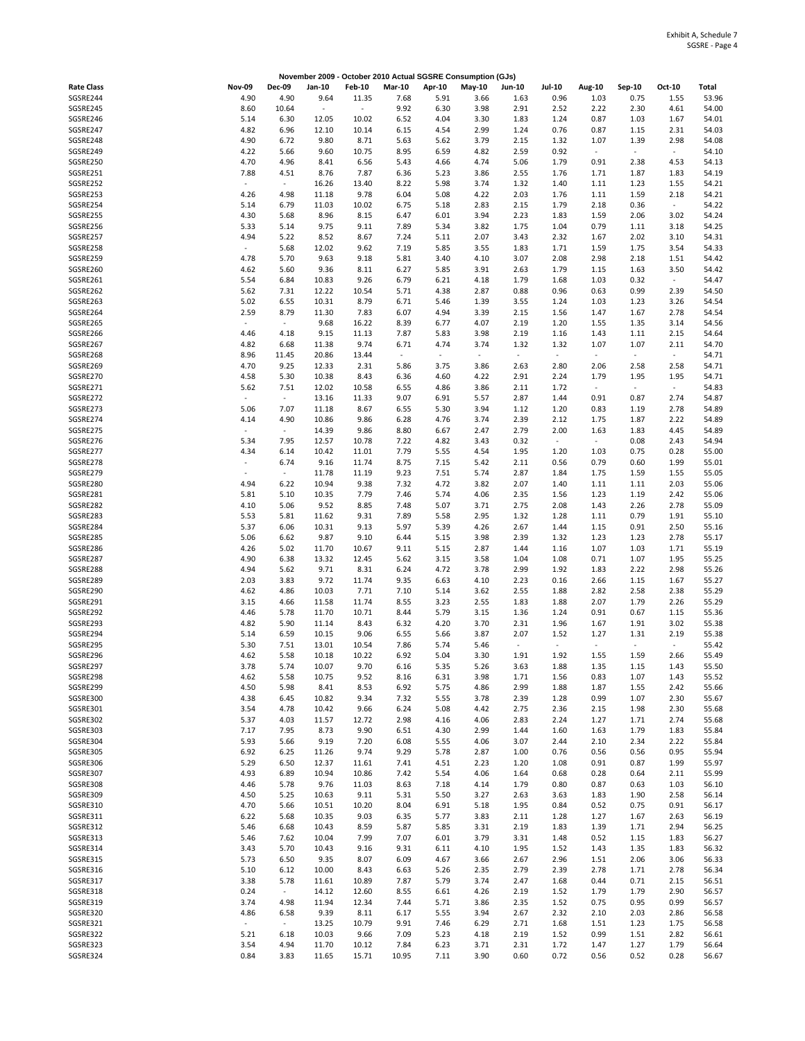## November 2009 - October 2010 Actual SGSRE Consumption (GJs)

| Rate Class | Nov-09 | Dec-09 | Jan-10 | Feb-10 | Mar-10 | Apr-10 | May-10 | Jun-10 | Jul-10 | Aug-10 | Sep-10 | Oct-10 | Total |
|---|---|---|---|---|---|---|---|---|---|---|---|---|---|
| SGSRE244 | 4.90 | 4.90 | 9.64 | 11.35 | 7.68 | 5.91 | 3.66 | 1.63 | 0.96 | 1.03 | 0.75 | 1.55 | 53.96 |
| SGSRE245 | 8.60 | 10.64 | - | - | 9.92 | 6.30 | 3.98 | 2.91 | 2.52 | 2.22 | 2.30 | 4.61 | 54.00 |
| SGSRE246 | 5.14 | 6.30 | 12.05 | 10.02 | 6.52 | 4.04 | 3.30 | 1.83 | 1.24 | 0.87 | 1.03 | 1.67 | 54.01 |
| SGSRE247 | 4.82 | 6.96 | 12.10 | 10.14 | 6.15 | 4.54 | 2.99 | 1.24 | 0.76 | 0.87 | 1.15 | 2.31 | 54.03 |
| SGSRE248 | 4.90 | 6.72 | 9.80 | 8.71 | 5.63 | 5.62 | 3.79 | 2.15 | 1.32 | 1.07 | 1.39 | 2.98 | 54.08 |
| SGSRE249 | 4.22 | 5.66 | 9.60 | 10.75 | 8.95 | 6.59 | 4.82 | 2.59 | 0.92 | - | - | - | 54.10 |
| SGSRE250 | 4.70 | 4.96 | 8.41 | 6.56 | 5.43 | 4.66 | 4.74 | 5.06 | 1.79 | 0.91 | 2.38 | 4.53 | 54.13 |
| SGSRE251 | 7.88 | 4.51 | 8.76 | 7.87 | 6.36 | 5.23 | 3.86 | 2.55 | 1.76 | 1.71 | 1.87 | 1.83 | 54.19 |
| SGSRE252 | - | - | 16.26 | 13.40 | 8.22 | 5.98 | 3.74 | 1.32 | 1.40 | 1.11 | 1.23 | 1.55 | 54.21 |
| SGSRE253 | 4.26 | 4.98 | 11.18 | 9.78 | 6.04 | 5.08 | 4.22 | 2.03 | 1.76 | 1.11 | 1.59 | 2.18 | 54.21 |
| SGSRE254 | 5.14 | 6.79 | 11.03 | 10.02 | 6.75 | 5.18 | 2.83 | 2.15 | 1.79 | 2.18 | 0.36 | - | 54.22 |
| SGSRE255 | 4.30 | 5.68 | 8.96 | 8.15 | 6.47 | 6.01 | 3.94 | 2.23 | 1.83 | 1.59 | 2.06 | 3.02 | 54.24 |
| SGSRE256 | 5.33 | 5.14 | 9.75 | 9.11 | 7.89 | 5.34 | 3.82 | 1.75 | 1.04 | 0.79 | 1.11 | 3.18 | 54.25 |
| SGSRE257 | 4.94 | 5.22 | 8.52 | 8.67 | 7.24 | 5.11 | 2.07 | 3.43 | 2.32 | 1.67 | 2.02 | 3.10 | 54.31 |
| SGSRE258 | - | 5.68 | 12.02 | 9.62 | 7.19 | 5.85 | 3.55 | 1.83 | 1.71 | 1.59 | 1.75 | 3.54 | 54.33 |
| SGSRE259 | 4.78 | 5.70 | 9.63 | 9.18 | 5.81 | 3.40 | 4.10 | 3.07 | 2.08 | 2.98 | 2.18 | 1.51 | 54.42 |
| SGSRE260 | 4.62 | 5.60 | 9.36 | 8.11 | 6.27 | 5.85 | 3.91 | 2.63 | 1.79 | 1.15 | 1.63 | 3.50 | 54.42 |
| SGSRE261 | 5.54 | 6.84 | 10.83 | 9.26 | 6.79 | 6.21 | 4.18 | 1.79 | 1.68 | 1.03 | 0.32 | - | 54.47 |
| SGSRE262 | 5.62 | 7.31 | 12.22 | 10.54 | 5.71 | 4.38 | 2.87 | 0.88 | 0.96 | 0.63 | 0.99 | 2.39 | 54.50 |
| SGSRE263 | 5.02 | 6.55 | 10.31 | 8.79 | 6.71 | 5.46 | 1.39 | 3.55 | 1.24 | 1.03 | 1.23 | 3.26 | 54.54 |
| SGSRE264 | 2.59 | 8.79 | 11.30 | 7.83 | 6.07 | 4.94 | 3.39 | 2.15 | 1.56 | 1.47 | 1.67 | 2.78 | 54.54 |
| SGSRE265 | - | - | 9.68 | 16.22 | 8.39 | 6.77 | 4.07 | 2.19 | 1.20 | 1.55 | 1.35 | 3.14 | 54.56 |
| SGSRE266 | 4.46 | 4.18 | 9.15 | 11.13 | 7.87 | 5.83 | 3.98 | 2.19 | 1.16 | 1.43 | 1.11 | 2.15 | 54.64 |
| SGSRE267 | 4.82 | 6.68 | 11.38 | 9.74 | 6.71 | 4.74 | 3.74 | 1.32 | 1.32 | 1.07 | 1.07 | 2.11 | 54.70 |
| SGSRE268 | 8.96 | 11.45 | 20.86 | 13.44 | - | - | - | - | - | - | - | - | 54.71 |
| SGSRE269 | 4.70 | 9.25 | 12.33 | 2.31 | 5.86 | 3.75 | 3.86 | 2.63 | 2.80 | 2.06 | 2.58 | 2.58 | 54.71 |
| SGSRE270 | 4.58 | 5.30 | 10.38 | 8.43 | 6.36 | 4.60 | 4.22 | 2.91 | 2.24 | 1.79 | 1.95 | 1.95 | 54.71 |
| SGSRE271 | 5.62 | 7.51 | 12.02 | 10.58 | 6.55 | 4.86 | 3.86 | 2.11 | 1.72 | - | - | - | 54.83 |
| SGSRE272 | - | - | 13.16 | 11.33 | 9.07 | 6.91 | 5.57 | 2.87 | 1.44 | 0.91 | 0.87 | 2.74 | 54.87 |
| SGSRE273 | 5.06 | 7.07 | 11.18 | 8.67 | 6.55 | 5.30 | 3.94 | 1.12 | 1.20 | 0.83 | 1.19 | 2.78 | 54.89 |
| SGSRE274 | 4.14 | 4.90 | 10.86 | 9.86 | 6.28 | 4.76 | 3.74 | 2.39 | 2.12 | 1.75 | 1.87 | 2.22 | 54.89 |
| SGSRE275 | - | - | 14.39 | 9.86 | 8.80 | 6.67 | 2.47 | 2.79 | 2.00 | 1.63 | 1.83 | 4.45 | 54.89 |
| SGSRE276 | 5.34 | 7.95 | 12.57 | 10.78 | 7.22 | 4.82 | 3.43 | 0.32 | - | - | 0.08 | 2.43 | 54.94 |
| SGSRE277 | 4.34 | 6.14 | 10.42 | 11.01 | 7.79 | 5.55 | 4.54 | 1.95 | 1.20 | 1.03 | 0.75 | 0.28 | 55.00 |
| SGSRE278 | - | 6.74 | 9.16 | 11.74 | 8.75 | 7.15 | 5.42 | 2.11 | 0.56 | 0.79 | 0.60 | 1.99 | 55.01 |
| SGSRE279 | - | - | 11.78 | 11.19 | 9.23 | 7.51 | 5.74 | 2.87 | 1.84 | 1.75 | 1.59 | 1.55 | 55.05 |
| SGSRE280 | 4.94 | 6.22 | 10.94 | 9.38 | 7.32 | 4.72 | 3.82 | 2.07 | 1.40 | 1.11 | 1.11 | 2.03 | 55.06 |
| SGSRE281 | 5.81 | 5.10 | 10.35 | 7.79 | 7.46 | 5.74 | 4.06 | 2.35 | 1.56 | 1.23 | 1.19 | 2.42 | 55.06 |
| SGSRE282 | 4.10 | 5.06 | 9.52 | 8.85 | 7.48 | 5.07 | 3.71 | 2.75 | 2.08 | 1.43 | 2.26 | 2.78 | 55.09 |
| SGSRE283 | 5.53 | 5.81 | 11.62 | 9.31 | 7.89 | 5.58 | 2.95 | 1.32 | 1.28 | 1.11 | 0.79 | 1.91 | 55.10 |
| SGSRE284 | 5.37 | 6.06 | 10.31 | 9.13 | 5.97 | 5.39 | 4.26 | 2.67 | 1.44 | 1.15 | 0.91 | 2.50 | 55.16 |
| SGSRE285 | 5.06 | 6.62 | 9.87 | 9.10 | 6.44 | 5.15 | 3.98 | 2.39 | 1.32 | 1.23 | 1.23 | 2.78 | 55.17 |
| SGSRE286 | 4.26 | 5.02 | 11.70 | 10.67 | 9.11 | 5.15 | 2.87 | 1.44 | 1.16 | 1.07 | 1.03 | 1.71 | 55.19 |
| SGSRE287 | 4.90 | 6.38 | 13.32 | 12.45 | 5.62 | 3.15 | 3.58 | 1.04 | 1.08 | 0.71 | 1.07 | 1.95 | 55.25 |
| SGSRE288 | 4.94 | 5.62 | 9.71 | 8.31 | 6.24 | 4.72 | 3.78 | 2.99 | 1.92 | 1.83 | 2.22 | 2.98 | 55.26 |
| SGSRE289 | 2.03 | 3.83 | 9.72 | 11.74 | 9.35 | 6.63 | 4.10 | 2.23 | 0.16 | 2.66 | 1.15 | 1.67 | 55.27 |
| SGSRE290 | 4.62 | 4.86 | 10.03 | 7.71 | 7.10 | 5.14 | 3.62 | 2.55 | 1.88 | 2.82 | 2.58 | 2.38 | 55.29 |
| SGSRE291 | 3.15 | 4.66 | 11.58 | 11.74 | 8.55 | 3.23 | 2.55 | 1.83 | 1.88 | 2.07 | 1.79 | 2.26 | 55.29 |
| SGSRE292 | 4.46 | 5.78 | 11.70 | 10.71 | 8.44 | 5.79 | 3.15 | 1.36 | 1.24 | 0.91 | 0.67 | 1.15 | 55.36 |
| SGSRE293 | 4.82 | 5.90 | 11.14 | 8.43 | 6.32 | 4.20 | 3.70 | 2.31 | 1.96 | 1.67 | 1.91 | 3.02 | 55.38 |
| SGSRE294 | 5.14 | 6.59 | 10.15 | 9.06 | 6.55 | 5.66 | 3.87 | 2.07 | 1.52 | 1.27 | 1.31 | 2.19 | 55.38 |
| SGSRE295 | 5.30 | 7.51 | 13.01 | 10.54 | 7.86 | 5.74 | 5.46 | - | - | - | - | - | 55.42 |
| SGSRE296 | 4.62 | 5.58 | 10.18 | 10.22 | 6.92 | 5.04 | 3.30 | 1.91 | 1.92 | 1.55 | 1.59 | 2.66 | 55.49 |
| SGSRE297 | 3.78 | 5.74 | 10.07 | 9.70 | 6.16 | 5.35 | 5.26 | 3.63 | 1.88 | 1.35 | 1.15 | 1.43 | 55.50 |
| SGSRE298 | 4.62 | 5.58 | 10.75 | 9.52 | 8.16 | 6.31 | 3.98 | 1.71 | 1.56 | 0.83 | 1.07 | 1.43 | 55.52 |
| SGSRE299 | 4.50 | 5.98 | 8.41 | 8.53 | 6.92 | 5.75 | 4.86 | 2.99 | 1.88 | 1.87 | 1.55 | 2.42 | 55.66 |
| SGSRE300 | 4.38 | 6.45 | 10.82 | 9.34 | 7.32 | 5.55 | 3.78 | 2.39 | 1.28 | 0.99 | 1.07 | 2.30 | 55.67 |
| SGSRE301 | 3.54 | 4.78 | 10.42 | 9.66 | 6.24 | 5.08 | 4.42 | 2.75 | 2.36 | 2.15 | 1.98 | 2.30 | 55.68 |
| SGSRE302 | 5.37 | 4.03 | 11.57 | 12.72 | 2.98 | 4.16 | 4.06 | 2.83 | 2.24 | 1.27 | 1.71 | 2.74 | 55.68 |
| SGSRE303 | 7.17 | 7.95 | 8.73 | 9.90 | 6.51 | 4.30 | 2.99 | 1.44 | 1.60 | 1.63 | 1.79 | 1.83 | 55.84 |
| SGSRE304 | 5.93 | 5.66 | 9.19 | 7.20 | 6.08 | 5.55 | 4.06 | 3.07 | 2.44 | 2.10 | 2.34 | 2.22 | 55.84 |
| SGSRE305 | 6.92 | 6.25 | 11.26 | 9.74 | 9.29 | 5.78 | 2.87 | 1.00 | 0.76 | 0.56 | 0.56 | 0.95 | 55.94 |
| SGSRE306 | 5.29 | 6.50 | 12.37 | 11.61 | 7.41 | 4.51 | 2.23 | 1.20 | 1.08 | 0.91 | 0.87 | 1.99 | 55.97 |
| SGSRE307 | 4.93 | 6.89 | 10.94 | 10.86 | 7.42 | 5.54 | 4.06 | 1.64 | 0.68 | 0.28 | 0.64 | 2.11 | 55.99 |
| SGSRE308 | 4.46 | 5.78 | 9.76 | 11.03 | 8.63 | 7.18 | 4.14 | 1.79 | 0.80 | 0.87 | 0.63 | 1.03 | 56.10 |
| SGSRE309 | 4.50 | 5.25 | 10.63 | 9.11 | 5.31 | 5.50 | 3.27 | 2.63 | 3.63 | 1.83 | 1.90 | 2.58 | 56.14 |
| SGSRE310 | 4.70 | 5.66 | 10.51 | 10.20 | 8.04 | 6.91 | 5.18 | 1.95 | 0.84 | 0.52 | 0.75 | 0.91 | 56.17 |
| SGSRE311 | 6.22 | 5.68 | 10.35 | 9.03 | 6.35 | 5.77 | 3.83 | 2.11 | 1.28 | 1.27 | 1.67 | 2.63 | 56.19 |
| SGSRE312 | 5.46 | 6.68 | 10.43 | 8.59 | 5.87 | 5.85 | 3.31 | 2.19 | 1.83 | 1.39 | 1.71 | 2.94 | 56.25 |
| SGSRE313 | 5.46 | 7.62 | 10.04 | 7.99 | 7.07 | 6.01 | 3.79 | 3.31 | 1.48 | 0.52 | 1.15 | 1.83 | 56.27 |
| SGSRE314 | 3.43 | 5.70 | 10.43 | 9.16 | 9.31 | 6.11 | 4.10 | 1.95 | 1.52 | 1.43 | 1.35 | 1.83 | 56.32 |
| SGSRE315 | 5.73 | 6.50 | 9.35 | 8.07 | 6.09 | 4.67 | 3.66 | 2.67 | 2.96 | 1.51 | 2.06 | 3.06 | 56.33 |
| SGSRE316 | 5.10 | 6.12 | 10.00 | 8.43 | 6.63 | 5.26 | 2.35 | 2.79 | 2.39 | 2.78 | 1.71 | 2.78 | 56.34 |
| SGSRE317 | 3.38 | 5.78 | 11.61 | 10.89 | 7.87 | 5.79 | 3.74 | 2.47 | 1.68 | 0.44 | 0.71 | 2.15 | 56.51 |
| SGSRE318 | 0.24 | - | 14.12 | 12.60 | 8.55 | 6.61 | 4.26 | 2.19 | 1.52 | 1.79 | 1.79 | 2.90 | 56.57 |
| SGSRE319 | 3.74 | 4.98 | 11.94 | 12.34 | 7.44 | 5.71 | 3.86 | 2.35 | 1.52 | 0.75 | 0.95 | 0.99 | 56.57 |
| SGSRE320 | 4.86 | 6.58 | 9.39 | 8.11 | 6.17 | 5.55 | 3.94 | 2.67 | 2.32 | 2.10 | 2.03 | 2.86 | 56.58 |
| SGSRE321 | - | - | 13.25 | 10.79 | 9.91 | 7.46 | 6.29 | 2.71 | 1.68 | 1.51 | 1.23 | 1.75 | 56.58 |
| SGSRE322 | 5.21 | 6.18 | 10.03 | 9.66 | 7.09 | 5.23 | 4.18 | 2.19 | 1.52 | 0.99 | 1.51 | 2.82 | 56.61 |
| SGSRE323 | 3.54 | 4.94 | 11.70 | 10.12 | 7.84 | 6.23 | 3.71 | 2.31 | 1.72 | 1.47 | 1.27 | 1.79 | 56.64 |
| SGSRE324 | 0.84 | 3.83 | 11.65 | 15.71 | 10.95 | 7.11 | 3.90 | 0.60 | 0.72 | 0.56 | 0.52 | 0.28 | 56.67 |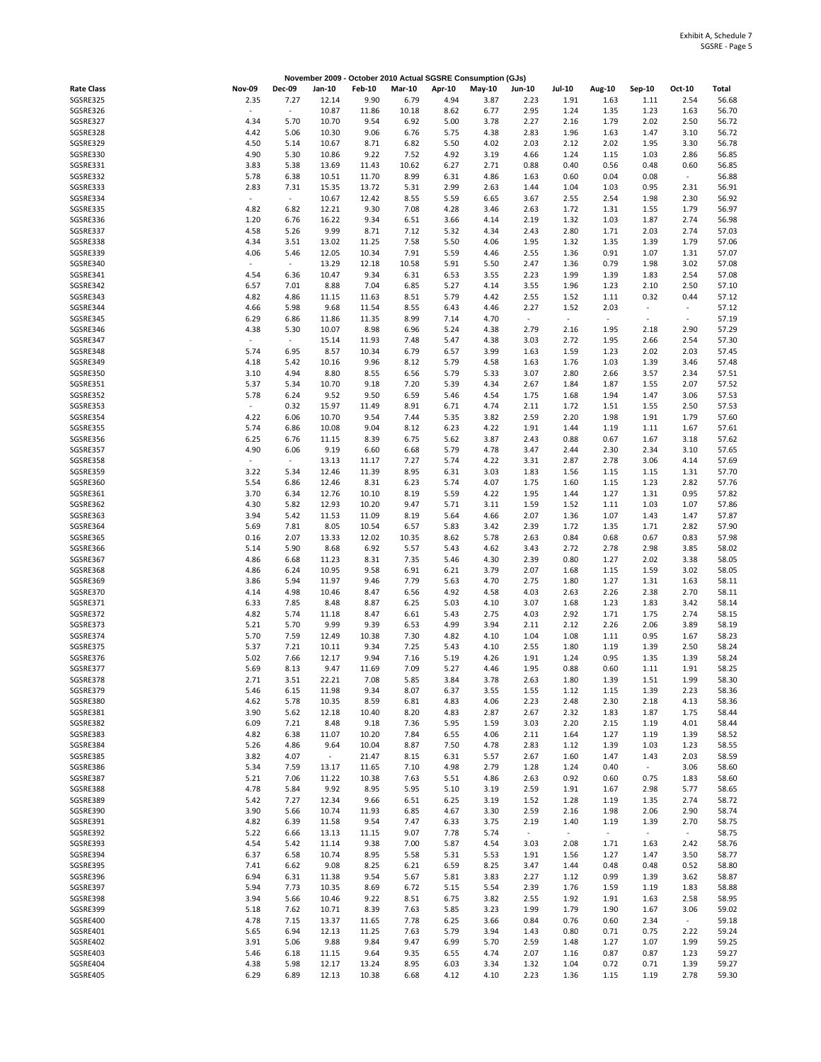Exhibit A, Schedule 7
SGSRE - Page 5

**November 2009 - October 2010 Actual SGSRE Consumption (GJs)**

| Rate Class | Nov-09 | Dec-09 | Jan-10 | Feb-10 | Mar-10 | Apr-10 | May-10 | Jun-10 | Jul-10 | Aug-10 | Sep-10 | Oct-10 | Total |
|---|---|---|---|---|---|---|---|---|---|---|---|---|---|
| SGSRE325 | 2.35 | 7.27 | 12.14 | 9.90 | 6.79 | 4.94 | 3.87 | 2.23 | 1.91 | 1.63 | 1.11 | 2.54 | 56.68 |
| SGSRE326 | - | - | 10.87 | 11.86 | 10.18 | 8.62 | 6.77 | 2.95 | 1.24 | 1.35 | 1.23 | 1.63 | 56.70 |
| SGSRE327 | 4.34 | 5.70 | 10.70 | 9.54 | 6.92 | 5.00 | 3.78 | 2.27 | 2.16 | 1.79 | 2.02 | 2.50 | 56.72 |
| SGSRE328 | 4.42 | 5.06 | 10.30 | 9.06 | 6.76 | 5.75 | 4.38 | 2.83 | 1.96 | 1.63 | 1.47 | 3.10 | 56.72 |
| SGSRE329 | 4.50 | 5.14 | 10.67 | 8.71 | 6.82 | 5.50 | 4.02 | 2.03 | 2.12 | 2.02 | 1.95 | 3.30 | 56.78 |
| SGSRE330 | 4.90 | 5.30 | 10.86 | 9.22 | 7.52 | 4.92 | 3.19 | 4.66 | 1.24 | 1.15 | 1.03 | 2.86 | 56.85 |
| SGSRE331 | 3.83 | 5.38 | 13.69 | 11.43 | 10.62 | 6.27 | 2.71 | 0.88 | 0.40 | 0.56 | 0.48 | 0.60 | 56.85 |
| SGSRE332 | 5.78 | 6.38 | 10.51 | 11.70 | 8.99 | 6.31 | 4.86 | 1.63 | 0.60 | 0.04 | 0.08 | - | 56.88 |
| SGSRE333 | 2.83 | 7.31 | 15.35 | 13.72 | 5.31 | 2.99 | 2.63 | 1.44 | 1.04 | 1.03 | 0.95 | 2.31 | 56.91 |
| SGSRE334 | - | - | 10.67 | 12.42 | 8.55 | 5.59 | 6.65 | 3.67 | 2.55 | 2.54 | 1.98 | 2.30 | 56.92 |
| SGSRE335 | 4.82 | 6.82 | 12.21 | 9.30 | 7.08 | 4.28 | 3.46 | 2.63 | 1.72 | 1.31 | 1.55 | 1.79 | 56.97 |
| SGSRE336 | 1.20 | 6.76 | 16.22 | 9.34 | 6.51 | 3.66 | 4.14 | 2.19 | 1.32 | 1.03 | 1.87 | 2.74 | 56.98 |
| SGSRE337 | 4.58 | 5.26 | 9.99 | 8.71 | 7.12 | 5.32 | 4.34 | 2.43 | 2.80 | 1.71 | 2.03 | 2.74 | 57.03 |
| SGSRE338 | 4.34 | 3.51 | 13.02 | 11.25 | 7.58 | 5.50 | 4.06 | 1.95 | 1.32 | 1.35 | 1.39 | 1.79 | 57.06 |
| SGSRE339 | 4.06 | 5.46 | 12.05 | 10.34 | 7.91 | 5.59 | 4.46 | 2.55 | 1.36 | 0.91 | 1.07 | 1.31 | 57.07 |
| SGSRE340 | - | - | 13.29 | 12.18 | 10.58 | 5.91 | 5.50 | 2.47 | 1.36 | 0.79 | 1.98 | 3.02 | 57.08 |
| SGSRE341 | 4.54 | 6.36 | 10.47 | 9.34 | 6.31 | 6.53 | 3.55 | 2.23 | 1.99 | 1.39 | 1.83 | 2.54 | 57.08 |
| SGSRE342 | 6.57 | 7.01 | 8.88 | 7.04 | 6.85 | 5.27 | 4.14 | 3.55 | 1.96 | 1.23 | 2.10 | 2.50 | 57.10 |
| SGSRE343 | 4.82 | 4.86 | 11.15 | 11.63 | 8.51 | 5.79 | 4.42 | 2.55 | 1.52 | 1.11 | 0.32 | 0.44 | 57.12 |
| SGSRE344 | 4.66 | 5.98 | 9.68 | 11.54 | 8.55 | 6.43 | 4.46 | 2.27 | 1.52 | 2.03 | - | - | 57.12 |
| SGSRE345 | 6.29 | 6.86 | 11.86 | 11.35 | 8.99 | 7.14 | 4.70 | - | - | - | - | - | 57.19 |
| SGSRE346 | 4.38 | 5.30 | 10.07 | 8.98 | 6.96 | 5.24 | 4.38 | 2.79 | 2.16 | 1.95 | 2.18 | 2.90 | 57.29 |
| SGSRE347 | - | - | 15.14 | 11.93 | 7.48 | 5.47 | 4.38 | 3.03 | 2.72 | 1.95 | 2.66 | 2.54 | 57.30 |
| SGSRE348 | 5.74 | 6.95 | 8.57 | 10.34 | 6.79 | 6.57 | 3.99 | 1.63 | 1.59 | 1.23 | 2.02 | 2.03 | 57.45 |
| SGSRE349 | 4.18 | 5.42 | 10.16 | 9.96 | 8.12 | 5.79 | 4.58 | 1.63 | 1.76 | 1.03 | 1.39 | 3.46 | 57.48 |
| SGSRE350 | 3.10 | 4.94 | 8.80 | 8.55 | 6.56 | 5.79 | 5.33 | 3.07 | 2.80 | 2.66 | 3.57 | 2.34 | 57.51 |
| SGSRE351 | 5.37 | 5.34 | 10.70 | 9.18 | 7.20 | 5.39 | 4.34 | 2.67 | 1.84 | 1.87 | 1.55 | 2.07 | 57.52 |
| SGSRE352 | 5.78 | 6.24 | 9.52 | 9.50 | 6.59 | 5.46 | 4.54 | 1.75 | 1.68 | 1.94 | 1.47 | 3.06 | 57.53 |
| SGSRE353 | - | 0.32 | 15.97 | 11.49 | 8.91 | 6.71 | 4.74 | 2.11 | 1.72 | 1.51 | 1.55 | 2.50 | 57.53 |
| SGSRE354 | 4.22 | 6.06 | 10.70 | 9.54 | 7.44 | 5.35 | 3.82 | 2.59 | 2.20 | 1.98 | 1.91 | 1.79 | 57.60 |
| SGSRE355 | 5.74 | 6.86 | 10.08 | 9.04 | 8.12 | 6.23 | 4.22 | 1.91 | 1.44 | 1.19 | 1.11 | 1.67 | 57.61 |
| SGSRE356 | 6.25 | 6.76 | 11.15 | 8.39 | 6.75 | 5.62 | 3.87 | 2.43 | 0.88 | 0.67 | 1.67 | 3.18 | 57.62 |
| SGSRE357 | 4.90 | 6.06 | 9.19 | 6.60 | 6.68 | 5.79 | 4.78 | 3.47 | 2.44 | 2.30 | 2.34 | 3.10 | 57.65 |
| SGSRE358 | - | - | 13.13 | 11.17 | 7.27 | 5.74 | 4.22 | 3.31 | 2.87 | 2.78 | 3.06 | 4.14 | 57.69 |
| SGSRE359 | 3.22 | 5.34 | 12.46 | 11.39 | 8.95 | 6.31 | 3.03 | 1.83 | 1.56 | 1.15 | 1.15 | 1.31 | 57.70 |
| SGSRE360 | 5.54 | 6.86 | 12.46 | 8.31 | 6.23 | 5.74 | 4.07 | 1.75 | 1.60 | 1.15 | 1.23 | 2.82 | 57.76 |
| SGSRE361 | 3.70 | 6.34 | 12.76 | 10.10 | 8.19 | 5.59 | 4.22 | 1.95 | 1.44 | 1.27 | 1.31 | 0.95 | 57.82 |
| SGSRE362 | 4.30 | 5.82 | 12.93 | 10.20 | 9.47 | 5.71 | 3.11 | 1.59 | 1.52 | 1.11 | 1.03 | 1.07 | 57.86 |
| SGSRE363 | 3.94 | 5.42 | 11.53 | 11.09 | 8.19 | 5.64 | 4.66 | 2.07 | 1.36 | 1.07 | 1.43 | 1.47 | 57.87 |
| SGSRE364 | 5.69 | 7.81 | 8.05 | 10.54 | 6.57 | 5.83 | 3.42 | 2.39 | 1.72 | 1.35 | 1.71 | 2.82 | 57.90 |
| SGSRE365 | 0.16 | 2.07 | 13.33 | 12.02 | 10.35 | 8.62 | 5.78 | 2.63 | 0.84 | 0.68 | 0.67 | 0.83 | 57.98 |
| SGSRE366 | 5.14 | 5.90 | 8.68 | 6.92 | 5.57 | 5.43 | 4.62 | 3.43 | 2.72 | 2.78 | 2.98 | 3.85 | 58.02 |
| SGSRE367 | 4.86 | 6.68 | 11.23 | 8.31 | 7.35 | 5.46 | 4.30 | 2.39 | 0.80 | 1.27 | 2.02 | 3.38 | 58.05 |
| SGSRE368 | 4.86 | 6.24 | 10.95 | 9.58 | 6.91 | 6.21 | 3.79 | 2.07 | 1.68 | 1.15 | 1.59 | 3.02 | 58.05 |
| SGSRE369 | 3.86 | 5.94 | 11.97 | 9.46 | 7.79 | 5.63 | 4.70 | 2.75 | 1.80 | 1.27 | 1.31 | 1.63 | 58.11 |
| SGSRE370 | 4.14 | 4.98 | 10.46 | 8.47 | 6.56 | 4.92 | 4.58 | 4.03 | 2.63 | 2.26 | 2.38 | 2.70 | 58.11 |
| SGSRE371 | 6.33 | 7.85 | 8.48 | 8.87 | 6.25 | 5.03 | 4.10 | 3.07 | 1.68 | 1.23 | 1.83 | 3.42 | 58.14 |
| SGSRE372 | 4.82 | 5.74 | 11.18 | 8.47 | 6.61 | 5.43 | 2.75 | 4.03 | 2.92 | 1.71 | 1.75 | 2.74 | 58.15 |
| SGSRE373 | 5.21 | 5.70 | 9.99 | 9.39 | 6.53 | 4.99 | 3.94 | 2.11 | 2.12 | 2.26 | 2.06 | 3.89 | 58.19 |
| SGSRE374 | 5.70 | 7.59 | 12.49 | 10.38 | 7.30 | 4.82 | 4.10 | 1.04 | 1.08 | 1.11 | 0.95 | 1.67 | 58.23 |
| SGSRE375 | 5.37 | 7.21 | 10.11 | 9.34 | 7.25 | 5.43 | 4.10 | 2.55 | 1.80 | 1.19 | 1.39 | 2.50 | 58.24 |
| SGSRE376 | 5.02 | 7.66 | 12.17 | 9.94 | 7.16 | 5.19 | 4.26 | 1.91 | 1.24 | 0.95 | 1.35 | 1.39 | 58.24 |
| SGSRE377 | 5.69 | 8.13 | 9.47 | 11.69 | 7.09 | 5.27 | 4.46 | 1.95 | 0.88 | 0.60 | 1.11 | 1.91 | 58.25 |
| SGSRE378 | 2.71 | 3.51 | 22.21 | 7.08 | 5.85 | 3.84 | 3.78 | 2.63 | 1.80 | 1.39 | 1.51 | 1.99 | 58.30 |
| SGSRE379 | 5.46 | 6.15 | 11.98 | 9.34 | 8.07 | 6.37 | 3.55 | 1.55 | 1.12 | 1.15 | 1.39 | 2.23 | 58.36 |
| SGSRE380 | 4.62 | 5.78 | 10.35 | 8.59 | 6.81 | 4.83 | 4.06 | 2.23 | 2.48 | 2.30 | 2.18 | 4.13 | 58.36 |
| SGSRE381 | 3.90 | 5.62 | 12.18 | 10.40 | 8.20 | 4.83 | 2.87 | 2.67 | 2.32 | 1.83 | 1.87 | 1.75 | 58.44 |
| SGSRE382 | 6.09 | 7.21 | 8.48 | 9.18 | 7.36 | 5.95 | 1.59 | 3.03 | 2.20 | 2.15 | 1.19 | 4.01 | 58.44 |
| SGSRE383 | 4.82 | 6.38 | 11.07 | 10.20 | 7.84 | 6.55 | 4.06 | 2.11 | 1.64 | 1.27 | 1.19 | 1.39 | 58.52 |
| SGSRE384 | 5.26 | 4.86 | 9.64 | 10.04 | 8.87 | 7.50 | 4.78 | 2.83 | 1.12 | 1.39 | 1.03 | 1.23 | 58.55 |
| SGSRE385 | 3.82 | 4.07 | - | 21.47 | 8.15 | 6.31 | 5.57 | 2.67 | 1.60 | 1.47 | 1.43 | 2.03 | 58.59 |
| SGSRE386 | 5.34 | 7.59 | 13.17 | 11.65 | 7.10 | 4.98 | 2.79 | 1.28 | 1.24 | 0.40 | - | 3.06 | 58.60 |
| SGSRE387 | 5.21 | 7.06 | 11.22 | 10.38 | 7.63 | 5.51 | 4.86 | 2.63 | 0.92 | 0.60 | 0.75 | 1.83 | 58.60 |
| SGSRE388 | 4.78 | 5.84 | 9.92 | 8.95 | 5.95 | 5.10 | 3.19 | 2.59 | 1.91 | 1.67 | 2.98 | 5.77 | 58.65 |
| SGSRE389 | 5.42 | 7.27 | 12.34 | 9.66 | 6.51 | 6.25 | 3.19 | 1.52 | 1.28 | 1.19 | 1.35 | 2.74 | 58.72 |
| SGSRE390 | 3.90 | 5.66 | 10.74 | 11.93 | 6.85 | 4.67 | 3.30 | 2.59 | 2.16 | 1.98 | 2.06 | 2.90 | 58.74 |
| SGSRE391 | 4.82 | 6.39 | 11.58 | 9.54 | 7.47 | 6.33 | 3.75 | 2.19 | 1.40 | 1.19 | 1.39 | 2.70 | 58.75 |
| SGSRE392 | 5.22 | 6.66 | 13.13 | 11.15 | 9.07 | 7.78 | 5.74 | - | - | - | - | - | 58.75 |
| SGSRE393 | 4.54 | 5.42 | 11.14 | 9.38 | 7.00 | 5.87 | 4.54 | 3.03 | 2.08 | 1.71 | 1.63 | 2.42 | 58.76 |
| SGSRE394 | 6.37 | 6.58 | 10.74 | 8.95 | 5.58 | 5.31 | 5.53 | 1.91 | 1.56 | 1.27 | 1.47 | 3.50 | 58.77 |
| SGSRE395 | 7.41 | 6.62 | 9.08 | 8.25 | 6.21 | 6.59 | 8.25 | 3.47 | 1.44 | 0.48 | 0.48 | 0.52 | 58.80 |
| SGSRE396 | 6.94 | 6.31 | 11.38 | 9.54 | 5.67 | 5.81 | 3.83 | 2.27 | 1.12 | 0.99 | 1.39 | 3.62 | 58.87 |
| SGSRE397 | 5.94 | 7.73 | 10.35 | 8.69 | 6.72 | 5.15 | 5.54 | 2.39 | 1.76 | 1.59 | 1.19 | 1.83 | 58.88 |
| SGSRE398 | 3.94 | 5.66 | 10.46 | 9.22 | 8.51 | 6.75 | 3.82 | 2.55 | 1.92 | 1.91 | 1.63 | 2.58 | 58.95 |
| SGSRE399 | 5.18 | 7.62 | 10.71 | 8.39 | 7.63 | 5.85 | 3.23 | 1.99 | 1.79 | 1.90 | 1.67 | 3.06 | 59.02 |
| SGSRE400 | 4.78 | 7.15 | 13.37 | 11.65 | 7.78 | 6.25 | 3.66 | 0.84 | 0.76 | 0.60 | 2.34 | - | 59.18 |
| SGSRE401 | 5.65 | 6.94 | 12.13 | 11.25 | 7.63 | 5.79 | 3.94 | 1.43 | 0.80 | 0.71 | 0.75 | 2.22 | 59.24 |
| SGSRE402 | 3.91 | 5.06 | 9.88 | 9.84 | 9.47 | 6.99 | 5.70 | 2.59 | 1.48 | 1.27 | 1.07 | 1.99 | 59.25 |
| SGSRE403 | 5.46 | 6.18 | 11.15 | 9.64 | 9.35 | 6.55 | 4.74 | 2.07 | 1.16 | 0.87 | 0.87 | 1.23 | 59.27 |
| SGSRE404 | 4.38 | 5.98 | 12.17 | 13.24 | 8.95 | 6.03 | 3.34 | 1.32 | 1.04 | 0.72 | 0.71 | 1.39 | 59.27 |
| SGSRE405 | 6.29 | 6.89 | 12.13 | 10.38 | 6.68 | 4.12 | 4.10 | 2.23 | 1.36 | 1.15 | 1.19 | 2.78 | 59.30 |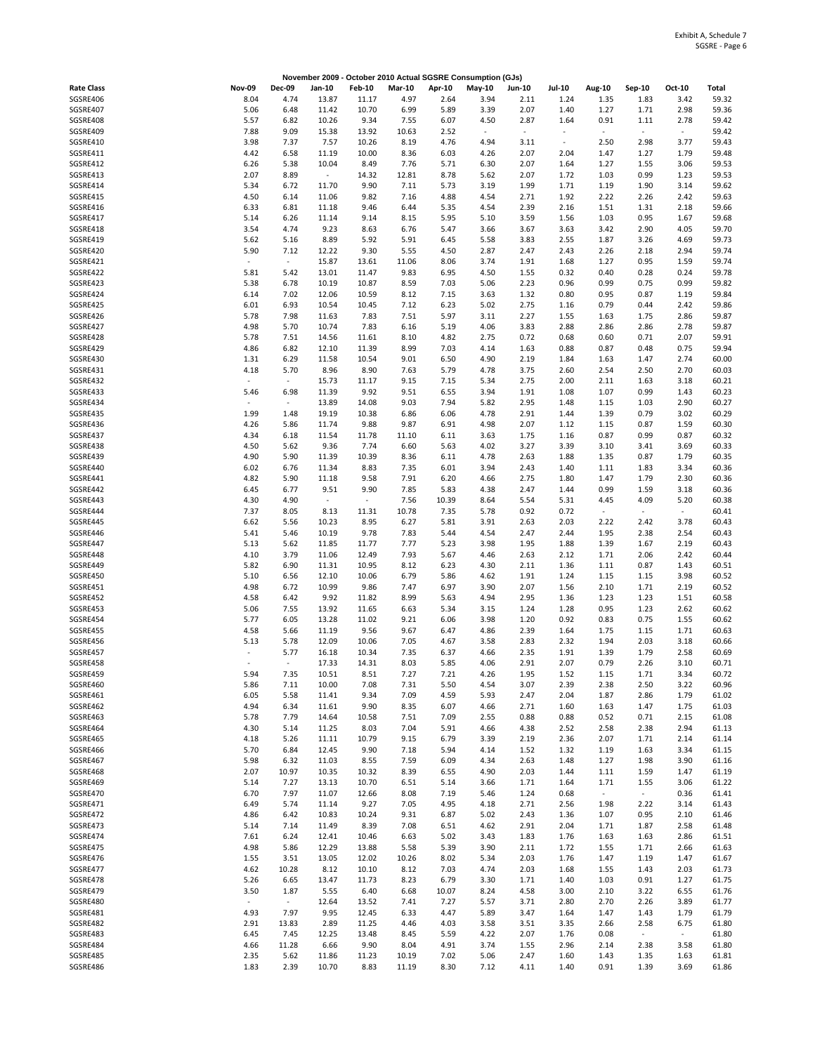Exhibit A, Schedule 7
SGSRE - Page 6

## November 2009 - October 2010 Actual SGSRE Consumption (GJs)

| Rate Class | Nov-09 | Dec-09 | Jan-10 | Feb-10 | Mar-10 | Apr-10 | May-10 | Jun-10 | Jul-10 | Aug-10 | Sep-10 | Oct-10 | Total |
|---|---|---|---|---|---|---|---|---|---|---|---|---|---|
| SGSRE406 | 8.04 | 4.74 | 13.87 | 11.17 | 4.97 | 2.64 | 3.94 | 2.11 | 1.24 | 1.35 | 1.83 | 3.42 | 59.32 |
| SGSRE407 | 5.06 | 6.48 | 11.42 | 10.70 | 6.99 | 5.89 | 3.39 | 2.07 | 1.40 | 1.27 | 1.71 | 2.98 | 59.36 |
| SGSRE408 | 5.57 | 6.82 | 10.26 | 9.34 | 7.55 | 6.07 | 4.50 | 2.87 | 1.64 | 0.91 | 1.11 | 2.78 | 59.42 |
| SGSRE409 | 7.88 | 9.09 | 15.38 | 13.92 | 10.63 | 2.52 | - | - | - | - | - | - | 59.42 |
| SGSRE410 | 3.98 | 7.37 | 7.57 | 10.26 | 8.19 | 4.76 | 4.94 | 3.11 | - | 2.50 | 2.98 | 3.77 | 59.43 |
| SGSRE411 | 4.42 | 6.58 | 11.19 | 10.00 | 8.36 | 6.03 | 4.26 | 2.07 | 2.04 | 1.47 | 1.27 | 1.79 | 59.48 |
| SGSRE412 | 6.26 | 5.38 | 10.04 | 8.49 | 7.76 | 5.71 | 6.30 | 2.07 | 1.64 | 1.27 | 1.55 | 3.06 | 59.53 |
| SGSRE413 | 2.07 | 8.89 | - | 14.32 | 12.81 | 8.78 | 5.62 | 2.07 | 1.72 | 1.03 | 0.99 | 1.23 | 59.53 |
| SGSRE414 | 5.34 | 6.72 | 11.70 | 9.90 | 7.11 | 5.73 | 3.19 | 1.99 | 1.71 | 1.19 | 1.90 | 3.14 | 59.62 |
| SGSRE415 | 4.50 | 6.14 | 11.06 | 9.82 | 7.16 | 4.88 | 4.54 | 2.71 | 1.92 | 2.22 | 2.26 | 2.42 | 59.63 |
| SGSRE416 | 6.33 | 6.81 | 11.18 | 9.46 | 6.44 | 5.35 | 4.54 | 2.39 | 2.16 | 1.51 | 1.31 | 2.18 | 59.66 |
| SGSRE417 | 5.14 | 6.26 | 11.14 | 9.14 | 8.15 | 5.95 | 5.10 | 3.59 | 1.56 | 1.03 | 0.95 | 1.67 | 59.68 |
| SGSRE418 | 3.54 | 4.74 | 9.23 | 8.63 | 6.76 | 5.47 | 3.66 | 3.67 | 3.63 | 3.42 | 2.90 | 4.05 | 59.70 |
| SGSRE419 | 5.62 | 5.16 | 8.89 | 5.92 | 5.91 | 6.45 | 5.58 | 3.83 | 2.55 | 1.87 | 3.26 | 4.69 | 59.73 |
| SGSRE420 | 5.90 | 7.12 | 12.22 | 9.30 | 5.55 | 4.50 | 2.87 | 2.47 | 2.43 | 2.26 | 2.18 | 2.94 | 59.74 |
| SGSRE421 | - | - | 15.87 | 13.61 | 11.06 | 8.06 | 3.74 | 1.91 | 1.68 | 1.27 | 0.95 | 1.59 | 59.74 |
| SGSRE422 | 5.81 | 5.42 | 13.01 | 11.47 | 9.83 | 6.95 | 4.50 | 1.55 | 0.32 | 0.40 | 0.28 | 0.24 | 59.78 |
| SGSRE423 | 5.38 | 6.78 | 10.19 | 10.87 | 8.59 | 7.03 | 5.06 | 2.23 | 0.96 | 0.99 | 0.75 | 0.99 | 59.82 |
| SGSRE424 | 6.14 | 7.02 | 12.06 | 10.59 | 8.12 | 7.15 | 3.63 | 1.32 | 0.80 | 0.95 | 0.87 | 1.19 | 59.84 |
| SGSRE425 | 6.01 | 6.93 | 10.54 | 10.45 | 7.12 | 6.23 | 5.02 | 2.75 | 1.16 | 0.79 | 0.44 | 2.42 | 59.86 |
| SGSRE426 | 5.78 | 7.98 | 11.63 | 7.83 | 7.51 | 5.97 | 3.11 | 2.27 | 1.55 | 1.63 | 1.75 | 2.86 | 59.87 |
| SGSRE427 | 4.98 | 5.70 | 10.74 | 7.83 | 6.16 | 5.19 | 4.06 | 3.83 | 2.88 | 2.86 | 2.86 | 2.78 | 59.87 |
| SGSRE428 | 5.78 | 7.51 | 14.56 | 11.61 | 8.10 | 4.82 | 2.75 | 0.72 | 0.68 | 0.60 | 0.71 | 2.07 | 59.91 |
| SGSRE429 | 4.86 | 6.82 | 12.10 | 11.39 | 8.99 | 7.03 | 4.14 | 1.63 | 0.88 | 0.87 | 0.48 | 0.75 | 59.94 |
| SGSRE430 | 1.31 | 6.29 | 11.58 | 10.54 | 9.01 | 6.50 | 4.90 | 2.19 | 1.84 | 1.63 | 1.47 | 2.74 | 60.00 |
| SGSRE431 | 4.18 | 5.70 | 8.96 | 8.90 | 7.63 | 5.79 | 4.78 | 3.75 | 2.60 | 2.54 | 2.50 | 2.70 | 60.03 |
| SGSRE432 | - | - | 15.73 | 11.17 | 9.15 | 7.15 | 5.34 | 2.75 | 2.00 | 2.11 | 1.63 | 3.18 | 60.21 |
| SGSRE433 | 5.46 | 6.98 | 11.39 | 9.92 | 9.51 | 6.55 | 3.94 | 1.91 | 1.08 | 1.07 | 0.99 | 1.43 | 60.23 |
| SGSRE434 | - | - | 13.89 | 14.08 | 9.03 | 7.94 | 5.82 | 2.95 | 1.48 | 1.15 | 1.03 | 2.90 | 60.27 |
| SGSRE435 | 1.99 | 1.48 | 19.19 | 10.38 | 6.86 | 6.06 | 4.78 | 2.91 | 1.44 | 1.39 | 0.79 | 3.02 | 60.29 |
| SGSRE436 | 4.26 | 5.86 | 11.74 | 9.88 | 9.87 | 6.91 | 4.98 | 2.07 | 1.12 | 1.15 | 0.87 | 1.59 | 60.30 |
| SGSRE437 | 4.34 | 6.18 | 11.54 | 11.78 | 11.10 | 6.11 | 3.63 | 1.75 | 1.16 | 0.87 | 0.99 | 0.87 | 60.32 |
| SGSRE438 | 4.50 | 5.62 | 9.36 | 7.74 | 6.60 | 5.63 | 4.02 | 3.27 | 3.39 | 3.10 | 3.41 | 3.69 | 60.33 |
| SGSRE439 | 4.90 | 5.90 | 11.39 | 10.39 | 8.36 | 6.11 | 4.78 | 2.63 | 1.88 | 1.35 | 0.87 | 1.79 | 60.35 |
| SGSRE440 | 6.02 | 6.76 | 11.34 | 8.83 | 7.35 | 6.01 | 3.94 | 2.43 | 1.40 | 1.11 | 1.83 | 3.34 | 60.36 |
| SGSRE441 | 4.82 | 5.90 | 11.18 | 9.58 | 7.91 | 6.20 | 4.66 | 2.75 | 1.80 | 1.47 | 1.79 | 2.30 | 60.36 |
| SGSRE442 | 6.45 | 6.77 | 9.51 | 9.90 | 7.85 | 5.83 | 4.38 | 2.47 | 1.44 | 0.99 | 1.59 | 3.18 | 60.36 |
| SGSRE443 | 4.30 | 4.90 | - | - | 7.56 | 10.39 | 8.64 | 5.54 | 5.31 | 4.45 | 4.09 | 5.20 | 60.38 |
| SGSRE444 | 7.37 | 8.05 | 8.13 | 11.31 | 10.78 | 7.35 | 5.78 | 0.92 | 0.72 | - | - | - | 60.41 |
| SGSRE445 | 6.62 | 5.56 | 10.23 | 8.95 | 6.27 | 5.81 | 3.91 | 2.63 | 2.03 | 2.22 | 2.42 | 3.78 | 60.43 |
| SGSRE446 | 5.41 | 5.46 | 10.19 | 9.78 | 7.83 | 5.44 | 4.54 | 2.47 | 2.44 | 1.95 | 2.38 | 2.54 | 60.43 |
| SGSRE447 | 5.13 | 5.62 | 11.85 | 11.77 | 7.77 | 5.23 | 3.98 | 1.95 | 1.88 | 1.39 | 1.67 | 2.19 | 60.43 |
| SGSRE448 | 4.10 | 3.79 | 11.06 | 12.49 | 7.93 | 5.67 | 4.46 | 2.63 | 2.12 | 1.71 | 2.06 | 2.42 | 60.44 |
| SGSRE449 | 5.82 | 6.90 | 11.31 | 10.95 | 8.12 | 6.23 | 4.30 | 2.11 | 1.36 | 1.11 | 0.87 | 1.43 | 60.51 |
| SGSRE450 | 5.10 | 6.56 | 12.10 | 10.06 | 6.79 | 5.86 | 4.62 | 1.91 | 1.24 | 1.15 | 1.15 | 3.98 | 60.52 |
| SGSRE451 | 4.98 | 6.72 | 10.99 | 9.86 | 7.47 | 6.97 | 3.90 | 2.07 | 1.56 | 2.10 | 1.71 | 2.19 | 60.52 |
| SGSRE452 | 4.58 | 6.42 | 9.92 | 11.82 | 8.99 | 5.63 | 4.94 | 2.95 | 1.36 | 1.23 | 1.23 | 1.51 | 60.58 |
| SGSRE453 | 5.06 | 7.55 | 13.92 | 11.65 | 6.63 | 5.34 | 3.15 | 1.24 | 1.28 | 0.95 | 1.23 | 2.62 | 60.62 |
| SGSRE454 | 5.77 | 6.05 | 13.28 | 11.02 | 9.21 | 6.06 | 3.98 | 1.20 | 0.92 | 0.83 | 0.75 | 1.55 | 60.62 |
| SGSRE455 | 4.58 | 5.66 | 11.19 | 9.56 | 9.67 | 6.47 | 4.86 | 2.39 | 1.64 | 1.75 | 1.15 | 1.71 | 60.63 |
| SGSRE456 | 5.13 | 5.78 | 12.09 | 10.06 | 7.05 | 4.67 | 3.58 | 2.83 | 2.32 | 1.94 | 2.03 | 3.18 | 60.66 |
| SGSRE457 | - | 5.77 | 16.18 | 10.34 | 7.35 | 6.37 | 4.66 | 2.35 | 1.91 | 1.39 | 1.79 | 2.58 | 60.69 |
| SGSRE458 | - | - | 17.33 | 14.31 | 8.03 | 5.85 | 4.06 | 2.91 | 2.07 | 0.79 | 2.26 | 3.10 | 60.71 |
| SGSRE459 | 5.94 | 7.35 | 10.51 | 8.51 | 7.27 | 7.21 | 4.26 | 1.95 | 1.52 | 1.15 | 1.71 | 3.34 | 60.72 |
| SGSRE460 | 5.86 | 7.11 | 10.00 | 7.08 | 7.31 | 5.50 | 4.54 | 3.07 | 2.39 | 2.38 | 2.50 | 3.22 | 60.96 |
| SGSRE461 | 6.05 | 5.58 | 11.41 | 9.34 | 7.09 | 4.59 | 5.93 | 2.47 | 2.04 | 1.87 | 2.86 | 1.79 | 61.02 |
| SGSRE462 | 4.94 | 6.34 | 11.61 | 9.90 | 8.35 | 6.07 | 4.66 | 2.71 | 1.60 | 1.63 | 1.47 | 1.75 | 61.03 |
| SGSRE463 | 5.78 | 7.79 | 14.64 | 10.58 | 7.51 | 7.09 | 2.55 | 0.88 | 0.88 | 0.52 | 0.71 | 2.15 | 61.08 |
| SGSRE464 | 4.30 | 5.14 | 11.25 | 8.03 | 7.04 | 5.91 | 4.66 | 4.38 | 2.52 | 2.58 | 2.38 | 2.94 | 61.13 |
| SGSRE465 | 4.18 | 5.26 | 11.11 | 10.79 | 9.15 | 6.79 | 3.39 | 2.19 | 2.36 | 2.07 | 1.71 | 2.14 | 61.14 |
| SGSRE466 | 5.70 | 6.84 | 12.45 | 9.90 | 7.18 | 5.94 | 4.14 | 1.52 | 1.32 | 1.19 | 1.63 | 3.34 | 61.15 |
| SGSRE467 | 5.98 | 6.32 | 11.03 | 8.55 | 7.59 | 6.09 | 4.34 | 2.63 | 1.48 | 1.27 | 1.98 | 3.90 | 61.16 |
| SGSRE468 | 2.07 | 10.97 | 10.35 | 10.32 | 8.39 | 6.55 | 4.90 | 2.03 | 1.44 | 1.11 | 1.59 | 1.47 | 61.19 |
| SGSRE469 | 5.14 | 7.27 | 13.13 | 10.70 | 6.51 | 5.14 | 3.66 | 1.71 | 1.64 | 1.71 | 1.55 | 3.06 | 61.22 |
| SGSRE470 | 6.70 | 7.97 | 11.07 | 12.66 | 8.08 | 7.19 | 5.46 | 1.24 | 0.68 | - | - | 0.36 | 61.41 |
| SGSRE471 | 6.49 | 5.74 | 11.14 | 9.27 | 7.05 | 4.95 | 4.18 | 2.71 | 2.56 | 1.98 | 2.22 | 3.14 | 61.43 |
| SGSRE472 | 4.86 | 6.42 | 10.83 | 10.24 | 9.31 | 6.87 | 5.02 | 2.43 | 1.36 | 1.07 | 0.95 | 2.10 | 61.46 |
| SGSRE473 | 5.14 | 7.14 | 11.49 | 8.39 | 7.08 | 6.51 | 4.62 | 2.91 | 2.04 | 1.71 | 1.87 | 2.58 | 61.48 |
| SGSRE474 | 7.61 | 6.24 | 12.41 | 10.46 | 6.63 | 5.02 | 3.43 | 1.83 | 1.76 | 1.63 | 1.63 | 2.86 | 61.51 |
| SGSRE475 | 4.98 | 5.86 | 12.29 | 13.88 | 5.58 | 5.39 | 3.90 | 2.11 | 1.72 | 1.55 | 1.71 | 2.66 | 61.63 |
| SGSRE476 | 1.55 | 3.51 | 13.05 | 12.02 | 10.26 | 8.02 | 5.34 | 2.03 | 1.76 | 1.47 | 1.19 | 1.47 | 61.67 |
| SGSRE477 | 4.62 | 10.28 | 8.12 | 10.10 | 8.12 | 7.03 | 4.74 | 2.03 | 1.68 | 1.55 | 1.43 | 2.03 | 61.73 |
| SGSRE478 | 5.26 | 6.65 | 13.47 | 11.73 | 8.23 | 6.79 | 3.30 | 1.71 | 1.40 | 1.03 | 0.91 | 1.27 | 61.75 |
| SGSRE479 | 3.50 | 1.87 | 5.55 | 6.40 | 6.68 | 10.07 | 8.24 | 4.58 | 3.00 | 2.10 | 3.22 | 6.55 | 61.76 |
| SGSRE480 | - | - | 12.64 | 13.52 | 7.41 | 7.27 | 5.57 | 3.71 | 2.80 | 2.70 | 2.26 | 3.89 | 61.77 |
| SGSRE481 | 4.93 | 7.97 | 9.95 | 12.45 | 6.33 | 4.47 | 5.89 | 3.47 | 1.64 | 1.47 | 1.43 | 1.79 | 61.79 |
| SGSRE482 | 2.91 | 13.83 | 2.89 | 11.25 | 4.46 | 4.03 | 3.58 | 3.51 | 3.35 | 2.66 | 2.58 | 6.75 | 61.80 |
| SGSRE483 | 6.45 | 7.45 | 12.25 | 13.48 | 8.45 | 5.59 | 4.22 | 2.07 | 1.76 | 0.08 | - | - | 61.80 |
| SGSRE484 | 4.66 | 11.28 | 6.66 | 9.90 | 8.04 | 4.91 | 3.74 | 1.55 | 2.96 | 2.14 | 2.38 | 3.58 | 61.80 |
| SGSRE485 | 2.35 | 5.62 | 11.86 | 11.23 | 10.19 | 7.02 | 5.06 | 2.47 | 1.60 | 1.43 | 1.35 | 1.63 | 61.81 |
| SGSRE486 | 1.83 | 2.39 | 10.70 | 8.83 | 11.19 | 8.30 | 7.12 | 4.11 | 1.40 | 0.91 | 1.39 | 3.69 | 61.86 |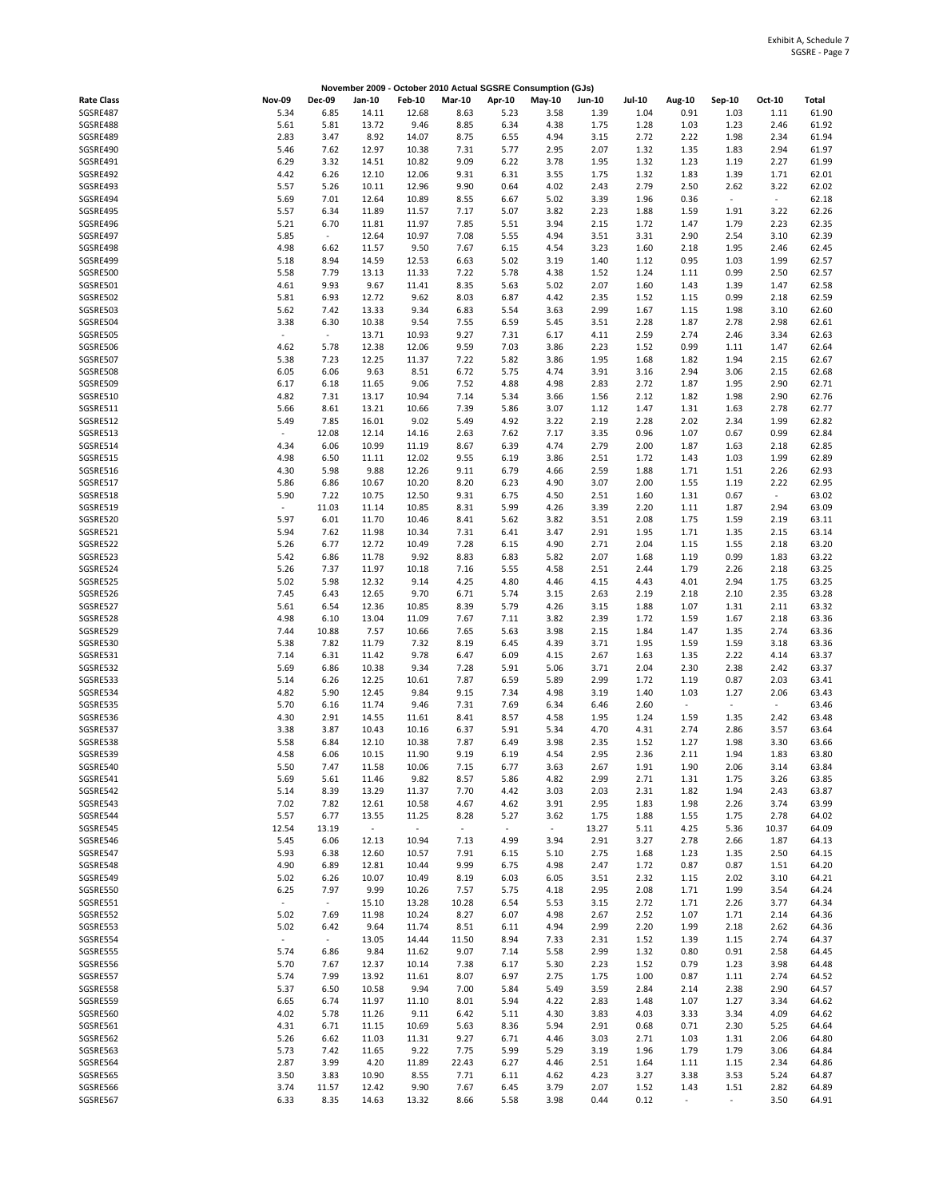Exhibit A, Schedule 7
SGSRE - Page 7

**November 2009 - October 2010 Actual SGSRE Consumption (GJs)**

| Rate Class | Nov-09 | Dec-09 | Jan-10 | Feb-10 | Mar-10 | Apr-10 | May-10 | Jun-10 | Jul-10 | Aug-10 | Sep-10 | Oct-10 | Total |
|---|---|---|---|---|---|---|---|---|---|---|---|---|---|
| SGSRE487 | 5.34 | 6.85 | 14.11 | 12.68 | 8.63 | 5.23 | 3.58 | 1.39 | 1.04 | 0.91 | 1.03 | 1.11 | 61.90 |
| SGSRE488 | 5.61 | 5.81 | 13.72 | 9.46 | 8.85 | 6.34 | 4.38 | 1.75 | 1.28 | 1.03 | 1.23 | 2.46 | 61.92 |
| SGSRE489 | 2.83 | 3.47 | 8.92 | 14.07 | 8.75 | 6.55 | 4.94 | 3.15 | 2.72 | 2.22 | 1.98 | 2.34 | 61.94 |
| SGSRE490 | 5.46 | 7.62 | 12.97 | 10.38 | 7.31 | 5.77 | 2.95 | 2.07 | 1.32 | 1.35 | 1.83 | 2.94 | 61.97 |
| SGSRE491 | 6.29 | 3.32 | 14.51 | 10.82 | 9.09 | 6.22 | 3.78 | 1.95 | 1.32 | 1.23 | 1.19 | 2.27 | 61.99 |
| SGSRE492 | 4.42 | 6.26 | 12.10 | 12.06 | 9.31 | 6.31 | 3.55 | 1.75 | 1.32 | 1.83 | 1.39 | 1.71 | 62.01 |
| SGSRE493 | 5.57 | 5.26 | 10.11 | 12.96 | 9.90 | 0.64 | 4.02 | 2.43 | 2.79 | 2.50 | 2.62 | 3.22 | 62.02 |
| SGSRE494 | 5.69 | 7.01 | 12.64 | 10.89 | 8.55 | 6.67 | 5.02 | 3.39 | 1.96 | 0.36 | - | - | 62.18 |
| SGSRE495 | 5.57 | 6.34 | 11.89 | 11.57 | 7.17 | 5.07 | 3.82 | 2.23 | 1.88 | 1.59 | 1.91 | 3.22 | 62.26 |
| SGSRE496 | 5.21 | 6.70 | 11.81 | 11.97 | 7.85 | 5.51 | 3.94 | 2.15 | 1.72 | 1.47 | 1.79 | 2.23 | 62.35 |
| SGSRE497 | 5.85 | - | 12.64 | 10.97 | 7.08 | 5.55 | 4.94 | 3.51 | 3.31 | 2.90 | 2.54 | 3.10 | 62.39 |
| SGSRE498 | 4.98 | 6.62 | 11.57 | 9.50 | 7.67 | 6.15 | 4.54 | 3.23 | 1.60 | 2.18 | 1.95 | 2.46 | 62.45 |
| SGSRE499 | 5.18 | 8.94 | 14.59 | 12.53 | 6.63 | 5.02 | 3.19 | 1.40 | 1.12 | 0.95 | 1.03 | 1.99 | 62.57 |
| SGSRE500 | 5.58 | 7.79 | 13.13 | 11.33 | 7.22 | 5.78 | 4.38 | 1.52 | 1.24 | 1.11 | 0.99 | 2.50 | 62.57 |
| SGSRE501 | 4.61 | 9.93 | 9.67 | 11.41 | 8.35 | 5.63 | 5.02 | 2.07 | 1.60 | 1.43 | 1.39 | 1.47 | 62.58 |
| SGSRE502 | 5.81 | 6.93 | 12.72 | 9.62 | 8.03 | 6.87 | 4.42 | 2.35 | 1.52 | 1.15 | 0.99 | 2.18 | 62.59 |
| SGSRE503 | 5.62 | 7.42 | 13.33 | 9.34 | 6.83 | 5.54 | 3.63 | 2.99 | 1.67 | 1.15 | 1.98 | 3.10 | 62.60 |
| SGSRE504 | 3.38 | 6.30 | 10.38 | 9.54 | 7.55 | 6.59 | 5.45 | 3.51 | 2.28 | 1.87 | 2.78 | 2.98 | 62.61 |
| SGSRE505 | - | - | 13.71 | 10.93 | 9.27 | 7.31 | 6.17 | 4.11 | 2.59 | 2.74 | 2.46 | 3.34 | 62.63 |
| SGSRE506 | 4.62 | 5.78 | 12.38 | 12.06 | 9.59 | 7.03 | 3.86 | 2.23 | 1.52 | 0.99 | 1.11 | 1.47 | 62.64 |
| SGSRE507 | 5.38 | 7.23 | 12.25 | 11.37 | 7.22 | 5.82 | 3.86 | 1.95 | 1.68 | 1.82 | 1.94 | 2.15 | 62.67 |
| SGSRE508 | 6.05 | 6.06 | 9.63 | 8.51 | 6.72 | 5.75 | 4.74 | 3.91 | 3.16 | 2.94 | 3.06 | 2.15 | 62.68 |
| SGSRE509 | 6.17 | 6.18 | 11.65 | 9.06 | 7.52 | 4.88 | 4.98 | 2.83 | 2.72 | 1.87 | 1.95 | 2.90 | 62.71 |
| SGSRE510 | 4.82 | 7.31 | 13.17 | 10.94 | 7.14 | 5.34 | 3.66 | 1.56 | 2.12 | 1.82 | 1.98 | 2.90 | 62.76 |
| SGSRE511 | 5.66 | 8.61 | 13.21 | 10.66 | 7.39 | 5.86 | 3.07 | 1.12 | 1.47 | 1.31 | 1.63 | 2.78 | 62.77 |
| SGSRE512 | 5.49 | 7.85 | 16.01 | 9.02 | 5.49 | 4.92 | 3.22 | 2.19 | 2.28 | 2.02 | 2.34 | 1.99 | 62.82 |
| SGSRE513 | - | 12.08 | 12.14 | 14.16 | 2.63 | 7.62 | 7.17 | 3.35 | 0.96 | 1.07 | 0.67 | 0.99 | 62.84 |
| SGSRE514 | 4.34 | 6.06 | 10.99 | 11.19 | 8.67 | 6.39 | 4.74 | 2.79 | 2.00 | 1.87 | 1.63 | 2.18 | 62.85 |
| SGSRE515 | 4.98 | 6.50 | 11.11 | 12.02 | 9.55 | 6.19 | 3.86 | 2.51 | 1.72 | 1.43 | 1.03 | 1.99 | 62.89 |
| SGSRE516 | 4.30 | 5.98 | 9.88 | 12.26 | 9.11 | 6.79 | 4.66 | 2.59 | 1.88 | 1.71 | 1.51 | 2.26 | 62.93 |
| SGSRE517 | 5.86 | 6.86 | 10.67 | 10.20 | 8.20 | 6.23 | 4.90 | 3.07 | 2.00 | 1.55 | 1.19 | 2.22 | 62.95 |
| SGSRE518 | 5.90 | 7.22 | 10.75 | 12.50 | 9.31 | 6.75 | 4.50 | 2.51 | 1.60 | 1.31 | 0.67 | - | 63.02 |
| SGSRE519 | - | 11.03 | 11.14 | 10.85 | 8.31 | 5.99 | 4.26 | 3.39 | 2.20 | 1.11 | 1.87 | 2.94 | 63.09 |
| SGSRE520 | 5.97 | 6.01 | 11.70 | 10.46 | 8.41 | 5.62 | 3.82 | 3.51 | 2.08 | 1.75 | 1.59 | 2.19 | 63.11 |
| SGSRE521 | 5.94 | 7.62 | 11.98 | 10.34 | 7.31 | 6.41 | 3.47 | 2.91 | 1.95 | 1.71 | 1.35 | 2.15 | 63.14 |
| SGSRE522 | 5.26 | 6.77 | 12.72 | 10.49 | 7.28 | 6.15 | 4.90 | 2.71 | 2.04 | 1.15 | 1.55 | 2.18 | 63.20 |
| SGSRE523 | 5.42 | 6.86 | 11.78 | 9.92 | 8.83 | 6.83 | 5.82 | 2.07 | 1.68 | 1.19 | 0.99 | 1.83 | 63.22 |
| SGSRE524 | 5.26 | 7.37 | 11.97 | 10.18 | 7.16 | 5.55 | 4.58 | 2.51 | 2.44 | 1.79 | 2.26 | 2.18 | 63.25 |
| SGSRE525 | 5.02 | 5.98 | 12.32 | 9.14 | 4.25 | 4.80 | 4.46 | 4.15 | 4.43 | 4.01 | 2.94 | 1.75 | 63.25 |
| SGSRE526 | 7.45 | 6.43 | 12.65 | 9.70 | 6.71 | 5.74 | 3.15 | 2.63 | 2.19 | 2.18 | 2.10 | 2.35 | 63.28 |
| SGSRE527 | 5.61 | 6.54 | 12.36 | 10.85 | 8.39 | 5.79 | 4.26 | 3.15 | 1.88 | 1.07 | 1.31 | 2.11 | 63.32 |
| SGSRE528 | 4.98 | 6.10 | 13.04 | 11.09 | 7.67 | 7.11 | 3.82 | 2.39 | 1.72 | 1.59 | 1.67 | 2.18 | 63.36 |
| SGSRE529 | 7.44 | 10.88 | 7.57 | 10.66 | 7.65 | 5.63 | 3.98 | 2.15 | 1.84 | 1.47 | 1.35 | 2.74 | 63.36 |
| SGSRE530 | 5.38 | 7.82 | 11.79 | 7.32 | 8.19 | 6.45 | 4.39 | 3.71 | 1.95 | 1.59 | 1.59 | 3.18 | 63.36 |
| SGSRE531 | 7.14 | 6.31 | 11.42 | 9.78 | 6.47 | 6.09 | 4.15 | 2.67 | 1.63 | 1.35 | 2.22 | 4.14 | 63.37 |
| SGSRE532 | 5.69 | 6.86 | 10.38 | 9.34 | 7.28 | 5.91 | 5.06 | 3.71 | 2.04 | 2.30 | 2.38 | 2.42 | 63.37 |
| SGSRE533 | 5.14 | 6.26 | 12.25 | 10.61 | 7.87 | 6.59 | 5.89 | 2.99 | 1.72 | 1.19 | 0.87 | 2.03 | 63.41 |
| SGSRE534 | 4.82 | 5.90 | 12.45 | 9.84 | 9.15 | 7.34 | 4.98 | 3.19 | 1.40 | 1.03 | 1.27 | 2.06 | 63.43 |
| SGSRE535 | 5.70 | 6.16 | 11.74 | 9.46 | 7.31 | 7.69 | 6.34 | 6.46 | 2.60 | - | - | - | 63.46 |
| SGSRE536 | 4.30 | 2.91 | 14.55 | 11.61 | 8.41 | 8.57 | 4.58 | 1.95 | 1.24 | 1.59 | 1.35 | 2.42 | 63.48 |
| SGSRE537 | 3.38 | 3.87 | 10.43 | 10.16 | 6.37 | 5.91 | 5.34 | 4.70 | 4.31 | 2.74 | 2.86 | 3.57 | 63.64 |
| SGSRE538 | 5.58 | 6.84 | 12.10 | 10.38 | 7.87 | 6.49 | 3.98 | 2.35 | 1.52 | 1.27 | 1.98 | 3.30 | 63.66 |
| SGSRE539 | 4.58 | 6.06 | 10.15 | 11.90 | 9.19 | 6.19 | 4.54 | 2.95 | 2.36 | 2.11 | 1.94 | 1.83 | 63.80 |
| SGSRE540 | 5.50 | 7.47 | 11.58 | 10.06 | 7.15 | 6.77 | 3.63 | 2.67 | 1.91 | 1.90 | 2.06 | 3.14 | 63.84 |
| SGSRE541 | 5.69 | 5.61 | 11.46 | 9.82 | 8.57 | 5.86 | 4.82 | 2.99 | 2.71 | 1.31 | 1.75 | 3.26 | 63.85 |
| SGSRE542 | 5.14 | 8.39 | 13.29 | 11.37 | 7.70 | 4.42 | 3.03 | 2.03 | 2.31 | 1.82 | 1.94 | 2.43 | 63.87 |
| SGSRE543 | 7.02 | 7.82 | 12.61 | 10.58 | 4.67 | 4.62 | 3.91 | 2.95 | 1.83 | 1.98 | 2.26 | 3.74 | 63.99 |
| SGSRE544 | 5.57 | 6.77 | 13.55 | 11.25 | 8.28 | 5.27 | 3.62 | 1.75 | 1.88 | 1.55 | 1.75 | 2.78 | 64.02 |
| SGSRE545 | 12.54 | 13.19 | - | - | - | - | - | 13.27 | 5.11 | 4.25 | 5.36 | 10.37 | 64.09 |
| SGSRE546 | 5.45 | 6.06 | 12.13 | 10.94 | 7.13 | 4.99 | 3.94 | 2.91 | 3.27 | 2.78 | 2.66 | 1.87 | 64.13 |
| SGSRE547 | 5.93 | 6.38 | 12.60 | 10.57 | 7.91 | 6.15 | 5.10 | 2.75 | 1.68 | 1.23 | 1.35 | 2.50 | 64.15 |
| SGSRE548 | 4.90 | 6.89 | 12.81 | 10.44 | 9.99 | 6.75 | 4.98 | 2.47 | 1.72 | 0.87 | 0.87 | 1.51 | 64.20 |
| SGSRE549 | 5.02 | 6.26 | 10.07 | 10.49 | 8.19 | 6.03 | 6.05 | 3.51 | 2.32 | 1.15 | 2.02 | 3.10 | 64.21 |
| SGSRE550 | 6.25 | 7.97 | 9.99 | 10.26 | 7.57 | 5.75 | 4.18 | 2.95 | 2.08 | 1.71 | 1.99 | 3.54 | 64.24 |
| SGSRE551 | - | - | 15.10 | 13.28 | 10.28 | 6.54 | 5.53 | 3.15 | 2.72 | 1.71 | 2.26 | 3.77 | 64.34 |
| SGSRE552 | 5.02 | 7.69 | 11.98 | 10.24 | 8.27 | 6.07 | 4.98 | 2.67 | 2.52 | 1.07 | 1.71 | 2.14 | 64.36 |
| SGSRE553 | 5.02 | 6.42 | 9.64 | 11.74 | 8.51 | 6.11 | 4.94 | 2.99 | 2.20 | 1.99 | 2.18 | 2.62 | 64.36 |
| SGSRE554 | - | - | 13.05 | 14.44 | 11.50 | 8.94 | 7.33 | 2.31 | 1.52 | 1.39 | 1.15 | 2.74 | 64.37 |
| SGSRE555 | 5.74 | 6.86 | 9.84 | 11.62 | 9.07 | 7.14 | 5.58 | 2.99 | 1.32 | 0.80 | 0.91 | 2.58 | 64.45 |
| SGSRE556 | 5.70 | 7.67 | 12.37 | 10.14 | 7.38 | 6.17 | 5.30 | 2.23 | 1.52 | 0.79 | 1.23 | 3.98 | 64.48 |
| SGSRE557 | 5.74 | 7.99 | 13.92 | 11.61 | 8.07 | 6.97 | 2.75 | 1.75 | 1.00 | 0.87 | 1.11 | 2.74 | 64.52 |
| SGSRE558 | 5.37 | 6.50 | 10.58 | 9.94 | 7.00 | 5.84 | 5.49 | 3.59 | 2.84 | 2.14 | 2.38 | 2.90 | 64.57 |
| SGSRE559 | 6.65 | 6.74 | 11.97 | 11.10 | 8.01 | 5.94 | 4.22 | 2.83 | 1.48 | 1.07 | 1.27 | 3.34 | 64.62 |
| SGSRE560 | 4.02 | 5.78 | 11.26 | 9.11 | 6.42 | 5.11 | 4.30 | 3.83 | 4.03 | 3.33 | 3.34 | 4.09 | 64.62 |
| SGSRE561 | 4.31 | 6.71 | 11.15 | 10.69 | 5.63 | 8.36 | 5.94 | 2.91 | 0.68 | 0.71 | 2.30 | 5.25 | 64.64 |
| SGSRE562 | 5.26 | 6.62 | 11.03 | 11.31 | 9.27 | 6.71 | 4.46 | 3.03 | 2.71 | 1.03 | 1.31 | 2.06 | 64.80 |
| SGSRE563 | 5.73 | 7.42 | 11.65 | 9.22 | 7.75 | 5.99 | 5.29 | 3.19 | 1.96 | 1.79 | 1.79 | 3.06 | 64.84 |
| SGSRE564 | 2.87 | 3.99 | 4.20 | 11.89 | 22.43 | 6.27 | 4.46 | 2.51 | 1.64 | 1.11 | 1.15 | 2.34 | 64.86 |
| SGSRE565 | 3.50 | 3.83 | 10.90 | 8.55 | 7.71 | 6.11 | 4.62 | 4.23 | 3.27 | 3.38 | 3.53 | 5.24 | 64.87 |
| SGSRE566 | 3.74 | 11.57 | 12.42 | 9.90 | 7.67 | 6.45 | 3.79 | 2.07 | 1.52 | 1.43 | 1.51 | 2.82 | 64.89 |
| SGSRE567 | 6.33 | 8.35 | 14.63 | 13.32 | 8.66 | 5.58 | 3.98 | 0.44 | 0.12 | - | - | 3.50 | 64.91 |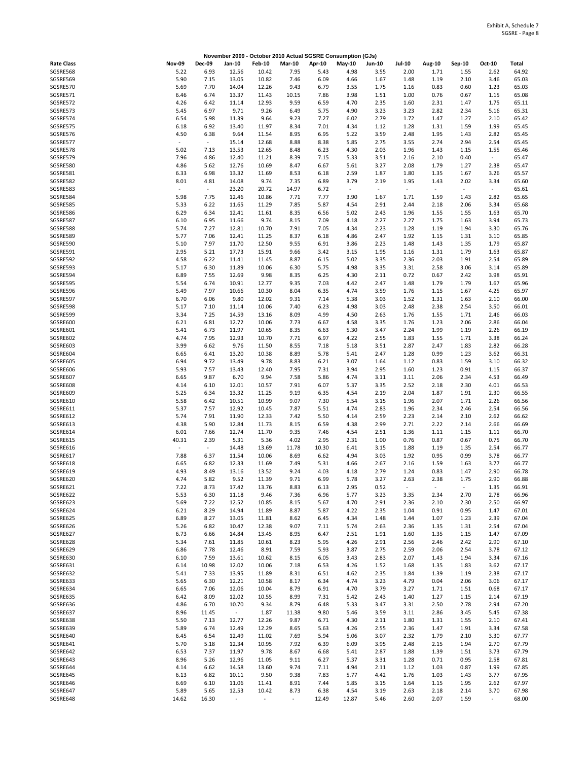Exhibit A, Schedule 7
SGSRE - Page 8

**November 2009 - October 2010 Actual SGSRE Consumption (GJs)**

| Rate Class | Nov-09 | Dec-09 | Jan-10 | Feb-10 | Mar-10 | Apr-10 | May-10 | Jun-10 | Jul-10 | Aug-10 | Sep-10 | Oct-10 | Total |
|---|---|---|---|---|---|---|---|---|---|---|---|---|---|
| SGSRE568 | 5.22 | 6.93 | 12.56 | 10.42 | 7.95 | 5.43 | 4.98 | 3.55 | 2.00 | 1.71 | 1.55 | 2.62 | 64.92 |
| SGSRE569 | 5.90 | 7.15 | 13.05 | 10.82 | 7.46 | 6.09 | 4.66 | 1.67 | 1.48 | 1.19 | 2.10 | 3.46 | 65.03 |
| SGSRE570 | 5.69 | 7.70 | 14.04 | 12.26 | 9.43 | 6.79 | 3.55 | 1.75 | 1.16 | 0.83 | 0.60 | 1.23 | 65.03 |
| SGSRE571 | 6.46 | 6.74 | 13.37 | 11.43 | 10.15 | 7.86 | 3.98 | 1.51 | 1.00 | 0.76 | 0.67 | 1.15 | 65.08 |
| SGSRE572 | 4.26 | 6.42 | 11.14 | 12.93 | 9.59 | 6.59 | 4.70 | 2.35 | 1.60 | 2.31 | 1.47 | 1.75 | 65.11 |
| SGSRE573 | 5.45 | 6.97 | 9.71 | 9.26 | 6.49 | 5.75 | 4.90 | 3.23 | 3.23 | 2.82 | 2.34 | 5.16 | 65.31 |
| SGSRE574 | 6.54 | 5.98 | 11.39 | 9.64 | 9.23 | 7.27 | 6.02 | 2.79 | 1.72 | 1.47 | 1.27 | 2.10 | 65.42 |
| SGSRE575 | 6.18 | 6.92 | 13.40 | 11.97 | 8.34 | 7.01 | 4.34 | 1.12 | 1.28 | 1.31 | 1.59 | 1.99 | 65.45 |
| SGSRE576 | 4.50 | 6.38 | 9.64 | 11.54 | 8.95 | 6.95 | 5.22 | 3.59 | 2.48 | 1.95 | 1.43 | 2.82 | 65.45 |
| SGSRE577 | - | - | 15.14 | 12.68 | 8.88 | 8.38 | 5.85 | 2.75 | 3.55 | 2.74 | 2.94 | 2.54 | 65.45 |
| SGSRE578 | 5.02 | 7.13 | 13.53 | 12.65 | 8.48 | 6.23 | 4.30 | 2.03 | 1.96 | 1.43 | 1.15 | 1.55 | 65.46 |
| SGSRE579 | 7.96 | 4.86 | 12.40 | 11.21 | 8.39 | 7.15 | 5.33 | 3.51 | 2.16 | 2.10 | 0.40 | - | 65.47 |
| SGSRE580 | 4.86 | 5.62 | 12.76 | 10.69 | 8.47 | 6.67 | 5.61 | 3.27 | 2.08 | 1.79 | 1.27 | 2.38 | 65.47 |
| SGSRE581 | 6.33 | 6.98 | 13.32 | 11.69 | 8.53 | 6.18 | 2.59 | 1.87 | 1.80 | 1.35 | 1.67 | 3.26 | 65.57 |
| SGSRE582 | 8.01 | 4.81 | 14.08 | 9.74 | 7.35 | 6.89 | 3.79 | 2.19 | 1.95 | 1.43 | 2.02 | 3.34 | 65.60 |
| SGSRE583 | - | - | 23.20 | 20.72 | 14.97 | 6.72 | - | - | - | - | - | - | 65.61 |
| SGSRE584 | 5.98 | 7.75 | 12.46 | 10.86 | 7.71 | 7.77 | 3.90 | 1.67 | 1.71 | 1.59 | 1.43 | 2.82 | 65.65 |
| SGSRE585 | 5.33 | 6.22 | 11.65 | 11.29 | 7.85 | 5.87 | 4.54 | 2.91 | 2.44 | 2.18 | 2.06 | 3.34 | 65.68 |
| SGSRE586 | 6.29 | 6.34 | 12.41 | 11.61 | 8.35 | 6.56 | 5.02 | 2.43 | 1.96 | 1.55 | 1.55 | 1.63 | 65.70 |
| SGSRE587 | 6.10 | 6.95 | 11.66 | 9.74 | 8.15 | 7.09 | 4.18 | 2.27 | 2.27 | 1.75 | 1.63 | 3.94 | 65.73 |
| SGSRE588 | 5.74 | 7.27 | 12.81 | 10.70 | 7.91 | 7.05 | 4.34 | 2.23 | 1.28 | 1.19 | 1.94 | 3.30 | 65.76 |
| SGSRE589 | 5.77 | 7.06 | 12.41 | 11.25 | 8.37 | 6.18 | 4.86 | 2.47 | 1.92 | 1.15 | 1.31 | 3.10 | 65.85 |
| SGSRE590 | 5.10 | 7.97 | 11.70 | 12.50 | 9.55 | 6.91 | 3.86 | 2.23 | 1.48 | 1.43 | 1.35 | 1.79 | 65.87 |
| SGSRE591 | 2.95 | 5.21 | 17.73 | 15.91 | 9.66 | 3.42 | 3.15 | 1.95 | 1.16 | 1.31 | 1.79 | 1.63 | 65.87 |
| SGSRE592 | 4.58 | 6.22 | 11.41 | 11.45 | 8.87 | 6.15 | 5.02 | 3.35 | 2.36 | 2.03 | 1.91 | 2.54 | 65.89 |
| SGSRE593 | 5.17 | 6.30 | 11.89 | 10.06 | 6.30 | 5.75 | 4.98 | 3.35 | 3.31 | 2.58 | 3.06 | 3.14 | 65.89 |
| SGSRE594 | 6.89 | 7.55 | 12.69 | 9.98 | 8.35 | 6.25 | 4.30 | 2.11 | 0.72 | 0.67 | 2.42 | 3.98 | 65.91 |
| SGSRE595 | 5.54 | 6.74 | 10.91 | 12.77 | 9.35 | 7.03 | 4.42 | 2.47 | 1.48 | 1.79 | 1.79 | 1.67 | 65.96 |
| SGSRE596 | 5.49 | 7.97 | 10.66 | 10.30 | 8.04 | 6.35 | 4.74 | 3.59 | 1.76 | 1.15 | 1.67 | 4.25 | 65.97 |
| SGSRE597 | 6.70 | 6.06 | 9.80 | 12.02 | 9.31 | 7.14 | 5.38 | 3.03 | 1.52 | 1.31 | 1.63 | 2.10 | 66.00 |
| SGSRE598 | 5.17 | 7.10 | 11.14 | 10.06 | 7.40 | 6.23 | 4.98 | 3.03 | 2.48 | 2.38 | 2.54 | 3.50 | 66.01 |
| SGSRE599 | 3.34 | 7.25 | 14.59 | 13.16 | 8.09 | 4.99 | 4.50 | 2.63 | 1.76 | 1.55 | 1.71 | 2.46 | 66.03 |
| SGSRE600 | 6.21 | 6.81 | 12.72 | 10.06 | 7.73 | 6.67 | 4.58 | 3.35 | 1.76 | 1.23 | 2.06 | 2.86 | 66.04 |
| SGSRE601 | 5.41 | 6.73 | 11.97 | 10.65 | 8.35 | 6.63 | 5.30 | 3.47 | 2.24 | 1.99 | 1.19 | 2.26 | 66.19 |
| SGSRE602 | 4.74 | 7.95 | 12.93 | 10.70 | 7.71 | 6.97 | 4.22 | 2.55 | 1.83 | 1.55 | 1.71 | 3.38 | 66.24 |
| SGSRE603 | 3.99 | 6.62 | 9.76 | 11.50 | 8.55 | 7.18 | 5.18 | 3.51 | 2.87 | 2.47 | 1.83 | 2.82 | 66.28 |
| SGSRE604 | 6.65 | 6.41 | 13.20 | 10.38 | 8.89 | 5.78 | 5.41 | 2.47 | 1.28 | 0.99 | 1.23 | 3.62 | 66.31 |
| SGSRE605 | 6.94 | 9.72 | 13.49 | 9.78 | 8.83 | 6.21 | 3.07 | 1.64 | 1.12 | 0.83 | 1.59 | 3.10 | 66.32 |
| SGSRE606 | 5.93 | 7.57 | 13.43 | 12.40 | 7.95 | 7.31 | 3.94 | 2.95 | 1.60 | 1.23 | 0.91 | 1.15 | 66.37 |
| SGSRE607 | 6.65 | 9.87 | 6.70 | 9.94 | 7.58 | 5.86 | 4.74 | 3.11 | 3.11 | 2.06 | 2.34 | 4.53 | 66.49 |
| SGSRE608 | 4.14 | 6.10 | 12.01 | 10.57 | 7.91 | 6.07 | 5.37 | 3.35 | 2.52 | 2.18 | 2.30 | 4.01 | 66.53 |
| SGSRE609 | 5.25 | 6.34 | 13.32 | 11.25 | 9.19 | 6.35 | 4.54 | 2.19 | 2.04 | 1.87 | 1.91 | 2.30 | 66.55 |
| SGSRE610 | 5.58 | 6.42 | 10.51 | 10.99 | 9.07 | 7.30 | 5.54 | 3.15 | 1.96 | 2.07 | 1.71 | 2.26 | 66.56 |
| SGSRE611 | 5.37 | 7.57 | 12.92 | 10.45 | 7.87 | 5.51 | 4.74 | 2.83 | 1.96 | 2.34 | 2.46 | 2.54 | 66.56 |
| SGSRE612 | 5.74 | 7.91 | 11.90 | 12.33 | 7.42 | 5.50 | 4.14 | 2.59 | 2.23 | 2.14 | 2.10 | 2.62 | 66.62 |
| SGSRE613 | 4.38 | 5.90 | 12.84 | 11.73 | 8.15 | 6.59 | 4.38 | 2.99 | 2.71 | 2.22 | 2.14 | 2.66 | 66.69 |
| SGSRE614 | 6.01 | 7.66 | 12.74 | 11.70 | 9.35 | 7.46 | 4.54 | 2.51 | 1.36 | 1.11 | 1.15 | 1.11 | 66.70 |
| SGSRE615 | 40.31 | 2.39 | 5.31 | 5.36 | 4.02 | 2.95 | 2.31 | 1.00 | 0.76 | 0.87 | 0.67 | 0.75 | 66.70 |
| SGSRE616 | - | - | 14.48 | 13.69 | 11.78 | 10.30 | 6.41 | 3.15 | 1.88 | 1.19 | 1.35 | 2.54 | 66.77 |
| SGSRE617 | 7.88 | 6.37 | 11.54 | 10.06 | 8.69 | 6.62 | 4.94 | 3.03 | 1.92 | 0.95 | 0.99 | 3.78 | 66.77 |
| SGSRE618 | 6.65 | 6.82 | 12.33 | 11.69 | 7.49 | 5.31 | 4.66 | 2.67 | 2.16 | 1.59 | 1.63 | 3.77 | 66.77 |
| SGSRE619 | 4.93 | 8.49 | 13.16 | 13.52 | 9.24 | 4.03 | 4.18 | 2.79 | 1.24 | 0.83 | 1.47 | 2.90 | 66.78 |
| SGSRE620 | 4.74 | 5.82 | 9.52 | 11.39 | 9.71 | 6.99 | 5.78 | 3.27 | 2.63 | 2.38 | 1.75 | 2.90 | 66.88 |
| SGSRE621 | 7.22 | 8.73 | 17.42 | 13.76 | 8.83 | 6.13 | 2.95 | 0.52 | - | - | - | 1.35 | 66.91 |
| SGSRE622 | 5.53 | 6.30 | 11.18 | 9.46 | 7.36 | 6.96 | 5.77 | 3.23 | 3.35 | 2.34 | 2.70 | 2.78 | 66.96 |
| SGSRE623 | 5.69 | 7.22 | 12.52 | 10.85 | 8.15 | 5.67 | 4.70 | 2.91 | 2.36 | 2.10 | 2.30 | 2.50 | 66.97 |
| SGSRE624 | 6.21 | 8.29 | 14.94 | 11.89 | 8.87 | 5.87 | 4.22 | 2.35 | 1.04 | 0.91 | 0.95 | 1.47 | 67.01 |
| SGSRE625 | 6.89 | 8.27 | 13.05 | 11.81 | 8.62 | 6.45 | 4.34 | 1.48 | 1.44 | 1.07 | 1.23 | 2.39 | 67.04 |
| SGSRE626 | 5.26 | 6.82 | 10.47 | 12.38 | 9.07 | 7.11 | 5.74 | 2.63 | 2.36 | 1.35 | 1.31 | 2.54 | 67.04 |
| SGSRE627 | 6.73 | 6.66 | 14.84 | 13.45 | 8.95 | 6.47 | 2.51 | 1.91 | 1.60 | 1.35 | 1.15 | 1.47 | 67.09 |
| SGSRE628 | 5.34 | 7.61 | 11.85 | 10.61 | 8.23 | 5.95 | 4.26 | 2.91 | 2.56 | 2.46 | 2.42 | 2.90 | 67.10 |
| SGSRE629 | 6.86 | 7.78 | 12.46 | 8.91 | 7.59 | 5.93 | 3.87 | 2.75 | 2.59 | 2.06 | 2.54 | 3.78 | 67.12 |
| SGSRE630 | 6.10 | 7.59 | 13.61 | 10.62 | 8.15 | 6.05 | 3.43 | 2.83 | 2.07 | 1.43 | 1.94 | 3.34 | 67.16 |
| SGSRE631 | 6.14 | 10.98 | 12.02 | 10.06 | 7.18 | 6.53 | 4.26 | 1.52 | 1.68 | 1.35 | 1.83 | 3.62 | 67.17 |
| SGSRE632 | 5.41 | 7.33 | 13.95 | 11.89 | 8.31 | 6.51 | 4.62 | 2.35 | 1.84 | 1.39 | 1.19 | 2.38 | 67.17 |
| SGSRE633 | 5.65 | 6.30 | 12.21 | 10.58 | 8.17 | 6.34 | 4.74 | 3.23 | 4.79 | 0.04 | 2.06 | 3.06 | 67.17 |
| SGSRE634 | 6.65 | 7.06 | 12.06 | 10.04 | 8.79 | 6.91 | 4.70 | 3.79 | 3.27 | 1.71 | 1.51 | 0.68 | 67.17 |
| SGSRE635 | 6.42 | 8.09 | 12.02 | 10.55 | 8.99 | 7.31 | 5.42 | 2.43 | 1.40 | 1.27 | 1.15 | 2.14 | 67.19 |
| SGSRE636 | 4.86 | 6.70 | 10.70 | 9.34 | 8.79 | 6.48 | 5.33 | 3.47 | 3.31 | 2.50 | 2.78 | 2.94 | 67.20 |
| SGSRE637 | 8.96 | 11.45 | - | 1.87 | 11.38 | 9.80 | 5.46 | 3.59 | 3.11 | 2.86 | 3.45 | 5.45 | 67.38 |
| SGSRE638 | 5.50 | 7.13 | 12.77 | 12.26 | 9.87 | 6.71 | 4.30 | 2.11 | 1.80 | 1.31 | 1.55 | 2.10 | 67.41 |
| SGSRE639 | 5.89 | 6.74 | 12.49 | 12.29 | 8.65 | 5.63 | 4.26 | 2.55 | 2.36 | 1.47 | 1.91 | 3.34 | 67.58 |
| SGSRE640 | 6.45 | 6.54 | 12.49 | 11.02 | 7.69 | 5.94 | 5.06 | 3.07 | 2.32 | 1.79 | 2.10 | 3.30 | 67.77 |
| SGSRE641 | 5.70 | 5.18 | 12.34 | 10.95 | 7.92 | 6.39 | 6.09 | 3.95 | 2.48 | 2.15 | 1.94 | 2.70 | 67.79 |
| SGSRE642 | 6.53 | 7.37 | 11.97 | 9.78 | 8.67 | 6.68 | 5.41 | 2.87 | 1.88 | 1.39 | 1.51 | 3.73 | 67.79 |
| SGSRE643 | 8.96 | 5.26 | 12.96 | 11.05 | 9.11 | 6.27 | 5.37 | 3.31 | 1.28 | 0.71 | 0.95 | 2.58 | 67.81 |
| SGSRE644 | 4.14 | 6.62 | 14.58 | 13.60 | 9.74 | 7.11 | 4.94 | 2.11 | 1.12 | 1.03 | 0.87 | 1.99 | 67.85 |
| SGSRE645 | 6.13 | 6.82 | 10.11 | 9.50 | 9.38 | 7.83 | 5.77 | 4.42 | 1.76 | 1.03 | 1.43 | 3.77 | 67.95 |
| SGSRE646 | 6.69 | 6.10 | 11.06 | 11.41 | 8.91 | 7.44 | 5.85 | 3.15 | 1.64 | 1.15 | 1.95 | 2.62 | 67.97 |
| SGSRE647 | 5.89 | 5.65 | 12.53 | 10.42 | 8.73 | 6.38 | 4.54 | 3.19 | 2.63 | 2.18 | 2.14 | 3.70 | 67.98 |
| SGSRE648 | 14.62 | 16.30 | - | - | - | 12.49 | 12.87 | 5.46 | 2.60 | 2.07 | 1.59 | - | 68.00 |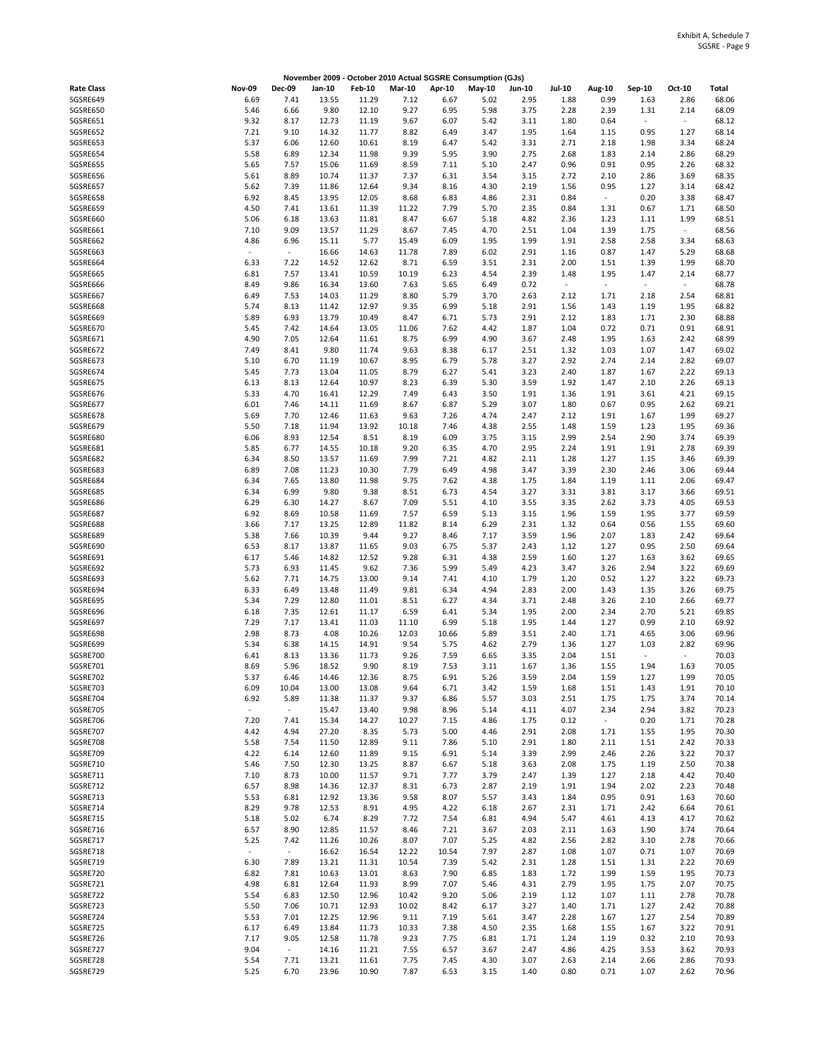Exhibit A, Schedule 7
SGSRE - Page 9

**November 2009 - October 2010 Actual SGSRE Consumption (GJs)**

| Rate Class | Nov-09 | Dec-09 | Jan-10 | Feb-10 | Mar-10 | Apr-10 | May-10 | Jun-10 | Jul-10 | Aug-10 | Sep-10 | Oct-10 | Total |
|---|---|---|---|---|---|---|---|---|---|---|---|---|---|
| SGSRE649 | 6.69 | 7.41 | 13.55 | 11.29 | 7.12 | 6.67 | 5.02 | 2.95 | 1.88 | 0.99 | 1.63 | 2.86 | 68.06 |
| SGSRE650 | 5.46 | 6.66 | 9.80 | 12.10 | 9.27 | 6.95 | 5.98 | 3.75 | 2.28 | 2.39 | 1.31 | 2.14 | 68.09 |
| SGSRE651 | 9.32 | 8.17 | 12.73 | 11.19 | 9.67 | 6.07 | 5.42 | 3.11 | 1.80 | 0.64 | - | - | 68.12 |
| SGSRE652 | 7.21 | 9.10 | 14.32 | 11.77 | 8.82 | 6.49 | 3.47 | 1.95 | 1.64 | 1.15 | 0.95 | 1.27 | 68.14 |
| SGSRE653 | 5.37 | 6.06 | 12.60 | 10.61 | 8.19 | 6.47 | 5.42 | 3.31 | 2.71 | 2.18 | 1.98 | 3.34 | 68.24 |
| SGSRE654 | 5.58 | 6.89 | 12.34 | 11.98 | 9.39 | 5.95 | 3.90 | 2.75 | 2.68 | 1.83 | 2.14 | 2.86 | 68.29 |
| SGSRE655 | 5.65 | 7.57 | 15.06 | 11.69 | 8.59 | 7.11 | 5.10 | 2.47 | 0.96 | 0.91 | 0.95 | 2.26 | 68.32 |
| SGSRE656 | 5.61 | 8.89 | 10.74 | 11.37 | 7.37 | 6.31 | 3.54 | 3.15 | 2.72 | 2.10 | 2.86 | 3.69 | 68.35 |
| SGSRE657 | 5.62 | 7.39 | 11.86 | 12.64 | 9.34 | 8.16 | 4.30 | 2.19 | 1.56 | 0.95 | 1.27 | 3.14 | 68.42 |
| SGSRE658 | 6.92 | 8.45 | 13.95 | 12.05 | 8.68 | 6.83 | 4.86 | 2.31 | 0.84 | - | 0.20 | 3.38 | 68.47 |
| SGSRE659 | 4.50 | 7.41 | 13.61 | 11.39 | 11.22 | 7.79 | 5.70 | 2.35 | 0.84 | 1.31 | 0.67 | 1.71 | 68.50 |
| SGSRE660 | 5.06 | 6.18 | 13.63 | 11.81 | 8.47 | 6.67 | 5.18 | 4.82 | 2.36 | 1.23 | 1.11 | 1.99 | 68.51 |
| SGSRE661 | 7.10 | 9.09 | 13.57 | 11.29 | 8.67 | 7.45 | 4.70 | 2.51 | 1.04 | 1.39 | 1.75 | - | 68.56 |
| SGSRE662 | 4.86 | 6.96 | 15.11 | 5.77 | 15.49 | 6.09 | 1.95 | 1.99 | 1.91 | 2.58 | 2.58 | 3.34 | 68.63 |
| SGSRE663 | - | - | 16.66 | 14.63 | 11.78 | 7.89 | 6.02 | 2.91 | 1.16 | 0.87 | 1.47 | 5.29 | 68.68 |
| SGSRE664 | 6.33 | 7.22 | 14.52 | 12.62 | 8.71 | 6.59 | 3.51 | 2.31 | 2.00 | 1.51 | 1.39 | 1.99 | 68.70 |
| SGSRE665 | 6.81 | 7.57 | 13.41 | 10.59 | 10.19 | 6.23 | 4.54 | 2.39 | 1.48 | 1.95 | 1.47 | 2.14 | 68.77 |
| SGSRE666 | 8.49 | 9.86 | 16.34 | 13.60 | 7.63 | 5.65 | 6.49 | 0.72 | - | - | - | - | 68.78 |
| SGSRE667 | 6.49 | 7.53 | 14.03 | 11.29 | 8.80 | 5.79 | 3.70 | 2.63 | 2.12 | 1.71 | 2.18 | 2.54 | 68.81 |
| SGSRE668 | 5.74 | 8.13 | 11.42 | 12.97 | 9.35 | 6.99 | 5.18 | 2.91 | 1.56 | 1.43 | 1.19 | 1.95 | 68.82 |
| SGSRE669 | 5.89 | 6.93 | 13.79 | 10.49 | 8.47 | 6.71 | 5.73 | 2.91 | 2.12 | 1.83 | 1.71 | 2.30 | 68.88 |
| SGSRE670 | 5.45 | 7.42 | 14.64 | 13.05 | 11.06 | 7.62 | 4.42 | 1.87 | 1.04 | 0.72 | 0.71 | 0.91 | 68.91 |
| SGSRE671 | 4.90 | 7.05 | 12.64 | 11.61 | 8.75 | 6.99 | 4.90 | 3.67 | 2.48 | 1.95 | 1.63 | 2.42 | 68.99 |
| SGSRE672 | 7.49 | 8.41 | 9.80 | 11.74 | 9.63 | 8.38 | 6.17 | 2.51 | 1.32 | 1.03 | 1.07 | 1.47 | 69.02 |
| SGSRE673 | 5.10 | 6.70 | 11.19 | 10.67 | 8.95 | 6.79 | 5.78 | 3.27 | 2.92 | 2.74 | 2.14 | 2.82 | 69.07 |
| SGSRE674 | 5.45 | 7.73 | 13.04 | 11.05 | 8.79 | 6.27 | 5.41 | 3.23 | 2.40 | 1.87 | 1.67 | 2.22 | 69.13 |
| SGSRE675 | 6.13 | 8.13 | 12.64 | 10.97 | 8.23 | 6.39 | 5.30 | 3.59 | 1.92 | 1.47 | 2.10 | 2.26 | 69.13 |
| SGSRE676 | 5.33 | 4.70 | 16.41 | 12.29 | 7.49 | 6.43 | 3.50 | 1.91 | 1.36 | 1.91 | 3.61 | 4.21 | 69.15 |
| SGSRE677 | 6.01 | 7.46 | 14.11 | 11.69 | 8.67 | 6.87 | 5.29 | 3.07 | 1.80 | 0.67 | 0.95 | 2.62 | 69.21 |
| SGSRE678 | 5.69 | 7.70 | 12.46 | 11.63 | 9.63 | 7.26 | 4.74 | 2.47 | 2.12 | 1.91 | 1.67 | 1.99 | 69.27 |
| SGSRE679 | 5.50 | 7.18 | 11.94 | 13.92 | 10.18 | 7.46 | 4.38 | 2.55 | 1.48 | 1.59 | 1.23 | 1.95 | 69.36 |
| SGSRE680 | 6.06 | 8.93 | 12.54 | 8.51 | 8.19 | 6.09 | 3.75 | 3.15 | 2.99 | 2.54 | 2.90 | 3.74 | 69.39 |
| SGSRE681 | 5.85 | 6.77 | 14.55 | 10.18 | 9.20 | 6.35 | 4.70 | 2.95 | 2.24 | 1.91 | 1.91 | 2.78 | 69.39 |
| SGSRE682 | 6.34 | 8.50 | 13.57 | 11.69 | 7.99 | 7.21 | 4.82 | 2.11 | 1.28 | 1.27 | 1.15 | 3.46 | 69.39 |
| SGSRE683 | 6.89 | 7.08 | 11.23 | 10.30 | 7.79 | 6.49 | 4.98 | 3.47 | 3.39 | 2.30 | 2.46 | 3.06 | 69.44 |
| SGSRE684 | 6.34 | 7.65 | 13.80 | 11.98 | 9.75 | 7.62 | 4.38 | 1.75 | 1.84 | 1.19 | 1.11 | 2.06 | 69.47 |
| SGSRE685 | 6.34 | 6.99 | 9.80 | 9.38 | 8.51 | 6.73 | 4.54 | 3.27 | 3.31 | 3.81 | 3.17 | 3.66 | 69.51 |
| SGSRE686 | 6.29 | 6.30 | 14.27 | 8.67 | 7.09 | 5.51 | 4.10 | 3.55 | 3.35 | 2.62 | 3.73 | 4.05 | 69.53 |
| SGSRE687 | 6.92 | 8.69 | 10.58 | 11.69 | 7.57 | 6.59 | 5.13 | 3.15 | 1.96 | 1.59 | 1.95 | 3.77 | 69.59 |
| SGSRE688 | 3.66 | 7.17 | 13.25 | 12.89 | 11.82 | 8.14 | 6.29 | 2.31 | 1.32 | 0.64 | 0.56 | 1.55 | 69.60 |
| SGSRE689 | 5.38 | 7.66 | 10.39 | 9.44 | 9.27 | 8.46 | 7.17 | 3.59 | 1.96 | 2.07 | 1.83 | 2.42 | 69.64 |
| SGSRE690 | 6.53 | 8.17 | 13.87 | 11.65 | 9.03 | 6.75 | 5.37 | 2.43 | 1.12 | 1.27 | 0.95 | 2.50 | 69.64 |
| SGSRE691 | 6.17 | 5.46 | 14.82 | 12.52 | 9.28 | 6.31 | 4.38 | 2.59 | 1.60 | 1.27 | 1.63 | 3.62 | 69.65 |
| SGSRE692 | 5.73 | 6.93 | 11.45 | 9.62 | 7.36 | 5.99 | 5.49 | 4.23 | 3.47 | 3.26 | 2.94 | 3.22 | 69.69 |
| SGSRE693 | 5.62 | 7.71 | 14.75 | 13.00 | 9.14 | 7.41 | 4.10 | 1.79 | 1.20 | 0.52 | 1.27 | 3.22 | 69.73 |
| SGSRE694 | 6.33 | 6.49 | 13.48 | 11.49 | 9.81 | 6.34 | 4.94 | 2.83 | 2.00 | 1.43 | 1.35 | 3.26 | 69.75 |
| SGSRE695 | 5.34 | 7.29 | 12.80 | 11.01 | 8.51 | 6.27 | 4.34 | 3.71 | 2.48 | 3.26 | 2.10 | 2.66 | 69.77 |
| SGSRE696 | 6.18 | 7.35 | 12.61 | 11.17 | 6.59 | 6.41 | 5.34 | 1.95 | 2.00 | 2.34 | 2.70 | 5.21 | 69.85 |
| SGSRE697 | 7.29 | 7.17 | 13.41 | 11.03 | 11.10 | 6.99 | 5.18 | 1.95 | 1.44 | 1.27 | 0.99 | 2.10 | 69.92 |
| SGSRE698 | 2.98 | 8.73 | 4.08 | 10.26 | 12.03 | 10.66 | 5.89 | 3.51 | 2.40 | 1.71 | 4.65 | 3.06 | 69.96 |
| SGSRE699 | 5.34 | 6.38 | 14.15 | 14.91 | 9.54 | 5.75 | 4.62 | 2.79 | 1.36 | 1.27 | 1.03 | 2.82 | 69.96 |
| SGSRE700 | 6.41 | 8.13 | 13.36 | 11.73 | 9.26 | 7.59 | 6.65 | 3.35 | 2.04 | 1.51 | - | - | 70.03 |
| SGSRE701 | 8.69 | 5.96 | 18.52 | 9.90 | 8.19 | 7.53 | 3.11 | 1.67 | 1.36 | 1.55 | 1.94 | 1.63 | 70.05 |
| SGSRE702 | 5.37 | 6.46 | 14.46 | 12.36 | 8.75 | 6.91 | 5.26 | 3.59 | 2.04 | 1.59 | 1.27 | 1.99 | 70.05 |
| SGSRE703 | 6.09 | 10.04 | 13.00 | 13.08 | 9.64 | 6.71 | 3.42 | 1.59 | 1.68 | 1.51 | 1.43 | 1.91 | 70.10 |
| SGSRE704 | 6.92 | 5.89 | 11.38 | 11.37 | 9.37 | 6.86 | 5.57 | 3.03 | 2.51 | 1.75 | 1.75 | 3.74 | 70.14 |
| SGSRE705 | - | - | 15.47 | 13.40 | 9.98 | 8.96 | 5.14 | 4.11 | 4.07 | 2.34 | 2.94 | 3.82 | 70.23 |
| SGSRE706 | 7.20 | 7.41 | 15.34 | 14.27 | 10.27 | 7.15 | 4.86 | 1.75 | 0.12 | - | 0.20 | 1.71 | 70.28 |
| SGSRE707 | 4.42 | 4.94 | 27.20 | 8.35 | 5.73 | 5.00 | 4.46 | 2.91 | 2.08 | 1.71 | 1.55 | 1.95 | 70.30 |
| SGSRE708 | 5.58 | 7.54 | 11.50 | 12.89 | 9.11 | 7.86 | 5.10 | 2.91 | 1.80 | 2.11 | 1.51 | 2.42 | 70.33 |
| SGSRE709 | 4.22 | 6.14 | 12.60 | 11.89 | 9.15 | 6.91 | 5.14 | 3.39 | 2.99 | 2.46 | 2.26 | 3.22 | 70.37 |
| SGSRE710 | 5.46 | 7.50 | 12.30 | 13.25 | 8.87 | 6.67 | 5.18 | 3.63 | 2.08 | 1.75 | 1.19 | 2.50 | 70.38 |
| SGSRE711 | 7.10 | 8.73 | 10.00 | 11.57 | 9.71 | 7.77 | 3.79 | 2.47 | 1.39 | 1.27 | 2.18 | 4.42 | 70.40 |
| SGSRE712 | 6.57 | 8.98 | 14.36 | 12.37 | 8.31 | 6.73 | 2.87 | 2.19 | 1.91 | 1.94 | 2.02 | 2.23 | 70.48 |
| SGSRE713 | 5.53 | 6.81 | 12.92 | 13.36 | 9.58 | 8.07 | 5.57 | 3.43 | 1.84 | 0.95 | 0.91 | 1.63 | 70.60 |
| SGSRE714 | 8.29 | 9.78 | 12.53 | 8.91 | 4.95 | 4.22 | 6.18 | 2.67 | 2.31 | 1.71 | 2.42 | 6.64 | 70.61 |
| SGSRE715 | 5.18 | 5.02 | 6.74 | 8.29 | 7.72 | 7.54 | 6.81 | 4.94 | 5.47 | 4.61 | 4.13 | 4.17 | 70.62 |
| SGSRE716 | 6.57 | 8.90 | 12.85 | 11.57 | 8.46 | 7.21 | 3.67 | 2.03 | 2.11 | 1.63 | 1.90 | 3.74 | 70.64 |
| SGSRE717 | 5.25 | 7.42 | 11.26 | 10.26 | 8.07 | 7.07 | 5.25 | 4.82 | 2.56 | 2.82 | 3.10 | 2.78 | 70.66 |
| SGSRE718 | - | - | 16.62 | 16.54 | 12.22 | 10.54 | 7.97 | 2.87 | 1.08 | 1.07 | 0.71 | 1.07 | 70.69 |
| SGSRE719 | 6.30 | 7.89 | 13.21 | 11.31 | 10.54 | 7.39 | 5.42 | 2.31 | 1.28 | 1.51 | 1.31 | 2.22 | 70.69 |
| SGSRE720 | 6.82 | 7.81 | 10.63 | 13.01 | 8.63 | 7.90 | 6.85 | 1.83 | 1.72 | 1.99 | 1.59 | 1.95 | 70.73 |
| SGSRE721 | 4.98 | 6.81 | 12.64 | 11.93 | 8.99 | 7.07 | 5.46 | 4.31 | 2.79 | 1.95 | 1.75 | 2.07 | 70.75 |
| SGSRE722 | 5.54 | 6.83 | 12.50 | 12.96 | 10.42 | 9.20 | 5.06 | 2.19 | 1.12 | 1.07 | 1.11 | 2.78 | 70.78 |
| SGSRE723 | 5.50 | 7.06 | 10.71 | 12.93 | 10.02 | 8.42 | 6.17 | 3.27 | 1.40 | 1.71 | 1.27 | 2.42 | 70.88 |
| SGSRE724 | 5.53 | 7.01 | 12.25 | 12.96 | 9.11 | 7.19 | 5.61 | 3.47 | 2.28 | 1.67 | 1.27 | 2.54 | 70.89 |
| SGSRE725 | 6.17 | 6.49 | 13.84 | 11.73 | 10.33 | 7.38 | 4.50 | 2.35 | 1.68 | 1.55 | 1.67 | 3.22 | 70.91 |
| SGSRE726 | 7.17 | 9.05 | 12.58 | 11.78 | 9.23 | 7.75 | 6.81 | 1.71 | 1.24 | 1.19 | 0.32 | 2.10 | 70.93 |
| SGSRE727 | 9.04 | - | 14.16 | 11.21 | 7.55 | 6.57 | 3.67 | 2.47 | 4.86 | 4.25 | 3.53 | 3.62 | 70.93 |
| SGSRE728 | 5.54 | 7.71 | 13.21 | 11.61 | 7.75 | 7.45 | 4.30 | 3.07 | 2.63 | 2.14 | 2.66 | 2.86 | 70.93 |
| SGSRE729 | 5.25 | 6.70 | 23.96 | 10.90 | 7.87 | 6.53 | 3.15 | 1.40 | 0.80 | 0.71 | 1.07 | 2.62 | 70.96 |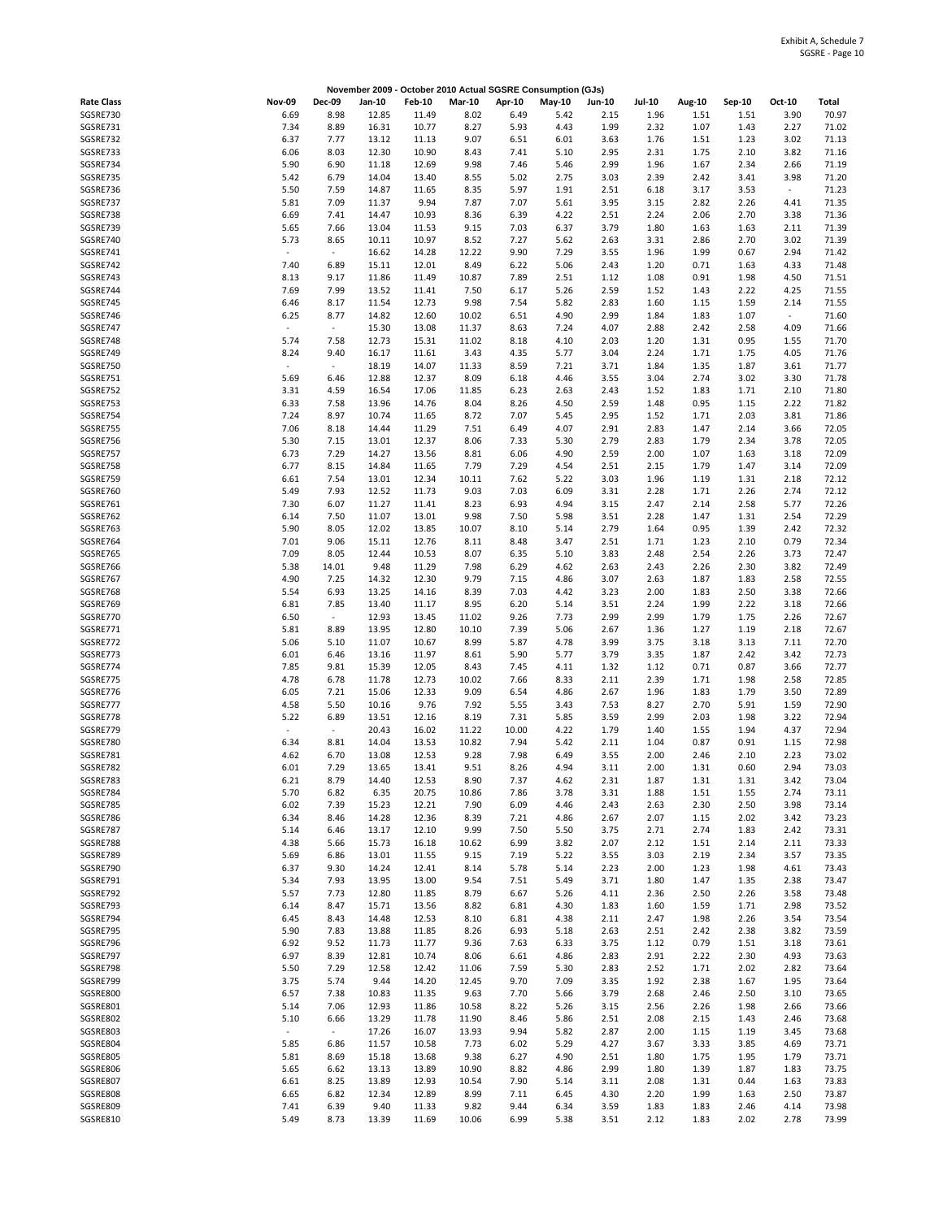Exhibit A, Schedule 7
SGSRE - Page 10

November 2009 - October 2010 Actual SGSRE Consumption (GJs)

| Rate Class | Nov-09 | Dec-09 | Jan-10 | Feb-10 | Mar-10 | Apr-10 | May-10 | Jun-10 | Jul-10 | Aug-10 | Sep-10 | Oct-10 | Total |
|---|---|---|---|---|---|---|---|---|---|---|---|---|---|
| SGSRE730 | 6.69 | 8.98 | 12.85 | 11.49 | 8.02 | 6.49 | 5.42 | 2.15 | 1.96 | 1.51 | 1.51 | 3.90 | 70.97 |
| SGSRE731 | 7.34 | 8.89 | 16.31 | 10.77 | 8.27 | 5.93 | 4.43 | 1.99 | 2.32 | 1.07 | 1.43 | 2.27 | 71.02 |
| SGSRE732 | 6.37 | 7.77 | 13.12 | 11.13 | 9.07 | 6.51 | 6.01 | 3.63 | 1.76 | 1.51 | 1.23 | 3.02 | 71.13 |
| SGSRE733 | 6.06 | 8.03 | 12.30 | 10.90 | 8.43 | 7.41 | 5.10 | 2.95 | 2.31 | 1.75 | 2.10 | 3.82 | 71.16 |
| SGSRE734 | 5.90 | 6.90 | 11.18 | 12.69 | 9.98 | 7.46 | 5.46 | 2.99 | 1.96 | 1.67 | 2.34 | 2.66 | 71.19 |
| SGSRE735 | 5.42 | 6.79 | 14.04 | 13.40 | 8.55 | 5.02 | 2.75 | 3.03 | 2.39 | 2.42 | 3.41 | 3.98 | 71.20 |
| SGSRE736 | 5.50 | 7.59 | 14.87 | 11.65 | 8.35 | 5.97 | 1.91 | 2.51 | 6.18 | 3.17 | 3.53 | - | 71.23 |
| SGSRE737 | 5.81 | 7.09 | 11.37 | 9.94 | 7.87 | 7.07 | 5.61 | 3.95 | 3.15 | 2.82 | 2.26 | 4.41 | 71.35 |
| SGSRE738 | 6.69 | 7.41 | 14.47 | 10.93 | 8.36 | 6.39 | 4.22 | 2.51 | 2.24 | 2.06 | 2.70 | 3.38 | 71.36 |
| SGSRE739 | 5.65 | 7.66 | 13.04 | 11.53 | 9.15 | 7.03 | 6.37 | 3.79 | 1.80 | 1.63 | 1.63 | 2.11 | 71.39 |
| SGSRE740 | 5.73 | 8.65 | 10.11 | 10.97 | 8.52 | 7.27 | 5.62 | 2.63 | 3.31 | 2.86 | 2.70 | 3.02 | 71.39 |
| SGSRE741 | - | - | 16.62 | 14.28 | 12.22 | 9.90 | 7.29 | 3.55 | 1.96 | 1.99 | 0.67 | 2.94 | 71.42 |
| SGSRE742 | 7.40 | 6.89 | 15.11 | 12.01 | 8.49 | 6.22 | 5.06 | 2.43 | 1.20 | 0.71 | 1.63 | 4.33 | 71.48 |
| SGSRE743 | 8.13 | 9.17 | 11.86 | 11.49 | 10.87 | 7.89 | 2.51 | 1.12 | 1.08 | 0.91 | 1.98 | 4.50 | 71.51 |
| SGSRE744 | 7.69 | 7.99 | 13.52 | 11.41 | 7.50 | 6.17 | 5.26 | 2.59 | 1.52 | 1.43 | 2.22 | 4.25 | 71.55 |
| SGSRE745 | 6.46 | 8.17 | 11.54 | 12.73 | 9.98 | 7.54 | 5.82 | 2.83 | 1.60 | 1.15 | 1.59 | 2.14 | 71.55 |
| SGSRE746 | 6.25 | 8.77 | 14.82 | 12.60 | 10.02 | 6.51 | 4.90 | 2.99 | 1.84 | 1.83 | 1.07 | - | 71.60 |
| SGSRE747 | - | - | 15.30 | 13.08 | 11.37 | 8.63 | 7.24 | 4.07 | 2.88 | 2.42 | 2.58 | 4.09 | 71.66 |
| SGSRE748 | 5.74 | 7.58 | 12.73 | 15.31 | 11.02 | 8.18 | 4.10 | 2.03 | 1.20 | 1.31 | 0.95 | 1.55 | 71.70 |
| SGSRE749 | 8.24 | 9.40 | 16.17 | 11.61 | 3.43 | 4.35 | 5.77 | 3.04 | 2.24 | 1.71 | 1.75 | 4.05 | 71.76 |
| SGSRE750 | - | - | 18.19 | 14.07 | 11.33 | 8.59 | 7.21 | 3.71 | 1.84 | 1.35 | 1.87 | 3.61 | 71.77 |
| SGSRE751 | 5.69 | 6.46 | 12.88 | 12.37 | 8.09 | 6.18 | 4.46 | 3.55 | 3.04 | 2.74 | 3.02 | 3.30 | 71.78 |
| SGSRE752 | 3.31 | 4.59 | 16.54 | 17.06 | 11.85 | 6.23 | 2.63 | 2.43 | 1.52 | 1.83 | 1.71 | 2.10 | 71.80 |
| SGSRE753 | 6.33 | 7.58 | 13.96 | 14.76 | 8.04 | 8.26 | 4.50 | 2.59 | 1.48 | 0.95 | 1.15 | 2.22 | 71.82 |
| SGSRE754 | 7.24 | 8.97 | 10.74 | 11.65 | 8.72 | 7.07 | 5.45 | 2.95 | 1.52 | 1.71 | 2.03 | 3.81 | 71.86 |
| SGSRE755 | 7.06 | 8.18 | 14.44 | 11.29 | 7.51 | 6.49 | 4.07 | 2.91 | 2.83 | 1.47 | 2.14 | 3.66 | 72.05 |
| SGSRE756 | 5.30 | 7.15 | 13.01 | 12.37 | 8.06 | 7.33 | 5.30 | 2.79 | 2.83 | 1.79 | 2.34 | 3.78 | 72.05 |
| SGSRE757 | 6.73 | 7.29 | 14.27 | 13.56 | 8.81 | 6.06 | 4.90 | 2.59 | 2.00 | 1.07 | 1.63 | 3.18 | 72.09 |
| SGSRE758 | 6.77 | 8.15 | 14.84 | 11.65 | 7.79 | 7.29 | 4.54 | 2.51 | 2.15 | 1.79 | 1.47 | 3.14 | 72.09 |
| SGSRE759 | 6.61 | 7.54 | 13.01 | 12.34 | 10.11 | 7.62 | 5.22 | 3.03 | 1.96 | 1.19 | 1.31 | 2.18 | 72.12 |
| SGSRE760 | 5.49 | 7.93 | 12.52 | 11.73 | 9.03 | 7.03 | 6.09 | 3.31 | 2.28 | 1.71 | 2.26 | 2.74 | 72.12 |
| SGSRE761 | 7.30 | 6.07 | 11.27 | 11.41 | 8.23 | 6.93 | 4.94 | 3.15 | 2.47 | 2.14 | 2.58 | 5.77 | 72.26 |
| SGSRE762 | 6.14 | 7.50 | 11.07 | 13.01 | 9.98 | 7.50 | 5.98 | 3.51 | 2.28 | 1.47 | 1.31 | 2.54 | 72.29 |
| SGSRE763 | 5.90 | 8.05 | 12.02 | 13.85 | 10.07 | 8.10 | 5.14 | 2.79 | 1.64 | 0.95 | 1.39 | 2.42 | 72.32 |
| SGSRE764 | 7.01 | 9.06 | 15.11 | 12.76 | 8.11 | 8.48 | 3.47 | 2.51 | 1.71 | 1.23 | 2.10 | 0.79 | 72.34 |
| SGSRE765 | 7.09 | 8.05 | 12.44 | 10.53 | 8.07 | 6.35 | 5.10 | 3.83 | 2.48 | 2.54 | 2.26 | 3.73 | 72.47 |
| SGSRE766 | 5.38 | 14.01 | 9.48 | 11.29 | 7.98 | 6.29 | 4.62 | 2.63 | 2.43 | 2.26 | 2.30 | 3.82 | 72.49 |
| SGSRE767 | 4.90 | 7.25 | 14.32 | 12.30 | 9.79 | 7.15 | 4.86 | 3.07 | 2.63 | 1.87 | 1.83 | 2.58 | 72.55 |
| SGSRE768 | 5.54 | 6.93 | 13.25 | 14.16 | 8.39 | 7.03 | 4.42 | 3.23 | 2.00 | 1.83 | 2.50 | 3.38 | 72.66 |
| SGSRE769 | 6.81 | 7.85 | 13.40 | 11.17 | 8.95 | 6.20 | 5.14 | 3.51 | 2.24 | 1.99 | 2.22 | 3.18 | 72.66 |
| SGSRE770 | 6.50 | - | 12.93 | 13.45 | 11.02 | 9.26 | 7.73 | 2.99 | 2.99 | 1.79 | 1.75 | 2.26 | 72.67 |
| SGSRE771 | 5.81 | 8.89 | 13.95 | 12.80 | 10.10 | 7.39 | 5.06 | 2.67 | 1.36 | 1.27 | 1.19 | 2.18 | 72.67 |
| SGSRE772 | 5.06 | 5.10 | 11.07 | 10.67 | 8.99 | 5.87 | 4.78 | 3.99 | 3.75 | 3.18 | 3.13 | 7.11 | 72.70 |
| SGSRE773 | 6.01 | 6.46 | 13.16 | 11.97 | 8.61 | 5.90 | 5.77 | 3.79 | 3.35 | 1.87 | 2.42 | 3.42 | 72.73 |
| SGSRE774 | 7.85 | 9.81 | 15.39 | 12.05 | 8.43 | 7.45 | 4.11 | 1.32 | 1.12 | 0.71 | 0.87 | 3.66 | 72.77 |
| SGSRE775 | 4.78 | 6.78 | 11.78 | 12.73 | 10.02 | 7.66 | 8.33 | 2.11 | 2.39 | 1.71 | 1.98 | 2.58 | 72.85 |
| SGSRE776 | 6.05 | 7.21 | 15.06 | 12.33 | 9.09 | 6.54 | 4.86 | 2.67 | 1.96 | 1.83 | 1.79 | 3.50 | 72.89 |
| SGSRE777 | 4.58 | 5.50 | 10.16 | 9.76 | 7.92 | 5.55 | 3.43 | 7.53 | 8.27 | 2.70 | 5.91 | 1.59 | 72.90 |
| SGSRE778 | 5.22 | 6.89 | 13.51 | 12.16 | 8.19 | 7.31 | 5.85 | 3.59 | 2.99 | 2.03 | 1.98 | 3.22 | 72.94 |
| SGSRE779 | - | - | 20.43 | 16.02 | 11.22 | 10.00 | 4.22 | 1.79 | 1.40 | 1.55 | 1.94 | 4.37 | 72.94 |
| SGSRE780 | 6.34 | 8.81 | 14.04 | 13.53 | 10.82 | 7.94 | 5.42 | 2.11 | 1.04 | 0.87 | 0.91 | 1.15 | 72.98 |
| SGSRE781 | 4.62 | 6.70 | 13.08 | 12.53 | 9.28 | 7.98 | 6.49 | 3.55 | 2.00 | 2.46 | 2.10 | 2.23 | 73.02 |
| SGSRE782 | 6.01 | 7.29 | 13.65 | 13.41 | 9.51 | 8.26 | 4.94 | 3.11 | 2.00 | 1.31 | 0.60 | 2.94 | 73.03 |
| SGSRE783 | 6.21 | 8.79 | 14.40 | 12.53 | 8.90 | 7.37 | 4.62 | 2.31 | 1.87 | 1.31 | 1.31 | 3.42 | 73.04 |
| SGSRE784 | 5.70 | 6.82 | 6.35 | 20.75 | 10.86 | 7.86 | 3.78 | 3.31 | 1.88 | 1.51 | 1.55 | 2.74 | 73.11 |
| SGSRE785 | 6.02 | 7.39 | 15.23 | 12.21 | 7.90 | 6.09 | 4.46 | 2.43 | 2.63 | 2.30 | 2.50 | 3.98 | 73.14 |
| SGSRE786 | 6.34 | 8.46 | 14.28 | 12.36 | 8.39 | 7.21 | 4.86 | 2.67 | 2.07 | 1.15 | 2.02 | 3.42 | 73.23 |
| SGSRE787 | 5.14 | 6.46 | 13.17 | 12.10 | 9.99 | 7.50 | 5.50 | 3.75 | 2.71 | 2.74 | 1.83 | 2.42 | 73.31 |
| SGSRE788 | 4.38 | 5.66 | 15.73 | 16.18 | 10.62 | 6.99 | 3.82 | 2.07 | 2.12 | 1.51 | 2.14 | 2.11 | 73.33 |
| SGSRE789 | 5.69 | 6.86 | 13.01 | 11.55 | 9.15 | 7.19 | 5.22 | 3.55 | 3.03 | 2.19 | 2.34 | 3.57 | 73.35 |
| SGSRE790 | 6.37 | 9.30 | 14.24 | 12.41 | 8.14 | 5.78 | 5.14 | 2.23 | 2.00 | 1.23 | 1.98 | 4.61 | 73.43 |
| SGSRE791 | 5.34 | 7.93 | 13.95 | 13.00 | 9.54 | 7.51 | 5.49 | 3.71 | 1.80 | 1.47 | 1.35 | 2.38 | 73.47 |
| SGSRE792 | 5.57 | 7.73 | 12.80 | 11.85 | 8.79 | 6.67 | 5.26 | 4.11 | 2.36 | 2.50 | 2.26 | 3.58 | 73.48 |
| SGSRE793 | 6.14 | 8.47 | 15.71 | 13.56 | 8.82 | 6.81 | 4.30 | 1.83 | 1.60 | 1.59 | 1.71 | 2.98 | 73.52 |
| SGSRE794 | 6.45 | 8.43 | 14.48 | 12.53 | 8.10 | 6.81 | 4.38 | 2.11 | 2.47 | 1.98 | 2.26 | 3.54 | 73.54 |
| SGSRE795 | 5.90 | 7.83 | 13.88 | 11.85 | 8.26 | 6.93 | 5.18 | 2.63 | 2.51 | 2.42 | 2.38 | 3.82 | 73.59 |
| SGSRE796 | 6.92 | 9.52 | 11.73 | 11.77 | 9.36 | 7.63 | 6.33 | 3.75 | 1.12 | 0.79 | 1.51 | 3.18 | 73.61 |
| SGSRE797 | 6.97 | 8.39 | 12.81 | 10.74 | 8.06 | 6.61 | 4.86 | 2.83 | 2.91 | 2.22 | 2.30 | 4.93 | 73.63 |
| SGSRE798 | 5.50 | 7.29 | 12.58 | 12.42 | 11.06 | 7.59 | 5.30 | 2.83 | 2.52 | 1.71 | 2.02 | 2.82 | 73.64 |
| SGSRE799 | 3.75 | 5.74 | 9.44 | 14.20 | 12.45 | 9.70 | 7.09 | 3.35 | 1.92 | 2.38 | 1.67 | 1.95 | 73.64 |
| SGSRE800 | 6.57 | 7.38 | 10.83 | 11.35 | 9.63 | 7.70 | 5.66 | 3.79 | 2.68 | 2.46 | 2.50 | 3.10 | 73.65 |
| SGSRE801 | 5.14 | 7.06 | 12.93 | 11.86 | 10.58 | 8.22 | 5.26 | 3.15 | 2.56 | 2.26 | 1.98 | 2.66 | 73.66 |
| SGSRE802 | 5.10 | 6.66 | 13.29 | 11.78 | 11.90 | 8.46 | 5.86 | 2.51 | 2.08 | 2.15 | 1.43 | 2.46 | 73.68 |
| SGSRE803 | - | - | 17.26 | 16.07 | 13.93 | 9.94 | 5.82 | 2.87 | 2.00 | 1.15 | 1.19 | 3.45 | 73.68 |
| SGSRE804 | 5.85 | 6.86 | 11.57 | 10.58 | 7.73 | 6.02 | 5.29 | 4.27 | 3.67 | 3.33 | 3.85 | 4.69 | 73.71 |
| SGSRE805 | 5.81 | 8.69 | 15.18 | 13.68 | 9.38 | 6.27 | 4.90 | 2.51 | 1.80 | 1.75 | 1.95 | 1.79 | 73.71 |
| SGSRE806 | 5.65 | 6.62 | 13.13 | 13.89 | 10.90 | 8.82 | 4.86 | 2.99 | 1.80 | 1.39 | 1.87 | 1.83 | 73.75 |
| SGSRE807 | 6.61 | 8.25 | 13.89 | 12.93 | 10.54 | 7.90 | 5.14 | 3.11 | 2.08 | 1.31 | 0.44 | 1.63 | 73.83 |
| SGSRE808 | 6.65 | 6.82 | 12.34 | 12.89 | 8.99 | 7.11 | 6.45 | 4.30 | 2.20 | 1.99 | 1.63 | 2.50 | 73.87 |
| SGSRE809 | 7.41 | 6.39 | 9.40 | 11.33 | 9.82 | 9.44 | 6.34 | 3.59 | 1.83 | 1.83 | 2.46 | 4.14 | 73.98 |
| SGSRE810 | 5.49 | 8.73 | 13.39 | 11.69 | 10.06 | 6.99 | 5.38 | 3.51 | 2.12 | 1.83 | 2.02 | 2.78 | 73.99 |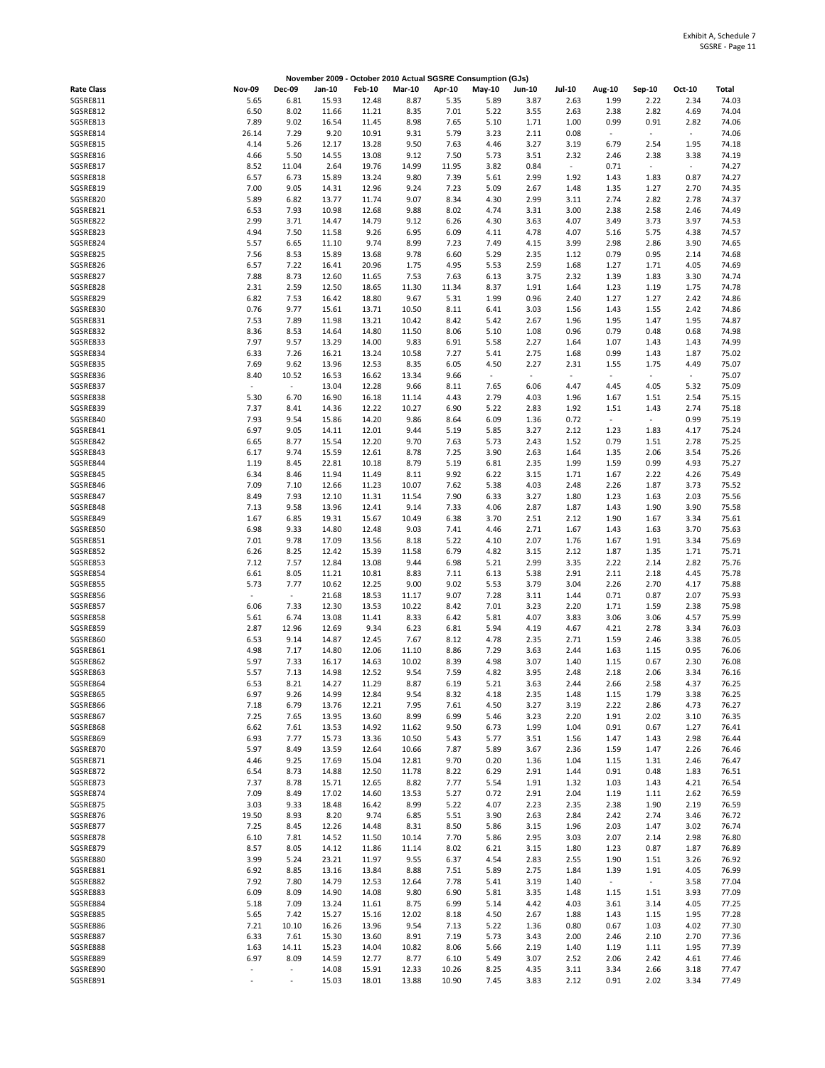Exhibit A, Schedule 7
SGSRE - Page 11

**November 2009 - October 2010 Actual SGSRE Consumption (GJs)**

| Rate Class | Nov-09 | Dec-09 | Jan-10 | Feb-10 | Mar-10 | Apr-10 | May-10 | Jun-10 | Jul-10 | Aug-10 | Sep-10 | Oct-10 | Total |
|---|---|---|---|---|---|---|---|---|---|---|---|---|---|
| SGSRE811 | 5.65 | 6.81 | 15.93 | 12.48 | 8.87 | 5.35 | 5.89 | 3.87 | 2.63 | 1.99 | 2.22 | 2.34 | 74.03 |
| SGSRE812 | 6.50 | 8.02 | 11.66 | 11.21 | 8.35 | 7.01 | 5.22 | 3.55 | 2.63 | 2.38 | 2.82 | 4.69 | 74.04 |
| SGSRE813 | 7.89 | 9.02 | 16.54 | 11.45 | 8.98 | 7.65 | 5.10 | 1.71 | 1.00 | 0.99 | 0.91 | 2.82 | 74.06 |
| SGSRE814 | 26.14 | 7.29 | 9.20 | 10.91 | 9.31 | 5.79 | 3.23 | 2.11 | 0.08 | - | - | - | 74.06 |
| SGSRE815 | 4.14 | 5.26 | 12.17 | 13.28 | 9.50 | 7.63 | 4.46 | 3.27 | 3.19 | 6.79 | 2.54 | 1.95 | 74.18 |
| SGSRE816 | 4.66 | 5.50 | 14.55 | 13.08 | 9.12 | 7.50 | 5.73 | 3.51 | 2.32 | 2.46 | 2.38 | 3.38 | 74.19 |
| SGSRE817 | 8.52 | 11.04 | 2.64 | 19.76 | 14.99 | 11.95 | 3.82 | 0.84 | - | 0.71 | - | - | 74.27 |
| SGSRE818 | 6.57 | 6.73 | 15.89 | 13.24 | 9.80 | 7.39 | 5.61 | 2.99 | 1.92 | 1.43 | 1.83 | 0.87 | 74.27 |
| SGSRE819 | 7.00 | 9.05 | 14.31 | 12.96 | 9.24 | 7.23 | 5.09 | 2.67 | 1.48 | 1.35 | 1.27 | 2.70 | 74.35 |
| SGSRE820 | 5.89 | 6.82 | 13.77 | 11.74 | 9.07 | 8.34 | 4.30 | 2.99 | 3.11 | 2.74 | 2.82 | 2.78 | 74.37 |
| SGSRE821 | 6.53 | 7.93 | 10.98 | 12.68 | 9.88 | 8.02 | 4.74 | 3.31 | 3.00 | 2.38 | 2.58 | 2.46 | 74.49 |
| SGSRE822 | 2.99 | 3.71 | 14.47 | 14.79 | 9.12 | 6.26 | 4.30 | 3.63 | 4.07 | 3.49 | 3.73 | 3.97 | 74.53 |
| SGSRE823 | 4.94 | 7.50 | 11.58 | 9.26 | 6.95 | 6.09 | 4.11 | 4.78 | 4.07 | 5.16 | 5.75 | 4.38 | 74.57 |
| SGSRE824 | 5.57 | 6.65 | 11.10 | 9.74 | 8.99 | 7.23 | 7.49 | 4.15 | 3.99 | 2.98 | 2.86 | 3.90 | 74.65 |
| SGSRE825 | 7.56 | 8.53 | 15.89 | 13.68 | 9.78 | 6.60 | 5.29 | 2.35 | 1.12 | 0.79 | 0.95 | 2.14 | 74.68 |
| SGSRE826 | 6.57 | 7.22 | 16.41 | 20.96 | 1.75 | 4.95 | 5.53 | 2.59 | 1.68 | 1.27 | 1.71 | 4.05 | 74.69 |
| SGSRE827 | 7.88 | 8.73 | 12.60 | 11.65 | 7.53 | 7.63 | 6.13 | 3.75 | 2.32 | 1.39 | 1.83 | 3.30 | 74.74 |
| SGSRE828 | 2.31 | 2.59 | 12.50 | 18.65 | 11.30 | 11.34 | 8.37 | 1.91 | 1.64 | 1.23 | 1.19 | 1.75 | 74.78 |
| SGSRE829 | 6.82 | 7.53 | 16.42 | 18.80 | 9.67 | 5.31 | 1.99 | 0.96 | 2.40 | 1.27 | 1.27 | 2.42 | 74.86 |
| SGSRE830 | 0.76 | 9.77 | 15.61 | 13.71 | 10.50 | 8.11 | 6.41 | 3.03 | 1.56 | 1.43 | 1.55 | 2.42 | 74.86 |
| SGSRE831 | 7.53 | 7.89 | 11.98 | 13.21 | 10.42 | 8.42 | 5.42 | 2.67 | 1.96 | 1.95 | 1.47 | 1.95 | 74.87 |
| SGSRE832 | 8.36 | 8.53 | 14.64 | 14.80 | 11.50 | 8.06 | 5.10 | 1.08 | 0.96 | 0.79 | 0.48 | 0.68 | 74.98 |
| SGSRE833 | 7.97 | 9.57 | 13.29 | 14.00 | 9.83 | 6.91 | 5.58 | 2.27 | 1.64 | 1.07 | 1.43 | 1.43 | 74.99 |
| SGSRE834 | 6.33 | 7.26 | 16.21 | 13.24 | 10.58 | 7.27 | 5.41 | 2.75 | 1.68 | 0.99 | 1.43 | 1.87 | 75.02 |
| SGSRE835 | 7.69 | 9.62 | 13.96 | 12.53 | 8.35 | 6.05 | 4.50 | 2.27 | 2.31 | 1.55 | 1.75 | 4.49 | 75.07 |
| SGSRE836 | 8.40 | 10.52 | 16.53 | 16.62 | 13.34 | 9.66 | - | - | - | - | - | - | 75.07 |
| SGSRE837 | - | - | 13.04 | 12.28 | 9.66 | 8.11 | 7.65 | 6.06 | 4.47 | 4.45 | 4.05 | 5.32 | 75.09 |
| SGSRE838 | 5.30 | 6.70 | 16.90 | 16.18 | 11.14 | 4.43 | 2.79 | 4.03 | 1.96 | 1.67 | 1.51 | 2.54 | 75.15 |
| SGSRE839 | 7.37 | 8.41 | 14.36 | 12.22 | 10.27 | 6.90 | 5.22 | 2.83 | 1.92 | 1.51 | 1.43 | 2.74 | 75.18 |
| SGSRE840 | 7.93 | 9.54 | 15.86 | 14.20 | 9.86 | 8.64 | 6.09 | 1.36 | 0.72 | - | - | 0.99 | 75.19 |
| SGSRE841 | 6.97 | 9.05 | 14.11 | 12.01 | 9.44 | 5.19 | 5.85 | 3.27 | 2.12 | 1.23 | 1.83 | 4.17 | 75.24 |
| SGSRE842 | 6.65 | 8.77 | 15.54 | 12.20 | 9.70 | 7.63 | 5.73 | 2.43 | 1.52 | 0.79 | 1.51 | 2.78 | 75.25 |
| SGSRE843 | 6.17 | 9.74 | 15.59 | 12.61 | 8.78 | 7.25 | 3.90 | 2.63 | 1.64 | 1.35 | 2.06 | 3.54 | 75.26 |
| SGSRE844 | 1.19 | 8.45 | 22.81 | 10.18 | 8.79 | 5.19 | 6.81 | 2.35 | 1.99 | 1.59 | 0.99 | 4.93 | 75.27 |
| SGSRE845 | 6.34 | 8.46 | 11.94 | 11.49 | 8.11 | 9.92 | 6.22 | 3.15 | 1.71 | 1.67 | 2.22 | 4.26 | 75.49 |
| SGSRE846 | 7.09 | 7.10 | 12.66 | 11.23 | 10.07 | 7.62 | 5.38 | 4.03 | 2.48 | 2.26 | 1.87 | 3.73 | 75.52 |
| SGSRE847 | 8.49 | 7.93 | 12.10 | 11.31 | 11.54 | 7.90 | 6.33 | 3.27 | 1.80 | 1.23 | 1.63 | 2.03 | 75.56 |
| SGSRE848 | 7.13 | 9.58 | 13.96 | 12.41 | 9.14 | 7.33 | 4.06 | 2.87 | 1.87 | 1.43 | 1.90 | 3.90 | 75.58 |
| SGSRE849 | 1.67 | 6.85 | 19.31 | 15.67 | 10.49 | 6.38 | 3.70 | 2.51 | 2.12 | 1.90 | 1.67 | 3.34 | 75.61 |
| SGSRE850 | 6.98 | 9.33 | 14.80 | 12.48 | 9.03 | 7.41 | 4.46 | 2.71 | 1.67 | 1.43 | 1.63 | 3.70 | 75.63 |
| SGSRE851 | 7.01 | 9.78 | 17.09 | 13.56 | 8.18 | 5.22 | 4.10 | 2.07 | 1.76 | 1.67 | 1.91 | 3.34 | 75.69 |
| SGSRE852 | 6.26 | 8.25 | 12.42 | 15.39 | 11.58 | 6.79 | 4.82 | 3.15 | 2.12 | 1.87 | 1.35 | 1.71 | 75.71 |
| SGSRE853 | 7.12 | 7.57 | 12.84 | 13.08 | 9.44 | 6.98 | 5.21 | 2.99 | 3.35 | 2.22 | 2.14 | 2.82 | 75.76 |
| SGSRE854 | 6.61 | 8.05 | 11.21 | 10.81 | 8.83 | 7.11 | 6.13 | 5.38 | 2.91 | 2.11 | 2.18 | 4.45 | 75.78 |
| SGSRE855 | 5.73 | 7.77 | 10.62 | 12.25 | 9.00 | 9.02 | 5.53 | 3.79 | 3.04 | 2.26 | 2.70 | 4.17 | 75.88 |
| SGSRE856 | - | - | 21.68 | 18.53 | 11.17 | 9.07 | 7.28 | 3.11 | 1.44 | 0.71 | 0.87 | 2.07 | 75.93 |
| SGSRE857 | 6.06 | 7.33 | 12.30 | 13.53 | 10.22 | 8.42 | 7.01 | 3.23 | 2.20 | 1.71 | 1.59 | 2.38 | 75.98 |
| SGSRE858 | 5.61 | 6.74 | 13.08 | 11.41 | 8.33 | 6.42 | 5.81 | 4.07 | 3.83 | 3.06 | 3.06 | 4.57 | 75.99 |
| SGSRE859 | 2.87 | 12.96 | 12.69 | 9.34 | 6.23 | 6.81 | 5.94 | 4.19 | 4.67 | 4.21 | 2.78 | 3.34 | 76.03 |
| SGSRE860 | 6.53 | 9.14 | 14.87 | 12.45 | 7.67 | 8.12 | 4.78 | 2.35 | 2.71 | 1.59 | 2.46 | 3.38 | 76.05 |
| SGSRE861 | 4.98 | 7.17 | 14.80 | 12.06 | 11.10 | 8.86 | 7.29 | 3.63 | 2.44 | 1.63 | 1.15 | 0.95 | 76.06 |
| SGSRE862 | 5.97 | 7.33 | 16.17 | 14.63 | 10.02 | 8.39 | 4.98 | 3.07 | 1.40 | 1.15 | 0.67 | 2.30 | 76.08 |
| SGSRE863 | 5.57 | 7.13 | 14.98 | 12.52 | 9.54 | 7.59 | 4.82 | 3.95 | 2.48 | 2.18 | 2.06 | 3.34 | 76.16 |
| SGSRE864 | 6.53 | 8.21 | 14.27 | 11.29 | 8.87 | 6.19 | 5.21 | 3.63 | 2.44 | 2.66 | 2.58 | 4.37 | 76.25 |
| SGSRE865 | 6.97 | 9.26 | 14.99 | 12.84 | 9.54 | 8.32 | 4.18 | 2.35 | 1.48 | 1.15 | 1.79 | 3.38 | 76.25 |
| SGSRE866 | 7.18 | 6.79 | 13.76 | 12.21 | 7.95 | 7.61 | 4.50 | 3.27 | 3.19 | 2.22 | 2.86 | 4.73 | 76.27 |
| SGSRE867 | 7.25 | 7.65 | 13.95 | 13.60 | 8.99 | 6.99 | 5.46 | 3.23 | 2.20 | 1.91 | 2.02 | 3.10 | 76.35 |
| SGSRE868 | 6.62 | 7.61 | 13.53 | 14.92 | 11.62 | 9.50 | 6.73 | 1.99 | 1.04 | 0.91 | 0.67 | 1.27 | 76.41 |
| SGSRE869 | 6.93 | 7.77 | 15.73 | 13.36 | 10.50 | 5.43 | 5.77 | 3.51 | 1.56 | 1.47 | 1.43 | 2.98 | 76.44 |
| SGSRE870 | 5.97 | 8.49 | 13.59 | 12.64 | 10.66 | 7.87 | 5.89 | 3.67 | 2.36 | 1.59 | 1.47 | 2.26 | 76.46 |
| SGSRE871 | 4.46 | 9.25 | 17.69 | 15.04 | 12.81 | 9.70 | 0.20 | 1.36 | 1.04 | 1.15 | 1.31 | 2.46 | 76.47 |
| SGSRE872 | 6.54 | 8.73 | 14.88 | 12.50 | 11.78 | 8.22 | 6.29 | 2.91 | 1.44 | 0.91 | 0.48 | 1.83 | 76.51 |
| SGSRE873 | 7.37 | 8.78 | 15.71 | 12.65 | 8.82 | 7.77 | 5.54 | 1.91 | 1.32 | 1.03 | 1.43 | 4.21 | 76.54 |
| SGSRE874 | 7.09 | 8.49 | 17.02 | 14.60 | 13.53 | 5.27 | 0.72 | 2.91 | 2.04 | 1.19 | 1.11 | 2.62 | 76.59 |
| SGSRE875 | 3.03 | 9.33 | 18.48 | 16.42 | 8.99 | 5.22 | 4.07 | 2.23 | 2.35 | 2.38 | 1.90 | 2.19 | 76.59 |
| SGSRE876 | 19.50 | 8.93 | 8.20 | 9.74 | 6.85 | 5.51 | 3.90 | 2.63 | 2.84 | 2.42 | 2.74 | 3.46 | 76.72 |
| SGSRE877 | 7.25 | 8.45 | 12.26 | 14.48 | 8.31 | 8.50 | 5.86 | 3.15 | 1.96 | 2.03 | 1.47 | 3.02 | 76.74 |
| SGSRE878 | 6.10 | 7.81 | 14.52 | 11.50 | 10.14 | 7.70 | 5.86 | 2.95 | 3.03 | 2.07 | 2.14 | 2.98 | 76.80 |
| SGSRE879 | 8.57 | 8.05 | 14.12 | 11.86 | 11.14 | 8.02 | 6.21 | 3.15 | 1.80 | 1.23 | 0.87 | 1.87 | 76.89 |
| SGSRE880 | 3.99 | 5.24 | 23.21 | 11.97 | 9.55 | 6.37 | 4.54 | 2.83 | 2.55 | 1.90 | 1.51 | 3.26 | 76.92 |
| SGSRE881 | 6.92 | 8.85 | 13.16 | 13.84 | 8.88 | 7.51 | 5.89 | 2.75 | 1.84 | 1.39 | 1.91 | 4.05 | 76.99 |
| SGSRE882 | 7.92 | 7.80 | 14.79 | 12.53 | 12.64 | 7.78 | 5.41 | 3.19 | 1.40 | - | - | 3.58 | 77.04 |
| SGSRE883 | 6.09 | 8.09 | 14.90 | 14.08 | 9.80 | 6.90 | 5.81 | 3.35 | 1.48 | 1.15 | 1.51 | 3.93 | 77.09 |
| SGSRE884 | 5.18 | 7.09 | 13.24 | 11.61 | 8.75 | 6.99 | 5.14 | 4.42 | 4.03 | 3.61 | 3.14 | 4.05 | 77.25 |
| SGSRE885 | 5.65 | 7.42 | 15.27 | 15.16 | 12.02 | 8.18 | 4.50 | 2.67 | 1.88 | 1.43 | 1.15 | 1.95 | 77.28 |
| SGSRE886 | 7.21 | 10.10 | 16.26 | 13.96 | 9.54 | 7.13 | 5.22 | 1.36 | 0.80 | 0.67 | 1.03 | 4.02 | 77.30 |
| SGSRE887 | 6.33 | 7.61 | 15.30 | 13.60 | 8.91 | 7.19 | 5.73 | 3.43 | 2.00 | 2.46 | 2.10 | 2.70 | 77.36 |
| SGSRE888 | 1.63 | 14.11 | 15.23 | 14.04 | 10.82 | 8.06 | 5.66 | 2.19 | 1.40 | 1.19 | 1.11 | 1.95 | 77.39 |
| SGSRE889 | 6.97 | 8.09 | 14.59 | 12.77 | 8.77 | 6.10 | 5.49 | 3.07 | 2.52 | 2.06 | 2.42 | 4.61 | 77.46 |
| SGSRE890 | - | - | 14.08 | 15.91 | 12.33 | 10.26 | 8.25 | 4.35 | 3.11 | 3.34 | 2.66 | 3.18 | 77.47 |
| SGSRE891 | - | - | 15.03 | 18.01 | 13.88 | 10.90 | 7.45 | 3.83 | 2.12 | 0.91 | 2.02 | 3.34 | 77.49 |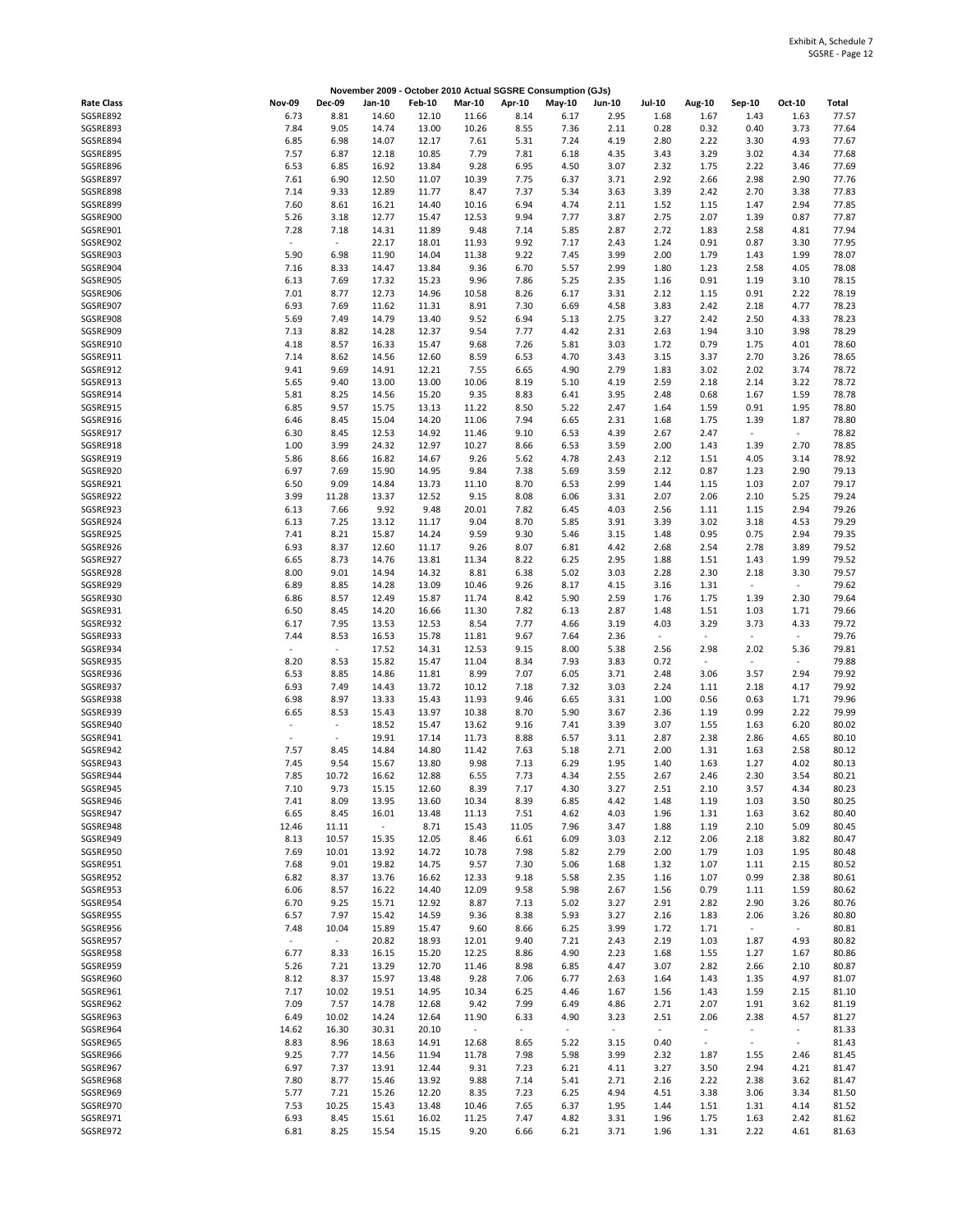Exhibit A, Schedule 7
SGSRE - Page 12

**November 2009 - October 2010 Actual SGSRE Consumption (GJs)**

| Rate Class | Nov-09 | Dec-09 | Jan-10 | Feb-10 | Mar-10 | Apr-10 | May-10 | Jun-10 | Jul-10 | Aug-10 | Sep-10 | Oct-10 | Total |
|---|---|---|---|---|---|---|---|---|---|---|---|---|---|
| SGSRE892 | 6.73 | 8.81 | 14.60 | 12.10 | 11.66 | 8.14 | 6.17 | 2.95 | 1.68 | 1.67 | 1.43 | 1.63 | 77.57 |
| SGSRE893 | 7.84 | 9.05 | 14.74 | 13.00 | 10.26 | 8.55 | 7.36 | 2.11 | 0.28 | 0.32 | 0.40 | 3.73 | 77.64 |
| SGSRE894 | 6.85 | 6.98 | 14.07 | 12.17 | 7.61 | 5.31 | 7.24 | 4.19 | 2.80 | 2.22 | 3.30 | 4.93 | 77.67 |
| SGSRE895 | 7.57 | 6.87 | 12.18 | 10.85 | 7.79 | 7.81 | 6.18 | 4.35 | 3.43 | 3.29 | 3.02 | 4.34 | 77.68 |
| SGSRE896 | 6.53 | 6.85 | 16.92 | 13.84 | 9.28 | 6.95 | 4.50 | 3.07 | 2.32 | 1.75 | 2.22 | 3.46 | 77.69 |
| SGSRE897 | 7.61 | 6.90 | 12.50 | 11.07 | 10.39 | 7.75 | 6.37 | 3.71 | 2.92 | 2.66 | 2.98 | 2.90 | 77.76 |
| SGSRE898 | 7.14 | 9.33 | 12.89 | 11.77 | 8.47 | 7.37 | 5.34 | 3.63 | 3.39 | 2.42 | 2.70 | 3.38 | 77.83 |
| SGSRE899 | 7.60 | 8.61 | 16.21 | 14.40 | 10.16 | 6.94 | 4.74 | 2.11 | 1.52 | 1.15 | 1.47 | 2.94 | 77.85 |
| SGSRE900 | 5.26 | 3.18 | 12.77 | 15.47 | 12.53 | 9.94 | 7.77 | 3.87 | 2.75 | 2.07 | 1.39 | 0.87 | 77.87 |
| SGSRE901 | 7.28 | 7.18 | 14.31 | 11.89 | 9.48 | 7.14 | 5.85 | 2.87 | 2.72 | 1.83 | 2.58 | 4.81 | 77.94 |
| SGSRE902 | - | - | 22.17 | 18.01 | 11.93 | 9.92 | 7.17 | 2.43 | 1.24 | 0.91 | 0.87 | 3.30 | 77.95 |
| SGSRE903 | 5.90 | 6.98 | 11.90 | 14.04 | 11.38 | 9.22 | 7.45 | 3.99 | 2.00 | 1.79 | 1.43 | 1.99 | 78.07 |
| SGSRE904 | 7.16 | 8.33 | 14.47 | 13.84 | 9.36 | 6.70 | 5.57 | 2.99 | 1.80 | 1.23 | 2.58 | 4.05 | 78.08 |
| SGSRE905 | 6.13 | 7.69 | 17.32 | 15.23 | 9.96 | 7.86 | 5.25 | 2.35 | 1.16 | 0.91 | 1.19 | 3.10 | 78.15 |
| SGSRE906 | 7.01 | 8.77 | 12.73 | 14.96 | 10.58 | 8.26 | 6.17 | 3.31 | 2.12 | 1.15 | 0.91 | 2.22 | 78.19 |
| SGSRE907 | 6.93 | 7.69 | 11.62 | 11.31 | 8.91 | 7.30 | 6.69 | 4.58 | 3.83 | 2.42 | 2.18 | 4.77 | 78.23 |
| SGSRE908 | 5.69 | 7.49 | 14.79 | 13.40 | 9.52 | 6.94 | 5.13 | 2.75 | 3.27 | 2.42 | 2.50 | 4.33 | 78.23 |
| SGSRE909 | 7.13 | 8.82 | 14.28 | 12.37 | 9.54 | 7.77 | 4.42 | 2.31 | 2.63 | 1.94 | 3.10 | 3.98 | 78.29 |
| SGSRE910 | 4.18 | 8.57 | 16.33 | 15.47 | 9.68 | 7.26 | 5.81 | 3.03 | 1.72 | 0.79 | 1.75 | 4.01 | 78.60 |
| SGSRE911 | 7.14 | 8.62 | 14.56 | 12.60 | 8.59 | 6.53 | 4.70 | 3.43 | 3.15 | 3.37 | 2.70 | 3.26 | 78.65 |
| SGSRE912 | 9.41 | 9.69 | 14.91 | 12.21 | 7.55 | 6.65 | 4.90 | 2.79 | 1.83 | 3.02 | 2.02 | 3.74 | 78.72 |
| SGSRE913 | 5.65 | 9.40 | 13.00 | 13.00 | 10.06 | 8.19 | 5.10 | 4.19 | 2.59 | 2.18 | 2.14 | 3.22 | 78.72 |
| SGSRE914 | 5.81 | 8.25 | 14.56 | 15.20 | 9.35 | 8.83 | 6.41 | 3.95 | 2.48 | 0.68 | 1.67 | 1.59 | 78.78 |
| SGSRE915 | 6.85 | 9.57 | 15.75 | 13.13 | 11.22 | 8.50 | 5.22 | 2.47 | 1.64 | 1.59 | 0.91 | 1.95 | 78.80 |
| SGSRE916 | 6.46 | 8.45 | 15.04 | 14.20 | 11.06 | 7.94 | 6.65 | 2.31 | 1.68 | 1.75 | 1.39 | 1.87 | 78.80 |
| SGSRE917 | 6.30 | 8.45 | 12.53 | 14.92 | 11.46 | 9.10 | 6.53 | 4.39 | 2.67 | 2.47 | - | - | 78.82 |
| SGSRE918 | 1.00 | 3.99 | 24.32 | 12.97 | 10.27 | 8.66 | 6.53 | 3.59 | 2.00 | 1.43 | 1.39 | 2.70 | 78.85 |
| SGSRE919 | 5.86 | 8.66 | 16.82 | 14.67 | 9.26 | 5.62 | 4.78 | 2.43 | 2.12 | 1.51 | 4.05 | 3.14 | 78.92 |
| SGSRE920 | 6.97 | 7.69 | 15.90 | 14.95 | 9.84 | 7.38 | 5.69 | 3.59 | 2.12 | 0.87 | 1.23 | 2.90 | 79.13 |
| SGSRE921 | 6.50 | 9.09 | 14.84 | 13.73 | 11.10 | 8.70 | 6.53 | 2.99 | 1.44 | 1.15 | 1.03 | 2.07 | 79.17 |
| SGSRE922 | 3.99 | 11.28 | 13.37 | 12.52 | 9.15 | 8.08 | 6.06 | 3.31 | 2.07 | 2.06 | 2.10 | 5.25 | 79.24 |
| SGSRE923 | 6.13 | 7.66 | 9.92 | 9.48 | 20.01 | 7.82 | 6.45 | 4.03 | 2.56 | 1.11 | 1.15 | 2.94 | 79.26 |
| SGSRE924 | 6.13 | 7.25 | 13.12 | 11.17 | 9.04 | 8.70 | 5.85 | 3.91 | 3.39 | 3.02 | 3.18 | 4.53 | 79.29 |
| SGSRE925 | 7.41 | 8.21 | 15.87 | 14.24 | 9.59 | 9.30 | 5.46 | 3.15 | 1.48 | 0.95 | 0.75 | 2.94 | 79.35 |
| SGSRE926 | 6.93 | 8.37 | 12.60 | 11.17 | 9.26 | 8.07 | 6.81 | 4.42 | 2.68 | 2.54 | 2.78 | 3.89 | 79.52 |
| SGSRE927 | 6.65 | 8.73 | 14.76 | 13.81 | 11.34 | 8.22 | 6.25 | 2.95 | 1.88 | 1.51 | 1.43 | 1.99 | 79.52 |
| SGSRE928 | 8.00 | 9.01 | 14.94 | 14.32 | 8.81 | 6.38 | 5.02 | 3.03 | 2.28 | 2.30 | 2.18 | 3.30 | 79.57 |
| SGSRE929 | 6.89 | 8.85 | 14.28 | 13.09 | 10.46 | 9.26 | 8.17 | 4.15 | 3.16 | 1.31 | - | - | 79.62 |
| SGSRE930 | 6.86 | 8.57 | 12.49 | 15.87 | 11.74 | 8.42 | 5.90 | 2.59 | 1.76 | 1.75 | 1.39 | 2.30 | 79.64 |
| SGSRE931 | 6.50 | 8.45 | 14.20 | 16.66 | 11.30 | 7.82 | 6.13 | 2.87 | 1.48 | 1.51 | 1.03 | 1.71 | 79.66 |
| SGSRE932 | 6.17 | 7.95 | 13.53 | 12.53 | 8.54 | 7.77 | 4.66 | 3.19 | 4.03 | 3.29 | 3.73 | 4.33 | 79.72 |
| SGSRE933 | 7.44 | 8.53 | 16.53 | 15.78 | 11.81 | 9.67 | 7.64 | 2.36 | - | - | - | - | 79.76 |
| SGSRE934 | - | - | 17.52 | 14.31 | 12.53 | 9.15 | 8.00 | 5.38 | 2.56 | 2.98 | 2.02 | 5.36 | 79.81 |
| SGSRE935 | 8.20 | 8.53 | 15.82 | 15.47 | 11.04 | 8.34 | 7.93 | 3.83 | 0.72 | - | - | - | 79.88 |
| SGSRE936 | 6.53 | 8.85 | 14.86 | 11.81 | 8.99 | 7.07 | 6.05 | 3.71 | 2.48 | 3.06 | 3.57 | 2.94 | 79.92 |
| SGSRE937 | 6.93 | 7.49 | 14.43 | 13.72 | 10.12 | 7.18 | 7.32 | 3.03 | 2.24 | 1.11 | 2.18 | 4.17 | 79.92 |
| SGSRE938 | 6.98 | 8.97 | 13.33 | 15.43 | 11.93 | 9.46 | 6.65 | 3.31 | 1.00 | 0.56 | 0.63 | 1.71 | 79.96 |
| SGSRE939 | 6.65 | 8.53 | 15.43 | 13.97 | 10.38 | 8.70 | 5.90 | 3.67 | 2.36 | 1.19 | 0.99 | 2.22 | 79.99 |
| SGSRE940 | - | - | 18.52 | 15.47 | 13.62 | 9.16 | 7.41 | 3.39 | 3.07 | 1.55 | 1.63 | 6.20 | 80.02 |
| SGSRE941 | - | - | 19.91 | 17.14 | 11.73 | 8.88 | 6.57 | 3.11 | 2.87 | 2.38 | 2.86 | 4.65 | 80.10 |
| SGSRE942 | 7.57 | 8.45 | 14.84 | 14.80 | 11.42 | 7.63 | 5.18 | 2.71 | 2.00 | 1.31 | 1.63 | 2.58 | 80.12 |
| SGSRE943 | 7.45 | 9.54 | 15.67 | 13.80 | 9.98 | 7.13 | 6.29 | 1.95 | 1.40 | 1.63 | 1.27 | 4.02 | 80.13 |
| SGSRE944 | 7.85 | 10.72 | 16.62 | 12.88 | 6.55 | 7.73 | 4.34 | 2.55 | 2.67 | 2.46 | 2.30 | 3.54 | 80.21 |
| SGSRE945 | 7.10 | 9.73 | 15.15 | 12.60 | 8.39 | 7.17 | 4.30 | 3.27 | 2.51 | 2.10 | 3.57 | 4.34 | 80.23 |
| SGSRE946 | 7.41 | 8.09 | 13.95 | 13.60 | 10.34 | 8.39 | 6.85 | 4.42 | 1.48 | 1.19 | 1.03 | 3.50 | 80.25 |
| SGSRE947 | 6.65 | 8.45 | 16.01 | 13.48 | 11.13 | 7.51 | 4.62 | 4.03 | 1.96 | 1.31 | 1.63 | 3.62 | 80.40 |
| SGSRE948 | 12.46 | 11.11 | - | 8.71 | 15.43 | 11.05 | 7.96 | 3.47 | 1.88 | 1.19 | 2.10 | 5.09 | 80.45 |
| SGSRE949 | 8.13 | 10.57 | 15.35 | 12.05 | 8.46 | 6.61 | 6.09 | 3.03 | 2.12 | 2.06 | 2.18 | 3.82 | 80.47 |
| SGSRE950 | 7.69 | 10.01 | 13.92 | 14.72 | 10.78 | 7.98 | 5.82 | 2.79 | 2.00 | 1.79 | 1.03 | 1.95 | 80.48 |
| SGSRE951 | 7.68 | 9.01 | 19.82 | 14.75 | 9.57 | 7.30 | 5.06 | 1.68 | 1.32 | 1.07 | 1.11 | 2.15 | 80.52 |
| SGSRE952 | 6.82 | 8.37 | 13.76 | 16.62 | 12.33 | 9.18 | 5.58 | 2.35 | 1.16 | 1.07 | 0.99 | 2.38 | 80.61 |
| SGSRE953 | 6.06 | 8.57 | 16.22 | 14.40 | 12.09 | 9.58 | 5.98 | 2.67 | 1.56 | 0.79 | 1.11 | 1.59 | 80.62 |
| SGSRE954 | 6.70 | 9.25 | 15.71 | 12.92 | 8.87 | 7.13 | 5.02 | 3.27 | 2.91 | 2.82 | 2.90 | 3.26 | 80.76 |
| SGSRE955 | 6.57 | 7.97 | 15.42 | 14.59 | 9.36 | 8.38 | 5.93 | 3.27 | 2.16 | 1.83 | 2.06 | 3.26 | 80.80 |
| SGSRE956 | 7.48 | 10.04 | 15.89 | 15.47 | 9.60 | 8.66 | 6.25 | 3.99 | 1.72 | 1.71 | - | - | 80.81 |
| SGSRE957 | - | - | 20.82 | 18.93 | 12.01 | 9.40 | 7.21 | 2.43 | 2.19 | 1.03 | 1.87 | 4.93 | 80.82 |
| SGSRE958 | 6.77 | 8.33 | 16.15 | 15.20 | 12.25 | 8.86 | 4.90 | 2.23 | 1.68 | 1.55 | 1.27 | 1.67 | 80.86 |
| SGSRE959 | 5.26 | 7.21 | 13.29 | 12.70 | 11.46 | 8.98 | 6.85 | 4.47 | 3.07 | 2.82 | 2.66 | 2.10 | 80.87 |
| SGSRE960 | 8.12 | 8.37 | 15.97 | 13.48 | 9.28 | 7.06 | 6.77 | 2.63 | 1.64 | 1.43 | 1.35 | 4.97 | 81.07 |
| SGSRE961 | 7.17 | 10.02 | 19.51 | 14.95 | 10.34 | 6.25 | 4.46 | 1.67 | 1.56 | 1.43 | 1.59 | 2.15 | 81.10 |
| SGSRE962 | 7.09 | 7.57 | 14.78 | 12.68 | 9.42 | 7.99 | 6.49 | 4.86 | 2.71 | 2.07 | 1.91 | 3.62 | 81.19 |
| SGSRE963 | 6.49 | 10.02 | 14.24 | 12.64 | 11.90 | 6.33 | 4.90 | 3.23 | 2.51 | 2.06 | 2.38 | 4.57 | 81.27 |
| SGSRE964 | 14.62 | 16.30 | 30.31 | 20.10 | - | - | - | - | - | - | - | - | 81.33 |
| SGSRE965 | 8.83 | 8.96 | 18.63 | 14.91 | 12.68 | 8.65 | 5.22 | 3.15 | 0.40 | - | - | - | 81.43 |
| SGSRE966 | 9.25 | 7.77 | 14.56 | 11.94 | 11.78 | 7.98 | 5.98 | 3.99 | 2.32 | 1.87 | 1.55 | 2.46 | 81.45 |
| SGSRE967 | 6.97 | 7.37 | 13.91 | 12.44 | 9.31 | 7.23 | 6.21 | 4.11 | 3.27 | 3.50 | 2.94 | 4.21 | 81.47 |
| SGSRE968 | 7.80 | 8.77 | 15.46 | 13.92 | 9.88 | 7.14 | 5.41 | 2.71 | 2.16 | 2.22 | 2.38 | 3.62 | 81.47 |
| SGSRE969 | 5.77 | 7.21 | 15.26 | 12.20 | 8.35 | 7.23 | 6.25 | 4.94 | 4.51 | 3.38 | 3.06 | 3.34 | 81.50 |
| SGSRE970 | 7.53 | 10.25 | 15.43 | 13.48 | 10.46 | 7.65 | 6.37 | 1.95 | 1.44 | 1.51 | 1.31 | 4.14 | 81.52 |
| SGSRE971 | 6.93 | 8.45 | 15.61 | 16.02 | 11.25 | 7.47 | 4.82 | 3.31 | 1.96 | 1.75 | 1.63 | 2.42 | 81.62 |
| SGSRE972 | 6.81 | 8.25 | 15.54 | 15.15 | 9.20 | 6.66 | 6.21 | 3.71 | 1.96 | 1.31 | 2.22 | 4.61 | 81.63 |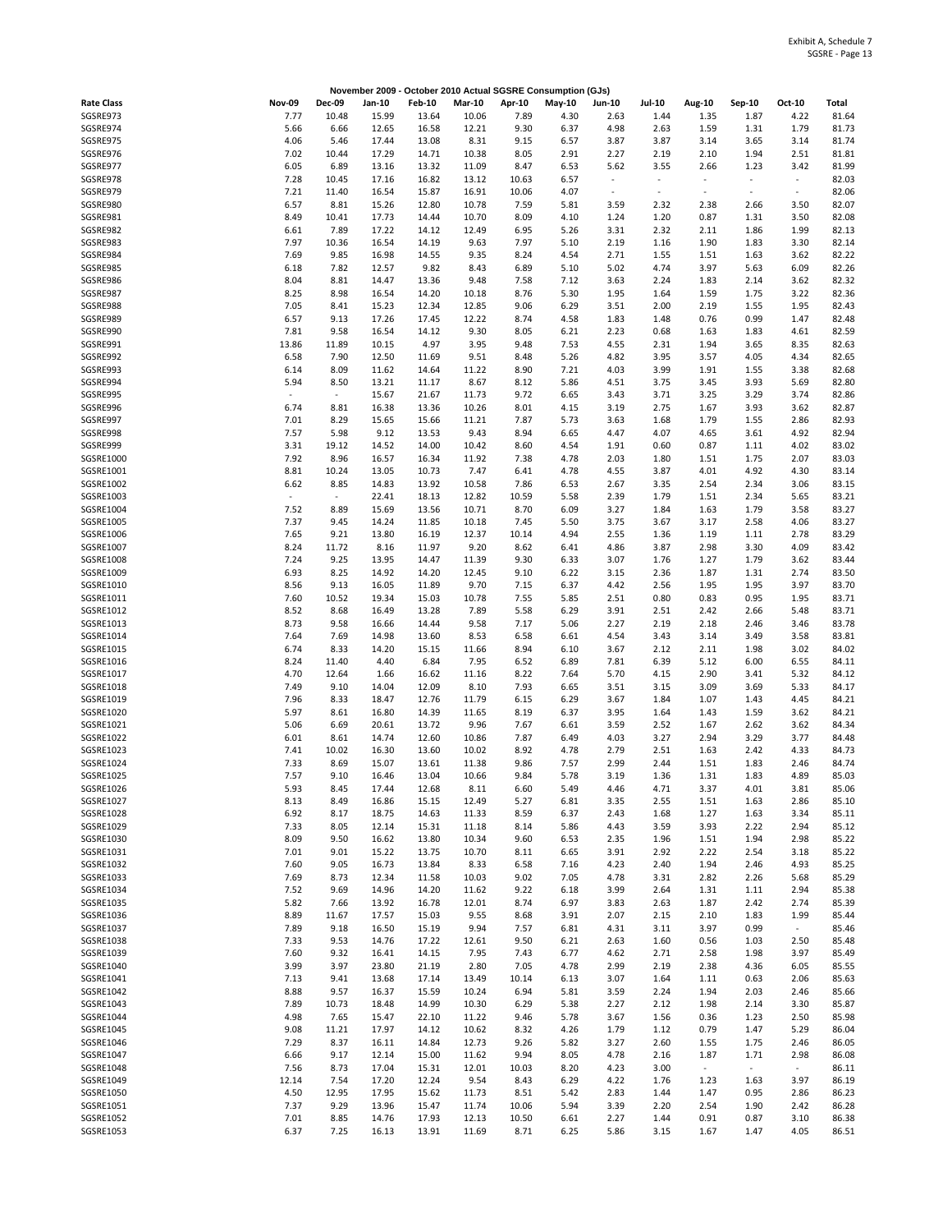Exhibit A, Schedule 7
SGSRE - Page 13

**November 2009 - October 2010 Actual SGSRE Consumption (GJs)**

| Rate Class | Nov-09 | Dec-09 | Jan-10 | Feb-10 | Mar-10 | Apr-10 | May-10 | Jun-10 | Jul-10 | Aug-10 | Sep-10 | Oct-10 | Total |
|---|---|---|---|---|---|---|---|---|---|---|---|---|---|
| SGSRE973 | 7.77 | 10.48 | 15.99 | 13.64 | 10.06 | 7.89 | 4.30 | 2.63 | 1.44 | 1.35 | 1.87 | 4.22 | 81.64 |
| SGSRE974 | 5.66 | 6.66 | 12.65 | 16.58 | 12.21 | 9.30 | 6.37 | 4.98 | 2.63 | 1.59 | 1.31 | 1.79 | 81.73 |
| SGSRE975 | 4.06 | 5.46 | 17.44 | 13.08 | 8.31 | 9.15 | 6.57 | 3.87 | 3.87 | 3.14 | 3.65 | 3.14 | 81.74 |
| SGSRE976 | 7.02 | 10.44 | 17.29 | 14.71 | 10.38 | 8.05 | 2.91 | 2.27 | 2.19 | 2.10 | 1.94 | 2.51 | 81.81 |
| SGSRE977 | 6.05 | 6.89 | 13.16 | 13.32 | 11.09 | 8.47 | 6.53 | 5.62 | 3.55 | 2.66 | 1.23 | 3.42 | 81.99 |
| SGSRE978 | 7.28 | 10.45 | 17.16 | 16.82 | 13.12 | 10.63 | 6.57 | - | - | - | - | - | 82.03 |
| SGSRE979 | 7.21 | 11.40 | 16.54 | 15.87 | 16.91 | 10.06 | 4.07 | - | - | - | - | - | 82.06 |
| SGSRE980 | 6.57 | 8.81 | 15.26 | 12.80 | 10.78 | 7.59 | 5.81 | 3.59 | 2.32 | 2.38 | 2.66 | 3.50 | 82.07 |
| SGSRE981 | 8.49 | 10.41 | 17.73 | 14.44 | 10.70 | 8.09 | 4.10 | 1.24 | 1.20 | 0.87 | 1.31 | 3.50 | 82.08 |
| SGSRE982 | 6.61 | 7.89 | 17.22 | 14.12 | 12.49 | 6.95 | 5.26 | 3.31 | 2.32 | 2.11 | 1.86 | 1.99 | 82.13 |
| SGSRE983 | 7.97 | 10.36 | 16.54 | 14.19 | 9.63 | 7.97 | 5.10 | 2.19 | 1.16 | 1.90 | 1.83 | 3.30 | 82.14 |
| SGSRE984 | 7.69 | 9.85 | 16.98 | 14.55 | 9.35 | 8.24 | 4.54 | 2.71 | 1.55 | 1.51 | 1.63 | 3.62 | 82.22 |
| SGSRE985 | 6.18 | 7.82 | 12.57 | 9.82 | 8.43 | 6.89 | 5.10 | 5.02 | 4.74 | 3.97 | 5.63 | 6.09 | 82.26 |
| SGSRE986 | 8.04 | 8.81 | 14.47 | 13.36 | 9.48 | 7.58 | 7.12 | 3.63 | 2.24 | 1.83 | 2.14 | 3.62 | 82.32 |
| SGSRE987 | 8.25 | 8.98 | 16.54 | 14.20 | 10.18 | 8.76 | 5.30 | 1.95 | 1.64 | 1.59 | 1.75 | 3.22 | 82.36 |
| SGSRE988 | 7.05 | 8.41 | 15.23 | 12.34 | 12.85 | 9.06 | 6.29 | 3.51 | 2.00 | 2.19 | 1.55 | 1.95 | 82.43 |
| SGSRE989 | 6.57 | 9.13 | 17.26 | 17.45 | 12.22 | 8.74 | 4.58 | 1.83 | 1.48 | 0.76 | 0.99 | 1.47 | 82.48 |
| SGSRE990 | 7.81 | 9.58 | 16.54 | 14.12 | 9.30 | 8.05 | 6.21 | 2.23 | 0.68 | 1.63 | 1.83 | 4.61 | 82.59 |
| SGSRE991 | 13.86 | 11.89 | 10.15 | 4.97 | 3.95 | 9.48 | 7.53 | 4.55 | 2.31 | 1.94 | 3.65 | 8.35 | 82.63 |
| SGSRE992 | 6.58 | 7.90 | 12.50 | 11.69 | 9.51 | 8.48 | 5.26 | 4.82 | 3.95 | 3.57 | 4.05 | 4.34 | 82.65 |
| SGSRE993 | 6.14 | 8.09 | 11.62 | 14.64 | 11.22 | 8.90 | 7.21 | 4.03 | 3.99 | 1.91 | 1.55 | 3.38 | 82.68 |
| SGSRE994 | 5.94 | 8.50 | 13.21 | 11.17 | 8.67 | 8.12 | 5.86 | 4.51 | 3.75 | 3.45 | 3.93 | 5.69 | 82.80 |
| SGSRE995 | - | - | 15.67 | 21.67 | 11.73 | 9.72 | 6.65 | 3.43 | 3.71 | 3.25 | 3.29 | 3.74 | 82.86 |
| SGSRE996 | 6.74 | 8.81 | 16.38 | 13.36 | 10.26 | 8.01 | 4.15 | 3.19 | 2.75 | 1.67 | 3.93 | 3.62 | 82.87 |
| SGSRE997 | 7.01 | 8.29 | 15.65 | 15.66 | 11.21 | 7.87 | 5.73 | 3.63 | 1.68 | 1.79 | 1.55 | 2.86 | 82.93 |
| SGSRE998 | 7.57 | 5.98 | 9.12 | 13.53 | 9.43 | 8.94 | 6.65 | 4.47 | 4.07 | 4.65 | 3.61 | 4.92 | 82.94 |
| SGSRE999 | 3.31 | 19.12 | 14.52 | 14.00 | 10.42 | 8.60 | 4.54 | 1.91 | 0.60 | 0.87 | 1.11 | 4.02 | 83.02 |
| SGSRE1000 | 7.92 | 8.96 | 16.57 | 16.34 | 11.92 | 7.38 | 4.78 | 2.03 | 1.80 | 1.51 | 1.75 | 2.07 | 83.03 |
| SGSRE1001 | 8.81 | 10.24 | 13.05 | 10.73 | 7.47 | 6.41 | 4.78 | 4.55 | 3.87 | 4.01 | 4.92 | 4.30 | 83.14 |
| SGSRE1002 | 6.62 | 8.85 | 14.83 | 13.92 | 10.58 | 7.86 | 6.53 | 2.67 | 3.35 | 2.54 | 2.34 | 3.06 | 83.15 |
| SGSRE1003 | - | - | 22.41 | 18.13 | 12.82 | 10.59 | 5.58 | 2.39 | 1.79 | 1.51 | 2.34 | 5.65 | 83.21 |
| SGSRE1004 | 7.52 | 8.89 | 15.69 | 13.56 | 10.71 | 8.70 | 6.09 | 3.27 | 1.84 | 1.63 | 1.79 | 3.58 | 83.27 |
| SGSRE1005 | 7.37 | 9.45 | 14.24 | 11.85 | 10.18 | 7.45 | 5.50 | 3.75 | 3.67 | 3.17 | 2.58 | 4.06 | 83.27 |
| SGSRE1006 | 7.65 | 9.21 | 13.80 | 16.19 | 12.37 | 10.14 | 4.94 | 2.55 | 1.36 | 1.19 | 1.11 | 2.78 | 83.29 |
| SGSRE1007 | 8.24 | 11.72 | 8.16 | 11.97 | 9.20 | 8.62 | 6.41 | 4.86 | 3.87 | 2.98 | 3.30 | 4.09 | 83.42 |
| SGSRE1008 | 7.24 | 9.25 | 13.95 | 14.47 | 11.39 | 9.30 | 6.33 | 3.07 | 1.76 | 1.27 | 1.79 | 3.62 | 83.44 |
| SGSRE1009 | 6.93 | 8.25 | 14.92 | 14.20 | 12.45 | 9.10 | 6.22 | 3.15 | 2.36 | 1.87 | 1.31 | 2.74 | 83.50 |
| SGSRE1010 | 8.56 | 9.13 | 16.05 | 11.89 | 9.70 | 7.15 | 6.37 | 4.42 | 2.56 | 1.95 | 1.95 | 3.97 | 83.70 |
| SGSRE1011 | 7.60 | 10.52 | 19.34 | 15.03 | 10.78 | 7.55 | 5.85 | 2.51 | 0.80 | 0.83 | 0.95 | 1.95 | 83.71 |
| SGSRE1012 | 8.52 | 8.68 | 16.49 | 13.28 | 7.89 | 5.58 | 6.29 | 3.91 | 2.51 | 2.42 | 2.66 | 5.48 | 83.71 |
| SGSRE1013 | 8.73 | 9.58 | 16.66 | 14.44 | 9.58 | 7.17 | 5.06 | 2.27 | 2.19 | 2.18 | 2.46 | 3.46 | 83.78 |
| SGSRE1014 | 7.64 | 7.69 | 14.98 | 13.60 | 8.53 | 6.58 | 6.61 | 4.54 | 3.43 | 3.14 | 3.49 | 3.58 | 83.81 |
| SGSRE1015 | 6.74 | 8.33 | 14.20 | 15.15 | 11.66 | 8.94 | 6.10 | 3.67 | 2.12 | 2.11 | 1.98 | 3.02 | 84.02 |
| SGSRE1016 | 8.24 | 11.40 | 4.40 | 6.84 | 7.95 | 6.52 | 6.89 | 7.81 | 6.39 | 5.12 | 6.00 | 6.55 | 84.11 |
| SGSRE1017 | 4.70 | 12.64 | 1.66 | 16.62 | 11.16 | 8.22 | 7.64 | 5.70 | 4.15 | 2.90 | 3.41 | 5.32 | 84.12 |
| SGSRE1018 | 7.49 | 9.10 | 14.04 | 12.09 | 8.10 | 7.93 | 6.65 | 3.51 | 3.15 | 3.09 | 3.69 | 5.33 | 84.17 |
| SGSRE1019 | 7.96 | 8.33 | 18.47 | 12.76 | 11.79 | 6.15 | 6.29 | 3.67 | 1.84 | 1.07 | 1.43 | 4.45 | 84.21 |
| SGSRE1020 | 5.97 | 8.61 | 16.80 | 14.39 | 11.65 | 8.19 | 6.37 | 3.95 | 1.64 | 1.43 | 1.59 | 3.62 | 84.21 |
| SGSRE1021 | 5.06 | 6.69 | 20.61 | 13.72 | 9.96 | 7.67 | 6.61 | 3.59 | 2.52 | 1.67 | 2.62 | 3.62 | 84.34 |
| SGSRE1022 | 6.01 | 8.61 | 14.74 | 12.60 | 10.86 | 7.87 | 6.49 | 4.03 | 3.27 | 2.94 | 3.29 | 3.77 | 84.48 |
| SGSRE1023 | 7.41 | 10.02 | 16.30 | 13.60 | 10.02 | 8.92 | 4.78 | 2.79 | 2.51 | 1.63 | 2.42 | 4.33 | 84.73 |
| SGSRE1024 | 7.33 | 8.69 | 15.07 | 13.61 | 11.38 | 9.86 | 7.57 | 2.99 | 2.44 | 1.51 | 1.83 | 2.46 | 84.74 |
| SGSRE1025 | 7.57 | 9.10 | 16.46 | 13.04 | 10.66 | 9.84 | 5.78 | 3.19 | 1.36 | 1.31 | 1.83 | 4.89 | 85.03 |
| SGSRE1026 | 5.93 | 8.45 | 17.44 | 12.68 | 8.11 | 6.60 | 5.49 | 4.46 | 4.71 | 3.37 | 4.01 | 3.81 | 85.06 |
| SGSRE1027 | 8.13 | 8.49 | 16.86 | 15.15 | 12.49 | 5.27 | 6.81 | 3.35 | 2.55 | 1.51 | 1.63 | 2.86 | 85.10 |
| SGSRE1028 | 6.92 | 8.17 | 18.75 | 14.63 | 11.33 | 8.59 | 6.37 | 2.43 | 1.68 | 1.27 | 1.63 | 3.34 | 85.11 |
| SGSRE1029 | 7.33 | 8.05 | 12.14 | 15.31 | 11.18 | 8.14 | 5.86 | 4.43 | 3.59 | 3.93 | 2.22 | 2.94 | 85.12 |
| SGSRE1030 | 8.09 | 9.50 | 16.62 | 13.80 | 10.34 | 9.60 | 6.53 | 2.35 | 1.96 | 1.51 | 1.94 | 2.98 | 85.22 |
| SGSRE1031 | 7.01 | 9.01 | 15.22 | 13.75 | 10.70 | 8.11 | 6.65 | 3.91 | 2.92 | 2.22 | 2.54 | 3.18 | 85.22 |
| SGSRE1032 | 7.60 | 9.05 | 16.73 | 13.84 | 8.33 | 6.58 | 7.16 | 4.23 | 2.40 | 1.94 | 2.46 | 4.93 | 85.25 |
| SGSRE1033 | 7.69 | 8.73 | 12.34 | 11.58 | 10.03 | 9.02 | 7.05 | 4.78 | 3.31 | 2.82 | 2.26 | 5.68 | 85.29 |
| SGSRE1034 | 7.52 | 9.69 | 14.96 | 14.20 | 11.62 | 9.22 | 6.18 | 3.99 | 2.64 | 1.31 | 1.11 | 2.94 | 85.38 |
| SGSRE1035 | 5.82 | 7.66 | 13.92 | 16.78 | 12.01 | 8.74 | 6.97 | 3.83 | 2.63 | 1.87 | 2.42 | 2.74 | 85.39 |
| SGSRE1036 | 8.89 | 11.67 | 17.57 | 15.03 | 9.55 | 8.68 | 3.91 | 2.07 | 2.15 | 2.10 | 1.83 | 1.99 | 85.44 |
| SGSRE1037 | 7.89 | 9.18 | 16.50 | 15.19 | 9.94 | 7.57 | 6.81 | 4.31 | 3.11 | 3.97 | 0.99 | - | 85.46 |
| SGSRE1038 | 7.33 | 9.53 | 14.76 | 17.22 | 12.61 | 9.50 | 6.21 | 2.63 | 1.60 | 0.56 | 1.03 | 2.50 | 85.48 |
| SGSRE1039 | 7.60 | 9.32 | 16.41 | 14.15 | 7.95 | 7.43 | 6.77 | 4.62 | 2.71 | 2.58 | 1.98 | 3.97 | 85.49 |
| SGSRE1040 | 3.99 | 3.97 | 23.80 | 21.19 | 2.80 | 7.05 | 4.78 | 2.99 | 2.19 | 2.38 | 4.36 | 6.05 | 85.55 |
| SGSRE1041 | 7.13 | 9.41 | 13.68 | 17.14 | 13.49 | 10.14 | 6.13 | 3.07 | 1.64 | 1.11 | 0.63 | 2.06 | 85.63 |
| SGSRE1042 | 8.88 | 9.57 | 16.37 | 15.59 | 10.24 | 6.94 | 5.81 | 3.59 | 2.24 | 1.94 | 2.03 | 2.46 | 85.66 |
| SGSRE1043 | 7.89 | 10.73 | 18.48 | 14.99 | 10.30 | 6.29 | 5.38 | 2.27 | 2.12 | 1.98 | 2.14 | 3.30 | 85.87 |
| SGSRE1044 | 4.98 | 7.65 | 15.47 | 22.10 | 11.22 | 9.46 | 5.78 | 3.67 | 1.56 | 0.36 | 1.23 | 2.50 | 85.98 |
| SGSRE1045 | 9.08 | 11.21 | 17.97 | 14.12 | 10.62 | 8.32 | 4.26 | 1.79 | 1.12 | 0.79 | 1.47 | 5.29 | 86.04 |
| SGSRE1046 | 7.29 | 8.37 | 16.11 | 14.84 | 12.73 | 9.26 | 5.82 | 3.27 | 2.60 | 1.55 | 1.75 | 2.46 | 86.05 |
| SGSRE1047 | 6.66 | 9.17 | 12.14 | 15.00 | 11.62 | 9.94 | 8.05 | 4.78 | 2.16 | 1.87 | 1.71 | 2.98 | 86.08 |
| SGSRE1048 | 7.56 | 8.73 | 17.04 | 15.31 | 12.01 | 10.03 | 8.20 | 4.23 | 3.00 | - | - | - | 86.11 |
| SGSRE1049 | 12.14 | 7.54 | 17.20 | 12.24 | 9.54 | 8.43 | 6.29 | 4.22 | 1.76 | 1.23 | 1.63 | 3.97 | 86.19 |
| SGSRE1050 | 4.50 | 12.95 | 17.95 | 15.62 | 11.73 | 8.51 | 5.42 | 2.83 | 1.44 | 1.47 | 0.95 | 2.86 | 86.23 |
| SGSRE1051 | 7.37 | 9.29 | 13.96 | 15.47 | 11.74 | 10.06 | 5.94 | 3.39 | 2.20 | 2.54 | 1.90 | 2.42 | 86.28 |
| SGSRE1052 | 7.01 | 8.85 | 14.76 | 17.93 | 12.13 | 10.50 | 6.61 | 2.27 | 1.44 | 0.91 | 0.87 | 3.10 | 86.38 |
| SGSRE1053 | 6.37 | 7.25 | 16.13 | 13.91 | 11.69 | 8.71 | 6.25 | 5.86 | 3.15 | 1.67 | 1.47 | 4.05 | 86.51 |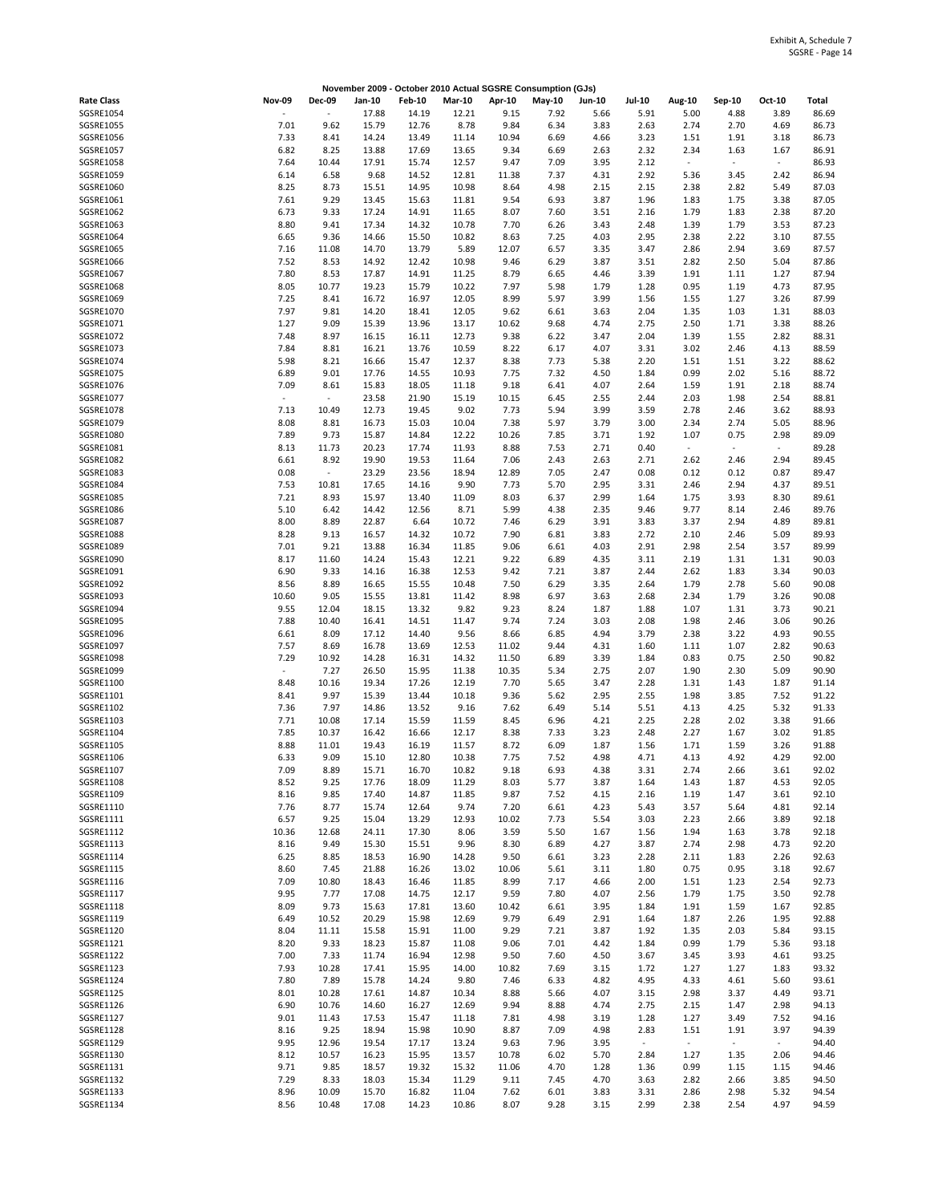Exhibit A, Schedule 7
SGSRE - Page 14

**November 2009 - October 2010 Actual SGSRE Consumption (GJs)**

| Rate Class | Nov-09 | Dec-09 | Jan-10 | Feb-10 | Mar-10 | Apr-10 | May-10 | Jun-10 | Jul-10 | Aug-10 | Sep-10 | Oct-10 | Total |
|---|---|---|---|---|---|---|---|---|---|---|---|---|---|
| SGSRE1054 | - | - | 17.88 | 14.19 | 12.21 | 9.15 | 7.92 | 5.66 | 5.91 | 5.00 | 4.88 | 3.89 | 86.69 |
| SGSRE1055 | 7.01 | 9.62 | 15.79 | 12.76 | 8.78 | 9.84 | 6.34 | 3.83 | 2.63 | 2.74 | 2.70 | 4.69 | 86.73 |
| SGSRE1056 | 7.33 | 8.41 | 14.24 | 13.49 | 11.14 | 10.94 | 6.69 | 4.66 | 3.23 | 1.51 | 1.91 | 3.18 | 86.73 |
| SGSRE1057 | 6.82 | 8.25 | 13.88 | 17.69 | 13.65 | 9.34 | 6.69 | 2.63 | 2.32 | 2.34 | 1.63 | 1.67 | 86.91 |
| SGSRE1058 | 7.64 | 10.44 | 17.91 | 15.74 | 12.57 | 9.47 | 7.09 | 3.95 | 2.12 | - | - | - | 86.93 |
| SGSRE1059 | 6.14 | 6.58 | 9.68 | 14.52 | 12.81 | 11.38 | 7.37 | 4.31 | 2.92 | 5.36 | 3.45 | 2.42 | 86.94 |
| SGSRE1060 | 8.25 | 8.73 | 15.51 | 14.95 | 10.98 | 8.64 | 4.98 | 2.15 | 2.15 | 2.38 | 2.82 | 5.49 | 87.03 |
| SGSRE1061 | 7.61 | 9.29 | 13.45 | 15.63 | 11.81 | 9.54 | 6.93 | 3.87 | 1.96 | 1.83 | 1.75 | 3.38 | 87.05 |
| SGSRE1062 | 6.73 | 9.33 | 17.24 | 14.91 | 11.65 | 8.07 | 7.60 | 3.51 | 2.16 | 1.79 | 1.83 | 2.38 | 87.20 |
| SGSRE1063 | 8.80 | 9.41 | 17.34 | 14.32 | 10.78 | 7.70 | 6.26 | 3.43 | 2.48 | 1.39 | 1.79 | 3.53 | 87.23 |
| SGSRE1064 | 6.65 | 9.36 | 14.66 | 15.50 | 10.82 | 8.63 | 7.25 | 4.03 | 2.95 | 2.38 | 2.22 | 3.10 | 87.55 |
| SGSRE1065 | 7.16 | 11.08 | 14.70 | 13.79 | 5.89 | 12.07 | 6.57 | 3.35 | 3.47 | 2.86 | 2.94 | 3.69 | 87.57 |
| SGSRE1066 | 7.52 | 8.53 | 14.92 | 12.42 | 10.98 | 9.46 | 6.29 | 3.87 | 3.51 | 2.82 | 2.50 | 5.04 | 87.86 |
| SGSRE1067 | 7.80 | 8.53 | 17.87 | 14.91 | 11.25 | 8.79 | 6.65 | 4.46 | 3.39 | 1.91 | 1.11 | 1.27 | 87.94 |
| SGSRE1068 | 8.05 | 10.77 | 19.23 | 15.79 | 10.22 | 7.97 | 5.98 | 1.79 | 1.28 | 0.95 | 1.19 | 4.73 | 87.95 |
| SGSRE1069 | 7.25 | 8.41 | 16.72 | 16.97 | 12.05 | 8.99 | 5.97 | 3.99 | 1.56 | 1.55 | 1.27 | 3.26 | 87.99 |
| SGSRE1070 | 7.97 | 9.81 | 14.20 | 18.41 | 12.05 | 9.62 | 6.61 | 3.63 | 2.04 | 1.35 | 1.03 | 1.31 | 88.03 |
| SGSRE1071 | 1.27 | 9.09 | 15.39 | 13.96 | 13.17 | 10.62 | 9.68 | 4.74 | 2.75 | 2.50 | 1.71 | 3.38 | 88.26 |
| SGSRE1072 | 7.48 | 8.97 | 16.15 | 16.11 | 12.73 | 9.38 | 6.22 | 3.47 | 2.04 | 1.39 | 1.55 | 2.82 | 88.31 |
| SGSRE1073 | 7.84 | 8.81 | 16.21 | 13.76 | 10.59 | 8.22 | 6.17 | 4.07 | 3.31 | 3.02 | 2.46 | 4.13 | 88.59 |
| SGSRE1074 | 5.98 | 8.21 | 16.66 | 15.47 | 12.37 | 8.38 | 7.73 | 5.38 | 2.20 | 1.51 | 1.51 | 3.22 | 88.62 |
| SGSRE1075 | 6.89 | 9.01 | 17.76 | 14.55 | 10.93 | 7.75 | 7.32 | 4.50 | 1.84 | 0.99 | 2.02 | 5.16 | 88.72 |
| SGSRE1076 | 7.09 | 8.61 | 15.83 | 18.05 | 11.18 | 9.18 | 6.41 | 4.07 | 2.64 | 1.59 | 1.91 | 2.18 | 88.74 |
| SGSRE1077 | - | - | 23.58 | 21.90 | 15.19 | 10.15 | 6.45 | 2.55 | 2.44 | 2.03 | 1.98 | 2.54 | 88.81 |
| SGSRE1078 | 7.13 | 10.49 | 12.73 | 19.45 | 9.02 | 7.73 | 5.94 | 3.99 | 3.59 | 2.78 | 2.46 | 3.62 | 88.93 |
| SGSRE1079 | 8.08 | 8.81 | 16.73 | 15.03 | 10.04 | 7.38 | 5.97 | 3.79 | 3.00 | 2.34 | 2.74 | 5.05 | 88.96 |
| SGSRE1080 | 7.89 | 9.73 | 15.87 | 14.84 | 12.22 | 10.26 | 7.85 | 3.71 | 1.92 | 1.07 | 0.75 | 2.98 | 89.09 |
| SGSRE1081 | 8.13 | 11.73 | 20.23 | 17.74 | 11.93 | 8.88 | 7.53 | 2.71 | 0.40 | - | - | - | 89.28 |
| SGSRE1082 | 6.61 | 8.92 | 19.90 | 19.53 | 11.64 | 7.06 | 2.43 | 2.63 | 2.71 | 2.62 | 2.46 | 2.94 | 89.45 |
| SGSRE1083 | 0.08 | - | 23.29 | 23.56 | 18.94 | 12.89 | 7.05 | 2.47 | 0.08 | 0.12 | 0.12 | 0.87 | 89.47 |
| SGSRE1084 | 7.53 | 10.81 | 17.65 | 14.16 | 9.90 | 7.73 | 5.70 | 2.95 | 3.31 | 2.46 | 2.94 | 4.37 | 89.51 |
| SGSRE1085 | 7.21 | 8.93 | 15.97 | 13.40 | 11.09 | 8.03 | 6.37 | 2.99 | 1.64 | 1.75 | 3.93 | 8.30 | 89.61 |
| SGSRE1086 | 5.10 | 6.42 | 14.42 | 12.56 | 8.71 | 5.99 | 4.38 | 2.35 | 9.46 | 9.77 | 8.14 | 2.46 | 89.76 |
| SGSRE1087 | 8.00 | 8.89 | 22.87 | 6.64 | 10.72 | 7.46 | 6.29 | 3.91 | 3.83 | 3.37 | 2.94 | 4.89 | 89.81 |
| SGSRE1088 | 8.28 | 9.13 | 16.57 | 14.32 | 10.72 | 7.90 | 6.81 | 3.83 | 2.72 | 2.10 | 2.46 | 5.09 | 89.93 |
| SGSRE1089 | 7.01 | 9.21 | 13.88 | 16.34 | 11.85 | 9.06 | 6.61 | 4.03 | 2.91 | 2.98 | 2.54 | 3.57 | 89.99 |
| SGSRE1090 | 8.17 | 11.60 | 14.24 | 15.43 | 12.21 | 9.22 | 6.89 | 4.35 | 3.11 | 2.19 | 1.31 | 1.31 | 90.03 |
| SGSRE1091 | 6.90 | 9.33 | 14.16 | 16.38 | 12.53 | 9.42 | 7.21 | 3.87 | 2.44 | 2.62 | 1.83 | 3.34 | 90.03 |
| SGSRE1092 | 8.56 | 8.89 | 16.65 | 15.55 | 10.48 | 7.50 | 6.29 | 3.35 | 2.64 | 1.79 | 2.78 | 5.60 | 90.08 |
| SGSRE1093 | 10.60 | 9.05 | 15.55 | 13.81 | 11.42 | 8.98 | 6.97 | 3.63 | 2.68 | 2.34 | 1.79 | 3.26 | 90.08 |
| SGSRE1094 | 9.55 | 12.04 | 18.15 | 13.32 | 9.82 | 9.23 | 8.24 | 1.87 | 1.88 | 1.07 | 1.31 | 3.73 | 90.21 |
| SGSRE1095 | 7.88 | 10.40 | 16.41 | 14.51 | 11.47 | 9.74 | 7.24 | 3.03 | 2.08 | 1.98 | 2.46 | 3.06 | 90.26 |
| SGSRE1096 | 6.61 | 8.09 | 17.12 | 14.40 | 9.56 | 8.66 | 6.85 | 4.94 | 3.79 | 2.38 | 3.22 | 4.93 | 90.55 |
| SGSRE1097 | 7.57 | 8.69 | 16.78 | 13.69 | 12.53 | 11.02 | 9.44 | 4.31 | 1.60 | 1.11 | 1.07 | 2.82 | 90.63 |
| SGSRE1098 | 7.29 | 10.92 | 14.28 | 16.31 | 14.32 | 11.50 | 6.89 | 3.39 | 1.84 | 0.83 | 0.75 | 2.50 | 90.82 |
| SGSRE1099 | - | 7.27 | 26.50 | 15.95 | 11.38 | 10.35 | 5.34 | 2.75 | 2.07 | 1.90 | 2.30 | 5.09 | 90.90 |
| SGSRE1100 | 8.48 | 10.16 | 19.34 | 17.26 | 12.19 | 7.70 | 5.65 | 3.47 | 2.28 | 1.31 | 1.43 | 1.87 | 91.14 |
| SGSRE1101 | 8.41 | 9.97 | 15.39 | 13.44 | 10.18 | 9.36 | 5.62 | 2.95 | 2.55 | 1.98 | 3.85 | 7.52 | 91.22 |
| SGSRE1102 | 7.36 | 7.97 | 14.86 | 13.52 | 9.16 | 7.62 | 6.49 | 5.14 | 5.51 | 4.13 | 4.25 | 5.32 | 91.33 |
| SGSRE1103 | 7.71 | 10.08 | 17.14 | 15.59 | 11.59 | 8.45 | 6.96 | 4.21 | 2.25 | 2.28 | 2.02 | 3.38 | 91.66 |
| SGSRE1104 | 7.85 | 10.37 | 16.42 | 16.66 | 12.17 | 8.38 | 7.33 | 3.23 | 2.48 | 2.27 | 1.67 | 3.02 | 91.85 |
| SGSRE1105 | 8.88 | 11.01 | 19.43 | 16.19 | 11.57 | 8.72 | 6.09 | 1.87 | 1.56 | 1.71 | 1.59 | 3.26 | 91.88 |
| SGSRE1106 | 6.33 | 9.09 | 15.10 | 12.80 | 10.38 | 7.75 | 7.52 | 4.98 | 4.71 | 4.13 | 4.92 | 4.29 | 92.00 |
| SGSRE1107 | 7.09 | 8.89 | 15.71 | 16.70 | 10.82 | 9.18 | 6.93 | 4.38 | 3.31 | 2.74 | 2.66 | 3.61 | 92.02 |
| SGSRE1108 | 8.52 | 9.25 | 17.76 | 18.09 | 11.29 | 8.03 | 5.77 | 3.87 | 1.64 | 1.43 | 1.87 | 4.53 | 92.05 |
| SGSRE1109 | 8.16 | 9.85 | 17.40 | 14.87 | 11.85 | 9.87 | 7.52 | 4.15 | 2.16 | 1.19 | 1.47 | 3.61 | 92.10 |
| SGSRE1110 | 7.76 | 8.77 | 15.74 | 12.64 | 9.74 | 7.20 | 6.61 | 4.23 | 5.43 | 3.57 | 5.64 | 4.81 | 92.14 |
| SGSRE1111 | 6.57 | 9.25 | 15.04 | 13.29 | 12.93 | 10.02 | 7.73 | 5.54 | 3.03 | 2.23 | 2.66 | 3.89 | 92.18 |
| SGSRE1112 | 10.36 | 12.68 | 24.11 | 17.30 | 8.06 | 3.59 | 5.50 | 1.67 | 1.56 | 1.94 | 1.63 | 3.78 | 92.18 |
| SGSRE1113 | 8.16 | 9.49 | 15.30 | 15.51 | 9.96 | 8.30 | 6.89 | 4.27 | 3.87 | 2.74 | 2.98 | 4.73 | 92.20 |
| SGSRE1114 | 6.25 | 8.85 | 18.53 | 16.90 | 14.28 | 9.50 | 6.61 | 3.23 | 2.28 | 2.11 | 1.83 | 2.26 | 92.63 |
| SGSRE1115 | 8.60 | 7.45 | 21.88 | 16.26 | 13.02 | 10.06 | 5.61 | 3.11 | 1.80 | 0.75 | 0.95 | 3.18 | 92.67 |
| SGSRE1116 | 7.09 | 10.80 | 18.43 | 16.46 | 11.85 | 8.99 | 7.17 | 4.66 | 2.00 | 1.51 | 1.23 | 2.54 | 92.73 |
| SGSRE1117 | 9.95 | 7.77 | 17.08 | 14.75 | 12.17 | 9.59 | 7.80 | 4.07 | 2.56 | 1.79 | 1.75 | 3.50 | 92.78 |
| SGSRE1118 | 8.09 | 9.73 | 15.63 | 17.81 | 13.60 | 10.42 | 6.61 | 3.95 | 1.84 | 1.91 | 1.59 | 1.67 | 92.85 |
| SGSRE1119 | 6.49 | 10.52 | 20.29 | 15.98 | 12.69 | 9.79 | 6.49 | 2.91 | 1.64 | 1.87 | 2.26 | 1.95 | 92.88 |
| SGSRE1120 | 8.04 | 11.11 | 15.58 | 15.91 | 11.00 | 9.29 | 7.21 | 3.87 | 1.92 | 1.35 | 2.03 | 5.84 | 93.15 |
| SGSRE1121 | 8.20 | 9.33 | 18.23 | 15.87 | 11.08 | 9.06 | 7.01 | 4.42 | 1.84 | 0.99 | 1.79 | 5.36 | 93.18 |
| SGSRE1122 | 7.00 | 7.33 | 11.74 | 16.94 | 12.98 | 9.50 | 7.60 | 4.50 | 3.67 | 3.45 | 3.93 | 4.61 | 93.25 |
| SGSRE1123 | 7.93 | 10.28 | 17.41 | 15.95 | 14.00 | 10.82 | 7.69 | 3.15 | 1.72 | 1.27 | 1.27 | 1.83 | 93.32 |
| SGSRE1124 | 7.80 | 7.89 | 15.78 | 14.24 | 9.80 | 7.46 | 6.33 | 4.82 | 4.95 | 4.33 | 4.61 | 5.60 | 93.61 |
| SGSRE1125 | 8.01 | 10.28 | 17.61 | 14.87 | 10.34 | 8.88 | 5.66 | 4.07 | 3.15 | 2.98 | 3.37 | 4.49 | 93.71 |
| SGSRE1126 | 6.90 | 10.76 | 14.60 | 16.27 | 12.69 | 9.94 | 8.88 | 4.74 | 2.75 | 2.15 | 1.47 | 2.98 | 94.13 |
| SGSRE1127 | 9.01 | 11.43 | 17.53 | 15.47 | 11.18 | 7.81 | 4.98 | 3.19 | 1.28 | 1.27 | 3.49 | 7.52 | 94.16 |
| SGSRE1128 | 8.16 | 9.25 | 18.94 | 15.98 | 10.90 | 8.87 | 7.09 | 4.98 | 2.83 | 1.51 | 1.91 | 3.97 | 94.39 |
| SGSRE1129 | 9.95 | 12.96 | 19.54 | 17.17 | 13.24 | 9.63 | 7.96 | 3.95 | - | - | - | - | 94.40 |
| SGSRE1130 | 8.12 | 10.57 | 16.23 | 15.95 | 13.57 | 10.78 | 6.02 | 5.70 | 2.84 | 1.27 | 1.35 | 2.06 | 94.46 |
| SGSRE1131 | 9.71 | 9.85 | 18.57 | 19.32 | 15.32 | 11.06 | 4.70 | 1.28 | 1.36 | 0.99 | 1.15 | 1.15 | 94.46 |
| SGSRE1132 | 7.29 | 8.33 | 18.03 | 15.34 | 11.29 | 9.11 | 7.45 | 4.70 | 3.63 | 2.82 | 2.66 | 3.85 | 94.50 |
| SGSRE1133 | 8.96 | 10.09 | 15.70 | 16.82 | 11.04 | 7.62 | 6.01 | 3.83 | 3.31 | 2.86 | 2.98 | 5.32 | 94.54 |
| SGSRE1134 | 8.56 | 10.48 | 17.08 | 14.23 | 10.86 | 8.07 | 9.28 | 3.15 | 2.99 | 2.38 | 2.54 | 4.97 | 94.59 |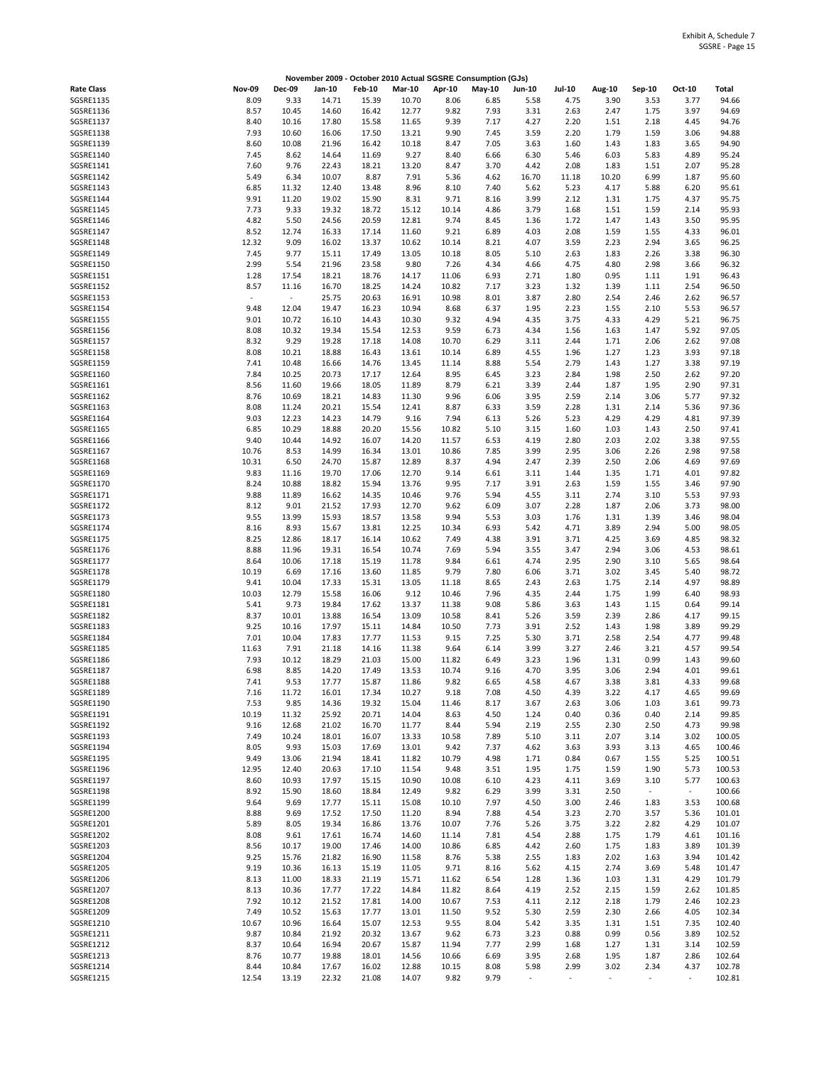Exhibit A, Schedule 7
SGSRE - Page 15

**November 2009 - October 2010 Actual SGSRE Consumption (GJs)**

| Rate Class | Nov-09 | Dec-09 | Jan-10 | Feb-10 | Mar-10 | Apr-10 | May-10 | Jun-10 | Jul-10 | Aug-10 | Sep-10 | Oct-10 | Total |
|---|---|---|---|---|---|---|---|---|---|---|---|---|---|
| SGSRE1135 | 8.09 | 9.33 | 14.71 | 15.39 | 10.70 | 8.06 | 6.85 | 5.58 | 4.75 | 3.90 | 3.53 | 3.77 | 94.66 |
| SGSRE1136 | 8.57 | 10.45 | 14.60 | 16.42 | 12.77 | 9.82 | 7.93 | 3.31 | 2.63 | 2.47 | 1.75 | 3.97 | 94.69 |
| SGSRE1137 | 8.40 | 10.16 | 17.80 | 15.58 | 11.65 | 9.39 | 7.17 | 4.27 | 2.20 | 1.51 | 2.18 | 4.45 | 94.76 |
| SGSRE1138 | 7.93 | 10.60 | 16.06 | 17.50 | 13.21 | 9.90 | 7.45 | 3.59 | 2.20 | 1.79 | 1.59 | 3.06 | 94.88 |
| SGSRE1139 | 8.60 | 10.08 | 21.96 | 16.42 | 10.18 | 8.47 | 7.05 | 3.63 | 1.60 | 1.43 | 1.83 | 3.65 | 94.90 |
| SGSRE1140 | 7.45 | 8.62 | 14.64 | 11.69 | 9.27 | 8.40 | 6.66 | 6.30 | 5.46 | 6.03 | 5.83 | 4.89 | 95.24 |
| SGSRE1141 | 7.60 | 9.76 | 22.43 | 18.21 | 13.20 | 8.47 | 3.70 | 4.42 | 2.08 | 1.83 | 1.51 | 2.07 | 95.28 |
| SGSRE1142 | 5.49 | 6.34 | 10.07 | 8.87 | 7.91 | 5.36 | 4.62 | 16.70 | 11.18 | 10.20 | 6.99 | 1.87 | 95.60 |
| SGSRE1143 | 6.85 | 11.32 | 12.40 | 13.48 | 8.96 | 8.10 | 7.40 | 5.62 | 5.23 | 4.17 | 5.88 | 6.20 | 95.61 |
| SGSRE1144 | 9.91 | 11.20 | 19.02 | 15.90 | 8.31 | 9.71 | 8.16 | 3.99 | 2.12 | 1.31 | 1.75 | 4.37 | 95.75 |
| SGSRE1145 | 7.73 | 9.33 | 19.32 | 18.72 | 15.12 | 10.14 | 4.86 | 3.79 | 1.68 | 1.51 | 1.59 | 2.14 | 95.93 |
| SGSRE1146 | 4.82 | 5.50 | 24.56 | 20.59 | 12.81 | 9.74 | 8.45 | 1.36 | 1.72 | 1.47 | 1.43 | 3.50 | 95.95 |
| SGSRE1147 | 8.52 | 12.74 | 16.33 | 17.14 | 11.60 | 9.21 | 6.89 | 4.03 | 2.08 | 1.59 | 1.55 | 4.33 | 96.01 |
| SGSRE1148 | 12.32 | 9.09 | 16.02 | 13.37 | 10.62 | 10.14 | 8.21 | 4.07 | 3.59 | 2.23 | 2.94 | 3.65 | 96.25 |
| SGSRE1149 | 7.45 | 9.77 | 15.11 | 17.49 | 13.05 | 10.18 | 8.05 | 5.10 | 2.63 | 1.83 | 2.26 | 3.38 | 96.30 |
| SGSRE1150 | 2.99 | 5.54 | 21.96 | 23.58 | 9.80 | 7.26 | 4.34 | 4.66 | 4.75 | 4.80 | 2.98 | 3.66 | 96.32 |
| SGSRE1151 | 1.28 | 17.54 | 18.21 | 18.76 | 14.17 | 11.06 | 6.93 | 2.71 | 1.80 | 0.95 | 1.11 | 1.91 | 96.43 |
| SGSRE1152 | 8.57 | 11.16 | 16.70 | 18.25 | 14.24 | 10.82 | 7.17 | 3.23 | 1.32 | 1.39 | 1.11 | 2.54 | 96.50 |
| SGSRE1153 | - | - | 25.75 | 20.63 | 16.91 | 10.98 | 8.01 | 3.87 | 2.80 | 2.54 | 2.46 | 2.62 | 96.57 |
| SGSRE1154 | 9.48 | 12.04 | 19.47 | 16.23 | 10.94 | 8.68 | 6.37 | 1.95 | 2.23 | 1.55 | 2.10 | 5.53 | 96.57 |
| SGSRE1155 | 9.01 | 10.72 | 16.10 | 14.43 | 10.30 | 9.32 | 4.94 | 4.35 | 3.75 | 4.33 | 4.29 | 5.21 | 96.75 |
| SGSRE1156 | 8.08 | 10.32 | 19.34 | 15.54 | 12.53 | 9.59 | 6.73 | 4.34 | 1.56 | 1.63 | 1.47 | 5.92 | 97.05 |
| SGSRE1157 | 8.32 | 9.29 | 19.28 | 17.18 | 14.08 | 10.70 | 6.29 | 3.11 | 2.44 | 1.71 | 2.06 | 2.62 | 97.08 |
| SGSRE1158 | 8.08 | 10.21 | 18.88 | 16.43 | 13.61 | 10.14 | 6.89 | 4.55 | 1.96 | 1.27 | 1.23 | 3.93 | 97.18 |
| SGSRE1159 | 7.41 | 10.48 | 16.66 | 14.76 | 13.45 | 11.14 | 8.88 | 5.54 | 2.79 | 1.43 | 1.27 | 3.38 | 97.19 |
| SGSRE1160 | 7.84 | 10.25 | 20.73 | 17.17 | 12.64 | 8.95 | 6.45 | 3.23 | 2.84 | 1.98 | 2.50 | 2.62 | 97.20 |
| SGSRE1161 | 8.56 | 11.60 | 19.66 | 18.05 | 11.89 | 8.79 | 6.21 | 3.39 | 2.44 | 1.87 | 1.95 | 2.90 | 97.31 |
| SGSRE1162 | 8.76 | 10.69 | 18.21 | 14.83 | 11.30 | 9.96 | 6.06 | 3.95 | 2.59 | 2.14 | 3.06 | 5.77 | 97.32 |
| SGSRE1163 | 8.08 | 11.24 | 20.21 | 15.54 | 12.41 | 8.87 | 6.33 | 3.59 | 2.28 | 1.31 | 2.14 | 5.36 | 97.36 |
| SGSRE1164 | 9.03 | 12.23 | 14.23 | 14.79 | 9.16 | 7.94 | 6.13 | 5.26 | 5.23 | 4.29 | 4.29 | 4.81 | 97.39 |
| SGSRE1165 | 6.85 | 10.29 | 18.88 | 20.20 | 15.56 | 10.82 | 5.10 | 3.15 | 1.60 | 1.03 | 1.43 | 2.50 | 97.41 |
| SGSRE1166 | 9.40 | 10.44 | 14.92 | 16.07 | 14.20 | 11.57 | 6.53 | 4.19 | 2.80 | 2.03 | 2.02 | 3.38 | 97.55 |
| SGSRE1167 | 10.76 | 8.53 | 14.99 | 16.34 | 13.01 | 10.86 | 7.85 | 3.99 | 2.95 | 3.06 | 2.26 | 2.98 | 97.58 |
| SGSRE1168 | 10.31 | 6.50 | 24.70 | 15.87 | 12.89 | 8.37 | 4.94 | 2.47 | 2.39 | 2.50 | 2.06 | 4.69 | 97.69 |
| SGSRE1169 | 9.83 | 11.16 | 19.70 | 17.06 | 12.70 | 9.14 | 6.61 | 3.11 | 1.44 | 1.35 | 1.71 | 4.01 | 97.82 |
| SGSRE1170 | 8.24 | 10.88 | 18.82 | 15.94 | 13.76 | 9.95 | 7.17 | 3.91 | 2.63 | 1.59 | 1.55 | 3.46 | 97.90 |
| SGSRE1171 | 9.88 | 11.89 | 16.62 | 14.35 | 10.46 | 9.76 | 5.94 | 4.55 | 3.11 | 2.74 | 3.10 | 5.53 | 97.93 |
| SGSRE1172 | 8.12 | 9.01 | 21.52 | 17.93 | 12.70 | 9.62 | 6.09 | 3.07 | 2.28 | 1.87 | 2.06 | 3.73 | 98.00 |
| SGSRE1173 | 9.55 | 13.99 | 15.93 | 18.57 | 13.58 | 9.94 | 5.53 | 3.03 | 1.76 | 1.31 | 1.39 | 3.46 | 98.04 |
| SGSRE1174 | 8.16 | 8.93 | 15.67 | 13.81 | 12.25 | 10.34 | 6.93 | 5.42 | 4.71 | 3.89 | 2.94 | 5.00 | 98.05 |
| SGSRE1175 | 8.25 | 12.86 | 18.17 | 16.14 | 10.62 | 7.49 | 4.38 | 3.91 | 3.71 | 4.25 | 3.69 | 4.85 | 98.32 |
| SGSRE1176 | 8.88 | 11.96 | 19.31 | 16.54 | 10.74 | 7.69 | 5.94 | 3.55 | 3.47 | 2.94 | 3.06 | 4.53 | 98.61 |
| SGSRE1177 | 8.64 | 10.06 | 17.18 | 15.19 | 11.78 | 9.84 | 6.61 | 4.74 | 2.95 | 2.90 | 3.10 | 5.65 | 98.64 |
| SGSRE1178 | 10.19 | 6.69 | 17.16 | 13.60 | 11.85 | 9.79 | 7.80 | 6.06 | 3.71 | 3.02 | 3.45 | 5.40 | 98.72 |
| SGSRE1179 | 9.41 | 10.04 | 17.33 | 15.31 | 13.05 | 11.18 | 8.65 | 2.43 | 2.63 | 1.75 | 2.14 | 4.97 | 98.89 |
| SGSRE1180 | 10.03 | 12.79 | 15.58 | 16.06 | 9.12 | 10.46 | 7.96 | 4.35 | 2.44 | 1.75 | 1.99 | 6.40 | 98.93 |
| SGSRE1181 | 5.41 | 9.73 | 19.84 | 17.62 | 13.37 | 11.38 | 9.08 | 5.86 | 3.63 | 1.43 | 1.15 | 0.64 | 99.14 |
| SGSRE1182 | 8.37 | 10.01 | 13.88 | 16.54 | 13.09 | 10.58 | 8.41 | 5.26 | 3.59 | 2.39 | 2.86 | 4.17 | 99.15 |
| SGSRE1183 | 9.25 | 10.16 | 17.97 | 15.11 | 14.84 | 10.50 | 7.73 | 3.91 | 2.52 | 1.43 | 1.98 | 3.89 | 99.29 |
| SGSRE1184 | 7.01 | 10.04 | 17.83 | 17.77 | 11.53 | 9.15 | 7.25 | 5.30 | 3.71 | 2.58 | 2.54 | 4.77 | 99.48 |
| SGSRE1185 | 11.63 | 7.91 | 21.18 | 14.16 | 11.38 | 9.64 | 6.14 | 3.99 | 3.27 | 2.46 | 3.21 | 4.57 | 99.54 |
| SGSRE1186 | 7.93 | 10.12 | 18.29 | 21.03 | 15.00 | 11.82 | 6.49 | 3.23 | 1.96 | 1.31 | 0.99 | 1.43 | 99.60 |
| SGSRE1187 | 6.98 | 8.85 | 14.20 | 17.49 | 13.53 | 10.74 | 9.16 | 4.70 | 3.95 | 3.06 | 2.94 | 4.01 | 99.61 |
| SGSRE1188 | 7.41 | 9.53 | 17.77 | 15.87 | 11.86 | 9.82 | 6.65 | 4.58 | 4.67 | 3.38 | 3.81 | 4.33 | 99.68 |
| SGSRE1189 | 7.16 | 11.72 | 16.01 | 17.34 | 10.27 | 9.18 | 7.08 | 4.50 | 4.39 | 3.22 | 4.17 | 4.65 | 99.69 |
| SGSRE1190 | 7.53 | 9.85 | 14.36 | 19.32 | 15.04 | 11.46 | 8.17 | 3.67 | 2.63 | 3.06 | 1.03 | 3.61 | 99.73 |
| SGSRE1191 | 10.19 | 11.32 | 25.92 | 20.71 | 14.04 | 8.63 | 4.50 | 1.24 | 0.40 | 0.36 | 0.40 | 2.14 | 99.85 |
| SGSRE1192 | 9.16 | 12.68 | 21.02 | 16.70 | 11.77 | 8.44 | 5.94 | 2.19 | 2.55 | 2.30 | 2.50 | 4.73 | 99.98 |
| SGSRE1193 | 7.49 | 10.24 | 18.01 | 16.07 | 13.33 | 10.58 | 7.89 | 5.10 | 3.11 | 2.07 | 3.14 | 3.02 | 100.05 |
| SGSRE1194 | 8.05 | 9.93 | 15.03 | 17.69 | 13.01 | 9.42 | 7.37 | 4.62 | 3.63 | 3.93 | 3.13 | 4.65 | 100.46 |
| SGSRE1195 | 9.49 | 13.06 | 21.94 | 18.41 | 11.82 | 10.79 | 4.98 | 1.71 | 0.84 | 0.67 | 1.55 | 5.25 | 100.51 |
| SGSRE1196 | 12.95 | 12.40 | 20.63 | 17.10 | 11.54 | 9.48 | 3.51 | 1.95 | 1.75 | 1.59 | 1.90 | 5.73 | 100.53 |
| SGSRE1197 | 8.60 | 10.93 | 17.97 | 15.15 | 10.90 | 10.08 | 6.10 | 4.23 | 4.11 | 3.69 | 3.10 | 5.77 | 100.63 |
| SGSRE1198 | 8.92 | 15.90 | 18.60 | 18.84 | 12.49 | 9.82 | 6.29 | 3.99 | 3.31 | 2.50 | - | - | 100.66 |
| SGSRE1199 | 9.64 | 9.69 | 17.77 | 15.11 | 15.08 | 10.10 | 7.97 | 4.50 | 3.00 | 2.46 | 1.83 | 3.53 | 100.68 |
| SGSRE1200 | 8.88 | 9.69 | 17.52 | 17.50 | 11.20 | 8.94 | 7.88 | 4.54 | 3.23 | 2.70 | 3.57 | 5.36 | 101.01 |
| SGSRE1201 | 5.89 | 8.05 | 19.34 | 16.86 | 13.76 | 10.07 | 7.76 | 5.26 | 3.75 | 3.22 | 2.82 | 4.29 | 101.07 |
| SGSRE1202 | 8.08 | 9.61 | 17.61 | 16.74 | 14.60 | 11.14 | 7.81 | 4.54 | 2.88 | 1.75 | 1.79 | 4.61 | 101.16 |
| SGSRE1203 | 8.56 | 10.17 | 19.00 | 17.46 | 14.00 | 10.86 | 6.85 | 4.42 | 2.60 | 1.75 | 1.83 | 3.89 | 101.39 |
| SGSRE1204 | 9.25 | 15.76 | 21.82 | 16.90 | 11.58 | 8.76 | 5.38 | 2.55 | 1.83 | 2.02 | 1.63 | 3.94 | 101.42 |
| SGSRE1205 | 9.19 | 10.36 | 16.13 | 15.19 | 11.05 | 9.71 | 8.16 | 5.62 | 4.15 | 2.74 | 3.69 | 5.48 | 101.47 |
| SGSRE1206 | 8.13 | 11.00 | 18.33 | 21.19 | 15.71 | 11.62 | 6.54 | 1.28 | 1.36 | 1.03 | 1.31 | 4.29 | 101.79 |
| SGSRE1207 | 8.13 | 10.36 | 17.77 | 17.22 | 14.84 | 11.82 | 8.64 | 4.19 | 2.52 | 2.15 | 1.59 | 2.62 | 101.85 |
| SGSRE1208 | 7.92 | 10.12 | 21.52 | 17.81 | 14.00 | 10.67 | 7.53 | 4.11 | 2.12 | 2.18 | 1.79 | 2.46 | 102.23 |
| SGSRE1209 | 7.49 | 10.52 | 15.63 | 17.77 | 13.01 | 11.50 | 9.52 | 5.30 | 2.59 | 2.30 | 2.66 | 4.05 | 102.34 |
| SGSRE1210 | 10.67 | 10.96 | 16.64 | 15.07 | 12.53 | 9.55 | 8.04 | 5.42 | 3.35 | 1.31 | 1.51 | 7.35 | 102.40 |
| SGSRE1211 | 9.87 | 10.84 | 21.92 | 20.32 | 13.67 | 9.62 | 6.73 | 3.23 | 0.88 | 0.99 | 0.56 | 3.89 | 102.52 |
| SGSRE1212 | 8.37 | 10.64 | 16.94 | 20.67 | 15.87 | 11.94 | 7.77 | 2.99 | 1.68 | 1.27 | 1.31 | 3.14 | 102.59 |
| SGSRE1213 | 8.76 | 10.77 | 19.88 | 18.01 | 14.56 | 10.66 | 6.69 | 3.95 | 2.68 | 1.95 | 1.87 | 2.86 | 102.64 |
| SGSRE1214 | 8.44 | 10.84 | 17.67 | 16.02 | 12.88 | 10.15 | 8.08 | 5.98 | 2.99 | 3.02 | 2.34 | 4.37 | 102.78 |
| SGSRE1215 | 12.54 | 13.19 | 22.32 | 21.08 | 14.07 | 9.82 | 9.79 | - | - | - | - | - | 102.81 |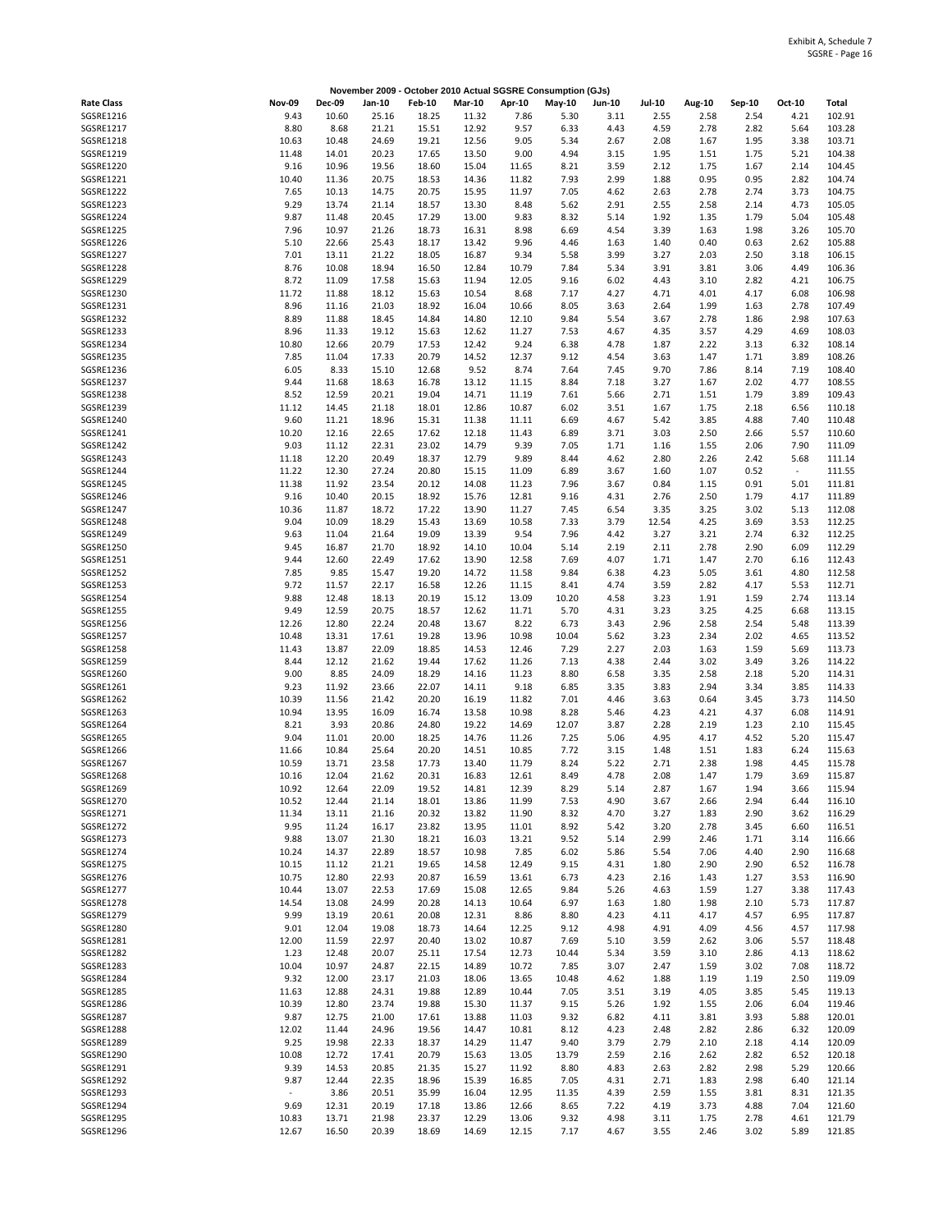Exhibit A, Schedule 7
SGSRE - Page 16

**November 2009 - October 2010 Actual SGSRE Consumption (GJs)**

| Rate Class | Nov-09 | Dec-09 | Jan-10 | Feb-10 | Mar-10 | Apr-10 | May-10 | Jun-10 | Jul-10 | Aug-10 | Sep-10 | Oct-10 | Total |
|---|---|---|---|---|---|---|---|---|---|---|---|---|---|
| SGSRE1216 | 9.43 | 10.60 | 25.16 | 18.25 | 11.32 | 7.86 | 5.30 | 3.11 | 2.55 | 2.58 | 2.54 | 4.21 | 102.91 |
| SGSRE1217 | 8.80 | 8.68 | 21.21 | 15.51 | 12.92 | 9.57 | 6.33 | 4.43 | 4.59 | 2.78 | 2.82 | 5.64 | 103.28 |
| SGSRE1218 | 10.63 | 10.48 | 24.69 | 19.21 | 12.56 | 9.05 | 5.34 | 2.67 | 2.08 | 1.67 | 1.95 | 3.38 | 103.71 |
| SGSRE1219 | 11.48 | 14.01 | 20.23 | 17.65 | 13.50 | 9.00 | 4.94 | 3.15 | 1.95 | 1.51 | 1.75 | 5.21 | 104.38 |
| SGSRE1220 | 9.16 | 10.96 | 19.56 | 18.60 | 15.04 | 11.65 | 8.21 | 3.59 | 2.12 | 1.75 | 1.67 | 2.14 | 104.45 |
| SGSRE1221 | 10.40 | 11.36 | 20.75 | 18.53 | 14.36 | 11.82 | 7.93 | 2.99 | 1.88 | 0.95 | 0.95 | 2.82 | 104.74 |
| SGSRE1222 | 7.65 | 10.13 | 14.75 | 20.75 | 15.95 | 11.97 | 7.05 | 4.62 | 2.63 | 2.78 | 2.74 | 3.73 | 104.75 |
| SGSRE1223 | 9.29 | 13.74 | 21.14 | 18.57 | 13.30 | 8.48 | 5.62 | 2.91 | 2.55 | 2.58 | 2.14 | 4.73 | 105.05 |
| SGSRE1224 | 9.87 | 11.48 | 20.45 | 17.29 | 13.00 | 9.83 | 8.32 | 5.14 | 1.92 | 1.35 | 1.79 | 5.04 | 105.48 |
| SGSRE1225 | 7.96 | 10.97 | 21.26 | 18.73 | 16.31 | 8.98 | 6.69 | 4.54 | 3.39 | 1.63 | 1.98 | 3.26 | 105.70 |
| SGSRE1226 | 5.10 | 22.66 | 25.43 | 18.17 | 13.42 | 9.96 | 4.46 | 1.63 | 1.40 | 0.40 | 0.63 | 2.62 | 105.88 |
| SGSRE1227 | 7.01 | 13.11 | 21.22 | 18.05 | 16.87 | 9.34 | 5.58 | 3.99 | 3.27 | 2.03 | 2.50 | 3.18 | 106.15 |
| SGSRE1228 | 8.76 | 10.08 | 18.94 | 16.50 | 12.84 | 10.79 | 7.84 | 5.34 | 3.91 | 3.81 | 3.06 | 4.49 | 106.36 |
| SGSRE1229 | 8.72 | 11.09 | 17.58 | 15.63 | 11.94 | 12.05 | 9.16 | 6.02 | 4.43 | 3.10 | 2.82 | 4.21 | 106.75 |
| SGSRE1230 | 11.72 | 11.88 | 18.12 | 15.63 | 10.54 | 8.68 | 7.17 | 4.27 | 4.71 | 4.01 | 4.17 | 6.08 | 106.98 |
| SGSRE1231 | 8.96 | 11.16 | 21.03 | 18.92 | 16.04 | 10.66 | 8.05 | 3.63 | 2.64 | 1.99 | 1.63 | 2.78 | 107.49 |
| SGSRE1232 | 8.89 | 11.88 | 18.45 | 14.84 | 14.80 | 12.10 | 9.84 | 5.54 | 3.67 | 2.78 | 1.86 | 2.98 | 107.63 |
| SGSRE1233 | 8.96 | 11.33 | 19.12 | 15.63 | 12.62 | 11.27 | 7.53 | 4.67 | 4.35 | 3.57 | 4.29 | 4.69 | 108.03 |
| SGSRE1234 | 10.80 | 12.66 | 20.79 | 17.53 | 12.42 | 9.24 | 6.38 | 4.78 | 1.87 | 2.22 | 3.13 | 6.32 | 108.14 |
| SGSRE1235 | 7.85 | 11.04 | 17.33 | 20.79 | 14.52 | 12.37 | 9.12 | 4.54 | 3.63 | 1.47 | 1.71 | 3.89 | 108.26 |
| SGSRE1236 | 6.05 | 8.33 | 15.10 | 12.68 | 9.52 | 8.74 | 7.64 | 7.45 | 9.70 | 7.86 | 8.14 | 7.19 | 108.40 |
| SGSRE1237 | 9.44 | 11.68 | 18.63 | 16.78 | 13.12 | 11.15 | 8.84 | 7.18 | 3.27 | 1.67 | 2.02 | 4.77 | 108.55 |
| SGSRE1238 | 8.52 | 12.59 | 20.21 | 19.04 | 14.71 | 11.19 | 7.61 | 5.66 | 2.71 | 1.51 | 1.79 | 3.89 | 109.43 |
| SGSRE1239 | 11.12 | 14.45 | 21.18 | 18.01 | 12.86 | 10.87 | 6.02 | 3.51 | 1.67 | 1.75 | 2.18 | 6.56 | 110.18 |
| SGSRE1240 | 9.60 | 11.21 | 18.96 | 15.31 | 11.38 | 11.11 | 6.69 | 4.67 | 5.42 | 3.85 | 4.88 | 7.40 | 110.48 |
| SGSRE1241 | 10.20 | 12.16 | 22.65 | 17.62 | 12.18 | 11.43 | 6.89 | 3.71 | 3.03 | 2.50 | 2.66 | 5.57 | 110.60 |
| SGSRE1242 | 9.03 | 11.12 | 22.31 | 23.02 | 14.79 | 9.39 | 7.05 | 1.71 | 1.16 | 1.55 | 2.06 | 7.90 | 111.09 |
| SGSRE1243 | 11.18 | 12.20 | 20.49 | 18.37 | 12.79 | 9.89 | 8.44 | 4.62 | 2.80 | 2.26 | 2.42 | 5.68 | 111.14 |
| SGSRE1244 | 11.22 | 12.30 | 27.24 | 20.80 | 15.15 | 11.09 | 6.89 | 3.67 | 1.60 | 1.07 | 0.52 | - | 111.55 |
| SGSRE1245 | 11.38 | 11.92 | 23.54 | 20.12 | 14.08 | 11.23 | 7.96 | 3.67 | 0.84 | 1.15 | 0.91 | 5.01 | 111.81 |
| SGSRE1246 | 9.16 | 10.40 | 20.15 | 18.92 | 15.76 | 12.81 | 9.16 | 4.31 | 2.76 | 2.50 | 1.79 | 4.17 | 111.89 |
| SGSRE1247 | 10.36 | 11.87 | 18.72 | 17.22 | 13.90 | 11.27 | 7.45 | 6.54 | 3.35 | 3.25 | 3.02 | 5.13 | 112.08 |
| SGSRE1248 | 9.04 | 10.09 | 18.29 | 15.43 | 13.69 | 10.58 | 7.33 | 3.79 | 12.54 | 4.25 | 3.69 | 3.53 | 112.25 |
| SGSRE1249 | 9.63 | 11.04 | 21.64 | 19.09 | 13.39 | 9.54 | 7.96 | 4.42 | 3.27 | 3.21 | 2.74 | 6.32 | 112.25 |
| SGSRE1250 | 9.45 | 16.87 | 21.70 | 18.92 | 14.10 | 10.04 | 5.14 | 2.19 | 2.11 | 2.78 | 2.90 | 6.09 | 112.29 |
| SGSRE1251 | 9.44 | 12.60 | 22.49 | 17.62 | 13.90 | 12.58 | 7.69 | 4.07 | 1.71 | 1.47 | 2.70 | 6.16 | 112.43 |
| SGSRE1252 | 7.85 | 9.85 | 15.47 | 19.20 | 14.72 | 11.58 | 9.84 | 6.38 | 4.23 | 5.05 | 3.61 | 4.80 | 112.58 |
| SGSRE1253 | 9.72 | 11.57 | 22.17 | 16.58 | 12.26 | 11.15 | 8.41 | 4.74 | 3.59 | 2.82 | 4.17 | 5.53 | 112.71 |
| SGSRE1254 | 9.88 | 12.48 | 18.13 | 20.19 | 15.12 | 13.09 | 10.20 | 4.58 | 3.23 | 1.91 | 1.59 | 2.74 | 113.14 |
| SGSRE1255 | 9.49 | 12.59 | 20.75 | 18.57 | 12.62 | 11.71 | 5.70 | 4.31 | 3.23 | 3.25 | 4.25 | 6.68 | 113.15 |
| SGSRE1256 | 12.26 | 12.80 | 22.24 | 20.48 | 13.67 | 8.22 | 6.73 | 3.43 | 2.96 | 2.58 | 2.54 | 5.48 | 113.39 |
| SGSRE1257 | 10.48 | 13.31 | 17.61 | 19.28 | 13.96 | 10.98 | 10.04 | 5.62 | 3.23 | 2.34 | 2.02 | 4.65 | 113.52 |
| SGSRE1258 | 11.43 | 13.87 | 22.09 | 18.85 | 14.53 | 12.46 | 7.29 | 2.27 | 2.03 | 1.63 | 1.59 | 5.69 | 113.73 |
| SGSRE1259 | 8.44 | 12.12 | 21.62 | 19.44 | 17.62 | 11.26 | 7.13 | 4.38 | 2.44 | 3.02 | 3.49 | 3.26 | 114.22 |
| SGSRE1260 | 9.00 | 8.85 | 24.09 | 18.29 | 14.16 | 11.23 | 8.80 | 6.58 | 3.35 | 2.58 | 2.18 | 5.20 | 114.31 |
| SGSRE1261 | 9.23 | 11.92 | 23.66 | 22.07 | 14.11 | 9.18 | 6.85 | 3.35 | 3.83 | 2.94 | 3.34 | 3.85 | 114.33 |
| SGSRE1262 | 10.39 | 11.56 | 21.42 | 20.20 | 16.19 | 11.82 | 7.01 | 4.46 | 3.63 | 0.64 | 3.45 | 3.73 | 114.50 |
| SGSRE1263 | 10.94 | 13.95 | 16.09 | 16.74 | 13.58 | 10.98 | 8.28 | 5.46 | 4.23 | 4.21 | 4.37 | 6.08 | 114.91 |
| SGSRE1264 | 8.21 | 3.93 | 20.86 | 24.80 | 19.22 | 14.69 | 12.07 | 3.87 | 2.28 | 2.19 | 1.23 | 2.10 | 115.45 |
| SGSRE1265 | 9.04 | 11.01 | 20.00 | 18.25 | 14.76 | 11.26 | 7.25 | 5.06 | 4.95 | 4.17 | 4.52 | 5.20 | 115.47 |
| SGSRE1266 | 11.66 | 10.84 | 25.64 | 20.20 | 14.51 | 10.85 | 7.72 | 3.15 | 1.48 | 1.51 | 1.83 | 6.24 | 115.63 |
| SGSRE1267 | 10.59 | 13.71 | 23.58 | 17.73 | 13.40 | 11.79 | 8.24 | 5.22 | 2.71 | 2.38 | 1.98 | 4.45 | 115.78 |
| SGSRE1268 | 10.16 | 12.04 | 21.62 | 20.31 | 16.83 | 12.61 | 8.49 | 4.78 | 2.08 | 1.47 | 1.79 | 3.69 | 115.87 |
| SGSRE1269 | 10.92 | 12.64 | 22.09 | 19.52 | 14.81 | 12.39 | 8.29 | 5.14 | 2.87 | 1.67 | 1.94 | 3.66 | 115.94 |
| SGSRE1270 | 10.52 | 12.44 | 21.14 | 18.01 | 13.86 | 11.99 | 7.53 | 4.90 | 3.67 | 2.66 | 2.94 | 6.44 | 116.10 |
| SGSRE1271 | 11.34 | 13.11 | 21.16 | 20.32 | 13.82 | 11.90 | 8.32 | 4.70 | 3.27 | 1.83 | 2.90 | 3.62 | 116.29 |
| SGSRE1272 | 9.95 | 11.24 | 16.17 | 23.82 | 13.95 | 11.01 | 8.92 | 5.42 | 3.20 | 2.78 | 3.45 | 6.60 | 116.51 |
| SGSRE1273 | 9.88 | 13.07 | 21.30 | 18.21 | 16.03 | 13.21 | 9.52 | 5.14 | 2.99 | 2.46 | 1.71 | 3.14 | 116.66 |
| SGSRE1274 | 10.24 | 14.37 | 22.89 | 18.57 | 10.98 | 7.85 | 6.02 | 5.86 | 5.54 | 7.06 | 4.40 | 2.90 | 116.68 |
| SGSRE1275 | 10.15 | 11.12 | 21.21 | 19.65 | 14.58 | 12.49 | 9.15 | 4.31 | 1.80 | 2.90 | 2.90 | 6.52 | 116.78 |
| SGSRE1276 | 10.75 | 12.80 | 22.93 | 20.87 | 16.59 | 13.61 | 6.73 | 4.23 | 2.16 | 1.43 | 1.27 | 3.53 | 116.90 |
| SGSRE1277 | 10.44 | 13.07 | 22.53 | 17.69 | 15.08 | 12.65 | 9.84 | 5.26 | 4.63 | 1.59 | 1.27 | 3.38 | 117.43 |
| SGSRE1278 | 14.54 | 13.08 | 24.99 | 20.28 | 14.13 | 10.64 | 6.97 | 1.63 | 1.80 | 1.98 | 2.10 | 5.73 | 117.87 |
| SGSRE1279 | 9.99 | 13.19 | 20.61 | 20.08 | 12.31 | 8.86 | 8.80 | 4.23 | 4.11 | 4.17 | 4.57 | 6.95 | 117.87 |
| SGSRE1280 | 9.01 | 12.04 | 19.08 | 18.73 | 14.64 | 12.25 | 9.12 | 4.98 | 4.91 | 4.09 | 4.56 | 4.57 | 117.98 |
| SGSRE1281 | 12.00 | 11.59 | 22.97 | 20.40 | 13.02 | 10.87 | 7.69 | 5.10 | 3.59 | 2.62 | 3.06 | 5.57 | 118.48 |
| SGSRE1282 | 1.23 | 12.48 | 20.07 | 25.11 | 17.54 | 12.73 | 10.44 | 5.34 | 3.59 | 3.10 | 2.86 | 4.13 | 118.62 |
| SGSRE1283 | 10.04 | 10.97 | 24.87 | 22.15 | 14.89 | 10.72 | 7.85 | 3.07 | 2.47 | 1.59 | 3.02 | 7.08 | 118.72 |
| SGSRE1284 | 9.32 | 12.00 | 23.17 | 21.03 | 18.06 | 13.65 | 10.48 | 4.62 | 1.88 | 1.19 | 1.19 | 2.50 | 119.09 |
| SGSRE1285 | 11.63 | 12.88 | 24.31 | 19.88 | 12.89 | 10.44 | 7.05 | 3.51 | 3.19 | 4.05 | 3.85 | 5.45 | 119.13 |
| SGSRE1286 | 10.39 | 12.80 | 23.74 | 19.88 | 15.30 | 11.37 | 9.15 | 5.26 | 1.92 | 1.55 | 2.06 | 6.04 | 119.46 |
| SGSRE1287 | 9.87 | 12.75 | 21.00 | 17.61 | 13.88 | 11.03 | 9.32 | 6.82 | 4.11 | 3.81 | 3.93 | 5.88 | 120.01 |
| SGSRE1288 | 12.02 | 11.44 | 24.96 | 19.56 | 14.47 | 10.81 | 8.12 | 4.23 | 2.48 | 2.82 | 2.86 | 6.32 | 120.09 |
| SGSRE1289 | 9.25 | 19.98 | 22.33 | 18.37 | 14.29 | 11.47 | 9.40 | 3.79 | 2.79 | 2.10 | 2.18 | 4.14 | 120.09 |
| SGSRE1290 | 10.08 | 12.72 | 17.41 | 20.79 | 15.63 | 13.05 | 13.79 | 2.59 | 2.16 | 2.62 | 2.82 | 6.52 | 120.18 |
| SGSRE1291 | 9.39 | 14.53 | 20.85 | 21.35 | 15.27 | 11.92 | 8.80 | 4.83 | 2.63 | 2.82 | 2.98 | 5.29 | 120.66 |
| SGSRE1292 | 9.87 | 12.44 | 22.35 | 18.96 | 15.39 | 16.85 | 7.05 | 4.31 | 2.71 | 1.83 | 2.98 | 6.40 | 121.14 |
| SGSRE1293 | - | 3.86 | 20.51 | 35.99 | 16.04 | 12.95 | 11.35 | 4.39 | 2.59 | 1.55 | 3.81 | 8.31 | 121.35 |
| SGSRE1294 | 9.69 | 12.31 | 20.19 | 17.18 | 13.86 | 12.66 | 8.65 | 7.22 | 4.19 | 3.73 | 4.88 | 7.04 | 121.60 |
| SGSRE1295 | 10.83 | 13.71 | 21.98 | 23.37 | 12.29 | 13.06 | 9.32 | 4.98 | 3.11 | 1.75 | 2.78 | 4.61 | 121.79 |
| SGSRE1296 | 12.67 | 16.50 | 20.39 | 18.69 | 14.69 | 12.15 | 7.17 | 4.67 | 3.55 | 2.46 | 3.02 | 5.89 | 121.85 |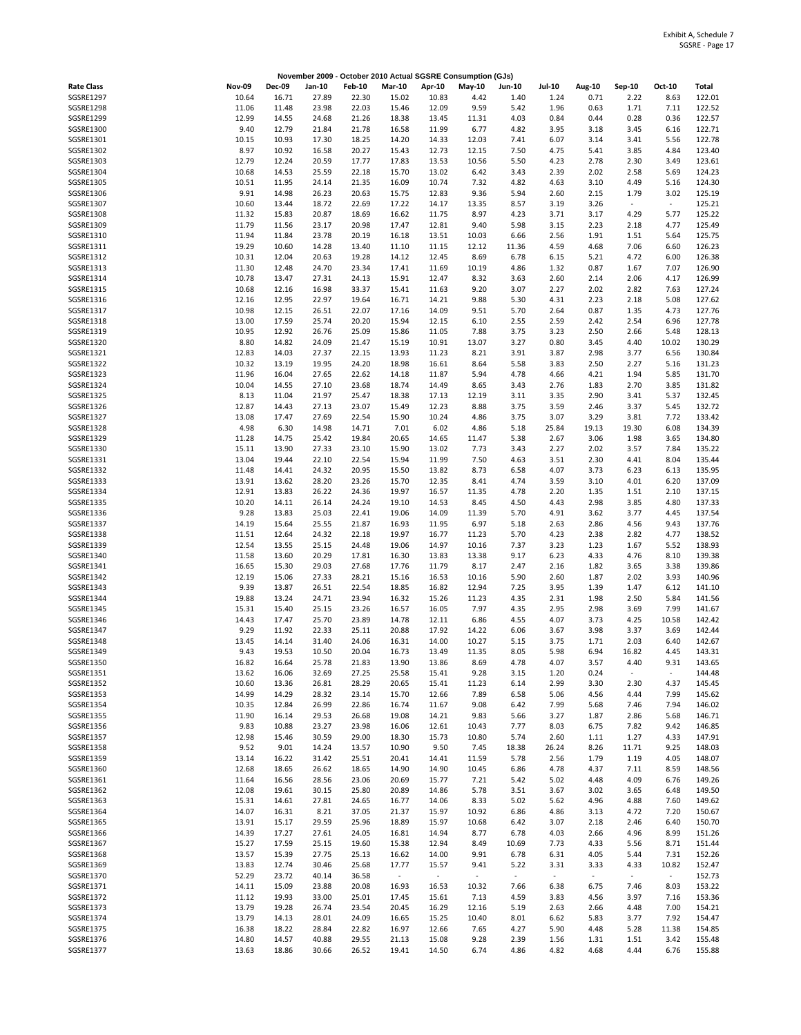Exhibit A, Schedule 7
SGSRE - Page 17

**November 2009 - October 2010 Actual SGSRE Consumption (GJs)**

| Rate Class | Nov-09 | Dec-09 | Jan-10 | Feb-10 | Mar-10 | Apr-10 | May-10 | Jun-10 | Jul-10 | Aug-10 | Sep-10 | Oct-10 | Total |
|---|---|---|---|---|---|---|---|---|---|---|---|---|---|
| SGSRE1297 | 10.64 | 16.71 | 27.89 | 22.30 | 15.02 | 10.83 | 4.42 | 1.40 | 1.24 | 0.71 | 2.22 | 8.63 | 122.01 |
| SGSRE1298 | 11.06 | 11.48 | 23.98 | 22.03 | 15.46 | 12.09 | 9.59 | 5.42 | 1.96 | 0.63 | 1.71 | 7.11 | 122.52 |
| SGSRE1299 | 12.99 | 14.55 | 24.68 | 21.26 | 18.38 | 13.45 | 11.31 | 4.03 | 0.84 | 0.44 | 0.28 | 0.36 | 122.57 |
| SGSRE1300 | 9.40 | 12.79 | 21.84 | 21.78 | 16.58 | 11.99 | 6.77 | 4.82 | 3.95 | 3.18 | 3.45 | 6.16 | 122.71 |
| SGSRE1301 | 10.15 | 10.93 | 17.30 | 18.25 | 14.20 | 14.33 | 12.03 | 7.41 | 6.07 | 3.14 | 3.41 | 5.56 | 122.78 |
| SGSRE1302 | 8.97 | 10.92 | 16.58 | 20.27 | 15.43 | 12.73 | 12.15 | 7.50 | 4.75 | 5.41 | 3.85 | 4.84 | 123.40 |
| SGSRE1303 | 12.79 | 12.24 | 20.59 | 17.77 | 17.83 | 13.53 | 10.56 | 5.50 | 4.23 | 2.78 | 2.30 | 3.49 | 123.61 |
| SGSRE1304 | 10.68 | 14.53 | 25.59 | 22.18 | 15.70 | 13.02 | 6.42 | 3.43 | 2.39 | 2.02 | 2.58 | 5.69 | 124.23 |
| SGSRE1305 | 10.51 | 11.95 | 24.14 | 21.35 | 16.09 | 10.74 | 7.32 | 4.82 | 4.63 | 3.10 | 4.49 | 5.16 | 124.30 |
| SGSRE1306 | 9.91 | 14.98 | 26.23 | 20.63 | 15.75 | 12.83 | 9.36 | 5.94 | 2.60 | 2.15 | 1.79 | 3.02 | 125.19 |
| SGSRE1307 | 10.60 | 13.44 | 18.72 | 22.69 | 17.22 | 14.17 | 13.35 | 8.57 | 3.19 | 3.26 | - | - | 125.21 |
| SGSRE1308 | 11.32 | 15.83 | 20.87 | 18.69 | 16.62 | 11.75 | 8.97 | 4.23 | 3.71 | 3.17 | 4.29 | 5.77 | 125.22 |
| SGSRE1309 | 11.79 | 11.56 | 23.17 | 20.98 | 17.47 | 12.81 | 9.40 | 5.98 | 3.15 | 2.23 | 2.18 | 4.77 | 125.49 |
| SGSRE1310 | 11.94 | 11.84 | 23.78 | 20.19 | 16.18 | 13.51 | 10.03 | 6.66 | 2.56 | 1.91 | 1.51 | 5.64 | 125.75 |
| SGSRE1311 | 19.29 | 10.60 | 14.28 | 13.40 | 11.10 | 11.15 | 12.12 | 11.36 | 4.59 | 4.68 | 7.06 | 6.60 | 126.23 |
| SGSRE1312 | 10.31 | 12.04 | 20.63 | 19.28 | 14.12 | 12.45 | 8.69 | 6.78 | 6.15 | 5.21 | 4.72 | 6.00 | 126.38 |
| SGSRE1313 | 11.30 | 12.48 | 24.70 | 23.34 | 17.41 | 11.69 | 10.19 | 4.86 | 1.32 | 0.87 | 1.67 | 7.07 | 126.90 |
| SGSRE1314 | 10.78 | 13.47 | 27.31 | 24.13 | 15.91 | 12.47 | 8.32 | 3.63 | 2.60 | 2.14 | 2.06 | 4.17 | 126.99 |
| SGSRE1315 | 10.68 | 12.16 | 16.98 | 33.37 | 15.41 | 11.63 | 9.20 | 3.07 | 2.27 | 2.02 | 2.82 | 7.63 | 127.24 |
| SGSRE1316 | 12.16 | 12.95 | 22.97 | 19.64 | 16.71 | 14.21 | 9.88 | 5.30 | 4.31 | 2.23 | 2.18 | 5.08 | 127.62 |
| SGSRE1317 | 10.98 | 12.15 | 26.51 | 22.07 | 17.16 | 14.09 | 9.51 | 5.70 | 2.64 | 0.87 | 1.35 | 4.73 | 127.76 |
| SGSRE1318 | 13.00 | 17.59 | 25.74 | 20.20 | 15.94 | 12.15 | 6.10 | 2.55 | 2.59 | 2.42 | 2.54 | 6.96 | 127.78 |
| SGSRE1319 | 10.95 | 12.92 | 26.76 | 25.09 | 15.86 | 11.05 | 7.88 | 3.75 | 3.23 | 2.50 | 2.66 | 5.48 | 128.13 |
| SGSRE1320 | 8.80 | 14.82 | 24.09 | 21.47 | 15.19 | 10.91 | 13.07 | 3.27 | 0.80 | 3.45 | 4.40 | 10.02 | 130.29 |
| SGSRE1321 | 12.83 | 14.03 | 27.37 | 22.15 | 13.93 | 11.23 | 8.21 | 3.91 | 3.87 | 2.98 | 3.77 | 6.56 | 130.84 |
| SGSRE1322 | 10.32 | 13.19 | 19.95 | 24.20 | 18.98 | 16.61 | 8.64 | 5.58 | 3.83 | 2.50 | 2.27 | 5.16 | 131.23 |
| SGSRE1323 | 11.96 | 16.04 | 27.65 | 22.62 | 14.18 | 11.87 | 5.94 | 4.78 | 4.66 | 4.21 | 1.94 | 5.85 | 131.70 |
| SGSRE1324 | 10.04 | 14.55 | 27.10 | 23.68 | 18.74 | 14.49 | 8.65 | 3.43 | 2.76 | 1.83 | 2.70 | 3.85 | 131.82 |
| SGSRE1325 | 8.13 | 11.04 | 21.97 | 25.47 | 18.38 | 17.13 | 12.19 | 3.11 | 3.35 | 2.90 | 3.41 | 5.37 | 132.45 |
| SGSRE1326 | 12.87 | 14.43 | 27.13 | 23.07 | 15.49 | 12.23 | 8.88 | 3.75 | 3.59 | 2.46 | 3.37 | 5.45 | 132.72 |
| SGSRE1327 | 13.08 | 17.47 | 27.69 | 22.54 | 15.90 | 10.24 | 4.86 | 3.75 | 3.07 | 3.29 | 3.81 | 7.72 | 133.42 |
| SGSRE1328 | 4.98 | 6.30 | 14.98 | 14.71 | 7.01 | 6.02 | 4.86 | 5.18 | 25.84 | 19.13 | 19.30 | 6.08 | 134.39 |
| SGSRE1329 | 11.28 | 14.75 | 25.42 | 19.84 | 20.65 | 14.65 | 11.47 | 5.38 | 2.67 | 3.06 | 1.98 | 3.65 | 134.80 |
| SGSRE1330 | 15.11 | 13.90 | 27.33 | 23.10 | 15.90 | 13.02 | 7.73 | 3.43 | 2.27 | 2.02 | 3.57 | 7.84 | 135.22 |
| SGSRE1331 | 13.04 | 19.44 | 22.10 | 22.54 | 15.94 | 11.99 | 7.50 | 4.63 | 3.51 | 2.30 | 4.41 | 8.04 | 135.44 |
| SGSRE1332 | 11.48 | 14.41 | 24.32 | 20.95 | 15.50 | 13.82 | 8.73 | 6.58 | 4.07 | 3.73 | 6.23 | 6.13 | 135.95 |
| SGSRE1333 | 13.91 | 13.62 | 28.20 | 23.26 | 15.70 | 12.35 | 8.41 | 4.74 | 3.59 | 3.10 | 4.01 | 6.20 | 137.09 |
| SGSRE1334 | 12.91 | 13.83 | 26.22 | 24.36 | 19.97 | 16.57 | 11.35 | 4.78 | 2.20 | 1.35 | 1.51 | 2.10 | 137.15 |
| SGSRE1335 | 10.20 | 14.11 | 26.14 | 24.24 | 19.10 | 14.53 | 8.45 | 4.50 | 4.43 | 2.98 | 3.85 | 4.80 | 137.33 |
| SGSRE1336 | 9.28 | 13.83 | 25.03 | 22.41 | 19.06 | 14.09 | 11.39 | 5.70 | 4.91 | 3.62 | 3.77 | 4.45 | 137.54 |
| SGSRE1337 | 14.19 | 15.64 | 25.55 | 21.87 | 16.93 | 11.95 | 6.97 | 5.18 | 2.63 | 2.86 | 4.56 | 9.43 | 137.76 |
| SGSRE1338 | 11.51 | 12.64 | 24.32 | 22.18 | 19.97 | 16.77 | 11.23 | 5.70 | 4.23 | 2.38 | 2.82 | 4.77 | 138.52 |
| SGSRE1339 | 12.54 | 13.55 | 25.15 | 24.48 | 19.06 | 14.97 | 10.16 | 7.37 | 3.23 | 1.23 | 1.67 | 5.52 | 138.93 |
| SGSRE1340 | 11.58 | 13.60 | 20.29 | 17.81 | 16.30 | 13.83 | 13.38 | 9.17 | 6.23 | 4.33 | 4.76 | 8.10 | 139.38 |
| SGSRE1341 | 16.65 | 15.30 | 29.03 | 27.68 | 17.76 | 11.79 | 8.17 | 2.47 | 2.16 | 1.82 | 3.65 | 3.38 | 139.86 |
| SGSRE1342 | 12.19 | 15.06 | 27.33 | 28.21 | 15.16 | 16.53 | 10.16 | 5.90 | 2.60 | 1.87 | 2.02 | 3.93 | 140.96 |
| SGSRE1343 | 9.39 | 13.87 | 26.51 | 22.54 | 18.85 | 16.82 | 12.94 | 7.25 | 3.95 | 1.39 | 1.47 | 6.12 | 141.10 |
| SGSRE1344 | 19.88 | 13.24 | 24.71 | 23.94 | 16.32 | 15.26 | 11.23 | 4.35 | 2.31 | 1.98 | 2.50 | 5.84 | 141.56 |
| SGSRE1345 | 15.31 | 15.40 | 25.15 | 23.26 | 16.57 | 16.05 | 7.97 | 4.35 | 2.95 | 2.98 | 3.69 | 7.99 | 141.67 |
| SGSRE1346 | 14.43 | 17.47 | 25.70 | 23.89 | 14.78 | 12.11 | 6.86 | 4.55 | 4.07 | 3.73 | 4.25 | 10.58 | 142.42 |
| SGSRE1347 | 9.29 | 11.92 | 22.33 | 25.11 | 20.88 | 17.92 | 14.22 | 6.06 | 3.67 | 3.98 | 3.37 | 3.69 | 142.44 |
| SGSRE1348 | 13.45 | 14.14 | 31.40 | 24.06 | 16.31 | 14.00 | 10.27 | 5.15 | 3.75 | 1.71 | 2.03 | 6.40 | 142.67 |
| SGSRE1349 | 9.43 | 19.53 | 10.50 | 20.04 | 16.73 | 13.49 | 11.35 | 8.05 | 5.98 | 6.94 | 16.82 | 4.45 | 143.31 |
| SGSRE1350 | 16.82 | 16.64 | 25.78 | 21.83 | 13.90 | 13.86 | 8.69 | 4.78 | 4.07 | 3.57 | 4.40 | 9.31 | 143.65 |
| SGSRE1351 | 13.62 | 16.06 | 32.69 | 27.25 | 25.58 | 15.41 | 9.28 | 3.15 | 1.20 | 0.24 | - | - | 144.48 |
| SGSRE1352 | 10.60 | 13.36 | 26.81 | 28.29 | 20.65 | 15.41 | 11.23 | 6.14 | 2.99 | 3.30 | 2.30 | 4.37 | 145.45 |
| SGSRE1353 | 14.99 | 14.29 | 28.32 | 23.14 | 15.70 | 12.66 | 7.89 | 6.58 | 5.06 | 4.56 | 4.44 | 7.99 | 145.62 |
| SGSRE1354 | 10.35 | 12.84 | 26.99 | 22.86 | 16.74 | 11.67 | 9.08 | 6.42 | 7.99 | 5.68 | 7.46 | 7.94 | 146.02 |
| SGSRE1355 | 11.90 | 16.14 | 29.53 | 26.68 | 19.08 | 14.21 | 9.83 | 5.66 | 3.27 | 1.87 | 2.86 | 5.68 | 146.71 |
| SGSRE1356 | 9.83 | 10.88 | 23.27 | 23.98 | 16.06 | 12.61 | 10.43 | 7.77 | 8.03 | 6.75 | 7.82 | 9.42 | 146.85 |
| SGSRE1357 | 12.98 | 15.46 | 30.59 | 29.00 | 18.30 | 15.73 | 10.80 | 5.74 | 2.60 | 1.11 | 1.27 | 4.33 | 147.91 |
| SGSRE1358 | 9.52 | 9.01 | 14.24 | 13.57 | 10.90 | 9.50 | 7.45 | 18.38 | 26.24 | 8.26 | 11.71 | 9.25 | 148.03 |
| SGSRE1359 | 13.14 | 16.22 | 31.42 | 25.51 | 20.41 | 14.41 | 11.59 | 5.78 | 2.56 | 1.79 | 1.19 | 4.05 | 148.07 |
| SGSRE1360 | 12.68 | 18.65 | 26.62 | 18.65 | 14.90 | 14.90 | 10.45 | 6.86 | 4.78 | 4.37 | 7.11 | 8.59 | 148.56 |
| SGSRE1361 | 11.64 | 16.56 | 28.56 | 23.06 | 20.69 | 15.77 | 7.21 | 5.42 | 5.02 | 4.48 | 4.09 | 6.76 | 149.26 |
| SGSRE1362 | 12.08 | 19.61 | 30.15 | 25.80 | 20.89 | 14.86 | 5.78 | 3.51 | 3.67 | 3.02 | 3.65 | 6.48 | 149.50 |
| SGSRE1363 | 15.31 | 14.61 | 27.81 | 24.65 | 16.77 | 14.06 | 8.33 | 5.02 | 5.62 | 4.96 | 4.88 | 7.60 | 149.62 |
| SGSRE1364 | 14.07 | 16.31 | 8.21 | 37.05 | 21.37 | 15.97 | 10.92 | 6.86 | 4.86 | 3.13 | 4.72 | 7.20 | 150.67 |
| SGSRE1365 | 13.91 | 15.17 | 29.59 | 25.96 | 18.89 | 15.97 | 10.68 | 6.42 | 3.07 | 2.18 | 2.46 | 6.40 | 150.70 |
| SGSRE1366 | 14.39 | 17.27 | 27.61 | 24.05 | 16.81 | 14.94 | 8.77 | 6.78 | 4.03 | 2.66 | 4.96 | 8.99 | 151.26 |
| SGSRE1367 | 15.27 | 17.59 | 25.15 | 19.60 | 15.38 | 12.94 | 8.49 | 10.69 | 7.73 | 4.33 | 5.56 | 8.71 | 151.44 |
| SGSRE1368 | 13.57 | 15.39 | 27.75 | 25.13 | 16.62 | 14.00 | 9.91 | 6.78 | 6.31 | 4.05 | 5.44 | 7.31 | 152.26 |
| SGSRE1369 | 13.83 | 12.74 | 30.46 | 25.68 | 17.77 | 15.57 | 9.41 | 5.22 | 3.31 | 3.33 | 4.33 | 10.82 | 152.47 |
| SGSRE1370 | 52.29 | 23.72 | 40.14 | 36.58 | - | - | - | - | - | - | - | - | 152.73 |
| SGSRE1371 | 14.11 | 15.09 | 23.88 | 20.08 | 16.93 | 16.53 | 10.32 | 7.66 | 6.38 | 6.75 | 7.46 | 8.03 | 153.22 |
| SGSRE1372 | 11.12 | 19.93 | 33.00 | 25.01 | 17.45 | 15.61 | 7.13 | 4.59 | 3.83 | 4.56 | 3.97 | 7.16 | 153.36 |
| SGSRE1373 | 13.79 | 19.28 | 26.74 | 23.54 | 20.45 | 16.29 | 12.16 | 5.19 | 2.63 | 2.66 | 4.48 | 7.00 | 154.21 |
| SGSRE1374 | 13.79 | 14.13 | 28.01 | 24.09 | 16.65 | 15.25 | 10.40 | 8.01 | 6.62 | 5.83 | 3.77 | 7.92 | 154.47 |
| SGSRE1375 | 16.38 | 18.22 | 28.84 | 22.82 | 16.97 | 12.66 | 7.65 | 4.27 | 5.90 | 4.48 | 5.28 | 11.38 | 154.85 |
| SGSRE1376 | 14.80 | 14.57 | 40.88 | 29.55 | 21.13 | 15.08 | 9.28 | 2.39 | 1.56 | 1.31 | 1.51 | 3.42 | 155.48 |
| SGSRE1377 | 13.63 | 18.86 | 30.66 | 26.52 | 19.41 | 14.50 | 6.74 | 4.86 | 4.82 | 4.68 | 4.44 | 6.76 | 155.88 |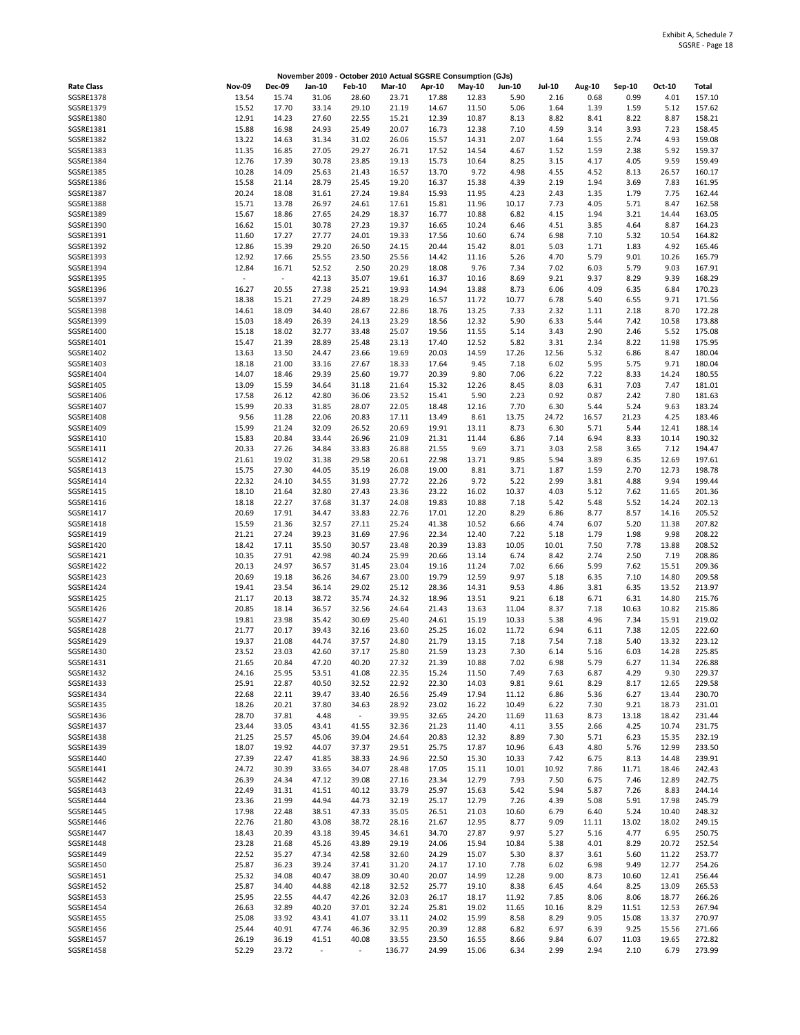Exhibit A, Schedule 7
SGSRE - Page 18

**November 2009 - October 2010 Actual SGSRE Consumption (GJs)**

| Rate Class | Nov-09 | Dec-09 | Jan-10 | Feb-10 | Mar-10 | Apr-10 | May-10 | Jun-10 | Jul-10 | Aug-10 | Sep-10 | Oct-10 | Total |
|---|---|---|---|---|---|---|---|---|---|---|---|---|---|
| SGSRE1378 | 13.54 | 15.74 | 31.06 | 28.60 | 23.71 | 17.88 | 12.83 | 5.90 | 2.16 | 0.68 | 0.99 | 4.01 | 157.10 |
| SGSRE1379 | 15.52 | 17.70 | 33.14 | 29.10 | 21.19 | 14.67 | 11.50 | 5.06 | 1.64 | 1.39 | 1.59 | 5.12 | 157.62 |
| SGSRE1380 | 12.91 | 14.23 | 27.60 | 22.55 | 15.21 | 12.39 | 10.87 | 8.13 | 8.82 | 8.41 | 8.22 | 8.87 | 158.21 |
| SGSRE1381 | 15.88 | 16.98 | 24.93 | 25.49 | 20.07 | 16.73 | 12.38 | 7.10 | 4.59 | 3.14 | 3.93 | 7.23 | 158.45 |
| SGSRE1382 | 13.22 | 14.63 | 31.34 | 31.02 | 26.06 | 15.57 | 14.31 | 2.07 | 1.64 | 1.55 | 2.74 | 4.93 | 159.08 |
| SGSRE1383 | 11.35 | 16.85 | 27.05 | 29.27 | 26.71 | 17.52 | 14.54 | 4.67 | 1.52 | 1.59 | 2.38 | 5.92 | 159.37 |
| SGSRE1384 | 12.76 | 17.39 | 30.78 | 23.85 | 19.13 | 15.73 | 10.64 | 8.25 | 3.15 | 4.17 | 4.05 | 9.59 | 159.49 |
| SGSRE1385 | 10.28 | 14.09 | 25.63 | 21.43 | 16.57 | 13.70 | 9.72 | 4.98 | 4.55 | 4.52 | 8.13 | 26.57 | 160.17 |
| SGSRE1386 | 15.58 | 21.14 | 28.79 | 25.45 | 19.20 | 16.37 | 15.38 | 4.39 | 2.19 | 1.94 | 3.69 | 7.83 | 161.95 |
| SGSRE1387 | 20.24 | 18.08 | 31.61 | 27.24 | 19.84 | 15.93 | 11.95 | 4.23 | 2.43 | 1.35 | 1.79 | 7.75 | 162.44 |
| SGSRE1388 | 15.71 | 13.78 | 26.97 | 24.61 | 17.61 | 15.81 | 11.96 | 10.17 | 7.73 | 4.05 | 5.71 | 8.47 | 162.58 |
| SGSRE1389 | 15.67 | 18.86 | 27.65 | 24.29 | 18.37 | 16.77 | 10.88 | 6.82 | 4.15 | 1.94 | 3.21 | 14.44 | 163.05 |
| SGSRE1390 | 16.62 | 15.01 | 30.78 | 27.23 | 19.37 | 16.65 | 10.24 | 6.46 | 4.51 | 3.85 | 4.64 | 8.87 | 164.23 |
| SGSRE1391 | 11.60 | 17.27 | 27.77 | 24.01 | 19.33 | 17.56 | 10.60 | 6.74 | 6.98 | 7.10 | 5.32 | 10.54 | 164.82 |
| SGSRE1392 | 12.86 | 15.39 | 29.20 | 26.50 | 24.15 | 20.44 | 15.42 | 8.01 | 5.03 | 1.71 | 1.83 | 4.92 | 165.46 |
| SGSRE1393 | 12.92 | 17.66 | 25.55 | 23.50 | 25.56 | 14.42 | 11.16 | 5.26 | 4.70 | 5.79 | 9.01 | 10.26 | 165.79 |
| SGSRE1394 | 12.84 | 16.71 | 52.52 | 2.50 | 20.29 | 18.08 | 9.76 | 7.34 | 7.02 | 6.03 | 5.79 | 9.03 | 167.91 |
| SGSRE1395 | - | - | 42.13 | 35.07 | 19.61 | 16.37 | 10.16 | 8.69 | 9.21 | 9.37 | 8.29 | 9.39 | 168.29 |
| SGSRE1396 | 16.27 | 20.55 | 27.38 | 25.21 | 19.93 | 14.94 | 13.88 | 8.73 | 6.06 | 4.09 | 6.35 | 6.84 | 170.23 |
| SGSRE1397 | 18.38 | 15.21 | 27.29 | 24.89 | 18.29 | 16.57 | 11.72 | 10.77 | 6.78 | 5.40 | 6.55 | 9.71 | 171.56 |
| SGSRE1398 | 14.61 | 18.09 | 34.40 | 28.67 | 22.86 | 18.76 | 13.25 | 7.33 | 2.32 | 1.11 | 2.18 | 8.70 | 172.28 |
| SGSRE1399 | 15.03 | 18.49 | 26.39 | 24.13 | 23.29 | 18.56 | 12.32 | 5.90 | 6.33 | 5.44 | 7.42 | 10.58 | 173.88 |
| SGSRE1400 | 15.18 | 18.02 | 32.77 | 33.48 | 25.07 | 19.56 | 11.55 | 5.14 | 3.43 | 2.90 | 2.46 | 5.52 | 175.08 |
| SGSRE1401 | 15.47 | 21.39 | 28.89 | 25.48 | 23.13 | 17.40 | 12.52 | 5.82 | 3.31 | 2.34 | 8.22 | 11.98 | 175.95 |
| SGSRE1402 | 13.63 | 13.50 | 24.47 | 23.66 | 19.69 | 20.03 | 14.59 | 17.26 | 12.56 | 5.32 | 6.86 | 8.47 | 180.04 |
| SGSRE1403 | 18.18 | 21.00 | 33.16 | 27.67 | 18.33 | 17.64 | 9.45 | 7.18 | 6.02 | 5.95 | 5.75 | 9.71 | 180.04 |
| SGSRE1404 | 14.07 | 18.46 | 29.39 | 25.60 | 19.77 | 20.39 | 9.80 | 7.06 | 6.22 | 7.22 | 8.33 | 14.24 | 180.55 |
| SGSRE1405 | 13.09 | 15.59 | 34.64 | 31.18 | 21.64 | 15.32 | 12.26 | 8.45 | 8.03 | 6.31 | 7.03 | 7.47 | 181.01 |
| SGSRE1406 | 17.58 | 26.12 | 42.80 | 36.06 | 23.52 | 15.41 | 5.90 | 2.23 | 0.92 | 0.87 | 2.42 | 7.80 | 181.63 |
| SGSRE1407 | 15.99 | 20.33 | 31.85 | 28.07 | 22.05 | 18.48 | 12.16 | 7.70 | 6.30 | 5.44 | 5.24 | 9.63 | 183.24 |
| SGSRE1408 | 9.56 | 11.28 | 22.06 | 20.83 | 17.11 | 13.49 | 8.61 | 13.75 | 24.72 | 16.57 | 21.23 | 4.25 | 183.46 |
| SGSRE1409 | 15.99 | 21.24 | 32.09 | 26.52 | 20.69 | 19.91 | 13.11 | 8.73 | 6.30 | 5.71 | 5.44 | 12.41 | 188.14 |
| SGSRE1410 | 15.83 | 20.84 | 33.44 | 26.96 | 21.09 | 21.31 | 11.44 | 6.86 | 7.14 | 6.94 | 8.33 | 10.14 | 190.32 |
| SGSRE1411 | 20.33 | 27.26 | 34.84 | 33.83 | 26.88 | 21.55 | 9.69 | 3.71 | 3.03 | 2.58 | 3.65 | 7.12 | 194.47 |
| SGSRE1412 | 21.61 | 19.02 | 31.38 | 29.58 | 20.61 | 22.98 | 13.71 | 9.85 | 5.94 | 3.89 | 6.35 | 12.69 | 197.61 |
| SGSRE1413 | 15.75 | 27.30 | 44.05 | 35.19 | 26.08 | 19.00 | 8.81 | 3.71 | 1.87 | 1.59 | 2.70 | 12.73 | 198.78 |
| SGSRE1414 | 22.32 | 24.10 | 34.55 | 31.93 | 27.72 | 22.26 | 9.72 | 5.22 | 2.99 | 3.81 | 4.88 | 9.94 | 199.44 |
| SGSRE1415 | 18.10 | 21.64 | 32.80 | 27.43 | 23.36 | 23.22 | 16.02 | 10.37 | 4.03 | 5.12 | 7.62 | 11.65 | 201.36 |
| SGSRE1416 | 18.18 | 22.27 | 37.68 | 31.37 | 24.08 | 19.83 | 10.88 | 7.18 | 5.42 | 5.48 | 5.52 | 14.24 | 202.13 |
| SGSRE1417 | 20.69 | 17.91 | 34.47 | 33.83 | 22.76 | 17.01 | 12.20 | 8.29 | 6.86 | 8.77 | 8.57 | 14.16 | 205.52 |
| SGSRE1418 | 15.59 | 21.36 | 32.57 | 27.11 | 25.24 | 41.38 | 10.52 | 6.66 | 4.74 | 6.07 | 5.20 | 11.38 | 207.82 |
| SGSRE1419 | 21.21 | 27.24 | 39.23 | 31.69 | 27.96 | 22.34 | 12.40 | 7.22 | 5.18 | 1.79 | 1.98 | 9.98 | 208.22 |
| SGSRE1420 | 18.42 | 17.11 | 35.50 | 30.57 | 23.48 | 20.39 | 13.83 | 10.05 | 10.01 | 7.50 | 7.78 | 13.88 | 208.52 |
| SGSRE1421 | 10.35 | 27.91 | 42.98 | 40.24 | 25.99 | 20.66 | 13.14 | 6.74 | 8.42 | 2.74 | 2.50 | 7.19 | 208.86 |
| SGSRE1422 | 20.13 | 24.97 | 36.57 | 31.45 | 23.04 | 19.16 | 11.24 | 7.02 | 6.66 | 5.99 | 7.62 | 15.51 | 209.36 |
| SGSRE1423 | 20.69 | 19.18 | 36.26 | 34.67 | 23.00 | 19.79 | 12.59 | 9.97 | 5.18 | 6.35 | 7.10 | 14.80 | 209.58 |
| SGSRE1424 | 19.41 | 23.54 | 36.14 | 29.02 | 25.12 | 28.36 | 14.31 | 9.53 | 4.86 | 3.81 | 6.35 | 13.52 | 213.97 |
| SGSRE1425 | 21.17 | 20.13 | 38.72 | 35.74 | 24.32 | 18.96 | 13.51 | 9.21 | 6.18 | 6.71 | 6.31 | 14.80 | 215.76 |
| SGSRE1426 | 20.85 | 18.14 | 36.57 | 32.56 | 24.64 | 21.43 | 13.63 | 11.04 | 8.37 | 7.18 | 10.63 | 10.82 | 215.86 |
| SGSRE1427 | 19.81 | 23.98 | 35.42 | 30.69 | 25.40 | 24.61 | 15.19 | 10.33 | 5.38 | 4.96 | 7.34 | 15.91 | 219.02 |
| SGSRE1428 | 21.77 | 20.17 | 39.43 | 32.16 | 23.60 | 25.25 | 16.02 | 11.72 | 6.94 | 6.11 | 7.38 | 12.05 | 222.60 |
| SGSRE1429 | 19.37 | 21.08 | 44.74 | 37.57 | 24.80 | 21.79 | 13.15 | 7.18 | 7.54 | 7.18 | 5.40 | 13.32 | 223.12 |
| SGSRE1430 | 23.52 | 23.03 | 42.60 | 37.17 | 25.80 | 21.59 | 13.23 | 7.30 | 6.14 | 5.16 | 6.03 | 14.28 | 225.85 |
| SGSRE1431 | 21.65 | 20.84 | 47.20 | 40.20 | 27.32 | 21.39 | 10.88 | 7.02 | 6.98 | 5.79 | 6.27 | 11.34 | 226.88 |
| SGSRE1432 | 24.16 | 25.95 | 53.51 | 41.08 | 22.35 | 15.24 | 11.50 | 7.49 | 7.63 | 6.87 | 4.29 | 9.30 | 229.37 |
| SGSRE1433 | 25.91 | 22.87 | 40.50 | 32.52 | 22.92 | 22.30 | 14.03 | 9.81 | 9.61 | 8.29 | 8.17 | 12.65 | 229.58 |
| SGSRE1434 | 22.68 | 22.11 | 39.47 | 33.40 | 26.56 | 25.49 | 17.94 | 11.12 | 6.86 | 5.36 | 6.27 | 13.44 | 230.70 |
| SGSRE1435 | 18.26 | 20.21 | 37.80 | 34.63 | 28.92 | 23.02 | 16.22 | 10.49 | 6.22 | 7.30 | 9.21 | 18.73 | 231.01 |
| SGSRE1436 | 28.70 | 37.81 | 4.48 | - | 39.95 | 32.65 | 24.20 | 11.69 | 11.63 | 8.73 | 13.18 | 18.42 | 231.44 |
| SGSRE1437 | 23.44 | 33.05 | 43.41 | 41.55 | 32.36 | 21.23 | 11.40 | 4.11 | 3.55 | 2.66 | 4.25 | 10.74 | 231.75 |
| SGSRE1438 | 21.25 | 25.57 | 45.06 | 39.04 | 24.64 | 20.83 | 12.32 | 8.89 | 7.30 | 5.71 | 6.23 | 15.35 | 232.19 |
| SGSRE1439 | 18.07 | 19.92 | 44.07 | 37.37 | 29.51 | 25.75 | 17.87 | 10.96 | 6.43 | 4.80 | 5.76 | 12.99 | 233.50 |
| SGSRE1440 | 27.39 | 22.47 | 41.85 | 38.33 | 24.96 | 22.50 | 15.30 | 10.33 | 7.42 | 6.75 | 8.13 | 14.48 | 239.91 |
| SGSRE1441 | 24.72 | 30.39 | 33.65 | 34.07 | 28.48 | 17.05 | 15.11 | 10.01 | 10.92 | 7.86 | 11.71 | 18.46 | 242.43 |
| SGSRE1442 | 26.39 | 24.34 | 47.12 | 39.08 | 27.16 | 23.34 | 12.79 | 7.93 | 7.50 | 6.75 | 7.46 | 12.89 | 242.75 |
| SGSRE1443 | 22.49 | 31.31 | 41.51 | 40.12 | 33.79 | 25.97 | 15.63 | 5.42 | 5.94 | 5.87 | 7.26 | 8.83 | 244.14 |
| SGSRE1444 | 23.36 | 21.99 | 44.94 | 44.73 | 32.19 | 25.17 | 12.79 | 7.26 | 4.39 | 5.08 | 5.91 | 17.98 | 245.79 |
| SGSRE1445 | 17.98 | 22.48 | 38.51 | 47.33 | 35.05 | 26.51 | 21.03 | 10.60 | 6.79 | 6.40 | 5.24 | 10.40 | 248.32 |
| SGSRE1446 | 22.76 | 21.80 | 43.08 | 38.72 | 28.16 | 21.67 | 12.95 | 8.77 | 9.09 | 11.11 | 13.02 | 18.02 | 249.15 |
| SGSRE1447 | 18.43 | 20.39 | 43.18 | 39.45 | 34.61 | 34.70 | 27.87 | 9.97 | 5.27 | 5.16 | 4.77 | 6.95 | 250.75 |
| SGSRE1448 | 23.28 | 21.68 | 45.26 | 43.89 | 29.19 | 24.06 | 15.94 | 10.84 | 5.38 | 4.01 | 8.29 | 20.72 | 252.54 |
| SGSRE1449 | 22.52 | 35.27 | 47.34 | 42.58 | 32.60 | 24.29 | 15.07 | 5.30 | 8.37 | 3.61 | 5.60 | 11.22 | 253.77 |
| SGSRE1450 | 25.87 | 36.23 | 39.24 | 37.41 | 31.20 | 24.17 | 17.10 | 7.78 | 6.02 | 6.98 | 9.49 | 12.77 | 254.26 |
| SGSRE1451 | 25.32 | 34.08 | 40.47 | 38.09 | 30.40 | 20.07 | 14.99 | 12.28 | 9.00 | 8.73 | 10.60 | 12.41 | 256.44 |
| SGSRE1452 | 25.87 | 34.40 | 44.88 | 42.18 | 32.52 | 25.77 | 19.10 | 8.38 | 6.45 | 4.64 | 8.25 | 13.09 | 265.53 |
| SGSRE1453 | 25.95 | 22.55 | 44.47 | 42.26 | 32.03 | 26.17 | 18.17 | 11.92 | 7.85 | 8.06 | 8.06 | 18.77 | 266.26 |
| SGSRE1454 | 26.63 | 32.89 | 40.20 | 37.01 | 32.24 | 25.81 | 19.02 | 11.65 | 10.16 | 8.29 | 11.51 | 12.53 | 267.94 |
| SGSRE1455 | 25.08 | 33.92 | 43.41 | 41.07 | 33.11 | 24.02 | 15.99 | 8.58 | 8.29 | 9.05 | 15.08 | 13.37 | 270.97 |
| SGSRE1456 | 25.44 | 40.91 | 47.74 | 46.36 | 32.95 | 20.39 | 12.88 | 6.82 | 6.97 | 6.39 | 9.25 | 15.56 | 271.66 |
| SGSRE1457 | 26.19 | 36.19 | 41.51 | 40.08 | 33.55 | 23.50 | 16.55 | 8.66 | 9.84 | 6.07 | 11.03 | 19.65 | 272.82 |
| SGSRE1458 | 52.29 | 23.72 | - | - | 136.77 | 24.99 | 15.06 | 6.34 | 2.99 | 2.94 | 2.10 | 6.79 | 273.99 |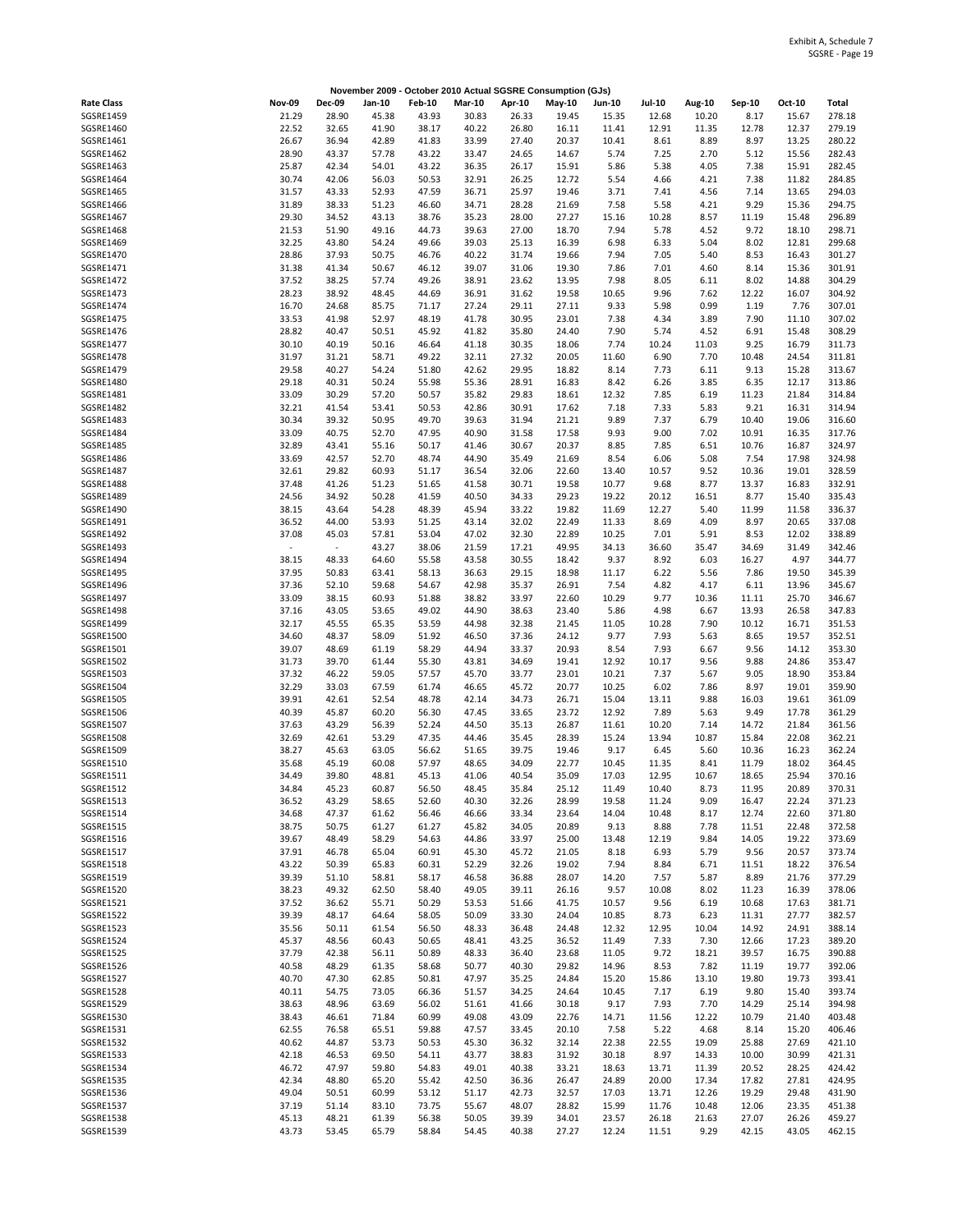Exhibit A, Schedule 7
SGSRE - Page 19

**November 2009 - October 2010 Actual SGSRE Consumption (GJs)**

| Rate Class | Nov-09 | Dec-09 | Jan-10 | Feb-10 | Mar-10 | Apr-10 | May-10 | Jun-10 | Jul-10 | Aug-10 | Sep-10 | Oct-10 | Total |
|---|---|---|---|---|---|---|---|---|---|---|---|---|---|
| SGSRE1459 | 21.29 | 28.90 | 45.38 | 43.93 | 30.83 | 26.33 | 19.45 | 15.35 | 12.68 | 10.20 | 8.17 | 15.67 | 278.18 |
| SGSRE1460 | 22.52 | 32.65 | 41.90 | 38.17 | 40.22 | 26.80 | 16.11 | 11.41 | 12.91 | 11.35 | 12.78 | 12.37 | 279.19 |
| SGSRE1461 | 26.67 | 36.94 | 42.89 | 41.83 | 33.99 | 27.40 | 20.37 | 10.41 | 8.61 | 8.89 | 8.97 | 13.25 | 280.22 |
| SGSRE1462 | 28.90 | 43.37 | 57.78 | 43.22 | 33.47 | 24.65 | 14.67 | 5.74 | 7.25 | 2.70 | 5.12 | 15.56 | 282.43 |
| SGSRE1463 | 25.87 | 42.34 | 54.01 | 43.22 | 36.35 | 26.17 | 15.91 | 5.86 | 5.38 | 4.05 | 7.38 | 15.91 | 282.45 |
| SGSRE1464 | 30.74 | 42.06 | 56.03 | 50.53 | 32.91 | 26.25 | 12.72 | 5.54 | 4.66 | 4.21 | 7.38 | 11.82 | 284.85 |
| SGSRE1465 | 31.57 | 43.33 | 52.93 | 47.59 | 36.71 | 25.97 | 19.46 | 3.71 | 7.41 | 4.56 | 7.14 | 13.65 | 294.03 |
| SGSRE1466 | 31.89 | 38.33 | 51.23 | 46.60 | 34.71 | 28.28 | 21.69 | 7.58 | 5.58 | 4.21 | 9.29 | 15.36 | 294.75 |
| SGSRE1467 | 29.30 | 34.52 | 43.13 | 38.76 | 35.23 | 28.00 | 27.27 | 15.16 | 10.28 | 8.57 | 11.19 | 15.48 | 296.89 |
| SGSRE1468 | 21.53 | 51.90 | 49.16 | 44.73 | 39.63 | 27.00 | 18.70 | 7.94 | 5.78 | 4.52 | 9.72 | 18.10 | 298.71 |
| SGSRE1469 | 32.25 | 43.80 | 54.24 | 49.66 | 39.03 | 25.13 | 16.39 | 6.98 | 6.33 | 5.04 | 8.02 | 12.81 | 299.68 |
| SGSRE1470 | 28.86 | 37.93 | 50.75 | 46.76 | 40.22 | 31.74 | 19.66 | 7.94 | 7.05 | 5.40 | 8.53 | 16.43 | 301.27 |
| SGSRE1471 | 31.38 | 41.34 | 50.67 | 46.12 | 39.07 | 31.06 | 19.30 | 7.86 | 7.01 | 4.60 | 8.14 | 15.36 | 301.91 |
| SGSRE1472 | 37.52 | 38.25 | 57.74 | 49.26 | 38.91 | 23.62 | 13.95 | 7.98 | 8.05 | 6.11 | 8.02 | 14.88 | 304.29 |
| SGSRE1473 | 28.23 | 38.92 | 48.45 | 44.69 | 36.91 | 31.62 | 19.58 | 10.65 | 9.96 | 7.62 | 12.22 | 16.07 | 304.92 |
| SGSRE1474 | 16.70 | 24.68 | 85.75 | 71.17 | 27.24 | 29.11 | 27.11 | 9.33 | 5.98 | 0.99 | 1.19 | 7.76 | 307.01 |
| SGSRE1475 | 33.53 | 41.98 | 52.97 | 48.19 | 41.78 | 30.95 | 23.01 | 7.38 | 4.34 | 3.89 | 7.90 | 11.10 | 307.02 |
| SGSRE1476 | 28.82 | 40.47 | 50.51 | 45.92 | 41.82 | 35.80 | 24.40 | 7.90 | 5.74 | 4.52 | 6.91 | 15.48 | 308.29 |
| SGSRE1477 | 30.10 | 40.19 | 50.16 | 46.64 | 41.18 | 30.35 | 18.06 | 7.74 | 10.24 | 11.03 | 9.25 | 16.79 | 311.73 |
| SGSRE1478 | 31.97 | 31.21 | 58.71 | 49.22 | 32.11 | 27.32 | 20.05 | 11.60 | 6.90 | 7.70 | 10.48 | 24.54 | 311.81 |
| SGSRE1479 | 29.58 | 40.27 | 54.24 | 51.80 | 42.62 | 29.95 | 18.82 | 8.14 | 7.73 | 6.11 | 9.13 | 15.28 | 313.67 |
| SGSRE1480 | 29.18 | 40.31 | 50.24 | 55.98 | 55.36 | 28.91 | 16.83 | 8.42 | 6.26 | 3.85 | 6.35 | 12.17 | 313.86 |
| SGSRE1481 | 33.09 | 30.29 | 57.20 | 50.57 | 35.82 | 29.83 | 18.61 | 12.32 | 7.85 | 6.19 | 11.23 | 21.84 | 314.84 |
| SGSRE1482 | 32.21 | 41.54 | 53.41 | 50.53 | 42.86 | 30.91 | 17.62 | 7.18 | 7.33 | 5.83 | 9.21 | 16.31 | 314.94 |
| SGSRE1483 | 30.34 | 39.32 | 50.95 | 49.70 | 39.63 | 31.94 | 21.21 | 9.89 | 7.37 | 6.79 | 10.40 | 19.06 | 316.60 |
| SGSRE1484 | 33.09 | 40.75 | 52.70 | 47.95 | 40.90 | 31.58 | 17.58 | 9.93 | 9.00 | 7.02 | 10.91 | 16.35 | 317.76 |
| SGSRE1485 | 32.89 | 43.41 | 55.16 | 50.17 | 41.46 | 30.67 | 20.37 | 8.85 | 7.85 | 6.51 | 10.76 | 16.87 | 324.97 |
| SGSRE1486 | 33.69 | 42.57 | 52.70 | 48.74 | 44.90 | 35.49 | 21.69 | 8.54 | 6.06 | 5.08 | 7.54 | 17.98 | 324.98 |
| SGSRE1487 | 32.61 | 29.82 | 60.93 | 51.17 | 36.54 | 32.06 | 22.60 | 13.40 | 10.57 | 9.52 | 10.36 | 19.01 | 328.59 |
| SGSRE1488 | 37.48 | 41.26 | 51.23 | 51.65 | 41.58 | 30.71 | 19.58 | 10.77 | 9.68 | 8.77 | 13.37 | 16.83 | 332.91 |
| SGSRE1489 | 24.56 | 34.92 | 50.28 | 41.59 | 40.50 | 34.33 | 29.23 | 19.22 | 20.12 | 16.51 | 8.77 | 15.40 | 335.43 |
| SGSRE1490 | 38.15 | 43.64 | 54.28 | 48.39 | 45.94 | 33.22 | 19.82 | 11.69 | 12.27 | 5.40 | 11.99 | 11.58 | 336.37 |
| SGSRE1491 | 36.52 | 44.00 | 53.93 | 51.25 | 43.14 | 32.02 | 22.49 | 11.33 | 8.69 | 4.09 | 8.97 | 20.65 | 337.08 |
| SGSRE1492 | 37.08 | 45.03 | 57.81 | 53.04 | 47.02 | 32.30 | 22.89 | 10.25 | 7.01 | 5.91 | 8.53 | 12.02 | 338.89 |
| SGSRE1493 | - | - | 43.27 | 38.06 | 21.59 | 17.21 | 49.95 | 34.13 | 36.60 | 35.47 | 34.69 | 31.49 | 342.46 |
| SGSRE1494 | 38.15 | 48.33 | 64.60 | 55.58 | 43.58 | 30.55 | 18.42 | 9.37 | 8.92 | 6.03 | 16.27 | 4.97 | 344.77 |
| SGSRE1495 | 37.95 | 50.83 | 63.41 | 58.13 | 36.63 | 29.15 | 18.98 | 11.17 | 6.22 | 5.56 | 7.86 | 19.50 | 345.39 |
| SGSRE1496 | 37.36 | 52.10 | 59.68 | 54.67 | 42.98 | 35.37 | 26.91 | 7.54 | 4.82 | 4.17 | 6.11 | 13.96 | 345.67 |
| SGSRE1497 | 33.09 | 38.15 | 60.93 | 51.88 | 38.82 | 33.97 | 22.60 | 10.29 | 9.77 | 10.36 | 11.11 | 25.70 | 346.67 |
| SGSRE1498 | 37.16 | 43.05 | 53.65 | 49.02 | 44.90 | 38.63 | 23.40 | 5.86 | 4.98 | 6.67 | 13.93 | 26.58 | 347.83 |
| SGSRE1499 | 32.17 | 45.55 | 65.35 | 53.59 | 44.98 | 32.38 | 21.45 | 11.05 | 10.28 | 7.90 | 10.12 | 16.71 | 351.53 |
| SGSRE1500 | 34.60 | 48.37 | 58.09 | 51.92 | 46.50 | 37.36 | 24.12 | 9.77 | 7.93 | 5.63 | 8.65 | 19.57 | 352.51 |
| SGSRE1501 | 39.07 | 48.69 | 61.19 | 58.29 | 44.94 | 33.37 | 20.93 | 8.54 | 7.93 | 6.67 | 9.56 | 14.12 | 353.30 |
| SGSRE1502 | 31.73 | 39.70 | 61.44 | 55.30 | 43.81 | 34.69 | 19.41 | 12.92 | 10.17 | 9.56 | 9.88 | 24.86 | 353.47 |
| SGSRE1503 | 37.32 | 46.22 | 59.05 | 57.57 | 45.70 | 33.77 | 23.01 | 10.21 | 7.37 | 5.67 | 9.05 | 18.90 | 353.84 |
| SGSRE1504 | 32.29 | 33.03 | 67.59 | 61.74 | 46.65 | 45.72 | 20.77 | 10.25 | 6.02 | 7.86 | 8.97 | 19.01 | 359.90 |
| SGSRE1505 | 39.91 | 42.61 | 52.54 | 48.78 | 42.14 | 34.73 | 26.71 | 15.04 | 13.11 | 9.88 | 16.03 | 19.61 | 361.09 |
| SGSRE1506 | 40.39 | 45.87 | 60.20 | 56.30 | 47.45 | 33.65 | 23.72 | 12.92 | 7.89 | 5.63 | 9.49 | 17.78 | 361.29 |
| SGSRE1507 | 37.63 | 43.29 | 56.39 | 52.24 | 44.50 | 35.13 | 26.87 | 11.61 | 10.20 | 7.14 | 14.72 | 21.84 | 361.56 |
| SGSRE1508 | 32.69 | 42.61 | 53.29 | 47.35 | 44.46 | 35.45 | 28.39 | 15.24 | 13.94 | 10.87 | 15.84 | 22.08 | 362.21 |
| SGSRE1509 | 38.27 | 45.63 | 63.05 | 56.62 | 51.65 | 39.75 | 19.46 | 9.17 | 6.45 | 5.60 | 10.36 | 16.23 | 362.24 |
| SGSRE1510 | 35.68 | 45.19 | 60.08 | 57.97 | 48.65 | 34.09 | 22.77 | 10.45 | 11.35 | 8.41 | 11.79 | 18.02 | 364.45 |
| SGSRE1511 | 34.49 | 39.80 | 48.81 | 45.13 | 41.06 | 40.54 | 35.09 | 17.03 | 12.95 | 10.67 | 18.65 | 25.94 | 370.16 |
| SGSRE1512 | 34.84 | 45.23 | 60.87 | 56.50 | 48.45 | 35.84 | 25.12 | 11.49 | 10.40 | 8.73 | 11.95 | 20.89 | 370.31 |
| SGSRE1513 | 36.52 | 43.29 | 58.65 | 52.60 | 40.30 | 32.26 | 28.99 | 19.58 | 11.24 | 9.09 | 16.47 | 22.24 | 371.23 |
| SGSRE1514 | 34.68 | 47.37 | 61.62 | 56.46 | 46.66 | 33.34 | 23.64 | 14.04 | 10.48 | 8.17 | 12.74 | 22.60 | 371.80 |
| SGSRE1515 | 38.75 | 50.75 | 61.27 | 61.27 | 45.82 | 34.05 | 20.89 | 9.13 | 8.88 | 7.78 | 11.51 | 22.48 | 372.58 |
| SGSRE1516 | 39.67 | 48.49 | 58.29 | 54.63 | 44.86 | 33.97 | 25.00 | 13.48 | 12.19 | 9.84 | 14.05 | 19.22 | 373.69 |
| SGSRE1517 | 37.91 | 46.78 | 65.04 | 60.91 | 45.30 | 45.72 | 21.05 | 8.18 | 6.93 | 5.79 | 9.56 | 20.57 | 373.74 |
| SGSRE1518 | 43.22 | 50.39 | 65.83 | 60.31 | 52.29 | 32.26 | 19.02 | 7.94 | 8.84 | 6.71 | 11.51 | 18.22 | 376.54 |
| SGSRE1519 | 39.39 | 51.10 | 58.81 | 58.17 | 46.58 | 36.88 | 28.07 | 14.20 | 7.57 | 5.87 | 8.89 | 21.76 | 377.29 |
| SGSRE1520 | 38.23 | 49.32 | 62.50 | 58.40 | 49.05 | 39.11 | 26.16 | 9.57 | 10.08 | 8.02 | 11.23 | 16.39 | 378.06 |
| SGSRE1521 | 37.52 | 36.62 | 55.71 | 50.29 | 53.53 | 51.66 | 41.75 | 10.57 | 9.56 | 6.19 | 10.68 | 17.63 | 381.71 |
| SGSRE1522 | 39.39 | 48.17 | 64.64 | 58.05 | 50.09 | 33.30 | 24.04 | 10.85 | 8.73 | 6.23 | 11.31 | 27.77 | 382.57 |
| SGSRE1523 | 35.56 | 50.11 | 61.54 | 56.50 | 48.33 | 36.48 | 24.48 | 12.32 | 12.95 | 10.04 | 14.92 | 24.91 | 388.14 |
| SGSRE1524 | 45.37 | 48.56 | 60.43 | 50.65 | 48.41 | 43.25 | 36.52 | 11.49 | 7.33 | 7.30 | 12.66 | 17.23 | 389.20 |
| SGSRE1525 | 37.79 | 42.38 | 56.11 | 50.89 | 48.33 | 36.40 | 23.68 | 11.05 | 9.72 | 18.21 | 39.57 | 16.75 | 390.88 |
| SGSRE1526 | 40.58 | 48.29 | 61.35 | 58.68 | 50.77 | 40.30 | 29.82 | 14.96 | 8.53 | 7.82 | 11.19 | 19.77 | 392.06 |
| SGSRE1527 | 40.70 | 47.30 | 62.85 | 50.81 | 47.97 | 35.25 | 24.84 | 15.20 | 15.86 | 13.10 | 19.80 | 19.73 | 393.41 |
| SGSRE1528 | 40.11 | 54.75 | 73.05 | 66.36 | 51.57 | 34.25 | 24.64 | 10.45 | 7.17 | 6.19 | 9.80 | 15.40 | 393.74 |
| SGSRE1529 | 38.63 | 48.96 | 63.69 | 56.02 | 51.61 | 41.66 | 30.18 | 9.17 | 7.93 | 7.70 | 14.29 | 25.14 | 394.98 |
| SGSRE1530 | 38.43 | 46.61 | 71.84 | 60.99 | 49.08 | 43.09 | 22.76 | 14.71 | 11.56 | 12.22 | 10.79 | 21.40 | 403.48 |
| SGSRE1531 | 62.55 | 76.58 | 65.51 | 59.88 | 47.57 | 33.45 | 20.10 | 7.58 | 5.22 | 4.68 | 8.14 | 15.20 | 406.46 |
| SGSRE1532 | 40.62 | 44.87 | 53.73 | 50.53 | 45.30 | 36.32 | 32.14 | 22.38 | 22.55 | 19.09 | 25.88 | 27.69 | 421.10 |
| SGSRE1533 | 42.18 | 46.53 | 69.50 | 54.11 | 43.77 | 38.83 | 31.92 | 30.18 | 8.97 | 14.33 | 10.00 | 30.99 | 421.31 |
| SGSRE1534 | 46.72 | 47.97 | 59.80 | 54.83 | 49.01 | 40.38 | 33.21 | 18.63 | 13.71 | 11.39 | 20.52 | 28.25 | 424.42 |
| SGSRE1535 | 42.34 | 48.80 | 65.20 | 55.42 | 42.50 | 36.36 | 26.47 | 24.89 | 20.00 | 17.34 | 17.82 | 27.81 | 424.95 |
| SGSRE1536 | 49.04 | 50.51 | 60.99 | 53.12 | 51.17 | 42.73 | 32.57 | 17.03 | 13.71 | 12.26 | 19.29 | 29.48 | 431.90 |
| SGSRE1537 | 37.19 | 51.14 | 83.10 | 73.75 | 55.67 | 48.07 | 28.82 | 15.99 | 11.76 | 10.48 | 12.06 | 23.35 | 451.38 |
| SGSRE1538 | 45.13 | 48.21 | 61.39 | 56.38 | 50.05 | 39.39 | 34.01 | 23.57 | 26.18 | 21.63 | 27.07 | 26.26 | 459.27 |
| SGSRE1539 | 43.73 | 53.45 | 65.79 | 58.84 | 54.45 | 40.38 | 27.27 | 12.24 | 11.51 | 9.29 | 42.15 | 43.05 | 462.15 |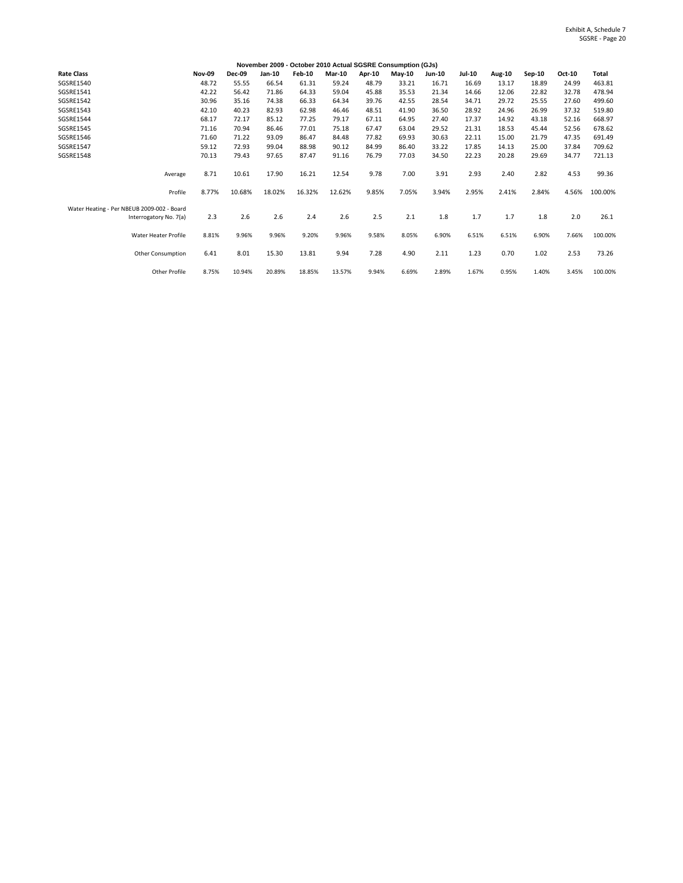**November 2009 - October 2010 Actual SGSRE Consumption (GJs)**

| Rate Class | Nov-09 | Dec-09 | Jan-10 | Feb-10 | Mar-10 | Apr-10 | May-10 | Jun-10 | Jul-10 | Aug-10 | Sep-10 | Oct-10 | Total |
|---|---|---|---|---|---|---|---|---|---|---|---|---|---|
| SGSRE1540 | 48.72 | 55.55 | 66.54 | 61.31 | 59.24 | 48.79 | 33.21 | 16.71 | 16.69 | 13.17 | 18.89 | 24.99 | 463.81 |
| SGSRE1541 | 42.22 | 56.42 | 71.86 | 64.33 | 59.04 | 45.88 | 35.53 | 21.34 | 14.66 | 12.06 | 22.82 | 32.78 | 478.94 |
| SGSRE1542 | 30.96 | 35.16 | 74.38 | 66.33 | 64.34 | 39.76 | 42.55 | 28.54 | 34.71 | 29.72 | 25.55 | 27.60 | 499.60 |
| SGSRE1543 | 42.10 | 40.23 | 82.93 | 62.98 | 46.46 | 48.51 | 41.90 | 36.50 | 28.92 | 24.96 | 26.99 | 37.32 | 519.80 |
| SGSRE1544 | 68.17 | 72.17 | 85.12 | 77.25 | 79.17 | 67.11 | 64.95 | 27.40 | 17.37 | 14.92 | 43.18 | 52.16 | 668.97 |
| SGSRE1545 | 71.16 | 70.94 | 86.46 | 77.01 | 75.18 | 67.47 | 63.04 | 29.52 | 21.31 | 18.53 | 45.44 | 52.56 | 678.62 |
| SGSRE1546 | 71.60 | 71.22 | 93.09 | 86.47 | 84.48 | 77.82 | 69.93 | 30.63 | 22.11 | 15.00 | 21.79 | 47.35 | 691.49 |
| SGSRE1547 | 59.12 | 72.93 | 99.04 | 88.98 | 90.12 | 84.99 | 86.40 | 33.22 | 17.85 | 14.13 | 25.00 | 37.84 | 709.62 |
| SGSRE1548 | 70.13 | 79.43 | 97.65 | 87.47 | 91.16 | 76.79 | 77.03 | 34.50 | 22.23 | 20.28 | 29.69 | 34.77 | 721.13 |
| Average | 8.71 | 10.61 | 17.90 | 16.21 | 12.54 | 9.78 | 7.00 | 3.91 | 2.93 | 2.40 | 2.82 | 4.53 | 99.36 |
| Profile | 8.77% | 10.68% | 18.02% | 16.32% | 12.62% | 9.85% | 7.05% | 3.94% | 2.95% | 2.41% | 2.84% | 4.56% | 100.00% |
| Water Heating - Per NBEUB 2009-002 - Board Interrogatory No. 7(a) | 2.3 | 2.6 | 2.6 | 2.4 | 2.6 | 2.5 | 2.1 | 1.8 | 1.7 | 1.7 | 1.8 | 2.0 | 26.1 |
| Water Heater Profile | 8.81% | 9.96% | 9.96% | 9.20% | 9.96% | 9.58% | 8.05% | 6.90% | 6.51% | 6.51% | 6.90% | 7.66% | 100.00% |
| Other Consumption | 6.41 | 8.01 | 15.30 | 13.81 | 9.94 | 7.28 | 4.90 | 2.11 | 1.23 | 0.70 | 1.02 | 2.53 | 73.26 |
| Other Profile | 8.75% | 10.94% | 20.89% | 18.85% | 13.57% | 9.94% | 6.69% | 2.89% | 1.67% | 0.95% | 1.40% | 3.45% | 100.00% |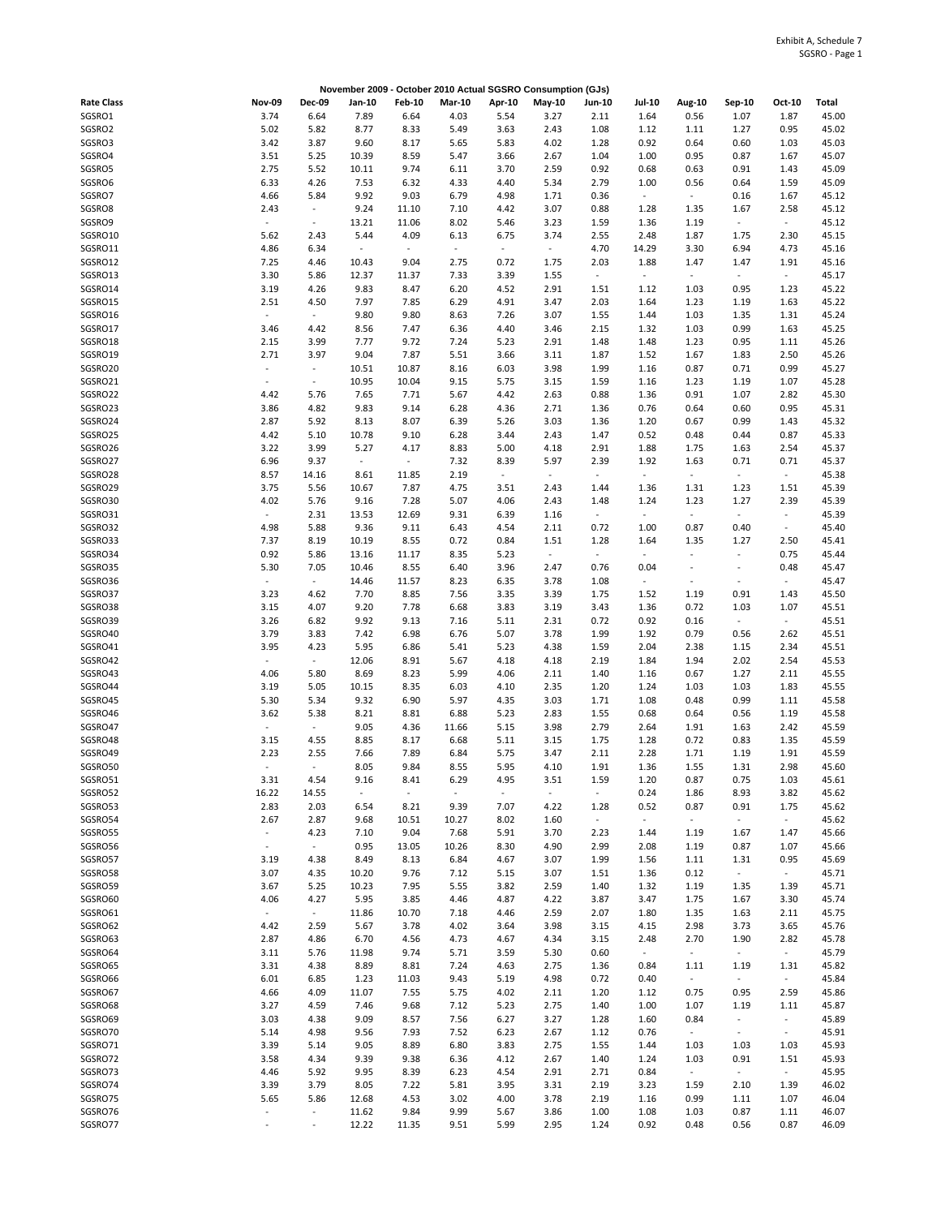**November 2009 - October 2010 Actual SGSRO Consumption (GJs)**

| Rate Class | Nov-09 | Dec-09 | Jan-10 | Feb-10 | Mar-10 | Apr-10 | May-10 | Jun-10 | Jul-10 | Aug-10 | Sep-10 | Oct-10 | Total |
|---|---|---|---|---|---|---|---|---|---|---|---|---|---|
| SGSRO1 | 3.74 | 6.64 | 7.89 | 6.64 | 4.03 | 5.54 | 3.27 | 2.11 | 1.64 | 0.56 | 1.07 | 1.87 | 45.00 |
| SGSRO2 | 5.02 | 5.82 | 8.77 | 8.33 | 5.49 | 3.63 | 2.43 | 1.08 | 1.12 | 1.11 | 1.27 | 0.95 | 45.02 |
| SGSRO3 | 3.42 | 3.87 | 9.60 | 8.17 | 5.65 | 5.83 | 4.02 | 1.28 | 0.92 | 0.64 | 0.60 | 1.03 | 45.03 |
| SGSRO4 | 3.51 | 5.25 | 10.39 | 8.59 | 5.47 | 3.66 | 2.67 | 1.04 | 1.00 | 0.95 | 0.87 | 1.67 | 45.07 |
| SGSRO5 | 2.75 | 5.52 | 10.11 | 9.74 | 6.11 | 3.70 | 2.59 | 0.92 | 0.68 | 0.63 | 0.91 | 1.43 | 45.09 |
| SGSRO6 | 6.33 | 4.26 | 7.53 | 6.32 | 4.33 | 4.40 | 5.34 | 2.79 | 1.00 | 0.56 | 0.64 | 1.59 | 45.09 |
| SGSRO7 | 4.66 | 5.84 | 9.92 | 9.03 | 6.79 | 4.98 | 1.71 | 0.36 | - | - | 0.16 | 1.67 | 45.12 |
| SGSRO8 | 2.43 | - | 9.24 | 11.10 | 7.10 | 4.42 | 3.07 | 0.88 | 1.28 | 1.35 | 1.67 | 2.58 | 45.12 |
| SGSRO9 | - | - | 13.21 | 11.06 | 8.02 | 5.46 | 3.23 | 1.59 | 1.36 | 1.19 | - | - | 45.12 |
| SGSRO10 | 5.62 | 2.43 | 5.44 | 4.09 | 6.13 | 6.75 | 3.74 | 2.55 | 2.48 | 1.87 | 1.75 | 2.30 | 45.15 |
| SGSRO11 | 4.86 | 6.34 | - | - | - | - | - | 4.70 | 14.29 | 3.30 | 6.94 | 4.73 | 45.16 |
| SGSRO12 | 7.25 | 4.46 | 10.43 | 9.04 | 2.75 | 0.72 | 1.75 | 2.03 | 1.88 | 1.47 | 1.47 | 1.91 | 45.16 |
| SGSRO13 | 3.30 | 5.86 | 12.37 | 11.37 | 7.33 | 3.39 | 1.55 | - | - | - | - | - | 45.17 |
| SGSRO14 | 3.19 | 4.26 | 9.83 | 8.47 | 6.20 | 4.52 | 2.91 | 1.51 | 1.12 | 1.03 | 0.95 | 1.23 | 45.22 |
| SGSRO15 | 2.51 | 4.50 | 7.97 | 7.85 | 6.29 | 4.91 | 3.47 | 2.03 | 1.64 | 1.23 | 1.19 | 1.63 | 45.22 |
| SGSRO16 | - | - | 9.80 | 9.80 | 8.63 | 7.26 | 3.07 | 1.55 | 1.44 | 1.03 | 1.35 | 1.31 | 45.24 |
| SGSRO17 | 3.46 | 4.42 | 8.56 | 7.47 | 6.36 | 4.40 | 3.46 | 2.15 | 1.32 | 1.03 | 0.99 | 1.63 | 45.25 |
| SGSRO18 | 2.15 | 3.99 | 7.77 | 9.72 | 7.24 | 5.23 | 2.91 | 1.48 | 1.48 | 1.23 | 0.95 | 1.11 | 45.26 |
| SGSRO19 | 2.71 | 3.97 | 9.04 | 7.87 | 5.51 | 3.66 | 3.11 | 1.87 | 1.52 | 1.67 | 1.83 | 2.50 | 45.26 |
| SGSRO20 | - | - | 10.51 | 10.87 | 8.16 | 6.03 | 3.98 | 1.99 | 1.16 | 0.87 | 0.71 | 0.99 | 45.27 |
| SGSRO21 | - | - | 10.95 | 10.04 | 9.15 | 5.75 | 3.15 | 1.59 | 1.16 | 1.23 | 1.19 | 1.07 | 45.28 |
| SGSRO22 | 4.42 | 5.76 | 7.65 | 7.71 | 5.67 | 4.42 | 2.63 | 0.88 | 1.36 | 0.91 | 1.07 | 2.82 | 45.30 |
| SGSRO23 | 3.86 | 4.82 | 9.83 | 9.14 | 6.28 | 4.36 | 2.71 | 1.36 | 0.76 | 0.64 | 0.60 | 0.95 | 45.31 |
| SGSRO24 | 2.87 | 5.92 | 8.13 | 8.07 | 6.39 | 5.26 | 3.03 | 1.36 | 1.20 | 0.67 | 0.99 | 1.43 | 45.32 |
| SGSRO25 | 4.42 | 5.10 | 10.78 | 9.10 | 6.28 | 3.44 | 2.43 | 1.47 | 0.52 | 0.48 | 0.44 | 0.87 | 45.33 |
| SGSRO26 | 3.22 | 3.99 | 5.27 | 4.17 | 8.83 | 5.00 | 4.18 | 2.91 | 1.88 | 1.75 | 1.63 | 2.54 | 45.37 |
| SGSRO27 | 6.96 | 9.37 | - | - | 7.32 | 8.39 | 5.97 | 2.39 | 1.92 | 1.63 | 0.71 | 0.71 | 45.37 |
| SGSRO28 | 8.57 | 14.16 | 8.61 | 11.85 | 2.19 | - | - | - | - | - | - | - | 45.38 |
| SGSRO29 | 3.75 | 5.56 | 10.67 | 7.87 | 4.75 | 3.51 | 2.43 | 1.44 | 1.36 | 1.31 | 1.23 | 1.51 | 45.39 |
| SGSRO30 | 4.02 | 5.76 | 9.16 | 7.28 | 5.07 | 4.06 | 2.43 | 1.48 | 1.24 | 1.23 | 1.27 | 2.39 | 45.39 |
| SGSRO31 | - | 2.31 | 13.53 | 12.69 | 9.31 | 6.39 | 1.16 | - | - | - | - | - | 45.39 |
| SGSRO32 | 4.98 | 5.88 | 9.36 | 9.11 | 6.43 | 4.54 | 2.11 | 0.72 | 1.00 | 0.87 | 0.40 | - | 45.40 |
| SGSRO33 | 7.37 | 8.19 | 10.19 | 8.55 | 0.72 | 0.84 | 1.51 | 1.28 | 1.64 | 1.35 | 1.27 | 2.50 | 45.41 |
| SGSRO34 | 0.92 | 5.86 | 13.16 | 11.17 | 8.35 | 5.23 | - | - | - | - | - | 0.75 | 45.44 |
| SGSRO35 | 5.30 | 7.05 | 10.46 | 8.55 | 6.40 | 3.96 | 2.47 | 0.76 | 0.04 | - | - | 0.48 | 45.47 |
| SGSRO36 | - | - | 14.46 | 11.57 | 8.23 | 6.35 | 3.78 | 1.08 | - | - | - | - | 45.47 |
| SGSRO37 | 3.23 | 4.62 | 7.70 | 8.85 | 7.56 | 3.35 | 3.39 | 1.75 | 1.52 | 1.19 | 0.91 | 1.43 | 45.50 |
| SGSRO38 | 3.15 | 4.07 | 9.20 | 7.78 | 6.68 | 3.83 | 3.19 | 3.43 | 1.36 | 0.72 | 1.03 | 1.07 | 45.51 |
| SGSRO39 | 3.26 | 6.82 | 9.92 | 9.13 | 7.16 | 5.11 | 2.31 | 0.72 | 0.92 | 0.16 | - | - | 45.51 |
| SGSRO40 | 3.79 | 3.83 | 7.42 | 6.98 | 6.76 | 5.07 | 3.78 | 1.99 | 1.92 | 0.79 | 0.56 | 2.62 | 45.51 |
| SGSRO41 | 3.95 | 4.23 | 5.95 | 6.86 | 5.41 | 5.23 | 4.38 | 1.59 | 2.04 | 2.38 | 1.15 | 2.34 | 45.51 |
| SGSRO42 | - | - | 12.06 | 8.91 | 5.67 | 4.18 | 4.18 | 2.19 | 1.84 | 1.94 | 2.02 | 2.54 | 45.53 |
| SGSRO43 | 4.06 | 5.80 | 8.69 | 8.23 | 5.99 | 4.06 | 2.11 | 1.40 | 1.16 | 0.67 | 1.27 | 2.11 | 45.55 |
| SGSRO44 | 3.19 | 5.05 | 10.15 | 8.35 | 6.03 | 4.10 | 2.35 | 1.20 | 1.24 | 1.03 | 1.03 | 1.83 | 45.55 |
| SGSRO45 | 5.30 | 5.34 | 9.32 | 6.90 | 5.97 | 4.35 | 3.03 | 1.71 | 1.08 | 0.48 | 0.99 | 1.11 | 45.58 |
| SGSRO46 | 3.62 | 5.38 | 8.21 | 8.81 | 6.88 | 5.23 | 2.83 | 1.55 | 0.68 | 0.64 | 0.56 | 1.19 | 45.58 |
| SGSRO47 | - | - | 9.05 | 4.36 | 11.66 | 5.15 | 3.98 | 2.79 | 2.64 | 1.91 | 1.63 | 2.42 | 45.59 |
| SGSRO48 | 3.15 | 4.55 | 8.85 | 8.17 | 6.68 | 5.11 | 3.15 | 1.75 | 1.28 | 0.72 | 0.83 | 1.35 | 45.59 |
| SGSRO49 | 2.23 | 2.55 | 7.66 | 7.89 | 6.84 | 5.75 | 3.47 | 2.11 | 2.28 | 1.71 | 1.19 | 1.91 | 45.59 |
| SGSRO50 | - | - | 8.05 | 9.84 | 8.55 | 5.95 | 4.10 | 1.91 | 1.36 | 1.55 | 1.31 | 2.98 | 45.60 |
| SGSRO51 | 3.31 | 4.54 | 9.16 | 8.41 | 6.29 | 4.95 | 3.51 | 1.59 | 1.20 | 0.87 | 0.75 | 1.03 | 45.61 |
| SGSRO52 | 16.22 | 14.55 | - | - | - | - | - | - | 0.24 | 1.86 | 8.93 | 3.82 | 45.62 |
| SGSRO53 | 2.83 | 2.03 | 6.54 | 8.21 | 9.39 | 7.07 | 4.22 | 1.28 | 0.52 | 0.87 | 0.91 | 1.75 | 45.62 |
| SGSRO54 | 2.67 | 2.87 | 9.68 | 10.51 | 10.27 | 8.02 | 1.60 | - | - | - | - | - | 45.62 |
| SGSRO55 | - | 4.23 | 7.10 | 9.04 | 7.68 | 5.91 | 3.70 | 2.23 | 1.44 | 1.19 | 1.67 | 1.47 | 45.66 |
| SGSRO56 | - | - | 0.95 | 13.05 | 10.26 | 8.30 | 4.90 | 2.99 | 2.08 | 1.19 | 0.87 | 1.07 | 45.66 |
| SGSRO57 | 3.19 | 4.38 | 8.49 | 8.13 | 6.84 | 4.67 | 3.07 | 1.99 | 1.56 | 1.11 | 1.31 | 0.95 | 45.69 |
| SGSRO58 | 3.07 | 4.35 | 10.20 | 9.76 | 7.12 | 5.15 | 3.07 | 1.51 | 1.36 | 0.12 | - | - | 45.71 |
| SGSRO59 | 3.67 | 5.25 | 10.23 | 7.95 | 5.55 | 3.82 | 2.59 | 1.40 | 1.32 | 1.19 | 1.35 | 1.39 | 45.71 |
| SGSRO60 | 4.06 | 4.27 | 5.95 | 3.85 | 4.46 | 4.87 | 4.22 | 3.87 | 3.47 | 1.75 | 1.67 | 3.30 | 45.74 |
| SGSRO61 | - | - | 11.86 | 10.70 | 7.18 | 4.46 | 2.59 | 2.07 | 1.80 | 1.35 | 1.63 | 2.11 | 45.75 |
| SGSRO62 | 4.42 | 2.59 | 5.67 | 3.78 | 4.02 | 3.64 | 3.98 | 3.15 | 4.15 | 2.98 | 3.73 | 3.65 | 45.76 |
| SGSRO63 | 2.87 | 4.86 | 6.70 | 4.56 | 4.73 | 4.67 | 4.34 | 3.15 | 2.48 | 2.70 | 1.90 | 2.82 | 45.78 |
| SGSRO64 | 3.11 | 5.76 | 11.98 | 9.74 | 5.71 | 3.59 | 5.30 | 0.60 | - | - | - | - | 45.79 |
| SGSRO65 | 3.31 | 4.38 | 8.89 | 8.81 | 7.24 | 4.63 | 2.75 | 1.36 | 0.84 | 1.11 | 1.19 | 1.31 | 45.82 |
| SGSRO66 | 6.01 | 6.85 | 1.23 | 11.03 | 9.43 | 5.19 | 4.98 | 0.72 | 0.40 | - | - | - | 45.84 |
| SGSRO67 | 4.66 | 4.09 | 11.07 | 7.55 | 5.75 | 4.02 | 2.11 | 1.20 | 1.12 | 0.75 | 0.95 | 2.59 | 45.86 |
| SGSRO68 | 3.27 | 4.59 | 7.46 | 9.68 | 7.12 | 5.23 | 2.75 | 1.40 | 1.00 | 1.07 | 1.19 | 1.11 | 45.87 |
| SGSRO69 | 3.03 | 4.38 | 9.09 | 8.57 | 7.56 | 6.27 | 3.27 | 1.28 | 1.60 | 0.84 | - | - | 45.89 |
| SGSRO70 | 5.14 | 4.98 | 9.56 | 7.93 | 7.52 | 6.23 | 2.67 | 1.12 | 0.76 | - | - | - | 45.91 |
| SGSRO71 | 3.39 | 5.14 | 9.05 | 8.89 | 6.80 | 3.83 | 2.75 | 1.55 | 1.44 | 1.03 | 1.03 | 1.03 | 45.93 |
| SGSRO72 | 3.58 | 4.34 | 9.39 | 9.38 | 6.36 | 4.12 | 2.67 | 1.40 | 1.24 | 1.03 | 0.91 | 1.51 | 45.93 |
| SGSRO73 | 4.46 | 5.92 | 9.95 | 8.39 | 6.23 | 4.54 | 2.91 | 2.71 | 0.84 | - | - | - | 45.95 |
| SGSRO74 | 3.39 | 3.79 | 8.05 | 7.22 | 5.81 | 3.95 | 3.31 | 2.19 | 3.23 | 1.59 | 2.10 | 1.39 | 46.02 |
| SGSRO75 | 5.65 | 5.86 | 12.68 | 4.53 | 3.02 | 4.00 | 3.78 | 2.19 | 1.16 | 0.99 | 1.11 | 1.07 | 46.04 |
| SGSRO76 | - | - | 11.62 | 9.84 | 9.99 | 5.67 | 3.86 | 1.00 | 1.08 | 1.03 | 0.87 | 1.11 | 46.07 |
| SGSRO77 | - | - | 12.22 | 11.35 | 9.51 | 5.99 | 2.95 | 1.24 | 0.92 | 0.48 | 0.56 | 0.87 | 46.09 |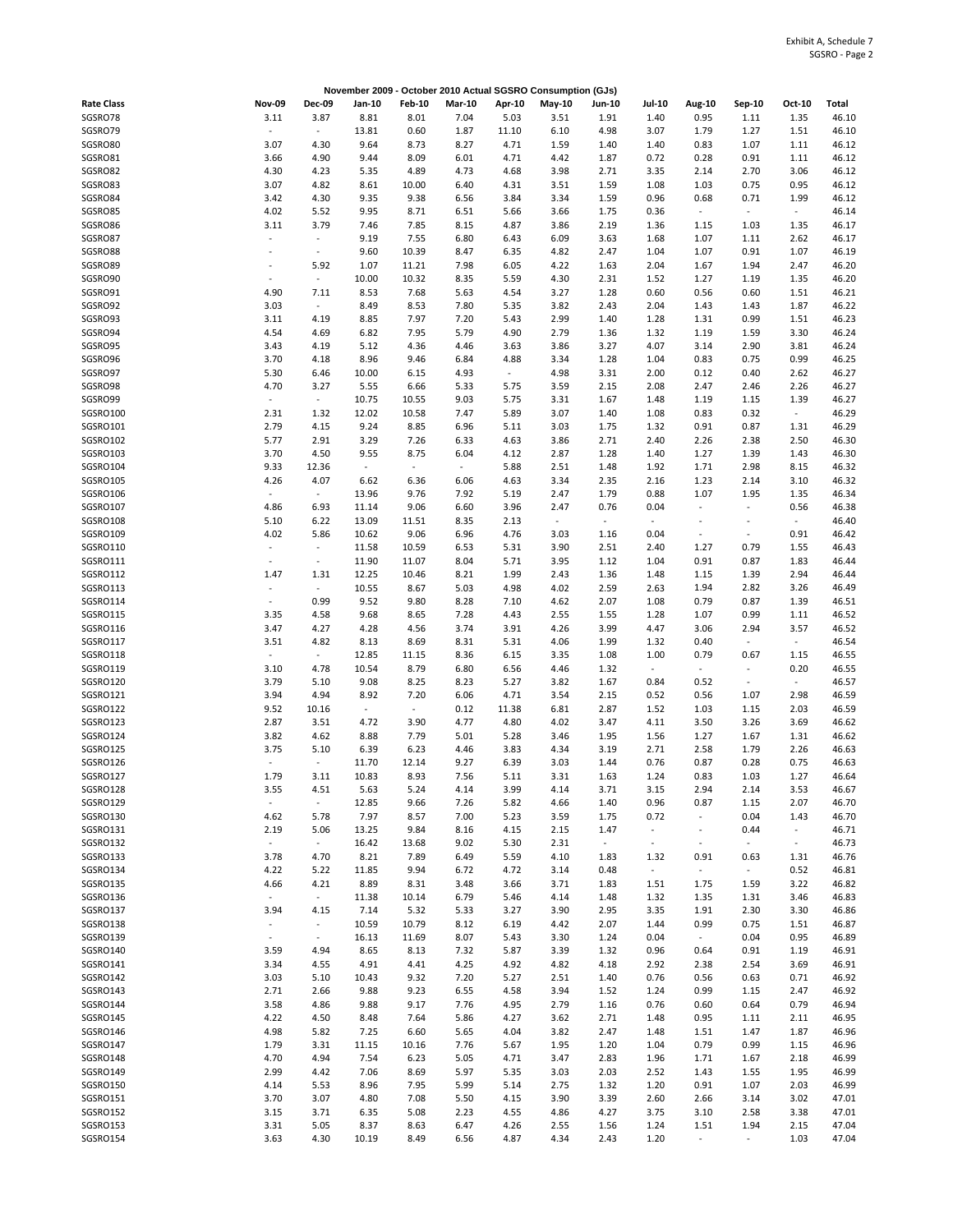Exhibit A, Schedule 7
SGSRO - Page 2

**November 2009 - October 2010 Actual SGSRO Consumption (GJs)**

| Rate Class | Nov-09 | Dec-09 | Jan-10 | Feb-10 | Mar-10 | Apr-10 | May-10 | Jun-10 | Jul-10 | Aug-10 | Sep-10 | Oct-10 | Total |
|---|---|---|---|---|---|---|---|---|---|---|---|---|---|
| SGSRO78 | 3.11 | 3.87 | 8.81 | 8.01 | 7.04 | 5.03 | 3.51 | 1.91 | 1.40 | 0.95 | 1.11 | 1.35 | 46.10 |
| SGSRO79 | - | - | 13.81 | 0.60 | 1.87 | 11.10 | 6.10 | 4.98 | 3.07 | 1.79 | 1.27 | 1.51 | 46.10 |
| SGSRO80 | 3.07 | 4.30 | 9.64 | 8.73 | 8.27 | 4.71 | 1.59 | 1.40 | 1.40 | 0.83 | 1.07 | 1.11 | 46.12 |
| SGSRO81 | 3.66 | 4.90 | 9.44 | 8.09 | 6.01 | 4.71 | 4.42 | 1.87 | 0.72 | 0.28 | 0.91 | 1.11 | 46.12 |
| SGSRO82 | 4.30 | 4.23 | 5.35 | 4.89 | 4.73 | 4.68 | 3.98 | 2.71 | 3.35 | 2.14 | 2.70 | 3.06 | 46.12 |
| SGSRO83 | 3.07 | 4.82 | 8.61 | 10.00 | 6.40 | 4.31 | 3.51 | 1.59 | 1.08 | 1.03 | 0.75 | 0.95 | 46.12 |
| SGSRO84 | 3.42 | 4.30 | 9.35 | 9.38 | 6.56 | 3.84 | 3.34 | 1.59 | 0.96 | 0.68 | 0.71 | 1.99 | 46.12 |
| SGSRO85 | 4.02 | 5.52 | 9.95 | 8.71 | 6.51 | 5.66 | 3.66 | 1.75 | 0.36 | - | - | - | 46.14 |
| SGSRO86 | 3.11 | 3.79 | 7.46 | 7.85 | 8.15 | 4.87 | 3.86 | 2.19 | 1.36 | 1.15 | 1.03 | 1.35 | 46.17 |
| SGSRO87 | - | - | 9.19 | 7.55 | 6.80 | 6.43 | 6.09 | 3.63 | 1.68 | 1.07 | 1.11 | 2.62 | 46.17 |
| SGSRO88 | - | - | 9.60 | 10.39 | 8.47 | 6.35 | 4.82 | 2.47 | 1.04 | 1.07 | 0.91 | 1.07 | 46.19 |
| SGSRO89 | - | 5.92 | 1.07 | 11.21 | 7.98 | 6.05 | 4.22 | 1.63 | 2.04 | 1.67 | 1.94 | 2.47 | 46.20 |
| SGSRO90 | - | - | 10.00 | 10.32 | 8.35 | 5.59 | 4.30 | 2.31 | 1.52 | 1.27 | 1.19 | 1.35 | 46.20 |
| SGSRO91 | 4.90 | 7.11 | 8.53 | 7.68 | 5.63 | 4.54 | 3.27 | 1.28 | 0.60 | 0.56 | 0.60 | 1.51 | 46.21 |
| SGSRO92 | 3.03 | - | 8.49 | 8.53 | 7.80 | 5.35 | 3.82 | 2.43 | 2.04 | 1.43 | 1.43 | 1.87 | 46.22 |
| SGSRO93 | 3.11 | 4.19 | 8.85 | 7.97 | 7.20 | 5.43 | 2.99 | 1.40 | 1.28 | 1.31 | 0.99 | 1.51 | 46.23 |
| SGSRO94 | 4.54 | 4.69 | 6.82 | 7.95 | 5.79 | 4.90 | 2.79 | 1.36 | 1.32 | 1.19 | 1.59 | 3.30 | 46.24 |
| SGSRO95 | 3.43 | 4.19 | 5.12 | 4.36 | 4.46 | 3.63 | 3.86 | 3.27 | 4.07 | 3.14 | 2.90 | 3.81 | 46.24 |
| SGSRO96 | 3.70 | 4.18 | 8.96 | 9.46 | 6.84 | 4.88 | 3.34 | 1.28 | 1.04 | 0.83 | 0.75 | 0.99 | 46.25 |
| SGSRO97 | 5.30 | 6.46 | 10.00 | 6.15 | 4.93 | - | 4.98 | 3.31 | 2.00 | 0.12 | 0.40 | 2.62 | 46.27 |
| SGSRO98 | 4.70 | 3.27 | 5.55 | 6.66 | 5.33 | 5.75 | 3.59 | 2.15 | 2.08 | 2.47 | 2.46 | 2.26 | 46.27 |
| SGSRO99 | - | - | 10.75 | 10.55 | 9.03 | 5.75 | 3.31 | 1.67 | 1.48 | 1.19 | 1.15 | 1.39 | 46.27 |
| SGSRO100 | 2.31 | 1.32 | 12.02 | 10.58 | 7.47 | 5.89 | 3.07 | 1.40 | 1.08 | 0.83 | 0.32 | - | 46.29 |
| SGSRO101 | 2.79 | 4.15 | 9.24 | 8.85 | 6.96 | 5.11 | 3.03 | 1.75 | 1.32 | 0.91 | 0.87 | 1.31 | 46.29 |
| SGSRO102 | 5.77 | 2.91 | 3.29 | 7.26 | 6.33 | 4.63 | 3.86 | 2.71 | 2.40 | 2.26 | 2.38 | 2.50 | 46.30 |
| SGSRO103 | 3.70 | 4.50 | 9.55 | 8.75 | 6.04 | 4.12 | 2.87 | 1.28 | 1.40 | 1.27 | 1.39 | 1.43 | 46.30 |
| SGSRO104 | 9.33 | 12.36 | - | - | - | 5.88 | 2.51 | 1.48 | 1.92 | 1.71 | 2.98 | 8.15 | 46.32 |
| SGSRO105 | 4.26 | 4.07 | 6.62 | 6.36 | 6.06 | 4.63 | 3.34 | 2.35 | 2.16 | 1.23 | 2.14 | 3.10 | 46.32 |
| SGSRO106 | - | - | 13.96 | 9.76 | 7.92 | 5.19 | 2.47 | 1.79 | 0.88 | 1.07 | 1.95 | 1.35 | 46.34 |
| SGSRO107 | 4.86 | 6.93 | 11.14 | 9.06 | 6.60 | 3.96 | 2.47 | 0.76 | 0.04 | - | - | 0.56 | 46.38 |
| SGSRO108 | 5.10 | 6.22 | 13.09 | 11.51 | 8.35 | 2.13 | - | - | - | - | - | - | 46.40 |
| SGSRO109 | 4.02 | 5.86 | 10.62 | 9.06 | 6.96 | 4.76 | 3.03 | 1.16 | 0.04 | - | - | 0.91 | 46.42 |
| SGSRO110 | - | - | 11.58 | 10.59 | 6.53 | 5.31 | 3.90 | 2.51 | 2.40 | 1.27 | 0.79 | 1.55 | 46.43 |
| SGSRO111 | - | - | 11.90 | 11.07 | 8.04 | 5.71 | 3.95 | 1.12 | 1.04 | 0.91 | 0.87 | 1.83 | 46.44 |
| SGSRO112 | 1.47 | 1.31 | 12.25 | 10.46 | 8.21 | 1.99 | 2.43 | 1.36 | 1.48 | 1.15 | 1.39 | 2.94 | 46.44 |
| SGSRO113 | - | - | 10.55 | 8.67 | 5.03 | 4.98 | 4.02 | 2.59 | 2.63 | 1.94 | 2.82 | 3.26 | 46.49 |
| SGSRO114 | - | 0.99 | 9.52 | 9.80 | 8.28 | 7.10 | 4.62 | 2.07 | 1.08 | 0.79 | 0.87 | 1.39 | 46.51 |
| SGSRO115 | 3.35 | 4.58 | 9.68 | 8.65 | 7.28 | 4.43 | 2.55 | 1.55 | 1.28 | 1.07 | 0.99 | 1.11 | 46.52 |
| SGSRO116 | 3.47 | 4.27 | 4.28 | 4.56 | 3.74 | 3.91 | 4.26 | 3.99 | 4.47 | 3.06 | 2.94 | 3.57 | 46.52 |
| SGSRO117 | 3.51 | 4.82 | 8.13 | 8.69 | 8.31 | 5.31 | 4.06 | 1.99 | 1.32 | 0.40 | - | - | 46.54 |
| SGSRO118 | - | - | 12.85 | 11.15 | 8.36 | 6.15 | 3.35 | 1.08 | 1.00 | 0.79 | 0.67 | 1.15 | 46.55 |
| SGSRO119 | 3.10 | 4.78 | 10.54 | 8.79 | 6.80 | 6.56 | 4.46 | 1.32 | - | - | - | 0.20 | 46.55 |
| SGSRO120 | 3.79 | 5.10 | 9.08 | 8.25 | 8.23 | 5.27 | 3.82 | 1.67 | 0.84 | 0.52 | - | - | 46.57 |
| SGSRO121 | 3.94 | 4.94 | 8.92 | 7.20 | 6.06 | 4.71 | 3.54 | 2.15 | 0.52 | 0.56 | 1.07 | 2.98 | 46.59 |
| SGSRO122 | 9.52 | 10.16 | - | - | 0.12 | 11.38 | 6.81 | 2.87 | 1.52 | 1.03 | 1.15 | 2.03 | 46.59 |
| SGSRO123 | 2.87 | 3.51 | 4.72 | 3.90 | 4.77 | 4.80 | 4.02 | 3.47 | 4.11 | 3.50 | 3.26 | 3.69 | 46.62 |
| SGSRO124 | 3.82 | 4.62 | 8.88 | 7.79 | 5.01 | 5.28 | 3.46 | 1.95 | 1.56 | 1.27 | 1.67 | 1.31 | 46.62 |
| SGSRO125 | 3.75 | 5.10 | 6.39 | 6.23 | 4.46 | 3.83 | 4.34 | 3.19 | 2.71 | 2.58 | 1.79 | 2.26 | 46.63 |
| SGSRO126 | - | - | 11.70 | 12.14 | 9.27 | 6.39 | 3.03 | 1.44 | 0.76 | 0.87 | 0.28 | 0.75 | 46.63 |
| SGSRO127 | 1.79 | 3.11 | 10.83 | 8.93 | 7.56 | 5.11 | 3.31 | 1.63 | 1.24 | 0.83 | 1.03 | 1.27 | 46.64 |
| SGSRO128 | 3.55 | 4.51 | 5.63 | 5.24 | 4.14 | 3.99 | 4.14 | 3.71 | 3.15 | 2.94 | 2.14 | 3.53 | 46.67 |
| SGSRO129 | - | - | 12.85 | 9.66 | 7.26 | 5.82 | 4.66 | 1.40 | 0.96 | 0.87 | 1.15 | 2.07 | 46.70 |
| SGSRO130 | 4.62 | 5.78 | 7.97 | 8.57 | 7.00 | 5.23 | 3.59 | 1.75 | 0.72 | - | 0.04 | 1.43 | 46.70 |
| SGSRO131 | 2.19 | 5.06 | 13.25 | 9.84 | 8.16 | 4.15 | 2.15 | 1.47 | - | - | 0.44 | - | 46.71 |
| SGSRO132 | - | - | 16.42 | 13.68 | 9.02 | 5.30 | 2.31 | - | - | - | - | - | 46.73 |
| SGSRO133 | 3.78 | 4.70 | 8.21 | 7.89 | 6.49 | 5.59 | 4.10 | 1.83 | 1.32 | 0.91 | 0.63 | 1.31 | 46.76 |
| SGSRO134 | 4.22 | 5.22 | 11.85 | 9.94 | 6.72 | 4.72 | 3.14 | 0.48 | - | - | - | 0.52 | 46.81 |
| SGSRO135 | 4.66 | 4.21 | 8.89 | 8.31 | 3.48 | 3.66 | 3.71 | 1.83 | 1.51 | 1.75 | 1.59 | 3.22 | 46.82 |
| SGSRO136 | - | - | 11.38 | 10.14 | 6.79 | 5.46 | 4.14 | 1.48 | 1.32 | 1.35 | 1.31 | 3.46 | 46.83 |
| SGSRO137 | 3.94 | 4.15 | 7.14 | 5.32 | 5.33 | 3.27 | 3.90 | 2.95 | 3.35 | 1.91 | 2.30 | 3.30 | 46.86 |
| SGSRO138 | - | - | 10.59 | 10.79 | 8.12 | 6.19 | 4.42 | 2.07 | 1.44 | 0.99 | 0.75 | 1.51 | 46.87 |
| SGSRO139 | - | - | 16.13 | 11.69 | 8.07 | 5.43 | 3.30 | 1.24 | 0.04 | - | 0.04 | 0.95 | 46.89 |
| SGSRO140 | 3.59 | 4.94 | 8.65 | 8.13 | 7.32 | 5.87 | 3.39 | 1.32 | 0.96 | 0.64 | 0.91 | 1.19 | 46.91 |
| SGSRO141 | 3.34 | 4.55 | 4.91 | 4.41 | 4.25 | 4.92 | 4.82 | 4.18 | 2.92 | 2.38 | 2.54 | 3.69 | 46.91 |
| SGSRO142 | 3.03 | 5.10 | 10.43 | 9.32 | 7.20 | 5.27 | 2.51 | 1.40 | 0.76 | 0.56 | 0.63 | 0.71 | 46.92 |
| SGSRO143 | 2.71 | 2.66 | 9.88 | 9.23 | 6.55 | 4.58 | 3.94 | 1.52 | 1.24 | 0.99 | 1.15 | 2.47 | 46.92 |
| SGSRO144 | 3.58 | 4.86 | 9.88 | 9.17 | 7.76 | 4.95 | 2.79 | 1.16 | 0.76 | 0.60 | 0.64 | 0.79 | 46.94 |
| SGSRO145 | 4.22 | 4.50 | 8.48 | 7.64 | 5.86 | 4.27 | 3.62 | 2.71 | 1.48 | 0.95 | 1.11 | 2.11 | 46.95 |
| SGSRO146 | 4.98 | 5.82 | 7.25 | 6.60 | 5.65 | 4.04 | 3.82 | 2.47 | 1.48 | 1.51 | 1.47 | 1.87 | 46.96 |
| SGSRO147 | 1.79 | 3.31 | 11.15 | 10.16 | 7.76 | 5.67 | 1.95 | 1.20 | 1.04 | 0.79 | 0.99 | 1.15 | 46.96 |
| SGSRO148 | 4.70 | 4.94 | 7.54 | 6.23 | 5.05 | 4.71 | 3.47 | 2.83 | 1.96 | 1.71 | 1.67 | 2.18 | 46.99 |
| SGSRO149 | 2.99 | 4.42 | 7.06 | 8.69 | 5.97 | 5.35 | 3.03 | 2.03 | 2.52 | 1.43 | 1.55 | 1.95 | 46.99 |
| SGSRO150 | 4.14 | 5.53 | 8.96 | 7.95 | 5.99 | 5.14 | 2.75 | 1.32 | 1.20 | 0.91 | 1.07 | 2.03 | 46.99 |
| SGSRO151 | 3.70 | 3.07 | 4.80 | 7.08 | 5.50 | 4.15 | 3.90 | 3.39 | 2.60 | 2.66 | 3.14 | 3.02 | 47.01 |
| SGSRO152 | 3.15 | 3.71 | 6.35 | 5.08 | 2.23 | 4.55 | 4.86 | 4.27 | 3.75 | 3.10 | 2.58 | 3.38 | 47.01 |
| SGSRO153 | 3.31 | 5.05 | 8.37 | 8.63 | 6.47 | 4.26 | 2.55 | 1.56 | 1.24 | 1.51 | 1.94 | 2.15 | 47.04 |
| SGSRO154 | 3.63 | 4.30 | 10.19 | 8.49 | 6.56 | 4.87 | 4.34 | 2.43 | 1.20 | - | - | 1.03 | 47.04 |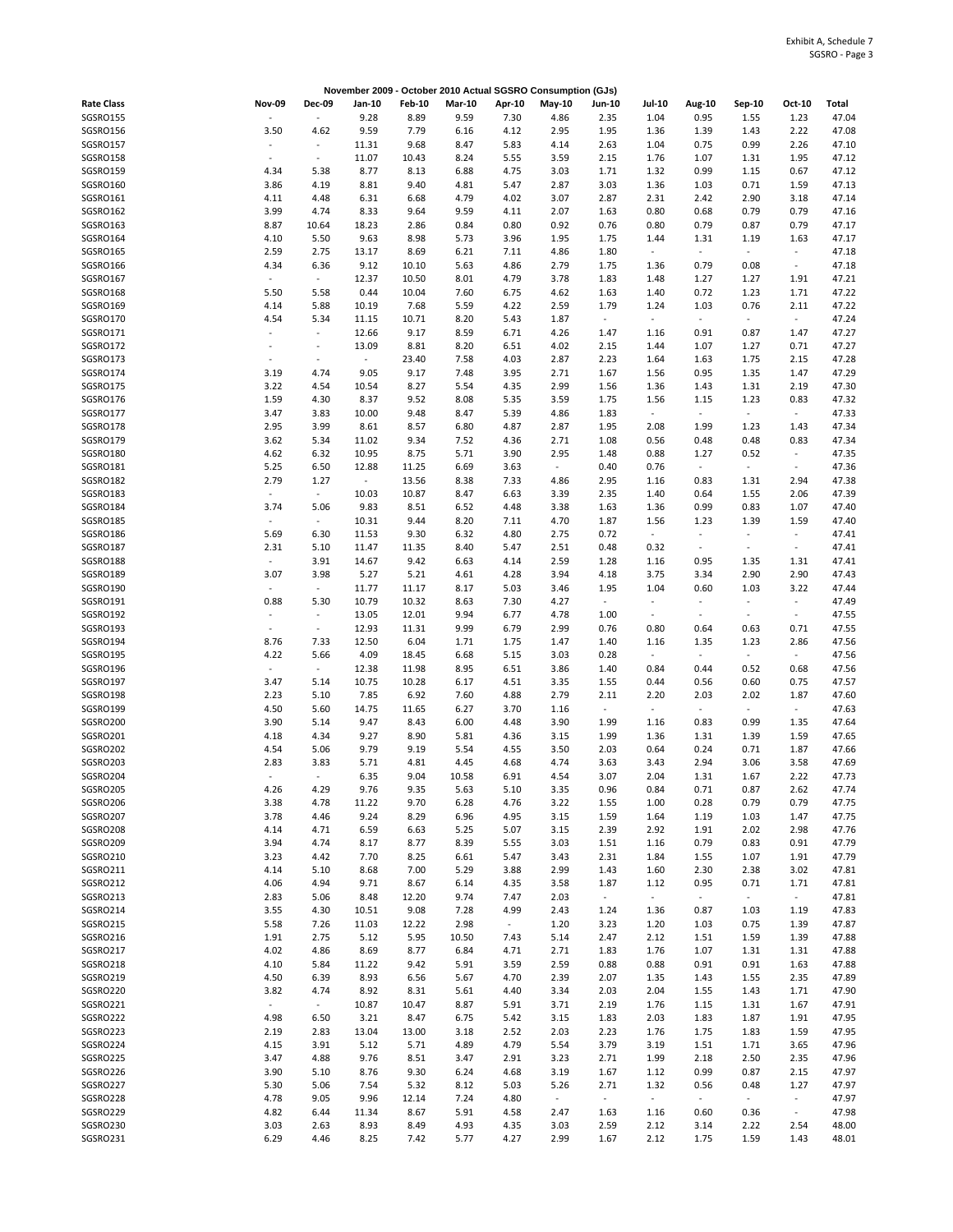Exhibit A, Schedule 7
SGSRO - Page 3

November 2009 - October 2010 Actual SGSRO Consumption (GJs)

| Rate Class | Nov-09 | Dec-09 | Jan-10 | Feb-10 | Mar-10 | Apr-10 | May-10 | Jun-10 | Jul-10 | Aug-10 | Sep-10 | Oct-10 | Total |
|---|---|---|---|---|---|---|---|---|---|---|---|---|---|
| SGSRO155 | - | - | 9.28 | 8.89 | 9.59 | 7.30 | 4.86 | 2.35 | 1.04 | 0.95 | 1.55 | 1.23 | 47.04 |
| SGSRO156 | 3.50 | 4.62 | 9.59 | 7.79 | 6.16 | 4.12 | 2.95 | 1.95 | 1.36 | 1.39 | 1.43 | 2.22 | 47.08 |
| SGSRO157 | - | - | 11.31 | 9.68 | 8.47 | 5.83 | 4.14 | 2.63 | 1.04 | 0.75 | 0.99 | 2.26 | 47.10 |
| SGSRO158 | - | - | 11.07 | 10.43 | 8.24 | 5.55 | 3.59 | 2.15 | 1.76 | 1.07 | 1.31 | 1.95 | 47.12 |
| SGSRO159 | 4.34 | 5.38 | 8.77 | 8.13 | 6.88 | 4.75 | 3.03 | 1.71 | 1.32 | 0.99 | 1.15 | 0.67 | 47.12 |
| SGSRO160 | 3.86 | 4.19 | 8.81 | 9.40 | 4.81 | 5.47 | 2.87 | 3.03 | 1.36 | 1.03 | 0.71 | 1.59 | 47.13 |
| SGSRO161 | 4.11 | 4.48 | 6.31 | 6.68 | 4.79 | 4.02 | 3.07 | 2.87 | 2.31 | 2.42 | 2.90 | 3.18 | 47.14 |
| SGSRO162 | 3.99 | 4.74 | 8.33 | 9.64 | 9.59 | 4.11 | 2.07 | 1.63 | 0.80 | 0.68 | 0.79 | 0.79 | 47.16 |
| SGSRO163 | 8.87 | 10.64 | 18.23 | 2.86 | 0.84 | 0.80 | 0.92 | 0.76 | 0.80 | 0.79 | 0.87 | 0.79 | 47.17 |
| SGSRO164 | 4.10 | 5.50 | 9.63 | 8.98 | 5.73 | 3.96 | 1.95 | 1.75 | 1.44 | 1.31 | 1.19 | 1.63 | 47.17 |
| SGSRO165 | 2.59 | 2.75 | 13.17 | 8.69 | 6.21 | 7.11 | 4.86 | 1.80 | - | - | - | - | 47.18 |
| SGSRO166 | 4.34 | 6.36 | 9.12 | 10.10 | 5.63 | 4.86 | 2.79 | 1.75 | 1.36 | 0.79 | 0.08 | - | 47.18 |
| SGSRO167 | - | - | 12.37 | 10.50 | 8.01 | 4.79 | 3.78 | 1.83 | 1.48 | 1.27 | 1.27 | 1.91 | 47.21 |
| SGSRO168 | 5.50 | 5.58 | 0.44 | 10.04 | 7.60 | 6.75 | 4.62 | 1.63 | 1.40 | 0.72 | 1.23 | 1.71 | 47.22 |
| SGSRO169 | 4.14 | 5.88 | 10.19 | 7.68 | 5.59 | 4.22 | 2.59 | 1.79 | 1.24 | 1.03 | 0.76 | 2.11 | 47.22 |
| SGSRO170 | 4.54 | 5.34 | 11.15 | 10.71 | 8.20 | 5.43 | 1.87 | - | - | - | - | - | 47.24 |
| SGSRO171 | - | - | 12.66 | 9.17 | 8.59 | 6.71 | 4.26 | 1.47 | 1.16 | 0.91 | 0.87 | 1.47 | 47.27 |
| SGSRO172 | - | - | 13.09 | 8.81 | 8.20 | 6.51 | 4.02 | 2.15 | 1.44 | 1.07 | 1.27 | 0.71 | 47.27 |
| SGSRO173 | - | - | - | 23.40 | 7.58 | 4.03 | 2.87 | 2.23 | 1.64 | 1.63 | 1.75 | 2.15 | 47.28 |
| SGSRO174 | 3.19 | 4.74 | 9.05 | 9.17 | 7.48 | 3.95 | 2.71 | 1.67 | 1.56 | 0.95 | 1.35 | 1.47 | 47.29 |
| SGSRO175 | 3.22 | 4.54 | 10.54 | 8.27 | 5.54 | 4.35 | 2.99 | 1.56 | 1.36 | 1.43 | 1.31 | 2.19 | 47.30 |
| SGSRO176 | 1.59 | 4.30 | 8.37 | 9.52 | 8.08 | 5.35 | 3.59 | 1.75 | 1.56 | 1.15 | 1.23 | 0.83 | 47.32 |
| SGSRO177 | 3.47 | 3.83 | 10.00 | 9.48 | 8.47 | 5.39 | 4.86 | 1.83 | - | - | - | - | 47.33 |
| SGSRO178 | 2.95 | 3.99 | 8.61 | 8.57 | 6.80 | 4.87 | 2.87 | 1.95 | 2.08 | 1.99 | 1.23 | 1.43 | 47.34 |
| SGSRO179 | 3.62 | 5.34 | 11.02 | 9.34 | 7.52 | 4.36 | 2.71 | 1.08 | 0.56 | 0.48 | 0.48 | 0.83 | 47.34 |
| SGSRO180 | 4.62 | 6.32 | 10.95 | 8.75 | 5.71 | 3.90 | 2.95 | 1.48 | 0.88 | 1.27 | 0.52 | - | 47.35 |
| SGSRO181 | 5.25 | 6.50 | 12.88 | 11.25 | 6.69 | 3.63 | - | 0.40 | 0.76 | - | - | - | 47.36 |
| SGSRO182 | 2.79 | 1.27 | - | 13.56 | 8.38 | 7.33 | 4.86 | 2.95 | 1.16 | 0.83 | 1.31 | 2.94 | 47.38 |
| SGSRO183 | - | - | 10.03 | 10.87 | 8.47 | 6.63 | 3.39 | 2.35 | 1.40 | 0.64 | 1.55 | 2.06 | 47.39 |
| SGSRO184 | 3.74 | 5.06 | 9.83 | 8.51 | 6.52 | 4.48 | 3.38 | 1.63 | 1.36 | 0.99 | 0.83 | 1.07 | 47.40 |
| SGSRO185 | - | - | 10.31 | 9.44 | 8.20 | 7.11 | 4.70 | 1.87 | 1.56 | 1.23 | 1.39 | 1.59 | 47.40 |
| SGSRO186 | 5.69 | 6.30 | 11.53 | 9.30 | 6.32 | 4.80 | 2.75 | 0.72 | - | - | - | - | 47.41 |
| SGSRO187 | 2.31 | 5.10 | 11.47 | 11.35 | 8.40 | 5.47 | 2.51 | 0.48 | 0.32 | - | - | - | 47.41 |
| SGSRO188 | - | 3.91 | 14.67 | 9.42 | 6.63 | 4.14 | 2.59 | 1.28 | 1.16 | 0.95 | 1.35 | 1.31 | 47.41 |
| SGSRO189 | 3.07 | 3.98 | 5.27 | 5.21 | 4.61 | 4.28 | 3.94 | 4.18 | 3.75 | 3.34 | 2.90 | 2.90 | 47.43 |
| SGSRO190 | - | - | 11.77 | 11.17 | 8.17 | 5.03 | 3.46 | 1.95 | 1.04 | 0.60 | 1.03 | 3.22 | 47.44 |
| SGSRO191 | 0.88 | 5.30 | 10.79 | 10.32 | 8.63 | 7.30 | 4.27 | - | - | - | - | - | 47.49 |
| SGSRO192 | - | - | 13.05 | 12.01 | 9.94 | 6.77 | 4.78 | 1.00 | - | - | - | - | 47.55 |
| SGSRO193 | - | - | 12.93 | 11.31 | 9.99 | 6.79 | 2.99 | 0.76 | 0.80 | 0.64 | 0.63 | 0.71 | 47.55 |
| SGSRO194 | 8.76 | 7.33 | 12.50 | 6.04 | 1.71 | 1.75 | 1.47 | 1.40 | 1.16 | 1.35 | 1.23 | 2.86 | 47.56 |
| SGSRO195 | 4.22 | 5.66 | 4.09 | 18.45 | 6.68 | 5.15 | 3.03 | 0.28 | - | - | - | - | 47.56 |
| SGSRO196 | - | - | 12.38 | 11.98 | 8.95 | 6.51 | 3.86 | 1.40 | 0.84 | 0.44 | 0.52 | 0.68 | 47.56 |
| SGSRO197 | 3.47 | 5.14 | 10.75 | 10.28 | 6.17 | 4.51 | 3.35 | 1.55 | 0.44 | 0.56 | 0.60 | 0.75 | 47.57 |
| SGSRO198 | 2.23 | 5.10 | 7.85 | 6.92 | 7.60 | 4.88 | 2.79 | 2.11 | 2.20 | 2.03 | 2.02 | 1.87 | 47.60 |
| SGSRO199 | 4.50 | 5.60 | 14.75 | 11.65 | 6.27 | 3.70 | 1.16 | - | - | - | - | - | 47.63 |
| SGSRO200 | 3.90 | 5.14 | 9.47 | 8.43 | 6.00 | 4.48 | 3.90 | 1.99 | 1.16 | 0.83 | 0.99 | 1.35 | 47.64 |
| SGSRO201 | 4.18 | 4.34 | 9.27 | 8.90 | 5.81 | 4.36 | 3.15 | 1.99 | 1.36 | 1.31 | 1.39 | 1.59 | 47.65 |
| SGSRO202 | 4.54 | 5.06 | 9.79 | 9.19 | 5.54 | 4.55 | 3.50 | 2.03 | 0.64 | 0.24 | 0.71 | 1.87 | 47.66 |
| SGSRO203 | 2.83 | 3.83 | 5.71 | 4.81 | 4.45 | 4.68 | 4.74 | 3.63 | 3.43 | 2.94 | 3.06 | 3.58 | 47.69 |
| SGSRO204 | - | - | 6.35 | 9.04 | 10.58 | 6.91 | 4.54 | 3.07 | 2.04 | 1.31 | 1.67 | 2.22 | 47.73 |
| SGSRO205 | 4.26 | 4.29 | 9.76 | 9.35 | 5.63 | 5.10 | 3.35 | 0.96 | 0.84 | 0.71 | 0.87 | 2.62 | 47.74 |
| SGSRO206 | 3.38 | 4.78 | 11.22 | 9.70 | 6.28 | 4.76 | 3.22 | 1.55 | 1.00 | 0.28 | 0.79 | 0.79 | 47.75 |
| SGSRO207 | 3.78 | 4.46 | 9.24 | 8.29 | 6.96 | 4.95 | 3.15 | 1.59 | 1.64 | 1.19 | 1.03 | 1.47 | 47.75 |
| SGSRO208 | 4.14 | 4.71 | 6.59 | 6.63 | 5.25 | 5.07 | 3.15 | 2.39 | 2.92 | 1.91 | 2.02 | 2.98 | 47.76 |
| SGSRO209 | 3.94 | 4.74 | 8.17 | 8.77 | 8.39 | 5.55 | 3.03 | 1.51 | 1.16 | 0.79 | 0.83 | 0.91 | 47.79 |
| SGSRO210 | 3.23 | 4.42 | 7.70 | 8.25 | 6.61 | 5.47 | 3.43 | 2.31 | 1.84 | 1.55 | 1.07 | 1.91 | 47.79 |
| SGSRO211 | 4.14 | 5.10 | 8.68 | 7.00 | 5.29 | 3.88 | 2.99 | 1.43 | 1.60 | 2.30 | 2.38 | 3.02 | 47.81 |
| SGSRO212 | 4.06 | 4.94 | 9.71 | 8.67 | 6.14 | 4.35 | 3.58 | 1.87 | 1.12 | 0.95 | 0.71 | 1.71 | 47.81 |
| SGSRO213 | 2.83 | 5.06 | 8.48 | 12.20 | 9.74 | 7.47 | 2.03 | - | - | - | - | - | 47.81 |
| SGSRO214 | 3.55 | 4.30 | 10.51 | 9.08 | 7.28 | 4.99 | 2.43 | 1.24 | 1.36 | 0.87 | 1.03 | 1.19 | 47.83 |
| SGSRO215 | 5.58 | 7.26 | 11.03 | 12.22 | 2.98 | - | 1.20 | 3.23 | 1.20 | 1.03 | 0.75 | 1.39 | 47.87 |
| SGSRO216 | 1.91 | 2.75 | 5.12 | 5.95 | 10.50 | 7.43 | 5.14 | 2.47 | 2.12 | 1.51 | 1.59 | 1.39 | 47.88 |
| SGSRO217 | 4.02 | 4.86 | 8.69 | 8.77 | 6.84 | 4.71 | 2.71 | 1.83 | 1.76 | 1.07 | 1.31 | 1.31 | 47.88 |
| SGSRO218 | 4.10 | 5.84 | 11.22 | 9.42 | 5.91 | 3.59 | 2.59 | 0.88 | 0.88 | 0.91 | 0.91 | 1.63 | 47.88 |
| SGSRO219 | 4.50 | 6.39 | 8.93 | 6.56 | 5.67 | 4.70 | 2.39 | 2.07 | 1.35 | 1.43 | 1.55 | 2.35 | 47.89 |
| SGSRO220 | 3.82 | 4.74 | 8.92 | 8.31 | 5.61 | 4.40 | 3.34 | 2.03 | 2.04 | 1.55 | 1.43 | 1.71 | 47.90 |
| SGSRO221 | - | - | 10.87 | 10.47 | 8.87 | 5.91 | 3.71 | 2.19 | 1.76 | 1.15 | 1.31 | 1.67 | 47.91 |
| SGSRO222 | 4.98 | 6.50 | 3.21 | 8.47 | 6.75 | 5.42 | 3.15 | 1.83 | 2.03 | 1.83 | 1.87 | 1.91 | 47.95 |
| SGSRO223 | 2.19 | 2.83 | 13.04 | 13.00 | 3.18 | 2.52 | 2.03 | 2.23 | 1.76 | 1.75 | 1.83 | 1.59 | 47.95 |
| SGSRO224 | 4.15 | 3.91 | 5.12 | 5.71 | 4.89 | 4.79 | 5.54 | 3.79 | 3.19 | 1.51 | 1.71 | 3.65 | 47.96 |
| SGSRO225 | 3.47 | 4.88 | 9.76 | 8.51 | 3.47 | 2.91 | 3.23 | 2.71 | 1.99 | 2.18 | 2.50 | 2.35 | 47.96 |
| SGSRO226 | 3.90 | 5.10 | 8.76 | 9.30 | 6.24 | 4.68 | 3.19 | 1.67 | 1.12 | 0.99 | 0.87 | 2.15 | 47.97 |
| SGSRO227 | 5.30 | 5.06 | 7.54 | 5.32 | 8.12 | 5.03 | 5.26 | 2.71 | 1.32 | 0.56 | 0.48 | 1.27 | 47.97 |
| SGSRO228 | 4.78 | 9.05 | 9.96 | 12.14 | 7.24 | 4.80 | - | - | - | - | - | - | 47.97 |
| SGSRO229 | 4.82 | 6.44 | 11.34 | 8.67 | 5.91 | 4.58 | 2.47 | 1.63 | 1.16 | 0.60 | 0.36 | - | 47.98 |
| SGSRO230 | 3.03 | 2.63 | 8.93 | 8.49 | 4.93 | 4.35 | 3.03 | 2.59 | 2.12 | 3.14 | 2.22 | 2.54 | 48.00 |
| SGSRO231 | 6.29 | 4.46 | 8.25 | 7.42 | 5.77 | 4.27 | 2.99 | 1.67 | 2.12 | 1.75 | 1.59 | 1.43 | 48.01 |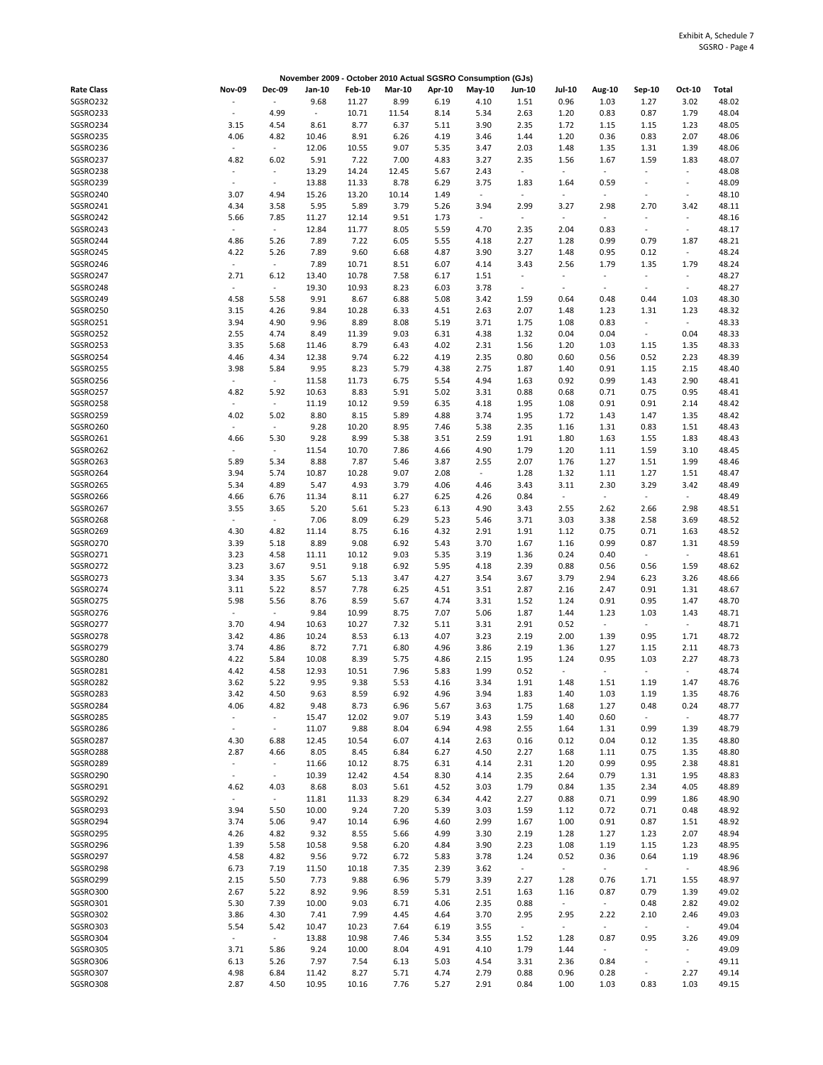Exhibit A, Schedule 7
SGSRO - Page 4

**November 2009 - October 2010 Actual SGSRO Consumption (GJs)**

| Rate Class | Nov-09 | Dec-09 | Jan-10 | Feb-10 | Mar-10 | Apr-10 | May-10 | Jun-10 | Jul-10 | Aug-10 | Sep-10 | Oct-10 | Total |
|---|---|---|---|---|---|---|---|---|---|---|---|---|---|
| SGSRO232 | - | - | 9.68 | 11.27 | 8.99 | 6.19 | 4.10 | 1.51 | 0.96 | 1.03 | 1.27 | 3.02 | 48.02 |
| SGSRO233 | - | 4.99 | - | 10.71 | 11.54 | 8.14 | 5.34 | 2.63 | 1.20 | 0.83 | 0.87 | 1.79 | 48.04 |
| SGSRO234 | 3.15 | 4.54 | 8.61 | 8.77 | 6.37 | 5.11 | 3.90 | 2.35 | 1.72 | 1.15 | 1.15 | 1.23 | 48.05 |
| SGSRO235 | 4.06 | 4.82 | 10.46 | 8.91 | 6.26 | 4.19 | 3.46 | 1.44 | 1.20 | 0.36 | 0.83 | 2.07 | 48.06 |
| SGSRO236 | - | - | 12.06 | 10.55 | 9.07 | 5.35 | 3.47 | 2.03 | 1.48 | 1.35 | 1.31 | 1.39 | 48.06 |
| SGSRO237 | 4.82 | 6.02 | 5.91 | 7.22 | 7.00 | 4.83 | 3.27 | 2.35 | 1.56 | 1.67 | 1.59 | 1.83 | 48.07 |
| SGSRO238 | - | - | 13.29 | 14.24 | 12.45 | 5.67 | 2.43 | - | - | - | - | - | 48.08 |
| SGSRO239 | - | - | 13.88 | 11.33 | 8.78 | 6.29 | 3.75 | 1.83 | 1.64 | 0.59 | - | - | 48.09 |
| SGSRO240 | 3.07 | 4.94 | 15.26 | 13.20 | 10.14 | 1.49 | - | - | - | - | - | - | 48.10 |
| SGSRO241 | 4.34 | 3.58 | 5.95 | 5.89 | 3.79 | 5.26 | 3.94 | 2.99 | 3.27 | 2.98 | 2.70 | 3.42 | 48.11 |
| SGSRO242 | 5.66 | 7.85 | 11.27 | 12.14 | 9.51 | 1.73 | - | - | - | - | - | - | 48.16 |
| SGSRO243 | - | - | 12.84 | 11.77 | 8.05 | 5.59 | 4.70 | 2.35 | 2.04 | 0.83 | - | - | 48.17 |
| SGSRO244 | 4.86 | 5.26 | 7.89 | 7.22 | 6.05 | 5.55 | 4.18 | 2.27 | 1.28 | 0.99 | 0.79 | 1.87 | 48.21 |
| SGSRO245 | 4.22 | 5.26 | 7.89 | 9.60 | 6.68 | 4.87 | 3.90 | 3.27 | 1.48 | 0.95 | 0.12 | - | 48.24 |
| SGSRO246 | - | - | 7.89 | 10.71 | 8.51 | 6.07 | 4.14 | 3.43 | 2.56 | 1.79 | 1.35 | 1.79 | 48.24 |
| SGSRO247 | 2.71 | 6.12 | 13.40 | 10.78 | 7.58 | 6.17 | 1.51 | - | - | - | - | - | 48.27 |
| SGSRO248 | - | - | 19.30 | 10.93 | 8.23 | 6.03 | 3.78 | - | - | - | - | - | 48.27 |
| SGSRO249 | 4.58 | 5.58 | 9.91 | 8.67 | 6.88 | 5.08 | 3.42 | 1.59 | 0.64 | 0.48 | 0.44 | 1.03 | 48.30 |
| SGSRO250 | 3.15 | 4.26 | 9.84 | 10.28 | 6.33 | 4.51 | 2.63 | 2.07 | 1.48 | 1.23 | 1.31 | 1.23 | 48.32 |
| SGSRO251 | 3.94 | 4.90 | 9.96 | 8.89 | 8.08 | 5.19 | 3.71 | 1.75 | 1.08 | 0.83 | - | - | 48.33 |
| SGSRO252 | 2.55 | 4.74 | 8.49 | 11.39 | 9.03 | 6.31 | 4.38 | 1.32 | 0.04 | 0.04 | - | 0.04 | 48.33 |
| SGSRO253 | 3.35 | 5.68 | 11.46 | 8.79 | 6.43 | 4.02 | 2.31 | 1.56 | 1.20 | 1.03 | 1.15 | 1.35 | 48.33 |
| SGSRO254 | 4.46 | 4.34 | 12.38 | 9.74 | 6.22 | 4.19 | 2.35 | 0.80 | 0.60 | 0.56 | 0.52 | 2.23 | 48.39 |
| SGSRO255 | 3.98 | 5.84 | 9.95 | 8.23 | 5.79 | 4.38 | 2.75 | 1.87 | 1.40 | 0.91 | 1.15 | 2.15 | 48.40 |
| SGSRO256 | - | - | 11.58 | 11.73 | 6.75 | 5.54 | 4.94 | 1.63 | 0.92 | 0.99 | 1.43 | 2.90 | 48.41 |
| SGSRO257 | 4.82 | 5.92 | 10.63 | 8.83 | 5.91 | 5.02 | 3.31 | 0.88 | 0.68 | 0.71 | 0.75 | 0.95 | 48.41 |
| SGSRO258 | - | - | 11.19 | 10.12 | 9.59 | 6.35 | 4.18 | 1.95 | 1.08 | 0.91 | 0.91 | 2.14 | 48.42 |
| SGSRO259 | 4.02 | 5.02 | 8.80 | 8.15 | 5.89 | 4.88 | 3.74 | 1.95 | 1.72 | 1.43 | 1.47 | 1.35 | 48.42 |
| SGSRO260 | - | - | 9.28 | 10.20 | 8.95 | 7.46 | 5.38 | 2.35 | 1.16 | 1.31 | 0.83 | 1.51 | 48.43 |
| SGSRO261 | 4.66 | 5.30 | 9.28 | 8.99 | 5.38 | 3.51 | 2.59 | 1.91 | 1.80 | 1.63 | 1.55 | 1.83 | 48.43 |
| SGSRO262 | - | - | 11.54 | 10.70 | 7.86 | 4.66 | 4.90 | 1.79 | 1.20 | 1.11 | 1.59 | 3.10 | 48.45 |
| SGSRO263 | 5.89 | 5.34 | 8.88 | 7.87 | 5.46 | 3.87 | 2.55 | 2.07 | 1.76 | 1.27 | 1.51 | 1.99 | 48.46 |
| SGSRO264 | 3.94 | 5.74 | 10.87 | 10.28 | 9.07 | 2.08 | - | 1.28 | 1.32 | 1.11 | 1.27 | 1.51 | 48.47 |
| SGSRO265 | 5.34 | 4.89 | 5.47 | 4.93 | 3.79 | 4.06 | 4.46 | 3.43 | 3.11 | 2.30 | 3.29 | 3.42 | 48.49 |
| SGSRO266 | 4.66 | 6.76 | 11.34 | 8.11 | 6.27 | 6.25 | 4.26 | 0.84 | - | - | - | - | 48.49 |
| SGSRO267 | 3.55 | 3.65 | 5.20 | 5.61 | 5.23 | 6.13 | 4.90 | 3.43 | 2.55 | 2.62 | 2.66 | 2.98 | 48.51 |
| SGSRO268 | - | - | 7.06 | 8.09 | 6.29 | 5.23 | 5.46 | 3.71 | 3.03 | 3.38 | 2.58 | 3.69 | 48.52 |
| SGSRO269 | 4.30 | 4.82 | 11.14 | 8.75 | 6.16 | 4.32 | 2.91 | 1.91 | 1.12 | 0.75 | 0.71 | 1.63 | 48.52 |
| SGSRO270 | 3.39 | 5.18 | 8.89 | 9.08 | 6.92 | 5.43 | 3.70 | 1.67 | 1.16 | 0.99 | 0.87 | 1.31 | 48.59 |
| SGSRO271 | 3.23 | 4.58 | 11.11 | 10.12 | 9.03 | 5.35 | 3.19 | 1.36 | 0.24 | 0.40 | - | - | 48.61 |
| SGSRO272 | 3.23 | 3.67 | 9.51 | 9.18 | 6.92 | 5.95 | 4.18 | 2.39 | 0.88 | 0.56 | 0.56 | 1.59 | 48.62 |
| SGSRO273 | 3.34 | 3.35 | 5.67 | 5.13 | 3.47 | 4.27 | 3.54 | 3.67 | 3.79 | 2.94 | 6.23 | 3.26 | 48.66 |
| SGSRO274 | 3.11 | 5.22 | 8.57 | 7.78 | 6.25 | 4.51 | 3.51 | 2.87 | 2.16 | 2.47 | 0.91 | 1.31 | 48.67 |
| SGSRO275 | 5.98 | 5.56 | 8.76 | 8.59 | 5.67 | 4.74 | 3.31 | 1.52 | 1.24 | 0.91 | 0.95 | 1.47 | 48.70 |
| SGSRO276 | - | - | 9.84 | 10.99 | 8.75 | 7.07 | 5.06 | 1.87 | 1.44 | 1.23 | 1.03 | 1.43 | 48.71 |
| SGSRO277 | 3.70 | 4.94 | 10.63 | 10.27 | 7.32 | 5.11 | 3.31 | 2.91 | 0.52 | - | - | - | 48.71 |
| SGSRO278 | 3.42 | 4.86 | 10.24 | 8.53 | 6.13 | 4.07 | 3.23 | 2.19 | 2.00 | 1.39 | 0.95 | 1.71 | 48.72 |
| SGSRO279 | 3.74 | 4.86 | 8.72 | 7.71 | 6.80 | 4.96 | 3.86 | 2.19 | 1.36 | 1.27 | 1.15 | 2.11 | 48.73 |
| SGSRO280 | 4.22 | 5.84 | 10.08 | 8.39 | 5.75 | 4.86 | 2.15 | 1.95 | 1.24 | 0.95 | 1.03 | 2.27 | 48.73 |
| SGSRO281 | 4.42 | 4.58 | 12.93 | 10.51 | 7.96 | 5.83 | 1.99 | 0.52 | - | - | - | - | 48.74 |
| SGSRO282 | 3.62 | 5.22 | 9.95 | 9.38 | 5.53 | 4.16 | 3.34 | 1.91 | 1.48 | 1.51 | 1.19 | 1.47 | 48.76 |
| SGSRO283 | 3.42 | 4.50 | 9.63 | 8.59 | 6.92 | 4.96 | 3.94 | 1.83 | 1.40 | 1.03 | 1.19 | 1.35 | 48.76 |
| SGSRO284 | 4.06 | 4.82 | 9.48 | 8.73 | 6.96 | 5.67 | 3.63 | 1.75 | 1.68 | 1.27 | 0.48 | 0.24 | 48.77 |
| SGSRO285 | - | - | 15.47 | 12.02 | 9.07 | 5.19 | 3.43 | 1.59 | 1.40 | 0.60 | - | - | 48.77 |
| SGSRO286 | - | - | 11.07 | 9.88 | 8.04 | 6.94 | 4.98 | 2.55 | 1.64 | 1.31 | 0.99 | 1.39 | 48.79 |
| SGSRO287 | 4.30 | 6.88 | 12.45 | 10.54 | 6.07 | 4.14 | 2.63 | 0.16 | 0.12 | 0.04 | 0.12 | 1.35 | 48.80 |
| SGSRO288 | 2.87 | 4.66 | 8.05 | 8.45 | 6.84 | 6.27 | 4.50 | 2.27 | 1.68 | 1.11 | 0.75 | 1.35 | 48.80 |
| SGSRO289 | - | - | 11.66 | 10.12 | 8.75 | 6.31 | 4.14 | 2.31 | 1.20 | 0.99 | 0.95 | 2.38 | 48.81 |
| SGSRO290 | - | - | 10.39 | 12.42 | 4.54 | 8.30 | 4.14 | 2.35 | 2.64 | 0.79 | 1.31 | 1.95 | 48.83 |
| SGSRO291 | 4.62 | 4.03 | 8.68 | 8.03 | 5.61 | 4.52 | 3.03 | 1.79 | 0.84 | 1.35 | 2.34 | 4.05 | 48.89 |
| SGSRO292 | - | - | 11.81 | 11.33 | 8.29 | 6.34 | 4.42 | 2.27 | 0.88 | 0.71 | 0.99 | 1.86 | 48.90 |
| SGSRO293 | 3.94 | 5.50 | 10.00 | 9.24 | 7.20 | 5.39 | 3.03 | 1.59 | 1.12 | 0.72 | 0.71 | 0.48 | 48.92 |
| SGSRO294 | 3.74 | 5.06 | 9.47 | 10.14 | 6.96 | 4.60 | 2.99 | 1.67 | 1.00 | 0.91 | 0.87 | 1.51 | 48.92 |
| SGSRO295 | 4.26 | 4.82 | 9.32 | 8.55 | 5.66 | 4.99 | 3.30 | 2.19 | 1.28 | 1.27 | 1.23 | 2.07 | 48.94 |
| SGSRO296 | 1.39 | 5.58 | 10.58 | 9.58 | 6.20 | 4.84 | 3.90 | 2.23 | 1.08 | 1.19 | 1.15 | 1.23 | 48.95 |
| SGSRO297 | 4.58 | 4.82 | 9.56 | 9.72 | 6.72 | 5.83 | 3.78 | 1.24 | 0.52 | 0.36 | 0.64 | 1.19 | 48.96 |
| SGSRO298 | 6.73 | 7.19 | 11.50 | 10.18 | 7.35 | 2.39 | 3.62 | - | - | - | - | - | 48.96 |
| SGSRO299 | 2.15 | 5.50 | 7.73 | 9.88 | 6.96 | 5.79 | 3.39 | 2.27 | 1.28 | 0.76 | 1.71 | 1.55 | 48.97 |
| SGSRO300 | 2.67 | 5.22 | 8.92 | 9.96 | 8.59 | 5.31 | 2.51 | 1.63 | 1.16 | 0.87 | 0.79 | 1.39 | 49.02 |
| SGSRO301 | 5.30 | 7.39 | 10.00 | 9.03 | 6.71 | 4.06 | 2.35 | 0.88 | - | - | 0.48 | 2.82 | 49.02 |
| SGSRO302 | 3.86 | 4.30 | 7.41 | 7.99 | 4.45 | 4.64 | 3.70 | 2.95 | 2.95 | 2.22 | 2.10 | 2.46 | 49.03 |
| SGSRO303 | 5.54 | 5.42 | 10.47 | 10.23 | 7.64 | 6.19 | 3.55 | - | - | - | - | - | 49.04 |
| SGSRO304 | - | - | 13.88 | 10.98 | 7.46 | 5.34 | 3.55 | 1.52 | 1.28 | 0.87 | 0.95 | 3.26 | 49.09 |
| SGSRO305 | 3.71 | 5.86 | 9.24 | 10.00 | 8.04 | 4.91 | 4.10 | 1.79 | 1.44 | - | - | - | 49.09 |
| SGSRO306 | 6.13 | 5.26 | 7.97 | 7.54 | 6.13 | 5.03 | 4.54 | 3.31 | 2.36 | 0.84 | - | - | 49.11 |
| SGSRO307 | 4.98 | 6.84 | 11.42 | 8.27 | 5.71 | 4.74 | 2.79 | 0.88 | 0.96 | 0.28 | - | 2.27 | 49.14 |
| SGSRO308 | 2.87 | 4.50 | 10.95 | 10.16 | 7.76 | 5.27 | 2.91 | 0.84 | 1.00 | 1.03 | 0.83 | 1.03 | 49.15 |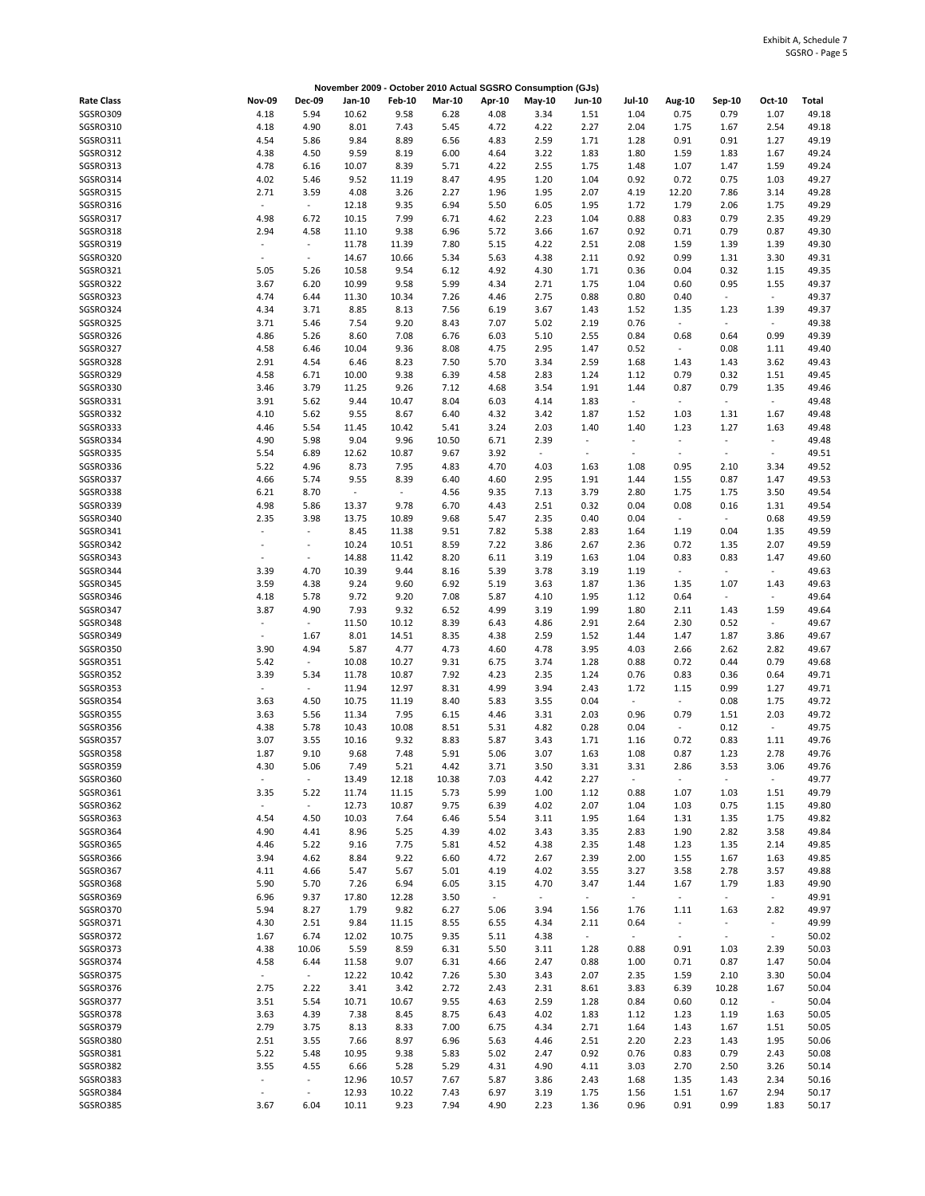Exhibit A, Schedule 7
SGSRO - Page 5

**November 2009 - October 2010 Actual SGSRO Consumption (GJs)**

| Rate Class | Nov-09 | Dec-09 | Jan-10 | Feb-10 | Mar-10 | Apr-10 | May-10 | Jun-10 | Jul-10 | Aug-10 | Sep-10 | Oct-10 | Total |
|---|---|---|---|---|---|---|---|---|---|---|---|---|---|
| SGSRO309 | 4.18 | 5.94 | 10.62 | 9.58 | 6.28 | 4.08 | 3.34 | 1.51 | 1.04 | 0.75 | 0.79 | 1.07 | 49.18 |
| SGSRO310 | 4.18 | 4.90 | 8.01 | 7.43 | 5.45 | 4.72 | 4.22 | 2.27 | 2.04 | 1.75 | 1.67 | 2.54 | 49.18 |
| SGSRO311 | 4.54 | 5.86 | 9.84 | 8.89 | 6.56 | 4.83 | 2.59 | 1.71 | 1.28 | 0.91 | 0.91 | 1.27 | 49.19 |
| SGSRO312 | 4.38 | 4.50 | 9.59 | 8.19 | 6.00 | 4.64 | 3.22 | 1.83 | 1.80 | 1.59 | 1.83 | 1.67 | 49.24 |
| SGSRO313 | 4.78 | 6.16 | 10.07 | 8.39 | 5.71 | 4.22 | 2.55 | 1.75 | 1.48 | 1.07 | 1.47 | 1.59 | 49.24 |
| SGSRO314 | 4.02 | 5.46 | 9.52 | 11.19 | 8.47 | 4.95 | 1.20 | 1.04 | 0.92 | 0.72 | 0.75 | 1.03 | 49.27 |
| SGSRO315 | 2.71 | 3.59 | 4.08 | 3.26 | 2.27 | 1.96 | 1.95 | 2.07 | 4.19 | 12.20 | 7.86 | 3.14 | 49.28 |
| SGSRO316 | - | - | 12.18 | 9.35 | 6.94 | 5.50 | 6.05 | 1.95 | 1.72 | 1.79 | 2.06 | 1.75 | 49.29 |
| SGSRO317 | 4.98 | 6.72 | 10.15 | 7.99 | 6.71 | 4.62 | 2.23 | 1.04 | 0.88 | 0.83 | 0.79 | 2.35 | 49.29 |
| SGSRO318 | 2.94 | 4.58 | 11.10 | 9.38 | 6.96 | 5.72 | 3.66 | 1.67 | 0.92 | 0.71 | 0.79 | 0.87 | 49.30 |
| SGSRO319 | - | - | 11.78 | 11.39 | 7.80 | 5.15 | 4.22 | 2.51 | 2.08 | 1.59 | 1.39 | 1.39 | 49.30 |
| SGSRO320 | - | - | 14.67 | 10.66 | 5.34 | 5.63 | 4.38 | 2.11 | 0.92 | 0.99 | 1.31 | 3.30 | 49.31 |
| SGSRO321 | 5.05 | 5.26 | 10.58 | 9.54 | 6.12 | 4.92 | 4.30 | 1.71 | 0.36 | 0.04 | 0.32 | 1.15 | 49.35 |
| SGSRO322 | 3.67 | 6.20 | 10.99 | 9.58 | 5.99 | 4.34 | 2.71 | 1.75 | 1.04 | 0.60 | 0.95 | 1.55 | 49.37 |
| SGSRO323 | 4.74 | 6.44 | 11.30 | 10.34 | 7.26 | 4.46 | 2.75 | 0.88 | 0.80 | 0.40 | - | - | 49.37 |
| SGSRO324 | 4.34 | 3.71 | 8.85 | 8.13 | 7.56 | 6.19 | 3.67 | 1.43 | 1.52 | 1.35 | 1.23 | 1.39 | 49.37 |
| SGSRO325 | 3.71 | 5.46 | 7.54 | 9.20 | 8.43 | 7.07 | 5.02 | 2.19 | 0.76 | - | - | - | 49.38 |
| SGSRO326 | 4.86 | 5.26 | 8.60 | 7.08 | 6.76 | 6.03 | 5.10 | 2.55 | 0.84 | 0.68 | 0.64 | 0.99 | 49.39 |
| SGSRO327 | 4.58 | 6.46 | 10.04 | 9.36 | 8.08 | 4.75 | 2.95 | 1.47 | 0.52 | - | 0.08 | 1.11 | 49.40 |
| SGSRO328 | 2.91 | 4.54 | 6.46 | 8.23 | 7.50 | 5.70 | 3.34 | 2.59 | 1.68 | 1.43 | 1.43 | 3.62 | 49.43 |
| SGSRO329 | 4.58 | 6.71 | 10.00 | 9.38 | 6.39 | 4.58 | 2.83 | 1.24 | 1.12 | 0.79 | 0.32 | 1.51 | 49.45 |
| SGSRO330 | 3.46 | 3.79 | 11.25 | 9.26 | 7.12 | 4.68 | 3.54 | 1.91 | 1.44 | 0.87 | 0.79 | 1.35 | 49.46 |
| SGSRO331 | 3.91 | 5.62 | 9.44 | 10.47 | 8.04 | 6.03 | 4.14 | 1.83 | - | - | - | - | 49.48 |
| SGSRO332 | 4.10 | 5.62 | 9.55 | 8.67 | 6.40 | 4.32 | 3.42 | 1.87 | 1.52 | 1.03 | 1.31 | 1.67 | 49.48 |
| SGSRO333 | 4.46 | 5.54 | 11.45 | 10.42 | 5.41 | 3.24 | 2.03 | 1.40 | 1.40 | 1.23 | 1.27 | 1.63 | 49.48 |
| SGSRO334 | 4.90 | 5.98 | 9.04 | 9.96 | 10.50 | 6.71 | 2.39 | - | - | - | - | - | 49.48 |
| SGSRO335 | 5.54 | 6.89 | 12.62 | 10.87 | 9.67 | 3.92 | - | - | - | - | - | - | 49.51 |
| SGSRO336 | 5.22 | 4.96 | 8.73 | 7.95 | 4.83 | 4.70 | 4.03 | 1.63 | 1.08 | 0.95 | 2.10 | 3.34 | 49.52 |
| SGSRO337 | 4.66 | 5.74 | 9.55 | 8.39 | 6.40 | 4.60 | 2.95 | 1.91 | 1.44 | 1.55 | 0.87 | 1.47 | 49.53 |
| SGSRO338 | 6.21 | 8.70 | - | - | 4.56 | 9.35 | 7.13 | 3.79 | 2.80 | 1.75 | 1.75 | 3.50 | 49.54 |
| SGSRO339 | 4.98 | 5.86 | 13.37 | 9.78 | 6.70 | 4.43 | 2.51 | 0.32 | 0.04 | 0.08 | 0.16 | 1.31 | 49.54 |
| SGSRO340 | 2.35 | 3.98 | 13.75 | 10.89 | 9.68 | 5.47 | 2.35 | 0.40 | 0.04 | - | - | 0.68 | 49.59 |
| SGSRO341 | - | - | 8.45 | 11.38 | 9.51 | 7.82 | 5.38 | 2.83 | 1.64 | 1.19 | 0.04 | 1.35 | 49.59 |
| SGSRO342 | - | - | 10.24 | 10.51 | 8.59 | 7.22 | 3.86 | 2.67 | 2.36 | 0.72 | 1.35 | 2.07 | 49.59 |
| SGSRO343 | - | - | 14.88 | 11.42 | 8.20 | 6.11 | 3.19 | 1.63 | 1.04 | 0.83 | 0.83 | 1.47 | 49.60 |
| SGSRO344 | 3.39 | 4.70 | 10.39 | 9.44 | 8.16 | 5.39 | 3.78 | 3.19 | 1.19 | - | - | - | 49.63 |
| SGSRO345 | 3.59 | 4.38 | 9.24 | 9.60 | 6.92 | 5.19 | 3.63 | 1.87 | 1.36 | 1.35 | 1.07 | 1.43 | 49.63 |
| SGSRO346 | 4.18 | 5.78 | 9.72 | 9.20 | 7.08 | 5.87 | 4.10 | 1.95 | 1.12 | 0.64 | - | - | 49.64 |
| SGSRO347 | 3.87 | 4.90 | 7.93 | 9.32 | 6.52 | 4.99 | 3.19 | 1.99 | 1.80 | 2.11 | 1.43 | 1.59 | 49.64 |
| SGSRO348 | - | - | 11.50 | 10.12 | 8.39 | 6.43 | 4.86 | 2.91 | 2.64 | 2.30 | 0.52 | - | 49.67 |
| SGSRO349 | - | 1.67 | 8.01 | 14.51 | 8.35 | 4.38 | 2.59 | 1.52 | 1.44 | 1.47 | 1.87 | 3.86 | 49.67 |
| SGSRO350 | 3.90 | 4.94 | 5.87 | 4.77 | 4.73 | 4.60 | 4.78 | 3.95 | 4.03 | 2.66 | 2.62 | 2.82 | 49.67 |
| SGSRO351 | 5.42 | - | 10.08 | 10.27 | 9.31 | 6.75 | 3.74 | 1.28 | 0.88 | 0.72 | 0.44 | 0.79 | 49.68 |
| SGSRO352 | 3.39 | 5.34 | 11.78 | 10.87 | 7.92 | 4.23 | 2.35 | 1.24 | 0.76 | 0.83 | 0.36 | 0.64 | 49.71 |
| SGSRO353 | - | - | 11.94 | 12.97 | 8.31 | 4.99 | 3.94 | 2.43 | 1.72 | 1.15 | 0.99 | 1.27 | 49.71 |
| SGSRO354 | 3.63 | 4.50 | 10.75 | 11.19 | 8.40 | 5.83 | 3.55 | 0.04 | - | - | 0.08 | 1.75 | 49.72 |
| SGSRO355 | 3.63 | 5.56 | 11.34 | 7.95 | 6.15 | 4.46 | 3.31 | 2.03 | 0.96 | 0.79 | 1.51 | 2.03 | 49.72 |
| SGSRO356 | 4.38 | 5.78 | 10.43 | 10.08 | 8.51 | 5.31 | 4.82 | 0.28 | 0.04 | - | 0.12 | - | 49.75 |
| SGSRO357 | 3.07 | 3.55 | 10.16 | 9.32 | 8.83 | 5.87 | 3.43 | 1.71 | 1.16 | 0.72 | 0.83 | 1.11 | 49.76 |
| SGSRO358 | 1.87 | 9.10 | 9.68 | 7.48 | 5.91 | 5.06 | 3.07 | 1.63 | 1.08 | 0.87 | 1.23 | 2.78 | 49.76 |
| SGSRO359 | 4.30 | 5.06 | 7.49 | 5.21 | 4.42 | 3.71 | 3.50 | 3.31 | 3.31 | 2.86 | 3.53 | 3.06 | 49.76 |
| SGSRO360 | - | - | 13.49 | 12.18 | 10.38 | 7.03 | 4.42 | 2.27 | - | - | - | - | 49.77 |
| SGSRO361 | 3.35 | 5.22 | 11.74 | 11.15 | 5.73 | 5.99 | 1.00 | 1.12 | 0.88 | 1.07 | 1.03 | 1.51 | 49.79 |
| SGSRO362 | - | - | 12.73 | 10.87 | 9.75 | 6.39 | 4.02 | 2.07 | 1.04 | 1.03 | 0.75 | 1.15 | 49.80 |
| SGSRO363 | 4.54 | 4.50 | 10.03 | 7.64 | 6.46 | 5.54 | 3.11 | 1.95 | 1.64 | 1.31 | 1.35 | 1.75 | 49.82 |
| SGSRO364 | 4.90 | 4.41 | 8.96 | 5.25 | 4.39 | 4.02 | 3.43 | 3.35 | 2.83 | 1.90 | 2.82 | 3.58 | 49.84 |
| SGSRO365 | 4.46 | 5.22 | 9.16 | 7.75 | 5.81 | 4.52 | 4.38 | 2.35 | 1.48 | 1.23 | 1.35 | 2.14 | 49.85 |
| SGSRO366 | 3.94 | 4.62 | 8.84 | 9.22 | 6.60 | 4.72 | 2.67 | 2.39 | 2.00 | 1.55 | 1.67 | 1.63 | 49.85 |
| SGSRO367 | 4.11 | 4.66 | 5.47 | 5.67 | 5.01 | 4.19 | 4.02 | 3.55 | 3.27 | 3.58 | 2.78 | 3.57 | 49.88 |
| SGSRO368 | 5.90 | 5.70 | 7.26 | 6.94 | 6.05 | 3.15 | 4.70 | 3.47 | 1.44 | 1.67 | 1.79 | 1.83 | 49.90 |
| SGSRO369 | 6.96 | 9.37 | 17.80 | 12.28 | 3.50 | - | - | - | - | - | - | - | 49.91 |
| SGSRO370 | 5.94 | 8.27 | 1.79 | 9.82 | 6.27 | 5.06 | 3.94 | 1.56 | 1.76 | 1.11 | 1.63 | 2.82 | 49.97 |
| SGSRO371 | 4.30 | 2.51 | 9.84 | 11.15 | 8.55 | 6.55 | 4.34 | 2.11 | 0.64 | - | - | - | 49.99 |
| SGSRO372 | 1.67 | 6.74 | 12.02 | 10.75 | 9.35 | 5.11 | 4.38 | - | - | - | - | - | 50.02 |
| SGSRO373 | 4.38 | 10.06 | 5.59 | 8.59 | 6.31 | 5.50 | 3.11 | 1.28 | 0.88 | 0.91 | 1.03 | 2.39 | 50.03 |
| SGSRO374 | 4.58 | 6.44 | 11.58 | 9.07 | 6.31 | 4.66 | 2.47 | 0.88 | 1.00 | 0.71 | 0.87 | 1.47 | 50.04 |
| SGSRO375 | - | - | 12.22 | 10.42 | 7.26 | 5.30 | 3.43 | 2.07 | 2.35 | 1.59 | 2.10 | 3.30 | 50.04 |
| SGSRO376 | 2.75 | 2.22 | 3.41 | 3.42 | 2.72 | 2.43 | 2.31 | 8.61 | 3.83 | 6.39 | 10.28 | 1.67 | 50.04 |
| SGSRO377 | 3.51 | 5.54 | 10.71 | 10.67 | 9.55 | 4.63 | 2.59 | 1.28 | 0.84 | 0.60 | 0.12 | - | 50.04 |
| SGSRO378 | 3.63 | 4.39 | 7.38 | 8.45 | 8.75 | 6.43 | 4.02 | 1.83 | 1.12 | 1.23 | 1.19 | 1.63 | 50.05 |
| SGSRO379 | 2.79 | 3.75 | 8.13 | 8.33 | 7.00 | 6.75 | 4.34 | 2.71 | 1.64 | 1.43 | 1.67 | 1.51 | 50.05 |
| SGSRO380 | 2.51 | 3.55 | 7.66 | 8.97 | 6.96 | 5.63 | 4.46 | 2.51 | 2.20 | 2.23 | 1.43 | 1.95 | 50.06 |
| SGSRO381 | 5.22 | 5.48 | 10.95 | 9.38 | 5.83 | 5.02 | 2.47 | 0.92 | 0.76 | 0.83 | 0.79 | 2.43 | 50.08 |
| SGSRO382 | 3.55 | 4.55 | 6.66 | 5.28 | 5.29 | 4.31 | 4.90 | 4.11 | 3.03 | 2.70 | 2.50 | 3.26 | 50.14 |
| SGSRO383 | - | - | 12.96 | 10.57 | 7.67 | 5.87 | 3.86 | 2.43 | 1.68 | 1.35 | 1.43 | 2.34 | 50.16 |
| SGSRO384 | - | - | 12.93 | 10.22 | 7.43 | 6.97 | 3.19 | 1.75 | 1.56 | 1.51 | 1.67 | 2.94 | 50.17 |
| SGSRO385 | 3.67 | 6.04 | 10.11 | 9.23 | 7.94 | 4.90 | 2.23 | 1.36 | 0.96 | 0.91 | 0.99 | 1.83 | 50.17 |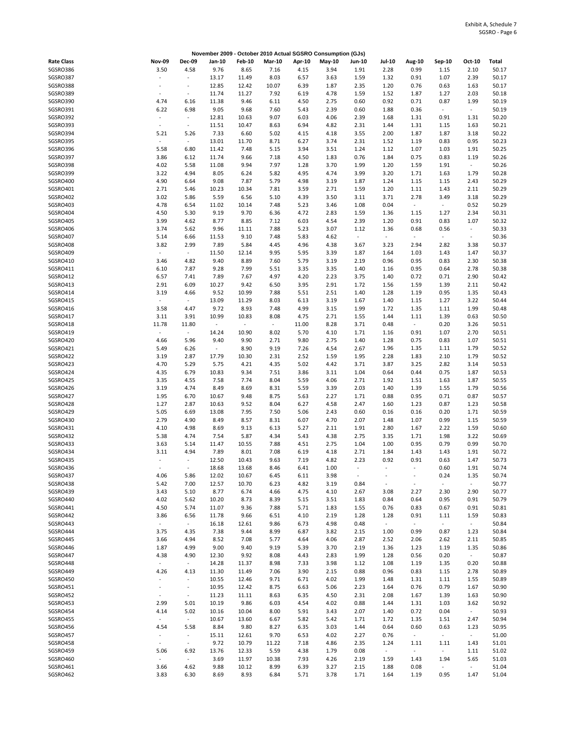Exhibit A, Schedule 7
SGSRO - Page 6

**November 2009 - October 2010 Actual SGSRO Consumption (GJs)**

| Rate Class | Nov-09 | Dec-09 | Jan-10 | Feb-10 | Mar-10 | Apr-10 | May-10 | Jun-10 | Jul-10 | Aug-10 | Sep-10 | Oct-10 | Total |
|---|---|---|---|---|---|---|---|---|---|---|---|---|---|
| SGSRO386 | 3.50 | 4.58 | 9.76 | 8.65 | 7.16 | 4.15 | 3.94 | 1.91 | 2.28 | 0.99 | 1.15 | 2.10 | 50.17 |
| SGSRO387 | - | - | 13.17 | 11.49 | 8.03 | 6.57 | 3.63 | 1.59 | 1.32 | 0.91 | 1.07 | 2.39 | 50.17 |
| SGSRO388 | - | - | 12.85 | 12.42 | 10.07 | 6.39 | 1.87 | 2.35 | 1.20 | 0.76 | 0.63 | 1.63 | 50.17 |
| SGSRO389 | - | - | 11.74 | 11.27 | 7.92 | 6.19 | 4.78 | 1.59 | 1.52 | 1.87 | 1.27 | 2.03 | 50.18 |
| SGSRO390 | 4.74 | 6.16 | 11.38 | 9.46 | 6.11 | 4.50 | 2.75 | 0.60 | 0.92 | 0.71 | 0.87 | 1.99 | 50.19 |
| SGSRO391 | 6.22 | 6.98 | 9.05 | 9.68 | 7.60 | 5.43 | 2.39 | 0.60 | 1.88 | 0.36 | - | - | 50.19 |
| SGSRO392 | - | - | 12.81 | 10.63 | 9.07 | 6.03 | 4.06 | 2.39 | 1.68 | 1.31 | 0.91 | 1.31 | 50.20 |
| SGSRO393 | - | - | 11.51 | 10.47 | 8.63 | 6.94 | 4.82 | 2.31 | 1.44 | 1.31 | 1.15 | 1.63 | 50.21 |
| SGSRO394 | 5.21 | 5.26 | 7.33 | 6.60 | 5.02 | 4.15 | 4.18 | 3.55 | 2.00 | 1.87 | 1.87 | 3.18 | 50.22 |
| SGSRO395 | - | - | 13.01 | 11.70 | 8.71 | 6.27 | 3.74 | 2.31 | 1.52 | 1.19 | 0.83 | 0.95 | 50.23 |
| SGSRO396 | 5.58 | 6.80 | 11.42 | 7.48 | 5.15 | 3.94 | 3.51 | 1.24 | 1.12 | 1.07 | 1.03 | 1.91 | 50.25 |
| SGSRO397 | 3.86 | 6.12 | 11.74 | 9.66 | 7.18 | 4.50 | 1.83 | 0.76 | 1.84 | 0.75 | 0.83 | 1.19 | 50.26 |
| SGSRO398 | 4.02 | 5.58 | 11.08 | 9.94 | 7.97 | 1.28 | 3.70 | 1.99 | 1.20 | 1.59 | 1.91 | - | 50.26 |
| SGSRO399 | 3.22 | 4.94 | 8.05 | 6.24 | 5.82 | 4.95 | 4.74 | 3.99 | 3.20 | 1.71 | 1.63 | 1.79 | 50.28 |
| SGSRO400 | 4.90 | 6.64 | 9.08 | 7.87 | 5.79 | 4.98 | 3.19 | 1.87 | 1.24 | 1.15 | 1.15 | 2.43 | 50.29 |
| SGSRO401 | 2.71 | 5.46 | 10.23 | 10.34 | 7.81 | 3.59 | 2.71 | 1.59 | 1.20 | 1.11 | 1.43 | 2.11 | 50.29 |
| SGSRO402 | 3.02 | 5.86 | 5.59 | 6.56 | 5.10 | 4.39 | 3.50 | 3.11 | 3.71 | 2.78 | 3.49 | 3.18 | 50.29 |
| SGSRO403 | 4.78 | 6.54 | 11.02 | 10.14 | 7.48 | 5.23 | 3.46 | 1.08 | 0.04 | - | - | 0.52 | 50.29 |
| SGSRO404 | 4.50 | 5.30 | 9.19 | 9.70 | 6.36 | 4.72 | 2.83 | 1.59 | 1.36 | 1.15 | 1.27 | 2.34 | 50.31 |
| SGSRO405 | 3.99 | 4.62 | 8.77 | 8.85 | 7.12 | 6.03 | 4.54 | 2.39 | 1.20 | 0.91 | 0.83 | 1.07 | 50.32 |
| SGSRO406 | 3.74 | 5.62 | 9.96 | 11.11 | 7.88 | 5.23 | 3.07 | 1.12 | 1.36 | 0.68 | 0.56 | - | 50.33 |
| SGSRO407 | 5.14 | 6.66 | 11.53 | 9.10 | 7.48 | 5.83 | 4.62 | - | - | - | - | - | 50.36 |
| SGSRO408 | 3.82 | 2.99 | 7.89 | 5.84 | 4.45 | 4.96 | 4.38 | 3.67 | 3.23 | 2.94 | 2.82 | 3.38 | 50.37 |
| SGSRO409 | - | - | 11.50 | 12.14 | 9.95 | 5.95 | 3.39 | 1.87 | 1.64 | 1.03 | 1.43 | 1.47 | 50.37 |
| SGSRO410 | 3.46 | 4.82 | 9.40 | 8.89 | 7.60 | 5.79 | 3.19 | 2.19 | 0.96 | 0.95 | 0.83 | 2.30 | 50.38 |
| SGSRO411 | 6.10 | 7.87 | 9.28 | 7.99 | 5.51 | 3.35 | 3.35 | 1.40 | 1.16 | 0.95 | 0.64 | 2.78 | 50.38 |
| SGSRO412 | 6.57 | 7.41 | 7.89 | 7.67 | 4.97 | 4.20 | 2.23 | 3.75 | 1.40 | 0.72 | 0.71 | 2.90 | 50.42 |
| SGSRO413 | 2.91 | 6.09 | 10.27 | 9.42 | 6.50 | 3.95 | 2.91 | 1.72 | 1.56 | 1.59 | 1.39 | 2.11 | 50.42 |
| SGSRO414 | 3.19 | 4.66 | 9.52 | 10.99 | 7.88 | 5.51 | 2.51 | 1.40 | 1.28 | 1.19 | 0.95 | 1.35 | 50.43 |
| SGSRO415 | - | - | 13.09 | 11.29 | 8.03 | 6.13 | 3.19 | 1.67 | 1.40 | 1.15 | 1.27 | 3.22 | 50.44 |
| SGSRO416 | 3.58 | 4.47 | 9.72 | 8.93 | 7.48 | 4.99 | 3.15 | 1.99 | 1.72 | 1.35 | 1.11 | 1.99 | 50.48 |
| SGSRO417 | 3.11 | 3.91 | 10.99 | 10.83 | 8.08 | 4.75 | 2.71 | 1.55 | 1.44 | 1.11 | 1.39 | 0.63 | 50.50 |
| SGSRO418 | 11.78 | 11.80 | - | - | - | 11.00 | 8.28 | 3.71 | 0.48 | - | 0.20 | 3.26 | 50.51 |
| SGSRO419 | - | - | 14.24 | 10.90 | 8.02 | 5.70 | 4.10 | 1.71 | 1.16 | 0.91 | 1.07 | 2.70 | 50.51 |
| SGSRO420 | 4.66 | 5.96 | 9.40 | 9.90 | 2.71 | 9.80 | 2.75 | 1.40 | 1.28 | 0.75 | 0.83 | 1.07 | 50.51 |
| SGSRO421 | 5.49 | 6.26 | - | 8.90 | 9.19 | 7.26 | 4.54 | 2.67 | 1.96 | 1.35 | 1.11 | 1.79 | 50.52 |
| SGSRO422 | 3.19 | 2.87 | 17.79 | 10.30 | 2.31 | 2.52 | 1.59 | 1.95 | 2.28 | 1.83 | 2.10 | 1.79 | 50.52 |
| SGSRO423 | 4.70 | 5.29 | 5.75 | 4.21 | 4.35 | 5.02 | 4.42 | 3.71 | 3.87 | 3.25 | 2.82 | 3.14 | 50.53 |
| SGSRO424 | 4.35 | 6.79 | 10.83 | 9.34 | 7.51 | 3.86 | 3.11 | 1.04 | 0.64 | 0.44 | 0.75 | 1.87 | 50.53 |
| SGSRO425 | 3.35 | 4.55 | 7.58 | 7.74 | 8.04 | 5.59 | 4.06 | 2.71 | 1.92 | 1.51 | 1.63 | 1.87 | 50.55 |
| SGSRO426 | 3.19 | 4.74 | 8.49 | 8.69 | 8.31 | 5.59 | 3.39 | 2.03 | 1.40 | 1.39 | 1.55 | 1.79 | 50.56 |
| SGSRO427 | 1.95 | 6.70 | 10.67 | 9.48 | 8.75 | 5.63 | 2.27 | 1.71 | 0.88 | 0.95 | 0.71 | 0.87 | 50.57 |
| SGSRO428 | 1.27 | 2.87 | 10.63 | 9.52 | 8.04 | 6.27 | 4.58 | 2.47 | 1.60 | 1.23 | 0.87 | 1.23 | 50.58 |
| SGSRO429 | 5.05 | 6.69 | 13.08 | 7.95 | 7.50 | 5.06 | 2.43 | 0.60 | 0.16 | 0.16 | 0.20 | 1.71 | 50.59 |
| SGSRO430 | 2.79 | 4.90 | 8.49 | 8.57 | 8.31 | 6.07 | 4.70 | 2.07 | 1.48 | 1.07 | 0.99 | 1.15 | 50.59 |
| SGSRO431 | 4.10 | 4.98 | 8.69 | 9.13 | 6.13 | 5.27 | 2.11 | 1.91 | 2.80 | 1.67 | 2.22 | 1.59 | 50.60 |
| SGSRO432 | 5.38 | 4.74 | 7.54 | 5.87 | 4.34 | 5.43 | 4.38 | 2.75 | 3.35 | 1.71 | 1.98 | 3.22 | 50.69 |
| SGSRO433 | 3.63 | 5.14 | 11.47 | 10.55 | 7.88 | 4.51 | 2.75 | 1.04 | 1.00 | 0.95 | 0.79 | 0.99 | 50.70 |
| SGSRO434 | 3.11 | 4.94 | 7.89 | 8.01 | 7.08 | 6.19 | 4.18 | 2.71 | 1.84 | 1.43 | 1.43 | 1.91 | 50.72 |
| SGSRO435 | - | - | 12.50 | 10.43 | 9.63 | 7.19 | 4.82 | 2.23 | 0.92 | 0.91 | 0.63 | 1.47 | 50.73 |
| SGSRO436 | - | - | 18.68 | 13.68 | 8.46 | 6.41 | 1.00 | - | - | - | 0.60 | 1.91 | 50.74 |
| SGSRO437 | 4.06 | 5.86 | 12.02 | 10.67 | 6.45 | 6.11 | 3.98 | - | - | - | 0.24 | 1.35 | 50.74 |
| SGSRO438 | 5.42 | 7.00 | 12.57 | 10.70 | 6.23 | 4.82 | 3.19 | 0.84 | - | - | - | - | 50.77 |
| SGSRO439 | 3.43 | 5.10 | 8.77 | 6.74 | 4.66 | 4.75 | 4.10 | 2.67 | 3.08 | 2.27 | 2.30 | 2.90 | 50.77 |
| SGSRO440 | 4.02 | 5.62 | 10.20 | 8.73 | 8.39 | 5.15 | 3.51 | 1.83 | 0.84 | 0.64 | 0.95 | 0.91 | 50.79 |
| SGSRO441 | 4.50 | 5.74 | 11.07 | 9.36 | 7.88 | 5.71 | 1.83 | 1.55 | 0.76 | 0.83 | 0.67 | 0.91 | 50.81 |
| SGSRO442 | 3.86 | 6.56 | 11.78 | 9.66 | 6.51 | 4.10 | 2.19 | 1.28 | 1.28 | 0.91 | 1.11 | 1.59 | 50.83 |
| SGSRO443 | - | - | 16.18 | 12.61 | 9.86 | 6.73 | 4.98 | 0.48 | - | - | - | - | 50.84 |
| SGSRO444 | 3.75 | 4.35 | 7.38 | 9.44 | 8.99 | 6.87 | 3.82 | 2.15 | 1.00 | 0.99 | 0.87 | 1.23 | 50.84 |
| SGSRO445 | 3.66 | 4.94 | 8.52 | 7.08 | 5.77 | 4.64 | 4.06 | 2.87 | 2.52 | 2.06 | 2.62 | 2.11 | 50.85 |
| SGSRO446 | 1.87 | 4.99 | 9.00 | 9.40 | 9.19 | 5.39 | 3.70 | 2.19 | 1.36 | 1.23 | 1.19 | 1.35 | 50.86 |
| SGSRO447 | 4.38 | 4.90 | 12.30 | 9.92 | 8.08 | 4.43 | 2.83 | 1.99 | 1.28 | 0.56 | 0.20 | - | 50.87 |
| SGSRO448 | - | - | 14.28 | 11.37 | 8.98 | 7.33 | 3.98 | 1.12 | 1.08 | 1.19 | 1.35 | 0.20 | 50.88 |
| SGSRO449 | 4.26 | 4.13 | 11.30 | 11.49 | 7.06 | 3.90 | 2.15 | 0.88 | 0.96 | 0.83 | 1.15 | 2.78 | 50.89 |
| SGSRO450 | - | - | 10.55 | 12.46 | 9.71 | 6.71 | 4.02 | 1.99 | 1.48 | 1.31 | 1.11 | 1.55 | 50.89 |
| SGSRO451 | - | - | 10.95 | 12.42 | 8.75 | 6.63 | 5.06 | 2.23 | 1.64 | 0.76 | 0.79 | 1.67 | 50.90 |
| SGSRO452 | - | - | 11.23 | 11.11 | 8.63 | 6.35 | 4.50 | 2.31 | 2.08 | 1.67 | 1.39 | 1.63 | 50.90 |
| SGSRO453 | 2.99 | 5.01 | 10.19 | 9.86 | 6.03 | 4.54 | 4.02 | 0.88 | 1.44 | 1.31 | 1.03 | 3.62 | 50.92 |
| SGSRO454 | 4.14 | 5.02 | 10.16 | 10.04 | 8.00 | 5.91 | 3.43 | 2.07 | 1.40 | 0.72 | 0.04 | - | 50.93 |
| SGSRO455 | - | - | 10.67 | 13.60 | 6.67 | 5.82 | 5.42 | 1.71 | 1.72 | 1.35 | 1.51 | 2.47 | 50.94 |
| SGSRO456 | 4.54 | 5.58 | 8.84 | 9.80 | 8.27 | 6.35 | 3.03 | 1.44 | 0.64 | 0.60 | 0.63 | 1.23 | 50.95 |
| SGSRO457 | - | - | 15.11 | 12.61 | 9.70 | 6.53 | 4.02 | 2.27 | 0.76 | - | - | - | 51.00 |
| SGSRO458 | - | - | 9.72 | 10.79 | 11.22 | 7.18 | 4.86 | 2.35 | 1.24 | 1.11 | 1.11 | 1.43 | 51.01 |
| SGSRO459 | 5.06 | 6.92 | 13.76 | 12.33 | 5.59 | 4.38 | 1.79 | 0.08 | - | - | - | 1.11 | 51.02 |
| SGSRO460 | - | - | 3.69 | 11.97 | 10.38 | 7.93 | 4.26 | 2.19 | 1.59 | 1.43 | 1.94 | 5.65 | 51.03 |
| SGSRO461 | 3.66 | 4.62 | 9.88 | 10.12 | 8.99 | 6.39 | 3.27 | 2.15 | 1.88 | 0.08 | - | - | 51.04 |
| SGSRO462 | 3.83 | 6.30 | 8.69 | 8.93 | 6.84 | 5.71 | 3.78 | 1.71 | 1.64 | 1.19 | 0.95 | 1.47 | 51.04 |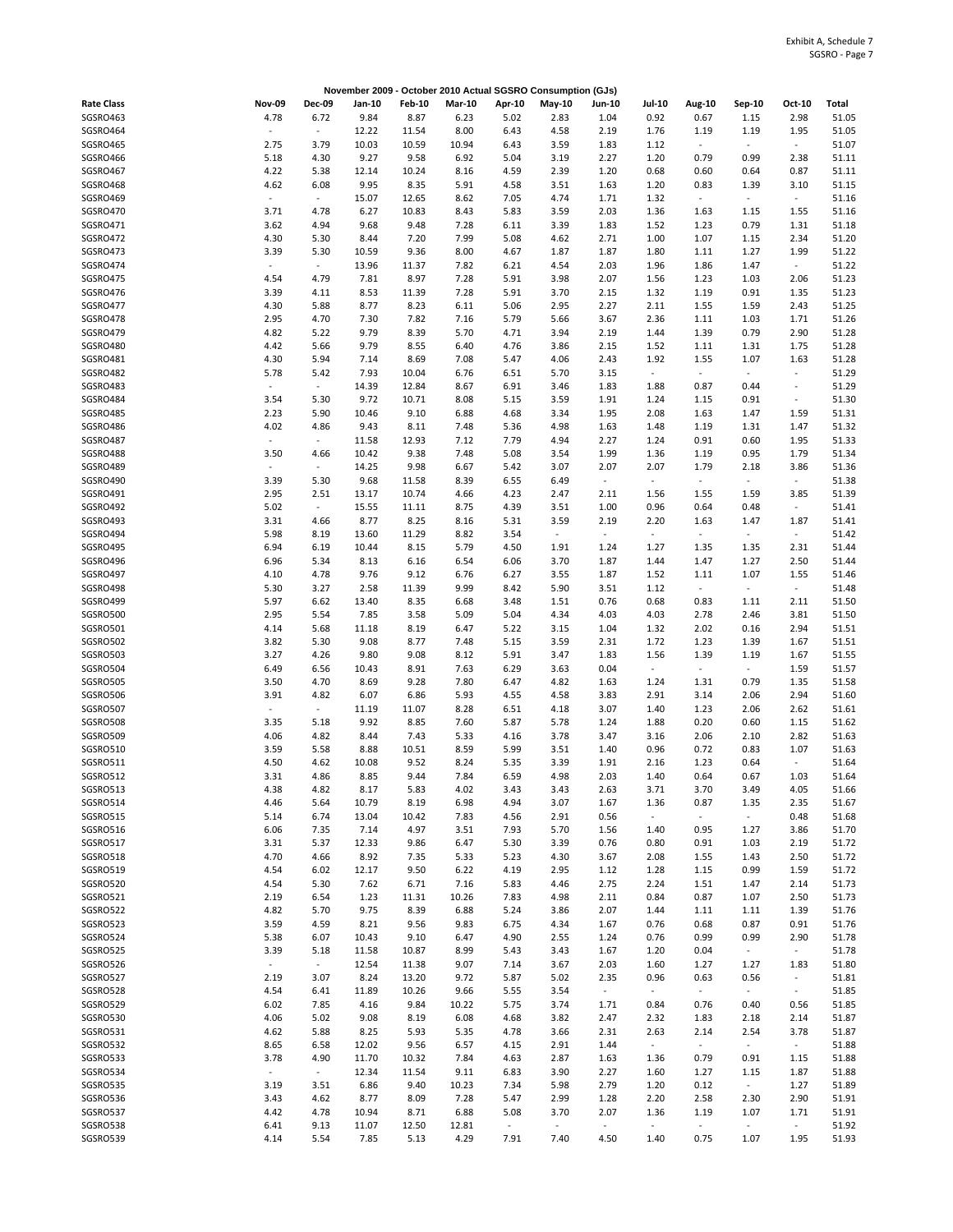Exhibit A, Schedule 7
SGSRO - Page 7

November 2009 - October 2010 Actual SGSRO Consumption (GJs)

| Rate Class | Nov-09 | Dec-09 | Jan-10 | Feb-10 | Mar-10 | Apr-10 | May-10 | Jun-10 | Jul-10 | Aug-10 | Sep-10 | Oct-10 | Total |
|---|---|---|---|---|---|---|---|---|---|---|---|---|---|
| SGSRO463 | 4.78 | 6.72 | 9.84 | 8.87 | 6.23 | 5.02 | 2.83 | 1.04 | 0.92 | 0.67 | 1.15 | 2.98 | 51.05 |
| SGSRO464 | - | - | 12.22 | 11.54 | 8.00 | 6.43 | 4.58 | 2.19 | 1.76 | 1.19 | 1.19 | 1.95 | 51.05 |
| SGSRO465 | 2.75 | 3.79 | 10.03 | 10.59 | 10.94 | 6.43 | 3.59 | 1.83 | 1.12 | - | - | - | 51.07 |
| SGSRO466 | 5.18 | 4.30 | 9.27 | 9.58 | 6.92 | 5.04 | 3.19 | 2.27 | 1.20 | 0.79 | 0.99 | 2.38 | 51.11 |
| SGSRO467 | 4.22 | 5.38 | 12.14 | 10.24 | 8.16 | 4.59 | 2.39 | 1.20 | 0.68 | 0.60 | 0.64 | 0.87 | 51.11 |
| SGSRO468 | 4.62 | 6.08 | 9.95 | 8.35 | 5.91 | 4.58 | 3.51 | 1.63 | 1.20 | 0.83 | 1.39 | 3.10 | 51.15 |
| SGSRO469 | - | - | 15.07 | 12.65 | 8.62 | 7.05 | 4.74 | 1.71 | 1.32 | - | - | - | 51.16 |
| SGSRO470 | 3.71 | 4.78 | 6.27 | 10.83 | 8.43 | 5.83 | 3.59 | 2.03 | 1.36 | 1.63 | 1.15 | 1.55 | 51.16 |
| SGSRO471 | 3.62 | 4.94 | 9.68 | 9.48 | 7.28 | 6.11 | 3.39 | 1.83 | 1.52 | 1.23 | 0.79 | 1.31 | 51.18 |
| SGSRO472 | 4.30 | 5.30 | 8.44 | 7.20 | 7.99 | 5.08 | 4.62 | 2.71 | 1.00 | 1.07 | 1.15 | 2.34 | 51.20 |
| SGSRO473 | 3.39 | 5.30 | 10.59 | 9.36 | 8.00 | 4.67 | 1.87 | 1.87 | 1.80 | 1.11 | 1.27 | 1.99 | 51.22 |
| SGSRO474 | - | - | 13.96 | 11.37 | 7.82 | 6.21 | 4.54 | 2.03 | 1.96 | 1.86 | 1.47 | - | 51.22 |
| SGSRO475 | 4.54 | 4.79 | 7.81 | 8.97 | 7.28 | 5.91 | 3.98 | 2.07 | 1.56 | 1.23 | 1.03 | 2.06 | 51.23 |
| SGSRO476 | 3.39 | 4.11 | 8.53 | 11.39 | 7.28 | 5.91 | 3.70 | 2.15 | 1.32 | 1.19 | 0.91 | 1.35 | 51.23 |
| SGSRO477 | 4.30 | 5.88 | 8.77 | 8.23 | 6.11 | 5.06 | 2.95 | 2.27 | 2.11 | 1.55 | 1.59 | 2.43 | 51.25 |
| SGSRO478 | 2.95 | 4.70 | 7.30 | 7.82 | 7.16 | 5.79 | 5.66 | 3.67 | 2.36 | 1.11 | 1.03 | 1.71 | 51.26 |
| SGSRO479 | 4.82 | 5.22 | 9.79 | 8.39 | 5.70 | 4.71 | 3.94 | 2.19 | 1.44 | 1.39 | 0.79 | 2.90 | 51.28 |
| SGSRO480 | 4.42 | 5.66 | 9.79 | 8.55 | 6.40 | 4.76 | 3.86 | 2.15 | 1.52 | 1.11 | 1.31 | 1.75 | 51.28 |
| SGSRO481 | 4.30 | 5.94 | 7.14 | 8.69 | 7.08 | 5.47 | 4.06 | 2.43 | 1.92 | 1.55 | 1.07 | 1.63 | 51.28 |
| SGSRO482 | 5.78 | 5.42 | 7.93 | 10.04 | 6.76 | 6.51 | 5.70 | 3.15 | - | - | - | - | 51.29 |
| SGSRO483 | - | - | 14.39 | 12.84 | 8.67 | 6.91 | 3.46 | 1.83 | 1.88 | 0.87 | 0.44 | - | 51.29 |
| SGSRO484 | 3.54 | 5.30 | 9.72 | 10.71 | 8.08 | 5.15 | 3.59 | 1.91 | 1.24 | 1.15 | 0.91 | - | 51.30 |
| SGSRO485 | 2.23 | 5.90 | 10.46 | 9.10 | 6.88 | 4.68 | 3.34 | 1.95 | 2.08 | 1.63 | 1.47 | 1.59 | 51.31 |
| SGSRO486 | 4.02 | 4.86 | 9.43 | 8.11 | 7.48 | 5.36 | 4.98 | 1.63 | 1.48 | 1.19 | 1.31 | 1.47 | 51.32 |
| SGSRO487 | - | - | 11.58 | 12.93 | 7.12 | 7.79 | 4.94 | 2.27 | 1.24 | 0.91 | 0.60 | 1.95 | 51.33 |
| SGSRO488 | 3.50 | 4.66 | 10.42 | 9.38 | 7.48 | 5.08 | 3.54 | 1.99 | 1.36 | 1.19 | 0.95 | 1.79 | 51.34 |
| SGSRO489 | - | - | 14.25 | 9.98 | 6.67 | 5.42 | 3.07 | 2.07 | 2.07 | 1.79 | 2.18 | 3.86 | 51.36 |
| SGSRO490 | 3.39 | 5.30 | 9.68 | 11.58 | 8.39 | 6.55 | 6.49 | - | - | - | - | - | 51.38 |
| SGSRO491 | 2.95 | 2.51 | 13.17 | 10.74 | 4.66 | 4.23 | 2.47 | 2.11 | 1.56 | 1.55 | 1.59 | 3.85 | 51.39 |
| SGSRO492 | 5.02 | - | 15.55 | 11.11 | 8.75 | 4.39 | 3.51 | 1.00 | 0.96 | 0.64 | 0.48 | - | 51.41 |
| SGSRO493 | 3.31 | 4.66 | 8.77 | 8.25 | 8.16 | 5.31 | 3.59 | 2.19 | 2.20 | 1.63 | 1.47 | 1.87 | 51.41 |
| SGSRO494 | 5.98 | 8.19 | 13.60 | 11.29 | 8.82 | 3.54 | - | - | - | - | - | - | 51.42 |
| SGSRO495 | 6.94 | 6.19 | 10.44 | 8.15 | 5.79 | 4.50 | 1.91 | 1.24 | 1.27 | 1.35 | 1.35 | 2.31 | 51.44 |
| SGSRO496 | 6.96 | 5.34 | 8.13 | 6.16 | 6.54 | 6.06 | 3.70 | 1.87 | 1.44 | 1.47 | 1.27 | 2.50 | 51.44 |
| SGSRO497 | 4.10 | 4.78 | 9.76 | 9.12 | 6.76 | 6.27 | 3.55 | 1.87 | 1.52 | 1.11 | 1.07 | 1.55 | 51.46 |
| SGSRO498 | 5.30 | 3.27 | 2.58 | 11.39 | 9.99 | 8.42 | 5.90 | 3.51 | 1.12 | - | - | - | 51.48 |
| SGSRO499 | 5.97 | 6.62 | 13.40 | 8.35 | 6.68 | 3.48 | 1.51 | 0.76 | 0.68 | 0.83 | 1.11 | 2.11 | 51.50 |
| SGSRO500 | 2.95 | 5.54 | 7.85 | 3.58 | 5.09 | 5.04 | 4.34 | 4.03 | 4.03 | 2.78 | 2.46 | 3.81 | 51.50 |
| SGSRO501 | 4.14 | 5.68 | 11.18 | 8.19 | 6.47 | 5.22 | 3.15 | 1.04 | 1.32 | 2.02 | 0.16 | 2.94 | 51.51 |
| SGSRO502 | 3.82 | 5.30 | 9.08 | 8.77 | 7.48 | 5.15 | 3.59 | 2.31 | 1.72 | 1.23 | 1.39 | 1.67 | 51.51 |
| SGSRO503 | 3.27 | 4.26 | 9.80 | 9.08 | 8.12 | 5.91 | 3.47 | 1.83 | 1.56 | 1.39 | 1.19 | 1.67 | 51.55 |
| SGSRO504 | 6.49 | 6.56 | 10.43 | 8.91 | 7.63 | 6.29 | 3.63 | 0.04 | - | - | - | 1.59 | 51.57 |
| SGSRO505 | 3.50 | 4.70 | 8.69 | 9.28 | 7.80 | 6.47 | 4.82 | 1.63 | 1.24 | 1.31 | 0.79 | 1.35 | 51.58 |
| SGSRO506 | 3.91 | 4.82 | 6.07 | 6.86 | 5.93 | 4.55 | 4.58 | 3.83 | 2.91 | 3.14 | 2.06 | 2.94 | 51.60 |
| SGSRO507 | - | - | 11.19 | 11.07 | 8.28 | 6.51 | 4.18 | 3.07 | 1.40 | 1.23 | 2.06 | 2.62 | 51.61 |
| SGSRO508 | 3.35 | 5.18 | 9.92 | 8.85 | 7.60 | 5.87 | 5.78 | 1.24 | 1.88 | 0.20 | 0.60 | 1.15 | 51.62 |
| SGSRO509 | 4.06 | 4.82 | 8.44 | 7.43 | 5.33 | 4.16 | 3.78 | 3.47 | 3.16 | 2.06 | 2.10 | 2.82 | 51.63 |
| SGSRO510 | 3.59 | 5.58 | 8.88 | 10.51 | 8.59 | 5.99 | 3.51 | 1.40 | 0.96 | 0.72 | 0.83 | 1.07 | 51.63 |
| SGSRO511 | 4.50 | 4.62 | 10.08 | 9.52 | 8.24 | 5.35 | 3.39 | 1.91 | 2.16 | 1.23 | 0.64 | - | 51.64 |
| SGSRO512 | 3.31 | 4.86 | 8.85 | 9.44 | 7.84 | 6.59 | 4.98 | 2.03 | 1.40 | 0.64 | 0.67 | 1.03 | 51.64 |
| SGSRO513 | 4.38 | 4.82 | 8.17 | 5.83 | 4.02 | 3.43 | 3.43 | 2.63 | 3.71 | 3.70 | 3.49 | 4.05 | 51.66 |
| SGSRO514 | 4.46 | 5.64 | 10.79 | 8.19 | 6.98 | 4.94 | 3.07 | 1.67 | 1.36 | 0.87 | 1.35 | 2.35 | 51.67 |
| SGSRO515 | 5.14 | 6.74 | 13.04 | 10.42 | 7.83 | 4.56 | 2.91 | 0.56 | - | - | - | 0.48 | 51.68 |
| SGSRO516 | 6.06 | 7.35 | 7.14 | 4.97 | 3.51 | 7.93 | 5.70 | 1.56 | 1.40 | 0.95 | 1.27 | 3.86 | 51.70 |
| SGSRO517 | 3.31 | 5.37 | 12.33 | 9.86 | 6.47 | 5.30 | 3.39 | 0.76 | 0.80 | 0.91 | 1.03 | 2.19 | 51.72 |
| SGSRO518 | 4.70 | 4.66 | 8.92 | 7.35 | 5.33 | 5.23 | 4.30 | 3.67 | 2.08 | 1.55 | 1.43 | 2.50 | 51.72 |
| SGSRO519 | 4.54 | 6.02 | 12.17 | 9.50 | 6.22 | 4.19 | 2.95 | 1.12 | 1.28 | 1.15 | 0.99 | 1.59 | 51.72 |
| SGSRO520 | 4.54 | 5.30 | 7.62 | 6.71 | 7.16 | 5.83 | 4.46 | 2.75 | 2.24 | 1.51 | 1.47 | 2.14 | 51.73 |
| SGSRO521 | 2.19 | 6.54 | 1.23 | 11.31 | 10.26 | 7.83 | 4.98 | 2.11 | 0.84 | 0.87 | 1.07 | 2.50 | 51.73 |
| SGSRO522 | 4.82 | 5.70 | 9.75 | 8.39 | 6.88 | 5.24 | 3.86 | 2.07 | 1.44 | 1.11 | 1.11 | 1.39 | 51.76 |
| SGSRO523 | 3.59 | 4.59 | 8.21 | 9.56 | 9.83 | 6.75 | 4.34 | 1.67 | 0.76 | 0.68 | 0.87 | 0.91 | 51.76 |
| SGSRO524 | 5.38 | 6.07 | 10.43 | 9.10 | 6.47 | 4.90 | 2.55 | 1.24 | 0.76 | 0.99 | 0.99 | 2.90 | 51.78 |
| SGSRO525 | 3.39 | 5.18 | 11.58 | 10.87 | 8.99 | 5.43 | 3.43 | 1.67 | 1.20 | 0.04 | - | - | 51.78 |
| SGSRO526 | - | - | 12.54 | 11.38 | 9.07 | 7.14 | 3.67 | 2.03 | 1.60 | 1.27 | 1.27 | 1.83 | 51.80 |
| SGSRO527 | 2.19 | 3.07 | 8.24 | 13.20 | 9.72 | 5.87 | 5.02 | 2.35 | 0.96 | 0.63 | 0.56 | - | 51.81 |
| SGSRO528 | 4.54 | 6.41 | 11.89 | 10.26 | 9.66 | 5.55 | 3.54 | - | - | - | - | - | 51.85 |
| SGSRO529 | 6.02 | 7.85 | 4.16 | 9.84 | 10.22 | 5.75 | 3.74 | 1.71 | 0.84 | 0.76 | 0.40 | 0.56 | 51.85 |
| SGSRO530 | 4.06 | 5.02 | 9.08 | 8.19 | 6.08 | 4.68 | 3.82 | 2.47 | 2.32 | 1.83 | 2.18 | 2.14 | 51.87 |
| SGSRO531 | 4.62 | 5.88 | 8.25 | 5.93 | 5.35 | 4.78 | 3.66 | 2.31 | 2.63 | 2.14 | 2.54 | 3.78 | 51.87 |
| SGSRO532 | 8.65 | 6.58 | 12.02 | 9.56 | 6.57 | 4.15 | 2.91 | 1.44 | - | - | - | - | 51.88 |
| SGSRO533 | 3.78 | 4.90 | 11.70 | 10.32 | 7.84 | 4.63 | 2.87 | 1.63 | 1.36 | 0.79 | 0.91 | 1.15 | 51.88 |
| SGSRO534 | - | - | 12.34 | 11.54 | 9.11 | 6.83 | 3.90 | 2.27 | 1.60 | 1.27 | 1.15 | 1.87 | 51.88 |
| SGSRO535 | 3.19 | 3.51 | 6.86 | 9.40 | 10.23 | 7.34 | 5.98 | 2.79 | 1.20 | 0.12 | - | 1.27 | 51.89 |
| SGSRO536 | 3.43 | 4.62 | 8.77 | 8.09 | 7.28 | 5.47 | 2.99 | 1.28 | 2.20 | 2.58 | 2.30 | 2.90 | 51.91 |
| SGSRO537 | 4.42 | 4.78 | 10.94 | 8.71 | 6.88 | 5.08 | 3.70 | 2.07 | 1.36 | 1.19 | 1.07 | 1.71 | 51.91 |
| SGSRO538 | 6.41 | 9.13 | 11.07 | 12.50 | 12.81 | - | - | - | - | - | - | - | 51.92 |
| SGSRO539 | 4.14 | 5.54 | 7.85 | 5.13 | 4.29 | 7.91 | 7.40 | 4.50 | 1.40 | 0.75 | 1.07 | 1.95 | 51.93 |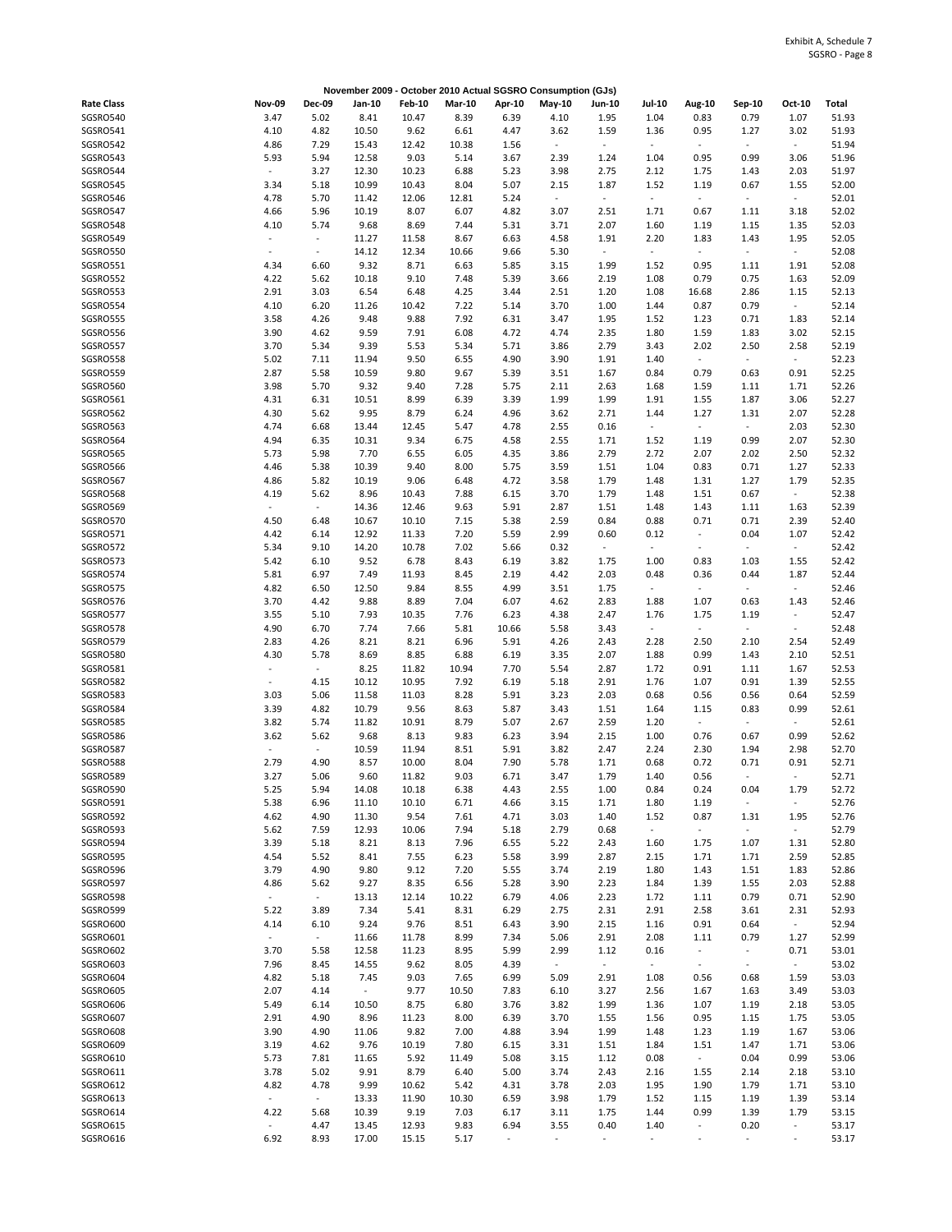Exhibit A, Schedule 7
SGSRO - Page 8

**November 2009 - October 2010 Actual SGSRO Consumption (GJs)**

| Rate Class | Nov-09 | Dec-09 | Jan-10 | Feb-10 | Mar-10 | Apr-10 | May-10 | Jun-10 | Jul-10 | Aug-10 | Sep-10 | Oct-10 | Total |
|---|---|---|---|---|---|---|---|---|---|---|---|---|---|
| SGSRO540 | 3.47 | 5.02 | 8.41 | 10.47 | 8.39 | 6.39 | 4.10 | 1.95 | 1.04 | 0.83 | 0.79 | 1.07 | 51.93 |
| SGSRO541 | 4.10 | 4.82 | 10.50 | 9.62 | 6.61 | 4.47 | 3.62 | 1.59 | 1.36 | 0.95 | 1.27 | 3.02 | 51.93 |
| SGSRO542 | 4.86 | 7.29 | 15.43 | 12.42 | 10.38 | 1.56 | - | - | - | - | - | - | 51.94 |
| SGSRO543 | 5.93 | 5.94 | 12.58 | 9.03 | 5.14 | 3.67 | 2.39 | 1.24 | 1.04 | 0.95 | 0.99 | 3.06 | 51.96 |
| SGSRO544 | - | 3.27 | 12.30 | 10.23 | 6.88 | 5.23 | 3.98 | 2.75 | 2.12 | 1.75 | 1.43 | 2.03 | 51.97 |
| SGSRO545 | 3.34 | 5.18 | 10.99 | 10.43 | 8.04 | 5.07 | 2.15 | 1.87 | 1.52 | 1.19 | 0.67 | 1.55 | 52.00 |
| SGSRO546 | 4.78 | 5.70 | 11.42 | 12.06 | 12.81 | 5.24 | - | - | - | - | - | - | 52.01 |
| SGSRO547 | 4.66 | 5.96 | 10.19 | 8.07 | 6.07 | 4.82 | 3.07 | 2.51 | 1.71 | 0.67 | 1.11 | 3.18 | 52.02 |
| SGSRO548 | 4.10 | 5.74 | 9.68 | 8.69 | 7.44 | 5.31 | 3.71 | 2.07 | 1.60 | 1.19 | 1.15 | 1.35 | 52.03 |
| SGSRO549 | - | - | 11.27 | 11.58 | 8.67 | 6.63 | 4.58 | 1.91 | 2.20 | 1.83 | 1.43 | 1.95 | 52.05 |
| SGSRO550 | - | - | 14.12 | 12.34 | 10.66 | 9.66 | 5.30 | - | - | - | - | - | 52.08 |
| SGSRO551 | 4.34 | 6.60 | 9.32 | 8.71 | 6.63 | 5.85 | 3.15 | 1.99 | 1.52 | 0.95 | 1.11 | 1.91 | 52.08 |
| SGSRO552 | 4.22 | 5.62 | 10.18 | 9.10 | 7.48 | 5.39 | 3.66 | 2.19 | 1.08 | 0.79 | 0.75 | 1.63 | 52.09 |
| SGSRO553 | 2.91 | 3.03 | 6.54 | 6.48 | 4.25 | 3.44 | 2.51 | 1.20 | 1.08 | 16.68 | 2.86 | 1.15 | 52.13 |
| SGSRO554 | 4.10 | 6.20 | 11.26 | 10.42 | 7.22 | 5.14 | 3.70 | 1.00 | 1.44 | 0.87 | 0.79 | - | 52.14 |
| SGSRO555 | 3.58 | 4.26 | 9.48 | 9.88 | 7.92 | 6.31 | 3.47 | 1.95 | 1.52 | 1.23 | 0.71 | 1.83 | 52.14 |
| SGSRO556 | 3.90 | 4.62 | 9.59 | 7.91 | 6.08 | 4.72 | 4.74 | 2.35 | 1.80 | 1.59 | 1.83 | 3.02 | 52.15 |
| SGSRO557 | 3.70 | 5.34 | 9.39 | 5.53 | 5.34 | 5.71 | 3.86 | 2.79 | 3.43 | 2.02 | 2.50 | 2.58 | 52.19 |
| SGSRO558 | 5.02 | 7.11 | 11.94 | 9.50 | 6.55 | 4.90 | 3.90 | 1.91 | 1.40 | - | - | - | 52.23 |
| SGSRO559 | 2.87 | 5.58 | 10.59 | 9.80 | 9.67 | 5.39 | 3.51 | 1.67 | 0.84 | 0.79 | 0.63 | 0.91 | 52.25 |
| SGSRO560 | 3.98 | 5.70 | 9.32 | 9.40 | 7.28 | 5.75 | 2.11 | 2.63 | 1.68 | 1.59 | 1.11 | 1.71 | 52.26 |
| SGSRO561 | 4.31 | 6.31 | 10.51 | 8.99 | 6.39 | 3.39 | 1.99 | 1.99 | 1.91 | 1.55 | 1.87 | 3.06 | 52.27 |
| SGSRO562 | 4.30 | 5.62 | 9.95 | 8.79 | 6.24 | 4.96 | 3.62 | 2.71 | 1.44 | 1.27 | 1.31 | 2.07 | 52.28 |
| SGSRO563 | 4.74 | 6.68 | 13.44 | 12.45 | 5.47 | 4.78 | 2.55 | 0.16 | - | - | - | 2.03 | 52.30 |
| SGSRO564 | 4.94 | 6.35 | 10.31 | 9.34 | 6.75 | 4.58 | 2.55 | 1.71 | 1.52 | 1.19 | 0.99 | 2.07 | 52.30 |
| SGSRO565 | 5.73 | 5.98 | 7.70 | 6.55 | 6.05 | 4.35 | 3.86 | 2.79 | 2.72 | 2.07 | 2.02 | 2.50 | 52.32 |
| SGSRO566 | 4.46 | 5.38 | 10.39 | 9.40 | 8.00 | 5.75 | 3.59 | 1.51 | 1.04 | 0.83 | 0.71 | 1.27 | 52.33 |
| SGSRO567 | 4.86 | 5.82 | 10.19 | 9.06 | 6.48 | 4.72 | 3.58 | 1.79 | 1.48 | 1.31 | 1.27 | 1.79 | 52.35 |
| SGSRO568 | 4.19 | 5.62 | 8.96 | 10.43 | 7.88 | 6.15 | 3.70 | 1.79 | 1.48 | 1.51 | 0.67 | - | 52.38 |
| SGSRO569 | - | - | 14.36 | 12.46 | 9.63 | 5.91 | 2.87 | 1.51 | 1.48 | 1.43 | 1.11 | 1.63 | 52.39 |
| SGSRO570 | 4.50 | 6.48 | 10.67 | 10.10 | 7.15 | 5.38 | 2.59 | 0.84 | 0.88 | 0.71 | 0.71 | 2.39 | 52.40 |
| SGSRO571 | 4.42 | 6.14 | 12.92 | 11.33 | 7.20 | 5.59 | 2.99 | 0.60 | 0.12 | - | 0.04 | 1.07 | 52.42 |
| SGSRO572 | 5.34 | 9.10 | 14.20 | 10.78 | 7.02 | 5.66 | 0.32 | - | - | - | - | - | 52.42 |
| SGSRO573 | 5.42 | 6.10 | 9.52 | 6.78 | 8.43 | 6.19 | 3.82 | 1.75 | 1.00 | 0.83 | 1.03 | 1.55 | 52.42 |
| SGSRO574 | 5.81 | 6.97 | 7.49 | 11.93 | 8.45 | 2.19 | 4.42 | 2.03 | 0.48 | 0.36 | 0.44 | 1.87 | 52.44 |
| SGSRO575 | 4.82 | 6.50 | 12.50 | 9.84 | 8.55 | 4.99 | 3.51 | 1.75 | - | - | - | - | 52.46 |
| SGSRO576 | 3.70 | 4.42 | 9.88 | 8.89 | 7.04 | 6.07 | 4.62 | 2.83 | 1.88 | 1.07 | 0.63 | 1.43 | 52.46 |
| SGSRO577 | 3.55 | 5.10 | 7.93 | 10.35 | 7.76 | 6.23 | 4.38 | 2.47 | 1.76 | 1.75 | 1.19 | - | 52.47 |
| SGSRO578 | 4.90 | 6.70 | 7.74 | 7.66 | 5.81 | 10.66 | 5.58 | 3.43 | - | - | - | - | 52.48 |
| SGSRO579 | 2.83 | 4.26 | 8.21 | 8.21 | 6.96 | 5.91 | 4.26 | 2.43 | 2.28 | 2.50 | 2.10 | 2.54 | 52.49 |
| SGSRO580 | 4.30 | 5.78 | 8.69 | 8.85 | 6.88 | 6.19 | 3.35 | 2.07 | 1.88 | 0.99 | 1.43 | 2.10 | 52.51 |
| SGSRO581 | - | - | 8.25 | 11.82 | 10.94 | 7.70 | 5.54 | 2.87 | 1.72 | 0.91 | 1.11 | 1.67 | 52.53 |
| SGSRO582 | - | 4.15 | 10.12 | 10.95 | 7.92 | 6.19 | 5.18 | 2.91 | 1.76 | 1.07 | 0.91 | 1.39 | 52.55 |
| SGSRO583 | 3.03 | 5.06 | 11.58 | 11.03 | 8.28 | 5.91 | 3.23 | 2.03 | 0.68 | 0.56 | 0.56 | 0.64 | 52.59 |
| SGSRO584 | 3.39 | 4.82 | 10.79 | 9.56 | 8.63 | 5.87 | 3.43 | 1.51 | 1.64 | 1.15 | 0.83 | 0.99 | 52.61 |
| SGSRO585 | 3.82 | 5.74 | 11.82 | 10.91 | 8.79 | 5.07 | 2.67 | 2.59 | 1.20 | - | - | - | 52.61 |
| SGSRO586 | 3.62 | 5.62 | 9.68 | 8.13 | 9.83 | 6.23 | 3.94 | 2.15 | 1.00 | 0.76 | 0.67 | 0.99 | 52.62 |
| SGSRO587 | - | - | 10.59 | 11.94 | 8.51 | 5.91 | 3.82 | 2.47 | 2.24 | 2.30 | 1.94 | 2.98 | 52.70 |
| SGSRO588 | 2.79 | 4.90 | 8.57 | 10.00 | 8.04 | 7.90 | 5.78 | 1.71 | 0.68 | 0.72 | 0.71 | 0.91 | 52.71 |
| SGSRO589 | 3.27 | 5.06 | 9.60 | 11.82 | 9.03 | 6.71 | 3.47 | 1.79 | 1.40 | 0.56 | - | - | 52.71 |
| SGSRO590 | 5.25 | 5.94 | 14.08 | 10.18 | 6.38 | 4.43 | 2.55 | 1.00 | 0.84 | 0.24 | 0.04 | 1.79 | 52.72 |
| SGSRO591 | 5.38 | 6.96 | 11.10 | 10.10 | 6.71 | 4.66 | 3.15 | 1.71 | 1.80 | 1.19 | - | - | 52.76 |
| SGSRO592 | 4.62 | 4.90 | 11.30 | 9.54 | 7.61 | 4.71 | 3.03 | 1.40 | 1.52 | 0.87 | 1.31 | 1.95 | 52.76 |
| SGSRO593 | 5.62 | 7.59 | 12.93 | 10.06 | 7.94 | 5.18 | 2.79 | 0.68 | - | - | - | - | 52.79 |
| SGSRO594 | 3.39 | 5.18 | 8.21 | 8.13 | 7.96 | 6.55 | 5.22 | 2.43 | 1.60 | 1.75 | 1.07 | 1.31 | 52.80 |
| SGSRO595 | 4.54 | 5.52 | 8.41 | 7.55 | 6.23 | 5.58 | 3.99 | 2.87 | 2.15 | 1.71 | 1.71 | 2.59 | 52.85 |
| SGSRO596 | 3.79 | 4.90 | 9.80 | 9.12 | 7.20 | 5.55 | 3.74 | 2.19 | 1.80 | 1.43 | 1.51 | 1.83 | 52.86 |
| SGSRO597 | 4.86 | 5.62 | 9.27 | 8.35 | 6.56 | 5.28 | 3.90 | 2.23 | 1.84 | 1.39 | 1.55 | 2.03 | 52.88 |
| SGSRO598 | - | - | 13.13 | 12.14 | 10.22 | 6.79 | 4.06 | 2.23 | 1.72 | 1.11 | 0.79 | 0.71 | 52.90 |
| SGSRO599 | 5.22 | 3.89 | 7.34 | 5.41 | 8.31 | 6.29 | 2.75 | 2.31 | 2.91 | 2.58 | 3.61 | 2.31 | 52.93 |
| SGSRO600 | 4.14 | 6.10 | 9.24 | 9.76 | 8.51 | 6.43 | 3.90 | 2.15 | 1.16 | 0.91 | 0.64 | - | 52.94 |
| SGSRO601 | - | - | 11.66 | 11.78 | 8.99 | 7.34 | 5.06 | 2.91 | 2.08 | 1.11 | 0.79 | 1.27 | 52.99 |
| SGSRO602 | 3.70 | 5.58 | 12.58 | 11.23 | 8.95 | 5.99 | 2.99 | 1.12 | 0.16 | - | - | 0.71 | 53.01 |
| SGSRO603 | 7.96 | 8.45 | 14.55 | 9.62 | 8.05 | 4.39 | - | - | - | - | - | - | 53.02 |
| SGSRO604 | 4.82 | 5.18 | 7.45 | 9.03 | 7.65 | 6.99 | 5.09 | 2.91 | 1.08 | 0.56 | 0.68 | 1.59 | 53.03 |
| SGSRO605 | 2.07 | 4.14 | - | 9.77 | 10.50 | 7.83 | 6.10 | 3.27 | 2.56 | 1.67 | 1.63 | 3.49 | 53.03 |
| SGSRO606 | 5.49 | 6.14 | 10.50 | 8.75 | 6.80 | 3.76 | 3.82 | 1.99 | 1.36 | 1.07 | 1.19 | 2.18 | 53.05 |
| SGSRO607 | 2.91 | 4.90 | 8.96 | 11.23 | 8.00 | 6.39 | 3.70 | 1.55 | 1.56 | 0.95 | 1.15 | 1.75 | 53.05 |
| SGSRO608 | 3.90 | 4.90 | 11.06 | 9.82 | 7.00 | 4.88 | 3.94 | 1.99 | 1.48 | 1.23 | 1.19 | 1.67 | 53.06 |
| SGSRO609 | 3.19 | 4.62 | 9.76 | 10.19 | 7.80 | 6.15 | 3.31 | 1.51 | 1.84 | 1.51 | 1.47 | 1.71 | 53.06 |
| SGSRO610 | 5.73 | 7.81 | 11.65 | 5.92 | 11.49 | 5.08 | 3.15 | 1.12 | 0.08 | - | 0.04 | 0.99 | 53.06 |
| SGSRO611 | 3.78 | 5.02 | 9.91 | 8.79 | 6.40 | 5.00 | 3.74 | 2.43 | 2.16 | 1.55 | 2.14 | 2.18 | 53.10 |
| SGSRO612 | 4.82 | 4.78 | 9.99 | 10.62 | 5.42 | 4.31 | 3.78 | 2.03 | 1.95 | 1.90 | 1.79 | 1.71 | 53.10 |
| SGSRO613 | - | - | 13.33 | 11.90 | 10.30 | 6.59 | 3.98 | 1.79 | 1.52 | 1.15 | 1.19 | 1.39 | 53.14 |
| SGSRO614 | 4.22 | 5.68 | 10.39 | 9.19 | 7.03 | 6.17 | 3.11 | 1.75 | 1.44 | 0.99 | 1.39 | 1.79 | 53.15 |
| SGSRO615 | - | 4.47 | 13.45 | 12.93 | 9.83 | 6.94 | 3.55 | 0.40 | 1.40 | - | 0.20 | - | 53.17 |
| SGSRO616 | 6.92 | 8.93 | 17.00 | 15.15 | 5.17 | - | - | - | - | - | - | - | 53.17 |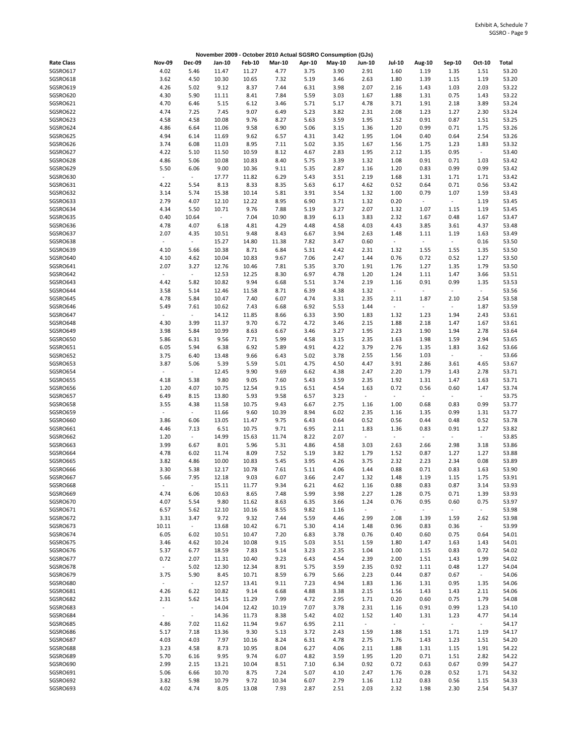Exhibit A, Schedule 7
SGSRO - Page 9

**November 2009 - October 2010 Actual SGSRO Consumption (GJs)**

| Rate Class | Nov-09 | Dec-09 | Jan-10 | Feb-10 | Mar-10 | Apr-10 | May-10 | Jun-10 | Jul-10 | Aug-10 | Sep-10 | Oct-10 | Total |
|---|---|---|---|---|---|---|---|---|---|---|---|---|---|
| SGSRO617 | 4.02 | 5.46 | 11.47 | 11.27 | 4.77 | 3.75 | 3.90 | 2.91 | 1.60 | 1.19 | 1.35 | 1.51 | 53.20 |
| SGSRO618 | 3.62 | 4.50 | 10.30 | 10.65 | 7.32 | 5.19 | 3.46 | 2.63 | 1.80 | 1.39 | 1.15 | 1.19 | 53.20 |
| SGSRO619 | 4.26 | 5.02 | 9.12 | 8.37 | 7.44 | 6.31 | 3.98 | 2.07 | 2.16 | 1.43 | 1.03 | 2.03 | 53.22 |
| SGSRO620 | 4.30 | 5.90 | 11.11 | 8.41 | 7.84 | 5.59 | 3.03 | 1.67 | 1.88 | 1.31 | 0.75 | 1.43 | 53.22 |
| SGSRO621 | 4.70 | 6.46 | 5.15 | 6.12 | 3.46 | 5.71 | 5.17 | 4.78 | 3.71 | 1.91 | 2.18 | 3.89 | 53.24 |
| SGSRO622 | 4.74 | 7.25 | 7.45 | 9.07 | 6.49 | 5.23 | 3.82 | 2.31 | 2.08 | 1.23 | 1.27 | 2.30 | 53.24 |
| SGSRO623 | 4.58 | 4.58 | 10.08 | 9.76 | 8.27 | 5.63 | 3.59 | 1.95 | 1.52 | 0.91 | 0.87 | 1.51 | 53.25 |
| SGSRO624 | 4.86 | 6.64 | 11.06 | 9.58 | 6.90 | 5.06 | 3.15 | 1.36 | 1.20 | 0.99 | 0.71 | 1.75 | 53.26 |
| SGSRO625 | 4.94 | 6.14 | 11.69 | 9.62 | 6.57 | 4.31 | 3.42 | 1.95 | 1.04 | 0.40 | 0.64 | 2.54 | 53.26 |
| SGSRO626 | 3.74 | 6.08 | 11.03 | 8.95 | 7.11 | 5.02 | 3.35 | 1.67 | 1.56 | 1.75 | 1.23 | 1.83 | 53.32 |
| SGSRO627 | 4.22 | 5.10 | 11.50 | 10.59 | 8.12 | 4.67 | 2.83 | 1.95 | 2.12 | 1.35 | 0.95 | - | 53.40 |
| SGSRO628 | 4.86 | 5.06 | 10.08 | 10.83 | 8.40 | 5.75 | 3.39 | 1.32 | 1.08 | 0.91 | 0.71 | 1.03 | 53.42 |
| SGSRO629 | 5.50 | 6.06 | 9.00 | 10.36 | 9.11 | 5.35 | 2.87 | 1.16 | 1.20 | 0.83 | 0.99 | 0.99 | 53.42 |
| SGSRO630 | - | - | 17.77 | 11.82 | 6.29 | 5.43 | 3.51 | 2.19 | 1.68 | 1.31 | 1.71 | 1.71 | 53.42 |
| SGSRO631 | 4.22 | 5.54 | 8.13 | 8.33 | 8.35 | 5.63 | 6.17 | 4.62 | 0.52 | 0.64 | 0.71 | 0.56 | 53.42 |
| SGSRO632 | 3.14 | 5.74 | 15.38 | 10.14 | 5.81 | 3.91 | 3.54 | 1.32 | 1.00 | 0.79 | 1.07 | 1.59 | 53.43 |
| SGSRO633 | 2.79 | 4.07 | 12.10 | 12.22 | 8.95 | 6.90 | 3.71 | 1.32 | 0.20 | - | - | 1.19 | 53.45 |
| SGSRO634 | 4.34 | 5.50 | 10.71 | 9.76 | 7.88 | 5.19 | 3.27 | 2.07 | 1.32 | 1.07 | 1.15 | 1.19 | 53.45 |
| SGSRO635 | 0.40 | 10.64 | - | 7.04 | 10.90 | 8.39 | 6.13 | 3.83 | 2.32 | 1.67 | 0.48 | 1.67 | 53.47 |
| SGSRO636 | 4.78 | 4.07 | 6.18 | 4.81 | 4.29 | 4.48 | 4.58 | 4.03 | 4.43 | 3.85 | 3.61 | 4.37 | 53.48 |
| SGSRO637 | 2.07 | 4.35 | 10.51 | 9.48 | 8.43 | 6.67 | 3.94 | 2.63 | 1.48 | 1.11 | 1.19 | 1.63 | 53.49 |
| SGSRO638 | - | - | 15.27 | 14.80 | 11.38 | 7.82 | 3.47 | 0.60 | - | - | - | 0.16 | 53.50 |
| SGSRO639 | 4.10 | 5.66 | 10.38 | 8.71 | 6.84 | 5.31 | 4.42 | 2.31 | 1.32 | 1.55 | 1.55 | 1.35 | 53.50 |
| SGSRO640 | 4.10 | 4.62 | 10.04 | 10.83 | 9.67 | 7.06 | 2.47 | 1.44 | 0.76 | 0.72 | 0.52 | 1.27 | 53.50 |
| SGSRO641 | 2.07 | 3.27 | 12.76 | 10.46 | 7.81 | 5.35 | 3.70 | 1.91 | 1.76 | 1.27 | 1.35 | 1.79 | 53.50 |
| SGSRO642 | - | - | 12.53 | 12.25 | 8.30 | 6.97 | 4.78 | 1.20 | 1.24 | 1.11 | 1.47 | 3.66 | 53.51 |
| SGSRO643 | 4.42 | 5.82 | 10.82 | 9.94 | 6.68 | 5.51 | 3.74 | 2.19 | 1.16 | 0.91 | 0.99 | 1.35 | 53.53 |
| SGSRO644 | 3.58 | 5.14 | 12.46 | 11.58 | 8.71 | 6.39 | 4.38 | 1.32 | - | - | - | - | 53.56 |
| SGSRO645 | 4.78 | 5.84 | 10.47 | 7.40 | 6.07 | 4.74 | 3.31 | 2.35 | 2.11 | 1.87 | 2.10 | 2.54 | 53.58 |
| SGSRO646 | 5.49 | 7.61 | 10.62 | 7.43 | 6.68 | 6.92 | 5.53 | 1.44 | - | - | - | 1.87 | 53.59 |
| SGSRO647 | - | - | 14.12 | 11.85 | 8.66 | 6.33 | 3.90 | 1.83 | 1.32 | 1.23 | 1.94 | 2.43 | 53.61 |
| SGSRO648 | 4.30 | 3.99 | 11.37 | 9.70 | 6.72 | 4.72 | 3.46 | 2.15 | 1.88 | 2.18 | 1.47 | 1.67 | 53.61 |
| SGSRO649 | 3.98 | 5.84 | 10.99 | 8.63 | 6.67 | 3.46 | 3.27 | 1.95 | 2.23 | 1.90 | 1.94 | 2.78 | 53.64 |
| SGSRO650 | 5.86 | 6.31 | 9.56 | 7.71 | 5.99 | 4.58 | 3.15 | 2.35 | 1.63 | 1.98 | 1.59 | 2.94 | 53.65 |
| SGSRO651 | 6.05 | 5.94 | 6.38 | 6.92 | 5.89 | 4.91 | 4.22 | 3.79 | 2.76 | 1.35 | 1.83 | 3.62 | 53.66 |
| SGSRO652 | 3.75 | 6.40 | 13.48 | 9.66 | 6.43 | 5.02 | 3.78 | 2.55 | 1.56 | 1.03 | - | - | 53.66 |
| SGSRO653 | 3.87 | 5.06 | 5.39 | 5.59 | 5.01 | 4.75 | 4.50 | 4.47 | 3.91 | 2.86 | 3.61 | 4.65 | 53.67 |
| SGSRO654 | - | - | 12.45 | 9.90 | 9.69 | 6.62 | 4.38 | 2.47 | 2.20 | 1.79 | 1.43 | 2.78 | 53.71 |
| SGSRO655 | 4.18 | 5.38 | 9.80 | 9.05 | 7.60 | 5.43 | 3.59 | 2.35 | 1.92 | 1.31 | 1.47 | 1.63 | 53.71 |
| SGSRO656 | 1.20 | 4.07 | 10.75 | 12.54 | 9.15 | 6.51 | 4.54 | 1.63 | 0.72 | 0.56 | 0.60 | 1.47 | 53.74 |
| SGSRO657 | 6.49 | 8.15 | 13.80 | 5.93 | 9.58 | 6.57 | 3.23 | - | - | - | - | - | 53.75 |
| SGSRO658 | 3.55 | 4.38 | 11.58 | 10.75 | 9.43 | 6.67 | 2.75 | 1.16 | 1.00 | 0.68 | 0.83 | 0.99 | 53.77 |
| SGSRO659 | - | - | 11.66 | 9.60 | 10.39 | 8.94 | 6.02 | 2.35 | 1.16 | 1.35 | 0.99 | 1.31 | 53.77 |
| SGSRO660 | 3.86 | 6.06 | 13.05 | 11.47 | 9.75 | 6.43 | 0.64 | 0.52 | 0.56 | 0.44 | 0.48 | 0.52 | 53.78 |
| SGSRO661 | 4.46 | 7.13 | 6.51 | 10.75 | 9.71 | 6.95 | 2.11 | 1.83 | 1.36 | 0.83 | 0.91 | 1.27 | 53.82 |
| SGSRO662 | 1.20 | - | 14.99 | 15.63 | 11.74 | 8.22 | 2.07 | - | - | - | - | - | 53.85 |
| SGSRO663 | 3.99 | 6.67 | 8.01 | 5.96 | 5.31 | 4.86 | 4.58 | 3.03 | 2.63 | 2.66 | 2.98 | 3.18 | 53.86 |
| SGSRO664 | 4.78 | 6.02 | 11.74 | 8.09 | 7.52 | 5.19 | 3.82 | 1.79 | 1.52 | 0.87 | 1.27 | 1.27 | 53.88 |
| SGSRO665 | 3.82 | 4.86 | 10.00 | 10.83 | 5.45 | 3.95 | 4.26 | 3.75 | 2.32 | 2.23 | 2.34 | 0.08 | 53.89 |
| SGSRO666 | 3.30 | 5.38 | 12.17 | 10.78 | 7.61 | 5.11 | 4.06 | 1.44 | 0.88 | 0.71 | 0.83 | 1.63 | 53.90 |
| SGSRO667 | 5.66 | 7.95 | 12.18 | 9.03 | 6.07 | 3.66 | 2.47 | 1.32 | 1.48 | 1.19 | 1.15 | 1.75 | 53.91 |
| SGSRO668 | - | - | 15.11 | 11.77 | 9.34 | 6.21 | 4.62 | 1.16 | 0.88 | 0.83 | 0.87 | 3.14 | 53.93 |
| SGSRO669 | 4.74 | 6.06 | 10.63 | 8.65 | 7.48 | 5.99 | 3.98 | 2.27 | 1.28 | 0.75 | 0.71 | 1.39 | 53.93 |
| SGSRO670 | 4.07 | 5.54 | 9.80 | 11.62 | 8.63 | 6.35 | 3.66 | 1.24 | 0.76 | 0.95 | 0.60 | 0.75 | 53.97 |
| SGSRO671 | 6.57 | 5.62 | 12.10 | 10.16 | 8.55 | 9.82 | 1.16 | - | - | - | - | - | 53.98 |
| SGSRO672 | 3.31 | 3.47 | 9.72 | 9.32 | 7.44 | 5.59 | 4.46 | 2.99 | 2.08 | 1.39 | 1.59 | 2.62 | 53.98 |
| SGSRO673 | 10.11 | - | 13.68 | 10.42 | 6.71 | 5.30 | 4.14 | 1.48 | 0.96 | 0.83 | 0.36 | - | 53.99 |
| SGSRO674 | 6.05 | 6.02 | 10.51 | 10.47 | 7.20 | 6.83 | 3.78 | 0.76 | 0.40 | 0.60 | 0.75 | 0.64 | 54.01 |
| SGSRO675 | 3.46 | 4.62 | 10.24 | 10.08 | 9.15 | 5.03 | 3.51 | 1.59 | 1.80 | 1.47 | 1.63 | 1.43 | 54.01 |
| SGSRO676 | 5.37 | 6.77 | 18.59 | 7.83 | 5.14 | 3.23 | 2.35 | 1.04 | 1.00 | 1.15 | 0.83 | 0.72 | 54.02 |
| SGSRO677 | 0.72 | 2.07 | 11.31 | 10.40 | 9.23 | 6.43 | 4.54 | 2.39 | 2.00 | 1.51 | 1.43 | 1.99 | 54.02 |
| SGSRO678 | - | 5.02 | 12.30 | 12.34 | 8.91 | 5.75 | 3.59 | 2.35 | 0.92 | 1.11 | 0.48 | 1.27 | 54.04 |
| SGSRO679 | 3.75 | 5.90 | 8.45 | 10.71 | 8.59 | 6.79 | 5.66 | 2.23 | 0.44 | 0.87 | 0.67 | - | 54.06 |
| SGSRO680 | - | - | 12.57 | 13.41 | 9.11 | 7.23 | 4.94 | 1.83 | 1.36 | 1.31 | 0.95 | 1.35 | 54.06 |
| SGSRO681 | 4.26 | 6.22 | 10.82 | 9.14 | 6.68 | 4.88 | 3.38 | 2.15 | 1.56 | 1.43 | 1.43 | 2.11 | 54.06 |
| SGSRO682 | 2.31 | 5.62 | 14.15 | 11.29 | 7.99 | 4.72 | 2.95 | 1.71 | 0.20 | 0.60 | 0.75 | 1.79 | 54.08 |
| SGSRO683 | - | - | 14.04 | 12.42 | 10.19 | 7.07 | 3.78 | 2.31 | 1.16 | 0.91 | 0.99 | 1.23 | 54.10 |
| SGSRO684 | - | - | 14.36 | 11.73 | 8.38 | 5.42 | 4.02 | 1.52 | 1.40 | 1.31 | 1.23 | 4.77 | 54.14 |
| SGSRO685 | 4.86 | 7.02 | 11.62 | 11.94 | 9.67 | 6.95 | 2.11 | - | - | - | - | - | 54.17 |
| SGSRO686 | 5.17 | 7.18 | 13.36 | 9.30 | 5.13 | 3.72 | 2.43 | 1.59 | 1.88 | 1.51 | 1.71 | 1.19 | 54.17 |
| SGSRO687 | 4.03 | 4.03 | 7.97 | 10.16 | 8.24 | 6.31 | 4.78 | 2.75 | 1.76 | 1.43 | 1.23 | 1.51 | 54.20 |
| SGSRO688 | 3.23 | 4.58 | 8.73 | 10.95 | 8.04 | 6.27 | 4.06 | 2.11 | 1.88 | 1.31 | 1.15 | 1.91 | 54.22 |
| SGSRO689 | 5.70 | 6.16 | 9.95 | 9.74 | 6.07 | 4.82 | 3.59 | 1.95 | 1.20 | 0.71 | 1.51 | 2.82 | 54.22 |
| SGSRO690 | 2.99 | 2.15 | 13.21 | 10.04 | 8.51 | 7.10 | 6.34 | 0.92 | 0.72 | 0.63 | 0.67 | 0.99 | 54.27 |
| SGSRO691 | 5.06 | 6.66 | 10.70 | 8.75 | 7.24 | 5.07 | 4.10 | 2.47 | 1.76 | 0.28 | 0.52 | 1.71 | 54.32 |
| SGSRO692 | 3.82 | 5.98 | 10.79 | 9.72 | 10.34 | 6.07 | 2.79 | 1.16 | 1.12 | 0.83 | 0.56 | 1.15 | 54.33 |
| SGSRO693 | 4.02 | 4.74 | 8.05 | 13.08 | 7.93 | 2.87 | 2.51 | 2.03 | 2.32 | 1.98 | 2.30 | 2.54 | 54.37 |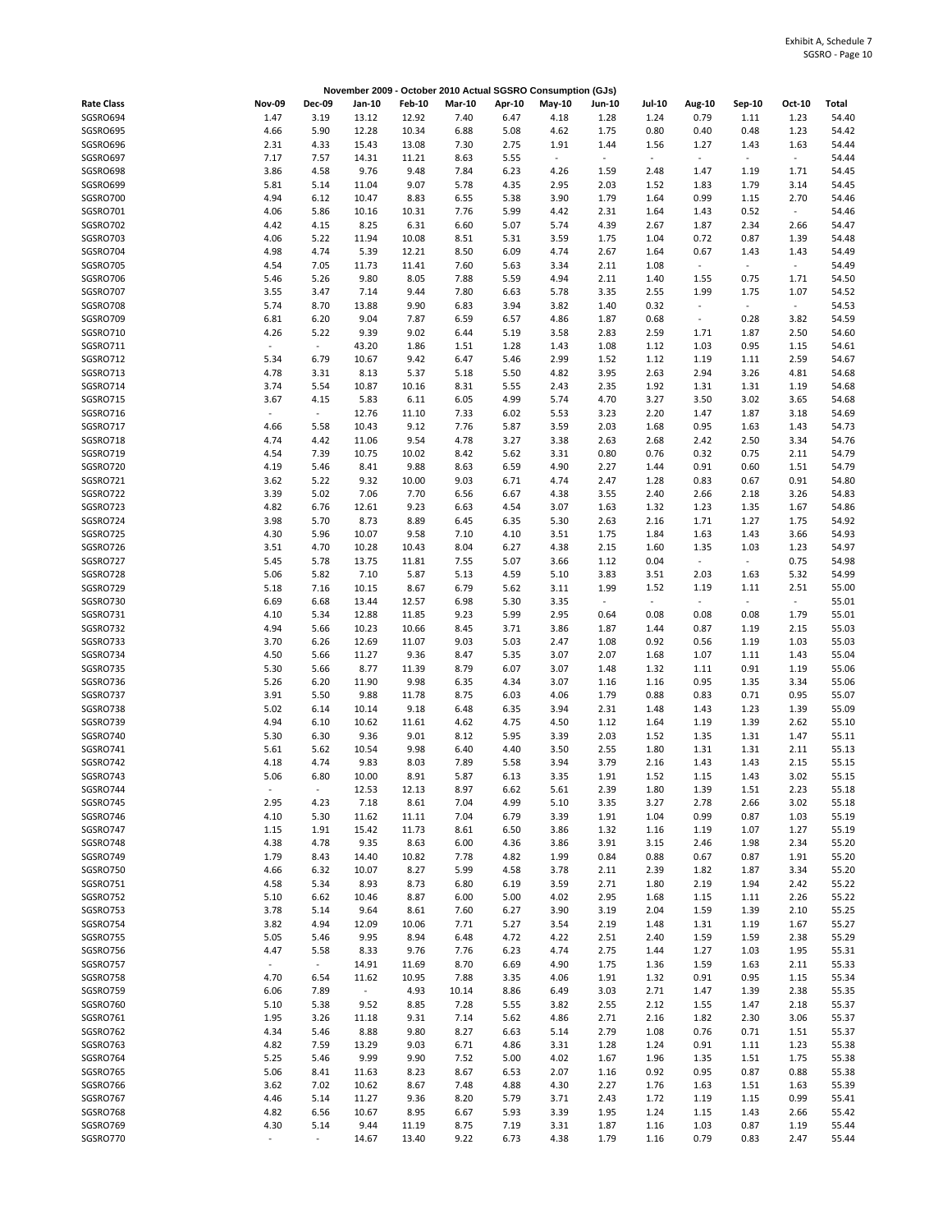Exhibit A, Schedule 7
SGSRO - Page 10

**November 2009 - October 2010 Actual SGSRO Consumption (GJs)**

| Rate Class | Nov-09 | Dec-09 | Jan-10 | Feb-10 | Mar-10 | Apr-10 | May-10 | Jun-10 | Jul-10 | Aug-10 | Sep-10 | Oct-10 | Total |
|---|---|---|---|---|---|---|---|---|---|---|---|---|---|
| SGSRO694 | 1.47 | 3.19 | 13.12 | 12.92 | 7.40 | 6.47 | 4.18 | 1.28 | 1.24 | 0.79 | 1.11 | 1.23 | 54.40 |
| SGSRO695 | 4.66 | 5.90 | 12.28 | 10.34 | 6.88 | 5.08 | 4.62 | 1.75 | 0.80 | 0.40 | 0.48 | 1.23 | 54.42 |
| SGSRO696 | 2.31 | 4.33 | 15.43 | 13.08 | 7.30 | 2.75 | 1.91 | 1.44 | 1.56 | 1.27 | 1.43 | 1.63 | 54.44 |
| SGSRO697 | 7.17 | 7.57 | 14.31 | 11.21 | 8.63 | 5.55 | - | - | - | - | - | - | 54.44 |
| SGSRO698 | 3.86 | 4.58 | 9.76 | 9.48 | 7.84 | 6.23 | 4.26 | 1.59 | 2.48 | 1.47 | 1.19 | 1.71 | 54.45 |
| SGSRO699 | 5.81 | 5.14 | 11.04 | 9.07 | 5.78 | 4.35 | 2.95 | 2.03 | 1.52 | 1.83 | 1.79 | 3.14 | 54.45 |
| SGSRO700 | 4.94 | 6.12 | 10.47 | 8.83 | 6.55 | 5.38 | 3.90 | 1.79 | 1.64 | 0.99 | 1.15 | 2.70 | 54.46 |
| SGSRO701 | 4.06 | 5.86 | 10.16 | 10.31 | 7.76 | 5.99 | 4.42 | 2.31 | 1.64 | 1.43 | 0.52 | - | 54.46 |
| SGSRO702 | 4.42 | 4.15 | 8.25 | 6.31 | 6.60 | 5.07 | 5.74 | 4.39 | 2.67 | 1.87 | 2.34 | 2.66 | 54.47 |
| SGSRO703 | 4.06 | 5.22 | 11.94 | 10.08 | 8.51 | 5.31 | 3.59 | 1.75 | 1.04 | 0.72 | 0.87 | 1.39 | 54.48 |
| SGSRO704 | 4.98 | 4.74 | 5.39 | 12.21 | 8.50 | 6.09 | 4.74 | 2.67 | 1.64 | 0.67 | 1.43 | 1.43 | 54.49 |
| SGSRO705 | 4.54 | 7.05 | 11.73 | 11.41 | 7.60 | 5.63 | 3.34 | 2.11 | 1.08 | - | - | - | 54.49 |
| SGSRO706 | 5.46 | 5.26 | 9.80 | 8.05 | 7.88 | 5.59 | 4.94 | 2.11 | 1.40 | 1.55 | 0.75 | 1.71 | 54.50 |
| SGSRO707 | 3.55 | 3.47 | 7.14 | 9.44 | 7.80 | 6.63 | 5.78 | 3.35 | 2.55 | 1.99 | 1.75 | 1.07 | 54.52 |
| SGSRO708 | 5.74 | 8.70 | 13.88 | 9.90 | 6.83 | 3.94 | 3.82 | 1.40 | 0.32 | - | - | - | 54.53 |
| SGSRO709 | 6.81 | 6.20 | 9.04 | 7.87 | 6.59 | 6.57 | 4.86 | 1.87 | 0.68 | - | 0.28 | 3.82 | 54.59 |
| SGSRO710 | 4.26 | 5.22 | 9.39 | 9.02 | 6.44 | 5.19 | 3.58 | 2.83 | 2.59 | 1.71 | 1.87 | 2.50 | 54.60 |
| SGSRO711 | - | - | 43.20 | 1.86 | 1.51 | 1.28 | 1.43 | 1.08 | 1.12 | 1.03 | 0.95 | 1.15 | 54.61 |
| SGSRO712 | 5.34 | 6.79 | 10.67 | 9.42 | 6.47 | 5.46 | 2.99 | 1.52 | 1.12 | 1.19 | 1.11 | 2.59 | 54.67 |
| SGSRO713 | 4.78 | 3.31 | 8.13 | 5.37 | 5.18 | 5.50 | 4.82 | 3.95 | 2.63 | 2.94 | 3.26 | 4.81 | 54.68 |
| SGSRO714 | 3.74 | 5.54 | 10.87 | 10.16 | 8.31 | 5.55 | 2.43 | 2.35 | 1.92 | 1.31 | 1.31 | 1.19 | 54.68 |
| SGSRO715 | 3.67 | 4.15 | 5.83 | 6.11 | 6.05 | 4.99 | 5.74 | 4.70 | 3.27 | 3.50 | 3.02 | 3.65 | 54.68 |
| SGSRO716 | - | - | 12.76 | 11.10 | 7.33 | 6.02 | 5.53 | 3.23 | 2.20 | 1.47 | 1.87 | 3.18 | 54.69 |
| SGSRO717 | 4.66 | 5.58 | 10.43 | 9.12 | 7.76 | 5.87 | 3.59 | 2.03 | 1.68 | 0.95 | 1.63 | 1.43 | 54.73 |
| SGSRO718 | 4.74 | 4.42 | 11.06 | 9.54 | 4.78 | 3.27 | 3.38 | 2.63 | 2.68 | 2.42 | 2.50 | 3.34 | 54.76 |
| SGSRO719 | 4.54 | 7.39 | 10.75 | 10.02 | 8.42 | 5.62 | 3.31 | 0.80 | 0.76 | 0.32 | 0.75 | 2.11 | 54.79 |
| SGSRO720 | 4.19 | 5.46 | 8.41 | 9.88 | 8.63 | 6.59 | 4.90 | 2.27 | 1.44 | 0.91 | 0.60 | 1.51 | 54.79 |
| SGSRO721 | 3.62 | 5.22 | 9.32 | 10.00 | 9.03 | 6.71 | 4.74 | 2.47 | 1.28 | 0.83 | 0.67 | 0.91 | 54.80 |
| SGSRO722 | 3.39 | 5.02 | 7.06 | 7.70 | 6.56 | 6.67 | 4.38 | 3.55 | 2.40 | 2.66 | 2.18 | 3.26 | 54.83 |
| SGSRO723 | 4.82 | 6.76 | 12.61 | 9.23 | 6.63 | 4.54 | 3.07 | 1.63 | 1.32 | 1.23 | 1.35 | 1.67 | 54.86 |
| SGSRO724 | 3.98 | 5.70 | 8.73 | 8.89 | 6.45 | 6.35 | 5.30 | 2.63 | 2.16 | 1.71 | 1.27 | 1.75 | 54.92 |
| SGSRO725 | 4.30 | 5.96 | 10.07 | 9.58 | 7.10 | 4.10 | 3.51 | 1.75 | 1.84 | 1.63 | 1.43 | 3.66 | 54.93 |
| SGSRO726 | 3.51 | 4.70 | 10.28 | 10.43 | 8.04 | 6.27 | 4.38 | 2.15 | 1.60 | 1.35 | 1.03 | 1.23 | 54.97 |
| SGSRO727 | 5.45 | 5.78 | 13.75 | 11.81 | 7.55 | 5.07 | 3.66 | 1.12 | 0.04 | - | - | 0.75 | 54.98 |
| SGSRO728 | 5.06 | 5.82 | 7.10 | 5.87 | 5.13 | 4.59 | 5.10 | 3.83 | 3.51 | 2.03 | 1.63 | 5.32 | 54.99 |
| SGSRO729 | 5.18 | 7.16 | 10.15 | 8.67 | 6.79 | 5.62 | 3.11 | 1.99 | 1.52 | 1.19 | 1.11 | 2.51 | 55.00 |
| SGSRO730 | 6.69 | 6.68 | 13.44 | 12.57 | 6.98 | 5.30 | 3.35 | - | - | - | - | - | 55.01 |
| SGSRO731 | 4.10 | 5.34 | 12.88 | 11.85 | 9.23 | 5.99 | 2.95 | 0.64 | 0.08 | 0.08 | 0.08 | 1.79 | 55.01 |
| SGSRO732 | 4.94 | 5.66 | 10.23 | 10.66 | 8.45 | 3.71 | 3.86 | 1.87 | 1.44 | 0.87 | 1.19 | 2.15 | 55.03 |
| SGSRO733 | 3.70 | 6.26 | 12.69 | 11.07 | 9.03 | 5.03 | 2.47 | 1.08 | 0.92 | 0.56 | 1.19 | 1.03 | 55.03 |
| SGSRO734 | 4.50 | 5.66 | 11.27 | 9.36 | 8.47 | 5.35 | 3.07 | 2.07 | 1.68 | 1.07 | 1.11 | 1.43 | 55.04 |
| SGSRO735 | 5.30 | 5.66 | 8.77 | 11.39 | 8.79 | 6.07 | 3.07 | 1.48 | 1.32 | 1.11 | 0.91 | 1.19 | 55.06 |
| SGSRO736 | 5.26 | 6.20 | 11.90 | 9.98 | 6.35 | 4.34 | 3.07 | 1.16 | 1.16 | 0.95 | 1.35 | 3.34 | 55.06 |
| SGSRO737 | 3.91 | 5.50 | 9.88 | 11.78 | 8.75 | 6.03 | 4.06 | 1.79 | 0.88 | 0.83 | 0.71 | 0.95 | 55.07 |
| SGSRO738 | 5.02 | 6.14 | 10.14 | 9.18 | 6.48 | 6.35 | 3.94 | 2.31 | 1.48 | 1.43 | 1.23 | 1.39 | 55.09 |
| SGSRO739 | 4.94 | 6.10 | 10.62 | 11.61 | 4.62 | 4.75 | 4.50 | 1.12 | 1.64 | 1.19 | 1.39 | 2.62 | 55.10 |
| SGSRO740 | 5.30 | 6.30 | 9.36 | 9.01 | 8.12 | 5.95 | 3.39 | 2.03 | 1.52 | 1.35 | 1.31 | 1.47 | 55.11 |
| SGSRO741 | 5.61 | 5.62 | 10.54 | 9.98 | 6.40 | 4.40 | 3.50 | 2.55 | 1.80 | 1.31 | 1.31 | 2.11 | 55.13 |
| SGSRO742 | 4.18 | 4.74 | 9.83 | 8.03 | 7.89 | 5.58 | 3.94 | 3.79 | 2.16 | 1.43 | 1.43 | 2.15 | 55.15 |
| SGSRO743 | 5.06 | 6.80 | 10.00 | 8.91 | 5.87 | 6.13 | 3.35 | 1.91 | 1.52 | 1.15 | 1.43 | 3.02 | 55.15 |
| SGSRO744 | - | - | 12.53 | 12.13 | 8.97 | 6.62 | 5.61 | 2.39 | 1.80 | 1.39 | 1.51 | 2.23 | 55.18 |
| SGSRO745 | 2.95 | 4.23 | 7.18 | 8.61 | 7.04 | 4.99 | 5.10 | 3.35 | 3.27 | 2.78 | 2.66 | 3.02 | 55.18 |
| SGSRO746 | 4.10 | 5.30 | 11.62 | 11.11 | 7.04 | 6.79 | 3.39 | 1.91 | 1.04 | 0.99 | 0.87 | 1.03 | 55.19 |
| SGSRO747 | 1.15 | 1.91 | 15.42 | 11.73 | 8.61 | 6.50 | 3.86 | 1.32 | 1.16 | 1.19 | 1.07 | 1.27 | 55.19 |
| SGSRO748 | 4.38 | 4.78 | 9.35 | 8.63 | 6.00 | 4.36 | 3.86 | 3.91 | 3.15 | 2.46 | 1.98 | 2.34 | 55.20 |
| SGSRO749 | 1.79 | 8.43 | 14.40 | 10.82 | 7.78 | 4.82 | 1.99 | 0.84 | 0.88 | 0.67 | 0.87 | 1.91 | 55.20 |
| SGSRO750 | 4.66 | 6.32 | 10.07 | 8.27 | 5.99 | 4.58 | 3.78 | 2.11 | 2.39 | 1.82 | 1.87 | 3.34 | 55.20 |
| SGSRO751 | 4.58 | 5.34 | 8.93 | 8.73 | 6.80 | 6.19 | 3.59 | 2.71 | 1.80 | 2.19 | 1.94 | 2.42 | 55.22 |
| SGSRO752 | 5.10 | 6.62 | 10.46 | 8.87 | 6.00 | 5.00 | 4.02 | 2.95 | 1.68 | 1.15 | 1.11 | 2.26 | 55.22 |
| SGSRO753 | 3.78 | 5.14 | 9.64 | 8.61 | 7.60 | 6.27 | 3.90 | 3.19 | 2.04 | 1.59 | 1.39 | 2.10 | 55.25 |
| SGSRO754 | 3.82 | 4.94 | 12.09 | 10.06 | 7.71 | 5.27 | 3.54 | 2.19 | 1.48 | 1.31 | 1.19 | 1.67 | 55.27 |
| SGSRO755 | 5.05 | 5.46 | 9.95 | 8.94 | 6.48 | 4.72 | 4.22 | 2.51 | 2.40 | 1.59 | 1.59 | 2.38 | 55.29 |
| SGSRO756 | 4.47 | 5.58 | 8.33 | 9.76 | 7.76 | 6.23 | 4.74 | 2.75 | 1.44 | 1.27 | 1.03 | 1.95 | 55.31 |
| SGSRO757 | - | - | 14.91 | 11.69 | 8.70 | 6.69 | 4.90 | 1.75 | 1.36 | 1.59 | 1.63 | 2.11 | 55.33 |
| SGSRO758 | 4.70 | 6.54 | 11.62 | 10.95 | 7.88 | 3.35 | 4.06 | 1.91 | 1.32 | 0.91 | 0.95 | 1.15 | 55.34 |
| SGSRO759 | 6.06 | 7.89 | - | 4.93 | 10.14 | 8.86 | 6.49 | 3.03 | 2.71 | 1.47 | 1.39 | 2.38 | 55.35 |
| SGSRO760 | 5.10 | 5.38 | 9.52 | 8.85 | 7.28 | 5.55 | 3.82 | 2.55 | 2.12 | 1.55 | 1.47 | 2.18 | 55.37 |
| SGSRO761 | 1.95 | 3.26 | 11.18 | 9.31 | 7.14 | 5.62 | 4.86 | 2.71 | 2.16 | 1.82 | 2.30 | 3.06 | 55.37 |
| SGSRO762 | 4.34 | 5.46 | 8.88 | 9.80 | 8.27 | 6.63 | 5.14 | 2.79 | 1.08 | 0.76 | 0.71 | 1.51 | 55.37 |
| SGSRO763 | 4.82 | 7.59 | 13.29 | 9.03 | 6.71 | 4.86 | 3.31 | 1.28 | 1.24 | 0.91 | 1.11 | 1.23 | 55.38 |
| SGSRO764 | 5.25 | 5.46 | 9.99 | 9.90 | 7.52 | 5.00 | 4.02 | 1.67 | 1.96 | 1.35 | 1.51 | 1.75 | 55.38 |
| SGSRO765 | 5.06 | 8.41 | 11.63 | 8.23 | 8.67 | 6.53 | 2.07 | 1.16 | 0.92 | 0.95 | 0.87 | 0.88 | 55.38 |
| SGSRO766 | 3.62 | 7.02 | 10.62 | 8.67 | 7.48 | 4.88 | 4.30 | 2.27 | 1.76 | 1.63 | 1.51 | 1.63 | 55.39 |
| SGSRO767 | 4.46 | 5.14 | 11.27 | 9.36 | 8.20 | 5.79 | 3.71 | 2.43 | 1.72 | 1.19 | 1.15 | 0.99 | 55.41 |
| SGSRO768 | 4.82 | 6.56 | 10.67 | 8.95 | 6.67 | 5.93 | 3.39 | 1.95 | 1.24 | 1.15 | 1.43 | 2.66 | 55.42 |
| SGSRO769 | 4.30 | 5.14 | 9.44 | 11.19 | 8.75 | 7.19 | 3.31 | 1.87 | 1.16 | 1.03 | 0.87 | 1.19 | 55.44 |
| SGSRO770 | - | - | 14.67 | 13.40 | 9.22 | 6.73 | 4.38 | 1.79 | 1.16 | 0.79 | 0.83 | 2.47 | 55.44 |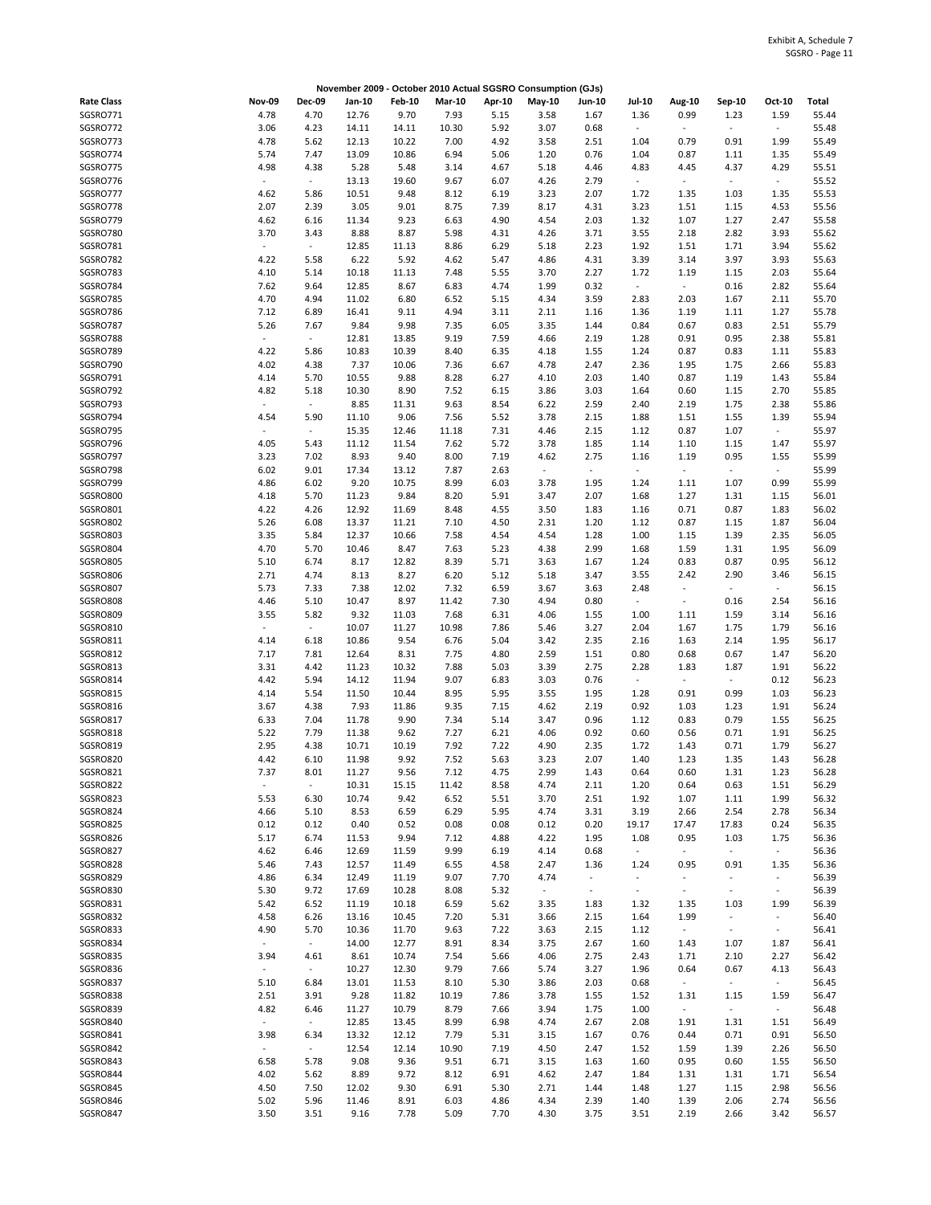Exhibit A, Schedule 7
SGSRO - Page 11

**November 2009 - October 2010 Actual SGSRO Consumption (GJs)**

| Rate Class | Nov-09 | Dec-09 | Jan-10 | Feb-10 | Mar-10 | Apr-10 | May-10 | Jun-10 | Jul-10 | Aug-10 | Sep-10 | Oct-10 | Total |
|---|---|---|---|---|---|---|---|---|---|---|---|---|---|
| SGSRO771 | 4.78 | 4.70 | 12.76 | 9.70 | 7.93 | 5.15 | 3.58 | 1.67 | 1.36 | 0.99 | 1.23 | 1.59 | 55.44 |
| SGSRO772 | 3.06 | 4.23 | 14.11 | 14.11 | 10.30 | 5.92 | 3.07 | 0.68 | - | - | - | - | 55.48 |
| SGSRO773 | 4.78 | 5.62 | 12.13 | 10.22 | 7.00 | 4.92 | 3.58 | 2.51 | 1.04 | 0.79 | 0.91 | 1.99 | 55.49 |
| SGSRO774 | 5.74 | 7.47 | 13.09 | 10.86 | 6.94 | 5.06 | 1.20 | 0.76 | 1.04 | 0.87 | 1.11 | 1.35 | 55.49 |
| SGSRO775 | 4.98 | 4.38 | 5.28 | 5.48 | 3.14 | 4.67 | 5.18 | 4.46 | 4.83 | 4.45 | 4.37 | 4.29 | 55.51 |
| SGSRO776 | - | - | 13.13 | 19.60 | 9.67 | 6.07 | 4.26 | 2.79 | - | - | - | - | 55.52 |
| SGSRO777 | 4.62 | 5.86 | 10.51 | 9.48 | 8.12 | 6.19 | 3.23 | 2.07 | 1.72 | 1.35 | 1.03 | 1.35 | 55.53 |
| SGSRO778 | 2.07 | 2.39 | 3.05 | 9.01 | 8.75 | 7.39 | 8.17 | 4.31 | 3.23 | 1.51 | 1.15 | 4.53 | 55.56 |
| SGSRO779 | 4.62 | 6.16 | 11.34 | 9.23 | 6.63 | 4.90 | 4.54 | 2.03 | 1.32 | 1.07 | 1.27 | 2.47 | 55.58 |
| SGSRO780 | 3.70 | 3.43 | 8.88 | 8.87 | 5.98 | 4.31 | 4.26 | 3.71 | 3.55 | 2.18 | 2.82 | 3.93 | 55.62 |
| SGSRO781 | - | - | 12.85 | 11.13 | 8.86 | 6.29 | 5.18 | 2.23 | 1.92 | 1.51 | 1.71 | 3.94 | 55.62 |
| SGSRO782 | 4.22 | 5.58 | 6.22 | 5.92 | 4.62 | 5.47 | 4.86 | 4.31 | 3.39 | 3.14 | 3.97 | 3.93 | 55.63 |
| SGSRO783 | 4.10 | 5.14 | 10.18 | 11.13 | 7.48 | 5.55 | 3.70 | 2.27 | 1.72 | 1.19 | 1.15 | 2.03 | 55.64 |
| SGSRO784 | 7.62 | 9.64 | 12.85 | 8.67 | 6.83 | 4.74 | 1.99 | 0.32 | - | - | 0.16 | 2.82 | 55.64 |
| SGSRO785 | 4.70 | 4.94 | 11.02 | 6.80 | 6.52 | 5.15 | 4.34 | 3.59 | 2.83 | 2.03 | 1.67 | 2.11 | 55.70 |
| SGSRO786 | 7.12 | 6.89 | 16.41 | 9.11 | 4.94 | 3.11 | 2.11 | 1.16 | 1.36 | 1.19 | 1.11 | 1.27 | 55.78 |
| SGSRO787 | 5.26 | 7.67 | 9.84 | 9.98 | 7.35 | 6.05 | 3.35 | 1.44 | 0.84 | 0.67 | 0.83 | 2.51 | 55.79 |
| SGSRO788 | - | - | 12.81 | 13.85 | 9.19 | 7.59 | 4.66 | 2.19 | 1.28 | 0.91 | 0.95 | 2.38 | 55.81 |
| SGSRO789 | 4.22 | 5.86 | 10.83 | 10.39 | 8.40 | 6.35 | 4.18 | 1.55 | 1.24 | 0.87 | 0.83 | 1.11 | 55.83 |
| SGSRO790 | 4.02 | 4.38 | 7.37 | 10.06 | 7.36 | 6.67 | 4.78 | 2.47 | 2.36 | 1.95 | 1.75 | 2.66 | 55.83 |
| SGSRO791 | 4.14 | 5.70 | 10.55 | 9.88 | 8.28 | 6.27 | 4.10 | 2.03 | 1.40 | 0.87 | 1.19 | 1.43 | 55.84 |
| SGSRO792 | 4.82 | 5.18 | 10.30 | 8.90 | 7.52 | 6.15 | 3.86 | 3.03 | 1.64 | 0.60 | 1.15 | 2.70 | 55.85 |
| SGSRO793 | - | - | 8.85 | 11.31 | 9.63 | 8.54 | 6.22 | 2.59 | 2.40 | 2.19 | 1.75 | 2.38 | 55.86 |
| SGSRO794 | 4.54 | 5.90 | 11.10 | 9.06 | 7.56 | 5.52 | 3.78 | 2.15 | 1.88 | 1.51 | 1.55 | 1.39 | 55.94 |
| SGSRO795 | - | - | 15.35 | 12.46 | 11.18 | 7.31 | 4.46 | 2.15 | 1.12 | 0.87 | 1.07 | - | 55.97 |
| SGSRO796 | 4.05 | 5.43 | 11.12 | 11.54 | 7.62 | 5.72 | 3.78 | 1.85 | 1.14 | 1.10 | 1.15 | 1.47 | 55.97 |
| SGSRO797 | 3.23 | 7.02 | 8.93 | 9.40 | 8.00 | 7.19 | 4.62 | 2.75 | 1.16 | 1.19 | 0.95 | 1.55 | 55.99 |
| SGSRO798 | 6.02 | 9.01 | 17.34 | 13.12 | 7.87 | 2.63 | - | - | - | - | - | - | 55.99 |
| SGSRO799 | 4.86 | 6.02 | 9.20 | 10.75 | 8.99 | 6.03 | 3.78 | 1.95 | 1.24 | 1.11 | 1.07 | 0.99 | 55.99 |
| SGSRO800 | 4.18 | 5.70 | 11.23 | 9.84 | 8.20 | 5.91 | 3.47 | 2.07 | 1.68 | 1.27 | 1.31 | 1.15 | 56.01 |
| SGSRO801 | 4.22 | 4.26 | 12.92 | 11.69 | 8.48 | 4.55 | 3.50 | 1.83 | 1.16 | 0.71 | 0.87 | 1.83 | 56.02 |
| SGSRO802 | 5.26 | 6.08 | 13.37 | 11.21 | 7.10 | 4.50 | 2.31 | 1.20 | 1.12 | 0.87 | 1.15 | 1.87 | 56.04 |
| SGSRO803 | 3.35 | 5.84 | 12.37 | 10.66 | 7.58 | 4.54 | 4.54 | 1.28 | 1.00 | 1.15 | 1.39 | 2.35 | 56.05 |
| SGSRO804 | 4.70 | 5.70 | 10.46 | 8.47 | 7.63 | 5.23 | 4.38 | 2.99 | 1.68 | 1.59 | 1.31 | 1.95 | 56.09 |
| SGSRO805 | 5.10 | 6.74 | 8.17 | 12.82 | 8.39 | 5.71 | 3.63 | 1.67 | 1.24 | 0.83 | 0.87 | 0.95 | 56.12 |
| SGSRO806 | 2.71 | 4.74 | 8.13 | 8.27 | 6.20 | 5.12 | 5.18 | 3.47 | 3.55 | 2.42 | 2.90 | 3.46 | 56.15 |
| SGSRO807 | 5.73 | 7.33 | 7.38 | 12.02 | 7.32 | 6.59 | 3.67 | 3.63 | 2.48 | - | - | - | 56.15 |
| SGSRO808 | 4.46 | 5.10 | 10.47 | 8.97 | 11.42 | 7.30 | 4.94 | 0.80 | - | - | 0.16 | 2.54 | 56.16 |
| SGSRO809 | 3.55 | 5.82 | 9.32 | 11.03 | 7.68 | 6.31 | 4.06 | 1.55 | 1.00 | 1.11 | 1.59 | 3.14 | 56.16 |
| SGSRO810 | - | - | 10.07 | 11.27 | 10.98 | 7.86 | 5.46 | 3.27 | 2.04 | 1.67 | 1.75 | 1.79 | 56.16 |
| SGSRO811 | 4.14 | 6.18 | 10.86 | 9.54 | 6.76 | 5.04 | 3.42 | 2.35 | 2.16 | 1.63 | 2.14 | 1.95 | 56.17 |
| SGSRO812 | 7.17 | 7.81 | 12.64 | 8.31 | 7.75 | 4.80 | 2.59 | 1.51 | 0.80 | 0.68 | 0.67 | 1.47 | 56.20 |
| SGSRO813 | 3.31 | 4.42 | 11.23 | 10.32 | 7.88 | 5.03 | 3.39 | 2.75 | 2.28 | 1.83 | 1.87 | 1.91 | 56.22 |
| SGSRO814 | 4.42 | 5.94 | 14.12 | 11.94 | 9.07 | 6.83 | 3.03 | 0.76 | - | - | - | 0.12 | 56.23 |
| SGSRO815 | 4.14 | 5.54 | 11.50 | 10.44 | 8.95 | 5.95 | 3.55 | 1.95 | 1.28 | 0.91 | 0.99 | 1.03 | 56.23 |
| SGSRO816 | 3.67 | 4.38 | 7.93 | 11.86 | 9.35 | 7.15 | 4.62 | 2.19 | 0.92 | 1.03 | 1.23 | 1.91 | 56.24 |
| SGSRO817 | 6.33 | 7.04 | 11.78 | 9.90 | 7.34 | 5.14 | 3.47 | 0.96 | 1.12 | 0.83 | 0.79 | 1.55 | 56.25 |
| SGSRO818 | 5.22 | 7.79 | 11.38 | 9.62 | 7.27 | 6.21 | 4.06 | 0.92 | 0.60 | 0.56 | 0.71 | 1.91 | 56.25 |
| SGSRO819 | 2.95 | 4.38 | 10.71 | 10.19 | 7.92 | 7.22 | 4.90 | 2.35 | 1.72 | 1.43 | 0.71 | 1.79 | 56.27 |
| SGSRO820 | 4.42 | 6.10 | 11.98 | 9.92 | 7.52 | 5.63 | 3.23 | 2.07 | 1.40 | 1.23 | 1.35 | 1.43 | 56.28 |
| SGSRO821 | 7.37 | 8.01 | 11.27 | 9.56 | 7.12 | 4.75 | 2.99 | 1.43 | 0.64 | 0.60 | 1.31 | 1.23 | 56.28 |
| SGSRO822 | - | - | 10.31 | 15.15 | 11.42 | 8.58 | 4.74 | 2.11 | 1.20 | 0.64 | 0.63 | 1.51 | 56.29 |
| SGSRO823 | 5.53 | 6.30 | 10.74 | 9.42 | 6.52 | 5.51 | 3.70 | 2.51 | 1.92 | 1.07 | 1.11 | 1.99 | 56.32 |
| SGSRO824 | 4.66 | 5.10 | 8.53 | 6.59 | 6.29 | 5.95 | 4.74 | 3.31 | 3.19 | 2.66 | 2.54 | 2.78 | 56.34 |
| SGSRO825 | 0.12 | 0.12 | 0.40 | 0.52 | 0.08 | 0.08 | 0.12 | 0.20 | 19.17 | 17.47 | 17.83 | 0.24 | 56.35 |
| SGSRO826 | 5.17 | 6.74 | 11.53 | 9.94 | 7.12 | 4.88 | 4.22 | 1.95 | 1.08 | 0.95 | 1.03 | 1.75 | 56.36 |
| SGSRO827 | 4.62 | 6.46 | 12.69 | 11.59 | 9.99 | 6.19 | 4.14 | 0.68 | - | - | - | - | 56.36 |
| SGSRO828 | 5.46 | 7.43 | 12.57 | 11.49 | 6.55 | 4.58 | 2.47 | 1.36 | 1.24 | 0.95 | 0.91 | 1.35 | 56.36 |
| SGSRO829 | 4.86 | 6.34 | 12.49 | 11.19 | 9.07 | 7.70 | 4.74 | - | - | - | - | - | 56.39 |
| SGSRO830 | 5.30 | 9.72 | 17.69 | 10.28 | 8.08 | 5.32 | - | - | - | - | - | - | 56.39 |
| SGSRO831 | 5.42 | 6.52 | 11.19 | 10.18 | 6.59 | 5.62 | 3.35 | 1.83 | 1.32 | 1.35 | 1.03 | 1.99 | 56.39 |
| SGSRO832 | 4.58 | 6.26 | 13.16 | 10.45 | 7.20 | 5.31 | 3.66 | 2.15 | 1.64 | 1.99 | - | - | 56.40 |
| SGSRO833 | 4.90 | 5.70 | 10.36 | 11.70 | 9.63 | 7.22 | 3.63 | 2.15 | 1.12 | - | - | - | 56.41 |
| SGSRO834 | - | - | 14.00 | 12.77 | 8.91 | 8.34 | 3.75 | 2.67 | 1.60 | 1.43 | 1.07 | 1.87 | 56.41 |
| SGSRO835 | 3.94 | 4.61 | 8.61 | 10.74 | 7.54 | 5.66 | 4.06 | 2.75 | 2.43 | 1.71 | 2.10 | 2.27 | 56.42 |
| SGSRO836 | - | - | 10.27 | 12.30 | 9.79 | 7.66 | 5.74 | 3.27 | 1.96 | 0.64 | 0.67 | 4.13 | 56.43 |
| SGSRO837 | 5.10 | 6.84 | 13.01 | 11.53 | 8.10 | 5.30 | 3.86 | 2.03 | 0.68 | - | - | - | 56.45 |
| SGSRO838 | 2.51 | 3.91 | 9.28 | 11.82 | 10.19 | 7.86 | 3.78 | 1.55 | 1.52 | 1.31 | 1.15 | 1.59 | 56.47 |
| SGSRO839 | 4.82 | 6.46 | 11.27 | 10.79 | 8.79 | 7.66 | 3.94 | 1.75 | 1.00 | - | - | - | 56.48 |
| SGSRO840 | - | - | 12.85 | 13.45 | 8.99 | 6.98 | 4.74 | 2.67 | 2.08 | 1.91 | 1.31 | 1.51 | 56.49 |
| SGSRO841 | 3.98 | 6.34 | 13.32 | 12.12 | 7.79 | 5.31 | 3.15 | 1.67 | 0.76 | 0.44 | 0.71 | 0.91 | 56.50 |
| SGSRO842 | - | - | 12.54 | 12.14 | 10.90 | 7.19 | 4.50 | 2.47 | 1.52 | 1.59 | 1.39 | 2.26 | 56.50 |
| SGSRO843 | 6.58 | 5.78 | 9.08 | 9.36 | 9.51 | 6.71 | 3.15 | 1.63 | 1.60 | 0.95 | 0.60 | 1.55 | 56.50 |
| SGSRO844 | 4.02 | 5.62 | 8.89 | 9.72 | 8.12 | 6.91 | 4.62 | 2.47 | 1.84 | 1.31 | 1.31 | 1.71 | 56.54 |
| SGSRO845 | 4.50 | 7.50 | 12.02 | 9.30 | 6.91 | 5.30 | 2.71 | 1.44 | 1.48 | 1.27 | 1.15 | 2.98 | 56.56 |
| SGSRO846 | 5.02 | 5.96 | 11.46 | 8.91 | 6.03 | 4.86 | 4.34 | 2.39 | 1.40 | 1.39 | 2.06 | 2.74 | 56.56 |
| SGSRO847 | 3.50 | 3.51 | 9.16 | 7.78 | 5.09 | 7.70 | 4.30 | 3.75 | 3.51 | 2.19 | 2.66 | 3.42 | 56.57 |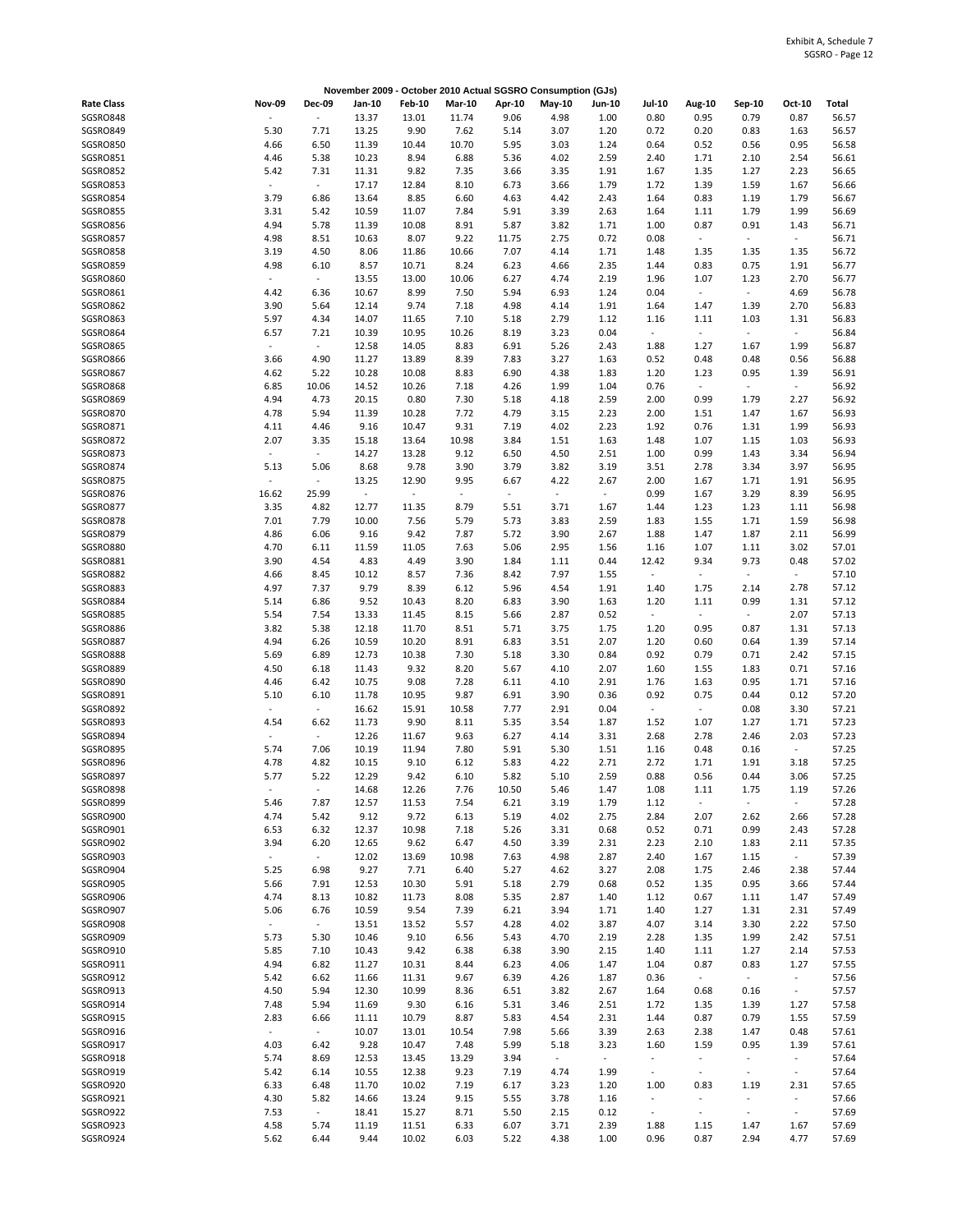Exhibit A, Schedule 7
SGSRO - Page 12

**November 2009 - October 2010 Actual SGSRO Consumption (GJs)**

| Rate Class | Nov-09 | Dec-09 | Jan-10 | Feb-10 | Mar-10 | Apr-10 | May-10 | Jun-10 | Jul-10 | Aug-10 | Sep-10 | Oct-10 | Total |
|---|---|---|---|---|---|---|---|---|---|---|---|---|---|
| SGSRO848 | - | - | 13.37 | 13.01 | 11.74 | 9.06 | 4.98 | 1.00 | 0.80 | 0.95 | 0.79 | 0.87 | 56.57 |
| SGSRO849 | 5.30 | 7.71 | 13.25 | 9.90 | 7.62 | 5.14 | 3.07 | 1.20 | 0.72 | 0.20 | 0.83 | 1.63 | 56.57 |
| SGSRO850 | 4.66 | 6.50 | 11.39 | 10.44 | 10.70 | 5.95 | 3.03 | 1.24 | 0.64 | 0.52 | 0.56 | 0.95 | 56.58 |
| SGSRO851 | 4.46 | 5.38 | 10.23 | 8.94 | 6.88 | 5.36 | 4.02 | 2.59 | 2.40 | 1.71 | 2.10 | 2.54 | 56.61 |
| SGSRO852 | 5.42 | 7.31 | 11.31 | 9.82 | 7.35 | 3.66 | 3.35 | 1.91 | 1.67 | 1.35 | 1.27 | 2.23 | 56.65 |
| SGSRO853 | - | - | 17.17 | 12.84 | 8.10 | 6.73 | 3.66 | 1.79 | 1.72 | 1.39 | 1.59 | 1.67 | 56.66 |
| SGSRO854 | 3.79 | 6.86 | 13.64 | 8.85 | 6.60 | 4.63 | 4.42 | 2.43 | 1.64 | 0.83 | 1.19 | 1.79 | 56.67 |
| SGSRO855 | 3.31 | 5.42 | 10.59 | 11.07 | 7.84 | 5.91 | 3.39 | 2.63 | 1.64 | 1.11 | 1.79 | 1.99 | 56.69 |
| SGSRO856 | 4.94 | 5.78 | 11.39 | 10.08 | 8.91 | 5.87 | 3.82 | 1.71 | 1.00 | 0.87 | 0.91 | 1.43 | 56.71 |
| SGSRO857 | 4.98 | 8.51 | 10.63 | 8.07 | 9.22 | 11.75 | 2.75 | 0.72 | 0.08 | - | - | - | 56.71 |
| SGSRO858 | 3.19 | 4.50 | 8.06 | 11.86 | 10.66 | 7.07 | 4.14 | 1.71 | 1.48 | 1.35 | 1.35 | 1.35 | 56.72 |
| SGSRO859 | 4.98 | 6.10 | 8.57 | 10.71 | 8.24 | 6.23 | 4.66 | 2.35 | 1.44 | 0.83 | 0.75 | 1.91 | 56.77 |
| SGSRO860 | - | - | 13.55 | 13.00 | 10.06 | 6.27 | 4.74 | 2.19 | 1.96 | 1.07 | 1.23 | 2.70 | 56.77 |
| SGSRO861 | 4.42 | 6.36 | 10.67 | 8.99 | 7.50 | 5.94 | 6.93 | 1.24 | 0.04 | - | - | 4.69 | 56.78 |
| SGSRO862 | 3.90 | 5.64 | 12.14 | 9.74 | 7.18 | 4.98 | 4.14 | 1.91 | 1.64 | 1.47 | 1.39 | 2.70 | 56.83 |
| SGSRO863 | 5.97 | 4.34 | 14.07 | 11.65 | 7.10 | 5.18 | 2.79 | 1.12 | 1.16 | 1.11 | 1.03 | 1.31 | 56.83 |
| SGSRO864 | 6.57 | 7.21 | 10.39 | 10.95 | 10.26 | 8.19 | 3.23 | 0.04 | - | - | - | - | 56.84 |
| SGSRO865 | - | - | 12.58 | 14.05 | 8.83 | 6.91 | 5.26 | 2.43 | 1.88 | 1.27 | 1.67 | 1.99 | 56.87 |
| SGSRO866 | 3.66 | 4.90 | 11.27 | 13.89 | 8.39 | 7.83 | 3.27 | 1.63 | 0.52 | 0.48 | 0.48 | 0.56 | 56.88 |
| SGSRO867 | 4.62 | 5.22 | 10.28 | 10.08 | 8.83 | 6.90 | 4.38 | 1.83 | 1.20 | 1.23 | 0.95 | 1.39 | 56.91 |
| SGSRO868 | 6.85 | 10.06 | 14.52 | 10.26 | 7.18 | 4.26 | 1.99 | 1.04 | 0.76 | - | - | - | 56.92 |
| SGSRO869 | 4.94 | 4.73 | 20.15 | 0.80 | 7.30 | 5.18 | 4.18 | 2.59 | 2.00 | 0.99 | 1.79 | 2.27 | 56.92 |
| SGSRO870 | 4.78 | 5.94 | 11.39 | 10.28 | 7.72 | 4.79 | 3.15 | 2.23 | 2.00 | 1.51 | 1.47 | 1.67 | 56.93 |
| SGSRO871 | 4.11 | 4.46 | 9.16 | 10.47 | 9.31 | 7.19 | 4.02 | 2.23 | 1.92 | 0.76 | 1.31 | 1.99 | 56.93 |
| SGSRO872 | 2.07 | 3.35 | 15.18 | 13.64 | 10.98 | 3.84 | 1.51 | 1.63 | 1.48 | 1.07 | 1.15 | 1.03 | 56.93 |
| SGSRO873 | - | - | 14.27 | 13.28 | 9.12 | 6.50 | 4.50 | 2.51 | 1.00 | 0.99 | 1.43 | 3.34 | 56.94 |
| SGSRO874 | 5.13 | 5.06 | 8.68 | 9.78 | 3.90 | 3.79 | 3.82 | 3.19 | 3.51 | 2.78 | 3.34 | 3.97 | 56.95 |
| SGSRO875 | - | - | 13.25 | 12.90 | 9.95 | 6.67 | 4.22 | 2.67 | 2.00 | 1.67 | 1.71 | 1.91 | 56.95 |
| SGSRO876 | 16.62 | 25.99 | - | - | - | - | - | - | 0.99 | 1.67 | 3.29 | 8.39 | 56.95 |
| SGSRO877 | 3.35 | 4.82 | 12.77 | 11.35 | 8.79 | 5.51 | 3.71 | 1.67 | 1.44 | 1.23 | 1.23 | 1.11 | 56.98 |
| SGSRO878 | 7.01 | 7.79 | 10.00 | 7.56 | 5.79 | 5.73 | 3.83 | 2.59 | 1.83 | 1.55 | 1.71 | 1.59 | 56.98 |
| SGSRO879 | 4.86 | 6.06 | 9.16 | 9.42 | 7.87 | 5.72 | 3.90 | 2.67 | 1.88 | 1.47 | 1.87 | 2.11 | 56.99 |
| SGSRO880 | 4.70 | 6.11 | 11.59 | 11.05 | 7.63 | 5.06 | 2.95 | 1.56 | 1.16 | 1.07 | 1.11 | 3.02 | 57.01 |
| SGSRO881 | 3.90 | 4.54 | 4.83 | 4.49 | 3.90 | 1.84 | 1.11 | 0.44 | 12.42 | 9.34 | 9.73 | 0.48 | 57.02 |
| SGSRO882 | 4.66 | 8.45 | 10.12 | 8.57 | 7.36 | 8.42 | 7.97 | 1.55 | - | - | - | - | 57.10 |
| SGSRO883 | 4.97 | 7.37 | 9.79 | 8.39 | 6.12 | 5.96 | 4.54 | 1.91 | 1.40 | 1.75 | 2.14 | 2.78 | 57.12 |
| SGSRO884 | 5.14 | 6.86 | 9.52 | 10.43 | 8.20 | 6.83 | 3.90 | 1.63 | 1.20 | 1.11 | 0.99 | 1.31 | 57.12 |
| SGSRO885 | 5.54 | 7.54 | 13.33 | 11.45 | 8.15 | 5.66 | 2.87 | 0.52 | - | - | - | 2.07 | 57.13 |
| SGSRO886 | 3.82 | 5.38 | 12.18 | 11.70 | 8.51 | 5.71 | 3.75 | 1.75 | 1.20 | 0.95 | 0.87 | 1.31 | 57.13 |
| SGSRO887 | 4.94 | 6.26 | 10.59 | 10.20 | 8.91 | 6.83 | 3.51 | 2.07 | 1.20 | 0.60 | 0.64 | 1.39 | 57.14 |
| SGSRO888 | 5.69 | 6.89 | 12.73 | 10.38 | 7.30 | 5.18 | 3.30 | 0.84 | 0.92 | 0.79 | 0.71 | 2.42 | 57.15 |
| SGSRO889 | 4.50 | 6.18 | 11.43 | 9.32 | 8.20 | 5.67 | 4.10 | 2.07 | 1.60 | 1.55 | 1.83 | 0.71 | 57.16 |
| SGSRO890 | 4.46 | 6.42 | 10.75 | 9.08 | 7.28 | 6.11 | 4.10 | 2.91 | 1.76 | 1.63 | 0.95 | 1.71 | 57.16 |
| SGSRO891 | 5.10 | 6.10 | 11.78 | 10.95 | 9.87 | 6.91 | 3.90 | 0.36 | 0.92 | 0.75 | 0.44 | 0.12 | 57.20 |
| SGSRO892 | - | - | 16.62 | 15.91 | 10.58 | 7.77 | 2.91 | 0.04 | - | - | 0.08 | 3.30 | 57.21 |
| SGSRO893 | 4.54 | 6.62 | 11.73 | 9.90 | 8.11 | 5.35 | 3.54 | 1.87 | 1.52 | 1.07 | 1.27 | 1.71 | 57.23 |
| SGSRO894 | - | - | 12.26 | 11.67 | 9.63 | 6.27 | 4.14 | 3.31 | 2.68 | 2.78 | 2.46 | 2.03 | 57.23 |
| SGSRO895 | 5.74 | 7.06 | 10.19 | 11.94 | 7.80 | 5.91 | 5.30 | 1.51 | 1.16 | 0.48 | 0.16 | - | 57.25 |
| SGSRO896 | 4.78 | 4.82 | 10.15 | 9.10 | 6.12 | 5.83 | 4.22 | 2.71 | 2.72 | 1.71 | 1.91 | 3.18 | 57.25 |
| SGSRO897 | 5.77 | 5.22 | 12.29 | 9.42 | 6.10 | 5.82 | 5.10 | 2.59 | 0.88 | 0.56 | 0.44 | 3.06 | 57.25 |
| SGSRO898 | - | - | 14.68 | 12.26 | 7.76 | 10.50 | 5.46 | 1.47 | 1.08 | 1.11 | 1.75 | 1.19 | 57.26 |
| SGSRO899 | 5.46 | 7.87 | 12.57 | 11.53 | 7.54 | 6.21 | 3.19 | 1.79 | 1.12 | - | - | - | 57.28 |
| SGSRO900 | 4.74 | 5.42 | 9.12 | 9.72 | 6.13 | 5.19 | 4.02 | 2.75 | 2.84 | 2.07 | 2.62 | 2.66 | 57.28 |
| SGSRO901 | 6.53 | 6.32 | 12.37 | 10.98 | 7.18 | 5.26 | 3.31 | 0.68 | 0.52 | 0.71 | 0.99 | 2.43 | 57.28 |
| SGSRO902 | 3.94 | 6.20 | 12.65 | 9.62 | 6.47 | 4.50 | 3.39 | 2.31 | 2.23 | 2.10 | 1.83 | 2.11 | 57.35 |
| SGSRO903 | - | - | 12.02 | 13.69 | 10.98 | 7.63 | 4.98 | 2.87 | 2.40 | 1.67 | 1.15 | - | 57.39 |
| SGSRO904 | 5.25 | 6.98 | 9.27 | 7.71 | 6.40 | 5.27 | 4.62 | 3.27 | 2.08 | 1.75 | 2.46 | 2.38 | 57.44 |
| SGSRO905 | 5.66 | 7.91 | 12.53 | 10.30 | 5.91 | 5.18 | 2.79 | 0.68 | 0.52 | 1.35 | 0.95 | 3.66 | 57.44 |
| SGSRO906 | 4.74 | 8.13 | 10.82 | 11.73 | 8.08 | 5.35 | 2.87 | 1.40 | 1.12 | 0.67 | 1.11 | 1.47 | 57.49 |
| SGSRO907 | 5.06 | 6.76 | 10.59 | 9.54 | 7.39 | 6.21 | 3.94 | 1.71 | 1.40 | 1.27 | 1.31 | 2.31 | 57.49 |
| SGSRO908 | - | - | 13.51 | 13.52 | 5.57 | 4.28 | 4.02 | 3.87 | 4.07 | 3.14 | 3.30 | 2.22 | 57.50 |
| SGSRO909 | 5.73 | 5.30 | 10.46 | 9.10 | 6.56 | 5.43 | 4.70 | 2.19 | 2.28 | 1.35 | 1.99 | 2.42 | 57.51 |
| SGSRO910 | 5.85 | 7.10 | 10.43 | 9.42 | 6.38 | 6.38 | 3.90 | 2.15 | 1.40 | 1.11 | 1.27 | 2.14 | 57.53 |
| SGSRO911 | 4.94 | 6.82 | 11.27 | 10.31 | 8.44 | 6.23 | 4.06 | 1.47 | 1.04 | 0.87 | 0.83 | 1.27 | 57.55 |
| SGSRO912 | 5.42 | 6.62 | 11.66 | 11.31 | 9.67 | 6.39 | 4.26 | 1.87 | 0.36 | - | - | - | 57.56 |
| SGSRO913 | 4.50 | 5.94 | 12.30 | 10.99 | 8.36 | 6.51 | 3.82 | 2.67 | 1.64 | 0.68 | 0.16 | - | 57.57 |
| SGSRO914 | 7.48 | 5.94 | 11.69 | 9.30 | 6.16 | 5.31 | 3.46 | 2.51 | 1.72 | 1.35 | 1.39 | 1.27 | 57.58 |
| SGSRO915 | 2.83 | 6.66 | 11.11 | 10.79 | 8.87 | 5.83 | 4.54 | 2.31 | 1.44 | 0.87 | 0.79 | 1.55 | 57.59 |
| SGSRO916 | - | - | 10.07 | 13.01 | 10.54 | 7.98 | 5.66 | 3.39 | 2.63 | 2.38 | 1.47 | 0.48 | 57.61 |
| SGSRO917 | 4.03 | 6.42 | 9.28 | 10.47 | 7.48 | 5.99 | 5.18 | 3.23 | 1.60 | 1.59 | 0.95 | 1.39 | 57.61 |
| SGSRO918 | 5.74 | 8.69 | 12.53 | 13.45 | 13.29 | 3.94 | - | - | - | - | - | - | 57.64 |
| SGSRO919 | 5.42 | 6.14 | 10.55 | 12.38 | 9.23 | 7.19 | 4.74 | 1.99 | - | - | - | - | 57.64 |
| SGSRO920 | 6.33 | 6.48 | 11.70 | 10.02 | 7.19 | 6.17 | 3.23 | 1.20 | 1.00 | 0.83 | 1.19 | 2.31 | 57.65 |
| SGSRO921 | 4.30 | 5.82 | 14.66 | 13.24 | 9.15 | 5.55 | 3.78 | 1.16 | - | - | - | - | 57.66 |
| SGSRO922 | 7.53 | - | 18.41 | 15.27 | 8.71 | 5.50 | 2.15 | 0.12 | - | - | - | - | 57.69 |
| SGSRO923 | 4.58 | 5.74 | 11.19 | 11.51 | 6.33 | 6.07 | 3.71 | 2.39 | 1.88 | 1.15 | 1.47 | 1.67 | 57.69 |
| SGSRO924 | 5.62 | 6.44 | 9.44 | 10.02 | 6.03 | 5.22 | 4.38 | 1.00 | 0.96 | 0.87 | 2.94 | 4.77 | 57.69 |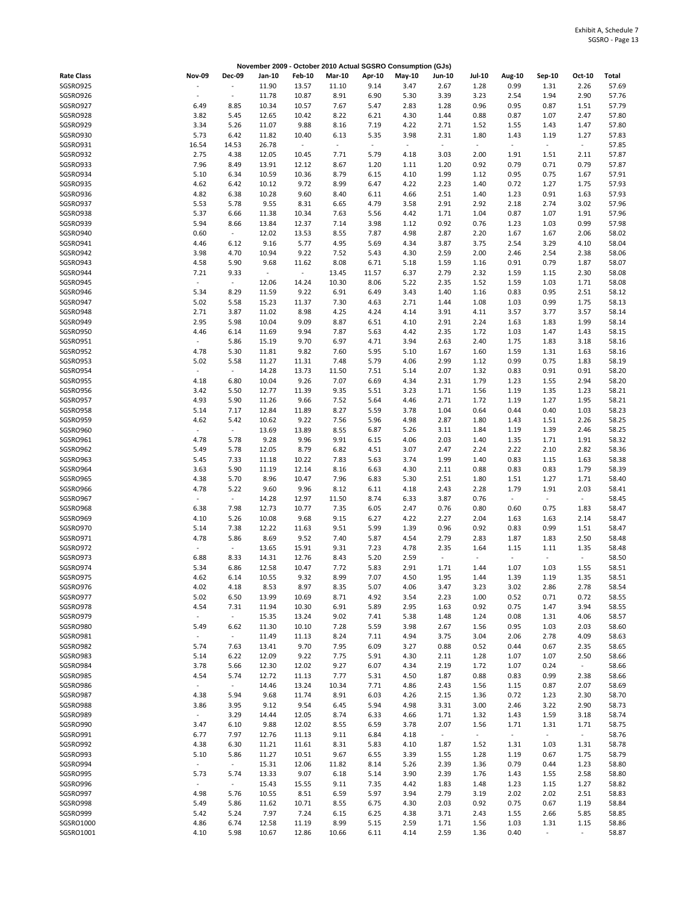Exhibit A, Schedule 7
SGSRO - Page 13

November 2009 - October 2010 Actual SGSRO Consumption (GJs)

| Rate Class | Nov-09 | Dec-09 | Jan-10 | Feb-10 | Mar-10 | Apr-10 | May-10 | Jun-10 | Jul-10 | Aug-10 | Sep-10 | Oct-10 | Total |
|---|---|---|---|---|---|---|---|---|---|---|---|---|---|
| SGSRO925 | - | - | 11.90 | 13.57 | 11.10 | 9.14 | 3.47 | 2.67 | 1.28 | 0.99 | 1.31 | 2.26 | 57.69 |
| SGSRO926 | - | - | 11.78 | 10.87 | 8.91 | 6.90 | 5.30 | 3.39 | 3.23 | 2.54 | 1.94 | 2.90 | 57.76 |
| SGSRO927 | 6.49 | 8.85 | 10.34 | 10.57 | 7.67 | 5.47 | 2.83 | 1.28 | 0.96 | 0.95 | 0.87 | 1.51 | 57.79 |
| SGSRO928 | 3.82 | 5.45 | 12.65 | 10.42 | 8.22 | 6.21 | 4.30 | 1.44 | 0.88 | 0.87 | 1.07 | 2.47 | 57.80 |
| SGSRO929 | 3.34 | 5.26 | 11.07 | 9.88 | 8.16 | 7.19 | 4.22 | 2.71 | 1.52 | 1.55 | 1.43 | 1.47 | 57.80 |
| SGSRO930 | 5.73 | 6.42 | 11.82 | 10.40 | 6.13 | 5.35 | 3.98 | 2.31 | 1.80 | 1.43 | 1.19 | 1.27 | 57.83 |
| SGSRO931 | 16.54 | 14.53 | 26.78 | - | - | - | - | - | - | - | - | - | 57.85 |
| SGSRO932 | 2.75 | 4.38 | 12.05 | 10.45 | 7.71 | 5.79 | 4.18 | 3.03 | 2.00 | 1.91 | 1.51 | 2.11 | 57.87 |
| SGSRO933 | 7.96 | 8.49 | 13.91 | 12.12 | 8.67 | 1.20 | 1.11 | 1.20 | 0.92 | 0.79 | 0.71 | 0.79 | 57.87 |
| SGSRO934 | 5.10 | 6.34 | 10.59 | 10.36 | 8.79 | 6.15 | 4.10 | 1.99 | 1.12 | 0.95 | 0.75 | 1.67 | 57.91 |
| SGSRO935 | 4.62 | 6.42 | 10.12 | 9.72 | 8.99 | 6.47 | 4.22 | 2.23 | 1.40 | 0.72 | 1.27 | 1.75 | 57.93 |
| SGSRO936 | 4.82 | 6.38 | 10.28 | 9.60 | 8.40 | 6.11 | 4.66 | 2.51 | 1.40 | 1.23 | 0.91 | 1.63 | 57.93 |
| SGSRO937 | 5.53 | 5.78 | 9.55 | 8.31 | 6.65 | 4.79 | 3.58 | 2.91 | 2.92 | 2.18 | 2.74 | 3.02 | 57.96 |
| SGSRO938 | 5.37 | 6.66 | 11.38 | 10.34 | 7.63 | 5.56 | 4.42 | 1.71 | 1.04 | 0.87 | 1.07 | 1.91 | 57.96 |
| SGSRO939 | 5.94 | 8.66 | 13.84 | 12.37 | 7.14 | 3.98 | 1.12 | 0.92 | 0.76 | 1.23 | 1.03 | 0.99 | 57.98 |
| SGSRO940 | 0.60 | - | 12.02 | 13.53 | 8.55 | 7.87 | 4.98 | 2.87 | 2.20 | 1.67 | 1.67 | 2.06 | 58.02 |
| SGSRO941 | 4.46 | 6.12 | 9.16 | 5.77 | 4.95 | 5.69 | 4.34 | 3.87 | 3.75 | 2.54 | 3.29 | 4.10 | 58.04 |
| SGSRO942 | 3.98 | 4.70 | 10.94 | 9.22 | 7.52 | 5.43 | 4.30 | 2.59 | 2.00 | 2.46 | 2.54 | 2.38 | 58.06 |
| SGSRO943 | 4.58 | 5.90 | 9.68 | 11.62 | 8.08 | 6.71 | 5.18 | 1.59 | 1.16 | 0.91 | 0.79 | 1.87 | 58.07 |
| SGSRO944 | 7.21 | 9.33 | - | - | 13.45 | 11.57 | 6.37 | 2.79 | 2.32 | 1.59 | 1.15 | 2.30 | 58.08 |
| SGSRO945 | - | - | 12.06 | 14.24 | 10.30 | 8.06 | 5.22 | 2.35 | 1.52 | 1.59 | 1.03 | 1.71 | 58.08 |
| SGSRO946 | 5.34 | 8.29 | 11.59 | 9.22 | 6.91 | 6.49 | 3.43 | 1.40 | 1.16 | 0.83 | 0.95 | 2.51 | 58.12 |
| SGSRO947 | 5.02 | 5.58 | 15.23 | 11.37 | 7.30 | 4.63 | 2.71 | 1.44 | 1.08 | 1.03 | 0.99 | 1.75 | 58.13 |
| SGSRO948 | 2.71 | 3.87 | 11.02 | 8.98 | 4.25 | 4.24 | 4.14 | 3.91 | 4.11 | 3.57 | 3.77 | 3.57 | 58.14 |
| SGSRO949 | 2.95 | 5.98 | 10.04 | 9.09 | 8.87 | 6.51 | 4.10 | 2.91 | 2.24 | 1.63 | 1.83 | 1.99 | 58.14 |
| SGSRO950 | 4.46 | 6.14 | 11.69 | 9.94 | 7.87 | 5.63 | 4.42 | 2.35 | 1.72 | 1.03 | 1.47 | 1.43 | 58.15 |
| SGSRO951 | - | 5.86 | 15.19 | 9.70 | 6.97 | 4.71 | 3.94 | 2.63 | 2.40 | 1.75 | 1.83 | 3.18 | 58.16 |
| SGSRO952 | 4.78 | 5.30 | 11.81 | 9.82 | 7.60 | 5.95 | 5.10 | 1.67 | 1.60 | 1.59 | 1.31 | 1.63 | 58.16 |
| SGSRO953 | 5.02 | 5.58 | 11.27 | 11.31 | 7.48 | 5.79 | 4.06 | 2.99 | 1.12 | 0.99 | 0.75 | 1.83 | 58.19 |
| SGSRO954 | - | - | 14.28 | 13.73 | 11.50 | 7.51 | 5.14 | 2.07 | 1.32 | 0.83 | 0.91 | 0.91 | 58.20 |
| SGSRO955 | 4.18 | 6.80 | 10.04 | 9.26 | 7.07 | 6.69 | 4.34 | 2.31 | 1.79 | 1.23 | 1.55 | 2.94 | 58.20 |
| SGSRO956 | 3.42 | 5.50 | 12.77 | 11.39 | 9.35 | 5.51 | 3.23 | 1.71 | 1.56 | 1.19 | 1.35 | 1.23 | 58.21 |
| SGSRO957 | 4.93 | 5.90 | 11.26 | 9.66 | 7.52 | 5.64 | 4.46 | 2.71 | 1.72 | 1.19 | 1.27 | 1.95 | 58.21 |
| SGSRO958 | 5.14 | 7.17 | 12.84 | 11.89 | 8.27 | 5.59 | 3.78 | 1.04 | 0.64 | 0.44 | 0.40 | 1.03 | 58.23 |
| SGSRO959 | 4.62 | 5.42 | 10.62 | 9.22 | 7.56 | 5.96 | 4.98 | 2.87 | 1.80 | 1.43 | 1.51 | 2.26 | 58.25 |
| SGSRO960 | - | - | 13.69 | 13.89 | 8.55 | 6.87 | 5.26 | 3.11 | 1.84 | 1.19 | 1.39 | 2.46 | 58.25 |
| SGSRO961 | 4.78 | 5.78 | 9.28 | 9.96 | 9.91 | 6.15 | 4.06 | 2.03 | 1.40 | 1.35 | 1.71 | 1.91 | 58.32 |
| SGSRO962 | 5.49 | 5.78 | 12.05 | 8.79 | 6.82 | 4.51 | 3.07 | 2.47 | 2.24 | 2.22 | 2.10 | 2.82 | 58.36 |
| SGSRO963 | 5.45 | 7.33 | 11.18 | 10.22 | 7.83 | 5.63 | 3.74 | 1.99 | 1.40 | 0.83 | 1.15 | 1.63 | 58.38 |
| SGSRO964 | 3.63 | 5.90 | 11.19 | 12.14 | 8.16 | 6.63 | 4.30 | 2.11 | 0.88 | 0.83 | 0.83 | 1.79 | 58.39 |
| SGSRO965 | 4.38 | 5.70 | 8.96 | 10.47 | 7.96 | 6.83 | 5.30 | 2.51 | 1.80 | 1.51 | 1.27 | 1.71 | 58.40 |
| SGSRO966 | 4.78 | 5.22 | 9.60 | 9.96 | 8.12 | 6.11 | 4.18 | 2.43 | 2.28 | 1.79 | 1.91 | 2.03 | 58.41 |
| SGSRO967 | - | - | 14.28 | 12.97 | 11.50 | 8.74 | 6.33 | 3.87 | 0.76 | - | - | - | 58.45 |
| SGSRO968 | 6.38 | 7.98 | 12.73 | 10.77 | 7.35 | 6.05 | 2.47 | 0.76 | 0.80 | 0.60 | 0.75 | 1.83 | 58.47 |
| SGSRO969 | 4.10 | 5.26 | 10.08 | 9.68 | 9.15 | 6.27 | 4.22 | 2.27 | 2.04 | 1.63 | 1.63 | 2.14 | 58.47 |
| SGSRO970 | 5.14 | 7.38 | 12.22 | 11.63 | 9.51 | 5.99 | 1.39 | 0.96 | 0.92 | 0.83 | 0.99 | 1.51 | 58.47 |
| SGSRO971 | 4.78 | 5.86 | 8.69 | 9.52 | 7.40 | 5.87 | 4.54 | 2.79 | 2.83 | 1.87 | 1.83 | 2.50 | 58.48 |
| SGSRO972 | - | - | 13.65 | 15.91 | 9.31 | 7.23 | 4.78 | 2.35 | 1.64 | 1.15 | 1.11 | 1.35 | 58.48 |
| SGSRO973 | 6.88 | 8.33 | 14.31 | 12.76 | 8.43 | 5.20 | 2.59 | - | - | - | - | - | 58.50 |
| SGSRO974 | 5.34 | 6.86 | 12.58 | 10.47 | 7.72 | 5.83 | 2.91 | 1.71 | 1.44 | 1.07 | 1.03 | 1.55 | 58.51 |
| SGSRO975 | 4.62 | 6.14 | 10.55 | 9.32 | 8.99 | 7.07 | 4.50 | 1.95 | 1.44 | 1.39 | 1.19 | 1.35 | 58.51 |
| SGSRO976 | 4.02 | 4.18 | 8.53 | 8.97 | 8.35 | 5.07 | 4.06 | 3.47 | 3.23 | 3.02 | 2.86 | 2.78 | 58.54 |
| SGSRO977 | 5.02 | 6.50 | 13.99 | 10.69 | 8.71 | 4.92 | 3.54 | 2.23 | 1.00 | 0.52 | 0.71 | 0.72 | 58.55 |
| SGSRO978 | 4.54 | 7.31 | 11.94 | 10.30 | 6.91 | 5.89 | 2.95 | 1.63 | 0.92 | 0.75 | 1.47 | 3.94 | 58.55 |
| SGSRO979 | - | - | 15.35 | 13.24 | 9.02 | 7.41 | 5.38 | 1.48 | 1.24 | 0.08 | 1.31 | 4.06 | 58.57 |
| SGSRO980 | 5.49 | 6.62 | 11.30 | 10.10 | 7.28 | 5.59 | 3.98 | 2.67 | 1.56 | 0.95 | 1.03 | 2.03 | 58.60 |
| SGSRO981 | - | - | 11.49 | 11.13 | 8.24 | 7.11 | 4.94 | 3.75 | 3.04 | 2.06 | 2.78 | 4.09 | 58.63 |
| SGSRO982 | 5.74 | 7.63 | 13.41 | 9.70 | 7.95 | 6.09 | 3.27 | 0.88 | 0.52 | 0.44 | 0.67 | 2.35 | 58.65 |
| SGSRO983 | 5.14 | 6.22 | 12.09 | 9.22 | 7.75 | 5.91 | 4.30 | 2.11 | 1.28 | 1.07 | 1.07 | 2.50 | 58.66 |
| SGSRO984 | 3.78 | 5.66 | 12.30 | 12.02 | 9.27 | 6.07 | 4.34 | 2.19 | 1.72 | 1.07 | 0.24 | - | 58.66 |
| SGSRO985 | 4.54 | 5.74 | 12.72 | 11.13 | 7.77 | 5.31 | 4.50 | 1.87 | 0.88 | 0.83 | 0.99 | 2.38 | 58.66 |
| SGSRO986 | - | - | 14.46 | 13.24 | 10.34 | 7.71 | 4.86 | 2.43 | 1.56 | 1.15 | 0.87 | 2.07 | 58.69 |
| SGSRO987 | 4.38 | 5.94 | 9.68 | 11.74 | 8.91 | 6.03 | 4.26 | 2.15 | 1.36 | 0.72 | 1.23 | 2.30 | 58.70 |
| SGSRO988 | 3.86 | 3.95 | 9.12 | 9.54 | 6.45 | 5.94 | 4.98 | 3.31 | 3.00 | 2.46 | 3.22 | 2.90 | 58.73 |
| SGSRO989 | - | 3.29 | 14.44 | 12.05 | 8.74 | 6.33 | 4.66 | 1.71 | 1.32 | 1.43 | 1.59 | 3.18 | 58.74 |
| SGSRO990 | 3.47 | 6.10 | 9.88 | 12.02 | 8.55 | 6.59 | 3.78 | 2.07 | 1.56 | 1.71 | 1.31 | 1.71 | 58.75 |
| SGSRO991 | 6.77 | 7.97 | 12.76 | 11.13 | 9.11 | 6.84 | 4.18 | - | - | - | - | - | 58.76 |
| SGSRO992 | 4.38 | 6.30 | 11.21 | 11.61 | 8.31 | 5.83 | 4.10 | 1.87 | 1.52 | 1.31 | 1.03 | 1.31 | 58.78 |
| SGSRO993 | 5.10 | 5.86 | 11.27 | 10.51 | 9.67 | 6.55 | 3.39 | 1.55 | 1.28 | 1.19 | 0.67 | 1.75 | 58.79 |
| SGSRO994 | - | - | 15.31 | 12.06 | 11.82 | 8.14 | 5.26 | 2.39 | 1.36 | 0.79 | 0.44 | 1.23 | 58.80 |
| SGSRO995 | 5.73 | 5.74 | 13.33 | 9.07 | 6.18 | 5.14 | 3.90 | 2.39 | 1.76 | 1.43 | 1.55 | 2.58 | 58.80 |
| SGSRO996 | - | - | 15.43 | 15.55 | 9.11 | 7.35 | 4.42 | 1.83 | 1.48 | 1.23 | 1.15 | 1.27 | 58.82 |
| SGSRO997 | 4.98 | 5.76 | 10.55 | 8.51 | 6.59 | 5.97 | 3.94 | 2.79 | 3.19 | 2.02 | 2.02 | 2.51 | 58.83 |
| SGSRO998 | 5.49 | 5.86 | 11.62 | 10.71 | 8.55 | 6.75 | 4.30 | 2.03 | 0.92 | 0.75 | 0.67 | 1.19 | 58.84 |
| SGSRO999 | 5.42 | 5.24 | 7.97 | 7.24 | 6.15 | 6.25 | 4.38 | 3.71 | 2.43 | 1.55 | 2.66 | 5.85 | 58.85 |
| SGSRO1000 | 4.86 | 6.74 | 12.58 | 11.19 | 8.99 | 5.15 | 2.59 | 1.71 | 1.56 | 1.03 | 1.31 | 1.15 | 58.86 |
| SGSRO1001 | 4.10 | 5.98 | 10.67 | 12.86 | 10.66 | 6.11 | 4.14 | 2.59 | 1.36 | 0.40 | - | - | 58.87 |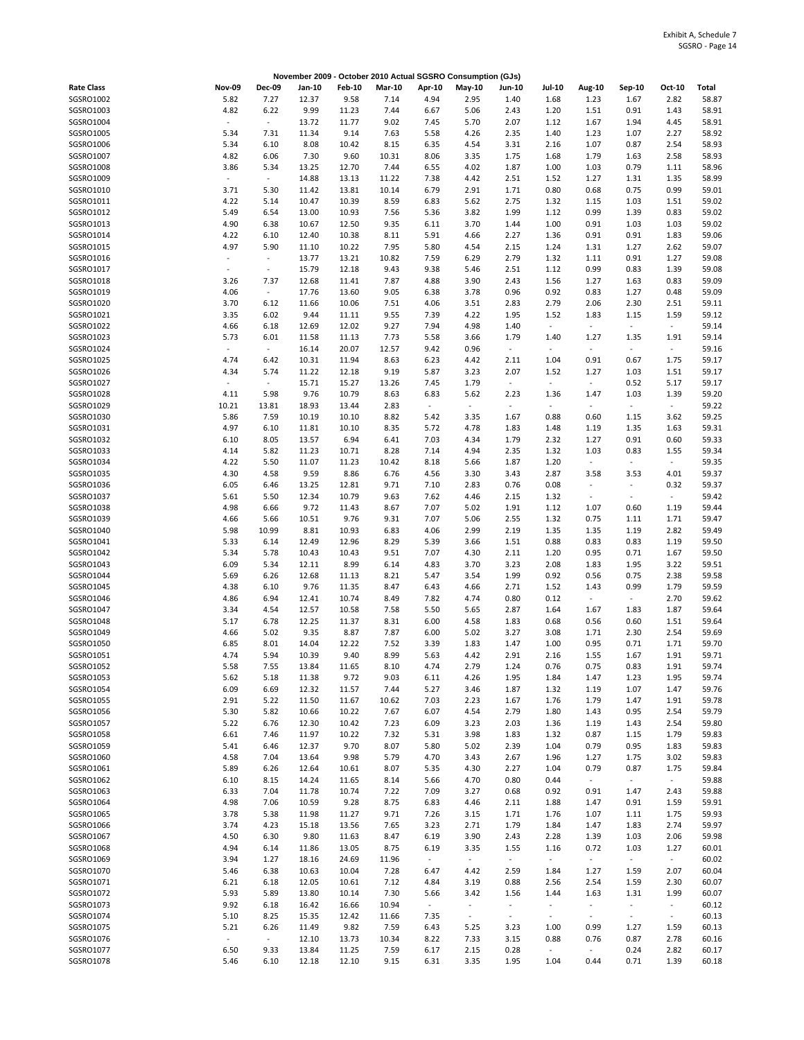Exhibit A, Schedule 7
SGSRO - Page 14

**November 2009 - October 2010 Actual SGSRO Consumption (GJs)**

| Rate Class | Nov-09 | Dec-09 | Jan-10 | Feb-10 | Mar-10 | Apr-10 | May-10 | Jun-10 | Jul-10 | Aug-10 | Sep-10 | Oct-10 | Total |
|---|---|---|---|---|---|---|---|---|---|---|---|---|---|
| SGSRO1002 | 5.82 | 7.27 | 12.37 | 9.58 | 7.14 | 4.94 | 2.95 | 1.40 | 1.68 | 1.23 | 1.67 | 2.82 | 58.87 |
| SGSRO1003 | 4.82 | 6.22 | 9.99 | 11.23 | 7.44 | 6.67 | 5.06 | 2.43 | 1.20 | 1.51 | 0.91 | 1.43 | 58.91 |
| SGSRO1004 | - | - | 13.72 | 11.77 | 9.02 | 7.45 | 5.70 | 2.07 | 1.12 | 1.67 | 1.94 | 4.45 | 58.91 |
| SGSRO1005 | 5.34 | 7.31 | 11.34 | 9.14 | 7.63 | 5.58 | 4.26 | 2.35 | 1.40 | 1.23 | 1.07 | 2.27 | 58.92 |
| SGSRO1006 | 5.34 | 6.10 | 8.08 | 10.42 | 8.15 | 6.35 | 4.54 | 3.31 | 2.16 | 1.07 | 0.87 | 2.54 | 58.93 |
| SGSRO1007 | 4.82 | 6.06 | 7.30 | 9.60 | 10.31 | 8.06 | 3.35 | 1.75 | 1.68 | 1.79 | 1.63 | 2.58 | 58.93 |
| SGSRO1008 | 3.86 | 5.34 | 13.25 | 12.70 | 7.44 | 6.55 | 4.02 | 1.87 | 1.00 | 1.03 | 0.79 | 1.11 | 58.96 |
| SGSRO1009 | - | - | 14.88 | 13.13 | 11.22 | 7.38 | 4.42 | 2.51 | 1.52 | 1.27 | 1.31 | 1.35 | 58.99 |
| SGSRO1010 | 3.71 | 5.30 | 11.42 | 13.81 | 10.14 | 6.79 | 2.91 | 1.71 | 0.80 | 0.68 | 0.75 | 0.99 | 59.01 |
| SGSRO1011 | 4.22 | 5.14 | 10.47 | 10.39 | 8.59 | 6.83 | 5.62 | 2.75 | 1.32 | 1.15 | 1.03 | 1.51 | 59.02 |
| SGSRO1012 | 5.49 | 6.54 | 13.00 | 10.93 | 7.56 | 5.36 | 3.82 | 1.99 | 1.12 | 0.99 | 1.39 | 0.83 | 59.02 |
| SGSRO1013 | 4.90 | 6.38 | 10.67 | 12.50 | 9.35 | 6.11 | 3.70 | 1.44 | 1.00 | 0.91 | 1.03 | 1.03 | 59.02 |
| SGSRO1014 | 4.22 | 6.10 | 12.40 | 10.38 | 8.11 | 5.91 | 4.66 | 2.27 | 1.36 | 0.91 | 0.91 | 1.83 | 59.06 |
| SGSRO1015 | 4.97 | 5.90 | 11.10 | 10.22 | 7.95 | 5.80 | 4.54 | 2.15 | 1.24 | 1.31 | 1.27 | 2.62 | 59.07 |
| SGSRO1016 | - | - | 13.77 | 13.21 | 10.82 | 7.59 | 6.29 | 2.79 | 1.32 | 1.11 | 0.91 | 1.27 | 59.08 |
| SGSRO1017 | - | - | 15.79 | 12.18 | 9.43 | 9.38 | 5.46 | 2.51 | 1.12 | 0.99 | 0.83 | 1.39 | 59.08 |
| SGSRO1018 | 3.26 | 7.37 | 12.68 | 11.41 | 7.87 | 4.88 | 3.90 | 2.43 | 1.56 | 1.27 | 1.63 | 0.83 | 59.09 |
| SGSRO1019 | 4.06 | - | 17.76 | 13.60 | 9.05 | 6.38 | 3.78 | 0.96 | 0.92 | 0.83 | 1.27 | 0.48 | 59.09 |
| SGSRO1020 | 3.70 | 6.12 | 11.66 | 10.06 | 7.51 | 4.06 | 3.51 | 2.83 | 2.79 | 2.06 | 2.30 | 2.51 | 59.11 |
| SGSRO1021 | 3.35 | 6.02 | 9.44 | 11.11 | 9.55 | 7.39 | 4.22 | 1.95 | 1.52 | 1.83 | 1.15 | 1.59 | 59.12 |
| SGSRO1022 | 4.66 | 6.18 | 12.69 | 12.02 | 9.27 | 7.94 | 4.98 | 1.40 | - | - | - | - | 59.14 |
| SGSRO1023 | 5.73 | 6.01 | 11.58 | 11.13 | 7.73 | 5.58 | 3.66 | 1.79 | 1.40 | 1.27 | 1.35 | 1.91 | 59.14 |
| SGSRO1024 | - | - | 16.14 | 20.07 | 12.57 | 9.42 | 0.96 | - | - | - | - | - | 59.16 |
| SGSRO1025 | 4.74 | 6.42 | 10.31 | 11.94 | 8.63 | 6.23 | 4.42 | 2.11 | 1.04 | 0.91 | 0.67 | 1.75 | 59.17 |
| SGSRO1026 | 4.34 | 5.74 | 11.22 | 12.18 | 9.19 | 5.87 | 3.23 | 2.07 | 1.52 | 1.27 | 1.03 | 1.51 | 59.17 |
| SGSRO1027 | - | - | 15.71 | 15.27 | 13.26 | 7.45 | 1.79 | - | - | - | 0.52 | 5.17 | 59.17 |
| SGSRO1028 | 4.11 | 5.98 | 9.76 | 10.79 | 8.63 | 6.83 | 5.62 | 2.23 | 1.36 | 1.47 | 1.03 | 1.39 | 59.20 |
| SGSRO1029 | 10.21 | 13.81 | 18.93 | 13.44 | 2.83 | - | - | - | - | - | - | - | 59.22 |
| SGSRO1030 | 5.86 | 7.59 | 10.19 | 10.10 | 8.82 | 5.42 | 3.35 | 1.67 | 0.88 | 0.60 | 1.15 | 3.62 | 59.25 |
| SGSRO1031 | 4.97 | 6.10 | 11.81 | 10.10 | 8.35 | 5.72 | 4.78 | 1.83 | 1.48 | 1.19 | 1.35 | 1.63 | 59.31 |
| SGSRO1032 | 6.10 | 8.05 | 13.57 | 6.94 | 6.41 | 7.03 | 4.34 | 1.79 | 2.32 | 1.27 | 0.91 | 0.60 | 59.33 |
| SGSRO1033 | 4.14 | 5.82 | 11.23 | 10.71 | 8.28 | 7.14 | 4.94 | 2.35 | 1.32 | 1.03 | 0.83 | 1.55 | 59.34 |
| SGSRO1034 | 4.22 | 5.50 | 11.07 | 11.23 | 10.42 | 8.18 | 5.66 | 1.87 | 1.20 | - | - | - | 59.35 |
| SGSRO1035 | 4.30 | 4.58 | 9.59 | 8.86 | 6.76 | 4.56 | 3.30 | 3.43 | 2.87 | 3.58 | 3.53 | 4.01 | 59.37 |
| SGSRO1036 | 6.05 | 6.46 | 13.25 | 12.81 | 9.71 | 7.10 | 2.83 | 0.76 | 0.08 | - | - | 0.32 | 59.37 |
| SGSRO1037 | 5.61 | 5.50 | 12.34 | 10.79 | 9.63 | 7.62 | 4.46 | 2.15 | 1.32 | - | - | - | 59.42 |
| SGSRO1038 | 4.98 | 6.66 | 9.72 | 11.43 | 8.67 | 7.07 | 5.02 | 1.91 | 1.12 | 1.07 | 0.60 | 1.19 | 59.44 |
| SGSRO1039 | 4.66 | 5.66 | 10.51 | 9.76 | 9.31 | 7.07 | 5.06 | 2.55 | 1.32 | 0.75 | 1.11 | 1.71 | 59.47 |
| SGSRO1040 | 5.98 | 10.99 | 8.81 | 10.93 | 6.83 | 4.06 | 2.99 | 2.19 | 1.35 | 1.35 | 1.19 | 2.82 | 59.49 |
| SGSRO1041 | 5.33 | 6.14 | 12.49 | 12.96 | 8.29 | 5.39 | 3.66 | 1.51 | 0.88 | 0.83 | 0.83 | 1.19 | 59.50 |
| SGSRO1042 | 5.34 | 5.78 | 10.43 | 10.43 | 9.51 | 7.07 | 4.30 | 2.11 | 1.20 | 0.95 | 0.71 | 1.67 | 59.50 |
| SGSRO1043 | 6.09 | 5.34 | 12.11 | 8.99 | 6.14 | 4.83 | 3.70 | 3.23 | 2.08 | 1.83 | 1.95 | 3.22 | 59.51 |
| SGSRO1044 | 5.69 | 6.26 | 12.68 | 11.13 | 8.21 | 5.47 | 3.54 | 1.99 | 0.92 | 0.56 | 0.75 | 2.38 | 59.58 |
| SGSRO1045 | 4.38 | 6.10 | 9.76 | 11.35 | 8.47 | 6.43 | 4.66 | 2.71 | 1.52 | 1.43 | 0.99 | 1.79 | 59.59 |
| SGSRO1046 | 4.86 | 6.94 | 12.41 | 10.74 | 8.49 | 7.82 | 4.74 | 0.80 | 0.12 | - | - | 2.70 | 59.62 |
| SGSRO1047 | 3.34 | 4.54 | 12.57 | 10.58 | 7.58 | 5.50 | 5.65 | 2.87 | 1.64 | 1.67 | 1.83 | 1.87 | 59.64 |
| SGSRO1048 | 5.17 | 6.78 | 12.25 | 11.37 | 8.31 | 6.00 | 4.58 | 1.83 | 0.68 | 0.56 | 0.60 | 1.51 | 59.64 |
| SGSRO1049 | 4.66 | 5.02 | 9.35 | 8.87 | 7.87 | 6.00 | 5.02 | 3.27 | 3.08 | 1.71 | 2.30 | 2.54 | 59.69 |
| SGSRO1050 | 6.85 | 8.01 | 14.04 | 12.22 | 7.52 | 3.39 | 1.83 | 1.47 | 1.00 | 0.95 | 0.71 | 1.71 | 59.70 |
| SGSRO1051 | 4.74 | 5.94 | 10.39 | 9.40 | 8.99 | 5.63 | 4.42 | 2.91 | 2.16 | 1.55 | 1.67 | 1.91 | 59.71 |
| SGSRO1052 | 5.58 | 7.55 | 13.84 | 11.65 | 8.10 | 4.74 | 2.79 | 1.24 | 0.76 | 0.75 | 0.83 | 1.91 | 59.74 |
| SGSRO1053 | 5.62 | 5.18 | 11.38 | 9.72 | 9.03 | 6.11 | 4.26 | 1.95 | 1.84 | 1.47 | 1.23 | 1.95 | 59.74 |
| SGSRO1054 | 6.09 | 6.69 | 12.32 | 11.57 | 7.44 | 5.27 | 3.46 | 1.87 | 1.32 | 1.19 | 1.07 | 1.47 | 59.76 |
| SGSRO1055 | 2.91 | 5.22 | 11.50 | 11.67 | 10.62 | 7.03 | 2.23 | 1.67 | 1.76 | 1.79 | 1.47 | 1.91 | 59.78 |
| SGSRO1056 | 5.30 | 5.82 | 10.66 | 10.22 | 7.67 | 6.07 | 4.54 | 2.79 | 1.80 | 1.43 | 0.95 | 2.54 | 59.79 |
| SGSRO1057 | 5.22 | 6.76 | 12.30 | 10.42 | 7.23 | 6.09 | 3.23 | 2.03 | 1.36 | 1.19 | 1.43 | 2.54 | 59.80 |
| SGSRO1058 | 6.61 | 7.46 | 11.97 | 10.22 | 7.32 | 5.31 | 3.98 | 1.83 | 1.32 | 0.87 | 1.15 | 1.79 | 59.83 |
| SGSRO1059 | 5.41 | 6.46 | 12.37 | 9.70 | 8.07 | 5.80 | 5.02 | 2.39 | 1.04 | 0.79 | 0.95 | 1.83 | 59.83 |
| SGSRO1060 | 4.58 | 7.04 | 13.64 | 9.98 | 5.79 | 4.70 | 3.43 | 2.67 | 1.96 | 1.27 | 1.75 | 3.02 | 59.83 |
| SGSRO1061 | 5.89 | 6.26 | 12.64 | 10.61 | 8.07 | 5.35 | 4.30 | 2.27 | 1.04 | 0.79 | 0.87 | 1.75 | 59.84 |
| SGSRO1062 | 6.10 | 8.15 | 14.24 | 11.65 | 8.14 | 5.66 | 4.70 | 0.80 | 0.44 | - | - | - | 59.88 |
| SGSRO1063 | 6.33 | 7.04 | 11.78 | 10.74 | 7.22 | 7.09 | 3.27 | 0.68 | 0.92 | 0.91 | 1.47 | 2.43 | 59.88 |
| SGSRO1064 | 4.98 | 7.06 | 10.59 | 9.28 | 8.75 | 6.83 | 4.46 | 2.11 | 1.88 | 1.47 | 0.91 | 1.59 | 59.91 |
| SGSRO1065 | 3.78 | 5.38 | 11.98 | 11.27 | 9.71 | 7.26 | 3.15 | 1.71 | 1.76 | 1.07 | 1.11 | 1.75 | 59.93 |
| SGSRO1066 | 3.74 | 4.23 | 15.18 | 13.56 | 7.65 | 3.23 | 2.71 | 1.79 | 1.84 | 1.47 | 1.83 | 2.74 | 59.97 |
| SGSRO1067 | 4.50 | 6.30 | 9.80 | 11.63 | 8.47 | 6.19 | 3.90 | 2.43 | 2.28 | 1.39 | 1.03 | 2.06 | 59.98 |
| SGSRO1068 | 4.94 | 6.14 | 11.86 | 13.05 | 8.75 | 6.19 | 3.35 | 1.55 | 1.16 | 0.72 | 1.03 | 1.27 | 60.01 |
| SGSRO1069 | 3.94 | 1.27 | 18.16 | 24.69 | 11.96 | - | - | - | - | - | - | - | 60.02 |
| SGSRO1070 | 5.46 | 6.38 | 10.63 | 10.04 | 7.28 | 6.47 | 4.42 | 2.59 | 1.84 | 1.27 | 1.59 | 2.07 | 60.04 |
| SGSRO1071 | 6.21 | 6.18 | 12.05 | 10.61 | 7.12 | 4.84 | 3.19 | 0.88 | 2.56 | 2.54 | 1.59 | 2.30 | 60.07 |
| SGSRO1072 | 5.93 | 5.89 | 13.80 | 10.14 | 7.30 | 5.66 | 3.42 | 1.56 | 1.44 | 1.63 | 1.31 | 1.99 | 60.07 |
| SGSRO1073 | 9.92 | 6.18 | 16.42 | 16.66 | 10.94 | - | - | - | - | - | - | - | 60.12 |
| SGSRO1074 | 5.10 | 8.25 | 15.35 | 12.42 | 11.66 | 7.35 | - | - | - | - | - | - | 60.13 |
| SGSRO1075 | 5.21 | 6.26 | 11.49 | 9.82 | 7.59 | 6.43 | 5.25 | 3.23 | 1.00 | 0.99 | 1.27 | 1.59 | 60.13 |
| SGSRO1076 | - | - | 12.10 | 13.73 | 10.34 | 8.22 | 7.33 | 3.15 | 0.88 | 0.76 | 0.87 | 2.78 | 60.16 |
| SGSRO1077 | 6.50 | 9.33 | 13.84 | 11.25 | 7.59 | 6.17 | 2.15 | 0.28 | - | - | 0.24 | 2.82 | 60.17 |
| SGSRO1078 | 5.46 | 6.10 | 12.18 | 12.10 | 9.15 | 6.31 | 3.35 | 1.95 | 1.04 | 0.44 | 0.71 | 1.39 | 60.18 |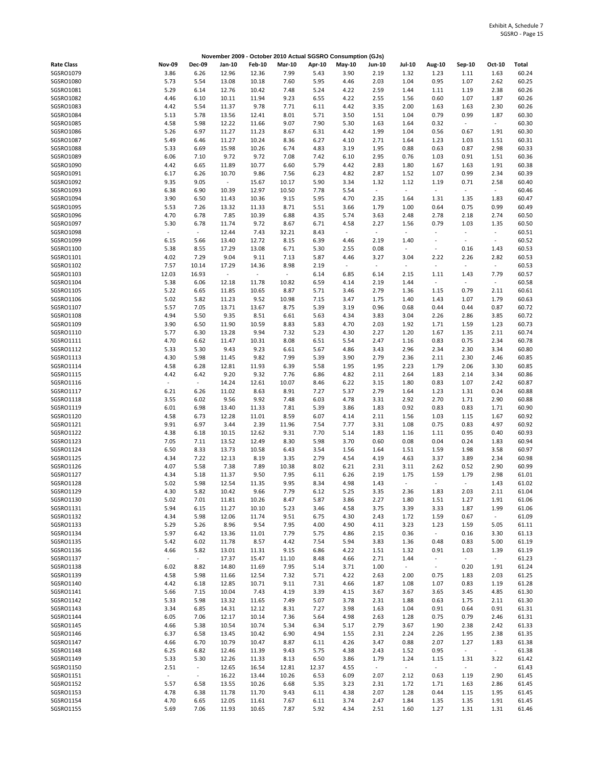November 2009 - October 2010 Actual SGSRO Consumption (GJs)

| Rate Class | Nov-09 | Dec-09 | Jan-10 | Feb-10 | Mar-10 | Apr-10 | May-10 | Jun-10 | Jul-10 | Aug-10 | Sep-10 | Oct-10 | Total |
|---|---|---|---|---|---|---|---|---|---|---|---|---|---|
| SGSRO1079 | 3.86 | 6.26 | 12.96 | 12.36 | 7.99 | 5.43 | 3.90 | 2.19 | 1.32 | 1.23 | 1.11 | 1.63 | 60.24 |
| SGSRO1080 | 5.73 | 5.54 | 13.08 | 10.18 | 7.60 | 5.95 | 4.46 | 2.03 | 1.04 | 0.95 | 1.07 | 2.62 | 60.25 |
| SGSRO1081 | 5.29 | 6.14 | 12.76 | 10.42 | 7.48 | 5.24 | 4.22 | 2.59 | 1.44 | 1.11 | 1.19 | 2.38 | 60.26 |
| SGSRO1082 | 4.46 | 6.10 | 10.11 | 11.94 | 9.23 | 6.55 | 4.22 | 2.55 | 1.56 | 0.60 | 1.07 | 1.87 | 60.26 |
| SGSRO1083 | 4.42 | 5.54 | 11.37 | 9.78 | 7.71 | 6.11 | 4.42 | 3.35 | 2.00 | 1.63 | 1.63 | 2.30 | 60.26 |
| SGSRO1084 | 5.13 | 5.78 | 13.56 | 12.41 | 8.01 | 5.71 | 3.50 | 1.51 | 1.04 | 0.79 | 0.99 | 1.87 | 60.30 |
| SGSRO1085 | 4.58 | 5.98 | 12.22 | 11.66 | 9.07 | 7.90 | 5.30 | 1.63 | 1.64 | 0.32 | - | - | 60.30 |
| SGSRO1086 | 5.26 | 6.97 | 11.27 | 11.23 | 8.67 | 6.31 | 4.42 | 1.99 | 1.04 | 0.56 | 0.67 | 1.91 | 60.30 |
| SGSRO1087 | 5.49 | 6.46 | 11.27 | 10.24 | 8.36 | 6.27 | 4.10 | 2.71 | 1.64 | 1.23 | 1.03 | 1.51 | 60.31 |
| SGSRO1088 | 5.33 | 6.69 | 15.98 | 10.26 | 6.74 | 4.83 | 3.19 | 1.95 | 0.88 | 0.63 | 0.87 | 2.98 | 60.33 |
| SGSRO1089 | 6.06 | 7.10 | 9.72 | 9.72 | 7.08 | 7.42 | 6.10 | 2.95 | 0.76 | 1.03 | 0.91 | 1.51 | 60.36 |
| SGSRO1090 | 4.42 | 6.65 | 11.89 | 10.77 | 6.60 | 5.79 | 4.42 | 2.83 | 1.80 | 1.67 | 1.63 | 1.91 | 60.38 |
| SGSRO1091 | 6.17 | 6.26 | 10.70 | 9.86 | 7.56 | 6.23 | 4.82 | 2.87 | 1.52 | 1.07 | 0.99 | 2.34 | 60.39 |
| SGSRO1092 | 9.35 | 9.05 | - | 15.67 | 10.17 | 5.90 | 3.34 | 1.32 | 1.12 | 1.19 | 0.71 | 2.58 | 60.40 |
| SGSRO1093 | 6.38 | 6.90 | 10.39 | 12.97 | 10.50 | 7.78 | 5.54 | - | - | - | - | - | 60.46 |
| SGSRO1094 | 3.90 | 6.50 | 11.43 | 10.36 | 9.15 | 5.95 | 4.70 | 2.35 | 1.64 | 1.31 | 1.35 | 1.83 | 60.47 |
| SGSRO1095 | 5.53 | 7.26 | 13.32 | 11.33 | 8.71 | 5.51 | 3.66 | 1.79 | 1.00 | 0.64 | 0.75 | 0.99 | 60.49 |
| SGSRO1096 | 4.70 | 6.78 | 7.85 | 10.39 | 6.88 | 4.35 | 5.74 | 3.63 | 2.48 | 2.78 | 2.18 | 2.74 | 60.50 |
| SGSRO1097 | 5.30 | 6.78 | 11.74 | 9.72 | 8.67 | 6.71 | 4.58 | 2.27 | 1.56 | 0.79 | 1.03 | 1.35 | 60.50 |
| SGSRO1098 | - | - | 12.44 | 7.43 | 32.21 | 8.43 | - | - | - | - | - | - | 60.51 |
| SGSRO1099 | 6.15 | 5.66 | 13.40 | 12.72 | 8.15 | 6.39 | 4.46 | 2.19 | 1.40 | - | - | - | 60.52 |
| SGSRO1100 | 5.38 | 8.55 | 17.29 | 13.08 | 6.71 | 5.30 | 2.55 | 0.08 | - | - | 0.16 | 1.43 | 60.53 |
| SGSRO1101 | 4.02 | 7.29 | 9.04 | 9.11 | 7.13 | 5.87 | 4.46 | 3.27 | 3.04 | 2.22 | 2.26 | 2.82 | 60.53 |
| SGSRO1102 | 7.57 | 10.14 | 17.29 | 14.36 | 8.98 | 2.19 | - | - | - | - | - | - | 60.53 |
| SGSRO1103 | 12.03 | 16.93 | - | - | - | 6.14 | 6.85 | 6.14 | 2.15 | 1.11 | 1.43 | 7.79 | 60.57 |
| SGSRO1104 | 5.38 | 6.06 | 12.18 | 11.78 | 10.82 | 6.59 | 4.14 | 2.19 | 1.44 | - | - | - | 60.58 |
| SGSRO1105 | 5.22 | 6.65 | 11.85 | 10.65 | 8.87 | 5.71 | 3.46 | 2.79 | 1.36 | 1.15 | 0.79 | 2.11 | 60.61 |
| SGSRO1106 | 5.02 | 5.82 | 11.23 | 9.52 | 10.98 | 7.15 | 3.47 | 1.75 | 1.40 | 1.43 | 1.07 | 1.79 | 60.63 |
| SGSRO1107 | 5.57 | 7.05 | 13.71 | 13.67 | 8.75 | 5.39 | 3.19 | 0.96 | 0.68 | 0.44 | 0.44 | 0.87 | 60.72 |
| SGSRO1108 | 4.94 | 5.50 | 9.35 | 8.51 | 6.61 | 5.63 | 4.34 | 3.83 | 3.04 | 2.26 | 2.86 | 3.85 | 60.72 |
| SGSRO1109 | 3.90 | 6.50 | 11.90 | 10.59 | 8.83 | 5.83 | 4.70 | 2.03 | 1.92 | 1.71 | 1.59 | 1.23 | 60.73 |
| SGSRO1110 | 5.77 | 6.30 | 13.28 | 9.94 | 7.32 | 5.23 | 4.30 | 2.27 | 1.20 | 1.67 | 1.35 | 2.11 | 60.74 |
| SGSRO1111 | 4.70 | 6.62 | 11.47 | 10.31 | 8.08 | 6.51 | 5.54 | 2.47 | 1.16 | 0.83 | 0.75 | 2.34 | 60.78 |
| SGSRO1112 | 5.33 | 5.30 | 9.43 | 9.23 | 6.61 | 5.67 | 4.86 | 3.43 | 2.96 | 2.34 | 2.30 | 3.34 | 60.80 |
| SGSRO1113 | 4.30 | 5.98 | 11.45 | 9.82 | 7.99 | 5.39 | 3.90 | 2.79 | 2.36 | 2.11 | 2.30 | 2.46 | 60.85 |
| SGSRO1114 | 4.58 | 6.28 | 12.81 | 11.93 | 6.39 | 5.58 | 1.95 | 1.95 | 2.23 | 1.79 | 2.06 | 3.30 | 60.85 |
| SGSRO1115 | 4.42 | 6.42 | 9.20 | 9.32 | 7.76 | 6.86 | 4.82 | 2.11 | 2.64 | 1.83 | 2.14 | 3.34 | 60.86 |
| SGSRO1116 | - | - | 14.24 | 12.61 | 10.07 | 8.46 | 6.22 | 3.15 | 1.80 | 0.83 | 1.07 | 2.42 | 60.87 |
| SGSRO1117 | 6.21 | 6.26 | 11.02 | 8.63 | 8.91 | 7.27 | 5.37 | 2.79 | 1.64 | 1.23 | 1.31 | 0.24 | 60.88 |
| SGSRO1118 | 3.55 | 6.02 | 9.56 | 9.92 | 7.48 | 6.03 | 4.78 | 3.31 | 2.92 | 2.70 | 1.71 | 2.90 | 60.88 |
| SGSRO1119 | 6.01 | 6.98 | 13.40 | 11.33 | 7.81 | 5.39 | 3.86 | 1.83 | 0.92 | 0.83 | 0.83 | 1.71 | 60.90 |
| SGSRO1120 | 4.58 | 6.73 | 12.28 | 11.01 | 8.59 | 6.07 | 4.14 | 2.11 | 1.56 | 1.03 | 1.15 | 1.67 | 60.92 |
| SGSRO1121 | 9.91 | 6.97 | 3.44 | 2.39 | 11.96 | 7.54 | 7.77 | 3.31 | 1.08 | 0.75 | 0.83 | 4.97 | 60.92 |
| SGSRO1122 | 4.38 | 6.18 | 10.15 | 12.62 | 9.31 | 7.70 | 5.14 | 1.83 | 1.16 | 1.11 | 0.95 | 0.40 | 60.93 |
| SGSRO1123 | 7.05 | 7.11 | 13.52 | 12.49 | 8.30 | 5.98 | 3.70 | 0.60 | 0.08 | 0.04 | 0.24 | 1.83 | 60.94 |
| SGSRO1124 | 6.50 | 8.33 | 13.73 | 10.58 | 6.43 | 3.54 | 1.56 | 1.64 | 1.51 | 1.59 | 1.98 | 3.58 | 60.97 |
| SGSRO1125 | 4.34 | 7.22 | 12.13 | 8.19 | 3.35 | 2.79 | 4.54 | 4.19 | 4.63 | 3.37 | 3.89 | 2.34 | 60.98 |
| SGSRO1126 | 4.07 | 5.58 | 7.38 | 7.89 | 10.38 | 8.02 | 6.21 | 2.31 | 3.11 | 2.62 | 0.52 | 2.90 | 60.99 |
| SGSRO1127 | 4.34 | 5.18 | 11.37 | 9.50 | 7.95 | 6.11 | 6.26 | 2.19 | 1.75 | 1.59 | 1.79 | 2.98 | 61.01 |
| SGSRO1128 | 5.02 | 5.98 | 12.54 | 11.35 | 9.95 | 8.34 | 4.98 | 1.43 | - | - | - | 1.43 | 61.02 |
| SGSRO1129 | 4.30 | 5.82 | 10.42 | 9.66 | 7.79 | 6.12 | 5.25 | 3.35 | 2.36 | 1.83 | 2.03 | 2.11 | 61.04 |
| SGSRO1130 | 5.02 | 7.01 | 11.81 | 10.26 | 8.47 | 5.87 | 3.86 | 2.27 | 1.80 | 1.51 | 1.27 | 1.91 | 61.06 |
| SGSRO1131 | 5.94 | 6.15 | 11.27 | 10.10 | 5.23 | 3.46 | 4.58 | 3.75 | 3.39 | 3.33 | 1.87 | 1.99 | 61.06 |
| SGSRO1132 | 4.34 | 5.98 | 12.06 | 11.74 | 9.51 | 6.75 | 4.30 | 2.43 | 1.72 | 1.59 | 0.67 | - | 61.09 |
| SGSRO1133 | 5.29 | 5.26 | 8.96 | 9.54 | 7.95 | 4.00 | 4.90 | 4.11 | 3.23 | 1.23 | 1.59 | 5.05 | 61.11 |
| SGSRO1134 | 5.97 | 6.42 | 13.36 | 11.01 | 7.79 | 5.75 | 4.86 | 2.15 | 0.36 | - | 0.16 | 3.30 | 61.13 |
| SGSRO1135 | 5.42 | 6.02 | 11.78 | 8.57 | 4.42 | 7.54 | 5.94 | 3.83 | 1.36 | 0.48 | 0.83 | 5.00 | 61.19 |
| SGSRO1136 | 4.66 | 5.82 | 13.01 | 11.31 | 9.15 | 6.86 | 4.22 | 1.51 | 1.32 | 0.91 | 1.03 | 1.39 | 61.19 |
| SGSRO1137 | - | - | 17.37 | 15.47 | 11.10 | 8.48 | 4.66 | 2.71 | 1.44 | - | - | - | 61.23 |
| SGSRO1138 | 6.02 | 8.82 | 14.80 | 11.69 | 7.95 | 5.14 | 3.71 | 1.00 | - | - | 0.20 | 1.91 | 61.24 |
| SGSRO1139 | 4.58 | 5.98 | 11.66 | 12.54 | 7.32 | 5.71 | 4.22 | 2.63 | 2.00 | 0.75 | 1.83 | 2.03 | 61.25 |
| SGSRO1140 | 4.42 | 6.18 | 12.85 | 10.71 | 9.11 | 7.31 | 4.66 | 1.87 | 1.08 | 1.07 | 0.83 | 1.19 | 61.28 |
| SGSRO1141 | 5.66 | 7.15 | 10.04 | 7.43 | 4.19 | 3.39 | 4.15 | 3.67 | 3.67 | 3.65 | 3.45 | 4.85 | 61.30 |
| SGSRO1142 | 5.33 | 5.98 | 13.32 | 11.65 | 7.49 | 5.07 | 3.78 | 2.31 | 1.88 | 0.63 | 1.75 | 2.11 | 61.30 |
| SGSRO1143 | 3.34 | 6.85 | 14.31 | 12.12 | 8.31 | 7.27 | 3.98 | 1.63 | 1.04 | 0.91 | 0.64 | 0.91 | 61.31 |
| SGSRO1144 | 6.05 | 7.06 | 12.17 | 10.14 | 7.36 | 5.64 | 4.98 | 2.63 | 1.28 | 0.75 | 0.79 | 2.46 | 61.31 |
| SGSRO1145 | 4.66 | 5.38 | 10.54 | 10.74 | 5.34 | 6.34 | 5.17 | 2.79 | 3.67 | 1.90 | 2.38 | 2.42 | 61.33 |
| SGSRO1146 | 6.37 | 6.58 | 13.45 | 10.42 | 6.90 | 4.94 | 1.55 | 2.31 | 2.24 | 2.26 | 1.95 | 2.38 | 61.35 |
| SGSRO1147 | 4.66 | 6.70 | 10.79 | 10.47 | 8.87 | 6.11 | 4.26 | 3.47 | 0.88 | 2.07 | 1.27 | 1.83 | 61.38 |
| SGSRO1148 | 6.25 | 6.82 | 12.46 | 11.39 | 9.43 | 5.75 | 4.38 | 2.43 | 1.52 | 0.95 | - | - | 61.38 |
| SGSRO1149 | 5.33 | 5.30 | 12.26 | 11.33 | 8.13 | 6.50 | 3.86 | 1.79 | 1.24 | 1.15 | 1.31 | 3.22 | 61.42 |
| SGSRO1150 | 2.51 | - | 12.65 | 16.54 | 12.81 | 12.37 | 4.55 | - | - | - | - | - | 61.43 |
| SGSRO1151 | - | - | 16.22 | 13.44 | 10.26 | 6.53 | 6.09 | 2.07 | 2.12 | 0.63 | 1.19 | 2.90 | 61.45 |
| SGSRO1152 | 5.57 | 6.58 | 13.55 | 10.26 | 6.68 | 5.35 | 3.23 | 2.31 | 1.72 | 1.71 | 1.63 | 2.86 | 61.45 |
| SGSRO1153 | 4.78 | 6.38 | 11.78 | 11.70 | 9.43 | 6.11 | 4.38 | 2.07 | 1.28 | 0.44 | 1.15 | 1.95 | 61.45 |
| SGSRO1154 | 4.70 | 6.65 | 12.05 | 11.61 | 7.67 | 6.11 | 3.74 | 2.47 | 1.84 | 1.35 | 1.35 | 1.91 | 61.45 |
| SGSRO1155 | 5.69 | 7.06 | 11.93 | 10.65 | 7.87 | 5.92 | 4.34 | 2.51 | 1.60 | 1.27 | 1.31 | 1.31 | 61.46 |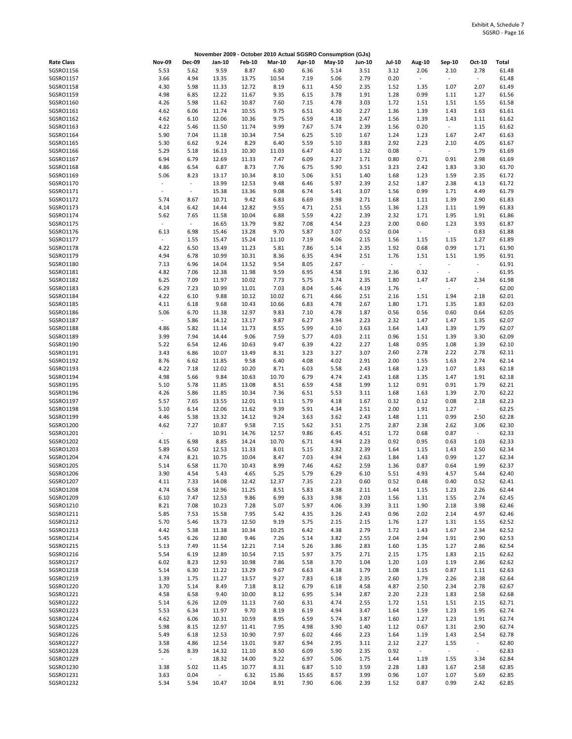Exhibit A, Schedule 7
SGSRO - Page 16

**November 2009 - October 2010 Actual SGSRO Consumption (GJs)**

| Rate Class | Nov-09 | Dec-09 | Jan-10 | Feb-10 | Mar-10 | Apr-10 | May-10 | Jun-10 | Jul-10 | Aug-10 | Sep-10 | Oct-10 | Total |
|---|---|---|---|---|---|---|---|---|---|---|---|---|---|
| SGSRO1156 | 5.53 | 5.62 | 9.59 | 8.87 | 6.80 | 6.36 | 5.14 | 3.51 | 3.12 | 2.06 | 2.10 | 2.78 | 61.48 |
| SGSRO1157 | 3.66 | 4.94 | 13.35 | 13.75 | 10.54 | 7.19 | 5.06 | 2.79 | 0.20 | - | - | - | 61.48 |
| SGSRO1158 | 4.30 | 5.98 | 11.33 | 12.72 | 8.19 | 6.11 | 4.50 | 2.35 | 1.52 | 1.35 | 1.07 | 2.07 | 61.49 |
| SGSRO1159 | 4.98 | 6.85 | 12.22 | 11.67 | 9.35 | 6.15 | 3.78 | 1.91 | 1.28 | 0.99 | 1.11 | 1.27 | 61.56 |
| SGSRO1160 | 4.26 | 5.98 | 11.62 | 10.87 | 7.60 | 7.15 | 4.78 | 3.03 | 1.72 | 1.51 | 1.51 | 1.55 | 61.58 |
| SGSRO1161 | 4.62 | 6.06 | 11.74 | 10.55 | 9.75 | 6.51 | 4.30 | 2.27 | 1.36 | 1.39 | 1.43 | 1.63 | 61.61 |
| SGSRO1162 | 4.62 | 6.10 | 12.06 | 10.36 | 9.75 | 6.59 | 4.18 | 2.47 | 1.56 | 1.39 | 1.43 | 1.11 | 61.62 |
| SGSRO1163 | 4.22 | 5.46 | 11.50 | 11.74 | 9.99 | 7.67 | 5.74 | 2.39 | 1.56 | 0.20 | - | 1.15 | 61.62 |
| SGSRO1164 | 5.90 | 7.04 | 11.18 | 10.34 | 7.54 | 6.25 | 5.10 | 1.67 | 1.24 | 1.23 | 1.67 | 2.47 | 61.63 |
| SGSRO1165 | 5.30 | 6.62 | 9.24 | 8.29 | 6.40 | 5.59 | 5.10 | 3.83 | 2.92 | 2.23 | 2.10 | 4.05 | 61.67 |
| SGSRO1166 | 5.29 | 5.18 | 16.13 | 10.30 | 11.03 | 6.47 | 4.10 | 1.32 | 0.08 | - | - | 1.79 | 61.69 |
| SGSRO1167 | 6.94 | 6.79 | 12.69 | 11.33 | 7.47 | 6.09 | 3.27 | 1.71 | 0.80 | 0.71 | 0.91 | 2.98 | 61.69 |
| SGSRO1168 | 4.86 | 6.54 | 6.87 | 8.73 | 7.76 | 6.75 | 5.90 | 3.51 | 3.23 | 2.42 | 1.83 | 3.30 | 61.70 |
| SGSRO1169 | 5.06 | 8.23 | 13.17 | 10.34 | 8.10 | 5.06 | 3.51 | 1.40 | 1.68 | 1.23 | 1.59 | 2.35 | 61.72 |
| SGSRO1170 | - | - | 13.99 | 12.53 | 9.48 | 6.46 | 5.97 | 2.39 | 2.52 | 1.87 | 2.38 | 4.13 | 61.72 |
| SGSRO1171 | - | - | 15.38 | 13.36 | 9.08 | 6.74 | 5.41 | 3.07 | 1.56 | 0.99 | 1.71 | 4.49 | 61.79 |
| SGSRO1172 | 5.74 | 8.67 | 10.71 | 9.42 | 6.83 | 6.69 | 3.98 | 2.71 | 1.68 | 1.11 | 1.39 | 2.90 | 61.83 |
| SGSRO1173 | 4.14 | 6.42 | 14.44 | 12.82 | 9.55 | 4.71 | 2.51 | 1.55 | 1.36 | 1.23 | 1.11 | 1.99 | 61.83 |
| SGSRO1174 | 5.62 | 7.65 | 11.58 | 10.04 | 6.88 | 5.59 | 4.22 | 2.39 | 2.32 | 1.71 | 1.95 | 1.91 | 61.86 |
| SGSRO1175 | - | - | 16.65 | 13.79 | 9.82 | 7.08 | 4.54 | 2.23 | 2.00 | 0.60 | 1.23 | 3.93 | 61.87 |
| SGSRO1176 | 6.13 | 6.98 | 15.46 | 13.28 | 9.70 | 5.87 | 3.07 | 0.52 | 0.04 | - | - | 0.83 | 61.88 |
| SGSRO1177 | - | 1.55 | 15.47 | 15.24 | 11.10 | 7.19 | 4.06 | 2.15 | 1.56 | 1.15 | 1.15 | 1.27 | 61.89 |
| SGSRO1178 | 4.22 | 6.50 | 13.49 | 11.23 | 5.81 | 7.86 | 5.14 | 2.35 | 1.92 | 0.68 | 0.99 | 1.71 | 61.90 |
| SGSRO1179 | 4.94 | 6.78 | 10.99 | 10.31 | 8.36 | 6.35 | 4.94 | 2.51 | 1.76 | 1.51 | 1.51 | 1.95 | 61.91 |
| SGSRO1180 | 7.13 | 6.96 | 14.04 | 13.52 | 9.54 | 8.05 | 2.67 | - | - | - | - | - | 61.91 |
| SGSRO1181 | 4.82 | 7.06 | 12.38 | 11.98 | 9.59 | 6.95 | 4.58 | 1.91 | 2.36 | 0.32 | - | - | 61.95 |
| SGSRO1182 | 6.25 | 7.09 | 11.97 | 10.02 | 7.73 | 5.75 | 3.74 | 2.35 | 1.80 | 1.47 | 1.47 | 2.34 | 61.98 |
| SGSRO1183 | 6.29 | 7.23 | 10.99 | 11.01 | 7.03 | 8.04 | 5.46 | 4.19 | 1.76 | - | - | - | 62.00 |
| SGSRO1184 | 4.22 | 6.10 | 9.88 | 10.12 | 10.02 | 6.71 | 4.66 | 2.51 | 2.16 | 1.51 | 1.94 | 2.18 | 62.01 |
| SGSRO1185 | 4.11 | 6.18 | 9.68 | 10.43 | 10.66 | 6.83 | 4.78 | 2.67 | 1.80 | 1.71 | 1.35 | 1.83 | 62.03 |
| SGSRO1186 | 5.06 | 6.70 | 11.38 | 12.97 | 9.83 | 7.10 | 4.78 | 1.87 | 0.56 | 0.56 | 0.60 | 0.64 | 62.05 |
| SGSRO1187 | - | 5.86 | 14.12 | 13.17 | 9.87 | 6.27 | 3.94 | 2.23 | 2.32 | 1.47 | 1.47 | 1.35 | 62.07 |
| SGSRO1188 | 4.86 | 5.82 | 11.14 | 11.73 | 8.55 | 5.99 | 4.10 | 3.63 | 1.64 | 1.43 | 1.39 | 1.79 | 62.07 |
| SGSRO1189 | 3.99 | 7.94 | 14.44 | 9.06 | 7.59 | 5.77 | 4.03 | 2.11 | 0.96 | 1.51 | 1.39 | 3.30 | 62.09 |
| SGSRO1190 | 5.22 | 6.54 | 12.46 | 10.63 | 9.47 | 6.39 | 4.22 | 2.27 | 1.48 | 0.95 | 1.08 | 1.39 | 62.10 |
| SGSRO1191 | 3.43 | 6.86 | 10.07 | 13.49 | 8.31 | 3.23 | 3.27 | 3.07 | 2.60 | 2.78 | 2.22 | 2.78 | 62.11 |
| SGSRO1192 | 8.76 | 6.62 | 11.85 | 9.58 | 6.40 | 4.08 | 4.02 | 2.91 | 2.00 | 1.55 | 1.63 | 2.74 | 62.14 |
| SGSRO1193 | 4.22 | 7.18 | 12.02 | 10.20 | 8.71 | 6.03 | 5.58 | 2.43 | 1.68 | 1.23 | 1.07 | 1.83 | 62.18 |
| SGSRO1194 | 4.98 | 5.66 | 9.84 | 10.63 | 10.70 | 6.79 | 4.74 | 2.43 | 1.68 | 1.35 | 1.47 | 1.91 | 62.18 |
| SGSRO1195 | 5.10 | 5.78 | 11.85 | 13.08 | 8.51 | 6.59 | 4.58 | 1.99 | 1.12 | 0.91 | 0.91 | 1.79 | 62.21 |
| SGSRO1196 | 4.26 | 5.86 | 11.85 | 10.34 | 7.36 | 6.51 | 5.53 | 3.11 | 1.68 | 1.63 | 1.39 | 2.70 | 62.22 |
| SGSRO1197 | 5.57 | 7.65 | 13.55 | 12.01 | 9.11 | 5.79 | 4.18 | 1.67 | 0.32 | 0.12 | 0.08 | 2.18 | 62.23 |
| SGSRO1198 | 5.10 | 6.14 | 12.06 | 11.62 | 9.39 | 5.91 | 4.34 | 2.51 | 2.00 | 1.91 | 1.27 | - | 62.25 |
| SGSRO1199 | 4.46 | 5.38 | 13.32 | 14.12 | 9.24 | 3.63 | 3.62 | 2.43 | 1.48 | 1.11 | 0.99 | 2.50 | 62.28 |
| SGSRO1200 | 4.62 | 7.27 | 10.87 | 9.58 | 7.15 | 5.62 | 3.51 | 2.75 | 2.87 | 2.38 | 2.62 | 3.06 | 62.30 |
| SGSRO1201 | - | - | 10.91 | 14.76 | 12.57 | 9.86 | 6.45 | 4.51 | 1.72 | 0.68 | 0.87 | - | 62.33 |
| SGSRO1202 | 4.15 | 6.98 | 8.85 | 14.24 | 10.70 | 6.71 | 4.94 | 2.23 | 0.92 | 0.95 | 0.63 | 1.03 | 62.33 |
| SGSRO1203 | 5.89 | 6.50 | 12.53 | 11.33 | 8.01 | 5.15 | 3.82 | 2.39 | 1.64 | 1.15 | 1.43 | 2.50 | 62.34 |
| SGSRO1204 | 4.74 | 8.21 | 10.75 | 10.04 | 8.47 | 7.03 | 4.94 | 2.63 | 1.84 | 1.43 | 0.99 | 1.27 | 62.34 |
| SGSRO1205 | 5.14 | 6.58 | 11.70 | 10.43 | 8.99 | 7.46 | 4.62 | 2.59 | 1.36 | 0.87 | 0.64 | 1.99 | 62.37 |
| SGSRO1206 | 3.90 | 4.54 | 5.43 | 4.65 | 5.25 | 5.79 | 6.29 | 6.10 | 5.51 | 4.93 | 4.57 | 5.44 | 62.40 |
| SGSRO1207 | 4.11 | 7.33 | 14.08 | 12.42 | 12.37 | 7.35 | 2.23 | 0.60 | 0.52 | 0.48 | 0.40 | 0.52 | 62.41 |
| SGSRO1208 | 4.74 | 6.58 | 12.96 | 11.25 | 8.51 | 5.83 | 4.38 | 2.11 | 1.44 | 1.15 | 1.23 | 2.26 | 62.44 |
| SGSRO1209 | 6.10 | 7.47 | 12.53 | 9.86 | 6.99 | 6.33 | 3.98 | 2.03 | 1.56 | 1.31 | 1.55 | 2.74 | 62.45 |
| SGSRO1210 | 8.21 | 7.08 | 10.23 | 7.28 | 5.07 | 5.97 | 4.06 | 3.39 | 3.11 | 1.90 | 2.18 | 3.98 | 62.46 |
| SGSRO1211 | 5.85 | 7.53 | 15.58 | 7.95 | 5.42 | 4.35 | 3.26 | 2.43 | 0.96 | 2.02 | 2.14 | 4.97 | 62.46 |
| SGSRO1212 | 5.70 | 5.46 | 13.73 | 12.50 | 9.19 | 5.75 | 2.15 | 2.15 | 1.76 | 1.27 | 1.31 | 1.55 | 62.52 |
| SGSRO1213 | 4.42 | 5.38 | 11.38 | 10.34 | 10.25 | 6.42 | 4.38 | 2.79 | 1.72 | 1.43 | 1.67 | 2.34 | 62.52 |
| SGSRO1214 | 5.45 | 6.26 | 12.80 | 9.46 | 7.26 | 5.14 | 3.82 | 2.55 | 2.04 | 2.94 | 1.91 | 2.90 | 62.53 |
| SGSRO1215 | 5.13 | 7.49 | 11.54 | 12.21 | 7.14 | 5.26 | 3.86 | 2.83 | 1.60 | 1.35 | 1.27 | 2.86 | 62.54 |
| SGSRO1216 | 5.54 | 6.19 | 12.89 | 10.54 | 7.15 | 5.97 | 3.75 | 2.71 | 2.15 | 1.75 | 1.83 | 2.15 | 62.62 |
| SGSRO1217 | 6.02 | 8.23 | 12.93 | 10.98 | 7.86 | 5.58 | 3.70 | 1.04 | 1.20 | 1.03 | 1.19 | 2.86 | 62.62 |
| SGSRO1218 | 5.14 | 6.30 | 11.22 | 13.29 | 9.67 | 6.63 | 4.38 | 1.79 | 1.08 | 1.15 | 0.87 | 1.11 | 62.63 |
| SGSRO1219 | 1.39 | 1.75 | 11.27 | 13.57 | 9.27 | 7.83 | 6.18 | 2.35 | 2.60 | 1.79 | 2.26 | 2.38 | 62.64 |
| SGSRO1220 | 3.70 | 5.14 | 8.49 | 7.18 | 8.12 | 6.79 | 6.18 | 4.58 | 4.87 | 2.50 | 2.34 | 2.78 | 62.67 |
| SGSRO1221 | 4.58 | 6.58 | 9.40 | 10.00 | 8.12 | 6.95 | 5.34 | 2.87 | 2.20 | 2.23 | 1.83 | 2.58 | 62.68 |
| SGSRO1222 | 5.14 | 6.26 | 12.09 | 11.13 | 7.60 | 6.31 | 4.74 | 2.55 | 1.72 | 1.51 | 1.51 | 2.15 | 62.71 |
| SGSRO1223 | 5.53 | 6.34 | 11.97 | 9.70 | 8.19 | 6.19 | 4.94 | 3.47 | 1.64 | 1.59 | 1.23 | 1.95 | 62.74 |
| SGSRO1224 | 4.62 | 6.06 | 10.31 | 10.59 | 8.95 | 6.59 | 5.74 | 3.87 | 1.60 | 1.27 | 1.23 | 1.91 | 62.74 |
| SGSRO1225 | 5.98 | 8.15 | 12.97 | 11.41 | 7.95 | 4.98 | 3.90 | 1.40 | 1.12 | 0.67 | 1.31 | 2.90 | 62.74 |
| SGSRO1226 | 5.49 | 6.18 | 12.53 | 10.90 | 7.97 | 6.02 | 4.66 | 2.23 | 1.64 | 1.19 | 1.43 | 2.54 | 62.78 |
| SGSRO1227 | 3.58 | 4.86 | 12.54 | 13.01 | 9.87 | 6.94 | 2.95 | 3.11 | 2.12 | 2.27 | 1.55 | - | 62.80 |
| SGSRO1228 | 5.26 | 8.39 | 14.32 | 11.10 | 8.50 | 6.09 | 5.90 | 2.35 | 0.92 | - | - | - | 62.83 |
| SGSRO1229 | - | - | 18.32 | 14.00 | 9.22 | 6.97 | 5.06 | 1.75 | 1.44 | 1.19 | 1.55 | 3.34 | 62.84 |
| SGSRO1230 | 3.38 | 5.02 | 11.45 | 10.77 | 8.31 | 6.87 | 5.10 | 3.59 | 2.28 | 1.83 | 1.67 | 2.58 | 62.85 |
| SGSRO1231 | 3.63 | 0.04 | - | 6.32 | 15.86 | 15.65 | 8.57 | 3.99 | 0.96 | 1.07 | 1.07 | 5.69 | 62.85 |
| SGSRO1232 | 5.34 | 5.94 | 10.47 | 10.04 | 8.91 | 7.90 | 6.06 | 2.39 | 1.52 | 0.87 | 0.99 | 2.42 | 62.85 |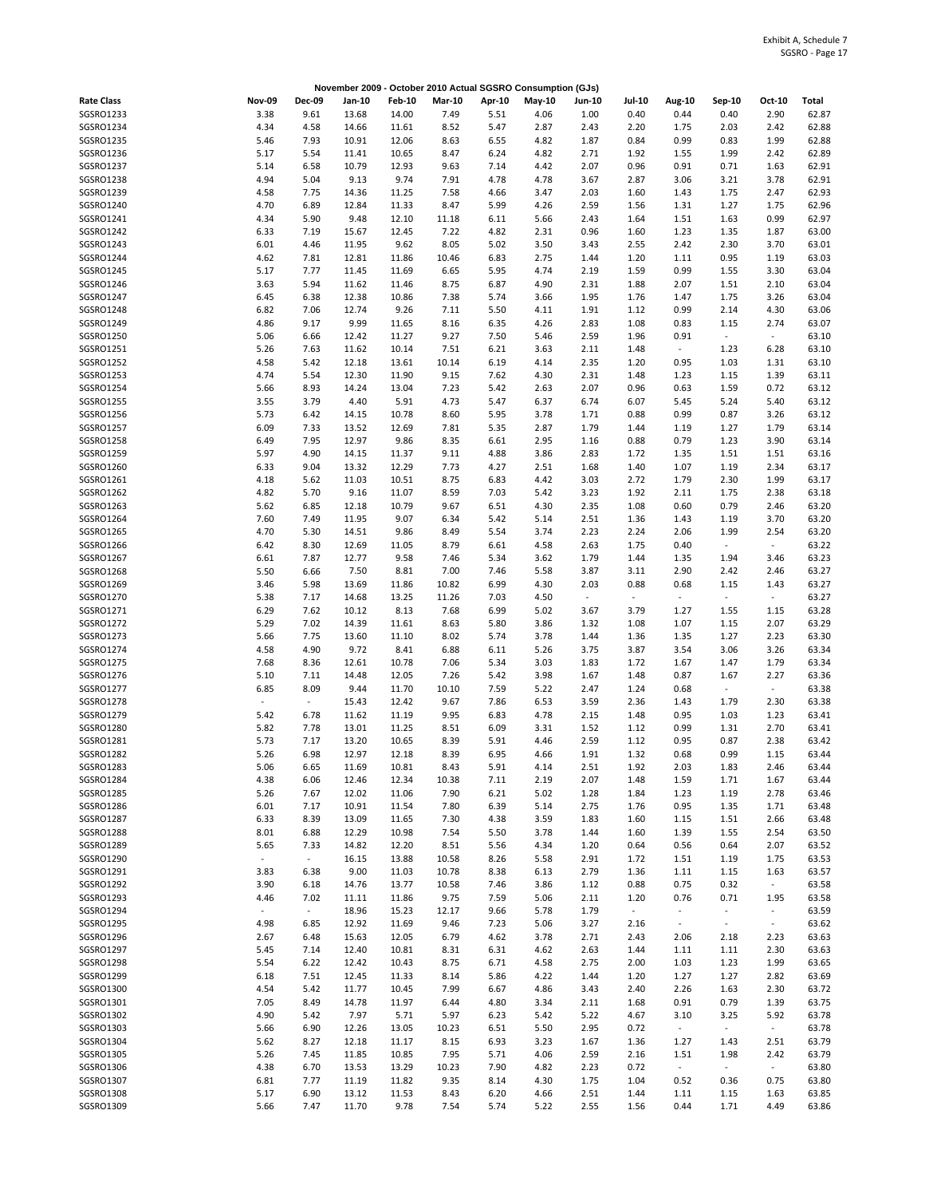November 2009 - October 2010 Actual SGSRO Consumption (GJs)

| Rate Class | Nov-09 | Dec-09 | Jan-10 | Feb-10 | Mar-10 | Apr-10 | May-10 | Jun-10 | Jul-10 | Aug-10 | Sep-10 | Oct-10 | Total |
|---|---|---|---|---|---|---|---|---|---|---|---|---|---|
| SGSRO1233 | 3.38 | 9.61 | 13.68 | 14.00 | 7.49 | 5.51 | 4.06 | 1.00 | 0.40 | 0.44 | 0.40 | 2.90 | 62.87 |
| SGSRO1234 | 4.34 | 4.58 | 14.66 | 11.61 | 8.52 | 5.47 | 2.87 | 2.43 | 2.20 | 1.75 | 2.03 | 2.42 | 62.88 |
| SGSRO1235 | 5.46 | 7.93 | 10.91 | 12.06 | 8.63 | 6.55 | 4.82 | 1.87 | 0.84 | 0.99 | 0.83 | 1.99 | 62.88 |
| SGSRO1236 | 5.17 | 5.54 | 11.41 | 10.65 | 8.47 | 6.24 | 4.82 | 2.71 | 1.92 | 1.55 | 1.99 | 2.42 | 62.89 |
| SGSRO1237 | 5.14 | 6.58 | 10.79 | 12.93 | 9.63 | 7.14 | 4.42 | 2.07 | 0.96 | 0.91 | 0.71 | 1.63 | 62.91 |
| SGSRO1238 | 4.94 | 5.04 | 9.13 | 9.74 | 7.91 | 4.78 | 4.78 | 3.67 | 2.87 | 3.06 | 3.21 | 3.78 | 62.91 |
| SGSRO1239 | 4.58 | 7.75 | 14.36 | 11.25 | 7.58 | 4.66 | 3.47 | 2.03 | 1.60 | 1.43 | 1.75 | 2.47 | 62.93 |
| SGSRO1240 | 4.70 | 6.89 | 12.84 | 11.33 | 8.47 | 5.99 | 4.26 | 2.59 | 1.56 | 1.31 | 1.27 | 1.75 | 62.96 |
| SGSRO1241 | 4.34 | 5.90 | 9.48 | 12.10 | 11.18 | 6.11 | 5.66 | 2.43 | 1.64 | 1.51 | 1.63 | 0.99 | 62.97 |
| SGSRO1242 | 6.33 | 7.19 | 15.67 | 12.45 | 7.22 | 4.82 | 2.31 | 0.96 | 1.60 | 1.23 | 1.35 | 1.87 | 63.00 |
| SGSRO1243 | 6.01 | 4.46 | 11.95 | 9.62 | 8.05 | 5.02 | 3.50 | 3.43 | 2.55 | 2.42 | 2.30 | 3.70 | 63.01 |
| SGSRO1244 | 4.62 | 7.81 | 12.81 | 11.86 | 10.46 | 6.83 | 2.75 | 1.44 | 1.20 | 1.11 | 0.95 | 1.19 | 63.03 |
| SGSRO1245 | 5.17 | 7.77 | 11.45 | 11.69 | 6.65 | 5.95 | 4.74 | 2.19 | 1.59 | 0.99 | 1.55 | 3.30 | 63.04 |
| SGSRO1246 | 3.63 | 5.94 | 11.62 | 11.46 | 8.75 | 6.87 | 4.90 | 2.31 | 1.88 | 2.07 | 1.51 | 2.10 | 63.04 |
| SGSRO1247 | 6.45 | 6.38 | 12.38 | 10.86 | 7.38 | 5.74 | 3.66 | 1.95 | 1.76 | 1.47 | 1.75 | 3.26 | 63.04 |
| SGSRO1248 | 6.82 | 7.06 | 12.74 | 9.26 | 7.11 | 5.50 | 4.11 | 1.91 | 1.12 | 0.99 | 2.14 | 4.30 | 63.06 |
| SGSRO1249 | 4.86 | 9.17 | 9.99 | 11.65 | 8.16 | 6.35 | 4.26 | 2.83 | 1.08 | 0.83 | 1.15 | 2.74 | 63.07 |
| SGSRO1250 | 5.06 | 6.66 | 12.42 | 11.27 | 9.27 | 7.50 | 5.46 | 2.59 | 1.96 | 0.91 | - | - | 63.10 |
| SGSRO1251 | 5.26 | 7.63 | 11.62 | 10.14 | 7.51 | 6.21 | 3.63 | 2.11 | 1.48 | - | 1.23 | 6.28 | 63.10 |
| SGSRO1252 | 4.58 | 5.42 | 12.18 | 13.61 | 10.14 | 6.19 | 4.14 | 2.35 | 1.20 | 0.95 | 1.03 | 1.31 | 63.10 |
| SGSRO1253 | 4.74 | 5.54 | 12.30 | 11.90 | 9.15 | 7.62 | 4.30 | 2.31 | 1.48 | 1.23 | 1.15 | 1.39 | 63.11 |
| SGSRO1254 | 5.66 | 8.93 | 14.24 | 13.04 | 7.23 | 5.42 | 2.63 | 2.07 | 0.96 | 0.63 | 1.59 | 0.72 | 63.12 |
| SGSRO1255 | 3.55 | 3.79 | 4.40 | 5.91 | 4.73 | 5.47 | 6.37 | 6.74 | 6.07 | 5.45 | 5.24 | 5.40 | 63.12 |
| SGSRO1256 | 5.73 | 6.42 | 14.15 | 10.78 | 8.60 | 5.95 | 3.78 | 1.71 | 0.88 | 0.99 | 0.87 | 3.26 | 63.12 |
| SGSRO1257 | 6.09 | 7.33 | 13.52 | 12.69 | 7.81 | 5.35 | 2.87 | 1.79 | 1.44 | 1.19 | 1.27 | 1.79 | 63.14 |
| SGSRO1258 | 6.49 | 7.95 | 12.97 | 9.86 | 8.35 | 6.61 | 2.95 | 1.16 | 0.88 | 0.79 | 1.23 | 3.90 | 63.14 |
| SGSRO1259 | 5.97 | 4.90 | 14.15 | 11.37 | 9.11 | 4.88 | 3.86 | 2.83 | 1.72 | 1.35 | 1.51 | 1.51 | 63.16 |
| SGSRO1260 | 6.33 | 9.04 | 13.32 | 12.29 | 7.73 | 4.27 | 2.51 | 1.68 | 1.40 | 1.07 | 1.19 | 2.34 | 63.17 |
| SGSRO1261 | 4.18 | 5.62 | 11.03 | 10.51 | 8.75 | 6.83 | 4.42 | 3.03 | 2.72 | 1.79 | 2.30 | 1.99 | 63.17 |
| SGSRO1262 | 4.82 | 5.70 | 9.16 | 11.07 | 8.59 | 7.03 | 5.42 | 3.23 | 1.92 | 2.11 | 1.75 | 2.38 | 63.18 |
| SGSRO1263 | 5.62 | 6.85 | 12.18 | 10.79 | 9.67 | 6.51 | 4.30 | 2.35 | 1.08 | 0.60 | 0.79 | 2.46 | 63.20 |
| SGSRO1264 | 7.60 | 7.49 | 11.95 | 9.07 | 6.34 | 5.42 | 5.14 | 2.51 | 1.36 | 1.43 | 1.19 | 3.70 | 63.20 |
| SGSRO1265 | 4.70 | 5.30 | 14.51 | 9.86 | 8.49 | 5.54 | 3.74 | 2.23 | 2.24 | 2.06 | 1.99 | 2.54 | 63.20 |
| SGSRO1266 | 6.42 | 8.30 | 12.69 | 11.05 | 8.79 | 6.61 | 4.58 | 2.63 | 1.75 | 0.40 | - | - | 63.22 |
| SGSRO1267 | 6.61 | 7.87 | 12.77 | 9.58 | 7.46 | 5.34 | 3.62 | 1.79 | 1.44 | 1.35 | 1.94 | 3.46 | 63.23 |
| SGSRO1268 | 5.50 | 6.66 | 7.50 | 8.81 | 7.00 | 7.46 | 5.58 | 3.87 | 3.11 | 2.90 | 2.42 | 2.46 | 63.27 |
| SGSRO1269 | 3.46 | 5.98 | 13.69 | 11.86 | 10.82 | 6.99 | 4.30 | 2.03 | 0.88 | 0.68 | 1.15 | 1.43 | 63.27 |
| SGSRO1270 | 5.38 | 7.17 | 14.68 | 13.25 | 11.26 | 7.03 | 4.50 | - | - | - | - | - | 63.27 |
| SGSRO1271 | 6.29 | 7.62 | 10.12 | 8.13 | 7.68 | 6.99 | 5.02 | 3.67 | 3.79 | 1.27 | 1.55 | 1.15 | 63.28 |
| SGSRO1272 | 5.29 | 7.02 | 14.39 | 11.61 | 8.63 | 5.80 | 3.86 | 1.32 | 1.08 | 1.07 | 1.15 | 2.07 | 63.29 |
| SGSRO1273 | 5.66 | 7.75 | 13.60 | 11.10 | 8.02 | 5.74 | 3.78 | 1.44 | 1.36 | 1.35 | 1.27 | 2.23 | 63.30 |
| SGSRO1274 | 4.58 | 4.90 | 9.72 | 8.41 | 6.88 | 6.11 | 5.26 | 3.75 | 3.87 | 3.54 | 3.06 | 3.26 | 63.34 |
| SGSRO1275 | 7.68 | 8.36 | 12.61 | 10.78 | 7.06 | 5.34 | 3.03 | 1.83 | 1.72 | 1.67 | 1.47 | 1.79 | 63.34 |
| SGSRO1276 | 5.10 | 7.11 | 14.48 | 12.05 | 7.26 | 5.42 | 3.98 | 1.67 | 1.48 | 0.87 | 1.67 | 2.27 | 63.36 |
| SGSRO1277 | 6.85 | 8.09 | 9.44 | 11.70 | 10.10 | 7.59 | 5.22 | 2.47 | 1.24 | 0.68 | - | - | 63.38 |
| SGSRO1278 | - | - | 15.43 | 12.42 | 9.67 | 7.86 | 6.53 | 3.59 | 2.36 | 1.43 | 1.79 | 2.30 | 63.38 |
| SGSRO1279 | 5.42 | 6.78 | 11.62 | 11.19 | 9.95 | 6.83 | 4.78 | 2.15 | 1.48 | 0.95 | 1.03 | 1.23 | 63.41 |
| SGSRO1280 | 5.82 | 7.78 | 13.01 | 11.25 | 8.51 | 6.09 | 3.31 | 1.52 | 1.12 | 0.99 | 1.31 | 2.70 | 63.41 |
| SGSRO1281 | 5.73 | 7.17 | 13.20 | 10.65 | 8.39 | 5.91 | 4.46 | 2.59 | 1.12 | 0.95 | 0.87 | 2.38 | 63.42 |
| SGSRO1282 | 5.26 | 6.98 | 12.97 | 12.18 | 8.39 | 6.95 | 4.66 | 1.91 | 1.32 | 0.68 | 0.99 | 1.15 | 63.44 |
| SGSRO1283 | 5.06 | 6.65 | 11.69 | 10.81 | 8.43 | 5.91 | 4.14 | 2.51 | 1.92 | 2.03 | 1.83 | 2.46 | 63.44 |
| SGSRO1284 | 4.38 | 6.06 | 12.46 | 12.34 | 10.38 | 7.11 | 2.19 | 2.07 | 1.48 | 1.59 | 1.71 | 1.67 | 63.44 |
| SGSRO1285 | 5.26 | 7.67 | 12.02 | 11.06 | 7.90 | 6.21 | 5.02 | 1.28 | 1.84 | 1.23 | 1.19 | 2.78 | 63.46 |
| SGSRO1286 | 6.01 | 7.17 | 10.91 | 11.54 | 7.80 | 6.39 | 5.14 | 2.75 | 1.76 | 0.95 | 1.35 | 1.71 | 63.48 |
| SGSRO1287 | 6.33 | 8.39 | 13.09 | 11.65 | 7.30 | 4.38 | 3.59 | 1.83 | 1.60 | 1.15 | 1.51 | 2.66 | 63.48 |
| SGSRO1288 | 8.01 | 6.88 | 12.29 | 10.98 | 7.54 | 5.50 | 3.78 | 1.44 | 1.60 | 1.39 | 1.55 | 2.54 | 63.50 |
| SGSRO1289 | 5.65 | 7.33 | 14.82 | 12.20 | 8.51 | 5.56 | 4.34 | 1.20 | 0.64 | 0.56 | 0.64 | 2.07 | 63.52 |
| SGSRO1290 | - | - | 16.15 | 13.88 | 10.58 | 8.26 | 5.58 | 2.91 | 1.72 | 1.51 | 1.19 | 1.75 | 63.53 |
| SGSRO1291 | 3.83 | 6.38 | 9.00 | 11.03 | 10.78 | 8.38 | 6.13 | 2.79 | 1.36 | 1.11 | 1.15 | 1.63 | 63.57 |
| SGSRO1292 | 3.90 | 6.18 | 14.76 | 13.77 | 10.58 | 7.46 | 3.86 | 1.12 | 0.88 | 0.75 | 0.32 | - | 63.58 |
| SGSRO1293 | 4.46 | 7.02 | 11.11 | 11.86 | 9.75 | 7.59 | 5.06 | 2.11 | 1.20 | 0.76 | 0.71 | 1.95 | 63.58 |
| SGSRO1294 | - | - | 18.96 | 15.23 | 12.17 | 9.66 | 5.78 | 1.79 | - | - | - | - | 63.59 |
| SGSRO1295 | 4.98 | 6.85 | 12.92 | 11.69 | 9.46 | 7.23 | 5.06 | 3.27 | 2.16 | - | - | - | 63.62 |
| SGSRO1296 | 2.67 | 6.48 | 15.63 | 12.05 | 6.79 | 4.62 | 3.78 | 2.71 | 2.43 | 2.06 | 2.18 | 2.23 | 63.63 |
| SGSRO1297 | 5.45 | 7.14 | 12.40 | 10.81 | 8.31 | 6.31 | 4.62 | 2.63 | 1.44 | 1.11 | 1.11 | 2.30 | 63.63 |
| SGSRO1298 | 5.54 | 6.22 | 12.42 | 10.43 | 8.75 | 6.71 | 4.58 | 2.75 | 2.00 | 1.03 | 1.23 | 1.99 | 63.65 |
| SGSRO1299 | 6.18 | 7.51 | 12.45 | 11.33 | 8.14 | 5.86 | 4.22 | 1.44 | 1.20 | 1.27 | 1.27 | 2.82 | 63.69 |
| SGSRO1300 | 4.54 | 5.42 | 11.77 | 10.45 | 7.99 | 6.67 | 4.86 | 3.43 | 2.40 | 2.26 | 1.63 | 2.30 | 63.72 |
| SGSRO1301 | 7.05 | 8.49 | 14.78 | 11.97 | 6.44 | 4.80 | 3.34 | 2.11 | 1.68 | 0.91 | 0.79 | 1.39 | 63.75 |
| SGSRO1302 | 4.90 | 5.42 | 7.97 | 5.71 | 5.97 | 6.23 | 5.42 | 5.22 | 4.67 | 3.10 | 3.25 | 5.92 | 63.78 |
| SGSRO1303 | 5.66 | 6.90 | 12.26 | 13.05 | 10.23 | 6.51 | 5.50 | 2.95 | 0.72 | - | - | - | 63.78 |
| SGSRO1304 | 5.62 | 8.27 | 12.18 | 11.17 | 8.15 | 6.93 | 3.23 | 1.67 | 1.36 | 1.27 | 1.43 | 2.51 | 63.79 |
| SGSRO1305 | 5.26 | 7.45 | 11.85 | 10.85 | 7.95 | 5.71 | 4.06 | 2.59 | 2.16 | 1.51 | 1.98 | 2.42 | 63.79 |
| SGSRO1306 | 4.38 | 6.70 | 13.53 | 13.29 | 10.23 | 7.90 | 4.82 | 2.23 | 0.72 | - | - | - | 63.80 |
| SGSRO1307 | 6.81 | 7.77 | 11.19 | 11.82 | 9.35 | 8.14 | 4.30 | 1.75 | 1.04 | 0.52 | 0.36 | 0.75 | 63.80 |
| SGSRO1308 | 5.17 | 6.90 | 13.12 | 11.53 | 8.43 | 6.20 | 4.66 | 2.51 | 1.44 | 1.11 | 1.15 | 1.63 | 63.85 |
| SGSRO1309 | 5.66 | 7.47 | 11.70 | 9.78 | 7.54 | 5.74 | 5.22 | 2.55 | 1.56 | 0.44 | 1.71 | 4.49 | 63.86 |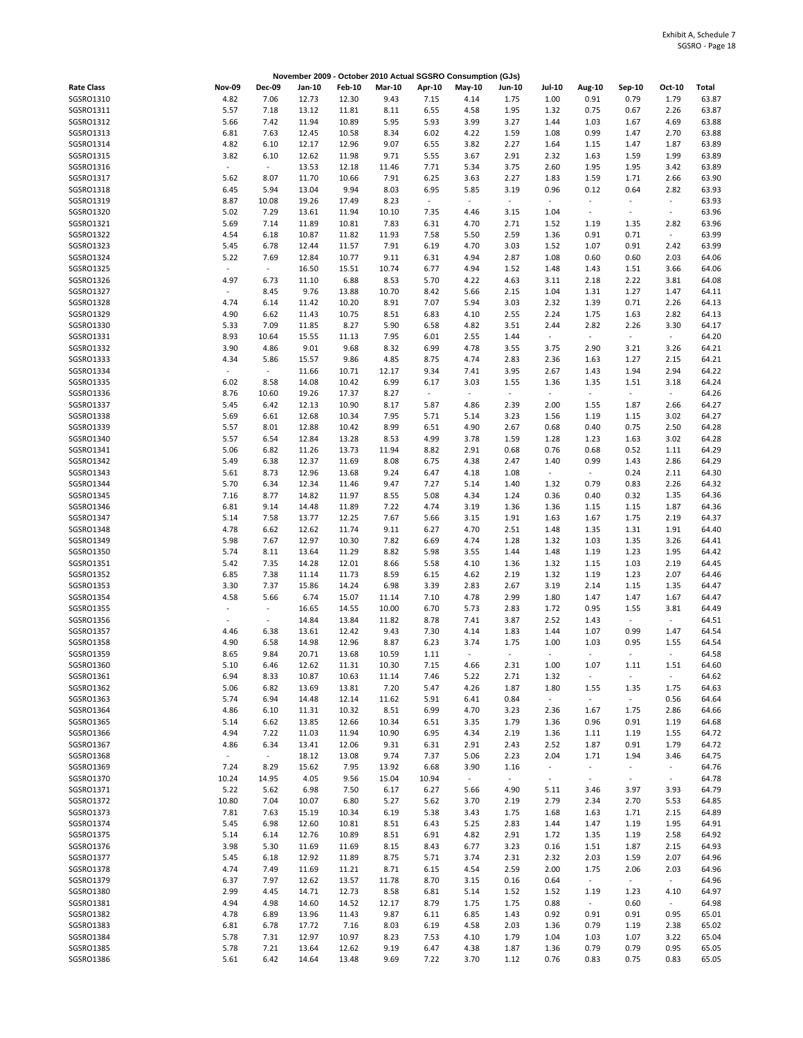Exhibit A, Schedule 7
SGSRO - Page 18

**November 2009 - October 2010 Actual SGSRO Consumption (GJs)**

| Rate Class | Nov-09 | Dec-09 | Jan-10 | Feb-10 | Mar-10 | Apr-10 | May-10 | Jun-10 | Jul-10 | Aug-10 | Sep-10 | Oct-10 | Total |
|---|---|---|---|---|---|---|---|---|---|---|---|---|---|
| SGSRO1310 | 4.82 | 7.06 | 12.73 | 12.30 | 9.43 | 7.15 | 4.14 | 1.75 | 1.00 | 0.91 | 0.79 | 1.79 | 63.87 |
| SGSRO1311 | 5.57 | 7.18 | 13.12 | 11.81 | 8.11 | 6.55 | 4.58 | 1.95 | 1.32 | 0.75 | 0.67 | 2.26 | 63.87 |
| SGSRO1312 | 5.66 | 7.42 | 11.94 | 10.89 | 5.95 | 5.93 | 3.99 | 3.27 | 1.44 | 1.03 | 1.67 | 4.69 | 63.88 |
| SGSRO1313 | 6.81 | 7.63 | 12.45 | 10.58 | 8.34 | 6.02 | 4.22 | 1.59 | 1.08 | 0.99 | 1.47 | 2.70 | 63.88 |
| SGSRO1314 | 4.82 | 6.10 | 12.17 | 12.96 | 9.07 | 6.55 | 3.82 | 2.27 | 1.64 | 1.15 | 1.47 | 1.87 | 63.89 |
| SGSRO1315 | 3.82 | 6.10 | 12.62 | 11.98 | 9.71 | 5.55 | 3.67 | 2.91 | 2.32 | 1.63 | 1.59 | 1.99 | 63.89 |
| SGSRO1316 | - | - | 13.53 | 12.18 | 11.46 | 7.71 | 5.34 | 3.75 | 2.60 | 1.95 | 1.95 | 3.42 | 63.89 |
| SGSRO1317 | 5.62 | 8.07 | 11.70 | 10.66 | 7.91 | 6.25 | 3.63 | 2.27 | 1.83 | 1.59 | 1.71 | 2.66 | 63.90 |
| SGSRO1318 | 6.45 | 5.94 | 13.04 | 9.94 | 8.03 | 6.95 | 5.85 | 3.19 | 0.96 | 0.12 | 0.64 | 2.82 | 63.93 |
| SGSRO1319 | 8.87 | 10.08 | 19.26 | 17.49 | 8.23 | - | - | - | - | - | - | - | 63.93 |
| SGSRO1320 | 5.02 | 7.29 | 13.61 | 11.94 | 10.10 | 7.35 | 4.46 | 3.15 | 1.04 | - | - | - | 63.96 |
| SGSRO1321 | 5.69 | 7.14 | 11.89 | 10.81 | 7.83 | 6.31 | 4.70 | 2.71 | 1.52 | 1.19 | 1.35 | 2.82 | 63.96 |
| SGSRO1322 | 4.54 | 6.18 | 10.87 | 11.82 | 11.93 | 7.58 | 5.50 | 2.59 | 1.36 | 0.91 | 0.71 | - | 63.99 |
| SGSRO1323 | 5.45 | 6.78 | 12.44 | 11.57 | 7.91 | 6.19 | 4.70 | 3.03 | 1.52 | 1.07 | 0.91 | 2.42 | 63.99 |
| SGSRO1324 | 5.22 | 7.69 | 12.84 | 10.77 | 9.11 | 6.31 | 4.94 | 2.87 | 1.08 | 0.60 | 0.60 | 2.03 | 64.06 |
| SGSRO1325 | - | - | 16.50 | 15.51 | 10.74 | 6.77 | 4.94 | 1.52 | 1.48 | 1.43 | 1.51 | 3.66 | 64.06 |
| SGSRO1326 | 4.97 | 6.73 | 11.10 | 6.88 | 8.53 | 5.70 | 4.22 | 4.63 | 3.11 | 2.18 | 2.22 | 3.81 | 64.08 |
| SGSRO1327 | - | 8.45 | 9.76 | 13.88 | 10.70 | 8.42 | 5.66 | 2.15 | 1.04 | 1.31 | 1.27 | 1.47 | 64.11 |
| SGSRO1328 | 4.74 | 6.14 | 11.42 | 10.20 | 8.91 | 7.07 | 5.94 | 3.03 | 2.32 | 1.39 | 0.71 | 2.26 | 64.13 |
| SGSRO1329 | 4.90 | 6.62 | 11.43 | 10.75 | 8.51 | 6.83 | 4.10 | 2.55 | 2.24 | 1.75 | 1.63 | 2.82 | 64.13 |
| SGSRO1330 | 5.33 | 7.09 | 11.85 | 8.27 | 5.90 | 6.58 | 4.82 | 3.51 | 2.44 | 2.82 | 2.26 | 3.30 | 64.17 |
| SGSRO1331 | 8.93 | 10.64 | 15.55 | 11.13 | 7.95 | 6.01 | 2.55 | 1.44 | - | - | - | - | 64.20 |
| SGSRO1332 | 3.90 | 4.86 | 9.01 | 9.68 | 8.32 | 6.99 | 4.78 | 3.55 | 3.75 | 2.90 | 3.21 | 3.26 | 64.21 |
| SGSRO1333 | 4.34 | 5.86 | 15.57 | 9.86 | 4.85 | 8.75 | 4.74 | 2.83 | 2.36 | 1.63 | 1.27 | 2.15 | 64.21 |
| SGSRO1334 | - | - | 11.66 | 10.71 | 12.17 | 9.34 | 7.41 | 3.95 | 2.67 | 1.43 | 1.94 | 2.94 | 64.22 |
| SGSRO1335 | 6.02 | 8.58 | 14.08 | 10.42 | 6.99 | 6.17 | 3.03 | 1.55 | 1.36 | 1.35 | 1.51 | 3.18 | 64.24 |
| SGSRO1336 | 8.76 | 10.60 | 19.26 | 17.37 | 8.27 | - | - | - | - | - | - | - | 64.26 |
| SGSRO1337 | 5.45 | 6.42 | 12.13 | 10.90 | 8.17 | 5.87 | 4.86 | 2.39 | 2.00 | 1.55 | 1.87 | 2.66 | 64.27 |
| SGSRO1338 | 5.69 | 6.61 | 12.68 | 10.34 | 7.95 | 5.71 | 5.14 | 3.23 | 1.56 | 1.19 | 1.15 | 3.02 | 64.27 |
| SGSRO1339 | 5.57 | 8.01 | 12.88 | 10.42 | 8.99 | 6.51 | 4.90 | 2.67 | 0.68 | 0.40 | 0.75 | 2.50 | 64.28 |
| SGSRO1340 | 5.57 | 6.54 | 12.84 | 13.28 | 8.53 | 4.99 | 3.78 | 1.59 | 1.28 | 1.23 | 1.63 | 3.02 | 64.28 |
| SGSRO1341 | 5.06 | 6.82 | 11.26 | 13.73 | 11.94 | 8.82 | 2.91 | 0.68 | 0.76 | 0.68 | 0.52 | 1.11 | 64.29 |
| SGSRO1342 | 5.49 | 6.38 | 12.37 | 11.69 | 8.08 | 6.75 | 4.38 | 2.47 | 1.40 | 0.99 | 1.43 | 2.86 | 64.29 |
| SGSRO1343 | 5.61 | 8.73 | 12.96 | 13.68 | 9.24 | 6.47 | 4.18 | 1.08 | - | - | 0.24 | 2.11 | 64.30 |
| SGSRO1344 | 5.70 | 6.34 | 12.34 | 11.46 | 9.47 | 7.27 | 5.14 | 1.40 | 1.32 | 0.79 | 0.83 | 2.26 | 64.32 |
| SGSRO1345 | 7.16 | 8.77 | 14.82 | 11.97 | 8.55 | 5.08 | 4.34 | 1.24 | 0.36 | 0.40 | 0.32 | 1.35 | 64.36 |
| SGSRO1346 | 6.81 | 9.14 | 14.48 | 11.89 | 7.22 | 4.74 | 3.19 | 1.36 | 1.36 | 1.15 | 1.15 | 1.87 | 64.36 |
| SGSRO1347 | 5.14 | 7.58 | 13.77 | 12.25 | 7.67 | 5.66 | 3.15 | 1.91 | 1.63 | 1.67 | 1.75 | 2.19 | 64.37 |
| SGSRO1348 | 4.78 | 6.62 | 12.62 | 11.74 | 9.11 | 6.27 | 4.70 | 2.51 | 1.48 | 1.35 | 1.31 | 1.91 | 64.40 |
| SGSRO1349 | 5.98 | 7.67 | 12.97 | 10.30 | 7.82 | 6.69 | 4.74 | 1.28 | 1.32 | 1.03 | 1.35 | 3.26 | 64.41 |
| SGSRO1350 | 5.74 | 8.11 | 13.64 | 11.29 | 8.82 | 5.98 | 3.55 | 1.44 | 1.48 | 1.19 | 1.23 | 1.95 | 64.42 |
| SGSRO1351 | 5.42 | 7.35 | 14.28 | 12.01 | 8.66 | 5.58 | 4.10 | 1.36 | 1.32 | 1.15 | 1.03 | 2.19 | 64.45 |
| SGSRO1352 | 6.85 | 7.38 | 11.14 | 11.73 | 8.59 | 6.15 | 4.62 | 2.19 | 1.32 | 1.19 | 1.23 | 2.07 | 64.46 |
| SGSRO1353 | 3.30 | 7.37 | 15.86 | 14.24 | 6.98 | 3.39 | 2.83 | 2.67 | 3.19 | 2.14 | 1.15 | 1.35 | 64.47 |
| SGSRO1354 | 4.58 | 5.66 | 6.74 | 15.07 | 11.14 | 7.10 | 4.78 | 2.99 | 1.80 | 1.47 | 1.47 | 1.67 | 64.47 |
| SGSRO1355 | - | - | 16.65 | 14.55 | 10.00 | 6.70 | 5.73 | 2.83 | 1.72 | 0.95 | 1.55 | 3.81 | 64.49 |
| SGSRO1356 | - | - | 14.84 | 13.84 | 11.82 | 8.78 | 7.41 | 3.87 | 2.52 | 1.43 | - | - | 64.51 |
| SGSRO1357 | 4.46 | 6.38 | 13.61 | 12.42 | 9.43 | 7.30 | 4.14 | 1.83 | 1.44 | 1.07 | 0.99 | 1.47 | 64.54 |
| SGSRO1358 | 4.90 | 6.58 | 14.98 | 12.96 | 8.87 | 6.23 | 3.74 | 1.75 | 1.00 | 1.03 | 0.95 | 1.55 | 64.54 |
| SGSRO1359 | 8.65 | 9.84 | 20.71 | 13.68 | 10.59 | 1.11 | - | - | - | - | - | - | 64.58 |
| SGSRO1360 | 5.10 | 6.46 | 12.62 | 11.31 | 10.30 | 7.15 | 4.66 | 2.31 | 1.00 | 1.07 | 1.11 | 1.51 | 64.60 |
| SGSRO1361 | 6.94 | 8.33 | 10.87 | 10.63 | 11.14 | 7.46 | 5.22 | 2.71 | 1.32 | - | - | - | 64.62 |
| SGSRO1362 | 5.06 | 6.82 | 13.69 | 13.81 | 7.20 | 5.47 | 4.26 | 1.87 | 1.80 | 1.55 | 1.35 | 1.75 | 64.63 |
| SGSRO1363 | 5.74 | 6.94 | 14.48 | 12.14 | 11.62 | 5.91 | 6.41 | 0.84 | - | - | - | 0.56 | 64.64 |
| SGSRO1364 | 4.86 | 6.10 | 11.31 | 10.32 | 8.51 | 6.99 | 4.70 | 3.23 | 2.36 | 1.67 | 1.75 | 2.86 | 64.66 |
| SGSRO1365 | 5.14 | 6.62 | 13.85 | 12.66 | 10.34 | 6.51 | 3.35 | 1.79 | 1.36 | 0.96 | 0.91 | 1.19 | 64.68 |
| SGSRO1366 | 4.94 | 7.22 | 11.03 | 11.94 | 10.90 | 6.95 | 4.34 | 2.19 | 1.36 | 1.11 | 1.19 | 1.55 | 64.72 |
| SGSRO1367 | 4.86 | 6.34 | 13.41 | 12.06 | 9.31 | 6.31 | 2.91 | 2.43 | 2.52 | 1.87 | 0.91 | 1.79 | 64.72 |
| SGSRO1368 | - | - | 18.12 | 13.08 | 9.74 | 7.37 | 5.06 | 2.23 | 2.04 | 1.71 | 1.94 | 3.46 | 64.75 |
| SGSRO1369 | 7.24 | 8.29 | 15.62 | 7.95 | 13.92 | 6.68 | 3.90 | 1.16 | - | - | - | - | 64.76 |
| SGSRO1370 | 10.24 | 14.95 | 4.05 | 9.56 | 15.04 | 10.94 | - | - | - | - | - | - | 64.78 |
| SGSRO1371 | 5.22 | 5.62 | 6.98 | 7.50 | 6.17 | 6.27 | 5.66 | 4.90 | 5.11 | 3.46 | 3.97 | 3.93 | 64.79 |
| SGSRO1372 | 10.80 | 7.04 | 10.07 | 6.80 | 5.27 | 5.62 | 3.70 | 2.19 | 2.79 | 2.34 | 2.70 | 5.53 | 64.85 |
| SGSRO1373 | 7.81 | 7.63 | 15.19 | 10.34 | 6.19 | 5.38 | 3.43 | 1.75 | 1.68 | 1.63 | 1.71 | 2.15 | 64.89 |
| SGSRO1374 | 5.45 | 6.98 | 12.60 | 10.81 | 8.51 | 6.43 | 5.25 | 2.83 | 1.44 | 1.47 | 1.19 | 1.95 | 64.91 |
| SGSRO1375 | 5.14 | 6.14 | 12.76 | 10.89 | 8.51 | 6.91 | 4.82 | 2.91 | 1.72 | 1.35 | 1.19 | 2.58 | 64.92 |
| SGSRO1376 | 3.98 | 5.30 | 11.69 | 11.69 | 8.15 | 8.43 | 6.77 | 3.23 | 0.16 | 1.51 | 1.87 | 2.15 | 64.93 |
| SGSRO1377 | 5.45 | 6.18 | 12.92 | 11.89 | 8.75 | 5.71 | 3.74 | 2.31 | 2.32 | 2.03 | 1.59 | 2.07 | 64.96 |
| SGSRO1378 | 4.74 | 7.49 | 11.69 | 11.21 | 8.71 | 6.15 | 4.54 | 2.59 | 2.00 | 1.75 | 2.06 | 2.03 | 64.96 |
| SGSRO1379 | 6.37 | 7.97 | 12.62 | 13.57 | 11.78 | 8.70 | 3.15 | 0.16 | 0.64 | - | - | - | 64.96 |
| SGSRO1380 | 2.99 | 4.45 | 14.71 | 12.73 | 8.58 | 6.81 | 5.14 | 1.52 | 1.52 | 1.19 | 1.23 | 4.10 | 64.97 |
| SGSRO1381 | 4.94 | 4.98 | 14.60 | 14.52 | 12.17 | 8.79 | 1.75 | 1.75 | 0.88 | - | 0.60 | - | 64.98 |
| SGSRO1382 | 4.78 | 6.89 | 13.96 | 11.43 | 9.87 | 6.11 | 6.85 | 1.43 | 0.92 | 0.91 | 0.91 | 0.95 | 65.01 |
| SGSRO1383 | 6.81 | 6.78 | 17.72 | 7.16 | 8.03 | 6.19 | 4.58 | 2.03 | 1.36 | 0.79 | 1.19 | 2.38 | 65.02 |
| SGSRO1384 | 5.78 | 7.31 | 12.97 | 10.97 | 8.23 | 7.53 | 4.10 | 1.79 | 1.04 | 1.03 | 1.07 | 3.22 | 65.04 |
| SGSRO1385 | 5.78 | 7.21 | 13.64 | 12.62 | 9.19 | 6.47 | 4.38 | 1.87 | 1.36 | 0.79 | 0.79 | 0.95 | 65.05 |
| SGSRO1386 | 5.61 | 6.42 | 14.64 | 13.48 | 9.69 | 7.22 | 3.70 | 1.12 | 0.76 | 0.83 | 0.75 | 0.83 | 65.05 |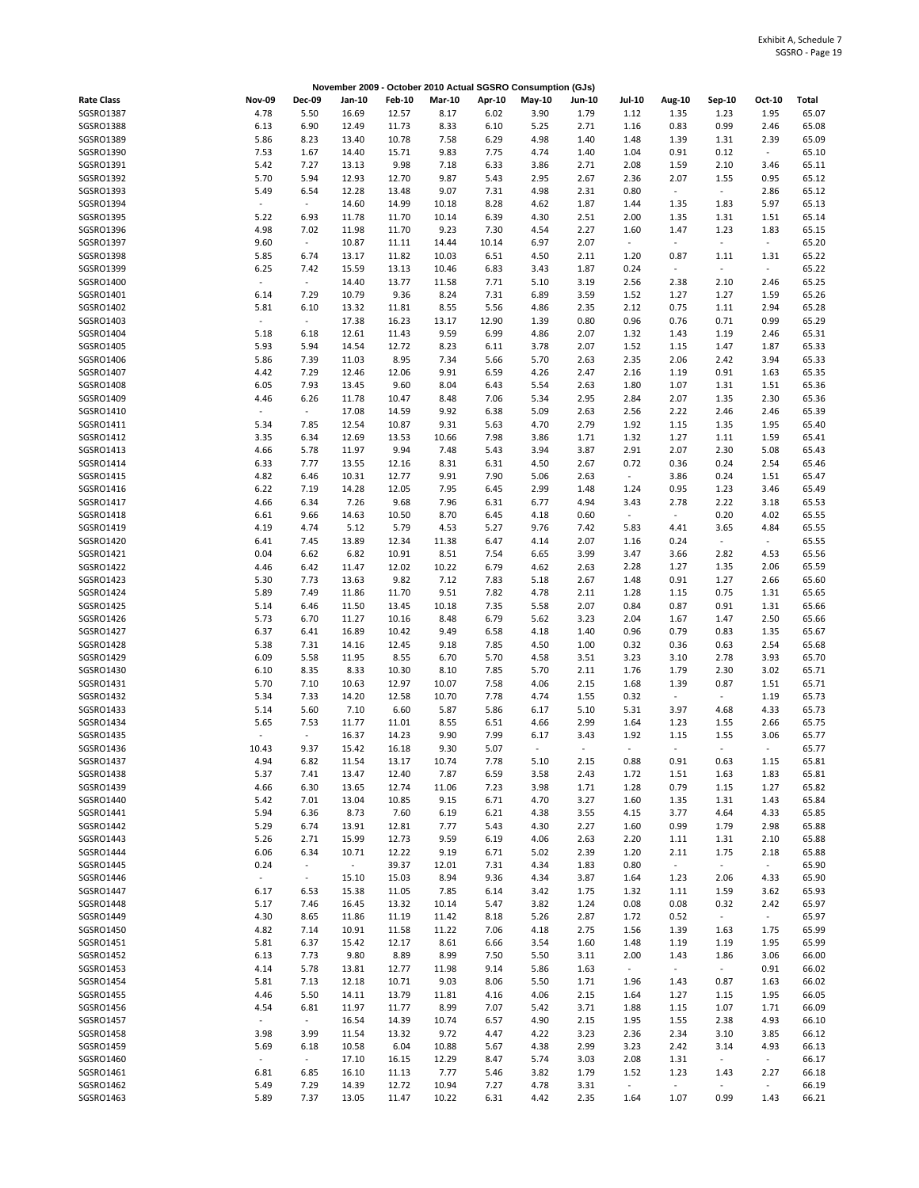Exhibit A, Schedule 7
SGSRO - Page 19

**November 2009 - October 2010 Actual SGSRO Consumption (GJs)**

| Rate Class | Nov-09 | Dec-09 | Jan-10 | Feb-10 | Mar-10 | Apr-10 | May-10 | Jun-10 | Jul-10 | Aug-10 | Sep-10 | Oct-10 | Total |
|---|---|---|---|---|---|---|---|---|---|---|---|---|---|
| SGSRO1387 | 4.78 | 5.50 | 16.69 | 12.57 | 8.17 | 6.02 | 3.90 | 1.79 | 1.12 | 1.35 | 1.23 | 1.95 | 65.07 |
| SGSRO1388 | 6.13 | 6.90 | 12.49 | 11.73 | 8.33 | 6.10 | 5.25 | 2.71 | 1.16 | 0.83 | 0.99 | 2.46 | 65.08 |
| SGSRO1389 | 5.86 | 8.23 | 13.40 | 10.78 | 7.58 | 6.29 | 4.98 | 1.40 | 1.48 | 1.39 | 1.31 | 2.39 | 65.09 |
| SGSRO1390 | 7.53 | 1.67 | 14.40 | 15.71 | 9.83 | 7.75 | 4.74 | 1.40 | 1.04 | 0.91 | 0.12 | - | 65.10 |
| SGSRO1391 | 5.42 | 7.27 | 13.13 | 9.98 | 7.18 | 6.33 | 3.86 | 2.71 | 2.08 | 1.59 | 2.10 | 3.46 | 65.11 |
| SGSRO1392 | 5.70 | 5.94 | 12.93 | 12.70 | 9.87 | 5.43 | 2.95 | 2.67 | 2.36 | 2.07 | 1.55 | 0.95 | 65.12 |
| SGSRO1393 | 5.49 | 6.54 | 12.28 | 13.48 | 9.07 | 7.31 | 4.98 | 2.31 | 0.80 | - | - | 2.86 | 65.12 |
| SGSRO1394 | - | - | 14.60 | 14.99 | 10.18 | 8.28 | 4.62 | 1.87 | 1.44 | 1.35 | 1.83 | 5.97 | 65.13 |
| SGSRO1395 | 5.22 | 6.93 | 11.78 | 11.70 | 10.14 | 6.39 | 4.30 | 2.51 | 2.00 | 1.35 | 1.31 | 1.51 | 65.14 |
| SGSRO1396 | 4.98 | 7.02 | 11.98 | 11.70 | 9.23 | 7.30 | 4.54 | 2.27 | 1.60 | 1.47 | 1.23 | 1.83 | 65.15 |
| SGSRO1397 | 9.60 | - | 10.87 | 11.11 | 14.44 | 10.14 | 6.97 | 2.07 | - | - | - | - | 65.20 |
| SGSRO1398 | 5.85 | 6.74 | 13.17 | 11.82 | 10.03 | 6.51 | 4.50 | 2.11 | 1.20 | 0.87 | 1.11 | 1.31 | 65.22 |
| SGSRO1399 | 6.25 | 7.42 | 15.59 | 13.13 | 10.46 | 6.83 | 3.43 | 1.87 | 0.24 | - | - | - | 65.22 |
| SGSRO1400 | - | - | 14.40 | 13.77 | 11.58 | 7.71 | 5.10 | 3.19 | 2.56 | 2.38 | 2.10 | 2.46 | 65.25 |
| SGSRO1401 | 6.14 | 7.29 | 10.79 | 9.36 | 8.24 | 7.31 | 6.89 | 3.59 | 1.52 | 1.27 | 1.27 | 1.59 | 65.26 |
| SGSRO1402 | 5.81 | 6.10 | 13.32 | 11.81 | 8.55 | 5.56 | 4.86 | 2.35 | 2.12 | 0.75 | 1.11 | 2.94 | 65.28 |
| SGSRO1403 | - | - | 17.38 | 16.23 | 13.17 | 12.90 | 1.39 | 0.80 | 0.96 | 0.76 | 0.71 | 0.99 | 65.29 |
| SGSRO1404 | 5.18 | 6.18 | 12.61 | 11.43 | 9.59 | 6.99 | 4.86 | 2.07 | 1.32 | 1.43 | 1.19 | 2.46 | 65.31 |
| SGSRO1405 | 5.93 | 5.94 | 14.54 | 12.72 | 8.23 | 6.11 | 3.78 | 2.07 | 1.52 | 1.15 | 1.47 | 1.87 | 65.33 |
| SGSRO1406 | 5.86 | 7.39 | 11.03 | 8.95 | 7.34 | 5.66 | 5.70 | 2.63 | 2.35 | 2.06 | 2.42 | 3.94 | 65.33 |
| SGSRO1407 | 4.42 | 7.29 | 12.46 | 12.06 | 9.91 | 6.59 | 4.26 | 2.47 | 2.16 | 1.19 | 0.91 | 1.63 | 65.35 |
| SGSRO1408 | 6.05 | 7.93 | 13.45 | 9.60 | 8.04 | 6.43 | 5.54 | 2.63 | 1.80 | 1.07 | 1.31 | 1.51 | 65.36 |
| SGSRO1409 | 4.46 | 6.26 | 11.78 | 10.47 | 8.48 | 7.06 | 5.34 | 2.95 | 2.84 | 2.07 | 1.35 | 2.30 | 65.36 |
| SGSRO1410 | - | - | 17.08 | 14.59 | 9.92 | 6.38 | 5.09 | 2.63 | 2.56 | 2.22 | 2.46 | 2.46 | 65.39 |
| SGSRO1411 | 5.34 | 7.85 | 12.54 | 10.87 | 9.31 | 5.63 | 4.70 | 2.79 | 1.92 | 1.15 | 1.35 | 1.95 | 65.40 |
| SGSRO1412 | 3.35 | 6.34 | 12.69 | 13.53 | 10.66 | 7.98 | 3.86 | 1.71 | 1.32 | 1.27 | 1.11 | 1.59 | 65.41 |
| SGSRO1413 | 4.66 | 5.78 | 11.97 | 9.94 | 7.48 | 5.43 | 3.94 | 3.87 | 2.91 | 2.07 | 2.30 | 5.08 | 65.43 |
| SGSRO1414 | 6.33 | 7.77 | 13.55 | 12.16 | 8.31 | 6.31 | 4.50 | 2.67 | 0.72 | 0.36 | 0.24 | 2.54 | 65.46 |
| SGSRO1415 | 4.82 | 6.46 | 10.31 | 12.77 | 9.91 | 7.90 | 5.06 | 2.63 | - | 3.86 | 0.24 | 1.51 | 65.47 |
| SGSRO1416 | 6.22 | 7.19 | 14.28 | 12.05 | 7.95 | 6.45 | 2.99 | 1.48 | 1.24 | 0.95 | 1.23 | 3.46 | 65.49 |
| SGSRO1417 | 4.66 | 6.34 | 7.26 | 9.68 | 7.96 | 6.31 | 6.77 | 4.94 | 3.43 | 2.78 | 2.22 | 3.18 | 65.53 |
| SGSRO1418 | 6.61 | 9.66 | 14.63 | 10.50 | 8.70 | 6.45 | 4.18 | 0.60 | - | - | 0.20 | 4.02 | 65.55 |
| SGSRO1419 | 4.19 | 4.74 | 5.12 | 5.79 | 4.53 | 5.27 | 9.76 | 7.42 | 5.83 | 4.41 | 3.65 | 4.84 | 65.55 |
| SGSRO1420 | 6.41 | 7.45 | 13.89 | 12.34 | 11.38 | 6.47 | 4.14 | 2.07 | 1.16 | 0.24 | - | - | 65.55 |
| SGSRO1421 | 0.04 | 6.62 | 6.82 | 10.91 | 8.51 | 7.54 | 6.65 | 3.99 | 3.47 | 3.66 | 2.82 | 4.53 | 65.56 |
| SGSRO1422 | 4.46 | 6.42 | 11.47 | 12.02 | 10.22 | 6.79 | 4.62 | 2.63 | 2.28 | 1.27 | 1.35 | 2.06 | 65.59 |
| SGSRO1423 | 5.30 | 7.73 | 13.63 | 9.82 | 7.12 | 7.83 | 5.18 | 2.67 | 1.48 | 0.91 | 1.27 | 2.66 | 65.60 |
| SGSRO1424 | 5.89 | 7.49 | 11.86 | 11.70 | 9.51 | 7.82 | 4.78 | 2.11 | 1.28 | 1.15 | 0.75 | 1.31 | 65.65 |
| SGSRO1425 | 5.14 | 6.46 | 11.50 | 13.45 | 10.18 | 7.35 | 5.58 | 2.07 | 0.84 | 0.87 | 0.91 | 1.31 | 65.66 |
| SGSRO1426 | 5.73 | 6.70 | 11.27 | 10.16 | 8.48 | 6.79 | 5.62 | 3.23 | 2.04 | 1.67 | 1.47 | 2.50 | 65.66 |
| SGSRO1427 | 6.37 | 6.41 | 16.89 | 10.42 | 9.49 | 6.58 | 4.18 | 1.40 | 0.96 | 0.79 | 0.83 | 1.35 | 65.67 |
| SGSRO1428 | 5.38 | 7.31 | 14.16 | 12.45 | 9.18 | 7.85 | 4.50 | 1.00 | 0.32 | 0.36 | 0.63 | 2.54 | 65.68 |
| SGSRO1429 | 6.09 | 5.58 | 11.95 | 8.55 | 6.70 | 5.70 | 4.58 | 3.51 | 3.23 | 3.10 | 2.78 | 3.93 | 65.70 |
| SGSRO1430 | 6.10 | 8.35 | 8.33 | 10.30 | 8.10 | 7.85 | 5.70 | 2.11 | 1.76 | 1.79 | 2.30 | 3.02 | 65.71 |
| SGSRO1431 | 5.70 | 7.10 | 10.63 | 12.97 | 10.07 | 7.58 | 4.06 | 2.15 | 1.68 | 1.39 | 0.87 | 1.51 | 65.71 |
| SGSRO1432 | 5.34 | 7.33 | 14.20 | 12.58 | 10.70 | 7.78 | 4.74 | 1.55 | 0.32 | - | - | 1.19 | 65.73 |
| SGSRO1433 | 5.14 | 5.60 | 7.10 | 6.60 | 5.87 | 5.86 | 6.17 | 5.10 | 5.31 | 3.97 | 4.68 | 4.33 | 65.73 |
| SGSRO1434 | 5.65 | 7.53 | 11.77 | 11.01 | 8.55 | 6.51 | 4.66 | 2.99 | 1.64 | 1.23 | 1.55 | 2.66 | 65.75 |
| SGSRO1435 | - | - | 16.37 | 14.23 | 9.90 | 7.99 | 6.17 | 3.43 | 1.92 | 1.15 | 1.55 | 3.06 | 65.77 |
| SGSRO1436 | 10.43 | 9.37 | 15.42 | 16.18 | 9.30 | 5.07 | - | - | - | - | - | - | 65.77 |
| SGSRO1437 | 4.94 | 6.82 | 11.54 | 13.17 | 10.74 | 7.78 | 5.10 | 2.15 | 0.88 | 0.91 | 0.63 | 1.15 | 65.81 |
| SGSRO1438 | 5.37 | 7.41 | 13.47 | 12.40 | 7.87 | 6.59 | 3.58 | 2.43 | 1.72 | 1.51 | 1.63 | 1.83 | 65.81 |
| SGSRO1439 | 4.66 | 6.30 | 13.65 | 12.74 | 11.06 | 7.23 | 3.98 | 1.71 | 1.28 | 0.79 | 1.15 | 1.27 | 65.82 |
| SGSRO1440 | 5.42 | 7.01 | 13.04 | 10.85 | 9.15 | 6.71 | 4.70 | 3.27 | 1.60 | 1.35 | 1.31 | 1.43 | 65.84 |
| SGSRO1441 | 5.94 | 6.36 | 8.73 | 7.60 | 6.19 | 6.21 | 4.38 | 3.55 | 4.15 | 3.77 | 4.64 | 4.33 | 65.85 |
| SGSRO1442 | 5.29 | 6.74 | 13.91 | 12.81 | 7.77 | 5.43 | 4.30 | 2.27 | 1.60 | 0.99 | 1.79 | 2.98 | 65.88 |
| SGSRO1443 | 5.26 | 2.71 | 15.99 | 12.73 | 9.59 | 6.19 | 4.06 | 2.63 | 2.20 | 1.11 | 1.31 | 2.10 | 65.88 |
| SGSRO1444 | 6.06 | 6.34 | 10.71 | 12.22 | 9.19 | 6.71 | 5.02 | 2.39 | 1.20 | 2.11 | 1.75 | 2.18 | 65.88 |
| SGSRO1445 | 0.24 | - | - | 39.37 | 12.01 | 7.31 | 4.34 | 1.83 | 0.80 | - | - | - | 65.90 |
| SGSRO1446 | - | - | 15.10 | 15.03 | 8.94 | 9.36 | 4.34 | 3.87 | 1.64 | 1.23 | 2.06 | 4.33 | 65.90 |
| SGSRO1447 | 6.17 | 6.53 | 15.38 | 11.05 | 7.85 | 6.14 | 3.42 | 1.75 | 1.32 | 1.11 | 1.59 | 3.62 | 65.93 |
| SGSRO1448 | 5.17 | 7.46 | 16.45 | 13.32 | 10.14 | 5.47 | 3.82 | 1.24 | 0.08 | 0.08 | 0.32 | 2.42 | 65.97 |
| SGSRO1449 | 4.30 | 8.65 | 11.86 | 11.19 | 11.42 | 8.18 | 5.26 | 2.87 | 1.72 | 0.52 | - | - | 65.97 |
| SGSRO1450 | 4.82 | 7.14 | 10.91 | 11.58 | 11.22 | 7.06 | 4.18 | 2.75 | 1.56 | 1.39 | 1.63 | 1.75 | 65.99 |
| SGSRO1451 | 5.81 | 6.37 | 15.42 | 12.17 | 8.61 | 6.66 | 3.54 | 1.60 | 1.48 | 1.19 | 1.19 | 1.95 | 65.99 |
| SGSRO1452 | 6.13 | 7.73 | 9.80 | 8.89 | 8.99 | 7.50 | 5.50 | 3.11 | 2.00 | 1.43 | 1.86 | 3.06 | 66.00 |
| SGSRO1453 | 4.14 | 5.78 | 13.81 | 12.77 | 11.98 | 9.14 | 5.86 | 1.63 | - | - | - | 0.91 | 66.02 |
| SGSRO1454 | 5.81 | 7.13 | 12.18 | 10.71 | 9.03 | 8.06 | 5.50 | 1.71 | 1.96 | 1.43 | 0.87 | 1.63 | 66.02 |
| SGSRO1455 | 4.46 | 5.50 | 14.11 | 13.79 | 11.81 | 4.16 | 4.06 | 2.15 | 1.64 | 1.27 | 1.15 | 1.95 | 66.05 |
| SGSRO1456 | 4.54 | 6.81 | 11.97 | 11.77 | 8.99 | 7.07 | 5.42 | 3.71 | 1.88 | 1.15 | 1.07 | 1.71 | 66.09 |
| SGSRO1457 | - | - | 16.54 | 14.39 | 10.74 | 6.57 | 4.90 | 2.15 | 1.95 | 1.55 | 2.38 | 4.93 | 66.10 |
| SGSRO1458 | 3.98 | 3.99 | 11.54 | 13.32 | 9.72 | 4.47 | 4.22 | 3.23 | 2.36 | 2.34 | 3.10 | 3.85 | 66.12 |
| SGSRO1459 | 5.69 | 6.18 | 10.58 | 6.04 | 10.88 | 5.67 | 4.38 | 2.99 | 3.23 | 2.42 | 3.14 | 4.93 | 66.13 |
| SGSRO1460 | - | - | 17.10 | 16.15 | 12.29 | 8.47 | 5.74 | 3.03 | 2.08 | 1.31 | - | - | 66.17 |
| SGSRO1461 | 6.81 | 6.85 | 16.10 | 11.13 | 7.77 | 5.46 | 3.82 | 1.79 | 1.52 | 1.23 | 1.43 | 2.27 | 66.18 |
| SGSRO1462 | 5.49 | 7.29 | 14.39 | 12.72 | 10.94 | 7.27 | 4.78 | 3.31 | - | - | - | - | 66.19 |
| SGSRO1463 | 5.89 | 7.37 | 13.05 | 11.47 | 10.22 | 6.31 | 4.42 | 2.35 | 1.64 | 1.07 | 0.99 | 1.43 | 66.21 |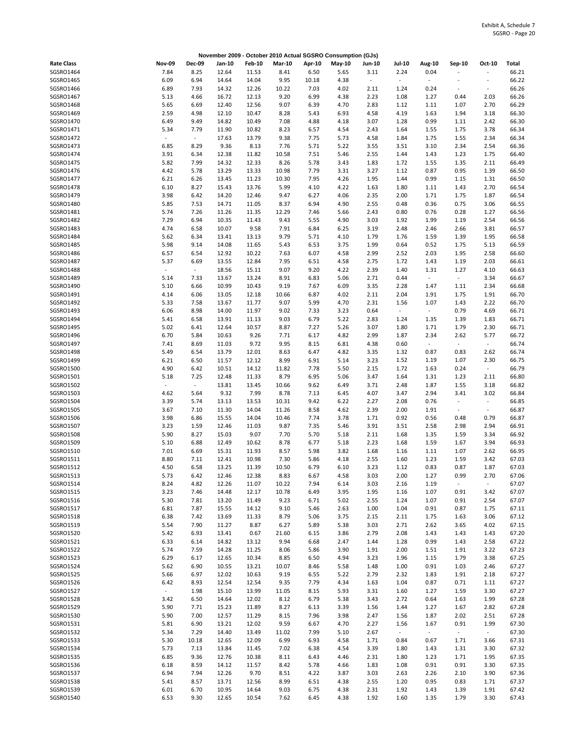Exhibit A, Schedule 7
SGSRO - Page 20

**November 2009 - October 2010 Actual SGSRO Consumption (GJs)**

| Rate Class | Nov-09 | Dec-09 | Jan-10 | Feb-10 | Mar-10 | Apr-10 | May-10 | Jun-10 | Jul-10 | Aug-10 | Sep-10 | Oct-10 | Total |
|---|---|---|---|---|---|---|---|---|---|---|---|---|---|
| SGSRO1464 | 7.84 | 8.25 | 12.64 | 11.53 | 8.41 | 6.50 | 5.65 | 3.11 | 2.24 | 0.04 | - | - | 66.21 |
| SGSRO1465 | 6.09 | 6.94 | 14.64 | 14.04 | 9.95 | 10.18 | 4.38 | - | - | - | - | - | 66.22 |
| SGSRO1466 | 6.89 | 7.93 | 14.32 | 12.26 | 10.22 | 7.03 | 4.02 | 2.11 | 1.24 | 0.24 | - | - | 66.26 |
| SGSRO1467 | 5.13 | 4.66 | 16.72 | 12.13 | 9.20 | 6.99 | 4.38 | 2.23 | 1.08 | 1.27 | 0.44 | 2.03 | 66.26 |
| SGSRO1468 | 5.65 | 6.69 | 12.40 | 12.56 | 9.07 | 6.39 | 4.70 | 2.83 | 1.12 | 1.11 | 1.07 | 2.70 | 66.29 |
| SGSRO1469 | 2.59 | 4.98 | 12.10 | 10.47 | 8.28 | 5.43 | 6.93 | 4.58 | 4.19 | 1.63 | 1.94 | 3.18 | 66.30 |
| SGSRO1470 | 6.49 | 9.49 | 14.82 | 10.49 | 7.08 | 4.88 | 4.18 | 3.07 | 1.28 | 0.99 | 1.11 | 2.42 | 66.30 |
| SGSRO1471 | 5.34 | 7.79 | 11.90 | 10.82 | 8.23 | 6.57 | 4.54 | 2.43 | 1.64 | 1.55 | 1.75 | 3.78 | 66.34 |
| SGSRO1472 | - | - | 17.63 | 13.79 | 9.38 | 7.75 | 5.73 | 4.58 | 1.84 | 1.75 | 1.55 | 2.34 | 66.34 |
| SGSRO1473 | 6.85 | 8.29 | 9.36 | 8.13 | 7.76 | 5.71 | 5.22 | 3.55 | 3.51 | 3.10 | 2.34 | 2.54 | 66.36 |
| SGSRO1474 | 3.91 | 6.34 | 12.38 | 11.82 | 10.58 | 7.51 | 5.46 | 2.55 | 1.44 | 1.43 | 1.23 | 1.75 | 66.40 |
| SGSRO1475 | 5.82 | 7.99 | 14.32 | 12.33 | 8.26 | 5.78 | 3.43 | 1.83 | 1.72 | 1.55 | 1.35 | 2.11 | 66.49 |
| SGSRO1476 | 4.42 | 5.78 | 13.29 | 13.33 | 10.98 | 7.79 | 3.31 | 3.27 | 1.12 | 0.87 | 0.95 | 1.39 | 66.50 |
| SGSRO1477 | 6.21 | 6.26 | 13.45 | 11.23 | 10.30 | 7.95 | 4.26 | 1.95 | 1.44 | 0.99 | 1.15 | 1.31 | 66.50 |
| SGSRO1478 | 6.10 | 8.27 | 15.43 | 13.76 | 5.99 | 4.10 | 4.22 | 1.63 | 1.80 | 1.11 | 1.43 | 2.70 | 66.54 |
| SGSRO1479 | 3.98 | 6.42 | 14.20 | 12.46 | 9.47 | 6.27 | 4.06 | 2.35 | 2.00 | 1.71 | 1.75 | 1.87 | 66.54 |
| SGSRO1480 | 5.85 | 7.53 | 14.71 | 11.05 | 8.37 | 6.94 | 4.90 | 2.55 | 0.48 | 0.36 | 0.75 | 3.06 | 66.55 |
| SGSRO1481 | 5.74 | 7.26 | 11.26 | 11.35 | 12.29 | 7.46 | 5.66 | 2.43 | 0.80 | 0.76 | 0.28 | 1.27 | 66.56 |
| SGSRO1482 | 7.29 | 6.94 | 10.35 | 11.43 | 9.43 | 5.55 | 4.90 | 3.03 | 1.92 | 1.99 | 1.19 | 2.54 | 66.56 |
| SGSRO1483 | 4.74 | 6.58 | 10.07 | 9.58 | 7.91 | 6.84 | 6.25 | 3.19 | 2.48 | 2.46 | 2.66 | 3.81 | 66.57 |
| SGSRO1484 | 5.62 | 6.34 | 13.41 | 13.13 | 9.79 | 5.71 | 4.10 | 1.79 | 1.76 | 1.59 | 1.39 | 1.95 | 66.58 |
| SGSRO1485 | 5.98 | 9.14 | 14.08 | 11.65 | 5.43 | 6.53 | 3.75 | 1.99 | 0.64 | 0.52 | 1.75 | 5.13 | 66.59 |
| SGSRO1486 | 6.57 | 6.54 | 12.92 | 10.22 | 7.63 | 6.07 | 4.58 | 2.99 | 2.52 | 2.03 | 1.95 | 2.58 | 66.60 |
| SGSRO1487 | 5.37 | 6.69 | 13.55 | 12.84 | 7.95 | 6.51 | 4.58 | 2.75 | 1.72 | 1.43 | 1.19 | 2.03 | 66.61 |
| SGSRO1488 | - | - | 18.56 | 15.11 | 9.07 | 9.20 | 4.22 | 2.39 | 1.40 | 1.31 | 1.27 | 4.10 | 66.63 |
| SGSRO1489 | 5.14 | 7.33 | 13.67 | 13.24 | 8.91 | 6.83 | 5.06 | 2.71 | 0.44 | - | - | 3.34 | 66.67 |
| SGSRO1490 | 5.10 | 6.66 | 10.99 | 10.43 | 9.19 | 7.67 | 6.09 | 3.35 | 2.28 | 1.47 | 1.11 | 2.34 | 66.68 |
| SGSRO1491 | 4.14 | 6.06 | 13.05 | 12.18 | 10.66 | 6.87 | 4.02 | 2.11 | 2.04 | 1.91 | 1.75 | 1.91 | 66.70 |
| SGSRO1492 | 5.33 | 7.58 | 13.67 | 11.77 | 9.07 | 5.99 | 4.70 | 2.31 | 1.56 | 1.07 | 1.43 | 2.22 | 66.70 |
| SGSRO1493 | 6.06 | 8.98 | 14.00 | 11.97 | 9.02 | 7.33 | 3.23 | 0.64 | - | - | 0.79 | 4.69 | 66.71 |
| SGSRO1494 | 5.41 | 6.58 | 13.91 | 11.13 | 9.03 | 6.79 | 5.22 | 2.83 | 1.24 | 1.35 | 1.39 | 1.83 | 66.71 |
| SGSRO1495 | 5.02 | 6.41 | 12.64 | 10.57 | 8.87 | 7.27 | 5.26 | 3.07 | 1.80 | 1.71 | 1.79 | 2.30 | 66.71 |
| SGSRO1496 | 6.70 | 5.84 | 10.63 | 9.26 | 7.71 | 6.17 | 4.82 | 2.99 | 1.87 | 2.34 | 2.62 | 5.77 | 66.72 |
| SGSRO1497 | 7.41 | 8.69 | 11.03 | 9.72 | 9.95 | 8.15 | 6.81 | 4.38 | 0.60 | - | - | - | 66.74 |
| SGSRO1498 | 5.49 | 6.54 | 13.79 | 12.01 | 8.63 | 6.47 | 4.82 | 3.35 | 1.32 | 0.87 | 0.83 | 2.62 | 66.74 |
| SGSRO1499 | 6.21 | 6.50 | 11.57 | 12.12 | 8.99 | 6.91 | 5.14 | 3.23 | 1.52 | 1.19 | 1.07 | 2.30 | 66.75 |
| SGSRO1500 | 4.90 | 6.42 | 10.51 | 14.12 | 11.82 | 7.78 | 5.50 | 2.15 | 1.72 | 1.63 | 0.24 | - | 66.79 |
| SGSRO1501 | 5.18 | 7.25 | 12.48 | 11.33 | 8.79 | 6.95 | 5.06 | 3.47 | 1.64 | 1.31 | 1.23 | 2.11 | 66.80 |
| SGSRO1502 | - | - | 13.81 | 13.45 | 10.66 | 9.62 | 6.49 | 3.71 | 2.48 | 1.87 | 1.55 | 3.18 | 66.82 |
| SGSRO1503 | 4.62 | 5.64 | 9.32 | 7.99 | 8.78 | 7.13 | 6.45 | 4.07 | 3.47 | 2.94 | 3.41 | 3.02 | 66.84 |
| SGSRO1504 | 3.39 | 5.74 | 13.13 | 13.53 | 10.31 | 9.42 | 6.22 | 2.27 | 2.08 | 0.76 | - | - | 66.85 |
| SGSRO1505 | 3.67 | 7.10 | 11.30 | 14.04 | 11.26 | 8.58 | 4.62 | 2.39 | 2.00 | 1.91 | - | - | 66.87 |
| SGSRO1506 | 3.98 | 6.86 | 15.55 | 14.04 | 10.46 | 7.74 | 3.78 | 1.71 | 0.92 | 0.56 | 0.48 | 0.79 | 66.87 |
| SGSRO1507 | 3.23 | 1.59 | 12.46 | 11.03 | 9.87 | 7.35 | 5.46 | 3.91 | 3.51 | 2.58 | 2.98 | 2.94 | 66.91 |
| SGSRO1508 | 5.90 | 8.27 | 15.03 | 9.07 | 7.70 | 5.70 | 5.18 | 2.11 | 1.68 | 1.35 | 1.59 | 3.34 | 66.92 |
| SGSRO1509 | 5.10 | 6.88 | 12.49 | 10.62 | 8.78 | 6.77 | 5.18 | 2.23 | 1.68 | 1.59 | 1.67 | 3.94 | 66.93 |
| SGSRO1510 | 7.01 | 6.69 | 15.31 | 11.93 | 8.57 | 5.98 | 3.82 | 1.68 | 1.16 | 1.11 | 1.07 | 2.62 | 66.95 |
| SGSRO1511 | 8.80 | 7.11 | 12.41 | 10.98 | 7.30 | 5.86 | 4.18 | 2.55 | 1.60 | 1.23 | 1.59 | 3.42 | 67.03 |
| SGSRO1512 | 4.50 | 6.58 | 13.25 | 11.39 | 10.50 | 6.79 | 6.10 | 3.23 | 1.12 | 0.83 | 0.87 | 1.87 | 67.03 |
| SGSRO1513 | 5.73 | 6.42 | 12.46 | 12.38 | 8.83 | 6.67 | 4.58 | 3.03 | 2.00 | 1.27 | 0.99 | 2.70 | 67.06 |
| SGSRO1514 | 8.24 | 4.82 | 12.26 | 11.07 | 10.22 | 7.94 | 6.14 | 3.03 | 2.16 | 1.19 | - | - | 67.07 |
| SGSRO1515 | 3.23 | 7.46 | 14.48 | 12.17 | 10.78 | 6.49 | 3.95 | 1.95 | 1.16 | 1.07 | 0.91 | 3.42 | 67.07 |
| SGSRO1516 | 5.30 | 7.81 | 13.20 | 11.49 | 9.23 | 6.71 | 5.02 | 2.55 | 1.24 | 1.07 | 0.91 | 2.54 | 67.07 |
| SGSRO1517 | 6.81 | 7.87 | 15.55 | 14.12 | 9.10 | 5.46 | 2.63 | 1.00 | 1.04 | 0.91 | 0.87 | 1.75 | 67.11 |
| SGSRO1518 | 6.38 | 7.42 | 13.69 | 11.33 | 8.79 | 5.06 | 3.75 | 2.15 | 2.11 | 1.75 | 1.63 | 3.06 | 67.12 |
| SGSRO1519 | 5.54 | 7.90 | 11.27 | 8.87 | 6.27 | 5.89 | 5.38 | 3.03 | 2.71 | 2.62 | 3.65 | 4.02 | 67.15 |
| SGSRO1520 | 5.42 | 6.93 | 13.41 | 0.67 | 21.60 | 6.15 | 3.86 | 2.79 | 2.08 | 1.43 | 1.43 | 1.43 | 67.20 |
| SGSRO1521 | 6.33 | 6.14 | 14.82 | 13.12 | 9.94 | 6.68 | 2.47 | 1.44 | 1.28 | 0.99 | 1.43 | 2.58 | 67.22 |
| SGSRO1522 | 5.74 | 7.59 | 14.28 | 11.25 | 8.06 | 5.86 | 3.90 | 1.91 | 2.00 | 1.51 | 1.91 | 3.22 | 67.23 |
| SGSRO1523 | 6.29 | 6.17 | 12.65 | 10.34 | 8.85 | 6.50 | 4.94 | 3.23 | 1.96 | 1.15 | 1.79 | 3.38 | 67.25 |
| SGSRO1524 | 5.62 | 6.90 | 10.55 | 13.21 | 10.07 | 8.46 | 5.58 | 1.48 | 1.00 | 0.91 | 1.03 | 2.46 | 67.27 |
| SGSRO1525 | 5.66 | 6.97 | 12.02 | 10.63 | 9.19 | 6.55 | 5.22 | 2.79 | 2.32 | 1.83 | 1.91 | 2.18 | 67.27 |
| SGSRO1526 | 6.42 | 8.93 | 12.54 | 12.54 | 9.35 | 7.79 | 4.34 | 1.63 | 1.04 | 0.87 | 0.71 | 1.11 | 67.27 |
| SGSRO1527 | - | 1.98 | 15.10 | 13.99 | 11.05 | 8.15 | 5.93 | 3.31 | 1.60 | 1.27 | 1.59 | 3.30 | 67.27 |
| SGSRO1528 | 3.42 | 6.50 | 14.64 | 12.02 | 8.12 | 6.79 | 5.38 | 3.43 | 2.72 | 0.64 | 1.63 | 1.99 | 67.28 |
| SGSRO1529 | 5.90 | 7.71 | 15.23 | 11.89 | 8.27 | 6.13 | 3.39 | 1.56 | 1.44 | 1.27 | 1.67 | 2.82 | 67.28 |
| SGSRO1530 | 5.90 | 7.00 | 12.57 | 11.29 | 8.15 | 7.96 | 3.98 | 2.47 | 1.56 | 1.87 | 2.02 | 2.51 | 67.28 |
| SGSRO1531 | 5.81 | 6.90 | 13.21 | 12.02 | 9.59 | 6.67 | 4.70 | 2.27 | 1.56 | 1.67 | 0.91 | 1.99 | 67.30 |
| SGSRO1532 | 5.34 | 7.29 | 14.40 | 13.49 | 11.02 | 7.99 | 5.10 | 2.67 | - | - | - | - | 67.30 |
| SGSRO1533 | 5.30 | 10.18 | 12.65 | 12.09 | 6.99 | 6.93 | 4.58 | 1.71 | 0.84 | 0.67 | 1.71 | 3.66 | 67.31 |
| SGSRO1534 | 5.73 | 7.13 | 13.84 | 11.45 | 7.02 | 6.38 | 4.54 | 3.39 | 1.80 | 1.43 | 1.31 | 3.30 | 67.32 |
| SGSRO1535 | 6.85 | 9.36 | 12.76 | 10.38 | 8.11 | 6.43 | 4.46 | 2.31 | 1.80 | 1.23 | 1.71 | 1.95 | 67.35 |
| SGSRO1536 | 6.18 | 8.59 | 14.12 | 11.57 | 8.42 | 5.78 | 4.66 | 1.83 | 1.08 | 0.91 | 0.91 | 3.30 | 67.35 |
| SGSRO1537 | 6.94 | 7.94 | 12.26 | 9.70 | 8.51 | 4.22 | 3.87 | 3.03 | 2.63 | 2.26 | 2.10 | 3.90 | 67.36 |
| SGSRO1538 | 5.41 | 8.57 | 13.71 | 12.56 | 8.99 | 6.51 | 4.38 | 2.55 | 1.20 | 0.95 | 0.83 | 1.71 | 67.37 |
| SGSRO1539 | 6.01 | 6.70 | 10.95 | 14.64 | 9.03 | 6.75 | 4.38 | 2.31 | 1.92 | 1.43 | 1.39 | 1.91 | 67.42 |
| SGSRO1540 | 6.53 | 9.30 | 12.65 | 10.54 | 7.62 | 6.45 | 4.38 | 1.92 | 1.60 | 1.35 | 1.79 | 3.30 | 67.43 |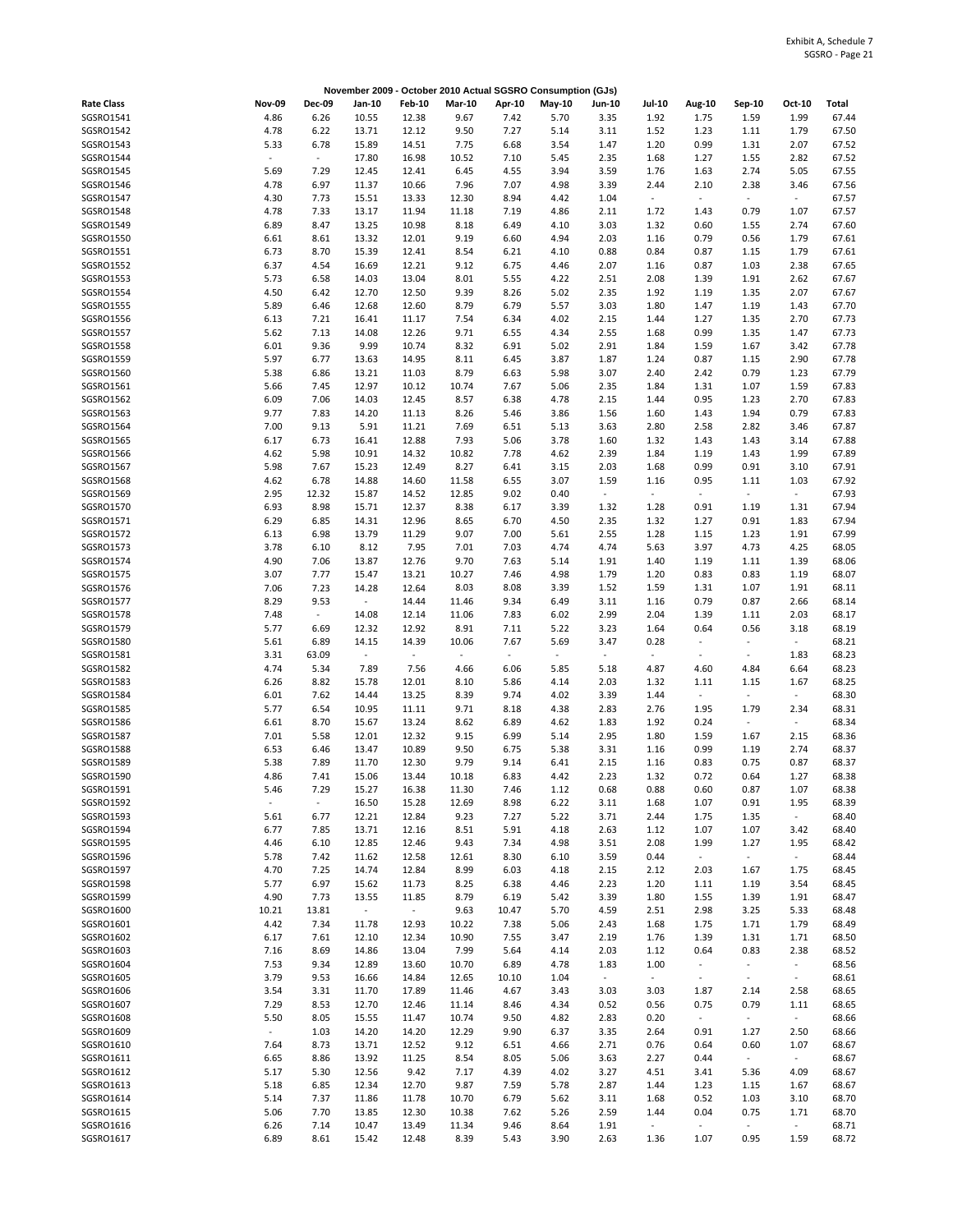Exhibit A, Schedule 7
SGSRO - Page 21

**November 2009 - October 2010 Actual SGSRO Consumption (GJs)**

| Rate Class | Nov-09 | Dec-09 | Jan-10 | Feb-10 | Mar-10 | Apr-10 | May-10 | Jun-10 | Jul-10 | Aug-10 | Sep-10 | Oct-10 | Total |
|---|---|---|---|---|---|---|---|---|---|---|---|---|---|
| SGSRO1541 | 4.86 | 6.26 | 10.55 | 12.38 | 9.67 | 7.42 | 5.70 | 3.35 | 1.92 | 1.75 | 1.59 | 1.99 | 67.44 |
| SGSRO1542 | 4.78 | 6.22 | 13.71 | 12.12 | 9.50 | 7.27 | 5.14 | 3.11 | 1.52 | 1.23 | 1.11 | 1.79 | 67.50 |
| SGSRO1543 | 5.33 | 6.78 | 15.89 | 14.51 | 7.75 | 6.68 | 3.54 | 1.47 | 1.20 | 0.99 | 1.31 | 2.07 | 67.52 |
| SGSRO1544 | - | - | 17.80 | 16.98 | 10.52 | 7.10 | 5.45 | 2.35 | 1.68 | 1.27 | 1.55 | 2.82 | 67.52 |
| SGSRO1545 | 5.69 | 7.29 | 12.45 | 12.41 | 6.45 | 4.55 | 3.94 | 3.59 | 1.76 | 1.63 | 2.74 | 5.05 | 67.55 |
| SGSRO1546 | 4.78 | 6.97 | 11.37 | 10.66 | 7.96 | 7.07 | 4.98 | 3.39 | 2.44 | 2.10 | 2.38 | 3.46 | 67.56 |
| SGSRO1547 | 4.30 | 7.73 | 15.51 | 13.33 | 12.30 | 8.94 | 4.42 | 1.04 | - | - | - | - | 67.57 |
| SGSRO1548 | 4.78 | 7.33 | 13.17 | 11.94 | 11.18 | 7.19 | 4.86 | 2.11 | 1.72 | 1.43 | 0.79 | 1.07 | 67.57 |
| SGSRO1549 | 6.89 | 8.47 | 13.25 | 10.98 | 8.18 | 6.49 | 4.10 | 3.03 | 1.32 | 0.60 | 1.55 | 2.74 | 67.60 |
| SGSRO1550 | 6.61 | 8.61 | 13.32 | 12.01 | 9.19 | 6.60 | 4.94 | 2.03 | 1.16 | 0.79 | 0.56 | 1.79 | 67.61 |
| SGSRO1551 | 6.73 | 8.70 | 15.39 | 12.41 | 8.54 | 6.21 | 4.10 | 0.88 | 0.84 | 0.87 | 1.15 | 1.79 | 67.61 |
| SGSRO1552 | 6.37 | 4.54 | 16.69 | 12.21 | 9.12 | 6.75 | 4.46 | 2.07 | 1.16 | 0.87 | 1.03 | 2.38 | 67.65 |
| SGSRO1553 | 5.73 | 6.58 | 14.03 | 13.04 | 8.01 | 5.55 | 4.22 | 2.51 | 2.08 | 1.39 | 1.91 | 2.62 | 67.67 |
| SGSRO1554 | 4.50 | 6.42 | 12.70 | 12.50 | 9.39 | 8.26 | 5.02 | 2.35 | 1.92 | 1.19 | 1.35 | 2.07 | 67.67 |
| SGSRO1555 | 5.89 | 6.46 | 12.68 | 12.60 | 8.79 | 6.79 | 5.57 | 3.03 | 1.80 | 1.47 | 1.19 | 1.43 | 67.70 |
| SGSRO1556 | 6.13 | 7.21 | 16.41 | 11.17 | 7.54 | 6.34 | 4.02 | 2.15 | 1.44 | 1.27 | 1.35 | 2.70 | 67.73 |
| SGSRO1557 | 5.62 | 7.13 | 14.08 | 12.26 | 9.71 | 6.55 | 4.34 | 2.55 | 1.68 | 0.99 | 1.35 | 1.47 | 67.73 |
| SGSRO1558 | 6.01 | 9.36 | 9.99 | 10.74 | 8.32 | 6.91 | 5.02 | 2.91 | 1.84 | 1.59 | 1.67 | 3.42 | 67.78 |
| SGSRO1559 | 5.97 | 6.77 | 13.63 | 14.95 | 8.11 | 6.45 | 3.87 | 1.87 | 1.24 | 0.87 | 1.15 | 2.90 | 67.78 |
| SGSRO1560 | 5.38 | 6.86 | 13.21 | 11.03 | 8.79 | 6.63 | 5.98 | 3.07 | 2.40 | 2.42 | 0.79 | 1.23 | 67.79 |
| SGSRO1561 | 5.66 | 7.45 | 12.97 | 10.12 | 10.74 | 7.67 | 5.06 | 2.35 | 1.84 | 1.31 | 1.07 | 1.59 | 67.83 |
| SGSRO1562 | 6.09 | 7.06 | 14.03 | 12.45 | 8.57 | 6.38 | 4.78 | 2.15 | 1.44 | 0.95 | 1.23 | 2.70 | 67.83 |
| SGSRO1563 | 9.77 | 7.83 | 14.20 | 11.13 | 8.26 | 5.46 | 3.86 | 1.56 | 1.60 | 1.43 | 1.94 | 0.79 | 67.83 |
| SGSRO1564 | 7.00 | 9.13 | 5.91 | 11.21 | 7.69 | 6.51 | 5.13 | 3.63 | 2.80 | 2.58 | 2.82 | 3.46 | 67.87 |
| SGSRO1565 | 6.17 | 6.73 | 16.41 | 12.88 | 7.93 | 5.06 | 3.78 | 1.60 | 1.32 | 1.43 | 1.43 | 3.14 | 67.88 |
| SGSRO1566 | 4.62 | 5.98 | 10.91 | 14.32 | 10.82 | 7.78 | 4.62 | 2.39 | 1.84 | 1.19 | 1.43 | 1.99 | 67.89 |
| SGSRO1567 | 5.98 | 7.67 | 15.23 | 12.49 | 8.27 | 6.41 | 3.15 | 2.03 | 1.68 | 0.99 | 0.91 | 3.10 | 67.91 |
| SGSRO1568 | 4.62 | 6.78 | 14.88 | 14.60 | 11.58 | 6.55 | 3.07 | 1.59 | 1.16 | 0.95 | 1.11 | 1.03 | 67.92 |
| SGSRO1569 | 2.95 | 12.32 | 15.87 | 14.52 | 12.85 | 9.02 | 0.40 | - | - | - | - | - | 67.93 |
| SGSRO1570 | 6.93 | 8.98 | 15.71 | 12.37 | 8.38 | 6.17 | 3.39 | 1.32 | 1.28 | 0.91 | 1.19 | 1.31 | 67.94 |
| SGSRO1571 | 6.29 | 6.85 | 14.31 | 12.96 | 8.65 | 6.70 | 4.50 | 2.35 | 1.32 | 1.27 | 0.91 | 1.83 | 67.94 |
| SGSRO1572 | 6.13 | 6.98 | 13.79 | 11.29 | 9.07 | 7.00 | 5.61 | 2.55 | 1.28 | 1.15 | 1.23 | 1.91 | 67.99 |
| SGSRO1573 | 3.78 | 6.10 | 8.12 | 7.95 | 7.01 | 7.03 | 4.74 | 4.74 | 5.63 | 3.97 | 4.73 | 4.25 | 68.05 |
| SGSRO1574 | 4.90 | 7.06 | 13.87 | 12.76 | 9.70 | 7.63 | 5.14 | 1.91 | 1.40 | 1.19 | 1.11 | 1.39 | 68.06 |
| SGSRO1575 | 3.07 | 7.77 | 15.47 | 13.21 | 10.27 | 7.46 | 4.98 | 1.79 | 1.20 | 0.83 | 0.83 | 1.19 | 68.07 |
| SGSRO1576 | 7.06 | 7.23 | 14.28 | 12.64 | 8.03 | 8.08 | 3.39 | 1.52 | 1.59 | 1.31 | 1.07 | 1.91 | 68.11 |
| SGSRO1577 | 8.29 | 9.53 | - | 14.44 | 11.46 | 9.34 | 6.49 | 3.11 | 1.16 | 0.79 | 0.87 | 2.66 | 68.14 |
| SGSRO1578 | 7.48 | - | 14.08 | 12.14 | 11.06 | 7.83 | 6.02 | 2.99 | 2.04 | 1.39 | 1.11 | 2.03 | 68.17 |
| SGSRO1579 | 5.77 | 6.69 | 12.32 | 12.92 | 8.91 | 7.11 | 5.22 | 3.23 | 1.64 | 0.64 | 0.56 | 3.18 | 68.19 |
| SGSRO1580 | 5.61 | 6.89 | 14.15 | 14.39 | 10.06 | 7.67 | 5.69 | 3.47 | 0.28 | - | - | - | 68.21 |
| SGSRO1581 | 3.31 | 63.09 | - | - | - | - | - | - | - | - | - | 1.83 | 68.23 |
| SGSRO1582 | 4.74 | 5.34 | 7.89 | 7.56 | 4.66 | 6.06 | 5.85 | 5.18 | 4.87 | 4.60 | 4.84 | 6.64 | 68.23 |
| SGSRO1583 | 6.26 | 8.82 | 15.78 | 12.01 | 8.10 | 5.86 | 4.14 | 2.03 | 1.32 | 1.11 | 1.15 | 1.67 | 68.25 |
| SGSRO1584 | 6.01 | 7.62 | 14.44 | 13.25 | 8.39 | 9.74 | 4.02 | 3.39 | 1.44 | - | - | - | 68.30 |
| SGSRO1585 | 5.77 | 6.54 | 10.95 | 11.11 | 9.71 | 8.18 | 4.38 | 2.83 | 2.76 | 1.95 | 1.79 | 2.34 | 68.31 |
| SGSRO1586 | 6.61 | 8.70 | 15.67 | 13.24 | 8.62 | 6.89 | 4.62 | 1.83 | 1.92 | 0.24 | - | - | 68.34 |
| SGSRO1587 | 7.01 | 5.58 | 12.01 | 12.32 | 9.15 | 6.99 | 5.14 | 2.95 | 1.80 | 1.59 | 1.67 | 2.15 | 68.36 |
| SGSRO1588 | 6.53 | 6.46 | 13.47 | 10.89 | 9.50 | 6.75 | 5.38 | 3.31 | 1.16 | 0.99 | 1.19 | 2.74 | 68.37 |
| SGSRO1589 | 5.38 | 7.89 | 11.70 | 12.30 | 9.79 | 9.14 | 6.41 | 2.15 | 1.16 | 0.83 | 0.75 | 0.87 | 68.37 |
| SGSRO1590 | 4.86 | 7.41 | 15.06 | 13.44 | 10.18 | 6.83 | 4.42 | 2.23 | 1.32 | 0.72 | 0.64 | 1.27 | 68.38 |
| SGSRO1591 | 5.46 | 7.29 | 15.27 | 16.38 | 11.30 | 7.46 | 1.12 | 0.68 | 0.88 | 0.60 | 0.87 | 1.07 | 68.38 |
| SGSRO1592 | - | - | 16.50 | 15.28 | 12.69 | 8.98 | 6.22 | 3.11 | 1.68 | 1.07 | 0.91 | 1.95 | 68.39 |
| SGSRO1593 | 5.61 | 6.77 | 12.21 | 12.84 | 9.23 | 7.27 | 5.22 | 3.71 | 2.44 | 1.75 | 1.35 | - | 68.40 |
| SGSRO1594 | 6.77 | 7.85 | 13.71 | 12.16 | 8.51 | 5.91 | 4.18 | 2.63 | 1.12 | 1.07 | 1.07 | 3.42 | 68.40 |
| SGSRO1595 | 4.46 | 6.10 | 12.85 | 12.46 | 9.43 | 7.34 | 4.98 | 3.51 | 2.08 | 1.99 | 1.27 | 1.95 | 68.42 |
| SGSRO1596 | 5.78 | 7.42 | 11.62 | 12.58 | 12.61 | 8.30 | 6.10 | 3.59 | 0.44 | - | - | - | 68.44 |
| SGSRO1597 | 4.70 | 7.25 | 14.74 | 12.84 | 8.99 | 6.03 | 4.18 | 2.15 | 2.12 | 2.03 | 1.67 | 1.75 | 68.45 |
| SGSRO1598 | 5.77 | 6.97 | 15.62 | 11.73 | 8.25 | 6.38 | 4.46 | 2.23 | 1.20 | 1.11 | 1.19 | 3.54 | 68.45 |
| SGSRO1599 | 4.90 | 7.73 | 13.55 | 11.85 | 8.79 | 6.19 | 5.42 | 3.39 | 1.80 | 1.55 | 1.39 | 1.91 | 68.47 |
| SGSRO1600 | 10.21 | 13.81 | - | - | 9.63 | 10.47 | 5.70 | 4.59 | 2.51 | 2.98 | 3.25 | 5.33 | 68.48 |
| SGSRO1601 | 4.42 | 7.34 | 11.78 | 12.93 | 10.22 | 7.38 | 5.06 | 2.43 | 1.68 | 1.75 | 1.71 | 1.79 | 68.49 |
| SGSRO1602 | 6.17 | 7.61 | 12.10 | 12.34 | 10.90 | 7.55 | 3.47 | 2.19 | 1.76 | 1.39 | 1.31 | 1.71 | 68.50 |
| SGSRO1603 | 7.16 | 8.69 | 14.86 | 13.04 | 7.99 | 5.64 | 4.14 | 2.03 | 1.12 | 0.64 | 0.83 | 2.38 | 68.52 |
| SGSRO1604 | 7.53 | 9.34 | 12.89 | 13.60 | 10.70 | 6.89 | 4.78 | 1.83 | 1.00 | - | - | - | 68.56 |
| SGSRO1605 | 3.79 | 9.53 | 16.66 | 14.84 | 12.65 | 10.10 | 1.04 | - | - | - | - | - | 68.61 |
| SGSRO1606 | 3.54 | 3.31 | 11.70 | 17.89 | 11.46 | 4.67 | 3.43 | 3.03 | 3.03 | 1.87 | 2.14 | 2.58 | 68.65 |
| SGSRO1607 | 7.29 | 8.53 | 12.70 | 12.46 | 11.14 | 8.46 | 4.34 | 0.52 | 0.56 | 0.75 | 0.79 | 1.11 | 68.65 |
| SGSRO1608 | 5.50 | 8.05 | 15.55 | 11.47 | 10.74 | 9.50 | 4.82 | 2.83 | 0.20 | - | - | - | 68.66 |
| SGSRO1609 | - | 1.03 | 14.20 | 14.20 | 12.29 | 9.90 | 6.37 | 3.35 | 2.64 | 0.91 | 1.27 | 2.50 | 68.66 |
| SGSRO1610 | 7.64 | 8.73 | 13.71 | 12.52 | 9.12 | 6.51 | 4.66 | 2.71 | 0.76 | 0.64 | 0.60 | 1.07 | 68.67 |
| SGSRO1611 | 6.65 | 8.86 | 13.92 | 11.25 | 8.54 | 8.05 | 5.06 | 3.63 | 2.27 | 0.44 | - | - | 68.67 |
| SGSRO1612 | 5.17 | 5.30 | 12.56 | 9.42 | 7.17 | 4.39 | 4.02 | 3.27 | 4.51 | 3.41 | 5.36 | 4.09 | 68.67 |
| SGSRO1613 | 5.18 | 6.85 | 12.34 | 12.70 | 9.87 | 7.59 | 5.78 | 2.87 | 1.44 | 1.23 | 1.15 | 1.67 | 68.67 |
| SGSRO1614 | 5.14 | 7.37 | 11.86 | 11.78 | 10.70 | 6.79 | 5.62 | 3.11 | 1.68 | 0.52 | 1.03 | 3.10 | 68.70 |
| SGSRO1615 | 5.06 | 7.70 | 13.85 | 12.30 | 10.38 | 7.62 | 5.26 | 2.59 | 1.44 | 0.04 | 0.75 | 1.71 | 68.70 |
| SGSRO1616 | 6.26 | 7.14 | 10.47 | 13.49 | 11.34 | 9.46 | 8.64 | 1.91 | - | - | - | - | 68.71 |
| SGSRO1617 | 6.89 | 8.61 | 15.42 | 12.48 | 8.39 | 5.43 | 3.90 | 2.63 | 1.36 | 1.07 | 0.95 | 1.59 | 68.72 |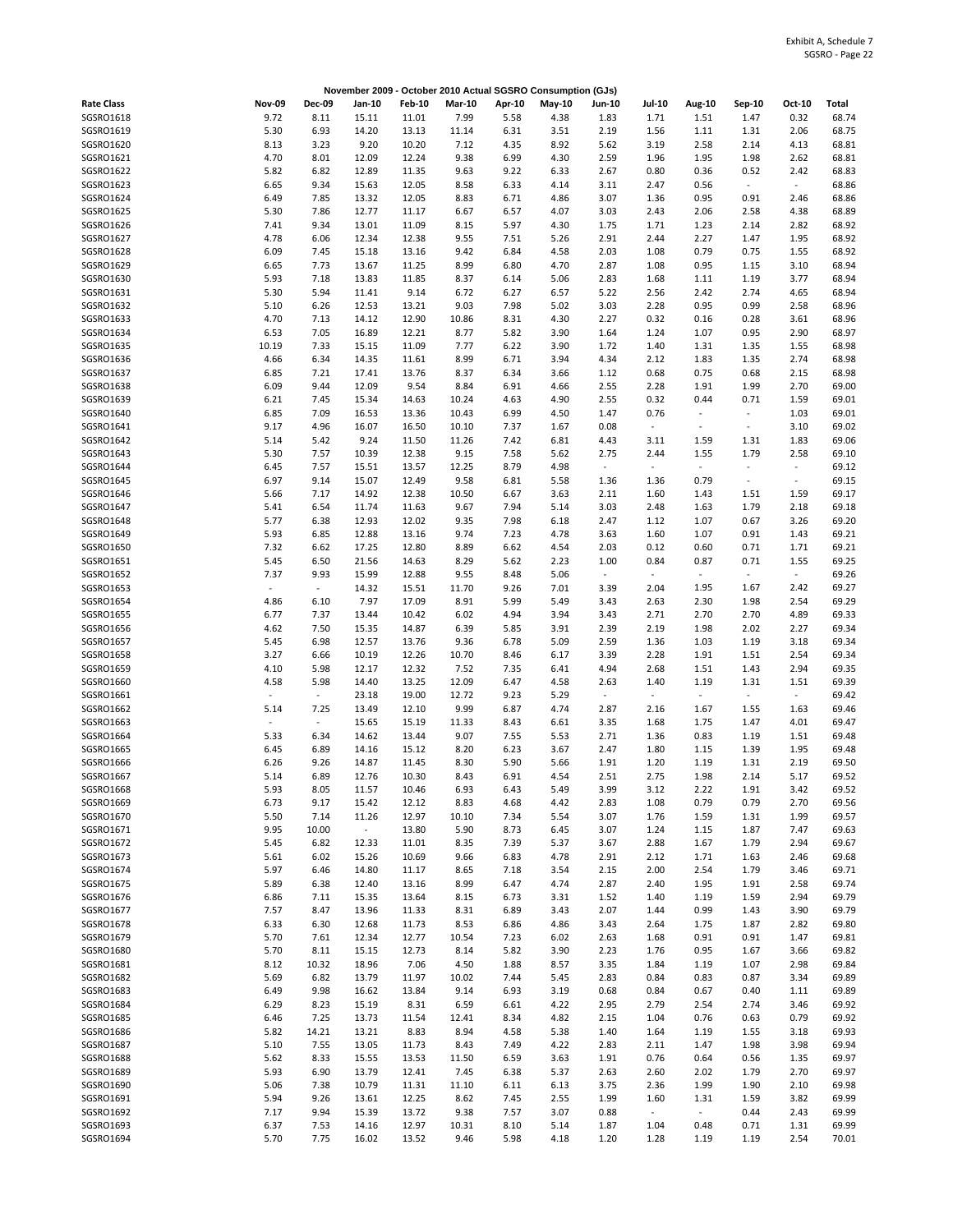Exhibit A, Schedule 7
SGSRO - Page 22

**November 2009 - October 2010 Actual SGSRO Consumption (GJs)**

| Rate Class | Nov-09 | Dec-09 | Jan-10 | Feb-10 | Mar-10 | Apr-10 | May-10 | Jun-10 | Jul-10 | Aug-10 | Sep-10 | Oct-10 | Total |
|---|---|---|---|---|---|---|---|---|---|---|---|---|---|
| SGSRO1618 | 9.72 | 8.11 | 15.11 | 11.01 | 7.99 | 5.58 | 4.38 | 1.83 | 1.71 | 1.51 | 1.47 | 0.32 | 68.74 |
| SGSRO1619 | 5.30 | 6.93 | 14.20 | 13.13 | 11.14 | 6.31 | 3.51 | 2.19 | 1.56 | 1.11 | 1.31 | 2.06 | 68.75 |
| SGSRO1620 | 8.13 | 3.23 | 9.20 | 10.20 | 7.12 | 4.35 | 8.92 | 5.62 | 3.19 | 2.58 | 2.14 | 4.13 | 68.81 |
| SGSRO1621 | 4.70 | 8.01 | 12.09 | 12.24 | 9.38 | 6.99 | 4.30 | 2.59 | 1.96 | 1.95 | 1.98 | 2.62 | 68.81 |
| SGSRO1622 | 5.82 | 6.82 | 12.89 | 11.35 | 9.63 | 9.22 | 6.33 | 2.67 | 0.80 | 0.36 | 0.52 | 2.42 | 68.83 |
| SGSRO1623 | 6.65 | 9.34 | 15.63 | 12.05 | 8.58 | 6.33 | 4.14 | 3.11 | 2.47 | 0.56 | - | - | 68.86 |
| SGSRO1624 | 6.49 | 7.85 | 13.32 | 12.05 | 8.83 | 6.71 | 4.86 | 3.07 | 1.36 | 0.95 | 0.91 | 2.46 | 68.86 |
| SGSRO1625 | 5.30 | 7.86 | 12.77 | 11.17 | 6.67 | 6.57 | 4.07 | 3.03 | 2.43 | 2.06 | 2.58 | 4.38 | 68.89 |
| SGSRO1626 | 7.41 | 9.34 | 13.01 | 11.09 | 8.15 | 5.97 | 4.30 | 1.75 | 1.71 | 1.23 | 2.14 | 2.82 | 68.92 |
| SGSRO1627 | 4.78 | 6.06 | 12.34 | 12.38 | 9.55 | 7.51 | 5.26 | 2.91 | 2.44 | 2.27 | 1.47 | 1.95 | 68.92 |
| SGSRO1628 | 6.09 | 7.45 | 15.18 | 13.16 | 9.42 | 6.84 | 4.58 | 2.03 | 1.08 | 0.79 | 0.75 | 1.55 | 68.92 |
| SGSRO1629 | 6.65 | 7.73 | 13.67 | 11.25 | 8.99 | 6.80 | 4.70 | 2.87 | 1.08 | 0.95 | 1.15 | 3.10 | 68.94 |
| SGSRO1630 | 5.93 | 7.18 | 13.83 | 11.85 | 8.37 | 6.14 | 5.06 | 2.83 | 1.68 | 1.11 | 1.19 | 3.77 | 68.94 |
| SGSRO1631 | 5.30 | 5.94 | 11.41 | 9.14 | 6.72 | 6.27 | 6.57 | 5.22 | 2.56 | 2.42 | 2.74 | 4.65 | 68.94 |
| SGSRO1632 | 5.10 | 6.26 | 12.53 | 13.21 | 9.03 | 7.98 | 5.02 | 3.03 | 2.28 | 0.95 | 0.99 | 2.58 | 68.96 |
| SGSRO1633 | 4.70 | 7.13 | 14.12 | 12.90 | 10.86 | 8.31 | 4.30 | 2.27 | 0.32 | 0.16 | 0.28 | 3.61 | 68.96 |
| SGSRO1634 | 6.53 | 7.05 | 16.89 | 12.21 | 8.77 | 5.82 | 3.90 | 1.64 | 1.24 | 1.07 | 0.95 | 2.90 | 68.97 |
| SGSRO1635 | 10.19 | 7.33 | 15.15 | 11.09 | 7.77 | 6.22 | 3.90 | 1.72 | 1.40 | 1.31 | 1.35 | 1.55 | 68.98 |
| SGSRO1636 | 4.66 | 6.34 | 14.35 | 11.61 | 8.99 | 6.71 | 3.94 | 4.34 | 2.12 | 1.83 | 1.35 | 2.74 | 68.98 |
| SGSRO1637 | 6.85 | 7.21 | 17.41 | 13.76 | 8.37 | 6.34 | 3.66 | 1.12 | 0.68 | 0.75 | 0.68 | 2.15 | 68.98 |
| SGSRO1638 | 6.09 | 9.44 | 12.09 | 9.54 | 8.84 | 6.91 | 4.66 | 2.55 | 2.28 | 1.91 | 1.99 | 2.70 | 69.00 |
| SGSRO1639 | 6.21 | 7.45 | 15.34 | 14.63 | 10.24 | 4.63 | 4.90 | 2.55 | 0.32 | 0.44 | 0.71 | 1.59 | 69.01 |
| SGSRO1640 | 6.85 | 7.09 | 16.53 | 13.36 | 10.43 | 6.99 | 4.50 | 1.47 | 0.76 | - | - | 1.03 | 69.01 |
| SGSRO1641 | 9.17 | 4.96 | 16.07 | 16.50 | 10.10 | 7.37 | 1.67 | 0.08 | - | - | - | 3.10 | 69.02 |
| SGSRO1642 | 5.14 | 5.42 | 9.24 | 11.50 | 11.26 | 7.42 | 6.81 | 4.43 | 3.11 | 1.59 | 1.31 | 1.83 | 69.06 |
| SGSRO1643 | 5.30 | 7.57 | 10.39 | 12.38 | 9.15 | 7.58 | 5.62 | 2.75 | 2.44 | 1.55 | 1.79 | 2.58 | 69.10 |
| SGSRO1644 | 6.45 | 7.57 | 15.51 | 13.57 | 12.25 | 8.79 | 4.98 | - | - | - | - | - | 69.12 |
| SGSRO1645 | 6.97 | 9.14 | 15.07 | 12.49 | 9.58 | 6.81 | 5.58 | 1.36 | 1.36 | 0.79 | - | - | 69.15 |
| SGSRO1646 | 5.66 | 7.17 | 14.92 | 12.38 | 10.50 | 6.67 | 3.63 | 2.11 | 1.60 | 1.43 | 1.51 | 1.59 | 69.17 |
| SGSRO1647 | 5.41 | 6.54 | 11.74 | 11.63 | 9.67 | 7.94 | 5.14 | 3.03 | 2.48 | 1.63 | 1.79 | 2.18 | 69.18 |
| SGSRO1648 | 5.77 | 6.38 | 12.93 | 12.02 | 9.35 | 7.98 | 6.18 | 2.47 | 1.12 | 1.07 | 0.67 | 3.26 | 69.20 |
| SGSRO1649 | 5.93 | 6.85 | 12.88 | 13.16 | 9.74 | 7.23 | 4.78 | 3.63 | 1.60 | 1.07 | 0.91 | 1.43 | 69.21 |
| SGSRO1650 | 7.32 | 6.62 | 17.25 | 12.80 | 8.89 | 6.62 | 4.54 | 2.03 | 0.12 | 0.60 | 0.71 | 1.71 | 69.21 |
| SGSRO1651 | 5.45 | 6.50 | 21.56 | 14.63 | 8.29 | 5.62 | 2.23 | 1.00 | 0.84 | 0.87 | 0.71 | 1.55 | 69.25 |
| SGSRO1652 | 7.37 | 9.93 | 15.99 | 12.88 | 9.55 | 8.48 | 5.06 | - | - | - | - | - | 69.26 |
| SGSRO1653 | - | - | 14.32 | 15.51 | 11.70 | 9.26 | 7.01 | 3.39 | 2.04 | 1.95 | 1.67 | 2.42 | 69.27 |
| SGSRO1654 | 4.86 | 6.10 | 7.97 | 17.09 | 8.91 | 5.99 | 5.49 | 3.43 | 2.63 | 2.30 | 1.98 | 2.54 | 69.29 |
| SGSRO1655 | 6.77 | 7.37 | 13.44 | 10.42 | 6.02 | 4.94 | 3.94 | 3.43 | 2.71 | 2.70 | 2.70 | 4.89 | 69.33 |
| SGSRO1656 | 4.62 | 7.50 | 15.35 | 14.87 | 6.39 | 5.85 | 3.91 | 2.39 | 2.19 | 1.98 | 2.02 | 2.27 | 69.34 |
| SGSRO1657 | 5.45 | 6.98 | 12.57 | 13.76 | 9.36 | 6.78 | 5.09 | 2.59 | 1.36 | 1.03 | 1.19 | 3.18 | 69.34 |
| SGSRO1658 | 3.27 | 6.66 | 10.19 | 12.26 | 10.70 | 8.46 | 6.17 | 3.39 | 2.28 | 1.91 | 1.51 | 2.54 | 69.34 |
| SGSRO1659 | 4.10 | 5.98 | 12.17 | 12.32 | 7.52 | 7.35 | 6.41 | 4.94 | 2.68 | 1.51 | 1.43 | 2.94 | 69.35 |
| SGSRO1660 | 4.58 | 5.98 | 14.40 | 13.25 | 12.09 | 6.47 | 4.58 | 2.63 | 1.40 | 1.19 | 1.31 | 1.51 | 69.39 |
| SGSRO1661 | - | - | 23.18 | 19.00 | 12.72 | 9.23 | 5.29 | - | - | - | - | - | 69.42 |
| SGSRO1662 | 5.14 | 7.25 | 13.49 | 12.10 | 9.99 | 6.87 | 4.74 | 2.87 | 2.16 | 1.67 | 1.55 | 1.63 | 69.46 |
| SGSRO1663 | - | - | 15.65 | 15.19 | 11.33 | 8.43 | 6.61 | 3.35 | 1.68 | 1.75 | 1.47 | 4.01 | 69.47 |
| SGSRO1664 | 5.33 | 6.34 | 14.62 | 13.44 | 9.07 | 7.55 | 5.53 | 2.71 | 1.36 | 0.83 | 1.19 | 1.51 | 69.48 |
| SGSRO1665 | 6.45 | 6.89 | 14.16 | 15.12 | 8.20 | 6.23 | 3.67 | 2.47 | 1.80 | 1.15 | 1.39 | 1.95 | 69.48 |
| SGSRO1666 | 6.26 | 9.26 | 14.87 | 11.45 | 8.30 | 5.90 | 5.66 | 1.91 | 1.20 | 1.19 | 1.31 | 2.19 | 69.50 |
| SGSRO1667 | 5.14 | 6.89 | 12.76 | 10.30 | 8.43 | 6.91 | 4.54 | 2.51 | 2.75 | 1.98 | 2.14 | 5.17 | 69.52 |
| SGSRO1668 | 5.93 | 8.05 | 11.57 | 10.46 | 6.93 | 6.43 | 5.49 | 3.99 | 3.12 | 2.22 | 1.91 | 3.42 | 69.52 |
| SGSRO1669 | 6.73 | 9.17 | 15.42 | 12.12 | 8.83 | 4.68 | 4.42 | 2.83 | 1.08 | 0.79 | 0.79 | 2.70 | 69.56 |
| SGSRO1670 | 5.50 | 7.14 | 11.26 | 12.97 | 10.10 | 7.34 | 5.54 | 3.07 | 1.76 | 1.59 | 1.31 | 1.99 | 69.57 |
| SGSRO1671 | 9.95 | 10.00 | - | 13.80 | 5.90 | 8.73 | 6.45 | 3.07 | 1.24 | 1.15 | 1.87 | 7.47 | 69.63 |
| SGSRO1672 | 5.45 | 6.82 | 12.33 | 11.01 | 8.35 | 7.39 | 5.37 | 3.67 | 2.88 | 1.67 | 1.79 | 2.94 | 69.67 |
| SGSRO1673 | 5.61 | 6.02 | 15.26 | 10.69 | 9.66 | 6.83 | 4.78 | 2.91 | 2.12 | 1.71 | 1.63 | 2.46 | 69.68 |
| SGSRO1674 | 5.97 | 6.46 | 14.80 | 11.17 | 8.65 | 7.18 | 3.54 | 2.15 | 2.00 | 2.54 | 1.79 | 3.46 | 69.71 |
| SGSRO1675 | 5.89 | 6.38 | 12.40 | 13.16 | 8.99 | 6.47 | 4.74 | 2.87 | 2.40 | 1.95 | 1.91 | 2.58 | 69.74 |
| SGSRO1676 | 6.86 | 7.11 | 15.35 | 13.64 | 8.15 | 6.73 | 3.31 | 1.52 | 1.40 | 1.19 | 1.59 | 2.94 | 69.79 |
| SGSRO1677 | 7.57 | 8.47 | 13.96 | 11.33 | 8.31 | 6.89 | 3.43 | 2.07 | 1.44 | 0.99 | 1.43 | 3.90 | 69.79 |
| SGSRO1678 | 6.33 | 6.30 | 12.68 | 11.73 | 8.53 | 6.86 | 4.86 | 3.43 | 2.64 | 1.75 | 1.87 | 2.82 | 69.80 |
| SGSRO1679 | 5.70 | 7.61 | 12.34 | 12.77 | 10.54 | 7.23 | 6.02 | 2.63 | 1.68 | 0.91 | 0.91 | 1.47 | 69.81 |
| SGSRO1680 | 5.70 | 8.11 | 15.15 | 12.73 | 8.14 | 5.82 | 3.90 | 2.23 | 1.76 | 0.95 | 1.67 | 3.66 | 69.82 |
| SGSRO1681 | 8.12 | 10.32 | 18.96 | 7.06 | 4.50 | 1.88 | 8.57 | 3.35 | 1.84 | 1.19 | 1.07 | 2.98 | 69.84 |
| SGSRO1682 | 5.69 | 6.82 | 13.79 | 11.97 | 10.02 | 7.44 | 5.45 | 2.83 | 0.84 | 0.83 | 0.87 | 3.34 | 69.89 |
| SGSRO1683 | 6.49 | 9.98 | 16.62 | 13.84 | 9.14 | 6.93 | 3.19 | 0.68 | 0.84 | 0.67 | 0.40 | 1.11 | 69.89 |
| SGSRO1684 | 6.29 | 8.23 | 15.19 | 8.31 | 6.59 | 6.61 | 4.22 | 2.95 | 2.79 | 2.54 | 2.74 | 3.46 | 69.92 |
| SGSRO1685 | 6.46 | 7.25 | 13.73 | 11.54 | 12.41 | 8.34 | 4.82 | 2.15 | 1.04 | 0.76 | 0.63 | 0.79 | 69.92 |
| SGSRO1686 | 5.82 | 14.21 | 13.21 | 8.83 | 8.94 | 4.58 | 5.38 | 1.40 | 1.64 | 1.19 | 1.55 | 3.18 | 69.93 |
| SGSRO1687 | 5.10 | 7.55 | 13.05 | 11.73 | 8.43 | 7.49 | 4.22 | 2.83 | 2.11 | 1.47 | 1.98 | 3.98 | 69.94 |
| SGSRO1688 | 5.62 | 8.33 | 15.55 | 13.53 | 11.50 | 6.59 | 3.63 | 1.91 | 0.76 | 0.64 | 0.56 | 1.35 | 69.97 |
| SGSRO1689 | 5.93 | 6.90 | 13.79 | 12.41 | 7.45 | 6.38 | 5.37 | 2.63 | 2.60 | 2.02 | 1.79 | 2.70 | 69.97 |
| SGSRO1690 | 5.06 | 7.38 | 10.79 | 11.31 | 11.10 | 6.11 | 6.13 | 3.75 | 2.36 | 1.99 | 1.90 | 2.10 | 69.98 |
| SGSRO1691 | 5.94 | 9.26 | 13.61 | 12.25 | 8.62 | 7.45 | 2.55 | 1.99 | 1.60 | 1.31 | 1.59 | 3.82 | 69.99 |
| SGSRO1692 | 7.17 | 9.94 | 15.39 | 13.72 | 9.38 | 7.57 | 3.07 | 0.88 | - | - | 0.44 | 2.43 | 69.99 |
| SGSRO1693 | 6.37 | 7.53 | 14.16 | 12.97 | 10.31 | 8.10 | 5.14 | 1.87 | 1.04 | 0.48 | 0.71 | 1.31 | 69.99 |
| SGSRO1694 | 5.70 | 7.75 | 16.02 | 13.52 | 9.46 | 5.98 | 4.18 | 1.20 | 1.28 | 1.19 | 1.19 | 2.54 | 70.01 |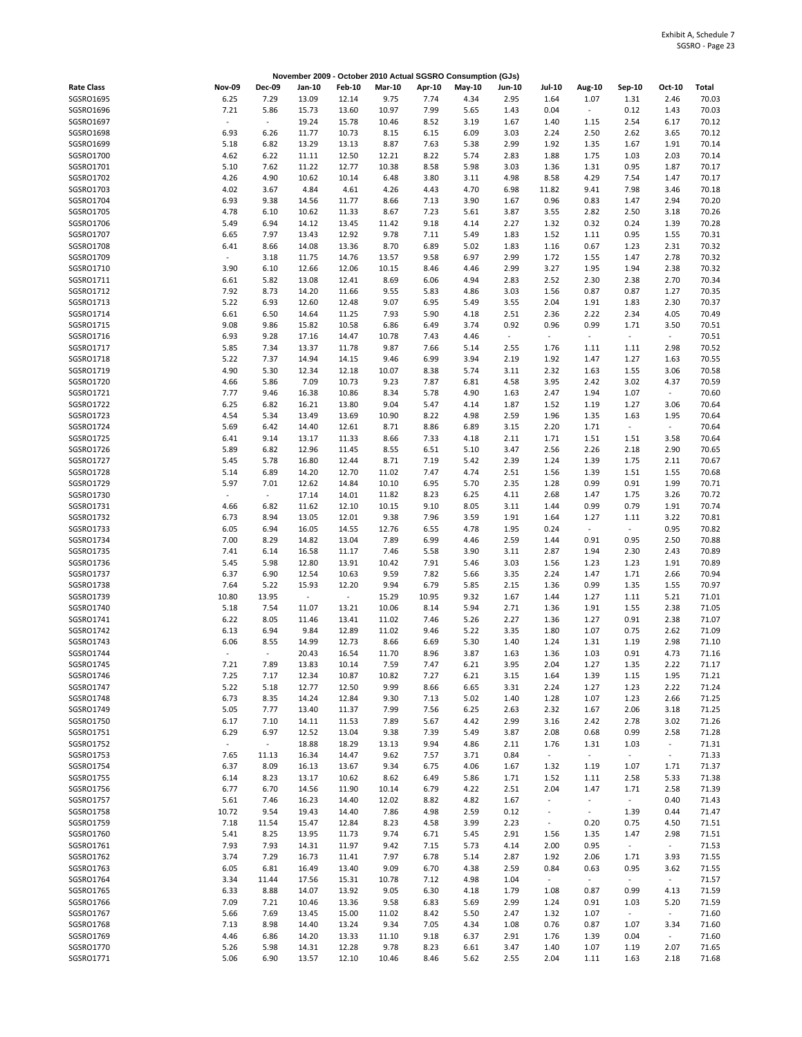Exhibit A, Schedule 7
SGSRO - Page 23

**November 2009 - October 2010 Actual SGSRO Consumption (GJs)**

| Rate Class | Nov-09 | Dec-09 | Jan-10 | Feb-10 | Mar-10 | Apr-10 | May-10 | Jun-10 | Jul-10 | Aug-10 | Sep-10 | Oct-10 | Total |
|---|---|---|---|---|---|---|---|---|---|---|---|---|---|
| SGSRO1695 | 6.25 | 7.29 | 13.09 | 12.14 | 9.75 | 7.74 | 4.34 | 2.95 | 1.64 | 1.07 | 1.31 | 2.46 | 70.03 |
| SGSRO1696 | 7.21 | 5.86 | 15.73 | 13.60 | 10.97 | 7.99 | 5.65 | 1.43 | 0.04 | - | 0.12 | 1.43 | 70.03 |
| SGSRO1697 | - | - | 19.24 | 15.78 | 10.46 | 8.52 | 3.19 | 1.67 | 1.40 | 1.15 | 2.54 | 6.17 | 70.12 |
| SGSRO1698 | 6.93 | 6.26 | 11.77 | 10.73 | 8.15 | 6.15 | 6.09 | 3.03 | 2.24 | 2.50 | 2.62 | 3.65 | 70.12 |
| SGSRO1699 | 5.18 | 6.82 | 13.29 | 13.13 | 8.87 | 7.63 | 5.38 | 2.99 | 1.92 | 1.35 | 1.67 | 1.91 | 70.14 |
| SGSRO1700 | 4.62 | 6.22 | 11.11 | 12.50 | 12.21 | 8.22 | 5.74 | 2.83 | 1.88 | 1.75 | 1.03 | 2.03 | 70.14 |
| SGSRO1701 | 5.10 | 7.62 | 11.22 | 12.77 | 10.38 | 8.58 | 5.98 | 3.03 | 1.36 | 1.31 | 0.95 | 1.87 | 70.17 |
| SGSRO1702 | 4.26 | 4.90 | 10.62 | 10.14 | 6.48 | 3.80 | 3.11 | 4.98 | 8.58 | 4.29 | 7.54 | 1.47 | 70.17 |
| SGSRO1703 | 4.02 | 3.67 | 4.84 | 4.61 | 4.26 | 4.43 | 4.70 | 6.98 | 11.82 | 9.41 | 7.98 | 3.46 | 70.18 |
| SGSRO1704 | 6.93 | 9.38 | 14.56 | 11.77 | 8.66 | 7.13 | 3.90 | 1.67 | 0.96 | 0.83 | 1.47 | 2.94 | 70.20 |
| SGSRO1705 | 4.78 | 6.10 | 10.62 | 11.33 | 8.67 | 7.23 | 5.61 | 3.87 | 3.55 | 2.82 | 2.50 | 3.18 | 70.26 |
| SGSRO1706 | 5.49 | 6.94 | 14.12 | 13.45 | 11.42 | 9.18 | 4.14 | 2.27 | 1.32 | 0.32 | 0.24 | 1.39 | 70.28 |
| SGSRO1707 | 6.65 | 7.97 | 13.43 | 12.92 | 9.78 | 7.11 | 5.49 | 1.83 | 1.52 | 1.11 | 0.95 | 1.55 | 70.31 |
| SGSRO1708 | 6.41 | 8.66 | 14.08 | 13.36 | 8.70 | 6.89 | 5.02 | 1.83 | 1.16 | 0.67 | 1.23 | 2.31 | 70.32 |
| SGSRO1709 | - | 3.18 | 11.75 | 14.76 | 13.57 | 9.58 | 6.97 | 2.99 | 1.72 | 1.55 | 1.47 | 2.78 | 70.32 |
| SGSRO1710 | 3.90 | 6.10 | 12.66 | 12.06 | 10.15 | 8.46 | 4.46 | 2.99 | 3.27 | 1.95 | 1.94 | 2.38 | 70.32 |
| SGSRO1711 | 6.61 | 5.82 | 13.08 | 12.41 | 8.69 | 6.06 | 4.94 | 2.83 | 2.52 | 2.30 | 2.38 | 2.70 | 70.34 |
| SGSRO1712 | 7.92 | 8.73 | 14.20 | 11.66 | 9.55 | 5.83 | 4.86 | 3.03 | 1.56 | 0.87 | 0.87 | 1.27 | 70.35 |
| SGSRO1713 | 5.22 | 6.93 | 12.60 | 12.48 | 9.07 | 6.95 | 5.49 | 3.55 | 2.04 | 1.91 | 1.83 | 2.30 | 70.37 |
| SGSRO1714 | 6.61 | 6.50 | 14.64 | 11.25 | 7.93 | 5.90 | 4.18 | 2.51 | 2.36 | 2.22 | 2.34 | 4.05 | 70.49 |
| SGSRO1715 | 9.08 | 9.86 | 15.82 | 10.58 | 6.86 | 6.49 | 3.74 | 0.92 | 0.96 | 0.99 | 1.71 | 3.50 | 70.51 |
| SGSRO1716 | 6.93 | 9.28 | 17.16 | 14.47 | 10.78 | 7.43 | 4.46 | - | - | - | - | - | 70.51 |
| SGSRO1717 | 5.85 | 7.34 | 13.37 | 11.78 | 9.87 | 7.66 | 5.14 | 2.55 | 1.76 | 1.11 | 1.11 | 2.98 | 70.52 |
| SGSRO1718 | 5.22 | 7.37 | 14.94 | 14.15 | 9.46 | 6.99 | 3.94 | 2.19 | 1.92 | 1.47 | 1.27 | 1.63 | 70.55 |
| SGSRO1719 | 4.90 | 5.30 | 12.34 | 12.18 | 10.07 | 8.38 | 5.74 | 3.11 | 2.32 | 1.63 | 1.55 | 3.06 | 70.58 |
| SGSRO1720 | 4.66 | 5.86 | 7.09 | 10.73 | 9.23 | 7.87 | 6.81 | 4.58 | 3.95 | 2.42 | 3.02 | 4.37 | 70.59 |
| SGSRO1721 | 7.77 | 9.46 | 16.38 | 10.86 | 8.34 | 5.78 | 4.90 | 1.63 | 2.47 | 1.94 | 1.07 | - | 70.60 |
| SGSRO1722 | 6.25 | 6.82 | 16.21 | 13.80 | 9.04 | 5.47 | 4.14 | 1.87 | 1.52 | 1.19 | 1.27 | 3.06 | 70.64 |
| SGSRO1723 | 4.54 | 5.34 | 13.49 | 13.69 | 10.90 | 8.22 | 4.98 | 2.59 | 1.96 | 1.35 | 1.63 | 1.95 | 70.64 |
| SGSRO1724 | 5.69 | 6.42 | 14.40 | 12.61 | 8.71 | 8.86 | 6.89 | 3.15 | 2.20 | 1.71 | - | - | 70.64 |
| SGSRO1725 | 6.41 | 9.14 | 13.17 | 11.33 | 8.66 | 7.33 | 4.18 | 2.11 | 1.71 | 1.51 | 1.51 | 3.58 | 70.64 |
| SGSRO1726 | 5.89 | 6.82 | 12.96 | 11.45 | 8.55 | 6.51 | 5.10 | 3.47 | 2.56 | 2.26 | 2.18 | 2.90 | 70.65 |
| SGSRO1727 | 5.45 | 5.78 | 16.80 | 12.44 | 8.71 | 7.19 | 5.42 | 2.39 | 1.24 | 1.39 | 1.75 | 2.11 | 70.67 |
| SGSRO1728 | 5.14 | 6.89 | 14.20 | 12.70 | 11.02 | 7.47 | 4.74 | 2.51 | 1.56 | 1.39 | 1.51 | 1.55 | 70.68 |
| SGSRO1729 | 5.97 | 7.01 | 12.62 | 14.84 | 10.10 | 6.95 | 5.70 | 2.35 | 1.28 | 0.99 | 0.91 | 1.99 | 70.71 |
| SGSRO1730 | - | - | 17.14 | 14.01 | 11.82 | 8.23 | 6.25 | 4.11 | 2.68 | 1.47 | 1.75 | 3.26 | 70.72 |
| SGSRO1731 | 4.66 | 6.82 | 11.62 | 12.10 | 10.15 | 9.10 | 8.05 | 3.11 | 1.44 | 0.99 | 0.79 | 1.91 | 70.74 |
| SGSRO1732 | 6.73 | 8.94 | 13.05 | 12.01 | 9.38 | 7.96 | 3.59 | 1.91 | 1.64 | 1.27 | 1.11 | 3.22 | 70.81 |
| SGSRO1733 | 6.05 | 6.94 | 16.05 | 14.55 | 12.76 | 6.55 | 4.78 | 1.95 | 0.24 | - | - | 0.95 | 70.82 |
| SGSRO1734 | 7.00 | 8.29 | 14.82 | 13.04 | 7.89 | 6.99 | 4.46 | 2.59 | 1.44 | 0.91 | 0.95 | 2.50 | 70.88 |
| SGSRO1735 | 7.41 | 6.14 | 16.58 | 11.17 | 7.46 | 5.58 | 3.90 | 3.11 | 2.87 | 1.94 | 2.30 | 2.43 | 70.89 |
| SGSRO1736 | 5.45 | 5.98 | 12.80 | 13.91 | 10.42 | 7.91 | 5.46 | 3.03 | 1.56 | 1.23 | 1.23 | 1.91 | 70.89 |
| SGSRO1737 | 6.37 | 6.90 | 12.54 | 10.63 | 9.59 | 7.82 | 5.66 | 3.35 | 2.24 | 1.47 | 1.71 | 2.66 | 70.94 |
| SGSRO1738 | 7.64 | 5.22 | 15.93 | 12.20 | 9.94 | 6.79 | 5.85 | 2.15 | 1.36 | 0.99 | 1.35 | 1.55 | 70.97 |
| SGSRO1739 | 10.80 | 13.95 | - | - | 15.29 | 10.95 | 9.32 | 1.67 | 1.44 | 1.27 | 1.11 | 5.21 | 71.01 |
| SGSRO1740 | 5.18 | 7.54 | 11.07 | 13.21 | 10.06 | 8.14 | 5.94 | 2.71 | 1.36 | 1.91 | 1.55 | 2.38 | 71.05 |
| SGSRO1741 | 6.22 | 8.05 | 11.46 | 13.41 | 11.02 | 7.46 | 5.26 | 2.27 | 1.36 | 1.27 | 0.91 | 2.38 | 71.07 |
| SGSRO1742 | 6.13 | 6.94 | 9.84 | 12.89 | 11.02 | 9.46 | 5.22 | 3.35 | 1.80 | 1.07 | 0.75 | 2.62 | 71.09 |
| SGSRO1743 | 6.06 | 8.55 | 14.99 | 12.73 | 8.66 | 6.69 | 5.30 | 1.40 | 1.24 | 1.31 | 1.19 | 2.98 | 71.10 |
| SGSRO1744 | - | - | 20.43 | 16.54 | 11.70 | 8.96 | 3.87 | 1.63 | 1.36 | 1.03 | 0.91 | 4.73 | 71.16 |
| SGSRO1745 | 7.21 | 7.89 | 13.83 | 10.14 | 7.59 | 7.47 | 6.21 | 3.95 | 2.04 | 1.27 | 1.35 | 2.22 | 71.17 |
| SGSRO1746 | 7.25 | 7.17 | 12.34 | 10.87 | 10.82 | 7.27 | 6.21 | 3.15 | 1.64 | 1.39 | 1.15 | 1.95 | 71.21 |
| SGSRO1747 | 5.22 | 5.18 | 12.77 | 12.50 | 9.99 | 8.66 | 6.65 | 3.31 | 2.24 | 1.27 | 1.23 | 2.22 | 71.24 |
| SGSRO1748 | 6.73 | 8.35 | 14.24 | 12.84 | 9.30 | 7.13 | 5.02 | 1.40 | 1.28 | 1.07 | 1.23 | 2.66 | 71.25 |
| SGSRO1749 | 5.05 | 7.77 | 13.40 | 11.37 | 7.99 | 7.56 | 6.25 | 2.63 | 2.32 | 1.67 | 2.06 | 3.18 | 71.25 |
| SGSRO1750 | 6.17 | 7.10 | 14.11 | 11.53 | 7.89 | 5.67 | 4.42 | 2.99 | 3.16 | 2.42 | 2.78 | 3.02 | 71.26 |
| SGSRO1751 | 6.29 | 6.97 | 12.52 | 13.04 | 9.38 | 7.39 | 5.49 | 3.87 | 2.08 | 0.68 | 0.99 | 2.58 | 71.28 |
| SGSRO1752 | - | - | 18.88 | 18.29 | 13.13 | 9.94 | 4.86 | 2.11 | 1.76 | 1.31 | 1.03 | - | 71.31 |
| SGSRO1753 | 7.65 | 11.13 | 16.34 | 14.47 | 9.62 | 7.57 | 3.71 | 0.84 | - | - | - | - | 71.33 |
| SGSRO1754 | 6.37 | 8.09 | 16.13 | 13.67 | 9.34 | 6.75 | 4.06 | 1.67 | 1.32 | 1.19 | 1.07 | 1.71 | 71.37 |
| SGSRO1755 | 6.14 | 8.23 | 13.17 | 10.62 | 8.62 | 6.49 | 5.86 | 1.71 | 1.52 | 1.11 | 2.58 | 5.33 | 71.38 |
| SGSRO1756 | 6.77 | 6.70 | 14.56 | 11.90 | 10.14 | 6.79 | 4.22 | 2.51 | 2.04 | 1.47 | 1.71 | 2.58 | 71.39 |
| SGSRO1757 | 5.61 | 7.46 | 16.23 | 14.40 | 12.02 | 8.82 | 4.82 | 1.67 | - | - | - | 0.40 | 71.43 |
| SGSRO1758 | 10.72 | 9.54 | 19.43 | 14.40 | 7.86 | 4.98 | 2.59 | 0.12 | - | - | 1.39 | 0.44 | 71.47 |
| SGSRO1759 | 7.18 | 11.54 | 15.47 | 12.84 | 8.23 | 4.58 | 3.99 | 2.23 | - | 0.20 | 0.75 | 4.50 | 71.51 |
| SGSRO1760 | 5.41 | 8.25 | 13.95 | 11.73 | 9.74 | 6.71 | 5.45 | 2.91 | 1.56 | 1.35 | 1.47 | 2.98 | 71.51 |
| SGSRO1761 | 7.93 | 7.93 | 14.31 | 11.97 | 9.42 | 7.15 | 5.73 | 4.14 | 2.00 | 0.95 | - | - | 71.53 |
| SGSRO1762 | 3.74 | 7.29 | 16.73 | 11.41 | 7.97 | 6.78 | 5.14 | 2.87 | 1.92 | 2.06 | 1.71 | 3.93 | 71.55 |
| SGSRO1763 | 6.05 | 6.81 | 16.49 | 13.40 | 9.09 | 6.70 | 4.38 | 2.59 | 0.84 | 0.63 | 0.95 | 3.62 | 71.55 |
| SGSRO1764 | 3.34 | 11.44 | 17.56 | 15.31 | 10.78 | 7.12 | 4.98 | 1.04 | - | - | - | - | 71.57 |
| SGSRO1765 | 6.33 | 8.88 | 14.07 | 13.92 | 9.05 | 6.30 | 4.18 | 1.79 | 1.08 | 0.87 | 0.99 | 4.13 | 71.59 |
| SGSRO1766 | 7.09 | 7.21 | 10.46 | 13.36 | 9.58 | 6.83 | 5.69 | 2.99 | 1.24 | 0.91 | 1.03 | 5.20 | 71.59 |
| SGSRO1767 | 5.66 | 7.69 | 13.45 | 15.00 | 11.02 | 8.42 | 5.50 | 2.47 | 1.32 | 1.07 | - | - | 71.60 |
| SGSRO1768 | 7.13 | 8.98 | 14.40 | 13.24 | 9.34 | 7.05 | 4.34 | 1.08 | 0.76 | 0.87 | 1.07 | 3.34 | 71.60 |
| SGSRO1769 | 4.46 | 6.86 | 14.20 | 13.33 | 11.10 | 9.18 | 6.37 | 2.91 | 1.76 | 1.39 | 0.04 | - | 71.60 |
| SGSRO1770 | 5.26 | 5.98 | 14.31 | 12.28 | 9.78 | 8.23 | 6.61 | 3.47 | 1.40 | 1.07 | 1.19 | 2.07 | 71.65 |
| SGSRO1771 | 5.06 | 6.90 | 13.57 | 12.10 | 10.46 | 8.46 | 5.62 | 2.55 | 2.04 | 1.11 | 1.63 | 2.18 | 71.68 |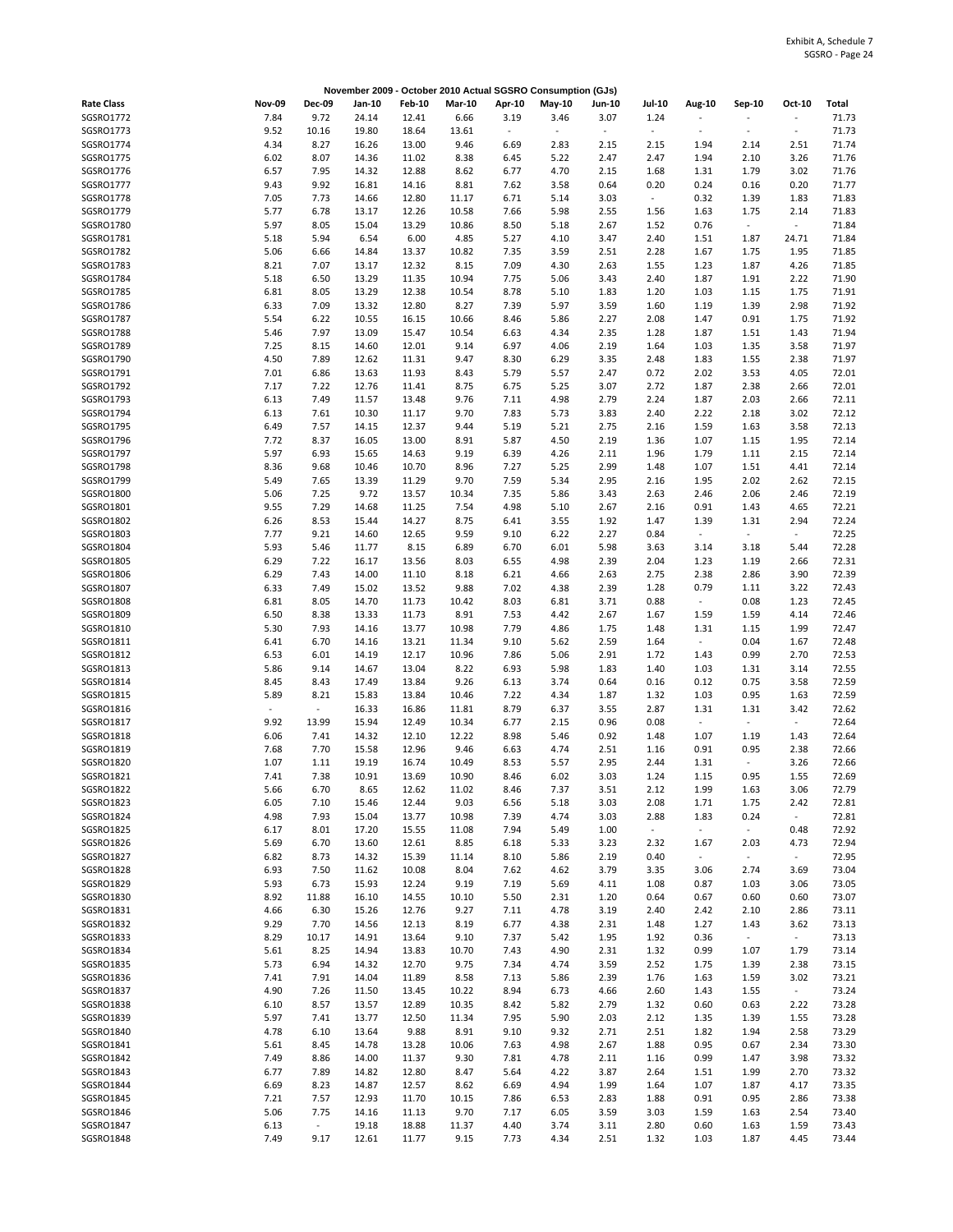Exhibit A, Schedule 7
SGSRO - Page 24

| Rate Class | Nov-09 | Dec-09 | Jan-10 | Feb-10 | Mar-10 | Apr-10 | May-10 | Jun-10 | Jul-10 | Aug-10 | Sep-10 | Oct-10 | Total |
|---|---|---|---|---|---|---|---|---|---|---|---|---|---|
| | | | November 2009 - October 2010 Actual SGSRO Consumption (GJs) | | | | | | | | | | |
| SGSRO1772 | 7.84 | 9.72 | 24.14 | 12.41 | 6.66 | 3.19 | 3.46 | 3.07 | 1.24 | - | - | - | 71.73 |
| SGSRO1773 | 9.52 | 10.16 | 19.80 | 18.64 | 13.61 | - | - | - | - | - | - | - | 71.73 |
| SGSRO1774 | 4.34 | 8.27 | 16.26 | 13.00 | 9.46 | 6.69 | 2.83 | 2.15 | 2.15 | 1.94 | 2.14 | 2.51 | 71.74 |
| SGSRO1775 | 6.02 | 8.07 | 14.36 | 11.02 | 8.38 | 6.45 | 5.22 | 2.47 | 2.47 | 1.94 | 2.10 | 3.26 | 71.76 |
| SGSRO1776 | 6.57 | 7.95 | 14.32 | 12.88 | 8.62 | 6.77 | 4.70 | 2.15 | 1.68 | 1.31 | 1.79 | 3.02 | 71.76 |
| SGSRO1777 | 9.43 | 9.92 | 16.81 | 14.16 | 8.81 | 7.62 | 3.58 | 0.64 | 0.20 | 0.24 | 0.16 | 0.20 | 71.77 |
| SGSRO1778 | 7.05 | 7.73 | 14.66 | 12.80 | 11.17 | 6.71 | 5.14 | 3.03 | - | 0.32 | 1.39 | 1.83 | 71.83 |
| SGSRO1779 | 5.77 | 6.78 | 13.17 | 12.26 | 10.58 | 7.66 | 5.98 | 2.55 | 1.56 | 1.63 | 1.75 | 2.14 | 71.83 |
| SGSRO1780 | 5.97 | 8.05 | 15.04 | 13.29 | 10.86 | 8.50 | 5.18 | 2.67 | 1.52 | 0.76 | - | - | 71.84 |
| SGSRO1781 | 5.18 | 5.94 | 6.54 | 6.00 | 4.85 | 5.27 | 4.10 | 3.47 | 2.40 | 1.51 | 1.87 | 24.71 | 71.84 |
| SGSRO1782 | 5.06 | 6.66 | 14.84 | 13.37 | 10.82 | 7.35 | 3.59 | 2.51 | 2.28 | 1.67 | 1.75 | 1.95 | 71.85 |
| SGSRO1783 | 8.21 | 7.07 | 13.17 | 12.32 | 8.15 | 7.09 | 4.30 | 2.63 | 1.55 | 1.23 | 1.87 | 4.26 | 71.85 |
| SGSRO1784 | 5.18 | 6.50 | 13.29 | 11.35 | 10.94 | 7.75 | 5.06 | 3.43 | 2.40 | 1.87 | 1.91 | 2.22 | 71.90 |
| SGSRO1785 | 6.81 | 8.05 | 13.29 | 12.38 | 10.54 | 8.78 | 5.10 | 1.83 | 1.20 | 1.03 | 1.15 | 1.75 | 71.91 |
| SGSRO1786 | 6.33 | 7.09 | 13.32 | 12.80 | 8.27 | 7.39 | 5.97 | 3.59 | 1.60 | 1.19 | 1.39 | 2.98 | 71.92 |
| SGSRO1787 | 5.54 | 6.22 | 10.55 | 16.15 | 10.66 | 8.46 | 5.86 | 2.27 | 2.08 | 1.47 | 0.91 | 1.75 | 71.92 |
| SGSRO1788 | 5.46 | 7.97 | 13.09 | 15.47 | 10.54 | 6.63 | 4.34 | 2.35 | 1.28 | 1.87 | 1.51 | 1.43 | 71.94 |
| SGSRO1789 | 7.25 | 8.15 | 14.60 | 12.01 | 9.14 | 6.97 | 4.06 | 2.19 | 1.64 | 1.03 | 1.35 | 3.58 | 71.97 |
| SGSRO1790 | 4.50 | 7.89 | 12.62 | 11.31 | 9.47 | 8.30 | 6.29 | 3.35 | 2.48 | 1.83 | 1.55 | 2.38 | 71.97 |
| SGSRO1791 | 7.01 | 6.86 | 13.63 | 11.93 | 8.43 | 5.79 | 5.57 | 2.47 | 0.72 | 2.02 | 3.53 | 4.05 | 72.01 |
| SGSRO1792 | 7.17 | 7.22 | 12.76 | 11.41 | 8.75 | 6.75 | 5.25 | 3.07 | 2.72 | 1.87 | 2.38 | 2.66 | 72.01 |
| SGSRO1793 | 6.13 | 7.49 | 11.57 | 13.48 | 9.76 | 7.11 | 4.98 | 2.79 | 2.24 | 1.87 | 2.03 | 2.66 | 72.11 |
| SGSRO1794 | 6.13 | 7.61 | 10.30 | 11.17 | 9.70 | 7.83 | 5.73 | 3.83 | 2.40 | 2.22 | 2.18 | 3.02 | 72.12 |
| SGSRO1795 | 6.49 | 7.57 | 14.15 | 12.37 | 9.44 | 5.19 | 5.21 | 2.75 | 2.16 | 1.59 | 1.63 | 3.58 | 72.13 |
| SGSRO1796 | 7.72 | 8.37 | 16.05 | 13.00 | 8.91 | 5.87 | 4.50 | 2.19 | 1.36 | 1.07 | 1.15 | 1.95 | 72.14 |
| SGSRO1797 | 5.97 | 6.93 | 15.65 | 14.63 | 9.19 | 6.39 | 4.26 | 2.11 | 1.96 | 1.79 | 1.11 | 2.15 | 72.14 |
| SGSRO1798 | 8.36 | 9.68 | 10.46 | 10.70 | 8.96 | 7.27 | 5.25 | 2.99 | 1.48 | 1.07 | 1.51 | 4.41 | 72.14 |
| SGSRO1799 | 5.49 | 7.65 | 13.39 | 11.29 | 9.70 | 7.59 | 5.34 | 2.95 | 2.16 | 1.95 | 2.02 | 2.62 | 72.15 |
| SGSRO1800 | 5.06 | 7.25 | 9.72 | 13.57 | 10.34 | 7.35 | 5.86 | 3.43 | 2.63 | 2.46 | 2.06 | 2.46 | 72.19 |
| SGSRO1801 | 9.55 | 7.29 | 14.68 | 11.25 | 7.54 | 4.98 | 5.10 | 2.67 | 2.16 | 0.91 | 1.43 | 4.65 | 72.21 |
| SGSRO1802 | 6.26 | 8.53 | 15.44 | 14.27 | 8.75 | 6.41 | 3.55 | 1.92 | 1.47 | 1.39 | 1.31 | 2.94 | 72.24 |
| SGSRO1803 | 7.77 | 9.21 | 14.60 | 12.65 | 9.59 | 9.10 | 6.22 | 2.27 | 0.84 | - | - | - | 72.25 |
| SGSRO1804 | 5.93 | 5.46 | 11.77 | 8.15 | 6.89 | 6.70 | 6.01 | 5.98 | 3.63 | 3.14 | 3.18 | 5.44 | 72.28 |
| SGSRO1805 | 6.29 | 7.22 | 16.17 | 13.56 | 8.03 | 6.55 | 4.98 | 2.39 | 2.04 | 1.23 | 1.19 | 2.66 | 72.31 |
| SGSRO1806 | 6.29 | 7.43 | 14.00 | 11.10 | 8.18 | 6.21 | 4.66 | 2.63 | 2.75 | 2.38 | 2.86 | 3.90 | 72.39 |
| SGSRO1807 | 6.33 | 7.49 | 15.02 | 13.52 | 9.88 | 7.02 | 4.38 | 2.39 | 1.28 | 0.79 | 1.11 | 3.22 | 72.43 |
| SGSRO1808 | 6.81 | 8.05 | 14.70 | 11.73 | 10.42 | 8.03 | 6.81 | 3.71 | 0.88 | - | 0.08 | 1.23 | 72.45 |
| SGSRO1809 | 6.50 | 8.38 | 13.33 | 11.73 | 8.91 | 7.53 | 4.42 | 2.67 | 1.67 | 1.59 | 1.59 | 4.14 | 72.46 |
| SGSRO1810 | 5.30 | 7.93 | 14.16 | 13.77 | 10.98 | 7.79 | 4.86 | 1.75 | 1.48 | 1.31 | 1.15 | 1.99 | 72.47 |
| SGSRO1811 | 6.41 | 6.70 | 14.16 | 13.21 | 11.34 | 9.10 | 5.62 | 2.59 | 1.64 | - | 0.04 | 1.67 | 72.48 |
| SGSRO1812 | 6.53 | 6.01 | 14.19 | 12.17 | 10.96 | 7.86 | 5.06 | 2.91 | 1.72 | 1.43 | 0.99 | 2.70 | 72.53 |
| SGSRO1813 | 5.86 | 9.14 | 14.67 | 13.04 | 8.22 | 6.93 | 5.98 | 1.83 | 1.40 | 1.03 | 1.31 | 3.14 | 72.55 |
| SGSRO1814 | 8.45 | 8.43 | 17.49 | 13.84 | 9.26 | 6.13 | 3.74 | 0.64 | 0.16 | 0.12 | 0.75 | 3.58 | 72.59 |
| SGSRO1815 | 5.89 | 8.21 | 15.83 | 13.84 | 10.46 | 7.22 | 4.34 | 1.87 | 1.32 | 1.03 | 0.95 | 1.63 | 72.59 |
| SGSRO1816 | - | - | 16.33 | 16.86 | 11.81 | 8.79 | 6.37 | 3.55 | 2.87 | 1.31 | 1.31 | 3.42 | 72.62 |
| SGSRO1817 | 9.92 | 13.99 | 15.94 | 12.49 | 10.34 | 6.77 | 2.15 | 0.96 | 0.08 | - | - | - | 72.64 |
| SGSRO1818 | 6.06 | 7.41 | 14.32 | 12.10 | 12.22 | 8.98 | 5.46 | 0.92 | 1.48 | 1.07 | 1.19 | 1.43 | 72.64 |
| SGSRO1819 | 7.68 | 7.70 | 15.58 | 12.96 | 9.46 | 6.63 | 4.74 | 2.51 | 1.16 | 0.91 | 0.95 | 2.38 | 72.66 |
| SGSRO1820 | 1.07 | 1.11 | 19.19 | 16.74 | 10.49 | 8.53 | 5.57 | 2.95 | 2.44 | 1.31 | - | 3.26 | 72.66 |
| SGSRO1821 | 7.41 | 7.38 | 10.91 | 13.69 | 10.90 | 8.46 | 6.02 | 3.03 | 1.24 | 1.15 | 0.95 | 1.55 | 72.69 |
| SGSRO1822 | 5.66 | 6.70 | 8.65 | 12.62 | 11.02 | 8.46 | 7.37 | 3.51 | 2.12 | 1.99 | 1.63 | 3.06 | 72.79 |
| SGSRO1823 | 6.05 | 7.10 | 15.46 | 12.44 | 9.03 | 6.56 | 5.18 | 3.03 | 2.08 | 1.71 | 1.75 | 2.42 | 72.81 |
| SGSRO1824 | 4.98 | 7.93 | 15.04 | 13.77 | 10.98 | 7.39 | 4.74 | 3.03 | 2.88 | 1.83 | 0.24 | - | 72.81 |
| SGSRO1825 | 6.17 | 8.01 | 17.20 | 15.55 | 11.08 | 7.94 | 5.49 | 1.00 | - | - | - | 0.48 | 72.92 |
| SGSRO1826 | 5.69 | 6.70 | 13.60 | 12.61 | 8.85 | 6.18 | 5.33 | 3.23 | 2.32 | 1.67 | 2.03 | 4.73 | 72.94 |
| SGSRO1827 | 6.82 | 8.73 | 14.32 | 15.39 | 11.14 | 8.10 | 5.86 | 2.19 | 0.40 | - | - | - | 72.95 |
| SGSRO1828 | 6.93 | 7.50 | 11.62 | 10.08 | 8.04 | 7.62 | 4.62 | 3.79 | 3.35 | 3.06 | 2.74 | 3.69 | 73.04 |
| SGSRO1829 | 5.93 | 6.73 | 15.93 | 12.24 | 9.19 | 7.19 | 5.69 | 4.11 | 1.08 | 0.87 | 1.03 | 3.06 | 73.05 |
| SGSRO1830 | 8.92 | 11.88 | 16.10 | 14.55 | 10.10 | 5.50 | 2.31 | 1.20 | 0.64 | 0.67 | 0.60 | 0.60 | 73.07 |
| SGSRO1831 | 4.66 | 6.30 | 15.26 | 12.76 | 9.27 | 7.11 | 4.78 | 3.19 | 2.40 | 2.42 | 2.10 | 2.86 | 73.11 |
| SGSRO1832 | 9.29 | 7.70 | 14.56 | 12.13 | 8.19 | 6.77 | 4.38 | 2.31 | 1.48 | 1.27 | 1.43 | 3.62 | 73.13 |
| SGSRO1833 | 8.29 | 10.17 | 14.91 | 13.64 | 9.10 | 7.37 | 5.42 | 1.95 | 1.92 | 0.36 | - | - | 73.13 |
| SGSRO1834 | 5.61 | 8.25 | 14.94 | 13.83 | 10.70 | 7.43 | 4.90 | 2.31 | 1.32 | 0.99 | 1.07 | 1.79 | 73.14 |
| SGSRO1835 | 5.73 | 6.94 | 14.32 | 12.70 | 9.75 | 7.34 | 4.74 | 3.59 | 2.52 | 1.75 | 1.39 | 2.38 | 73.15 |
| SGSRO1836 | 7.41 | 7.91 | 14.04 | 11.89 | 8.58 | 7.13 | 5.86 | 2.39 | 1.76 | 1.63 | 1.59 | 3.02 | 73.21 |
| SGSRO1837 | 4.90 | 7.26 | 11.50 | 13.45 | 10.22 | 8.94 | 6.73 | 4.66 | 2.60 | 1.43 | 1.55 | - | 73.24 |
| SGSRO1838 | 6.10 | 8.57 | 13.57 | 12.89 | 10.35 | 8.42 | 5.82 | 2.79 | 1.32 | 0.60 | 0.63 | 2.22 | 73.28 |
| SGSRO1839 | 5.97 | 7.41 | 13.77 | 12.50 | 11.34 | 7.95 | 5.90 | 2.03 | 2.12 | 1.35 | 1.39 | 1.55 | 73.28 |
| SGSRO1840 | 4.78 | 6.10 | 13.64 | 9.88 | 8.91 | 9.10 | 9.32 | 2.71 | 2.51 | 1.82 | 1.94 | 2.58 | 73.29 |
| SGSRO1841 | 5.61 | 8.45 | 14.78 | 13.28 | 10.06 | 7.63 | 4.98 | 2.67 | 1.88 | 0.95 | 0.67 | 2.34 | 73.30 |
| SGSRO1842 | 7.49 | 8.86 | 14.00 | 11.37 | 9.30 | 7.81 | 4.78 | 2.11 | 1.16 | 0.99 | 1.47 | 3.98 | 73.32 |
| SGSRO1843 | 6.77 | 7.89 | 14.82 | 12.80 | 8.47 | 5.64 | 4.22 | 3.87 | 2.64 | 1.51 | 1.99 | 2.70 | 73.32 |
| SGSRO1844 | 6.69 | 8.23 | 14.87 | 12.57 | 8.62 | 6.69 | 4.94 | 1.99 | 1.64 | 1.07 | 1.87 | 4.17 | 73.35 |
| SGSRO1845 | 7.21 | 7.57 | 12.93 | 11.70 | 10.15 | 7.86 | 6.53 | 2.83 | 1.88 | 0.91 | 0.95 | 2.86 | 73.38 |
| SGSRO1846 | 5.06 | 7.75 | 14.16 | 11.13 | 9.70 | 7.17 | 6.05 | 3.59 | 3.03 | 1.59 | 1.63 | 2.54 | 73.40 |
| SGSRO1847 | 6.13 | - | 19.18 | 18.88 | 11.37 | 4.40 | 3.74 | 3.11 | 2.80 | 0.60 | 1.63 | 1.59 | 73.43 |
| SGSRO1848 | 7.49 | 9.17 | 12.61 | 11.77 | 9.15 | 7.73 | 4.34 | 2.51 | 1.32 | 1.03 | 1.87 | 4.45 | 73.44 |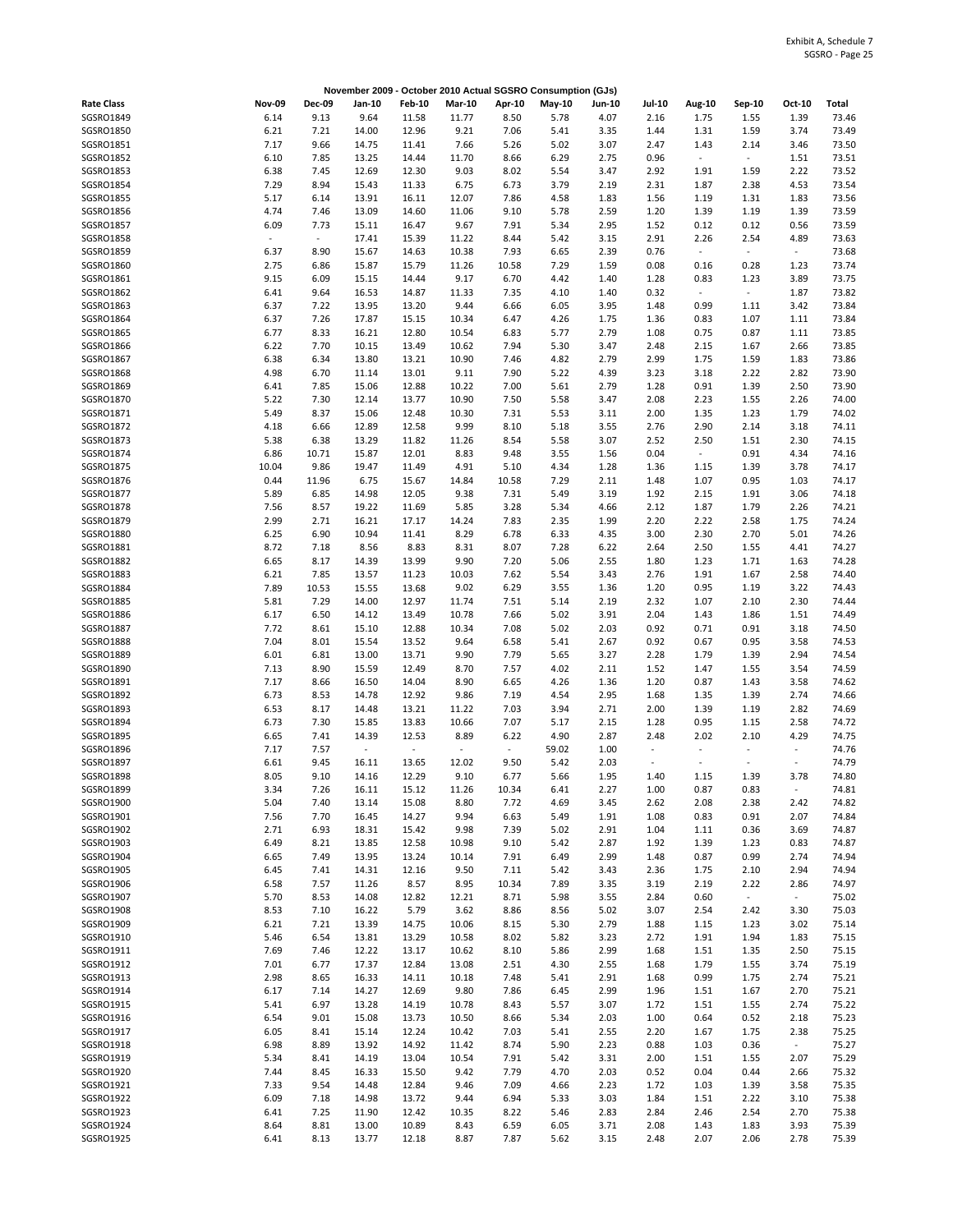Exhibit A, Schedule 7
SGSRO - Page 25

**November 2009 - October 2010 Actual SGSRO Consumption (GJs)**

| Rate Class | Nov-09 | Dec-09 | Jan-10 | Feb-10 | Mar-10 | Apr-10 | May-10 | Jun-10 | Jul-10 | Aug-10 | Sep-10 | Oct-10 | Total |
|---|---|---|---|---|---|---|---|---|---|---|---|---|---|
| SGSRO1849 | 6.14 | 9.13 | 9.64 | 11.58 | 11.77 | 8.50 | 5.78 | 4.07 | 2.16 | 1.75 | 1.55 | 1.39 | 73.46 |
| SGSRO1850 | 6.21 | 7.21 | 14.00 | 12.96 | 9.21 | 7.06 | 5.41 | 3.35 | 1.44 | 1.31 | 1.59 | 3.74 | 73.49 |
| SGSRO1851 | 7.17 | 9.66 | 14.75 | 11.41 | 7.66 | 5.26 | 5.02 | 3.07 | 2.47 | 1.43 | 2.14 | 3.46 | 73.50 |
| SGSRO1852 | 6.10 | 7.85 | 13.25 | 14.44 | 11.70 | 8.66 | 6.29 | 2.75 | 0.96 | - | - | 1.51 | 73.51 |
| SGSRO1853 | 6.38 | 7.45 | 12.69 | 12.30 | 9.03 | 8.02 | 5.54 | 3.47 | 2.92 | 1.91 | 1.59 | 2.22 | 73.52 |
| SGSRO1854 | 7.29 | 8.94 | 15.43 | 11.33 | 6.75 | 6.73 | 3.79 | 2.19 | 2.31 | 1.87 | 2.38 | 4.53 | 73.54 |
| SGSRO1855 | 5.17 | 6.14 | 13.91 | 16.11 | 12.07 | 7.86 | 4.58 | 1.83 | 1.56 | 1.19 | 1.31 | 1.83 | 73.56 |
| SGSRO1856 | 4.74 | 7.46 | 13.09 | 14.60 | 11.06 | 9.10 | 5.78 | 2.59 | 1.20 | 1.39 | 1.19 | 1.39 | 73.59 |
| SGSRO1857 | 6.09 | 7.73 | 15.11 | 16.47 | 9.67 | 7.91 | 5.34 | 2.95 | 1.52 | 0.12 | 0.12 | 0.56 | 73.59 |
| SGSRO1858 | - | - | 17.41 | 15.39 | 11.22 | 8.44 | 5.42 | 3.15 | 2.91 | 2.26 | 2.54 | 4.89 | 73.63 |
| SGSRO1859 | 6.37 | 8.90 | 15.67 | 14.63 | 10.38 | 7.93 | 6.65 | 2.39 | 0.76 | - | - | - | 73.68 |
| SGSRO1860 | 2.75 | 6.86 | 15.87 | 15.79 | 11.26 | 10.58 | 7.29 | 1.59 | 0.08 | 0.16 | 0.28 | 1.23 | 73.74 |
| SGSRO1861 | 9.15 | 6.09 | 15.15 | 14.44 | 9.17 | 6.70 | 4.42 | 1.40 | 1.28 | 0.83 | 1.23 | 3.89 | 73.75 |
| SGSRO1862 | 6.41 | 9.64 | 16.53 | 14.87 | 11.33 | 7.35 | 4.10 | 1.40 | 0.32 | - | - | 1.87 | 73.82 |
| SGSRO1863 | 6.37 | 7.22 | 13.95 | 13.20 | 9.44 | 6.66 | 6.05 | 3.95 | 1.48 | 0.99 | 1.11 | 3.42 | 73.84 |
| SGSRO1864 | 6.37 | 7.26 | 17.87 | 15.15 | 10.34 | 6.47 | 4.26 | 1.75 | 1.36 | 0.83 | 1.07 | 1.11 | 73.84 |
| SGSRO1865 | 6.77 | 8.33 | 16.21 | 12.80 | 10.54 | 6.83 | 5.77 | 2.79 | 1.08 | 0.75 | 0.87 | 1.11 | 73.85 |
| SGSRO1866 | 6.22 | 7.70 | 10.15 | 13.49 | 10.62 | 7.94 | 5.30 | 3.47 | 2.48 | 2.15 | 1.67 | 2.66 | 73.85 |
| SGSRO1867 | 6.38 | 6.34 | 13.80 | 13.21 | 10.90 | 7.46 | 4.82 | 2.79 | 2.99 | 1.75 | 1.59 | 1.83 | 73.86 |
| SGSRO1868 | 4.98 | 6.70 | 11.14 | 13.01 | 9.11 | 7.90 | 5.22 | 4.39 | 3.23 | 3.18 | 2.22 | 2.82 | 73.90 |
| SGSRO1869 | 6.41 | 7.85 | 15.06 | 12.88 | 10.22 | 7.00 | 5.61 | 2.79 | 1.28 | 0.91 | 1.39 | 2.50 | 73.90 |
| SGSRO1870 | 5.22 | 7.30 | 12.14 | 13.77 | 10.90 | 7.50 | 5.58 | 3.47 | 2.08 | 2.23 | 1.55 | 2.26 | 74.00 |
| SGSRO1871 | 5.49 | 8.37 | 15.06 | 12.48 | 10.30 | 7.31 | 5.53 | 3.11 | 2.00 | 1.35 | 1.23 | 1.79 | 74.02 |
| SGSRO1872 | 4.18 | 6.66 | 12.89 | 12.58 | 9.99 | 8.10 | 5.18 | 3.55 | 2.76 | 2.90 | 2.14 | 3.18 | 74.11 |
| SGSRO1873 | 5.38 | 6.38 | 13.29 | 11.82 | 11.26 | 8.54 | 5.58 | 3.07 | 2.52 | 2.50 | 1.51 | 2.30 | 74.15 |
| SGSRO1874 | 6.86 | 10.71 | 15.87 | 12.01 | 8.83 | 9.48 | 3.55 | 1.56 | 0.04 | - | 0.91 | 4.34 | 74.16 |
| SGSRO1875 | 10.04 | 9.86 | 19.47 | 11.49 | 4.91 | 5.10 | 4.34 | 1.28 | 1.36 | 1.15 | 1.39 | 3.78 | 74.17 |
| SGSRO1876 | 0.44 | 11.96 | 6.75 | 15.67 | 14.84 | 10.58 | 7.29 | 2.11 | 1.48 | 1.07 | 0.95 | 1.03 | 74.17 |
| SGSRO1877 | 5.89 | 6.85 | 14.98 | 12.05 | 9.38 | 7.31 | 5.49 | 3.19 | 1.92 | 2.15 | 1.91 | 3.06 | 74.18 |
| SGSRO1878 | 7.56 | 8.57 | 19.22 | 11.69 | 5.85 | 3.28 | 5.34 | 4.66 | 2.12 | 1.87 | 1.79 | 2.26 | 74.21 |
| SGSRO1879 | 2.99 | 2.71 | 16.21 | 17.17 | 14.24 | 7.83 | 2.35 | 1.99 | 2.20 | 2.22 | 2.58 | 1.75 | 74.24 |
| SGSRO1880 | 6.25 | 6.90 | 10.94 | 11.41 | 8.29 | 6.78 | 6.33 | 4.35 | 3.00 | 2.30 | 2.70 | 5.01 | 74.26 |
| SGSRO1881 | 8.72 | 7.18 | 8.56 | 8.83 | 8.31 | 8.07 | 7.28 | 6.22 | 2.64 | 2.50 | 1.55 | 4.41 | 74.27 |
| SGSRO1882 | 6.65 | 8.17 | 14.39 | 13.99 | 9.90 | 7.20 | 5.06 | 2.55 | 1.80 | 1.23 | 1.71 | 1.63 | 74.28 |
| SGSRO1883 | 6.21 | 7.85 | 13.57 | 11.23 | 10.03 | 7.62 | 5.54 | 3.43 | 2.76 | 1.91 | 1.67 | 2.58 | 74.40 |
| SGSRO1884 | 7.89 | 10.53 | 15.55 | 13.68 | 9.02 | 6.29 | 3.55 | 1.36 | 1.20 | 0.95 | 1.19 | 3.22 | 74.43 |
| SGSRO1885 | 5.81 | 7.29 | 14.00 | 12.97 | 11.74 | 7.51 | 5.14 | 2.19 | 2.32 | 1.07 | 2.10 | 2.30 | 74.44 |
| SGSRO1886 | 6.17 | 6.50 | 14.12 | 13.49 | 10.78 | 7.66 | 5.02 | 3.91 | 2.04 | 1.43 | 1.86 | 1.51 | 74.49 |
| SGSRO1887 | 7.72 | 8.61 | 15.10 | 12.88 | 10.34 | 7.08 | 5.02 | 2.03 | 0.92 | 0.71 | 0.91 | 3.18 | 74.50 |
| SGSRO1888 | 7.04 | 8.01 | 15.54 | 13.52 | 9.64 | 6.58 | 5.41 | 2.67 | 0.92 | 0.67 | 0.95 | 3.58 | 74.53 |
| SGSRO1889 | 6.01 | 6.81 | 13.00 | 13.71 | 9.90 | 7.79 | 5.65 | 3.27 | 2.28 | 1.79 | 1.39 | 2.94 | 74.54 |
| SGSRO1890 | 7.13 | 8.90 | 15.59 | 12.49 | 8.70 | 7.57 | 4.02 | 2.11 | 1.52 | 1.47 | 1.55 | 3.54 | 74.59 |
| SGSRO1891 | 7.17 | 8.66 | 16.50 | 14.04 | 8.90 | 6.65 | 4.26 | 1.36 | 1.20 | 0.87 | 1.43 | 3.58 | 74.62 |
| SGSRO1892 | 6.73 | 8.53 | 14.78 | 12.92 | 9.86 | 7.19 | 4.54 | 2.95 | 1.68 | 1.35 | 1.39 | 2.74 | 74.66 |
| SGSRO1893 | 6.53 | 8.17 | 14.48 | 13.21 | 11.22 | 7.03 | 3.94 | 2.71 | 2.00 | 1.39 | 1.19 | 2.82 | 74.69 |
| SGSRO1894 | 6.73 | 7.30 | 15.85 | 13.83 | 10.66 | 7.07 | 5.17 | 2.15 | 1.28 | 0.95 | 1.15 | 2.58 | 74.72 |
| SGSRO1895 | 6.65 | 7.41 | 14.39 | 12.53 | 8.89 | 6.22 | 4.90 | 2.87 | 2.48 | 2.02 | 2.10 | 4.29 | 74.75 |
| SGSRO1896 | 7.17 | 7.57 | - | - | - | - | 59.02 | 1.00 | - | - | - | - | 74.76 |
| SGSRO1897 | 6.61 | 9.45 | 16.11 | 13.65 | 12.02 | 9.50 | 5.42 | 2.03 | - | - | - | - | 74.79 |
| SGSRO1898 | 8.05 | 9.10 | 14.16 | 12.29 | 9.10 | 6.77 | 5.66 | 1.95 | 1.40 | 1.15 | 1.39 | 3.78 | 74.80 |
| SGSRO1899 | 3.34 | 7.26 | 16.11 | 15.12 | 11.26 | 10.34 | 6.41 | 2.27 | 1.00 | 0.87 | 0.83 | - | 74.81 |
| SGSRO1900 | 5.04 | 7.40 | 13.14 | 15.08 | 8.80 | 7.72 | 4.69 | 3.45 | 2.62 | 2.08 | 2.38 | 2.42 | 74.82 |
| SGSRO1901 | 7.56 | 7.70 | 16.45 | 14.27 | 9.94 | 6.63 | 5.49 | 1.91 | 1.08 | 0.83 | 0.91 | 2.07 | 74.84 |
| SGSRO1902 | 2.71 | 6.93 | 18.31 | 15.42 | 9.98 | 7.39 | 5.02 | 2.91 | 1.04 | 1.11 | 0.36 | 3.69 | 74.87 |
| SGSRO1903 | 6.49 | 8.21 | 13.85 | 12.58 | 10.98 | 9.10 | 5.42 | 2.87 | 1.92 | 1.39 | 1.23 | 0.83 | 74.87 |
| SGSRO1904 | 6.65 | 7.49 | 13.95 | 13.24 | 10.14 | 7.91 | 6.49 | 2.99 | 1.48 | 0.87 | 0.99 | 2.74 | 74.94 |
| SGSRO1905 | 6.45 | 7.41 | 14.31 | 12.16 | 9.50 | 7.11 | 5.42 | 3.43 | 2.36 | 1.75 | 2.10 | 2.94 | 74.94 |
| SGSRO1906 | 6.58 | 7.57 | 11.26 | 8.57 | 8.95 | 10.34 | 7.89 | 3.35 | 3.19 | 2.19 | 2.22 | 2.86 | 74.97 |
| SGSRO1907 | 5.70 | 8.53 | 14.08 | 12.82 | 12.21 | 8.71 | 5.98 | 3.55 | 2.84 | 0.60 | - | - | 75.02 |
| SGSRO1908 | 8.53 | 7.10 | 16.22 | 5.79 | 3.62 | 8.86 | 8.56 | 5.02 | 3.07 | 2.54 | 2.42 | 3.30 | 75.03 |
| SGSRO1909 | 6.21 | 7.21 | 13.39 | 14.75 | 10.06 | 8.15 | 5.30 | 2.79 | 1.88 | 1.15 | 1.23 | 3.02 | 75.14 |
| SGSRO1910 | 5.46 | 6.54 | 13.81 | 13.29 | 10.58 | 8.02 | 5.82 | 3.23 | 2.72 | 1.91 | 1.94 | 1.83 | 75.15 |
| SGSRO1911 | 7.69 | 7.46 | 12.22 | 13.17 | 10.62 | 8.10 | 5.86 | 2.99 | 1.68 | 1.51 | 1.35 | 2.50 | 75.15 |
| SGSRO1912 | 7.01 | 6.77 | 17.37 | 12.84 | 13.08 | 2.51 | 4.30 | 2.55 | 1.68 | 1.79 | 1.55 | 3.74 | 75.19 |
| SGSRO1913 | 2.98 | 8.65 | 16.33 | 14.11 | 10.18 | 7.48 | 5.41 | 2.91 | 1.68 | 0.99 | 1.75 | 2.74 | 75.21 |
| SGSRO1914 | 6.17 | 7.14 | 14.27 | 12.69 | 9.80 | 7.86 | 6.45 | 2.99 | 1.96 | 1.51 | 1.67 | 2.70 | 75.21 |
| SGSRO1915 | 5.41 | 6.97 | 13.28 | 14.19 | 10.78 | 8.43 | 5.57 | 3.07 | 1.72 | 1.51 | 1.55 | 2.74 | 75.22 |
| SGSRO1916 | 6.54 | 9.01 | 15.08 | 13.73 | 10.50 | 8.66 | 5.34 | 2.03 | 1.00 | 0.64 | 0.52 | 2.18 | 75.23 |
| SGSRO1917 | 6.05 | 8.41 | 15.14 | 12.24 | 10.42 | 7.03 | 5.41 | 2.55 | 2.20 | 1.67 | 1.75 | 2.38 | 75.25 |
| SGSRO1918 | 6.98 | 8.89 | 13.92 | 14.92 | 11.42 | 8.74 | 5.90 | 2.23 | 0.88 | 1.03 | 0.36 | - | 75.27 |
| SGSRO1919 | 5.34 | 8.41 | 14.19 | 13.04 | 10.54 | 7.91 | 5.42 | 3.31 | 2.00 | 1.51 | 1.55 | 2.07 | 75.29 |
| SGSRO1920 | 7.44 | 8.45 | 16.33 | 15.50 | 9.42 | 7.79 | 4.70 | 2.03 | 0.52 | 0.04 | 0.44 | 2.66 | 75.32 |
| SGSRO1921 | 7.33 | 9.54 | 14.48 | 12.84 | 9.46 | 7.09 | 4.66 | 2.23 | 1.72 | 1.03 | 1.39 | 3.58 | 75.35 |
| SGSRO1922 | 6.09 | 7.18 | 14.98 | 13.72 | 9.44 | 6.94 | 5.33 | 3.03 | 1.84 | 1.51 | 2.22 | 3.10 | 75.38 |
| SGSRO1923 | 6.41 | 7.25 | 11.90 | 12.42 | 10.35 | 8.22 | 5.46 | 2.83 | 2.84 | 2.46 | 2.54 | 2.70 | 75.38 |
| SGSRO1924 | 8.64 | 8.81 | 13.00 | 10.89 | 8.43 | 6.59 | 6.05 | 3.71 | 2.08 | 1.43 | 1.83 | 3.93 | 75.39 |
| SGSRO1925 | 6.41 | 8.13 | 13.77 | 12.18 | 8.87 | 7.87 | 5.62 | 3.15 | 2.48 | 2.07 | 2.06 | 2.78 | 75.39 |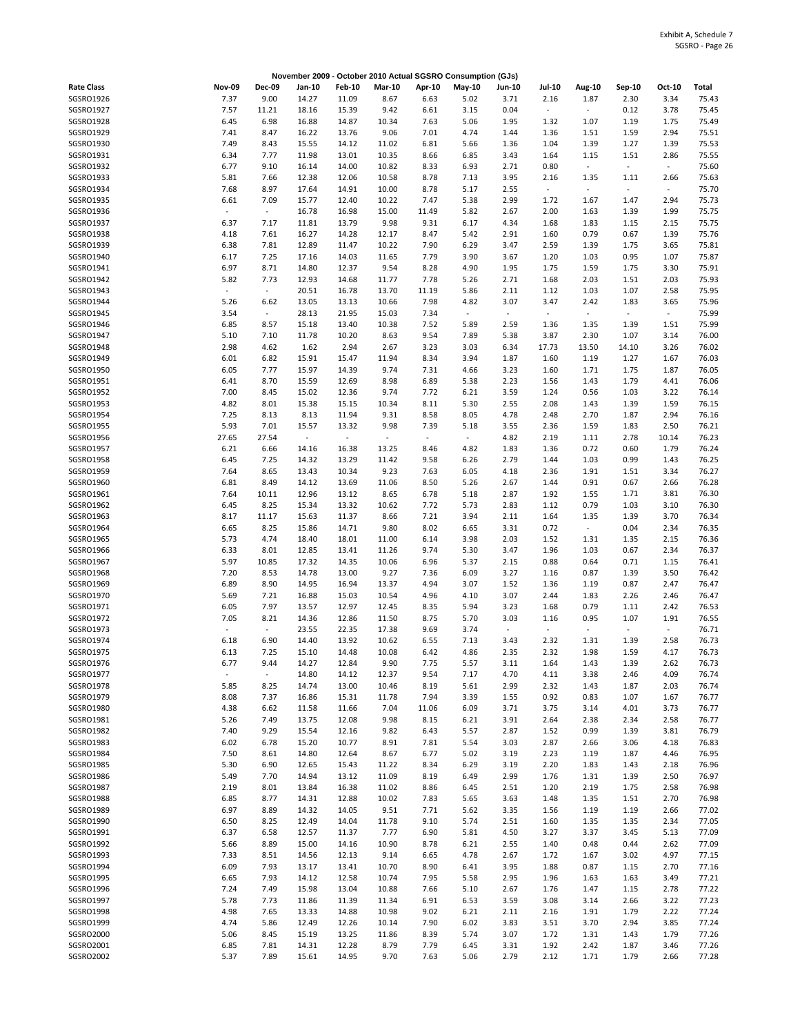## November 2009 - October 2010 Actual SGSRO Consumption (GJs)

| Rate Class | Nov-09 | Dec-09 | Jan-10 | Feb-10 | Mar-10 | Apr-10 | May-10 | Jun-10 | Jul-10 | Aug-10 | Sep-10 | Oct-10 | Total |
|---|---|---|---|---|---|---|---|---|---|---|---|---|---|
| SGSRO1926 | 7.37 | 9.00 | 14.27 | 11.09 | 8.67 | 6.63 | 5.02 | 3.71 | 2.16 | 1.87 | 2.30 | 3.34 | 75.43 |
| SGSRO1927 | 7.57 | 11.21 | 18.16 | 15.39 | 9.42 | 6.61 | 3.15 | 0.04 | - | - | 0.12 | 3.78 | 75.45 |
| SGSRO1928 | 6.45 | 6.98 | 16.88 | 14.87 | 10.34 | 7.63 | 5.06 | 1.95 | 1.32 | 1.07 | 1.19 | 1.75 | 75.49 |
| SGSRO1929 | 7.41 | 8.47 | 16.22 | 13.76 | 9.06 | 7.01 | 4.74 | 1.44 | 1.36 | 1.51 | 1.59 | 2.94 | 75.51 |
| SGSRO1930 | 7.49 | 8.43 | 15.55 | 14.12 | 11.02 | 6.81 | 5.66 | 1.36 | 1.04 | 1.39 | 1.27 | 1.39 | 75.53 |
| SGSRO1931 | 6.34 | 7.77 | 11.98 | 13.01 | 10.35 | 8.66 | 6.85 | 3.43 | 1.64 | 1.15 | 1.51 | 2.86 | 75.55 |
| SGSRO1932 | 6.77 | 9.10 | 16.14 | 14.00 | 10.82 | 8.33 | 6.93 | 2.71 | 0.80 | - | - | - | 75.60 |
| SGSRO1933 | 5.81 | 7.66 | 12.38 | 12.06 | 10.58 | 8.78 | 7.13 | 3.95 | 2.16 | 1.35 | 1.11 | 2.66 | 75.63 |
| SGSRO1934 | 7.68 | 8.97 | 17.64 | 14.91 | 10.00 | 8.78 | 5.17 | 2.55 | - | - | - | - | 75.70 |
| SGSRO1935 | 6.61 | 7.09 | 15.77 | 12.40 | 10.22 | 7.47 | 5.38 | 2.99 | 1.72 | 1.67 | 1.47 | 2.94 | 75.73 |
| SGSRO1936 | - | - | 16.78 | 16.98 | 15.00 | 11.49 | 5.82 | 2.67 | 2.00 | 1.63 | 1.39 | 1.99 | 75.75 |
| SGSRO1937 | 6.37 | 7.17 | 11.81 | 13.79 | 9.98 | 9.31 | 6.17 | 4.34 | 1.68 | 1.83 | 1.15 | 2.15 | 75.75 |
| SGSRO1938 | 4.18 | 7.61 | 16.27 | 14.28 | 12.17 | 8.47 | 5.42 | 2.91 | 1.60 | 0.79 | 0.67 | 1.39 | 75.76 |
| SGSRO1939 | 6.38 | 7.81 | 12.89 | 11.47 | 10.22 | 7.90 | 6.29 | 3.47 | 2.59 | 1.39 | 1.75 | 3.65 | 75.81 |
| SGSRO1940 | 6.17 | 7.25 | 17.16 | 14.03 | 11.65 | 7.79 | 3.90 | 3.67 | 1.20 | 1.03 | 0.95 | 1.07 | 75.87 |
| SGSRO1941 | 6.97 | 8.71 | 14.80 | 12.37 | 9.54 | 8.28 | 4.90 | 1.95 | 1.75 | 1.59 | 1.75 | 3.30 | 75.91 |
| SGSRO1942 | 5.82 | 7.73 | 12.93 | 14.68 | 11.77 | 7.78 | 5.26 | 2.71 | 1.68 | 2.03 | 1.51 | 2.03 | 75.93 |
| SGSRO1943 | - | - | 20.51 | 16.78 | 13.70 | 11.19 | 5.86 | 2.11 | 1.12 | 1.03 | 1.07 | 2.58 | 75.95 |
| SGSRO1944 | 5.26 | 6.62 | 13.05 | 13.13 | 10.66 | 7.98 | 4.82 | 3.07 | 3.47 | 2.42 | 1.83 | 3.65 | 75.96 |
| SGSRO1945 | 3.54 | - | 28.13 | 21.95 | 15.03 | 7.34 | - | - | - | - | - | - | 75.99 |
| SGSRO1946 | 6.85 | 8.57 | 15.18 | 13.40 | 10.38 | 7.52 | 5.89 | 2.59 | 1.36 | 1.35 | 1.39 | 1.51 | 75.99 |
| SGSRO1947 | 5.10 | 7.10 | 11.78 | 10.20 | 8.63 | 9.54 | 7.89 | 5.38 | 3.87 | 2.30 | 1.07 | 3.14 | 76.00 |
| SGSRO1948 | 2.98 | 4.62 | 1.62 | 2.94 | 2.67 | 3.23 | 3.03 | 6.34 | 17.73 | 13.50 | 14.10 | 3.26 | 76.02 |
| SGSRO1949 | 6.01 | 6.82 | 15.91 | 15.47 | 11.94 | 8.34 | 3.94 | 1.87 | 1.60 | 1.19 | 1.27 | 1.67 | 76.03 |
| SGSRO1950 | 6.05 | 7.77 | 15.97 | 14.39 | 9.74 | 7.31 | 4.66 | 3.23 | 1.60 | 1.71 | 1.75 | 1.87 | 76.05 |
| SGSRO1951 | 6.41 | 8.70 | 15.59 | 12.69 | 8.98 | 6.89 | 5.38 | 2.23 | 1.56 | 1.43 | 1.79 | 4.41 | 76.06 |
| SGSRO1952 | 7.00 | 8.45 | 15.02 | 12.36 | 9.74 | 7.72 | 6.21 | 3.59 | 1.24 | 0.56 | 1.03 | 3.22 | 76.14 |
| SGSRO1953 | 4.82 | 8.01 | 15.38 | 15.15 | 10.34 | 8.11 | 5.30 | 2.55 | 2.08 | 1.43 | 1.39 | 1.59 | 76.15 |
| SGSRO1954 | 7.25 | 8.13 | 8.13 | 11.94 | 9.31 | 8.58 | 8.05 | 4.78 | 2.48 | 2.70 | 1.87 | 2.94 | 76.16 |
| SGSRO1955 | 5.93 | 7.01 | 15.57 | 13.32 | 9.98 | 7.39 | 5.18 | 3.55 | 2.36 | 1.59 | 1.83 | 2.50 | 76.21 |
| SGSRO1956 | 27.65 | 27.54 | - | - | - | - | - | 4.82 | 2.19 | 1.11 | 2.78 | 10.14 | 76.23 |
| SGSRO1957 | 6.21 | 6.66 | 14.16 | 16.38 | 13.25 | 8.46 | 4.82 | 1.83 | 1.36 | 0.72 | 0.60 | 1.79 | 76.24 |
| SGSRO1958 | 6.45 | 7.25 | 14.32 | 13.29 | 11.42 | 9.58 | 6.26 | 2.79 | 1.44 | 1.03 | 0.99 | 1.43 | 76.25 |
| SGSRO1959 | 7.64 | 8.65 | 13.43 | 10.34 | 9.23 | 7.63 | 6.05 | 4.18 | 2.36 | 1.91 | 1.51 | 3.34 | 76.27 |
| SGSRO1960 | 6.81 | 8.49 | 14.12 | 13.69 | 11.06 | 8.50 | 5.26 | 2.67 | 1.44 | 0.91 | 0.67 | 2.66 | 76.28 |
| SGSRO1961 | 7.64 | 10.11 | 12.96 | 13.12 | 8.65 | 6.78 | 5.18 | 2.87 | 1.92 | 1.55 | 1.71 | 3.81 | 76.30 |
| SGSRO1962 | 6.45 | 8.25 | 15.34 | 13.32 | 10.62 | 7.72 | 5.73 | 2.83 | 1.12 | 0.79 | 1.03 | 3.10 | 76.30 |
| SGSRO1963 | 8.17 | 11.17 | 15.63 | 11.37 | 8.66 | 7.21 | 3.94 | 2.11 | 1.64 | 1.35 | 1.39 | 3.70 | 76.34 |
| SGSRO1964 | 6.65 | 8.25 | 15.86 | 14.71 | 9.80 | 8.02 | 6.65 | 3.31 | 0.72 | - | 0.04 | 2.34 | 76.35 |
| SGSRO1965 | 5.73 | 4.74 | 18.40 | 18.01 | 11.00 | 6.14 | 3.98 | 2.03 | 1.52 | 1.31 | 1.35 | 2.15 | 76.36 |
| SGSRO1966 | 6.33 | 8.01 | 12.85 | 13.41 | 11.26 | 9.74 | 5.30 | 3.47 | 1.96 | 1.03 | 0.67 | 2.34 | 76.37 |
| SGSRO1967 | 5.97 | 10.85 | 17.32 | 14.35 | 10.06 | 6.96 | 5.37 | 2.15 | 0.88 | 0.64 | 0.71 | 1.15 | 76.41 |
| SGSRO1968 | 7.20 | 8.53 | 14.78 | 13.00 | 9.27 | 7.36 | 6.09 | 3.27 | 1.16 | 0.87 | 1.39 | 3.50 | 76.42 |
| SGSRO1969 | 6.89 | 8.90 | 14.95 | 16.94 | 13.37 | 4.94 | 3.07 | 1.52 | 1.36 | 1.19 | 0.87 | 2.47 | 76.47 |
| SGSRO1970 | 5.69 | 7.21 | 16.88 | 15.03 | 10.54 | 4.96 | 4.10 | 3.07 | 2.44 | 1.83 | 2.26 | 2.46 | 76.47 |
| SGSRO1971 | 6.05 | 7.97 | 13.57 | 12.97 | 12.45 | 8.35 | 5.94 | 3.23 | 1.68 | 0.79 | 1.11 | 2.42 | 76.53 |
| SGSRO1972 | 7.05 | 8.21 | 14.36 | 12.86 | 11.50 | 8.75 | 5.70 | 3.03 | 1.16 | 0.95 | 1.07 | 1.91 | 76.55 |
| SGSRO1973 | - | - | 23.55 | 22.35 | 17.38 | 9.69 | 3.74 | - | - | - | - | - | 76.71 |
| SGSRO1974 | 6.18 | 6.90 | 14.40 | 13.92 | 10.62 | 6.55 | 7.13 | 3.43 | 2.32 | 1.31 | 1.39 | 2.58 | 76.73 |
| SGSRO1975 | 6.13 | 7.25 | 15.10 | 14.48 | 10.08 | 6.42 | 4.86 | 2.35 | 2.32 | 1.98 | 1.59 | 4.17 | 76.73 |
| SGSRO1976 | 6.77 | 9.44 | 14.27 | 12.84 | 9.90 | 7.75 | 5.57 | 3.11 | 1.64 | 1.43 | 1.39 | 2.62 | 76.73 |
| SGSRO1977 | - | - | 14.80 | 14.12 | 12.37 | 9.54 | 7.17 | 4.70 | 4.11 | 3.38 | 2.46 | 4.09 | 76.74 |
| SGSRO1978 | 5.85 | 8.25 | 14.74 | 13.00 | 10.46 | 8.19 | 5.61 | 2.99 | 2.32 | 1.43 | 1.87 | 2.03 | 76.74 |
| SGSRO1979 | 8.08 | 7.37 | 16.86 | 15.31 | 11.78 | 7.94 | 3.39 | 1.55 | 0.92 | 0.83 | 1.07 | 1.67 | 76.77 |
| SGSRO1980 | 4.38 | 6.62 | 11.58 | 11.66 | 7.04 | 11.06 | 6.09 | 3.71 | 3.75 | 3.14 | 4.01 | 3.73 | 76.77 |
| SGSRO1981 | 5.26 | 7.49 | 13.75 | 12.08 | 9.98 | 8.15 | 6.21 | 3.91 | 2.64 | 2.38 | 2.34 | 2.58 | 76.77 |
| SGSRO1982 | 7.40 | 9.29 | 15.54 | 12.16 | 9.82 | 6.43 | 5.57 | 2.87 | 1.52 | 0.99 | 1.39 | 3.81 | 76.79 |
| SGSRO1983 | 6.02 | 6.78 | 15.20 | 10.77 | 8.91 | 7.81 | 5.54 | 3.03 | 2.87 | 2.66 | 3.06 | 4.18 | 76.83 |
| SGSRO1984 | 7.50 | 8.61 | 14.80 | 12.64 | 8.67 | 6.77 | 5.02 | 3.19 | 2.23 | 1.19 | 1.87 | 4.46 | 76.95 |
| SGSRO1985 | 5.30 | 6.90 | 12.65 | 15.43 | 11.22 | 8.34 | 6.29 | 3.19 | 2.20 | 1.83 | 1.43 | 2.18 | 76.96 |
| SGSRO1986 | 5.49 | 7.70 | 14.94 | 13.12 | 11.09 | 8.19 | 6.49 | 2.99 | 1.76 | 1.31 | 1.39 | 2.50 | 76.97 |
| SGSRO1987 | 2.19 | 8.01 | 13.84 | 16.38 | 11.02 | 8.86 | 6.45 | 2.51 | 1.20 | 2.19 | 1.75 | 2.58 | 76.98 |
| SGSRO1988 | 6.85 | 8.77 | 14.31 | 12.88 | 10.02 | 7.83 | 5.65 | 3.63 | 1.48 | 1.35 | 1.51 | 2.70 | 76.98 |
| SGSRO1989 | 6.97 | 8.89 | 14.32 | 14.05 | 9.51 | 7.71 | 5.62 | 3.35 | 1.56 | 1.19 | 1.19 | 2.66 | 77.02 |
| SGSRO1990 | 6.50 | 8.25 | 12.49 | 14.04 | 11.78 | 9.10 | 5.74 | 2.51 | 1.60 | 1.35 | 1.35 | 2.34 | 77.05 |
| SGSRO1991 | 6.37 | 6.58 | 12.57 | 11.37 | 7.77 | 6.90 | 5.81 | 4.50 | 3.27 | 3.37 | 3.45 | 5.13 | 77.09 |
| SGSRO1992 | 5.66 | 8.89 | 15.00 | 14.16 | 10.90 | 8.78 | 6.21 | 2.55 | 1.40 | 0.48 | 0.44 | 2.62 | 77.09 |
| SGSRO1993 | 7.33 | 8.51 | 14.56 | 12.13 | 9.14 | 6.65 | 4.78 | 2.67 | 1.72 | 1.67 | 3.02 | 4.97 | 77.15 |
| SGSRO1994 | 6.09 | 7.93 | 13.17 | 13.41 | 10.70 | 8.90 | 6.41 | 3.95 | 1.88 | 0.87 | 1.15 | 2.70 | 77.16 |
| SGSRO1995 | 6.65 | 7.93 | 14.12 | 12.58 | 10.74 | 7.95 | 5.58 | 2.95 | 1.96 | 1.63 | 1.63 | 3.49 | 77.21 |
| SGSRO1996 | 7.24 | 7.49 | 15.98 | 13.04 | 10.88 | 7.66 | 5.10 | 2.67 | 1.76 | 1.47 | 1.15 | 2.78 | 77.22 |
| SGSRO1997 | 5.78 | 7.73 | 11.86 | 11.39 | 11.34 | 6.91 | 6.53 | 3.59 | 3.08 | 3.14 | 2.66 | 3.22 | 77.23 |
| SGSRO1998 | 4.98 | 7.65 | 13.33 | 14.88 | 10.98 | 9.02 | 6.21 | 2.11 | 2.16 | 1.91 | 1.79 | 2.22 | 77.24 |
| SGSRO1999 | 4.74 | 5.86 | 12.49 | 12.26 | 10.14 | 7.90 | 6.02 | 3.83 | 3.51 | 3.70 | 2.94 | 3.85 | 77.24 |
| SGSRO2000 | 5.06 | 8.45 | 15.19 | 13.25 | 11.86 | 8.39 | 5.74 | 3.07 | 1.72 | 1.31 | 1.43 | 1.79 | 77.26 |
| SGSRO2001 | 6.85 | 7.81 | 14.31 | 12.28 | 8.79 | 7.79 | 6.45 | 3.31 | 1.92 | 2.42 | 1.87 | 3.46 | 77.26 |
| SGSRO2002 | 5.37 | 7.89 | 15.61 | 14.95 | 9.70 | 7.63 | 5.06 | 2.79 | 2.12 | 1.71 | 1.79 | 2.66 | 77.28 |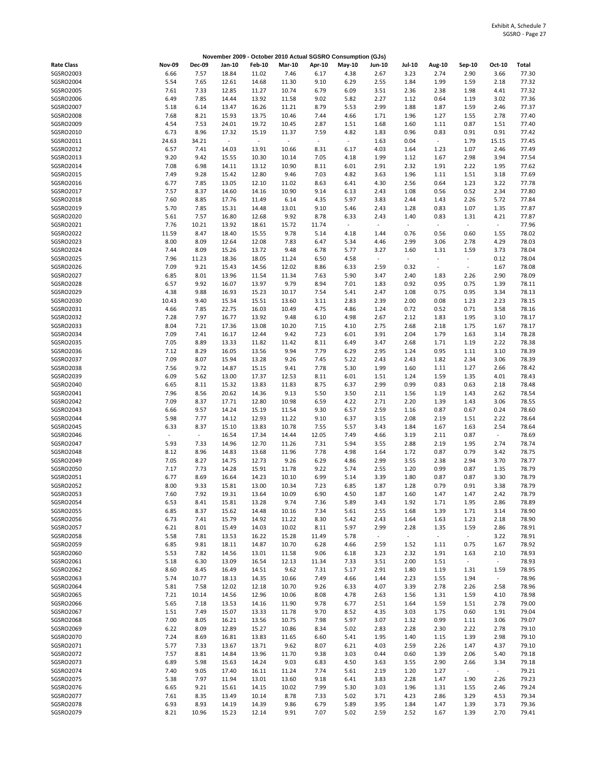## November 2009 - October 2010 Actual SGSRO Consumption (GJs)

| Rate Class | Nov-09 | Dec-09 | Jan-10 | Feb-10 | Mar-10 | Apr-10 | May-10 | Jun-10 | Jul-10 | Aug-10 | Sep-10 | Oct-10 | Total |
|---|---|---|---|---|---|---|---|---|---|---|---|---|---|
| SGSRO2003 | 6.66 | 7.57 | 18.84 | 11.02 | 7.46 | 6.17 | 4.38 | 2.67 | 3.23 | 2.74 | 2.90 | 3.66 | 77.30 |
| SGSRO2004 | 5.54 | 7.65 | 12.61 | 14.68 | 11.30 | 9.10 | 6.29 | 2.55 | 1.84 | 1.99 | 1.59 | 2.18 | 77.32 |
| SGSRO2005 | 7.61 | 7.33 | 12.85 | 11.27 | 10.74 | 6.79 | 6.09 | 3.51 | 2.36 | 2.38 | 1.98 | 4.41 | 77.32 |
| SGSRO2006 | 6.49 | 7.85 | 14.44 | 13.92 | 11.58 | 9.02 | 5.82 | 2.27 | 1.12 | 0.64 | 1.19 | 3.02 | 77.36 |
| SGSRO2007 | 5.18 | 6.14 | 13.47 | 16.26 | 11.21 | 8.79 | 5.53 | 2.99 | 1.88 | 1.87 | 1.59 | 2.46 | 77.37 |
| SGSRO2008 | 7.68 | 8.21 | 15.93 | 13.75 | 10.46 | 7.44 | 4.66 | 1.71 | 1.96 | 1.27 | 1.55 | 2.78 | 77.40 |
| SGSRO2009 | 4.54 | 7.53 | 24.01 | 19.72 | 10.45 | 2.87 | 1.51 | 1.68 | 1.60 | 1.11 | 0.87 | 1.51 | 77.40 |
| SGSRO2010 | 6.73 | 8.96 | 17.32 | 15.19 | 11.37 | 7.59 | 4.82 | 1.83 | 0.96 | 0.83 | 0.91 | 0.91 | 77.42 |
| SGSRO2011 | 24.63 | 34.21 | - | - | - | - | - | 1.63 | 0.04 | - | 1.79 | 15.15 | 77.45 |
| SGSRO2012 | 6.57 | 7.41 | 14.03 | 13.91 | 10.66 | 8.31 | 6.17 | 4.03 | 1.64 | 1.23 | 1.07 | 2.46 | 77.49 |
| SGSRO2013 | 9.20 | 9.42 | 15.55 | 10.30 | 10.14 | 7.05 | 4.18 | 1.99 | 1.12 | 1.67 | 2.98 | 3.94 | 77.54 |
| SGSRO2014 | 7.08 | 6.98 | 14.11 | 13.12 | 10.90 | 8.11 | 6.01 | 2.91 | 2.32 | 1.91 | 2.22 | 1.95 | 77.62 |
| SGSRO2015 | 7.49 | 9.28 | 15.42 | 12.80 | 9.46 | 7.03 | 4.82 | 3.63 | 1.96 | 1.11 | 1.51 | 3.18 | 77.69 |
| SGSRO2016 | 6.77 | 7.85 | 13.05 | 12.10 | 11.02 | 8.63 | 6.41 | 4.30 | 2.56 | 0.64 | 1.23 | 3.22 | 77.78 |
| SGSRO2017 | 7.57 | 8.37 | 14.60 | 14.16 | 10.90 | 9.14 | 6.13 | 2.43 | 1.08 | 0.56 | 0.52 | 2.34 | 77.80 |
| SGSRO2018 | 7.60 | 8.85 | 17.76 | 11.49 | 6.14 | 4.35 | 5.97 | 3.83 | 2.44 | 1.43 | 2.26 | 5.72 | 77.84 |
| SGSRO2019 | 5.70 | 7.85 | 15.31 | 14.48 | 13.01 | 9.10 | 5.46 | 2.43 | 1.28 | 0.83 | 1.07 | 1.35 | 77.87 |
| SGSRO2020 | 5.61 | 7.57 | 16.80 | 12.68 | 9.92 | 8.78 | 6.33 | 2.43 | 1.40 | 0.83 | 1.31 | 4.21 | 77.87 |
| SGSRO2021 | 7.76 | 10.21 | 13.92 | 18.61 | 15.72 | 11.74 | - | - | - | - | - | - | 77.96 |
| SGSRO2022 | 11.59 | 8.47 | 18.40 | 15.55 | 9.78 | 5.14 | 4.18 | 1.44 | 0.76 | 0.56 | 0.60 | 1.55 | 78.02 |
| SGSRO2023 | 8.00 | 8.09 | 12.64 | 12.08 | 7.83 | 6.47 | 5.34 | 4.46 | 2.99 | 3.06 | 2.78 | 4.29 | 78.03 |
| SGSRO2024 | 7.44 | 8.09 | 15.26 | 13.72 | 9.48 | 6.78 | 5.77 | 3.27 | 1.60 | 1.31 | 1.59 | 3.73 | 78.04 |
| SGSRO2025 | 7.96 | 11.23 | 18.36 | 18.05 | 11.24 | 6.50 | 4.58 | - | - | - | - | 0.12 | 78.04 |
| SGSRO2026 | 7.09 | 9.21 | 15.43 | 14.56 | 12.02 | 8.86 | 6.33 | 2.59 | 0.32 | - | - | 1.67 | 78.08 |
| SGSRO2027 | 6.85 | 8.01 | 13.96 | 11.54 | 11.34 | 7.63 | 5.90 | 3.47 | 2.40 | 1.83 | 2.26 | 2.90 | 78.09 |
| SGSRO2028 | 6.57 | 9.92 | 16.07 | 13.97 | 9.79 | 8.94 | 7.01 | 1.83 | 0.92 | 0.95 | 0.75 | 1.39 | 78.11 |
| SGSRO2029 | 4.38 | 9.88 | 16.93 | 15.23 | 10.17 | 7.54 | 5.41 | 2.47 | 1.08 | 0.75 | 0.95 | 3.34 | 78.13 |
| SGSRO2030 | 10.43 | 9.40 | 15.34 | 15.51 | 13.60 | 3.11 | 2.83 | 2.39 | 2.00 | 0.08 | 1.23 | 2.23 | 78.15 |
| SGSRO2031 | 4.66 | 7.85 | 22.75 | 16.03 | 10.49 | 4.75 | 4.86 | 1.24 | 0.72 | 0.52 | 0.71 | 3.58 | 78.16 |
| SGSRO2032 | 7.28 | 7.97 | 16.77 | 13.92 | 9.48 | 6.10 | 4.98 | 2.67 | 2.12 | 1.83 | 1.95 | 3.10 | 78.17 |
| SGSRO2033 | 8.04 | 7.21 | 17.36 | 13.08 | 10.20 | 7.15 | 4.10 | 2.75 | 2.68 | 2.18 | 1.75 | 1.67 | 78.17 |
| SGSRO2034 | 7.09 | 7.41 | 16.17 | 12.44 | 9.42 | 7.23 | 6.01 | 3.91 | 2.04 | 1.79 | 1.63 | 3.14 | 78.28 |
| SGSRO2035 | 7.05 | 8.89 | 13.33 | 11.82 | 11.42 | 8.11 | 6.49 | 3.47 | 2.68 | 1.71 | 1.19 | 2.22 | 78.38 |
| SGSRO2036 | 7.12 | 8.29 | 16.05 | 13.56 | 9.94 | 7.79 | 6.29 | 2.95 | 1.24 | 0.95 | 1.11 | 3.10 | 78.39 |
| SGSRO2037 | 7.09 | 8.07 | 15.94 | 13.28 | 9.26 | 7.45 | 5.22 | 2.43 | 2.43 | 1.82 | 2.34 | 3.06 | 78.39 |
| SGSRO2038 | 7.56 | 9.72 | 14.87 | 15.15 | 9.41 | 7.78 | 5.30 | 1.99 | 1.60 | 1.11 | 1.27 | 2.66 | 78.42 |
| SGSRO2039 | 6.09 | 5.62 | 13.00 | 17.37 | 12.53 | 8.11 | 6.01 | 1.51 | 1.24 | 1.59 | 1.35 | 4.01 | 78.43 |
| SGSRO2040 | 6.65 | 8.11 | 15.32 | 13.83 | 11.83 | 8.75 | 6.37 | 2.99 | 0.99 | 0.83 | 0.63 | 2.18 | 78.48 |
| SGSRO2041 | 7.96 | 8.56 | 20.62 | 14.36 | 9.13 | 5.50 | 3.50 | 2.11 | 1.56 | 1.19 | 1.43 | 2.62 | 78.54 |
| SGSRO2042 | 7.09 | 8.37 | 17.71 | 12.80 | 10.98 | 6.59 | 4.22 | 2.71 | 2.20 | 1.39 | 1.43 | 3.06 | 78.55 |
| SGSRO2043 | 6.66 | 9.57 | 14.24 | 15.19 | 11.54 | 9.30 | 6.57 | 2.59 | 1.16 | 0.87 | 0.67 | 0.24 | 78.60 |
| SGSRO2044 | 5.98 | 7.77 | 14.12 | 12.93 | 11.22 | 9.10 | 6.37 | 3.15 | 2.08 | 2.19 | 1.51 | 2.22 | 78.64 |
| SGSRO2045 | 6.33 | 8.37 | 15.10 | 13.83 | 10.78 | 7.55 | 5.57 | 3.43 | 1.84 | 1.67 | 1.63 | 2.54 | 78.64 |
| SGSRO2046 | - | - | 16.54 | 17.34 | 14.44 | 12.05 | 7.49 | 4.66 | 3.19 | 2.11 | 0.87 | - | 78.69 |
| SGSRO2047 | 5.93 | 7.33 | 14.96 | 12.70 | 11.26 | 7.31 | 5.94 | 3.55 | 2.88 | 2.19 | 1.95 | 2.74 | 78.74 |
| SGSRO2048 | 8.12 | 8.96 | 14.83 | 13.68 | 11.96 | 7.78 | 4.98 | 1.64 | 1.72 | 0.87 | 0.79 | 3.42 | 78.75 |
| SGSRO2049 | 7.05 | 8.27 | 14.75 | 12.73 | 9.26 | 6.29 | 4.86 | 2.99 | 3.55 | 2.38 | 2.94 | 3.70 | 78.77 |
| SGSRO2050 | 7.17 | 7.73 | 14.28 | 15.91 | 11.78 | 9.22 | 5.74 | 2.55 | 1.20 | 0.99 | 0.87 | 1.35 | 78.79 |
| SGSRO2051 | 6.77 | 8.69 | 16.64 | 14.23 | 10.10 | 6.99 | 5.14 | 3.39 | 1.80 | 0.87 | 0.87 | 3.30 | 78.79 |
| SGSRO2052 | 8.00 | 9.33 | 15.81 | 13.00 | 10.34 | 7.23 | 6.85 | 1.87 | 1.28 | 0.79 | 0.91 | 3.38 | 78.79 |
| SGSRO2053 | 7.60 | 7.92 | 19.31 | 13.64 | 10.09 | 6.90 | 4.50 | 1.87 | 1.60 | 1.47 | 1.47 | 2.42 | 78.79 |
| SGSRO2054 | 6.53 | 8.41 | 15.81 | 13.28 | 9.74 | 7.36 | 5.89 | 3.43 | 1.92 | 1.71 | 1.95 | 2.86 | 78.89 |
| SGSRO2055 | 6.85 | 8.37 | 15.62 | 14.48 | 10.16 | 7.34 | 5.61 | 2.55 | 1.68 | 1.39 | 1.71 | 3.14 | 78.90 |
| SGSRO2056 | 6.73 | 7.41 | 15.79 | 14.92 | 11.22 | 8.30 | 5.42 | 2.43 | 1.64 | 1.63 | 1.23 | 2.18 | 78.90 |
| SGSRO2057 | 6.21 | 8.01 | 15.49 | 14.03 | 10.02 | 8.11 | 5.97 | 2.99 | 2.28 | 1.35 | 1.59 | 2.86 | 78.91 |
| SGSRO2058 | 5.58 | 7.81 | 13.53 | 16.22 | 15.28 | 11.49 | 5.78 | - | - | - | - | 3.22 | 78.91 |
| SGSRO2059 | 6.85 | 9.81 | 18.11 | 14.87 | 10.70 | 6.28 | 4.66 | 2.59 | 1.52 | 1.11 | 0.75 | 1.67 | 78.92 |
| SGSRO2060 | 5.53 | 7.82 | 14.56 | 13.01 | 11.58 | 9.06 | 6.18 | 3.23 | 2.32 | 1.91 | 1.63 | 2.10 | 78.93 |
| SGSRO2061 | 5.18 | 6.30 | 13.09 | 16.54 | 12.13 | 11.34 | 7.33 | 3.51 | 2.00 | 1.51 | - | - | 78.93 |
| SGSRO2062 | 8.60 | 8.45 | 16.49 | 14.51 | 9.62 | 7.31 | 5.17 | 2.91 | 1.80 | 1.19 | 1.31 | 1.59 | 78.95 |
| SGSRO2063 | 5.74 | 10.77 | 18.13 | 14.35 | 10.66 | 7.49 | 4.66 | 1.44 | 2.23 | 1.55 | 1.94 | - | 78.96 |
| SGSRO2064 | 5.81 | 7.58 | 12.02 | 12.18 | 10.70 | 9.26 | 6.33 | 4.07 | 3.39 | 2.78 | 2.26 | 2.58 | 78.96 |
| SGSRO2065 | 7.21 | 10.14 | 14.56 | 12.96 | 10.06 | 8.08 | 4.78 | 2.63 | 1.56 | 1.31 | 1.59 | 4.10 | 78.98 |
| SGSRO2066 | 5.65 | 7.18 | 13.53 | 14.16 | 11.90 | 9.78 | 6.77 | 2.51 | 1.64 | 1.59 | 1.51 | 2.78 | 79.00 |
| SGSRO2067 | 1.51 | 7.49 | 15.07 | 13.33 | 11.78 | 9.70 | 8.52 | 4.35 | 3.03 | 1.75 | 0.60 | 1.91 | 79.04 |
| SGSRO2068 | 7.00 | 8.05 | 16.21 | 13.56 | 10.75 | 7.98 | 5.97 | 3.07 | 1.32 | 0.99 | 1.11 | 3.06 | 79.07 |
| SGSRO2069 | 6.22 | 8.09 | 12.89 | 15.27 | 10.86 | 8.34 | 5.02 | 2.83 | 2.28 | 2.30 | 2.22 | 2.78 | 79.10 |
| SGSRO2070 | 7.24 | 8.69 | 16.81 | 13.83 | 11.65 | 6.60 | 5.41 | 1.95 | 1.40 | 1.15 | 1.39 | 2.98 | 79.10 |
| SGSRO2071 | 5.77 | 7.33 | 13.67 | 13.71 | 9.62 | 8.07 | 6.21 | 4.03 | 2.59 | 2.26 | 1.47 | 4.37 | 79.10 |
| SGSRO2072 | 7.57 | 8.81 | 14.84 | 13.96 | 11.70 | 9.38 | 3.03 | 0.44 | 0.60 | 1.39 | 2.06 | 5.40 | 79.18 |
| SGSRO2073 | 6.89 | 5.98 | 15.63 | 14.24 | 9.03 | 6.83 | 4.50 | 3.63 | 3.55 | 2.90 | 2.66 | 3.34 | 79.18 |
| SGSRO2074 | 7.40 | 9.05 | 17.40 | 16.11 | 11.24 | 7.74 | 5.61 | 2.19 | 1.20 | 1.27 | - | - | 79.21 |
| SGSRO2075 | 5.38 | 7.97 | 11.94 | 13.01 | 13.60 | 9.18 | 6.41 | 3.83 | 2.28 | 1.47 | 1.90 | 2.26 | 79.23 |
| SGSRO2076 | 6.65 | 9.21 | 15.61 | 14.15 | 10.02 | 7.99 | 5.30 | 3.03 | 1.96 | 1.31 | 1.55 | 2.46 | 79.24 |
| SGSRO2077 | 7.61 | 8.35 | 13.49 | 10.14 | 8.78 | 7.33 | 5.02 | 3.71 | 4.23 | 2.86 | 3.29 | 4.53 | 79.34 |
| SGSRO2078 | 6.93 | 8.93 | 14.19 | 14.39 | 9.86 | 6.79 | 5.89 | 3.95 | 1.84 | 1.47 | 1.39 | 3.73 | 79.36 |
| SGSRO2079 | 8.21 | 10.96 | 15.23 | 12.14 | 9.91 | 7.07 | 5.02 | 2.59 | 2.52 | 1.67 | 1.39 | 2.70 | 79.41 |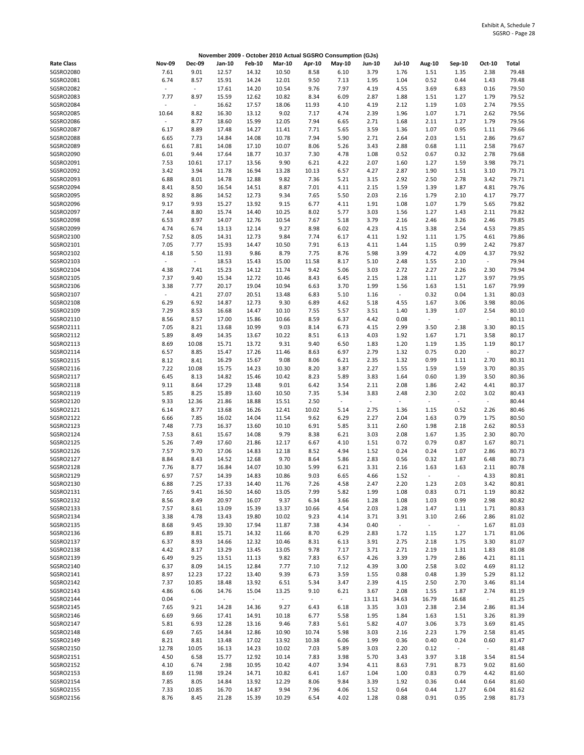Exhibit A, Schedule 7
SGSRO - Page 28

**November 2009 - October 2010 Actual SGSRO Consumption (GJs)**

| Rate Class | Nov-09 | Dec-09 | Jan-10 | Feb-10 | Mar-10 | Apr-10 | May-10 | Jun-10 | Jul-10 | Aug-10 | Sep-10 | Oct-10 | Total |
|---|---|---|---|---|---|---|---|---|---|---|---|---|---|
| SGSRO2080 | 7.61 | 9.01 | 12.57 | 14.32 | 10.50 | 8.58 | 6.10 | 3.79 | 1.76 | 1.51 | 1.35 | 2.38 | 79.48 |
| SGSRO2081 | 6.74 | 8.57 | 15.91 | 14.24 | 12.01 | 9.50 | 7.13 | 1.95 | 1.04 | 0.52 | 0.44 | 1.43 | 79.48 |
| SGSRO2082 | - | - | 17.61 | 14.20 | 10.54 | 9.76 | 7.97 | 4.19 | 4.55 | 3.69 | 6.83 | 0.16 | 79.50 |
| SGSRO2083 | 7.77 | 8.97 | 15.59 | 12.62 | 10.82 | 8.34 | 6.09 | 2.87 | 1.88 | 1.51 | 1.27 | 1.79 | 79.52 |
| SGSRO2084 | - | - | 16.62 | 17.57 | 18.06 | 11.93 | 4.10 | 4.19 | 2.12 | 1.19 | 1.03 | 2.74 | 79.55 |
| SGSRO2085 | 10.64 | 8.82 | 16.30 | 13.12 | 9.02 | 7.17 | 4.74 | 2.39 | 1.96 | 1.07 | 1.71 | 2.62 | 79.56 |
| SGSRO2086 | - | 8.77 | 18.60 | 15.99 | 12.05 | 7.94 | 6.65 | 2.71 | 1.68 | 2.11 | 1.27 | 1.79 | 79.56 |
| SGSRO2087 | 6.17 | 8.89 | 17.48 | 14.27 | 11.41 | 7.71 | 5.65 | 3.59 | 1.36 | 1.07 | 0.95 | 1.11 | 79.66 |
| SGSRO2088 | 6.65 | 7.73 | 14.84 | 14.08 | 10.78 | 7.94 | 5.90 | 2.71 | 2.64 | 2.03 | 1.51 | 2.86 | 79.67 |
| SGSRO2089 | 6.61 | 7.81 | 14.08 | 17.10 | 10.07 | 8.06 | 5.26 | 3.43 | 2.88 | 0.68 | 1.11 | 2.58 | 79.67 |
| SGSRO2090 | 6.01 | 9.44 | 17.64 | 18.77 | 10.37 | 7.30 | 4.78 | 1.08 | 0.52 | 0.67 | 0.32 | 2.78 | 79.68 |
| SGSRO2091 | 7.53 | 10.61 | 17.17 | 13.56 | 9.90 | 6.21 | 4.22 | 2.07 | 1.60 | 1.27 | 1.59 | 3.98 | 79.71 |
| SGSRO2092 | 3.42 | 3.94 | 11.78 | 16.94 | 13.28 | 10.13 | 6.57 | 4.27 | 2.87 | 1.90 | 1.51 | 3.10 | 79.71 |
| SGSRO2093 | 6.88 | 8.01 | 14.78 | 12.88 | 9.82 | 7.36 | 5.21 | 3.15 | 2.92 | 2.50 | 2.78 | 3.42 | 79.71 |
| SGSRO2094 | 8.41 | 8.50 | 16.54 | 14.51 | 8.87 | 7.01 | 4.11 | 2.15 | 1.59 | 1.39 | 1.87 | 4.81 | 79.76 |
| SGSRO2095 | 8.92 | 8.86 | 14.52 | 12.73 | 9.34 | 7.65 | 5.50 | 2.03 | 2.16 | 1.79 | 2.10 | 4.17 | 79.77 |
| SGSRO2096 | 9.17 | 9.93 | 15.27 | 13.92 | 9.15 | 6.77 | 4.11 | 1.91 | 1.08 | 1.07 | 1.79 | 5.65 | 79.82 |
| SGSRO2097 | 7.44 | 8.80 | 15.74 | 14.40 | 10.25 | 8.02 | 5.77 | 3.03 | 1.56 | 1.27 | 1.43 | 2.11 | 79.82 |
| SGSRO2098 | 6.53 | 8.97 | 14.07 | 12.76 | 10.54 | 7.67 | 5.18 | 3.79 | 2.16 | 2.46 | 3.26 | 2.46 | 79.85 |
| SGSRO2099 | 4.74 | 6.74 | 13.13 | 12.14 | 9.27 | 8.98 | 6.02 | 4.23 | 4.15 | 3.38 | 2.54 | 4.53 | 79.85 |
| SGSRO2100 | 7.52 | 8.05 | 14.31 | 12.73 | 9.84 | 7.74 | 6.17 | 4.11 | 1.92 | 1.11 | 1.75 | 4.61 | 79.86 |
| SGSRO2101 | 7.05 | 7.77 | 15.93 | 14.47 | 10.50 | 7.91 | 6.13 | 4.11 | 1.44 | 1.15 | 0.99 | 2.42 | 79.87 |
| SGSRO2102 | 4.18 | 5.50 | 11.93 | 9.86 | 8.79 | 7.75 | 8.76 | 5.98 | 3.99 | 4.72 | 4.09 | 4.37 | 79.92 |
| SGSRO2103 | - | - | 18.53 | 15.43 | 15.00 | 11.58 | 8.17 | 5.10 | 2.48 | 1.55 | 2.10 | - | 79.94 |
| SGSRO2104 | 4.38 | 7.41 | 15.23 | 14.12 | 11.74 | 9.42 | 5.06 | 3.03 | 2.72 | 2.27 | 2.26 | 2.30 | 79.94 |
| SGSRO2105 | 7.37 | 9.40 | 15.34 | 12.72 | 10.46 | 8.43 | 6.45 | 2.15 | 1.28 | 1.11 | 1.27 | 3.97 | 79.95 |
| SGSRO2106 | 3.38 | 7.77 | 20.17 | 19.04 | 10.94 | 6.63 | 3.70 | 1.99 | 1.56 | 1.63 | 1.51 | 1.67 | 79.99 |
| SGSRO2107 | - | 4.21 | 27.07 | 20.51 | 13.48 | 6.83 | 5.10 | 1.16 | - | 0.32 | 0.04 | 1.31 | 80.03 |
| SGSRO2108 | 6.29 | 6.92 | 14.87 | 12.73 | 9.30 | 6.89 | 4.62 | 5.18 | 4.55 | 1.67 | 3.06 | 3.98 | 80.06 |
| SGSRO2109 | 7.29 | 8.53 | 16.68 | 14.47 | 10.10 | 7.55 | 5.57 | 3.51 | 1.40 | 1.39 | 1.07 | 2.54 | 80.10 |
| SGSRO2110 | 8.56 | 8.57 | 17.00 | 15.86 | 10.66 | 8.59 | 6.37 | 4.42 | 0.08 | - | - | - | 80.11 |
| SGSRO2111 | 7.05 | 8.21 | 13.68 | 10.99 | 9.03 | 8.14 | 6.73 | 4.15 | 2.99 | 3.50 | 2.38 | 3.30 | 80.15 |
| SGSRO2112 | 5.89 | 8.49 | 14.35 | 13.67 | 10.22 | 8.51 | 6.13 | 4.03 | 1.92 | 1.67 | 1.71 | 3.58 | 80.17 |
| SGSRO2113 | 8.69 | 10.08 | 15.71 | 13.72 | 9.31 | 9.40 | 6.50 | 1.83 | 1.20 | 1.19 | 1.35 | 1.19 | 80.17 |
| SGSRO2114 | 6.57 | 8.85 | 15.47 | 17.26 | 11.46 | 8.63 | 6.97 | 2.79 | 1.32 | 0.75 | 0.20 | - | 80.27 |
| SGSRO2115 | 8.12 | 8.41 | 16.29 | 15.67 | 9.08 | 8.06 | 6.21 | 2.35 | 1.32 | 0.99 | 1.11 | 2.70 | 80.31 |
| SGSRO2116 | 7.22 | 10.08 | 15.75 | 14.23 | 10.30 | 8.20 | 3.87 | 2.27 | 1.55 | 1.59 | 1.59 | 3.70 | 80.35 |
| SGSRO2117 | 6.45 | 8.13 | 14.82 | 15.46 | 10.42 | 8.23 | 5.89 | 3.83 | 1.64 | 0.60 | 1.39 | 3.50 | 80.36 |
| SGSRO2118 | 9.11 | 8.64 | 17.29 | 13.48 | 9.01 | 6.42 | 3.54 | 2.11 | 2.08 | 1.86 | 2.42 | 4.41 | 80.37 |
| SGSRO2119 | 5.85 | 8.25 | 15.89 | 13.60 | 10.50 | 7.35 | 5.34 | 3.83 | 2.48 | 2.30 | 2.02 | 3.02 | 80.43 |
| SGSRO2120 | 9.33 | 12.36 | 21.86 | 18.88 | 15.51 | 2.50 | - | - | - | - | - | - | 80.44 |
| SGSRO2121 | 6.14 | 8.77 | 13.68 | 16.26 | 12.41 | 10.02 | 5.14 | 2.75 | 1.36 | 1.15 | 0.52 | 2.26 | 80.46 |
| SGSRO2122 | 6.66 | 7.85 | 16.02 | 14.04 | 11.54 | 9.62 | 6.29 | 2.27 | 2.04 | 1.63 | 0.79 | 1.75 | 80.50 |
| SGSRO2123 | 7.48 | 7.73 | 16.37 | 13.60 | 10.10 | 6.91 | 5.85 | 3.11 | 2.60 | 1.98 | 2.18 | 2.62 | 80.53 |
| SGSRO2124 | 7.53 | 8.61 | 15.67 | 14.08 | 9.79 | 8.38 | 6.21 | 3.03 | 2.08 | 1.67 | 1.35 | 2.30 | 80.70 |
| SGSRO2125 | 5.26 | 7.49 | 17.60 | 21.86 | 12.17 | 6.67 | 4.10 | 1.51 | 0.72 | 0.79 | 0.87 | 1.67 | 80.71 |
| SGSRO2126 | 7.57 | 9.70 | 17.06 | 14.83 | 12.18 | 8.52 | 4.94 | 1.52 | 0.24 | 0.24 | 1.07 | 2.86 | 80.73 |
| SGSRO2127 | 8.84 | 8.43 | 14.52 | 12.68 | 9.70 | 8.64 | 5.86 | 2.83 | 0.56 | 0.32 | 1.87 | 6.48 | 80.73 |
| SGSRO2128 | 7.76 | 8.77 | 16.84 | 14.07 | 10.30 | 5.99 | 6.21 | 3.31 | 2.16 | 1.63 | 1.63 | 2.11 | 80.78 |
| SGSRO2129 | 6.97 | 7.57 | 14.39 | 14.83 | 10.86 | 9.03 | 6.65 | 4.66 | 1.52 | - | - | 4.33 | 80.81 |
| SGSRO2130 | 6.88 | 7.25 | 17.33 | 14.40 | 11.76 | 7.26 | 4.58 | 2.47 | 2.20 | 1.23 | 2.03 | 3.42 | 80.81 |
| SGSRO2131 | 7.65 | 9.41 | 16.50 | 14.60 | 13.05 | 7.99 | 5.82 | 1.99 | 1.08 | 0.83 | 0.71 | 1.19 | 80.82 |
| SGSRO2132 | 8.56 | 8.49 | 20.97 | 16.07 | 9.37 | 6.34 | 3.66 | 1.28 | 1.08 | 1.03 | 0.99 | 2.98 | 80.82 |
| SGSRO2133 | 7.57 | 8.61 | 13.09 | 15.39 | 13.37 | 10.66 | 4.54 | 2.03 | 1.28 | 1.47 | 1.11 | 1.71 | 80.83 |
| SGSRO2134 | 3.38 | 4.78 | 13.43 | 19.80 | 10.02 | 9.23 | 4.14 | 3.71 | 3.91 | 3.10 | 2.66 | 2.86 | 81.02 |
| SGSRO2135 | 8.68 | 9.45 | 19.30 | 17.94 | 11.87 | 7.38 | 4.34 | 0.40 | - | - | - | 1.67 | 81.03 |
| SGSRO2136 | 6.89 | 8.81 | 15.71 | 14.32 | 11.66 | 8.70 | 6.29 | 2.83 | 1.72 | 1.15 | 1.27 | 1.71 | 81.06 |
| SGSRO2137 | 6.37 | 8.93 | 14.66 | 12.32 | 10.46 | 8.31 | 6.13 | 3.91 | 2.75 | 2.18 | 1.75 | 3.30 | 81.07 |
| SGSRO2138 | 4.42 | 8.17 | 13.29 | 13.45 | 13.05 | 9.78 | 7.17 | 3.71 | 2.71 | 2.19 | 1.31 | 1.83 | 81.08 |
| SGSRO2139 | 6.49 | 9.25 | 13.51 | 11.13 | 9.82 | 7.83 | 6.57 | 4.26 | 3.39 | 1.79 | 2.86 | 4.21 | 81.11 |
| SGSRO2140 | 6.37 | 8.09 | 14.15 | 12.84 | 7.77 | 7.10 | 7.12 | 4.39 | 3.00 | 2.58 | 3.02 | 4.69 | 81.12 |
| SGSRO2141 | 8.97 | 12.23 | 17.22 | 13.40 | 9.39 | 6.73 | 3.59 | 1.55 | 0.88 | 0.48 | 1.39 | 5.29 | 81.12 |
| SGSRO2142 | 7.37 | 10.85 | 18.48 | 13.92 | 6.51 | 5.34 | 3.47 | 2.39 | 4.15 | 2.50 | 2.70 | 3.46 | 81.14 |
| SGSRO2143 | 4.86 | 6.06 | 14.76 | 15.04 | 13.25 | 9.10 | 6.21 | 3.67 | 2.08 | 1.55 | 1.87 | 2.74 | 81.19 |
| SGSRO2144 | 0.04 | - | - | - | - | - | - | 13.11 | 34.63 | 16.79 | 16.68 | - | 81.25 |
| SGSRO2145 | 7.65 | 9.21 | 14.28 | 14.36 | 9.27 | 6.43 | 6.18 | 3.35 | 3.03 | 2.38 | 2.34 | 2.86 | 81.34 |
| SGSRO2146 | 6.69 | 9.66 | 17.41 | 14.91 | 10.18 | 6.77 | 5.58 | 1.95 | 1.84 | 1.63 | 1.51 | 3.26 | 81.39 |
| SGSRO2147 | 5.81 | 6.93 | 12.28 | 13.16 | 9.46 | 7.83 | 5.61 | 5.82 | 4.07 | 3.06 | 3.73 | 3.69 | 81.45 |
| SGSRO2148 | 6.69 | 7.65 | 14.84 | 12.86 | 10.90 | 10.74 | 5.98 | 3.03 | 2.16 | 2.23 | 1.79 | 2.58 | 81.45 |
| SGSRO2149 | 8.21 | 8.81 | 13.48 | 17.02 | 13.92 | 10.38 | 6.06 | 1.99 | 0.36 | 0.40 | 0.24 | 0.60 | 81.47 |
| SGSRO2150 | 12.78 | 10.05 | 16.13 | 14.23 | 10.02 | 7.03 | 5.89 | 3.03 | 2.20 | 0.12 | - | - | 81.48 |
| SGSRO2151 | 4.50 | 6.58 | 15.77 | 12.92 | 10.14 | 7.83 | 3.98 | 5.70 | 3.43 | 3.97 | 3.18 | 3.54 | 81.54 |
| SGSRO2152 | 4.10 | 6.74 | 2.98 | 10.95 | 10.42 | 4.07 | 3.94 | 4.11 | 8.63 | 7.91 | 8.73 | 9.02 | 81.60 |
| SGSRO2153 | 8.69 | 11.98 | 19.24 | 14.71 | 10.82 | 6.41 | 1.67 | 1.04 | 1.00 | 0.83 | 0.79 | 4.42 | 81.60 |
| SGSRO2154 | 7.85 | 8.05 | 14.84 | 13.92 | 12.29 | 8.06 | 9.84 | 3.39 | 1.92 | 0.36 | 0.44 | 0.64 | 81.60 |
| SGSRO2155 | 7.33 | 10.85 | 16.70 | 14.87 | 9.94 | 7.96 | 4.06 | 1.52 | 0.64 | 0.44 | 1.27 | 6.04 | 81.62 |
| SGSRO2156 | 8.76 | 8.45 | 21.28 | 15.39 | 10.29 | 6.54 | 4.02 | 1.28 | 0.88 | 0.91 | 0.95 | 2.98 | 81.73 |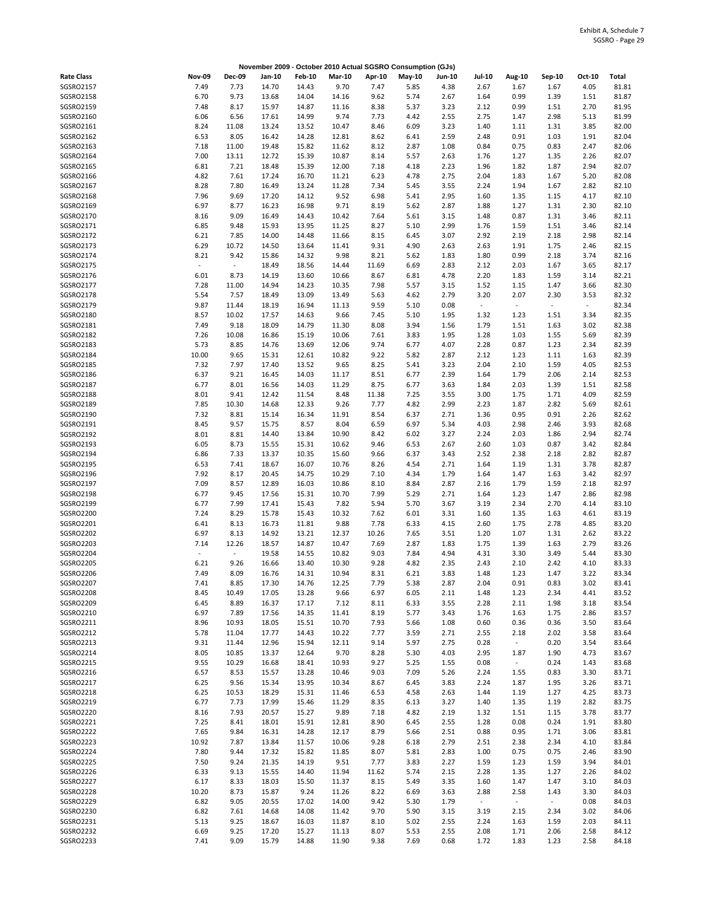Exhibit A, Schedule 7
SGSRO - Page 29

**November 2009 - October 2010 Actual SGSRO Consumption (GJs)**

| Rate Class | Nov-09 | Dec-09 | Jan-10 | Feb-10 | Mar-10 | Apr-10 | May-10 | Jun-10 | Jul-10 | Aug-10 | Sep-10 | Oct-10 | Total |
|---|---|---|---|---|---|---|---|---|---|---|---|---|---|
| SGSRO2157 | 7.49 | 7.73 | 14.70 | 14.43 | 9.70 | 7.47 | 5.85 | 4.38 | 2.67 | 1.67 | 1.67 | 4.05 | 81.81 |
| SGSRO2158 | 6.70 | 9.73 | 13.68 | 14.04 | 14.16 | 9.62 | 5.74 | 2.67 | 1.64 | 0.99 | 1.39 | 1.51 | 81.87 |
| SGSRO2159 | 7.48 | 8.17 | 15.97 | 14.87 | 11.16 | 8.38 | 5.37 | 3.23 | 2.12 | 0.99 | 1.51 | 2.70 | 81.95 |
| SGSRO2160 | 6.06 | 6.56 | 17.61 | 14.99 | 9.74 | 7.73 | 4.42 | 2.55 | 2.75 | 1.47 | 2.98 | 5.13 | 81.99 |
| SGSRO2161 | 8.24 | 11.08 | 13.24 | 13.52 | 10.47 | 8.46 | 6.09 | 3.23 | 1.40 | 1.11 | 1.31 | 3.85 | 82.00 |
| SGSRO2162 | 6.53 | 8.05 | 16.42 | 14.28 | 12.81 | 8.62 | 6.41 | 2.59 | 2.48 | 0.91 | 1.03 | 1.91 | 82.04 |
| SGSRO2163 | 7.18 | 11.00 | 19.48 | 15.82 | 11.62 | 8.12 | 2.87 | 1.08 | 0.84 | 0.75 | 0.83 | 2.47 | 82.06 |
| SGSRO2164 | 7.00 | 13.11 | 12.72 | 15.39 | 10.87 | 8.14 | 5.57 | 2.63 | 1.76 | 1.27 | 1.35 | 2.26 | 82.07 |
| SGSRO2165 | 6.81 | 7.21 | 18.48 | 15.39 | 12.00 | 7.18 | 4.18 | 2.23 | 1.96 | 1.82 | 1.87 | 2.94 | 82.07 |
| SGSRO2166 | 4.82 | 7.61 | 17.24 | 16.70 | 11.21 | 6.23 | 4.78 | 2.75 | 2.04 | 1.83 | 1.67 | 5.20 | 82.08 |
| SGSRO2167 | 8.28 | 7.80 | 16.49 | 13.24 | 11.28 | 7.34 | 5.45 | 3.55 | 2.24 | 1.94 | 1.67 | 2.82 | 82.10 |
| SGSRO2168 | 7.96 | 9.69 | 17.20 | 14.12 | 9.52 | 6.98 | 5.41 | 2.95 | 1.60 | 1.35 | 1.15 | 4.17 | 82.10 |
| SGSRO2169 | 6.97 | 8.77 | 16.23 | 16.98 | 9.71 | 8.19 | 5.62 | 2.87 | 1.88 | 1.27 | 1.31 | 2.30 | 82.10 |
| SGSRO2170 | 8.16 | 9.09 | 16.49 | 14.43 | 10.42 | 7.64 | 5.61 | 3.15 | 1.48 | 0.87 | 1.31 | 3.46 | 82.11 |
| SGSRO2171 | 6.85 | 9.48 | 15.93 | 13.95 | 11.25 | 8.27 | 5.10 | 2.99 | 1.76 | 1.59 | 1.51 | 3.46 | 82.14 |
| SGSRO2172 | 6.21 | 7.85 | 14.00 | 14.48 | 11.66 | 8.15 | 6.45 | 3.07 | 2.92 | 2.19 | 2.18 | 2.98 | 82.14 |
| SGSRO2173 | 6.29 | 10.72 | 14.50 | 13.64 | 11.41 | 9.31 | 4.90 | 2.63 | 2.63 | 1.91 | 1.75 | 2.46 | 82.15 |
| SGSRO2174 | 8.21 | 9.42 | 15.86 | 14.32 | 9.98 | 8.21 | 5.62 | 1.83 | 1.80 | 0.99 | 2.18 | 3.74 | 82.16 |
| SGSRO2175 | - | - | 18.49 | 18.56 | 14.44 | 11.69 | 6.69 | 2.83 | 2.12 | 2.03 | 1.67 | 3.65 | 82.17 |
| SGSRO2176 | 6.01 | 8.73 | 14.19 | 13.60 | 10.66 | 8.67 | 6.81 | 4.78 | 2.20 | 1.83 | 1.59 | 3.14 | 82.21 |
| SGSRO2177 | 7.28 | 11.00 | 14.94 | 14.23 | 10.35 | 7.98 | 5.57 | 3.15 | 1.52 | 1.15 | 1.47 | 3.66 | 82.30 |
| SGSRO2178 | 5.54 | 7.57 | 18.49 | 13.09 | 13.49 | 5.63 | 4.62 | 2.79 | 3.20 | 2.07 | 2.30 | 3.53 | 82.32 |
| SGSRO2179 | 9.87 | 11.44 | 18.19 | 16.94 | 11.13 | 9.59 | 5.10 | 0.08 | - | - | - | - | 82.34 |
| SGSRO2180 | 8.57 | 10.02 | 17.57 | 14.63 | 9.66 | 7.45 | 5.10 | 1.95 | 1.32 | 1.23 | 1.51 | 3.34 | 82.35 |
| SGSRO2181 | 7.49 | 9.18 | 18.09 | 14.79 | 11.30 | 8.08 | 3.94 | 1.56 | 1.79 | 1.51 | 1.63 | 3.02 | 82.38 |
| SGSRO2182 | 7.26 | 10.08 | 16.86 | 15.19 | 10.06 | 7.61 | 3.83 | 1.95 | 1.28 | 1.03 | 1.55 | 5.69 | 82.39 |
| SGSRO2183 | 5.73 | 8.85 | 14.76 | 13.69 | 12.06 | 9.74 | 6.77 | 4.07 | 2.28 | 0.87 | 1.23 | 2.34 | 82.39 |
| SGSRO2184 | 10.00 | 9.65 | 15.31 | 12.61 | 10.82 | 9.22 | 5.82 | 2.87 | 2.12 | 1.23 | 1.11 | 1.63 | 82.39 |
| SGSRO2185 | 7.32 | 7.97 | 17.40 | 13.52 | 9.65 | 8.25 | 5.41 | 3.23 | 2.04 | 2.10 | 1.59 | 4.05 | 82.53 |
| SGSRO2186 | 6.37 | 9.21 | 16.45 | 14.03 | 11.17 | 8.51 | 6.77 | 2.39 | 1.64 | 1.79 | 2.06 | 2.14 | 82.53 |
| SGSRO2187 | 6.77 | 8.01 | 16.56 | 14.03 | 11.29 | 8.75 | 6.77 | 3.63 | 1.84 | 2.03 | 1.39 | 1.51 | 82.58 |
| SGSRO2188 | 8.01 | 9.41 | 12.42 | 11.54 | 8.48 | 11.38 | 7.25 | 3.55 | 3.00 | 1.75 | 1.71 | 4.09 | 82.59 |
| SGSRO2189 | 7.85 | 10.30 | 14.68 | 12.33 | 9.26 | 7.77 | 4.82 | 2.99 | 2.23 | 1.87 | 2.82 | 5.69 | 82.61 |
| SGSRO2190 | 7.32 | 8.81 | 15.14 | 16.34 | 11.91 | 8.54 | 6.37 | 2.71 | 1.36 | 0.95 | 0.91 | 2.26 | 82.62 |
| SGSRO2191 | 8.45 | 9.57 | 15.75 | 8.57 | 8.04 | 6.59 | 6.97 | 5.34 | 4.03 | 2.98 | 2.46 | 3.93 | 82.68 |
| SGSRO2192 | 8.01 | 8.81 | 14.40 | 13.84 | 10.90 | 8.42 | 6.02 | 3.27 | 2.24 | 2.03 | 1.86 | 2.94 | 82.74 |
| SGSRO2193 | 6.05 | 8.73 | 15.55 | 15.31 | 10.62 | 9.46 | 6.53 | 2.67 | 2.60 | 1.03 | 0.87 | 3.42 | 82.84 |
| SGSRO2194 | 6.86 | 7.33 | 13.37 | 10.35 | 15.60 | 9.66 | 6.37 | 3.43 | 2.52 | 2.38 | 2.18 | 2.82 | 82.87 |
| SGSRO2195 | 6.53 | 7.41 | 18.67 | 16.07 | 10.76 | 8.26 | 4.54 | 2.71 | 1.64 | 1.19 | 1.31 | 3.78 | 82.87 |
| SGSRO2196 | 7.92 | 8.17 | 20.45 | 14.75 | 10.29 | 7.10 | 4.34 | 1.79 | 1.64 | 1.47 | 1.63 | 3.42 | 82.97 |
| SGSRO2197 | 7.09 | 8.57 | 12.89 | 16.03 | 10.86 | 8.10 | 8.84 | 2.87 | 2.16 | 1.79 | 1.59 | 2.18 | 82.97 |
| SGSRO2198 | 6.77 | 9.45 | 17.56 | 15.31 | 10.70 | 7.99 | 5.29 | 2.71 | 1.64 | 1.23 | 1.47 | 2.86 | 82.98 |
| SGSRO2199 | 6.77 | 7.99 | 17.41 | 15.43 | 7.82 | 5.94 | 5.70 | 3.67 | 3.19 | 2.34 | 2.70 | 4.14 | 83.10 |
| SGSRO2200 | 7.24 | 8.29 | 15.78 | 15.43 | 10.32 | 7.62 | 6.01 | 3.31 | 1.60 | 1.35 | 1.63 | 4.61 | 83.19 |
| SGSRO2201 | 6.41 | 8.13 | 16.73 | 11.81 | 9.88 | 7.78 | 6.33 | 4.15 | 2.60 | 1.75 | 2.78 | 4.85 | 83.20 |
| SGSRO2202 | 6.97 | 8.13 | 14.92 | 13.21 | 12.37 | 10.26 | 7.65 | 3.51 | 1.20 | 1.07 | 1.31 | 2.62 | 83.22 |
| SGSRO2203 | 7.14 | 12.26 | 18.57 | 14.87 | 10.47 | 7.69 | 2.87 | 1.83 | 1.75 | 1.39 | 1.63 | 2.79 | 83.26 |
| SGSRO2204 | - | - | 19.58 | 14.55 | 10.82 | 9.03 | 7.84 | 4.94 | 4.31 | 3.30 | 3.49 | 5.44 | 83.30 |
| SGSRO2205 | 6.21 | 9.26 | 16.66 | 13.40 | 10.30 | 9.28 | 4.82 | 2.35 | 2.43 | 2.10 | 2.42 | 4.10 | 83.33 |
| SGSRO2206 | 7.49 | 8.09 | 16.76 | 14.31 | 10.94 | 8.31 | 6.21 | 3.83 | 1.48 | 1.23 | 1.47 | 3.22 | 83.34 |
| SGSRO2207 | 7.41 | 8.85 | 17.30 | 14.76 | 12.25 | 7.79 | 5.38 | 2.87 | 2.04 | 0.91 | 0.83 | 3.02 | 83.41 |
| SGSRO2208 | 8.45 | 10.49 | 17.05 | 13.28 | 9.66 | 6.97 | 6.05 | 2.11 | 1.48 | 1.23 | 2.34 | 4.41 | 83.52 |
| SGSRO2209 | 6.45 | 8.89 | 16.37 | 17.17 | 7.12 | 8.11 | 6.33 | 3.55 | 2.28 | 2.11 | 1.98 | 3.18 | 83.54 |
| SGSRO2210 | 6.97 | 7.89 | 17.56 | 14.35 | 11.41 | 8.19 | 5.77 | 3.43 | 1.76 | 1.63 | 1.75 | 2.86 | 83.57 |
| SGSRO2211 | 8.96 | 10.93 | 18.05 | 15.51 | 10.70 | 7.93 | 5.66 | 1.08 | 0.60 | 0.36 | 0.36 | 3.50 | 83.64 |
| SGSRO2212 | 5.78 | 11.04 | 17.77 | 14.43 | 10.22 | 7.77 | 3.59 | 2.71 | 2.55 | 2.18 | 2.02 | 3.58 | 83.64 |
| SGSRO2213 | 9.31 | 11.44 | 12.96 | 15.94 | 12.11 | 9.14 | 5.97 | 2.75 | 0.28 | - | 0.20 | 3.54 | 83.64 |
| SGSRO2214 | 8.05 | 10.85 | 13.37 | 12.64 | 9.70 | 8.28 | 5.30 | 4.03 | 2.95 | 1.87 | 1.90 | 4.73 | 83.67 |
| SGSRO2215 | 9.55 | 10.29 | 16.68 | 18.41 | 10.93 | 9.27 | 5.25 | 1.55 | 0.08 | - | 0.24 | 1.43 | 83.68 |
| SGSRO2216 | 6.57 | 8.53 | 15.57 | 13.28 | 10.46 | 9.03 | 7.09 | 5.26 | 2.24 | 1.55 | 0.83 | 3.30 | 83.71 |
| SGSRO2217 | 6.25 | 9.56 | 15.34 | 13.95 | 10.34 | 8.67 | 6.45 | 3.83 | 2.24 | 1.87 | 1.95 | 3.26 | 83.71 |
| SGSRO2218 | 6.25 | 10.53 | 18.29 | 15.31 | 11.46 | 6.53 | 4.58 | 2.63 | 1.44 | 1.19 | 1.27 | 4.25 | 83.73 |
| SGSRO2219 | 6.77 | 7.73 | 17.99 | 15.46 | 11.29 | 8.35 | 6.13 | 3.27 | 1.40 | 1.35 | 1.19 | 2.82 | 83.75 |
| SGSRO2220 | 8.16 | 7.93 | 20.57 | 15.27 | 9.89 | 7.18 | 4.82 | 2.19 | 1.32 | 1.51 | 1.15 | 3.78 | 83.77 |
| SGSRO2221 | 7.25 | 8.41 | 18.01 | 15.91 | 12.81 | 8.90 | 6.45 | 2.55 | 1.28 | 0.08 | 0.24 | 1.91 | 83.80 |
| SGSRO2222 | 7.65 | 9.84 | 16.31 | 14.28 | 12.17 | 8.79 | 5.66 | 2.51 | 0.88 | 0.95 | 1.71 | 3.06 | 83.81 |
| SGSRO2223 | 10.92 | 7.87 | 13.84 | 11.57 | 10.06 | 9.28 | 6.18 | 2.79 | 2.51 | 2.38 | 2.34 | 4.10 | 83.84 |
| SGSRO2224 | 7.80 | 9.44 | 17.32 | 15.82 | 11.85 | 8.07 | 5.81 | 2.83 | 1.00 | 0.75 | 0.75 | 2.46 | 83.90 |
| SGSRO2225 | 7.50 | 9.24 | 21.35 | 14.19 | 9.51 | 7.77 | 3.83 | 2.27 | 1.59 | 1.23 | 1.59 | 3.94 | 84.01 |
| SGSRO2226 | 6.33 | 9.13 | 15.55 | 14.40 | 11.94 | 11.62 | 5.74 | 2.15 | 2.28 | 1.35 | 1.27 | 2.26 | 84.02 |
| SGSRO2227 | 6.17 | 8.33 | 18.03 | 15.50 | 11.37 | 8.15 | 5.49 | 3.35 | 1.60 | 1.47 | 1.47 | 3.10 | 84.03 |
| SGSRO2228 | 10.20 | 8.73 | 15.87 | 9.24 | 11.26 | 8.22 | 6.69 | 3.63 | 2.88 | 2.58 | 1.43 | 3.30 | 84.03 |
| SGSRO2229 | 6.82 | 9.05 | 20.55 | 17.02 | 14.00 | 9.42 | 5.30 | 1.79 | - | - | - | 0.08 | 84.03 |
| SGSRO2230 | 6.82 | 7.61 | 14.68 | 14.08 | 11.42 | 9.70 | 5.90 | 3.15 | 3.19 | 2.15 | 2.34 | 3.02 | 84.06 |
| SGSRO2231 | 5.13 | 9.25 | 18.67 | 16.03 | 11.87 | 8.10 | 5.02 | 2.55 | 2.24 | 1.63 | 1.59 | 2.03 | 84.11 |
| SGSRO2232 | 6.69 | 9.25 | 17.20 | 15.27 | 11.13 | 8.07 | 5.53 | 2.55 | 2.08 | 1.71 | 2.06 | 2.58 | 84.12 |
| SGSRO2233 | 7.41 | 9.09 | 15.79 | 14.88 | 11.90 | 9.38 | 7.69 | 0.68 | 1.72 | 1.83 | 1.23 | 2.58 | 84.18 |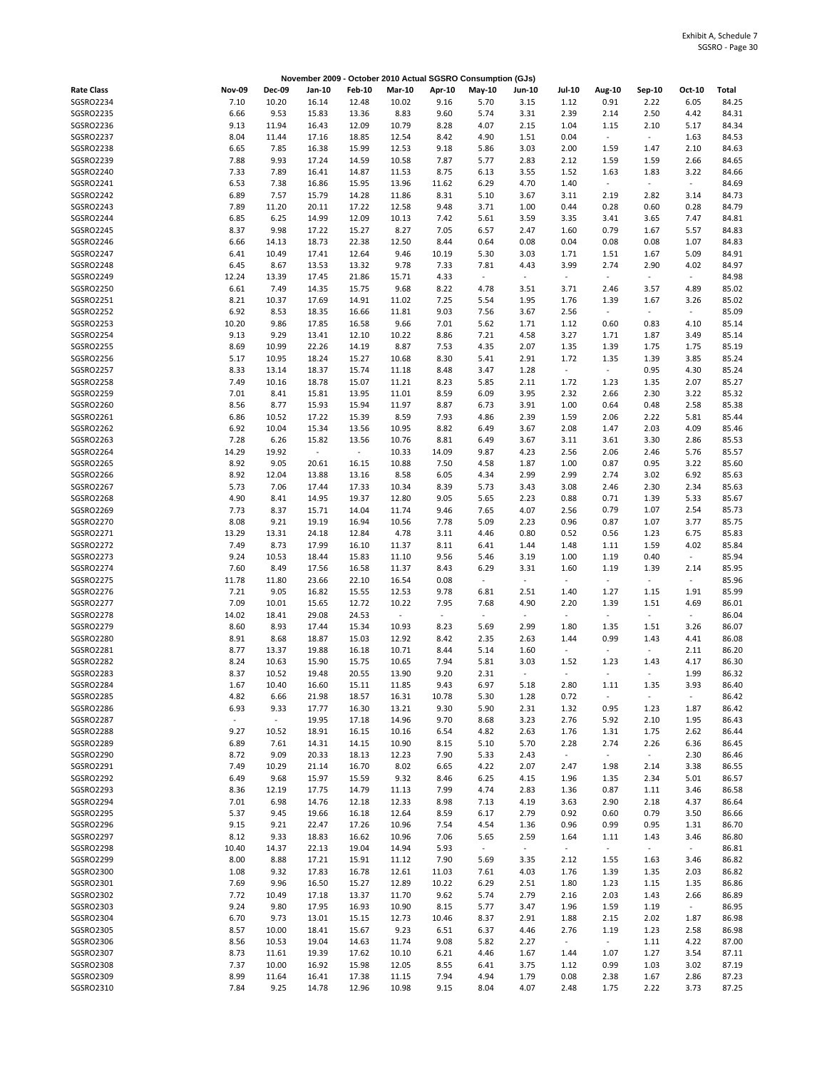Exhibit A, Schedule 7
SGSRO - Page 30

**November 2009 - October 2010 Actual SGSRO Consumption (GJs)**

| Rate Class | Nov-09 | Dec-09 | Jan-10 | Feb-10 | Mar-10 | Apr-10 | May-10 | Jun-10 | Jul-10 | Aug-10 | Sep-10 | Oct-10 | Total |
|---|---|---|---|---|---|---|---|---|---|---|---|---|---|
| SGSRO2234 | 7.10 | 10.20 | 16.14 | 12.48 | 10.02 | 9.16 | 5.70 | 3.15 | 1.12 | 0.91 | 2.22 | 6.05 | 84.25 |
| SGSRO2235 | 6.66 | 9.53 | 15.83 | 13.36 | 8.83 | 9.60 | 5.74 | 3.31 | 2.39 | 2.14 | 2.50 | 4.42 | 84.31 |
| SGSRO2236 | 9.13 | 11.94 | 16.43 | 12.09 | 10.79 | 8.28 | 4.07 | 2.15 | 1.04 | 1.15 | 2.10 | 5.17 | 84.34 |
| SGSRO2237 | 8.04 | 11.44 | 17.16 | 18.85 | 12.54 | 8.42 | 4.90 | 1.51 | 0.04 | - | - | 1.63 | 84.53 |
| SGSRO2238 | 6.65 | 7.85 | 16.38 | 15.99 | 12.53 | 9.18 | 5.86 | 3.03 | 2.00 | 1.59 | 1.47 | 2.10 | 84.63 |
| SGSRO2239 | 7.88 | 9.93 | 17.24 | 14.59 | 10.58 | 7.87 | 5.77 | 2.83 | 2.12 | 1.59 | 1.59 | 2.66 | 84.65 |
| SGSRO2240 | 7.33 | 7.89 | 16.41 | 14.87 | 11.53 | 8.75 | 6.13 | 3.55 | 1.52 | 1.63 | 1.83 | 3.22 | 84.66 |
| SGSRO2241 | 6.53 | 7.38 | 16.86 | 15.95 | 13.96 | 11.62 | 6.29 | 4.70 | 1.40 | - | - | - | 84.69 |
| SGSRO2242 | 6.89 | 7.57 | 15.79 | 14.28 | 11.86 | 8.31 | 5.10 | 3.67 | 3.11 | 2.19 | 2.82 | 3.14 | 84.73 |
| SGSRO2243 | 7.89 | 11.20 | 20.11 | 17.22 | 12.58 | 9.48 | 3.71 | 1.00 | 0.44 | 0.28 | 0.60 | 0.28 | 84.79 |
| SGSRO2244 | 6.85 | 6.25 | 14.99 | 12.09 | 10.13 | 7.42 | 5.61 | 3.59 | 3.35 | 3.41 | 3.65 | 7.47 | 84.81 |
| SGSRO2245 | 8.37 | 9.98 | 17.22 | 15.27 | 8.27 | 7.05 | 6.57 | 2.47 | 1.60 | 0.79 | 1.67 | 5.57 | 84.83 |
| SGSRO2246 | 6.66 | 14.13 | 18.73 | 22.38 | 12.50 | 8.44 | 0.64 | 0.08 | 0.04 | 0.08 | 0.08 | 1.07 | 84.83 |
| SGSRO2247 | 6.41 | 10.49 | 17.41 | 12.64 | 9.46 | 10.19 | 5.30 | 3.03 | 1.71 | 1.51 | 1.67 | 5.09 | 84.91 |
| SGSRO2248 | 6.45 | 8.67 | 13.53 | 13.32 | 9.78 | 7.33 | 7.81 | 4.43 | 3.99 | 2.74 | 2.90 | 4.02 | 84.97 |
| SGSRO2249 | 12.24 | 13.39 | 17.45 | 21.86 | 15.71 | 4.33 | - | - | - | - | - | - | 84.98 |
| SGSRO2250 | 6.61 | 7.49 | 14.35 | 15.75 | 9.68 | 8.22 | 4.78 | 3.51 | 3.71 | 2.46 | 3.57 | 4.89 | 85.02 |
| SGSRO2251 | 8.21 | 10.37 | 17.69 | 14.91 | 11.02 | 7.25 | 5.54 | 1.95 | 1.76 | 1.39 | 1.67 | 3.26 | 85.02 |
| SGSRO2252 | 6.92 | 8.53 | 18.35 | 16.66 | 11.81 | 9.03 | 7.56 | 3.67 | 2.56 | - | - | - | 85.09 |
| SGSRO2253 | 10.20 | 9.86 | 17.85 | 16.58 | 9.66 | 7.01 | 5.62 | 1.71 | 1.12 | 0.60 | 0.83 | 4.10 | 85.14 |
| SGSRO2254 | 9.13 | 9.29 | 13.41 | 12.10 | 10.22 | 8.86 | 7.21 | 4.58 | 3.27 | 1.71 | 1.87 | 3.49 | 85.14 |
| SGSRO2255 | 8.69 | 10.99 | 22.26 | 14.19 | 8.87 | 7.53 | 4.35 | 2.07 | 1.35 | 1.39 | 1.75 | 1.75 | 85.19 |
| SGSRO2256 | 5.17 | 10.95 | 18.24 | 15.27 | 10.68 | 8.30 | 5.41 | 2.91 | 1.72 | 1.35 | 1.39 | 3.85 | 85.24 |
| SGSRO2257 | 8.33 | 13.14 | 18.37 | 15.74 | 11.18 | 8.48 | 3.47 | 1.28 | - | - | 0.95 | 4.30 | 85.24 |
| SGSRO2258 | 7.49 | 10.16 | 18.78 | 15.07 | 11.21 | 8.23 | 5.85 | 2.11 | 1.72 | 1.23 | 1.35 | 2.07 | 85.27 |
| SGSRO2259 | 7.01 | 8.41 | 15.81 | 13.95 | 11.01 | 8.59 | 6.09 | 3.95 | 2.32 | 2.66 | 2.30 | 3.22 | 85.32 |
| SGSRO2260 | 8.56 | 8.77 | 15.93 | 15.94 | 11.97 | 8.87 | 6.73 | 3.91 | 1.00 | 0.64 | 0.48 | 2.58 | 85.38 |
| SGSRO2261 | 6.86 | 10.52 | 17.22 | 15.39 | 8.59 | 7.93 | 4.86 | 2.39 | 1.59 | 2.06 | 2.22 | 5.81 | 85.44 |
| SGSRO2262 | 6.92 | 10.04 | 15.34 | 13.56 | 10.95 | 8.82 | 6.49 | 3.67 | 2.08 | 1.47 | 2.03 | 4.09 | 85.46 |
| SGSRO2263 | 7.28 | 6.26 | 15.82 | 13.56 | 10.76 | 8.81 | 6.49 | 3.67 | 3.11 | 3.61 | 3.30 | 2.86 | 85.53 |
| SGSRO2264 | 14.29 | 19.92 | - | - | 10.33 | 14.09 | 9.87 | 4.23 | 2.56 | 2.06 | 2.46 | 5.76 | 85.57 |
| SGSRO2265 | 8.92 | 9.05 | 20.61 | 16.15 | 10.88 | 7.50 | 4.58 | 1.87 | 1.00 | 0.87 | 0.95 | 3.22 | 85.60 |
| SGSRO2266 | 8.92 | 12.04 | 13.88 | 13.16 | 8.58 | 6.05 | 4.34 | 2.99 | 2.99 | 2.74 | 3.02 | 6.92 | 85.63 |
| SGSRO2267 | 5.73 | 7.06 | 17.44 | 17.33 | 10.34 | 8.39 | 5.73 | 3.43 | 3.08 | 2.46 | 2.30 | 2.34 | 85.63 |
| SGSRO2268 | 4.90 | 8.41 | 14.95 | 19.37 | 12.80 | 9.05 | 5.65 | 2.23 | 0.88 | 0.71 | 1.39 | 5.33 | 85.67 |
| SGSRO2269 | 7.73 | 8.37 | 15.71 | 14.04 | 11.74 | 9.46 | 7.65 | 4.07 | 2.56 | 0.79 | 1.07 | 2.54 | 85.73 |
| SGSRO2270 | 8.08 | 9.21 | 19.19 | 16.94 | 10.56 | 7.78 | 5.09 | 2.23 | 0.96 | 0.87 | 1.07 | 3.77 | 85.75 |
| SGSRO2271 | 13.29 | 13.31 | 24.18 | 12.84 | 4.78 | 3.11 | 4.46 | 0.80 | 0.52 | 0.56 | 1.23 | 6.75 | 85.83 |
| SGSRO2272 | 7.49 | 8.73 | 17.99 | 16.10 | 11.37 | 8.11 | 6.41 | 1.44 | 1.48 | 1.11 | 1.59 | 4.02 | 85.84 |
| SGSRO2273 | 9.24 | 10.53 | 18.44 | 15.83 | 11.10 | 9.56 | 5.46 | 3.19 | 1.00 | 1.19 | 0.40 | - | 85.94 |
| SGSRO2274 | 7.60 | 8.49 | 17.56 | 16.58 | 11.37 | 8.43 | 6.29 | 3.31 | 1.60 | 1.19 | 1.39 | 2.14 | 85.95 |
| SGSRO2275 | 11.78 | 11.80 | 23.66 | 22.10 | 16.54 | 0.08 | - | - | - | - | - | - | 85.96 |
| SGSRO2276 | 7.21 | 9.05 | 16.82 | 15.55 | 12.53 | 9.78 | 6.81 | 2.51 | 1.40 | 1.27 | 1.15 | 1.91 | 85.99 |
| SGSRO2277 | 7.09 | 10.01 | 15.65 | 12.72 | 10.22 | 7.95 | 7.68 | 4.90 | 2.20 | 1.39 | 1.51 | 4.69 | 86.01 |
| SGSRO2278 | 14.02 | 18.41 | 29.08 | 24.53 | - | - | - | - | - | - | - | - | 86.04 |
| SGSRO2279 | 8.60 | 8.93 | 17.44 | 15.34 | 10.93 | 8.23 | 5.69 | 2.99 | 1.80 | 1.35 | 1.51 | 3.26 | 86.07 |
| SGSRO2280 | 8.91 | 8.68 | 18.87 | 15.03 | 12.92 | 8.42 | 2.35 | 2.63 | 1.44 | 0.99 | 1.43 | 4.41 | 86.08 |
| SGSRO2281 | 8.77 | 13.37 | 19.88 | 16.18 | 10.71 | 8.44 | 5.14 | 1.60 | - | - | - | 2.11 | 86.20 |
| SGSRO2282 | 8.24 | 10.63 | 15.90 | 15.75 | 10.65 | 7.94 | 5.81 | 3.03 | 1.52 | 1.23 | 1.43 | 4.17 | 86.30 |
| SGSRO2283 | 8.37 | 10.52 | 19.48 | 20.55 | 13.90 | 9.20 | 2.31 | - | - | - | - | 1.99 | 86.32 |
| SGSRO2284 | 1.67 | 10.40 | 16.60 | 15.11 | 11.85 | 9.43 | 6.97 | 5.18 | 2.80 | 1.11 | 1.35 | 3.93 | 86.40 |
| SGSRO2285 | 4.82 | 6.66 | 21.98 | 18.57 | 16.31 | 10.78 | 5.30 | 1.28 | 0.72 | - | - | - | 86.42 |
| SGSRO2286 | 6.93 | 9.33 | 17.77 | 16.30 | 13.21 | 9.30 | 5.90 | 2.31 | 1.32 | 0.95 | 1.23 | 1.87 | 86.42 |
| SGSRO2287 | - | - | 19.95 | 17.18 | 14.96 | 9.70 | 8.68 | 3.23 | 2.76 | 5.92 | 2.10 | 1.95 | 86.43 |
| SGSRO2288 | 9.27 | 10.52 | 18.91 | 16.15 | 10.16 | 6.54 | 4.82 | 2.63 | 1.76 | 1.31 | 1.75 | 2.62 | 86.44 |
| SGSRO2289 | 6.89 | 7.61 | 14.31 | 14.15 | 10.90 | 8.15 | 5.10 | 5.70 | 2.28 | 2.74 | 2.26 | 6.36 | 86.45 |
| SGSRO2290 | 8.72 | 9.09 | 20.33 | 18.13 | 12.23 | 7.90 | 5.33 | 2.43 | - | - | - | 2.30 | 86.46 |
| SGSRO2291 | 7.49 | 10.29 | 21.14 | 16.70 | 8.02 | 6.65 | 4.22 | 2.07 | 2.47 | 1.98 | 2.14 | 3.38 | 86.55 |
| SGSRO2292 | 6.49 | 9.68 | 15.97 | 15.59 | 9.32 | 8.46 | 6.25 | 4.15 | 1.96 | 1.35 | 2.34 | 5.01 | 86.57 |
| SGSRO2293 | 8.36 | 12.19 | 17.75 | 14.79 | 11.13 | 7.99 | 4.74 | 2.83 | 1.36 | 0.87 | 1.11 | 3.46 | 86.58 |
| SGSRO2294 | 7.01 | 6.98 | 14.76 | 12.18 | 12.33 | 8.98 | 7.13 | 4.19 | 3.63 | 2.90 | 2.18 | 4.37 | 86.64 |
| SGSRO2295 | 5.37 | 9.45 | 19.66 | 16.18 | 12.64 | 8.59 | 6.17 | 2.79 | 0.92 | 0.60 | 0.79 | 3.50 | 86.66 |
| SGSRO2296 | 9.15 | 9.21 | 22.47 | 17.26 | 10.96 | 7.54 | 4.54 | 1.36 | 0.96 | 0.99 | 0.95 | 1.31 | 86.70 |
| SGSRO2297 | 8.12 | 9.33 | 18.83 | 16.62 | 10.96 | 7.06 | 5.65 | 2.59 | 1.64 | 1.11 | 1.43 | 3.46 | 86.80 |
| SGSRO2298 | 10.40 | 14.37 | 22.13 | 19.04 | 14.94 | 5.93 | - | - | - | - | - | - | 86.81 |
| SGSRO2299 | 8.00 | 8.88 | 17.21 | 15.91 | 11.12 | 7.90 | 5.69 | 3.35 | 2.12 | 1.55 | 1.63 | 3.46 | 86.82 |
| SGSRO2300 | 1.08 | 9.32 | 17.83 | 16.78 | 12.61 | 11.03 | 7.61 | 4.03 | 1.76 | 1.39 | 1.35 | 2.03 | 86.82 |
| SGSRO2301 | 7.69 | 9.96 | 16.50 | 15.27 | 12.89 | 10.22 | 6.29 | 2.51 | 1.80 | 1.23 | 1.15 | 1.35 | 86.86 |
| SGSRO2302 | 7.72 | 10.49 | 17.18 | 13.37 | 11.70 | 9.62 | 5.74 | 2.79 | 2.16 | 2.03 | 1.43 | 2.66 | 86.89 |
| SGSRO2303 | 9.24 | 9.80 | 17.95 | 16.93 | 10.90 | 8.15 | 5.77 | 3.47 | 1.96 | 1.59 | 1.19 | - | 86.95 |
| SGSRO2304 | 6.70 | 9.73 | 13.01 | 15.15 | 12.73 | 10.46 | 8.37 | 2.91 | 1.88 | 2.15 | 2.02 | 1.87 | 86.98 |
| SGSRO2305 | 8.57 | 10.00 | 18.41 | 15.67 | 9.23 | 6.51 | 6.37 | 4.46 | 2.76 | 1.19 | 1.23 | 2.58 | 86.98 |
| SGSRO2306 | 8.56 | 10.53 | 19.04 | 14.63 | 11.74 | 9.08 | 5.82 | 2.27 | - | - | 1.11 | 4.22 | 87.00 |
| SGSRO2307 | 8.73 | 11.61 | 19.39 | 17.62 | 10.10 | 6.21 | 4.46 | 1.67 | 1.44 | 1.07 | 1.27 | 3.54 | 87.11 |
| SGSRO2308 | 7.37 | 10.00 | 16.92 | 15.98 | 12.05 | 8.55 | 6.41 | 3.75 | 1.12 | 0.99 | 1.03 | 3.02 | 87.19 |
| SGSRO2309 | 8.99 | 11.64 | 16.41 | 17.38 | 11.15 | 7.94 | 4.94 | 1.79 | 0.08 | 2.38 | 1.67 | 2.86 | 87.23 |
| SGSRO2310 | 7.84 | 9.25 | 14.78 | 12.96 | 10.98 | 9.15 | 8.04 | 4.07 | 2.48 | 1.75 | 2.22 | 3.73 | 87.25 |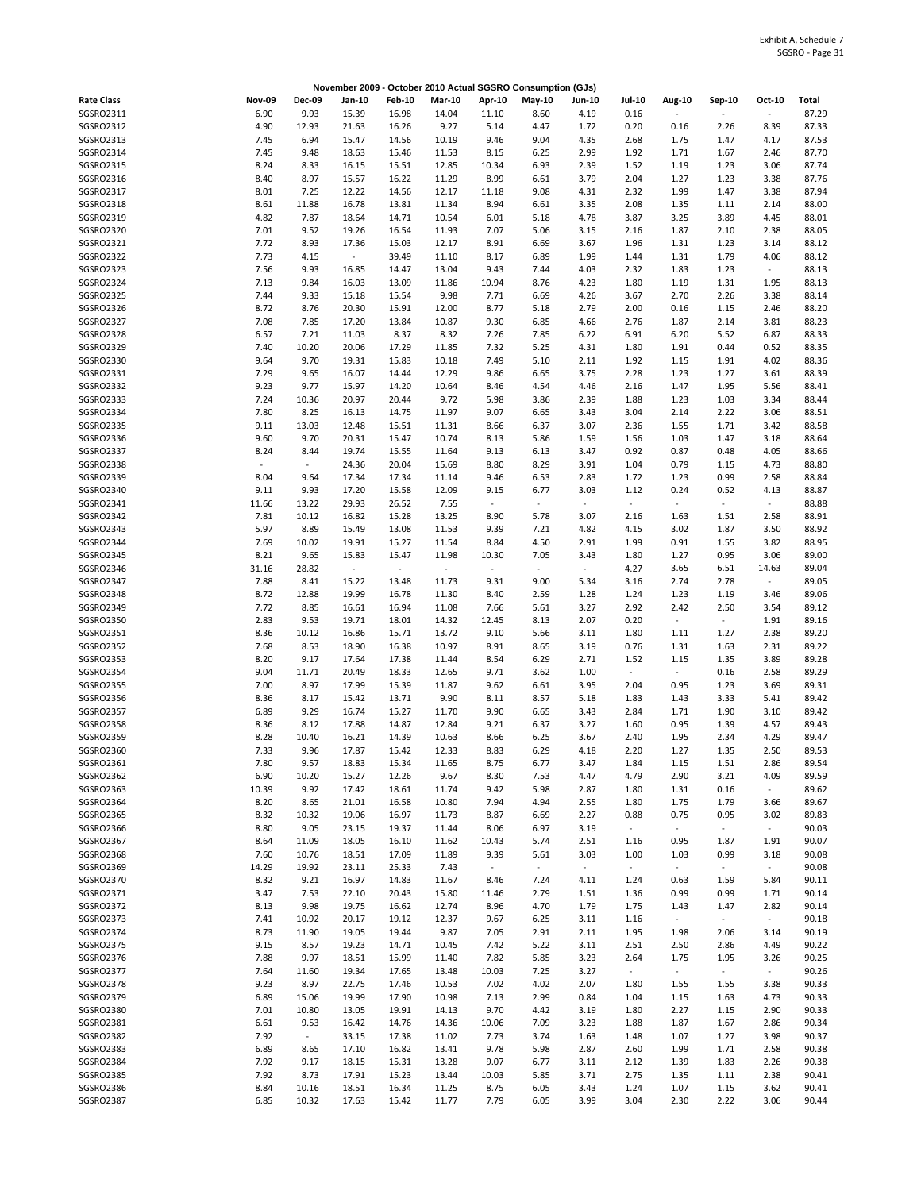November 2009 - October 2010 Actual SGSRO Consumption (GJs)

| Rate Class | Nov-09 | Dec-09 | Jan-10 | Feb-10 | Mar-10 | Apr-10 | May-10 | Jun-10 | Jul-10 | Aug-10 | Sep-10 | Oct-10 | Total |
|---|---|---|---|---|---|---|---|---|---|---|---|---|---|
| SGSRO2311 | 6.90 | 9.93 | 15.39 | 16.98 | 14.04 | 11.10 | 8.60 | 4.19 | 0.16 | - | - | - | 87.29 |
| SGSRO2312 | 4.90 | 12.93 | 21.63 | 16.26 | 9.27 | 5.14 | 4.47 | 1.72 | 0.20 | 0.16 | 2.26 | 8.39 | 87.33 |
| SGSRO2313 | 7.45 | 6.94 | 15.47 | 14.56 | 10.19 | 9.46 | 9.04 | 4.35 | 2.68 | 1.75 | 1.47 | 4.17 | 87.53 |
| SGSRO2314 | 7.45 | 9.48 | 18.63 | 15.46 | 11.53 | 8.15 | 6.25 | 2.99 | 1.92 | 1.71 | 1.67 | 2.46 | 87.70 |
| SGSRO2315 | 8.24 | 8.33 | 16.15 | 15.51 | 12.85 | 10.34 | 6.93 | 2.39 | 1.52 | 1.19 | 1.23 | 3.06 | 87.74 |
| SGSRO2316 | 8.40 | 8.97 | 15.57 | 16.22 | 11.29 | 8.99 | 6.61 | 3.79 | 2.04 | 1.27 | 1.23 | 3.38 | 87.76 |
| SGSRO2317 | 8.01 | 7.25 | 12.22 | 14.56 | 12.17 | 11.18 | 9.08 | 4.31 | 2.32 | 1.99 | 1.47 | 3.38 | 87.94 |
| SGSRO2318 | 8.61 | 11.88 | 16.78 | 13.81 | 11.34 | 8.94 | 6.61 | 3.35 | 2.08 | 1.35 | 1.11 | 2.14 | 88.00 |
| SGSRO2319 | 4.82 | 7.87 | 18.64 | 14.71 | 10.54 | 6.01 | 5.18 | 4.78 | 3.87 | 3.25 | 3.89 | 4.45 | 88.01 |
| SGSRO2320 | 7.01 | 9.52 | 19.26 | 16.54 | 11.93 | 7.07 | 5.06 | 3.15 | 2.16 | 1.87 | 2.10 | 2.38 | 88.05 |
| SGSRO2321 | 7.72 | 8.93 | 17.36 | 15.03 | 12.17 | 8.91 | 6.69 | 3.67 | 1.96 | 1.31 | 1.23 | 3.14 | 88.12 |
| SGSRO2322 | 7.73 | 4.15 | - | 39.49 | 11.10 | 8.17 | 6.89 | 1.99 | 1.44 | 1.31 | 1.79 | 4.06 | 88.12 |
| SGSRO2323 | 7.56 | 9.93 | 16.85 | 14.47 | 13.04 | 9.43 | 7.44 | 4.03 | 2.32 | 1.83 | 1.23 | - | 88.13 |
| SGSRO2324 | 7.13 | 9.84 | 16.03 | 13.09 | 11.86 | 10.94 | 8.76 | 4.23 | 1.80 | 1.19 | 1.31 | 1.95 | 88.13 |
| SGSRO2325 | 7.44 | 9.33 | 15.18 | 15.54 | 9.98 | 7.71 | 6.69 | 4.26 | 3.67 | 2.70 | 2.26 | 3.38 | 88.14 |
| SGSRO2326 | 8.72 | 8.76 | 20.30 | 15.91 | 12.00 | 8.77 | 5.18 | 2.79 | 2.00 | 0.16 | 1.15 | 2.46 | 88.20 |
| SGSRO2327 | 7.08 | 7.85 | 17.20 | 13.84 | 10.87 | 9.30 | 6.85 | 4.66 | 2.76 | 1.87 | 2.14 | 3.81 | 88.23 |
| SGSRO2328 | 6.57 | 7.21 | 11.03 | 8.37 | 8.32 | 7.26 | 7.85 | 6.22 | 6.91 | 6.20 | 5.52 | 6.87 | 88.33 |
| SGSRO2329 | 7.40 | 10.20 | 20.06 | 17.29 | 11.85 | 7.32 | 5.25 | 4.31 | 1.80 | 1.91 | 0.44 | 0.52 | 88.35 |
| SGSRO2330 | 9.64 | 9.70 | 19.31 | 15.83 | 10.18 | 7.49 | 5.10 | 2.11 | 1.92 | 1.15 | 1.91 | 4.02 | 88.36 |
| SGSRO2331 | 7.29 | 9.65 | 16.07 | 14.44 | 12.29 | 9.86 | 6.65 | 3.75 | 2.28 | 1.23 | 1.27 | 3.61 | 88.39 |
| SGSRO2332 | 9.23 | 9.77 | 15.97 | 14.20 | 10.64 | 8.46 | 4.54 | 4.46 | 2.16 | 1.47 | 1.95 | 5.56 | 88.41 |
| SGSRO2333 | 7.24 | 10.36 | 20.97 | 20.44 | 9.72 | 5.98 | 3.86 | 2.39 | 1.88 | 1.23 | 1.03 | 3.34 | 88.44 |
| SGSRO2334 | 7.80 | 8.25 | 16.13 | 14.75 | 11.97 | 9.07 | 6.65 | 3.43 | 3.04 | 2.14 | 2.22 | 3.06 | 88.51 |
| SGSRO2335 | 9.11 | 13.03 | 12.48 | 15.51 | 11.31 | 8.66 | 6.37 | 3.07 | 2.36 | 1.55 | 1.71 | 3.42 | 88.58 |
| SGSRO2336 | 9.60 | 9.70 | 20.31 | 15.47 | 10.74 | 8.13 | 5.86 | 1.59 | 1.56 | 1.03 | 1.47 | 3.18 | 88.64 |
| SGSRO2337 | 8.24 | 8.44 | 19.74 | 15.55 | 11.64 | 9.13 | 6.13 | 3.47 | 0.92 | 0.87 | 0.48 | 4.05 | 88.66 |
| SGSRO2338 | - | - | 24.36 | 20.04 | 15.69 | 8.80 | 8.29 | 3.91 | 1.04 | 0.79 | 1.15 | 4.73 | 88.80 |
| SGSRO2339 | 8.04 | 9.64 | 17.34 | 17.34 | 11.14 | 9.46 | 6.53 | 2.83 | 1.72 | 1.23 | 0.99 | 2.58 | 88.84 |
| SGSRO2340 | 9.11 | 9.93 | 17.20 | 15.58 | 12.09 | 9.15 | 6.77 | 3.03 | 1.12 | 0.24 | 0.52 | 4.13 | 88.87 |
| SGSRO2341 | 11.66 | 13.22 | 29.93 | 26.52 | 7.55 | - | - | - | - | - | - | - | 88.88 |
| SGSRO2342 | 7.81 | 10.12 | 16.82 | 15.28 | 13.25 | 8.90 | 5.78 | 3.07 | 2.16 | 1.63 | 1.51 | 2.58 | 88.91 |
| SGSRO2343 | 5.97 | 8.89 | 15.49 | 13.08 | 11.53 | 9.39 | 7.21 | 4.82 | 4.15 | 3.02 | 1.87 | 3.50 | 88.92 |
| SGSRO2344 | 7.69 | 10.02 | 19.91 | 15.27 | 11.54 | 8.84 | 4.50 | 2.91 | 1.99 | 0.91 | 1.55 | 3.82 | 88.95 |
| SGSRO2345 | 8.21 | 9.65 | 15.83 | 15.47 | 11.98 | 10.30 | 7.05 | 3.43 | 1.80 | 1.27 | 0.95 | 3.06 | 89.00 |
| SGSRO2346 | 31.16 | 28.82 | - | - | - | - | - | - | 4.27 | 3.65 | 6.51 | 14.63 | 89.04 |
| SGSRO2347 | 7.88 | 8.41 | 15.22 | 13.48 | 11.73 | 9.31 | 9.00 | 5.34 | 3.16 | 2.74 | 2.78 | - | 89.05 |
| SGSRO2348 | 8.72 | 12.88 | 19.99 | 16.78 | 11.30 | 8.40 | 2.59 | 1.28 | 1.24 | 1.23 | 1.19 | 3.46 | 89.06 |
| SGSRO2349 | 7.72 | 8.85 | 16.61 | 16.94 | 11.08 | 7.66 | 5.61 | 3.27 | 2.92 | 2.42 | 2.50 | 3.54 | 89.12 |
| SGSRO2350 | 2.83 | 9.53 | 19.71 | 18.01 | 14.32 | 12.45 | 8.13 | 2.07 | 0.20 | - | - | 1.91 | 89.16 |
| SGSRO2351 | 8.36 | 10.12 | 16.86 | 15.71 | 13.72 | 9.10 | 5.66 | 3.11 | 1.80 | 1.11 | 1.27 | 2.38 | 89.20 |
| SGSRO2352 | 7.68 | 8.53 | 18.90 | 16.38 | 10.97 | 8.91 | 8.65 | 3.19 | 0.76 | 1.31 | 1.63 | 2.31 | 89.22 |
| SGSRO2353 | 8.20 | 9.17 | 17.64 | 17.38 | 11.44 | 8.54 | 6.29 | 2.71 | 1.52 | 1.15 | 1.35 | 3.89 | 89.28 |
| SGSRO2354 | 9.04 | 11.71 | 20.49 | 18.33 | 12.65 | 9.71 | 3.62 | 1.00 | - | - | 0.16 | 2.58 | 89.29 |
| SGSRO2355 | 7.00 | 8.97 | 17.99 | 15.39 | 11.87 | 9.62 | 6.61 | 3.95 | 2.04 | 0.95 | 1.23 | 3.69 | 89.31 |
| SGSRO2356 | 8.36 | 8.17 | 15.42 | 13.71 | 9.90 | 8.11 | 8.57 | 5.18 | 1.83 | 1.43 | 3.33 | 5.41 | 89.42 |
| SGSRO2357 | 6.89 | 9.29 | 16.74 | 15.27 | 11.70 | 9.90 | 6.65 | 3.43 | 2.84 | 1.71 | 1.90 | 3.10 | 89.42 |
| SGSRO2358 | 8.36 | 8.12 | 17.88 | 14.87 | 12.84 | 9.21 | 6.37 | 3.27 | 1.60 | 0.95 | 1.39 | 4.57 | 89.43 |
| SGSRO2359 | 8.28 | 10.40 | 16.21 | 14.39 | 10.63 | 8.66 | 6.25 | 3.67 | 2.40 | 1.95 | 2.34 | 4.29 | 89.47 |
| SGSRO2360 | 7.33 | 9.96 | 17.87 | 15.42 | 12.33 | 8.83 | 6.29 | 4.18 | 2.20 | 1.27 | 1.35 | 2.50 | 89.53 |
| SGSRO2361 | 7.80 | 9.57 | 18.83 | 15.34 | 11.65 | 8.75 | 6.77 | 3.47 | 1.84 | 1.15 | 1.51 | 2.86 | 89.54 |
| SGSRO2362 | 6.90 | 10.20 | 15.27 | 12.26 | 9.67 | 8.30 | 7.53 | 4.47 | 4.79 | 2.90 | 3.21 | 4.09 | 89.59 |
| SGSRO2363 | 10.39 | 9.92 | 17.42 | 18.61 | 11.74 | 9.42 | 5.98 | 2.87 | 1.80 | 1.31 | 0.16 | - | 89.62 |
| SGSRO2364 | 8.20 | 8.65 | 21.01 | 16.58 | 10.80 | 7.94 | 4.94 | 2.55 | 1.80 | 1.75 | 1.79 | 3.66 | 89.67 |
| SGSRO2365 | 8.32 | 10.32 | 19.06 | 16.97 | 11.73 | 8.87 | 6.69 | 2.27 | 0.88 | 0.75 | 0.95 | 3.02 | 89.83 |
| SGSRO2366 | 8.80 | 9.05 | 23.15 | 19.37 | 11.44 | 8.06 | 6.97 | 3.19 | - | - | - | - | 90.03 |
| SGSRO2367 | 8.64 | 11.09 | 18.05 | 16.10 | 11.62 | 10.43 | 5.74 | 2.51 | 1.16 | 0.95 | 1.87 | 1.91 | 90.07 |
| SGSRO2368 | 7.60 | 10.76 | 18.51 | 17.09 | 11.89 | 9.39 | 5.61 | 3.03 | 1.00 | 1.03 | 0.99 | 3.18 | 90.08 |
| SGSRO2369 | 14.29 | 19.92 | 23.11 | 25.33 | 7.43 | - | - | - | - | - | - | - | 90.08 |
| SGSRO2370 | 8.32 | 9.21 | 16.97 | 14.83 | 11.67 | 8.46 | 7.24 | 4.11 | 1.24 | 0.63 | 1.59 | 5.84 | 90.11 |
| SGSRO2371 | 3.47 | 7.53 | 22.10 | 20.43 | 15.80 | 11.46 | 2.79 | 1.51 | 1.36 | 0.99 | 0.99 | 1.71 | 90.14 |
| SGSRO2372 | 8.13 | 9.98 | 19.75 | 16.62 | 12.74 | 8.96 | 4.70 | 1.79 | 1.75 | 1.43 | 1.47 | 2.82 | 90.14 |
| SGSRO2373 | 7.41 | 10.92 | 20.17 | 19.12 | 12.37 | 9.67 | 6.25 | 3.11 | 1.16 | - | - | - | 90.18 |
| SGSRO2374 | 8.73 | 11.90 | 19.05 | 19.44 | 9.87 | 7.05 | 2.91 | 2.11 | 1.95 | 1.98 | 2.06 | 3.14 | 90.19 |
| SGSRO2375 | 9.15 | 8.57 | 19.23 | 14.71 | 10.45 | 7.42 | 5.22 | 3.11 | 2.51 | 2.50 | 2.86 | 4.49 | 90.22 |
| SGSRO2376 | 7.88 | 9.97 | 18.51 | 15.99 | 11.40 | 7.82 | 5.85 | 3.23 | 2.64 | 1.75 | 1.95 | 3.26 | 90.25 |
| SGSRO2377 | 7.64 | 11.60 | 19.34 | 17.65 | 13.48 | 10.03 | 7.25 | 3.27 | - | - | - | - | 90.26 |
| SGSRO2378 | 9.23 | 8.97 | 22.75 | 17.46 | 10.53 | 7.02 | 4.02 | 2.07 | 1.80 | 1.55 | 1.55 | 3.38 | 90.33 |
| SGSRO2379 | 6.89 | 15.06 | 19.99 | 17.90 | 10.98 | 7.13 | 2.99 | 0.84 | 1.04 | 1.15 | 1.63 | 4.73 | 90.33 |
| SGSRO2380 | 7.01 | 10.80 | 13.05 | 19.91 | 14.13 | 9.70 | 4.42 | 3.19 | 1.80 | 2.27 | 1.15 | 2.90 | 90.33 |
| SGSRO2381 | 6.61 | 9.53 | 16.42 | 14.76 | 14.36 | 10.06 | 7.09 | 3.23 | 1.88 | 1.87 | 1.67 | 2.86 | 90.34 |
| SGSRO2382 | 7.92 | - | 33.15 | 17.38 | 11.02 | 7.73 | 3.74 | 1.63 | 1.48 | 1.07 | 1.27 | 3.98 | 90.37 |
| SGSRO2383 | 6.89 | 8.65 | 17.10 | 16.82 | 13.41 | 9.78 | 5.98 | 2.87 | 2.60 | 1.99 | 1.71 | 2.58 | 90.38 |
| SGSRO2384 | 7.92 | 9.17 | 18.15 | 15.31 | 13.28 | 9.07 | 6.77 | 3.11 | 2.12 | 1.39 | 1.83 | 2.26 | 90.38 |
| SGSRO2385 | 7.92 | 8.73 | 17.91 | 15.23 | 13.44 | 10.03 | 5.85 | 3.71 | 2.75 | 1.35 | 1.11 | 2.38 | 90.41 |
| SGSRO2386 | 8.84 | 10.16 | 18.51 | 16.34 | 11.25 | 8.75 | 6.05 | 3.43 | 1.24 | 1.07 | 1.15 | 3.62 | 90.41 |
| SGSRO2387 | 6.85 | 10.32 | 17.63 | 15.42 | 11.77 | 7.79 | 6.05 | 3.99 | 3.04 | 2.30 | 2.22 | 3.06 | 90.44 |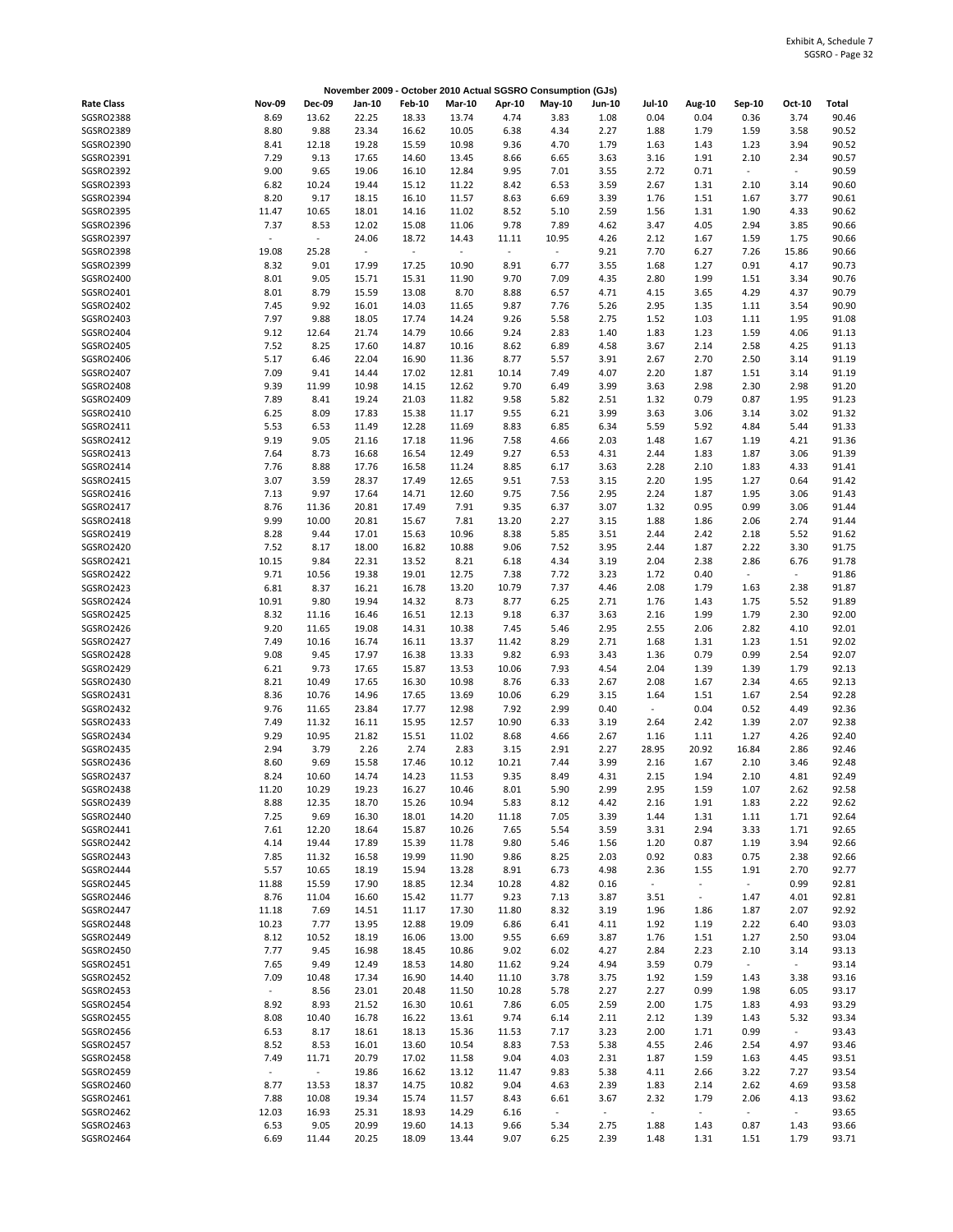Exhibit A, Schedule 7
SGSRO - Page 32

November 2009 - October 2010 Actual SGSRO Consumption (GJs)

| Rate Class | Nov-09 | Dec-09 | Jan-10 | Feb-10 | Mar-10 | Apr-10 | May-10 | Jun-10 | Jul-10 | Aug-10 | Sep-10 | Oct-10 | Total |
|---|---|---|---|---|---|---|---|---|---|---|---|---|---|
| SGSRO2388 | 8.69 | 13.62 | 22.25 | 18.33 | 13.74 | 4.74 | 3.83 | 1.08 | 0.04 | 0.04 | 0.36 | 3.74 | 90.46 |
| SGSRO2389 | 8.80 | 9.88 | 23.34 | 16.62 | 10.05 | 6.38 | 4.34 | 2.27 | 1.88 | 1.79 | 1.59 | 3.58 | 90.52 |
| SGSRO2390 | 8.41 | 12.18 | 19.28 | 15.59 | 10.98 | 9.36 | 4.70 | 1.79 | 1.63 | 1.43 | 1.23 | 3.94 | 90.52 |
| SGSRO2391 | 7.29 | 9.13 | 17.65 | 14.60 | 13.45 | 8.66 | 6.65 | 3.63 | 3.16 | 1.91 | 2.10 | 2.34 | 90.57 |
| SGSRO2392 | 9.00 | 9.65 | 19.06 | 16.10 | 12.84 | 9.95 | 7.01 | 3.55 | 2.72 | 0.71 | - | - | 90.59 |
| SGSRO2393 | 6.82 | 10.24 | 19.44 | 15.12 | 11.22 | 8.42 | 6.53 | 3.59 | 2.67 | 1.31 | 2.10 | 3.14 | 90.60 |
| SGSRO2394 | 8.20 | 9.17 | 18.15 | 16.10 | 11.57 | 8.63 | 6.69 | 3.39 | 1.76 | 1.51 | 1.67 | 3.77 | 90.61 |
| SGSRO2395 | 11.47 | 10.65 | 18.01 | 14.16 | 11.02 | 8.52 | 5.10 | 2.59 | 1.56 | 1.31 | 1.90 | 4.33 | 90.62 |
| SGSRO2396 | 7.37 | 8.53 | 12.02 | 15.08 | 11.06 | 9.78 | 7.89 | 4.62 | 3.47 | 4.05 | 2.94 | 3.85 | 90.66 |
| SGSRO2397 | - | - | 24.06 | 18.72 | 14.43 | 11.11 | 10.95 | 4.26 | 2.12 | 1.67 | 1.59 | 1.75 | 90.66 |
| SGSRO2398 | 19.08 | 25.28 | - | - | - | - | - | 9.21 | 7.70 | 6.27 | 7.26 | 15.86 | 90.66 |
| SGSRO2399 | 8.32 | 9.01 | 17.99 | 17.25 | 10.90 | 8.91 | 6.77 | 3.55 | 1.68 | 1.27 | 0.91 | 4.17 | 90.73 |
| SGSRO2400 | 8.01 | 9.05 | 15.71 | 15.31 | 11.90 | 9.70 | 7.09 | 4.35 | 2.80 | 1.99 | 1.51 | 3.34 | 90.76 |
| SGSRO2401 | 8.01 | 8.79 | 15.59 | 13.08 | 8.70 | 8.88 | 6.57 | 4.71 | 4.15 | 3.65 | 4.29 | 4.37 | 90.79 |
| SGSRO2402 | 7.45 | 9.92 | 16.01 | 14.03 | 11.65 | 9.87 | 7.76 | 5.26 | 2.95 | 1.35 | 1.11 | 3.54 | 90.90 |
| SGSRO2403 | 7.97 | 9.88 | 18.05 | 17.74 | 14.24 | 9.26 | 5.58 | 2.75 | 1.52 | 1.03 | 1.11 | 1.95 | 91.08 |
| SGSRO2404 | 9.12 | 12.64 | 21.74 | 14.79 | 10.66 | 9.24 | 2.83 | 1.40 | 1.83 | 1.23 | 1.59 | 4.06 | 91.13 |
| SGSRO2405 | 7.52 | 8.25 | 17.60 | 14.87 | 10.16 | 8.62 | 6.89 | 4.58 | 3.67 | 2.14 | 2.58 | 4.25 | 91.13 |
| SGSRO2406 | 5.17 | 6.46 | 22.04 | 16.90 | 11.36 | 8.77 | 5.57 | 3.91 | 2.67 | 2.70 | 2.50 | 3.14 | 91.19 |
| SGSRO2407 | 7.09 | 9.41 | 14.44 | 17.02 | 12.81 | 10.14 | 7.49 | 4.07 | 2.20 | 1.87 | 1.51 | 3.14 | 91.19 |
| SGSRO2408 | 9.39 | 11.99 | 10.98 | 14.15 | 12.62 | 9.70 | 6.49 | 3.99 | 3.63 | 2.98 | 2.30 | 2.98 | 91.20 |
| SGSRO2409 | 7.89 | 8.41 | 19.24 | 21.03 | 11.82 | 9.58 | 5.82 | 2.51 | 1.32 | 0.79 | 0.87 | 1.95 | 91.23 |
| SGSRO2410 | 6.25 | 8.09 | 17.83 | 15.38 | 11.17 | 9.55 | 6.21 | 3.99 | 3.63 | 3.06 | 3.14 | 3.02 | 91.32 |
| SGSRO2411 | 5.53 | 6.53 | 11.49 | 12.28 | 11.69 | 8.83 | 6.85 | 6.34 | 5.59 | 5.92 | 4.84 | 5.44 | 91.33 |
| SGSRO2412 | 9.19 | 9.05 | 21.16 | 17.18 | 11.96 | 7.58 | 4.66 | 2.03 | 1.48 | 1.67 | 1.19 | 4.21 | 91.36 |
| SGSRO2413 | 7.64 | 8.73 | 16.68 | 16.54 | 12.49 | 9.27 | 6.53 | 4.31 | 2.44 | 1.83 | 1.87 | 3.06 | 91.39 |
| SGSRO2414 | 7.76 | 8.88 | 17.76 | 16.58 | 11.24 | 8.85 | 6.17 | 3.63 | 2.28 | 2.10 | 1.83 | 4.33 | 91.41 |
| SGSRO2415 | 3.07 | 3.59 | 28.37 | 17.49 | 12.65 | 9.51 | 7.53 | 3.15 | 2.20 | 1.95 | 1.27 | 0.64 | 91.42 |
| SGSRO2416 | 7.13 | 9.97 | 17.64 | 14.71 | 12.60 | 9.75 | 7.56 | 2.95 | 2.24 | 1.87 | 1.95 | 3.06 | 91.43 |
| SGSRO2417 | 8.76 | 11.36 | 20.81 | 17.49 | 7.91 | 9.35 | 6.37 | 3.07 | 1.32 | 0.95 | 0.99 | 3.06 | 91.44 |
| SGSRO2418 | 9.99 | 10.00 | 20.81 | 15.67 | 7.81 | 13.20 | 2.27 | 3.15 | 1.88 | 1.86 | 2.06 | 2.74 | 91.44 |
| SGSRO2419 | 8.28 | 9.44 | 17.01 | 15.63 | 10.96 | 8.38 | 5.85 | 3.51 | 2.44 | 2.42 | 2.18 | 5.52 | 91.62 |
| SGSRO2420 | 7.52 | 8.17 | 18.00 | 16.82 | 10.88 | 9.06 | 7.52 | 3.95 | 2.44 | 1.87 | 2.22 | 3.30 | 91.75 |
| SGSRO2421 | 10.15 | 9.84 | 22.31 | 13.52 | 8.21 | 6.18 | 4.34 | 3.19 | 2.04 | 2.38 | 2.86 | 6.76 | 91.78 |
| SGSRO2422 | 9.71 | 10.56 | 19.38 | 19.01 | 12.75 | 7.38 | 7.72 | 3.23 | 1.72 | 0.40 | - | - | 91.86 |
| SGSRO2423 | 6.81 | 8.37 | 16.21 | 16.78 | 13.20 | 10.79 | 7.37 | 4.46 | 2.08 | 1.79 | 1.63 | 2.38 | 91.87 |
| SGSRO2424 | 10.91 | 9.80 | 19.94 | 14.32 | 8.73 | 8.77 | 6.25 | 2.71 | 1.76 | 1.43 | 1.75 | 5.52 | 91.89 |
| SGSRO2425 | 8.32 | 11.16 | 16.46 | 16.51 | 12.13 | 9.18 | 6.37 | 3.63 | 2.16 | 1.99 | 1.79 | 2.30 | 92.00 |
| SGSRO2426 | 9.20 | 11.65 | 19.08 | 14.31 | 10.38 | 7.45 | 5.46 | 2.95 | 2.55 | 2.06 | 2.82 | 4.10 | 92.01 |
| SGSRO2427 | 7.49 | 10.16 | 16.74 | 16.11 | 13.37 | 11.42 | 8.29 | 2.71 | 1.68 | 1.31 | 1.23 | 1.51 | 92.02 |
| SGSRO2428 | 9.08 | 9.45 | 17.97 | 16.38 | 13.33 | 9.82 | 6.93 | 3.43 | 1.36 | 0.79 | 0.99 | 2.54 | 92.07 |
| SGSRO2429 | 6.21 | 9.73 | 17.65 | 15.87 | 13.53 | 10.06 | 7.93 | 4.54 | 2.04 | 1.39 | 1.39 | 1.79 | 92.13 |
| SGSRO2430 | 8.21 | 10.49 | 17.65 | 16.30 | 10.98 | 8.76 | 6.33 | 2.67 | 2.08 | 1.67 | 2.34 | 4.65 | 92.13 |
| SGSRO2431 | 8.36 | 10.76 | 14.96 | 17.65 | 13.69 | 10.06 | 6.29 | 3.15 | 1.64 | 1.51 | 1.67 | 2.54 | 92.28 |
| SGSRO2432 | 9.76 | 11.65 | 23.84 | 17.77 | 12.98 | 7.92 | 2.99 | 0.40 | - | 0.04 | 0.52 | 4.49 | 92.36 |
| SGSRO2433 | 7.49 | 11.32 | 16.11 | 15.95 | 12.57 | 10.90 | 6.33 | 3.19 | 2.64 | 2.42 | 1.39 | 2.07 | 92.38 |
| SGSRO2434 | 9.29 | 10.95 | 21.82 | 15.51 | 11.02 | 8.68 | 4.66 | 2.67 | 1.16 | 1.11 | 1.27 | 4.26 | 92.40 |
| SGSRO2435 | 2.94 | 3.79 | 2.26 | 2.74 | 2.83 | 3.15 | 2.91 | 2.27 | 28.95 | 20.92 | 16.84 | 2.86 | 92.46 |
| SGSRO2436 | 8.60 | 9.69 | 15.58 | 17.46 | 10.12 | 10.21 | 7.44 | 3.99 | 2.16 | 1.67 | 2.10 | 3.46 | 92.48 |
| SGSRO2437 | 8.24 | 10.60 | 14.74 | 14.23 | 11.53 | 9.35 | 8.49 | 4.31 | 2.15 | 1.94 | 2.10 | 4.81 | 92.49 |
| SGSRO2438 | 11.20 | 10.29 | 19.23 | 16.27 | 10.46 | 8.01 | 5.90 | 2.99 | 2.95 | 1.59 | 1.07 | 2.62 | 92.58 |
| SGSRO2439 | 8.88 | 12.35 | 18.70 | 15.26 | 10.94 | 5.83 | 8.12 | 4.42 | 2.16 | 1.91 | 1.83 | 2.22 | 92.62 |
| SGSRO2440 | 7.25 | 9.69 | 16.30 | 18.01 | 14.20 | 11.18 | 7.05 | 3.39 | 1.44 | 1.31 | 1.11 | 1.71 | 92.64 |
| SGSRO2441 | 7.61 | 12.20 | 18.64 | 15.87 | 10.26 | 7.65 | 5.54 | 3.59 | 3.31 | 2.94 | 3.33 | 1.71 | 92.65 |
| SGSRO2442 | 4.14 | 19.44 | 17.89 | 15.39 | 11.78 | 9.80 | 5.46 | 1.56 | 1.20 | 0.87 | 1.19 | 3.94 | 92.66 |
| SGSRO2443 | 7.85 | 11.32 | 16.58 | 19.99 | 11.90 | 9.86 | 8.25 | 2.03 | 0.92 | 0.83 | 0.75 | 2.38 | 92.66 |
| SGSRO2444 | 5.57 | 10.65 | 18.19 | 15.94 | 13.28 | 8.91 | 6.73 | 4.98 | 2.36 | 1.55 | 1.91 | 2.70 | 92.77 |
| SGSRO2445 | 11.88 | 15.59 | 17.90 | 18.85 | 12.34 | 10.28 | 4.82 | 0.16 | - | - | - | 0.99 | 92.81 |
| SGSRO2446 | 8.76 | 11.04 | 16.60 | 15.42 | 11.77 | 9.23 | 7.13 | 3.87 | 3.51 | - | 1.47 | 4.01 | 92.81 |
| SGSRO2447 | 11.18 | 7.69 | 14.51 | 11.17 | 17.30 | 11.80 | 8.32 | 3.19 | 1.96 | 1.86 | 1.87 | 2.07 | 92.92 |
| SGSRO2448 | 10.23 | 7.77 | 13.95 | 12.88 | 19.09 | 6.86 | 6.41 | 4.11 | 1.92 | 1.19 | 2.22 | 6.40 | 93.03 |
| SGSRO2449 | 8.12 | 10.52 | 18.19 | 16.06 | 13.00 | 9.55 | 6.69 | 3.87 | 1.76 | 1.51 | 1.27 | 2.50 | 93.04 |
| SGSRO2450 | 7.77 | 9.45 | 16.98 | 18.45 | 10.86 | 9.02 | 6.02 | 4.27 | 2.84 | 2.23 | 2.10 | 3.14 | 93.13 |
| SGSRO2451 | 7.65 | 9.49 | 12.49 | 18.53 | 14.80 | 11.62 | 9.24 | 4.94 | 3.59 | 0.79 | - | - | 93.14 |
| SGSRO2452 | 7.09 | 10.48 | 17.34 | 16.90 | 14.40 | 11.10 | 3.78 | 3.75 | 1.92 | 1.59 | 1.43 | 3.38 | 93.16 |
| SGSRO2453 | - | 8.56 | 23.01 | 20.48 | 11.50 | 10.28 | 5.78 | 2.27 | 2.27 | 0.99 | 1.98 | 6.05 | 93.17 |
| SGSRO2454 | 8.92 | 8.93 | 21.52 | 16.30 | 10.61 | 7.86 | 6.05 | 2.59 | 2.00 | 1.75 | 1.83 | 4.93 | 93.29 |
| SGSRO2455 | 8.08 | 10.40 | 16.78 | 16.22 | 13.61 | 9.74 | 6.14 | 2.11 | 2.12 | 1.39 | 1.43 | 5.32 | 93.34 |
| SGSRO2456 | 6.53 | 8.17 | 18.61 | 18.13 | 15.36 | 11.53 | 7.17 | 3.23 | 2.00 | 1.71 | 0.99 | - | 93.43 |
| SGSRO2457 | 8.52 | 8.53 | 16.01 | 13.60 | 10.54 | 8.83 | 7.53 | 5.38 | 4.55 | 2.46 | 2.54 | 4.97 | 93.46 |
| SGSRO2458 | 7.49 | 11.71 | 20.79 | 17.02 | 11.58 | 9.04 | 4.03 | 2.31 | 1.87 | 1.59 | 1.63 | 4.45 | 93.51 |
| SGSRO2459 | - | - | 19.86 | 16.62 | 13.12 | 11.47 | 9.83 | 5.38 | 4.11 | 2.66 | 3.22 | 7.27 | 93.54 |
| SGSRO2460 | 8.77 | 13.53 | 18.37 | 14.75 | 10.82 | 9.04 | 4.63 | 2.39 | 1.83 | 2.14 | 2.62 | 4.69 | 93.58 |
| SGSRO2461 | 7.88 | 10.08 | 19.34 | 15.74 | 11.57 | 8.43 | 6.61 | 3.67 | 2.32 | 1.79 | 2.06 | 4.13 | 93.62 |
| SGSRO2462 | 12.03 | 16.93 | 25.31 | 18.93 | 14.29 | 6.16 | - | - | - | - | - | - | 93.65 |
| SGSRO2463 | 6.53 | 9.05 | 20.99 | 19.60 | 14.13 | 9.66 | 5.34 | 2.75 | 1.88 | 1.43 | 0.87 | 1.43 | 93.66 |
| SGSRO2464 | 6.69 | 11.44 | 20.25 | 18.09 | 13.44 | 9.07 | 6.25 | 2.39 | 1.48 | 1.31 | 1.51 | 1.79 | 93.71 |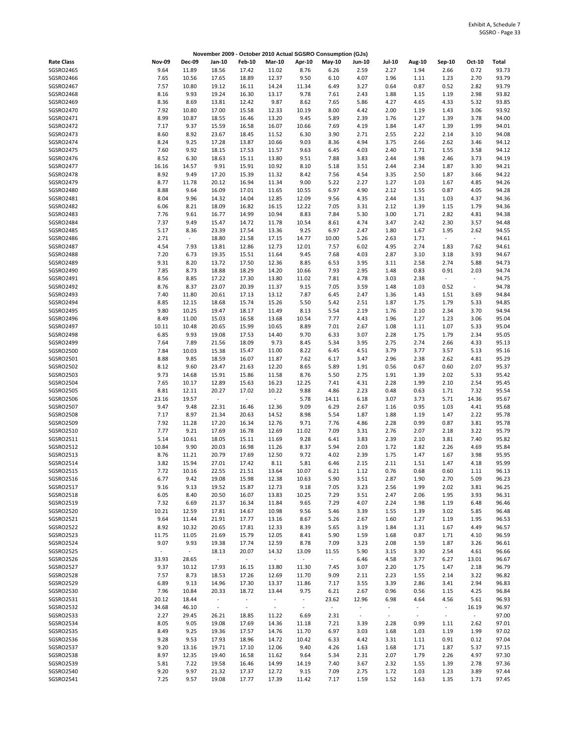Exhibit A, Schedule 7
SGSRO - Page 33

**November 2009 - October 2010 Actual SGSRO Consumption (GJs)**

| Rate Class | Nov-09 | Dec-09 | Jan-10 | Feb-10 | Mar-10 | Apr-10 | May-10 | Jun-10 | Jul-10 | Aug-10 | Sep-10 | Oct-10 | Total |
|---|---|---|---|---|---|---|---|---|---|---|---|---|---|
| SGSRO2465 | 9.64 | 11.89 | 18.56 | 17.42 | 11.02 | 8.76 | 6.26 | 2.59 | 2.27 | 1.94 | 2.66 | 0.72 | 93.73 |
| SGSRO2466 | 7.65 | 10.56 | 17.65 | 18.89 | 12.37 | 9.50 | 6.10 | 4.07 | 1.96 | 1.11 | 1.23 | 2.70 | 93.79 |
| SGSRO2467 | 7.57 | 10.80 | 19.12 | 16.11 | 14.24 | 11.34 | 6.49 | 3.27 | 0.64 | 0.87 | 0.52 | 2.82 | 93.79 |
| SGSRO2468 | 8.16 | 9.93 | 19.24 | 16.30 | 13.17 | 9.78 | 7.61 | 2.43 | 1.88 | 1.15 | 1.19 | 2.98 | 93.82 |
| SGSRO2469 | 8.36 | 8.69 | 13.81 | 12.42 | 9.87 | 8.62 | 7.65 | 5.86 | 4.27 | 4.65 | 4.33 | 5.32 | 93.85 |
| SGSRO2470 | 7.92 | 10.80 | 17.00 | 15.58 | 12.33 | 10.19 | 8.00 | 4.42 | 2.00 | 1.19 | 1.43 | 3.06 | 93.92 |
| SGSRO2471 | 8.99 | 10.87 | 18.55 | 16.46 | 13.20 | 9.45 | 5.89 | 2.39 | 1.76 | 1.27 | 1.39 | 3.78 | 94.00 |
| SGSRO2472 | 7.17 | 9.37 | 15.59 | 16.58 | 16.07 | 10.66 | 7.69 | 4.19 | 1.84 | 1.47 | 1.39 | 1.99 | 94.01 |
| SGSRO2473 | 8.60 | 8.92 | 23.67 | 18.45 | 11.52 | 6.30 | 3.90 | 2.71 | 2.55 | 2.22 | 2.14 | 3.10 | 94.08 |
| SGSRO2474 | 8.24 | 9.25 | 17.28 | 13.87 | 10.66 | 9.03 | 8.36 | 4.94 | 3.75 | 2.66 | 2.62 | 3.46 | 94.12 |
| SGSRO2475 | 7.60 | 9.92 | 18.15 | 17.53 | 11.57 | 9.63 | 6.45 | 4.03 | 2.40 | 1.71 | 1.55 | 3.58 | 94.12 |
| SGSRO2476 | 8.52 | 6.30 | 18.63 | 15.11 | 13.80 | 9.51 | 7.88 | 3.83 | 2.44 | 1.98 | 2.46 | 3.73 | 94.19 |
| SGSRO2477 | 16.16 | 14.57 | 9.91 | 15.91 | 10.92 | 8.10 | 5.18 | 3.51 | 2.44 | 2.34 | 1.87 | 3.30 | 94.21 |
| SGSRO2478 | 8.92 | 9.49 | 17.20 | 15.39 | 11.32 | 8.42 | 7.56 | 4.54 | 3.35 | 2.50 | 1.87 | 3.66 | 94.22 |
| SGSRO2479 | 8.77 | 11.78 | 20.12 | 16.94 | 11.34 | 9.00 | 5.22 | 2.27 | 1.27 | 1.03 | 1.67 | 4.85 | 94.26 |
| SGSRO2480 | 8.88 | 9.64 | 16.09 | 17.01 | 11.65 | 10.55 | 6.97 | 4.90 | 2.12 | 1.55 | 0.87 | 4.05 | 94.28 |
| SGSRO2481 | 8.04 | 9.96 | 14.32 | 14.04 | 12.85 | 12.09 | 9.56 | 4.35 | 2.44 | 1.31 | 1.03 | 4.37 | 94.36 |
| SGSRO2482 | 6.06 | 8.21 | 18.09 | 16.82 | 16.15 | 12.22 | 7.05 | 3.31 | 2.12 | 1.39 | 1.15 | 1.79 | 94.36 |
| SGSRO2483 | 7.76 | 9.61 | 16.77 | 14.99 | 10.94 | 8.83 | 7.84 | 5.30 | 3.00 | 1.71 | 2.82 | 4.81 | 94.38 |
| SGSRO2484 | 7.37 | 9.49 | 15.47 | 14.72 | 11.78 | 10.54 | 8.61 | 4.74 | 3.47 | 2.42 | 2.30 | 3.57 | 94.48 |
| SGSRO2485 | 5.17 | 8.36 | 23.39 | 17.54 | 13.36 | 9.25 | 6.97 | 2.47 | 1.80 | 1.67 | 1.95 | 2.62 | 94.55 |
| SGSRO2486 | 2.71 | - | 18.80 | 21.58 | 17.15 | 14.77 | 10.00 | 5.26 | 2.63 | 1.71 | - | - | 94.61 |
| SGSRO2487 | 4.54 | 7.93 | 13.81 | 12.86 | 12.73 | 12.01 | 7.57 | 6.02 | 4.95 | 2.74 | 1.83 | 7.62 | 94.61 |
| SGSRO2488 | 7.20 | 6.73 | 19.35 | 15.51 | 11.64 | 9.45 | 7.68 | 4.03 | 2.87 | 3.10 | 3.18 | 3.93 | 94.67 |
| SGSRO2489 | 9.31 | 8.20 | 13.72 | 17.50 | 12.36 | 8.85 | 6.53 | 3.95 | 3.11 | 2.58 | 2.74 | 5.88 | 94.73 |
| SGSRO2490 | 7.85 | 8.73 | 18.88 | 18.29 | 14.20 | 10.66 | 7.93 | 2.95 | 1.48 | 0.83 | 0.91 | 2.03 | 94.74 |
| SGSRO2491 | 8.56 | 8.85 | 17.22 | 17.30 | 13.80 | 11.02 | 7.81 | 4.78 | 3.03 | 2.38 | - | - | 94.75 |
| SGSRO2492 | 8.76 | 8.37 | 23.07 | 20.39 | 11.37 | 9.15 | 7.05 | 3.59 | 1.48 | 1.03 | 0.52 | - | 94.78 |
| SGSRO2493 | 7.40 | 11.80 | 20.61 | 17.13 | 13.12 | 7.87 | 6.45 | 2.47 | 1.36 | 1.43 | 1.51 | 3.69 | 94.84 |
| SGSRO2494 | 8.85 | 12.15 | 18.68 | 15.74 | 15.26 | 5.50 | 5.42 | 2.51 | 1.87 | 1.75 | 1.79 | 5.33 | 94.85 |
| SGSRO2495 | 9.80 | 10.25 | 19.47 | 18.17 | 11.49 | 8.13 | 5.54 | 2.19 | 1.76 | 2.10 | 2.34 | 3.70 | 94.94 |
| SGSRO2496 | 8.49 | 11.00 | 15.03 | 16.58 | 13.68 | 10.54 | 7.77 | 4.43 | 1.96 | 1.27 | 1.23 | 3.06 | 95.04 |
| SGSRO2497 | 10.11 | 10.48 | 20.65 | 15.99 | 10.65 | 8.89 | 7.01 | 2.67 | 1.08 | 1.11 | 1.07 | 5.33 | 95.04 |
| SGSRO2498 | 6.85 | 9.93 | 19.08 | 17.53 | 14.40 | 9.70 | 6.33 | 3.07 | 2.28 | 1.75 | 1.79 | 2.34 | 95.05 |
| SGSRO2499 | 7.64 | 7.89 | 21.56 | 18.09 | 9.73 | 8.45 | 5.34 | 3.95 | 2.75 | 2.74 | 2.66 | 4.33 | 95.13 |
| SGSRO2500 | 7.84 | 10.03 | 15.38 | 15.47 | 11.00 | 8.22 | 6.45 | 4.51 | 3.79 | 3.77 | 3.57 | 5.13 | 95.16 |
| SGSRO2501 | 8.88 | 9.85 | 18.59 | 16.07 | 11.87 | 7.62 | 6.17 | 3.47 | 2.96 | 2.38 | 2.62 | 4.81 | 95.29 |
| SGSRO2502 | 8.12 | 9.60 | 23.47 | 21.63 | 12.20 | 8.65 | 5.89 | 1.91 | 0.56 | 0.67 | 0.60 | 2.07 | 95.37 |
| SGSRO2503 | 9.73 | 14.68 | 15.91 | 15.86 | 11.58 | 8.76 | 5.50 | 2.75 | 1.91 | 1.39 | 2.02 | 5.33 | 95.42 |
| SGSRO2504 | 7.65 | 10.17 | 12.89 | 15.63 | 16.23 | 12.25 | 7.41 | 4.31 | 2.28 | 1.99 | 2.10 | 2.54 | 95.45 |
| SGSRO2505 | 8.81 | 12.11 | 20.27 | 17.02 | 10.22 | 9.88 | 4.86 | 2.23 | 0.48 | 0.63 | 1.71 | 7.32 | 95.54 |
| SGSRO2506 | 23.16 | 19.57 | - | - | - | 5.78 | 14.11 | 6.18 | 3.07 | 3.73 | 5.71 | 14.36 | 95.67 |
| SGSRO2507 | 9.47 | 9.48 | 22.31 | 16.46 | 12.36 | 9.09 | 6.29 | 2.67 | 1.16 | 0.95 | 1.03 | 4.41 | 95.68 |
| SGSRO2508 | 7.17 | 8.97 | 21.34 | 20.63 | 14.52 | 8.98 | 5.54 | 1.87 | 1.88 | 1.19 | 1.47 | 2.22 | 95.78 |
| SGSRO2509 | 7.92 | 11.28 | 17.20 | 16.34 | 12.76 | 9.71 | 7.76 | 4.86 | 2.28 | 0.99 | 0.87 | 3.81 | 95.78 |
| SGSRO2510 | 7.77 | 9.21 | 17.69 | 16.78 | 12.69 | 11.02 | 7.09 | 3.31 | 2.76 | 2.07 | 2.18 | 3.22 | 95.79 |
| SGSRO2511 | 5.14 | 10.61 | 18.05 | 15.11 | 11.69 | 9.28 | 6.41 | 3.83 | 2.39 | 2.10 | 3.81 | 7.40 | 95.82 |
| SGSRO2512 | 10.84 | 9.90 | 20.03 | 16.98 | 11.26 | 8.37 | 5.94 | 2.03 | 1.72 | 1.82 | 2.26 | 4.69 | 95.84 |
| SGSRO2513 | 8.76 | 11.21 | 20.79 | 17.69 | 12.50 | 9.72 | 4.02 | 2.39 | 1.75 | 1.47 | 1.67 | 3.98 | 95.95 |
| SGSRO2514 | 3.82 | 15.94 | 27.01 | 17.42 | 8.11 | 5.81 | 6.46 | 2.15 | 2.11 | 1.51 | 1.47 | 4.18 | 95.99 |
| SGSRO2515 | 7.72 | 10.16 | 22.55 | 21.51 | 13.64 | 10.07 | 6.21 | 1.12 | 0.76 | 0.68 | 0.60 | 1.11 | 96.13 |
| SGSRO2516 | 6.77 | 9.42 | 19.08 | 15.98 | 12.38 | 10.63 | 5.90 | 3.51 | 2.87 | 1.90 | 2.70 | 5.09 | 96.23 |
| SGSRO2517 | 9.16 | 9.13 | 19.52 | 15.87 | 12.73 | 9.18 | 7.05 | 3.23 | 2.56 | 1.99 | 2.02 | 3.81 | 96.25 |
| SGSRO2518 | 6.05 | 8.40 | 20.50 | 16.07 | 13.83 | 10.25 | 7.29 | 3.51 | 2.47 | 2.06 | 1.95 | 3.93 | 96.31 |
| SGSRO2519 | 7.32 | 6.69 | 21.37 | 16.34 | 11.84 | 9.65 | 7.29 | 4.07 | 2.24 | 1.98 | 1.19 | 6.48 | 96.46 |
| SGSRO2520 | 10.21 | 12.59 | 17.81 | 14.67 | 10.98 | 9.56 | 5.46 | 3.39 | 1.55 | 1.39 | 3.02 | 5.85 | 96.48 |
| SGSRO2521 | 9.64 | 11.44 | 21.91 | 17.77 | 13.16 | 8.67 | 5.26 | 2.67 | 1.60 | 1.27 | 1.19 | 1.95 | 96.53 |
| SGSRO2522 | 8.92 | 10.32 | 20.65 | 17.81 | 12.33 | 8.39 | 5.65 | 3.19 | 1.84 | 1.31 | 1.67 | 4.49 | 96.57 |
| SGSRO2523 | 11.75 | 11.05 | 21.69 | 15.79 | 12.05 | 8.41 | 5.90 | 1.59 | 1.68 | 0.87 | 1.71 | 4.10 | 96.59 |
| SGSRO2524 | 9.07 | 9.93 | 19.38 | 17.74 | 12.59 | 8.78 | 7.09 | 3.23 | 2.08 | 1.59 | 1.87 | 3.26 | 96.61 |
| SGSRO2525 | - | - | 18.13 | 20.07 | 14.32 | 13.09 | 11.55 | 5.90 | 3.15 | 3.30 | 2.54 | 4.61 | 96.66 |
| SGSRO2526 | 33.93 | 28.65 | - | - | - | - | - | 6.46 | 4.58 | 3.77 | 6.27 | 13.01 | 96.67 |
| SGSRO2527 | 9.37 | 10.12 | 17.93 | 16.15 | 13.80 | 11.30 | 7.45 | 3.07 | 2.20 | 1.75 | 1.47 | 2.18 | 96.79 |
| SGSRO2528 | 7.57 | 8.73 | 18.53 | 17.26 | 12.69 | 11.70 | 9.09 | 2.11 | 2.23 | 1.55 | 2.14 | 3.22 | 96.82 |
| SGSRO2529 | 6.89 | 9.13 | 14.96 | 17.30 | 13.37 | 11.86 | 7.17 | 3.55 | 3.39 | 2.86 | 3.41 | 2.94 | 96.83 |
| SGSRO2530 | 7.96 | 10.84 | 20.33 | 18.72 | 13.44 | 9.75 | 6.21 | 2.67 | 0.96 | 0.56 | 1.15 | 4.25 | 96.84 |
| SGSRO2531 | 20.12 | 18.44 | - | - | - | - | 23.62 | 12.96 | 6.98 | 4.64 | 4.56 | 5.61 | 96.93 |
| SGSRO2532 | 34.68 | 46.10 | - | - | - | - | - | - | - | - | - | 16.19 | 96.97 |
| SGSRO2533 | 2.27 | 29.45 | 26.21 | 18.85 | 11.22 | 6.69 | 2.31 | - | - | - | - | - | 97.00 |
| SGSRO2534 | 8.05 | 9.05 | 19.08 | 17.69 | 14.36 | 11.18 | 7.21 | 3.39 | 2.28 | 0.99 | 1.11 | 2.62 | 97.01 |
| SGSRO2535 | 8.49 | 9.25 | 19.36 | 17.57 | 14.76 | 11.70 | 6.97 | 3.03 | 1.68 | 1.03 | 1.19 | 1.99 | 97.02 |
| SGSRO2536 | 9.28 | 9.53 | 17.93 | 18.96 | 14.72 | 10.42 | 6.33 | 4.42 | 3.31 | 1.11 | 0.91 | 0.12 | 97.04 |
| SGSRO2537 | 9.20 | 13.16 | 19.71 | 17.10 | 12.06 | 9.40 | 4.26 | 1.63 | 1.68 | 1.71 | 1.87 | 5.37 | 97.15 |
| SGSRO2538 | 8.97 | 12.35 | 19.40 | 16.58 | 11.62 | 9.64 | 5.34 | 2.31 | 2.07 | 1.79 | 2.26 | 4.97 | 97.30 |
| SGSRO2539 | 5.81 | 7.22 | 19.58 | 16.46 | 14.99 | 14.19 | 7.40 | 3.67 | 2.32 | 1.55 | 1.39 | 2.78 | 97.36 |
| SGSRO2540 | 9.20 | 9.97 | 21.32 | 17.37 | 12.72 | 9.15 | 7.09 | 2.75 | 1.72 | 1.03 | 1.23 | 3.89 | 97.44 |
| SGSRO2541 | 7.25 | 9.57 | 19.08 | 17.77 | 17.39 | 11.42 | 7.17 | 1.59 | 1.52 | 1.63 | 1.35 | 1.71 | 97.45 |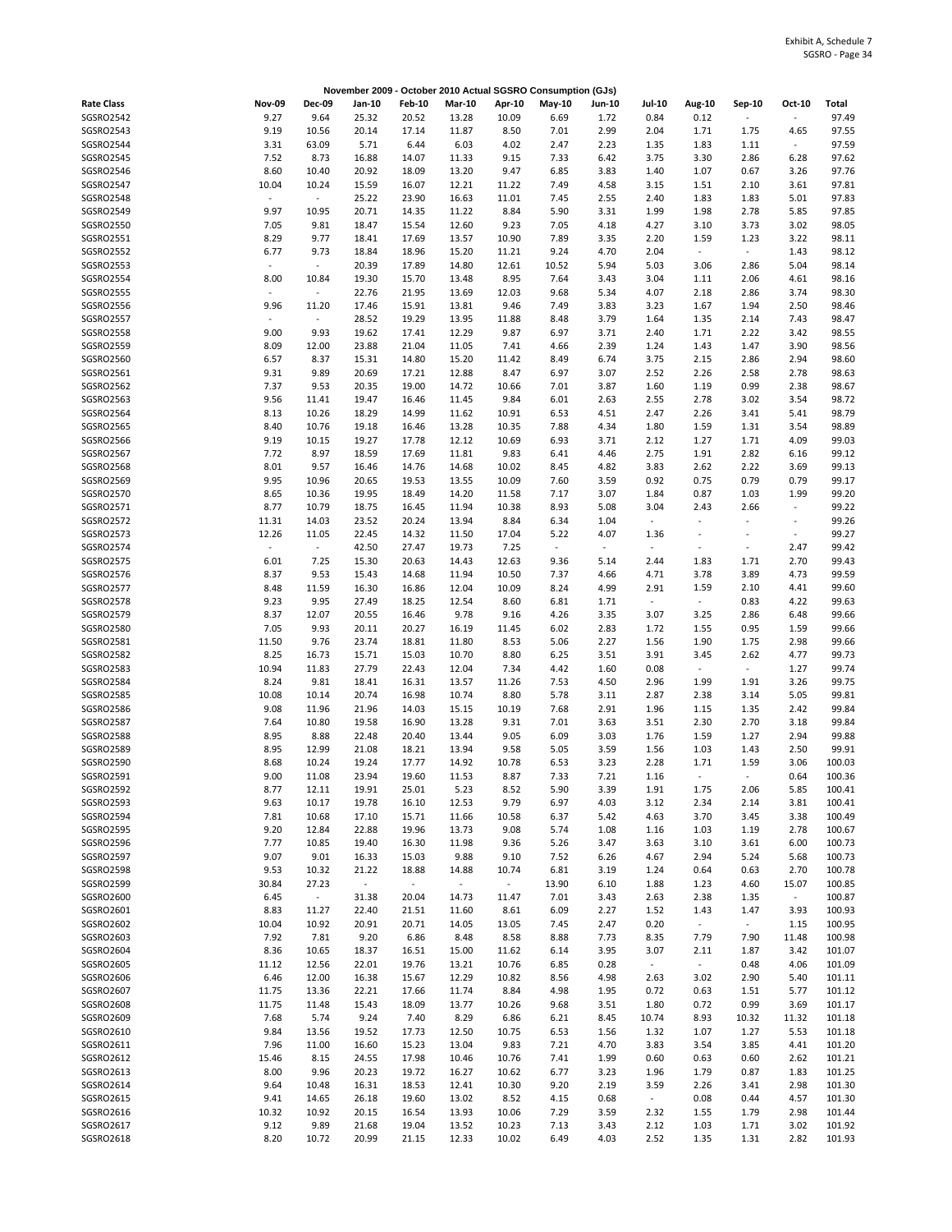Exhibit A, Schedule 7
SGSRO - Page 34

**November 2009 - October 2010 Actual SGSRO Consumption (GJs)**

| Rate Class | Nov-09 | Dec-09 | Jan-10 | Feb-10 | Mar-10 | Apr-10 | May-10 | Jun-10 | Jul-10 | Aug-10 | Sep-10 | Oct-10 | Total |
|---|---|---|---|---|---|---|---|---|---|---|---|---|---|
| SGSRO2542 | 9.27 | 9.64 | 25.32 | 20.52 | 13.28 | 10.09 | 6.69 | 1.72 | 0.84 | 0.12 | - | - | 97.49 |
| SGSRO2543 | 9.19 | 10.56 | 20.14 | 17.14 | 11.87 | 8.50 | 7.01 | 2.99 | 2.04 | 1.71 | 1.75 | 4.65 | 97.55 |
| SGSRO2544 | 3.31 | 63.09 | 5.71 | 6.44 | 6.03 | 4.02 | 2.47 | 2.23 | 1.35 | 1.83 | 1.11 | - | 97.59 |
| SGSRO2545 | 7.52 | 8.73 | 16.88 | 14.07 | 11.33 | 9.15 | 7.33 | 6.42 | 3.75 | 3.30 | 2.86 | 6.28 | 97.62 |
| SGSRO2546 | 8.60 | 10.40 | 20.92 | 18.09 | 13.20 | 9.47 | 6.85 | 3.83 | 1.40 | 1.07 | 0.67 | 3.26 | 97.76 |
| SGSRO2547 | 10.04 | 10.24 | 15.59 | 16.07 | 12.21 | 11.22 | 7.49 | 4.58 | 3.15 | 1.51 | 2.10 | 3.61 | 97.81 |
| SGSRO2548 | - | - | 25.22 | 23.90 | 16.63 | 11.01 | 7.45 | 2.55 | 2.40 | 1.83 | 1.83 | 5.01 | 97.83 |
| SGSRO2549 | 9.97 | 10.95 | 20.71 | 14.35 | 11.22 | 8.84 | 5.90 | 3.31 | 1.99 | 1.98 | 2.78 | 5.85 | 97.85 |
| SGSRO2550 | 7.05 | 9.81 | 18.47 | 15.54 | 12.60 | 9.23 | 7.05 | 4.18 | 4.27 | 3.10 | 3.73 | 3.02 | 98.05 |
| SGSRO2551 | 8.29 | 9.77 | 18.41 | 17.69 | 13.57 | 10.90 | 7.89 | 3.35 | 2.20 | 1.59 | 1.23 | 3.22 | 98.11 |
| SGSRO2552 | 6.77 | 9.73 | 18.84 | 18.96 | 15.20 | 11.21 | 9.24 | 4.70 | 2.04 | - | - | 1.43 | 98.12 |
| SGSRO2553 | - | - | 20.39 | 17.89 | 14.80 | 12.61 | 10.52 | 5.94 | 5.03 | 3.06 | 2.86 | 5.04 | 98.14 |
| SGSRO2554 | 8.00 | 10.84 | 19.30 | 15.70 | 13.48 | 8.95 | 7.64 | 3.43 | 3.04 | 1.11 | 2.06 | 4.61 | 98.16 |
| SGSRO2555 | - | - | 22.76 | 21.95 | 13.69 | 12.03 | 9.68 | 5.34 | 4.07 | 2.18 | 2.86 | 3.74 | 98.30 |
| SGSRO2556 | 9.96 | 11.20 | 17.46 | 15.91 | 13.81 | 9.46 | 7.49 | 3.83 | 3.23 | 1.67 | 1.94 | 2.50 | 98.46 |
| SGSRO2557 | - | - | 28.52 | 19.29 | 13.95 | 11.88 | 8.48 | 3.79 | 1.64 | 1.35 | 2.14 | 7.43 | 98.47 |
| SGSRO2558 | 9.00 | 9.93 | 19.62 | 17.41 | 12.29 | 9.87 | 6.97 | 3.71 | 2.40 | 1.71 | 2.22 | 3.42 | 98.55 |
| SGSRO2559 | 8.09 | 12.00 | 23.88 | 21.04 | 11.05 | 7.41 | 4.66 | 2.39 | 1.24 | 1.43 | 1.47 | 3.90 | 98.56 |
| SGSRO2560 | 6.57 | 8.37 | 15.31 | 14.80 | 15.20 | 11.42 | 8.49 | 6.74 | 3.75 | 2.15 | 2.86 | 2.94 | 98.60 |
| SGSRO2561 | 9.31 | 9.89 | 20.69 | 17.21 | 12.88 | 8.47 | 6.97 | 3.07 | 2.52 | 2.26 | 2.58 | 2.78 | 98.63 |
| SGSRO2562 | 7.37 | 9.53 | 20.35 | 19.00 | 14.72 | 10.66 | 7.01 | 3.87 | 1.60 | 1.19 | 0.99 | 2.38 | 98.67 |
| SGSRO2563 | 9.56 | 11.41 | 19.47 | 16.46 | 11.45 | 9.84 | 6.01 | 2.63 | 2.55 | 2.78 | 3.02 | 3.54 | 98.72 |
| SGSRO2564 | 8.13 | 10.26 | 18.29 | 14.99 | 11.62 | 10.91 | 6.53 | 4.51 | 2.47 | 2.26 | 3.41 | 5.41 | 98.79 |
| SGSRO2565 | 8.40 | 10.76 | 19.18 | 16.46 | 13.28 | 10.35 | 7.88 | 4.34 | 1.80 | 1.59 | 1.31 | 3.54 | 98.89 |
| SGSRO2566 | 9.19 | 10.15 | 19.27 | 17.78 | 12.12 | 10.69 | 6.93 | 3.71 | 2.12 | 1.27 | 1.71 | 4.09 | 99.03 |
| SGSRO2567 | 7.72 | 8.97 | 18.59 | 17.69 | 11.81 | 9.83 | 6.41 | 4.46 | 2.75 | 1.91 | 2.82 | 6.16 | 99.12 |
| SGSRO2568 | 8.01 | 9.57 | 16.46 | 14.76 | 14.68 | 10.02 | 8.45 | 4.82 | 3.83 | 2.62 | 2.22 | 3.69 | 99.13 |
| SGSRO2569 | 9.95 | 10.96 | 20.65 | 19.53 | 13.55 | 10.09 | 7.60 | 3.59 | 0.92 | 0.75 | 0.79 | 0.79 | 99.17 |
| SGSRO2570 | 8.65 | 10.36 | 19.95 | 18.49 | 14.20 | 11.58 | 7.17 | 3.07 | 1.84 | 0.87 | 1.03 | 1.99 | 99.20 |
| SGSRO2571 | 8.77 | 10.79 | 18.75 | 16.45 | 11.94 | 10.38 | 8.93 | 5.08 | 3.04 | 2.43 | 2.66 | - | 99.22 |
| SGSRO2572 | 11.31 | 14.03 | 23.52 | 20.24 | 13.94 | 8.84 | 6.34 | 1.04 | - | - | - | - | 99.26 |
| SGSRO2573 | 12.26 | 11.05 | 22.45 | 14.32 | 11.50 | 17.04 | 5.22 | 4.07 | 1.36 | - | - | - | 99.27 |
| SGSRO2574 | - | - | 42.50 | 27.47 | 19.73 | 7.25 | - | - | - | - | - | 2.47 | 99.42 |
| SGSRO2575 | 6.01 | 7.25 | 15.30 | 20.63 | 14.43 | 12.63 | 9.36 | 5.14 | 2.44 | 1.83 | 1.71 | 2.70 | 99.43 |
| SGSRO2576 | 8.37 | 9.53 | 15.43 | 14.68 | 11.94 | 10.50 | 7.37 | 4.66 | 4.71 | 3.78 | 3.89 | 4.73 | 99.59 |
| SGSRO2577 | 8.48 | 11.59 | 16.30 | 16.86 | 12.04 | 10.09 | 8.24 | 4.99 | 2.91 | 1.59 | 2.10 | 4.41 | 99.60 |
| SGSRO2578 | 9.23 | 9.95 | 27.49 | 18.25 | 12.54 | 8.60 | 6.81 | 1.71 | - | - | 0.83 | 4.22 | 99.63 |
| SGSRO2579 | 8.37 | 12.07 | 20.55 | 16.46 | 9.78 | 9.16 | 4.26 | 3.35 | 3.07 | 3.25 | 2.86 | 6.48 | 99.66 |
| SGSRO2580 | 7.05 | 9.93 | 20.11 | 20.27 | 16.19 | 11.45 | 6.02 | 2.83 | 1.72 | 1.55 | 0.95 | 1.59 | 99.66 |
| SGSRO2581 | 11.50 | 9.76 | 23.74 | 18.81 | 11.80 | 8.53 | 5.06 | 2.27 | 1.56 | 1.90 | 1.75 | 2.98 | 99.66 |
| SGSRO2582 | 8.25 | 16.73 | 15.71 | 15.03 | 10.70 | 8.80 | 6.25 | 3.51 | 3.91 | 3.45 | 2.62 | 4.77 | 99.73 |
| SGSRO2583 | 10.94 | 11.83 | 27.79 | 22.43 | 12.04 | 7.34 | 4.42 | 1.60 | 0.08 | - | - | 1.27 | 99.74 |
| SGSRO2584 | 8.24 | 9.81 | 18.41 | 16.31 | 13.57 | 11.26 | 7.53 | 4.50 | 2.96 | 1.99 | 1.91 | 3.26 | 99.75 |
| SGSRO2585 | 10.08 | 10.14 | 20.74 | 16.98 | 10.74 | 8.80 | 5.78 | 3.11 | 2.87 | 2.38 | 3.14 | 5.05 | 99.81 |
| SGSRO2586 | 9.08 | 11.96 | 21.96 | 14.03 | 15.15 | 10.19 | 7.68 | 2.91 | 1.96 | 1.15 | 1.35 | 2.42 | 99.84 |
| SGSRO2587 | 7.64 | 10.80 | 19.58 | 16.90 | 13.28 | 9.31 | 7.01 | 3.63 | 3.51 | 2.30 | 2.70 | 3.18 | 99.84 |
| SGSRO2588 | 8.95 | 8.88 | 22.48 | 20.40 | 13.44 | 9.05 | 6.09 | 3.03 | 1.76 | 1.59 | 1.27 | 2.94 | 99.88 |
| SGSRO2589 | 8.95 | 12.99 | 21.08 | 18.21 | 13.94 | 9.58 | 5.05 | 3.59 | 1.56 | 1.03 | 1.43 | 2.50 | 99.91 |
| SGSRO2590 | 8.68 | 10.24 | 19.24 | 17.77 | 14.92 | 10.78 | 6.53 | 3.23 | 2.28 | 1.71 | 1.59 | 3.06 | 100.03 |
| SGSRO2591 | 9.00 | 11.08 | 23.94 | 19.60 | 11.53 | 8.87 | 7.33 | 7.21 | 1.16 | - | - | 0.64 | 100.36 |
| SGSRO2592 | 8.77 | 12.11 | 19.91 | 25.01 | 5.23 | 8.52 | 5.90 | 3.39 | 1.91 | 1.75 | 2.06 | 5.85 | 100.41 |
| SGSRO2593 | 9.63 | 10.17 | 19.78 | 16.10 | 12.53 | 9.79 | 6.97 | 4.03 | 3.12 | 2.34 | 2.14 | 3.81 | 100.41 |
| SGSRO2594 | 7.81 | 10.68 | 17.10 | 15.71 | 11.66 | 10.58 | 6.37 | 5.42 | 4.63 | 3.70 | 3.45 | 3.38 | 100.49 |
| SGSRO2595 | 9.20 | 12.84 | 22.88 | 19.96 | 13.73 | 9.08 | 5.74 | 1.08 | 1.16 | 1.03 | 1.19 | 2.78 | 100.67 |
| SGSRO2596 | 7.77 | 10.85 | 19.40 | 16.30 | 11.98 | 9.36 | 5.26 | 3.47 | 3.63 | 3.10 | 3.61 | 6.00 | 100.73 |
| SGSRO2597 | 9.07 | 9.01 | 16.33 | 15.03 | 9.88 | 9.10 | 7.52 | 6.26 | 4.67 | 2.94 | 5.24 | 5.68 | 100.73 |
| SGSRO2598 | 9.53 | 10.32 | 21.22 | 18.88 | 14.88 | 10.74 | 6.81 | 3.19 | 1.24 | 0.64 | 0.63 | 2.70 | 100.78 |
| SGSRO2599 | 30.84 | 27.23 | - | - | - | - | 13.90 | 6.10 | 1.88 | 1.23 | 4.60 | 15.07 | 100.85 |
| SGSRO2600 | 6.45 | - | 31.38 | 20.04 | 14.73 | 11.47 | 7.01 | 3.43 | 2.63 | 2.38 | 1.35 | - | 100.87 |
| SGSRO2601 | 8.83 | 11.27 | 22.40 | 21.51 | 11.60 | 8.61 | 6.09 | 2.27 | 1.52 | 1.43 | 1.47 | 3.93 | 100.93 |
| SGSRO2602 | 10.04 | 10.92 | 20.91 | 20.71 | 14.05 | 13.05 | 7.45 | 2.47 | 0.20 | - | - | 1.15 | 100.95 |
| SGSRO2603 | 7.92 | 7.81 | 9.20 | 6.86 | 8.48 | 8.58 | 8.88 | 7.73 | 8.35 | 7.79 | 7.90 | 11.48 | 100.98 |
| SGSRO2604 | 8.36 | 10.65 | 18.37 | 16.51 | 15.00 | 11.62 | 6.14 | 3.95 | 3.07 | 2.11 | 1.87 | 3.42 | 101.07 |
| SGSRO2605 | 11.12 | 12.56 | 22.01 | 19.76 | 13.21 | 10.76 | 6.85 | 0.28 | - | - | 0.48 | 4.06 | 101.09 |
| SGSRO2606 | 6.46 | 12.00 | 16.38 | 15.67 | 12.29 | 10.82 | 8.56 | 4.98 | 2.63 | 3.02 | 2.90 | 5.40 | 101.11 |
| SGSRO2607 | 11.75 | 13.36 | 22.21 | 17.66 | 11.74 | 8.84 | 4.98 | 1.95 | 0.72 | 0.63 | 1.51 | 5.77 | 101.12 |
| SGSRO2608 | 11.75 | 11.48 | 15.43 | 18.09 | 13.77 | 10.26 | 9.68 | 3.51 | 1.80 | 0.72 | 0.99 | 3.69 | 101.17 |
| SGSRO2609 | 7.68 | 5.74 | 9.24 | 7.40 | 8.29 | 6.86 | 6.21 | 8.45 | 10.74 | 8.93 | 10.32 | 11.32 | 101.18 |
| SGSRO2610 | 9.84 | 13.56 | 19.52 | 17.73 | 12.50 | 10.75 | 6.53 | 1.56 | 1.32 | 1.07 | 1.27 | 5.53 | 101.18 |
| SGSRO2611 | 7.96 | 11.00 | 16.60 | 15.23 | 13.04 | 9.83 | 7.21 | 4.70 | 3.83 | 3.54 | 3.85 | 4.41 | 101.20 |
| SGSRO2612 | 15.46 | 8.15 | 24.55 | 17.98 | 10.46 | 10.76 | 7.41 | 1.99 | 0.60 | 0.63 | 0.60 | 2.62 | 101.21 |
| SGSRO2613 | 8.00 | 9.96 | 20.23 | 19.72 | 16.27 | 10.62 | 6.77 | 3.23 | 1.96 | 1.79 | 0.87 | 1.83 | 101.25 |
| SGSRO2614 | 9.64 | 10.48 | 16.31 | 18.53 | 12.41 | 10.30 | 9.20 | 2.19 | 3.59 | 2.26 | 3.41 | 2.98 | 101.30 |
| SGSRO2615 | 9.41 | 14.65 | 26.18 | 19.60 | 13.02 | 8.52 | 4.15 | 0.68 | - | 0.08 | 0.44 | 4.57 | 101.30 |
| SGSRO2616 | 10.32 | 10.92 | 20.15 | 16.54 | 13.93 | 10.06 | 7.29 | 3.59 | 2.32 | 1.55 | 1.79 | 2.98 | 101.44 |
| SGSRO2617 | 9.12 | 9.89 | 21.68 | 19.04 | 13.52 | 10.23 | 7.13 | 3.43 | 2.12 | 1.03 | 1.71 | 3.02 | 101.92 |
| SGSRO2618 | 8.20 | 10.72 | 20.99 | 21.15 | 12.33 | 10.02 | 6.49 | 4.03 | 2.52 | 1.35 | 1.31 | 2.82 | 101.93 |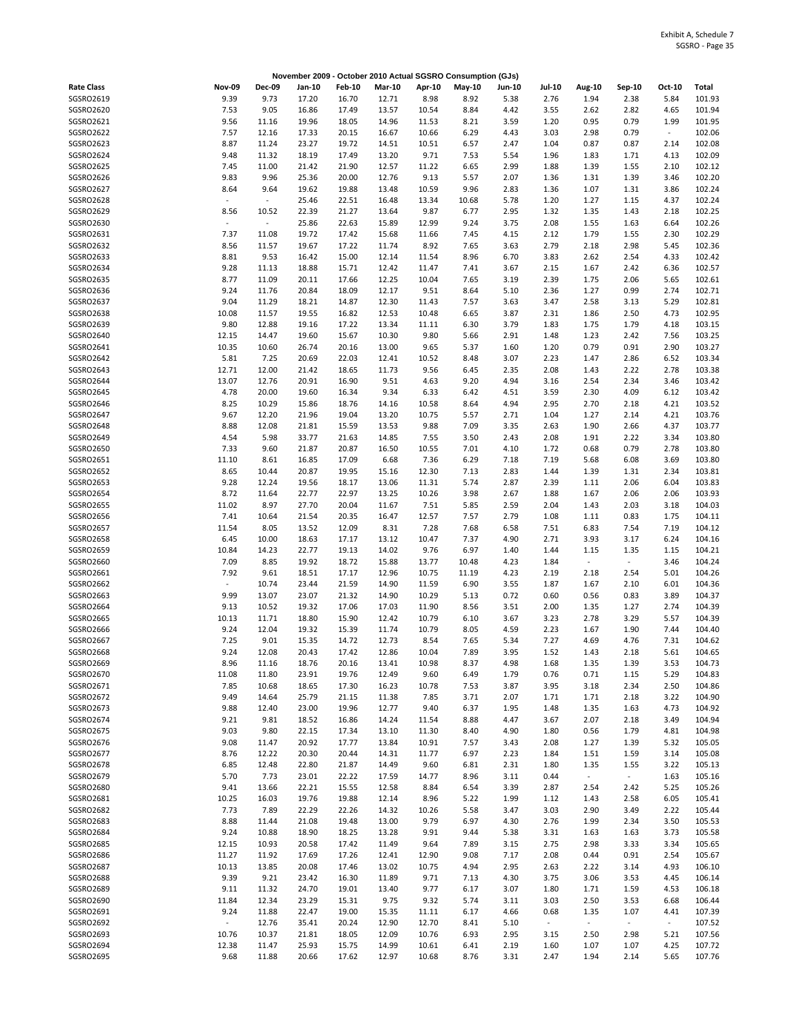Exhibit A, Schedule 7
SGSRO - Page 35

| Rate Class | Nov-09 | Dec-09 | Jan-10 | Feb-10 | Mar-10 | Apr-10 | May-10 | Jun-10 | Jul-10 | Aug-10 | Sep-10 | Oct-10 | Total |
|---|---|---|---|---|---|---|---|---|---|---|---|---|---|
| **November 2009 - October 2010 Actual SGSRO Consumption (GJs)** | | | | | | | | | | | | | |
| SGSRO2619 | 9.39 | 9.73 | 17.20 | 16.70 | 12.71 | 8.98 | 8.92 | 5.38 | 2.76 | 1.94 | 2.38 | 5.84 | 101.93 |
| SGSRO2620 | 7.53 | 9.05 | 16.86 | 17.49 | 13.57 | 10.54 | 8.84 | 4.42 | 3.55 | 2.62 | 2.82 | 4.65 | 101.94 |
| SGSRO2621 | 9.56 | 11.16 | 19.96 | 18.05 | 14.96 | 11.53 | 8.21 | 3.59 | 1.20 | 0.95 | 0.79 | 1.99 | 101.95 |
| SGSRO2622 | 7.57 | 12.16 | 17.33 | 20.15 | 16.67 | 10.66 | 6.29 | 4.43 | 3.03 | 2.98 | 0.79 | - | 102.06 |
| SGSRO2623 | 8.87 | 11.24 | 23.27 | 19.72 | 14.51 | 10.51 | 6.57 | 2.47 | 1.04 | 0.87 | 0.87 | 2.14 | 102.08 |
| SGSRO2624 | 9.48 | 11.32 | 18.19 | 17.49 | 13.20 | 9.71 | 7.53 | 5.54 | 1.96 | 1.83 | 1.71 | 4.13 | 102.09 |
| SGSRO2625 | 7.45 | 11.00 | 21.42 | 21.90 | 12.57 | 11.22 | 6.65 | 2.99 | 1.88 | 1.39 | 1.55 | 2.10 | 102.12 |
| SGSRO2626 | 9.83 | 9.96 | 25.36 | 20.00 | 12.76 | 9.13 | 5.57 | 2.07 | 1.36 | 1.31 | 1.39 | 3.46 | 102.20 |
| SGSRO2627 | 8.64 | 9.64 | 19.62 | 19.88 | 13.48 | 10.59 | 9.96 | 2.83 | 1.36 | 1.07 | 1.31 | 3.86 | 102.24 |
| SGSRO2628 | - | - | 25.46 | 22.51 | 16.48 | 13.34 | 10.68 | 5.78 | 1.20 | 1.27 | 1.15 | 4.37 | 102.24 |
| SGSRO2629 | 8.56 | 10.52 | 22.39 | 21.27 | 13.64 | 9.87 | 6.77 | 2.95 | 1.32 | 1.35 | 1.43 | 2.18 | 102.25 |
| SGSRO2630 | - | - | 25.86 | 22.63 | 15.89 | 12.99 | 9.24 | 3.75 | 2.08 | 1.55 | 1.63 | 6.64 | 102.26 |
| SGSRO2631 | 7.37 | 11.08 | 19.72 | 17.42 | 15.68 | 11.66 | 7.45 | 4.15 | 2.12 | 1.79 | 1.55 | 2.30 | 102.29 |
| SGSRO2632 | 8.56 | 11.57 | 19.67 | 17.22 | 11.74 | 8.92 | 7.65 | 3.63 | 2.79 | 2.18 | 2.98 | 5.45 | 102.36 |
| SGSRO2633 | 8.81 | 9.53 | 16.42 | 15.00 | 12.14 | 11.54 | 8.96 | 6.70 | 3.83 | 2.62 | 2.54 | 4.33 | 102.42 |
| SGSRO2634 | 9.28 | 11.13 | 18.88 | 15.71 | 12.42 | 11.47 | 7.41 | 3.67 | 2.15 | 1.67 | 2.42 | 6.36 | 102.57 |
| SGSRO2635 | 8.77 | 11.09 | 20.11 | 17.66 | 12.25 | 10.04 | 7.65 | 3.19 | 2.39 | 1.75 | 2.06 | 5.65 | 102.61 |
| SGSRO2636 | 9.24 | 11.76 | 20.84 | 18.09 | 12.17 | 9.51 | 8.64 | 5.10 | 2.36 | 1.27 | 0.99 | 2.74 | 102.71 |
| SGSRO2637 | 9.04 | 11.29 | 18.21 | 14.87 | 12.30 | 11.43 | 7.57 | 3.63 | 3.47 | 2.58 | 3.13 | 5.29 | 102.81 |
| SGSRO2638 | 10.08 | 11.57 | 19.55 | 16.82 | 12.53 | 10.48 | 6.65 | 3.87 | 2.31 | 1.86 | 2.50 | 4.73 | 102.95 |
| SGSRO2639 | 9.80 | 12.88 | 19.16 | 17.22 | 13.34 | 11.11 | 6.30 | 3.79 | 1.83 | 1.75 | 1.79 | 4.18 | 103.15 |
| SGSRO2640 | 12.15 | 14.47 | 19.60 | 15.67 | 10.30 | 9.80 | 5.66 | 2.91 | 1.48 | 1.23 | 2.42 | 7.56 | 103.25 |
| SGSRO2641 | 10.35 | 10.60 | 26.74 | 20.16 | 13.00 | 9.65 | 5.37 | 1.60 | 1.20 | 0.79 | 0.91 | 2.90 | 103.27 |
| SGSRO2642 | 5.81 | 7.25 | 20.69 | 22.03 | 12.41 | 10.52 | 8.48 | 3.07 | 2.23 | 1.47 | 2.86 | 6.52 | 103.34 |
| SGSRO2643 | 12.71 | 12.00 | 21.42 | 18.65 | 11.73 | 9.56 | 6.45 | 2.35 | 2.08 | 1.43 | 2.22 | 2.78 | 103.38 |
| SGSRO2644 | 13.07 | 12.76 | 20.91 | 16.90 | 9.51 | 4.63 | 9.20 | 4.94 | 3.16 | 2.54 | 2.34 | 3.46 | 103.42 |
| SGSRO2645 | 4.78 | 20.00 | 19.60 | 16.34 | 9.34 | 6.33 | 6.42 | 4.51 | 3.59 | 2.30 | 4.09 | 6.12 | 103.42 |
| SGSRO2646 | 8.25 | 10.29 | 15.86 | 18.76 | 14.16 | 10.58 | 8.64 | 4.94 | 2.95 | 2.70 | 2.18 | 4.21 | 103.52 |
| SGSRO2647 | 9.67 | 12.20 | 21.96 | 19.04 | 13.20 | 10.75 | 5.57 | 2.71 | 1.04 | 1.27 | 2.14 | 4.21 | 103.76 |
| SGSRO2648 | 8.88 | 12.08 | 21.81 | 15.59 | 13.53 | 9.88 | 7.09 | 3.35 | 2.63 | 1.90 | 2.66 | 4.37 | 103.77 |
| SGSRO2649 | 4.54 | 5.98 | 33.77 | 21.63 | 14.85 | 7.55 | 3.50 | 2.43 | 2.08 | 1.91 | 2.22 | 3.34 | 103.80 |
| SGSRO2650 | 7.33 | 9.60 | 21.87 | 20.87 | 16.50 | 10.55 | 7.01 | 4.10 | 1.72 | 0.68 | 0.79 | 2.78 | 103.80 |
| SGSRO2651 | 11.10 | 8.61 | 16.85 | 17.09 | 6.68 | 7.36 | 6.29 | 7.18 | 7.19 | 5.68 | 6.08 | 3.69 | 103.80 |
| SGSRO2652 | 8.65 | 10.44 | 20.87 | 19.95 | 15.16 | 12.30 | 7.13 | 2.83 | 1.44 | 1.39 | 1.31 | 2.34 | 103.81 |
| SGSRO2653 | 9.28 | 12.24 | 19.56 | 18.17 | 13.06 | 11.31 | 5.74 | 2.87 | 2.39 | 1.11 | 2.06 | 6.04 | 103.83 |
| SGSRO2654 | 8.72 | 11.64 | 22.77 | 22.97 | 13.25 | 10.26 | 3.98 | 2.67 | 1.88 | 1.67 | 2.06 | 2.06 | 103.93 |
| SGSRO2655 | 11.02 | 8.97 | 27.70 | 20.04 | 11.67 | 7.51 | 5.85 | 2.59 | 2.04 | 1.43 | 2.03 | 3.18 | 104.03 |
| SGSRO2656 | 7.41 | 10.64 | 21.54 | 20.35 | 16.47 | 12.57 | 7.57 | 2.79 | 1.08 | 1.11 | 0.83 | 1.75 | 104.11 |
| SGSRO2657 | 11.54 | 8.05 | 13.52 | 12.09 | 8.31 | 7.28 | 7.68 | 6.58 | 7.51 | 6.83 | 7.54 | 7.19 | 104.12 |
| SGSRO2658 | 6.45 | 10.00 | 18.63 | 17.17 | 13.12 | 10.47 | 7.37 | 4.90 | 2.71 | 3.93 | 3.17 | 6.24 | 104.16 |
| SGSRO2659 | 10.84 | 14.23 | 22.77 | 19.13 | 14.02 | 9.76 | 6.97 | 1.40 | 1.44 | 1.15 | 1.35 | 1.15 | 104.21 |
| SGSRO2660 | 7.09 | 8.85 | 19.92 | 18.72 | 15.88 | 13.77 | 10.48 | 4.23 | 1.84 | - | - | 3.46 | 104.24 |
| SGSRO2661 | 7.92 | 9.61 | 18.51 | 17.17 | 12.96 | 10.75 | 11.19 | 4.23 | 2.19 | 2.18 | 2.54 | 5.01 | 104.26 |
| SGSRO2662 | - | 10.74 | 23.44 | 21.59 | 14.90 | 11.59 | 6.90 | 3.55 | 1.87 | 1.67 | 2.10 | 6.01 | 104.36 |
| SGSRO2663 | 9.99 | 13.07 | 23.07 | 21.32 | 14.90 | 10.29 | 5.13 | 0.72 | 0.60 | 0.56 | 0.83 | 3.89 | 104.37 |
| SGSRO2664 | 9.13 | 10.52 | 19.32 | 17.06 | 17.03 | 11.90 | 8.56 | 3.51 | 2.00 | 1.35 | 1.27 | 2.74 | 104.39 |
| SGSRO2665 | 10.13 | 11.71 | 18.80 | 15.90 | 12.42 | 10.79 | 6.10 | 3.67 | 3.23 | 2.78 | 3.29 | 5.57 | 104.39 |
| SGSRO2666 | 9.24 | 12.04 | 19.32 | 15.39 | 11.74 | 10.79 | 8.05 | 4.59 | 2.23 | 1.67 | 1.90 | 7.44 | 104.40 |
| SGSRO2667 | 7.25 | 9.01 | 15.35 | 14.72 | 12.73 | 8.54 | 7.65 | 5.34 | 7.27 | 4.69 | 4.76 | 7.31 | 104.62 |
| SGSRO2668 | 9.24 | 12.08 | 20.43 | 17.42 | 12.86 | 10.04 | 7.89 | 3.95 | 1.52 | 1.43 | 2.18 | 5.61 | 104.65 |
| SGSRO2669 | 8.96 | 11.16 | 18.76 | 20.16 | 13.41 | 10.98 | 8.37 | 4.98 | 1.68 | 1.35 | 1.39 | 3.53 | 104.73 |
| SGSRO2670 | 11.08 | 11.80 | 23.91 | 19.76 | 12.49 | 9.60 | 6.49 | 1.79 | 0.76 | 0.71 | 1.15 | 5.29 | 104.83 |
| SGSRO2671 | 7.85 | 10.68 | 18.65 | 17.30 | 16.23 | 10.78 | 7.53 | 3.87 | 3.95 | 3.18 | 2.34 | 2.50 | 104.86 |
| SGSRO2672 | 9.49 | 14.64 | 25.79 | 21.15 | 11.38 | 7.85 | 3.71 | 2.07 | 1.71 | 1.71 | 2.18 | 3.22 | 104.90 |
| SGSRO2673 | 9.88 | 12.40 | 23.00 | 19.96 | 12.77 | 9.40 | 6.37 | 1.95 | 1.48 | 1.35 | 1.63 | 4.73 | 104.92 |
| SGSRO2674 | 9.21 | 9.81 | 18.52 | 16.86 | 14.24 | 11.54 | 8.88 | 4.47 | 3.67 | 2.07 | 2.18 | 3.49 | 104.94 |
| SGSRO2675 | 9.03 | 9.80 | 22.15 | 17.34 | 13.10 | 11.30 | 8.40 | 4.90 | 1.80 | 0.56 | 1.79 | 4.81 | 104.98 |
| SGSRO2676 | 9.08 | 11.47 | 20.92 | 17.77 | 13.84 | 10.91 | 7.57 | 3.43 | 2.08 | 1.27 | 1.39 | 5.32 | 105.05 |
| SGSRO2677 | 8.76 | 12.22 | 20.30 | 20.44 | 14.31 | 11.77 | 6.97 | 2.23 | 1.84 | 1.51 | 1.59 | 3.14 | 105.08 |
| SGSRO2678 | 6.85 | 12.48 | 22.80 | 21.87 | 14.49 | 9.60 | 6.81 | 2.31 | 1.80 | 1.35 | 1.55 | 3.22 | 105.13 |
| SGSRO2679 | 5.70 | 7.73 | 23.01 | 22.22 | 17.59 | 14.77 | 8.96 | 3.11 | 0.44 | - | - | 1.63 | 105.16 |
| SGSRO2680 | 9.41 | 13.66 | 22.21 | 15.55 | 12.58 | 8.84 | 6.54 | 3.39 | 2.87 | 2.54 | 2.42 | 5.25 | 105.26 |
| SGSRO2681 | 10.25 | 16.03 | 19.76 | 19.88 | 12.14 | 8.96 | 5.22 | 1.99 | 1.12 | 1.43 | 2.58 | 6.05 | 105.41 |
| SGSRO2682 | 7.73 | 7.89 | 22.29 | 22.26 | 14.32 | 10.26 | 5.58 | 3.47 | 3.03 | 2.90 | 3.49 | 2.22 | 105.44 |
| SGSRO2683 | 8.88 | 11.44 | 21.08 | 19.48 | 13.00 | 9.79 | 6.97 | 4.30 | 2.76 | 1.99 | 2.34 | 3.50 | 105.53 |
| SGSRO2684 | 9.24 | 10.88 | 18.90 | 18.25 | 13.28 | 9.91 | 9.44 | 5.38 | 3.31 | 1.63 | 1.63 | 3.73 | 105.58 |
| SGSRO2685 | 12.15 | 10.93 | 20.58 | 17.42 | 11.49 | 9.64 | 7.89 | 3.15 | 2.75 | 2.98 | 3.33 | 3.34 | 105.65 |
| SGSRO2686 | 11.27 | 11.92 | 17.69 | 17.26 | 12.41 | 12.90 | 9.08 | 7.17 | 2.08 | 0.44 | 0.91 | 2.54 | 105.67 |
| SGSRO2687 | 10.13 | 13.85 | 20.08 | 17.46 | 13.02 | 10.75 | 4.94 | 2.95 | 2.63 | 2.22 | 3.14 | 4.93 | 106.10 |
| SGSRO2688 | 9.39 | 9.21 | 23.42 | 16.30 | 11.89 | 9.71 | 7.13 | 4.30 | 3.75 | 3.06 | 3.53 | 4.45 | 106.14 |
| SGSRO2689 | 9.11 | 11.32 | 24.70 | 19.01 | 13.40 | 9.77 | 6.17 | 3.07 | 1.80 | 1.71 | 1.59 | 4.53 | 106.18 |
| SGSRO2690 | 11.84 | 12.34 | 23.29 | 15.31 | 9.75 | 9.32 | 5.74 | 3.11 | 3.03 | 2.50 | 3.53 | 6.68 | 106.44 |
| SGSRO2691 | 9.24 | 11.88 | 22.47 | 19.00 | 15.35 | 11.11 | 6.17 | 4.66 | 0.68 | 1.35 | 1.07 | 4.41 | 107.39 |
| SGSRO2692 | - | 12.76 | 35.41 | 20.24 | 12.90 | 12.70 | 8.41 | 5.10 | - | - | - | - | 107.52 |
| SGSRO2693 | 10.76 | 10.37 | 21.81 | 18.05 | 12.09 | 10.76 | 6.93 | 2.95 | 3.15 | 2.50 | 2.98 | 5.21 | 107.56 |
| SGSRO2694 | 12.38 | 11.47 | 25.93 | 15.75 | 14.99 | 10.61 | 6.41 | 2.19 | 1.60 | 1.07 | 1.07 | 4.25 | 107.72 |
| SGSRO2695 | 9.68 | 11.88 | 20.66 | 17.62 | 12.97 | 10.68 | 8.76 | 3.31 | 2.47 | 1.94 | 2.14 | 5.65 | 107.76 |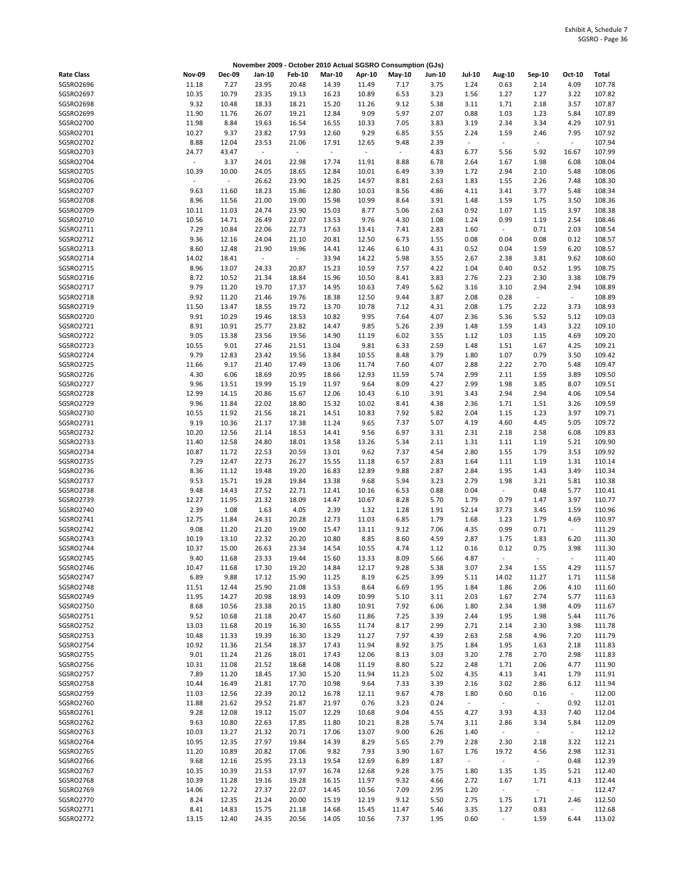**November 2009 - October 2010 Actual SGSRO Consumption (GJs)**

| Rate Class | Nov-09 | Dec-09 | Jan-10 | Feb-10 | Mar-10 | Apr-10 | May-10 | Jun-10 | Jul-10 | Aug-10 | Sep-10 | Oct-10 | Total |
|---|---|---|---|---|---|---|---|---|---|---|---|---|---|
| SGSRO2696 | 11.18 | 7.27 | 23.95 | 20.48 | 14.39 | 11.49 | 7.17 | 3.75 | 1.24 | 0.63 | 2.14 | 4.09 | 107.78 |
| SGSRO2697 | 10.35 | 10.79 | 23.35 | 19.13 | 16.23 | 10.89 | 6.53 | 3.23 | 1.56 | 1.27 | 1.27 | 3.22 | 107.82 |
| SGSRO2698 | 9.32 | 10.48 | 18.33 | 18.21 | 15.20 | 11.26 | 9.12 | 5.38 | 3.11 | 1.71 | 2.18 | 3.57 | 107.87 |
| SGSRO2699 | 11.90 | 11.76 | 26.07 | 19.21 | 12.84 | 9.09 | 5.97 | 2.07 | 0.88 | 1.03 | 1.23 | 5.84 | 107.89 |
| SGSRO2700 | 11.98 | 8.84 | 19.63 | 16.54 | 16.55 | 10.33 | 7.05 | 3.83 | 3.19 | 2.34 | 3.34 | 4.29 | 107.91 |
| SGSRO2701 | 10.27 | 9.37 | 23.82 | 17.93 | 12.60 | 9.29 | 6.85 | 3.55 | 2.24 | 1.59 | 2.46 | 7.95 | 107.92 |
| SGSRO2702 | 8.88 | 12.04 | 23.53 | 21.06 | 17.91 | 12.65 | 9.48 | 2.39 | - | - | - | - | 107.94 |
| SGSRO2703 | 24.77 | 43.47 | - | - | - | - | - | 4.83 | 6.77 | 5.56 | 5.92 | 16.67 | 107.99 |
| SGSRO2704 | - | 3.37 | 24.01 | 22.98 | 17.74 | 11.91 | 8.88 | 6.78 | 2.64 | 1.67 | 1.98 | 6.08 | 108.04 |
| SGSRO2705 | 10.39 | 10.00 | 24.05 | 18.65 | 12.84 | 10.01 | 6.49 | 3.39 | 1.72 | 2.94 | 2.10 | 5.48 | 108.06 |
| SGSRO2706 | - | - | 26.62 | 23.90 | 18.25 | 14.97 | 8.81 | 2.63 | 1.83 | 1.55 | 2.26 | 7.48 | 108.30 |
| SGSRO2707 | 9.63 | 11.60 | 18.23 | 15.86 | 12.80 | 10.03 | 8.56 | 4.86 | 4.11 | 3.41 | 3.77 | 5.48 | 108.34 |
| SGSRO2708 | 8.96 | 11.56 | 21.00 | 19.00 | 15.98 | 10.99 | 8.64 | 3.91 | 1.48 | 1.59 | 1.75 | 3.50 | 108.36 |
| SGSRO2709 | 10.11 | 11.03 | 24.74 | 23.90 | 15.03 | 8.77 | 5.06 | 2.63 | 0.92 | 1.07 | 1.15 | 3.97 | 108.38 |
| SGSRO2710 | 10.56 | 14.71 | 26.49 | 22.07 | 13.53 | 9.76 | 4.30 | 1.08 | 1.24 | 0.99 | 1.19 | 2.54 | 108.46 |
| SGSRO2711 | 7.29 | 10.84 | 22.06 | 22.73 | 17.63 | 13.41 | 7.41 | 2.83 | 1.60 | - | 0.71 | 2.03 | 108.54 |
| SGSRO2712 | 9.36 | 12.16 | 24.04 | 21.10 | 20.81 | 12.50 | 6.73 | 1.55 | 0.08 | 0.04 | 0.08 | 0.12 | 108.57 |
| SGSRO2713 | 8.60 | 12.48 | 21.90 | 19.96 | 14.41 | 12.46 | 6.10 | 4.31 | 0.52 | 0.04 | 1.59 | 6.20 | 108.57 |
| SGSRO2714 | 14.02 | 18.41 | - | - | 33.94 | 14.22 | 5.98 | 3.55 | 2.67 | 2.38 | 3.81 | 9.62 | 108.60 |
| SGSRO2715 | 8.96 | 13.07 | 24.33 | 20.87 | 15.23 | 10.59 | 7.57 | 4.22 | 1.04 | 0.40 | 0.52 | 1.95 | 108.75 |
| SGSRO2716 | 8.72 | 10.52 | 21.34 | 18.84 | 15.96 | 10.50 | 8.41 | 3.83 | 2.76 | 2.23 | 2.30 | 3.38 | 108.79 |
| SGSRO2717 | 9.79 | 11.20 | 19.70 | 17.37 | 14.95 | 10.63 | 7.49 | 5.62 | 3.16 | 3.10 | 2.94 | 2.94 | 108.89 |
| SGSRO2718 | 9.92 | 11.20 | 21.46 | 19.76 | 18.38 | 12.50 | 9.44 | 3.87 | 2.08 | 0.28 | - | - | 108.89 |
| SGSRO2719 | 11.50 | 13.47 | 18.55 | 19.72 | 13.70 | 10.78 | 7.12 | 4.31 | 2.08 | 1.75 | 2.22 | 3.73 | 108.93 |
| SGSRO2720 | 9.91 | 10.29 | 19.46 | 18.53 | 10.82 | 9.95 | 7.64 | 4.07 | 2.36 | 5.36 | 5.52 | 5.12 | 109.03 |
| SGSRO2721 | 8.91 | 10.91 | 25.77 | 23.82 | 14.47 | 9.85 | 5.26 | 2.39 | 1.48 | 1.59 | 1.43 | 3.22 | 109.10 |
| SGSRO2722 | 9.05 | 13.38 | 23.56 | 19.56 | 14.90 | 11.19 | 6.02 | 3.55 | 1.12 | 1.03 | 1.15 | 4.69 | 109.20 |
| SGSRO2723 | 10.55 | 9.01 | 27.46 | 21.51 | 13.04 | 9.81 | 6.33 | 2.59 | 1.48 | 1.51 | 1.67 | 4.25 | 109.21 |
| SGSRO2724 | 9.79 | 12.83 | 23.42 | 19.56 | 13.84 | 10.55 | 8.48 | 3.79 | 1.80 | 1.07 | 0.79 | 3.50 | 109.42 |
| SGSRO2725 | 11.66 | 9.17 | 21.40 | 17.49 | 13.06 | 11.74 | 7.60 | 4.07 | 2.88 | 2.22 | 2.70 | 5.48 | 109.47 |
| SGSRO2726 | 4.30 | 6.06 | 18.69 | 20.95 | 18.66 | 12.93 | 11.59 | 5.74 | 2.99 | 2.11 | 1.59 | 3.89 | 109.50 |
| SGSRO2727 | 9.96 | 13.51 | 19.99 | 15.19 | 11.97 | 9.64 | 8.09 | 4.27 | 2.99 | 1.98 | 3.85 | 8.07 | 109.51 |
| SGSRO2728 | 12.99 | 14.15 | 20.86 | 15.67 | 12.06 | 10.43 | 6.10 | 3.91 | 3.43 | 2.94 | 2.94 | 4.06 | 109.54 |
| SGSRO2729 | 9.96 | 11.84 | 22.02 | 18.80 | 15.32 | 10.02 | 8.41 | 4.38 | 2.36 | 1.71 | 1.51 | 3.26 | 109.59 |
| SGSRO2730 | 10.55 | 11.92 | 21.56 | 18.21 | 14.51 | 10.83 | 7.92 | 5.82 | 2.04 | 1.15 | 1.23 | 3.97 | 109.71 |
| SGSRO2731 | 9.19 | 10.36 | 21.17 | 17.38 | 11.24 | 9.65 | 7.37 | 5.07 | 4.19 | 4.60 | 4.45 | 5.05 | 109.72 |
| SGSRO2732 | 10.20 | 12.56 | 21.14 | 18.53 | 14.41 | 9.56 | 6.97 | 3.31 | 2.31 | 2.18 | 2.58 | 6.08 | 109.83 |
| SGSRO2733 | 11.40 | 12.58 | 24.80 | 18.01 | 13.58 | 13.26 | 5.34 | 2.11 | 1.31 | 1.11 | 1.19 | 5.21 | 109.90 |
| SGSRO2734 | 10.87 | 11.72 | 22.53 | 20.59 | 13.01 | 9.62 | 7.37 | 4.54 | 2.80 | 1.55 | 1.79 | 3.53 | 109.92 |
| SGSRO2735 | 7.29 | 12.47 | 22.73 | 26.27 | 15.55 | 11.18 | 6.57 | 2.83 | 1.64 | 1.11 | 1.19 | 1.31 | 110.14 |
| SGSRO2736 | 8.36 | 11.12 | 19.48 | 19.20 | 16.83 | 12.89 | 9.88 | 2.87 | 2.84 | 1.95 | 1.43 | 3.49 | 110.34 |
| SGSRO2737 | 9.53 | 15.71 | 19.28 | 19.84 | 13.38 | 9.68 | 5.94 | 3.23 | 2.79 | 1.98 | 3.21 | 5.81 | 110.38 |
| SGSRO2738 | 9.48 | 14.43 | 27.52 | 22.71 | 12.41 | 10.16 | 6.53 | 0.88 | 0.04 | - | 0.48 | 5.77 | 110.41 |
| SGSRO2739 | 12.27 | 11.95 | 21.32 | 18.09 | 14.47 | 10.67 | 8.28 | 5.70 | 1.79 | 0.79 | 1.47 | 3.97 | 110.77 |
| SGSRO2740 | 2.39 | 1.08 | 1.63 | 4.05 | 2.39 | 1.32 | 1.28 | 1.91 | 52.14 | 37.73 | 3.45 | 1.59 | 110.96 |
| SGSRO2741 | 12.75 | 11.84 | 24.31 | 20.28 | 12.73 | 11.03 | 6.85 | 1.79 | 1.68 | 1.23 | 1.79 | 4.69 | 110.97 |
| SGSRO2742 | 9.08 | 11.20 | 21.20 | 19.00 | 15.47 | 13.11 | 9.12 | 7.06 | 4.35 | 0.99 | 0.71 | - | 111.29 |
| SGSRO2743 | 10.19 | 13.10 | 22.32 | 20.20 | 10.80 | 8.85 | 8.60 | 4.59 | 2.87 | 1.75 | 1.83 | 6.20 | 111.30 |
| SGSRO2744 | 10.37 | 15.00 | 26.63 | 23.34 | 14.54 | 10.55 | 4.74 | 1.12 | 0.16 | 0.12 | 0.75 | 3.98 | 111.30 |
| SGSRO2745 | 9.40 | 11.68 | 23.33 | 19.44 | 15.60 | 13.33 | 8.09 | 5.66 | 4.87 | - | - | - | 111.40 |
| SGSRO2746 | 10.47 | 11.68 | 17.30 | 19.20 | 14.84 | 12.17 | 9.28 | 5.38 | 3.07 | 2.34 | 1.55 | 4.29 | 111.57 |
| SGSRO2747 | 6.89 | 9.88 | 17.12 | 15.90 | 11.25 | 8.19 | 6.25 | 3.99 | 5.11 | 14.02 | 11.27 | 1.71 | 111.58 |
| SGSRO2748 | 11.51 | 12.44 | 25.90 | 21.08 | 13.53 | 8.64 | 6.69 | 1.95 | 1.84 | 1.86 | 2.06 | 4.10 | 111.60 |
| SGSRO2749 | 11.95 | 14.27 | 20.98 | 18.93 | 14.09 | 10.99 | 5.10 | 3.11 | 2.03 | 1.67 | 2.74 | 5.77 | 111.63 |
| SGSRO2750 | 8.68 | 10.56 | 23.38 | 20.15 | 13.80 | 10.91 | 7.92 | 6.06 | 1.80 | 2.34 | 1.98 | 4.09 | 111.67 |
| SGSRO2751 | 9.52 | 10.68 | 21.18 | 20.47 | 15.60 | 11.86 | 7.25 | 3.39 | 2.44 | 1.95 | 1.98 | 5.44 | 111.76 |
| SGSRO2752 | 13.03 | 11.68 | 20.19 | 16.30 | 16.55 | 11.74 | 8.17 | 2.99 | 2.71 | 2.14 | 2.30 | 3.98 | 111.78 |
| SGSRO2753 | 10.48 | 11.33 | 19.39 | 16.30 | 13.29 | 11.27 | 7.97 | 4.39 | 2.63 | 2.58 | 4.96 | 7.20 | 111.79 |
| SGSRO2754 | 10.92 | 11.36 | 21.54 | 18.37 | 17.43 | 11.94 | 8.92 | 3.75 | 1.84 | 1.95 | 1.63 | 2.18 | 111.83 |
| SGSRO2755 | 9.01 | 11.24 | 21.26 | 18.01 | 17.43 | 12.06 | 8.13 | 3.03 | 3.20 | 2.78 | 2.70 | 2.98 | 111.83 |
| SGSRO2756 | 10.31 | 11.08 | 21.52 | 18.68 | 14.08 | 11.19 | 8.80 | 5.22 | 2.48 | 1.71 | 2.06 | 4.77 | 111.90 |
| SGSRO2757 | 7.89 | 11.20 | 18.45 | 17.30 | 15.20 | 11.94 | 11.23 | 5.02 | 4.35 | 4.13 | 3.41 | 1.79 | 111.91 |
| SGSRO2758 | 10.44 | 16.49 | 21.81 | 17.70 | 10.98 | 9.64 | 7.33 | 3.39 | 2.16 | 3.02 | 2.86 | 6.12 | 111.94 |
| SGSRO2759 | 11.03 | 12.56 | 22.39 | 20.12 | 16.78 | 12.11 | 9.67 | 4.78 | 1.80 | 0.60 | 0.16 | - | 112.00 |
| SGSRO2760 | 11.88 | 21.62 | 29.52 | 21.87 | 21.97 | 0.76 | 3.23 | 0.24 | - | - | - | 0.92 | 112.01 |
| SGSRO2761 | 9.28 | 12.08 | 19.12 | 15.07 | 12.29 | 10.68 | 9.04 | 4.55 | 4.27 | 3.93 | 4.33 | 7.40 | 112.04 |
| SGSRO2762 | 9.63 | 10.80 | 22.63 | 17.85 | 11.80 | 10.21 | 8.28 | 5.74 | 3.11 | 2.86 | 3.34 | 5.84 | 112.09 |
| SGSRO2763 | 10.03 | 13.27 | 21.32 | 20.71 | 17.06 | 13.07 | 9.00 | 6.26 | 1.40 | - | - | - | 112.12 |
| SGSRO2764 | 10.95 | 12.35 | 27.97 | 19.84 | 14.39 | 8.29 | 5.65 | 2.79 | 2.28 | 2.30 | 2.18 | 3.22 | 112.21 |
| SGSRO2765 | 11.20 | 10.89 | 20.82 | 17.06 | 9.82 | 7.93 | 3.90 | 1.67 | 1.76 | 19.72 | 4.56 | 2.98 | 112.31 |
| SGSRO2766 | 9.68 | 12.16 | 25.95 | 23.13 | 19.54 | 12.69 | 6.89 | 1.87 | - | - | - | 0.48 | 112.39 |
| SGSRO2767 | 10.35 | 10.39 | 21.53 | 17.97 | 16.74 | 12.68 | 9.28 | 3.75 | 1.80 | 1.35 | 1.35 | 5.21 | 112.40 |
| SGSRO2768 | 10.39 | 11.28 | 19.16 | 19.28 | 16.15 | 11.97 | 9.32 | 4.66 | 2.72 | 1.67 | 1.71 | 4.13 | 112.44 |
| SGSRO2769 | 14.06 | 12.72 | 27.37 | 22.07 | 14.45 | 10.56 | 7.09 | 2.95 | 1.20 | - | - | - | 112.47 |
| SGSRO2770 | 8.24 | 12.35 | 21.24 | 20.00 | 15.19 | 12.19 | 9.12 | 5.50 | 2.75 | 1.75 | 1.71 | 2.46 | 112.50 |
| SGSRO2771 | 8.41 | 14.83 | 15.75 | 21.18 | 14.68 | 15.45 | 11.47 | 5.46 | 3.35 | 1.27 | 0.83 | - | 112.68 |
| SGSRO2772 | 13.15 | 12.40 | 24.35 | 20.56 | 14.05 | 10.56 | 7.37 | 1.95 | 0.60 | - | 1.59 | 6.44 | 113.02 |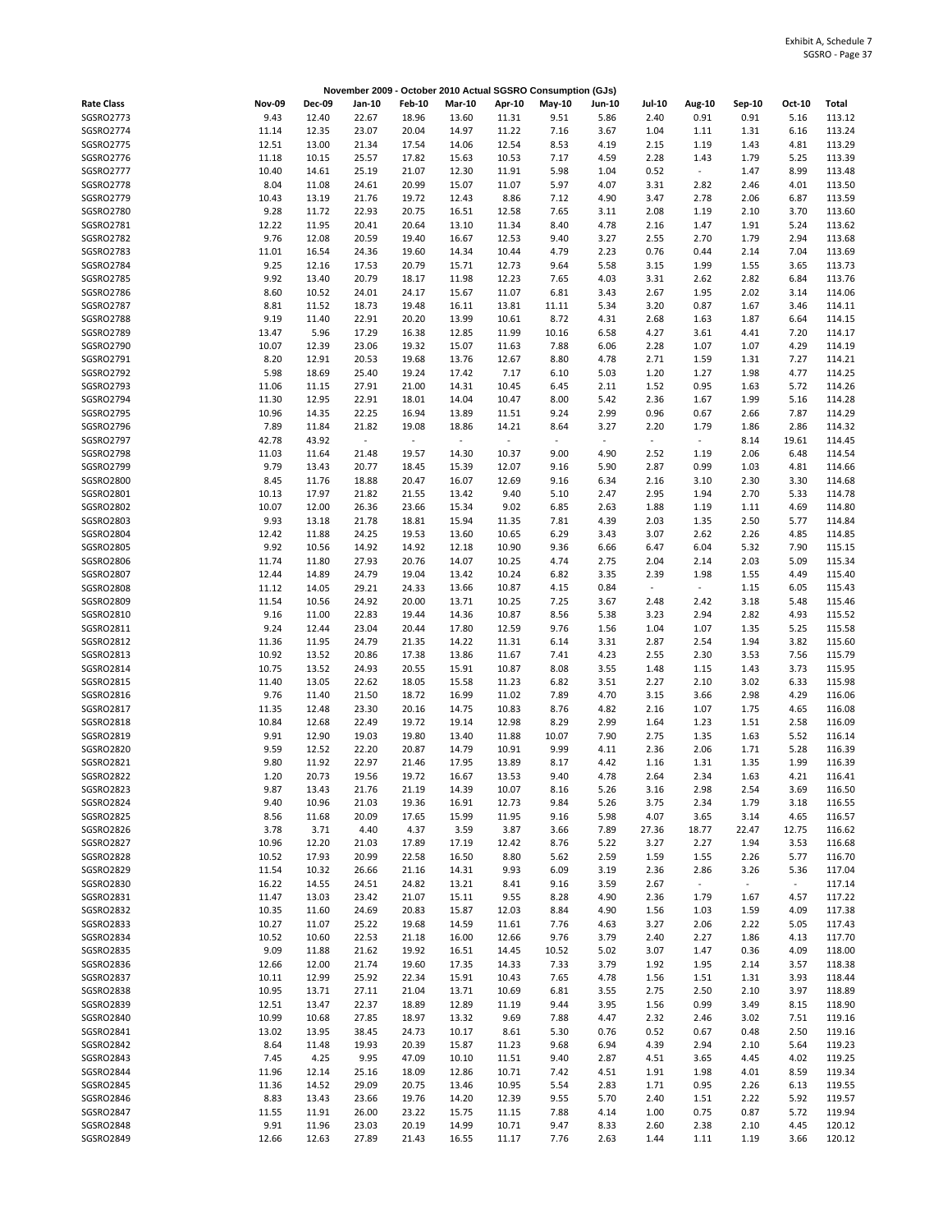Exhibit A, Schedule 7
SGSRO - Page 37

**November 2009 - October 2010 Actual SGSRO Consumption (GJs)**

| Rate Class | Nov-09 | Dec-09 | Jan-10 | Feb-10 | Mar-10 | Apr-10 | May-10 | Jun-10 | Jul-10 | Aug-10 | Sep-10 | Oct-10 | Total |
|---|---|---|---|---|---|---|---|---|---|---|---|---|---|
| SGSRO2773 | 9.43 | 12.40 | 22.67 | 18.96 | 13.60 | 11.31 | 9.51 | 5.86 | 2.40 | 0.91 | 0.91 | 5.16 | 113.12 |
| SGSRO2774 | 11.14 | 12.35 | 23.07 | 20.04 | 14.97 | 11.22 | 7.16 | 3.67 | 1.04 | 1.11 | 1.31 | 6.16 | 113.24 |
| SGSRO2775 | 12.51 | 13.00 | 21.34 | 17.54 | 14.06 | 12.54 | 8.53 | 4.19 | 2.15 | 1.19 | 1.43 | 4.81 | 113.29 |
| SGSRO2776 | 11.18 | 10.15 | 25.57 | 17.82 | 15.63 | 10.53 | 7.17 | 4.59 | 2.28 | 1.43 | 1.79 | 5.25 | 113.39 |
| SGSRO2777 | 10.40 | 14.61 | 25.19 | 21.07 | 12.30 | 11.91 | 5.98 | 1.04 | 0.52 | - | 1.47 | 8.99 | 113.48 |
| SGSRO2778 | 8.04 | 11.08 | 24.61 | 20.99 | 15.07 | 11.07 | 5.97 | 4.07 | 3.31 | 2.82 | 2.46 | 4.01 | 113.50 |
| SGSRO2779 | 10.43 | 13.19 | 21.76 | 19.72 | 12.43 | 8.86 | 7.12 | 4.90 | 3.47 | 2.78 | 2.06 | 6.87 | 113.59 |
| SGSRO2780 | 9.28 | 11.72 | 22.93 | 20.75 | 16.51 | 12.58 | 7.65 | 3.11 | 2.08 | 1.19 | 2.10 | 3.70 | 113.60 |
| SGSRO2781 | 12.22 | 11.95 | 20.41 | 20.64 | 13.10 | 11.34 | 8.40 | 4.78 | 2.16 | 1.47 | 1.91 | 5.24 | 113.62 |
| SGSRO2782 | 9.76 | 12.08 | 20.59 | 19.40 | 16.67 | 12.53 | 9.40 | 3.27 | 2.55 | 2.70 | 1.79 | 2.94 | 113.68 |
| SGSRO2783 | 11.01 | 16.54 | 24.36 | 19.60 | 14.34 | 10.44 | 4.79 | 2.23 | 0.76 | 0.44 | 2.14 | 7.04 | 113.69 |
| SGSRO2784 | 9.25 | 12.16 | 17.53 | 20.79 | 15.71 | 12.73 | 9.64 | 5.58 | 3.15 | 1.99 | 1.55 | 3.65 | 113.73 |
| SGSRO2785 | 9.92 | 13.40 | 20.79 | 18.17 | 11.98 | 12.23 | 7.65 | 4.03 | 3.31 | 2.62 | 2.82 | 6.84 | 113.76 |
| SGSRO2786 | 8.60 | 10.52 | 24.01 | 24.17 | 15.67 | 11.07 | 6.81 | 3.43 | 2.67 | 1.95 | 2.02 | 3.14 | 114.06 |
| SGSRO2787 | 8.81 | 11.52 | 18.73 | 19.48 | 16.11 | 13.81 | 11.11 | 5.34 | 3.20 | 0.87 | 1.67 | 3.46 | 114.11 |
| SGSRO2788 | 9.19 | 11.40 | 22.91 | 20.20 | 13.99 | 10.61 | 8.72 | 4.31 | 2.68 | 1.63 | 1.87 | 6.64 | 114.15 |
| SGSRO2789 | 13.47 | 5.96 | 17.29 | 16.38 | 12.85 | 11.99 | 10.16 | 6.58 | 4.27 | 3.61 | 4.41 | 7.20 | 114.17 |
| SGSRO2790 | 10.07 | 12.39 | 23.06 | 19.32 | 15.07 | 11.63 | 7.88 | 6.06 | 2.28 | 1.07 | 1.07 | 4.29 | 114.19 |
| SGSRO2791 | 8.20 | 12.91 | 20.53 | 19.68 | 13.76 | 12.67 | 8.80 | 4.78 | 2.71 | 1.59 | 1.31 | 7.27 | 114.21 |
| SGSRO2792 | 5.98 | 18.69 | 25.40 | 19.24 | 17.42 | 7.17 | 6.10 | 5.03 | 1.20 | 1.27 | 1.98 | 4.77 | 114.25 |
| SGSRO2793 | 11.06 | 11.15 | 27.91 | 21.00 | 14.31 | 10.45 | 6.45 | 2.11 | 1.52 | 0.95 | 1.63 | 5.72 | 114.26 |
| SGSRO2794 | 11.30 | 12.95 | 22.91 | 18.01 | 14.04 | 10.47 | 8.00 | 5.42 | 2.36 | 1.67 | 1.99 | 5.16 | 114.28 |
| SGSRO2795 | 10.96 | 14.35 | 22.25 | 16.94 | 13.89 | 11.51 | 9.24 | 2.99 | 0.96 | 0.67 | 2.66 | 7.87 | 114.29 |
| SGSRO2796 | 7.89 | 11.84 | 21.82 | 19.08 | 18.86 | 14.21 | 8.64 | 3.27 | 2.20 | 1.79 | 1.86 | 2.86 | 114.32 |
| SGSRO2797 | 42.78 | 43.92 | - | - | - | - | - | - | - | - | 8.14 | 19.61 | 114.45 |
| SGSRO2798 | 11.03 | 11.64 | 21.48 | 19.57 | 14.30 | 10.37 | 9.00 | 4.90 | 2.52 | 1.19 | 2.06 | 6.48 | 114.54 |
| SGSRO2799 | 9.79 | 13.43 | 20.77 | 18.45 | 15.39 | 12.07 | 9.16 | 5.90 | 2.87 | 0.99 | 1.03 | 4.81 | 114.66 |
| SGSRO2800 | 8.45 | 11.76 | 18.88 | 20.47 | 16.07 | 12.69 | 9.16 | 6.34 | 2.16 | 3.10 | 2.30 | 3.30 | 114.68 |
| SGSRO2801 | 10.13 | 17.97 | 21.82 | 21.55 | 13.42 | 9.40 | 5.10 | 2.47 | 2.95 | 1.94 | 2.70 | 5.33 | 114.78 |
| SGSRO2802 | 10.07 | 12.00 | 26.36 | 23.66 | 15.34 | 9.02 | 6.85 | 2.63 | 1.88 | 1.19 | 1.11 | 4.69 | 114.80 |
| SGSRO2803 | 9.93 | 13.18 | 21.78 | 18.81 | 15.94 | 11.35 | 7.81 | 4.39 | 2.03 | 1.35 | 2.50 | 5.77 | 114.84 |
| SGSRO2804 | 12.42 | 11.88 | 24.25 | 19.53 | 13.60 | 10.65 | 6.29 | 3.43 | 3.07 | 2.62 | 2.26 | 4.85 | 114.85 |
| SGSRO2805 | 9.92 | 10.56 | 14.92 | 14.92 | 12.18 | 10.90 | 9.36 | 6.66 | 6.47 | 6.04 | 5.32 | 7.90 | 115.15 |
| SGSRO2806 | 11.74 | 11.80 | 27.93 | 20.76 | 14.07 | 10.25 | 4.74 | 2.75 | 2.04 | 2.14 | 2.03 | 5.09 | 115.34 |
| SGSRO2807 | 12.44 | 14.89 | 24.79 | 19.04 | 13.42 | 10.24 | 6.82 | 3.35 | 2.39 | 1.98 | 1.55 | 4.49 | 115.40 |
| SGSRO2808 | 11.12 | 14.05 | 29.21 | 24.33 | 13.66 | 10.87 | 4.15 | 0.84 | - | - | 1.15 | 6.05 | 115.43 |
| SGSRO2809 | 11.54 | 10.56 | 24.92 | 20.00 | 13.71 | 10.25 | 7.25 | 3.67 | 2.48 | 2.42 | 3.18 | 5.48 | 115.46 |
| SGSRO2810 | 9.16 | 11.00 | 22.83 | 19.44 | 14.36 | 10.87 | 8.56 | 5.38 | 3.23 | 2.94 | 2.82 | 4.93 | 115.52 |
| SGSRO2811 | 9.24 | 12.44 | 23.04 | 20.44 | 17.80 | 12.59 | 9.76 | 1.56 | 1.04 | 1.07 | 1.35 | 5.25 | 115.58 |
| SGSRO2812 | 11.36 | 11.95 | 24.79 | 21.35 | 14.22 | 11.31 | 6.14 | 3.31 | 2.87 | 2.54 | 1.94 | 3.82 | 115.60 |
| SGSRO2813 | 10.92 | 13.52 | 20.86 | 17.38 | 13.86 | 11.67 | 7.41 | 4.23 | 2.55 | 2.30 | 3.53 | 7.56 | 115.79 |
| SGSRO2814 | 10.75 | 13.52 | 24.93 | 20.55 | 15.91 | 10.87 | 8.08 | 3.55 | 1.48 | 1.15 | 1.43 | 3.73 | 115.95 |
| SGSRO2815 | 11.40 | 13.05 | 22.62 | 18.05 | 15.58 | 11.23 | 6.82 | 3.51 | 2.27 | 2.10 | 3.02 | 6.33 | 115.98 |
| SGSRO2816 | 9.76 | 11.40 | 21.50 | 18.72 | 16.99 | 11.02 | 7.89 | 4.70 | 3.15 | 3.66 | 2.98 | 4.29 | 116.06 |
| SGSRO2817 | 11.35 | 12.48 | 23.30 | 20.16 | 14.75 | 10.83 | 8.76 | 4.82 | 2.16 | 1.07 | 1.75 | 4.65 | 116.08 |
| SGSRO2818 | 10.84 | 12.68 | 22.49 | 19.72 | 19.14 | 12.98 | 8.29 | 2.99 | 1.64 | 1.23 | 1.51 | 2.58 | 116.09 |
| SGSRO2819 | 9.91 | 12.90 | 19.03 | 19.80 | 13.40 | 11.88 | 10.07 | 7.90 | 2.75 | 1.35 | 1.63 | 5.52 | 116.14 |
| SGSRO2820 | 9.59 | 12.52 | 22.20 | 20.87 | 14.79 | 10.91 | 9.99 | 4.11 | 2.36 | 2.06 | 1.71 | 5.28 | 116.39 |
| SGSRO2821 | 9.80 | 11.92 | 22.97 | 21.46 | 17.95 | 13.89 | 8.17 | 4.42 | 1.16 | 1.31 | 1.35 | 1.99 | 116.39 |
| SGSRO2822 | 1.20 | 20.73 | 19.56 | 19.72 | 16.67 | 13.53 | 9.40 | 4.78 | 2.64 | 2.34 | 1.63 | 4.21 | 116.41 |
| SGSRO2823 | 9.87 | 13.43 | 21.76 | 21.19 | 14.39 | 10.07 | 8.16 | 5.26 | 3.16 | 2.98 | 2.54 | 3.69 | 116.50 |
| SGSRO2824 | 9.40 | 10.96 | 21.03 | 19.36 | 16.91 | 12.73 | 9.84 | 5.26 | 3.75 | 2.34 | 1.79 | 3.18 | 116.55 |
| SGSRO2825 | 8.56 | 11.68 | 20.09 | 17.65 | 15.99 | 11.95 | 9.16 | 5.98 | 4.07 | 3.65 | 3.14 | 4.65 | 116.57 |
| SGSRO2826 | 3.78 | 3.71 | 4.40 | 4.37 | 3.59 | 3.87 | 3.66 | 7.89 | 27.36 | 18.77 | 22.47 | 12.75 | 116.62 |
| SGSRO2827 | 10.96 | 12.20 | 21.03 | 17.89 | 17.19 | 12.42 | 8.76 | 5.22 | 3.27 | 2.27 | 1.94 | 3.53 | 116.68 |
| SGSRO2828 | 10.52 | 17.93 | 20.99 | 22.58 | 16.50 | 8.80 | 5.62 | 2.59 | 1.59 | 1.55 | 2.26 | 5.77 | 116.70 |
| SGSRO2829 | 11.54 | 10.32 | 26.66 | 21.16 | 14.31 | 9.93 | 6.09 | 3.19 | 2.36 | 2.86 | 3.26 | 5.36 | 117.04 |
| SGSRO2830 | 16.22 | 14.55 | 24.51 | 24.82 | 13.21 | 8.41 | 9.16 | 3.59 | 2.67 | - | - | - | 117.14 |
| SGSRO2831 | 11.47 | 13.03 | 23.42 | 21.07 | 15.11 | 9.55 | 8.28 | 4.90 | 2.36 | 1.79 | 1.67 | 4.57 | 117.22 |
| SGSRO2832 | 10.35 | 11.60 | 24.69 | 20.83 | 15.87 | 12.03 | 8.84 | 4.90 | 1.56 | 1.03 | 1.59 | 4.09 | 117.38 |
| SGSRO2833 | 10.27 | 11.07 | 25.22 | 19.68 | 14.59 | 11.61 | 7.76 | 4.63 | 3.27 | 2.06 | 2.22 | 5.05 | 117.43 |
| SGSRO2834 | 10.52 | 10.60 | 22.53 | 21.18 | 16.00 | 12.66 | 9.76 | 3.79 | 2.40 | 2.27 | 1.86 | 4.13 | 117.70 |
| SGSRO2835 | 9.09 | 11.88 | 21.62 | 19.92 | 16.51 | 14.45 | 10.52 | 5.02 | 3.07 | 1.47 | 0.36 | 4.09 | 118.00 |
| SGSRO2836 | 12.66 | 12.00 | 21.74 | 19.60 | 17.35 | 14.33 | 7.33 | 3.79 | 1.92 | 1.95 | 2.14 | 3.57 | 118.38 |
| SGSRO2837 | 10.11 | 12.99 | 25.92 | 22.34 | 15.91 | 10.43 | 7.65 | 4.78 | 1.56 | 1.51 | 1.31 | 3.93 | 118.44 |
| SGSRO2838 | 10.95 | 13.71 | 27.11 | 21.04 | 13.71 | 10.69 | 6.81 | 3.55 | 2.75 | 2.50 | 2.10 | 3.97 | 118.89 |
| SGSRO2839 | 12.51 | 13.47 | 22.37 | 18.89 | 12.89 | 11.19 | 9.44 | 3.95 | 1.56 | 0.99 | 3.49 | 8.15 | 118.90 |
| SGSRO2840 | 10.99 | 10.68 | 27.85 | 18.97 | 13.32 | 9.69 | 7.88 | 4.47 | 2.32 | 2.46 | 3.02 | 7.51 | 119.16 |
| SGSRO2841 | 13.02 | 13.95 | 38.45 | 24.73 | 10.17 | 8.61 | 5.30 | 0.76 | 0.52 | 0.67 | 0.48 | 2.50 | 119.16 |
| SGSRO2842 | 8.64 | 11.48 | 19.93 | 20.39 | 15.87 | 11.23 | 9.68 | 6.94 | 4.39 | 2.94 | 2.10 | 5.64 | 119.23 |
| SGSRO2843 | 7.45 | 4.25 | 9.95 | 47.09 | 10.10 | 11.51 | 9.40 | 2.87 | 4.51 | 3.65 | 4.45 | 4.02 | 119.25 |
| SGSRO2844 | 11.96 | 12.14 | 25.16 | 18.09 | 12.86 | 10.71 | 7.42 | 4.51 | 1.91 | 1.98 | 4.01 | 8.59 | 119.34 |
| SGSRO2845 | 11.36 | 14.52 | 29.09 | 20.75 | 13.46 | 10.95 | 5.54 | 2.83 | 1.71 | 0.95 | 2.26 | 6.13 | 119.55 |
| SGSRO2846 | 8.83 | 13.43 | 23.66 | 19.76 | 14.20 | 12.39 | 9.55 | 5.70 | 2.40 | 1.51 | 2.22 | 5.92 | 119.57 |
| SGSRO2847 | 11.55 | 11.91 | 26.00 | 23.22 | 15.75 | 11.15 | 7.88 | 4.14 | 1.00 | 0.75 | 0.87 | 5.72 | 119.94 |
| SGSRO2848 | 9.91 | 11.96 | 23.03 | 20.19 | 14.99 | 10.71 | 9.47 | 8.33 | 2.60 | 2.38 | 2.10 | 4.45 | 120.12 |
| SGSRO2849 | 12.66 | 12.63 | 27.89 | 21.43 | 16.55 | 11.17 | 7.76 | 2.63 | 1.44 | 1.11 | 1.19 | 3.66 | 120.12 |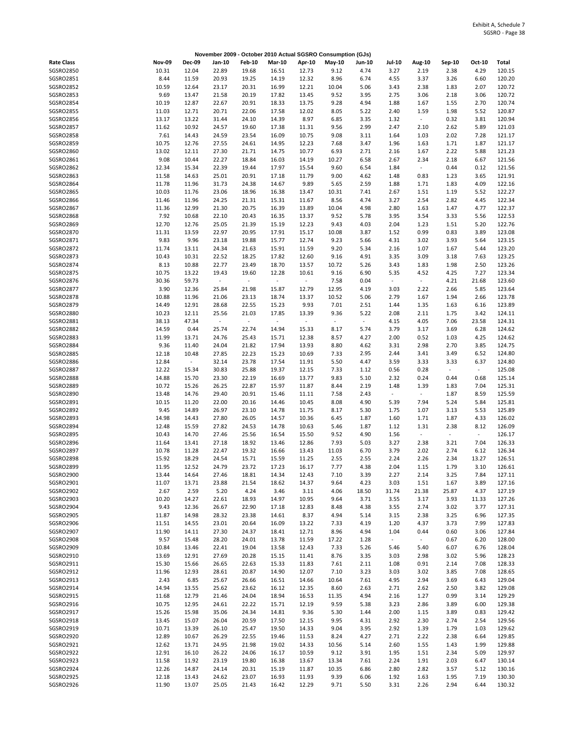Exhibit A, Schedule 7
SGSRO - Page 38

**November 2009 - October 2010 Actual SGSRO Consumption (GJs)**

| Rate Class | Nov-09 | Dec-09 | Jan-10 | Feb-10 | Mar-10 | Apr-10 | May-10 | Jun-10 | Jul-10 | Aug-10 | Sep-10 | Oct-10 | Total |
|---|---|---|---|---|---|---|---|---|---|---|---|---|---|
| SGSRO2850 | 10.31 | 12.04 | 22.89 | 19.68 | 16.51 | 12.73 | 9.12 | 4.74 | 3.27 | 2.19 | 2.38 | 4.29 | 120.15 |
| SGSRO2851 | 8.44 | 11.59 | 20.93 | 19.25 | 14.19 | 12.32 | 8.96 | 6.74 | 4.55 | 3.37 | 3.26 | 6.60 | 120.20 |
| SGSRO2852 | 10.59 | 12.64 | 23.17 | 20.31 | 16.99 | 12.21 | 10.04 | 5.06 | 3.43 | 2.38 | 1.83 | 2.07 | 120.72 |
| SGSRO2853 | 9.69 | 13.47 | 21.58 | 20.19 | 17.82 | 13.45 | 9.52 | 3.95 | 2.75 | 3.06 | 2.18 | 3.06 | 120.72 |
| SGSRO2854 | 10.19 | 12.87 | 22.67 | 20.91 | 18.33 | 13.75 | 9.28 | 4.94 | 1.88 | 1.67 | 1.55 | 2.70 | 120.74 |
| SGSRO2855 | 11.03 | 12.71 | 20.71 | 22.06 | 17.58 | 12.02 | 8.05 | 5.22 | 2.40 | 1.59 | 1.98 | 5.52 | 120.87 |
| SGSRO2856 | 13.17 | 13.22 | 31.44 | 24.10 | 14.39 | 8.97 | 6.85 | 3.35 | 1.32 | - | 0.32 | 3.81 | 120.94 |
| SGSRO2857 | 11.62 | 10.92 | 24.57 | 19.60 | 17.38 | 11.31 | 9.56 | 2.99 | 2.47 | 2.10 | 2.62 | 5.89 | 121.03 |
| SGSRO2858 | 7.61 | 14.43 | 24.59 | 23.54 | 16.09 | 10.75 | 9.08 | 3.11 | 1.64 | 1.03 | 2.02 | 7.28 | 121.17 |
| SGSRO2859 | 10.75 | 12.76 | 27.55 | 24.61 | 14.95 | 12.23 | 7.68 | 3.47 | 1.96 | 1.63 | 1.71 | 1.87 | 121.17 |
| SGSRO2860 | 13.02 | 12.11 | 27.30 | 21.71 | 14.75 | 10.77 | 6.93 | 2.71 | 2.16 | 1.67 | 2.22 | 5.88 | 121.23 |
| SGSRO2861 | 9.08 | 10.44 | 22.27 | 18.84 | 16.03 | 14.19 | 10.27 | 6.58 | 2.67 | 2.34 | 2.18 | 6.67 | 121.56 |
| SGSRO2862 | 12.34 | 15.34 | 22.39 | 19.44 | 17.97 | 15.54 | 9.60 | 6.54 | 1.84 | - | 0.44 | 0.12 | 121.56 |
| SGSRO2863 | 11.58 | 14.63 | 25.01 | 20.91 | 17.18 | 11.79 | 9.00 | 4.62 | 1.48 | 0.83 | 1.23 | 3.65 | 121.91 |
| SGSRO2864 | 11.78 | 11.96 | 31.73 | 24.38 | 14.67 | 9.89 | 5.65 | 2.59 | 1.88 | 1.71 | 1.83 | 4.09 | 122.16 |
| SGSRO2865 | 10.03 | 11.76 | 23.06 | 18.96 | 16.38 | 13.47 | 10.31 | 7.41 | 2.67 | 1.51 | 1.19 | 5.52 | 122.27 |
| SGSRO2866 | 11.46 | 11.96 | 24.25 | 21.31 | 15.31 | 11.67 | 8.56 | 4.74 | 3.27 | 2.54 | 2.82 | 4.45 | 122.34 |
| SGSRO2867 | 11.36 | 12.99 | 21.30 | 20.75 | 16.39 | 13.89 | 10.04 | 4.98 | 2.80 | 1.63 | 1.47 | 4.77 | 122.37 |
| SGSRO2868 | 7.92 | 10.68 | 22.10 | 20.43 | 16.35 | 13.37 | 9.52 | 5.78 | 3.95 | 3.54 | 3.33 | 5.56 | 122.53 |
| SGSRO2869 | 12.70 | 12.76 | 25.05 | 21.39 | 15.19 | 12.23 | 9.43 | 4.03 | 2.04 | 1.23 | 1.51 | 5.20 | 122.76 |
| SGSRO2870 | 11.31 | 13.59 | 22.97 | 20.95 | 17.91 | 15.17 | 10.08 | 3.87 | 1.52 | 0.99 | 0.83 | 3.89 | 123.08 |
| SGSRO2871 | 9.83 | 9.96 | 23.18 | 19.88 | 15.77 | 12.74 | 9.23 | 5.66 | 4.31 | 3.02 | 3.93 | 5.64 | 123.15 |
| SGSRO2872 | 11.74 | 13.11 | 24.34 | 21.63 | 15.91 | 11.59 | 9.20 | 5.34 | 2.16 | 1.07 | 1.67 | 5.44 | 123.20 |
| SGSRO2873 | 10.43 | 10.31 | 22.52 | 18.25 | 17.82 | 12.60 | 9.16 | 4.91 | 3.35 | 3.09 | 3.18 | 7.63 | 123.25 |
| SGSRO2874 | 8.13 | 10.88 | 22.77 | 23.49 | 18.70 | 13.57 | 10.72 | 5.26 | 3.43 | 1.83 | 1.98 | 2.50 | 123.26 |
| SGSRO2875 | 10.75 | 13.22 | 19.43 | 19.60 | 12.28 | 10.61 | 9.16 | 6.90 | 5.35 | 4.52 | 4.25 | 7.27 | 123.34 |
| SGSRO2876 | 30.36 | 59.73 | - | - | - | - | 7.58 | 0.04 | - | - | 4.21 | 21.68 | 123.60 |
| SGSRO2877 | 3.90 | 12.36 | 25.84 | 21.98 | 15.87 | 12.79 | 12.95 | 4.19 | 3.03 | 2.22 | 2.66 | 5.85 | 123.64 |
| SGSRO2878 | 10.88 | 11.96 | 21.06 | 23.13 | 18.74 | 13.37 | 10.52 | 5.06 | 2.79 | 1.67 | 1.94 | 2.66 | 123.78 |
| SGSRO2879 | 14.49 | 12.91 | 28.68 | 22.55 | 15.23 | 9.93 | 7.01 | 2.51 | 1.44 | 1.35 | 1.63 | 6.16 | 123.89 |
| SGSRO2880 | 10.23 | 12.11 | 25.56 | 21.03 | 17.85 | 13.39 | 9.36 | 5.22 | 2.08 | 2.11 | 1.75 | 3.42 | 124.11 |
| SGSRO2881 | 38.13 | 47.34 | - | - | - | - | - | - | 4.15 | 4.05 | 7.06 | 23.58 | 124.31 |
| SGSRO2882 | 14.59 | 0.44 | 25.74 | 22.74 | 14.94 | 15.33 | 8.17 | 5.74 | 3.79 | 3.17 | 3.69 | 6.28 | 124.62 |
| SGSRO2883 | 11.99 | 13.71 | 24.76 | 25.43 | 15.71 | 12.38 | 8.57 | 4.27 | 2.00 | 0.52 | 1.03 | 4.25 | 124.62 |
| SGSRO2884 | 9.36 | 11.40 | 24.04 | 21.82 | 17.94 | 13.93 | 8.80 | 4.62 | 3.31 | 2.98 | 2.70 | 3.85 | 124.75 |
| SGSRO2885 | 12.18 | 10.48 | 27.85 | 22.23 | 15.23 | 10.69 | 7.33 | 2.95 | 2.44 | 3.41 | 3.49 | 6.52 | 124.80 |
| SGSRO2886 | 12.84 | - | 32.14 | 23.78 | 17.54 | 11.91 | 5.50 | 4.47 | 3.59 | 3.33 | 3.33 | 6.37 | 124.80 |
| SGSRO2887 | 12.22 | 15.34 | 30.83 | 25.88 | 19.37 | 12.15 | 7.33 | 1.12 | 0.56 | 0.28 | - | - | 125.08 |
| SGSRO2888 | 14.88 | 15.70 | 23.30 | 22.19 | 16.69 | 13.77 | 9.83 | 5.10 | 2.32 | 0.24 | 0.44 | 0.68 | 125.14 |
| SGSRO2889 | 10.72 | 15.26 | 26.25 | 22.87 | 15.97 | 11.87 | 8.44 | 2.19 | 1.48 | 1.39 | 1.83 | 7.04 | 125.31 |
| SGSRO2890 | 13.48 | 14.76 | 29.40 | 20.91 | 15.46 | 11.11 | 7.58 | 2.43 | - | - | 1.87 | 8.59 | 125.59 |
| SGSRO2891 | 10.15 | 11.20 | 22.00 | 20.16 | 14.46 | 10.45 | 8.08 | 4.90 | 5.39 | 7.94 | 5.24 | 5.84 | 125.81 |
| SGSRO2892 | 9.45 | 14.89 | 26.97 | 23.10 | 14.78 | 11.75 | 8.17 | 5.30 | 1.75 | 1.07 | 3.13 | 5.53 | 125.89 |
| SGSRO2893 | 14.98 | 14.43 | 27.80 | 26.05 | 14.57 | 10.36 | 6.45 | 1.87 | 1.60 | 1.71 | 1.87 | 4.33 | 126.02 |
| SGSRO2894 | 12.48 | 15.59 | 27.82 | 24.53 | 14.78 | 10.63 | 5.46 | 1.87 | 1.12 | 1.31 | 2.38 | 8.12 | 126.09 |
| SGSRO2895 | 10.43 | 14.70 | 27.46 | 25.56 | 16.54 | 15.50 | 9.52 | 4.90 | 1.56 | - | - | - | 126.17 |
| SGSRO2896 | 11.64 | 13.41 | 27.18 | 18.92 | 13.46 | 12.86 | 7.93 | 5.03 | 3.27 | 2.38 | 3.21 | 7.04 | 126.33 |
| SGSRO2897 | 10.78 | 11.28 | 22.47 | 19.32 | 16.66 | 13.43 | 11.03 | 6.70 | 3.79 | 2.02 | 2.74 | 6.12 | 126.34 |
| SGSRO2898 | 15.92 | 18.29 | 24.54 | 15.71 | 15.59 | 11.25 | 2.55 | 2.55 | 2.24 | 2.26 | 2.34 | 13.27 | 126.51 |
| SGSRO2899 | 11.95 | 12.52 | 24.79 | 23.72 | 17.23 | 16.17 | 7.77 | 4.38 | 2.04 | 1.15 | 1.79 | 3.10 | 126.61 |
| SGSRO2900 | 13.44 | 14.64 | 27.46 | 18.81 | 14.34 | 12.43 | 7.10 | 3.39 | 2.27 | 2.14 | 3.25 | 7.84 | 127.11 |
| SGSRO2901 | 11.07 | 13.71 | 23.88 | 21.54 | 18.62 | 14.37 | 9.64 | 4.23 | 3.03 | 1.51 | 1.67 | 3.89 | 127.16 |
| SGSRO2902 | 2.67 | 2.59 | 5.20 | 4.24 | 3.46 | 3.11 | 4.06 | 18.50 | 31.74 | 21.38 | 25.87 | 4.37 | 127.19 |
| SGSRO2903 | 10.20 | 14.27 | 22.61 | 18.93 | 14.97 | 10.95 | 9.64 | 3.71 | 3.55 | 3.17 | 3.93 | 11.33 | 127.26 |
| SGSRO2904 | 9.43 | 12.36 | 26.67 | 22.90 | 17.18 | 12.83 | 8.48 | 4.38 | 3.55 | 2.74 | 3.02 | 3.77 | 127.31 |
| SGSRO2905 | 11.87 | 14.98 | 28.32 | 23.38 | 14.61 | 8.37 | 4.94 | 5.14 | 3.15 | 2.38 | 3.25 | 6.96 | 127.35 |
| SGSRO2906 | 11.51 | 14.55 | 23.01 | 20.64 | 16.09 | 13.22 | 7.33 | 4.19 | 1.20 | 4.37 | 3.73 | 7.99 | 127.83 |
| SGSRO2907 | 11.90 | 14.11 | 27.30 | 24.37 | 18.41 | 12.71 | 8.96 | 4.94 | 1.04 | 0.44 | 0.60 | 3.06 | 127.84 |
| SGSRO2908 | 9.57 | 15.48 | 28.20 | 24.01 | 13.78 | 11.59 | 17.22 | 1.28 | - | - | 0.67 | 6.20 | 128.00 |
| SGSRO2909 | 10.84 | 13.46 | 22.41 | 19.04 | 13.58 | 12.43 | 7.33 | 5.26 | 5.46 | 5.40 | 6.07 | 6.76 | 128.04 |
| SGSRO2910 | 13.69 | 12.91 | 27.69 | 20.28 | 15.15 | 11.41 | 8.76 | 3.35 | 3.03 | 2.98 | 3.02 | 5.96 | 128.23 |
| SGSRO2911 | 15.30 | 15.66 | 26.65 | 22.63 | 15.33 | 11.83 | 7.61 | 2.11 | 1.08 | 0.91 | 2.14 | 7.08 | 128.33 |
| SGSRO2912 | 11.96 | 12.93 | 28.61 | 20.87 | 14.90 | 12.07 | 7.10 | 3.23 | 3.03 | 3.02 | 3.85 | 7.08 | 128.65 |
| SGSRO2913 | 2.43 | 6.85 | 25.67 | 26.66 | 16.51 | 14.66 | 10.64 | 7.61 | 4.95 | 2.94 | 3.69 | 6.43 | 129.04 |
| SGSRO2914 | 14.94 | 13.55 | 25.62 | 23.62 | 16.12 | 12.35 | 8.60 | 2.63 | 2.71 | 2.62 | 2.50 | 3.82 | 129.08 |
| SGSRO2915 | 11.68 | 12.79 | 21.46 | 24.04 | 18.94 | 16.53 | 11.35 | 4.94 | 2.16 | 1.27 | 0.99 | 3.14 | 129.29 |
| SGSRO2916 | 10.75 | 12.95 | 24.61 | 22.22 | 15.71 | 12.19 | 9.59 | 5.38 | 3.23 | 2.86 | 3.89 | 6.00 | 129.38 |
| SGSRO2917 | 15.26 | 15.98 | 35.06 | 24.34 | 14.81 | 9.36 | 5.30 | 1.44 | 2.00 | 1.15 | 3.89 | 0.83 | 129.42 |
| SGSRO2918 | 13.45 | 15.07 | 26.04 | 20.59 | 17.50 | 12.15 | 9.95 | 4.31 | 2.92 | 2.30 | 2.74 | 2.54 | 129.56 |
| SGSRO2919 | 10.71 | 13.39 | 26.10 | 25.47 | 19.50 | 14.33 | 9.04 | 3.95 | 2.92 | 1.39 | 1.79 | 1.03 | 129.62 |
| SGSRO2920 | 12.89 | 10.67 | 26.29 | 22.55 | 19.46 | 11.53 | 8.24 | 4.27 | 2.71 | 2.22 | 2.38 | 6.64 | 129.85 |
| SGSRO2921 | 12.62 | 13.71 | 24.95 | 21.98 | 19.02 | 14.33 | 10.56 | 5.14 | 2.60 | 1.55 | 1.43 | 1.99 | 129.88 |
| SGSRO2922 | 12.91 | 16.10 | 26.22 | 24.06 | 16.17 | 10.59 | 9.12 | 3.91 | 1.95 | 1.51 | 2.34 | 5.09 | 129.97 |
| SGSRO2923 | 11.58 | 11.92 | 23.19 | 19.80 | 16.38 | 13.67 | 13.34 | 7.61 | 2.24 | 1.91 | 2.03 | 6.47 | 130.14 |
| SGSRO2924 | 12.26 | 14.87 | 24.14 | 20.31 | 15.19 | 11.87 | 10.35 | 6.86 | 2.80 | 2.82 | 3.57 | 5.12 | 130.16 |
| SGSRO2925 | 12.18 | 13.43 | 24.62 | 23.07 | 16.93 | 11.93 | 9.39 | 6.06 | 1.92 | 1.63 | 1.95 | 7.19 | 130.30 |
| SGSRO2926 | 11.90 | 13.07 | 25.05 | 21.43 | 16.42 | 12.29 | 9.71 | 5.50 | 3.31 | 2.26 | 2.94 | 6.44 | 130.32 |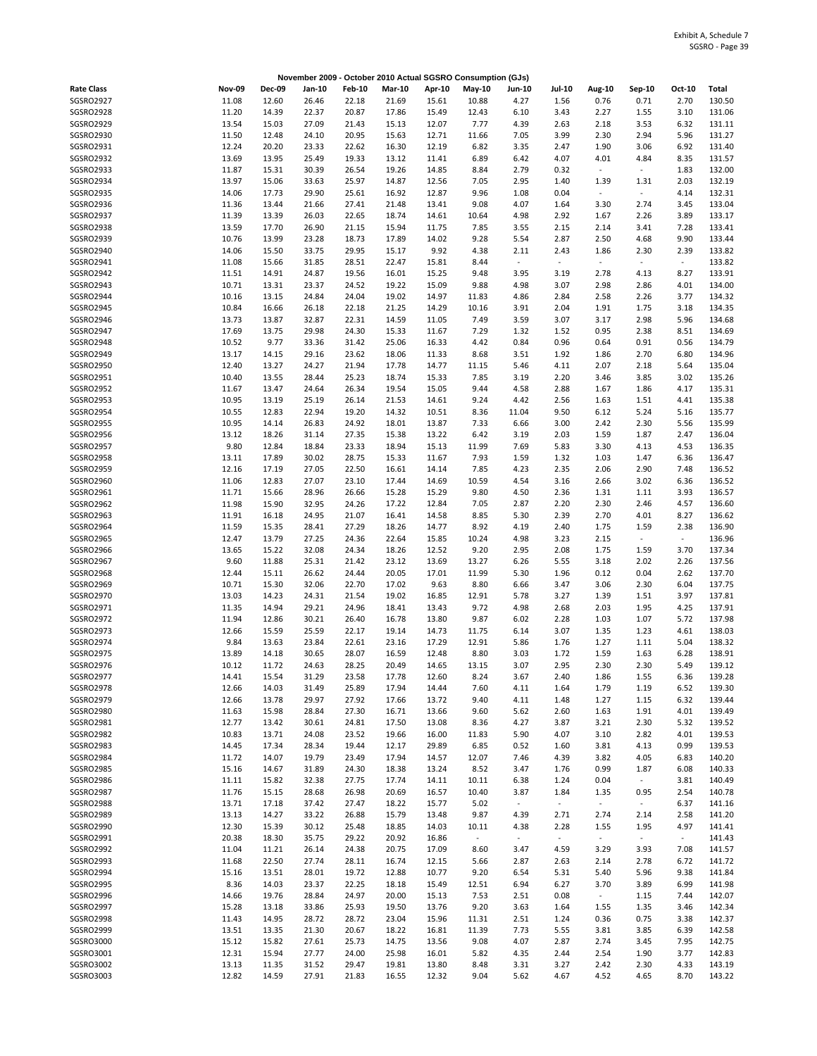Exhibit A, Schedule 7
SGSRO - Page 39

**November 2009 - October 2010 Actual SGSRO Consumption (GJs)**

| Rate Class | Nov-09 | Dec-09 | Jan-10 | Feb-10 | Mar-10 | Apr-10 | May-10 | Jun-10 | Jul-10 | Aug-10 | Sep-10 | Oct-10 | Total |
|---|---|---|---|---|---|---|---|---|---|---|---|---|---|
| SGSRO2927 | 11.08 | 12.60 | 26.46 | 22.18 | 21.69 | 15.61 | 10.88 | 4.27 | 1.56 | 0.76 | 0.71 | 2.70 | 130.50 |
| SGSRO2928 | 11.20 | 14.39 | 22.37 | 20.87 | 17.86 | 15.49 | 12.43 | 6.10 | 3.43 | 2.27 | 1.55 | 3.10 | 131.06 |
| SGSRO2929 | 13.54 | 15.03 | 27.09 | 21.43 | 15.13 | 12.07 | 7.77 | 4.39 | 2.63 | 2.18 | 3.53 | 6.32 | 131.11 |
| SGSRO2930 | 11.50 | 12.48 | 24.10 | 20.95 | 15.63 | 12.71 | 11.66 | 7.05 | 3.99 | 2.30 | 2.94 | 5.96 | 131.27 |
| SGSRO2931 | 12.24 | 20.20 | 23.33 | 22.62 | 16.30 | 12.19 | 6.82 | 3.35 | 2.47 | 1.90 | 3.06 | 6.92 | 131.40 |
| SGSRO2932 | 13.69 | 13.95 | 25.49 | 19.33 | 13.12 | 11.41 | 6.89 | 6.42 | 4.07 | 4.01 | 4.84 | 8.35 | 131.57 |
| SGSRO2933 | 11.87 | 15.31 | 30.39 | 26.54 | 19.26 | 14.85 | 8.84 | 2.79 | 0.32 | - | - | 1.83 | 132.00 |
| SGSRO2934 | 13.97 | 15.06 | 33.63 | 25.97 | 14.87 | 12.56 | 7.05 | 2.95 | 1.40 | 1.39 | 1.31 | 2.03 | 132.19 |
| SGSRO2935 | 14.06 | 17.73 | 29.90 | 25.61 | 16.92 | 12.87 | 9.96 | 1.08 | 0.04 | - | - | 4.14 | 132.31 |
| SGSRO2936 | 11.36 | 13.44 | 21.66 | 27.41 | 21.48 | 13.41 | 9.08 | 4.07 | 1.64 | 3.30 | 2.74 | 3.45 | 133.04 |
| SGSRO2937 | 11.39 | 13.39 | 26.03 | 22.65 | 18.74 | 14.61 | 10.64 | 4.98 | 2.92 | 1.67 | 2.26 | 3.89 | 133.17 |
| SGSRO2938 | 13.59 | 17.70 | 26.90 | 21.15 | 15.94 | 11.75 | 7.85 | 3.55 | 2.15 | 2.14 | 3.41 | 7.28 | 133.41 |
| SGSRO2939 | 10.76 | 13.99 | 23.28 | 18.73 | 17.89 | 14.02 | 9.28 | 5.54 | 2.87 | 2.50 | 4.68 | 9.90 | 133.44 |
| SGSRO2940 | 14.06 | 15.50 | 33.75 | 29.95 | 15.17 | 9.92 | 4.38 | 2.11 | 2.43 | 1.86 | 2.30 | 2.39 | 133.82 |
| SGSRO2941 | 11.08 | 15.66 | 31.85 | 28.51 | 22.47 | 15.81 | 8.44 | - | - | - | - | - | 133.82 |
| SGSRO2942 | 11.51 | 14.91 | 24.87 | 19.56 | 16.01 | 15.25 | 9.48 | 3.95 | 3.19 | 2.78 | 4.13 | 8.27 | 133.91 |
| SGSRO2943 | 10.71 | 13.31 | 23.37 | 24.52 | 19.22 | 15.09 | 9.88 | 4.98 | 3.07 | 2.98 | 2.86 | 4.01 | 134.00 |
| SGSRO2944 | 10.16 | 13.15 | 24.84 | 24.04 | 19.02 | 14.97 | 11.83 | 4.86 | 2.84 | 2.58 | 2.26 | 3.77 | 134.32 |
| SGSRO2945 | 10.84 | 16.66 | 26.18 | 22.18 | 21.25 | 14.29 | 10.16 | 3.91 | 2.04 | 1.91 | 1.75 | 3.18 | 134.35 |
| SGSRO2946 | 13.73 | 13.87 | 32.87 | 22.31 | 14.59 | 11.05 | 7.49 | 3.59 | 3.07 | 3.17 | 2.98 | 5.96 | 134.68 |
| SGSRO2947 | 17.69 | 13.75 | 29.98 | 24.30 | 15.33 | 11.67 | 7.29 | 1.32 | 1.52 | 0.95 | 2.38 | 8.51 | 134.69 |
| SGSRO2948 | 10.52 | 9.77 | 33.36 | 31.42 | 25.06 | 16.33 | 4.42 | 0.84 | 0.96 | 0.64 | 0.91 | 0.56 | 134.79 |
| SGSRO2949 | 13.17 | 14.15 | 29.16 | 23.62 | 18.06 | 11.33 | 8.68 | 3.51 | 1.92 | 1.86 | 2.70 | 6.80 | 134.96 |
| SGSRO2950 | 12.40 | 13.27 | 24.27 | 21.94 | 17.78 | 14.77 | 11.15 | 5.46 | 4.11 | 2.07 | 2.18 | 5.64 | 135.04 |
| SGSRO2951 | 10.40 | 13.55 | 28.44 | 25.23 | 18.74 | 15.33 | 7.85 | 3.19 | 2.20 | 3.46 | 3.85 | 3.02 | 135.26 |
| SGSRO2952 | 11.67 | 13.47 | 24.64 | 26.34 | 19.54 | 15.05 | 9.44 | 4.58 | 2.88 | 1.67 | 1.86 | 4.17 | 135.31 |
| SGSRO2953 | 10.95 | 13.19 | 25.19 | 26.14 | 21.53 | 14.61 | 9.24 | 4.42 | 2.56 | 1.63 | 1.51 | 4.41 | 135.38 |
| SGSRO2954 | 10.55 | 12.83 | 22.94 | 19.20 | 14.32 | 10.51 | 8.36 | 11.04 | 9.50 | 6.12 | 5.24 | 5.16 | 135.77 |
| SGSRO2955 | 10.95 | 14.14 | 26.83 | 24.92 | 18.01 | 13.87 | 7.33 | 6.66 | 3.00 | 2.42 | 2.30 | 5.56 | 135.99 |
| SGSRO2956 | 13.12 | 18.26 | 31.14 | 27.35 | 15.38 | 13.22 | 6.42 | 3.19 | 2.03 | 1.59 | 1.87 | 2.47 | 136.04 |
| SGSRO2957 | 9.80 | 12.84 | 18.84 | 23.33 | 18.94 | 15.13 | 11.99 | 7.69 | 5.83 | 3.30 | 4.13 | 4.53 | 136.35 |
| SGSRO2958 | 13.11 | 17.89 | 30.02 | 28.75 | 15.33 | 11.67 | 7.93 | 1.59 | 1.32 | 1.03 | 1.47 | 6.36 | 136.47 |
| SGSRO2959 | 12.16 | 17.19 | 27.05 | 22.50 | 16.61 | 14.14 | 7.85 | 4.23 | 2.35 | 2.06 | 2.90 | 7.48 | 136.52 |
| SGSRO2960 | 11.06 | 12.83 | 27.07 | 23.10 | 17.44 | 14.69 | 10.59 | 4.54 | 3.16 | 2.66 | 3.02 | 6.36 | 136.52 |
| SGSRO2961 | 11.71 | 15.66 | 28.96 | 26.66 | 15.28 | 15.29 | 9.80 | 4.50 | 2.36 | 1.31 | 1.11 | 3.93 | 136.57 |
| SGSRO2962 | 11.98 | 15.90 | 32.95 | 24.26 | 17.22 | 12.84 | 7.05 | 2.87 | 2.20 | 2.30 | 2.46 | 4.57 | 136.60 |
| SGSRO2963 | 11.91 | 16.18 | 24.95 | 21.07 | 16.41 | 14.58 | 8.85 | 5.30 | 2.39 | 2.70 | 4.01 | 8.27 | 136.62 |
| SGSRO2964 | 11.59 | 15.35 | 28.41 | 27.29 | 18.26 | 14.77 | 8.92 | 4.19 | 2.40 | 1.75 | 1.59 | 2.38 | 136.90 |
| SGSRO2965 | 12.47 | 13.79 | 27.25 | 24.36 | 22.64 | 15.85 | 10.24 | 4.98 | 3.23 | 2.15 | - | - | 136.96 |
| SGSRO2966 | 13.65 | 15.22 | 32.08 | 24.34 | 18.26 | 12.52 | 9.20 | 2.95 | 2.08 | 1.75 | 1.59 | 3.70 | 137.34 |
| SGSRO2967 | 9.60 | 11.88 | 25.31 | 21.42 | 23.12 | 13.69 | 13.27 | 6.26 | 5.55 | 3.18 | 2.02 | 2.26 | 137.56 |
| SGSRO2968 | 12.44 | 15.11 | 26.62 | 24.44 | 20.05 | 17.01 | 11.99 | 5.30 | 1.96 | 0.12 | 0.04 | 2.62 | 137.70 |
| SGSRO2969 | 10.71 | 15.30 | 32.06 | 22.70 | 17.02 | 9.63 | 8.80 | 6.66 | 3.47 | 3.06 | 2.30 | 6.04 | 137.75 |
| SGSRO2970 | 13.03 | 14.23 | 24.31 | 21.54 | 19.02 | 16.85 | 12.91 | 5.78 | 3.27 | 1.39 | 1.51 | 3.97 | 137.81 |
| SGSRO2971 | 11.35 | 14.94 | 29.21 | 24.96 | 18.41 | 13.43 | 9.72 | 4.98 | 2.68 | 2.03 | 1.95 | 4.25 | 137.91 |
| SGSRO2972 | 11.94 | 12.86 | 30.21 | 26.40 | 16.78 | 13.80 | 9.87 | 6.02 | 2.28 | 1.03 | 1.07 | 5.72 | 137.98 |
| SGSRO2973 | 12.66 | 15.59 | 25.59 | 22.17 | 19.14 | 14.73 | 11.75 | 6.14 | 3.07 | 1.35 | 1.23 | 4.61 | 138.03 |
| SGSRO2974 | 9.84 | 13.63 | 23.84 | 22.61 | 23.16 | 17.29 | 12.91 | 5.86 | 1.76 | 1.27 | 1.11 | 5.04 | 138.32 |
| SGSRO2975 | 13.89 | 14.18 | 30.65 | 28.07 | 16.59 | 12.48 | 8.80 | 3.03 | 1.72 | 1.59 | 1.63 | 6.28 | 138.91 |
| SGSRO2976 | 10.12 | 11.72 | 24.63 | 28.25 | 20.49 | 14.65 | 13.15 | 3.07 | 2.95 | 2.30 | 2.30 | 5.49 | 139.12 |
| SGSRO2977 | 14.41 | 15.54 | 31.29 | 23.58 | 17.78 | 12.60 | 8.24 | 3.67 | 2.40 | 1.86 | 1.55 | 6.36 | 139.28 |
| SGSRO2978 | 12.66 | 14.03 | 31.49 | 25.89 | 17.94 | 14.44 | 7.60 | 4.11 | 1.64 | 1.79 | 1.19 | 6.52 | 139.30 |
| SGSRO2979 | 12.66 | 13.78 | 29.97 | 27.92 | 17.66 | 13.72 | 9.40 | 4.11 | 1.48 | 1.27 | 1.15 | 6.32 | 139.44 |
| SGSRO2980 | 11.63 | 15.98 | 28.84 | 27.30 | 16.71 | 13.66 | 9.60 | 5.62 | 2.60 | 1.63 | 1.91 | 4.01 | 139.49 |
| SGSRO2981 | 12.77 | 13.42 | 30.61 | 24.81 | 17.50 | 13.08 | 8.36 | 4.27 | 3.87 | 3.21 | 2.30 | 5.32 | 139.52 |
| SGSRO2982 | 10.83 | 13.71 | 24.08 | 23.52 | 19.66 | 16.00 | 11.83 | 5.90 | 4.07 | 3.10 | 2.82 | 4.01 | 139.53 |
| SGSRO2983 | 14.45 | 17.34 | 28.34 | 19.44 | 12.17 | 29.89 | 6.85 | 0.52 | 1.60 | 3.81 | 4.13 | 0.99 | 139.53 |
| SGSRO2984 | 11.72 | 14.07 | 19.79 | 23.49 | 17.94 | 14.57 | 12.07 | 7.46 | 4.39 | 3.82 | 4.05 | 6.83 | 140.20 |
| SGSRO2985 | 15.16 | 14.67 | 31.89 | 24.30 | 18.38 | 13.24 | 8.52 | 3.47 | 1.76 | 0.99 | 1.87 | 6.08 | 140.33 |
| SGSRO2986 | 11.11 | 15.82 | 32.38 | 27.75 | 17.74 | 14.11 | 10.11 | 6.38 | 1.24 | 0.04 | - | 3.81 | 140.49 |
| SGSRO2987 | 11.76 | 15.15 | 28.68 | 26.98 | 20.69 | 16.57 | 10.40 | 3.87 | 1.84 | 1.35 | 0.95 | 2.54 | 140.78 |
| SGSRO2988 | 13.71 | 17.18 | 37.42 | 27.47 | 18.22 | 15.77 | 5.02 | - | - | - | - | 6.37 | 141.16 |
| SGSRO2989 | 13.13 | 14.27 | 33.22 | 26.88 | 15.79 | 13.48 | 9.87 | 4.39 | 2.71 | 2.74 | 2.14 | 2.58 | 141.20 |
| SGSRO2990 | 12.30 | 15.39 | 30.12 | 25.48 | 18.85 | 14.03 | 10.11 | 4.38 | 2.28 | 1.55 | 1.95 | 4.97 | 141.41 |
| SGSRO2991 | 20.38 | 18.30 | 35.75 | 29.22 | 20.92 | 16.86 | - | - | - | - | - | - | 141.43 |
| SGSRO2992 | 11.04 | 11.21 | 26.14 | 24.38 | 20.75 | 17.09 | 8.60 | 3.47 | 4.59 | 3.29 | 3.93 | 7.08 | 141.57 |
| SGSRO2993 | 11.68 | 22.50 | 27.74 | 28.11 | 16.74 | 12.15 | 5.66 | 2.87 | 2.63 | 2.14 | 2.78 | 6.72 | 141.72 |
| SGSRO2994 | 15.16 | 13.51 | 28.01 | 19.72 | 12.88 | 10.77 | 9.20 | 6.54 | 5.31 | 5.40 | 5.96 | 9.38 | 141.84 |
| SGSRO2995 | 8.36 | 14.03 | 23.37 | 22.25 | 18.18 | 15.49 | 12.51 | 6.94 | 6.27 | 3.70 | 3.89 | 6.99 | 141.98 |
| SGSRO2996 | 14.66 | 19.76 | 28.84 | 24.97 | 20.00 | 15.13 | 7.53 | 2.51 | 0.08 | - | 1.15 | 7.44 | 142.07 |
| SGSRO2997 | 15.28 | 13.18 | 33.86 | 25.93 | 19.50 | 13.76 | 9.20 | 3.63 | 1.64 | 1.55 | 1.35 | 3.46 | 142.34 |
| SGSRO2998 | 11.43 | 14.95 | 28.72 | 28.72 | 23.04 | 15.96 | 11.31 | 2.51 | 1.24 | 0.36 | 0.75 | 3.38 | 142.37 |
| SGSRO2999 | 13.51 | 13.35 | 21.30 | 20.67 | 18.22 | 16.81 | 11.39 | 7.73 | 5.55 | 3.81 | 3.85 | 6.39 | 142.58 |
| SGSRO3000 | 15.12 | 15.82 | 27.61 | 25.73 | 14.75 | 13.56 | 9.08 | 4.07 | 2.87 | 2.74 | 3.45 | 7.95 | 142.75 |
| SGSRO3001 | 12.31 | 15.94 | 27.77 | 24.00 | 25.98 | 16.01 | 5.82 | 4.35 | 2.44 | 2.54 | 1.90 | 3.77 | 142.83 |
| SGSRO3002 | 13.13 | 11.35 | 31.52 | 29.47 | 19.81 | 13.80 | 8.48 | 3.31 | 3.27 | 2.42 | 2.30 | 4.33 | 143.19 |
| SGSRO3003 | 12.82 | 14.59 | 27.91 | 21.83 | 16.55 | 12.32 | 9.04 | 5.62 | 4.67 | 4.52 | 4.65 | 8.70 | 143.22 |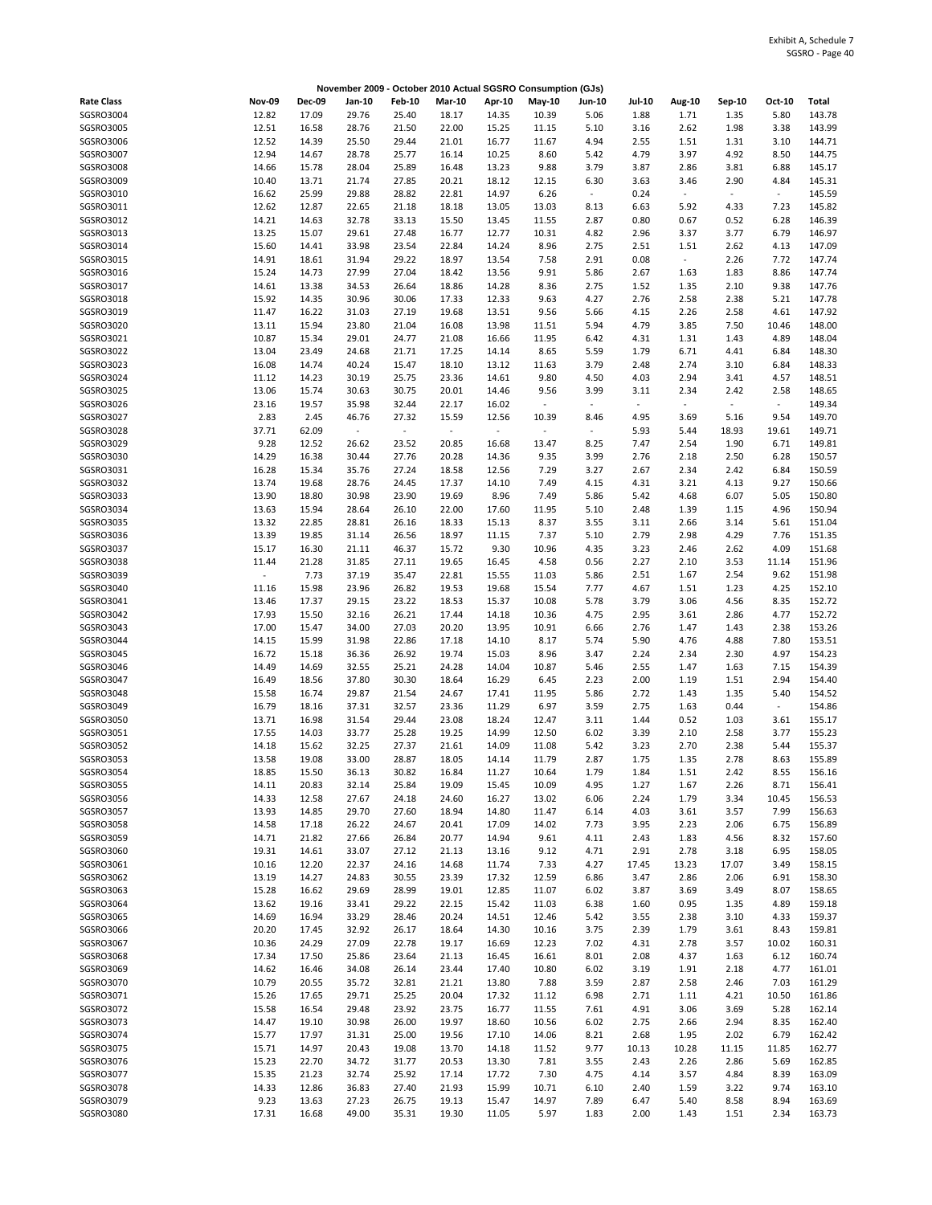Exhibit A, Schedule 7
SGSRO - Page 40

**November 2009 - October 2010 Actual SGSRO Consumption (GJs)**

| Rate Class | Nov-09 | Dec-09 | Jan-10 | Feb-10 | Mar-10 | Apr-10 | May-10 | Jun-10 | Jul-10 | Aug-10 | Sep-10 | Oct-10 | Total |
|---|---|---|---|---|---|---|---|---|---|---|---|---|---|
| SGSRO3004 | 12.82 | 17.09 | 29.76 | 25.40 | 18.17 | 14.35 | 10.39 | 5.06 | 1.88 | 1.71 | 1.35 | 5.80 | 143.78 |
| SGSRO3005 | 12.51 | 16.58 | 28.76 | 21.50 | 22.00 | 15.25 | 11.15 | 5.10 | 3.16 | 2.62 | 1.98 | 3.38 | 143.99 |
| SGSRO3006 | 12.52 | 14.39 | 25.50 | 29.44 | 21.01 | 16.77 | 11.67 | 4.94 | 2.55 | 1.51 | 1.31 | 3.10 | 144.71 |
| SGSRO3007 | 12.94 | 14.67 | 28.78 | 25.77 | 16.14 | 10.25 | 8.60 | 5.42 | 4.79 | 3.97 | 4.92 | 8.50 | 144.75 |
| SGSRO3008 | 14.66 | 15.78 | 28.04 | 25.89 | 16.48 | 13.23 | 9.88 | 3.79 | 3.87 | 2.86 | 3.81 | 6.88 | 145.17 |
| SGSRO3009 | 10.40 | 13.71 | 21.74 | 27.85 | 20.21 | 18.12 | 12.15 | 6.30 | 3.63 | 3.46 | 2.90 | 4.84 | 145.31 |
| SGSRO3010 | 16.62 | 25.99 | 29.88 | 28.82 | 22.81 | 14.97 | 6.26 | - | 0.24 | - | - | - | 145.59 |
| SGSRO3011 | 12.62 | 12.87 | 22.65 | 21.18 | 18.18 | 13.05 | 13.03 | 8.13 | 6.63 | 5.92 | 4.33 | 7.23 | 145.82 |
| SGSRO3012 | 14.21 | 14.63 | 32.78 | 33.13 | 15.50 | 13.45 | 11.55 | 2.87 | 0.80 | 0.67 | 0.52 | 6.28 | 146.39 |
| SGSRO3013 | 13.25 | 15.07 | 29.61 | 27.48 | 16.77 | 12.77 | 10.31 | 4.82 | 2.96 | 3.37 | 3.77 | 6.79 | 146.97 |
| SGSRO3014 | 15.60 | 14.41 | 33.98 | 23.54 | 22.84 | 14.24 | 8.96 | 2.75 | 2.51 | 1.51 | 2.62 | 4.13 | 147.09 |
| SGSRO3015 | 14.91 | 18.61 | 31.94 | 29.22 | 18.97 | 13.54 | 7.58 | 2.91 | 0.08 | - | 2.26 | 7.72 | 147.74 |
| SGSRO3016 | 15.24 | 14.73 | 27.99 | 27.04 | 18.42 | 13.56 | 9.91 | 5.86 | 2.67 | 1.63 | 1.83 | 8.86 | 147.74 |
| SGSRO3017 | 14.61 | 13.38 | 34.53 | 26.64 | 18.86 | 14.28 | 8.36 | 2.75 | 1.52 | 1.35 | 2.10 | 9.38 | 147.76 |
| SGSRO3018 | 15.92 | 14.35 | 30.96 | 30.06 | 17.33 | 12.33 | 9.63 | 4.27 | 2.76 | 2.58 | 2.38 | 5.21 | 147.78 |
| SGSRO3019 | 11.47 | 16.22 | 31.03 | 27.19 | 19.68 | 13.51 | 9.56 | 5.66 | 4.15 | 2.26 | 2.58 | 4.61 | 147.92 |
| SGSRO3020 | 13.11 | 15.94 | 23.80 | 21.04 | 16.08 | 13.98 | 11.51 | 5.94 | 4.79 | 3.85 | 7.50 | 10.46 | 148.00 |
| SGSRO3021 | 10.87 | 15.34 | 29.01 | 24.77 | 21.08 | 16.66 | 11.95 | 6.42 | 4.31 | 1.31 | 1.43 | 4.89 | 148.04 |
| SGSRO3022 | 13.04 | 23.49 | 24.68 | 21.71 | 17.25 | 14.14 | 8.65 | 5.59 | 1.79 | 6.71 | 4.41 | 6.84 | 148.30 |
| SGSRO3023 | 16.08 | 14.74 | 40.24 | 15.47 | 18.10 | 13.12 | 11.63 | 3.79 | 2.48 | 2.74 | 3.10 | 6.84 | 148.33 |
| SGSRO3024 | 11.12 | 14.23 | 30.19 | 25.75 | 23.36 | 14.61 | 9.80 | 4.50 | 4.03 | 2.94 | 3.41 | 4.57 | 148.51 |
| SGSRO3025 | 13.06 | 15.74 | 30.63 | 30.75 | 20.01 | 14.46 | 9.56 | 3.99 | 3.11 | 2.34 | 2.42 | 2.58 | 148.65 |
| SGSRO3026 | 23.16 | 19.57 | 35.98 | 32.44 | 22.17 | 16.02 | - | - | - | - | - | - | 149.34 |
| SGSRO3027 | 2.83 | 2.45 | 46.76 | 27.32 | 15.59 | 12.56 | 10.39 | 8.46 | 4.95 | 3.69 | 5.16 | 9.54 | 149.70 |
| SGSRO3028 | 37.71 | 62.09 | - | - | - | - | - | - | 5.93 | 5.44 | 18.93 | 19.61 | 149.71 |
| SGSRO3029 | 9.28 | 12.52 | 26.62 | 23.52 | 20.85 | 16.68 | 13.47 | 8.25 | 7.47 | 2.54 | 1.90 | 6.71 | 149.81 |
| SGSRO3030 | 14.29 | 16.38 | 30.44 | 27.76 | 20.28 | 14.36 | 9.35 | 3.99 | 2.76 | 2.18 | 2.50 | 6.28 | 150.57 |
| SGSRO3031 | 16.28 | 15.34 | 35.76 | 27.24 | 18.58 | 12.56 | 7.29 | 3.27 | 2.67 | 2.34 | 2.42 | 6.84 | 150.59 |
| SGSRO3032 | 13.74 | 19.68 | 28.76 | 24.45 | 17.37 | 14.10 | 7.49 | 4.15 | 4.31 | 3.21 | 4.13 | 9.27 | 150.66 |
| SGSRO3033 | 13.90 | 18.80 | 30.98 | 23.90 | 19.69 | 8.96 | 7.49 | 5.86 | 5.42 | 4.68 | 6.07 | 5.05 | 150.80 |
| SGSRO3034 | 13.63 | 15.94 | 28.64 | 26.10 | 22.00 | 17.60 | 11.95 | 5.10 | 2.48 | 1.39 | 1.15 | 4.96 | 150.94 |
| SGSRO3035 | 13.32 | 22.85 | 28.81 | 26.16 | 18.33 | 15.13 | 8.37 | 3.55 | 3.11 | 2.66 | 3.14 | 5.61 | 151.04 |
| SGSRO3036 | 13.39 | 19.85 | 31.14 | 26.56 | 18.97 | 11.15 | 7.37 | 5.10 | 2.79 | 2.98 | 4.29 | 7.76 | 151.35 |
| SGSRO3037 | 15.17 | 16.30 | 21.11 | 46.37 | 15.72 | 9.30 | 10.96 | 4.35 | 3.23 | 2.46 | 2.62 | 4.09 | 151.68 |
| SGSRO3038 | 11.44 | 21.28 | 31.85 | 27.11 | 19.65 | 16.45 | 4.58 | 0.56 | 2.27 | 2.10 | 3.53 | 11.14 | 151.96 |
| SGSRO3039 | - | 7.73 | 37.19 | 35.47 | 22.81 | 15.55 | 11.03 | 5.86 | 2.51 | 1.67 | 2.54 | 9.62 | 151.98 |
| SGSRO3040 | 11.16 | 15.98 | 23.96 | 26.82 | 19.53 | 19.68 | 15.54 | 7.77 | 4.67 | 1.51 | 1.23 | 4.25 | 152.10 |
| SGSRO3041 | 13.46 | 17.37 | 29.15 | 23.22 | 18.53 | 15.37 | 10.08 | 5.78 | 3.79 | 3.06 | 4.56 | 8.35 | 152.72 |
| SGSRO3042 | 17.93 | 15.50 | 32.16 | 26.21 | 17.44 | 14.18 | 10.36 | 4.75 | 2.95 | 3.61 | 2.86 | 4.77 | 152.72 |
| SGSRO3043 | 17.00 | 15.47 | 34.00 | 27.03 | 20.20 | 13.95 | 10.91 | 6.66 | 2.76 | 1.47 | 1.43 | 2.38 | 153.26 |
| SGSRO3044 | 14.15 | 15.99 | 31.98 | 22.86 | 17.18 | 14.10 | 8.17 | 5.74 | 5.90 | 4.76 | 4.88 | 7.80 | 153.51 |
| SGSRO3045 | 16.72 | 15.18 | 36.36 | 26.92 | 19.74 | 15.03 | 8.96 | 3.47 | 2.24 | 2.34 | 2.30 | 4.97 | 154.23 |
| SGSRO3046 | 14.49 | 14.69 | 32.55 | 25.21 | 24.28 | 14.04 | 10.87 | 5.46 | 2.55 | 1.47 | 1.63 | 7.15 | 154.39 |
| SGSRO3047 | 16.49 | 18.56 | 37.80 | 30.30 | 18.64 | 16.29 | 6.45 | 2.23 | 2.00 | 1.19 | 1.51 | 2.94 | 154.40 |
| SGSRO3048 | 15.58 | 16.74 | 29.87 | 21.54 | 24.67 | 17.41 | 11.95 | 5.86 | 2.72 | 1.43 | 1.35 | 5.40 | 154.52 |
| SGSRO3049 | 16.79 | 18.16 | 37.31 | 32.57 | 23.36 | 11.29 | 6.97 | 3.59 | 2.75 | 1.63 | 0.44 | - | 154.86 |
| SGSRO3050 | 13.71 | 16.98 | 31.54 | 29.44 | 23.08 | 18.24 | 12.47 | 3.11 | 1.44 | 0.52 | 1.03 | 3.61 | 155.17 |
| SGSRO3051 | 17.55 | 14.03 | 33.77 | 25.28 | 19.25 | 14.99 | 12.50 | 6.02 | 3.39 | 2.10 | 2.58 | 3.77 | 155.23 |
| SGSRO3052 | 14.18 | 15.62 | 32.25 | 27.37 | 21.61 | 14.09 | 11.08 | 5.42 | 3.23 | 2.70 | 2.38 | 5.44 | 155.37 |
| SGSRO3053 | 13.58 | 19.08 | 33.00 | 28.87 | 18.05 | 14.14 | 11.79 | 2.87 | 1.75 | 1.35 | 2.78 | 8.63 | 155.89 |
| SGSRO3054 | 18.85 | 15.50 | 36.13 | 30.82 | 16.84 | 11.27 | 10.64 | 1.79 | 1.84 | 1.51 | 2.42 | 8.55 | 156.16 |
| SGSRO3055 | 14.11 | 20.83 | 32.14 | 25.84 | 19.09 | 15.45 | 10.09 | 4.95 | 1.27 | 1.67 | 2.26 | 8.71 | 156.41 |
| SGSRO3056 | 14.33 | 12.58 | 27.67 | 24.18 | 24.60 | 16.27 | 13.02 | 6.06 | 2.24 | 1.79 | 3.34 | 10.45 | 156.53 |
| SGSRO3057 | 13.93 | 14.85 | 29.70 | 27.60 | 18.94 | 14.80 | 11.47 | 6.14 | 4.03 | 3.61 | 3.57 | 7.99 | 156.63 |
| SGSRO3058 | 14.58 | 17.18 | 26.22 | 24.67 | 20.41 | 17.09 | 14.02 | 7.73 | 3.95 | 2.23 | 2.06 | 6.75 | 156.89 |
| SGSRO3059 | 14.71 | 21.82 | 27.66 | 26.84 | 20.77 | 14.94 | 9.61 | 4.11 | 2.43 | 1.83 | 4.56 | 8.32 | 157.60 |
| SGSRO3060 | 19.31 | 14.61 | 33.07 | 27.12 | 21.13 | 13.16 | 9.12 | 4.71 | 2.91 | 2.78 | 3.18 | 6.95 | 158.05 |
| SGSRO3061 | 10.16 | 12.20 | 22.37 | 24.16 | 14.68 | 11.74 | 7.33 | 4.27 | 17.45 | 13.23 | 17.07 | 3.49 | 158.15 |
| SGSRO3062 | 13.19 | 14.27 | 24.83 | 30.55 | 23.39 | 17.32 | 12.59 | 6.86 | 3.47 | 2.86 | 2.06 | 6.91 | 158.30 |
| SGSRO3063 | 15.28 | 16.62 | 29.69 | 28.99 | 19.01 | 12.85 | 11.07 | 6.02 | 3.87 | 3.69 | 3.49 | 8.07 | 158.65 |
| SGSRO3064 | 13.62 | 19.16 | 33.41 | 29.22 | 22.15 | 15.42 | 11.03 | 6.38 | 1.60 | 0.95 | 1.35 | 4.89 | 159.18 |
| SGSRO3065 | 14.69 | 16.94 | 33.29 | 28.46 | 20.24 | 14.51 | 12.46 | 5.42 | 3.55 | 2.38 | 3.10 | 4.33 | 159.37 |
| SGSRO3066 | 20.20 | 17.45 | 32.92 | 26.17 | 18.64 | 14.30 | 10.16 | 3.75 | 2.39 | 1.79 | 3.61 | 8.43 | 159.81 |
| SGSRO3067 | 10.36 | 24.29 | 27.09 | 22.78 | 19.17 | 16.69 | 12.23 | 7.02 | 4.31 | 2.78 | 3.57 | 10.02 | 160.31 |
| SGSRO3068 | 17.34 | 17.50 | 25.86 | 23.64 | 21.13 | 16.45 | 16.61 | 8.01 | 2.08 | 4.37 | 1.63 | 6.12 | 160.74 |
| SGSRO3069 | 14.62 | 16.46 | 34.08 | 26.14 | 23.44 | 17.40 | 10.80 | 6.02 | 3.19 | 1.91 | 2.18 | 4.77 | 161.01 |
| SGSRO3070 | 10.79 | 20.55 | 35.72 | 32.81 | 21.21 | 13.80 | 7.88 | 3.59 | 2.87 | 2.58 | 2.46 | 7.03 | 161.29 |
| SGSRO3071 | 15.26 | 17.65 | 29.71 | 25.25 | 20.04 | 17.32 | 11.12 | 6.98 | 2.71 | 1.11 | 4.21 | 10.50 | 161.86 |
| SGSRO3072 | 15.58 | 16.54 | 29.48 | 23.92 | 23.75 | 16.77 | 11.55 | 7.61 | 4.91 | 3.06 | 3.69 | 5.28 | 162.14 |
| SGSRO3073 | 14.47 | 19.10 | 30.98 | 26.00 | 19.97 | 18.60 | 10.56 | 6.02 | 2.75 | 2.66 | 2.94 | 8.35 | 162.40 |
| SGSRO3074 | 15.77 | 17.97 | 31.31 | 25.00 | 19.56 | 17.10 | 14.06 | 8.21 | 2.68 | 1.95 | 2.02 | 6.79 | 162.42 |
| SGSRO3075 | 15.71 | 14.97 | 20.43 | 19.08 | 13.70 | 14.18 | 11.52 | 9.77 | 10.13 | 10.28 | 11.15 | 11.85 | 162.77 |
| SGSRO3076 | 15.23 | 22.70 | 34.72 | 31.77 | 20.53 | 13.30 | 7.81 | 3.55 | 2.43 | 2.26 | 2.86 | 5.69 | 162.85 |
| SGSRO3077 | 15.35 | 21.23 | 32.74 | 25.92 | 17.14 | 17.72 | 7.30 | 4.75 | 4.14 | 3.57 | 4.84 | 8.39 | 163.09 |
| SGSRO3078 | 14.33 | 12.86 | 36.83 | 27.40 | 21.93 | 15.99 | 10.71 | 6.10 | 2.40 | 1.59 | 3.22 | 9.74 | 163.10 |
| SGSRO3079 | 9.23 | 13.63 | 27.23 | 26.75 | 19.13 | 15.47 | 14.97 | 7.89 | 6.47 | 5.40 | 8.58 | 8.94 | 163.69 |
| SGSRO3080 | 17.31 | 16.68 | 49.00 | 35.31 | 19.30 | 11.05 | 5.97 | 1.83 | 2.00 | 1.43 | 1.51 | 2.34 | 163.73 |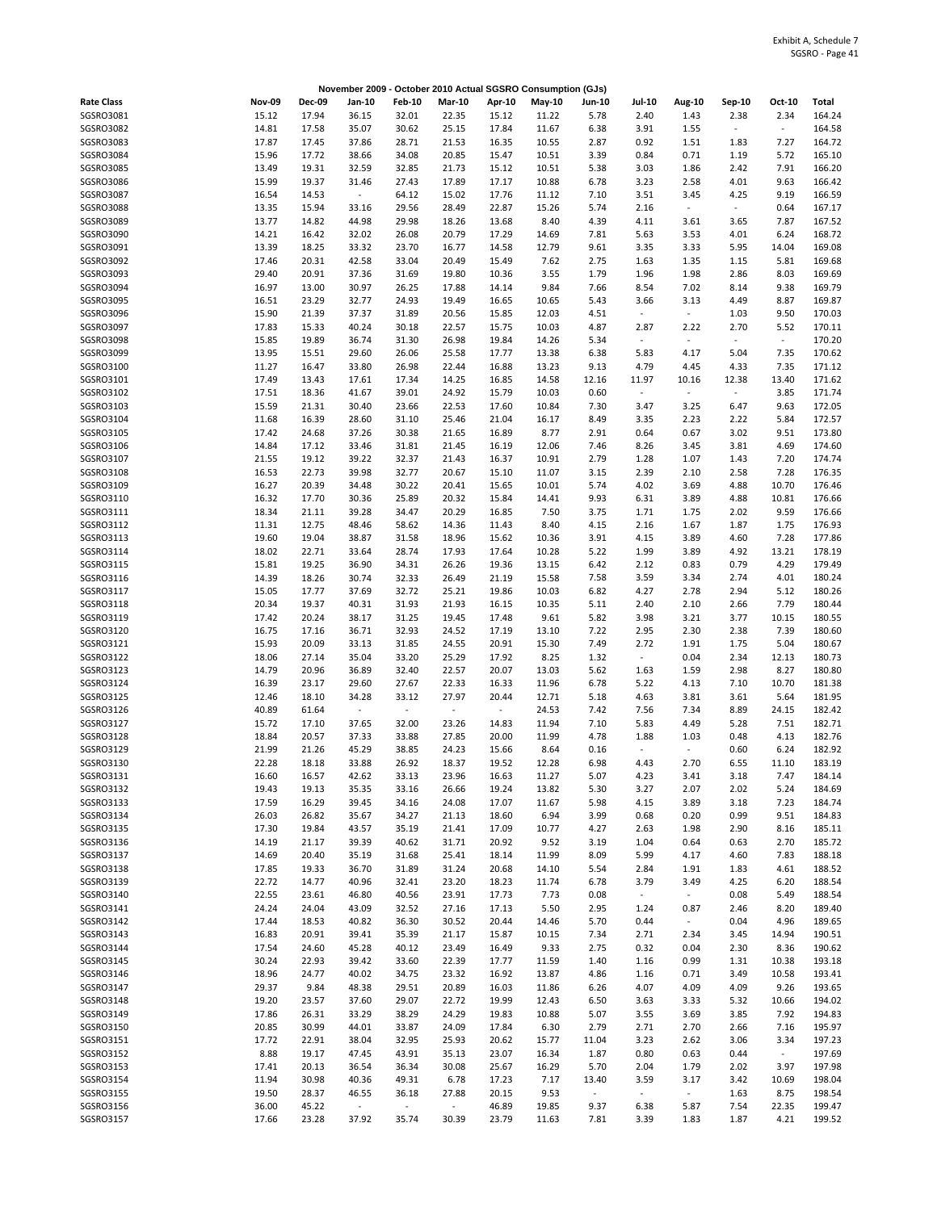Exhibit A, Schedule 7
SGSRO - Page 41

**November 2009 - October 2010 Actual SGSRO Consumption (GJs)**

| Rate Class | Nov-09 | Dec-09 | Jan-10 | Feb-10 | Mar-10 | Apr-10 | May-10 | Jun-10 | Jul-10 | Aug-10 | Sep-10 | Oct-10 | Total |
|---|---|---|---|---|---|---|---|---|---|---|---|---|---|
| SGSRO3081 | 15.12 | 17.94 | 36.15 | 32.01 | 22.35 | 15.12 | 11.22 | 5.78 | 2.40 | 1.43 | 2.38 | 2.34 | 164.24 |
| SGSRO3082 | 14.81 | 17.58 | 35.07 | 30.62 | 25.15 | 17.84 | 11.67 | 6.38 | 3.91 | 1.55 | - | - | 164.58 |
| SGSRO3083 | 17.87 | 17.45 | 37.86 | 28.71 | 21.53 | 16.35 | 10.55 | 2.87 | 0.92 | 1.51 | 1.83 | 7.27 | 164.72 |
| SGSRO3084 | 15.96 | 17.72 | 38.66 | 34.08 | 20.85 | 15.47 | 10.51 | 3.39 | 0.84 | 0.71 | 1.19 | 5.72 | 165.10 |
| SGSRO3085 | 13.49 | 19.31 | 32.59 | 32.85 | 21.73 | 15.12 | 10.51 | 5.38 | 3.03 | 1.86 | 2.42 | 7.91 | 166.20 |
| SGSRO3086 | 15.99 | 19.37 | 31.46 | 27.43 | 17.89 | 17.17 | 10.88 | 6.78 | 3.23 | 2.58 | 4.01 | 9.63 | 166.42 |
| SGSRO3087 | 16.54 | 14.53 | - | 64.12 | 15.02 | 17.76 | 11.12 | 7.10 | 3.51 | 3.45 | 4.25 | 9.19 | 166.59 |
| SGSRO3088 | 13.35 | 15.94 | 33.16 | 29.56 | 28.49 | 22.87 | 15.26 | 5.74 | 2.16 | - | - | 0.64 | 167.17 |
| SGSRO3089 | 13.77 | 14.82 | 44.98 | 29.98 | 18.26 | 13.68 | 8.40 | 4.39 | 4.11 | 3.61 | 3.65 | 7.87 | 167.52 |
| SGSRO3090 | 14.21 | 16.42 | 32.02 | 26.08 | 20.79 | 17.29 | 14.69 | 7.81 | 5.63 | 3.53 | 4.01 | 6.24 | 168.72 |
| SGSRO3091 | 13.39 | 18.25 | 33.32 | 23.70 | 16.77 | 14.58 | 12.79 | 9.61 | 3.35 | 3.33 | 5.95 | 14.04 | 169.08 |
| SGSRO3092 | 17.46 | 20.31 | 42.58 | 33.04 | 20.49 | 15.49 | 7.62 | 2.75 | 1.63 | 1.35 | 1.15 | 5.81 | 169.68 |
| SGSRO3093 | 29.40 | 20.91 | 37.36 | 31.69 | 19.80 | 10.36 | 3.55 | 1.79 | 1.96 | 1.98 | 2.86 | 8.03 | 169.69 |
| SGSRO3094 | 16.97 | 13.00 | 30.97 | 26.25 | 17.88 | 14.14 | 9.84 | 7.66 | 8.54 | 7.02 | 8.14 | 9.38 | 169.79 |
| SGSRO3095 | 16.51 | 23.29 | 32.77 | 24.93 | 19.49 | 16.65 | 10.65 | 5.43 | 3.66 | 3.13 | 4.49 | 8.87 | 169.87 |
| SGSRO3096 | 15.90 | 21.39 | 37.37 | 31.89 | 20.56 | 15.85 | 12.03 | 4.51 | - | - | 1.03 | 9.50 | 170.03 |
| SGSRO3097 | 17.83 | 15.33 | 40.24 | 30.18 | 22.57 | 15.75 | 10.03 | 4.87 | 2.87 | 2.22 | 2.70 | 5.52 | 170.11 |
| SGSRO3098 | 15.85 | 19.89 | 36.74 | 31.30 | 26.98 | 19.84 | 14.26 | 5.34 | - | - | - | - | 170.20 |
| SGSRO3099 | 13.95 | 15.51 | 29.60 | 26.06 | 25.58 | 17.77 | 13.38 | 6.38 | 5.83 | 4.17 | 5.04 | 7.35 | 170.62 |
| SGSRO3100 | 11.27 | 16.47 | 33.80 | 26.98 | 22.44 | 16.88 | 13.23 | 9.13 | 4.79 | 4.45 | 4.33 | 7.35 | 171.12 |
| SGSRO3101 | 17.49 | 13.43 | 17.61 | 17.34 | 14.25 | 16.85 | 14.58 | 12.16 | 11.97 | 10.16 | 12.38 | 13.40 | 171.62 |
| SGSRO3102 | 17.51 | 18.36 | 41.67 | 39.01 | 24.92 | 15.79 | 10.03 | 0.60 | - | - | - | 3.85 | 171.74 |
| SGSRO3103 | 15.59 | 21.31 | 30.40 | 23.66 | 22.53 | 17.60 | 10.84 | 7.30 | 3.47 | 3.25 | 6.47 | 9.63 | 172.05 |
| SGSRO3104 | 11.68 | 16.39 | 28.60 | 31.10 | 25.46 | 21.04 | 16.17 | 8.49 | 3.35 | 2.23 | 2.22 | 5.84 | 172.57 |
| SGSRO3105 | 17.42 | 24.68 | 37.26 | 30.38 | 21.65 | 16.89 | 8.77 | 2.91 | 0.64 | 0.67 | 3.02 | 9.51 | 173.80 |
| SGSRO3106 | 14.84 | 17.12 | 33.46 | 31.81 | 21.45 | 16.19 | 12.06 | 7.46 | 8.26 | 3.45 | 3.81 | 4.69 | 174.60 |
| SGSRO3107 | 21.55 | 19.12 | 39.22 | 32.37 | 21.43 | 16.37 | 10.91 | 2.79 | 1.28 | 1.07 | 1.43 | 7.20 | 174.74 |
| SGSRO3108 | 16.53 | 22.73 | 39.98 | 32.77 | 20.67 | 15.10 | 11.07 | 3.15 | 2.39 | 2.10 | 2.58 | 7.28 | 176.35 |
| SGSRO3109 | 16.27 | 20.39 | 34.48 | 30.22 | 20.41 | 15.65 | 10.01 | 5.74 | 4.02 | 3.69 | 4.88 | 10.70 | 176.46 |
| SGSRO3110 | 16.32 | 17.70 | 30.36 | 25.89 | 20.32 | 15.84 | 14.41 | 9.93 | 6.31 | 3.89 | 4.88 | 10.81 | 176.66 |
| SGSRO3111 | 18.34 | 21.11 | 39.28 | 34.47 | 20.29 | 16.85 | 7.50 | 3.75 | 1.71 | 1.75 | 2.02 | 9.59 | 176.66 |
| SGSRO3112 | 11.31 | 12.75 | 48.46 | 58.62 | 14.36 | 11.43 | 8.40 | 4.15 | 2.16 | 1.67 | 1.87 | 1.75 | 176.93 |
| SGSRO3113 | 19.60 | 19.04 | 38.87 | 31.58 | 18.96 | 15.62 | 10.36 | 3.91 | 4.15 | 3.89 | 4.60 | 7.28 | 177.86 |
| SGSRO3114 | 18.02 | 22.71 | 33.64 | 28.74 | 17.93 | 17.64 | 10.28 | 5.22 | 1.99 | 3.89 | 4.92 | 13.21 | 178.19 |
| SGSRO3115 | 15.81 | 19.25 | 36.90 | 34.31 | 26.26 | 19.36 | 13.15 | 6.42 | 2.12 | 0.83 | 0.79 | 4.29 | 179.49 |
| SGSRO3116 | 14.39 | 18.26 | 30.74 | 32.33 | 26.49 | 21.19 | 15.58 | 7.58 | 3.59 | 3.34 | 2.74 | 4.01 | 180.24 |
| SGSRO3117 | 15.05 | 17.77 | 37.69 | 32.72 | 25.21 | 19.86 | 10.03 | 6.82 | 4.27 | 2.78 | 2.94 | 5.12 | 180.26 |
| SGSRO3118 | 20.34 | 19.37 | 40.31 | 31.93 | 21.93 | 16.15 | 10.35 | 5.11 | 2.40 | 2.10 | 2.66 | 7.79 | 180.44 |
| SGSRO3119 | 17.42 | 20.24 | 38.17 | 31.25 | 19.45 | 17.48 | 9.61 | 5.82 | 3.98 | 3.21 | 3.77 | 10.15 | 180.55 |
| SGSRO3120 | 16.75 | 17.16 | 36.71 | 32.93 | 24.52 | 17.19 | 13.10 | 7.22 | 2.95 | 2.30 | 2.38 | 7.39 | 180.60 |
| SGSRO3121 | 15.93 | 20.09 | 33.13 | 31.85 | 24.55 | 20.91 | 15.30 | 7.49 | 2.72 | 1.91 | 1.75 | 5.04 | 180.67 |
| SGSRO3122 | 18.06 | 27.14 | 35.04 | 33.20 | 25.29 | 17.92 | 8.25 | 1.32 | - | 0.04 | 2.34 | 12.13 | 180.73 |
| SGSRO3123 | 14.79 | 20.96 | 36.89 | 32.40 | 22.57 | 20.07 | 13.03 | 5.62 | 1.63 | 1.59 | 2.98 | 8.27 | 180.80 |
| SGSRO3124 | 16.39 | 23.17 | 29.60 | 27.67 | 22.33 | 16.33 | 11.96 | 6.78 | 5.22 | 4.13 | 7.10 | 10.70 | 181.38 |
| SGSRO3125 | 12.46 | 18.10 | 34.28 | 33.12 | 27.97 | 20.44 | 12.71 | 5.18 | 4.63 | 3.81 | 3.61 | 5.64 | 181.95 |
| SGSRO3126 | 40.89 | 61.64 | - | - | - | - | 24.53 | 7.42 | 7.56 | 7.34 | 8.89 | 24.15 | 182.42 |
| SGSRO3127 | 15.72 | 17.10 | 37.65 | 32.00 | 23.26 | 14.83 | 11.94 | 7.10 | 5.83 | 4.49 | 5.28 | 7.51 | 182.71 |
| SGSRO3128 | 18.84 | 20.57 | 37.33 | 33.88 | 27.85 | 20.00 | 11.99 | 4.78 | 1.88 | 1.03 | 0.48 | 4.13 | 182.76 |
| SGSRO3129 | 21.99 | 21.26 | 45.29 | 38.85 | 24.23 | 15.66 | 8.64 | 0.16 | - | - | 0.60 | 6.24 | 182.92 |
| SGSRO3130 | 22.28 | 18.18 | 33.88 | 26.92 | 18.37 | 19.52 | 12.28 | 6.98 | 4.43 | 2.70 | 6.55 | 11.10 | 183.19 |
| SGSRO3131 | 16.60 | 16.57 | 42.62 | 33.13 | 23.96 | 16.63 | 11.27 | 5.07 | 4.23 | 3.41 | 3.18 | 7.47 | 184.14 |
| SGSRO3132 | 19.43 | 19.13 | 35.35 | 33.16 | 26.66 | 19.24 | 13.82 | 5.30 | 3.27 | 2.07 | 2.02 | 5.24 | 184.69 |
| SGSRO3133 | 17.59 | 16.29 | 39.45 | 34.16 | 24.08 | 17.07 | 11.67 | 5.98 | 4.15 | 3.89 | 3.18 | 7.23 | 184.74 |
| SGSRO3134 | 26.03 | 26.82 | 35.67 | 34.27 | 21.13 | 18.60 | 6.94 | 3.99 | 0.68 | 0.20 | 0.99 | 9.51 | 184.83 |
| SGSRO3135 | 17.30 | 19.84 | 43.57 | 35.19 | 21.41 | 17.09 | 10.77 | 4.27 | 2.63 | 1.98 | 2.90 | 8.16 | 185.11 |
| SGSRO3136 | 14.19 | 21.17 | 39.39 | 40.62 | 31.71 | 20.92 | 9.52 | 3.19 | 1.04 | 0.64 | 0.63 | 2.70 | 185.72 |
| SGSRO3137 | 14.69 | 20.40 | 35.19 | 31.68 | 25.41 | 18.14 | 11.99 | 8.09 | 5.99 | 4.17 | 4.60 | 7.83 | 188.18 |
| SGSRO3138 | 17.85 | 19.33 | 36.70 | 31.89 | 31.24 | 20.68 | 14.10 | 5.54 | 2.84 | 1.91 | 1.83 | 4.61 | 188.52 |
| SGSRO3139 | 22.72 | 14.77 | 40.96 | 32.41 | 23.20 | 18.23 | 11.74 | 6.78 | 3.79 | 3.49 | 4.25 | 6.20 | 188.54 |
| SGSRO3140 | 22.55 | 23.61 | 46.80 | 40.56 | 23.91 | 17.73 | 7.73 | 0.08 | - | - | 0.08 | 5.49 | 188.54 |
| SGSRO3141 | 24.24 | 24.04 | 43.09 | 32.52 | 27.16 | 17.13 | 5.50 | 2.95 | 1.24 | 0.87 | 2.46 | 8.20 | 189.40 |
| SGSRO3142 | 17.44 | 18.53 | 40.82 | 36.30 | 30.52 | 20.44 | 14.46 | 5.70 | 0.44 | - | 0.04 | 4.96 | 189.65 |
| SGSRO3143 | 16.83 | 20.91 | 39.41 | 35.39 | 21.17 | 15.87 | 10.15 | 7.34 | 2.71 | 2.34 | 3.45 | 14.94 | 190.51 |
| SGSRO3144 | 17.54 | 24.60 | 45.28 | 40.12 | 23.49 | 16.49 | 9.33 | 2.75 | 0.32 | 0.04 | 2.30 | 8.36 | 190.62 |
| SGSRO3145 | 30.24 | 22.93 | 39.42 | 33.60 | 22.39 | 17.77 | 11.59 | 1.40 | 1.16 | 0.99 | 1.31 | 10.38 | 193.18 |
| SGSRO3146 | 18.96 | 24.77 | 40.02 | 34.75 | 23.32 | 16.92 | 13.87 | 4.86 | 1.16 | 0.71 | 3.49 | 10.58 | 193.41 |
| SGSRO3147 | 29.37 | 9.84 | 48.38 | 29.51 | 20.89 | 16.03 | 11.86 | 6.26 | 4.07 | 4.09 | 4.09 | 9.26 | 193.65 |
| SGSRO3148 | 19.20 | 23.57 | 37.60 | 29.07 | 22.72 | 19.99 | 12.43 | 6.50 | 3.63 | 3.33 | 5.32 | 10.66 | 194.02 |
| SGSRO3149 | 17.86 | 26.31 | 33.29 | 38.29 | 24.29 | 19.83 | 10.88 | 5.07 | 3.55 | 3.69 | 3.85 | 7.92 | 194.83 |
| SGSRO3150 | 20.85 | 30.99 | 44.01 | 33.87 | 24.09 | 17.84 | 6.30 | 2.79 | 2.71 | 2.70 | 2.66 | 7.16 | 195.97 |
| SGSRO3151 | 17.72 | 22.91 | 38.04 | 32.95 | 25.93 | 20.62 | 15.77 | 11.04 | 3.23 | 2.62 | 3.06 | 3.34 | 197.23 |
| SGSRO3152 | 8.88 | 19.17 | 47.45 | 43.91 | 35.13 | 23.07 | 16.34 | 1.87 | 0.80 | 0.63 | 0.44 | - | 197.69 |
| SGSRO3153 | 17.41 | 20.13 | 36.54 | 36.34 | 30.08 | 25.67 | 16.29 | 5.70 | 2.04 | 1.79 | 2.02 | 3.97 | 197.98 |
| SGSRO3154 | 11.94 | 30.98 | 40.36 | 49.31 | 6.78 | 17.23 | 7.17 | 13.40 | 3.59 | 3.17 | 3.42 | 10.69 | 198.04 |
| SGSRO3155 | 19.50 | 28.37 | 46.55 | 36.18 | 27.88 | 20.15 | 9.53 | - | - | - | 1.63 | 8.75 | 198.54 |
| SGSRO3156 | 36.00 | 45.22 | - | - | - | 46.89 | 19.85 | 9.37 | 6.38 | 5.87 | 7.54 | 22.35 | 199.47 |
| SGSRO3157 | 17.66 | 23.28 | 37.92 | 35.74 | 30.39 | 23.79 | 11.63 | 7.81 | 3.39 | 1.83 | 1.87 | 4.21 | 199.52 |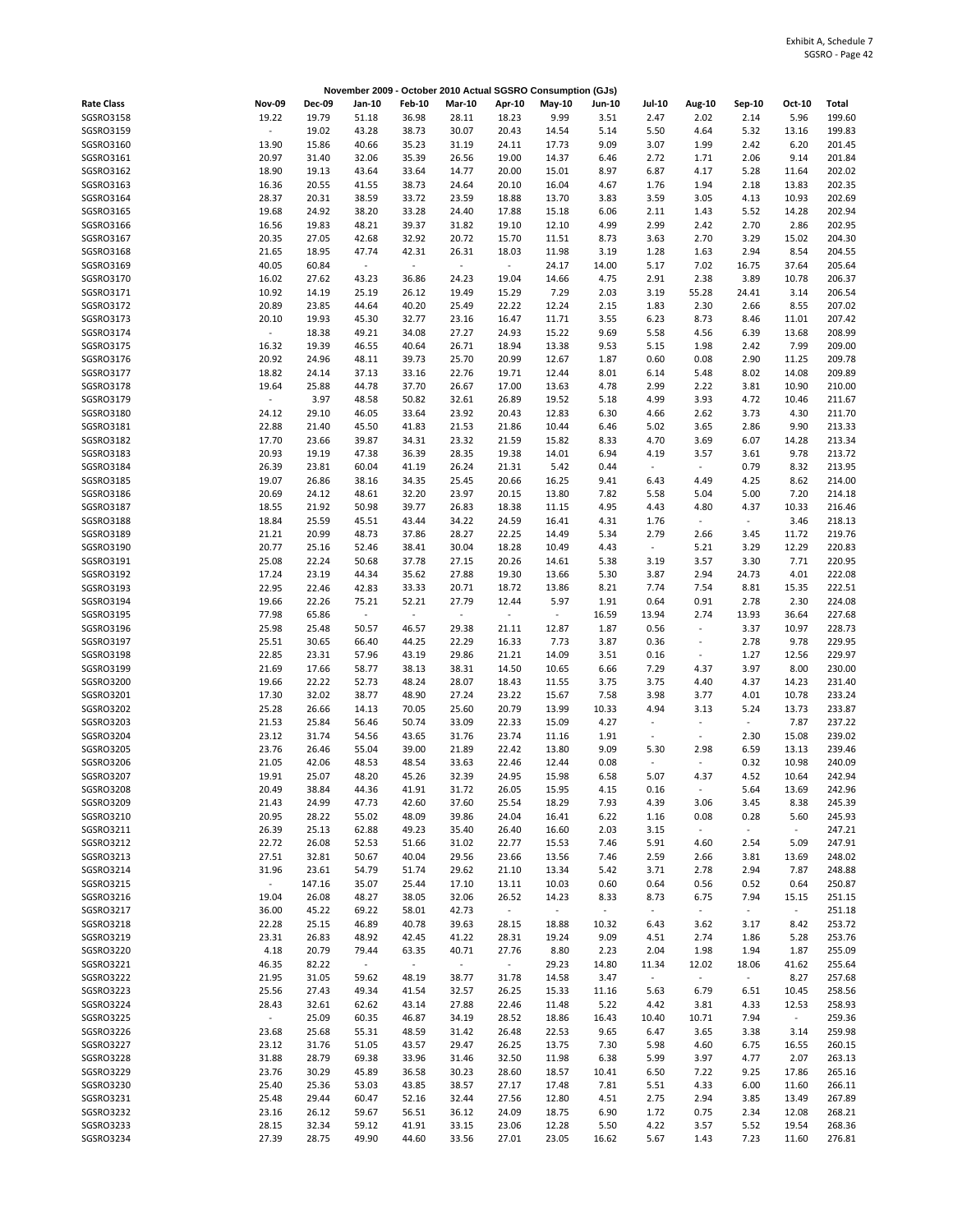Exhibit A, Schedule 7
SGSRO - Page 42

**November 2009 - October 2010 Actual SGSRO Consumption (GJs)**

| Rate Class | Nov-09 | Dec-09 | Jan-10 | Feb-10 | Mar-10 | Apr-10 | May-10 | Jun-10 | Jul-10 | Aug-10 | Sep-10 | Oct-10 | Total |
|---|---|---|---|---|---|---|---|---|---|---|---|---|---|
| SGSRO3158 | 19.22 | 19.79 | 51.18 | 36.98 | 28.11 | 18.23 | 9.99 | 3.51 | 2.47 | 2.02 | 2.14 | 5.96 | 199.60 |
| SGSRO3159 | - | 19.02 | 43.28 | 38.73 | 30.07 | 20.43 | 14.54 | 5.14 | 5.50 | 4.64 | 5.32 | 13.16 | 199.83 |
| SGSRO3160 | 13.90 | 15.86 | 40.66 | 35.23 | 31.19 | 24.11 | 17.73 | 9.09 | 3.07 | 1.99 | 2.42 | 6.20 | 201.45 |
| SGSRO3161 | 20.97 | 31.40 | 32.06 | 35.39 | 26.56 | 19.00 | 14.37 | 6.46 | 2.72 | 1.71 | 2.06 | 9.14 | 201.84 |
| SGSRO3162 | 18.90 | 19.13 | 43.64 | 33.64 | 14.77 | 20.00 | 15.01 | 8.97 | 6.87 | 4.17 | 5.28 | 11.64 | 202.02 |
| SGSRO3163 | 16.36 | 20.55 | 41.55 | 38.73 | 24.64 | 20.10 | 16.04 | 4.67 | 1.76 | 1.94 | 2.18 | 13.83 | 202.35 |
| SGSRO3164 | 28.37 | 20.31 | 38.59 | 33.72 | 23.59 | 18.88 | 13.70 | 3.83 | 3.59 | 3.05 | 4.13 | 10.93 | 202.69 |
| SGSRO3165 | 19.68 | 24.92 | 38.20 | 33.28 | 24.40 | 17.88 | 15.18 | 6.06 | 2.11 | 1.43 | 5.52 | 14.28 | 202.94 |
| SGSRO3166 | 16.56 | 19.83 | 48.21 | 39.37 | 31.82 | 19.10 | 12.10 | 4.99 | 2.99 | 2.42 | 2.70 | 2.86 | 202.95 |
| SGSRO3167 | 20.35 | 27.05 | 42.68 | 32.92 | 20.72 | 15.70 | 11.51 | 8.73 | 3.63 | 2.70 | 3.29 | 15.02 | 204.30 |
| SGSRO3168 | 21.65 | 18.95 | 47.74 | 42.31 | 26.31 | 18.03 | 11.98 | 3.19 | 1.28 | 1.63 | 2.94 | 8.54 | 204.55 |
| SGSRO3169 | 40.05 | 60.84 | - | - | - | - | 24.17 | 14.00 | 5.17 | 7.02 | 16.75 | 37.64 | 205.64 |
| SGSRO3170 | 16.02 | 27.62 | 43.23 | 36.86 | 24.23 | 19.04 | 14.66 | 4.75 | 2.91 | 2.38 | 3.89 | 10.78 | 206.37 |
| SGSRO3171 | 10.92 | 14.19 | 25.19 | 26.12 | 19.49 | 15.29 | 7.29 | 2.03 | 3.19 | 55.28 | 24.41 | 3.14 | 206.54 |
| SGSRO3172 | 20.89 | 23.85 | 44.64 | 40.20 | 25.49 | 22.22 | 12.24 | 2.15 | 1.83 | 2.30 | 2.66 | 8.55 | 207.02 |
| SGSRO3173 | 20.10 | 19.93 | 45.30 | 32.77 | 23.16 | 16.47 | 11.71 | 3.55 | 6.23 | 8.73 | 8.46 | 11.01 | 207.42 |
| SGSRO3174 | - | 18.38 | 49.21 | 34.08 | 27.27 | 24.93 | 15.22 | 9.69 | 5.58 | 4.56 | 6.39 | 13.68 | 208.99 |
| SGSRO3175 | 16.32 | 19.39 | 46.55 | 40.64 | 26.71 | 18.94 | 13.38 | 9.53 | 5.15 | 1.98 | 2.42 | 7.99 | 209.00 |
| SGSRO3176 | 20.92 | 24.96 | 48.11 | 39.73 | 25.70 | 20.99 | 12.67 | 1.87 | 0.60 | 0.08 | 2.90 | 11.25 | 209.78 |
| SGSRO3177 | 18.82 | 24.14 | 37.13 | 33.16 | 22.76 | 19.71 | 12.44 | 8.01 | 6.14 | 5.48 | 8.02 | 14.08 | 209.89 |
| SGSRO3178 | 19.64 | 25.88 | 44.78 | 37.70 | 26.67 | 17.00 | 13.63 | 4.78 | 2.99 | 2.22 | 3.81 | 10.90 | 210.00 |
| SGSRO3179 | - | 3.97 | 48.58 | 50.82 | 32.61 | 26.89 | 19.52 | 5.18 | 4.99 | 3.93 | 4.72 | 10.46 | 211.67 |
| SGSRO3180 | 24.12 | 29.10 | 46.05 | 33.64 | 23.92 | 20.43 | 12.83 | 6.30 | 4.66 | 2.62 | 3.73 | 4.30 | 211.70 |
| SGSRO3181 | 22.88 | 21.40 | 45.50 | 41.83 | 21.53 | 21.86 | 10.44 | 6.46 | 5.02 | 3.65 | 2.86 | 9.90 | 213.33 |
| SGSRO3182 | 17.70 | 23.66 | 39.87 | 34.31 | 23.32 | 21.59 | 15.82 | 8.33 | 4.70 | 3.69 | 6.07 | 14.28 | 213.34 |
| SGSRO3183 | 20.93 | 19.19 | 47.38 | 36.39 | 28.35 | 19.38 | 14.01 | 6.94 | 4.19 | 3.57 | 3.61 | 9.78 | 213.72 |
| SGSRO3184 | 26.39 | 23.81 | 60.04 | 41.19 | 26.24 | 21.31 | 5.42 | 0.44 | - | - | 0.79 | 8.32 | 213.95 |
| SGSRO3185 | 19.07 | 26.86 | 38.16 | 34.35 | 25.45 | 20.66 | 16.25 | 9.41 | 6.43 | 4.49 | 4.25 | 8.62 | 214.00 |
| SGSRO3186 | 20.69 | 24.12 | 48.61 | 32.20 | 23.97 | 20.15 | 13.80 | 7.82 | 5.58 | 5.04 | 5.00 | 7.20 | 214.18 |
| SGSRO3187 | 18.55 | 21.92 | 50.98 | 39.77 | 26.83 | 18.38 | 11.15 | 4.95 | 4.43 | 4.80 | 4.37 | 10.33 | 216.46 |
| SGSRO3188 | 18.84 | 25.59 | 45.51 | 43.44 | 34.22 | 24.59 | 16.41 | 4.31 | 1.76 | - | - | 3.46 | 218.13 |
| SGSRO3189 | 21.21 | 20.99 | 48.73 | 37.86 | 28.27 | 22.25 | 14.49 | 5.34 | 2.79 | 2.66 | 3.45 | 11.72 | 219.76 |
| SGSRO3190 | 20.77 | 25.16 | 52.46 | 38.41 | 30.04 | 18.28 | 10.49 | 4.43 | - | 5.21 | 3.29 | 12.29 | 220.83 |
| SGSRO3191 | 25.08 | 22.24 | 50.68 | 37.78 | 27.15 | 20.26 | 14.61 | 5.38 | 3.19 | 3.57 | 3.30 | 7.71 | 220.95 |
| SGSRO3192 | 17.24 | 23.19 | 44.34 | 35.62 | 27.88 | 19.30 | 13.66 | 5.30 | 3.87 | 2.94 | 24.73 | 4.01 | 222.08 |
| SGSRO3193 | 22.95 | 22.46 | 42.83 | 33.33 | 20.71 | 18.72 | 13.86 | 8.21 | 7.74 | 7.54 | 8.81 | 15.35 | 222.51 |
| SGSRO3194 | 19.66 | 22.26 | 75.21 | 52.21 | 27.79 | 12.44 | 5.97 | 1.91 | 0.64 | 0.91 | 2.78 | 2.30 | 224.08 |
| SGSRO3195 | 77.98 | 65.86 | - | - | - | - | - | 16.59 | 13.94 | 2.74 | 13.93 | 36.64 | 227.68 |
| SGSRO3196 | 25.98 | 25.48 | 50.57 | 46.57 | 29.38 | 21.11 | 12.87 | 1.87 | 0.56 | - | 3.37 | 10.97 | 228.73 |
| SGSRO3197 | 25.51 | 30.65 | 66.40 | 44.25 | 22.29 | 16.33 | 7.73 | 3.87 | 0.36 | - | 2.78 | 9.78 | 229.95 |
| SGSRO3198 | 22.85 | 23.31 | 57.96 | 43.19 | 29.86 | 21.21 | 14.09 | 3.51 | 0.16 | - | 1.27 | 12.56 | 229.97 |
| SGSRO3199 | 21.69 | 17.66 | 58.77 | 38.13 | 38.31 | 14.50 | 10.65 | 6.66 | 7.29 | 4.37 | 3.97 | 8.00 | 230.00 |
| SGSRO3200 | 19.66 | 22.22 | 52.73 | 48.24 | 28.07 | 18.43 | 11.55 | 3.75 | 3.75 | 4.40 | 4.37 | 14.23 | 231.40 |
| SGSRO3201 | 17.30 | 32.02 | 38.77 | 48.90 | 27.24 | 23.22 | 15.67 | 7.58 | 3.98 | 3.77 | 4.01 | 10.78 | 233.24 |
| SGSRO3202 | 25.28 | 26.66 | 14.13 | 70.05 | 25.60 | 20.79 | 13.99 | 10.33 | 4.94 | 3.13 | 5.24 | 13.73 | 233.87 |
| SGSRO3203 | 21.53 | 25.84 | 56.46 | 50.74 | 33.09 | 22.33 | 15.09 | 4.27 | - | - | - | 7.87 | 237.22 |
| SGSRO3204 | 23.12 | 31.74 | 54.56 | 43.65 | 31.76 | 23.74 | 11.16 | 1.91 | - | - | 2.30 | 15.08 | 239.02 |
| SGSRO3205 | 23.76 | 26.46 | 55.04 | 39.00 | 21.89 | 22.42 | 13.80 | 9.09 | 5.30 | 2.98 | 6.59 | 13.13 | 239.46 |
| SGSRO3206 | 21.05 | 42.06 | 48.53 | 48.54 | 33.63 | 22.46 | 12.44 | 0.08 | - | - | 0.32 | 10.98 | 240.09 |
| SGSRO3207 | 19.91 | 25.07 | 48.20 | 45.26 | 32.39 | 24.95 | 15.98 | 6.58 | 5.07 | 4.37 | 4.52 | 10.64 | 242.94 |
| SGSRO3208 | 20.49 | 38.84 | 44.36 | 41.91 | 31.72 | 26.05 | 15.95 | 4.15 | 0.16 | - | 5.64 | 13.69 | 242.96 |
| SGSRO3209 | 21.43 | 24.99 | 47.73 | 42.60 | 37.60 | 25.54 | 18.29 | 7.93 | 4.39 | 3.06 | 3.45 | 8.38 | 245.39 |
| SGSRO3210 | 20.95 | 28.22 | 55.02 | 48.09 | 39.86 | 24.04 | 16.41 | 6.22 | 1.16 | 0.08 | 0.28 | 5.60 | 245.93 |
| SGSRO3211 | 26.39 | 25.13 | 62.88 | 49.23 | 35.40 | 26.40 | 16.60 | 2.03 | 3.15 | - | - | - | 247.21 |
| SGSRO3212 | 22.72 | 26.08 | 52.53 | 51.66 | 31.02 | 22.77 | 15.53 | 7.46 | 5.91 | 4.60 | 2.54 | 5.09 | 247.91 |
| SGSRO3213 | 27.51 | 32.81 | 50.67 | 40.04 | 29.56 | 23.66 | 13.56 | 7.46 | 2.59 | 2.66 | 3.81 | 13.69 | 248.02 |
| SGSRO3214 | 31.96 | 23.61 | 54.79 | 51.74 | 29.62 | 21.10 | 13.34 | 5.42 | 3.71 | 2.78 | 2.94 | 7.87 | 248.88 |
| SGSRO3215 | - | 147.16 | 35.07 | 25.44 | 17.10 | 13.11 | 10.03 | 0.60 | 0.64 | 0.56 | 0.52 | 0.64 | 250.87 |
| SGSRO3216 | 19.04 | 26.08 | 48.27 | 38.05 | 32.06 | 26.52 | 14.23 | 8.33 | 8.73 | 6.75 | 7.94 | 15.15 | 251.15 |
| SGSRO3217 | 36.00 | 45.22 | 69.22 | 58.01 | 42.73 | - | - | - | - | - | - | - | 251.18 |
| SGSRO3218 | 22.28 | 25.15 | 46.89 | 40.78 | 39.63 | 28.15 | 18.88 | 10.32 | 6.43 | 3.62 | 3.17 | 8.42 | 253.72 |
| SGSRO3219 | 23.31 | 26.83 | 48.92 | 42.45 | 41.22 | 28.31 | 19.24 | 9.09 | 4.51 | 2.74 | 1.86 | 5.28 | 253.76 |
| SGSRO3220 | 4.18 | 20.79 | 79.44 | 63.35 | 40.71 | 27.76 | 8.80 | 2.23 | 2.04 | 1.98 | 1.94 | 1.87 | 255.09 |
| SGSRO3221 | 46.35 | 82.22 | - | - | - | - | 29.23 | 14.80 | 11.34 | 12.02 | 18.06 | 41.62 | 255.64 |
| SGSRO3222 | 21.95 | 31.05 | 59.62 | 48.19 | 38.77 | 31.78 | 14.58 | 3.47 | - | - | - | 8.27 | 257.68 |
| SGSRO3223 | 25.56 | 27.43 | 49.34 | 41.54 | 32.57 | 26.25 | 15.33 | 11.16 | 5.63 | 6.79 | 6.51 | 10.45 | 258.56 |
| SGSRO3224 | 28.43 | 32.61 | 62.62 | 43.14 | 27.88 | 22.46 | 11.48 | 5.22 | 4.42 | 3.81 | 4.33 | 12.53 | 258.93 |
| SGSRO3225 | - | 25.09 | 60.35 | 46.87 | 34.19 | 28.52 | 18.86 | 16.43 | 10.40 | 10.71 | 7.94 | - | 259.36 |
| SGSRO3226 | 23.68 | 25.68 | 55.31 | 48.59 | 31.42 | 26.48 | 22.53 | 9.65 | 6.47 | 3.65 | 3.38 | 3.14 | 259.98 |
| SGSRO3227 | 23.12 | 31.76 | 51.05 | 43.57 | 29.47 | 26.25 | 13.75 | 7.30 | 5.98 | 4.60 | 6.75 | 16.55 | 260.15 |
| SGSRO3228 | 31.88 | 28.79 | 69.38 | 33.96 | 31.46 | 32.50 | 11.98 | 6.38 | 5.99 | 3.97 | 4.77 | 2.07 | 263.13 |
| SGSRO3229 | 23.76 | 30.29 | 45.89 | 36.58 | 30.23 | 28.60 | 18.57 | 10.41 | 6.50 | 7.22 | 9.25 | 17.86 | 265.16 |
| SGSRO3230 | 25.40 | 25.36 | 53.03 | 43.85 | 38.57 | 27.17 | 17.48 | 7.81 | 5.51 | 4.33 | 6.00 | 11.60 | 266.11 |
| SGSRO3231 | 25.48 | 29.44 | 60.47 | 52.16 | 32.44 | 27.56 | 12.80 | 4.51 | 2.75 | 2.94 | 3.85 | 13.49 | 267.89 |
| SGSRO3232 | 23.16 | 26.12 | 59.67 | 56.51 | 36.12 | 24.09 | 18.75 | 6.90 | 1.72 | 0.75 | 2.34 | 12.08 | 268.21 |
| SGSRO3233 | 28.15 | 32.34 | 59.12 | 41.91 | 33.15 | 23.06 | 12.28 | 5.50 | 4.22 | 3.57 | 5.52 | 19.54 | 268.36 |
| SGSRO3234 | 27.39 | 28.75 | 49.90 | 44.60 | 33.56 | 27.01 | 23.05 | 16.62 | 5.67 | 1.43 | 7.23 | 11.60 | 276.81 |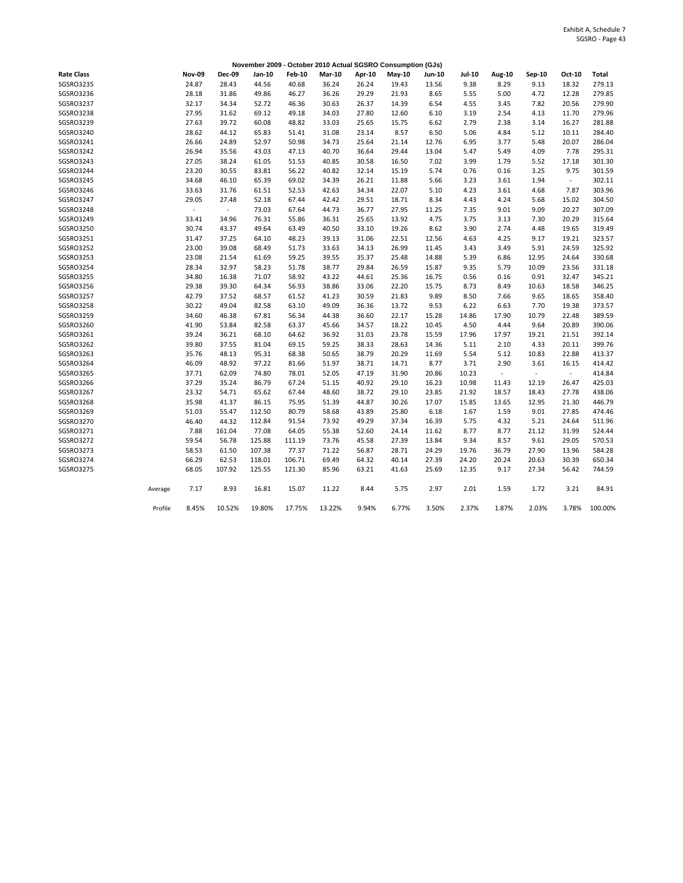Exhibit A, Schedule 7
SGSRO - Page 43

**November 2009 - October 2010 Actual SGSRO Consumption (GJs)**

| Rate Class | | Nov-09 | Dec-09 | Jan-10 | Feb-10 | Mar-10 | Apr-10 | May-10 | Jun-10 | Jul-10 | Aug-10 | Sep-10 | Oct-10 | Total |
|---|---|---|---|---|---|---|---|---|---|---|---|---|---|---|
| SGSRO3235 | | 24.87 | 28.43 | 44.56 | 40.68 | 36.24 | 26.24 | 19.43 | 13.56 | 9.38 | 8.29 | 9.13 | 18.32 | 279.13 |
| SGSRO3236 | | 28.18 | 31.86 | 49.86 | 46.27 | 36.26 | 29.29 | 21.93 | 8.65 | 5.55 | 5.00 | 4.72 | 12.28 | 279.85 |
| SGSRO3237 | | 32.17 | 34.34 | 52.72 | 46.36 | 30.63 | 26.37 | 14.39 | 6.54 | 4.55 | 3.45 | 7.82 | 20.56 | 279.90 |
| SGSRO3238 | | 27.95 | 31.62 | 69.12 | 49.18 | 34.03 | 27.80 | 12.60 | 6.10 | 3.19 | 2.54 | 4.13 | 11.70 | 279.96 |
| SGSRO3239 | | 27.63 | 39.72 | 60.08 | 48.82 | 33.03 | 25.65 | 15.75 | 6.62 | 2.79 | 2.38 | 3.14 | 16.27 | 281.88 |
| SGSRO3240 | | 28.62 | 44.12 | 65.83 | 51.41 | 31.08 | 23.14 | 8.57 | 6.50 | 5.06 | 4.84 | 5.12 | 10.11 | 284.40 |
| SGSRO3241 | | 26.66 | 24.89 | 52.97 | 50.98 | 34.73 | 25.64 | 21.14 | 12.76 | 6.95 | 3.77 | 5.48 | 20.07 | 286.04 |
| SGSRO3242 | | 26.94 | 35.56 | 43.03 | 47.13 | 40.70 | 36.64 | 29.44 | 13.04 | 5.47 | 5.49 | 4.09 | 7.78 | 295.31 |
| SGSRO3243 | | 27.05 | 38.24 | 61.05 | 51.53 | 40.85 | 30.58 | 16.50 | 7.02 | 3.99 | 1.79 | 5.52 | 17.18 | 301.30 |
| SGSRO3244 | | 23.20 | 30.55 | 83.81 | 56.22 | 40.82 | 32.14 | 15.19 | 5.74 | 0.76 | 0.16 | 3.25 | 9.75 | 301.59 |
| SGSRO3245 | | 34.68 | 46.10 | 65.39 | 69.02 | 34.39 | 26.21 | 11.88 | 5.66 | 3.23 | 3.61 | 1.94 | - | 302.11 |
| SGSRO3246 | | 33.63 | 31.76 | 61.51 | 52.53 | 42.63 | 34.34 | 22.07 | 5.10 | 4.23 | 3.61 | 4.68 | 7.87 | 303.96 |
| SGSRO3247 | | 29.05 | 27.48 | 52.18 | 67.44 | 42.42 | 29.51 | 18.71 | 8.34 | 4.43 | 4.24 | 5.68 | 15.02 | 304.50 |
| SGSRO3248 | | - | - | 73.03 | 67.64 | 44.73 | 36.77 | 27.95 | 11.25 | 7.35 | 9.01 | 9.09 | 20.27 | 307.09 |
| SGSRO3249 | | 33.41 | 34.96 | 76.31 | 55.86 | 36.31 | 25.65 | 13.92 | 4.75 | 3.75 | 3.13 | 7.30 | 20.29 | 315.64 |
| SGSRO3250 | | 30.74 | 43.37 | 49.64 | 63.49 | 40.50 | 33.10 | 19.26 | 8.62 | 3.90 | 2.74 | 4.48 | 19.65 | 319.49 |
| SGSRO3251 | | 31.47 | 37.25 | 64.10 | 48.23 | 39.13 | 31.06 | 22.51 | 12.56 | 4.63 | 4.25 | 9.17 | 19.21 | 323.57 |
| SGSRO3252 | | 23.00 | 39.08 | 68.49 | 51.73 | 33.63 | 34.13 | 26.99 | 11.45 | 3.43 | 3.49 | 5.91 | 24.59 | 325.92 |
| SGSRO3253 | | 23.08 | 21.54 | 61.69 | 59.25 | 39.55 | 35.37 | 25.48 | 14.88 | 5.39 | 6.86 | 12.95 | 24.64 | 330.68 |
| SGSRO3254 | | 28.34 | 32.97 | 58.23 | 51.78 | 38.77 | 29.84 | 26.59 | 15.87 | 9.35 | 5.79 | 10.09 | 23.56 | 331.18 |
| SGSRO3255 | | 34.80 | 16.38 | 71.07 | 58.92 | 43.22 | 44.61 | 25.36 | 16.75 | 0.56 | 0.16 | 0.91 | 32.47 | 345.21 |
| SGSRO3256 | | 29.38 | 39.30 | 64.34 | 56.93 | 38.86 | 33.06 | 22.20 | 15.75 | 8.73 | 8.49 | 10.63 | 18.58 | 346.25 |
| SGSRO3257 | | 42.79 | 37.52 | 68.57 | 61.52 | 41.23 | 30.59 | 21.83 | 9.89 | 8.50 | 7.66 | 9.65 | 18.65 | 358.40 |
| SGSRO3258 | | 30.22 | 49.04 | 82.58 | 63.10 | 49.09 | 36.36 | 13.72 | 9.53 | 6.22 | 6.63 | 7.70 | 19.38 | 373.57 |
| SGSRO3259 | | 34.60 | 46.38 | 67.81 | 56.34 | 44.38 | 36.60 | 22.17 | 15.28 | 14.86 | 17.90 | 10.79 | 22.48 | 389.59 |
| SGSRO3260 | | 41.90 | 53.84 | 82.58 | 63.37 | 45.66 | 34.57 | 18.22 | 10.45 | 4.50 | 4.44 | 9.64 | 20.89 | 390.06 |
| SGSRO3261 | | 39.24 | 36.21 | 68.10 | 64.62 | 36.92 | 31.03 | 23.78 | 15.59 | 17.96 | 17.97 | 19.21 | 21.51 | 392.14 |
| SGSRO3262 | | 39.80 | 37.55 | 81.04 | 69.15 | 59.25 | 38.33 | 28.63 | 14.36 | 5.11 | 2.10 | 4.33 | 20.11 | 399.76 |
| SGSRO3263 | | 35.76 | 48.13 | 95.31 | 68.38 | 50.65 | 38.79 | 20.29 | 11.69 | 5.54 | 5.12 | 10.83 | 22.88 | 413.37 |
| SGSRO3264 | | 46.09 | 48.92 | 97.22 | 81.66 | 51.97 | 38.71 | 14.71 | 8.77 | 3.71 | 2.90 | 3.61 | 16.15 | 414.42 |
| SGSRO3265 | | 37.71 | 62.09 | 74.80 | 78.01 | 52.05 | 47.19 | 31.90 | 20.86 | 10.23 | - | - | - | 414.84 |
| SGSRO3266 | | 37.29 | 35.24 | 86.79 | 67.24 | 51.15 | 40.92 | 29.10 | 16.23 | 10.98 | 11.43 | 12.19 | 26.47 | 425.03 |
| SGSRO3267 | | 23.32 | 54.71 | 65.62 | 67.44 | 48.60 | 38.72 | 29.10 | 23.85 | 21.92 | 18.57 | 18.43 | 27.78 | 438.06 |
| SGSRO3268 | | 35.98 | 41.37 | 86.15 | 75.95 | 51.39 | 44.87 | 30.26 | 17.07 | 15.85 | 13.65 | 12.95 | 21.30 | 446.79 |
| SGSRO3269 | | 51.03 | 55.47 | 112.50 | 80.79 | 58.68 | 43.89 | 25.80 | 6.18 | 1.67 | 1.59 | 9.01 | 27.85 | 474.46 |
| SGSRO3270 | | 46.40 | 44.32 | 112.84 | 91.54 | 73.92 | 49.29 | 37.34 | 16.39 | 5.75 | 4.32 | 5.21 | 24.64 | 511.96 |
| SGSRO3271 | | 7.88 | 161.04 | 77.08 | 64.05 | 55.38 | 52.60 | 24.14 | 11.62 | 8.77 | 8.77 | 21.12 | 31.99 | 524.44 |
| SGSRO3272 | | 59.54 | 56.78 | 125.88 | 111.19 | 73.76 | 45.58 | 27.39 | 13.84 | 9.34 | 8.57 | 9.61 | 29.05 | 570.53 |
| SGSRO3273 | | 58.53 | 61.50 | 107.38 | 77.37 | 71.22 | 56.87 | 28.71 | 24.29 | 19.76 | 36.79 | 27.90 | 13.96 | 584.28 |
| SGSRO3274 | | 66.29 | 62.53 | 118.01 | 106.71 | 69.49 | 64.32 | 40.14 | 27.39 | 24.20 | 20.24 | 20.63 | 30.39 | 650.34 |
| SGSRO3275 | | 68.05 | 107.92 | 125.55 | 121.30 | 85.96 | 63.21 | 41.63 | 25.69 | 12.35 | 9.17 | 27.34 | 56.42 | 744.59 |
| | Average | 7.17 | 8.93 | 16.81 | 15.07 | 11.22 | 8.44 | 5.75 | 2.97 | 2.01 | 1.59 | 1.72 | 3.21 | 84.91 |
| | Profile | 8.45% | 10.52% | 19.80% | 17.75% | 13.22% | 9.94% | 6.77% | 3.50% | 2.37% | 1.87% | 2.03% | 3.78% | 100.00% |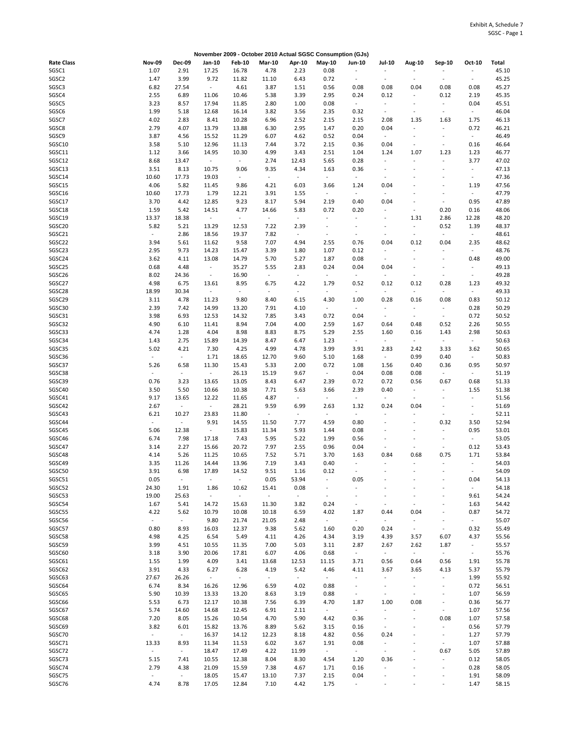Exhibit A, Schedule 7
SGSC - Page 1

**November 2009 - October 2010 Actual SGSC Consumption (GJs)**

| Rate Class | Nov-09 | Dec-09 | Jan-10 | Feb-10 | Mar-10 | Apr-10 | May-10 | Jun-10 | Jul-10 | Aug-10 | Sep-10 | Oct-10 | Total |
|---|---|---|---|---|---|---|---|---|---|---|---|---|---|
| SGSC1 | 1.07 | 2.91 | 17.25 | 16.78 | 4.78 | 2.23 | 0.08 | - | - | - | - | - | 45.10 |
| SGSC2 | 1.47 | 3.99 | 9.72 | 11.82 | 11.10 | 6.43 | 0.72 | - | - | - | - | - | 45.25 |
| SGSC3 | 6.82 | 27.54 | - | 4.61 | 3.87 | 1.51 | 0.56 | 0.08 | 0.08 | 0.04 | 0.08 | 0.08 | 45.27 |
| SGSC4 | 2.55 | 6.89 | 11.06 | 10.46 | 5.38 | 3.39 | 2.95 | 0.24 | 0.12 | - | 0.12 | 2.19 | 45.35 |
| SGSC5 | 3.23 | 8.57 | 17.94 | 11.85 | 2.80 | 1.00 | 0.08 | - | - | - | - | 0.04 | 45.51 |
| SGSC6 | 1.99 | 5.18 | 12.68 | 16.14 | 3.82 | 3.56 | 2.35 | 0.32 | - | - | - | - | 46.04 |
| SGSC7 | 4.02 | 2.83 | 8.41 | 10.28 | 6.96 | 2.52 | 2.15 | 2.15 | 2.08 | 1.35 | 1.63 | 1.75 | 46.13 |
| SGSC8 | 2.79 | 4.07 | 13.79 | 13.88 | 6.30 | 2.95 | 1.47 | 0.20 | 0.04 | - | - | 0.72 | 46.21 |
| SGSC9 | 3.87 | 4.56 | 15.52 | 11.29 | 6.07 | 4.62 | 0.52 | 0.04 | - | - | - | - | 46.49 |
| SGSC10 | 3.58 | 5.10 | 12.96 | 11.13 | 7.44 | 3.72 | 2.15 | 0.36 | 0.04 | - | - | 0.16 | 46.64 |
| SGSC11 | 1.12 | 3.66 | 14.95 | 10.30 | 4.99 | 3.43 | 2.51 | 1.04 | 1.24 | 1.07 | 1.23 | 1.23 | 46.77 |
| SGSC12 | 8.68 | 13.47 | - | - | 2.74 | 12.43 | 5.65 | 0.28 | - | - | - | 3.77 | 47.02 |
| SGSC13 | 3.51 | 8.13 | 10.75 | 9.06 | 9.35 | 4.34 | 1.63 | 0.36 | - | - | - | - | 47.13 |
| SGSC14 | 10.60 | 17.73 | 19.03 | - | - | - | - | - | - | - | - | - | 47.36 |
| SGSC15 | 4.06 | 5.82 | 11.45 | 9.86 | 4.21 | 6.03 | 3.66 | 1.24 | 0.04 | - | - | 1.19 | 47.56 |
| SGSC16 | 10.60 | 17.73 | 1.79 | 12.21 | 3.91 | 1.55 | - | - | - | - | - | - | 47.79 |
| SGSC17 | 3.70 | 4.42 | 12.85 | 9.23 | 8.17 | 5.94 | 2.19 | 0.40 | 0.04 | - | - | 0.95 | 47.89 |
| SGSC18 | 1.59 | 5.42 | 14.51 | 4.77 | 14.66 | 5.83 | 0.72 | 0.20 | - | - | 0.20 | 0.16 | 48.06 |
| SGSC19 | 13.37 | 18.38 | - | - | - | - | - | - | - | 1.31 | 2.86 | 12.28 | 48.20 |
| SGSC20 | 5.82 | 5.21 | 13.29 | 12.53 | 7.22 | 2.39 | - | - | - | - | 0.52 | 1.39 | 48.37 |
| SGSC21 | - | 2.86 | 18.56 | 19.37 | 7.82 | - | - | - | - | - | - | - | 48.61 |
| SGSC22 | 3.94 | 5.61 | 11.62 | 9.58 | 7.07 | 4.94 | 2.55 | 0.76 | 0.04 | 0.12 | 0.04 | 2.35 | 48.62 |
| SGSC23 | 2.95 | 9.73 | 14.23 | 15.47 | 3.39 | 1.80 | 1.07 | 0.12 | - | - | - | - | 48.76 |
| SGSC24 | 3.62 | 4.11 | 13.08 | 14.79 | 5.70 | 5.27 | 1.87 | 0.08 | - | - | - | 0.48 | 49.00 |
| SGSC25 | 0.68 | 4.48 | - | 35.27 | 5.55 | 2.83 | 0.24 | 0.04 | 0.04 | - | - | - | 49.13 |
| SGSC26 | 8.02 | 24.36 | - | 16.90 | - | - | - | - | - | - | - | - | 49.28 |
| SGSC27 | 4.98 | 6.75 | 13.61 | 8.95 | 6.75 | 4.22 | 1.79 | 0.52 | 0.12 | 0.12 | 0.28 | 1.23 | 49.32 |
| SGSC28 | 18.99 | 30.34 | - | - | - | - | - | - | - | - | - | - | 49.33 |
| SGSC29 | 3.11 | 4.78 | 11.23 | 9.80 | 8.40 | 6.15 | 4.30 | 1.00 | 0.28 | 0.16 | 0.08 | 0.83 | 50.12 |
| SGSC30 | 2.39 | 7.42 | 14.99 | 13.20 | 7.91 | 4.10 | - | - | - | - | - | 0.28 | 50.29 |
| SGSC31 | 3.98 | 6.93 | 12.53 | 14.32 | 7.85 | 3.43 | 0.72 | 0.04 | - | - | - | 0.72 | 50.52 |
| SGSC32 | 4.90 | 6.10 | 11.41 | 8.94 | 7.04 | 4.00 | 2.59 | 1.67 | 0.64 | 0.48 | 0.52 | 2.26 | 50.55 |
| SGSC33 | 4.74 | 1.28 | 4.04 | 8.98 | 8.83 | 8.75 | 5.29 | 2.55 | 1.60 | 0.16 | 1.43 | 2.98 | 50.63 |
| SGSC34 | 1.43 | 2.75 | 15.89 | 14.39 | 8.47 | 6.47 | 1.23 | - | - | - | - | - | 50.63 |
| SGSC35 | 5.02 | 4.21 | 7.30 | 4.25 | 4.99 | 4.78 | 3.99 | 3.91 | 2.83 | 2.42 | 3.33 | 3.62 | 50.65 |
| SGSC36 | - | - | 1.71 | 18.65 | 12.70 | 9.60 | 5.10 | 1.68 | - | 0.99 | 0.40 | - | 50.83 |
| SGSC37 | 5.26 | 6.58 | 11.30 | 15.43 | 5.33 | 2.00 | 0.72 | 1.08 | 1.56 | 0.40 | 0.36 | 0.95 | 50.97 |
| SGSC38 | - | - | - | 26.13 | 15.19 | 9.67 | - | 0.04 | 0.08 | 0.08 | - | - | 51.19 |
| SGSC39 | 0.76 | 3.23 | 13.65 | 13.05 | 8.43 | 6.47 | 2.39 | 0.72 | 0.72 | 0.56 | 0.67 | 0.68 | 51.33 |
| SGSC40 | 3.50 | 5.50 | 10.66 | 10.38 | 7.71 | 5.63 | 3.66 | 2.39 | 0.40 | - | - | 1.55 | 51.38 |
| SGSC41 | 9.17 | 13.65 | 12.22 | 11.65 | 4.87 | - | - | - | - | - | - | - | 51.56 |
| SGSC42 | 2.67 | - | - | 28.21 | 9.59 | 6.99 | 2.63 | 1.32 | 0.24 | 0.04 | - | - | 51.69 |
| SGSC43 | 6.21 | 10.27 | 23.83 | 11.80 | - | - | - | - | - | - | - | - | 52.11 |
| SGSC44 | - | - | 9.91 | 14.55 | 11.50 | 7.77 | 4.59 | 0.80 | - | - | 0.32 | 3.50 | 52.94 |
| SGSC45 | 5.06 | 12.38 | - | 15.83 | 11.34 | 5.93 | 1.44 | 0.08 | - | - | - | 0.95 | 53.01 |
| SGSC46 | 6.74 | 7.98 | 17.18 | 7.43 | 5.95 | 5.22 | 1.99 | 0.56 | - | - | - | - | 53.05 |
| SGSC47 | 3.14 | 2.27 | 15.66 | 20.72 | 7.97 | 2.55 | 0.96 | 0.04 | - | - | - | 0.12 | 53.43 |
| SGSC48 | 4.14 | 5.26 | 11.25 | 10.65 | 7.52 | 5.71 | 3.70 | 1.63 | 0.84 | 0.68 | 0.75 | 1.71 | 53.84 |
| SGSC49 | 3.35 | 11.26 | 14.44 | 13.96 | 7.19 | 3.43 | 0.40 | - | - | - | - | - | 54.03 |
| SGSC50 | 3.91 | 6.98 | 17.89 | 14.52 | 9.51 | 1.16 | 0.12 | - | - | - | - | - | 54.09 |
| SGSC51 | 0.05 | - | - | - | 0.05 | 53.94 | - | 0.05 | - | - | - | 0.04 | 54.13 |
| SGSC52 | 24.30 | 1.91 | 1.86 | 10.62 | 15.41 | 0.08 | - | - | - | - | - | - | 54.18 |
| SGSC53 | 19.00 | 25.63 | - | - | - | - | - | - | - | - | - | 9.61 | 54.24 |
| SGSC54 | 1.67 | 5.41 | 14.72 | 15.63 | 11.30 | 3.82 | 0.24 | - | - | - | - | 1.63 | 54.42 |
| SGSC55 | 4.22 | 5.62 | 10.79 | 10.08 | 10.18 | 6.59 | 4.02 | 1.87 | 0.44 | 0.04 | - | 0.87 | 54.72 |
| SGSC56 | - | - | 9.80 | 21.74 | 21.05 | 2.48 | - | - | - | - | - | - | 55.07 |
| SGSC57 | 0.80 | 8.93 | 16.03 | 12.37 | 9.38 | 5.62 | 1.60 | 0.20 | 0.24 | - | - | 0.32 | 55.49 |
| SGSC58 | 4.98 | 4.25 | 6.54 | 5.49 | 4.11 | 4.26 | 4.34 | 3.19 | 4.39 | 3.57 | 6.07 | 4.37 | 55.56 |
| SGSC59 | 3.99 | 4.51 | 10.55 | 11.35 | 7.00 | 5.03 | 3.11 | 2.87 | 2.67 | 2.62 | 1.87 | - | 55.57 |
| SGSC60 | 3.18 | 3.90 | 20.06 | 17.81 | 6.07 | 4.06 | 0.68 | - | - | - | - | - | 55.76 |
| SGSC61 | 1.55 | 1.99 | 4.09 | 3.41 | 13.68 | 12.53 | 11.15 | 3.71 | 0.56 | 0.64 | 0.56 | 1.91 | 55.78 |
| SGSC62 | 3.91 | 4.33 | 6.27 | 6.28 | 4.19 | 5.42 | 4.46 | 4.11 | 3.67 | 3.65 | 4.13 | 5.37 | 55.79 |
| SGSC63 | 27.67 | 26.26 | - | - | - | - | - | - | - | - | - | 1.99 | 55.92 |
| SGSC64 | 6.74 | 8.34 | 16.26 | 12.96 | 6.59 | 4.02 | 0.88 | - | - | - | - | 0.72 | 56.51 |
| SGSC65 | 5.90 | 10.39 | 13.33 | 13.20 | 8.63 | 3.19 | 0.88 | - | - | - | - | 1.07 | 56.59 |
| SGSC66 | 5.53 | 6.73 | 12.17 | 10.38 | 7.56 | 6.39 | 4.70 | 1.87 | 1.00 | 0.08 | - | 0.36 | 56.77 |
| SGSC67 | 5.74 | 14.60 | 14.68 | 12.45 | 6.91 | 2.11 | - | - | - | - | - | 1.07 | 57.56 |
| SGSC68 | 7.20 | 8.05 | 15.26 | 10.54 | 4.70 | 5.90 | 4.42 | 0.36 | - | - | 0.08 | 1.07 | 57.58 |
| SGSC69 | 3.82 | 6.01 | 15.82 | 13.76 | 8.89 | 5.62 | 3.15 | 0.16 | - | - | - | 0.56 | 57.79 |
| SGSC70 | - | - | 16.37 | 14.12 | 12.23 | 8.18 | 4.82 | 0.56 | 0.24 | - | - | 1.27 | 57.79 |
| SGSC71 | 13.33 | 8.93 | 11.34 | 11.53 | 6.02 | 3.67 | 1.91 | 0.08 | - | - | - | 1.07 | 57.88 |
| SGSC72 | - | - | 18.47 | 17.49 | 4.22 | 11.99 | - | - | - | - | 0.67 | 5.05 | 57.89 |
| SGSC73 | 5.15 | 7.41 | 10.55 | 12.38 | 8.04 | 8.30 | 4.54 | 1.20 | 0.36 | - | - | 0.12 | 58.05 |
| SGSC74 | 2.79 | 4.38 | 21.09 | 15.59 | 7.38 | 4.67 | 1.71 | 0.16 | - | - | - | 0.28 | 58.05 |
| SGSC75 | - | - | 18.05 | 15.47 | 13.10 | 7.37 | 2.15 | 0.04 | - | - | - | 1.91 | 58.09 |
| SGSC76 | 4.74 | 8.78 | 17.05 | 12.84 | 7.10 | 4.42 | 1.75 | - | - | - | - | 1.47 | 58.15 |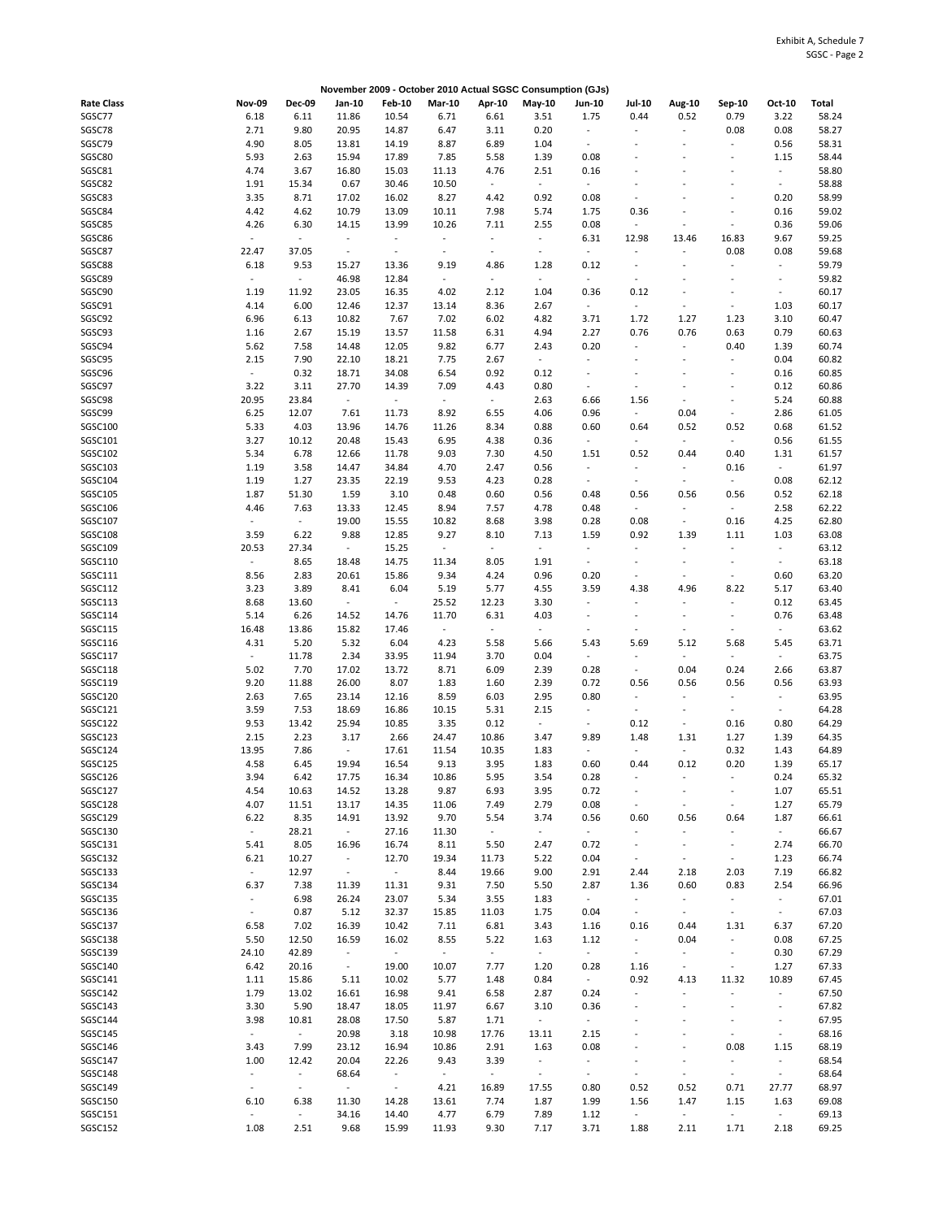**November 2009 - October 2010 Actual SGSC Consumption (GJs)**

| Rate Class | Nov-09 | Dec-09 | Jan-10 | Feb-10 | Mar-10 | Apr-10 | May-10 | Jun-10 | Jul-10 | Aug-10 | Sep-10 | Oct-10 | Total |
|---|---|---|---|---|---|---|---|---|---|---|---|---|---|
| SGSC77 | 6.18 | 6.11 | 11.86 | 10.54 | 6.71 | 6.61 | 3.51 | 1.75 | 0.44 | 0.52 | 0.79 | 3.22 | 58.24 |
| SGSC78 | 2.71 | 9.80 | 20.95 | 14.87 | 6.47 | 3.11 | 0.20 | - | - | - | 0.08 | 0.08 | 58.27 |
| SGSC79 | 4.90 | 8.05 | 13.81 | 14.19 | 8.87 | 6.89 | 1.04 | - | - | - | - | 0.56 | 58.31 |
| SGSC80 | 5.93 | 2.63 | 15.94 | 17.89 | 7.85 | 5.58 | 1.39 | 0.08 | - | - | - | 1.15 | 58.44 |
| SGSC81 | 4.74 | 3.67 | 16.80 | 15.03 | 11.13 | 4.76 | 2.51 | 0.16 | - | - | - | - | 58.80 |
| SGSC82 | 1.91 | 15.34 | 0.67 | 30.46 | 10.50 | - | - | - | - | - | - | - | 58.88 |
| SGSC83 | 3.35 | 8.71 | 17.02 | 16.02 | 8.27 | 4.42 | 0.92 | 0.08 | - | - | - | 0.20 | 58.99 |
| SGSC84 | 4.42 | 4.62 | 10.79 | 13.09 | 10.11 | 7.98 | 5.74 | 1.75 | 0.36 | - | - | 0.16 | 59.02 |
| SGSC85 | 4.26 | 6.30 | 14.15 | 13.99 | 10.26 | 7.11 | 2.55 | 0.08 | - | - | - | 0.36 | 59.06 |
| SGSC86 | - | - | - | - | - | - | - | 6.31 | 12.98 | 13.46 | 16.83 | 9.67 | 59.25 |
| SGSC87 | 22.47 | 37.05 | - | - | - | - | - | - | - | - | 0.08 | 0.08 | 59.68 |
| SGSC88 | 6.18 | 9.53 | 15.27 | 13.36 | 9.19 | 4.86 | 1.28 | 0.12 | - | - | - | - | 59.79 |
| SGSC89 | - | - | 46.98 | 12.84 | - | - | - | - | - | - | - | - | 59.82 |
| SGSC90 | 1.19 | 11.92 | 23.05 | 16.35 | 4.02 | 2.12 | 1.04 | 0.36 | 0.12 | - | - | - | 60.17 |
| SGSC91 | 4.14 | 6.00 | 12.46 | 12.37 | 13.14 | 8.36 | 2.67 | - | - | - | - | 1.03 | 60.17 |
| SGSC92 | 6.96 | 6.13 | 10.82 | 7.67 | 7.02 | 6.02 | 4.82 | 3.71 | 1.72 | 1.27 | 1.23 | 3.10 | 60.47 |
| SGSC93 | 1.16 | 2.67 | 15.19 | 13.57 | 11.58 | 6.31 | 4.94 | 2.27 | 0.76 | 0.76 | 0.63 | 0.79 | 60.63 |
| SGSC94 | 5.62 | 7.58 | 14.48 | 12.05 | 9.82 | 6.77 | 2.43 | 0.20 | - | - | 0.40 | 1.39 | 60.74 |
| SGSC95 | 2.15 | 7.90 | 22.10 | 18.21 | 7.75 | 2.67 | - | - | - | - | - | 0.04 | 60.82 |
| SGSC96 | - | 0.32 | 18.71 | 34.08 | 6.54 | 0.92 | 0.12 | - | - | - | - | 0.16 | 60.85 |
| SGSC97 | 3.22 | 3.11 | 27.70 | 14.39 | 7.09 | 4.43 | 0.80 | - | - | - | - | 0.12 | 60.86 |
| SGSC98 | 20.95 | 23.84 | - | - | - | - | 2.63 | 6.66 | 1.56 | - | - | 5.24 | 60.88 |
| SGSC99 | 6.25 | 12.07 | 7.61 | 11.73 | 8.92 | 6.55 | 4.06 | 0.96 | - | 0.04 | - | 2.86 | 61.05 |
| SGSC100 | 5.33 | 4.03 | 13.96 | 14.76 | 11.26 | 8.34 | 0.88 | 0.60 | 0.64 | 0.52 | 0.52 | 0.68 | 61.52 |
| SGSC101 | 3.27 | 10.12 | 20.48 | 15.43 | 6.95 | 4.38 | 0.36 | - | - | - | - | 0.56 | 61.55 |
| SGSC102 | 5.34 | 6.78 | 12.66 | 11.78 | 9.03 | 7.30 | 4.50 | 1.51 | 0.52 | 0.44 | 0.40 | 1.31 | 61.57 |
| SGSC103 | 1.19 | 3.58 | 14.47 | 34.84 | 4.70 | 2.47 | 0.56 | - | - | - | 0.16 | - | 61.97 |
| SGSC104 | 1.19 | 1.27 | 23.35 | 22.19 | 9.53 | 4.23 | 0.28 | - | - | - | - | 0.08 | 62.12 |
| SGSC105 | 1.87 | 51.30 | 1.59 | 3.10 | 0.48 | 0.60 | 0.56 | 0.48 | 0.56 | 0.56 | 0.56 | 0.52 | 62.18 |
| SGSC106 | 4.46 | 7.63 | 13.33 | 12.45 | 8.94 | 7.57 | 4.78 | 0.48 | - | - | - | 2.58 | 62.22 |
| SGSC107 | - | - | 19.00 | 15.55 | 10.82 | 8.68 | 3.98 | 0.28 | 0.08 | - | 0.16 | 4.25 | 62.80 |
| SGSC108 | 3.59 | 6.22 | 9.88 | 12.85 | 9.27 | 8.10 | 7.13 | 1.59 | 0.92 | 1.39 | 1.11 | 1.03 | 63.08 |
| SGSC109 | 20.53 | 27.34 | - | 15.25 | - | - | - | - | - | - | - | - | 63.12 |
| SGSC110 | - | 8.65 | 18.48 | 14.75 | 11.34 | 8.05 | 1.91 | - | - | - | - | - | 63.18 |
| SGSC111 | 8.56 | 2.83 | 20.61 | 15.86 | 9.34 | 4.24 | 0.96 | 0.20 | - | - | - | 0.60 | 63.20 |
| SGSC112 | 3.23 | 3.89 | 8.41 | 6.04 | 5.19 | 5.77 | 4.55 | 3.59 | 4.38 | 4.96 | 8.22 | 5.17 | 63.40 |
| SGSC113 | 8.68 | 13.60 | - | - | 25.52 | 12.23 | 3.30 | - | - | - | - | 0.12 | 63.45 |
| SGSC114 | 5.14 | 6.26 | 14.52 | 14.76 | 11.70 | 6.31 | 4.03 | - | - | - | - | 0.76 | 63.48 |
| SGSC115 | 16.48 | 13.86 | 15.82 | 17.46 | - | - | - | - | - | - | - | - | 63.62 |
| SGSC116 | 4.31 | 5.20 | 5.32 | 6.04 | 4.23 | 5.58 | 5.66 | 5.43 | 5.69 | 5.12 | 5.68 | 5.45 | 63.71 |
| SGSC117 | - | 11.78 | 2.34 | 33.95 | 11.94 | 3.70 | 0.04 | - | - | - | - | - | 63.75 |
| SGSC118 | 5.02 | 7.70 | 17.02 | 13.72 | 8.71 | 6.09 | 2.39 | 0.28 | - | 0.04 | 0.24 | 2.66 | 63.87 |
| SGSC119 | 9.20 | 11.88 | 26.00 | 8.07 | 1.83 | 1.60 | 2.39 | 0.72 | 0.56 | 0.56 | 0.56 | 0.56 | 63.93 |
| SGSC120 | 2.63 | 7.65 | 23.14 | 12.16 | 8.59 | 6.03 | 2.95 | 0.80 | - | - | - | - | 63.95 |
| SGSC121 | 3.59 | 7.53 | 18.69 | 16.86 | 10.15 | 5.31 | 2.15 | - | - | - | - | - | 64.28 |
| SGSC122 | 9.53 | 13.42 | 25.94 | 10.85 | 3.35 | 0.12 | - | - | 0.12 | - | 0.16 | 0.80 | 64.29 |
| SGSC123 | 2.15 | 2.23 | 3.17 | 2.66 | 24.47 | 10.86 | 3.47 | 9.89 | 1.48 | 1.31 | 1.27 | 1.39 | 64.35 |
| SGSC124 | 13.95 | 7.86 | - | 17.61 | 11.54 | 10.35 | 1.83 | - | - | - | 0.32 | 1.43 | 64.89 |
| SGSC125 | 4.58 | 6.45 | 19.94 | 16.54 | 9.13 | 3.95 | 1.83 | 0.60 | 0.44 | 0.12 | 0.20 | 1.39 | 65.17 |
| SGSC126 | 3.94 | 6.42 | 17.75 | 16.34 | 10.86 | 5.95 | 3.54 | 0.28 | - | - | - | 0.24 | 65.32 |
| SGSC127 | 4.54 | 10.63 | 14.52 | 13.28 | 9.87 | 6.93 | 3.95 | 0.72 | - | - | - | 1.07 | 65.51 |
| SGSC128 | 4.07 | 11.51 | 13.17 | 14.35 | 11.06 | 7.49 | 2.79 | 0.08 | - | - | - | 1.27 | 65.79 |
| SGSC129 | 6.22 | 8.35 | 14.91 | 13.92 | 9.70 | 5.54 | 3.74 | 0.56 | 0.60 | 0.56 | 0.64 | 1.87 | 66.61 |
| SGSC130 | - | 28.21 | - | 27.16 | 11.30 | - | - | - | - | - | - | - | 66.67 |
| SGSC131 | 5.41 | 8.05 | 16.96 | 16.74 | 8.11 | 5.50 | 2.47 | 0.72 | - | - | - | 2.74 | 66.70 |
| SGSC132 | 6.21 | 10.27 | - | 12.70 | 19.34 | 11.73 | 5.22 | 0.04 | - | - | - | 1.23 | 66.74 |
| SGSC133 | - | 12.97 | - | - | 8.44 | 19.66 | 9.00 | 2.91 | 2.44 | 2.18 | 2.03 | 7.19 | 66.82 |
| SGSC134 | 6.37 | 7.38 | 11.39 | 11.31 | 9.31 | 7.50 | 5.50 | 2.87 | 1.36 | 0.60 | 0.83 | 2.54 | 66.96 |
| SGSC135 | - | 6.98 | 26.24 | 23.07 | 5.34 | 3.55 | 1.83 | - | - | - | - | - | 67.01 |
| SGSC136 | - | 0.87 | 5.12 | 32.37 | 15.85 | 11.03 | 1.75 | 0.04 | - | - | - | - | 67.03 |
| SGSC137 | 6.58 | 7.02 | 16.39 | 10.42 | 7.11 | 6.81 | 3.43 | 1.16 | 0.16 | 0.44 | 1.31 | 6.37 | 67.20 |
| SGSC138 | 5.50 | 12.50 | 16.59 | 16.02 | 8.55 | 5.22 | 1.63 | 1.12 | - | 0.04 | - | 0.08 | 67.25 |
| SGSC139 | 24.10 | 42.89 | - | - | - | - | - | - | - | - | - | 0.30 | 67.29 |
| SGSC140 | 6.42 | 20.16 | - | 19.00 | 10.07 | 7.77 | 1.20 | 0.28 | 1.16 | - | - | 1.27 | 67.33 |
| SGSC141 | 1.11 | 15.86 | 5.11 | 10.02 | 5.77 | 1.48 | 0.84 | - | 0.92 | 4.13 | 11.32 | 10.89 | 67.45 |
| SGSC142 | 1.79 | 13.02 | 16.61 | 16.98 | 9.41 | 6.58 | 2.87 | 0.24 | - | - | - | - | 67.50 |
| SGSC143 | 3.30 | 5.90 | 18.47 | 18.05 | 11.97 | 6.67 | 3.10 | 0.36 | - | - | - | - | 67.82 |
| SGSC144 | 3.98 | 10.81 | 28.08 | 17.50 | 5.87 | 1.71 | - | - | - | - | - | - | 67.95 |
| SGSC145 | - | - | 20.98 | 3.18 | 10.98 | 17.76 | 13.11 | 2.15 | - | - | - | - | 68.16 |
| SGSC146 | 3.43 | 7.99 | 23.12 | 16.94 | 10.86 | 2.91 | 1.63 | 0.08 | - | - | 0.08 | 1.15 | 68.19 |
| SGSC147 | 1.00 | 12.42 | 20.04 | 22.26 | 9.43 | 3.39 | - | - | - | - | - | - | 68.54 |
| SGSC148 | - | - | 68.64 | - | - | - | - | - | - | - | - | - | 68.64 |
| SGSC149 | - | - | - | - | 4.21 | 16.89 | 17.55 | 0.80 | 0.52 | 0.52 | 0.71 | 27.77 | 68.97 |
| SGSC150 | 6.10 | 6.38 | 11.30 | 14.28 | 13.61 | 7.74 | 1.87 | 1.99 | 1.56 | 1.47 | 1.15 | 1.63 | 69.08 |
| SGSC151 | - | - | 34.16 | 14.40 | 4.77 | 6.79 | 7.89 | 1.12 | - | - | - | - | 69.13 |
| SGSC152 | 1.08 | 2.51 | 9.68 | 15.99 | 11.93 | 9.30 | 7.17 | 3.71 | 1.88 | 2.11 | 1.71 | 2.18 | 69.25 |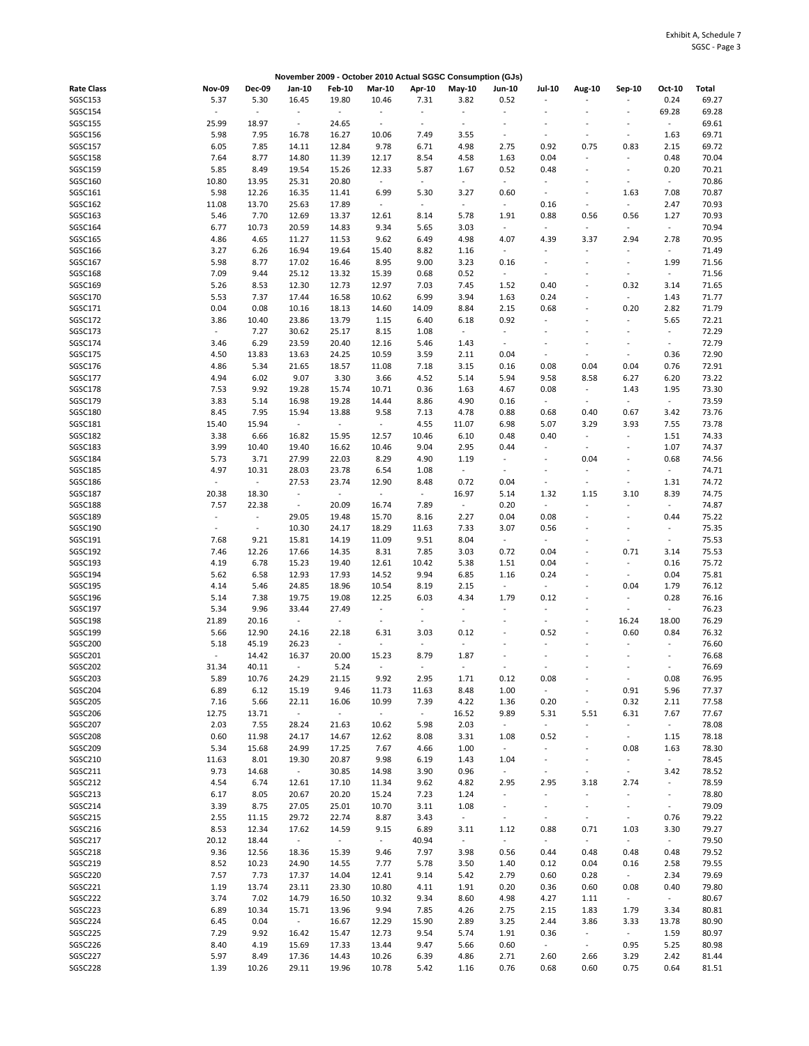Exhibit A, Schedule 7
SGSC - Page 3

**November 2009 - October 2010 Actual SGSC Consumption (GJs)**

| Rate Class | Nov-09 | Dec-09 | Jan-10 | Feb-10 | Mar-10 | Apr-10 | May-10 | Jun-10 | Jul-10 | Aug-10 | Sep-10 | Oct-10 | Total |
|---|---|---|---|---|---|---|---|---|---|---|---|---|---|
| SGSC153 | 5.37 | 5.30 | 16.45 | 19.80 | 10.46 | 7.31 | 3.82 | 0.52 | - | - | - | 0.24 | 69.27 |
| SGSC154 | - | - | - | - | - | - | - | - | - | - | - | 69.28 | 69.28 |
| SGSC155 | 25.99 | 18.97 | - | 24.65 | - | - | - | - | - | - | - | - | 69.61 |
| SGSC156 | 5.98 | 7.95 | 16.78 | 16.27 | 10.06 | 7.49 | 3.55 | - | - | - | - | 1.63 | 69.71 |
| SGSC157 | 6.05 | 7.85 | 14.11 | 12.84 | 9.78 | 6.71 | 4.98 | 2.75 | 0.92 | 0.75 | 0.83 | 2.15 | 69.72 |
| SGSC158 | 7.64 | 8.77 | 14.80 | 11.39 | 12.17 | 8.54 | 4.58 | 1.63 | 0.04 | - | - | 0.48 | 70.04 |
| SGSC159 | 5.85 | 8.49 | 19.54 | 15.26 | 12.33 | 5.87 | 1.67 | 0.52 | 0.48 | - | - | 0.20 | 70.21 |
| SGSC160 | 10.80 | 13.95 | 25.31 | 20.80 | - | - | - | - | - | - | - | - | 70.86 |
| SGSC161 | 5.98 | 12.26 | 16.35 | 11.41 | 6.99 | 5.30 | 3.27 | 0.60 | - | - | 1.63 | 7.08 | 70.87 |
| SGSC162 | 11.08 | 13.70 | 25.63 | 17.89 | - | - | - | - | 0.16 | - | - | 2.47 | 70.93 |
| SGSC163 | 5.46 | 7.70 | 12.69 | 13.37 | 12.61 | 8.14 | 5.78 | 1.91 | 0.88 | 0.56 | 0.56 | 1.27 | 70.93 |
| SGSC164 | 6.77 | 10.73 | 20.59 | 14.83 | 9.34 | 5.65 | 3.03 | - | - | - | - | - | 70.94 |
| SGSC165 | 4.86 | 4.65 | 11.27 | 11.53 | 9.62 | 6.49 | 4.98 | 4.07 | 4.39 | 3.37 | 2.94 | 2.78 | 70.95 |
| SGSC166 | 3.27 | 6.26 | 16.94 | 19.64 | 15.40 | 8.82 | 1.16 | - | - | - | - | - | 71.49 |
| SGSC167 | 5.98 | 8.77 | 17.02 | 16.46 | 8.95 | 9.00 | 3.23 | 0.16 | - | - | - | 1.99 | 71.56 |
| SGSC168 | 7.09 | 9.44 | 25.12 | 13.32 | 15.39 | 0.68 | 0.52 | - | - | - | - | - | 71.56 |
| SGSC169 | 5.26 | 8.53 | 12.30 | 12.73 | 12.97 | 7.03 | 7.45 | 1.52 | 0.40 | - | 0.32 | 3.14 | 71.65 |
| SGSC170 | 5.53 | 7.37 | 17.44 | 16.58 | 10.62 | 6.99 | 3.94 | 1.63 | 0.24 | - | - | 1.43 | 71.77 |
| SGSC171 | 0.04 | 0.08 | 10.16 | 18.13 | 14.60 | 14.09 | 8.84 | 2.15 | 0.68 | - | 0.20 | 2.82 | 71.79 |
| SGSC172 | 3.86 | 10.40 | 23.86 | 13.79 | 1.15 | 6.40 | 6.18 | 0.92 | - | - | - | 5.65 | 72.21 |
| SGSC173 | - | 7.27 | 30.62 | 25.17 | 8.15 | 1.08 | - | - | - | - | - | - | 72.29 |
| SGSC174 | 3.46 | 6.29 | 23.59 | 20.40 | 12.16 | 5.46 | 1.43 | - | - | - | - | - | 72.79 |
| SGSC175 | 4.50 | 13.83 | 13.63 | 24.25 | 10.59 | 3.59 | 2.11 | 0.04 | - | - | - | 0.36 | 72.90 |
| SGSC176 | 4.86 | 5.34 | 21.65 | 18.57 | 11.08 | 7.18 | 3.15 | 0.16 | 0.08 | 0.04 | 0.04 | 0.76 | 72.91 |
| SGSC177 | 4.94 | 6.02 | 9.07 | 3.30 | 3.66 | 4.52 | 5.14 | 5.94 | 9.58 | 8.58 | 6.27 | 6.20 | 73.22 |
| SGSC178 | 7.53 | 9.92 | 19.28 | 15.74 | 10.71 | 0.36 | 1.63 | 4.67 | 0.08 | - | 1.43 | 1.95 | 73.30 |
| SGSC179 | 3.83 | 5.14 | 16.98 | 19.28 | 14.44 | 8.86 | 4.90 | 0.16 | - | - | - | - | 73.59 |
| SGSC180 | 8.45 | 7.95 | 15.94 | 13.88 | 9.58 | 7.13 | 4.78 | 0.88 | 0.68 | 0.40 | 0.67 | 3.42 | 73.76 |
| SGSC181 | 15.40 | 15.94 | - | - | - | 4.55 | 11.07 | 6.98 | 5.07 | 3.29 | 3.93 | 7.55 | 73.78 |
| SGSC182 | 3.38 | 6.66 | 16.82 | 15.95 | 12.57 | 10.46 | 6.10 | 0.48 | 0.40 | - | - | 1.51 | 74.33 |
| SGSC183 | 3.99 | 10.40 | 19.40 | 16.62 | 10.46 | 9.04 | 2.95 | 0.44 | - | - | - | 1.07 | 74.37 |
| SGSC184 | 5.73 | 3.71 | 27.99 | 22.03 | 8.29 | 4.90 | 1.19 | - | - | 0.04 | - | 0.68 | 74.56 |
| SGSC185 | 4.97 | 10.31 | 28.03 | 23.78 | 6.54 | 1.08 | - | - | - | - | - | - | 74.71 |
| SGSC186 | - | - | 27.53 | 23.74 | 12.90 | 8.48 | 0.72 | 0.04 | - | - | - | 1.31 | 74.72 |
| SGSC187 | 20.38 | 18.30 | - | - | - | - | 16.97 | 5.14 | 1.32 | 1.15 | 3.10 | 8.39 | 74.75 |
| SGSC188 | 7.57 | 22.38 | - | 20.09 | 16.74 | 7.89 | - | 0.20 | - | - | - | - | 74.87 |
| SGSC189 | - | - | 29.05 | 19.48 | 15.70 | 8.16 | 2.27 | 0.04 | 0.08 | - | - | 0.44 | 75.22 |
| SGSC190 | - | - | 10.30 | 24.17 | 18.29 | 11.63 | 7.33 | 3.07 | 0.56 | - | - | - | 75.35 |
| SGSC191 | 7.68 | 9.21 | 15.81 | 14.19 | 11.09 | 9.51 | 8.04 | - | - | - | - | - | 75.53 |
| SGSC192 | 7.46 | 12.26 | 17.66 | 14.35 | 8.31 | 7.85 | 3.03 | 0.72 | 0.04 | - | 0.71 | 3.14 | 75.53 |
| SGSC193 | 4.19 | 6.78 | 15.23 | 19.40 | 12.61 | 10.42 | 5.38 | 1.51 | 0.04 | - | - | 0.16 | 75.72 |
| SGSC194 | 5.62 | 6.58 | 12.93 | 17.93 | 14.52 | 9.94 | 6.85 | 1.16 | 0.24 | - | - | 0.04 | 75.81 |
| SGSC195 | 4.14 | 5.46 | 24.85 | 18.96 | 10.54 | 8.19 | 2.15 | - | - | - | 0.04 | 1.79 | 76.12 |
| SGSC196 | 5.14 | 7.38 | 19.75 | 19.08 | 12.25 | 6.03 | 4.34 | 1.79 | 0.12 | - | - | 0.28 | 76.16 |
| SGSC197 | 5.34 | 9.96 | 33.44 | 27.49 | - | - | - | - | - | - | - | - | 76.23 |
| SGSC198 | 21.89 | 20.16 | - | - | - | - | - | - | - | - | 16.24 | 18.00 | 76.29 |
| SGSC199 | 5.66 | 12.90 | 24.16 | 22.18 | 6.31 | 3.03 | 0.12 | - | 0.52 | - | 0.60 | 0.84 | 76.32 |
| SGSC200 | 5.18 | 45.19 | 26.23 | - | - | - | - | - | - | - | - | - | 76.60 |
| SGSC201 | - | 14.42 | 16.37 | 20.00 | 15.23 | 8.79 | 1.87 | - | - | - | - | - | 76.68 |
| SGSC202 | 31.34 | 40.11 | - | 5.24 | - | - | - | - | - | - | - | - | 76.69 |
| SGSC203 | 5.89 | 10.76 | 24.29 | 21.15 | 9.92 | 2.95 | 1.71 | 0.12 | 0.08 | - | - | 0.08 | 76.95 |
| SGSC204 | 6.89 | 6.12 | 15.19 | 9.46 | 11.73 | 11.63 | 8.48 | 1.00 | - | - | 0.91 | 5.96 | 77.37 |
| SGSC205 | 7.16 | 5.66 | 22.11 | 16.06 | 10.99 | 7.39 | 4.22 | 1.36 | 0.20 | - | 0.32 | 2.11 | 77.58 |
| SGSC206 | 12.75 | 13.71 | - | - | - | - | 16.52 | 9.89 | 5.31 | 5.51 | 6.31 | 7.67 | 77.67 |
| SGSC207 | 2.03 | 7.55 | 28.24 | 21.63 | 10.62 | 5.98 | 2.03 | - | - | - | - | - | 78.08 |
| SGSC208 | 0.60 | 11.98 | 24.17 | 14.67 | 12.62 | 8.08 | 3.31 | 1.08 | 0.52 | - | - | 1.15 | 78.18 |
| SGSC209 | 5.34 | 15.68 | 24.99 | 17.25 | 7.67 | 4.66 | 1.00 | - | - | - | 0.08 | 1.63 | 78.30 |
| SGSC210 | 11.63 | 8.01 | 19.30 | 20.87 | 9.98 | 6.19 | 1.43 | 1.04 | - | - | - | - | 78.45 |
| SGSC211 | 9.73 | 14.68 | - | 30.85 | 14.98 | 3.90 | 0.96 | - | - | - | - | 3.42 | 78.52 |
| SGSC212 | 4.54 | 6.74 | 12.61 | 17.10 | 11.34 | 9.62 | 4.82 | 2.95 | 2.95 | 3.18 | 2.74 | - | 78.59 |
| SGSC213 | 6.17 | 8.05 | 20.67 | 20.20 | 15.24 | 7.23 | 1.24 | - | - | - | - | - | 78.80 |
| SGSC214 | 3.39 | 8.75 | 27.05 | 25.01 | 10.70 | 3.11 | 1.08 | - | - | - | - | - | 79.09 |
| SGSC215 | 2.55 | 11.15 | 29.72 | 22.74 | 8.87 | 3.43 | - | - | - | - | - | 0.76 | 79.22 |
| SGSC216 | 8.53 | 12.34 | 17.62 | 14.59 | 9.15 | 6.89 | 3.11 | 1.12 | 0.88 | 0.71 | 1.03 | 3.30 | 79.27 |
| SGSC217 | 20.12 | 18.44 | - | - | - | 40.94 | - | - | - | - | - | - | 79.50 |
| SGSC218 | 9.36 | 12.56 | 18.36 | 15.39 | 9.46 | 7.97 | 3.98 | 0.56 | 0.44 | 0.48 | 0.48 | 0.48 | 79.52 |
| SGSC219 | 8.52 | 10.23 | 24.90 | 14.55 | 7.77 | 5.78 | 3.50 | 1.40 | 0.12 | 0.04 | 0.16 | 2.58 | 79.55 |
| SGSC220 | 7.57 | 7.73 | 17.37 | 14.04 | 12.41 | 9.14 | 5.42 | 2.79 | 0.60 | 0.28 | - | 2.34 | 79.69 |
| SGSC221 | 1.19 | 13.74 | 23.11 | 23.30 | 10.80 | 4.11 | 1.91 | 0.20 | 0.36 | 0.60 | 0.08 | 0.40 | 79.80 |
| SGSC222 | 3.74 | 7.02 | 14.79 | 16.50 | 10.32 | 9.34 | 8.60 | 4.98 | 4.27 | 1.11 | - | - | 80.67 |
| SGSC223 | 6.89 | 10.34 | 15.71 | 13.96 | 9.94 | 7.85 | 4.26 | 2.75 | 2.15 | 1.83 | 1.79 | 3.34 | 80.81 |
| SGSC224 | 6.45 | 0.04 | - | 16.67 | 12.29 | 15.90 | 2.89 | 3.25 | 2.44 | 3.86 | 3.33 | 13.78 | 80.90 |
| SGSC225 | 7.29 | 9.92 | 16.42 | 15.47 | 12.73 | 9.54 | 5.74 | 1.91 | 0.36 | - | - | 1.59 | 80.97 |
| SGSC226 | 8.40 | 4.19 | 15.69 | 17.33 | 13.44 | 9.47 | 5.66 | 0.60 | - | - | 0.95 | 5.25 | 80.98 |
| SGSC227 | 5.97 | 8.49 | 17.36 | 14.43 | 10.26 | 6.39 | 4.86 | 2.71 | 2.60 | 2.66 | 3.29 | 2.42 | 81.44 |
| SGSC228 | 1.39 | 10.26 | 29.11 | 19.96 | 10.78 | 5.42 | 1.16 | 0.76 | 0.68 | 0.60 | 0.75 | 0.64 | 81.51 |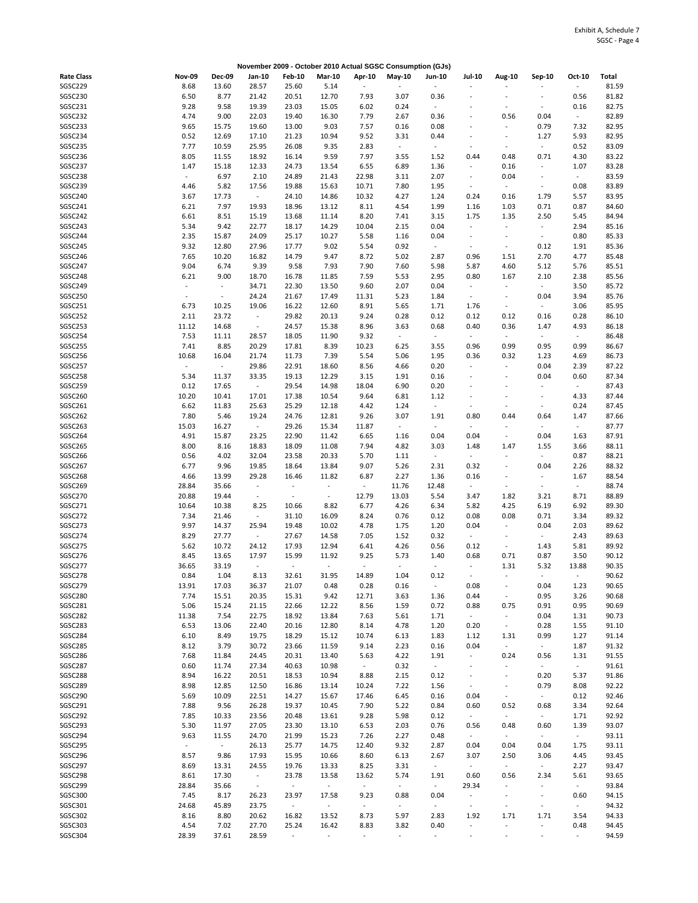Exhibit A, Schedule 7
SGSC - Page 4

**November 2009 - October 2010 Actual SGSC Consumption (GJs)**

| Rate Class | Nov-09 | Dec-09 | Jan-10 | Feb-10 | Mar-10 | Apr-10 | May-10 | Jun-10 | Jul-10 | Aug-10 | Sep-10 | Oct-10 | Total |
|---|---|---|---|---|---|---|---|---|---|---|---|---|---|
| SGSC229 | 8.68 | 13.60 | 28.57 | 25.60 | 5.14 | - | - | - | - | - | - | - | 81.59 |
| SGSC230 | 6.50 | 8.77 | 21.42 | 20.51 | 12.70 | 7.93 | 3.07 | 0.36 | - | - | - | 0.56 | 81.82 |
| SGSC231 | 9.28 | 9.58 | 19.39 | 23.03 | 15.05 | 6.02 | 0.24 | - | - | - | - | 0.16 | 82.75 |
| SGSC232 | 4.74 | 9.00 | 22.03 | 19.40 | 16.30 | 7.79 | 2.67 | 0.36 | - | 0.56 | 0.04 | - | 82.89 |
| SGSC233 | 9.65 | 15.75 | 19.60 | 13.00 | 9.03 | 7.57 | 0.16 | 0.08 | - | - | 0.79 | 7.32 | 82.95 |
| SGSC234 | 0.52 | 12.69 | 17.10 | 21.23 | 10.94 | 9.52 | 3.31 | 0.44 | - | - | 1.27 | 5.93 | 82.95 |
| SGSC235 | 7.77 | 10.59 | 25.95 | 26.08 | 9.35 | 2.83 | - | - | - | - | - | 0.52 | 83.09 |
| SGSC236 | 8.05 | 11.55 | 18.92 | 16.14 | 9.59 | 7.97 | 3.55 | 1.52 | 0.44 | 0.48 | 0.71 | 4.30 | 83.22 |
| SGSC237 | 1.47 | 15.18 | 12.33 | 24.73 | 13.54 | 6.55 | 6.89 | 1.36 | - | 0.16 | - | 1.07 | 83.28 |
| SGSC238 | - | 6.97 | 2.10 | 24.89 | 21.43 | 22.98 | 3.11 | 2.07 | - | 0.04 | - | - | 83.59 |
| SGSC239 | 4.46 | 5.82 | 17.56 | 19.88 | 15.63 | 10.71 | 7.80 | 1.95 | - | - | - | 0.08 | 83.89 |
| SGSC240 | 3.67 | 17.73 | - | 24.10 | 14.86 | 10.32 | 4.27 | 1.24 | 0.24 | 0.16 | 1.79 | 5.57 | 83.95 |
| SGSC241 | 6.21 | 7.97 | 19.93 | 18.96 | 13.12 | 8.11 | 4.54 | 1.99 | 1.16 | 1.03 | 0.71 | 0.87 | 84.60 |
| SGSC242 | 6.61 | 8.51 | 15.19 | 13.68 | 11.14 | 8.20 | 7.41 | 3.15 | 1.75 | 1.35 | 2.50 | 5.45 | 84.94 |
| SGSC243 | 5.34 | 9.42 | 22.77 | 18.17 | 14.29 | 10.04 | 2.15 | 0.04 | - | - | - | 2.94 | 85.16 |
| SGSC244 | 2.35 | 15.87 | 24.09 | 25.17 | 10.27 | 5.58 | 1.16 | 0.04 | - | - | - | 0.80 | 85.33 |
| SGSC245 | 9.32 | 12.80 | 27.96 | 17.77 | 9.02 | 5.54 | 0.92 | - | - | - | 0.12 | 1.91 | 85.36 |
| SGSC246 | 7.65 | 10.20 | 16.82 | 14.79 | 9.47 | 8.72 | 5.02 | 2.87 | 0.96 | 1.51 | 2.70 | 4.77 | 85.48 |
| SGSC247 | 9.04 | 6.74 | 9.39 | 9.58 | 7.93 | 7.90 | 7.60 | 5.98 | 5.87 | 4.60 | 5.12 | 5.76 | 85.51 |
| SGSC248 | 6.21 | 9.00 | 18.70 | 16.78 | 11.85 | 7.59 | 5.53 | 2.95 | 0.80 | 1.67 | 2.10 | 2.38 | 85.56 |
| SGSC249 | - | - | 34.71 | 22.30 | 13.50 | 9.60 | 2.07 | 0.04 | - | - | - | 3.50 | 85.72 |
| SGSC250 | - | - | 24.24 | 21.67 | 17.49 | 11.31 | 5.23 | 1.84 | - | - | 0.04 | 3.94 | 85.76 |
| SGSC251 | 6.73 | 10.25 | 19.06 | 16.22 | 12.60 | 8.91 | 5.65 | 1.71 | 1.76 | - | - | 3.06 | 85.95 |
| SGSC252 | 2.11 | 23.72 | - | 29.82 | 20.13 | 9.24 | 0.28 | 0.12 | 0.12 | 0.12 | 0.16 | 0.28 | 86.10 |
| SGSC253 | 11.12 | 14.68 | - | 24.57 | 15.38 | 8.96 | 3.63 | 0.68 | 0.40 | 0.36 | 1.47 | 4.93 | 86.18 |
| SGSC254 | 7.53 | 11.11 | 28.57 | 18.05 | 11.90 | 9.32 | - | - | - | - | - | - | 86.48 |
| SGSC255 | 7.41 | 8.85 | 20.29 | 17.81 | 8.39 | 10.23 | 6.25 | 3.55 | 0.96 | 0.99 | 0.95 | 0.99 | 86.67 |
| SGSC256 | 10.68 | 16.04 | 21.74 | 11.73 | 7.39 | 5.54 | 5.06 | 1.95 | 0.36 | 0.32 | 1.23 | 4.69 | 86.73 |
| SGSC257 | - | - | 29.86 | 22.91 | 18.60 | 8.56 | 4.66 | 0.20 | - | - | 0.04 | 2.39 | 87.22 |
| SGSC258 | 5.34 | 11.37 | 33.35 | 19.13 | 12.29 | 3.15 | 1.91 | 0.16 | - | - | 0.04 | 0.60 | 87.34 |
| SGSC259 | 0.12 | 17.65 | - | 29.54 | 14.98 | 18.04 | 6.90 | 0.20 | - | - | - | - | 87.43 |
| SGSC260 | 10.20 | 10.41 | 17.01 | 17.38 | 10.54 | 9.64 | 6.81 | 1.12 | - | - | - | 4.33 | 87.44 |
| SGSC261 | 6.62 | 11.83 | 25.63 | 25.29 | 12.18 | 4.42 | 1.24 | - | - | - | - | 0.24 | 87.45 |
| SGSC262 | 7.80 | 5.46 | 19.24 | 24.76 | 12.81 | 9.26 | 3.07 | 1.91 | 0.80 | 0.44 | 0.64 | 1.47 | 87.66 |
| SGSC263 | 15.03 | 16.27 | - | 29.26 | 15.34 | 11.87 | - | - | - | - | - | - | 87.77 |
| SGSC264 | 4.91 | 15.87 | 23.25 | 22.90 | 11.42 | 6.65 | 1.16 | 0.04 | 0.04 | - | 0.04 | 1.63 | 87.91 |
| SGSC265 | 8.00 | 8.16 | 18.83 | 18.09 | 11.08 | 7.94 | 4.82 | 3.03 | 1.48 | 1.47 | 1.55 | 3.66 | 88.11 |
| SGSC266 | 0.56 | 4.02 | 32.04 | 23.58 | 20.33 | 5.70 | 1.11 | - | - | - | - | 0.87 | 88.21 |
| SGSC267 | 6.77 | 9.96 | 19.85 | 18.64 | 13.84 | 9.07 | 5.26 | 2.31 | 0.32 | - | 0.04 | 2.26 | 88.32 |
| SGSC268 | 4.66 | 13.99 | 29.28 | 16.46 | 11.82 | 6.87 | 2.27 | 1.36 | 0.16 | - | - | 1.67 | 88.54 |
| SGSC269 | 28.84 | 35.66 | - | - | - | - | 11.76 | 12.48 | - | - | - | - | 88.74 |
| SGSC270 | 20.88 | 19.44 | - | - | - | 12.79 | 13.03 | 5.54 | 3.47 | 1.82 | 3.21 | 8.71 | 88.89 |
| SGSC271 | 10.64 | 10.38 | 8.25 | 10.66 | 8.82 | 6.77 | 4.26 | 6.34 | 5.82 | 4.25 | 6.19 | 6.92 | 89.30 |
| SGSC272 | 7.34 | 21.46 | - | 31.10 | 16.09 | 8.24 | 0.76 | 0.12 | 0.08 | 0.08 | 0.71 | 3.34 | 89.32 |
| SGSC273 | 9.97 | 14.37 | 25.94 | 19.48 | 10.02 | 4.78 | 1.75 | 1.20 | 0.04 | - | 0.04 | 2.03 | 89.62 |
| SGSC274 | 8.29 | 27.77 | - | 27.67 | 14.58 | 7.05 | 1.52 | 0.32 | - | - | - | 2.43 | 89.63 |
| SGSC275 | 5.62 | 10.72 | 24.12 | 17.93 | 12.94 | 6.41 | 4.26 | 0.56 | 0.12 | - | 1.43 | 5.81 | 89.92 |
| SGSC276 | 8.45 | 13.65 | 17.97 | 15.99 | 11.92 | 9.25 | 5.73 | 1.40 | 0.68 | 0.71 | 0.87 | 3.50 | 90.12 |
| SGSC277 | 36.65 | 33.19 | - | - | - | - | - | - | - | 1.31 | 5.32 | 13.88 | 90.35 |
| SGSC278 | 0.84 | 1.04 | 8.13 | 32.61 | 31.95 | 14.89 | 1.04 | 0.12 | - | - | - | - | 90.62 |
| SGSC279 | 13.91 | 17.03 | 36.37 | 21.07 | 0.48 | 0.28 | 0.16 | - | 0.08 | - | 0.04 | 1.23 | 90.65 |
| SGSC280 | 7.74 | 15.51 | 20.35 | 15.31 | 9.42 | 12.71 | 3.63 | 1.36 | 0.44 | - | 0.95 | 3.26 | 90.68 |
| SGSC281 | 5.06 | 15.24 | 21.15 | 22.66 | 12.22 | 8.56 | 1.59 | 0.72 | 0.88 | 0.75 | 0.91 | 0.95 | 90.69 |
| SGSC282 | 11.38 | 7.54 | 22.75 | 18.92 | 13.84 | 7.63 | 5.61 | 1.71 | - | - | 0.04 | 1.31 | 90.73 |
| SGSC283 | 6.53 | 13.06 | 22.40 | 20.16 | 12.80 | 8.14 | 4.78 | 1.20 | 0.20 | - | 0.28 | 1.55 | 91.10 |
| SGSC284 | 6.10 | 8.49 | 19.75 | 18.29 | 15.12 | 10.74 | 6.13 | 1.83 | 1.12 | 1.31 | 0.99 | 1.27 | 91.14 |
| SGSC285 | 8.12 | 3.79 | 30.72 | 23.66 | 11.59 | 9.14 | 2.23 | 0.16 | 0.04 | - | - | 1.87 | 91.32 |
| SGSC286 | 7.68 | 11.84 | 24.45 | 20.31 | 13.40 | 5.63 | 4.22 | 1.91 | - | 0.24 | 0.56 | 1.31 | 91.55 |
| SGSC287 | 0.60 | 11.74 | 27.34 | 40.63 | 10.98 | - | 0.32 | - | - | - | - | - | 91.61 |
| SGSC288 | 8.94 | 16.22 | 20.51 | 18.53 | 10.94 | 8.88 | 2.15 | 0.12 | - | - | 0.20 | 5.37 | 91.86 |
| SGSC289 | 8.98 | 12.85 | 12.50 | 16.86 | 13.14 | 10.24 | 7.22 | 1.56 | - | - | 0.79 | 8.08 | 92.22 |
| SGSC290 | 5.69 | 10.09 | 22.51 | 14.27 | 15.67 | 17.46 | 6.45 | 0.16 | 0.04 | - | - | 0.12 | 92.46 |
| SGSC291 | 7.88 | 9.56 | 26.28 | 19.37 | 10.45 | 7.90 | 5.22 | 0.84 | 0.60 | 0.52 | 0.68 | 3.34 | 92.64 |
| SGSC292 | 7.85 | 10.33 | 23.56 | 20.48 | 13.61 | 9.28 | 5.98 | 0.12 | - | - | - | 1.71 | 92.92 |
| SGSC293 | 5.30 | 11.97 | 27.05 | 23.30 | 13.10 | 6.53 | 2.03 | 0.76 | 0.56 | 0.48 | 0.60 | 1.39 | 93.07 |
| SGSC294 | 9.63 | 11.55 | 24.70 | 21.99 | 15.23 | 7.26 | 2.27 | 0.48 | - | - | - | - | 93.11 |
| SGSC295 | - | - | 26.13 | 25.77 | 14.75 | 12.40 | 9.32 | 2.87 | 0.04 | 0.04 | 0.04 | 1.75 | 93.11 |
| SGSC296 | 8.57 | 9.86 | 17.93 | 15.95 | 10.66 | 8.60 | 6.13 | 2.67 | 3.07 | 2.50 | 3.06 | 4.45 | 93.45 |
| SGSC297 | 8.69 | 13.31 | 24.55 | 19.76 | 13.33 | 8.25 | 3.31 | - | - | - | - | 2.27 | 93.47 |
| SGSC298 | 8.61 | 17.30 | - | 23.78 | 13.58 | 13.62 | 5.74 | 1.91 | 0.60 | 0.56 | 2.34 | 5.61 | 93.65 |
| SGSC299 | 28.84 | 35.66 | - | - | - | - | - | - | 29.34 | - | - | - | 93.84 |
| SGSC300 | 7.45 | 8.17 | 26.23 | 23.97 | 17.58 | 9.23 | 0.88 | 0.04 | - | - | - | 0.60 | 94.15 |
| SGSC301 | 24.68 | 45.89 | 23.75 | - | - | - | - | - | - | - | - | - | 94.32 |
| SGSC302 | 8.16 | 8.80 | 20.62 | 16.82 | 13.52 | 8.73 | 5.97 | 2.83 | 1.92 | 1.71 | 1.71 | 3.54 | 94.33 |
| SGSC303 | 4.54 | 7.02 | 27.70 | 25.24 | 16.42 | 8.83 | 3.82 | 0.40 | - | - | - | 0.48 | 94.45 |
| SGSC304 | 28.39 | 37.61 | 28.59 | - | - | - | - | - | - | - | - | - | 94.59 |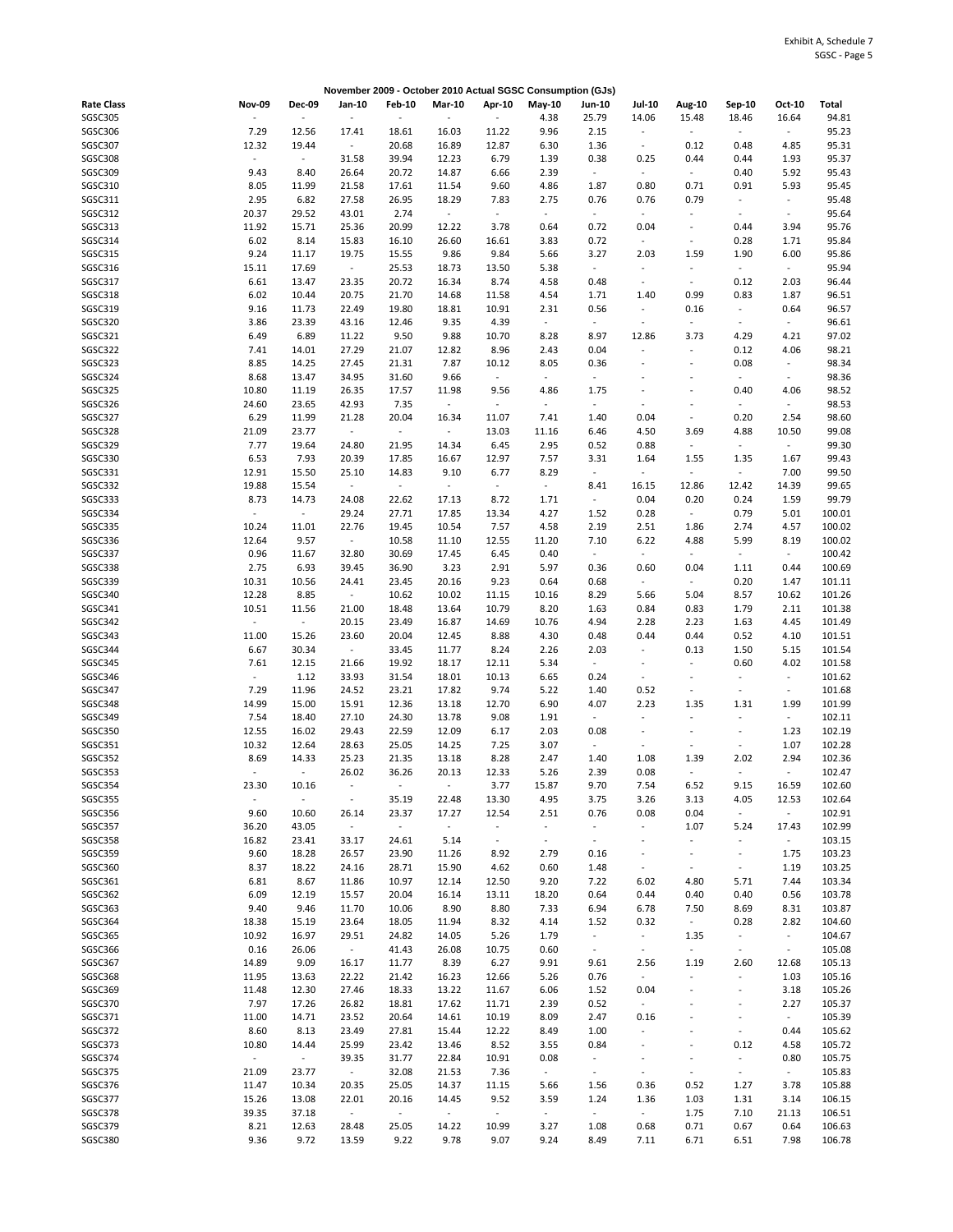Exhibit A, Schedule 7
SGSC - Page 5

## November 2009 - October 2010 Actual SGSC Consumption (GJs)

| Rate Class | Nov-09 | Dec-09 | Jan-10 | Feb-10 | Mar-10 | Apr-10 | May-10 | Jun-10 | Jul-10 | Aug-10 | Sep-10 | Oct-10 | Total |
|---|---|---|---|---|---|---|---|---|---|---|---|---|---|
| SGSC305 | - | - | - | - | - | - | 4.38 | 25.79 | 14.06 | 15.48 | 18.46 | 16.64 | 94.81 |
| SGSC306 | 7.29 | 12.56 | 17.41 | 18.61 | 16.03 | 11.22 | 9.96 | 2.15 | - | - | - | - | 95.23 |
| SGSC307 | 12.32 | 19.44 | - | 20.68 | 16.89 | 12.87 | 6.30 | 1.36 | - | 0.12 | 0.48 | 4.85 | 95.31 |
| SGSC308 | - | - | 31.58 | 39.94 | 12.23 | 6.79 | 1.39 | 0.38 | 0.25 | 0.44 | 0.44 | 1.93 | 95.37 |
| SGSC309 | 9.43 | 8.40 | 26.64 | 20.72 | 14.87 | 6.66 | 2.39 | - | - | - | 0.40 | 5.92 | 95.43 |
| SGSC310 | 8.05 | 11.99 | 21.58 | 17.61 | 11.54 | 9.60 | 4.86 | 1.87 | 0.80 | 0.71 | 0.91 | 5.93 | 95.45 |
| SGSC311 | 2.95 | 6.82 | 27.58 | 26.95 | 18.29 | 7.83 | 2.75 | 0.76 | 0.76 | 0.79 | - | - | 95.48 |
| SGSC312 | 20.37 | 29.52 | 43.01 | 2.74 | - | - | - | - | - | - | - | - | 95.64 |
| SGSC313 | 11.92 | 15.71 | 25.36 | 20.99 | 12.22 | 3.78 | 0.64 | 0.72 | 0.04 | - | 0.44 | 3.94 | 95.76 |
| SGSC314 | 6.02 | 8.14 | 15.83 | 16.10 | 26.60 | 16.61 | 3.83 | 0.72 | - | - | 0.28 | 1.71 | 95.84 |
| SGSC315 | 9.24 | 11.17 | 19.75 | 15.55 | 9.86 | 9.84 | 5.66 | 3.27 | 2.03 | 1.59 | 1.90 | 6.00 | 95.86 |
| SGSC316 | 15.11 | 17.69 | - | 25.53 | 18.73 | 13.50 | 5.38 | - | - | - | - | - | 95.94 |
| SGSC317 | 6.61 | 13.47 | 23.35 | 20.72 | 16.34 | 8.74 | 4.58 | 0.48 | - | - | 0.12 | 2.03 | 96.44 |
| SGSC318 | 6.02 | 10.44 | 20.75 | 21.70 | 14.68 | 11.58 | 4.54 | 1.71 | 1.40 | 0.99 | 0.83 | 1.87 | 96.51 |
| SGSC319 | 9.16 | 11.73 | 22.49 | 19.80 | 18.81 | 10.91 | 2.31 | 0.56 | - | 0.16 | - | 0.64 | 96.57 |
| SGSC320 | 3.86 | 23.39 | 43.16 | 12.46 | 9.35 | 4.39 | - | - | - | - | - | - | 96.61 |
| SGSC321 | 6.49 | 6.89 | 11.22 | 9.50 | 9.88 | 10.70 | 8.28 | 8.97 | 12.86 | 3.73 | 4.29 | 4.21 | 97.02 |
| SGSC322 | 7.41 | 14.01 | 27.29 | 21.07 | 12.82 | 8.96 | 2.43 | 0.04 | - | - | 0.12 | 4.06 | 98.21 |
| SGSC323 | 8.85 | 14.25 | 27.45 | 21.31 | 7.87 | 10.12 | 8.05 | 0.36 | - | - | 0.08 | - | 98.34 |
| SGSC324 | 8.68 | 13.47 | 34.95 | 31.60 | 9.66 | - | - | - | - | - | - | - | 98.36 |
| SGSC325 | 10.80 | 11.19 | 26.35 | 17.57 | 11.98 | 9.56 | 4.86 | 1.75 | - | - | 0.40 | 4.06 | 98.52 |
| SGSC326 | 24.60 | 23.65 | 42.93 | 7.35 | - | - | - | - | - | - | - | - | 98.53 |
| SGSC327 | 6.29 | 11.99 | 21.28 | 20.04 | 16.34 | 11.07 | 7.41 | 1.40 | 0.04 | - | 0.20 | 2.54 | 98.60 |
| SGSC328 | 21.09 | 23.77 | - | - | - | 13.03 | 11.16 | 6.46 | 4.50 | 3.69 | 4.88 | 10.50 | 99.08 |
| SGSC329 | 7.77 | 19.64 | 24.80 | 21.95 | 14.34 | 6.45 | 2.95 | 0.52 | 0.88 | - | - | - | 99.30 |
| SGSC330 | 6.53 | 7.93 | 20.39 | 17.85 | 16.67 | 12.97 | 7.57 | 3.31 | 1.64 | 1.55 | 1.35 | 1.67 | 99.43 |
| SGSC331 | 12.91 | 15.50 | 25.10 | 14.83 | 9.10 | 6.77 | 8.29 | - | - | - | - | 7.00 | 99.50 |
| SGSC332 | 19.88 | 15.54 | - | - | - | - | - | 8.41 | 16.15 | 12.86 | 12.42 | 14.39 | 99.65 |
| SGSC333 | 8.73 | 14.73 | 24.08 | 22.62 | 17.13 | 8.72 | 1.71 | - | 0.04 | 0.20 | 0.24 | 1.59 | 99.79 |
| SGSC334 | - | - | 29.24 | 27.71 | 17.85 | 13.34 | 4.27 | 1.52 | 0.28 | - | 0.79 | 5.01 | 100.01 |
| SGSC335 | 10.24 | 11.01 | 22.76 | 19.45 | 10.54 | 7.57 | 4.58 | 2.19 | 2.51 | 1.86 | 2.74 | 4.57 | 100.02 |
| SGSC336 | 12.64 | 9.57 | - | 10.58 | 11.10 | 12.55 | 11.20 | 7.10 | 6.22 | 4.88 | 5.99 | 8.19 | 100.02 |
| SGSC337 | 0.96 | 11.67 | 32.80 | 30.69 | 17.45 | 6.45 | 0.40 | - | - | - | - | - | 100.42 |
| SGSC338 | 2.75 | 6.93 | 39.45 | 36.90 | 3.23 | 2.91 | 5.97 | 0.36 | 0.60 | 0.04 | 1.11 | 0.44 | 100.69 |
| SGSC339 | 10.31 | 10.56 | 24.41 | 23.45 | 20.16 | 9.23 | 0.64 | 0.68 | - | - | 0.20 | 1.47 | 101.11 |
| SGSC340 | 12.28 | 8.85 | - | 10.62 | 10.02 | 11.15 | 10.16 | 8.29 | 5.66 | 5.04 | 8.57 | 10.62 | 101.26 |
| SGSC341 | 10.51 | 11.56 | 21.00 | 18.48 | 13.64 | 10.79 | 8.20 | 1.63 | 0.84 | 0.83 | 1.79 | 2.11 | 101.38 |
| SGSC342 | - | - | 20.15 | 23.49 | 16.87 | 14.69 | 10.76 | 4.94 | 2.28 | 2.23 | 1.63 | 4.45 | 101.49 |
| SGSC343 | 11.00 | 15.26 | 23.60 | 20.04 | 12.45 | 8.88 | 4.30 | 0.48 | 0.44 | 0.44 | 0.52 | 4.10 | 101.51 |
| SGSC344 | 6.67 | 30.34 | - | 33.45 | 11.77 | 8.24 | 2.26 | 2.03 | - | 0.13 | 1.50 | 5.15 | 101.54 |
| SGSC345 | 7.61 | 12.15 | 21.66 | 19.92 | 18.17 | 12.11 | 5.34 | - | - | - | 0.60 | 4.02 | 101.58 |
| SGSC346 | - | 1.12 | 33.93 | 31.54 | 18.01 | 10.13 | 6.65 | 0.24 | - | - | - | - | 101.62 |
| SGSC347 | 7.29 | 11.96 | 24.52 | 23.21 | 17.82 | 9.74 | 5.22 | 1.40 | 0.52 | - | - | - | 101.68 |
| SGSC348 | 14.99 | 15.00 | 15.91 | 12.36 | 13.18 | 12.70 | 6.90 | 4.07 | 2.23 | 1.35 | 1.31 | 1.99 | 101.99 |
| SGSC349 | 7.54 | 18.40 | 27.10 | 24.30 | 13.78 | 9.08 | 1.91 | - | - | - | - | - | 102.11 |
| SGSC350 | 12.55 | 16.02 | 29.43 | 22.59 | 12.09 | 6.17 | 2.03 | 0.08 | - | - | - | 1.23 | 102.19 |
| SGSC351 | 10.32 | 12.64 | 28.63 | 25.05 | 14.25 | 7.25 | 3.07 | - | - | - | - | 1.07 | 102.28 |
| SGSC352 | 8.69 | 14.33 | 25.23 | 21.35 | 13.18 | 8.28 | 2.47 | 1.40 | 1.08 | 1.39 | 2.02 | 2.94 | 102.36 |
| SGSC353 | - | - | 26.02 | 36.26 | 20.13 | 12.33 | 5.26 | 2.39 | 0.08 | - | - | - | 102.47 |
| SGSC354 | 23.30 | 10.16 | - | - | - | 3.77 | 15.87 | 9.70 | 7.54 | 6.52 | 9.15 | 16.59 | 102.60 |
| SGSC355 | - | - | - | 35.19 | 22.48 | 13.30 | 4.95 | 3.75 | 3.26 | 3.13 | 4.05 | 12.53 | 102.64 |
| SGSC356 | 9.60 | 10.60 | 26.14 | 23.37 | 17.27 | 12.54 | 2.51 | 0.76 | 0.08 | 0.04 | - | - | 102.91 |
| SGSC357 | 36.20 | 43.05 | - | - | - | - | - | - | - | 1.07 | 5.24 | 17.43 | 102.99 |
| SGSC358 | 16.82 | 23.41 | 33.17 | 24.61 | 5.14 | - | - | - | - | - | - | - | 103.15 |
| SGSC359 | 9.60 | 18.28 | 26.57 | 23.90 | 11.26 | 8.92 | 2.79 | 0.16 | - | - | - | 1.75 | 103.23 |
| SGSC360 | 8.37 | 18.22 | 24.16 | 28.71 | 15.90 | 4.62 | 0.60 | 1.48 | - | - | - | 1.19 | 103.25 |
| SGSC361 | 6.81 | 8.67 | 11.86 | 10.97 | 12.14 | 12.50 | 9.20 | 7.22 | 6.02 | 4.80 | 5.71 | 7.44 | 103.34 |
| SGSC362 | 6.09 | 12.19 | 15.57 | 20.04 | 16.14 | 13.11 | 18.20 | 0.64 | 0.44 | 0.40 | 0.40 | 0.56 | 103.78 |
| SGSC363 | 9.40 | 9.46 | 11.70 | 10.06 | 8.90 | 8.80 | 7.33 | 6.94 | 6.78 | 7.50 | 8.69 | 8.31 | 103.87 |
| SGSC364 | 18.38 | 15.19 | 23.64 | 18.05 | 11.94 | 8.32 | 4.14 | 1.52 | 0.32 | - | 0.28 | 2.82 | 104.60 |
| SGSC365 | 10.92 | 16.97 | 29.51 | 24.82 | 14.05 | 5.26 | 1.79 | - | - | 1.35 | - | - | 104.67 |
| SGSC366 | 0.16 | 26.06 | - | 41.43 | 26.08 | 10.75 | 0.60 | - | - | - | - | - | 105.08 |
| SGSC367 | 14.89 | 9.09 | 16.17 | 11.77 | 8.39 | 6.27 | 9.91 | 9.61 | 2.56 | 1.19 | 2.60 | 12.68 | 105.13 |
| SGSC368 | 11.95 | 13.63 | 22.22 | 21.42 | 16.23 | 12.66 | 5.26 | 0.76 | - | - | - | 1.03 | 105.16 |
| SGSC369 | 11.48 | 12.30 | 27.46 | 18.33 | 13.22 | 11.67 | 6.06 | 1.52 | 0.04 | - | - | 3.18 | 105.26 |
| SGSC370 | 7.97 | 17.26 | 26.82 | 18.81 | 17.62 | 11.71 | 2.39 | 0.52 | - | - | - | 2.27 | 105.37 |
| SGSC371 | 11.00 | 14.71 | 23.52 | 20.64 | 14.61 | 10.19 | 8.09 | 2.47 | 0.16 | - | - | - | 105.39 |
| SGSC372 | 8.60 | 8.13 | 23.49 | 27.81 | 15.44 | 12.22 | 8.49 | 1.00 | - | - | - | 0.44 | 105.62 |
| SGSC373 | 10.80 | 14.44 | 25.99 | 23.42 | 13.46 | 8.52 | 3.55 | 0.84 | - | - | 0.12 | 4.58 | 105.72 |
| SGSC374 | - | - | 39.35 | 31.77 | 22.84 | 10.91 | 0.08 | - | - | - | - | 0.80 | 105.75 |
| SGSC375 | 21.09 | 23.77 | - | 32.08 | 21.53 | 7.36 | - | - | - | - | - | - | 105.83 |
| SGSC376 | 11.47 | 10.34 | 20.35 | 25.05 | 14.37 | 11.15 | 5.66 | 1.56 | 0.36 | 0.52 | 1.27 | 3.78 | 105.88 |
| SGSC377 | 15.26 | 13.08 | 22.01 | 20.16 | 14.45 | 9.52 | 3.59 | 1.24 | 1.36 | 1.03 | 1.31 | 3.14 | 106.15 |
| SGSC378 | 39.35 | 37.18 | - | - | - | - | - | - | - | 1.75 | 7.10 | 21.13 | 106.51 |
| SGSC379 | 8.21 | 12.63 | 28.48 | 25.05 | 14.22 | 10.99 | 3.27 | 1.08 | 0.68 | 0.71 | 0.67 | 0.64 | 106.63 |
| SGSC380 | 9.36 | 9.72 | 13.59 | 9.22 | 9.78 | 9.07 | 9.24 | 8.49 | 7.11 | 6.71 | 6.51 | 7.98 | 106.78 |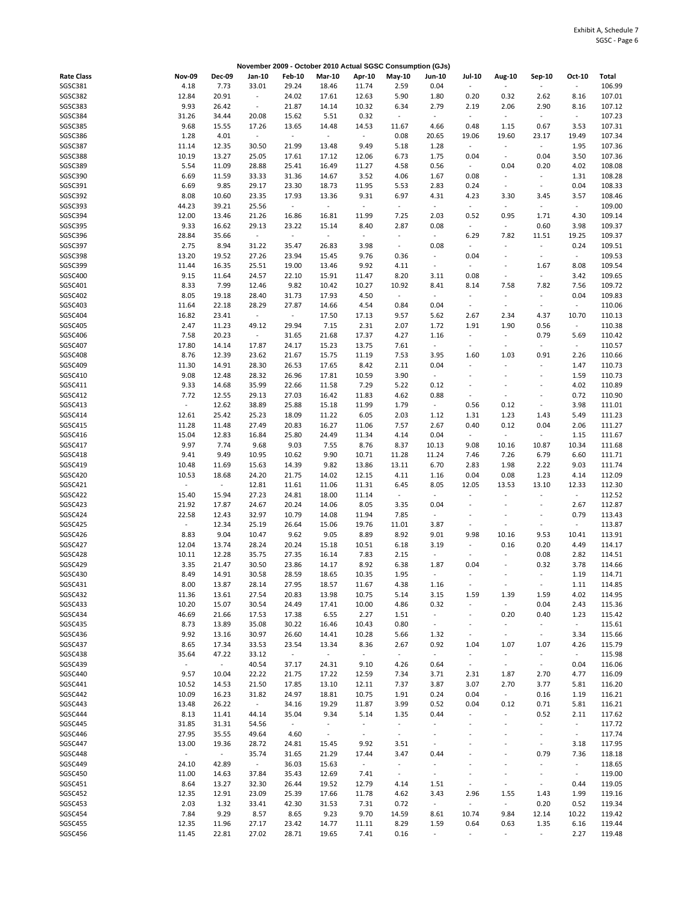Exhibit A, Schedule 7
SGSC - Page 6

### November 2009 - October 2010 Actual SGSC Consumption (GJs)

| Rate Class | Nov-09 | Dec-09 | Jan-10 | Feb-10 | Mar-10 | Apr-10 | May-10 | Jun-10 | Jul-10 | Aug-10 | Sep-10 | Oct-10 | Total |
|---|---|---|---|---|---|---|---|---|---|---|---|---|---|
| SGSC381 | 4.18 | 7.73 | 33.01 | 29.24 | 18.46 | 11.74 | 2.59 | 0.04 | - | - | - | - | 106.99 |
| SGSC382 | 12.84 | 20.91 | - | 24.02 | 17.61 | 12.63 | 5.90 | 1.80 | 0.20 | 0.32 | 2.62 | 8.16 | 107.01 |
| SGSC383 | 9.93 | 26.42 | - | 21.87 | 14.14 | 10.32 | 6.34 | 2.79 | 2.19 | 2.06 | 2.90 | 8.16 | 107.12 |
| SGSC384 | 31.26 | 34.44 | 20.08 | 15.62 | 5.51 | 0.32 | - | - | - | - | - | - | 107.23 |
| SGSC385 | 9.68 | 15.55 | 17.26 | 13.65 | 14.48 | 14.53 | 11.67 | 4.66 | 0.48 | 1.15 | 0.67 | 3.53 | 107.31 |
| SGSC386 | 1.28 | 4.01 | - | - | - | - | 0.08 | 20.65 | 19.06 | 19.60 | 23.17 | 19.49 | 107.34 |
| SGSC387 | 11.14 | 12.35 | 30.50 | 21.99 | 13.48 | 9.49 | 5.18 | 1.28 | - | - | - | 1.95 | 107.36 |
| SGSC388 | 10.19 | 13.27 | 25.05 | 17.61 | 17.12 | 12.06 | 6.73 | 1.75 | 0.04 | - | 0.04 | 3.50 | 107.36 |
| SGSC389 | 5.54 | 11.09 | 28.88 | 25.41 | 16.49 | 11.27 | 4.58 | 0.56 | - | 0.04 | 0.20 | 4.02 | 108.08 |
| SGSC390 | 6.69 | 11.59 | 33.33 | 31.36 | 14.67 | 3.52 | 4.06 | 1.67 | 0.08 | - | - | 1.31 | 108.28 |
| SGSC391 | 6.69 | 9.85 | 29.17 | 23.30 | 18.73 | 11.95 | 5.53 | 2.83 | 0.24 | - | - | 0.04 | 108.33 |
| SGSC392 | 8.08 | 10.60 | 23.35 | 17.93 | 13.36 | 9.31 | 6.97 | 4.31 | 4.23 | 3.30 | 3.45 | 3.57 | 108.46 |
| SGSC393 | 44.23 | 39.21 | 25.56 | - | - | - | - | - | - | - | - | - | 109.00 |
| SGSC394 | 12.00 | 13.46 | 21.26 | 16.86 | 16.81 | 11.99 | 7.25 | 2.03 | 0.52 | 0.95 | 1.71 | 4.30 | 109.14 |
| SGSC395 | 9.33 | 16.62 | 29.13 | 23.22 | 15.14 | 8.40 | 2.87 | 0.08 | - | - | 0.60 | 3.98 | 109.37 |
| SGSC396 | 28.84 | 35.66 | - | - | - | - | - | - | 6.29 | 7.82 | 11.51 | 19.25 | 109.37 |
| SGSC397 | 2.75 | 8.94 | 31.22 | 35.47 | 26.83 | 3.98 | - | 0.08 | - | - | - | 0.24 | 109.51 |
| SGSC398 | 13.20 | 19.52 | 27.26 | 23.94 | 15.45 | 9.76 | 0.36 | - | 0.04 | - | - | - | 109.53 |
| SGSC399 | 11.44 | 16.35 | 25.51 | 19.00 | 13.46 | 9.92 | 4.11 | - | - | - | 1.67 | 8.08 | 109.54 |
| SGSC400 | 9.15 | 11.64 | 24.57 | 22.10 | 15.91 | 11.47 | 8.20 | 3.11 | 0.08 | - | - | 3.42 | 109.65 |
| SGSC401 | 8.33 | 7.99 | 12.46 | 9.82 | 10.42 | 10.27 | 10.92 | 8.41 | 8.14 | 7.58 | 7.82 | 7.56 | 109.72 |
| SGSC402 | 8.05 | 19.18 | 28.40 | 31.73 | 17.93 | 4.50 | - | - | - | - | - | 0.04 | 109.83 |
| SGSC403 | 11.64 | 22.18 | 28.29 | 27.87 | 14.66 | 4.54 | 0.84 | 0.04 | - | - | - | - | 110.06 |
| SGSC404 | 16.82 | 23.41 | - | - | 17.50 | 17.13 | 9.57 | 5.62 | 2.67 | 2.34 | 4.37 | 10.70 | 110.13 |
| SGSC405 | 2.47 | 11.23 | 49.12 | 29.94 | 7.15 | 2.31 | 2.07 | 1.72 | 1.91 | 1.90 | 0.56 | - | 110.38 |
| SGSC406 | 7.58 | 20.23 | - | 31.65 | 21.68 | 17.37 | 4.27 | 1.16 | - | - | 0.79 | 5.69 | 110.42 |
| SGSC407 | 17.80 | 14.14 | 17.87 | 24.17 | 15.23 | 13.75 | 7.61 | - | - | - | - | - | 110.57 |
| SGSC408 | 8.76 | 12.39 | 23.62 | 21.67 | 15.75 | 11.19 | 7.53 | 3.95 | 1.60 | 1.03 | 0.91 | 2.26 | 110.66 |
| SGSC409 | 11.30 | 14.91 | 28.30 | 26.53 | 17.65 | 8.42 | 2.11 | 0.04 | - | - | - | 1.47 | 110.73 |
| SGSC410 | 9.08 | 12.48 | 28.32 | 26.96 | 17.81 | 10.59 | 3.90 | - | - | - | - | 1.59 | 110.73 |
| SGSC411 | 9.33 | 14.68 | 35.99 | 22.66 | 11.58 | 7.29 | 5.22 | 0.12 | - | - | - | 4.02 | 110.89 |
| SGSC412 | 7.72 | 12.55 | 29.13 | 27.03 | 16.42 | 11.83 | 4.62 | 0.88 | - | - | - | 0.72 | 110.90 |
| SGSC413 | - | 12.62 | 38.89 | 25.88 | 15.18 | 11.99 | 1.79 | - | 0.56 | 0.12 | - | 3.98 | 111.01 |
| SGSC414 | 12.61 | 25.42 | 25.23 | 18.09 | 11.22 | 6.05 | 2.03 | 1.12 | 1.31 | 1.23 | 1.43 | 5.49 | 111.23 |
| SGSC415 | 11.28 | 11.48 | 27.49 | 20.83 | 16.27 | 11.06 | 7.57 | 2.67 | 0.40 | 0.12 | 0.04 | 2.06 | 111.27 |
| SGSC416 | 15.04 | 12.83 | 16.84 | 25.80 | 24.49 | 11.34 | 4.14 | 0.04 | - | - | - | 1.15 | 111.67 |
| SGSC417 | 9.97 | 7.74 | 9.68 | 9.03 | 7.55 | 8.76 | 8.37 | 10.13 | 9.08 | 10.16 | 10.87 | 10.34 | 111.68 |
| SGSC418 | 9.41 | 9.49 | 10.95 | 10.62 | 9.90 | 10.71 | 11.28 | 11.24 | 7.46 | 7.26 | 6.79 | 6.60 | 111.71 |
| SGSC419 | 10.48 | 11.69 | 15.63 | 14.39 | 9.82 | 13.86 | 13.11 | 6.70 | 2.83 | 1.98 | 2.22 | 9.03 | 111.74 |
| SGSC420 | 10.53 | 18.68 | 24.20 | 21.75 | 14.02 | 12.15 | 4.11 | 1.16 | 0.04 | 0.08 | 1.23 | 4.14 | 112.09 |
| SGSC421 | - | - | 12.81 | 11.61 | 11.06 | 11.31 | 6.45 | 8.05 | 12.05 | 13.53 | 13.10 | 12.33 | 112.30 |
| SGSC422 | 15.40 | 15.94 | 27.23 | 24.81 | 18.00 | 11.14 | - | - | - | - | - | - | 112.52 |
| SGSC423 | 21.92 | 17.87 | 24.67 | 20.24 | 14.06 | 8.05 | 3.35 | 0.04 | - | - | - | 2.67 | 112.87 |
| SGSC424 | 22.58 | 12.43 | 32.97 | 10.79 | 14.08 | 11.94 | 7.85 | - | - | - | - | 0.79 | 113.43 |
| SGSC425 | - | 12.34 | 25.19 | 26.64 | 15.06 | 19.76 | 11.01 | 3.87 | - | - | - | - | 113.87 |
| SGSC426 | 8.83 | 9.04 | 10.47 | 9.62 | 9.05 | 8.89 | 8.92 | 9.01 | 9.98 | 10.16 | 9.53 | 10.41 | 113.91 |
| SGSC427 | 12.04 | 13.74 | 28.24 | 20.24 | 15.18 | 10.51 | 6.18 | 3.19 | - | 0.16 | 0.20 | 4.49 | 114.17 |
| SGSC428 | 10.11 | 12.28 | 35.75 | 27.35 | 16.14 | 7.83 | 2.15 | - | - | - | 0.08 | 2.82 | 114.51 |
| SGSC429 | 3.35 | 21.47 | 30.50 | 23.86 | 14.17 | 8.92 | 6.38 | 1.87 | 0.04 | - | 0.32 | 3.78 | 114.66 |
| SGSC430 | 8.49 | 14.91 | 30.58 | 28.59 | 18.65 | 10.35 | 1.95 | - | - | - | - | 1.19 | 114.71 |
| SGSC431 | 8.00 | 13.87 | 28.14 | 27.95 | 18.57 | 11.67 | 4.38 | 1.16 | - | - | - | 1.11 | 114.85 |
| SGSC432 | 11.36 | 13.61 | 27.54 | 20.83 | 13.98 | 10.75 | 5.14 | 3.15 | 1.59 | 1.39 | 1.59 | 4.02 | 114.95 |
| SGSC433 | 10.20 | 15.07 | 30.54 | 24.49 | 17.41 | 10.00 | 4.86 | 0.32 | - | - | 0.04 | 2.43 | 115.36 |
| SGSC434 | 46.69 | 21.66 | 17.53 | 17.38 | 6.55 | 2.27 | 1.51 | - | - | 0.20 | 0.40 | 1.23 | 115.42 |
| SGSC435 | 8.73 | 13.89 | 35.08 | 30.22 | 16.46 | 10.43 | 0.80 | - | - | - | - | - | 115.61 |
| SGSC436 | 9.92 | 13.16 | 30.97 | 26.60 | 14.41 | 10.28 | 5.66 | 1.32 | - | - | - | 3.34 | 115.66 |
| SGSC437 | 8.65 | 17.34 | 33.53 | 23.54 | 13.34 | 8.36 | 2.67 | 0.92 | 1.04 | 1.07 | 1.07 | 4.26 | 115.79 |
| SGSC438 | 35.64 | 47.22 | 33.12 | - | - | - | - | - | - | - | - | - | 115.98 |
| SGSC439 | - | - | 40.54 | 37.17 | 24.31 | 9.10 | 4.26 | 0.64 | - | - | - | 0.04 | 116.06 |
| SGSC440 | 9.57 | 10.04 | 22.22 | 21.75 | 17.22 | 12.59 | 7.34 | 3.71 | 2.31 | 1.87 | 2.70 | 4.77 | 116.09 |
| SGSC441 | 10.52 | 14.53 | 21.50 | 17.85 | 13.10 | 12.11 | 7.37 | 3.87 | 3.07 | 2.70 | 3.77 | 5.81 | 116.20 |
| SGSC442 | 10.09 | 16.23 | 31.82 | 24.97 | 18.81 | 10.75 | 1.91 | 0.24 | 0.04 | - | 0.16 | 1.19 | 116.21 |
| SGSC443 | 13.48 | 26.22 | - | 34.16 | 19.29 | 11.87 | 3.99 | 0.52 | 0.04 | 0.12 | 0.71 | 5.81 | 116.21 |
| SGSC444 | 8.13 | 11.41 | 44.14 | 35.04 | 9.34 | 5.14 | 1.35 | 0.44 | - | - | 0.52 | 2.11 | 117.62 |
| SGSC445 | 31.85 | 31.31 | 54.56 | - | - | - | - | - | - | - | - | - | 117.72 |
| SGSC446 | 27.95 | 35.55 | 49.64 | 4.60 | - | - | - | - | - | - | - | - | 117.74 |
| SGSC447 | 13.00 | 19.36 | 28.72 | 24.81 | 15.45 | 9.92 | 3.51 | - | - | - | - | 3.18 | 117.95 |
| SGSC448 | - | - | 35.74 | 31.65 | 21.29 | 17.44 | 3.47 | 0.44 | - | - | 0.79 | 7.36 | 118.18 |
| SGSC449 | 24.10 | 42.89 | - | 36.03 | 15.63 | - | - | - | - | - | - | - | 118.65 |
| SGSC450 | 11.00 | 14.63 | 37.84 | 35.43 | 12.69 | 7.41 | - | - | - | - | - | - | 119.00 |
| SGSC451 | 8.64 | 13.27 | 32.30 | 26.44 | 19.52 | 12.79 | 4.14 | 1.51 | - | - | - | 0.44 | 119.05 |
| SGSC452 | 12.35 | 12.91 | 23.09 | 25.39 | 17.66 | 11.78 | 4.62 | 3.43 | 2.96 | 1.55 | 1.43 | 1.99 | 119.16 |
| SGSC453 | 2.03 | 1.32 | 33.41 | 42.30 | 31.53 | 7.31 | 0.72 | - | - | - | 0.20 | 0.52 | 119.34 |
| SGSC454 | 7.84 | 9.29 | 8.57 | 8.65 | 9.23 | 9.70 | 14.59 | 8.61 | 10.74 | 9.84 | 12.14 | 10.22 | 119.42 |
| SGSC455 | 12.35 | 11.96 | 27.17 | 23.42 | 14.77 | 11.11 | 8.29 | 1.59 | 0.64 | 0.63 | 1.35 | 6.16 | 119.44 |
| SGSC456 | 11.45 | 22.81 | 27.02 | 28.71 | 19.65 | 7.41 | 0.16 | - | - | - | - | 2.27 | 119.48 |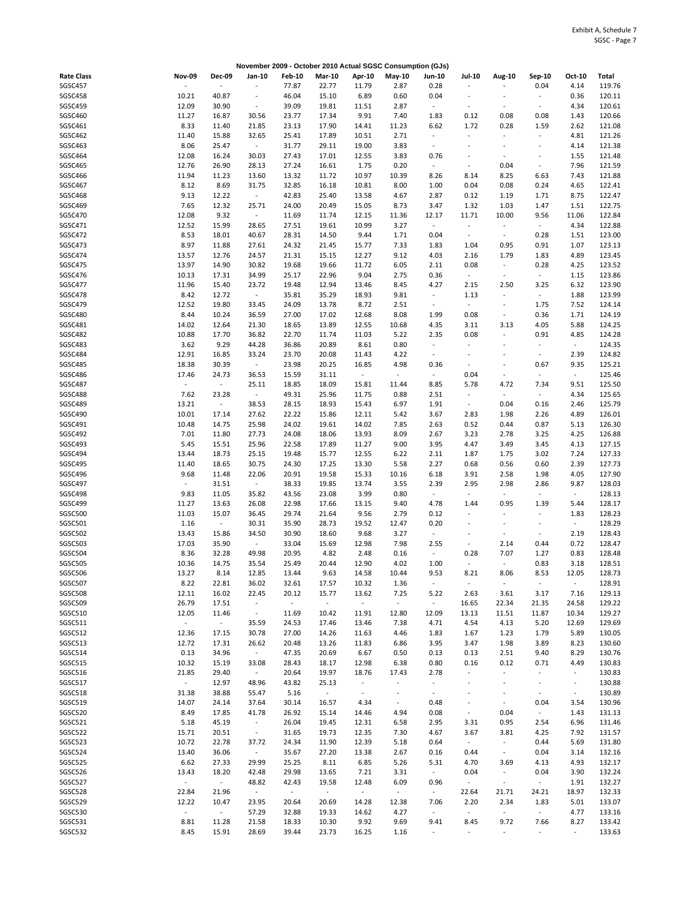Exhibit A, Schedule 7
SGSC - Page 7

**November 2009 - October 2010 Actual SGSC Consumption (GJs)**

| Rate Class | Nov-09 | Dec-09 | Jan-10 | Feb-10 | Mar-10 | Apr-10 | May-10 | Jun-10 | Jul-10 | Aug-10 | Sep-10 | Oct-10 | Total |
|---|---|---|---|---|---|---|---|---|---|---|---|---|---|
| SGSC457 | - | - | - | 77.87 | 22.77 | 11.79 | 2.87 | 0.28 | - | - | 0.04 | 4.14 | 119.76 |
| SGSC458 | 10.21 | 40.87 | - | 46.04 | 15.10 | 6.89 | 0.60 | 0.04 | - | - | - | 0.36 | 120.11 |
| SGSC459 | 12.09 | 30.90 | - | 39.09 | 19.81 | 11.51 | 2.87 | - | - | - | - | 4.34 | 120.61 |
| SGSC460 | 11.27 | 16.87 | 30.56 | 23.77 | 17.34 | 9.91 | 7.40 | 1.83 | 0.12 | 0.08 | 0.08 | 1.43 | 120.66 |
| SGSC461 | 8.33 | 11.40 | 21.85 | 23.13 | 17.90 | 14.41 | 11.23 | 6.62 | 1.72 | 0.28 | 1.59 | 2.62 | 121.08 |
| SGSC462 | 11.40 | 15.88 | 32.65 | 25.41 | 17.89 | 10.51 | 2.71 | - | - | - | - | 4.81 | 121.26 |
| SGSC463 | 8.06 | 25.47 | - | 31.77 | 29.11 | 19.00 | 3.83 | - | - | - | - | 4.14 | 121.38 |
| SGSC464 | 12.08 | 16.24 | 30.03 | 27.43 | 17.01 | 12.55 | 3.83 | 0.76 | - | - | - | 1.55 | 121.48 |
| SGSC465 | 12.76 | 26.90 | 28.13 | 27.24 | 16.61 | 1.75 | 0.20 | - | - | 0.04 | - | 7.96 | 121.59 |
| SGSC466 | 11.94 | 11.23 | 13.60 | 13.32 | 11.72 | 10.97 | 10.39 | 8.26 | 8.14 | 8.25 | 6.63 | 7.43 | 121.88 |
| SGSC467 | 8.12 | 8.69 | 31.75 | 32.85 | 16.18 | 10.81 | 8.00 | 1.00 | 0.04 | 0.08 | 0.24 | 4.65 | 122.41 |
| SGSC468 | 9.13 | 12.22 | - | 42.83 | 25.40 | 13.58 | 4.67 | 2.87 | 0.12 | 1.19 | 1.71 | 8.75 | 122.47 |
| SGSC469 | 7.65 | 12.32 | 25.71 | 24.00 | 20.49 | 15.05 | 8.73 | 3.47 | 1.32 | 1.03 | 1.47 | 1.51 | 122.75 |
| SGSC470 | 12.08 | 9.32 | - | 11.69 | 11.74 | 12.15 | 11.36 | 12.17 | 11.71 | 10.00 | 9.56 | 11.06 | 122.84 |
| SGSC471 | 12.52 | 15.99 | 28.65 | 27.51 | 19.61 | 10.99 | 3.27 | - | - | - | - | 4.34 | 122.88 |
| SGSC472 | 8.53 | 18.01 | 40.67 | 28.31 | 14.50 | 9.44 | 1.71 | 0.04 | - | - | 0.28 | 1.51 | 123.00 |
| SGSC473 | 8.97 | 11.88 | 27.61 | 24.32 | 21.45 | 15.77 | 7.33 | 1.83 | 1.04 | 0.95 | 0.91 | 1.07 | 123.13 |
| SGSC474 | 13.57 | 12.76 | 24.57 | 21.31 | 15.15 | 12.27 | 9.12 | 4.03 | 2.16 | 1.79 | 1.83 | 4.89 | 123.45 |
| SGSC475 | 13.97 | 14.90 | 30.82 | 19.68 | 19.66 | 11.72 | 6.05 | 2.11 | 0.08 | - | 0.28 | 4.25 | 123.52 |
| SGSC476 | 10.13 | 17.31 | 34.99 | 25.17 | 22.96 | 9.04 | 2.75 | 0.36 | - | - | - | 1.15 | 123.86 |
| SGSC477 | 11.96 | 15.40 | 23.72 | 19.48 | 12.94 | 13.46 | 8.45 | 4.27 | 2.15 | 2.50 | 3.25 | 6.32 | 123.90 |
| SGSC478 | 8.42 | 12.72 | - | 35.81 | 35.29 | 18.93 | 9.81 | - | 1.13 | - | - | 1.88 | 123.99 |
| SGSC479 | 12.52 | 19.80 | 33.45 | 24.09 | 13.78 | 8.72 | 2.51 | - | - | - | 1.75 | 7.52 | 124.14 |
| SGSC480 | 8.44 | 10.24 | 36.59 | 27.00 | 17.02 | 12.68 | 8.08 | 1.99 | 0.08 | - | 0.36 | 1.71 | 124.19 |
| SGSC481 | 14.02 | 12.64 | 21.30 | 18.65 | 13.89 | 12.55 | 10.68 | 4.35 | 3.11 | 3.13 | 4.05 | 5.88 | 124.25 |
| SGSC482 | 10.88 | 17.70 | 36.82 | 22.70 | 11.74 | 11.03 | 5.22 | 2.35 | 0.08 | - | 0.91 | 4.85 | 124.28 |
| SGSC483 | 3.62 | 9.29 | 44.28 | 36.86 | 20.89 | 8.61 | 0.80 | - | - | - | - | - | 124.35 |
| SGSC484 | 12.91 | 16.85 | 33.24 | 23.70 | 20.08 | 11.43 | 4.22 | - | - | - | - | 2.39 | 124.82 |
| SGSC485 | 18.38 | 30.39 | - | 23.98 | 20.25 | 16.85 | 4.98 | 0.36 | - | - | 0.67 | 9.35 | 125.21 |
| SGSC486 | 17.46 | 24.73 | 36.53 | 15.59 | 31.11 | - | - | - | 0.04 | - | - | - | 125.46 |
| SGSC487 | - | - | 25.11 | 18.85 | 18.09 | 15.81 | 11.44 | 8.85 | 5.78 | 4.72 | 7.34 | 9.51 | 125.50 |
| SGSC488 | 7.62 | 23.28 | - | 49.31 | 25.96 | 11.75 | 0.88 | 2.51 | - | - | - | 4.34 | 125.65 |
| SGSC489 | 13.21 | - | 38.53 | 28.15 | 18.93 | 15.43 | 6.97 | 1.91 | - | 0.04 | 0.16 | 2.46 | 125.79 |
| SGSC490 | 10.01 | 17.14 | 27.62 | 22.22 | 15.86 | 12.11 | 5.42 | 3.67 | 2.83 | 1.98 | 2.26 | 4.89 | 126.01 |
| SGSC491 | 10.48 | 14.75 | 25.98 | 24.02 | 19.61 | 14.02 | 7.85 | 2.63 | 0.52 | 0.44 | 0.87 | 5.13 | 126.30 |
| SGSC492 | 7.01 | 11.80 | 27.73 | 24.08 | 18.06 | 13.93 | 8.09 | 2.67 | 3.23 | 2.78 | 3.25 | 4.25 | 126.88 |
| SGSC493 | 5.45 | 15.51 | 25.96 | 22.58 | 17.89 | 11.27 | 9.00 | 3.95 | 4.47 | 3.49 | 3.45 | 4.13 | 127.15 |
| SGSC494 | 13.44 | 18.73 | 25.15 | 19.48 | 15.77 | 12.55 | 6.22 | 2.11 | 1.87 | 1.75 | 3.02 | 7.24 | 127.33 |
| SGSC495 | 11.40 | 18.65 | 30.75 | 24.30 | 17.25 | 13.30 | 5.58 | 2.27 | 0.68 | 0.56 | 0.60 | 2.39 | 127.73 |
| SGSC496 | 9.68 | 11.48 | 22.06 | 20.91 | 19.58 | 15.33 | 10.16 | 6.18 | 3.91 | 2.58 | 1.98 | 4.05 | 127.90 |
| SGSC497 | - | 31.51 | - | 38.33 | 19.85 | 13.74 | 3.55 | 2.39 | 2.95 | 2.98 | 2.86 | 9.87 | 128.03 |
| SGSC498 | 9.83 | 11.05 | 35.82 | 43.56 | 23.08 | 3.99 | 0.80 | - | - | - | - | - | 128.13 |
| SGSC499 | 11.27 | 13.63 | 26.08 | 22.98 | 17.66 | 13.15 | 9.40 | 4.78 | 1.44 | 0.95 | 1.39 | 5.44 | 128.17 |
| SGSC500 | 11.03 | 15.07 | 36.45 | 29.74 | 21.64 | 9.56 | 2.79 | 0.12 | - | - | - | 1.83 | 128.23 |
| SGSC501 | 1.16 | - | 30.31 | 35.90 | 28.73 | 19.52 | 12.47 | 0.20 | - | - | - | - | 128.29 |
| SGSC502 | 13.43 | 15.86 | 34.50 | 30.90 | 18.60 | 9.68 | 3.27 | - | - | - | - | 2.19 | 128.43 |
| SGSC503 | 17.03 | 35.90 | - | 33.04 | 15.69 | 12.98 | 7.98 | 2.55 | - | 2.14 | 0.44 | 0.72 | 128.47 |
| SGSC504 | 8.36 | 32.28 | 49.98 | 20.95 | 4.82 | 2.48 | 0.16 | - | 0.28 | 7.07 | 1.27 | 0.83 | 128.48 |
| SGSC505 | 10.36 | 14.75 | 35.54 | 25.49 | 20.44 | 12.90 | 4.02 | 1.00 | - | - | 0.83 | 3.18 | 128.51 |
| SGSC506 | 13.27 | 8.14 | 12.85 | 13.44 | 9.63 | 14.58 | 10.44 | 9.53 | 8.21 | 8.06 | 8.53 | 12.05 | 128.73 |
| SGSC507 | 8.22 | 22.81 | 36.02 | 32.61 | 17.57 | 10.32 | 1.36 | - | - | - | - | - | 128.91 |
| SGSC508 | 12.11 | 16.02 | 22.45 | 20.12 | 15.77 | 13.62 | 7.25 | 5.22 | 2.63 | 3.61 | 3.17 | 7.16 | 129.13 |
| SGSC509 | 26.79 | 17.51 | - | - | - | - | - | - | 16.65 | 22.34 | 21.35 | 24.58 | 129.22 |
| SGSC510 | 12.05 | 11.46 | - | 11.69 | 10.42 | 11.91 | 12.80 | 12.09 | 13.13 | 11.51 | 11.87 | 10.34 | 129.27 |
| SGSC511 | - | - | 35.59 | 24.53 | 17.46 | 13.46 | 7.38 | 4.71 | 4.54 | 4.13 | 5.20 | 12.69 | 129.69 |
| SGSC512 | 12.36 | 17.15 | 30.78 | 27.00 | 14.26 | 11.63 | 4.46 | 1.83 | 1.67 | 1.23 | 1.79 | 5.89 | 130.05 |
| SGSC513 | 12.72 | 17.31 | 26.62 | 20.48 | 13.26 | 11.83 | 6.86 | 3.95 | 3.47 | 1.98 | 3.89 | 8.23 | 130.60 |
| SGSC514 | 0.13 | 34.96 | - | 47.35 | 20.69 | 6.67 | 0.50 | 0.13 | 0.13 | 2.51 | 9.40 | 8.29 | 130.76 |
| SGSC515 | 10.32 | 15.19 | 33.08 | 28.43 | 18.17 | 12.98 | 6.38 | 0.80 | 0.16 | 0.12 | 0.71 | 4.49 | 130.83 |
| SGSC516 | 21.85 | 29.40 | - | 20.64 | 19.97 | 18.76 | 17.43 | 2.78 | - | - | - | - | 130.83 |
| SGSC517 | - | 12.97 | 48.96 | 43.82 | 25.13 | - | - | - | - | - | - | - | 130.88 |
| SGSC518 | 31.38 | 38.88 | 55.47 | 5.16 | - | - | - | - | - | - | - | - | 130.89 |
| SGSC519 | 14.07 | 24.14 | 37.64 | 30.14 | 16.57 | 4.34 | - | 0.48 | - | - | 0.04 | 3.54 | 130.96 |
| SGSC520 | 8.49 | 17.85 | 41.78 | 26.92 | 15.14 | 14.46 | 4.94 | 0.08 | - | 0.04 | - | 1.43 | 131.13 |
| SGSC521 | 5.18 | 45.19 | - | 26.04 | 19.45 | 12.31 | 6.58 | 2.95 | 3.31 | 0.95 | 2.54 | 6.96 | 131.46 |
| SGSC522 | 15.71 | 20.51 | - | 31.65 | 19.73 | 12.35 | 7.30 | 4.67 | 3.67 | 3.81 | 4.25 | 7.92 | 131.57 |
| SGSC523 | 10.72 | 22.78 | 37.72 | 24.34 | 11.90 | 12.39 | 5.18 | 0.64 | - | - | 0.44 | 5.69 | 131.80 |
| SGSC524 | 13.40 | 36.06 | - | 35.67 | 27.20 | 13.38 | 2.67 | 0.16 | 0.44 | - | 0.04 | 3.14 | 132.16 |
| SGSC525 | 6.62 | 27.33 | 29.99 | 25.25 | 8.11 | 6.85 | 5.26 | 5.31 | 4.70 | 3.69 | 4.13 | 4.93 | 132.17 |
| SGSC526 | 13.43 | 18.20 | 42.48 | 29.98 | 13.65 | 7.21 | 3.31 | - | 0.04 | - | 0.04 | 3.90 | 132.24 |
| SGSC527 | - | - | 48.82 | 42.43 | 19.58 | 12.48 | 6.09 | 0.96 | - | - | - | 1.91 | 132.27 |
| SGSC528 | 22.84 | 21.96 | - | - | - | - | - | - | 22.64 | 21.71 | 24.21 | 18.97 | 132.33 |
| SGSC529 | 12.22 | 10.47 | 23.95 | 20.64 | 20.69 | 14.28 | 12.38 | 7.06 | 2.20 | 2.34 | 1.83 | 5.01 | 133.07 |
| SGSC530 | - | - | 57.29 | 32.88 | 19.33 | 14.62 | 4.27 | - | - | - | - | 4.77 | 133.16 |
| SGSC531 | 8.81 | 11.28 | 21.58 | 18.33 | 10.30 | 9.92 | 9.69 | 9.41 | 8.45 | 9.72 | 7.66 | 8.27 | 133.42 |
| SGSC532 | 8.45 | 15.91 | 28.69 | 39.44 | 23.73 | 16.25 | 1.16 | - | - | - | - | - | 133.63 |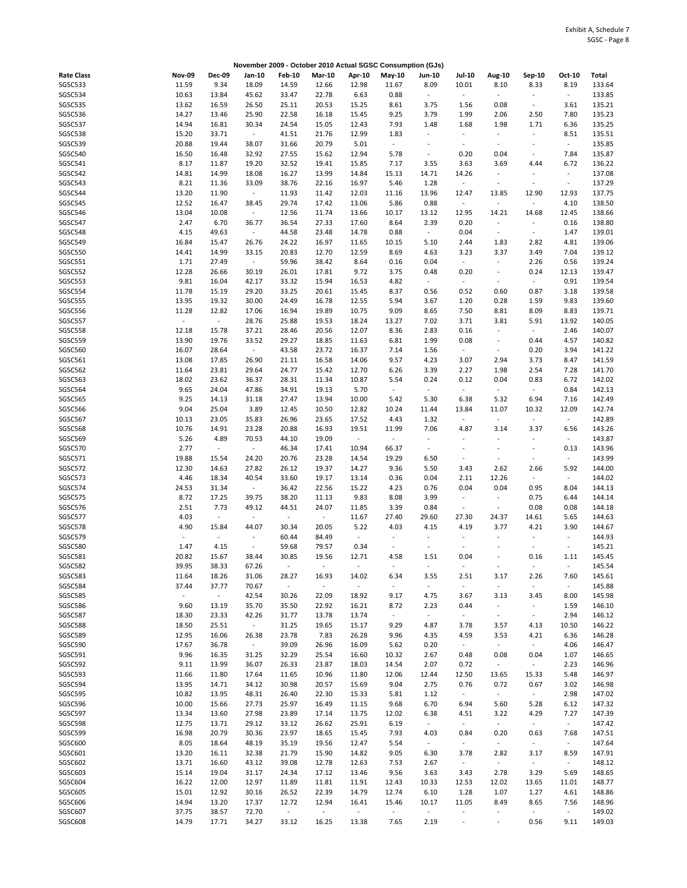Exhibit A, Schedule 7
SGSC - Page 8

November 2009 - October 2010 Actual SGSC Consumption (GJs)

| Rate Class | Nov-09 | Dec-09 | Jan-10 | Feb-10 | Mar-10 | Apr-10 | May-10 | Jun-10 | Jul-10 | Aug-10 | Sep-10 | Oct-10 | Total |
|---|---|---|---|---|---|---|---|---|---|---|---|---|---|
| SGSC533 | 11.59 | 9.34 | 18.09 | 14.59 | 12.66 | 12.98 | 11.67 | 8.09 | 10.01 | 8.10 | 8.33 | 8.19 | 133.64 |
| SGSC534 | 10.63 | 13.84 | 45.62 | 33.47 | 22.78 | 6.63 | 0.88 | - | - | - | - | - | 133.85 |
| SGSC535 | 13.62 | 16.59 | 26.50 | 25.11 | 20.53 | 15.25 | 8.61 | 3.75 | 1.56 | 0.08 | - | 3.61 | 135.21 |
| SGSC536 | 14.27 | 13.46 | 25.90 | 22.58 | 16.18 | 15.45 | 9.25 | 3.79 | 1.99 | 2.06 | 2.50 | 7.80 | 135.23 |
| SGSC537 | 14.94 | 16.81 | 30.34 | 24.54 | 15.05 | 12.43 | 7.93 | 1.48 | 1.68 | 1.98 | 1.71 | 6.36 | 135.25 |
| SGSC538 | 15.20 | 33.71 | - | 41.51 | 21.76 | 12.99 | 1.83 | - | - | - | - | 8.51 | 135.51 |
| SGSC539 | 20.88 | 19.44 | 38.07 | 31.66 | 20.79 | 5.01 | - | - | - | - | - | - | 135.85 |
| SGSC540 | 16.50 | 16.48 | 32.92 | 27.55 | 15.62 | 12.94 | 5.78 | - | 0.20 | 0.04 | - | 7.84 | 135.87 |
| SGSC541 | 8.17 | 11.87 | 19.20 | 32.52 | 19.41 | 15.85 | 7.17 | 3.55 | 3.63 | 3.69 | 4.44 | 6.72 | 136.22 |
| SGSC542 | 14.81 | 14.99 | 18.08 | 16.27 | 13.99 | 14.84 | 15.13 | 14.71 | 14.26 | - | - | - | 137.08 |
| SGSC543 | 8.21 | 11.36 | 33.09 | 38.76 | 22.16 | 16.97 | 5.46 | 1.28 | - | - | - | - | 137.29 |
| SGSC544 | 13.20 | 11.90 | - | 11.93 | 11.42 | 12.03 | 11.16 | 13.96 | 12.47 | 13.85 | 12.90 | 12.93 | 137.75 |
| SGSC545 | 12.52 | 16.47 | 38.45 | 29.74 | 17.42 | 13.06 | 5.86 | 0.88 | - | - | - | 4.10 | 138.50 |
| SGSC546 | 13.04 | 10.08 | - | 12.56 | 11.74 | 13.66 | 10.17 | 13.12 | 12.95 | 14.21 | 14.68 | 12.45 | 138.66 |
| SGSC547 | 2.47 | 6.70 | 36.77 | 36.54 | 27.33 | 17.60 | 8.64 | 2.39 | 0.20 | - | - | 0.16 | 138.80 |
| SGSC548 | 4.15 | 49.63 | - | 44.58 | 23.48 | 14.78 | 0.88 | - | 0.04 | - | - | 1.47 | 139.01 |
| SGSC549 | 16.84 | 15.47 | 26.76 | 24.22 | 16.97 | 11.65 | 10.15 | 5.10 | 2.44 | 1.83 | 2.82 | 4.81 | 139.06 |
| SGSC550 | 14.41 | 14.99 | 33.15 | 20.83 | 12.70 | 12.59 | 8.69 | 4.63 | 3.23 | 3.37 | 3.49 | 7.04 | 139.12 |
| SGSC551 | 1.71 | 27.49 | - | 59.96 | 38.42 | 8.64 | 0.16 | 0.04 | - | - | 2.26 | 0.56 | 139.24 |
| SGSC552 | 12.28 | 26.66 | 30.19 | 26.01 | 17.81 | 9.72 | 3.75 | 0.48 | 0.20 | - | 0.24 | 12.13 | 139.47 |
| SGSC553 | 9.81 | 16.04 | 42.17 | 33.32 | 15.94 | 16.53 | 4.82 | - | - | - | - | 0.91 | 139.54 |
| SGSC554 | 11.78 | 15.19 | 29.20 | 33.25 | 20.61 | 15.45 | 8.37 | 0.56 | 0.52 | 0.60 | 0.87 | 3.18 | 139.58 |
| SGSC555 | 13.95 | 19.32 | 30.00 | 24.49 | 16.78 | 12.55 | 5.94 | 3.67 | 1.20 | 0.28 | 1.59 | 9.83 | 139.60 |
| SGSC556 | 11.28 | 12.82 | 17.06 | 16.94 | 19.89 | 10.75 | 9.09 | 8.65 | 7.50 | 8.81 | 8.09 | 8.83 | 139.71 |
| SGSC557 | - | - | 28.76 | 25.88 | 19.53 | 18.24 | 13.27 | 7.02 | 3.71 | 3.81 | 5.91 | 13.92 | 140.05 |
| SGSC558 | 12.18 | 15.78 | 37.21 | 28.46 | 20.56 | 12.07 | 8.36 | 2.83 | 0.16 | - | - | 2.46 | 140.07 |
| SGSC559 | 13.90 | 19.76 | 33.52 | 29.27 | 18.85 | 11.63 | 6.81 | 1.99 | 0.08 | - | 0.44 | 4.57 | 140.82 |
| SGSC560 | 16.07 | 28.64 | - | 43.58 | 23.72 | 16.37 | 7.14 | 1.56 | - | - | 0.20 | 3.94 | 141.22 |
| SGSC561 | 13.08 | 17.85 | 26.90 | 21.11 | 16.58 | 14.06 | 9.57 | 4.23 | 3.07 | 2.94 | 3.73 | 8.47 | 141.59 |
| SGSC562 | 11.64 | 23.81 | 29.64 | 24.77 | 15.42 | 12.70 | 6.26 | 3.39 | 2.27 | 1.98 | 2.54 | 7.28 | 141.70 |
| SGSC563 | 18.02 | 23.62 | 36.37 | 28.31 | 11.34 | 10.87 | 5.54 | 0.24 | 0.12 | 0.04 | 0.83 | 6.72 | 142.02 |
| SGSC564 | 9.65 | 24.04 | 47.86 | 34.91 | 19.13 | 5.70 | - | - | - | - | - | 0.84 | 142.13 |
| SGSC565 | 9.25 | 14.13 | 31.18 | 27.47 | 13.94 | 10.00 | 5.42 | 5.30 | 6.38 | 5.32 | 6.94 | 7.16 | 142.49 |
| SGSC566 | 9.04 | 25.04 | 3.89 | 12.45 | 10.50 | 12.82 | 10.24 | 11.44 | 13.84 | 11.07 | 10.32 | 12.09 | 142.74 |
| SGSC567 | 10.13 | 23.05 | 35.83 | 26.96 | 23.65 | 17.52 | 4.43 | 1.32 | - | - | - | - | 142.89 |
| SGSC568 | 10.76 | 14.91 | 23.28 | 20.88 | 16.93 | 19.51 | 11.99 | 7.06 | 4.87 | 3.14 | 3.37 | 6.56 | 143.26 |
| SGSC569 | 5.26 | 4.89 | 70.53 | 44.10 | 19.09 | - | - | - | - | - | - | - | 143.87 |
| SGSC570 | 2.77 | - | - | 46.34 | 17.41 | 10.94 | 66.37 | - | - | - | - | 0.13 | 143.96 |
| SGSC571 | 19.88 | 15.54 | 24.20 | 20.76 | 23.28 | 14.54 | 19.29 | 6.50 | - | - | - | - | 143.99 |
| SGSC572 | 12.30 | 14.63 | 27.82 | 26.12 | 19.37 | 14.27 | 9.36 | 5.50 | 3.43 | 2.62 | 2.66 | 5.92 | 144.00 |
| SGSC573 | 4.46 | 18.34 | 40.54 | 33.60 | 19.17 | 13.14 | 0.36 | 0.04 | 2.11 | 12.26 | - | - | 144.02 |
| SGSC574 | 24.53 | 31.34 | - | 36.42 | 22.56 | 15.22 | 4.23 | 0.76 | 0.04 | 0.04 | 0.95 | 8.04 | 144.13 |
| SGSC575 | 8.72 | 17.25 | 39.75 | 38.20 | 11.13 | 9.83 | 8.08 | 3.99 | - | - | 0.75 | 6.44 | 144.14 |
| SGSC576 | 2.51 | 7.73 | 49.12 | 44.51 | 24.07 | 11.85 | 3.39 | 0.84 | - | - | 0.08 | 0.08 | 144.18 |
| SGSC577 | 4.03 | - | - | - | - | 11.67 | 27.40 | 29.60 | 27.30 | 24.37 | 14.61 | 5.65 | 144.63 |
| SGSC578 | 4.90 | 15.84 | 44.07 | 30.34 | 20.05 | 5.22 | 4.03 | 4.15 | 4.19 | 3.77 | 4.21 | 3.90 | 144.67 |
| SGSC579 | - | - | - | 60.44 | 84.49 | - | - | - | - | - | - | - | 144.93 |
| SGSC580 | 1.47 | 4.15 | - | 59.68 | 79.57 | 0.34 | - | - | - | - | - | - | 145.21 |
| SGSC581 | 20.82 | 15.67 | 38.44 | 30.85 | 19.56 | 12.71 | 4.58 | 1.51 | 0.04 | - | 0.16 | 1.11 | 145.45 |
| SGSC582 | 39.95 | 38.33 | 67.26 | - | - | - | - | - | - | - | - | - | 145.54 |
| SGSC583 | 11.64 | 18.26 | 31.06 | 28.27 | 16.93 | 14.02 | 6.34 | 3.55 | 2.51 | 3.17 | 2.26 | 7.60 | 145.61 |
| SGSC584 | 37.44 | 37.77 | 70.67 | - | - | - | - | - | - | - | - | - | 145.88 |
| SGSC585 | - | - | 42.54 | 30.26 | 22.09 | 18.92 | 9.17 | 4.75 | 3.67 | 3.13 | 3.45 | 8.00 | 145.98 |
| SGSC586 | 9.60 | 13.19 | 35.70 | 35.50 | 22.92 | 16.21 | 8.72 | 2.23 | 0.44 | - | - | 1.59 | 146.10 |
| SGSC587 | 18.30 | 23.33 | 42.26 | 31.77 | 13.78 | 13.74 | - | - | - | - | - | 2.94 | 146.12 |
| SGSC588 | 18.50 | 25.51 | - | 31.25 | 19.65 | 15.17 | 9.29 | 4.87 | 3.78 | 3.57 | 4.13 | 10.50 | 146.22 |
| SGSC589 | 12.95 | 16.06 | 26.38 | 23.78 | 7.83 | 26.28 | 9.96 | 4.35 | 4.59 | 3.53 | 4.21 | 6.36 | 146.28 |
| SGSC590 | 17.67 | 36.78 | - | 39.09 | 26.96 | 16.09 | 5.62 | 0.20 | - | - | - | 4.06 | 146.47 |
| SGSC591 | 9.96 | 16.35 | 31.25 | 32.29 | 25.54 | 16.60 | 10.32 | 2.67 | 0.48 | 0.08 | 0.04 | 1.07 | 146.65 |
| SGSC592 | 9.11 | 13.99 | 36.07 | 26.33 | 23.87 | 18.03 | 14.54 | 2.07 | 0.72 | - | - | 2.23 | 146.96 |
| SGSC593 | 11.66 | 11.80 | 17.64 | 11.65 | 10.96 | 11.80 | 12.06 | 12.44 | 12.50 | 13.65 | 15.33 | 5.48 | 146.97 |
| SGSC594 | 13.95 | 14.71 | 34.12 | 30.98 | 20.57 | 15.69 | 9.04 | 2.75 | 0.76 | 0.72 | 0.67 | 3.02 | 146.98 |
| SGSC595 | 10.82 | 13.95 | 48.31 | 26.40 | 22.30 | 15.33 | 5.81 | 1.12 | - | - | - | 2.98 | 147.02 |
| SGSC596 | 10.00 | 15.66 | 27.73 | 25.97 | 16.49 | 11.15 | 9.68 | 6.70 | 6.94 | 5.60 | 5.28 | 6.12 | 147.32 |
| SGSC597 | 13.34 | 13.60 | 27.98 | 23.89 | 17.14 | 13.75 | 12.02 | 6.38 | 4.51 | 3.22 | 4.29 | 7.27 | 147.39 |
| SGSC598 | 12.75 | 13.71 | 29.12 | 33.12 | 26.62 | 25.91 | 6.19 | - | - | - | - | - | 147.42 |
| SGSC599 | 16.98 | 20.79 | 30.36 | 23.97 | 18.65 | 15.45 | 7.93 | 4.03 | 0.84 | 0.20 | 0.63 | 7.68 | 147.51 |
| SGSC600 | 8.05 | 18.64 | 48.19 | 35.19 | 19.56 | 12.47 | 5.54 | - | - | - | - | - | 147.64 |
| SGSC601 | 13.20 | 16.11 | 32.38 | 21.79 | 15.90 | 14.82 | 9.05 | 6.30 | 3.78 | 2.82 | 3.17 | 8.59 | 147.91 |
| SGSC602 | 13.71 | 16.60 | 43.12 | 39.08 | 12.78 | 12.63 | 7.53 | 2.67 | - | - | - | - | 148.12 |
| SGSC603 | 15.14 | 19.04 | 31.17 | 24.34 | 17.12 | 13.46 | 9.56 | 3.63 | 3.43 | 2.78 | 3.29 | 5.69 | 148.65 |
| SGSC604 | 16.22 | 12.00 | 12.97 | 11.89 | 11.81 | 11.91 | 12.43 | 10.33 | 12.53 | 12.02 | 13.65 | 11.01 | 148.77 |
| SGSC605 | 15.01 | 12.92 | 30.16 | 26.52 | 22.39 | 14.79 | 12.74 | 6.10 | 1.28 | 1.07 | 1.27 | 4.61 | 148.86 |
| SGSC606 | 14.94 | 13.20 | 17.37 | 12.72 | 12.94 | 16.41 | 15.46 | 10.17 | 11.05 | 8.49 | 8.65 | 7.56 | 148.96 |
| SGSC607 | 37.75 | 38.57 | 72.70 | - | - | - | - | - | - | - | - | - | 149.02 |
| SGSC608 | 14.79 | 17.71 | 34.27 | 33.12 | 16.25 | 13.38 | 7.65 | 2.19 | - | - | 0.56 | 9.11 | 149.03 |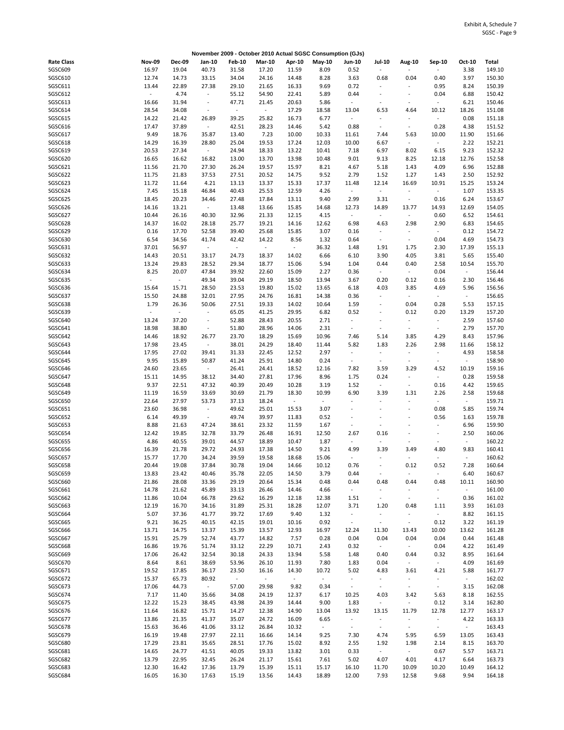Exhibit A, Schedule 7
SGSC - Page 9

**November 2009 - October 2010 Actual SGSC Consumption (GJs)**

| Rate Class | Nov-09 | Dec-09 | Jan-10 | Feb-10 | Mar-10 | Apr-10 | May-10 | Jun-10 | Jul-10 | Aug-10 | Sep-10 | Oct-10 | Total |
|---|---|---|---|---|---|---|---|---|---|---|---|---|---|
| SGSC609 | 16.97 | 19.04 | 40.73 | 31.58 | 17.20 | 11.59 | 8.09 | 0.52 | - | - | - | 3.38 | 149.10 |
| SGSC610 | 12.74 | 14.73 | 33.15 | 34.04 | 24.16 | 14.48 | 8.28 | 3.63 | 0.68 | 0.04 | 0.40 | 3.97 | 150.30 |
| SGSC611 | 13.44 | 22.89 | 27.38 | 29.10 | 21.65 | 16.33 | 9.69 | 0.72 | - | - | 0.95 | 8.24 | 150.39 |
| SGSC612 | - | 4.74 | - | 55.12 | 54.90 | 22.41 | 5.89 | 0.44 | - | - | 0.04 | 6.88 | 150.42 |
| SGSC613 | 16.66 | 31.94 | - | 47.71 | 21.45 | 20.63 | 5.86 | - | - | - | - | 6.21 | 150.46 |
| SGSC614 | 28.54 | 34.08 | - | - | - | 17.29 | 18.58 | 13.04 | 6.53 | 4.64 | 10.12 | 18.26 | 151.08 |
| SGSC615 | 14.22 | 21.42 | 26.89 | 39.25 | 25.82 | 16.73 | 6.77 | - | - | - | - | 0.08 | 151.18 |
| SGSC616 | 17.47 | 37.89 | - | 42.51 | 28.23 | 14.46 | 5.42 | 0.88 | - | - | 0.28 | 4.38 | 151.52 |
| SGSC617 | 9.49 | 18.76 | 35.87 | 13.40 | 7.23 | 10.00 | 10.33 | 11.61 | 7.44 | 5.63 | 10.00 | 11.90 | 151.66 |
| SGSC618 | 14.29 | 16.39 | 28.80 | 25.04 | 19.53 | 17.24 | 12.03 | 10.00 | 6.67 | - | - | 2.22 | 152.21 |
| SGSC619 | 20.53 | 27.34 | - | 24.94 | 18.33 | 13.22 | 10.41 | 7.18 | 6.97 | 8.02 | 6.15 | 9.23 | 152.32 |
| SGSC620 | 16.65 | 16.62 | 16.82 | 13.00 | 13.70 | 13.98 | 10.48 | 9.01 | 9.13 | 8.25 | 12.18 | 12.76 | 152.58 |
| SGSC621 | 11.56 | 21.70 | 27.30 | 26.24 | 19.57 | 15.97 | 8.21 | 4.67 | 5.18 | 1.43 | 4.09 | 6.96 | 152.88 |
| SGSC622 | 11.75 | 21.83 | 37.53 | 27.51 | 20.52 | 14.75 | 9.52 | 2.79 | 1.52 | 1.27 | 1.43 | 2.50 | 152.92 |
| SGSC623 | 11.72 | 11.64 | 4.21 | 13.13 | 13.37 | 15.33 | 17.37 | 11.48 | 12.14 | 16.69 | 10.91 | 15.25 | 153.24 |
| SGSC624 | 7.45 | 15.18 | 46.84 | 40.43 | 25.53 | 12.59 | 4.26 | - | - | - | - | 1.07 | 153.35 |
| SGSC625 | 18.45 | 20.23 | 34.46 | 27.48 | 17.84 | 13.11 | 9.40 | 2.99 | 3.31 | - | 0.16 | 6.24 | 153.67 |
| SGSC626 | 14.16 | 13.21 | - | 13.48 | 13.66 | 15.85 | 14.68 | 12.73 | 14.89 | 13.77 | 14.93 | 12.69 | 154.05 |
| SGSC627 | 10.44 | 26.16 | 40.30 | 32.96 | 21.33 | 12.15 | 4.15 | - | - | - | 0.60 | 6.52 | 154.61 |
| SGSC628 | 14.37 | 16.02 | 28.18 | 25.77 | 19.21 | 14.16 | 12.62 | 6.98 | 4.63 | 2.98 | 2.90 | 6.83 | 154.65 |
| SGSC629 | 0.16 | 17.70 | 52.58 | 39.40 | 25.68 | 15.85 | 3.07 | 0.16 | - | - | - | 0.12 | 154.72 |
| SGSC630 | 6.54 | 34.56 | 41.74 | 42.42 | 14.22 | 8.56 | 1.32 | 0.64 | - | - | 0.04 | 4.69 | 154.73 |
| SGSC631 | 37.01 | 56.97 | - | - | - | - | 36.32 | 1.48 | 1.91 | 1.75 | 2.30 | 17.39 | 155.13 |
| SGSC632 | 14.43 | 20.51 | 33.17 | 24.73 | 18.37 | 14.02 | 6.66 | 6.10 | 3.90 | 4.05 | 3.81 | 5.65 | 155.40 |
| SGSC633 | 13.24 | 29.83 | 28.52 | 29.34 | 18.77 | 15.06 | 5.94 | 1.04 | 0.44 | 0.40 | 2.58 | 10.54 | 155.70 |
| SGSC634 | 8.25 | 20.07 | 47.84 | 39.92 | 22.60 | 15.09 | 2.27 | 0.36 | - | - | 0.04 | - | 156.44 |
| SGSC635 | - | - | 49.34 | 39.04 | 29.19 | 18.50 | 13.94 | 3.67 | 0.20 | 0.12 | 0.16 | 2.30 | 156.46 |
| SGSC636 | 15.64 | 15.71 | 28.50 | 23.53 | 19.80 | 15.02 | 13.65 | 6.18 | 4.03 | 3.85 | 4.69 | 5.96 | 156.56 |
| SGSC637 | 15.50 | 24.88 | 32.01 | 27.95 | 24.76 | 16.81 | 14.38 | 0.36 | - | - | - | - | 156.65 |
| SGSC638 | 1.79 | 26.36 | 50.06 | 27.51 | 19.33 | 14.02 | 10.64 | 1.59 | - | 0.04 | 0.28 | 5.53 | 157.15 |
| SGSC639 | - | - | - | 65.05 | 41.25 | 29.95 | 6.82 | 0.52 | - | 0.12 | 0.20 | 13.29 | 157.20 |
| SGSC640 | 13.24 | 37.20 | - | 52.88 | 28.43 | 20.55 | 2.71 | - | - | - | - | 2.59 | 157.60 |
| SGSC641 | 18.98 | 38.80 | - | 51.80 | 28.96 | 14.06 | 2.31 | - | - | - | - | 2.79 | 157.70 |
| SGSC642 | 14.46 | 18.92 | 26.77 | 23.70 | 18.29 | 15.69 | 10.96 | 7.46 | 5.14 | 3.85 | 4.29 | 8.43 | 157.96 |
| SGSC643 | 17.98 | 23.45 | - | 38.01 | 24.29 | 18.40 | 11.44 | 5.82 | 1.83 | 2.26 | 2.98 | 11.66 | 158.12 |
| SGSC644 | 17.95 | 27.02 | 39.41 | 31.33 | 22.45 | 12.52 | 2.97 | - | - | - | - | 4.93 | 158.58 |
| SGSC645 | 9.95 | 15.89 | 50.87 | 41.24 | 25.91 | 14.80 | 0.24 | - | - | - | - | - | 158.90 |
| SGSC646 | 24.60 | 23.65 | - | 26.41 | 24.41 | 18.52 | 12.16 | 7.82 | 3.59 | 3.29 | 4.52 | 10.19 | 159.16 |
| SGSC647 | 15.11 | 14.95 | 38.12 | 34.40 | 27.81 | 17.96 | 8.96 | 1.75 | 0.24 | - | - | 0.28 | 159.58 |
| SGSC648 | 9.37 | 22.51 | 47.32 | 40.39 | 20.49 | 10.28 | 3.19 | 1.52 | - | - | 0.16 | 4.42 | 159.65 |
| SGSC649 | 11.19 | 16.59 | 33.69 | 30.69 | 21.79 | 18.30 | 10.99 | 6.90 | 3.39 | 1.31 | 2.26 | 2.58 | 159.68 |
| SGSC650 | 22.64 | 27.97 | 53.73 | 37.13 | 18.24 | - | - | - | - | - | - | - | 159.71 |
| SGSC651 | 23.60 | 36.98 | - | 49.62 | 25.01 | 15.53 | 3.07 | - | - | - | 0.08 | 5.85 | 159.74 |
| SGSC652 | 6.14 | 49.39 | - | 49.74 | 39.97 | 11.83 | 0.52 | - | - | - | 0.56 | 1.63 | 159.78 |
| SGSC653 | 8.88 | 21.63 | 47.24 | 38.61 | 23.32 | 11.59 | 1.67 | - | - | - | - | 6.96 | 159.90 |
| SGSC654 | 12.42 | 19.85 | 32.78 | 33.79 | 26.48 | 16.91 | 12.50 | 2.67 | 0.16 | - | - | 2.50 | 160.06 |
| SGSC655 | 4.86 | 40.55 | 39.01 | 44.57 | 18.89 | 10.47 | 1.87 | - | - | - | - | - | 160.22 |
| SGSC656 | 16.39 | 21.78 | 29.72 | 24.93 | 17.38 | 14.50 | 9.21 | 4.99 | 3.39 | 3.49 | 4.80 | 9.83 | 160.41 |
| SGSC657 | 15.77 | 17.70 | 34.24 | 39.59 | 19.58 | 18.68 | 15.06 | - | - | - | - | - | 160.62 |
| SGSC658 | 20.44 | 19.08 | 37.84 | 30.78 | 19.04 | 14.66 | 10.12 | 0.76 | - | 0.12 | 0.52 | 7.28 | 160.64 |
| SGSC659 | 13.83 | 23.42 | 40.46 | 35.78 | 22.05 | 14.50 | 3.79 | 0.44 | - | - | - | 6.40 | 160.67 |
| SGSC660 | 21.86 | 28.08 | 33.36 | 29.19 | 20.64 | 15.34 | 0.48 | 0.44 | 0.48 | 0.44 | 0.48 | 10.11 | 160.90 |
| SGSC661 | 14.78 | 21.62 | 45.89 | 33.13 | 26.46 | 14.46 | 4.66 | - | - | - | - | - | 161.00 |
| SGSC662 | 11.86 | 10.04 | 66.78 | 29.62 | 16.29 | 12.18 | 12.38 | 1.51 | - | - | - | 0.36 | 161.02 |
| SGSC663 | 12.19 | 16.70 | 34.16 | 31.89 | 25.31 | 18.28 | 12.07 | 3.71 | 1.20 | 0.48 | 1.11 | 3.93 | 161.03 |
| SGSC664 | 5.07 | 37.36 | 41.77 | 39.72 | 17.69 | 9.40 | 1.32 | - | - | - | - | 8.82 | 161.15 |
| SGSC665 | 9.21 | 36.25 | 40.15 | 42.15 | 19.01 | 10.16 | 0.92 | - | - | - | 0.12 | 3.22 | 161.19 |
| SGSC666 | 13.71 | 14.75 | 13.37 | 15.39 | 13.57 | 12.93 | 16.97 | 12.24 | 11.30 | 13.43 | 10.00 | 13.62 | 161.28 |
| SGSC667 | 15.91 | 25.79 | 52.74 | 43.77 | 14.82 | 7.57 | 0.28 | 0.04 | 0.04 | 0.04 | 0.04 | 0.44 | 161.48 |
| SGSC668 | 16.86 | 19.76 | 51.74 | 33.12 | 22.29 | 10.71 | 2.43 | 0.32 | - | - | 0.04 | 4.22 | 161.49 |
| SGSC669 | 17.06 | 26.42 | 32.54 | 30.18 | 24.33 | 13.94 | 5.58 | 1.48 | 0.40 | 0.44 | 0.32 | 8.95 | 161.64 |
| SGSC670 | 8.64 | 8.61 | 38.69 | 53.96 | 26.10 | 11.93 | 7.80 | 1.83 | 0.04 | - | - | 4.09 | 161.69 |
| SGSC671 | 19.52 | 17.85 | 36.17 | 23.50 | 16.16 | 14.30 | 10.72 | 5.02 | 4.83 | 3.61 | 4.21 | 5.88 | 161.77 |
| SGSC672 | 15.37 | 65.73 | 80.92 | - | - | - | - | - | - | - | - | - | 162.02 |
| SGSC673 | 17.06 | 44.73 | - | 57.00 | 29.98 | 9.82 | 0.34 | - | - | - | - | 3.15 | 162.08 |
| SGSC674 | 7.17 | 11.40 | 35.66 | 34.08 | 24.19 | 12.37 | 6.17 | 10.25 | 4.03 | 3.42 | 5.63 | 8.18 | 162.55 |
| SGSC675 | 12.22 | 15.23 | 38.45 | 43.98 | 24.39 | 14.44 | 9.00 | 1.83 | - | - | 0.12 | 3.14 | 162.80 |
| SGSC676 | 11.64 | 16.82 | 15.71 | 14.27 | 12.38 | 14.90 | 13.04 | 13.92 | 13.15 | 11.79 | 12.78 | 12.77 | 163.17 |
| SGSC677 | 13.86 | 21.35 | 41.37 | 35.07 | 24.72 | 16.09 | 6.65 | - | - | - | - | 4.22 | 163.33 |
| SGSC678 | 15.63 | 36.46 | 41.06 | 33.12 | 26.84 | 10.32 | - | - | - | - | - | - | 163.43 |
| SGSC679 | 16.19 | 19.48 | 27.97 | 22.11 | 16.66 | 14.14 | 9.25 | 7.30 | 4.74 | 5.95 | 6.59 | 13.05 | 163.43 |
| SGSC680 | 17.29 | 23.81 | 35.65 | 28.51 | 17.76 | 15.02 | 8.92 | 2.55 | 1.92 | 1.98 | 2.14 | 8.15 | 163.70 |
| SGSC681 | 14.65 | 24.77 | 41.51 | 40.05 | 19.33 | 13.82 | 3.01 | 0.33 | - | - | 0.67 | 5.57 | 163.71 |
| SGSC682 | 13.79 | 22.95 | 32.45 | 26.24 | 21.17 | 15.61 | 7.61 | 5.02 | 4.07 | 4.01 | 4.17 | 6.64 | 163.73 |
| SGSC683 | 12.30 | 16.42 | 17.36 | 13.79 | 15.39 | 15.11 | 15.17 | 16.10 | 11.70 | 10.09 | 10.20 | 10.49 | 164.12 |
| SGSC684 | 16.05 | 16.30 | 17.63 | 15.19 | 13.56 | 14.43 | 18.89 | 12.00 | 7.93 | 12.58 | 9.68 | 9.94 | 164.18 |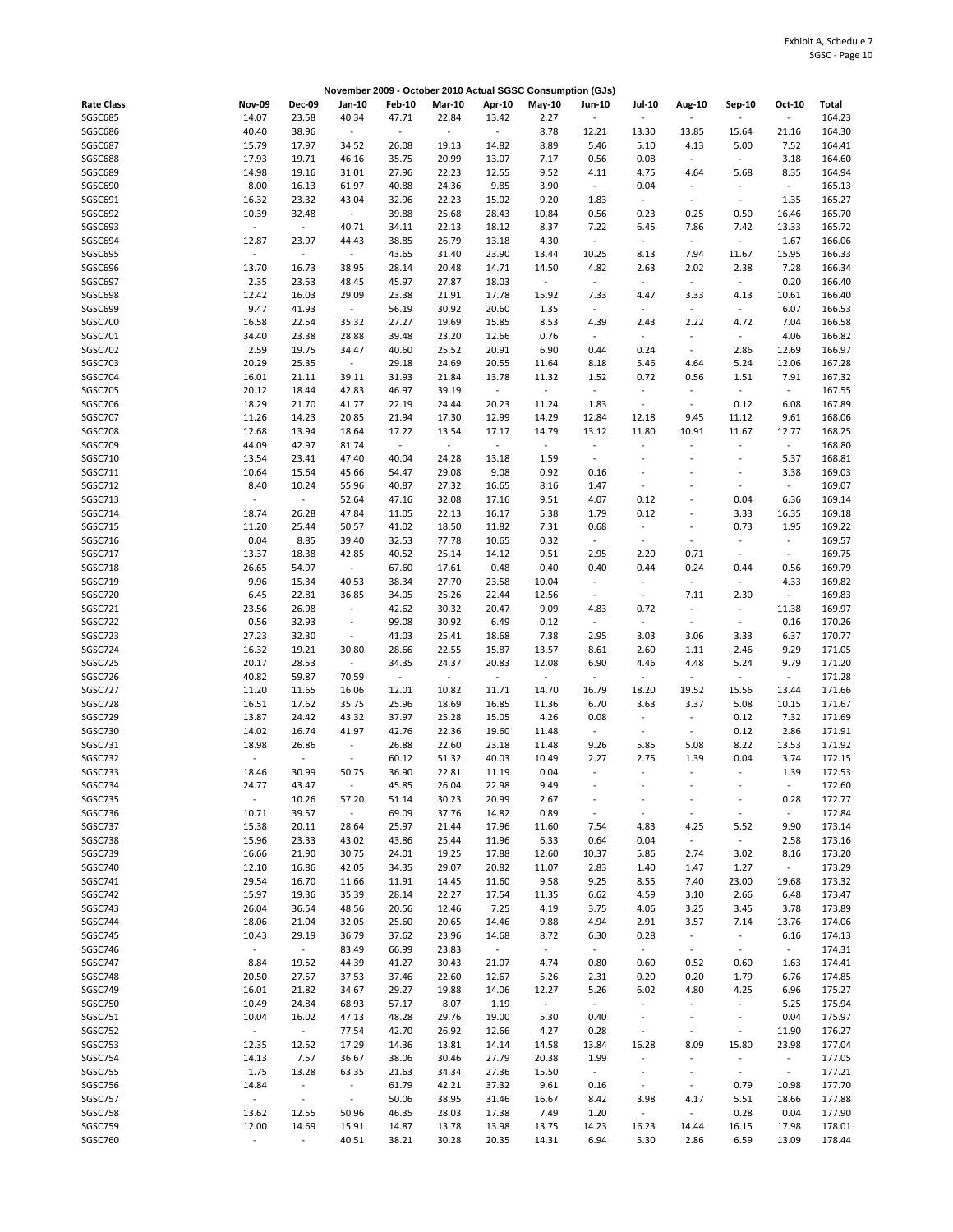Exhibit A, Schedule 7
SGSC - Page 10

**November 2009 - October 2010 Actual SGSC Consumption (GJs)**

| Rate Class | Nov-09 | Dec-09 | Jan-10 | Feb-10 | Mar-10 | Apr-10 | May-10 | Jun-10 | Jul-10 | Aug-10 | Sep-10 | Oct-10 | Total |
|---|---|---|---|---|---|---|---|---|---|---|---|---|---|
| SGSC685 | 14.07 | 23.58 | 40.34 | 47.71 | 22.84 | 13.42 | 2.27 | - | - | - | - | - | 164.23 |
| SGSC686 | 40.40 | 38.96 | - | - | - | - | 8.78 | 12.21 | 13.30 | 13.85 | 15.64 | 21.16 | 164.30 |
| SGSC687 | 15.79 | 17.97 | 34.52 | 26.08 | 19.13 | 14.82 | 8.89 | 5.46 | 5.10 | 4.13 | 5.00 | 7.52 | 164.41 |
| SGSC688 | 17.93 | 19.71 | 46.16 | 35.75 | 20.99 | 13.07 | 7.17 | 0.56 | 0.08 | - | - | 3.18 | 164.60 |
| SGSC689 | 14.98 | 19.16 | 31.01 | 27.96 | 22.23 | 12.55 | 9.52 | 4.11 | 4.75 | 4.64 | 5.68 | 8.35 | 164.94 |
| SGSC690 | 8.00 | 16.13 | 61.97 | 40.88 | 24.36 | 9.85 | 3.90 | - | 0.04 | - | - | - | 165.13 |
| SGSC691 | 16.32 | 23.32 | 43.04 | 32.96 | 22.23 | 15.02 | 9.20 | 1.83 | - | - | - | 1.35 | 165.27 |
| SGSC692 | 10.39 | 32.48 | - | 39.88 | 25.68 | 28.43 | 10.84 | 0.56 | 0.23 | 0.25 | 0.50 | 16.46 | 165.70 |
| SGSC693 | - | - | 40.71 | 34.11 | 22.13 | 18.12 | 8.37 | 7.22 | 6.45 | 7.86 | 7.42 | 13.33 | 165.72 |
| SGSC694 | 12.87 | 23.97 | 44.43 | 38.85 | 26.79 | 13.18 | 4.30 | - | - | - | - | 1.67 | 166.06 |
| SGSC695 | - | - | - | 43.65 | 31.40 | 23.90 | 13.44 | 10.25 | 8.13 | 7.94 | 11.67 | 15.95 | 166.33 |
| SGSC696 | 13.70 | 16.73 | 38.95 | 28.14 | 20.48 | 14.71 | 14.50 | 4.82 | 2.63 | 2.02 | 2.38 | 7.28 | 166.34 |
| SGSC697 | 2.35 | 23.53 | 48.45 | 45.97 | 27.87 | 18.03 | - | - | - | - | - | 0.20 | 166.40 |
| SGSC698 | 12.42 | 16.03 | 29.09 | 23.38 | 21.91 | 17.78 | 15.92 | 7.33 | 4.47 | 3.33 | 4.13 | 10.61 | 166.40 |
| SGSC699 | 9.47 | 41.93 | - | 56.19 | 30.92 | 20.60 | 1.35 | - | - | - | - | 6.07 | 166.53 |
| SGSC700 | 16.58 | 22.54 | 35.32 | 27.27 | 19.69 | 15.85 | 8.53 | 4.39 | 2.43 | 2.22 | 4.72 | 7.04 | 166.58 |
| SGSC701 | 34.40 | 23.38 | 28.88 | 39.48 | 23.20 | 12.66 | 0.76 | - | - | - | - | 4.06 | 166.82 |
| SGSC702 | 2.59 | 19.75 | 34.47 | 40.60 | 25.52 | 20.91 | 6.90 | 0.44 | 0.24 | - | 2.86 | 12.69 | 166.97 |
| SGSC703 | 20.29 | 25.35 | - | 29.18 | 24.69 | 20.55 | 11.64 | 8.18 | 5.46 | 4.64 | 5.24 | 12.06 | 167.28 |
| SGSC704 | 16.01 | 21.11 | 39.11 | 31.93 | 21.84 | 13.78 | 11.32 | 1.52 | 0.72 | 0.56 | 1.51 | 7.91 | 167.32 |
| SGSC705 | 20.12 | 18.44 | 42.83 | 46.97 | 39.19 | - | - | - | - | - | - | - | 167.55 |
| SGSC706 | 18.29 | 21.70 | 41.77 | 22.19 | 24.44 | 20.23 | 11.24 | 1.83 | - | - | 0.12 | 6.08 | 167.89 |
| SGSC707 | 11.26 | 14.23 | 20.85 | 21.94 | 17.30 | 12.99 | 14.29 | 12.84 | 12.18 | 9.45 | 11.12 | 9.61 | 168.06 |
| SGSC708 | 12.68 | 13.94 | 18.64 | 17.22 | 13.54 | 17.17 | 14.79 | 13.12 | 11.80 | 10.91 | 11.67 | 12.77 | 168.25 |
| SGSC709 | 44.09 | 42.97 | 81.74 | - | - | - | - | - | - | - | - | - | 168.80 |
| SGSC710 | 13.54 | 23.41 | 47.40 | 40.04 | 24.28 | 13.18 | 1.59 | - | - | - | - | 5.37 | 168.81 |
| SGSC711 | 10.64 | 15.64 | 45.66 | 54.47 | 29.08 | 9.08 | 0.92 | 0.16 | - | - | - | 3.38 | 169.03 |
| SGSC712 | 8.40 | 10.24 | 55.96 | 40.87 | 27.32 | 16.65 | 8.16 | 1.47 | - | - | - | - | 169.07 |
| SGSC713 | - | - | 52.64 | 47.16 | 32.08 | 17.16 | 9.51 | 4.07 | 0.12 | - | 0.04 | 6.36 | 169.14 |
| SGSC714 | 18.74 | 26.28 | 47.84 | 11.05 | 22.13 | 16.17 | 5.38 | 1.79 | 0.12 | - | 3.33 | 16.35 | 169.18 |
| SGSC715 | 11.20 | 25.44 | 50.57 | 41.02 | 18.50 | 11.82 | 7.31 | 0.68 | - | - | 0.73 | 1.95 | 169.22 |
| SGSC716 | 0.04 | 8.85 | 39.40 | 32.53 | 77.78 | 10.65 | 0.32 | - | - | - | - | - | 169.57 |
| SGSC717 | 13.37 | 18.38 | 42.85 | 40.52 | 25.14 | 14.12 | 9.51 | 2.95 | 2.20 | 0.71 | - | - | 169.75 |
| SGSC718 | 26.65 | 54.97 | - | 67.60 | 17.61 | 0.48 | 0.40 | 0.40 | 0.44 | 0.24 | 0.44 | 0.56 | 169.79 |
| SGSC719 | 9.96 | 15.34 | 40.53 | 38.34 | 27.70 | 23.58 | 10.04 | - | - | - | - | 4.33 | 169.82 |
| SGSC720 | 6.45 | 22.81 | 36.85 | 34.05 | 25.26 | 22.44 | 12.56 | - | - | 7.11 | 2.30 | - | 169.83 |
| SGSC721 | 23.56 | 26.98 | - | 42.62 | 30.32 | 20.47 | 9.09 | 4.83 | 0.72 | - | - | 11.38 | 169.97 |
| SGSC722 | 0.56 | 32.93 | - | 99.08 | 30.92 | 6.49 | 0.12 | - | - | - | - | 0.16 | 170.26 |
| SGSC723 | 27.23 | 32.30 | - | 41.03 | 25.41 | 18.68 | 7.38 | 2.95 | 3.03 | 3.06 | 3.33 | 6.37 | 170.77 |
| SGSC724 | 16.32 | 19.21 | 30.80 | 28.66 | 22.55 | 15.87 | 13.57 | 8.61 | 2.60 | 1.11 | 2.46 | 9.29 | 171.05 |
| SGSC725 | 20.17 | 28.53 | - | 34.35 | 24.37 | 20.83 | 12.08 | 6.90 | 4.46 | 4.48 | 5.24 | 9.79 | 171.20 |
| SGSC726 | 40.82 | 59.87 | 70.59 | - | - | - | - | - | - | - | - | - | 171.28 |
| SGSC727 | 11.20 | 11.65 | 16.06 | 12.01 | 10.82 | 11.71 | 14.70 | 16.79 | 18.20 | 19.52 | 15.56 | 13.44 | 171.66 |
| SGSC728 | 16.51 | 17.62 | 35.75 | 25.96 | 18.69 | 16.85 | 11.36 | 6.70 | 3.63 | 3.37 | 5.08 | 10.15 | 171.67 |
| SGSC729 | 13.87 | 24.42 | 43.32 | 37.97 | 25.28 | 15.05 | 4.26 | 0.08 | - | - | 0.12 | 7.32 | 171.69 |
| SGSC730 | 14.02 | 16.74 | 41.97 | 42.76 | 22.36 | 19.60 | 11.48 | - | - | - | 0.12 | 2.86 | 171.91 |
| SGSC731 | 18.98 | 26.86 | - | 26.88 | 22.60 | 23.18 | 11.48 | 9.26 | 5.85 | 5.08 | 8.22 | 13.53 | 171.92 |
| SGSC732 | - | - | - | 60.12 | 51.32 | 40.03 | 10.49 | 2.27 | 2.75 | 1.39 | 0.04 | 3.74 | 172.15 |
| SGSC733 | 18.46 | 30.99 | 50.75 | 36.90 | 22.81 | 11.19 | 0.04 | - | - | - | - | 1.39 | 172.53 |
| SGSC734 | 24.77 | 43.47 | - | 45.85 | 26.04 | 22.98 | 9.49 | - | - | - | - | - | 172.60 |
| SGSC735 | - | 10.26 | 57.20 | 51.14 | 30.23 | 20.99 | 2.67 | - | - | - | - | 0.28 | 172.77 |
| SGSC736 | 10.71 | 39.57 | - | 69.09 | 37.76 | 14.82 | 0.89 | - | - | - | - | - | 172.84 |
| SGSC737 | 15.38 | 20.11 | 28.64 | 25.97 | 21.44 | 17.96 | 11.60 | 7.54 | 4.83 | 4.25 | 5.52 | 9.90 | 173.14 |
| SGSC738 | 15.96 | 23.33 | 43.02 | 43.86 | 25.44 | 11.96 | 6.33 | 0.64 | 0.04 | - | - | 2.58 | 173.16 |
| SGSC739 | 16.66 | 21.90 | 30.75 | 24.01 | 19.25 | 17.88 | 12.60 | 10.37 | 5.86 | 2.74 | 3.02 | 8.16 | 173.20 |
| SGSC740 | 12.10 | 16.86 | 42.05 | 34.35 | 29.07 | 20.82 | 11.07 | 2.83 | 1.40 | 1.47 | 1.27 | - | 173.29 |
| SGSC741 | 29.54 | 16.70 | 11.66 | 11.91 | 14.45 | 11.60 | 9.58 | 9.25 | 8.55 | 7.40 | 23.00 | 19.68 | 173.32 |
| SGSC742 | 15.97 | 19.36 | 35.39 | 28.14 | 22.27 | 17.54 | 11.35 | 6.62 | 4.59 | 3.10 | 2.66 | 6.48 | 173.47 |
| SGSC743 | 26.04 | 36.54 | 48.56 | 20.56 | 12.46 | 7.25 | 4.19 | 3.75 | 4.06 | 3.25 | 3.45 | 3.78 | 173.89 |
| SGSC744 | 18.06 | 21.04 | 32.05 | 25.60 | 20.65 | 14.46 | 9.88 | 4.94 | 2.91 | 3.57 | 7.14 | 13.76 | 174.06 |
| SGSC745 | 10.43 | 29.19 | 36.79 | 37.62 | 23.96 | 14.68 | 8.72 | 6.30 | 0.28 | - | - | 6.16 | 174.13 |
| SGSC746 | - | - | 83.49 | 66.99 | 23.83 | - | - | - | - | - | - | - | 174.31 |
| SGSC747 | 8.84 | 19.52 | 44.39 | 41.27 | 30.43 | 21.07 | 4.74 | 0.80 | 0.60 | 0.52 | 0.60 | 1.63 | 174.41 |
| SGSC748 | 20.50 | 27.57 | 37.53 | 37.46 | 22.60 | 12.67 | 5.26 | 2.31 | 0.20 | 0.20 | 1.79 | 6.76 | 174.85 |
| SGSC749 | 16.01 | 21.82 | 34.67 | 29.27 | 19.88 | 14.06 | 12.27 | 5.26 | 6.02 | 4.80 | 4.25 | 6.96 | 175.27 |
| SGSC750 | 10.49 | 24.84 | 68.93 | 57.17 | 8.07 | 1.19 | - | - | - | - | - | 5.25 | 175.94 |
| SGSC751 | 10.04 | 16.02 | 47.13 | 48.28 | 29.76 | 19.00 | 5.30 | 0.40 | - | - | - | 0.04 | 175.97 |
| SGSC752 | - | - | 77.54 | 42.70 | 26.92 | 12.66 | 4.27 | 0.28 | - | - | - | 11.90 | 176.27 |
| SGSC753 | 12.35 | 12.52 | 17.29 | 14.36 | 13.81 | 14.14 | 14.58 | 13.84 | 16.28 | 8.09 | 15.80 | 23.98 | 177.04 |
| SGSC754 | 14.13 | 7.57 | 36.67 | 38.06 | 30.46 | 27.79 | 20.38 | 1.99 | - | - | - | - | 177.05 |
| SGSC755 | 1.75 | 13.28 | 63.35 | 21.63 | 34.34 | 27.36 | 15.50 | - | - | - | - | - | 177.21 |
| SGSC756 | 14.84 | - | - | 61.79 | 42.21 | 37.32 | 9.61 | 0.16 | - | - | 0.79 | 10.98 | 177.70 |
| SGSC757 | - | - | - | 50.06 | 38.95 | 31.46 | 16.67 | 8.42 | 3.98 | 4.17 | 5.51 | 18.66 | 177.88 |
| SGSC758 | 13.62 | 12.55 | 50.96 | 46.35 | 28.03 | 17.38 | 7.49 | 1.20 | - | - | 0.28 | 0.04 | 177.90 |
| SGSC759 | 12.00 | 14.69 | 15.91 | 14.87 | 13.78 | 13.98 | 13.75 | 14.23 | 16.23 | 14.44 | 16.15 | 17.98 | 178.01 |
| SGSC760 | - | - | 40.51 | 38.21 | 30.28 | 20.35 | 14.31 | 6.94 | 5.30 | 2.86 | 6.59 | 13.09 | 178.44 |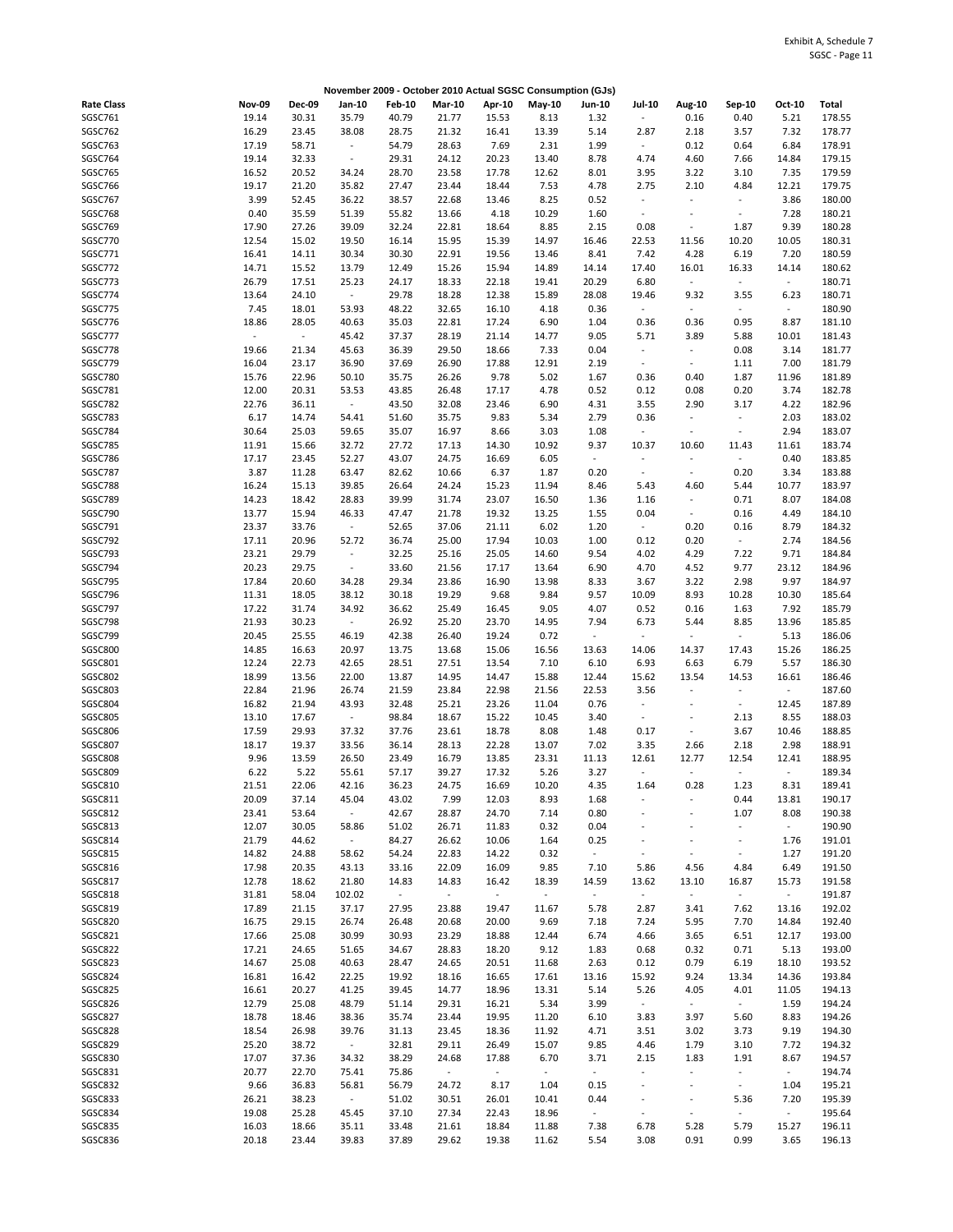Exhibit A, Schedule 7
SGSC - Page 11

## November 2009 - October 2010 Actual SGSC Consumption (GJs)

| Rate Class | Nov-09 | Dec-09 | Jan-10 | Feb-10 | Mar-10 | Apr-10 | May-10 | Jun-10 | Jul-10 | Aug-10 | Sep-10 | Oct-10 | Total |
|---|---|---|---|---|---|---|---|---|---|---|---|---|---|
| SGSC761 | 19.14 | 30.31 | 35.79 | 40.79 | 21.77 | 15.53 | 8.13 | 1.32 | - | 0.16 | 0.40 | 5.21 | 178.55 |
| SGSC762 | 16.29 | 23.45 | 38.08 | 28.75 | 21.32 | 16.41 | 13.39 | 5.14 | 2.87 | 2.18 | 3.57 | 7.32 | 178.77 |
| SGSC763 | 17.19 | 58.71 | - | 54.79 | 28.63 | 7.69 | 2.31 | 1.99 | - | 0.12 | 0.64 | 6.84 | 178.91 |
| SGSC764 | 19.14 | 32.33 | - | 29.31 | 24.12 | 20.23 | 13.40 | 8.78 | 4.74 | 4.60 | 7.66 | 14.84 | 179.15 |
| SGSC765 | 16.52 | 20.52 | 34.24 | 28.70 | 23.58 | 17.78 | 12.62 | 8.01 | 3.95 | 3.22 | 3.10 | 7.35 | 179.59 |
| SGSC766 | 19.17 | 21.20 | 35.82 | 27.47 | 23.44 | 18.44 | 7.53 | 4.78 | 2.75 | 2.10 | 4.84 | 12.21 | 179.75 |
| SGSC767 | 3.99 | 52.45 | 36.22 | 38.57 | 22.68 | 13.46 | 8.25 | 0.52 | - | - | - | 3.86 | 180.00 |
| SGSC768 | 0.40 | 35.59 | 51.39 | 55.82 | 13.66 | 4.18 | 10.29 | 1.60 | - | - | - | 7.28 | 180.21 |
| SGSC769 | 17.90 | 27.26 | 39.09 | 32.24 | 22.81 | 18.64 | 8.85 | 2.15 | 0.08 | - | 1.87 | 9.39 | 180.28 |
| SGSC770 | 12.54 | 15.02 | 19.50 | 16.14 | 15.95 | 15.39 | 14.97 | 16.46 | 22.53 | 11.56 | 10.20 | 10.05 | 180.31 |
| SGSC771 | 16.41 | 14.11 | 30.34 | 30.30 | 22.91 | 19.56 | 13.46 | 8.41 | 7.42 | 4.28 | 6.19 | 7.20 | 180.59 |
| SGSC772 | 14.71 | 15.52 | 13.79 | 12.49 | 15.26 | 15.94 | 14.89 | 14.14 | 17.40 | 16.01 | 16.33 | 14.14 | 180.62 |
| SGSC773 | 26.79 | 17.51 | 25.23 | 24.17 | 18.33 | 22.18 | 19.41 | 20.29 | 6.80 | - | - | - | 180.71 |
| SGSC774 | 13.64 | 24.10 | - | 29.78 | 18.28 | 12.38 | 15.89 | 28.08 | 19.46 | 9.32 | 3.55 | 6.23 | 180.71 |
| SGSC775 | 7.45 | 18.01 | 53.93 | 48.22 | 32.65 | 16.10 | 4.18 | 0.36 | - | - | - | - | 180.90 |
| SGSC776 | 18.86 | 28.05 | 40.63 | 35.03 | 22.81 | 17.24 | 6.90 | 1.04 | 0.36 | 0.36 | 0.95 | 8.87 | 181.10 |
| SGSC777 | - | - | 45.42 | 37.37 | 28.19 | 21.14 | 14.77 | 9.05 | 5.71 | 3.89 | 5.88 | 10.01 | 181.43 |
| SGSC778 | 19.66 | 21.34 | 45.63 | 36.39 | 29.50 | 18.66 | 7.33 | 0.04 | - | - | 0.08 | 3.14 | 181.77 |
| SGSC779 | 16.04 | 23.17 | 36.90 | 37.69 | 26.90 | 17.88 | 12.91 | 2.19 | - | - | 1.11 | 7.00 | 181.79 |
| SGSC780 | 15.76 | 22.96 | 50.10 | 35.75 | 26.26 | 9.78 | 5.02 | 1.67 | 0.36 | 0.40 | 1.87 | 11.96 | 181.89 |
| SGSC781 | 12.00 | 20.31 | 53.53 | 43.85 | 26.48 | 17.17 | 4.78 | 0.52 | 0.12 | 0.08 | 0.20 | 3.74 | 182.78 |
| SGSC782 | 22.76 | 36.11 | - | 43.50 | 32.08 | 23.46 | 6.90 | 4.31 | 3.55 | 2.90 | 3.17 | 4.22 | 182.96 |
| SGSC783 | 6.17 | 14.74 | 54.41 | 51.60 | 35.75 | 9.83 | 5.34 | 2.79 | 0.36 | - | - | 2.03 | 183.02 |
| SGSC784 | 30.64 | 25.03 | 59.65 | 35.07 | 16.97 | 8.66 | 3.03 | 1.08 | - | - | - | 2.94 | 183.07 |
| SGSC785 | 11.91 | 15.66 | 32.72 | 27.72 | 17.13 | 14.30 | 10.92 | 9.37 | 10.37 | 10.60 | 11.43 | 11.61 | 183.74 |
| SGSC786 | 17.17 | 23.45 | 52.27 | 43.07 | 24.75 | 16.69 | 6.05 | - | - | - | - | 0.40 | 183.85 |
| SGSC787 | 3.87 | 11.28 | 63.47 | 82.62 | 10.66 | 6.37 | 1.87 | 0.20 | - | - | 0.20 | 3.34 | 183.88 |
| SGSC788 | 16.24 | 15.13 | 39.85 | 26.64 | 24.24 | 15.23 | 11.94 | 8.46 | 5.43 | 4.60 | 5.44 | 10.77 | 183.97 |
| SGSC789 | 14.23 | 18.42 | 28.83 | 39.99 | 31.74 | 23.07 | 16.50 | 1.36 | 1.16 | - | 0.71 | 8.07 | 184.08 |
| SGSC790 | 13.77 | 15.94 | 46.33 | 47.47 | 21.78 | 19.32 | 13.25 | 1.55 | 0.04 | - | 0.16 | 4.49 | 184.10 |
| SGSC791 | 23.37 | 33.76 | - | 52.65 | 37.06 | 21.11 | 6.02 | 1.20 | - | 0.20 | 0.16 | 8.79 | 184.32 |
| SGSC792 | 17.11 | 20.96 | 52.72 | 36.74 | 25.00 | 17.94 | 10.03 | 1.00 | 0.12 | 0.20 | - | 2.74 | 184.56 |
| SGSC793 | 23.21 | 29.79 | - | 32.25 | 25.16 | 25.05 | 14.60 | 9.54 | 4.02 | 4.29 | 7.22 | 9.71 | 184.84 |
| SGSC794 | 20.23 | 29.75 | - | 33.60 | 21.56 | 17.17 | 13.64 | 6.90 | 4.70 | 4.52 | 9.77 | 23.12 | 184.96 |
| SGSC795 | 17.84 | 20.60 | 34.28 | 29.34 | 23.86 | 16.90 | 13.98 | 8.33 | 3.67 | 3.22 | 2.98 | 9.97 | 184.97 |
| SGSC796 | 11.31 | 18.05 | 38.12 | 30.18 | 19.29 | 9.68 | 9.84 | 9.57 | 10.09 | 8.93 | 10.28 | 10.30 | 185.64 |
| SGSC797 | 17.22 | 31.74 | 34.92 | 36.62 | 25.49 | 16.45 | 9.05 | 4.07 | 0.52 | 0.16 | 1.63 | 7.92 | 185.79 |
| SGSC798 | 21.93 | 30.23 | - | 26.92 | 25.20 | 23.70 | 14.95 | 7.94 | 6.73 | 5.44 | 8.85 | 13.96 | 185.85 |
| SGSC799 | 20.45 | 25.55 | 46.19 | 42.38 | 26.40 | 19.24 | 0.72 | - | - | - | - | 5.13 | 186.06 |
| SGSC800 | 14.85 | 16.63 | 20.97 | 13.75 | 13.68 | 15.06 | 16.56 | 13.63 | 14.06 | 14.37 | 17.43 | 15.26 | 186.25 |
| SGSC801 | 12.24 | 22.73 | 42.65 | 28.51 | 27.51 | 13.54 | 7.10 | 6.10 | 6.93 | 6.63 | 6.79 | 5.57 | 186.30 |
| SGSC802 | 18.99 | 13.56 | 22.00 | 13.87 | 14.95 | 14.47 | 15.88 | 12.44 | 15.62 | 13.54 | 14.53 | 16.61 | 186.46 |
| SGSC803 | 22.84 | 21.96 | 26.74 | 21.59 | 23.84 | 22.98 | 21.56 | 22.53 | 3.56 | - | - | - | 187.60 |
| SGSC804 | 16.82 | 21.94 | 43.93 | 32.48 | 25.21 | 23.26 | 11.04 | 0.76 | - | - | - | 12.45 | 187.89 |
| SGSC805 | 13.10 | 17.67 | - | 98.84 | 18.67 | 15.22 | 10.45 | 3.40 | - | - | 2.13 | 8.55 | 188.03 |
| SGSC806 | 17.59 | 29.93 | 37.32 | 37.76 | 23.61 | 18.78 | 8.08 | 1.48 | 0.17 | - | 3.67 | 10.46 | 188.85 |
| SGSC807 | 18.17 | 19.37 | 33.56 | 36.14 | 28.13 | 22.28 | 13.07 | 7.02 | 3.35 | 2.66 | 2.18 | 2.98 | 188.91 |
| SGSC808 | 9.96 | 13.59 | 26.50 | 23.49 | 16.79 | 13.85 | 23.31 | 11.13 | 12.61 | 12.77 | 12.54 | 12.41 | 188.95 |
| SGSC809 | 6.22 | 5.22 | 55.61 | 57.17 | 39.27 | 17.32 | 5.26 | 3.27 | - | - | - | - | 189.34 |
| SGSC810 | 21.51 | 22.06 | 42.16 | 36.23 | 24.75 | 16.69 | 10.20 | 4.35 | 1.64 | 0.28 | 1.23 | 8.31 | 189.41 |
| SGSC811 | 20.09 | 37.14 | 45.04 | 43.02 | 7.99 | 12.03 | 8.93 | 1.68 | - | - | 0.44 | 13.81 | 190.17 |
| SGSC812 | 23.41 | 53.64 | - | 42.67 | 28.87 | 24.70 | 7.14 | 0.80 | - | - | 1.07 | 8.08 | 190.38 |
| SGSC813 | 12.07 | 30.05 | 58.86 | 51.02 | 26.71 | 11.83 | 0.32 | 0.04 | - | - | - | - | 190.90 |
| SGSC814 | 21.79 | 44.62 | - | 84.27 | 26.62 | 10.06 | 1.64 | 0.25 | - | - | - | 1.76 | 191.01 |
| SGSC815 | 14.82 | 24.88 | 58.62 | 54.24 | 22.83 | 14.22 | 0.32 | - | - | - | - | 1.27 | 191.20 |
| SGSC816 | 17.98 | 20.35 | 43.13 | 33.16 | 22.09 | 16.09 | 9.85 | 7.10 | 5.86 | 4.56 | 4.84 | 6.49 | 191.50 |
| SGSC817 | 12.78 | 18.62 | 21.80 | 14.83 | 14.83 | 16.42 | 18.39 | 14.59 | 13.62 | 13.10 | 16.87 | 15.73 | 191.58 |
| SGSC818 | 31.81 | 58.04 | 102.02 | - | - | - | - | - | - | - | - | - | 191.87 |
| SGSC819 | 17.89 | 21.15 | 37.17 | 27.95 | 23.88 | 19.47 | 11.67 | 5.78 | 2.87 | 3.41 | 7.62 | 13.16 | 192.02 |
| SGSC820 | 16.75 | 29.15 | 26.74 | 26.48 | 20.68 | 20.00 | 9.69 | 7.18 | 7.24 | 5.95 | 7.70 | 14.84 | 192.40 |
| SGSC821 | 17.66 | 25.08 | 30.99 | 30.93 | 23.29 | 18.88 | 12.44 | 6.74 | 4.66 | 3.65 | 6.51 | 12.17 | 193.00 |
| SGSC822 | 17.21 | 24.65 | 51.65 | 34.67 | 28.83 | 18.20 | 9.12 | 1.83 | 0.68 | 0.32 | 0.71 | 5.13 | 193.00 |
| SGSC823 | 14.67 | 25.08 | 40.63 | 28.47 | 24.65 | 20.51 | 11.68 | 2.63 | 0.12 | 0.79 | 6.19 | 18.10 | 193.52 |
| SGSC824 | 16.81 | 16.42 | 22.25 | 19.92 | 18.16 | 16.65 | 17.61 | 13.16 | 15.92 | 9.24 | 13.34 | 14.36 | 193.84 |
| SGSC825 | 16.61 | 20.27 | 41.25 | 39.45 | 14.77 | 18.96 | 13.31 | 5.14 | 5.26 | 4.05 | 4.01 | 11.05 | 194.13 |
| SGSC826 | 12.79 | 25.08 | 48.79 | 51.14 | 29.31 | 16.21 | 5.34 | 3.99 | - | - | - | 1.59 | 194.24 |
| SGSC827 | 18.78 | 18.46 | 38.36 | 35.74 | 23.44 | 19.95 | 11.20 | 6.10 | 3.83 | 3.97 | 5.60 | 8.83 | 194.26 |
| SGSC828 | 18.54 | 26.98 | 39.76 | 31.13 | 23.45 | 18.36 | 11.92 | 4.71 | 3.51 | 3.02 | 3.73 | 9.19 | 194.30 |
| SGSC829 | 25.20 | 38.72 | - | 32.81 | 29.11 | 26.49 | 15.07 | 9.85 | 4.46 | 1.79 | 3.10 | 7.72 | 194.32 |
| SGSC830 | 17.07 | 37.36 | 34.32 | 38.29 | 24.68 | 17.88 | 6.70 | 3.71 | 2.15 | 1.83 | 1.91 | 8.67 | 194.57 |
| SGSC831 | 20.77 | 22.70 | 75.41 | 75.86 | - | - | - | - | - | - | - | - | 194.74 |
| SGSC832 | 9.66 | 36.83 | 56.81 | 56.79 | 24.72 | 8.17 | 1.04 | 0.15 | - | - | - | 1.04 | 195.21 |
| SGSC833 | 26.21 | 38.23 | - | 51.02 | 30.51 | 26.01 | 10.41 | 0.44 | - | - | 5.36 | 7.20 | 195.39 |
| SGSC834 | 19.08 | 25.28 | 45.45 | 37.10 | 27.34 | 22.43 | 18.96 | - | - | - | - | - | 195.64 |
| SGSC835 | 16.03 | 18.66 | 35.11 | 33.48 | 21.61 | 18.84 | 11.88 | 7.38 | 6.78 | 5.28 | 5.79 | 15.27 | 196.11 |
| SGSC836 | 20.18 | 23.44 | 39.83 | 37.89 | 29.62 | 19.38 | 11.62 | 5.54 | 3.08 | 0.91 | 0.99 | 3.65 | 196.13 |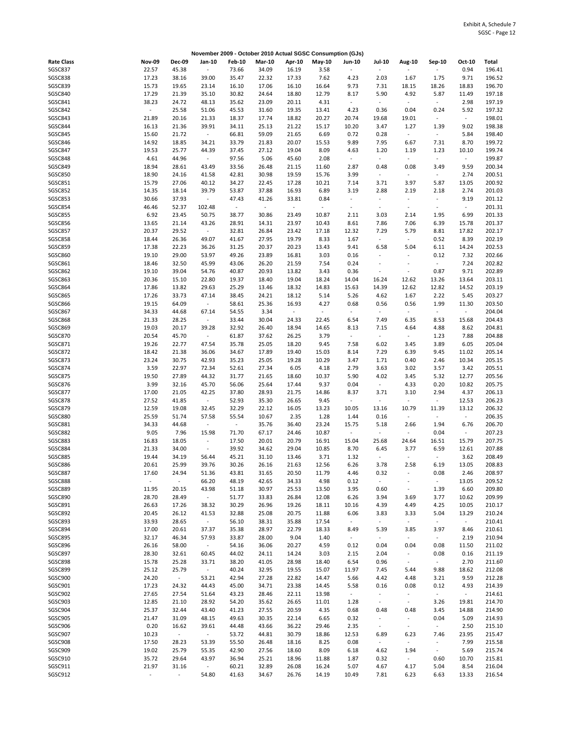Exhibit A, Schedule 7
SGSC - Page 12

**November 2009 - October 2010 Actual SGSC Consumption (GJs)**

| Rate Class | Nov-09 | Dec-09 | Jan-10 | Feb-10 | Mar-10 | Apr-10 | May-10 | Jun-10 | Jul-10 | Aug-10 | Sep-10 | Oct-10 | Total |
|---|---|---|---|---|---|---|---|---|---|---|---|---|---|
| SGSC837 | 22.57 | 45.38 | - | 73.66 | 34.09 | 16.19 | 3.58 | - | - | - | - | 0.94 | 196.41 |
| SGSC838 | 17.23 | 38.16 | 39.00 | 35.47 | 22.32 | 17.33 | 7.62 | 4.23 | 2.03 | 1.67 | 1.75 | 9.71 | 196.52 |
| SGSC839 | 15.73 | 19.65 | 23.14 | 16.10 | 17.06 | 16.10 | 16.64 | 9.73 | 7.31 | 18.15 | 18.26 | 18.83 | 196.70 |
| SGSC840 | 17.29 | 21.39 | 35.10 | 30.82 | 24.64 | 18.80 | 12.79 | 8.17 | 5.90 | 4.92 | 5.87 | 11.49 | 197.18 |
| SGSC841 | 38.23 | 24.72 | 48.13 | 35.62 | 23.09 | 20.11 | 4.31 | - | - | - | - | 2.98 | 197.19 |
| SGSC842 | - | 25.58 | 51.06 | 45.53 | 31.60 | 19.35 | 13.41 | 4.23 | 0.36 | 0.04 | 0.24 | 5.92 | 197.32 |
| SGSC843 | 21.89 | 20.16 | 21.33 | 18.37 | 17.74 | 18.82 | 20.27 | 20.74 | 19.68 | 19.01 | - | - | 198.01 |
| SGSC844 | 16.13 | 21.36 | 39.91 | 34.11 | 25.13 | 21.22 | 15.17 | 10.20 | 3.47 | 1.27 | 1.39 | 9.02 | 198.38 |
| SGSC845 | 15.60 | 21.72 | - | 66.81 | 59.09 | 21.65 | 6.69 | 0.72 | 0.28 | - | - | 5.84 | 198.40 |
| SGSC846 | 14.92 | 18.85 | 34.21 | 33.79 | 21.83 | 20.07 | 15.53 | 9.89 | 7.95 | 6.67 | 7.31 | 8.70 | 199.72 |
| SGSC847 | 19.53 | 25.77 | 44.39 | 37.45 | 27.12 | 19.04 | 8.09 | 4.63 | 1.20 | 1.19 | 1.23 | 10.10 | 199.74 |
| SGSC848 | 4.61 | 44.96 | - | 97.56 | 5.06 | 45.60 | 2.08 | - | - | - | - | - | 199.87 |
| SGSC849 | 18.94 | 28.61 | 43.49 | 33.56 | 26.48 | 21.15 | 11.60 | 2.87 | 0.48 | 0.08 | 3.49 | 9.59 | 200.34 |
| SGSC850 | 18.90 | 24.16 | 41.58 | 42.81 | 30.98 | 19.59 | 15.76 | 3.99 | - | - | - | 2.74 | 200.51 |
| SGSC851 | 15.79 | 27.06 | 40.12 | 34.27 | 22.45 | 17.28 | 10.21 | 7.14 | 3.71 | 3.97 | 5.87 | 13.05 | 200.92 |
| SGSC852 | 14.35 | 18.14 | 39.79 | 53.87 | 37.88 | 16.93 | 6.89 | 3.19 | 2.88 | 2.19 | 2.18 | 2.74 | 201.03 |
| SGSC853 | 30.66 | 37.93 | - | 47.43 | 41.26 | 33.81 | 0.84 | - | - | - | - | 9.19 | 201.12 |
| SGSC854 | 46.46 | 52.37 | 102.48 | - | - | - | - | - | - | - | - | - | 201.31 |
| SGSC855 | 6.92 | 23.45 | 50.75 | 38.77 | 30.86 | 23.49 | 10.87 | 2.11 | 3.03 | 2.14 | 1.95 | 6.99 | 201.33 |
| SGSC856 | 13.65 | 21.14 | 43.26 | 28.91 | 14.31 | 23.97 | 10.43 | 8.61 | 7.86 | 7.06 | 6.39 | 15.78 | 201.37 |
| SGSC857 | 20.37 | 29.52 | - | 32.81 | 26.84 | 23.42 | 17.18 | 12.32 | 7.29 | 5.79 | 8.81 | 17.82 | 202.17 |
| SGSC858 | 18.44 | 26.36 | 49.07 | 41.67 | 27.95 | 19.79 | 8.33 | 1.67 | - | - | 0.52 | 8.39 | 202.19 |
| SGSC859 | 17.38 | 22.23 | 36.26 | 31.25 | 20.37 | 20.23 | 13.43 | 9.41 | 6.58 | 5.04 | 6.11 | 14.24 | 202.53 |
| SGSC860 | 19.10 | 29.00 | 53.97 | 49.26 | 23.89 | 16.81 | 3.03 | 0.16 | - | - | 0.12 | 7.32 | 202.66 |
| SGSC861 | 18.46 | 32.50 | 45.99 | 43.06 | 26.20 | 21.59 | 7.54 | 0.24 | - | - | - | 7.24 | 202.82 |
| SGSC862 | 19.10 | 39.04 | 54.76 | 40.87 | 20.93 | 13.82 | 3.43 | 0.36 | - | - | 0.87 | 9.71 | 202.89 |
| SGSC863 | 20.36 | 15.10 | 22.80 | 19.37 | 18.40 | 19.04 | 18.24 | 14.04 | 16.24 | 12.62 | 13.26 | 13.64 | 203.11 |
| SGSC864 | 17.86 | 13.82 | 29.63 | 25.29 | 13.46 | 18.32 | 14.83 | 15.63 | 14.39 | 12.62 | 12.82 | 14.52 | 203.19 |
| SGSC865 | 17.26 | 33.73 | 47.14 | 38.45 | 24.21 | 18.12 | 5.14 | 5.26 | 4.62 | 1.67 | 2.22 | 5.45 | 203.27 |
| SGSC866 | 19.15 | 64.09 | - | 58.61 | 25.36 | 16.93 | 4.27 | 0.68 | 0.56 | 0.56 | 1.99 | 11.30 | 203.50 |
| SGSC867 | 34.33 | 44.68 | 67.14 | 54.55 | 3.34 | - | - | - | - | - | - | - | 204.04 |
| SGSC868 | 21.33 | 28.25 | - | 33.44 | 30.04 | 24.33 | 22.45 | 6.54 | 7.49 | 6.35 | 8.53 | 15.68 | 204.43 |
| SGSC869 | 19.03 | 20.17 | 39.28 | 32.92 | 26.40 | 18.94 | 14.65 | 8.13 | 7.15 | 4.64 | 4.88 | 8.62 | 204.81 |
| SGSC870 | 20.54 | 45.70 | - | 61.87 | 37.62 | 26.25 | 3.79 | - | - | - | 1.23 | 7.88 | 204.88 |
| SGSC871 | 19.26 | 22.77 | 47.54 | 35.78 | 25.05 | 18.20 | 9.45 | 7.58 | 6.02 | 3.45 | 3.89 | 6.05 | 205.04 |
| SGSC872 | 18.42 | 21.38 | 36.06 | 34.67 | 17.89 | 19.40 | 15.03 | 8.14 | 7.29 | 6.39 | 9.45 | 11.02 | 205.14 |
| SGSC873 | 23.24 | 30.75 | 42.93 | 35.23 | 25.05 | 19.28 | 10.29 | 3.47 | 1.71 | 0.40 | 2.46 | 10.34 | 205.15 |
| SGSC874 | 3.59 | 22.97 | 72.34 | 52.61 | 27.34 | 6.05 | 4.18 | 2.79 | 3.63 | 3.02 | 3.57 | 3.42 | 205.51 |
| SGSC875 | 19.50 | 27.89 | 44.32 | 31.77 | 21.65 | 18.60 | 10.37 | 5.90 | 4.02 | 3.45 | 5.32 | 12.77 | 205.56 |
| SGSC876 | 3.99 | 32.16 | 45.70 | 56.06 | 25.64 | 17.44 | 9.37 | 0.04 | - | 4.33 | 0.20 | 10.82 | 205.75 |
| SGSC877 | 17.00 | 21.05 | 42.25 | 37.80 | 28.93 | 21.75 | 14.86 | 8.37 | 3.71 | 3.10 | 2.94 | 4.37 | 206.13 |
| SGSC878 | 27.52 | 41.85 | - | 52.93 | 35.30 | 26.65 | 9.45 | - | - | - | - | 12.53 | 206.23 |
| SGSC879 | 12.59 | 19.08 | 32.45 | 32.29 | 22.12 | 16.05 | 13.23 | 10.05 | 13.16 | 10.79 | 11.39 | 13.12 | 206.32 |
| SGSC880 | 25.59 | 51.74 | 57.58 | 55.54 | 10.67 | 2.35 | 1.28 | 1.44 | 0.16 | - | - | - | 206.35 |
| SGSC881 | 34.33 | 44.68 | - | - | 35.76 | 36.40 | 23.24 | 15.75 | 5.18 | 2.66 | 1.94 | 6.76 | 206.70 |
| SGSC882 | 9.05 | 7.96 | 15.98 | 71.70 | 67.17 | 24.46 | 10.87 | - | - | - | 0.04 | - | 207.23 |
| SGSC883 | 16.83 | 18.05 | - | 17.50 | 20.01 | 20.79 | 16.91 | 15.04 | 25.68 | 24.64 | 16.51 | 15.79 | 207.75 |
| SGSC884 | 21.33 | 34.00 | - | 39.92 | 34.62 | 29.04 | 10.85 | 8.70 | 6.45 | 3.77 | 6.59 | 12.61 | 207.88 |
| SGSC885 | 19.44 | 34.19 | 56.44 | 45.21 | 31.10 | 13.46 | 3.71 | 1.32 | - | - | - | 3.62 | 208.49 |
| SGSC886 | 20.61 | 25.99 | 39.76 | 30.26 | 26.16 | 21.63 | 12.56 | 6.26 | 3.78 | 2.58 | 6.19 | 13.05 | 208.83 |
| SGSC887 | 17.60 | 24.94 | 51.36 | 43.81 | 31.65 | 20.50 | 11.79 | 4.46 | 0.32 | - | 0.08 | 2.46 | 208.97 |
| SGSC888 | - | - | 66.20 | 48.19 | 42.65 | 34.33 | 4.98 | 0.12 | - | - | - | 13.05 | 209.52 |
| SGSC889 | 11.95 | 20.15 | 43.98 | 51.18 | 30.97 | 25.53 | 13.50 | 3.95 | 0.60 | - | 1.39 | 6.60 | 209.80 |
| SGSC890 | 28.70 | 28.49 | - | 51.77 | 33.83 | 26.84 | 12.08 | 6.26 | 3.94 | 3.69 | 3.77 | 10.62 | 209.99 |
| SGSC891 | 26.63 | 17.26 | 38.32 | 30.29 | 26.96 | 19.26 | 18.11 | 10.16 | 4.39 | 4.49 | 4.25 | 10.05 | 210.17 |
| SGSC892 | 20.45 | 26.12 | 41.53 | 32.88 | 25.08 | 20.75 | 11.88 | 6.06 | 3.83 | 3.33 | 5.04 | 13.29 | 210.24 |
| SGSC893 | 33.93 | 28.65 | - | 56.10 | 38.31 | 35.88 | 17.54 | - | - | - | - | - | 210.41 |
| SGSC894 | 17.00 | 20.61 | 37.37 | 35.38 | 28.97 | 22.79 | 18.33 | 8.49 | 5.39 | 3.85 | 3.97 | 8.46 | 210.61 |
| SGSC895 | 32.17 | 46.34 | 57.93 | 33.87 | 28.00 | 9.04 | 1.40 | - | - | - | - | 2.19 | 210.94 |
| SGSC896 | 26.16 | 58.00 | - | 54.16 | 36.06 | 20.27 | 4.59 | 0.12 | 0.04 | 0.04 | 0.08 | 11.50 | 211.02 |
| SGSC897 | 28.30 | 32.61 | 60.45 | 44.02 | 24.11 | 14.24 | 3.03 | 2.15 | 2.04 | - | 0.08 | 0.16 | 211.19 |
| SGSC898 | 15.78 | 25.28 | 33.71 | 38.20 | 41.05 | 28.98 | 18.40 | 6.54 | 0.96 | - | - | 2.70 | 211.60 |
| SGSC899 | 25.12 | 25.79 | - | 40.24 | 32.95 | 19.55 | 15.07 | 11.97 | 7.45 | 5.44 | 9.88 | 18.62 | 212.08 |
| SGSC900 | 24.20 | - | 53.21 | 42.94 | 27.28 | 22.82 | 14.47 | 5.66 | 4.42 | 4.48 | 3.21 | 9.59 | 212.28 |
| SGSC901 | 17.23 | 24.32 | 44.43 | 45.00 | 34.71 | 23.38 | 14.45 | 5.58 | 0.16 | 0.08 | 0.12 | 4.93 | 214.39 |
| SGSC902 | 27.65 | 27.54 | 51.64 | 43.23 | 28.46 | 22.11 | 13.98 | - | - | - | - | - | 214.61 |
| SGSC903 | 12.85 | 21.10 | 28.92 | 54.20 | 35.62 | 26.65 | 11.01 | 1.28 | - | - | 3.26 | 19.81 | 214.70 |
| SGSC904 | 25.37 | 32.44 | 43.40 | 41.23 | 27.55 | 20.59 | 4.35 | 0.68 | 0.48 | 0.48 | 3.45 | 14.88 | 214.90 |
| SGSC905 | 21.47 | 31.09 | 48.15 | 49.63 | 30.35 | 22.14 | 6.65 | 0.32 | - | - | 0.04 | 5.09 | 214.93 |
| SGSC906 | 0.20 | 16.62 | 39.61 | 44.48 | 43.66 | 36.22 | 29.46 | 2.35 | - | - | - | 2.50 | 215.10 |
| SGSC907 | 10.23 | - | - | 53.72 | 44.81 | 30.79 | 18.86 | 12.53 | 6.89 | 6.23 | 7.46 | 23.95 | 215.47 |
| SGSC908 | 17.50 | 28.23 | 53.39 | 55.50 | 26.48 | 18.16 | 8.25 | 0.08 | - | - | - | 7.99 | 215.58 |
| SGSC909 | 19.02 | 25.79 | 55.35 | 42.90 | 27.56 | 18.60 | 8.09 | 6.18 | 4.62 | 1.94 | - | 5.69 | 215.74 |
| SGSC910 | 35.72 | 29.64 | 43.97 | 36.94 | 25.21 | 18.96 | 11.88 | 1.87 | 0.32 | - | 0.60 | 10.70 | 215.81 |
| SGSC911 | 21.97 | 31.16 | - | 60.21 | 32.89 | 26.08 | 16.24 | 5.07 | 4.67 | 4.17 | 5.04 | 8.54 | 216.04 |
| SGSC912 | - | - | 54.80 | 41.63 | 34.67 | 26.76 | 14.19 | 10.49 | 7.81 | 6.23 | 6.63 | 13.33 | 216.54 |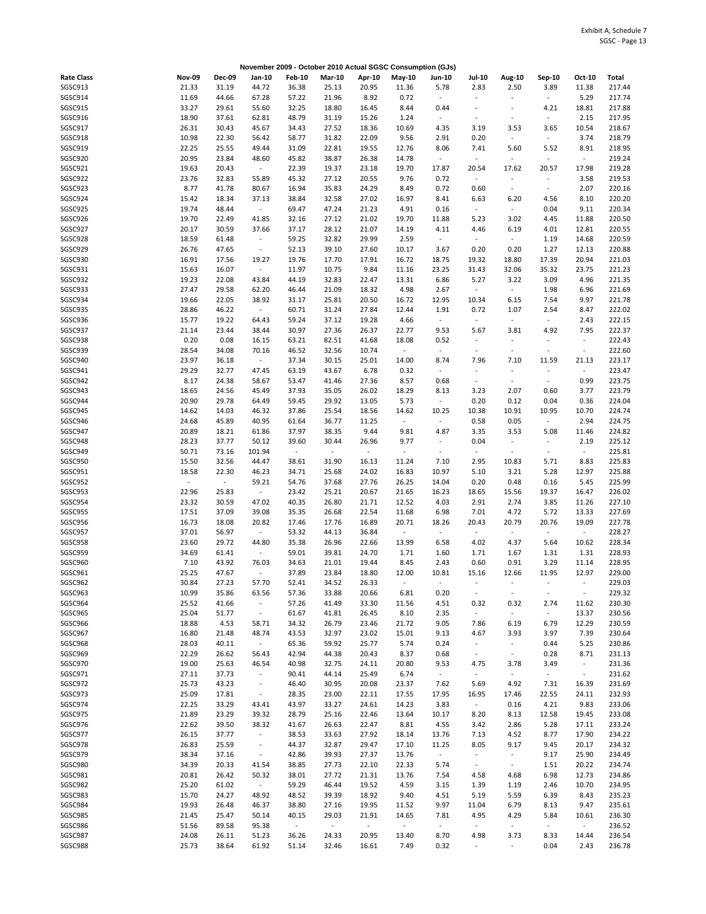Exhibit A, Schedule 7
SGSC - Page 13

## November 2009 - October 2010 Actual SGSC Consumption (GJs)

| Rate Class | Nov-09 | Dec-09 | Jan-10 | Feb-10 | Mar-10 | Apr-10 | May-10 | Jun-10 | Jul-10 | Aug-10 | Sep-10 | Oct-10 | Total |
|---|---|---|---|---|---|---|---|---|---|---|---|---|---|
| SGSC913 | 21.33 | 31.19 | 44.72 | 36.38 | 25.13 | 20.95 | 11.36 | 5.78 | 2.83 | 2.50 | 3.89 | 11.38 | 217.44 |
| SGSC914 | 11.69 | 44.66 | 67.28 | 57.22 | 21.96 | 8.92 | 0.72 | - | - | - | - | 5.29 | 217.74 |
| SGSC915 | 33.27 | 29.61 | 55.60 | 32.25 | 18.80 | 16.45 | 8.44 | 0.44 | - | - | 4.21 | 18.81 | 217.88 |
| SGSC916 | 18.90 | 37.61 | 62.81 | 48.79 | 31.19 | 15.26 | 1.24 | - | - | - | - | 2.15 | 217.95 |
| SGSC917 | 26.31 | 30.43 | 45.67 | 34.43 | 27.52 | 18.36 | 10.69 | 4.35 | 3.19 | 3.53 | 3.65 | 10.54 | 218.67 |
| SGSC918 | 10.98 | 22.30 | 56.42 | 58.77 | 31.82 | 22.09 | 9.56 | 2.91 | 0.20 | - | - | 3.74 | 218.79 |
| SGSC919 | 22.25 | 25.55 | 49.44 | 31.09 | 22.81 | 19.55 | 12.76 | 8.06 | 7.41 | 5.60 | 5.52 | 8.91 | 218.95 |
| SGSC920 | 20.95 | 23.84 | 48.60 | 45.82 | 38.87 | 26.38 | 14.78 | - | - | - | - | - | 219.24 |
| SGSC921 | 19.63 | 20.43 | - | 22.39 | 19.37 | 23.18 | 19.70 | 17.87 | 20.54 | 17.62 | 20.57 | 17.98 | 219.28 |
| SGSC922 | 23.76 | 32.83 | 55.89 | 45.32 | 27.12 | 20.55 | 9.76 | 0.72 | - | - | - | 3.58 | 219.53 |
| SGSC923 | 8.77 | 41.78 | 80.67 | 16.94 | 35.83 | 24.29 | 8.49 | 0.72 | 0.60 | - | - | 2.07 | 220.16 |
| SGSC924 | 15.42 | 18.34 | 37.13 | 38.84 | 32.58 | 27.02 | 16.97 | 8.41 | 6.63 | 6.20 | 4.56 | 8.10 | 220.20 |
| SGSC925 | 19.74 | 48.44 | - | 69.47 | 47.24 | 21.23 | 4.91 | 0.16 | - | - | 0.04 | 9.11 | 220.34 |
| SGSC926 | 19.70 | 22.49 | 41.85 | 32.16 | 27.12 | 21.02 | 19.70 | 11.88 | 5.23 | 3.02 | 4.45 | 11.88 | 220.50 |
| SGSC927 | 20.17 | 30.59 | 37.66 | 37.17 | 28.12 | 21.07 | 14.19 | 4.11 | 4.46 | 6.19 | 4.01 | 12.81 | 220.55 |
| SGSC928 | 18.59 | 61.48 | - | 59.25 | 32.82 | 29.99 | 2.59 | - | - | - | 1.19 | 14.68 | 220.59 |
| SGSC929 | 26.76 | 47.65 | - | 52.13 | 39.10 | 27.60 | 10.17 | 3.67 | 0.20 | 0.20 | 1.27 | 12.13 | 220.88 |
| SGSC930 | 16.91 | 17.56 | 19.27 | 19.76 | 17.70 | 17.91 | 16.72 | 18.75 | 19.32 | 18.80 | 17.39 | 20.94 | 221.03 |
| SGSC931 | 15.63 | 16.07 | - | 11.97 | 10.75 | 9.84 | 11.16 | 23.25 | 31.43 | 32.06 | 35.32 | 23.75 | 221.23 |
| SGSC932 | 19.23 | 22.08 | 43.84 | 44.19 | 32.83 | 22.47 | 13.31 | 6.86 | 5.27 | 3.22 | 3.09 | 4.96 | 221.35 |
| SGSC933 | 27.47 | 29.58 | 62.20 | 46.44 | 21.09 | 18.32 | 4.98 | 2.67 | - | - | 1.98 | 6.96 | 221.69 |
| SGSC934 | 19.66 | 22.05 | 38.92 | 31.17 | 25.81 | 20.50 | 16.72 | 12.95 | 10.34 | 6.15 | 7.54 | 9.97 | 221.78 |
| SGSC935 | 28.86 | 46.22 | - | 60.71 | 31.24 | 27.84 | 12.44 | 1.91 | 0.72 | 1.07 | 2.54 | 8.47 | 222.02 |
| SGSC936 | 15.77 | 19.22 | 64.43 | 59.24 | 37.12 | 19.28 | 4.66 | - | - | - | - | 2.43 | 222.15 |
| SGSC937 | 21.14 | 23.44 | 38.44 | 30.97 | 27.36 | 26.37 | 22.77 | 9.53 | 5.67 | 3.81 | 4.92 | 7.95 | 222.37 |
| SGSC938 | 0.20 | 0.08 | 16.15 | 63.21 | 82.51 | 41.68 | 18.08 | 0.52 | - | - | - | - | 222.43 |
| SGSC939 | 28.54 | 34.08 | 70.16 | 46.52 | 32.56 | 10.74 | - | - | - | - | - | - | 222.60 |
| SGSC940 | 23.97 | 36.18 | - | 37.34 | 30.15 | 25.01 | 14.00 | 8.74 | 7.96 | 7.10 | 11.59 | 21.13 | 223.17 |
| SGSC941 | 29.29 | 32.77 | 47.45 | 63.19 | 43.67 | 6.78 | 0.32 | - | - | - | - | - | 223.47 |
| SGSC942 | 8.17 | 24.38 | 58.67 | 53.47 | 41.46 | 27.36 | 8.57 | 0.68 | - | - | - | 0.99 | 223.75 |
| SGSC943 | 18.65 | 24.56 | 45.49 | 37.93 | 35.05 | 26.02 | 18.29 | 8.13 | 3.23 | 2.07 | 0.60 | 3.77 | 223.79 |
| SGSC944 | 20.90 | 29.78 | 64.49 | 59.45 | 29.92 | 13.05 | 5.73 | - | 0.20 | 0.12 | 0.04 | 0.36 | 224.04 |
| SGSC945 | 14.62 | 14.03 | 46.32 | 37.86 | 25.54 | 18.56 | 14.62 | 10.25 | 10.38 | 10.91 | 10.95 | 10.70 | 224.74 |
| SGSC946 | 24.68 | 45.89 | 40.95 | 61.64 | 36.77 | 11.25 | - | - | 0.58 | 0.05 | - | 2.94 | 224.75 |
| SGSC947 | 20.89 | 18.21 | 61.86 | 37.97 | 38.35 | 9.44 | 9.81 | 4.87 | 3.35 | 3.53 | 5.08 | 11.46 | 224.82 |
| SGSC948 | 28.23 | 37.77 | 50.12 | 39.60 | 30.44 | 26.96 | 9.77 | - | 0.04 | - | - | 2.19 | 225.12 |
| SGSC949 | 50.71 | 73.16 | 101.94 | - | - | - | - | - | - | - | - | - | 225.81 |
| SGSC950 | 15.50 | 32.56 | 44.47 | 38.61 | 31.90 | 16.13 | 11.24 | 7.10 | 2.95 | 10.83 | 5.71 | 8.83 | 225.83 |
| SGSC951 | 18.58 | 22.30 | 46.23 | 34.71 | 25.68 | 24.02 | 16.83 | 10.97 | 5.10 | 3.21 | 5.28 | 12.97 | 225.88 |
| SGSC952 | - | - | 59.21 | 54.76 | 37.68 | 27.76 | 26.25 | 14.04 | 0.20 | 0.48 | 0.16 | 5.45 | 225.99 |
| SGSC953 | 22.96 | 25.83 | - | 23.42 | 25.21 | 20.67 | 21.65 | 16.23 | 18.65 | 15.56 | 19.37 | 16.47 | 226.02 |
| SGSC954 | 23.32 | 30.59 | 47.02 | 40.35 | 26.80 | 21.71 | 12.52 | 4.03 | 2.91 | 2.74 | 3.85 | 11.26 | 227.10 |
| SGSC955 | 17.51 | 37.09 | 39.08 | 35.35 | 26.68 | 22.54 | 11.68 | 6.98 | 7.01 | 4.72 | 5.72 | 13.33 | 227.69 |
| SGSC956 | 16.73 | 18.08 | 20.82 | 17.46 | 17.76 | 16.89 | 20.71 | 18.26 | 20.43 | 20.79 | 20.76 | 19.09 | 227.78 |
| SGSC957 | 37.01 | 56.97 | - | 53.32 | 44.13 | 36.84 | - | - | - | - | - | - | 228.27 |
| SGSC958 | 23.60 | 29.72 | 44.80 | 35.38 | 26.96 | 22.66 | 13.99 | 6.58 | 4.02 | 4.37 | 5.64 | 10.62 | 228.34 |
| SGSC959 | 34.69 | 61.41 | - | 59.01 | 39.81 | 24.70 | 1.71 | 1.60 | 1.71 | 1.67 | 1.31 | 1.31 | 228.93 |
| SGSC960 | 7.10 | 43.92 | 76.03 | 34.63 | 21.01 | 19.44 | 8.45 | 2.43 | 0.60 | 0.91 | 3.29 | 11.14 | 228.95 |
| SGSC961 | 25.25 | 47.67 | - | 37.89 | 23.84 | 18.80 | 12.00 | 10.81 | 15.16 | 12.66 | 11.95 | 12.97 | 229.00 |
| SGSC962 | 30.84 | 27.23 | 57.70 | 52.41 | 34.52 | 26.33 | - | - | - | - | - | - | 229.03 |
| SGSC963 | 10.99 | 35.86 | 63.56 | 57.36 | 33.88 | 20.66 | 6.81 | 0.20 | - | - | - | - | 229.32 |
| SGSC964 | 25.52 | 41.66 | - | 57.26 | 41.49 | 33.30 | 11.56 | 4.51 | 0.32 | 0.32 | 2.74 | 11.62 | 230.30 |
| SGSC965 | 25.04 | 51.77 | - | 61.67 | 41.81 | 26.45 | 8.10 | 2.35 | - | - | - | 13.37 | 230.56 |
| SGSC966 | 18.88 | 4.53 | 58.71 | 34.32 | 26.79 | 23.46 | 21.72 | 9.05 | 7.86 | 6.19 | 6.79 | 12.29 | 230.59 |
| SGSC967 | 16.80 | 21.48 | 48.74 | 43.53 | 32.97 | 23.02 | 15.01 | 9.13 | 4.67 | 3.93 | 3.97 | 7.39 | 230.64 |
| SGSC968 | 28.03 | 40.11 | - | 65.36 | 59.92 | 25.77 | 5.74 | 0.24 | - | - | 0.44 | 5.25 | 230.86 |
| SGSC969 | 22.29 | 26.62 | 56.43 | 42.94 | 44.38 | 20.43 | 8.37 | 0.68 | - | - | 0.28 | 8.71 | 231.13 |
| SGSC970 | 19.00 | 25.63 | 46.54 | 40.98 | 32.75 | 24.11 | 20.80 | 9.53 | 4.75 | 3.78 | 3.49 | - | 231.36 |
| SGSC971 | 27.11 | 37.73 | - | 90.41 | 44.14 | 25.49 | 6.74 | - | - | - | - | - | 231.62 |
| SGSC972 | 25.73 | 43.23 | - | 46.40 | 30.95 | 20.08 | 23.37 | 7.62 | 5.69 | 4.92 | 7.31 | 16.39 | 231.69 |
| SGSC973 | 25.09 | 17.81 | - | 28.35 | 23.00 | 22.11 | 17.55 | 17.95 | 16.95 | 17.46 | 22.55 | 24.11 | 232.93 |
| SGSC974 | 22.25 | 33.29 | 43.41 | 43.97 | 33.27 | 24.61 | 14.23 | 3.83 | - | 0.16 | 4.21 | 9.83 | 233.06 |
| SGSC975 | 21.89 | 23.29 | 39.32 | 28.79 | 25.16 | 22.46 | 13.64 | 10.17 | 8.20 | 8.13 | 12.58 | 19.45 | 233.08 |
| SGSC976 | 22.62 | 39.50 | 38.32 | 41.67 | 26.63 | 22.47 | 8.81 | 4.55 | 3.42 | 2.86 | 5.28 | 17.11 | 233.24 |
| SGSC977 | 26.15 | 37.77 | - | 38.53 | 33.63 | 27.92 | 18.14 | 13.76 | 7.13 | 4.52 | 8.77 | 17.90 | 234.22 |
| SGSC978 | 26.83 | 25.59 | - | 44.37 | 32.87 | 29.47 | 17.10 | 11.25 | 8.05 | 9.17 | 9.45 | 20.17 | 234.32 |
| SGSC979 | 38.34 | 37.16 | - | 42.86 | 39.93 | 27.37 | 13.76 | - | - | - | 9.17 | 25.90 | 234.49 |
| SGSC980 | 34.39 | 20.33 | 41.54 | 38.85 | 27.73 | 22.10 | 22.33 | 5.74 | - | - | 1.51 | 20.22 | 234.74 |
| SGSC981 | 20.81 | 26.42 | 50.32 | 38.01 | 27.72 | 21.31 | 13.76 | 7.54 | 4.58 | 4.68 | 6.98 | 12.73 | 234.86 |
| SGSC982 | 25.20 | 61.02 | - | 59.29 | 46.44 | 19.52 | 4.59 | 3.15 | 1.39 | 1.19 | 2.46 | 10.70 | 234.95 |
| SGSC983 | 15.70 | 24.27 | 48.92 | 48.52 | 39.39 | 18.92 | 9.40 | 4.51 | 5.19 | 5.59 | 6.39 | 8.43 | 235.23 |
| SGSC984 | 19.93 | 26.48 | 46.37 | 38.80 | 27.16 | 19.95 | 11.52 | 9.97 | 11.04 | 6.79 | 8.13 | 9.47 | 235.61 |
| SGSC985 | 21.45 | 25.47 | 50.14 | 40.15 | 29.03 | 21.91 | 14.65 | 7.81 | 4.95 | 4.29 | 5.84 | 10.61 | 236.30 |
| SGSC986 | 51.56 | 89.58 | 95.38 | - | - | - | - | - | - | - | - | - | 236.52 |
| SGSC987 | 24.08 | 26.11 | 51.23 | 36.26 | 24.33 | 20.95 | 13.40 | 8.70 | 4.98 | 3.73 | 8.33 | 14.44 | 236.54 |
| SGSC988 | 25.73 | 38.64 | 61.92 | 51.14 | 32.46 | 16.61 | 7.49 | 0.32 | - | - | 0.04 | 2.43 | 236.78 |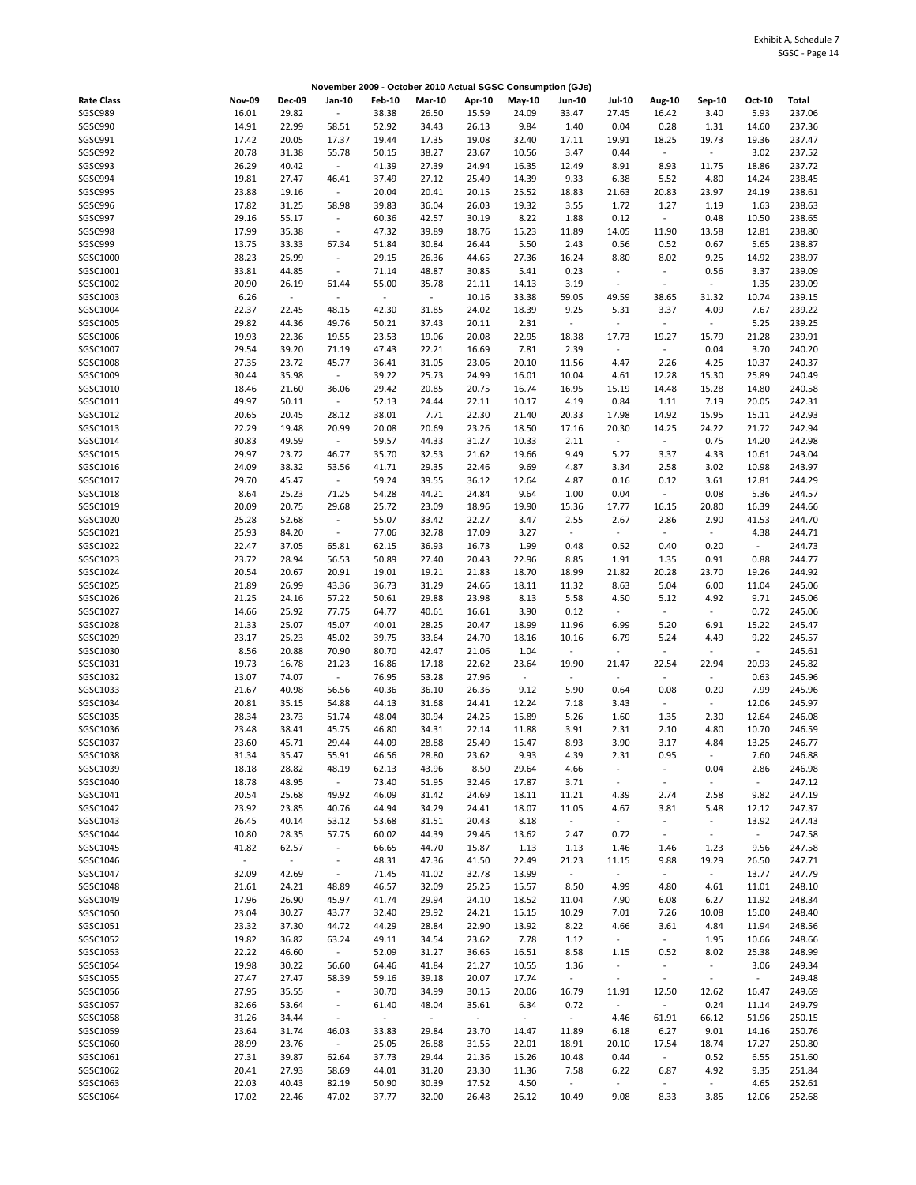Exhibit A, Schedule 7
SGSC - Page 14

**November 2009 - October 2010 Actual SGSC Consumption (GJs)**

| Rate Class | Nov-09 | Dec-09 | Jan-10 | Feb-10 | Mar-10 | Apr-10 | May-10 | Jun-10 | Jul-10 | Aug-10 | Sep-10 | Oct-10 | Total |
|---|---|---|---|---|---|---|---|---|---|---|---|---|---|
| SGSC989 | 16.01 | 29.82 | - | 38.38 | 26.50 | 15.59 | 24.09 | 33.47 | 27.45 | 16.42 | 3.40 | 5.93 | 237.06 |
| SGSC990 | 14.91 | 22.99 | 58.51 | 52.92 | 34.43 | 26.13 | 9.84 | 1.40 | 0.04 | 0.28 | 1.31 | 14.60 | 237.36 |
| SGSC991 | 17.42 | 20.05 | 17.37 | 19.44 | 17.35 | 19.08 | 32.40 | 17.11 | 19.91 | 18.25 | 19.73 | 19.36 | 237.47 |
| SGSC992 | 20.78 | 31.38 | 55.78 | 50.15 | 38.27 | 23.67 | 10.56 | 3.47 | 0.44 | - | - | 3.02 | 237.52 |
| SGSC993 | 26.29 | 40.42 | - | 41.39 | 27.39 | 24.94 | 16.35 | 12.49 | 8.91 | 8.93 | 11.75 | 18.86 | 237.72 |
| SGSC994 | 19.81 | 27.47 | 46.41 | 37.49 | 27.12 | 25.49 | 14.39 | 9.33 | 6.38 | 5.52 | 4.80 | 14.24 | 238.45 |
| SGSC995 | 23.88 | 19.16 | - | 20.04 | 20.41 | 20.15 | 25.52 | 18.83 | 21.63 | 20.83 | 23.97 | 24.19 | 238.61 |
| SGSC996 | 17.82 | 31.25 | 58.98 | 39.83 | 36.04 | 26.03 | 19.32 | 3.55 | 1.72 | 1.27 | 1.19 | 1.63 | 238.63 |
| SGSC997 | 29.16 | 55.17 | - | 60.36 | 42.57 | 30.19 | 8.22 | 1.88 | 0.12 | - | 0.48 | 10.50 | 238.65 |
| SGSC998 | 17.99 | 35.38 | - | 47.32 | 39.89 | 18.76 | 15.23 | 11.89 | 14.05 | 11.90 | 13.58 | 12.81 | 238.80 |
| SGSC999 | 13.75 | 33.33 | 67.34 | 51.84 | 30.84 | 26.44 | 5.50 | 2.43 | 0.56 | 0.52 | 0.67 | 5.65 | 238.87 |
| SGSC1000 | 28.23 | 25.99 | - | 29.15 | 26.36 | 44.65 | 27.36 | 16.24 | 8.80 | 8.02 | 9.25 | 14.92 | 238.97 |
| SGSC1001 | 33.81 | 44.85 | - | 71.14 | 48.87 | 30.85 | 5.41 | 0.23 | - | - | 0.56 | 3.37 | 239.09 |
| SGSC1002 | 20.90 | 26.19 | 61.44 | 55.00 | 35.78 | 21.11 | 14.13 | 3.19 | - | - | - | 1.35 | 239.09 |
| SGSC1003 | 6.26 | - | - | - | - | 10.16 | 33.38 | 59.05 | 49.59 | 38.65 | 31.32 | 10.74 | 239.15 |
| SGSC1004 | 22.37 | 22.45 | 48.15 | 42.30 | 31.85 | 24.02 | 18.39 | 9.25 | 5.31 | 3.37 | 4.09 | 7.67 | 239.22 |
| SGSC1005 | 29.82 | 44.36 | 49.76 | 50.21 | 37.43 | 20.11 | 2.31 | - | - | - | - | 5.25 | 239.25 |
| SGSC1006 | 19.93 | 22.36 | 19.55 | 23.53 | 19.06 | 20.08 | 22.95 | 18.38 | 17.73 | 19.27 | 15.79 | 21.28 | 239.91 |
| SGSC1007 | 29.54 | 39.20 | 71.19 | 47.43 | 22.21 | 16.69 | 7.81 | 2.39 | - | - | 0.04 | 3.70 | 240.20 |
| SGSC1008 | 27.35 | 23.72 | 45.77 | 36.41 | 31.05 | 23.06 | 20.10 | 11.56 | 4.47 | 2.26 | 4.25 | 10.37 | 240.37 |
| SGSC1009 | 30.44 | 35.98 | - | 39.22 | 25.73 | 24.99 | 16.01 | 10.04 | 4.61 | 12.28 | 15.30 | 25.89 | 240.49 |
| SGSC1010 | 18.46 | 21.60 | 36.06 | 29.42 | 20.85 | 20.75 | 16.74 | 16.95 | 15.19 | 14.48 | 15.28 | 14.80 | 240.58 |
| SGSC1011 | 49.97 | 50.11 | - | 52.13 | 24.44 | 22.11 | 10.17 | 4.19 | 0.84 | 1.11 | 7.19 | 20.05 | 242.31 |
| SGSC1012 | 20.65 | 20.45 | 28.12 | 38.01 | 7.71 | 22.30 | 21.40 | 20.33 | 17.98 | 14.92 | 15.95 | 15.11 | 242.93 |
| SGSC1013 | 22.29 | 19.48 | 20.99 | 20.08 | 20.69 | 23.26 | 18.50 | 17.16 | 20.30 | 14.25 | 24.22 | 21.72 | 242.94 |
| SGSC1014 | 30.83 | 49.59 | - | 59.57 | 44.33 | 31.27 | 10.33 | 2.11 | - | - | 0.75 | 14.20 | 242.98 |
| SGSC1015 | 29.97 | 23.72 | 46.77 | 35.70 | 32.53 | 21.62 | 19.66 | 9.49 | 5.27 | 3.37 | 4.33 | 10.61 | 243.04 |
| SGSC1016 | 24.09 | 38.32 | 53.56 | 41.71 | 29.35 | 22.46 | 9.69 | 4.87 | 3.34 | 2.58 | 3.02 | 10.98 | 243.97 |
| SGSC1017 | 29.70 | 45.47 | - | 59.24 | 39.55 | 36.12 | 12.64 | 4.87 | 0.16 | 0.12 | 3.61 | 12.81 | 244.29 |
| SGSC1018 | 8.64 | 25.23 | 71.25 | 54.28 | 44.21 | 24.84 | 9.64 | 1.00 | 0.04 | - | 0.08 | 5.36 | 244.57 |
| SGSC1019 | 20.09 | 20.75 | 29.68 | 25.72 | 23.09 | 18.96 | 19.90 | 15.36 | 17.77 | 16.15 | 20.80 | 16.39 | 244.66 |
| SGSC1020 | 25.28 | 52.68 | - | 55.07 | 33.42 | 22.27 | 3.47 | 2.55 | 2.67 | 2.86 | 2.90 | 41.53 | 244.70 |
| SGSC1021 | 25.93 | 84.20 | - | 77.06 | 32.78 | 17.09 | 3.27 | - | - | - | - | 4.38 | 244.71 |
| SGSC1022 | 22.47 | 37.05 | 65.81 | 62.15 | 36.93 | 16.73 | 1.99 | 0.48 | 0.52 | 0.40 | 0.20 | - | 244.73 |
| SGSC1023 | 23.72 | 28.94 | 56.53 | 50.89 | 27.40 | 20.43 | 22.96 | 8.85 | 1.91 | 1.35 | 0.91 | 0.88 | 244.77 |
| SGSC1024 | 20.54 | 20.67 | 20.91 | 19.01 | 19.21 | 21.83 | 18.70 | 18.99 | 21.82 | 20.28 | 23.70 | 19.26 | 244.92 |
| SGSC1025 | 21.89 | 26.99 | 43.36 | 36.73 | 31.29 | 24.66 | 18.11 | 11.32 | 8.63 | 5.04 | 6.00 | 11.04 | 245.06 |
| SGSC1026 | 21.25 | 24.16 | 57.22 | 50.61 | 29.88 | 23.98 | 8.13 | 5.58 | 4.50 | 5.12 | 4.92 | 9.71 | 245.06 |
| SGSC1027 | 14.66 | 25.92 | 77.75 | 64.77 | 40.61 | 16.61 | 3.90 | 0.12 | - | - | - | 0.72 | 245.06 |
| SGSC1028 | 21.33 | 25.07 | 45.07 | 40.01 | 28.25 | 20.47 | 18.99 | 11.96 | 6.99 | 5.20 | 6.91 | 15.22 | 245.47 |
| SGSC1029 | 23.17 | 25.23 | 45.02 | 39.75 | 33.64 | 24.70 | 18.16 | 10.16 | 6.79 | 5.24 | 4.49 | 9.22 | 245.57 |
| SGSC1030 | 8.56 | 20.88 | 70.90 | 80.70 | 42.47 | 21.06 | 1.04 | - | - | - | - | - | 245.61 |
| SGSC1031 | 19.73 | 16.78 | 21.23 | 16.86 | 17.18 | 22.62 | 23.64 | 19.90 | 21.47 | 22.54 | 22.94 | 20.93 | 245.82 |
| SGSC1032 | 13.07 | 74.07 | - | 76.95 | 53.28 | 27.96 | - | - | - | - | - | 0.63 | 245.96 |
| SGSC1033 | 21.67 | 40.98 | 56.56 | 40.36 | 36.10 | 26.36 | 9.12 | 5.90 | 0.64 | 0.08 | 0.20 | 7.99 | 245.96 |
| SGSC1034 | 20.81 | 35.15 | 54.88 | 44.13 | 31.68 | 24.41 | 12.24 | 7.18 | 3.43 | - | - | 12.06 | 245.97 |
| SGSC1035 | 28.34 | 23.73 | 51.74 | 48.04 | 30.94 | 24.25 | 15.89 | 5.26 | 1.60 | 1.35 | 2.30 | 12.64 | 246.08 |
| SGSC1036 | 23.48 | 38.41 | 45.75 | 46.80 | 34.31 | 22.14 | 11.88 | 3.91 | 2.31 | 2.10 | 4.80 | 10.70 | 246.59 |
| SGSC1037 | 23.60 | 45.71 | 29.44 | 44.09 | 28.88 | 25.49 | 15.47 | 8.93 | 3.90 | 3.17 | 4.84 | 13.25 | 246.77 |
| SGSC1038 | 31.34 | 35.47 | 55.91 | 46.56 | 28.80 | 23.62 | 9.93 | 4.39 | 2.31 | 0.95 | - | 7.60 | 246.88 |
| SGSC1039 | 18.18 | 28.82 | 48.19 | 62.13 | 43.96 | 8.50 | 29.64 | 4.66 | - | - | 0.04 | 2.86 | 246.98 |
| SGSC1040 | 18.78 | 48.95 | - | 73.40 | 51.95 | 32.46 | 17.87 | 3.71 | - | - | - | - | 247.12 |
| SGSC1041 | 20.54 | 25.68 | 49.92 | 46.09 | 31.42 | 24.69 | 18.11 | 11.21 | 4.39 | 2.74 | 2.58 | 9.82 | 247.19 |
| SGSC1042 | 23.92 | 23.85 | 40.76 | 44.94 | 34.29 | 24.41 | 18.07 | 11.05 | 4.67 | 3.81 | 5.48 | 12.12 | 247.37 |
| SGSC1043 | 26.45 | 40.14 | 53.12 | 53.68 | 31.51 | 20.43 | 8.18 | - | - | - | - | 13.92 | 247.43 |
| SGSC1044 | 10.80 | 28.35 | 57.75 | 60.02 | 44.39 | 29.46 | 13.62 | 2.47 | 0.72 | - | - | - | 247.58 |
| SGSC1045 | 41.82 | 62.57 | - | 66.65 | 44.70 | 15.87 | 1.13 | 1.13 | 1.46 | 1.46 | 1.23 | 9.56 | 247.58 |
| SGSC1046 | - | - | - | 48.31 | 47.36 | 41.50 | 22.49 | 21.23 | 11.15 | 9.88 | 19.29 | 26.50 | 247.71 |
| SGSC1047 | 32.09 | 42.69 | - | 71.45 | 41.02 | 32.78 | 13.99 | - | - | - | - | 13.77 | 247.79 |
| SGSC1048 | 21.61 | 24.21 | 48.89 | 46.57 | 32.09 | 25.25 | 15.57 | 8.50 | 4.99 | 4.80 | 4.61 | 11.01 | 248.10 |
| SGSC1049 | 17.96 | 26.90 | 45.97 | 41.74 | 29.94 | 24.10 | 18.52 | 11.04 | 7.90 | 6.08 | 6.27 | 11.92 | 248.34 |
| SGSC1050 | 23.04 | 30.27 | 43.77 | 32.40 | 29.92 | 24.21 | 15.15 | 10.29 | 7.01 | 7.26 | 10.08 | 15.00 | 248.40 |
| SGSC1051 | 23.32 | 37.30 | 44.72 | 44.29 | 28.84 | 22.90 | 13.92 | 8.22 | 4.66 | 3.61 | 4.84 | 11.94 | 248.56 |
| SGSC1052 | 19.82 | 36.82 | 63.24 | 49.11 | 34.54 | 23.62 | 7.78 | 1.12 | - | - | 1.95 | 10.66 | 248.66 |
| SGSC1053 | 22.22 | 46.60 | - | 52.09 | 31.27 | 36.65 | 16.51 | 8.58 | 1.15 | 0.52 | 8.02 | 25.38 | 248.99 |
| SGSC1054 | 19.98 | 30.22 | 56.60 | 64.46 | 41.84 | 21.27 | 10.55 | 1.36 | - | - | - | 3.06 | 249.34 |
| SGSC1055 | 27.47 | 27.47 | 58.39 | 59.16 | 39.18 | 20.07 | 17.74 | - | - | - | - | - | 249.48 |
| SGSC1056 | 27.95 | 35.55 | - | 30.70 | 34.99 | 30.15 | 20.06 | 16.79 | 11.91 | 12.50 | 12.62 | 16.47 | 249.69 |
| SGSC1057 | 32.66 | 53.64 | - | 61.40 | 48.04 | 35.61 | 6.34 | 0.72 | - | - | 0.24 | 11.14 | 249.79 |
| SGSC1058 | 31.26 | 34.44 | - | - | - | - | - | - | 4.46 | 61.91 | 66.12 | 51.96 | 250.15 |
| SGSC1059 | 23.64 | 31.74 | 46.03 | 33.83 | 29.84 | 23.70 | 14.47 | 11.89 | 6.18 | 6.27 | 9.01 | 14.16 | 250.76 |
| SGSC1060 | 28.99 | 23.76 | - | 25.05 | 26.88 | 31.55 | 22.01 | 18.91 | 20.10 | 17.54 | 18.74 | 17.27 | 250.80 |
| SGSC1061 | 27.31 | 39.87 | 62.64 | 37.73 | 29.44 | 21.36 | 15.26 | 10.48 | 0.44 | - | 0.52 | 6.55 | 251.60 |
| SGSC1062 | 20.41 | 27.93 | 58.69 | 44.01 | 31.20 | 23.30 | 11.36 | 7.58 | 6.22 | 6.87 | 4.92 | 9.35 | 251.84 |
| SGSC1063 | 22.03 | 40.43 | 82.19 | 50.90 | 30.39 | 17.52 | 4.50 | - | - | - | - | 4.65 | 252.61 |
| SGSC1064 | 17.02 | 22.46 | 47.02 | 37.77 | 32.00 | 26.48 | 26.12 | 10.49 | 9.08 | 8.33 | 3.85 | 12.06 | 252.68 |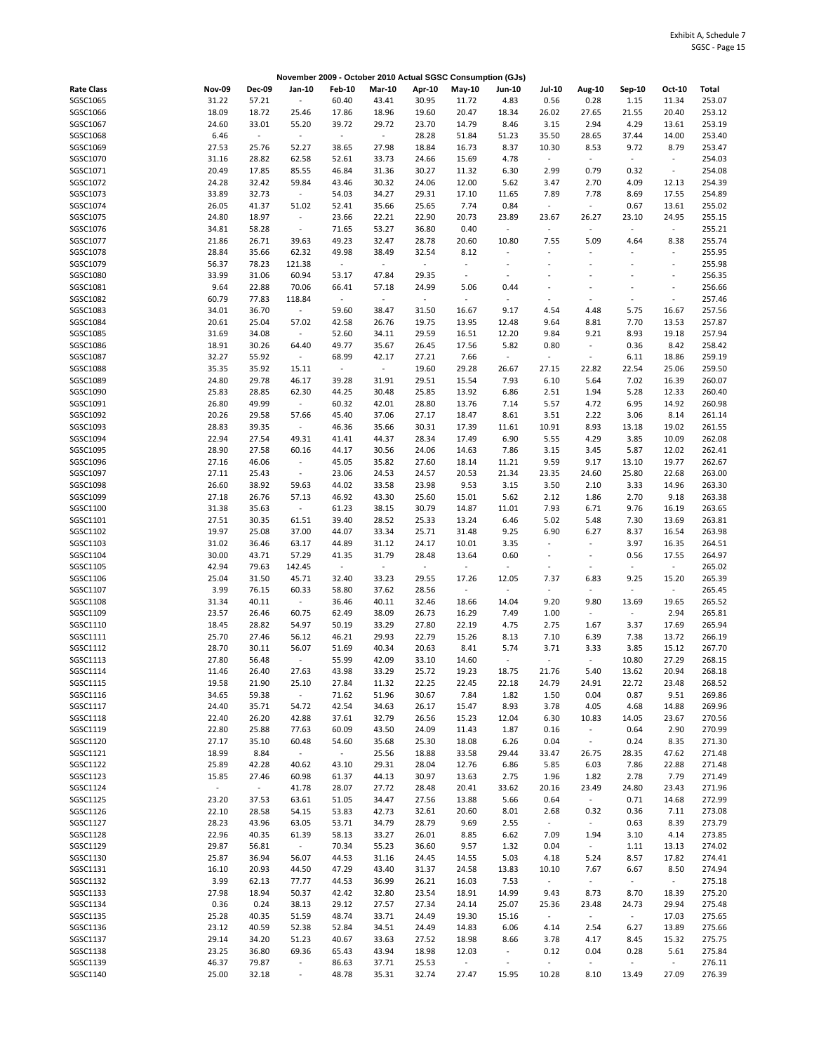Exhibit A, Schedule 7
SGSC - Page 15

## November 2009 - October 2010 Actual SGSC Consumption (GJs)

| Rate Class | Nov-09 | Dec-09 | Jan-10 | Feb-10 | Mar-10 | Apr-10 | May-10 | Jun-10 | Jul-10 | Aug-10 | Sep-10 | Oct-10 | Total |
|---|---|---|---|---|---|---|---|---|---|---|---|---|---|
| SGSC1065 | 31.22 | 57.21 | - | 60.40 | 43.41 | 30.95 | 11.72 | 4.83 | 0.56 | 0.28 | 1.15 | 11.34 | 253.07 |
| SGSC1066 | 18.09 | 18.72 | 25.46 | 17.86 | 18.96 | 19.60 | 20.47 | 18.34 | 26.02 | 27.65 | 21.55 | 20.40 | 253.12 |
| SGSC1067 | 24.60 | 33.01 | 55.20 | 39.72 | 29.72 | 23.70 | 14.79 | 8.46 | 3.15 | 2.94 | 4.29 | 13.61 | 253.19 |
| SGSC1068 | 6.46 | - | - | - | - | 28.28 | 51.84 | 51.23 | 35.50 | 28.65 | 37.44 | 14.00 | 253.40 |
| SGSC1069 | 27.53 | 25.76 | 52.27 | 38.65 | 27.98 | 18.84 | 16.73 | 8.37 | 10.30 | 8.53 | 9.72 | 8.79 | 253.47 |
| SGSC1070 | 31.16 | 28.82 | 62.58 | 52.61 | 33.73 | 24.66 | 15.69 | 4.78 | - | - | - | - | 254.03 |
| SGSC1071 | 20.49 | 17.85 | 85.55 | 46.84 | 31.36 | 30.27 | 11.32 | 6.30 | 2.99 | 0.79 | 0.32 | - | 254.08 |
| SGSC1072 | 24.28 | 32.42 | 59.84 | 43.46 | 30.32 | 24.06 | 12.00 | 5.62 | 3.47 | 2.70 | 4.09 | 12.13 | 254.39 |
| SGSC1073 | 33.89 | 32.73 | - | 54.03 | 34.27 | 29.31 | 17.10 | 11.65 | 7.89 | 7.78 | 8.69 | 17.55 | 254.89 |
| SGSC1074 | 26.05 | 41.37 | 51.02 | 52.41 | 35.66 | 25.65 | 7.74 | 0.84 | - | - | 0.67 | 13.61 | 255.02 |
| SGSC1075 | 24.80 | 18.97 | - | 23.66 | 22.21 | 22.90 | 20.73 | 23.89 | 23.67 | 26.27 | 23.10 | 24.95 | 255.15 |
| SGSC1076 | 34.81 | 58.28 | - | 71.65 | 53.27 | 36.80 | 0.40 | - | - | - | - | - | 255.21 |
| SGSC1077 | 21.86 | 26.71 | 39.63 | 49.23 | 32.47 | 28.78 | 20.60 | 10.80 | 7.55 | 5.09 | 4.64 | 8.38 | 255.74 |
| SGSC1078 | 28.84 | 35.66 | 62.32 | 49.98 | 38.49 | 32.54 | 8.12 | - | - | - | - | - | 255.95 |
| SGSC1079 | 56.37 | 78.23 | 121.38 | - | - | - | - | - | - | - | - | - | 255.98 |
| SGSC1080 | 33.99 | 31.06 | 60.94 | 53.17 | 47.84 | 29.35 | - | - | - | - | - | - | 256.35 |
| SGSC1081 | 9.64 | 22.88 | 70.06 | 66.41 | 57.18 | 24.99 | 5.06 | 0.44 | - | - | - | - | 256.66 |
| SGSC1082 | 60.79 | 77.83 | 118.84 | - | - | - | - | - | - | - | - | - | 257.46 |
| SGSC1083 | 34.01 | 36.70 | - | 59.60 | 38.47 | 31.50 | 16.67 | 9.17 | 4.54 | 4.48 | 5.75 | 16.67 | 257.56 |
| SGSC1084 | 20.61 | 25.04 | 57.02 | 42.58 | 26.76 | 19.75 | 13.95 | 12.48 | 9.64 | 8.81 | 7.70 | 13.53 | 257.87 |
| SGSC1085 | 31.69 | 34.08 | - | 52.60 | 34.11 | 29.59 | 16.51 | 12.20 | 9.84 | 9.21 | 8.93 | 19.18 | 257.94 |
| SGSC1086 | 18.91 | 30.26 | 64.40 | 49.77 | 35.67 | 26.45 | 17.56 | 5.82 | 0.80 | - | 0.36 | 8.42 | 258.42 |
| SGSC1087 | 32.27 | 55.92 | - | 68.99 | 42.17 | 27.21 | 7.66 | - | - | - | 6.11 | 18.86 | 259.19 |
| SGSC1088 | 35.35 | 35.92 | 15.11 | - | - | 19.60 | 29.28 | 26.67 | 27.15 | 22.82 | 22.54 | 25.06 | 259.50 |
| SGSC1089 | 24.80 | 29.78 | 46.17 | 39.28 | 31.91 | 29.51 | 15.54 | 7.93 | 6.10 | 5.64 | 7.02 | 16.39 | 260.07 |
| SGSC1090 | 25.83 | 28.85 | 62.30 | 44.25 | 30.48 | 25.85 | 13.92 | 6.86 | 2.51 | 1.94 | 5.28 | 12.33 | 260.40 |
| SGSC1091 | 26.80 | 49.99 | - | 60.32 | 42.01 | 28.80 | 13.76 | 7.14 | 5.57 | 4.72 | 6.95 | 14.92 | 260.98 |
| SGSC1092 | 20.26 | 29.58 | 57.66 | 45.40 | 37.06 | 27.17 | 18.47 | 8.61 | 3.51 | 2.22 | 3.06 | 8.14 | 261.14 |
| SGSC1093 | 28.83 | 39.35 | - | 46.36 | 35.66 | 30.31 | 17.39 | 11.61 | 10.91 | 8.93 | 13.18 | 19.02 | 261.55 |
| SGSC1094 | 22.94 | 27.54 | 49.31 | 41.41 | 44.37 | 28.34 | 17.49 | 6.90 | 5.55 | 4.29 | 3.85 | 10.09 | 262.08 |
| SGSC1095 | 28.90 | 27.58 | 60.16 | 44.17 | 30.56 | 24.06 | 14.63 | 7.86 | 3.15 | 3.45 | 5.87 | 12.02 | 262.41 |
| SGSC1096 | 27.16 | 46.06 | - | 45.05 | 35.82 | 27.60 | 18.14 | 11.21 | 9.59 | 9.17 | 13.10 | 19.77 | 262.67 |
| SGSC1097 | 27.11 | 25.43 | - | 23.06 | 24.53 | 24.57 | 20.53 | 21.34 | 23.35 | 24.60 | 25.80 | 22.68 | 263.00 |
| SGSC1098 | 26.60 | 38.92 | 59.63 | 44.02 | 33.58 | 23.98 | 9.53 | 3.15 | 3.50 | 2.10 | 3.33 | 14.96 | 263.30 |
| SGSC1099 | 27.18 | 26.76 | 57.13 | 46.92 | 43.30 | 25.60 | 15.01 | 5.62 | 2.12 | 1.86 | 2.70 | 9.18 | 263.38 |
| SGSC1100 | 31.38 | 35.63 | - | 61.23 | 38.15 | 30.79 | 14.87 | 11.01 | 7.93 | 6.71 | 9.76 | 16.19 | 263.65 |
| SGSC1101 | 27.51 | 30.35 | 61.51 | 39.40 | 28.52 | 25.33 | 13.24 | 6.46 | 5.02 | 5.48 | 7.30 | 13.69 | 263.81 |
| SGSC1102 | 19.97 | 25.08 | 37.00 | 44.07 | 33.34 | 25.71 | 31.48 | 9.25 | 6.90 | 6.27 | 8.37 | 16.54 | 263.98 |
| SGSC1103 | 31.02 | 36.46 | 63.17 | 44.89 | 31.12 | 24.17 | 10.01 | 3.35 | - | - | 3.97 | 16.35 | 264.51 |
| SGSC1104 | 30.00 | 43.71 | 57.29 | 41.35 | 31.79 | 28.48 | 13.64 | 0.60 | - | - | 0.56 | 17.55 | 264.97 |
| SGSC1105 | 42.94 | 79.63 | 142.45 | - | - | - | - | - | - | - | - | - | 265.02 |
| SGSC1106 | 25.04 | 31.50 | 45.71 | 32.40 | 33.23 | 29.55 | 17.26 | 12.05 | 7.37 | 6.83 | 9.25 | 15.20 | 265.39 |
| SGSC1107 | 3.99 | 76.15 | 60.33 | 58.80 | 37.62 | 28.56 | - | - | - | - | - | - | 265.45 |
| SGSC1108 | 31.34 | 40.11 | - | 36.46 | 40.11 | 32.46 | 18.66 | 14.04 | 9.20 | 9.80 | 13.69 | 19.65 | 265.52 |
| SGSC1109 | 23.57 | 26.46 | 60.75 | 62.49 | 38.09 | 26.73 | 16.29 | 7.49 | 1.00 | - | - | 2.94 | 265.81 |
| SGSC1110 | 18.45 | 28.82 | 54.97 | 50.19 | 33.29 | 27.80 | 22.19 | 4.75 | 2.75 | 1.67 | 3.37 | 17.69 | 265.94 |
| SGSC1111 | 25.70 | 27.46 | 56.12 | 46.21 | 29.93 | 22.79 | 15.26 | 8.13 | 7.10 | 6.39 | 7.38 | 13.72 | 266.19 |
| SGSC1112 | 28.70 | 30.11 | 56.07 | 51.69 | 40.34 | 20.63 | 8.41 | 5.74 | 3.71 | 3.33 | 3.85 | 15.12 | 267.70 |
| SGSC1113 | 27.80 | 56.48 | - | 55.99 | 42.09 | 33.10 | 14.60 | - | - | - | 10.80 | 27.29 | 268.15 |
| SGSC1114 | 11.46 | 26.40 | 27.63 | 43.98 | 33.29 | 25.72 | 19.23 | 18.75 | 21.76 | 5.40 | 13.62 | 20.94 | 268.18 |
| SGSC1115 | 19.58 | 21.90 | 25.10 | 27.84 | 11.32 | 22.25 | 22.45 | 22.18 | 24.79 | 24.91 | 22.72 | 23.48 | 268.52 |
| SGSC1116 | 34.65 | 59.38 | - | 71.62 | 51.96 | 30.67 | 7.84 | 1.82 | 1.50 | 0.04 | 0.87 | 9.51 | 269.86 |
| SGSC1117 | 24.40 | 35.71 | 54.72 | 42.54 | 34.63 | 26.17 | 15.47 | 8.93 | 3.78 | 4.05 | 4.68 | 14.88 | 269.96 |
| SGSC1118 | 22.40 | 26.20 | 42.88 | 37.61 | 32.79 | 26.56 | 15.23 | 12.04 | 6.30 | 10.83 | 14.05 | 23.67 | 270.56 |
| SGSC1119 | 22.80 | 25.88 | 77.63 | 60.09 | 43.50 | 24.09 | 11.43 | 1.87 | 0.16 | - | 0.64 | 2.90 | 270.99 |
| SGSC1120 | 27.17 | 35.10 | 60.48 | 54.60 | 35.68 | 25.30 | 18.08 | 6.26 | 0.04 | - | 0.24 | 8.35 | 271.30 |
| SGSC1121 | 18.99 | 8.84 | - | - | 25.56 | 18.88 | 33.58 | 29.44 | 33.47 | 26.75 | 28.35 | 47.62 | 271.48 |
| SGSC1122 | 25.89 | 42.28 | 40.62 | 43.10 | 29.31 | 28.04 | 12.76 | 6.86 | 5.85 | 6.03 | 7.86 | 22.88 | 271.48 |
| SGSC1123 | 15.85 | 27.46 | 60.98 | 61.37 | 44.13 | 30.97 | 13.63 | 2.75 | 1.96 | 1.82 | 2.78 | 7.79 | 271.49 |
| SGSC1124 | - | - | 41.78 | 28.07 | 27.72 | 28.48 | 20.41 | 33.62 | 20.16 | 23.49 | 24.80 | 23.43 | 271.96 |
| SGSC1125 | 23.20 | 37.53 | 63.61 | 51.05 | 34.47 | 27.56 | 13.88 | 5.66 | 0.64 | - | 0.71 | 14.68 | 272.99 |
| SGSC1126 | 22.10 | 28.58 | 54.15 | 53.83 | 42.73 | 32.61 | 20.60 | 8.01 | 2.68 | 0.32 | 0.36 | 7.11 | 273.08 |
| SGSC1127 | 28.23 | 43.96 | 63.05 | 53.71 | 34.79 | 28.79 | 9.69 | 2.55 | - | - | 0.63 | 8.39 | 273.79 |
| SGSC1128 | 22.96 | 40.35 | 61.39 | 58.13 | 33.27 | 26.01 | 8.85 | 6.62 | 7.09 | 1.94 | 3.10 | 4.14 | 273.85 |
| SGSC1129 | 29.87 | 56.81 | - | 70.34 | 55.23 | 36.60 | 9.57 | 1.32 | 0.04 | - | 1.11 | 13.13 | 274.02 |
| SGSC1130 | 25.87 | 36.94 | 56.07 | 44.53 | 31.16 | 24.45 | 14.55 | 5.03 | 4.18 | 5.24 | 8.57 | 17.82 | 274.41 |
| SGSC1131 | 16.10 | 20.93 | 44.50 | 47.29 | 43.40 | 31.37 | 24.58 | 13.83 | 10.10 | 7.67 | 6.67 | 8.50 | 274.94 |
| SGSC1132 | 3.99 | 62.13 | 77.77 | 44.53 | 36.99 | 26.21 | 16.03 | 7.53 | - | - | - | - | 275.18 |
| SGSC1133 | 27.98 | 18.94 | 50.37 | 42.42 | 32.80 | 23.54 | 18.91 | 14.99 | 9.43 | 8.73 | 8.70 | 18.39 | 275.20 |
| SGSC1134 | 0.36 | 0.24 | 38.13 | 29.12 | 27.57 | 27.34 | 24.14 | 25.07 | 25.36 | 23.48 | 24.73 | 29.94 | 275.48 |
| SGSC1135 | 25.28 | 40.35 | 51.59 | 48.74 | 33.71 | 24.49 | 19.30 | 15.16 | - | - | - | 17.03 | 275.65 |
| SGSC1136 | 23.12 | 40.59 | 52.38 | 52.84 | 34.51 | 24.49 | 14.83 | 6.06 | 4.14 | 2.54 | 6.27 | 13.89 | 275.66 |
| SGSC1137 | 29.14 | 34.20 | 51.23 | 40.67 | 33.63 | 27.52 | 18.98 | 8.66 | 3.78 | 4.17 | 8.45 | 15.32 | 275.75 |
| SGSC1138 | 23.25 | 36.80 | 69.36 | 65.43 | 43.94 | 18.98 | 12.03 | - | 0.12 | 0.04 | 0.28 | 5.61 | 275.84 |
| SGSC1139 | 46.37 | 79.87 | - | 86.63 | 37.71 | 25.53 | - | - | - | - | - | - | 276.11 |
| SGSC1140 | 25.00 | 32.18 | - | 48.78 | 35.31 | 32.74 | 27.47 | 15.95 | 10.28 | 8.10 | 13.49 | 27.09 | 276.39 |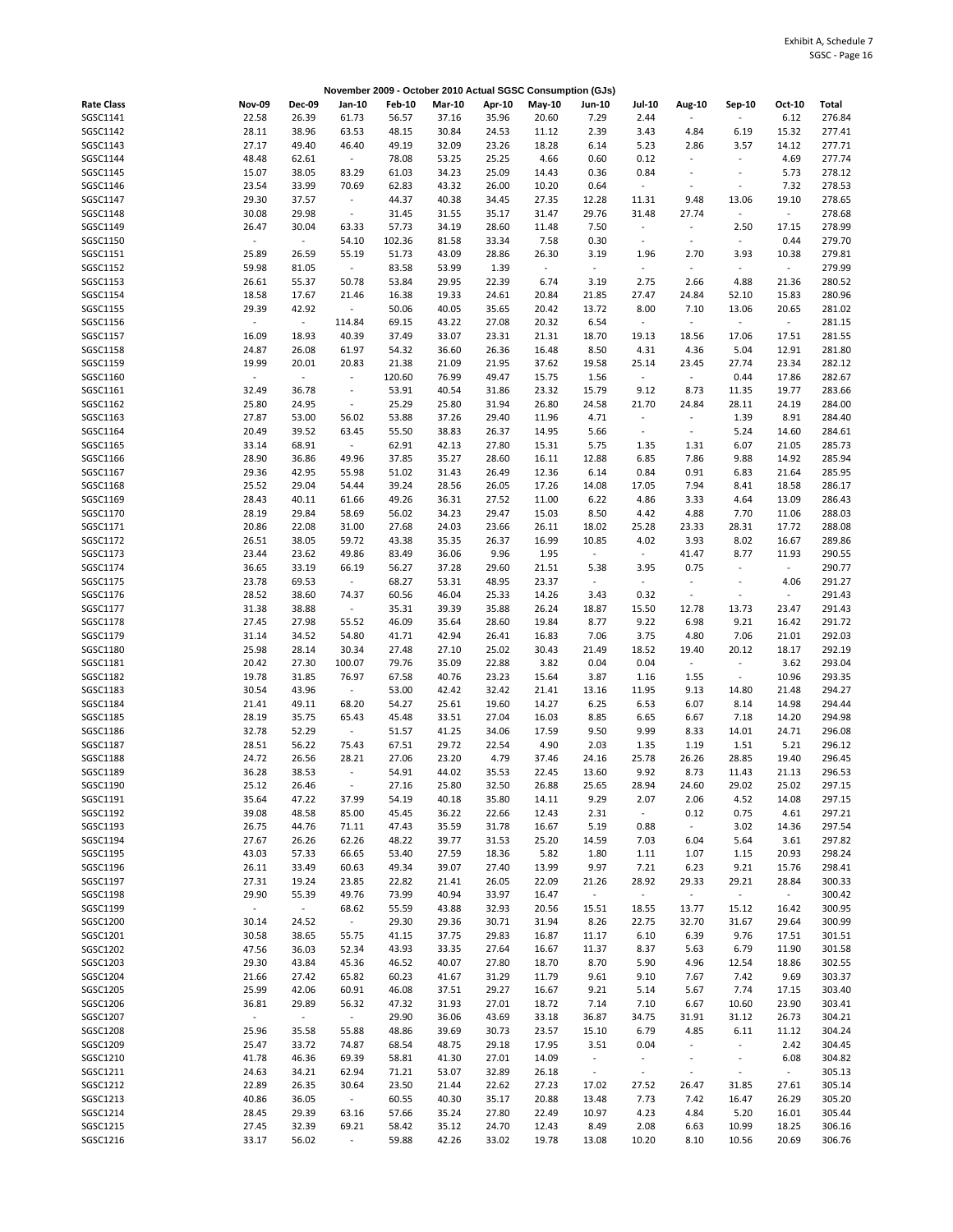Exhibit A, Schedule 7
SGSC - Page 16

**November 2009 - October 2010 Actual SGSC Consumption (GJs)**

| Rate Class | Nov-09 | Dec-09 | Jan-10 | Feb-10 | Mar-10 | Apr-10 | May-10 | Jun-10 | Jul-10 | Aug-10 | Sep-10 | Oct-10 | Total |
|---|---|---|---|---|---|---|---|---|---|---|---|---|---|
| SGSC1141 | 22.58 | 26.39 | 61.73 | 56.57 | 37.16 | 35.96 | 20.60 | 7.29 | 2.44 | - | - | 6.12 | 276.84 |
| SGSC1142 | 28.11 | 38.96 | 63.53 | 48.15 | 30.84 | 24.53 | 11.12 | 2.39 | 3.43 | 4.84 | 6.19 | 15.32 | 277.41 |
| SGSC1143 | 27.17 | 49.40 | 46.40 | 49.19 | 32.09 | 23.26 | 18.28 | 6.14 | 5.23 | 2.86 | 3.57 | 14.12 | 277.71 |
| SGSC1144 | 48.48 | 62.61 | - | 78.08 | 53.25 | 25.25 | 4.66 | 0.60 | 0.12 | - | - | 4.69 | 277.74 |
| SGSC1145 | 15.07 | 38.05 | 83.29 | 61.03 | 34.23 | 25.09 | 14.43 | 0.36 | 0.84 | - | - | 5.73 | 278.12 |
| SGSC1146 | 23.54 | 33.99 | 70.69 | 62.83 | 43.32 | 26.00 | 10.20 | 0.64 | - | - | - | 7.32 | 278.53 |
| SGSC1147 | 29.30 | 37.57 | - | 44.37 | 40.38 | 34.45 | 27.35 | 12.28 | 11.31 | 9.48 | 13.06 | 19.10 | 278.65 |
| SGSC1148 | 30.08 | 29.98 | - | 31.45 | 31.55 | 35.17 | 31.47 | 29.76 | 31.48 | 27.74 | - | - | 278.68 |
| SGSC1149 | 26.47 | 30.04 | 63.33 | 57.73 | 34.19 | 28.60 | 11.48 | 7.50 | - | - | 2.50 | 17.15 | 278.99 |
| SGSC1150 | - | - | 54.10 | 102.36 | 81.58 | 33.34 | 7.58 | 0.30 | - | - | - | 0.44 | 279.70 |
| SGSC1151 | 25.89 | 26.59 | 55.19 | 51.73 | 43.09 | 28.86 | 26.30 | 3.19 | 1.96 | 2.70 | 3.93 | 10.38 | 279.81 |
| SGSC1152 | 59.98 | 81.05 | - | 83.58 | 53.99 | 1.39 | - | - | - | - | - | - | 279.99 |
| SGSC1153 | 26.61 | 55.37 | 50.78 | 53.84 | 29.95 | 22.39 | 6.74 | 3.19 | 2.75 | 2.66 | 4.88 | 21.36 | 280.52 |
| SGSC1154 | 18.58 | 17.67 | 21.46 | 16.38 | 19.33 | 24.61 | 20.84 | 21.85 | 27.47 | 24.84 | 52.10 | 15.83 | 280.96 |
| SGSC1155 | 29.39 | 42.92 | - | 50.06 | 40.05 | 35.65 | 20.42 | 13.72 | 8.00 | 7.10 | 13.06 | 20.65 | 281.02 |
| SGSC1156 | - | - | 114.84 | 69.15 | 43.22 | 27.08 | 20.32 | 6.54 | - | - | - | - | 281.15 |
| SGSC1157 | 16.09 | 18.93 | 40.39 | 37.49 | 33.07 | 23.31 | 21.31 | 18.70 | 19.13 | 18.56 | 17.06 | 17.51 | 281.55 |
| SGSC1158 | 24.87 | 26.08 | 61.97 | 54.32 | 36.60 | 26.36 | 16.48 | 8.50 | 4.31 | 4.36 | 5.04 | 12.91 | 281.80 |
| SGSC1159 | 19.99 | 20.01 | 20.83 | 21.38 | 21.09 | 21.95 | 37.62 | 19.58 | 25.14 | 23.45 | 27.74 | 23.34 | 282.12 |
| SGSC1160 | - | - | - | 120.60 | 76.99 | 49.47 | 15.75 | 1.56 | - | - | 0.44 | 17.86 | 282.67 |
| SGSC1161 | 32.49 | 36.78 | - | 53.91 | 40.54 | 31.86 | 23.32 | 15.79 | 9.12 | 8.73 | 11.35 | 19.77 | 283.66 |
| SGSC1162 | 25.80 | 24.95 | - | 25.29 | 25.80 | 31.94 | 26.80 | 24.58 | 21.70 | 24.84 | 28.11 | 24.19 | 284.00 |
| SGSC1163 | 27.87 | 53.00 | 56.02 | 53.88 | 37.26 | 29.40 | 11.96 | 4.71 | - | - | 1.39 | 8.91 | 284.40 |
| SGSC1164 | 20.49 | 39.52 | 63.45 | 55.50 | 38.83 | 26.37 | 14.95 | 5.66 | - | - | 5.24 | 14.60 | 284.61 |
| SGSC1165 | 33.14 | 68.91 | - | 62.91 | 42.13 | 27.80 | 15.31 | 5.75 | 1.35 | 1.31 | 6.07 | 21.05 | 285.73 |
| SGSC1166 | 28.90 | 36.86 | 49.96 | 37.85 | 35.27 | 28.60 | 16.11 | 12.88 | 6.85 | 7.86 | 9.88 | 14.92 | 285.94 |
| SGSC1167 | 29.36 | 42.95 | 55.98 | 51.02 | 31.43 | 26.49 | 12.36 | 6.14 | 0.84 | 0.91 | 6.83 | 21.64 | 285.95 |
| SGSC1168 | 25.52 | 29.04 | 54.44 | 39.24 | 28.56 | 26.05 | 17.26 | 14.08 | 17.05 | 7.94 | 8.41 | 18.58 | 286.17 |
| SGSC1169 | 28.43 | 40.11 | 61.66 | 49.26 | 36.31 | 27.52 | 11.00 | 6.22 | 4.86 | 3.33 | 4.64 | 13.09 | 286.43 |
| SGSC1170 | 28.19 | 29.84 | 58.69 | 56.02 | 34.23 | 29.47 | 15.03 | 8.50 | 4.42 | 4.88 | 7.70 | 11.06 | 288.03 |
| SGSC1171 | 20.86 | 22.08 | 31.00 | 27.68 | 24.03 | 23.66 | 26.11 | 18.02 | 25.28 | 23.33 | 28.31 | 17.72 | 288.08 |
| SGSC1172 | 26.51 | 38.05 | 59.72 | 43.38 | 35.35 | 26.37 | 16.99 | 10.85 | 4.02 | 3.93 | 8.02 | 16.67 | 289.86 |
| SGSC1173 | 23.44 | 23.62 | 49.86 | 83.49 | 36.06 | 9.96 | 1.95 | - | - | 41.47 | 8.77 | 11.93 | 290.55 |
| SGSC1174 | 36.65 | 33.19 | 66.19 | 56.27 | 37.28 | 29.60 | 21.51 | 5.38 | 3.95 | 0.75 | - | - | 290.77 |
| SGSC1175 | 23.78 | 69.53 | - | 68.27 | 53.31 | 48.95 | 23.37 | - | - | - | - | 4.06 | 291.27 |
| SGSC1176 | 28.52 | 38.60 | 74.37 | 60.56 | 46.04 | 25.33 | 14.26 | 3.43 | 0.32 | - | - | - | 291.43 |
| SGSC1177 | 31.38 | 38.88 | - | 35.31 | 39.39 | 35.88 | 26.24 | 18.87 | 15.50 | 12.78 | 13.73 | 23.47 | 291.43 |
| SGSC1178 | 27.45 | 27.98 | 55.52 | 46.09 | 35.64 | 28.60 | 19.84 | 8.77 | 9.22 | 6.98 | 9.21 | 16.42 | 291.72 |
| SGSC1179 | 31.14 | 34.52 | 54.80 | 41.71 | 42.94 | 26.41 | 16.83 | 7.06 | 3.75 | 4.80 | 7.06 | 21.01 | 292.03 |
| SGSC1180 | 25.98 | 28.14 | 30.34 | 27.48 | 27.10 | 25.02 | 30.43 | 21.49 | 18.52 | 19.40 | 20.12 | 18.17 | 292.19 |
| SGSC1181 | 20.42 | 27.30 | 100.07 | 79.76 | 35.09 | 22.88 | 3.82 | 0.04 | 0.04 | - | - | 3.62 | 293.04 |
| SGSC1182 | 19.78 | 31.85 | 76.97 | 67.58 | 40.76 | 23.23 | 15.64 | 3.87 | 1.16 | 1.55 | - | 10.96 | 293.35 |
| SGSC1183 | 30.54 | 43.96 | - | 53.00 | 42.42 | 32.42 | 21.41 | 13.16 | 11.95 | 9.13 | 14.80 | 21.48 | 294.27 |
| SGSC1184 | 21.41 | 49.11 | 68.20 | 54.27 | 25.61 | 19.60 | 14.27 | 6.25 | 6.53 | 6.07 | 8.14 | 14.98 | 294.44 |
| SGSC1185 | 28.19 | 35.75 | 65.43 | 45.48 | 33.51 | 27.04 | 16.03 | 8.85 | 6.65 | 6.67 | 7.18 | 14.20 | 294.98 |
| SGSC1186 | 32.78 | 52.29 | - | 51.57 | 41.25 | 34.06 | 17.59 | 9.50 | 9.99 | 8.33 | 14.01 | 24.71 | 296.08 |
| SGSC1187 | 28.51 | 56.22 | 75.43 | 67.51 | 29.72 | 22.54 | 4.90 | 2.03 | 1.35 | 1.19 | 1.51 | 5.21 | 296.12 |
| SGSC1188 | 24.72 | 26.56 | 28.21 | 27.06 | 23.20 | 4.79 | 37.46 | 24.16 | 25.78 | 26.26 | 28.85 | 19.40 | 296.45 |
| SGSC1189 | 36.28 | 38.53 | - | 54.91 | 44.02 | 35.53 | 22.45 | 13.60 | 9.92 | 8.73 | 11.43 | 21.13 | 296.53 |
| SGSC1190 | 25.12 | 26.46 | - | 27.16 | 25.80 | 32.50 | 26.88 | 25.65 | 28.94 | 24.60 | 29.02 | 25.02 | 297.15 |
| SGSC1191 | 35.64 | 47.22 | 37.99 | 54.19 | 40.18 | 35.80 | 14.11 | 9.29 | 2.07 | 2.06 | 4.52 | 14.08 | 297.15 |
| SGSC1192 | 39.08 | 48.58 | 85.00 | 45.45 | 36.22 | 22.66 | 12.43 | 2.31 | - | 0.12 | 0.75 | 4.61 | 297.21 |
| SGSC1193 | 26.75 | 44.76 | 71.11 | 47.43 | 35.59 | 31.78 | 16.67 | 5.19 | 0.88 | - | 3.02 | 14.36 | 297.54 |
| SGSC1194 | 27.67 | 26.26 | 62.26 | 48.22 | 39.77 | 31.53 | 25.20 | 14.59 | 7.03 | 6.04 | 5.64 | 3.61 | 297.82 |
| SGSC1195 | 43.03 | 57.33 | 66.65 | 53.40 | 27.59 | 18.36 | 5.82 | 1.80 | 1.11 | 1.07 | 1.15 | 20.93 | 298.24 |
| SGSC1196 | 26.11 | 33.49 | 60.63 | 49.34 | 39.07 | 27.40 | 13.99 | 9.97 | 7.21 | 6.23 | 9.21 | 15.76 | 298.41 |
| SGSC1197 | 27.31 | 19.24 | 23.85 | 22.82 | 21.41 | 26.05 | 22.09 | 21.26 | 28.92 | 29.33 | 29.21 | 28.84 | 300.33 |
| SGSC1198 | 29.90 | 55.39 | 49.76 | 73.99 | 40.94 | 33.97 | 16.47 | - | - | - | - | - | 300.42 |
| SGSC1199 | - | - | 68.62 | 55.59 | 43.88 | 32.93 | 20.56 | 15.51 | 18.55 | 13.77 | 15.12 | 16.42 | 300.95 |
| SGSC1200 | 30.14 | 24.52 | - | 29.30 | 29.36 | 30.71 | 31.94 | 8.26 | 22.75 | 32.70 | 31.67 | 29.64 | 300.99 |
| SGSC1201 | 30.58 | 38.65 | 55.75 | 41.15 | 37.75 | 29.83 | 16.87 | 11.17 | 6.10 | 6.39 | 9.76 | 17.51 | 301.51 |
| SGSC1202 | 47.56 | 36.03 | 52.34 | 43.93 | 33.35 | 27.64 | 16.67 | 11.37 | 8.37 | 5.63 | 6.79 | 11.90 | 301.58 |
| SGSC1203 | 29.30 | 43.84 | 45.36 | 46.52 | 40.07 | 27.80 | 18.70 | 8.70 | 5.90 | 4.96 | 12.54 | 18.86 | 302.55 |
| SGSC1204 | 21.66 | 27.42 | 65.82 | 60.23 | 41.67 | 31.29 | 11.79 | 9.61 | 9.10 | 7.67 | 7.42 | 9.69 | 303.37 |
| SGSC1205 | 25.99 | 42.06 | 60.91 | 46.08 | 37.51 | 29.27 | 16.67 | 9.21 | 5.14 | 5.67 | 7.74 | 17.15 | 303.40 |
| SGSC1206 | 36.81 | 29.89 | 56.32 | 47.32 | 31.93 | 27.01 | 18.72 | 7.14 | 7.10 | 6.67 | 10.60 | 23.90 | 303.41 |
| SGSC1207 | - | - | - | 29.90 | 36.06 | 43.69 | 33.18 | 36.87 | 34.75 | 31.91 | 31.12 | 26.73 | 304.21 |
| SGSC1208 | 25.96 | 35.58 | 55.88 | 48.86 | 39.69 | 30.73 | 23.57 | 15.10 | 6.79 | 4.85 | 6.11 | 11.12 | 304.24 |
| SGSC1209 | 25.47 | 33.72 | 74.87 | 68.54 | 48.75 | 29.18 | 17.95 | 3.51 | 0.04 | - | - | 2.42 | 304.45 |
| SGSC1210 | 41.78 | 46.36 | 69.39 | 58.81 | 41.30 | 27.01 | 14.09 | - | - | - | - | 6.08 | 304.82 |
| SGSC1211 | 24.63 | 34.21 | 62.94 | 71.21 | 53.07 | 32.89 | 26.18 | - | - | - | - | - | 305.13 |
| SGSC1212 | 22.89 | 26.35 | 30.64 | 23.50 | 21.44 | 22.62 | 27.23 | 17.02 | 27.52 | 26.47 | 31.85 | 27.61 | 305.14 |
| SGSC1213 | 40.86 | 36.05 | - | 60.55 | 40.30 | 35.17 | 20.88 | 13.48 | 7.73 | 7.42 | 16.47 | 26.29 | 305.20 |
| SGSC1214 | 28.45 | 29.39 | 63.16 | 57.66 | 35.24 | 27.80 | 22.49 | 10.97 | 4.23 | 4.84 | 5.20 | 16.01 | 305.44 |
| SGSC1215 | 27.45 | 32.39 | 69.21 | 58.42 | 35.12 | 24.70 | 12.43 | 8.49 | 2.08 | 6.63 | 10.99 | 18.25 | 306.16 |
| SGSC1216 | 33.17 | 56.02 | - | 59.88 | 42.26 | 33.02 | 19.78 | 13.08 | 10.20 | 8.10 | 10.56 | 20.69 | 306.76 |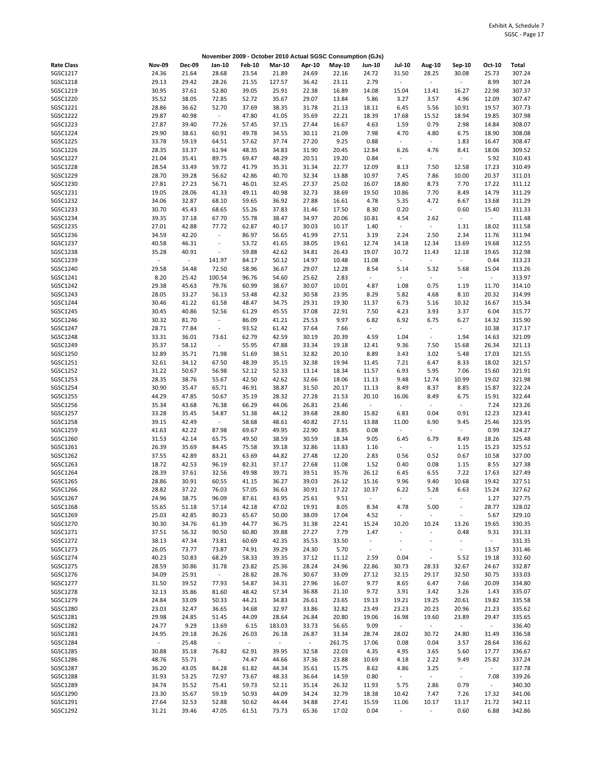Exhibit A, Schedule 7
SGSC - Page 17

**November 2009 - October 2010 Actual SGSC Consumption (GJs)**

| Rate Class | Nov-09 | Dec-09 | Jan-10 | Feb-10 | Mar-10 | Apr-10 | May-10 | Jun-10 | Jul-10 | Aug-10 | Sep-10 | Oct-10 | Total |
|---|---|---|---|---|---|---|---|---|---|---|---|---|---|
| SGSC1217 | 24.36 | 21.64 | 28.68 | 23.54 | 21.89 | 24.69 | 22.16 | 24.72 | 31.50 | 28.25 | 30.08 | 25.73 | 307.24 |
| SGSC1218 | 29.13 | 29.42 | 28.26 | 21.55 | 127.57 | 36.42 | 23.11 | 2.79 | - | - | - | 8.99 | 307.24 |
| SGSC1219 | 30.95 | 37.61 | 52.80 | 39.05 | 25.91 | 22.38 | 16.89 | 14.08 | 15.04 | 13.41 | 16.27 | 22.98 | 307.37 |
| SGSC1220 | 35.52 | 38.05 | 72.85 | 52.72 | 35.67 | 29.07 | 13.84 | 5.86 | 3.27 | 3.57 | 4.96 | 12.09 | 307.47 |
| SGSC1221 | 28.86 | 36.62 | 52.70 | 37.69 | 38.35 | 31.78 | 21.13 | 18.11 | 6.45 | 5.56 | 10.91 | 19.57 | 307.73 |
| SGSC1222 | 29.87 | 40.98 | - | 47.80 | 41.05 | 35.69 | 22.21 | 18.39 | 17.68 | 15.52 | 18.94 | 19.85 | 307.98 |
| SGSC1223 | 27.87 | 39.40 | 77.26 | 57.45 | 37.15 | 27.44 | 16.67 | 4.63 | 1.59 | 0.79 | 2.98 | 14.84 | 308.07 |
| SGSC1224 | 29.90 | 38.61 | 60.91 | 49.78 | 34.55 | 30.11 | 21.09 | 7.98 | 4.70 | 4.80 | 6.75 | 18.90 | 308.08 |
| SGSC1225 | 33.78 | 59.19 | 64.51 | 57.62 | 37.74 | 27.20 | 9.25 | 0.88 | - | - | 1.83 | 16.47 | 308.47 |
| SGSC1226 | 28.35 | 33.37 | 61.94 | 48.35 | 34.83 | 31.90 | 20.45 | 12.84 | 6.26 | 4.76 | 8.41 | 18.06 | 309.52 |
| SGSC1227 | 21.04 | 35.41 | 89.75 | 69.47 | 48.29 | 20.51 | 19.20 | 0.84 | - | - | - | 5.92 | 310.43 |
| SGSC1228 | 28.54 | 33.49 | 59.72 | 41.79 | 35.31 | 31.34 | 22.77 | 12.09 | 8.13 | 7.50 | 12.58 | 17.23 | 310.49 |
| SGSC1229 | 28.70 | 39.28 | 56.62 | 42.86 | 40.70 | 32.34 | 13.88 | 10.97 | 7.45 | 7.86 | 10.00 | 20.37 | 311.03 |
| SGSC1230 | 27.81 | 27.23 | 56.71 | 46.01 | 32.45 | 27.37 | 25.02 | 16.07 | 18.80 | 8.73 | 7.70 | 17.22 | 311.12 |
| SGSC1231 | 19.05 | 28.06 | 41.33 | 49.11 | 40.98 | 32.73 | 38.69 | 19.50 | 10.86 | 7.70 | 8.49 | 14.79 | 311.29 |
| SGSC1232 | 34.06 | 32.87 | 68.10 | 59.65 | 36.92 | 27.88 | 16.61 | 4.78 | 5.35 | 4.72 | 6.67 | 13.68 | 311.29 |
| SGSC1233 | 30.70 | 45.43 | 68.65 | 55.26 | 37.83 | 31.46 | 17.50 | 8.30 | 0.20 | - | 0.60 | 15.40 | 311.33 |
| SGSC1234 | 39.35 | 37.18 | 67.70 | 55.78 | 38.47 | 34.97 | 20.06 | 10.81 | 4.54 | 2.62 | - | - | 311.48 |
| SGSC1235 | 27.01 | 42.88 | 77.72 | 62.87 | 40.17 | 30.03 | 10.17 | 1.40 | - | - | 1.31 | 18.02 | 311.58 |
| SGSC1236 | 34.59 | 42.20 | - | 86.97 | 56.65 | 41.99 | 27.51 | 3.19 | 2.24 | 2.50 | 2.34 | 11.76 | 311.94 |
| SGSC1237 | 40.58 | 46.31 | - | 53.72 | 41.65 | 38.05 | 19.61 | 12.74 | 14.18 | 12.34 | 13.69 | 19.68 | 312.55 |
| SGSC1238 | 35.28 | 40.91 | - | 59.88 | 42.62 | 34.81 | 26.43 | 19.07 | 10.72 | 11.43 | 12.18 | 19.65 | 312.98 |
| SGSC1239 | - | - | 141.97 | 84.17 | 50.12 | 14.97 | 10.48 | 11.08 | - | - | - | 0.44 | 313.23 |
| SGSC1240 | 29.58 | 34.48 | 72.50 | 58.96 | 36.67 | 29.07 | 12.28 | 8.54 | 5.14 | 5.32 | 5.68 | 15.04 | 313.26 |
| SGSC1241 | 8.20 | 25.42 | 100.54 | 96.76 | 54.60 | 25.62 | 2.83 | - | - | - | - | - | 313.97 |
| SGSC1242 | 29.38 | 45.63 | 79.76 | 60.99 | 38.67 | 30.07 | 10.01 | 4.87 | 1.08 | 0.75 | 1.19 | 11.70 | 314.10 |
| SGSC1243 | 28.05 | 33.27 | 56.13 | 53.48 | 42.32 | 30.58 | 23.95 | 8.29 | 5.82 | 4.68 | 8.10 | 20.32 | 314.99 |
| SGSC1244 | 30.46 | 41.22 | 61.58 | 48.47 | 34.75 | 29.31 | 19.30 | 11.37 | 6.73 | 5.16 | 10.32 | 16.67 | 315.34 |
| SGSC1245 | 30.45 | 40.86 | 52.56 | 61.29 | 45.55 | 37.08 | 22.91 | 7.50 | 4.23 | 3.93 | 3.37 | 6.04 | 315.77 |
| SGSC1246 | 30.32 | 81.70 | - | 86.09 | 41.21 | 25.53 | 9.97 | 6.82 | 6.92 | 6.75 | 6.27 | 14.32 | 315.90 |
| SGSC1247 | 28.71 | 77.84 | - | 93.52 | 61.42 | 37.64 | 7.66 | - | - | - | - | 10.38 | 317.17 |
| SGSC1248 | 33.31 | 36.01 | 73.61 | 62.79 | 42.59 | 30.19 | 20.39 | 4.59 | 1.04 | - | 1.94 | 14.63 | 321.09 |
| SGSC1249 | 35.37 | 58.12 | - | 55.95 | 47.88 | 33.34 | 19.18 | 12.41 | 9.36 | 7.50 | 15.68 | 26.34 | 321.13 |
| SGSC1250 | 32.89 | 35.71 | 71.98 | 51.69 | 38.51 | 32.82 | 20.10 | 8.89 | 3.43 | 3.02 | 5.48 | 17.03 | 321.55 |
| SGSC1251 | 32.61 | 34.12 | 67.50 | 48.39 | 35.15 | 32.38 | 19.94 | 11.45 | 7.21 | 6.47 | 8.33 | 18.02 | 321.57 |
| SGSC1252 | 31.22 | 50.67 | 56.98 | 52.12 | 52.33 | 13.14 | 18.34 | 11.57 | 6.93 | 5.95 | 7.06 | 15.60 | 321.91 |
| SGSC1253 | 28.35 | 38.76 | 55.67 | 42.50 | 42.62 | 32.66 | 18.06 | 11.13 | 9.48 | 12.74 | 10.99 | 19.02 | 321.98 |
| SGSC1254 | 30.90 | 35.47 | 65.71 | 46.91 | 38.87 | 31.50 | 20.17 | 11.13 | 8.49 | 8.37 | 8.85 | 15.87 | 322.24 |
| SGSC1255 | 44.29 | 47.85 | 50.67 | 35.19 | 28.32 | 27.28 | 21.53 | 20.10 | 16.06 | 8.49 | 6.75 | 15.91 | 322.44 |
| SGSC1256 | 35.34 | 43.68 | 76.38 | 66.29 | 44.06 | 26.81 | 23.46 | - | - | - | - | 7.24 | 323.26 |
| SGSC1257 | 33.28 | 35.45 | 54.87 | 51.38 | 44.12 | 39.68 | 28.80 | 15.82 | 6.83 | 0.04 | 0.91 | 12.23 | 323.41 |
| SGSC1258 | 39.15 | 42.49 | - | 58.68 | 48.61 | 40.82 | 27.51 | 13.88 | 11.00 | 6.90 | 9.45 | 25.46 | 323.95 |
| SGSC1259 | 41.63 | 42.22 | 87.98 | 69.67 | 49.95 | 22.90 | 8.85 | 0.08 | - | - | - | 0.99 | 324.27 |
| SGSC1260 | 31.53 | 42.14 | 65.75 | 49.50 | 38.59 | 30.59 | 18.34 | 9.05 | 6.45 | 6.79 | 8.49 | 18.26 | 325.48 |
| SGSC1261 | 26.39 | 35.69 | 84.45 | 75.58 | 39.18 | 32.86 | 13.83 | 1.16 | - | - | 1.15 | 15.23 | 325.52 |
| SGSC1262 | 37.55 | 42.89 | 83.21 | 63.69 | 44.82 | 27.48 | 12.20 | 2.83 | 0.56 | 0.52 | 0.67 | 10.58 | 327.00 |
| SGSC1263 | 18.72 | 42.53 | 96.19 | 82.31 | 37.17 | 27.68 | 11.08 | 1.52 | 0.40 | 0.08 | 1.15 | 8.55 | 327.38 |
| SGSC1264 | 28.39 | 37.61 | 32.56 | 49.98 | 39.71 | 39.51 | 35.76 | 26.12 | 6.45 | 6.55 | 7.22 | 17.63 | 327.49 |
| SGSC1265 | 28.86 | 30.91 | 60.55 | 41.15 | 36.27 | 39.03 | 26.12 | 15.16 | 9.96 | 9.40 | 10.68 | 19.42 | 327.51 |
| SGSC1266 | 28.82 | 37.22 | 76.03 | 57.05 | 36.63 | 30.91 | 17.22 | 10.37 | 6.22 | 5.28 | 6.63 | 15.24 | 327.62 |
| SGSC1267 | 24.96 | 38.75 | 96.09 | 87.61 | 43.95 | 25.61 | 9.51 | - | - | - | - | 1.27 | 327.75 |
| SGSC1268 | 55.65 | 51.18 | 57.14 | 42.18 | 47.02 | 19.91 | 8.05 | 8.34 | 4.78 | 5.00 | - | 28.77 | 328.02 |
| SGSC1269 | 25.03 | 42.85 | 80.23 | 65.67 | 50.00 | 38.09 | 17.04 | 4.52 | - | - | - | 5.67 | 329.10 |
| SGSC1270 | 30.30 | 34.76 | 61.39 | 44.77 | 36.75 | 31.38 | 22.41 | 15.24 | 10.20 | 10.24 | 13.26 | 19.65 | 330.35 |
| SGSC1271 | 37.51 | 56.32 | 90.50 | 60.80 | 39.88 | 27.27 | 7.79 | 1.47 | - | - | 0.48 | 9.31 | 331.33 |
| SGSC1272 | 38.13 | 47.34 | 73.81 | 60.69 | 42.35 | 35.53 | 33.50 | - | - | - | - | - | 331.35 |
| SGSC1273 | 26.05 | 73.77 | 73.87 | 74.91 | 39.29 | 24.30 | 5.70 | - | - | - | - | 13.57 | 331.46 |
| SGSC1274 | 40.23 | 50.83 | 68.29 | 58.33 | 39.35 | 37.12 | 11.12 | 2.59 | 0.04 | - | 5.52 | 19.18 | 332.60 |
| SGSC1275 | 28.59 | 30.86 | 31.78 | 23.82 | 25.36 | 28.24 | 24.96 | 22.86 | 30.73 | 28.33 | 32.67 | 24.67 | 332.87 |
| SGSC1276 | 34.09 | 25.91 | - | 28.82 | 28.76 | 30.67 | 33.09 | 27.12 | 32.15 | 29.17 | 32.50 | 30.75 | 333.03 |
| SGSC1277 | 31.50 | 39.52 | 77.93 | 54.87 | 34.31 | 27.96 | 16.07 | 9.77 | 8.65 | 6.47 | 7.66 | 20.09 | 334.80 |
| SGSC1278 | 32.13 | 35.86 | 81.60 | 48.42 | 57.34 | 36.88 | 21.10 | 9.72 | 3.91 | 3.42 | 3.26 | 1.43 | 335.07 |
| SGSC1279 | 24.84 | 33.09 | 50.33 | 44.21 | 34.83 | 26.61 | 23.65 | 19.13 | 19.21 | 19.25 | 20.61 | 19.82 | 335.58 |
| SGSC1280 | 23.03 | 32.47 | 36.65 | 34.68 | 32.97 | 33.86 | 32.82 | 23.49 | 23.23 | 20.23 | 20.96 | 21.23 | 335.62 |
| SGSC1281 | 29.98 | 24.85 | 51.45 | 44.09 | 28.64 | 26.84 | 20.80 | 19.06 | 16.98 | 19.60 | 23.89 | 29.47 | 335.65 |
| SGSC1282 | 24.77 | 9.29 | 13.69 | 6.15 | 183.03 | 33.73 | 56.65 | 9.09 | - | - | - | - | 336.40 |
| SGSC1283 | 24.95 | 29.18 | 26.26 | 26.03 | 26.18 | 26.87 | 33.34 | 28.74 | 28.02 | 30.72 | 24.80 | 31.49 | 336.58 |
| SGSC1284 | - | 25.48 | - | - | - | - | 261.75 | 17.06 | 0.08 | 0.04 | 3.57 | 28.64 | 336.62 |
| SGSC1285 | 30.88 | 35.18 | 76.82 | 62.91 | 39.95 | 32.58 | 22.03 | 4.35 | 4.95 | 3.65 | 5.60 | 17.77 | 336.67 |
| SGSC1286 | 48.76 | 55.71 | - | 74.47 | 44.66 | 37.36 | 23.88 | 10.69 | 4.18 | 2.22 | 9.49 | 25.82 | 337.24 |
| SGSC1287 | 36.20 | 43.05 | 84.28 | 61.82 | 44.34 | 35.61 | 15.75 | 8.62 | 4.86 | 3.25 | - | - | 337.78 |
| SGSC1288 | 31.93 | 53.25 | 72.97 | 73.67 | 48.33 | 36.64 | 14.59 | 0.80 | - | - | - | 7.08 | 339.26 |
| SGSC1289 | 34.74 | 35.52 | 75.41 | 59.73 | 52.11 | 35.14 | 26.32 | 11.93 | 5.75 | 2.86 | 0.79 | - | 340.30 |
| SGSC1290 | 23.30 | 35.67 | 59.19 | 50.93 | 44.09 | 34.24 | 32.79 | 18.38 | 10.42 | 7.47 | 7.26 | 17.32 | 341.06 |
| SGSC1291 | 27.64 | 32.53 | 52.88 | 50.62 | 44.44 | 34.88 | 27.41 | 15.59 | 11.06 | 10.17 | 13.17 | 21.72 | 342.11 |
| SGSC1292 | 31.21 | 39.46 | 47.05 | 61.51 | 73.73 | 65.36 | 17.02 | 0.04 | - | - | 0.60 | 6.88 | 342.86 |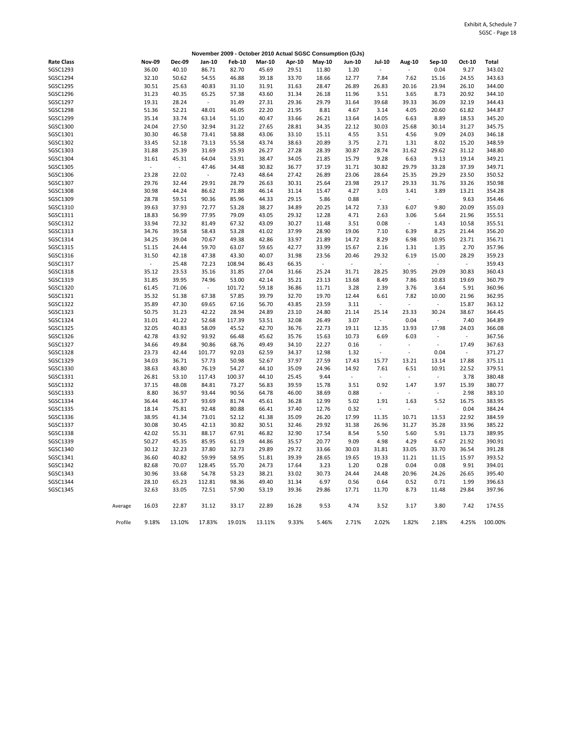Exhibit A, Schedule 7
SGSC - Page 18

**November 2009 - October 2010 Actual SGSC Consumption (GJs)**

| Rate Class | | Nov-09 | Dec-09 | Jan-10 | Feb-10 | Mar-10 | Apr-10 | May-10 | Jun-10 | Jul-10 | Aug-10 | Sep-10 | Oct-10 | Total |
|---|---|---|---|---|---|---|---|---|---|---|---|---|---|---|
| SGSC1293 | | 36.00 | 40.10 | 86.71 | 82.70 | 45.69 | 29.51 | 11.80 | 1.20 | - | - | 0.04 | 9.27 | 343.02 |
| SGSC1294 | | 32.10 | 50.62 | 54.55 | 46.88 | 39.18 | 33.70 | 18.66 | 12.77 | 7.84 | 7.62 | 15.16 | 24.55 | 343.63 |
| SGSC1295 | | 30.51 | 25.63 | 40.83 | 31.10 | 31.91 | 31.63 | 28.47 | 26.89 | 26.83 | 20.16 | 23.94 | 26.10 | 344.00 |
| SGSC1296 | | 31.23 | 40.35 | 65.25 | 57.38 | 43.60 | 31.34 | 26.18 | 11.96 | 3.51 | 3.65 | 8.73 | 20.92 | 344.10 |
| SGSC1297 | | 19.31 | 28.24 | - | 31.49 | 27.31 | 29.36 | 29.79 | 31.64 | 39.68 | 39.33 | 36.09 | 32.19 | 344.43 |
| SGSC1298 | | 51.36 | 52.21 | 48.01 | 46.05 | 22.20 | 21.95 | 8.81 | 4.67 | 3.14 | 4.05 | 20.60 | 61.82 | 344.87 |
| SGSC1299 | | 35.14 | 33.74 | 63.14 | 51.10 | 40.47 | 33.66 | 26.21 | 13.64 | 14.05 | 6.63 | 8.89 | 18.53 | 345.20 |
| SGSC1300 | | 24.04 | 27.50 | 32.94 | 31.22 | 27.65 | 28.81 | 34.35 | 22.12 | 30.03 | 25.68 | 30.14 | 31.27 | 345.75 |
| SGSC1301 | | 30.30 | 46.58 | 73.41 | 58.88 | 43.06 | 33.10 | 15.11 | 4.55 | 3.51 | 4.56 | 9.09 | 24.03 | 346.18 |
| SGSC1302 | | 33.45 | 52.18 | 73.13 | 55.58 | 43.74 | 38.63 | 20.89 | 3.75 | 2.71 | 1.31 | 8.02 | 15.20 | 348.59 |
| SGSC1303 | | 31.88 | 25.39 | 31.69 | 25.93 | 26.27 | 27.28 | 28.39 | 30.87 | 28.74 | 31.62 | 29.62 | 31.12 | 348.80 |
| SGSC1304 | | 31.61 | 45.31 | 64.04 | 53.91 | 38.47 | 34.05 | 21.85 | 15.79 | 9.28 | 6.63 | 9.13 | 19.14 | 349.21 |
| SGSC1305 | | - | - | 47.46 | 34.48 | 30.82 | 36.77 | 37.19 | 31.71 | 30.82 | 29.79 | 33.28 | 37.39 | 349.71 |
| SGSC1306 | | 23.28 | 22.02 | - | 72.43 | 48.64 | 27.42 | 26.89 | 23.06 | 28.64 | 25.35 | 29.29 | 23.50 | 350.52 |
| SGSC1307 | | 29.76 | 32.44 | 29.91 | 28.79 | 26.63 | 30.31 | 25.64 | 23.98 | 29.17 | 29.33 | 31.76 | 33.26 | 350.98 |
| SGSC1308 | | 30.98 | 44.24 | 86.62 | 71.88 | 46.14 | 31.14 | 15.47 | 4.27 | 3.03 | 3.41 | 3.89 | 13.21 | 354.28 |
| SGSC1309 | | 28.78 | 59.51 | 90.36 | 85.96 | 44.33 | 29.15 | 5.86 | 0.88 | - | - | - | 9.63 | 354.46 |
| SGSC1310 | | 39.63 | 37.93 | 72.77 | 53.28 | 38.27 | 34.89 | 20.25 | 14.72 | 7.33 | 6.07 | 9.80 | 20.09 | 355.03 |
| SGSC1311 | | 18.83 | 56.99 | 77.95 | 79.09 | 43.05 | 29.32 | 12.28 | 4.71 | 2.63 | 3.06 | 5.64 | 21.96 | 355.51 |
| SGSC1312 | | 33.94 | 72.32 | 81.49 | 67.32 | 43.09 | 30.27 | 11.48 | 3.51 | 0.08 | - | 1.43 | 10.58 | 355.51 |
| SGSC1313 | | 34.76 | 39.58 | 58.43 | 53.28 | 41.02 | 37.99 | 28.90 | 19.06 | 7.10 | 6.39 | 8.25 | 21.44 | 356.20 |
| SGSC1314 | | 34.25 | 39.04 | 70.67 | 49.38 | 42.86 | 33.97 | 21.89 | 14.72 | 8.29 | 6.98 | 10.95 | 23.71 | 356.71 |
| SGSC1315 | | 51.15 | 24.44 | 59.70 | 63.07 | 59.65 | 42.77 | 33.99 | 15.67 | 2.16 | 1.31 | 1.35 | 2.70 | 357.96 |
| SGSC1316 | | 31.50 | 42.18 | 47.38 | 43.30 | 40.07 | 31.98 | 23.56 | 20.46 | 29.32 | 6.19 | 15.00 | 28.29 | 359.23 |
| SGSC1317 | | - | 25.48 | 72.23 | 108.94 | 86.43 | 66.35 | - | - | - | - | - | - | 359.43 |
| SGSC1318 | | 35.12 | 23.53 | 35.16 | 31.85 | 27.04 | 31.66 | 25.24 | 31.71 | 28.25 | 30.95 | 29.09 | 30.83 | 360.43 |
| SGSC1319 | | 31.85 | 39.95 | 74.96 | 53.00 | 42.14 | 35.21 | 23.13 | 13.68 | 8.49 | 7.86 | 10.83 | 19.69 | 360.79 |
| SGSC1320 | | 61.45 | 71.06 | - | 101.72 | 59.18 | 36.86 | 11.71 | 3.28 | 2.39 | 3.76 | 3.64 | 5.91 | 360.96 |
| SGSC1321 | | 35.32 | 51.38 | 67.38 | 57.85 | 39.79 | 32.70 | 19.70 | 12.44 | 6.61 | 7.82 | 10.00 | 21.96 | 362.95 |
| SGSC1322 | | 35.89 | 47.30 | 69.65 | 67.16 | 56.70 | 43.85 | 23.59 | 3.11 | - | - | - | 15.87 | 363.12 |
| SGSC1323 | | 50.75 | 31.23 | 42.22 | 28.94 | 24.89 | 23.10 | 24.80 | 21.14 | 25.14 | 23.33 | 30.24 | 38.67 | 364.45 |
| SGSC1324 | | 31.01 | 41.22 | 52.68 | 117.39 | 53.51 | 32.08 | 26.49 | 3.07 | - | 0.04 | - | 7.40 | 364.89 |
| SGSC1325 | | 32.05 | 40.83 | 58.09 | 45.52 | 42.70 | 36.76 | 22.73 | 19.11 | 12.35 | 13.93 | 17.98 | 24.03 | 366.08 |
| SGSC1326 | | 42.78 | 43.92 | 93.92 | 66.48 | 45.62 | 35.76 | 15.63 | 10.73 | 6.69 | 6.03 | - | - | 367.56 |
| SGSC1327 | | 34.66 | 49.84 | 90.86 | 68.76 | 49.49 | 34.10 | 22.27 | 0.16 | - | - | - | 17.49 | 367.63 |
| SGSC1328 | | 23.73 | 42.44 | 101.77 | 92.03 | 62.59 | 34.37 | 12.98 | 1.32 | - | - | 0.04 | - | 371.27 |
| SGSC1329 | | 34.03 | 36.71 | 57.73 | 50.98 | 52.67 | 37.97 | 27.59 | 17.43 | 15.77 | 13.21 | 13.14 | 17.88 | 375.11 |
| SGSC1330 | | 38.63 | 43.80 | 76.19 | 54.27 | 44.10 | 35.09 | 24.96 | 14.92 | 7.61 | 6.51 | 10.91 | 22.52 | 379.51 |
| SGSC1331 | | 26.81 | 53.10 | 117.43 | 100.37 | 44.10 | 25.45 | 9.44 | - | - | - | - | 3.78 | 380.48 |
| SGSC1332 | | 37.15 | 48.08 | 84.81 | 73.27 | 56.83 | 39.59 | 15.78 | 3.51 | 0.92 | 1.47 | 3.97 | 15.39 | 380.77 |
| SGSC1333 | | 8.80 | 36.97 | 93.44 | 90.56 | 64.78 | 46.00 | 38.69 | 0.88 | - | - | - | 2.98 | 383.10 |
| SGSC1334 | | 36.44 | 46.37 | 93.69 | 81.74 | 45.61 | 36.28 | 12.99 | 5.02 | 1.91 | 1.63 | 5.52 | 16.75 | 383.95 |
| SGSC1335 | | 18.14 | 75.81 | 92.48 | 80.88 | 66.41 | 37.40 | 12.76 | 0.32 | - | - | - | 0.04 | 384.24 |
| SGSC1336 | | 38.95 | 41.34 | 73.01 | 52.12 | 41.38 | 35.09 | 26.20 | 17.99 | 11.35 | 10.71 | 13.53 | 22.92 | 384.59 |
| SGSC1337 | | 30.08 | 30.45 | 42.13 | 30.82 | 30.51 | 32.46 | 29.92 | 31.38 | 26.96 | 31.27 | 35.28 | 33.96 | 385.22 |
| SGSC1338 | | 42.02 | 55.31 | 88.17 | 67.91 | 46.82 | 32.90 | 17.54 | 8.54 | 5.50 | 5.60 | 5.91 | 13.73 | 389.95 |
| SGSC1339 | | 50.27 | 45.35 | 85.95 | 61.19 | 44.86 | 35.57 | 20.77 | 9.09 | 4.98 | 4.29 | 6.67 | 21.92 | 390.91 |
| SGSC1340 | | 30.12 | 32.23 | 37.80 | 32.73 | 29.89 | 29.72 | 33.66 | 30.03 | 31.81 | 33.05 | 33.70 | 36.54 | 391.28 |
| SGSC1341 | | 36.60 | 40.82 | 59.99 | 58.95 | 51.81 | 39.39 | 28.65 | 19.65 | 19.33 | 11.21 | 11.15 | 15.97 | 393.52 |
| SGSC1342 | | 82.68 | 70.07 | 128.45 | 55.70 | 24.73 | 17.64 | 3.23 | 1.20 | 0.28 | 0.04 | 0.08 | 9.91 | 394.01 |
| SGSC1343 | | 30.96 | 33.68 | 54.78 | 53.23 | 38.21 | 33.02 | 30.73 | 24.44 | 24.48 | 20.96 | 24.26 | 26.65 | 395.40 |
| SGSC1344 | | 28.10 | 65.23 | 112.81 | 98.36 | 49.40 | 31.34 | 6.97 | 0.56 | 0.64 | 0.52 | 0.71 | 1.99 | 396.63 |
| SGSC1345 | | 32.63 | 33.05 | 72.51 | 57.90 | 53.19 | 39.36 | 29.86 | 17.71 | 11.70 | 8.73 | 11.48 | 29.84 | 397.96 |
| | Average | 16.03 | 22.87 | 31.12 | 33.17 | 22.89 | 16.28 | 9.53 | 4.74 | 3.52 | 3.17 | 3.80 | 7.42 | 174.55 |
| | Profile | 9.18% | 13.10% | 17.83% | 19.01% | 13.11% | 9.33% | 5.46% | 2.71% | 2.02% | 1.82% | 2.18% | 4.25% | 100.00% |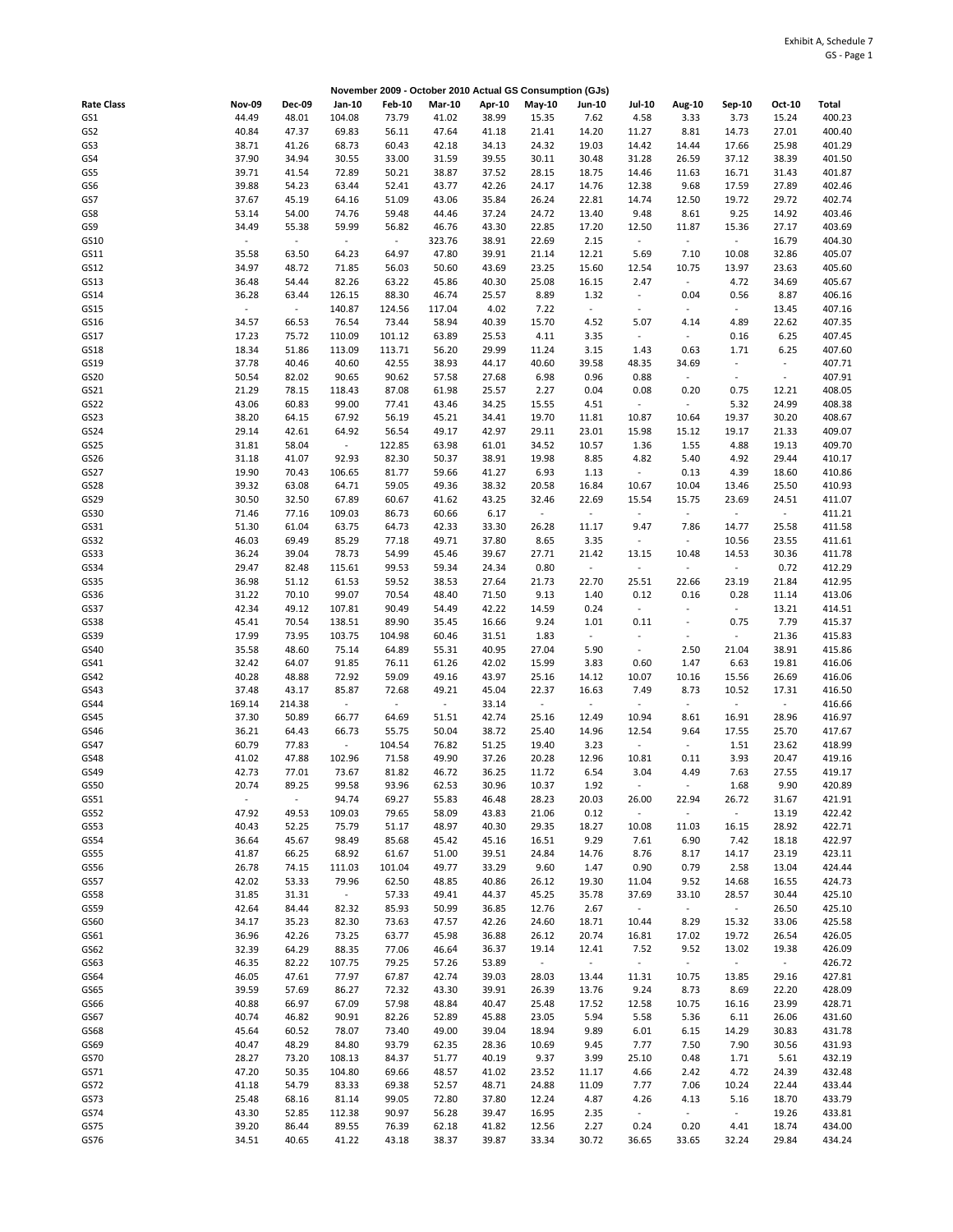Exhibit A, Schedule 7
GS - Page 1

**November 2009 - October 2010 Actual GS Consumption (GJs)**

| Rate Class | Nov-09 | Dec-09 | Jan-10 | Feb-10 | Mar-10 | Apr-10 | May-10 | Jun-10 | Jul-10 | Aug-10 | Sep-10 | Oct-10 | Total |
|---|---|---|---|---|---|---|---|---|---|---|---|---|---|
| GS1 | 44.49 | 48.01 | 104.08 | 73.79 | 41.02 | 38.99 | 15.35 | 7.62 | 4.58 | 3.33 | 3.73 | 15.24 | 400.23 |
| GS2 | 40.84 | 47.37 | 69.83 | 56.11 | 47.64 | 41.18 | 21.41 | 14.20 | 11.27 | 8.81 | 14.73 | 27.01 | 400.40 |
| GS3 | 38.71 | 41.26 | 68.73 | 60.43 | 42.18 | 34.13 | 24.32 | 19.03 | 14.42 | 14.44 | 17.66 | 25.98 | 401.29 |
| GS4 | 37.90 | 34.94 | 30.55 | 33.00 | 31.59 | 39.55 | 30.11 | 30.48 | 31.28 | 26.59 | 37.12 | 38.39 | 401.50 |
| GS5 | 39.71 | 41.54 | 72.89 | 50.21 | 38.87 | 37.52 | 28.15 | 18.75 | 14.46 | 11.63 | 16.71 | 31.43 | 401.87 |
| GS6 | 39.88 | 54.23 | 63.44 | 52.41 | 43.77 | 42.26 | 24.17 | 14.76 | 12.38 | 9.68 | 17.59 | 27.89 | 402.46 |
| GS7 | 37.67 | 45.19 | 64.16 | 51.09 | 43.06 | 35.84 | 26.24 | 22.81 | 14.74 | 12.50 | 19.72 | 29.72 | 402.74 |
| GS8 | 53.14 | 54.00 | 74.76 | 59.48 | 44.46 | 37.24 | 24.72 | 13.40 | 9.48 | 8.61 | 9.25 | 14.92 | 403.46 |
| GS9 | 34.49 | 55.38 | 59.99 | 56.82 | 46.76 | 43.30 | 22.85 | 17.20 | 12.50 | 11.87 | 15.36 | 27.17 | 403.69 |
| GS10 | - | - | - | - | 323.76 | 38.91 | 22.69 | 2.15 | - | - | - | 16.79 | 404.30 |
| GS11 | 35.58 | 63.50 | 64.23 | 64.97 | 47.80 | 39.91 | 21.14 | 12.21 | 5.69 | 7.10 | 10.08 | 32.86 | 405.07 |
| GS12 | 34.97 | 48.72 | 71.85 | 56.03 | 50.60 | 43.69 | 23.25 | 15.60 | 12.54 | 10.75 | 13.97 | 23.63 | 405.60 |
| GS13 | 36.48 | 54.44 | 82.26 | 63.22 | 45.86 | 40.30 | 25.08 | 16.15 | 2.47 | - | 4.72 | 34.69 | 405.67 |
| GS14 | 36.28 | 63.44 | 126.15 | 88.30 | 46.74 | 25.57 | 8.89 | 1.32 | - | 0.04 | 0.56 | 8.87 | 406.16 |
| GS15 | - | - | 140.87 | 124.56 | 117.04 | 4.02 | 7.22 | - | - | - | - | 13.45 | 407.16 |
| GS16 | 34.57 | 66.53 | 76.54 | 73.44 | 58.94 | 40.39 | 15.70 | 4.52 | 5.07 | 4.14 | 4.89 | 22.62 | 407.35 |
| GS17 | 17.23 | 75.72 | 110.09 | 101.12 | 63.89 | 25.53 | 4.11 | 3.35 | - | - | 0.16 | 6.25 | 407.45 |
| GS18 | 18.34 | 51.86 | 113.09 | 113.71 | 56.20 | 29.99 | 11.24 | 3.15 | 1.43 | 0.63 | 1.71 | 6.25 | 407.60 |
| GS19 | 37.78 | 40.46 | 40.60 | 42.55 | 38.93 | 44.17 | 40.60 | 39.58 | 48.35 | 34.69 | - | - | 407.71 |
| GS20 | 50.54 | 82.02 | 90.65 | 90.62 | 57.58 | 27.68 | 6.98 | 0.96 | 0.88 | - | - | - | 407.91 |
| GS21 | 21.29 | 78.15 | 118.43 | 87.08 | 61.98 | 25.57 | 2.27 | 0.04 | 0.08 | 0.20 | 0.75 | 12.21 | 408.05 |
| GS22 | 43.06 | 60.83 | 99.00 | 77.41 | 43.46 | 34.25 | 15.55 | 4.51 | - | - | 5.32 | 24.99 | 408.38 |
| GS23 | 38.20 | 64.15 | 67.92 | 56.19 | 45.21 | 34.41 | 19.70 | 11.81 | 10.87 | 10.64 | 19.37 | 30.20 | 408.67 |
| GS24 | 29.14 | 42.61 | 64.92 | 56.54 | 49.17 | 42.97 | 29.11 | 23.01 | 15.98 | 15.12 | 19.17 | 21.33 | 409.07 |
| GS25 | 31.81 | 58.04 | - | 122.85 | 63.98 | 61.01 | 34.52 | 10.57 | 1.36 | 1.55 | 4.88 | 19.13 | 409.70 |
| GS26 | 31.18 | 41.07 | 92.93 | 82.30 | 50.37 | 38.91 | 19.98 | 8.85 | 4.82 | 5.40 | 4.92 | 29.44 | 410.17 |
| GS27 | 19.90 | 70.43 | 106.65 | 81.77 | 59.66 | 41.27 | 6.93 | 1.13 | - | 0.13 | 4.39 | 18.60 | 410.86 |
| GS28 | 39.32 | 63.08 | 64.71 | 59.05 | 49.36 | 38.32 | 20.58 | 16.84 | 10.67 | 10.04 | 13.46 | 25.50 | 410.93 |
| GS29 | 30.50 | 32.50 | 67.89 | 60.67 | 41.62 | 43.25 | 32.46 | 22.69 | 15.54 | 15.75 | 23.69 | 24.51 | 411.07 |
| GS30 | 71.46 | 77.16 | 109.03 | 86.73 | 60.66 | 6.17 | - | - | - | - | - | - | 411.21 |
| GS31 | 51.30 | 61.04 | 63.75 | 64.73 | 42.33 | 33.30 | 26.28 | 11.17 | 9.47 | 7.86 | 14.77 | 25.58 | 411.58 |
| GS32 | 46.03 | 69.49 | 85.29 | 77.18 | 49.71 | 37.80 | 8.65 | 3.35 | - | - | 10.56 | 23.55 | 411.61 |
| GS33 | 36.24 | 39.04 | 78.73 | 54.99 | 45.46 | 39.67 | 27.71 | 21.42 | 13.15 | 10.48 | 14.53 | 30.36 | 411.78 |
| GS34 | 29.47 | 82.48 | 115.61 | 99.53 | 59.34 | 24.34 | 0.80 | - | - | - | - | 0.72 | 412.29 |
| GS35 | 36.98 | 51.12 | 61.53 | 59.52 | 38.53 | 27.64 | 21.73 | 22.70 | 25.51 | 22.66 | 23.19 | 21.84 | 412.95 |
| GS36 | 31.22 | 70.10 | 99.07 | 70.54 | 48.40 | 71.50 | 9.13 | 1.40 | 0.12 | 0.16 | 0.28 | 11.14 | 413.06 |
| GS37 | 42.34 | 49.12 | 107.81 | 90.49 | 54.49 | 42.22 | 14.59 | 0.24 | - | - | - | 13.21 | 414.51 |
| GS38 | 45.41 | 70.54 | 138.51 | 89.90 | 35.45 | 16.66 | 9.24 | 1.01 | 0.11 | - | 0.75 | 7.79 | 415.37 |
| GS39 | 17.99 | 73.95 | 103.75 | 104.98 | 60.46 | 31.51 | 1.83 | - | - | - | - | 21.36 | 415.83 |
| GS40 | 35.58 | 48.60 | 75.14 | 64.89 | 55.31 | 40.95 | 27.04 | 5.90 | - | 2.50 | 21.04 | 38.91 | 415.86 |
| GS41 | 32.42 | 64.07 | 91.85 | 76.11 | 61.26 | 42.02 | 15.99 | 3.83 | 0.60 | 1.47 | 6.63 | 19.81 | 416.06 |
| GS42 | 40.28 | 48.88 | 72.92 | 59.09 | 49.16 | 43.97 | 25.16 | 14.12 | 10.07 | 10.16 | 15.56 | 26.69 | 416.06 |
| GS43 | 37.48 | 43.17 | 85.87 | 72.68 | 49.21 | 45.04 | 22.37 | 16.63 | 7.49 | 8.73 | 10.52 | 17.31 | 416.50 |
| GS44 | 169.14 | 214.38 | - | - | - | 33.14 | - | - | - | - | - | - | 416.66 |
| GS45 | 37.30 | 50.89 | 66.77 | 64.69 | 51.51 | 42.74 | 25.16 | 12.49 | 10.94 | 8.61 | 16.91 | 28.96 | 416.97 |
| GS46 | 36.21 | 64.43 | 66.73 | 55.75 | 50.04 | 38.72 | 25.40 | 14.96 | 12.54 | 9.64 | 17.55 | 25.70 | 417.67 |
| GS47 | 60.79 | 77.83 | - | 104.54 | 76.82 | 51.25 | 19.40 | 3.23 | - | - | 1.51 | 23.62 | 418.99 |
| GS48 | 41.02 | 47.88 | 102.96 | 71.58 | 49.90 | 37.26 | 20.28 | 12.96 | 10.81 | 0.11 | 3.93 | 20.47 | 419.16 |
| GS49 | 42.73 | 77.01 | 73.67 | 81.82 | 46.72 | 36.25 | 11.72 | 6.54 | 3.04 | 4.49 | 7.63 | 27.55 | 419.17 |
| GS50 | 20.74 | 89.25 | 99.58 | 93.96 | 62.53 | 30.96 | 10.37 | 1.92 | - | - | 1.68 | 9.90 | 420.89 |
| GS51 | - | - | 94.74 | 69.27 | 55.83 | 46.48 | 28.23 | 20.03 | 26.00 | 22.94 | 26.72 | 31.67 | 421.91 |
| GS52 | 47.92 | 49.53 | 109.03 | 79.65 | 58.09 | 43.83 | 21.06 | 0.12 | - | - | - | 13.19 | 422.42 |
| GS53 | 40.43 | 52.25 | 75.79 | 51.17 | 48.97 | 40.30 | 29.35 | 18.27 | 10.08 | 11.03 | 16.15 | 28.92 | 422.71 |
| GS54 | 36.64 | 45.67 | 98.49 | 85.68 | 45.42 | 45.16 | 16.51 | 9.29 | 7.61 | 6.90 | 7.42 | 18.18 | 422.97 |
| GS55 | 41.87 | 66.25 | 68.92 | 61.67 | 51.00 | 39.51 | 24.84 | 14.76 | 8.76 | 8.17 | 14.17 | 23.19 | 423.11 |
| GS56 | 26.78 | 74.15 | 111.03 | 101.04 | 49.77 | 33.29 | 9.60 | 1.47 | 0.90 | 0.79 | 2.58 | 13.04 | 424.44 |
| GS57 | 42.02 | 53.33 | 79.96 | 62.50 | 48.85 | 40.86 | 26.12 | 19.30 | 11.04 | 9.52 | 14.68 | 16.55 | 424.73 |
| GS58 | 31.85 | 31.31 | - | 57.33 | 49.41 | 44.37 | 45.25 | 35.78 | 37.69 | 33.10 | 28.57 | 30.44 | 425.10 |
| GS59 | 42.64 | 84.44 | 82.32 | 85.93 | 50.99 | 36.85 | 12.76 | 2.67 | - | - | - | 26.50 | 425.10 |
| GS60 | 34.17 | 35.23 | 82.30 | 73.63 | 47.57 | 42.26 | 24.60 | 18.71 | 10.44 | 8.29 | 15.32 | 33.06 | 425.58 |
| GS61 | 36.96 | 42.26 | 73.25 | 63.77 | 45.98 | 36.88 | 26.12 | 20.74 | 16.81 | 17.02 | 19.72 | 26.54 | 426.05 |
| GS62 | 32.39 | 64.29 | 88.35 | 77.06 | 46.64 | 36.37 | 19.14 | 12.41 | 7.52 | 9.52 | 13.02 | 19.38 | 426.09 |
| GS63 | 46.35 | 82.22 | 107.75 | 79.25 | 57.26 | 53.89 | - | - | - | - | - | - | 426.72 |
| GS64 | 46.05 | 47.61 | 77.97 | 67.87 | 42.74 | 39.03 | 28.03 | 13.44 | 11.31 | 10.75 | 13.85 | 29.16 | 427.81 |
| GS65 | 39.59 | 57.69 | 86.27 | 72.32 | 43.30 | 39.91 | 26.39 | 13.76 | 9.24 | 8.73 | 8.69 | 22.20 | 428.09 |
| GS66 | 40.88 | 66.97 | 67.09 | 57.98 | 48.84 | 40.47 | 25.48 | 17.52 | 12.58 | 10.75 | 16.16 | 23.99 | 428.71 |
| GS67 | 40.74 | 46.82 | 90.91 | 82.26 | 52.89 | 45.88 | 23.05 | 5.94 | 5.58 | 5.36 | 6.11 | 26.06 | 431.60 |
| GS68 | 45.64 | 60.52 | 78.07 | 73.40 | 49.00 | 39.04 | 18.94 | 9.89 | 6.01 | 6.15 | 14.29 | 30.83 | 431.78 |
| GS69 | 40.47 | 48.29 | 84.80 | 93.79 | 62.35 | 28.36 | 10.69 | 9.45 | 7.77 | 7.50 | 7.90 | 30.56 | 431.93 |
| GS70 | 28.27 | 73.20 | 108.13 | 84.37 | 51.77 | 40.19 | 9.37 | 3.99 | 25.10 | 0.48 | 1.71 | 5.61 | 432.19 |
| GS71 | 47.20 | 50.35 | 104.80 | 69.66 | 48.57 | 41.02 | 23.52 | 11.17 | 4.66 | 2.42 | 4.72 | 24.39 | 432.48 |
| GS72 | 41.18 | 54.79 | 83.33 | 69.38 | 52.57 | 48.71 | 24.88 | 11.09 | 7.77 | 7.06 | 10.24 | 22.44 | 433.44 |
| GS73 | 25.48 | 68.16 | 81.14 | 99.05 | 72.80 | 37.80 | 12.24 | 4.87 | 4.26 | 4.13 | 5.16 | 18.70 | 433.79 |
| GS74 | 43.30 | 52.85 | 112.38 | 90.97 | 56.28 | 39.47 | 16.95 | 2.35 | - | - | - | 19.26 | 433.81 |
| GS75 | 39.20 | 86.44 | 89.55 | 76.39 | 62.18 | 41.82 | 12.56 | 2.27 | 0.24 | 0.20 | 4.41 | 18.74 | 434.00 |
| GS76 | 34.51 | 40.65 | 41.22 | 43.18 | 38.37 | 39.87 | 33.34 | 30.72 | 36.65 | 33.65 | 32.24 | 29.84 | 434.24 |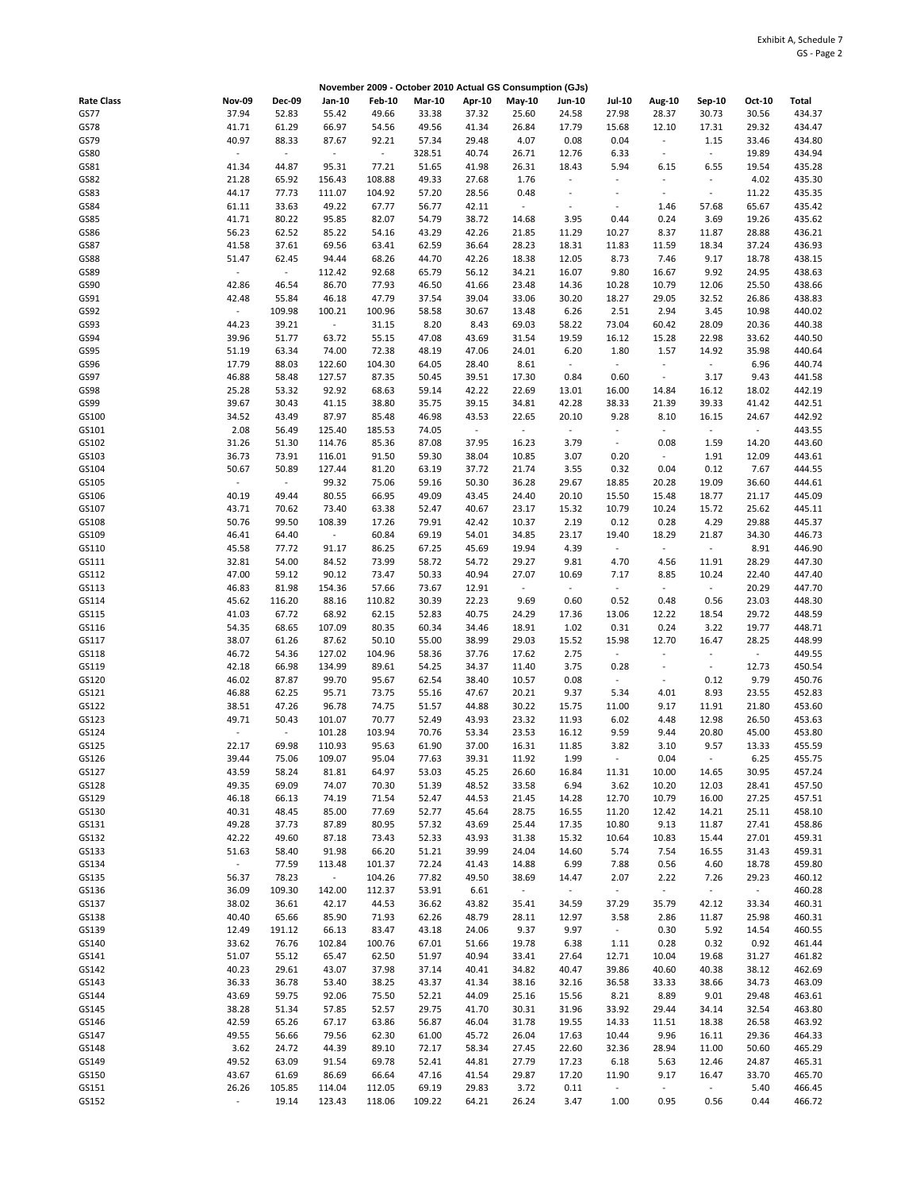Exhibit A, Schedule 7
GS - Page 2

**November 2009 - October 2010 Actual GS Consumption (GJs)**

| Rate Class | Nov-09 | Dec-09 | Jan-10 | Feb-10 | Mar-10 | Apr-10 | May-10 | Jun-10 | Jul-10 | Aug-10 | Sep-10 | Oct-10 | Total |
|---|---|---|---|---|---|---|---|---|---|---|---|---|---|
| GS77 | 37.94 | 52.83 | 55.42 | 49.66 | 33.38 | 37.32 | 25.60 | 24.58 | 27.98 | 28.37 | 30.73 | 30.56 | 434.37 |
| GS78 | 41.71 | 61.29 | 66.97 | 54.56 | 49.56 | 41.34 | 26.84 | 17.79 | 15.68 | 12.10 | 17.31 | 29.32 | 434.47 |
| GS79 | 40.97 | 88.33 | 87.67 | 92.21 | 57.34 | 29.48 | 4.07 | 0.08 | 0.04 | - | 1.15 | 33.46 | 434.80 |
| GS80 | - | - | - | - | 328.51 | 40.74 | 26.71 | 12.76 | 6.33 | - | - | 19.89 | 434.94 |
| GS81 | 41.34 | 44.87 | 95.31 | 77.21 | 51.65 | 41.98 | 26.31 | 18.43 | 5.94 | 6.15 | 6.55 | 19.54 | 435.28 |
| GS82 | 21.28 | 65.92 | 156.43 | 108.88 | 49.33 | 27.68 | 1.76 | - | - | - | - | 4.02 | 435.30 |
| GS83 | 44.17 | 77.73 | 111.07 | 104.92 | 57.20 | 28.56 | 0.48 | - | - | - | - | 11.22 | 435.35 |
| GS84 | 61.11 | 33.63 | 49.22 | 67.77 | 56.77 | 42.11 | - | - | - | 1.46 | 57.68 | 65.67 | 435.42 |
| GS85 | 41.71 | 80.22 | 95.85 | 82.07 | 54.79 | 38.72 | 14.68 | 3.95 | 0.44 | 0.24 | 3.69 | 19.26 | 435.62 |
| GS86 | 56.23 | 62.52 | 85.22 | 54.16 | 43.29 | 42.26 | 21.85 | 11.29 | 10.27 | 8.37 | 11.87 | 28.88 | 436.21 |
| GS87 | 41.58 | 37.61 | 69.56 | 63.41 | 62.59 | 36.64 | 28.23 | 18.31 | 11.83 | 11.59 | 18.34 | 37.24 | 436.93 |
| GS88 | 51.47 | 62.45 | 94.44 | 68.26 | 44.70 | 42.26 | 18.38 | 12.05 | 8.73 | 7.46 | 9.17 | 18.78 | 438.15 |
| GS89 | - | - | 112.42 | 92.68 | 65.79 | 56.12 | 34.21 | 16.07 | 9.80 | 16.67 | 9.92 | 24.95 | 438.63 |
| GS90 | 42.86 | 46.54 | 86.70 | 77.93 | 46.50 | 41.66 | 23.48 | 14.36 | 10.28 | 10.79 | 12.06 | 25.50 | 438.66 |
| GS91 | 42.48 | 55.84 | 46.18 | 47.79 | 37.54 | 39.04 | 33.06 | 30.20 | 18.27 | 29.05 | 32.52 | 26.86 | 438.83 |
| GS92 | - | 109.98 | 100.21 | 100.96 | 58.58 | 30.67 | 13.48 | 6.26 | 2.51 | 2.94 | 3.45 | 10.98 | 440.02 |
| GS93 | 44.23 | 39.21 | - | 31.15 | 8.20 | 8.43 | 69.03 | 58.22 | 73.04 | 60.42 | 28.09 | 20.36 | 440.38 |
| GS94 | 39.96 | 51.77 | 63.72 | 55.15 | 47.08 | 43.69 | 31.54 | 19.59 | 16.12 | 15.28 | 22.98 | 33.62 | 440.50 |
| GS95 | 51.19 | 63.34 | 74.00 | 72.38 | 48.19 | 47.06 | 24.01 | 6.20 | 1.80 | 1.57 | 14.92 | 35.98 | 440.64 |
| GS96 | 17.79 | 88.03 | 122.60 | 104.30 | 64.05 | 28.40 | 8.61 | - | - | - | - | 6.96 | 440.74 |
| GS97 | 46.88 | 58.48 | 127.57 | 87.35 | 50.45 | 39.51 | 17.30 | 0.84 | 0.60 | - | 3.17 | 9.43 | 441.58 |
| GS98 | 25.28 | 53.32 | 92.92 | 68.63 | 59.14 | 42.22 | 22.69 | 13.01 | 16.00 | 14.84 | 16.12 | 18.02 | 442.19 |
| GS99 | 39.67 | 30.43 | 41.15 | 38.80 | 35.75 | 39.15 | 34.81 | 42.28 | 38.33 | 21.39 | 39.33 | 41.42 | 442.51 |
| GS100 | 34.52 | 43.49 | 87.97 | 85.48 | 46.98 | 43.53 | 22.65 | 20.10 | 9.28 | 8.10 | 16.15 | 24.67 | 442.92 |
| GS101 | 2.08 | 56.49 | 125.40 | 185.53 | 74.05 | - | - | - | - | - | - | - | 443.55 |
| GS102 | 31.26 | 51.30 | 114.76 | 85.36 | 87.08 | 37.95 | 16.23 | 3.79 | - | 0.08 | 1.59 | 14.20 | 443.60 |
| GS103 | 36.73 | 73.91 | 116.01 | 91.50 | 59.30 | 38.04 | 10.85 | 3.07 | 0.20 | - | 1.91 | 12.09 | 443.61 |
| GS104 | 50.67 | 50.89 | 127.44 | 81.20 | 63.19 | 37.72 | 21.74 | 3.55 | 0.32 | 0.04 | 0.12 | 7.67 | 444.55 |
| GS105 | - | - | 99.32 | 75.06 | 59.16 | 50.30 | 36.28 | 29.67 | 18.85 | 20.28 | 19.09 | 36.60 | 444.61 |
| GS106 | 40.19 | 49.44 | 80.55 | 66.95 | 49.09 | 43.45 | 24.40 | 20.10 | 15.50 | 15.48 | 18.77 | 21.17 | 445.09 |
| GS107 | 43.71 | 70.62 | 73.40 | 63.38 | 52.47 | 40.67 | 23.17 | 15.32 | 10.79 | 10.24 | 15.72 | 25.62 | 445.11 |
| GS108 | 50.76 | 99.50 | 108.39 | 17.26 | 79.91 | 42.42 | 10.37 | 2.19 | 0.12 | 0.28 | 4.29 | 29.88 | 445.37 |
| GS109 | 46.41 | 64.40 | - | 60.84 | 69.19 | 54.01 | 34.85 | 23.17 | 19.40 | 18.29 | 21.87 | 34.30 | 446.73 |
| GS110 | 45.58 | 77.72 | 91.17 | 86.25 | 67.25 | 45.69 | 19.94 | 4.39 | - | - | - | 8.91 | 446.90 |
| GS111 | 32.81 | 54.00 | 84.52 | 73.99 | 58.72 | 54.72 | 29.27 | 9.81 | 4.70 | 4.56 | 11.91 | 28.29 | 447.30 |
| GS112 | 47.00 | 59.12 | 90.12 | 73.47 | 50.33 | 40.94 | 27.07 | 10.69 | 7.17 | 8.85 | 10.24 | 22.40 | 447.40 |
| GS113 | 46.83 | 81.98 | 154.36 | 57.66 | 73.67 | 12.91 | - | - | - | - | - | 20.29 | 447.70 |
| GS114 | 45.62 | 116.20 | 88.16 | 110.82 | 30.39 | 22.23 | 9.69 | 0.60 | 0.52 | 0.48 | 0.56 | 23.03 | 448.30 |
| GS115 | 41.03 | 67.72 | 68.92 | 62.15 | 52.83 | 40.75 | 24.29 | 17.36 | 13.06 | 12.22 | 18.54 | 29.72 | 448.59 |
| GS116 | 54.35 | 68.65 | 107.09 | 80.35 | 60.34 | 34.46 | 18.91 | 1.02 | 0.31 | 0.24 | 3.22 | 19.77 | 448.71 |
| GS117 | 38.07 | 61.26 | 87.62 | 50.10 | 55.00 | 38.99 | 29.03 | 15.52 | 15.98 | 12.70 | 16.47 | 28.25 | 448.99 |
| GS118 | 46.72 | 54.36 | 127.02 | 104.96 | 58.36 | 37.76 | 17.62 | 2.75 | - | - | - | - | 449.55 |
| GS119 | 42.18 | 66.98 | 134.99 | 89.61 | 54.25 | 34.37 | 11.40 | 3.75 | 0.28 | - | - | 12.73 | 450.54 |
| GS120 | 46.02 | 87.87 | 99.70 | 95.67 | 62.54 | 38.40 | 10.57 | 0.08 | - | - | 0.12 | 9.79 | 450.76 |
| GS121 | 46.88 | 62.25 | 95.71 | 73.75 | 55.16 | 47.67 | 20.21 | 9.37 | 5.34 | 4.01 | 8.93 | 23.55 | 452.83 |
| GS122 | 38.51 | 47.26 | 96.78 | 74.75 | 51.57 | 44.88 | 30.22 | 15.75 | 11.00 | 9.17 | 11.91 | 21.80 | 453.60 |
| GS123 | 49.71 | 50.43 | 101.07 | 70.77 | 52.49 | 43.93 | 23.32 | 11.93 | 6.02 | 4.48 | 12.98 | 26.50 | 453.63 |
| GS124 | - | - | 101.28 | 103.94 | 70.76 | 53.34 | 23.53 | 16.12 | 9.59 | 9.44 | 20.80 | 45.00 | 453.80 |
| GS125 | 22.17 | 69.98 | 110.93 | 95.63 | 61.90 | 37.00 | 16.31 | 11.85 | 3.82 | 3.10 | 9.57 | 13.33 | 455.59 |
| GS126 | 39.44 | 75.06 | 109.07 | 95.04 | 77.63 | 39.31 | 11.92 | 1.99 | - | 0.04 | - | 6.25 | 455.75 |
| GS127 | 43.59 | 58.24 | 81.81 | 64.97 | 53.03 | 45.25 | 26.60 | 16.84 | 11.31 | 10.00 | 14.65 | 30.95 | 457.24 |
| GS128 | 49.35 | 69.09 | 74.07 | 70.30 | 51.39 | 48.52 | 33.58 | 6.94 | 3.62 | 10.20 | 12.03 | 28.41 | 457.50 |
| GS129 | 46.18 | 66.13 | 74.19 | 71.54 | 52.47 | 44.53 | 21.45 | 14.28 | 12.70 | 10.79 | 16.00 | 27.25 | 457.51 |
| GS130 | 40.31 | 48.45 | 85.00 | 77.69 | 52.77 | 45.64 | 28.75 | 16.55 | 11.20 | 12.42 | 14.21 | 25.11 | 458.10 |
| GS131 | 49.28 | 37.73 | 87.89 | 80.95 | 57.32 | 43.69 | 25.44 | 17.35 | 10.80 | 9.13 | 11.87 | 27.41 | 458.86 |
| GS132 | 42.22 | 49.60 | 87.18 | 73.43 | 52.33 | 43.93 | 31.38 | 15.32 | 10.64 | 10.83 | 15.44 | 27.01 | 459.31 |
| GS133 | 51.63 | 58.40 | 91.98 | 66.20 | 51.21 | 39.99 | 24.04 | 14.60 | 5.74 | 7.54 | 16.55 | 31.43 | 459.31 |
| GS134 | - | 77.59 | 113.48 | 101.37 | 72.24 | 41.43 | 14.88 | 6.99 | 7.88 | 0.56 | 4.60 | 18.78 | 459.80 |
| GS135 | 56.37 | 78.23 | - | 104.26 | 77.82 | 49.50 | 38.69 | 14.47 | 2.07 | 2.22 | 7.26 | 29.23 | 460.12 |
| GS136 | 36.09 | 109.30 | 142.00 | 112.37 | 53.91 | 6.61 | - | - | - | - | - | - | 460.28 |
| GS137 | 38.02 | 36.61 | 42.17 | 44.53 | 36.62 | 43.82 | 35.41 | 34.59 | 37.29 | 35.79 | 42.12 | 33.34 | 460.31 |
| GS138 | 40.40 | 65.66 | 85.90 | 71.93 | 62.26 | 48.79 | 28.11 | 12.97 | 3.58 | 2.86 | 11.87 | 25.98 | 460.31 |
| GS139 | 12.49 | 191.12 | 66.13 | 83.47 | 43.18 | 24.06 | 9.37 | 9.97 | - | 0.30 | 5.92 | 14.54 | 460.55 |
| GS140 | 33.62 | 76.76 | 102.84 | 100.76 | 67.01 | 51.66 | 19.78 | 6.38 | 1.11 | 0.28 | 0.32 | 0.92 | 461.44 |
| GS141 | 51.07 | 55.12 | 65.47 | 62.50 | 51.97 | 40.94 | 33.41 | 27.64 | 12.71 | 10.04 | 19.68 | 31.27 | 461.82 |
| GS142 | 40.23 | 29.61 | 43.07 | 37.98 | 37.14 | 40.41 | 34.82 | 40.47 | 39.86 | 40.60 | 40.38 | 38.12 | 462.69 |
| GS143 | 36.33 | 36.78 | 53.40 | 38.25 | 43.37 | 41.34 | 38.16 | 32.16 | 36.58 | 33.33 | 38.66 | 34.73 | 463.09 |
| GS144 | 43.69 | 59.75 | 92.06 | 75.50 | 52.21 | 44.09 | 25.16 | 15.56 | 8.21 | 8.89 | 9.01 | 29.48 | 463.61 |
| GS145 | 38.28 | 51.34 | 57.85 | 52.57 | 29.75 | 41.70 | 30.31 | 31.96 | 33.92 | 29.44 | 34.14 | 32.54 | 463.80 |
| GS146 | 42.59 | 65.26 | 67.17 | 63.86 | 56.87 | 46.04 | 31.78 | 19.55 | 14.33 | 11.51 | 18.38 | 26.58 | 463.92 |
| GS147 | 49.55 | 56.66 | 79.56 | 62.30 | 61.00 | 45.72 | 26.04 | 17.63 | 10.44 | 9.96 | 16.11 | 29.36 | 464.33 |
| GS148 | 3.62 | 24.72 | 44.39 | 89.10 | 72.17 | 58.34 | 27.45 | 22.60 | 32.36 | 28.94 | 11.00 | 50.60 | 465.29 |
| GS149 | 49.52 | 63.09 | 91.54 | 69.78 | 52.41 | 44.81 | 27.79 | 17.23 | 6.18 | 5.63 | 12.46 | 24.87 | 465.31 |
| GS150 | 43.67 | 61.69 | 86.69 | 66.64 | 47.16 | 41.54 | 29.87 | 17.20 | 11.90 | 9.17 | 16.47 | 33.70 | 465.70 |
| GS151 | 26.26 | 105.85 | 114.04 | 112.05 | 69.19 | 29.83 | 3.72 | 0.11 | - | - | - | 5.40 | 466.45 |
| GS152 | - | 19.14 | 123.43 | 118.06 | 109.22 | 64.21 | 26.24 | 3.47 | 1.00 | 0.95 | 0.56 | 0.44 | 466.72 |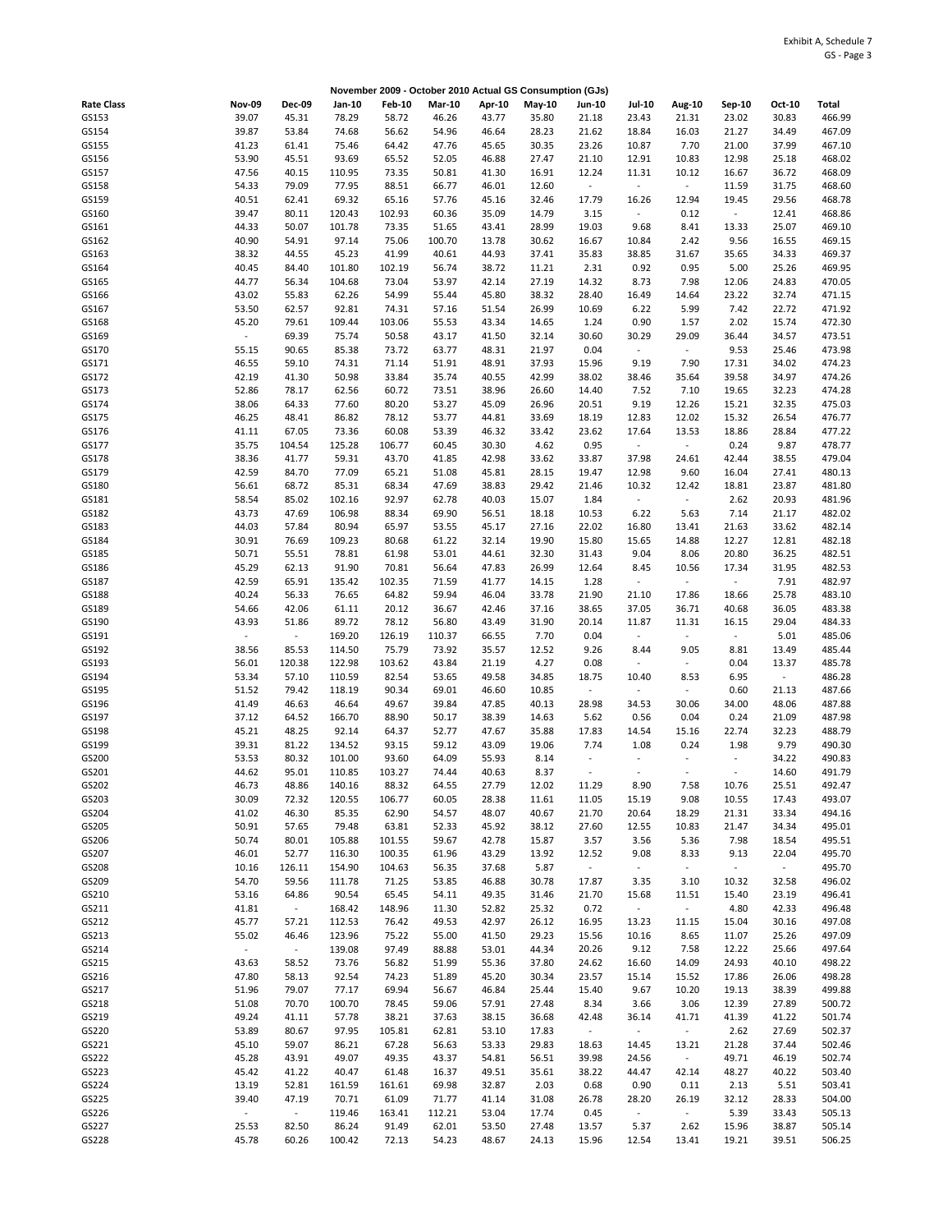Exhibit A, Schedule 7
GS - Page 3

**November 2009 - October 2010 Actual GS Consumption (GJs)**

| Rate Class | Nov-09 | Dec-09 | Jan-10 | Feb-10 | Mar-10 | Apr-10 | May-10 | Jun-10 | Jul-10 | Aug-10 | Sep-10 | Oct-10 | Total |
|---|---|---|---|---|---|---|---|---|---|---|---|---|---|
| GS153 | 39.07 | 45.31 | 78.29 | 58.72 | 46.26 | 43.77 | 35.80 | 21.18 | 23.43 | 21.31 | 23.02 | 30.83 | 466.99 |
| GS154 | 39.87 | 53.84 | 74.68 | 56.62 | 54.96 | 46.64 | 28.23 | 21.62 | 18.84 | 16.03 | 21.27 | 34.49 | 467.09 |
| GS155 | 41.23 | 61.41 | 75.46 | 64.42 | 47.76 | 45.65 | 30.35 | 23.26 | 10.87 | 7.70 | 21.00 | 37.99 | 467.10 |
| GS156 | 53.90 | 45.51 | 93.69 | 65.52 | 52.05 | 46.88 | 27.47 | 21.10 | 12.91 | 10.83 | 12.98 | 25.18 | 468.02 |
| GS157 | 47.56 | 40.15 | 110.95 | 73.35 | 50.81 | 41.30 | 16.91 | 12.24 | 11.31 | 10.12 | 16.67 | 36.72 | 468.09 |
| GS158 | 54.33 | 79.09 | 77.95 | 88.51 | 66.77 | 46.01 | 12.60 | - | - | - | 11.59 | 31.75 | 468.60 |
| GS159 | 40.51 | 62.41 | 69.32 | 65.16 | 57.76 | 45.16 | 32.46 | 17.79 | 16.26 | 12.94 | 19.45 | 29.56 | 468.78 |
| GS160 | 39.47 | 80.11 | 120.43 | 102.93 | 60.36 | 35.09 | 14.79 | 3.15 | - | 0.12 | - | 12.41 | 468.86 |
| GS161 | 44.33 | 50.07 | 101.78 | 73.35 | 51.65 | 43.41 | 28.99 | 19.03 | 9.68 | 8.41 | 13.33 | 25.07 | 469.10 |
| GS162 | 40.90 | 54.91 | 97.14 | 75.06 | 100.70 | 13.78 | 30.62 | 16.67 | 10.84 | 2.42 | 9.56 | 16.55 | 469.15 |
| GS163 | 38.32 | 44.55 | 45.23 | 41.99 | 40.61 | 44.93 | 37.41 | 35.83 | 38.85 | 31.67 | 35.65 | 34.33 | 469.37 |
| GS164 | 40.45 | 84.40 | 101.80 | 102.19 | 56.74 | 38.72 | 11.21 | 2.31 | 0.92 | 0.95 | 5.00 | 25.26 | 469.95 |
| GS165 | 44.77 | 56.34 | 104.68 | 73.04 | 53.97 | 42.14 | 27.19 | 14.32 | 8.73 | 7.98 | 12.06 | 24.83 | 470.05 |
| GS166 | 43.02 | 55.83 | 62.26 | 54.99 | 55.44 | 45.80 | 38.32 | 28.40 | 16.49 | 14.64 | 23.22 | 32.74 | 471.15 |
| GS167 | 53.50 | 62.57 | 92.81 | 74.31 | 57.16 | 51.54 | 26.99 | 10.69 | 6.22 | 5.99 | 7.42 | 22.72 | 471.92 |
| GS168 | 45.20 | 79.61 | 109.44 | 103.06 | 55.53 | 43.34 | 14.65 | 1.24 | 0.90 | 1.57 | 2.02 | 15.74 | 472.30 |
| GS169 | - | 69.39 | 75.74 | 50.58 | 43.17 | 41.50 | 32.14 | 30.60 | 30.29 | 29.09 | 36.44 | 34.57 | 473.51 |
| GS170 | 55.15 | 90.65 | 85.38 | 73.72 | 63.77 | 48.31 | 21.97 | 0.04 | - | - | 9.53 | 25.46 | 473.98 |
| GS171 | 46.55 | 59.10 | 74.31 | 71.14 | 51.91 | 48.91 | 37.93 | 15.96 | 9.19 | 7.90 | 17.31 | 34.02 | 474.23 |
| GS172 | 42.19 | 41.30 | 50.98 | 33.84 | 35.74 | 40.55 | 42.99 | 38.02 | 38.46 | 35.64 | 39.58 | 34.97 | 474.26 |
| GS173 | 52.86 | 78.17 | 62.56 | 60.72 | 73.51 | 38.96 | 26.60 | 14.40 | 7.52 | 7.10 | 19.65 | 32.23 | 474.28 |
| GS174 | 38.06 | 64.33 | 77.60 | 80.20 | 53.27 | 45.09 | 26.96 | 20.51 | 9.19 | 12.26 | 15.21 | 32.35 | 475.03 |
| GS175 | 46.25 | 48.41 | 86.82 | 78.12 | 53.77 | 44.81 | 33.69 | 18.19 | 12.83 | 12.02 | 15.32 | 26.54 | 476.77 |
| GS176 | 41.11 | 67.05 | 73.36 | 60.08 | 53.39 | 46.32 | 33.42 | 23.62 | 17.64 | 13.53 | 18.86 | 28.84 | 477.22 |
| GS177 | 35.75 | 104.54 | 125.28 | 106.77 | 60.45 | 30.30 | 4.62 | 0.95 | - | - | 0.24 | 9.87 | 478.77 |
| GS178 | 38.36 | 41.77 | 59.31 | 43.70 | 41.85 | 42.98 | 33.62 | 33.87 | 37.98 | 24.61 | 42.44 | 38.55 | 479.04 |
| GS179 | 42.59 | 84.70 | 77.09 | 65.21 | 51.08 | 45.81 | 28.15 | 19.47 | 12.98 | 9.60 | 16.04 | 27.41 | 480.13 |
| GS180 | 56.61 | 68.72 | 85.31 | 68.34 | 47.69 | 38.83 | 29.42 | 21.46 | 10.32 | 12.42 | 18.81 | 23.87 | 481.80 |
| GS181 | 58.54 | 85.02 | 102.16 | 92.97 | 62.78 | 40.03 | 15.07 | 1.84 | - | - | 2.62 | 20.93 | 481.96 |
| GS182 | 43.73 | 47.69 | 106.98 | 88.34 | 69.90 | 56.51 | 18.18 | 10.53 | 6.22 | 5.63 | 7.14 | 21.17 | 482.02 |
| GS183 | 44.03 | 57.84 | 80.94 | 65.97 | 53.55 | 45.17 | 27.16 | 22.02 | 16.80 | 13.41 | 21.63 | 33.62 | 482.14 |
| GS184 | 30.91 | 76.69 | 109.23 | 80.68 | 61.22 | 32.14 | 19.90 | 15.80 | 15.65 | 14.88 | 12.27 | 12.81 | 482.18 |
| GS185 | 50.71 | 55.51 | 78.81 | 61.98 | 53.01 | 44.61 | 32.30 | 31.43 | 9.04 | 8.06 | 20.80 | 36.25 | 482.51 |
| GS186 | 45.29 | 62.13 | 91.90 | 70.81 | 56.64 | 47.83 | 26.99 | 12.64 | 8.45 | 10.56 | 17.34 | 31.95 | 482.53 |
| GS187 | 42.59 | 65.91 | 135.42 | 102.35 | 71.59 | 41.77 | 14.15 | 1.28 | - | - | - | 7.91 | 482.97 |
| GS188 | 40.24 | 56.33 | 76.65 | 64.82 | 59.94 | 46.04 | 33.78 | 21.90 | 21.10 | 17.86 | 18.66 | 25.78 | 483.10 |
| GS189 | 54.66 | 42.06 | 61.11 | 20.12 | 36.67 | 42.46 | 37.16 | 38.65 | 37.05 | 36.71 | 40.68 | 36.05 | 483.38 |
| GS190 | 43.93 | 51.86 | 89.72 | 78.12 | 56.80 | 43.49 | 31.90 | 20.14 | 11.87 | 11.31 | 16.15 | 29.04 | 484.33 |
| GS191 | - | - | 169.20 | 126.19 | 110.37 | 66.55 | 7.70 | 0.04 | - | - | - | 5.01 | 485.06 |
| GS192 | 38.56 | 85.53 | 114.50 | 75.79 | 73.92 | 35.57 | 12.52 | 9.26 | 8.44 | 9.05 | 8.81 | 13.49 | 485.44 |
| GS193 | 56.01 | 120.38 | 122.98 | 103.62 | 43.84 | 21.19 | 4.27 | 0.08 | - | - | 0.04 | 13.37 | 485.78 |
| GS194 | 53.34 | 57.10 | 110.59 | 82.54 | 53.65 | 49.58 | 34.85 | 18.75 | 10.40 | 8.53 | 6.95 | - | 486.28 |
| GS195 | 51.52 | 79.42 | 118.19 | 90.34 | 69.01 | 46.60 | 10.85 | - | - | - | 0.60 | 21.13 | 487.66 |
| GS196 | 41.49 | 46.63 | 46.64 | 49.67 | 39.84 | 47.85 | 40.13 | 28.98 | 34.53 | 30.06 | 34.00 | 48.06 | 487.88 |
| GS197 | 37.12 | 64.52 | 166.70 | 88.90 | 50.17 | 38.39 | 14.63 | 5.62 | 0.56 | 0.04 | 0.24 | 21.09 | 487.98 |
| GS198 | 45.21 | 48.25 | 92.14 | 64.37 | 52.77 | 47.67 | 35.88 | 17.83 | 14.54 | 15.16 | 22.74 | 32.23 | 488.79 |
| GS199 | 39.31 | 81.22 | 134.52 | 93.15 | 59.12 | 43.09 | 19.06 | 7.74 | 1.08 | 0.24 | 1.98 | 9.79 | 490.30 |
| GS200 | 53.53 | 80.32 | 101.00 | 93.60 | 64.09 | 55.93 | 8.14 | - | - | - | - | 34.22 | 490.83 |
| GS201 | 44.62 | 95.01 | 110.85 | 103.27 | 74.44 | 40.63 | 8.37 | - | - | - | - | 14.60 | 491.79 |
| GS202 | 46.73 | 48.86 | 140.16 | 88.32 | 64.55 | 27.79 | 12.02 | 11.29 | 8.90 | 7.58 | 10.76 | 25.51 | 492.47 |
| GS203 | 30.09 | 72.32 | 120.55 | 106.77 | 60.05 | 28.38 | 11.61 | 11.05 | 15.19 | 9.08 | 10.55 | 17.43 | 493.07 |
| GS204 | 41.02 | 46.30 | 85.35 | 62.90 | 54.57 | 48.07 | 40.67 | 21.70 | 20.64 | 18.29 | 21.31 | 33.34 | 494.16 |
| GS205 | 50.91 | 57.65 | 79.48 | 63.81 | 52.33 | 45.92 | 38.12 | 27.60 | 12.55 | 10.83 | 21.47 | 34.34 | 495.01 |
| GS206 | 50.74 | 80.01 | 105.88 | 101.55 | 59.67 | 42.78 | 15.87 | 3.57 | 3.56 | 5.36 | 7.98 | 18.54 | 495.51 |
| GS207 | 46.01 | 52.77 | 116.30 | 100.35 | 61.96 | 43.29 | 13.92 | 12.52 | 9.08 | 8.33 | 9.13 | 22.04 | 495.70 |
| GS208 | 10.16 | 126.11 | 154.90 | 104.63 | 56.35 | 37.68 | 5.87 | - | - | - | - | - | 495.70 |
| GS209 | 54.70 | 59.56 | 111.78 | 71.25 | 53.85 | 46.88 | 30.78 | 17.87 | 3.35 | 3.10 | 10.32 | 32.58 | 496.02 |
| GS210 | 53.16 | 64.86 | 90.54 | 65.45 | 54.11 | 49.35 | 31.46 | 21.70 | 15.68 | 11.51 | 15.40 | 23.19 | 496.41 |
| GS211 | 41.81 | - | 168.42 | 148.96 | 11.30 | 52.82 | 25.32 | 0.72 | - | - | 4.80 | 42.33 | 496.48 |
| GS212 | 45.77 | 57.21 | 112.53 | 76.42 | 49.53 | 42.97 | 26.12 | 16.95 | 13.23 | 11.15 | 15.04 | 30.16 | 497.08 |
| GS213 | 55.02 | 46.46 | 123.96 | 75.22 | 55.00 | 41.50 | 29.23 | 15.56 | 10.16 | 8.65 | 11.07 | 25.26 | 497.09 |
| GS214 | - | - | 139.08 | 97.49 | 88.88 | 53.01 | 44.34 | 20.26 | 9.12 | 7.58 | 12.22 | 25.66 | 497.64 |
| GS215 | 43.63 | 58.52 | 73.76 | 56.82 | 51.99 | 55.36 | 37.80 | 24.62 | 16.60 | 14.09 | 24.93 | 40.10 | 498.22 |
| GS216 | 47.80 | 58.13 | 92.54 | 74.23 | 51.89 | 45.20 | 30.34 | 23.57 | 15.14 | 15.52 | 17.86 | 26.06 | 498.28 |
| GS217 | 51.96 | 79.07 | 77.17 | 69.94 | 56.67 | 46.84 | 25.44 | 15.40 | 9.67 | 10.20 | 19.13 | 38.39 | 499.88 |
| GS218 | 51.08 | 70.70 | 100.70 | 78.45 | 59.06 | 57.91 | 27.48 | 8.34 | 3.66 | 3.06 | 12.39 | 27.89 | 500.72 |
| GS219 | 49.24 | 41.11 | 57.78 | 38.21 | 37.63 | 38.15 | 36.68 | 42.48 | 36.14 | 41.71 | 41.39 | 41.22 | 501.74 |
| GS220 | 53.89 | 80.67 | 97.95 | 105.81 | 62.81 | 53.10 | 17.83 | - | - | - | 2.62 | 27.69 | 502.37 |
| GS221 | 45.10 | 59.07 | 86.21 | 67.28 | 56.63 | 53.33 | 29.83 | 18.63 | 14.45 | 13.21 | 21.28 | 37.44 | 502.46 |
| GS222 | 45.28 | 43.91 | 49.07 | 49.35 | 43.37 | 54.81 | 56.51 | 39.98 | 24.56 | - | 49.71 | 46.19 | 502.74 |
| GS223 | 45.42 | 41.22 | 40.47 | 61.48 | 16.37 | 49.51 | 35.61 | 38.22 | 44.47 | 42.14 | 48.27 | 40.22 | 503.40 |
| GS224 | 13.19 | 52.81 | 161.59 | 161.61 | 69.98 | 32.87 | 2.03 | 0.68 | 0.90 | 0.11 | 2.13 | 5.51 | 503.41 |
| GS225 | 39.40 | 47.19 | 70.71 | 61.09 | 71.77 | 41.14 | 31.08 | 26.78 | 28.20 | 26.19 | 32.12 | 28.33 | 504.00 |
| GS226 | - | - | 119.46 | 163.41 | 112.21 | 53.04 | 17.74 | 0.45 | - | - | 5.39 | 33.43 | 505.13 |
| GS227 | 25.53 | 82.50 | 86.24 | 91.49 | 62.01 | 53.50 | 27.48 | 13.57 | 5.37 | 2.62 | 15.96 | 38.87 | 505.14 |
| GS228 | 45.78 | 60.26 | 100.42 | 72.13 | 54.23 | 48.67 | 24.13 | 15.96 | 12.54 | 13.41 | 19.21 | 39.51 | 506.25 |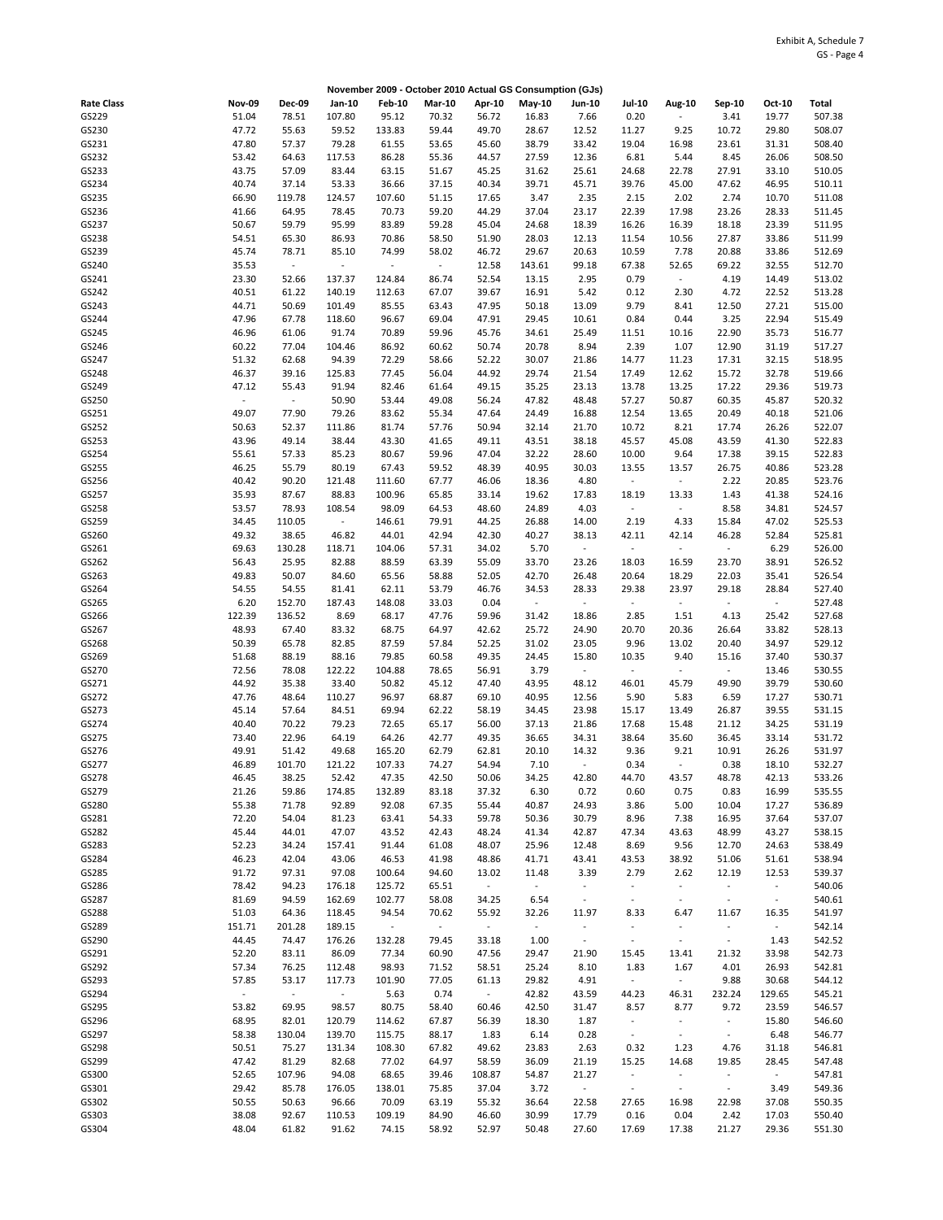Exhibit A, Schedule 7

**November 2009 - October 2010 Actual GS Consumption (GJs)**

| Rate Class | Nov-09 | Dec-09 | Jan-10 | Feb-10 | Mar-10 | Apr-10 | May-10 | Jun-10 | Jul-10 | Aug-10 | Sep-10 | Oct-10 | Total |
|---|---|---|---|---|---|---|---|---|---|---|---|---|---|
| GS229 | 51.04 | 78.51 | 107.80 | 95.12 | 70.32 | 56.72 | 16.83 | 7.66 | 0.20 | - | 3.41 | 19.77 | 507.38 |
| GS230 | 47.72 | 55.63 | 59.52 | 133.83 | 59.44 | 49.70 | 28.67 | 12.52 | 11.27 | 9.25 | 10.72 | 29.80 | 508.07 |
| GS231 | 47.80 | 57.37 | 79.28 | 61.55 | 53.65 | 45.60 | 38.79 | 33.42 | 19.04 | 16.98 | 23.61 | 31.31 | 508.40 |
| GS232 | 53.42 | 64.63 | 117.53 | 86.28 | 55.36 | 44.57 | 27.59 | 12.36 | 6.81 | 5.44 | 8.45 | 26.06 | 508.50 |
| GS233 | 43.75 | 57.09 | 83.44 | 63.15 | 51.67 | 45.25 | 31.62 | 25.61 | 24.68 | 22.78 | 27.91 | 33.10 | 510.05 |
| GS234 | 40.74 | 37.14 | 53.33 | 36.66 | 37.15 | 40.34 | 39.71 | 45.71 | 39.76 | 45.00 | 47.62 | 46.95 | 510.11 |
| GS235 | 66.90 | 119.78 | 124.57 | 107.60 | 51.15 | 17.65 | 3.47 | 2.35 | 2.15 | 2.02 | 2.74 | 10.70 | 511.08 |
| GS236 | 41.66 | 64.95 | 78.45 | 70.73 | 59.20 | 44.29 | 37.04 | 23.17 | 22.39 | 17.98 | 23.26 | 28.33 | 511.45 |
| GS237 | 50.67 | 59.79 | 95.99 | 83.89 | 59.28 | 45.04 | 24.68 | 18.39 | 16.26 | 16.39 | 18.18 | 23.39 | 511.95 |
| GS238 | 54.51 | 65.30 | 86.93 | 70.86 | 58.50 | 51.90 | 28.03 | 12.13 | 11.54 | 10.56 | 27.87 | 33.86 | 511.99 |
| GS239 | 45.74 | 78.71 | 85.10 | 74.99 | 58.02 | 46.72 | 29.67 | 20.63 | 10.59 | 7.78 | 20.88 | 33.86 | 512.69 |
| GS240 | 35.53 | - | - | - | - | 12.58 | 143.61 | 99.18 | 67.38 | 52.65 | 69.22 | 32.55 | 512.70 |
| GS241 | 23.30 | 52.66 | 137.37 | 124.84 | 86.74 | 52.54 | 13.15 | 2.95 | 0.79 | - | 4.19 | 14.49 | 513.02 |
| GS242 | 40.51 | 61.22 | 140.19 | 112.63 | 67.07 | 39.67 | 16.91 | 5.42 | 0.12 | 2.30 | 4.72 | 22.52 | 513.28 |
| GS243 | 44.71 | 50.69 | 101.49 | 85.55 | 63.43 | 47.95 | 50.18 | 13.09 | 9.79 | 8.41 | 12.50 | 27.21 | 515.00 |
| GS244 | 47.96 | 67.78 | 118.60 | 96.67 | 69.04 | 47.91 | 29.45 | 10.61 | 0.84 | 0.44 | 3.25 | 22.94 | 515.49 |
| GS245 | 46.96 | 61.06 | 91.74 | 70.89 | 59.96 | 45.76 | 34.61 | 25.49 | 11.51 | 10.16 | 22.90 | 35.73 | 516.77 |
| GS246 | 60.22 | 77.04 | 104.46 | 86.92 | 60.62 | 50.74 | 20.78 | 8.94 | 2.39 | 1.07 | 12.90 | 31.19 | 517.27 |
| GS247 | 51.32 | 62.68 | 94.39 | 72.29 | 58.66 | 52.22 | 30.07 | 21.86 | 14.77 | 11.23 | 17.31 | 32.15 | 518.95 |
| GS248 | 46.37 | 39.16 | 125.83 | 77.45 | 56.04 | 44.92 | 29.74 | 21.54 | 17.49 | 12.62 | 15.72 | 32.78 | 519.66 |
| GS249 | 47.12 | 55.43 | 91.94 | 82.46 | 61.64 | 49.15 | 35.25 | 23.13 | 13.78 | 13.25 | 17.22 | 29.36 | 519.73 |
| GS250 | - | - | 50.90 | 53.44 | 49.08 | 56.24 | 47.82 | 48.48 | 57.27 | 50.87 | 60.35 | 45.87 | 520.32 |
| GS251 | 49.07 | 77.90 | 79.26 | 83.62 | 55.34 | 47.64 | 24.49 | 16.88 | 12.54 | 13.65 | 20.49 | 40.18 | 521.06 |
| GS252 | 50.63 | 52.37 | 111.86 | 81.74 | 57.76 | 50.94 | 32.14 | 21.70 | 10.72 | 8.21 | 17.74 | 26.26 | 522.07 |
| GS253 | 43.96 | 49.14 | 38.44 | 43.30 | 41.65 | 49.11 | 43.51 | 38.18 | 45.57 | 45.08 | 43.59 | 41.30 | 522.83 |
| GS254 | 55.61 | 57.33 | 85.23 | 80.67 | 59.96 | 47.04 | 32.22 | 28.60 | 10.00 | 9.64 | 17.38 | 39.15 | 522.83 |
| GS255 | 46.25 | 55.79 | 80.19 | 67.43 | 59.52 | 48.39 | 40.95 | 30.03 | 13.55 | 13.57 | 26.75 | 40.86 | 523.28 |
| GS256 | 40.42 | 90.20 | 121.48 | 111.60 | 67.77 | 46.06 | 18.36 | 4.80 | - | - | 2.22 | 20.85 | 523.76 |
| GS257 | 35.93 | 87.67 | 88.83 | 100.96 | 65.85 | 33.14 | 19.62 | 17.83 | 18.19 | 13.33 | 1.43 | 41.38 | 524.16 |
| GS258 | 53.57 | 78.93 | 108.54 | 98.09 | 64.53 | 48.60 | 24.89 | 4.03 | - | - | 8.58 | 34.81 | 524.57 |
| GS259 | 34.45 | 110.05 | - | 146.61 | 79.91 | 44.25 | 26.88 | 14.00 | 2.19 | 4.33 | 15.84 | 47.02 | 525.53 |
| GS260 | 49.32 | 38.65 | 46.82 | 44.01 | 42.94 | 42.30 | 40.27 | 38.13 | 42.11 | 42.14 | 46.28 | 52.84 | 525.81 |
| GS261 | 69.63 | 130.28 | 118.71 | 104.06 | 57.31 | 34.02 | 5.70 | - | - | - | - | 6.29 | 526.00 |
| GS262 | 56.43 | 25.95 | 82.88 | 88.59 | 63.39 | 55.09 | 33.70 | 23.26 | 18.03 | 16.59 | 23.70 | 38.91 | 526.52 |
| GS263 | 49.83 | 50.07 | 84.60 | 65.56 | 58.88 | 52.05 | 42.70 | 26.48 | 20.64 | 18.29 | 22.03 | 35.41 | 526.54 |
| GS264 | 54.55 | 54.55 | 81.41 | 62.11 | 53.79 | 46.76 | 34.53 | 28.33 | 29.38 | 23.97 | 29.18 | 28.84 | 527.40 |
| GS265 | 6.20 | 152.70 | 187.43 | 148.08 | 33.03 | 0.04 | - | - | - | - | - | - | 527.48 |
| GS266 | 122.39 | 136.52 | 8.69 | 68.17 | 47.76 | 59.96 | 31.42 | 18.86 | 2.85 | 1.51 | 4.13 | 25.42 | 527.68 |
| GS267 | 48.93 | 67.40 | 83.32 | 68.75 | 64.97 | 42.62 | 25.72 | 24.90 | 20.70 | 20.36 | 26.64 | 33.82 | 528.13 |
| GS268 | 50.39 | 65.78 | 82.85 | 87.59 | 57.84 | 52.25 | 31.02 | 23.05 | 9.96 | 13.02 | 20.40 | 34.97 | 529.12 |
| GS269 | 51.68 | 88.19 | 88.16 | 79.85 | 60.58 | 49.35 | 24.45 | 15.80 | 10.35 | 9.40 | 15.16 | 37.40 | 530.37 |
| GS270 | 72.56 | 78.08 | 122.22 | 104.88 | 78.65 | 56.91 | 3.79 | - | - | - | - | 13.46 | 530.55 |
| GS271 | 44.92 | 35.38 | 33.40 | 50.82 | 45.12 | 47.40 | 43.95 | 48.12 | 46.01 | 45.79 | 49.90 | 39.79 | 530.60 |
| GS272 | 47.76 | 48.64 | 110.27 | 96.97 | 68.87 | 69.10 | 40.95 | 12.56 | 5.90 | 5.83 | 6.59 | 17.27 | 530.71 |
| GS273 | 45.14 | 57.64 | 84.51 | 69.94 | 62.22 | 58.19 | 34.45 | 23.98 | 15.17 | 13.49 | 26.87 | 39.55 | 531.15 |
| GS274 | 40.40 | 70.22 | 79.23 | 72.65 | 65.17 | 56.00 | 37.13 | 21.86 | 17.68 | 15.48 | 21.12 | 34.25 | 531.19 |
| GS275 | 73.40 | 22.96 | 64.19 | 64.26 | 42.77 | 49.35 | 36.65 | 34.31 | 38.64 | 35.60 | 36.45 | 33.14 | 531.72 |
| GS276 | 49.91 | 51.42 | 49.68 | 165.20 | 62.79 | 62.81 | 20.10 | 14.32 | 9.36 | 9.21 | 10.91 | 26.26 | 531.97 |
| GS277 | 46.89 | 101.70 | 121.22 | 107.33 | 74.27 | 54.94 | 7.10 | - | 0.34 | - | 0.38 | 18.10 | 532.27 |
| GS278 | 46.45 | 38.25 | 52.42 | 47.35 | 42.50 | 50.06 | 34.25 | 42.80 | 44.70 | 43.57 | 48.78 | 42.13 | 533.26 |
| GS279 | 21.26 | 59.86 | 174.85 | 132.89 | 83.18 | 37.32 | 6.30 | 0.72 | 0.60 | 0.75 | 0.83 | 16.99 | 535.55 |
| GS280 | 55.38 | 71.78 | 92.89 | 92.08 | 67.35 | 55.44 | 40.87 | 24.93 | 3.86 | 5.00 | 10.04 | 17.27 | 536.89 |
| GS281 | 72.20 | 54.04 | 81.23 | 63.41 | 54.33 | 59.78 | 50.36 | 30.79 | 8.96 | 7.38 | 16.95 | 37.64 | 537.07 |
| GS282 | 45.44 | 44.01 | 47.07 | 43.52 | 42.43 | 48.24 | 41.34 | 42.87 | 47.34 | 43.63 | 48.99 | 43.27 | 538.15 |
| GS283 | 52.23 | 34.24 | 157.41 | 91.44 | 61.08 | 48.07 | 25.96 | 12.48 | 8.69 | 9.56 | 12.70 | 24.63 | 538.49 |
| GS284 | 46.23 | 42.04 | 43.06 | 46.53 | 41.98 | 48.86 | 41.71 | 43.41 | 43.53 | 38.92 | 51.06 | 51.61 | 538.94 |
| GS285 | 91.72 | 97.31 | 97.08 | 100.64 | 94.60 | 13.02 | 11.48 | 3.39 | 2.79 | 2.62 | 12.19 | 12.53 | 539.37 |
| GS286 | 78.42 | 94.23 | 176.18 | 125.72 | 65.51 | - | - | - | - | - | - | - | 540.06 |
| GS287 | 81.69 | 94.59 | 162.69 | 102.77 | 58.08 | 34.25 | 6.54 | - | - | - | - | - | 540.61 |
| GS288 | 51.03 | 64.36 | 118.45 | 94.54 | 70.62 | 55.92 | 32.26 | 11.97 | 8.33 | 6.47 | 11.67 | 16.35 | 541.97 |
| GS289 | 151.71 | 201.28 | 189.15 | - | - | - | - | - | - | - | - | - | 542.14 |
| GS290 | 44.45 | 74.47 | 176.26 | 132.28 | 79.45 | 33.18 | 1.00 | - | - | - | - | 1.43 | 542.52 |
| GS291 | 52.20 | 83.11 | 86.09 | 77.34 | 60.90 | 47.56 | 29.47 | 21.90 | 15.45 | 13.41 | 21.32 | 33.98 | 542.73 |
| GS292 | 57.34 | 76.25 | 112.48 | 98.93 | 71.52 | 58.51 | 25.24 | 8.10 | 1.83 | 1.67 | 4.01 | 26.93 | 542.81 |
| GS293 | 57.85 | 53.17 | 117.73 | 101.90 | 77.05 | 61.13 | 29.82 | 4.91 | - | - | 9.88 | 30.68 | 544.12 |
| GS294 | - | - | - | 5.63 | 0.74 | - | 42.82 | 43.59 | 44.23 | 46.31 | 232.24 | 129.65 | 545.21 |
| GS295 | 53.82 | 69.95 | 98.57 | 80.75 | 58.40 | 60.46 | 42.50 | 31.47 | 8.57 | 8.77 | 9.72 | 23.59 | 546.57 |
| GS296 | 68.95 | 82.01 | 120.79 | 114.62 | 67.87 | 56.39 | 18.30 | 1.87 | - | - | - | 15.80 | 546.60 |
| GS297 | 58.38 | 130.04 | 139.70 | 115.75 | 88.17 | 1.83 | 6.14 | 0.28 | - | - | - | 6.48 | 546.77 |
| GS298 | 50.51 | 75.27 | 131.34 | 108.30 | 67.82 | 49.62 | 23.83 | 2.63 | 0.32 | 1.23 | 4.76 | 31.18 | 546.81 |
| GS299 | 47.42 | 81.29 | 82.68 | 77.02 | 64.97 | 58.59 | 36.09 | 21.19 | 15.25 | 14.68 | 19.85 | 28.45 | 547.48 |
| GS300 | 52.65 | 107.96 | 94.08 | 68.65 | 39.46 | 108.87 | 54.87 | 21.27 | - | - | - | - | 547.81 |
| GS301 | 29.42 | 85.78 | 176.05 | 138.01 | 75.85 | 37.04 | 3.72 | - | - | - | - | 3.49 | 549.36 |
| GS302 | 50.55 | 50.63 | 96.66 | 70.09 | 63.19 | 55.32 | 36.64 | 22.58 | 27.65 | 16.98 | 22.98 | 37.08 | 550.35 |
| GS303 | 38.08 | 92.67 | 110.53 | 109.19 | 84.90 | 46.60 | 30.99 | 17.79 | 0.16 | 0.04 | 2.42 | 17.03 | 550.40 |
| GS304 | 48.04 | 61.82 | 91.62 | 74.15 | 58.92 | 52.97 | 50.48 | 27.60 | 17.69 | 17.38 | 21.27 | 29.36 | 551.30 |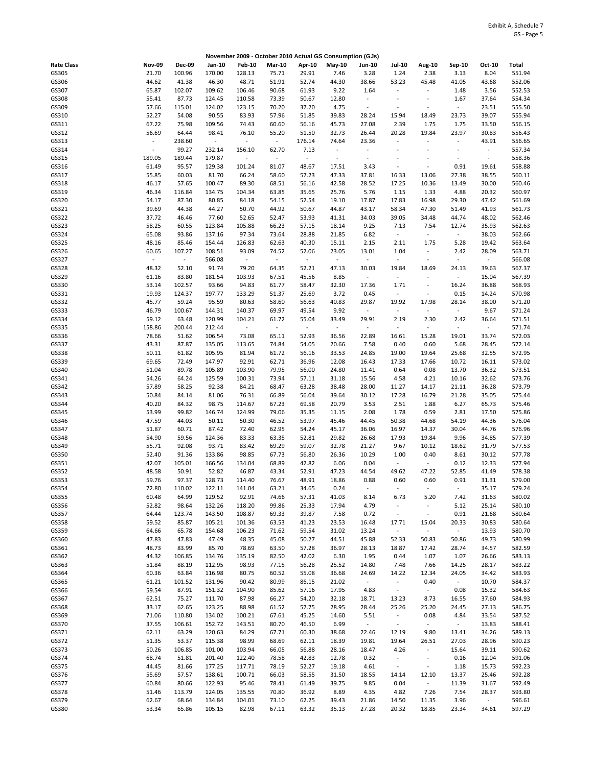Exhibit A, Schedule 7
GS - Page 5

**November 2009 - October 2010 Actual GS Consumption (GJs)**

| Rate Class | Nov-09 | Dec-09 | Jan-10 | Feb-10 | Mar-10 | Apr-10 | May-10 | Jun-10 | Jul-10 | Aug-10 | Sep-10 | Oct-10 | Total |
|---|---|---|---|---|---|---|---|---|---|---|---|---|---|
| GS305 | 21.70 | 100.96 | 170.00 | 128.13 | 75.71 | 29.91 | 7.46 | 3.28 | 1.24 | 2.38 | 3.13 | 8.04 | 551.94 |
| GS306 | 44.62 | 41.38 | 46.30 | 48.71 | 51.91 | 52.74 | 44.30 | 38.66 | 53.23 | 45.48 | 41.05 | 43.68 | 552.06 |
| GS307 | 65.87 | 102.07 | 109.62 | 106.46 | 90.68 | 61.93 | 9.22 | 1.64 | - | - | 1.48 | 3.56 | 552.53 |
| GS308 | 55.41 | 87.73 | 124.45 | 110.58 | 73.39 | 50.67 | 12.80 | - | - | - | 1.67 | 37.64 | 554.34 |
| GS309 | 57.66 | 115.01 | 124.02 | 123.15 | 70.20 | 37.20 | 4.75 | - | - | - | - | 23.51 | 555.50 |
| GS310 | 52.27 | 54.08 | 90.55 | 83.93 | 57.96 | 51.85 | 39.83 | 28.24 | 15.94 | 18.49 | 23.73 | 39.07 | 555.94 |
| GS311 | 67.22 | 75.98 | 109.56 | 74.43 | 60.60 | 56.16 | 45.73 | 27.08 | 2.39 | 1.75 | 1.75 | 33.50 | 556.15 |
| GS312 | 56.69 | 64.44 | 98.41 | 76.10 | 55.20 | 51.50 | 32.73 | 26.44 | 20.28 | 19.84 | 23.97 | 30.83 | 556.43 |
| GS313 | - | 238.60 | - | - | - | 176.14 | 74.64 | 23.36 | - | - | - | 43.91 | 556.65 |
| GS314 | - | 99.27 | 232.14 | 156.10 | 62.70 | 7.13 | - | - | - | - | - | - | 557.34 |
| GS315 | 189.05 | 189.44 | 179.87 | - | - | - | - | - | - | - | - | - | 558.36 |
| GS316 | 61.49 | 95.57 | 129.38 | 101.24 | 81.07 | 48.67 | 17.51 | 3.43 | - | - | 0.91 | 19.61 | 558.88 |
| GS317 | 55.85 | 60.03 | 81.70 | 66.24 | 58.60 | 57.23 | 47.33 | 37.81 | 16.33 | 13.06 | 27.38 | 38.55 | 560.11 |
| GS318 | 46.17 | 57.65 | 100.47 | 89.30 | 68.51 | 56.16 | 42.58 | 28.52 | 17.25 | 10.36 | 13.49 | 30.00 | 560.46 |
| GS319 | 46.34 | 116.84 | 134.75 | 104.34 | 63.85 | 35.65 | 25.76 | 5.76 | 1.15 | 1.33 | 4.88 | 20.32 | 560.97 |
| GS320 | 54.17 | 87.30 | 80.85 | 84.18 | 54.15 | 52.54 | 19.10 | 17.87 | 17.83 | 16.98 | 29.30 | 47.42 | 561.69 |
| GS321 | 39.69 | 44.38 | 44.27 | 50.70 | 44.92 | 50.67 | 44.87 | 43.17 | 58.34 | 47.30 | 51.49 | 41.93 | 561.73 |
| GS322 | 37.72 | 46.46 | 77.60 | 52.65 | 52.47 | 53.93 | 41.31 | 34.03 | 39.05 | 34.48 | 44.74 | 48.02 | 562.46 |
| GS323 | 58.25 | 60.55 | 123.84 | 105.88 | 66.23 | 57.15 | 18.14 | 9.25 | 7.13 | 7.54 | 12.74 | 35.93 | 562.63 |
| GS324 | 65.08 | 93.86 | 137.16 | 97.34 | 73.64 | 28.88 | 21.85 | 6.82 | - | - | - | 38.03 | 562.66 |
| GS325 | 48.16 | 85.46 | 154.44 | 126.83 | 62.63 | 40.30 | 15.11 | 2.15 | 2.11 | 1.75 | 5.28 | 19.42 | 563.64 |
| GS326 | 60.65 | 107.27 | 108.51 | 93.09 | 74.52 | 52.06 | 23.05 | 13.01 | 1.04 | - | 2.42 | 28.09 | 563.71 |
| GS327 | - | - | 566.08 | - | - | - | - | - | - | - | - | - | 566.08 |
| GS328 | 48.32 | 52.10 | 91.74 | 79.20 | 64.35 | 52.21 | 47.13 | 30.03 | 19.84 | 18.69 | 24.13 | 39.63 | 567.37 |
| GS329 | 61.16 | 83.80 | 181.54 | 103.93 | 67.51 | 45.56 | 8.85 | - | - | - | - | 15.04 | 567.39 |
| GS330 | 53.14 | 102.57 | 93.66 | 94.83 | 61.77 | 58.47 | 32.30 | 17.36 | 1.71 | - | 16.24 | 36.88 | 568.93 |
| GS331 | 19.93 | 124.37 | 197.77 | 133.29 | 51.37 | 25.69 | 3.72 | 0.45 | - | - | 0.15 | 14.24 | 570.98 |
| GS332 | 45.77 | 59.24 | 95.59 | 80.63 | 58.60 | 56.63 | 40.83 | 29.87 | 19.92 | 17.98 | 28.14 | 38.00 | 571.20 |
| GS333 | 46.79 | 100.67 | 144.31 | 140.37 | 69.97 | 49.54 | 9.92 | - | - | - | - | 9.67 | 571.24 |
| GS334 | 59.12 | 63.48 | 120.99 | 104.21 | 61.72 | 55.04 | 33.49 | 29.91 | 2.19 | 2.30 | 2.42 | 36.64 | 571.51 |
| GS335 | 158.86 | 200.44 | 212.44 | - | - | - | - | - | - | - | - | - | 571.74 |
| GS336 | 78.66 | 51.62 | 106.54 | 73.08 | 65.11 | 52.93 | 36.56 | 22.89 | 16.61 | 15.28 | 19.01 | 33.74 | 572.03 |
| GS337 | 43.31 | 87.87 | 135.05 | 113.65 | 74.84 | 54.05 | 20.66 | 7.58 | 0.40 | 0.60 | 5.68 | 28.45 | 572.14 |
| GS338 | 50.11 | 61.82 | 105.95 | 81.94 | 61.72 | 56.16 | 33.53 | 24.85 | 19.00 | 19.64 | 25.68 | 32.55 | 572.95 |
| GS339 | 69.65 | 72.49 | 147.97 | 92.91 | 62.71 | 36.96 | 12.08 | 16.43 | 17.33 | 17.66 | 10.72 | 16.11 | 573.02 |
| GS340 | 51.04 | 89.78 | 105.89 | 103.90 | 79.95 | 56.00 | 24.80 | 11.41 | 0.64 | 0.08 | 13.70 | 36.32 | 573.51 |
| GS341 | 54.26 | 64.24 | 125.59 | 100.31 | 73.94 | 57.11 | 31.18 | 15.56 | 4.58 | 4.21 | 10.16 | 32.62 | 573.76 |
| GS342 | 57.89 | 58.25 | 92.38 | 84.21 | 68.47 | 63.28 | 38.48 | 28.00 | 11.27 | 14.17 | 21.11 | 36.28 | 573.79 |
| GS343 | 50.84 | 84.14 | 81.06 | 76.31 | 66.89 | 56.04 | 39.64 | 30.12 | 17.28 | 16.79 | 21.28 | 35.05 | 575.44 |
| GS344 | 40.20 | 84.32 | 98.75 | 114.67 | 67.23 | 69.58 | 20.79 | 3.53 | 2.51 | 1.88 | 6.27 | 65.73 | 575.46 |
| GS345 | 53.99 | 99.82 | 146.74 | 124.99 | 79.06 | 35.35 | 11.15 | 2.08 | 1.78 | 0.59 | 2.81 | 17.50 | 575.86 |
| GS346 | 47.59 | 44.03 | 50.11 | 50.30 | 46.52 | 53.97 | 45.46 | 44.45 | 50.38 | 44.68 | 54.19 | 44.36 | 576.04 |
| GS347 | 51.87 | 60.71 | 87.42 | 72.40 | 62.95 | 54.24 | 45.17 | 36.06 | 16.97 | 14.37 | 30.04 | 44.76 | 576.96 |
| GS348 | 54.90 | 59.56 | 124.36 | 83.33 | 63.35 | 52.81 | 29.82 | 26.68 | 17.93 | 19.84 | 9.96 | 34.85 | 577.39 |
| GS349 | 55.71 | 92.08 | 93.71 | 83.42 | 69.29 | 59.07 | 32.78 | 21.27 | 9.67 | 10.12 | 18.62 | 31.79 | 577.53 |
| GS350 | 52.40 | 91.36 | 133.86 | 98.85 | 67.73 | 56.80 | 26.36 | 10.29 | 1.00 | 0.40 | 8.61 | 30.12 | 577.78 |
| GS351 | 42.07 | 105.01 | 166.56 | 134.04 | 68.89 | 42.82 | 6.06 | 0.04 | - | - | 0.12 | 12.33 | 577.94 |
| GS352 | 48.58 | 50.91 | 52.82 | 46.87 | 43.34 | 52.91 | 47.23 | 44.54 | 49.62 | 47.22 | 52.85 | 41.49 | 578.38 |
| GS353 | 59.76 | 97.37 | 128.73 | 114.40 | 76.67 | 48.91 | 18.86 | 0.88 | 0.60 | 0.60 | 0.91 | 31.31 | 579.00 |
| GS354 | 72.80 | 110.02 | 122.11 | 141.04 | 63.21 | 34.65 | 0.24 | - | - | - | - | 35.17 | 579.24 |
| GS355 | 60.48 | 64.99 | 129.52 | 92.91 | 74.66 | 57.31 | 41.03 | 8.14 | 6.73 | 5.20 | 7.42 | 31.63 | 580.02 |
| GS356 | 52.82 | 98.64 | 132.26 | 118.20 | 99.86 | 25.33 | 17.94 | 4.79 | - | - | 5.12 | 25.14 | 580.10 |
| GS357 | 64.44 | 123.74 | 143.50 | 108.87 | 69.33 | 39.87 | 7.58 | 0.72 | - | - | 0.91 | 21.68 | 580.64 |
| GS358 | 59.52 | 85.87 | 105.21 | 101.36 | 63.53 | 41.23 | 23.53 | 16.48 | 17.71 | 15.04 | 20.33 | 30.83 | 580.64 |
| GS359 | 64.66 | 65.78 | 154.68 | 106.23 | 71.62 | 59.54 | 31.02 | 13.24 | - | - | - | 13.93 | 580.70 |
| GS360 | 47.83 | 47.83 | 47.49 | 48.35 | 45.08 | 50.27 | 44.51 | 45.88 | 52.33 | 50.83 | 50.86 | 49.73 | 580.99 |
| GS361 | 48.73 | 83.99 | 85.70 | 78.69 | 63.50 | 57.28 | 36.97 | 28.13 | 18.87 | 17.42 | 28.74 | 34.57 | 582.59 |
| GS362 | 44.32 | 106.85 | 134.76 | 135.19 | 82.50 | 42.02 | 6.30 | 1.95 | 0.44 | 1.07 | 1.07 | 26.66 | 583.13 |
| GS363 | 51.84 | 88.19 | 112.95 | 98.93 | 77.15 | 56.28 | 25.52 | 14.80 | 7.48 | 7.66 | 14.25 | 28.17 | 583.22 |
| GS364 | 60.36 | 63.84 | 116.98 | 80.75 | 60.52 | 55.08 | 36.68 | 24.69 | 14.22 | 12.34 | 24.05 | 34.42 | 583.93 |
| GS365 | 61.21 | 101.52 | 131.96 | 90.42 | 80.99 | 86.15 | 21.02 | - | - | 0.40 | - | 10.70 | 584.37 |
| GS366 | 59.54 | 87.91 | 151.32 | 104.90 | 85.62 | 57.16 | 17.95 | 4.83 | - | - | 0.08 | 15.32 | 584.63 |
| GS367 | 62.51 | 75.27 | 111.70 | 87.98 | 66.27 | 54.20 | 32.18 | 18.71 | 13.23 | 8.73 | 16.55 | 37.60 | 584.93 |
| GS368 | 33.17 | 62.65 | 123.25 | 88.98 | 61.52 | 57.75 | 28.95 | 28.44 | 25.26 | 25.20 | 24.45 | 27.13 | 586.75 |
| GS369 | 71.06 | 110.80 | 134.02 | 100.21 | 67.61 | 45.25 | 14.60 | 5.51 | - | 0.08 | 4.84 | 33.54 | 587.52 |
| GS370 | 37.55 | 106.61 | 152.72 | 143.51 | 80.70 | 46.50 | 6.99 | - | - | - | - | 13.83 | 588.41 |
| GS371 | 62.11 | 63.29 | 120.63 | 84.29 | 67.71 | 60.30 | 38.68 | 22.46 | 12.19 | 9.80 | 13.41 | 34.26 | 589.13 |
| GS372 | 51.35 | 53.37 | 115.38 | 98.99 | 68.69 | 62.11 | 18.39 | 19.81 | 19.64 | 26.51 | 27.03 | 28.96 | 590.23 |
| GS373 | 50.26 | 106.85 | 101.00 | 103.94 | 66.05 | 56.88 | 28.16 | 18.47 | 4.26 | - | 15.64 | 39.11 | 590.62 |
| GS374 | 68.74 | 51.81 | 201.40 | 122.40 | 78.58 | 42.83 | 12.78 | 0.32 | - | - | 0.16 | 12.04 | 591.06 |
| GS375 | 44.45 | 81.66 | 177.25 | 117.71 | 78.19 | 52.27 | 19.18 | 4.61 | - | - | 1.18 | 15.73 | 592.23 |
| GS376 | 55.69 | 57.57 | 138.61 | 100.71 | 66.03 | 58.55 | 31.50 | 18.55 | 14.14 | 12.10 | 13.37 | 25.46 | 592.28 |
| GS377 | 60.84 | 80.66 | 122.93 | 95.46 | 78.41 | 61.49 | 39.75 | 9.85 | 0.04 | - | 11.39 | 31.67 | 592.49 |
| GS378 | 51.46 | 113.79 | 124.05 | 135.55 | 70.80 | 36.92 | 8.89 | 4.35 | 4.82 | 7.26 | 7.54 | 28.37 | 593.80 |
| GS379 | 62.67 | 68.64 | 134.84 | 104.01 | 73.10 | 62.25 | 39.43 | 21.86 | 14.50 | 11.35 | 3.96 | - | 596.61 |
| GS380 | 53.34 | 65.86 | 105.15 | 82.98 | 67.11 | 63.32 | 35.13 | 27.28 | 20.32 | 18.85 | 23.34 | 34.61 | 597.29 |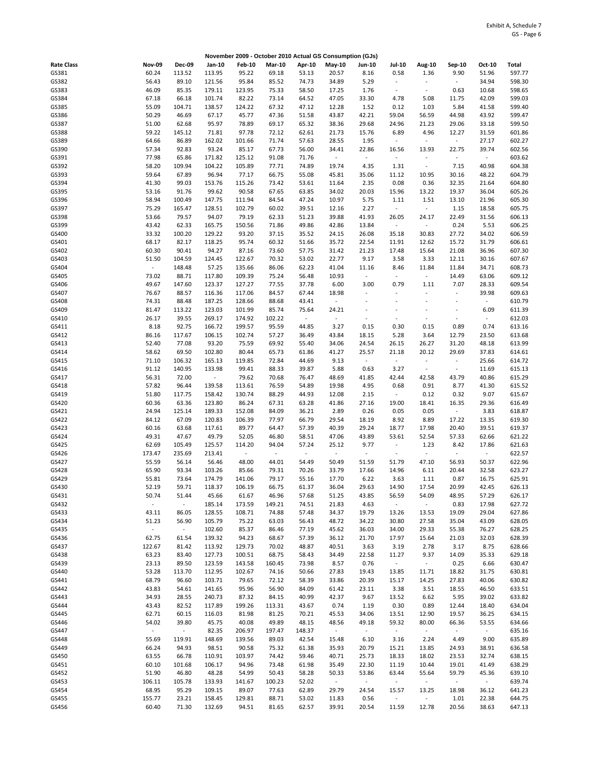Exhibit A, Schedule 7
GS - Page 6

## November 2009 - October 2010 Actual GS Consumption (GJs)

| Rate Class | Nov-09 | Dec-09 | Jan-10 | Feb-10 | Mar-10 | Apr-10 | May-10 | Jun-10 | Jul-10 | Aug-10 | Sep-10 | Oct-10 | Total |
|---|---|---|---|---|---|---|---|---|---|---|---|---|---|
| GS381 | 60.24 | 113.52 | 113.95 | 95.22 | 69.18 | 53.13 | 20.57 | 8.16 | 0.58 | 1.36 | 9.90 | 51.96 | 597.77 |
| GS382 | 56.43 | 89.10 | 121.56 | 95.84 | 85.52 | 74.73 | 34.89 | 5.29 | - | - | - | 34.94 | 598.30 |
| GS383 | 46.09 | 85.35 | 179.11 | 123.95 | 75.33 | 58.50 | 17.25 | 1.76 | - | - | 0.63 | 10.68 | 598.65 |
| GS384 | 67.18 | 66.18 | 101.74 | 82.22 | 73.14 | 64.52 | 47.05 | 33.30 | 4.78 | 5.08 | 11.75 | 42.09 | 599.03 |
| GS385 | 55.09 | 104.71 | 138.57 | 124.22 | 67.32 | 47.12 | 12.28 | 1.52 | 0.12 | 1.03 | 5.84 | 41.58 | 599.40 |
| GS386 | 50.29 | 46.69 | 67.17 | 45.77 | 47.36 | 51.58 | 43.87 | 42.21 | 59.04 | 56.59 | 44.98 | 43.92 | 599.47 |
| GS387 | 51.00 | 62.68 | 95.97 | 78.89 | 69.17 | 65.32 | 38.36 | 29.68 | 24.96 | 21.23 | 29.06 | 33.18 | 599.50 |
| GS388 | 59.22 | 145.12 | 71.81 | 97.78 | 72.12 | 62.61 | 21.73 | 15.76 | 6.89 | 4.96 | 12.27 | 31.59 | 601.86 |
| GS389 | 64.66 | 86.89 | 162.02 | 101.66 | 71.74 | 57.63 | 28.55 | 1.95 | - | - | - | 27.17 | 602.27 |
| GS390 | 57.34 | 92.83 | 93.24 | 85.17 | 67.73 | 56.00 | 34.41 | 22.86 | 16.56 | 13.93 | 22.75 | 39.74 | 602.56 |
| GS391 | 77.98 | 65.86 | 171.82 | 125.12 | 91.08 | 71.76 | - | - | - | - | - | - | 603.62 |
| GS392 | 58.20 | 109.94 | 104.22 | 105.89 | 77.71 | 74.89 | 19.74 | 4.35 | 1.31 | - | 7.15 | 40.98 | 604.38 |
| GS393 | 59.64 | 67.89 | 96.94 | 77.17 | 66.75 | 55.08 | 45.81 | 35.06 | 11.12 | 10.95 | 30.16 | 48.22 | 604.79 |
| GS394 | 41.30 | 99.03 | 153.76 | 115.26 | 73.42 | 53.61 | 11.64 | 2.35 | 0.08 | 0.36 | 32.35 | 21.64 | 604.80 |
| GS395 | 53.16 | 91.76 | 99.62 | 90.58 | 67.65 | 63.85 | 34.02 | 20.03 | 15.96 | 13.22 | 19.37 | 36.04 | 605.26 |
| GS396 | 58.94 | 100.49 | 147.75 | 111.94 | 84.54 | 47.24 | 10.97 | 5.75 | 1.11 | 1.51 | 13.10 | 21.96 | 605.30 |
| GS397 | 75.29 | 165.47 | 128.51 | 102.79 | 60.02 | 39.51 | 12.16 | 2.27 | - | - | 1.15 | 18.58 | 605.75 |
| GS398 | 53.66 | 79.57 | 94.07 | 79.19 | 62.33 | 51.23 | 39.88 | 41.93 | 26.05 | 24.17 | 22.49 | 31.56 | 606.13 |
| GS399 | 43.42 | 62.33 | 165.75 | 150.56 | 71.86 | 49.86 | 42.86 | 13.84 | - | - | 0.24 | 5.53 | 606.25 |
| GS400 | 33.32 | 100.20 | 129.22 | 93.20 | 37.15 | 35.52 | 24.15 | 26.08 | 35.18 | 30.83 | 27.72 | 34.02 | 606.59 |
| GS401 | 68.17 | 82.17 | 118.25 | 95.74 | 60.32 | 51.66 | 35.72 | 22.54 | 11.91 | 12.62 | 15.72 | 31.79 | 606.61 |
| GS402 | 60.30 | 90.41 | 94.27 | 87.16 | 73.60 | 57.75 | 31.42 | 21.23 | 17.48 | 15.64 | 21.08 | 36.96 | 607.30 |
| GS403 | 51.50 | 104.59 | 124.45 | 122.67 | 70.32 | 53.02 | 22.77 | 9.17 | 3.58 | 3.33 | 12.11 | 30.16 | 607.67 |
| GS404 | - | 148.48 | 57.25 | 135.66 | 86.06 | 62.23 | 41.04 | 11.16 | 8.46 | 11.84 | 11.84 | 34.71 | 608.73 |
| GS405 | 73.02 | 88.71 | 117.80 | 109.39 | 75.24 | 56.48 | 10.93 | - | - | - | 14.49 | 63.06 | 609.12 |
| GS406 | 49.67 | 147.60 | 123.37 | 127.27 | 77.55 | 37.78 | 6.00 | 3.00 | 0.79 | 1.11 | 7.07 | 28.33 | 609.54 |
| GS407 | 76.67 | 88.57 | 116.36 | 117.06 | 84.57 | 67.44 | 18.98 | - | - | - | - | 39.98 | 609.63 |
| GS408 | 74.31 | 88.48 | 187.25 | 128.66 | 88.68 | 43.41 | - | - | - | - | - | - | 610.79 |
| GS409 | 81.47 | 113.22 | 123.03 | 101.99 | 85.74 | 75.64 | 24.21 | - | - | - | - | 6.09 | 611.39 |
| GS410 | 26.17 | 39.55 | 269.17 | 174.92 | 102.22 | - | - | - | - | - | - | - | 612.03 |
| GS411 | 8.18 | 92.75 | 166.72 | 199.57 | 95.59 | 44.85 | 3.27 | 0.15 | 0.30 | 0.15 | 0.89 | 0.74 | 613.16 |
| GS412 | 86.16 | 117.67 | 106.15 | 102.74 | 57.27 | 36.49 | 43.84 | 18.15 | 5.28 | 3.64 | 12.79 | 23.50 | 613.68 |
| GS413 | 52.40 | 77.08 | 93.20 | 75.59 | 69.92 | 55.40 | 34.06 | 24.54 | 26.15 | 26.27 | 31.20 | 48.18 | 613.99 |
| GS414 | 58.62 | 69.50 | 102.80 | 80.44 | 65.73 | 61.86 | 41.27 | 25.57 | 21.18 | 20.12 | 29.69 | 37.83 | 614.61 |
| GS415 | 71.10 | 106.32 | 165.13 | 119.85 | 72.84 | 44.69 | 9.13 | - | - | - | - | 25.66 | 614.72 |
| GS416 | 91.12 | 140.95 | 133.98 | 99.41 | 88.33 | 39.87 | 5.88 | 0.63 | 3.27 | - | - | 11.69 | 615.13 |
| GS417 | 56.31 | 72.00 | - | 79.62 | 70.68 | 76.47 | 48.69 | 41.85 | 42.44 | 42.58 | 43.79 | 40.86 | 615.29 |
| GS418 | 57.82 | 96.44 | 139.58 | 113.61 | 76.59 | 54.89 | 19.98 | 4.95 | 0.68 | 0.91 | 8.77 | 41.30 | 615.52 |
| GS419 | 51.80 | 117.75 | 158.42 | 130.74 | 88.29 | 44.93 | 12.08 | 2.15 | - | 0.12 | 0.32 | 9.07 | 615.67 |
| GS420 | 60.36 | 63.36 | 123.80 | 86.24 | 67.31 | 63.28 | 41.86 | 27.16 | 19.00 | 18.41 | 16.35 | 29.36 | 616.49 |
| GS421 | 24.94 | 125.14 | 189.33 | 152.08 | 84.09 | 36.21 | 2.89 | 0.26 | 0.05 | 0.05 | - | 3.83 | 618.87 |
| GS422 | 84.12 | 67.09 | 120.83 | 106.39 | 77.97 | 66.79 | 29.54 | 18.19 | 8.92 | 8.89 | 17.22 | 13.35 | 619.30 |
| GS423 | 60.16 | 63.68 | 117.61 | 89.77 | 64.47 | 57.39 | 40.39 | 29.24 | 18.77 | 17.98 | 20.40 | 39.51 | 619.37 |
| GS424 | 49.31 | 47.67 | 49.79 | 52.05 | 46.80 | 58.51 | 47.06 | 43.89 | 53.61 | 52.54 | 57.33 | 62.66 | 621.22 |
| GS425 | 62.69 | 105.49 | 125.57 | 114.20 | 94.04 | 57.24 | 25.12 | 9.77 | - | 1.23 | 8.42 | 17.86 | 621.63 |
| GS426 | 173.47 | 235.69 | 213.41 | - | - | - | - | - | - | - | - | - | 622.57 |
| GS427 | 55.59 | 56.14 | 56.46 | 48.00 | 44.01 | 54.49 | 50.49 | 51.59 | 51.79 | 47.10 | 56.93 | 50.37 | 622.96 |
| GS428 | 65.90 | 93.34 | 103.26 | 85.66 | 79.31 | 70.26 | 33.79 | 17.66 | 14.96 | 6.11 | 20.44 | 32.58 | 623.27 |
| GS429 | 55.81 | 73.64 | 174.79 | 141.06 | 79.17 | 55.16 | 17.70 | 6.22 | 3.63 | 1.11 | 0.87 | 16.75 | 625.91 |
| GS430 | 52.19 | 59.71 | 118.37 | 106.19 | 66.75 | 61.37 | 36.04 | 29.63 | 14.90 | 17.54 | 20.99 | 42.45 | 626.13 |
| GS431 | 50.74 | 51.44 | 45.66 | 61.67 | 46.96 | 57.68 | 51.25 | 43.85 | 56.59 | 54.09 | 48.95 | 57.29 | 626.17 |
| GS432 | - | - | 185.14 | 173.59 | 149.21 | 74.51 | 21.83 | 4.63 | - | - | 0.83 | 17.98 | 627.72 |
| GS433 | 43.11 | 86.05 | 128.55 | 108.71 | 74.88 | 57.48 | 34.37 | 19.79 | 13.26 | 13.53 | 19.09 | 29.04 | 627.86 |
| GS434 | 51.23 | 56.90 | 105.79 | 75.22 | 63.03 | 56.43 | 48.72 | 34.22 | 30.80 | 27.58 | 35.04 | 43.09 | 628.05 |
| GS435 | - | - | 102.60 | 85.37 | 86.46 | 77.19 | 45.62 | 36.03 | 34.00 | 29.33 | 55.38 | 76.27 | 628.25 |
| GS436 | 62.75 | 61.54 | 139.32 | 94.23 | 68.67 | 57.39 | 36.12 | 21.70 | 17.97 | 15.64 | 21.03 | 32.03 | 628.39 |
| GS437 | 122.67 | 81.42 | 113.92 | 129.73 | 70.02 | 48.87 | 40.51 | 3.63 | 3.19 | 2.78 | 3.17 | 8.75 | 628.66 |
| GS438 | 63.23 | 83.40 | 127.73 | 100.51 | 68.75 | 58.43 | 34.49 | 22.58 | 11.27 | 9.37 | 14.09 | 35.33 | 629.18 |
| GS439 | 23.13 | 89.50 | 123.59 | 143.58 | 160.45 | 73.98 | 8.57 | 0.76 | - | - | 0.25 | 6.66 | 630.47 |
| GS440 | 53.28 | 113.70 | 112.95 | 102.67 | 74.16 | 50.66 | 27.83 | 19.43 | 13.85 | 11.71 | 18.82 | 31.75 | 630.81 |
| GS441 | 68.79 | 96.60 | 103.71 | 79.65 | 72.12 | 58.39 | 33.86 | 20.39 | 15.17 | 14.25 | 27.83 | 40.06 | 630.82 |
| GS442 | 43.83 | 54.61 | 141.65 | 95.96 | 56.90 | 84.09 | 61.42 | 23.11 | 3.38 | 3.51 | 18.55 | 46.50 | 633.51 |
| GS443 | 34.93 | 28.55 | 240.73 | 87.32 | 84.15 | 40.99 | 42.37 | 9.67 | 13.52 | 6.62 | 5.95 | 39.02 | 633.82 |
| GS444 | 43.43 | 82.52 | 117.89 | 199.26 | 113.31 | 43.67 | 0.74 | 1.19 | 0.30 | 0.89 | 12.44 | 18.40 | 634.04 |
| GS445 | 62.71 | 60.15 | 116.03 | 81.98 | 81.25 | 70.21 | 45.53 | 34.06 | 13.51 | 12.90 | 19.57 | 36.25 | 634.15 |
| GS446 | 54.02 | 39.80 | 45.75 | 40.08 | 49.89 | 48.15 | 48.56 | 49.18 | 59.32 | 80.00 | 66.36 | 53.55 | 634.66 |
| GS447 | - | - | 82.35 | 206.97 | 197.47 | 148.37 | - | - | - | - | - | - | 635.16 |
| GS448 | 55.69 | 119.91 | 148.69 | 139.56 | 89.03 | 42.54 | 15.48 | 6.10 | 3.16 | 2.24 | 4.49 | 9.00 | 635.89 |
| GS449 | 66.24 | 94.93 | 98.51 | 90.58 | 75.32 | 61.38 | 35.93 | 20.79 | 15.21 | 13.85 | 24.93 | 38.91 | 636.58 |
| GS450 | 63.55 | 66.78 | 110.91 | 103.97 | 74.42 | 59.46 | 40.71 | 25.73 | 18.33 | 18.02 | 23.53 | 32.74 | 638.15 |
| GS451 | 60.10 | 101.68 | 106.17 | 94.96 | 73.48 | 61.98 | 35.49 | 22.30 | 11.19 | 10.44 | 19.01 | 41.49 | 638.29 |
| GS452 | 51.90 | 46.80 | 48.28 | 54.99 | 50.43 | 58.28 | 50.33 | 53.86 | 63.44 | 55.64 | 59.79 | 45.36 | 639.10 |
| GS453 | 106.11 | 105.78 | 133.93 | 141.67 | 100.23 | 52.02 | - | - | - | - | - | - | 639.74 |
| GS454 | 68.95 | 95.29 | 109.15 | 89.07 | 77.63 | 62.89 | 29.79 | 24.54 | 15.57 | 13.25 | 18.98 | 36.12 | 641.23 |
| GS455 | 155.77 | 23.21 | 158.45 | 129.81 | 88.71 | 53.02 | 11.83 | 0.56 | - | - | 1.01 | 22.38 | 644.75 |
| GS456 | 60.40 | 71.30 | 132.69 | 94.51 | 81.65 | 62.57 | 39.91 | 20.54 | 11.59 | 12.78 | 20.56 | 38.63 | 647.13 |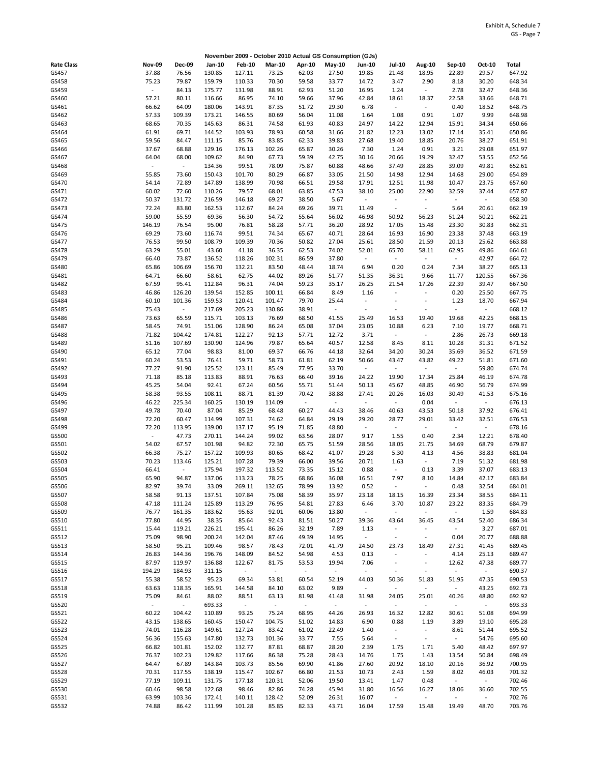Exhibit A, Schedule 7
GS - Page 7

**November 2009 - October 2010 Actual GS Consumption (GJs)**

| Rate Class | Nov-09 | Dec-09 | Jan-10 | Feb-10 | Mar-10 | Apr-10 | May-10 | Jun-10 | Jul-10 | Aug-10 | Sep-10 | Oct-10 | Total |
|---|---|---|---|---|---|---|---|---|---|---|---|---|---|
| GS457 | 37.88 | 76.56 | 130.85 | 127.11 | 73.25 | 62.03 | 27.50 | 19.85 | 21.48 | 18.95 | 22.89 | 29.57 | 647.92 |
| GS458 | 75.23 | 79.87 | 159.79 | 110.33 | 70.30 | 59.58 | 33.77 | 14.72 | 3.47 | 2.90 | 8.18 | 30.20 | 648.34 |
| GS459 | - | 84.13 | 175.77 | 131.98 | 88.91 | 62.93 | 51.20 | 16.95 | 1.24 | - | 2.78 | 32.47 | 648.36 |
| GS460 | 57.21 | 80.11 | 116.66 | 86.95 | 74.10 | 59.66 | 37.96 | 42.84 | 18.61 | 18.37 | 22.58 | 33.66 | 648.71 |
| GS461 | 66.62 | 64.09 | 180.06 | 143.91 | 87.35 | 51.72 | 29.30 | 6.78 | - | - | 0.40 | 18.52 | 648.75 |
| GS462 | 57.33 | 109.39 | 173.21 | 146.55 | 80.69 | 56.04 | 11.08 | 1.64 | 1.08 | 0.91 | 1.07 | 9.99 | 648.98 |
| GS463 | 68.65 | 70.35 | 145.63 | 86.31 | 74.58 | 61.93 | 40.83 | 24.97 | 14.22 | 12.94 | 15.91 | 34.34 | 650.66 |
| GS464 | 61.91 | 69.71 | 144.52 | 103.93 | 78.93 | 60.58 | 31.66 | 21.82 | 12.23 | 13.02 | 17.14 | 35.41 | 650.86 |
| GS465 | 59.56 | 84.47 | 111.15 | 85.76 | 83.85 | 62.33 | 39.83 | 27.68 | 19.40 | 18.85 | 20.76 | 38.27 | 651.91 |
| GS466 | 37.67 | 68.88 | 129.16 | 176.13 | 102.26 | 65.87 | 30.26 | 7.30 | 1.24 | 0.91 | 3.21 | 29.08 | 651.97 |
| GS467 | 64.04 | 68.00 | 109.62 | 84.90 | 67.73 | 59.39 | 42.75 | 30.16 | 20.66 | 19.29 | 32.47 | 53.55 | 652.56 |
| GS468 | - | - | 134.36 | 99.51 | 78.09 | 75.87 | 60.88 | 48.66 | 37.49 | 28.85 | 39.09 | 49.81 | 652.61 |
| GS469 | 55.85 | 73.60 | 150.43 | 101.70 | 80.29 | 66.87 | 33.05 | 21.50 | 14.98 | 12.94 | 14.68 | 29.00 | 654.89 |
| GS470 | 54.14 | 72.89 | 147.89 | 138.99 | 70.98 | 66.51 | 29.58 | 17.91 | 12.51 | 11.98 | 10.47 | 23.75 | 657.60 |
| GS471 | 60.02 | 72.60 | 110.26 | 79.57 | 68.01 | 63.85 | 47.53 | 38.10 | 25.00 | 22.90 | 32.59 | 37.44 | 657.87 |
| GS472 | 50.37 | 131.72 | 216.59 | 146.18 | 69.27 | 38.50 | 5.67 | - | - | - | - | - | 658.30 |
| GS473 | 72.24 | 83.80 | 162.53 | 112.67 | 84.24 | 69.26 | 39.71 | 11.49 | - | - | 5.64 | 20.61 | 662.19 |
| GS474 | 59.00 | 55.59 | 69.36 | 56.30 | 54.72 | 55.64 | 56.02 | 46.98 | 50.92 | 56.23 | 51.24 | 50.21 | 662.21 |
| GS475 | 146.19 | 76.54 | 95.00 | 76.81 | 58.28 | 57.71 | 36.20 | 28.92 | 17.05 | 15.48 | 23.30 | 30.83 | 662.31 |
| GS476 | 69.29 | 73.60 | 116.74 | 99.51 | 74.34 | 65.67 | 40.71 | 28.64 | 16.93 | 16.90 | 23.38 | 37.48 | 663.19 |
| GS477 | 76.53 | 99.50 | 108.79 | 109.39 | 70.36 | 50.82 | 27.04 | 25.61 | 28.50 | 21.59 | 20.13 | 25.62 | 663.88 |
| GS478 | 63.29 | 55.01 | 43.60 | 41.18 | 36.35 | 62.53 | 74.02 | 52.01 | 65.70 | 58.11 | 62.95 | 49.86 | 664.61 |
| GS479 | 66.40 | 73.87 | 136.52 | 118.26 | 102.31 | 86.59 | 37.80 | - | - | - | - | 42.97 | 664.72 |
| GS480 | 65.86 | 106.69 | 156.70 | 132.21 | 83.50 | 48.44 | 18.74 | 6.94 | 0.20 | 0.24 | 7.34 | 38.27 | 665.13 |
| GS481 | 64.71 | 66.60 | 58.61 | 62.75 | 44.02 | 89.26 | 51.77 | 51.35 | 36.31 | 9.66 | 11.77 | 120.55 | 667.36 |
| GS482 | 67.59 | 95.41 | 112.84 | 96.31 | 74.04 | 59.23 | 35.17 | 26.25 | 21.54 | 17.26 | 22.39 | 39.47 | 667.50 |
| GS483 | 46.86 | 126.20 | 139.54 | 152.85 | 100.11 | 66.84 | 8.49 | 1.16 | - | - | 0.20 | 25.50 | 667.75 |
| GS484 | 60.10 | 101.36 | 159.53 | 120.41 | 101.47 | 79.70 | 25.44 | - | - | - | 1.23 | 18.70 | 667.94 |
| GS485 | 75.43 | - | 217.69 | 205.23 | 130.86 | 38.91 | - | - | - | - | - | - | 668.12 |
| GS486 | 73.63 | 65.59 | 115.71 | 103.13 | 76.69 | 68.50 | 41.55 | 25.49 | 16.53 | 19.40 | 19.68 | 42.25 | 668.15 |
| GS487 | 58.45 | 74.91 | 151.06 | 128.90 | 86.24 | 65.08 | 37.04 | 23.05 | 10.88 | 6.23 | 7.10 | 19.77 | 668.71 |
| GS488 | 71.82 | 104.42 | 174.81 | 122.27 | 92.13 | 57.71 | 12.72 | 3.71 | - | - | 2.86 | 26.73 | 669.18 |
| GS489 | 51.16 | 107.69 | 130.90 | 124.96 | 79.87 | 65.64 | 40.57 | 12.58 | 8.45 | 8.11 | 10.28 | 31.31 | 671.52 |
| GS490 | 65.12 | 77.04 | 98.83 | 81.00 | 69.37 | 66.76 | 44.18 | 32.64 | 34.20 | 30.24 | 35.69 | 36.52 | 671.59 |
| GS491 | 60.24 | 53.53 | 76.41 | 59.71 | 58.73 | 61.81 | 62.19 | 50.66 | 43.47 | 43.82 | 49.22 | 51.81 | 671.60 |
| GS492 | 77.27 | 91.90 | 125.52 | 123.11 | 85.49 | 77.95 | 33.70 | - | - | - | - | 59.80 | 674.74 |
| GS493 | 71.18 | 85.18 | 113.83 | 88.91 | 76.63 | 66.40 | 39.16 | 24.22 | 19.90 | 17.34 | 25.84 | 46.19 | 674.78 |
| GS494 | 45.25 | 54.04 | 92.41 | 67.24 | 60.56 | 55.71 | 51.44 | 50.13 | 45.67 | 48.85 | 46.90 | 56.79 | 674.99 |
| GS495 | 58.38 | 93.55 | 108.11 | 88.71 | 81.39 | 70.42 | 38.88 | 27.41 | 20.26 | 16.03 | 30.49 | 41.53 | 675.16 |
| GS496 | 46.22 | 225.34 | 160.25 | 130.19 | 114.09 | - | - | - | - | 0.04 | - | - | 676.13 |
| GS497 | 49.78 | 70.40 | 87.04 | 85.29 | 68.48 | 60.27 | 44.43 | 38.46 | 40.63 | 43.53 | 50.18 | 37.92 | 676.41 |
| GS498 | 72.20 | 60.47 | 114.99 | 107.31 | 74.62 | 64.84 | 29.19 | 29.20 | 28.77 | 29.01 | 33.42 | 32.51 | 676.53 |
| GS499 | 72.20 | 113.95 | 139.00 | 137.17 | 95.19 | 71.85 | 48.80 | - | - | - | - | - | 678.16 |
| GS500 | - | 47.73 | 270.11 | 144.24 | 99.02 | 63.56 | 28.07 | 9.17 | 1.55 | 0.40 | 2.34 | 12.21 | 678.40 |
| GS501 | 54.02 | 67.57 | 101.98 | 94.82 | 72.30 | 65.75 | 51.59 | 28.56 | 18.05 | 21.75 | 34.69 | 68.79 | 679.87 |
| GS502 | 66.38 | 75.27 | 157.22 | 109.93 | 80.65 | 68.42 | 41.07 | 29.28 | 5.30 | 4.13 | 4.56 | 38.83 | 681.04 |
| GS503 | 70.23 | 113.46 | 125.21 | 107.28 | 79.39 | 66.00 | 39.56 | 20.71 | 1.63 | - | 7.19 | 51.32 | 681.98 |
| GS504 | 66.41 | - | 175.94 | 197.32 | 113.52 | 73.35 | 15.12 | 0.88 | - | 0.13 | 3.39 | 37.07 | 683.13 |
| GS505 | 65.90 | 94.87 | 137.06 | 113.23 | 78.25 | 68.86 | 36.08 | 16.51 | 7.97 | 8.10 | 14.84 | 42.17 | 683.84 |
| GS506 | 82.97 | 39.74 | 33.09 | 269.11 | 132.65 | 78.99 | 13.92 | 0.52 | - | - | 0.48 | 32.54 | 684.01 |
| GS507 | 58.58 | 91.13 | 137.51 | 107.84 | 75.08 | 58.39 | 35.97 | 23.18 | 18.15 | 16.39 | 23.34 | 38.55 | 684.11 |
| GS508 | 47.18 | 111.24 | 125.89 | 113.29 | 76.95 | 54.81 | 27.83 | 6.46 | 3.70 | 10.87 | 23.22 | 83.35 | 684.79 |
| GS509 | 76.77 | 161.35 | 183.62 | 95.63 | 92.01 | 60.06 | 13.80 | - | - | - | - | 1.59 | 684.83 |
| GS510 | 77.80 | 44.95 | 38.35 | 85.64 | 92.43 | 81.51 | 50.27 | 39.36 | 43.64 | 36.45 | 43.54 | 52.40 | 686.34 |
| GS511 | 15.44 | 119.21 | 226.21 | 195.41 | 86.26 | 32.19 | 7.89 | 1.13 | - | - | - | 3.27 | 687.01 |
| GS512 | 75.09 | 98.90 | 200.24 | 142.04 | 87.46 | 49.39 | 14.95 | - | - | - | 0.04 | 20.77 | 688.88 |
| GS513 | 58.50 | 95.21 | 109.46 | 98.57 | 78.43 | 72.01 | 41.79 | 24.50 | 23.73 | 18.49 | 27.31 | 41.45 | 689.45 |
| GS514 | 26.83 | 144.36 | 196.76 | 148.09 | 84.52 | 54.98 | 4.53 | 0.13 | - | - | 4.14 | 25.13 | 689.47 |
| GS515 | 87.97 | 119.97 | 136.88 | 122.67 | 81.75 | 53.53 | 19.94 | 7.06 | - | - | 12.62 | 47.38 | 689.77 |
| GS516 | 194.29 | 184.93 | 311.15 | - | - | - | - | - | - | - | - | - | 690.37 |
| GS517 | 55.38 | 58.52 | 95.23 | 69.34 | 53.81 | 60.54 | 52.19 | 44.03 | 50.36 | 51.83 | 51.95 | 47.35 | 690.53 |
| GS518 | 63.63 | 118.35 | 165.91 | 144.58 | 84.10 | 63.02 | 9.89 | - | - | - | - | 43.25 | 692.73 |
| GS519 | 75.09 | 84.61 | 88.02 | 88.51 | 63.13 | 81.98 | 41.48 | 31.98 | 24.05 | 25.01 | 40.26 | 48.80 | 692.92 |
| GS520 | - | - | 693.33 | - | - | - | - | - | - | - | - | - | 693.33 |
| GS521 | 60.22 | 104.42 | 110.89 | 93.25 | 75.24 | 68.95 | 44.26 | 26.93 | 16.32 | 12.82 | 30.61 | 51.08 | 694.99 |
| GS522 | 43.15 | 138.65 | 160.45 | 150.47 | 104.75 | 51.02 | 14.83 | 6.90 | 0.88 | 1.19 | 3.89 | 19.10 | 695.28 |
| GS523 | 74.01 | 116.28 | 149.61 | 127.24 | 83.42 | 61.02 | 22.49 | 1.40 | - | - | 8.61 | 51.44 | 695.52 |
| GS524 | 56.36 | 155.63 | 147.80 | 132.73 | 101.36 | 33.77 | 7.55 | 5.64 | - | - | - | 54.76 | 695.60 |
| GS525 | 66.82 | 101.81 | 152.02 | 132.77 | 87.81 | 68.87 | 28.20 | 2.39 | 1.75 | 1.71 | 5.40 | 48.42 | 697.97 |
| GS526 | 76.37 | 102.23 | 129.82 | 117.66 | 86.38 | 75.28 | 28.43 | 14.76 | 1.75 | 1.43 | 13.54 | 50.84 | 698.49 |
| GS527 | 64.47 | 67.89 | 143.84 | 103.73 | 85.56 | 69.90 | 41.86 | 27.60 | 20.92 | 18.10 | 20.16 | 36.92 | 700.95 |
| GS528 | 70.31 | 117.55 | 138.19 | 115.47 | 102.67 | 66.80 | 21.53 | 10.73 | 2.43 | 1.59 | 8.02 | 46.03 | 701.32 |
| GS529 | 77.19 | 109.11 | 131.75 | 177.18 | 120.31 | 52.06 | 19.50 | 13.41 | 1.47 | 0.48 | - | - | 702.46 |
| GS530 | 60.46 | 98.58 | 122.68 | 98.46 | 82.86 | 74.28 | 45.94 | 31.80 | 16.56 | 16.27 | 18.06 | 36.60 | 702.55 |
| GS531 | 63.99 | 103.36 | 172.41 | 140.11 | 128.42 | 52.09 | 26.31 | 16.07 | - | - | - | - | 702.76 |
| GS532 | 74.88 | 86.42 | 111.99 | 101.28 | 85.85 | 82.33 | 43.71 | 16.04 | 17.59 | 15.48 | 19.49 | 48.70 | 703.76 |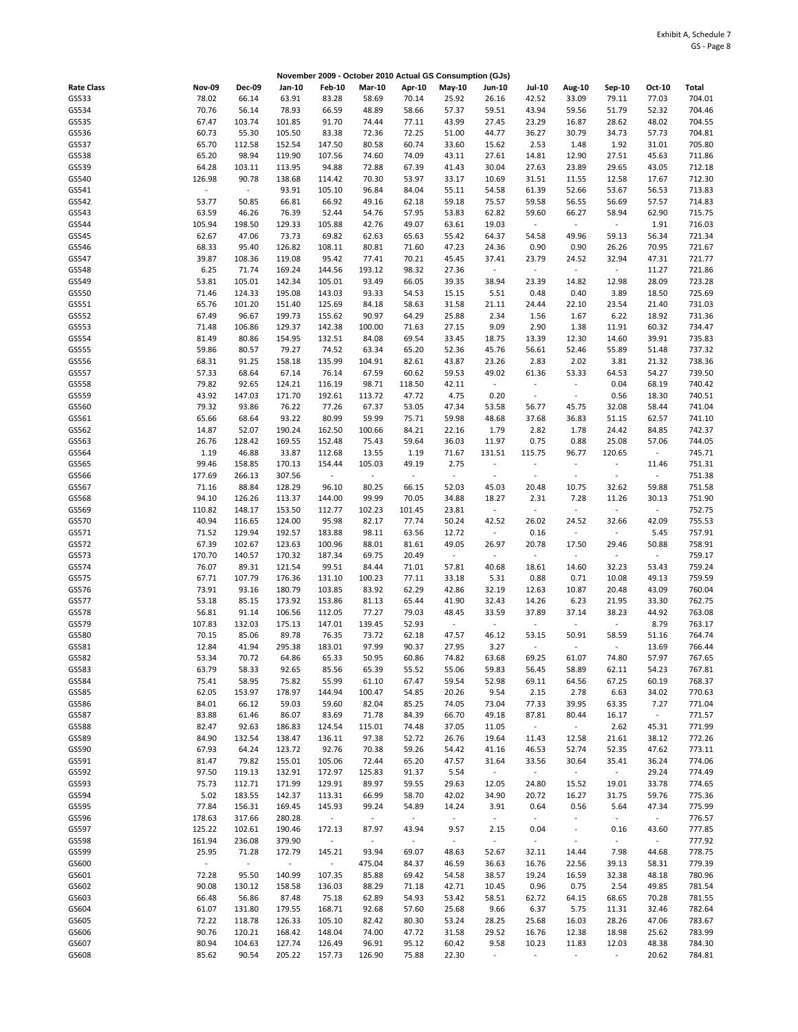Exhibit A, Schedule 7
GS - Page 8

**November 2009 - October 2010 Actual GS Consumption (GJs)**

| Rate Class | Nov-09 | Dec-09 | Jan-10 | Feb-10 | Mar-10 | Apr-10 | May-10 | Jun-10 | Jul-10 | Aug-10 | Sep-10 | Oct-10 | Total |
|---|---|---|---|---|---|---|---|---|---|---|---|---|---|
| GS533 | 78.02 | 66.14 | 63.91 | 83.28 | 58.69 | 70.14 | 25.92 | 26.16 | 42.52 | 33.09 | 79.11 | 77.03 | 704.01 |
| GS534 | 70.76 | 56.14 | 78.93 | 66.59 | 48.89 | 58.66 | 57.37 | 59.51 | 43.94 | 59.56 | 51.79 | 52.32 | 704.46 |
| GS535 | 67.47 | 103.74 | 101.85 | 91.70 | 74.44 | 77.11 | 43.99 | 27.45 | 23.29 | 16.87 | 28.62 | 48.02 | 704.55 |
| GS536 | 60.73 | 55.30 | 105.50 | 83.38 | 72.36 | 72.25 | 51.00 | 44.77 | 36.27 | 30.79 | 34.73 | 57.73 | 704.81 |
| GS537 | 65.70 | 112.58 | 152.54 | 147.50 | 80.58 | 60.74 | 33.60 | 15.62 | 2.53 | 1.48 | 1.92 | 31.01 | 705.80 |
| GS538 | 65.20 | 98.94 | 119.90 | 107.56 | 74.60 | 74.09 | 43.11 | 27.61 | 14.81 | 12.90 | 27.51 | 45.63 | 711.86 |
| GS539 | 64.28 | 103.11 | 113.95 | 94.88 | 72.88 | 67.39 | 41.43 | 30.04 | 27.63 | 23.89 | 29.65 | 43.05 | 712.18 |
| GS540 | 126.98 | 90.78 | 138.68 | 114.42 | 70.30 | 53.97 | 33.17 | 10.69 | 31.51 | 11.55 | 12.58 | 17.67 | 712.30 |
| GS541 | - | - | 93.91 | 105.10 | 96.84 | 84.04 | 55.11 | 54.58 | 61.39 | 52.66 | 53.67 | 56.53 | 713.83 |
| GS542 | 53.77 | 50.85 | 66.81 | 66.92 | 49.16 | 62.18 | 59.18 | 75.57 | 59.58 | 56.55 | 56.69 | 57.57 | 714.83 |
| GS543 | 63.59 | 46.26 | 76.39 | 52.44 | 54.76 | 57.95 | 53.83 | 62.82 | 59.60 | 66.27 | 58.94 | 62.90 | 715.75 |
| GS544 | 105.94 | 198.50 | 129.33 | 105.88 | 42.76 | 49.07 | 63.61 | 19.03 | - | - | - | 1.91 | 716.03 |
| GS545 | 62.67 | 47.06 | 73.73 | 69.82 | 62.63 | 65.63 | 55.42 | 64.37 | 54.58 | 49.96 | 59.13 | 56.34 | 721.34 |
| GS546 | 68.33 | 95.40 | 126.82 | 108.11 | 80.81 | 71.60 | 47.23 | 24.36 | 0.90 | 0.90 | 26.26 | 70.95 | 721.67 |
| GS547 | 39.87 | 108.36 | 119.08 | 95.42 | 77.41 | 70.21 | 45.45 | 37.41 | 23.79 | 24.52 | 32.94 | 47.31 | 721.77 |
| GS548 | 6.25 | 71.74 | 169.24 | 144.56 | 193.12 | 98.32 | 27.36 | - | - | - | - | 11.27 | 721.86 |
| GS549 | 53.81 | 105.01 | 142.34 | 105.01 | 93.49 | 66.05 | 39.35 | 38.94 | 23.39 | 14.82 | 12.98 | 28.09 | 723.28 |
| GS550 | 71.46 | 124.33 | 195.08 | 143.03 | 93.33 | 54.53 | 15.15 | 5.51 | 0.48 | 0.40 | 3.89 | 18.50 | 725.69 |
| GS551 | 65.76 | 101.20 | 151.40 | 125.69 | 84.18 | 58.63 | 31.58 | 21.11 | 24.44 | 22.10 | 23.54 | 21.40 | 731.03 |
| GS552 | 67.49 | 96.67 | 199.73 | 155.62 | 90.97 | 64.29 | 25.88 | 2.34 | 1.56 | 1.67 | 6.22 | 18.92 | 731.36 |
| GS553 | 71.48 | 106.86 | 129.37 | 142.38 | 100.00 | 71.63 | 27.15 | 9.09 | 2.90 | 1.38 | 11.91 | 60.32 | 734.47 |
| GS554 | 81.49 | 80.86 | 154.95 | 132.51 | 84.08 | 69.54 | 33.45 | 18.75 | 13.39 | 12.30 | 14.60 | 39.91 | 735.83 |
| GS555 | 59.86 | 80.57 | 79.27 | 74.52 | 63.34 | 65.20 | 52.36 | 45.76 | 56.61 | 52.46 | 55.89 | 51.48 | 737.32 |
| GS556 | 68.31 | 91.25 | 158.18 | 135.99 | 104.91 | 82.61 | 43.87 | 23.26 | 2.83 | 2.02 | 3.81 | 21.32 | 738.36 |
| GS557 | 57.33 | 68.64 | 67.14 | 76.14 | 67.59 | 60.62 | 59.53 | 49.02 | 61.36 | 53.33 | 64.53 | 54.27 | 739.50 |
| GS558 | 79.82 | 92.65 | 124.21 | 116.19 | 98.71 | 118.50 | 42.11 | - | - | - | 0.04 | 68.19 | 740.42 |
| GS559 | 43.92 | 147.03 | 171.70 | 192.61 | 113.72 | 47.72 | 4.75 | 0.20 | - | - | 0.56 | 18.30 | 740.51 |
| GS560 | 79.32 | 93.86 | 76.22 | 77.26 | 67.37 | 53.05 | 47.34 | 53.58 | 56.77 | 45.75 | 32.08 | 58.44 | 741.04 |
| GS561 | 65.66 | 68.64 | 93.22 | 80.99 | 59.99 | 75.71 | 59.98 | 48.68 | 37.68 | 36.83 | 51.15 | 62.57 | 741.10 |
| GS562 | 14.87 | 52.07 | 190.24 | 162.50 | 100.66 | 84.21 | 22.16 | 1.79 | 2.82 | 1.78 | 24.42 | 84.85 | 742.37 |
| GS563 | 26.76 | 128.42 | 169.55 | 152.48 | 75.43 | 59.64 | 36.03 | 11.97 | 0.75 | 0.88 | 25.08 | 57.06 | 744.05 |
| GS564 | 1.19 | 46.88 | 33.87 | 112.68 | 13.55 | 1.19 | 71.67 | 131.51 | 115.75 | 96.77 | 120.65 | - | 745.71 |
| GS565 | 99.46 | 158.85 | 170.13 | 154.44 | 105.03 | 49.19 | 2.75 | - | - | - | - | 11.46 | 751.31 |
| GS566 | 177.69 | 266.13 | 307.56 | - | - | - | - | - | - | - | - | - | 751.38 |
| GS567 | 71.16 | 88.84 | 128.29 | 96.10 | 80.25 | 66.15 | 52.03 | 45.03 | 20.48 | 10.75 | 32.62 | 59.88 | 751.58 |
| GS568 | 94.10 | 126.26 | 113.37 | 144.00 | 99.99 | 70.05 | 34.88 | 18.27 | 2.31 | 7.28 | 11.26 | 30.13 | 751.90 |
| GS569 | 110.82 | 148.17 | 153.50 | 112.77 | 102.23 | 101.45 | 23.81 | - | - | - | - | - | 752.75 |
| GS570 | 40.94 | 116.65 | 124.00 | 95.98 | 82.17 | 77.74 | 50.24 | 42.52 | 26.02 | 24.52 | 32.66 | 42.09 | 755.53 |
| GS571 | 71.52 | 129.94 | 192.57 | 183.88 | 98.11 | 63.56 | 12.72 | - | 0.16 | - | - | 5.45 | 757.91 |
| GS572 | 67.39 | 102.67 | 123.63 | 100.96 | 88.01 | 81.61 | 49.05 | 26.97 | 20.78 | 17.50 | 29.46 | 50.88 | 758.91 |
| GS573 | 170.70 | 140.57 | 170.32 | 187.34 | 69.75 | 20.49 | - | - | - | - | - | - | 759.17 |
| GS574 | 76.07 | 89.31 | 121.54 | 99.51 | 84.44 | 71.01 | 57.81 | 40.68 | 18.61 | 14.60 | 32.23 | 53.43 | 759.24 |
| GS575 | 67.71 | 107.79 | 176.36 | 131.10 | 100.23 | 77.11 | 33.18 | 5.31 | 0.88 | 0.71 | 10.08 | 49.13 | 759.59 |
| GS576 | 73.91 | 93.16 | 180.79 | 103.85 | 83.92 | 62.29 | 42.86 | 32.19 | 12.63 | 10.87 | 20.48 | 43.09 | 760.04 |
| GS577 | 53.18 | 85.15 | 173.92 | 153.86 | 81.13 | 65.44 | 41.90 | 32.43 | 14.26 | 6.23 | 21.95 | 33.30 | 762.75 |
| GS578 | 56.81 | 91.14 | 106.56 | 112.05 | 77.27 | 79.03 | 48.45 | 33.59 | 37.89 | 37.14 | 38.23 | 44.92 | 763.08 |
| GS579 | 107.83 | 132.03 | 175.13 | 147.01 | 139.45 | 52.93 | - | - | - | - | - | 8.79 | 763.17 |
| GS580 | 70.15 | 85.06 | 89.78 | 76.35 | 73.72 | 62.18 | 47.57 | 46.12 | 53.15 | 50.91 | 58.59 | 51.16 | 764.74 |
| GS581 | 12.84 | 41.94 | 295.38 | 183.01 | 97.99 | 90.37 | 27.95 | 3.27 | - | - | - | 13.69 | 766.44 |
| GS582 | 53.34 | 70.72 | 64.86 | 65.33 | 50.95 | 60.86 | 74.82 | 63.68 | 69.25 | 61.07 | 74.80 | 57.97 | 767.65 |
| GS583 | 63.79 | 58.33 | 92.65 | 85.56 | 65.39 | 55.52 | 55.06 | 59.83 | 56.45 | 58.89 | 62.11 | 54.23 | 767.81 |
| GS584 | 75.41 | 58.95 | 75.82 | 55.99 | 61.10 | 67.47 | 59.54 | 52.98 | 69.11 | 64.56 | 67.25 | 60.19 | 768.37 |
| GS585 | 62.05 | 153.97 | 178.97 | 144.94 | 100.47 | 54.85 | 20.26 | 9.54 | 2.15 | 2.78 | 6.63 | 34.02 | 770.63 |
| GS586 | 84.01 | 66.12 | 59.03 | 59.60 | 82.04 | 85.25 | 74.05 | 73.04 | 77.33 | 39.95 | 63.35 | 7.27 | 771.04 |
| GS587 | 83.88 | 61.46 | 86.07 | 83.69 | 71.78 | 84.39 | 66.70 | 49.18 | 87.81 | 80.44 | 16.17 | - | 771.57 |
| GS588 | 82.47 | 92.63 | 186.83 | 124.54 | 115.01 | 74.48 | 37.05 | 11.05 | - | - | 2.62 | 45.31 | 771.99 |
| GS589 | 84.90 | 132.54 | 138.47 | 136.11 | 97.38 | 52.72 | 26.76 | 19.64 | 11.43 | 12.58 | 21.61 | 38.12 | 772.26 |
| GS590 | 67.93 | 64.24 | 123.72 | 92.76 | 70.38 | 59.26 | 54.42 | 41.16 | 46.53 | 52.74 | 52.35 | 47.62 | 773.11 |
| GS591 | 81.47 | 79.82 | 155.01 | 105.06 | 72.44 | 65.20 | 47.57 | 31.64 | 33.56 | 30.64 | 35.41 | 36.24 | 774.06 |
| GS592 | 97.50 | 119.13 | 132.91 | 172.97 | 125.83 | 91.37 | 5.54 | - | - | - | - | 29.24 | 774.49 |
| GS593 | 75.73 | 112.71 | 171.99 | 129.91 | 89.97 | 59.55 | 29.63 | 12.05 | 24.80 | 15.52 | 19.01 | 33.78 | 774.65 |
| GS594 | 5.02 | 183.55 | 142.37 | 113.31 | 66.99 | 58.70 | 42.02 | 34.90 | 20.72 | 16.27 | 31.75 | 59.76 | 775.36 |
| GS595 | 77.84 | 156.31 | 169.45 | 145.93 | 99.24 | 54.89 | 14.24 | 3.91 | 0.64 | 0.56 | 5.64 | 47.34 | 775.99 |
| GS596 | 178.63 | 317.66 | 280.28 | - | - | - | - | - | - | - | - | - | 776.57 |
| GS597 | 125.22 | 102.61 | 190.46 | 172.13 | 87.97 | 43.94 | 9.57 | 2.15 | 0.04 | - | 0.16 | 43.60 | 777.85 |
| GS598 | 161.94 | 236.08 | 379.90 | - | - | - | - | - | - | - | - | - | 777.92 |
| GS599 | 25.95 | 71.28 | 172.79 | 145.21 | 93.94 | 69.07 | 48.63 | 52.67 | 32.11 | 14.44 | 7.98 | 44.68 | 778.75 |
| GS600 | - | - | - | - | 475.04 | 84.37 | 46.59 | 36.63 | 16.76 | 22.56 | 39.13 | 58.31 | 779.39 |
| GS601 | 72.28 | 95.50 | 140.99 | 107.35 | 85.88 | 69.42 | 54.58 | 38.57 | 19.24 | 16.59 | 32.38 | 48.18 | 780.96 |
| GS602 | 90.08 | 130.12 | 158.58 | 136.03 | 88.29 | 71.18 | 42.71 | 10.45 | 0.96 | 0.75 | 2.54 | 49.85 | 781.54 |
| GS603 | 66.48 | 56.86 | 87.48 | 75.18 | 62.89 | 54.93 | 53.42 | 58.51 | 62.72 | 64.15 | 68.65 | 70.28 | 781.55 |
| GS604 | 61.07 | 131.80 | 179.55 | 168.71 | 92.68 | 57.60 | 25.68 | 9.66 | 6.37 | 5.75 | 11.31 | 32.46 | 782.64 |
| GS605 | 72.22 | 118.78 | 126.33 | 105.10 | 82.42 | 80.30 | 53.24 | 28.25 | 25.68 | 16.03 | 28.26 | 47.06 | 783.67 |
| GS606 | 90.76 | 120.21 | 168.42 | 148.04 | 74.00 | 47.72 | 31.58 | 29.52 | 16.76 | 12.38 | 18.98 | 25.62 | 783.99 |
| GS607 | 80.94 | 104.63 | 127.74 | 126.49 | 96.91 | 95.12 | 60.42 | 9.58 | 10.23 | 11.83 | 12.03 | 48.38 | 784.30 |
| GS608 | 85.62 | 90.54 | 205.22 | 157.73 | 126.90 | 75.88 | 22.30 | - | - | - | - | 20.62 | 784.81 |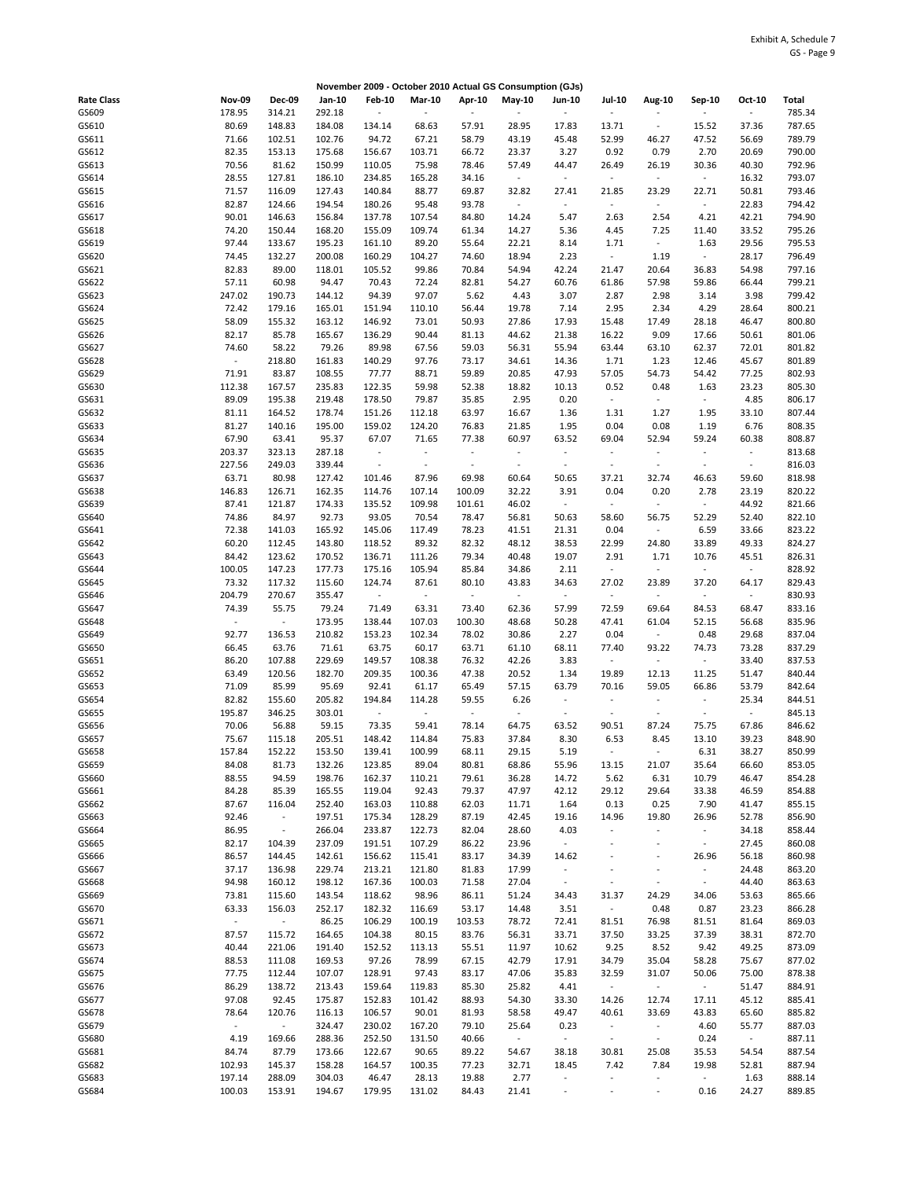Exhibit A, Schedule 7
GS - Page 9

**November 2009 - October 2010 Actual GS Consumption (GJs)**

| Rate Class | Nov-09 | Dec-09 | Jan-10 | Feb-10 | Mar-10 | Apr-10 | May-10 | Jun-10 | Jul-10 | Aug-10 | Sep-10 | Oct-10 | Total |
|---|---|---|---|---|---|---|---|---|---|---|---|---|---|
| GS609 | 178.95 | 314.21 | 292.18 | - | - | - | - | - | - | - | - | - | 785.34 |
| GS610 | 80.69 | 148.83 | 184.08 | 134.14 | 68.63 | 57.91 | 28.95 | 17.83 | 13.71 | - | 15.52 | 37.36 | 787.65 |
| GS611 | 71.66 | 102.51 | 102.76 | 94.72 | 67.21 | 58.79 | 43.19 | 45.48 | 52.99 | 46.27 | 47.52 | 56.69 | 789.79 |
| GS612 | 82.35 | 153.13 | 175.68 | 156.67 | 103.71 | 66.72 | 23.37 | 3.27 | 0.92 | 0.79 | 2.70 | 20.69 | 790.00 |
| GS613 | 70.56 | 81.62 | 150.99 | 110.05 | 75.98 | 78.46 | 57.49 | 44.47 | 26.49 | 26.19 | 30.36 | 40.30 | 792.96 |
| GS614 | 28.55 | 127.81 | 186.10 | 234.85 | 165.28 | 34.16 | - | - | - | - | - | 16.32 | 793.07 |
| GS615 | 71.57 | 116.09 | 127.43 | 140.84 | 88.77 | 69.87 | 32.82 | 27.41 | 21.85 | 23.29 | 22.71 | 50.81 | 793.46 |
| GS616 | 82.87 | 124.66 | 194.54 | 180.26 | 95.48 | 93.78 | - | - | - | - | - | 22.83 | 794.42 |
| GS617 | 90.01 | 146.63 | 156.84 | 137.78 | 107.54 | 84.80 | 14.24 | 5.47 | 2.63 | 2.54 | 4.21 | 42.21 | 794.90 |
| GS618 | 74.20 | 150.44 | 168.20 | 155.09 | 109.74 | 61.34 | 14.27 | 5.36 | 4.45 | 7.25 | 11.40 | 33.52 | 795.26 |
| GS619 | 97.44 | 133.67 | 195.23 | 161.10 | 89.20 | 55.64 | 22.21 | 8.14 | 1.71 | - | 1.63 | 29.56 | 795.53 |
| GS620 | 74.45 | 132.27 | 200.08 | 160.29 | 104.27 | 74.60 | 18.94 | 2.23 | - | 1.19 | - | 28.17 | 796.49 |
| GS621 | 82.83 | 89.00 | 118.01 | 105.52 | 99.86 | 70.84 | 54.94 | 42.24 | 21.47 | 20.64 | 36.83 | 54.98 | 797.16 |
| GS622 | 57.11 | 60.98 | 94.47 | 70.43 | 72.24 | 82.81 | 54.27 | 60.76 | 61.86 | 57.98 | 59.86 | 66.44 | 799.21 |
| GS623 | 247.02 | 190.73 | 144.12 | 94.39 | 97.07 | 5.62 | 4.43 | 3.07 | 2.87 | 2.98 | 3.14 | 3.98 | 799.42 |
| GS624 | 72.42 | 179.16 | 165.01 | 151.94 | 110.10 | 56.44 | 19.78 | 7.14 | 2.95 | 2.34 | 4.29 | 28.64 | 800.21 |
| GS625 | 58.09 | 155.32 | 163.12 | 146.92 | 73.01 | 50.93 | 27.86 | 17.93 | 15.48 | 17.49 | 28.18 | 46.47 | 800.80 |
| GS626 | 82.17 | 85.78 | 165.67 | 136.29 | 90.44 | 81.13 | 44.62 | 21.38 | 16.22 | 9.09 | 17.66 | 50.61 | 801.06 |
| GS627 | 74.60 | 58.22 | 79.26 | 89.98 | 67.56 | 59.03 | 56.31 | 55.94 | 63.44 | 63.10 | 62.37 | 72.01 | 801.82 |
| GS628 | - | 218.80 | 161.83 | 140.29 | 97.76 | 73.17 | 34.61 | 14.36 | 1.71 | 1.23 | 12.46 | 45.67 | 801.89 |
| GS629 | 71.91 | 83.87 | 108.55 | 77.77 | 88.71 | 59.89 | 20.85 | 47.93 | 57.05 | 54.73 | 54.42 | 77.25 | 802.93 |
| GS630 | 112.38 | 167.57 | 235.83 | 122.35 | 59.98 | 52.38 | 18.82 | 10.13 | 0.52 | 0.48 | 1.63 | 23.23 | 805.30 |
| GS631 | 89.09 | 195.38 | 219.48 | 178.50 | 79.87 | 35.85 | 2.95 | 0.20 | - | - | - | 4.85 | 806.17 |
| GS632 | 81.11 | 164.52 | 178.74 | 151.26 | 112.18 | 63.97 | 16.67 | 1.36 | 1.31 | 1.27 | 1.95 | 33.10 | 807.44 |
| GS633 | 81.27 | 140.16 | 195.00 | 159.02 | 124.20 | 76.83 | 21.85 | 1.95 | 0.04 | 0.08 | 1.19 | 6.76 | 808.35 |
| GS634 | 67.90 | 63.41 | 95.37 | 67.07 | 71.65 | 77.38 | 60.97 | 63.52 | 69.04 | 52.94 | 59.24 | 60.38 | 808.87 |
| GS635 | 203.37 | 323.13 | 287.18 | - | - | - | - | - | - | - | - | - | 813.68 |
| GS636 | 227.56 | 249.03 | 339.44 | - | - | - | - | - | - | - | - | - | 816.03 |
| GS637 | 63.71 | 80.98 | 127.42 | 101.46 | 87.96 | 69.98 | 60.64 | 50.65 | 37.21 | 32.74 | 46.63 | 59.60 | 818.98 |
| GS638 | 146.83 | 126.71 | 162.35 | 114.76 | 107.14 | 100.09 | 32.22 | 3.91 | 0.04 | 0.20 | 2.78 | 23.19 | 820.22 |
| GS639 | 87.41 | 121.87 | 174.33 | 135.52 | 109.98 | 101.61 | 46.02 | - | - | - | - | 44.92 | 821.66 |
| GS640 | 74.86 | 84.97 | 92.73 | 93.05 | 70.54 | 78.47 | 56.81 | 50.63 | 58.60 | 56.75 | 52.29 | 52.40 | 822.10 |
| GS641 | 72.38 | 141.03 | 165.92 | 145.06 | 117.49 | 78.23 | 41.51 | 21.31 | 0.04 | - | 6.59 | 33.66 | 823.22 |
| GS642 | 60.20 | 112.45 | 143.80 | 118.52 | 89.32 | 82.32 | 48.12 | 38.53 | 22.99 | 24.80 | 33.89 | 49.33 | 824.27 |
| GS643 | 84.42 | 123.62 | 170.52 | 136.71 | 111.26 | 79.34 | 40.48 | 19.07 | 2.91 | 1.71 | 10.76 | 45.51 | 826.31 |
| GS644 | 100.05 | 147.23 | 177.73 | 175.16 | 105.94 | 85.84 | 34.86 | 2.11 | - | - | - | - | 828.92 |
| GS645 | 73.32 | 117.32 | 115.60 | 124.74 | 87.61 | 80.10 | 43.83 | 34.63 | 27.02 | 23.89 | 37.20 | 64.17 | 829.43 |
| GS646 | 204.79 | 270.67 | 355.47 | - | - | - | - | - | - | - | - | - | 830.93 |
| GS647 | 74.39 | 55.75 | 79.24 | 71.49 | 63.31 | 73.40 | 62.36 | 57.99 | 72.59 | 69.64 | 84.53 | 68.47 | 833.16 |
| GS648 | - | - | 173.95 | 138.44 | 107.03 | 100.30 | 48.68 | 50.28 | 47.41 | 61.04 | 52.15 | 56.68 | 835.96 |
| GS649 | 92.77 | 136.53 | 210.82 | 153.23 | 102.34 | 78.02 | 30.86 | 2.27 | 0.04 | - | 0.48 | 29.68 | 837.04 |
| GS650 | 66.45 | 63.76 | 71.61 | 63.75 | 60.17 | 63.71 | 61.10 | 68.11 | 77.40 | 93.22 | 74.73 | 73.28 | 837.29 |
| GS651 | 86.20 | 107.88 | 229.69 | 149.57 | 108.38 | 76.32 | 42.26 | 3.83 | - | - | - | 33.40 | 837.53 |
| GS652 | 63.49 | 120.56 | 182.70 | 209.35 | 100.36 | 47.38 | 20.52 | 1.34 | 19.89 | 12.13 | 11.25 | 51.47 | 840.44 |
| GS653 | 71.09 | 85.99 | 95.69 | 92.41 | 61.17 | 65.49 | 57.15 | 63.79 | 70.16 | 59.05 | 66.86 | 53.79 | 842.64 |
| GS654 | 82.82 | 155.60 | 205.82 | 194.84 | 114.28 | 59.55 | 6.26 | - | - | - | - | 25.34 | 844.51 |
| GS655 | 195.87 | 346.25 | 303.01 | - | - | - | - | - | - | - | - | - | 845.13 |
| GS656 | 70.06 | 56.88 | 59.15 | 73.35 | 59.41 | 78.14 | 64.75 | 63.52 | 90.51 | 87.24 | 75.75 | 67.86 | 846.62 |
| GS657 | 75.67 | 115.18 | 205.51 | 148.42 | 114.84 | 75.83 | 37.84 | 8.30 | 6.53 | 8.45 | 13.10 | 39.23 | 848.90 |
| GS658 | 157.84 | 152.22 | 153.50 | 139.41 | 100.99 | 68.11 | 29.15 | 5.19 | - | - | 6.31 | 38.27 | 850.99 |
| GS659 | 84.08 | 81.73 | 132.26 | 123.85 | 89.04 | 80.81 | 68.86 | 55.96 | 13.15 | 21.07 | 35.64 | 66.60 | 853.05 |
| GS660 | 88.55 | 94.59 | 198.76 | 162.37 | 110.21 | 79.61 | 36.28 | 14.72 | 5.62 | 6.31 | 10.79 | 46.47 | 854.28 |
| GS661 | 84.28 | 85.39 | 165.55 | 119.04 | 92.43 | 79.37 | 47.97 | 42.12 | 29.12 | 29.64 | 33.38 | 46.59 | 854.88 |
| GS662 | 87.67 | 116.04 | 252.40 | 163.03 | 110.88 | 62.03 | 11.71 | 1.64 | 0.13 | 0.25 | 7.90 | 41.47 | 855.15 |
| GS663 | 92.46 | - | 197.51 | 175.34 | 128.29 | 87.19 | 42.45 | 19.16 | 14.96 | 19.80 | 26.96 | 52.78 | 856.90 |
| GS664 | 86.95 | - | 266.04 | 233.87 | 122.73 | 82.04 | 28.60 | 4.03 | - | - | - | 34.18 | 858.44 |
| GS665 | 82.17 | 104.39 | 237.09 | 191.51 | 107.29 | 86.22 | 23.96 | - | - | - | - | 27.45 | 860.08 |
| GS666 | 86.57 | 144.45 | 142.61 | 156.62 | 115.41 | 83.17 | 34.39 | 14.62 | - | - | 26.96 | 56.18 | 860.98 |
| GS667 | 37.17 | 136.98 | 229.74 | 213.21 | 121.80 | 81.83 | 17.99 | - | - | - | - | 24.48 | 863.20 |
| GS668 | 94.98 | 160.12 | 198.12 | 167.36 | 100.03 | 71.58 | 27.04 | - | - | - | - | 44.40 | 863.63 |
| GS669 | 73.81 | 115.60 | 143.54 | 118.62 | 98.96 | 86.11 | 51.24 | 34.43 | 31.37 | 24.29 | 34.06 | 53.63 | 865.66 |
| GS670 | 63.33 | 156.03 | 252.17 | 182.32 | 116.69 | 53.17 | 14.48 | 3.51 | - | 0.48 | 0.87 | 23.23 | 866.28 |
| GS671 | - | - | 86.25 | 106.29 | 100.19 | 103.53 | 78.72 | 72.41 | 81.51 | 76.98 | 81.51 | 81.64 | 869.03 |
| GS672 | 87.57 | 115.72 | 164.65 | 104.38 | 80.15 | 83.76 | 56.31 | 33.71 | 37.50 | 33.25 | 37.39 | 38.31 | 872.70 |
| GS673 | 40.44 | 221.06 | 191.40 | 152.52 | 113.13 | 55.51 | 11.97 | 10.62 | 9.25 | 8.52 | 9.42 | 49.25 | 873.09 |
| GS674 | 88.53 | 111.08 | 169.53 | 97.26 | 78.99 | 67.15 | 42.79 | 17.91 | 34.79 | 35.04 | 58.28 | 75.67 | 877.02 |
| GS675 | 77.75 | 112.44 | 107.07 | 128.91 | 97.43 | 83.17 | 47.06 | 35.83 | 32.59 | 31.07 | 50.06 | 75.00 | 878.38 |
| GS676 | 86.29 | 138.72 | 213.43 | 159.64 | 119.83 | 85.30 | 25.82 | 4.41 | - | - | - | 51.47 | 884.91 |
| GS677 | 97.08 | 92.45 | 175.87 | 152.83 | 101.42 | 88.93 | 54.30 | 33.30 | 14.26 | 12.74 | 17.11 | 45.12 | 885.41 |
| GS678 | 78.64 | 120.76 | 116.13 | 106.57 | 90.01 | 81.93 | 58.58 | 49.47 | 40.61 | 33.69 | 43.83 | 65.60 | 885.82 |
| GS679 | - | - | 324.47 | 230.02 | 167.20 | 79.10 | 25.64 | 0.23 | - | - | 4.60 | 55.77 | 887.03 |
| GS680 | 4.19 | 169.66 | 288.36 | 252.50 | 131.50 | 40.66 | - | - | - | - | 0.24 | - | 887.11 |
| GS681 | 84.74 | 87.79 | 173.66 | 122.67 | 90.65 | 89.22 | 54.67 | 38.18 | 30.81 | 25.08 | 35.53 | 54.54 | 887.54 |
| GS682 | 102.93 | 145.37 | 158.28 | 164.57 | 100.35 | 77.23 | 32.71 | 18.45 | 7.42 | 7.84 | 19.98 | 52.81 | 887.94 |
| GS683 | 197.14 | 288.09 | 304.03 | 46.47 | 28.13 | 19.88 | 2.77 | - | - | - | - | 1.63 | 888.14 |
| GS684 | 100.03 | 153.91 | 194.67 | 179.95 | 131.02 | 84.43 | 21.41 | - | - | - | 0.16 | 24.27 | 889.85 |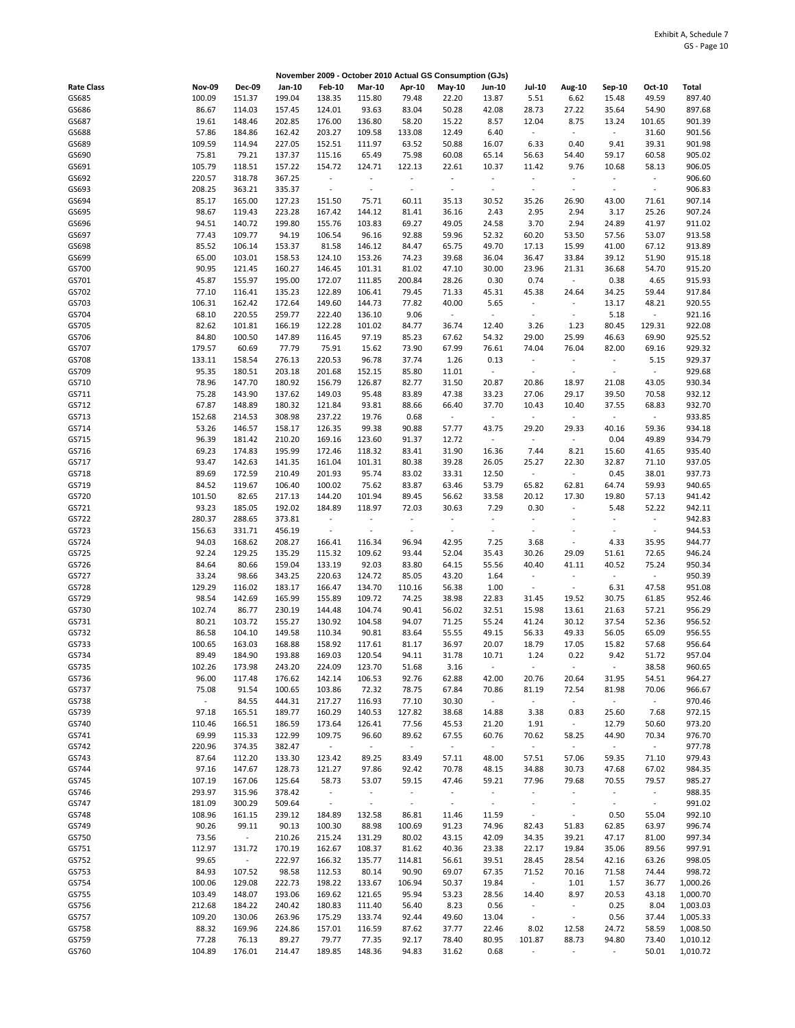Exhibit A, Schedule 7
GS - Page 10

## November 2009 - October 2010 Actual GS Consumption (GJs)

| Rate Class | Nov-09 | Dec-09 | Jan-10 | Feb-10 | Mar-10 | Apr-10 | May-10 | Jun-10 | Jul-10 | Aug-10 | Sep-10 | Oct-10 | Total |
|---|---|---|---|---|---|---|---|---|---|---|---|---|---|
| GS685 | 100.09 | 151.37 | 199.04 | 138.35 | 115.80 | 79.48 | 22.20 | 13.87 | 5.51 | 6.62 | 15.48 | 49.59 | 897.40 |
| GS686 | 86.67 | 114.03 | 157.45 | 124.01 | 93.63 | 83.04 | 50.28 | 42.08 | 28.73 | 27.22 | 35.64 | 54.90 | 897.68 |
| GS687 | 19.61 | 148.46 | 202.85 | 176.00 | 136.80 | 58.20 | 15.22 | 8.57 | 12.04 | 8.75 | 13.24 | 101.65 | 901.39 |
| GS688 | 57.86 | 184.86 | 162.42 | 203.27 | 109.58 | 133.08 | 12.49 | 6.40 | - | - | - | 31.60 | 901.56 |
| GS689 | 109.59 | 114.94 | 227.05 | 152.51 | 111.97 | 63.52 | 50.88 | 16.07 | 6.33 | 0.40 | 9.41 | 39.31 | 901.98 |
| GS690 | 75.81 | 79.21 | 137.37 | 115.16 | 65.49 | 75.98 | 60.08 | 65.14 | 56.63 | 54.40 | 59.17 | 60.58 | 905.02 |
| GS691 | 105.79 | 118.51 | 157.22 | 154.72 | 124.71 | 122.13 | 22.61 | 10.37 | 11.42 | 9.76 | 10.68 | 58.13 | 906.05 |
| GS692 | 220.57 | 318.78 | 367.25 | - | - | - | - | - | - | - | - | - | 906.60 |
| GS693 | 208.25 | 363.21 | 335.37 | - | - | - | - | - | - | - | - | - | 906.83 |
| GS694 | 85.17 | 165.00 | 127.23 | 151.50 | 75.71 | 60.11 | 35.13 | 30.52 | 35.26 | 26.90 | 43.00 | 71.61 | 907.14 |
| GS695 | 98.67 | 119.43 | 223.28 | 167.42 | 144.12 | 81.41 | 36.16 | 2.43 | 2.95 | 2.94 | 3.17 | 25.26 | 907.24 |
| GS696 | 94.51 | 140.72 | 199.80 | 155.76 | 103.83 | 69.27 | 49.05 | 24.58 | 3.70 | 2.94 | 24.89 | 41.97 | 911.02 |
| GS697 | 77.43 | 109.77 | 94.19 | 106.54 | 96.16 | 92.88 | 59.96 | 52.32 | 60.20 | 53.50 | 57.56 | 53.07 | 913.58 |
| GS698 | 85.52 | 106.14 | 153.37 | 81.58 | 146.12 | 84.47 | 65.75 | 49.70 | 17.13 | 15.99 | 41.00 | 67.12 | 913.89 |
| GS699 | 65.00 | 103.01 | 158.53 | 124.10 | 153.26 | 74.23 | 39.68 | 36.04 | 36.47 | 33.84 | 39.12 | 51.90 | 915.18 |
| GS700 | 90.95 | 121.45 | 160.27 | 146.45 | 101.31 | 81.02 | 47.10 | 30.00 | 23.96 | 21.31 | 36.68 | 54.70 | 915.20 |
| GS701 | 45.87 | 155.97 | 195.00 | 172.07 | 111.85 | 200.84 | 28.26 | 0.30 | 0.74 | - | 0.38 | 4.65 | 915.93 |
| GS702 | 77.10 | 116.41 | 135.23 | 122.89 | 106.41 | 79.45 | 71.33 | 45.31 | 45.38 | 24.64 | 34.25 | 59.44 | 917.84 |
| GS703 | 106.31 | 162.42 | 172.64 | 149.60 | 144.73 | 77.82 | 40.00 | 5.65 | - | - | 13.17 | 48.21 | 920.55 |
| GS704 | 68.10 | 220.55 | 259.77 | 222.40 | 136.10 | 9.06 | - | - | - | - | 5.18 | - | 921.16 |
| GS705 | 82.62 | 101.81 | 166.19 | 122.28 | 101.02 | 84.77 | 36.74 | 12.40 | 3.26 | 1.23 | 80.45 | 129.31 | 922.08 |
| GS706 | 84.80 | 100.50 | 147.89 | 116.45 | 97.19 | 85.23 | 67.62 | 54.32 | 29.00 | 25.99 | 46.63 | 69.90 | 925.52 |
| GS707 | 179.57 | 60.69 | 77.79 | 75.91 | 15.62 | 73.90 | 67.99 | 76.61 | 74.04 | 76.04 | 82.00 | 69.16 | 929.32 |
| GS708 | 133.11 | 158.54 | 276.13 | 220.53 | 96.78 | 37.74 | 1.26 | 0.13 | - | - | - | 5.15 | 929.37 |
| GS709 | 95.35 | 180.51 | 203.18 | 201.68 | 152.15 | 85.80 | 11.01 | - | - | - | - | - | 929.68 |
| GS710 | 78.96 | 147.70 | 180.92 | 156.79 | 126.87 | 82.77 | 31.50 | 20.87 | 20.86 | 18.97 | 21.08 | 43.05 | 930.34 |
| GS711 | 75.28 | 143.90 | 137.62 | 149.03 | 95.48 | 83.89 | 47.38 | 33.23 | 27.06 | 29.17 | 39.50 | 70.58 | 932.12 |
| GS712 | 67.87 | 148.89 | 180.32 | 121.84 | 93.81 | 88.66 | 66.40 | 37.70 | 10.43 | 10.40 | 37.55 | 68.83 | 932.70 |
| GS713 | 152.68 | 214.53 | 308.98 | 237.22 | 19.76 | 0.68 | - | - | - | - | - | - | 933.85 |
| GS714 | 53.26 | 146.57 | 158.17 | 126.35 | 99.38 | 90.88 | 57.77 | 43.75 | 29.20 | 29.33 | 40.16 | 59.36 | 934.18 |
| GS715 | 96.39 | 181.42 | 210.20 | 169.16 | 123.60 | 91.37 | 12.72 | - | - | - | 0.04 | 49.89 | 934.79 |
| GS716 | 69.23 | 174.83 | 195.99 | 172.46 | 118.32 | 83.41 | 31.90 | 16.36 | 7.44 | 8.21 | 15.60 | 41.65 | 935.40 |
| GS717 | 93.47 | 142.63 | 141.35 | 161.04 | 101.31 | 80.38 | 39.28 | 26.05 | 25.27 | 22.30 | 32.87 | 71.10 | 937.05 |
| GS718 | 89.69 | 172.59 | 210.49 | 201.93 | 95.74 | 83.02 | 33.31 | 12.50 | - | - | 0.45 | 38.01 | 937.73 |
| GS719 | 84.52 | 119.67 | 106.40 | 100.02 | 75.62 | 83.87 | 63.46 | 53.79 | 65.82 | 62.81 | 64.74 | 59.93 | 940.65 |
| GS720 | 101.50 | 82.65 | 217.13 | 144.20 | 101.94 | 89.45 | 56.62 | 33.58 | 20.12 | 17.30 | 19.80 | 57.13 | 941.42 |
| GS721 | 93.23 | 185.05 | 192.02 | 184.89 | 118.97 | 72.03 | 30.63 | 7.29 | 0.30 | - | 5.48 | 52.22 | 942.11 |
| GS722 | 280.37 | 288.65 | 373.81 | - | - | - | - | - | - | - | - | - | 942.83 |
| GS723 | 156.63 | 331.71 | 456.19 | - | - | - | - | - | - | - | - | - | 944.53 |
| GS724 | 94.03 | 168.62 | 208.27 | 166.41 | 116.34 | 96.94 | 42.95 | 7.25 | 3.68 | - | 4.33 | 35.95 | 944.77 |
| GS725 | 92.24 | 129.25 | 135.29 | 115.32 | 109.62 | 93.44 | 52.04 | 35.43 | 30.26 | 29.09 | 51.61 | 72.65 | 946.24 |
| GS726 | 84.64 | 80.66 | 159.04 | 133.19 | 92.03 | 83.80 | 64.15 | 55.56 | 40.40 | 41.11 | 40.52 | 75.24 | 950.34 |
| GS727 | 33.24 | 98.66 | 343.25 | 220.63 | 124.72 | 85.05 | 43.20 | 1.64 | - | - | - | - | 950.39 |
| GS728 | 129.29 | 116.02 | 183.17 | 166.47 | 134.70 | 110.16 | 56.38 | 1.00 | - | - | 6.31 | 47.58 | 951.08 |
| GS729 | 98.54 | 142.69 | 165.99 | 155.89 | 109.72 | 74.25 | 38.98 | 22.83 | 31.45 | 19.52 | 30.75 | 61.85 | 952.46 |
| GS730 | 102.74 | 86.77 | 230.19 | 144.48 | 104.74 | 90.41 | 56.02 | 32.51 | 15.98 | 13.61 | 21.63 | 57.21 | 956.29 |
| GS731 | 80.21 | 103.72 | 155.27 | 130.92 | 104.58 | 94.07 | 71.25 | 55.24 | 41.24 | 30.12 | 37.54 | 52.36 | 956.52 |
| GS732 | 86.58 | 104.10 | 149.58 | 110.34 | 90.81 | 83.64 | 55.55 | 49.15 | 56.33 | 49.33 | 56.05 | 65.09 | 956.55 |
| GS733 | 100.65 | 163.03 | 168.88 | 158.92 | 117.61 | 81.17 | 36.97 | 20.07 | 18.79 | 17.05 | 15.82 | 57.68 | 956.64 |
| GS734 | 89.49 | 184.90 | 193.88 | 169.03 | 120.54 | 94.11 | 31.78 | 10.71 | 1.24 | 0.22 | 9.42 | 51.72 | 957.04 |
| GS735 | 102.26 | 173.98 | 243.20 | 224.09 | 123.70 | 51.68 | 3.16 | - | - | - | - | 38.58 | 960.65 |
| GS736 | 96.00 | 117.48 | 176.62 | 142.14 | 106.53 | 92.76 | 62.88 | 42.00 | 20.76 | 20.64 | 31.95 | 54.51 | 964.27 |
| GS737 | 75.08 | 91.54 | 100.65 | 103.86 | 72.32 | 78.75 | 67.84 | 70.86 | 81.19 | 72.54 | 81.98 | 70.06 | 966.67 |
| GS738 | - | 84.55 | 444.31 | 217.27 | 116.93 | 77.10 | 30.30 | - | - | - | - | - | 970.46 |
| GS739 | 97.18 | 165.51 | 189.77 | 160.29 | 140.53 | 127.82 | 38.68 | 14.88 | 3.38 | 0.83 | 25.60 | 7.68 | 972.15 |
| GS740 | 110.46 | 166.51 | 186.59 | 173.64 | 126.41 | 77.56 | 45.53 | 21.20 | 1.91 | - | 12.79 | 50.60 | 973.20 |
| GS741 | 69.99 | 115.33 | 122.99 | 109.75 | 96.60 | 89.62 | 67.55 | 60.76 | 70.62 | 58.25 | 44.90 | 70.34 | 976.70 |
| GS742 | 220.96 | 374.35 | 382.47 | - | - | - | - | - | - | - | - | - | 977.78 |
| GS743 | 87.64 | 112.20 | 133.30 | 123.42 | 89.25 | 83.49 | 57.11 | 48.00 | 57.51 | 57.06 | 59.35 | 71.10 | 979.43 |
| GS744 | 97.16 | 147.67 | 128.73 | 121.27 | 97.86 | 92.42 | 70.78 | 48.15 | 34.88 | 30.73 | 47.68 | 67.02 | 984.35 |
| GS745 | 107.19 | 167.06 | 125.64 | 58.73 | 53.07 | 59.15 | 47.46 | 59.21 | 77.96 | 79.68 | 70.55 | 79.57 | 985.27 |
| GS746 | 293.97 | 315.96 | 378.42 | - | - | - | - | - | - | - | - | - | 988.35 |
| GS747 | 181.09 | 300.29 | 509.64 | - | - | - | - | - | - | - | - | - | 991.02 |
| GS748 | 108.96 | 161.15 | 239.12 | 184.89 | 132.58 | 86.81 | 11.46 | 11.59 | - | - | 0.50 | 55.04 | 992.10 |
| GS749 | 90.26 | 99.11 | 90.13 | 100.30 | 88.98 | 100.69 | 91.23 | 74.96 | 82.43 | 51.83 | 62.85 | 63.97 | 996.74 |
| GS750 | 73.56 | - | 210.26 | 215.24 | 131.29 | 80.02 | 43.15 | 42.09 | 34.35 | 39.21 | 47.17 | 81.00 | 997.34 |
| GS751 | 112.97 | 131.72 | 170.19 | 162.67 | 108.37 | 81.62 | 40.36 | 23.38 | 22.17 | 19.84 | 35.06 | 89.56 | 997.91 |
| GS752 | 99.65 | - | 222.97 | 166.32 | 135.77 | 114.81 | 56.61 | 39.51 | 28.45 | 28.54 | 42.16 | 63.26 | 998.05 |
| GS753 | 84.93 | 107.52 | 98.58 | 112.53 | 80.14 | 90.90 | 69.07 | 67.35 | 71.52 | 70.16 | 71.58 | 74.44 | 998.72 |
| GS754 | 100.06 | 129.08 | 222.73 | 198.22 | 133.67 | 106.94 | 50.37 | 19.84 | - | 1.01 | 1.57 | 36.77 | 1,000.26 |
| GS755 | 103.49 | 148.07 | 193.06 | 169.62 | 121.65 | 95.94 | 53.23 | 28.56 | 14.40 | 8.97 | 20.53 | 43.18 | 1,000.70 |
| GS756 | 212.68 | 184.22 | 240.42 | 180.83 | 111.40 | 56.40 | 8.23 | 0.56 | - | - | 0.25 | 8.04 | 1,003.03 |
| GS757 | 109.20 | 130.06 | 263.96 | 175.29 | 133.74 | 92.44 | 49.60 | 13.04 | - | - | 0.56 | 37.44 | 1,005.33 |
| GS758 | 88.32 | 169.96 | 224.86 | 157.01 | 116.59 | 87.62 | 37.77 | 22.46 | 8.02 | 12.58 | 24.72 | 58.59 | 1,008.50 |
| GS759 | 77.28 | 76.13 | 89.27 | 79.77 | 77.35 | 92.17 | 78.40 | 80.95 | 101.87 | 88.73 | 94.80 | 73.40 | 1,010.12 |
| GS760 | 104.89 | 176.01 | 214.47 | 189.85 | 148.36 | 94.83 | 31.62 | 0.68 | - | - | - | 50.01 | 1,010.72 |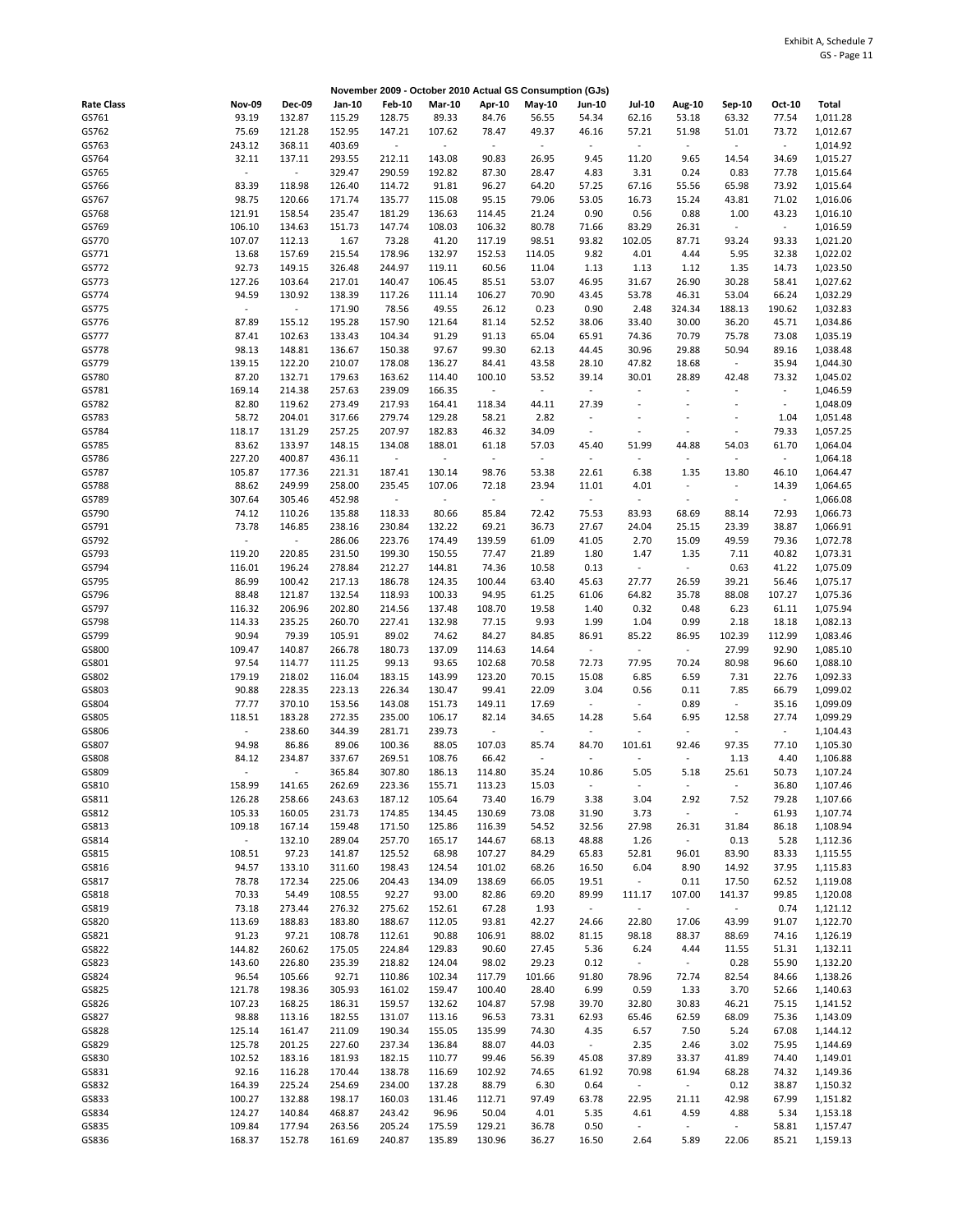Exhibit A, Schedule 7
GS - Page 11

**November 2009 - October 2010 Actual GS Consumption (GJs)**

| Rate Class | Nov-09 | Dec-09 | Jan-10 | Feb-10 | Mar-10 | Apr-10 | May-10 | Jun-10 | Jul-10 | Aug-10 | Sep-10 | Oct-10 | Total |
|---|---|---|---|---|---|---|---|---|---|---|---|---|---|
| GS761 | 93.19 | 132.87 | 115.29 | 128.75 | 89.33 | 84.76 | 56.55 | 54.34 | 62.16 | 53.18 | 63.32 | 77.54 | 1,011.28 |
| GS762 | 75.69 | 121.28 | 152.95 | 147.21 | 107.62 | 78.47 | 49.37 | 46.16 | 57.21 | 51.98 | 51.01 | 73.72 | 1,012.67 |
| GS763 | 243.12 | 368.11 | 403.69 | - | - | - | - | - | - | - | - | - | 1,014.92 |
| GS764 | 32.11 | 137.11 | 293.55 | 212.11 | 143.08 | 90.83 | 26.95 | 9.45 | 11.20 | 9.65 | 14.54 | 34.69 | 1,015.27 |
| GS765 | - | - | 329.47 | 290.59 | 192.82 | 87.30 | 28.47 | 4.83 | 3.31 | 0.24 | 0.83 | 77.78 | 1,015.64 |
| GS766 | 83.39 | 118.98 | 126.40 | 114.72 | 91.81 | 96.27 | 64.20 | 57.25 | 67.16 | 55.56 | 65.98 | 73.92 | 1,015.64 |
| GS767 | 98.75 | 120.66 | 171.74 | 135.77 | 115.08 | 95.15 | 79.06 | 53.05 | 16.73 | 15.24 | 43.81 | 71.02 | 1,016.06 |
| GS768 | 121.91 | 158.54 | 235.47 | 181.29 | 136.63 | 114.45 | 21.24 | 0.90 | 0.56 | 0.88 | 1.00 | 43.23 | 1,016.10 |
| GS769 | 106.10 | 134.63 | 151.73 | 147.74 | 108.03 | 106.32 | 80.78 | 71.66 | 83.29 | 26.31 | - | - | 1,016.59 |
| GS770 | 107.07 | 112.13 | 1.67 | 73.28 | 41.20 | 117.19 | 98.51 | 93.82 | 102.05 | 87.71 | 93.24 | 93.33 | 1,021.20 |
| GS771 | 13.68 | 157.69 | 215.54 | 178.96 | 132.97 | 152.53 | 114.05 | 9.82 | 4.01 | 4.44 | 5.95 | 32.38 | 1,022.02 |
| GS772 | 92.73 | 149.15 | 326.48 | 244.97 | 119.11 | 60.56 | 11.04 | 1.13 | 1.13 | 1.12 | 1.35 | 14.73 | 1,023.50 |
| GS773 | 127.26 | 103.64 | 217.01 | 140.47 | 106.45 | 85.51 | 53.07 | 46.95 | 31.67 | 26.90 | 30.28 | 58.41 | 1,027.62 |
| GS774 | 94.59 | 130.92 | 138.39 | 117.26 | 111.14 | 106.27 | 70.90 | 43.45 | 53.78 | 46.31 | 53.04 | 66.24 | 1,032.29 |
| GS775 | - | - | 171.90 | 78.56 | 49.55 | 26.12 | 0.23 | 0.90 | 2.48 | 324.34 | 188.13 | 190.62 | 1,032.83 |
| GS776 | 87.89 | 155.12 | 195.28 | 157.90 | 121.64 | 81.14 | 52.52 | 38.06 | 33.40 | 30.00 | 36.20 | 45.71 | 1,034.86 |
| GS777 | 87.41 | 102.63 | 133.43 | 104.34 | 91.29 | 91.13 | 65.04 | 65.91 | 74.36 | 70.79 | 75.78 | 73.08 | 1,035.19 |
| GS778 | 98.13 | 148.81 | 136.67 | 150.38 | 97.67 | 99.30 | 62.13 | 44.45 | 30.96 | 29.88 | 50.94 | 89.16 | 1,038.48 |
| GS779 | 139.15 | 122.20 | 210.07 | 178.08 | 136.27 | 84.41 | 43.58 | 28.10 | 47.82 | 18.68 | - | 35.94 | 1,044.30 |
| GS780 | 87.20 | 132.71 | 179.63 | 163.62 | 114.40 | 100.10 | 53.52 | 39.14 | 30.01 | 28.89 | 42.48 | 73.32 | 1,045.02 |
| GS781 | 169.14 | 214.38 | 257.63 | 239.09 | 166.35 | - | - | - | - | - | - | - | 1,046.59 |
| GS782 | 82.80 | 119.62 | 273.49 | 217.93 | 164.41 | 118.34 | 44.11 | 27.39 | - | - | - | - | 1,048.09 |
| GS783 | 58.72 | 204.01 | 317.66 | 279.74 | 129.28 | 58.21 | 2.82 | - | - | - | - | 1.04 | 1,051.48 |
| GS784 | 118.17 | 131.29 | 257.25 | 207.97 | 182.83 | 46.32 | 34.09 | - | - | - | - | 79.33 | 1,057.25 |
| GS785 | 83.62 | 133.97 | 148.15 | 134.08 | 188.01 | 61.18 | 57.03 | 45.40 | 51.99 | 44.88 | 54.03 | 61.70 | 1,064.04 |
| GS786 | 227.20 | 400.87 | 436.11 | - | - | - | - | - | - | - | - | - | 1,064.18 |
| GS787 | 105.87 | 177.36 | 221.31 | 187.41 | 130.14 | 98.76 | 53.38 | 22.61 | 6.38 | 1.35 | 13.80 | 46.10 | 1,064.47 |
| GS788 | 88.62 | 249.99 | 258.00 | 235.45 | 107.06 | 72.18 | 23.94 | 11.01 | 4.01 | - | - | 14.39 | 1,064.65 |
| GS789 | 307.64 | 305.46 | 452.98 | - | - | - | - | - | - | - | - | - | 1,066.08 |
| GS790 | 74.12 | 110.26 | 135.88 | 118.33 | 80.66 | 85.84 | 72.42 | 75.53 | 83.93 | 68.69 | 88.14 | 72.93 | 1,066.73 |
| GS791 | 73.78 | 146.85 | 238.16 | 230.84 | 132.22 | 69.21 | 36.73 | 27.67 | 24.04 | 25.15 | 23.39 | 38.87 | 1,066.91 |
| GS792 | - | - | 286.06 | 223.76 | 174.49 | 139.59 | 61.09 | 41.05 | 2.70 | 15.09 | 49.59 | 79.36 | 1,072.78 |
| GS793 | 119.20 | 220.85 | 231.50 | 199.30 | 150.55 | 77.47 | 21.89 | 1.80 | 1.47 | 1.35 | 7.11 | 40.82 | 1,073.31 |
| GS794 | 116.01 | 196.24 | 278.84 | 212.27 | 144.81 | 74.36 | 10.58 | 0.13 | - | - | 0.63 | 41.22 | 1,075.09 |
| GS795 | 86.99 | 100.42 | 217.13 | 186.78 | 124.35 | 100.44 | 63.40 | 45.63 | 27.77 | 26.59 | 39.21 | 56.46 | 1,075.17 |
| GS796 | 88.48 | 121.87 | 132.54 | 118.93 | 100.33 | 94.95 | 61.25 | 61.06 | 64.82 | 35.78 | 88.08 | 107.27 | 1,075.36 |
| GS797 | 116.32 | 206.96 | 202.80 | 214.56 | 137.48 | 108.70 | 19.58 | 1.40 | 0.32 | 0.48 | 6.23 | 61.11 | 1,075.94 |
| GS798 | 114.33 | 235.25 | 260.70 | 227.41 | 132.98 | 77.15 | 9.93 | 1.99 | 1.04 | 0.99 | 2.18 | 18.18 | 1,082.13 |
| GS799 | 90.94 | 79.39 | 105.91 | 89.02 | 74.62 | 84.27 | 84.85 | 86.91 | 85.22 | 86.95 | 102.39 | 112.99 | 1,083.46 |
| GS800 | 109.47 | 140.87 | 266.78 | 180.73 | 137.09 | 114.63 | 14.64 | - | - | - | 27.99 | 92.90 | 1,085.10 |
| GS801 | 97.54 | 114.77 | 111.25 | 99.13 | 93.65 | 102.68 | 70.58 | 72.73 | 77.95 | 70.24 | 80.98 | 96.60 | 1,088.10 |
| GS802 | 179.19 | 218.02 | 116.04 | 183.15 | 143.99 | 123.20 | 70.15 | 15.08 | 6.85 | 6.59 | 7.31 | 22.76 | 1,092.33 |
| GS803 | 90.88 | 228.35 | 223.13 | 226.34 | 130.47 | 99.41 | 22.09 | 3.04 | 0.56 | 0.11 | 7.85 | 66.79 | 1,099.02 |
| GS804 | 77.77 | 370.10 | 153.56 | 143.08 | 151.73 | 149.11 | 17.69 | - | - | 0.89 | - | 35.16 | 1,099.09 |
| GS805 | 118.51 | 183.28 | 272.35 | 235.00 | 106.17 | 82.14 | 34.65 | 14.28 | 5.64 | 6.95 | 12.58 | 27.74 | 1,099.29 |
| GS806 | - | 238.60 | 344.39 | 281.71 | 239.73 | - | - | - | - | - | - | - | 1,104.43 |
| GS807 | 94.98 | 86.86 | 89.06 | 100.36 | 88.05 | 107.03 | 85.74 | 84.70 | 101.61 | 92.46 | 97.35 | 77.10 | 1,105.30 |
| GS808 | 84.12 | 234.87 | 337.67 | 269.51 | 108.76 | 66.42 | - | - | - | - | 1.13 | 4.40 | 1,106.88 |
| GS809 | - | - | 365.84 | 307.80 | 186.13 | 114.80 | 35.24 | 10.86 | 5.05 | 5.18 | 25.61 | 50.73 | 1,107.24 |
| GS810 | 158.99 | 141.65 | 262.69 | 223.36 | 155.71 | 113.23 | 15.03 | - | - | - | - | 36.80 | 1,107.46 |
| GS811 | 126.28 | 258.66 | 243.63 | 187.12 | 105.64 | 73.40 | 16.79 | 3.38 | 3.04 | 2.92 | 7.52 | 79.28 | 1,107.66 |
| GS812 | 105.33 | 160.05 | 231.73 | 174.85 | 134.45 | 130.69 | 73.08 | 31.90 | 3.73 | - | - | 61.93 | 1,107.74 |
| GS813 | 109.18 | 167.14 | 159.48 | 171.50 | 125.86 | 116.39 | 54.52 | 32.56 | 27.98 | 26.31 | 31.84 | 86.18 | 1,108.94 |
| GS814 | - | 132.10 | 289.04 | 257.70 | 165.17 | 144.67 | 68.13 | 48.88 | 1.26 | - | 0.13 | 5.28 | 1,112.36 |
| GS815 | 108.51 | 97.23 | 141.87 | 125.52 | 68.98 | 107.27 | 84.29 | 65.83 | 52.81 | 96.01 | 83.90 | 83.33 | 1,115.55 |
| GS816 | 94.57 | 133.10 | 311.60 | 198.43 | 124.54 | 101.02 | 68.26 | 16.50 | 6.04 | 8.90 | 14.92 | 37.95 | 1,115.83 |
| GS817 | 78.78 | 172.34 | 225.06 | 204.43 | 134.09 | 138.69 | 66.05 | 19.51 | - | 0.11 | 17.50 | 62.52 | 1,119.08 |
| GS818 | 70.33 | 54.49 | 108.55 | 92.27 | 93.00 | 82.86 | 69.20 | 89.99 | 111.17 | 107.00 | 141.37 | 99.85 | 1,120.08 |
| GS819 | 73.18 | 273.44 | 276.32 | 275.62 | 152.61 | 67.28 | 1.93 | - | - | - | - | 0.74 | 1,121.12 |
| GS820 | 113.69 | 188.83 | 183.80 | 188.67 | 112.05 | 93.81 | 42.27 | 24.66 | 22.80 | 17.06 | 43.99 | 91.07 | 1,122.70 |
| GS821 | 91.23 | 97.21 | 108.78 | 112.61 | 90.88 | 106.91 | 88.02 | 81.15 | 98.18 | 88.37 | 88.69 | 74.16 | 1,126.19 |
| GS822 | 144.82 | 260.62 | 175.05 | 224.84 | 129.83 | 90.60 | 27.45 | 5.36 | 6.24 | 4.44 | 11.55 | 51.31 | 1,132.11 |
| GS823 | 143.60 | 226.80 | 235.39 | 218.82 | 124.04 | 98.02 | 29.23 | 0.12 | - | - | 0.28 | 55.90 | 1,132.20 |
| GS824 | 96.54 | 105.66 | 92.71 | 110.86 | 102.34 | 117.79 | 101.66 | 91.80 | 78.96 | 72.74 | 82.54 | 84.66 | 1,138.26 |
| GS825 | 121.78 | 198.36 | 305.93 | 161.02 | 159.47 | 100.40 | 28.40 | 6.99 | 0.59 | 1.33 | 3.70 | 52.66 | 1,140.63 |
| GS826 | 107.23 | 168.25 | 186.31 | 159.57 | 132.62 | 104.87 | 57.98 | 39.70 | 32.80 | 30.83 | 46.21 | 75.15 | 1,141.52 |
| GS827 | 98.88 | 113.16 | 182.55 | 131.07 | 113.16 | 96.53 | 73.31 | 62.93 | 65.46 | 62.59 | 68.09 | 75.36 | 1,143.09 |
| GS828 | 125.14 | 161.47 | 211.09 | 190.34 | 155.05 | 135.99 | 74.30 | 4.35 | 6.57 | 7.50 | 5.24 | 67.08 | 1,144.12 |
| GS829 | 125.78 | 201.25 | 227.60 | 237.34 | 136.84 | 88.07 | 44.03 | - | 2.35 | 2.46 | 3.02 | 75.95 | 1,144.69 |
| GS830 | 102.52 | 183.16 | 181.93 | 182.15 | 110.77 | 99.46 | 56.39 | 45.08 | 37.89 | 33.37 | 41.89 | 74.40 | 1,149.01 |
| GS831 | 92.16 | 116.28 | 170.44 | 138.78 | 116.69 | 102.93 | 74.65 | 61.92 | 70.98 | 61.94 | 68.28 | 74.32 | 1,149.36 |
| GS832 | 164.39 | 225.24 | 254.69 | 234.00 | 137.28 | 88.79 | 6.30 | 0.64 | - | - | 0.12 | 38.87 | 1,150.32 |
| GS833 | 100.27 | 132.88 | 198.17 | 160.03 | 131.46 | 112.71 | 97.49 | 63.78 | 22.95 | 21.11 | 42.98 | 67.99 | 1,151.82 |
| GS834 | 124.27 | 140.84 | 468.87 | 243.42 | 96.96 | 50.04 | 4.01 | 5.35 | 4.61 | 4.59 | 4.88 | 5.34 | 1,153.18 |
| GS835 | 109.84 | 177.94 | 263.56 | 205.24 | 175.59 | 129.21 | 36.78 | 0.50 | - | - | - | 58.81 | 1,157.47 |
| GS836 | 168.37 | 152.78 | 161.69 | 240.87 | 135.89 | 130.96 | 36.27 | 16.50 | 2.64 | 5.89 | 22.06 | 85.21 | 1,159.13 |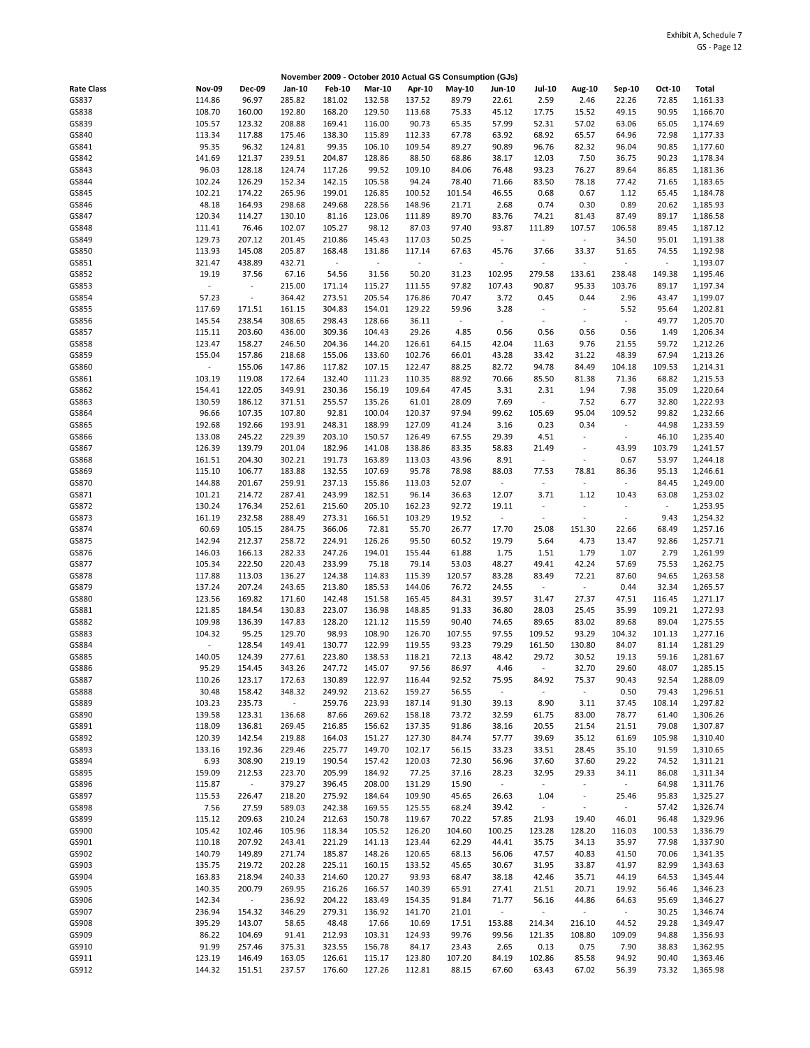Exhibit A, Schedule 7
GS - Page 12

**November 2009 - October 2010 Actual GS Consumption (GJs)**

| Rate Class | Nov-09 | Dec-09 | Jan-10 | Feb-10 | Mar-10 | Apr-10 | May-10 | Jun-10 | Jul-10 | Aug-10 | Sep-10 | Oct-10 | Total |
|---|---|---|---|---|---|---|---|---|---|---|---|---|---|
| GS837 | 114.86 | 96.97 | 285.82 | 181.02 | 132.58 | 137.52 | 89.79 | 22.61 | 2.59 | 2.46 | 22.26 | 72.85 | 1,161.33 |
| GS838 | 108.70 | 160.00 | 192.80 | 168.20 | 129.50 | 113.68 | 75.33 | 45.12 | 17.75 | 15.52 | 49.15 | 90.95 | 1,166.70 |
| GS839 | 105.57 | 123.32 | 208.88 | 169.41 | 116.00 | 90.73 | 65.35 | 57.99 | 52.31 | 57.02 | 63.06 | 65.05 | 1,174.69 |
| GS840 | 113.34 | 117.88 | 175.46 | 138.30 | 115.89 | 112.33 | 67.78 | 63.92 | 68.92 | 65.57 | 64.96 | 72.98 | 1,177.33 |
| GS841 | 95.35 | 96.32 | 124.81 | 99.35 | 106.10 | 109.54 | 89.27 | 90.89 | 96.76 | 82.32 | 96.04 | 90.85 | 1,177.60 |
| GS842 | 141.69 | 121.37 | 239.51 | 204.87 | 128.86 | 88.50 | 68.86 | 38.17 | 12.03 | 7.50 | 36.75 | 90.23 | 1,178.34 |
| GS843 | 96.03 | 128.18 | 124.74 | 117.26 | 99.52 | 109.10 | 84.06 | 76.48 | 93.23 | 76.27 | 89.64 | 86.85 | 1,181.36 |
| GS844 | 102.24 | 126.29 | 152.34 | 142.15 | 105.58 | 94.24 | 78.40 | 71.66 | 83.50 | 78.18 | 77.42 | 71.65 | 1,183.65 |
| GS845 | 102.21 | 174.22 | 265.96 | 199.01 | 126.85 | 100.52 | 101.54 | 46.55 | 0.68 | 0.67 | 1.12 | 65.45 | 1,184.78 |
| GS846 | 48.18 | 164.93 | 298.68 | 249.68 | 228.56 | 148.96 | 21.71 | 2.68 | 0.74 | 0.30 | 0.89 | 20.62 | 1,185.93 |
| GS847 | 120.34 | 114.27 | 130.10 | 81.16 | 123.06 | 111.89 | 89.70 | 83.76 | 74.21 | 81.43 | 87.49 | 89.17 | 1,186.58 |
| GS848 | 111.41 | 76.46 | 102.07 | 105.27 | 98.12 | 87.03 | 97.40 | 93.87 | 111.89 | 107.57 | 106.58 | 89.45 | 1,187.12 |
| GS849 | 129.73 | 207.12 | 201.45 | 210.86 | 145.43 | 117.03 | 50.25 | - | - | - | 34.50 | 95.01 | 1,191.38 |
| GS850 | 113.93 | 145.08 | 205.87 | 168.48 | 131.86 | 117.14 | 67.63 | 45.76 | 37.66 | 33.37 | 51.65 | 74.55 | 1,192.98 |
| GS851 | 321.47 | 438.89 | 432.71 | - | - | - | - | - | - | - | - | - | 1,193.07 |
| GS852 | 19.19 | 37.56 | 67.16 | 54.56 | 31.56 | 50.20 | 31.23 | 102.95 | 279.58 | 133.61 | 238.48 | 149.38 | 1,195.46 |
| GS853 | - | - | 215.00 | 171.14 | 115.27 | 111.55 | 97.82 | 107.43 | 90.87 | 95.33 | 103.76 | 89.17 | 1,197.34 |
| GS854 | 57.23 | - | 364.42 | 273.51 | 205.54 | 176.86 | 70.47 | 3.72 | 0.45 | 0.44 | 2.96 | 43.47 | 1,199.07 |
| GS855 | 117.69 | 171.51 | 161.15 | 304.83 | 154.01 | 129.22 | 59.96 | 3.28 | - | - | 5.52 | 95.64 | 1,202.81 |
| GS856 | 145.54 | 238.54 | 308.65 | 298.43 | 128.66 | 36.11 | - | - | - | - | - | 49.77 | 1,205.70 |
| GS857 | 115.11 | 203.60 | 436.00 | 309.36 | 104.43 | 29.26 | 4.85 | 0.56 | 0.56 | 0.56 | 0.56 | 1.49 | 1,206.34 |
| GS858 | 123.47 | 158.27 | 246.50 | 204.36 | 144.20 | 126.61 | 64.15 | 42.04 | 11.63 | 9.76 | 21.55 | 59.72 | 1,212.26 |
| GS859 | 155.04 | 157.86 | 218.68 | 155.06 | 133.60 | 102.76 | 66.01 | 43.28 | 33.42 | 31.22 | 48.39 | 67.94 | 1,213.26 |
| GS860 | - | 155.06 | 147.86 | 117.82 | 107.15 | 122.47 | 88.25 | 82.72 | 94.78 | 84.49 | 104.18 | 109.53 | 1,214.31 |
| GS861 | 103.19 | 119.08 | 172.64 | 132.40 | 111.23 | 110.35 | 88.92 | 70.66 | 85.50 | 81.38 | 71.36 | 68.82 | 1,215.53 |
| GS862 | 154.41 | 122.05 | 349.91 | 230.36 | 156.19 | 109.64 | 47.45 | 3.31 | 2.31 | 1.94 | 7.98 | 35.09 | 1,220.64 |
| GS863 | 130.59 | 186.12 | 371.51 | 255.57 | 135.26 | 61.01 | 28.09 | 7.69 | - | 7.52 | 6.77 | 32.80 | 1,222.93 |
| GS864 | 96.66 | 107.35 | 107.80 | 92.81 | 100.04 | 120.37 | 97.94 | 99.62 | 105.69 | 95.04 | 109.52 | 99.82 | 1,232.66 |
| GS865 | 192.68 | 192.66 | 193.91 | 248.31 | 188.99 | 127.09 | 41.24 | 3.16 | 0.23 | 0.34 | - | 44.98 | 1,233.59 |
| GS866 | 133.08 | 245.22 | 229.39 | 203.10 | 150.57 | 126.49 | 67.55 | 29.39 | 4.51 | - | - | 46.10 | 1,235.40 |
| GS867 | 126.39 | 139.79 | 201.04 | 182.96 | 141.08 | 138.86 | 83.35 | 58.83 | 21.49 | - | 43.99 | 103.79 | 1,241.57 |
| GS868 | 161.51 | 204.30 | 302.21 | 191.73 | 163.89 | 113.03 | 43.96 | 8.91 | - | - | 0.67 | 53.97 | 1,244.18 |
| GS869 | 115.10 | 106.77 | 183.88 | 132.55 | 107.69 | 95.78 | 78.98 | 88.03 | 77.53 | 78.81 | 86.36 | 95.13 | 1,246.61 |
| GS870 | 144.88 | 201.67 | 259.91 | 237.13 | 155.86 | 113.03 | 52.07 | - | - | - | - | 84.45 | 1,249.00 |
| GS871 | 101.21 | 214.72 | 287.41 | 243.99 | 182.51 | 96.14 | 36.63 | 12.07 | 3.71 | 1.12 | 10.43 | 63.08 | 1,253.02 |
| GS872 | 130.24 | 176.34 | 252.61 | 215.60 | 205.10 | 162.23 | 92.72 | 19.11 | - | - | - | - | 1,253.95 |
| GS873 | 161.19 | 232.58 | 288.49 | 273.31 | 166.51 | 103.29 | 19.52 | - | - | - | - | 9.43 | 1,254.32 |
| GS874 | 60.69 | 105.15 | 284.75 | 366.06 | 72.81 | 55.70 | 26.77 | 17.70 | 25.08 | 151.30 | 22.66 | 68.49 | 1,257.16 |
| GS875 | 142.94 | 212.37 | 258.72 | 224.91 | 126.26 | 95.50 | 60.52 | 19.79 | 5.64 | 4.73 | 13.47 | 92.86 | 1,257.71 |
| GS876 | 146.03 | 166.13 | 282.33 | 247.26 | 194.01 | 155.44 | 61.88 | 1.75 | 1.51 | 1.79 | 1.07 | 2.79 | 1,261.99 |
| GS877 | 105.34 | 222.50 | 220.43 | 233.99 | 75.18 | 79.14 | 53.03 | 48.27 | 49.41 | 42.24 | 57.69 | 75.53 | 1,262.75 |
| GS878 | 117.88 | 113.03 | 136.27 | 124.38 | 114.83 | 115.39 | 120.57 | 83.28 | 83.49 | 72.21 | 87.60 | 94.65 | 1,263.58 |
| GS879 | 137.24 | 207.24 | 243.65 | 213.80 | 185.53 | 144.06 | 76.72 | 24.55 | - | - | 0.44 | 32.34 | 1,265.57 |
| GS880 | 123.56 | 169.82 | 171.60 | 142.48 | 151.58 | 165.45 | 84.31 | 39.57 | 31.47 | 27.37 | 47.51 | 116.45 | 1,271.17 |
| GS881 | 121.85 | 184.54 | 130.83 | 223.07 | 136.98 | 148.85 | 91.33 | 36.80 | 28.03 | 25.45 | 35.99 | 109.21 | 1,272.93 |
| GS882 | 109.98 | 136.39 | 147.83 | 128.20 | 121.12 | 115.59 | 90.40 | 74.65 | 89.65 | 83.02 | 89.68 | 89.04 | 1,275.55 |
| GS883 | 104.32 | 95.25 | 129.70 | 98.93 | 108.90 | 126.70 | 107.55 | 97.55 | 109.52 | 93.29 | 104.32 | 101.13 | 1,277.16 |
| GS884 | - | 128.54 | 149.41 | 130.77 | 122.99 | 119.55 | 93.23 | 79.29 | 161.50 | 130.80 | 84.07 | 81.14 | 1,281.29 |
| GS885 | 140.05 | 124.39 | 277.61 | 223.80 | 138.53 | 118.21 | 72.13 | 48.42 | 29.72 | 30.52 | 19.13 | 59.16 | 1,281.67 |
| GS886 | 95.29 | 154.45 | 343.26 | 247.72 | 145.07 | 97.56 | 86.97 | 4.46 | - | 32.70 | 29.60 | 48.07 | 1,285.15 |
| GS887 | 110.26 | 123.17 | 172.63 | 130.89 | 122.97 | 116.44 | 92.52 | 75.95 | 84.92 | 75.37 | 90.43 | 92.54 | 1,288.09 |
| GS888 | 30.48 | 158.42 | 348.32 | 249.92 | 213.62 | 159.27 | 56.55 | - | - | - | 0.50 | 79.43 | 1,296.51 |
| GS889 | 103.23 | 235.73 | - | 259.76 | 223.93 | 187.14 | 91.30 | 39.13 | 8.90 | 3.11 | 37.45 | 108.14 | 1,297.82 |
| GS890 | 139.58 | 123.31 | 136.68 | 87.66 | 269.62 | 158.18 | 73.72 | 32.59 | 61.75 | 83.00 | 78.77 | 61.40 | 1,306.26 |
| GS891 | 118.09 | 136.81 | 269.45 | 216.85 | 156.62 | 137.35 | 91.86 | 38.16 | 20.55 | 21.54 | 21.51 | 79.08 | 1,307.87 |
| GS892 | 120.39 | 142.54 | 219.88 | 164.03 | 151.27 | 127.30 | 84.74 | 57.77 | 39.69 | 35.12 | 61.69 | 105.98 | 1,310.40 |
| GS893 | 133.16 | 192.36 | 229.46 | 225.77 | 149.70 | 102.17 | 56.15 | 33.23 | 33.51 | 28.45 | 35.10 | 91.59 | 1,310.65 |
| GS894 | 6.93 | 308.90 | 219.19 | 190.54 | 157.42 | 120.03 | 72.30 | 56.96 | 37.60 | 37.60 | 29.22 | 74.52 | 1,311.21 |
| GS895 | 159.09 | 212.53 | 223.70 | 205.99 | 184.92 | 77.25 | 37.16 | 28.23 | 32.95 | 29.33 | 34.11 | 86.08 | 1,311.34 |
| GS896 | 115.87 | - | 379.27 | 396.45 | 208.00 | 131.29 | 15.90 | - | - | - | - | 64.98 | 1,311.76 |
| GS897 | 115.53 | 226.47 | 218.20 | 275.92 | 184.64 | 109.90 | 45.65 | 26.63 | 1.04 | - | 25.46 | 95.83 | 1,325.27 |
| GS898 | 7.56 | 27.59 | 589.03 | 242.38 | 169.55 | 125.55 | 68.24 | 39.42 | - | - | - | 57.42 | 1,326.74 |
| GS899 | 115.12 | 209.63 | 210.24 | 212.63 | 150.78 | 119.67 | 70.22 | 57.85 | 21.93 | 19.40 | 46.01 | 96.48 | 1,329.96 |
| GS900 | 105.42 | 102.46 | 105.96 | 118.34 | 105.52 | 126.20 | 104.60 | 100.25 | 123.28 | 128.20 | 116.03 | 100.53 | 1,336.79 |
| GS901 | 110.18 | 207.92 | 243.41 | 221.29 | 141.13 | 123.44 | 62.29 | 44.41 | 35.75 | 34.13 | 35.97 | 77.98 | 1,337.90 |
| GS902 | 140.79 | 149.89 | 271.74 | 185.87 | 148.26 | 120.65 | 68.13 | 56.06 | 47.57 | 40.83 | 41.50 | 70.06 | 1,341.35 |
| GS903 | 135.75 | 219.72 | 202.28 | 225.11 | 160.15 | 133.52 | 45.65 | 30.67 | 31.95 | 33.87 | 41.97 | 82.99 | 1,343.63 |
| GS904 | 163.83 | 218.94 | 240.33 | 214.60 | 120.27 | 93.93 | 68.47 | 38.18 | 42.46 | 35.71 | 44.19 | 64.53 | 1,345.44 |
| GS905 | 140.35 | 200.79 | 269.95 | 216.26 | 166.57 | 140.39 | 65.91 | 27.41 | 21.51 | 20.71 | 19.92 | 56.46 | 1,346.23 |
| GS906 | 142.34 | - | 236.92 | 204.22 | 183.49 | 154.35 | 91.84 | 71.77 | 56.16 | 44.86 | 64.63 | 95.69 | 1,346.27 |
| GS907 | 236.94 | 154.32 | 346.29 | 279.31 | 136.92 | 141.70 | 21.01 | - | - | - | - | 30.25 | 1,346.74 |
| GS908 | 395.29 | 143.07 | 58.65 | 48.48 | 17.66 | 10.69 | 17.51 | 153.88 | 214.34 | 216.10 | 44.52 | 29.28 | 1,349.47 |
| GS909 | 86.22 | 104.69 | 91.41 | 212.93 | 103.31 | 124.93 | 99.76 | 99.56 | 121.35 | 108.80 | 109.09 | 94.88 | 1,356.93 |
| GS910 | 91.99 | 257.46 | 375.31 | 323.55 | 156.78 | 84.17 | 23.43 | 2.65 | 0.13 | 0.75 | 7.90 | 38.83 | 1,362.95 |
| GS911 | 123.19 | 146.49 | 163.05 | 126.61 | 115.17 | 123.80 | 107.20 | 84.19 | 102.86 | 85.58 | 94.92 | 90.40 | 1,363.46 |
| GS912 | 144.32 | 151.51 | 237.57 | 176.60 | 127.26 | 112.81 | 88.15 | 67.60 | 63.43 | 67.02 | 56.39 | 73.32 | 1,365.98 |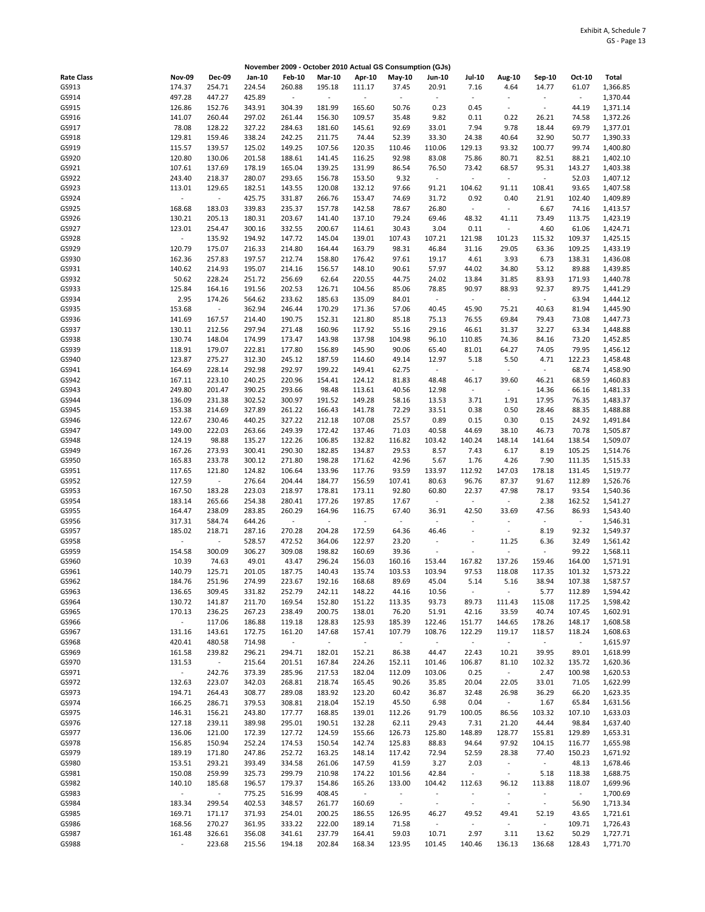Exhibit A, Schedule 7
GS - Page 13

**November 2009 - October 2010 Actual GS Consumption (GJs)**

| Rate Class | Nov-09 | Dec-09 | Jan-10 | Feb-10 | Mar-10 | Apr-10 | May-10 | Jun-10 | Jul-10 | Aug-10 | Sep-10 | Oct-10 | Total |
|---|---|---|---|---|---|---|---|---|---|---|---|---|---|
| GS913 | 174.37 | 254.71 | 224.54 | 260.88 | 195.18 | 111.17 | 37.45 | 20.91 | 7.16 | 4.64 | 14.77 | 61.07 | 1,366.85 |
| GS914 | 497.28 | 447.27 | 425.89 | - | - | - | - | - | - | - | - | - | 1,370.44 |
| GS915 | 126.86 | 152.76 | 343.91 | 304.39 | 181.99 | 165.60 | 50.76 | 0.23 | 0.45 | - | - | 44.19 | 1,371.14 |
| GS916 | 141.07 | 260.44 | 297.02 | 261.44 | 156.30 | 109.57 | 35.48 | 9.82 | 0.11 | 0.22 | 26.21 | 74.58 | 1,372.26 |
| GS917 | 78.08 | 128.22 | 327.22 | 284.63 | 181.60 | 145.61 | 92.69 | 33.01 | 7.94 | 9.78 | 18.44 | 69.79 | 1,377.01 |
| GS918 | 129.81 | 159.46 | 338.24 | 242.25 | 211.75 | 74.44 | 52.39 | 33.30 | 24.38 | 40.64 | 32.90 | 50.77 | 1,390.33 |
| GS919 | 115.57 | 139.57 | 125.02 | 149.25 | 107.56 | 120.35 | 110.46 | 110.06 | 129.13 | 93.32 | 100.77 | 99.74 | 1,400.80 |
| GS920 | 120.80 | 130.06 | 201.58 | 188.61 | 141.45 | 116.25 | 92.98 | 83.08 | 75.86 | 80.71 | 82.51 | 88.21 | 1,402.10 |
| GS921 | 107.61 | 137.69 | 178.19 | 165.04 | 139.25 | 131.99 | 86.54 | 76.50 | 73.42 | 68.57 | 95.31 | 143.27 | 1,403.38 |
| GS922 | 243.40 | 218.37 | 280.07 | 293.65 | 156.78 | 153.50 | 9.32 | - | - | - | - | 52.03 | 1,407.12 |
| GS923 | 113.01 | 129.65 | 182.51 | 143.55 | 120.08 | 132.12 | 97.66 | 91.21 | 104.62 | 91.11 | 108.41 | 93.65 | 1,407.58 |
| GS924 | - | - | 425.75 | 331.87 | 266.76 | 153.47 | 74.69 | 31.72 | 0.92 | 0.40 | 21.91 | 102.40 | 1,409.89 |
| GS925 | 168.68 | 183.03 | 339.83 | 235.37 | 157.78 | 142.58 | 78.67 | 26.80 | - | - | 6.67 | 74.16 | 1,413.57 |
| GS926 | 130.21 | 205.13 | 180.31 | 203.67 | 141.40 | 137.10 | 79.24 | 69.46 | 48.32 | 41.11 | 73.49 | 113.75 | 1,423.19 |
| GS927 | 123.01 | 254.47 | 300.16 | 332.55 | 200.67 | 114.61 | 30.43 | 3.04 | 0.11 | - | 4.60 | 61.06 | 1,424.71 |
| GS928 | - | 135.92 | 194.92 | 147.72 | 145.04 | 139.01 | 107.43 | 107.21 | 121.98 | 101.23 | 115.32 | 109.37 | 1,425.15 |
| GS929 | 120.79 | 175.07 | 216.33 | 214.80 | 164.44 | 163.79 | 98.31 | 46.84 | 31.16 | 29.05 | 63.36 | 109.25 | 1,433.19 |
| GS930 | 162.36 | 257.83 | 197.57 | 212.74 | 158.80 | 176.42 | 97.61 | 19.17 | 4.61 | 3.93 | 6.73 | 138.31 | 1,436.08 |
| GS931 | 140.62 | 214.93 | 195.07 | 214.16 | 156.57 | 148.10 | 90.61 | 57.97 | 44.02 | 34.80 | 53.12 | 89.88 | 1,439.85 |
| GS932 | 50.62 | 228.24 | 251.72 | 256.69 | 62.64 | 220.55 | 44.75 | 24.02 | 13.84 | 31.85 | 83.93 | 171.93 | 1,440.78 |
| GS933 | 125.84 | 164.16 | 191.56 | 202.53 | 126.71 | 104.56 | 85.06 | 78.85 | 90.97 | 88.93 | 92.37 | 89.75 | 1,441.29 |
| GS934 | 2.95 | 174.26 | 564.62 | 233.62 | 185.63 | 135.09 | 84.01 | - | - | - | - | 63.94 | 1,444.12 |
| GS935 | 153.68 | - | 362.94 | 246.44 | 170.29 | 171.36 | 57.06 | 40.45 | 45.90 | 75.21 | 40.63 | 81.94 | 1,445.90 |
| GS936 | 141.69 | 167.57 | 214.40 | 190.75 | 152.31 | 121.80 | 85.18 | 75.13 | 76.55 | 69.84 | 79.43 | 73.08 | 1,447.73 |
| GS937 | 130.11 | 212.56 | 297.94 | 271.48 | 160.96 | 117.92 | 55.16 | 29.16 | 46.61 | 31.37 | 32.27 | 63.34 | 1,448.88 |
| GS938 | 130.74 | 148.04 | 174.99 | 173.47 | 143.98 | 137.98 | 104.98 | 96.10 | 110.85 | 74.36 | 84.16 | 73.20 | 1,452.85 |
| GS939 | 118.91 | 179.07 | 222.81 | 177.80 | 156.89 | 145.90 | 90.06 | 65.40 | 81.01 | 64.27 | 74.05 | 79.95 | 1,456.12 |
| GS940 | 123.87 | 275.27 | 312.30 | 245.12 | 187.59 | 114.60 | 49.14 | 12.97 | 5.18 | 5.50 | 4.71 | 122.23 | 1,458.48 |
| GS941 | 164.69 | 228.14 | 292.98 | 292.97 | 199.22 | 149.41 | 62.75 | - | - | - | - | 68.74 | 1,458.90 |
| GS942 | 167.11 | 223.10 | 240.25 | 220.96 | 154.41 | 124.12 | 81.83 | 48.48 | 46.17 | 39.60 | 46.21 | 68.59 | 1,460.83 |
| GS943 | 249.80 | 201.47 | 390.25 | 293.66 | 98.48 | 113.61 | 40.56 | 12.98 | - | - | 14.36 | 66.16 | 1,481.33 |
| GS944 | 136.09 | 231.38 | 302.52 | 300.97 | 191.52 | 149.28 | 58.16 | 13.53 | 3.71 | 1.91 | 17.95 | 76.35 | 1,483.37 |
| GS945 | 153.38 | 214.69 | 327.89 | 261.22 | 166.43 | 141.78 | 72.29 | 33.51 | 0.38 | 0.50 | 28.46 | 88.35 | 1,488.88 |
| GS946 | 122.67 | 230.46 | 440.25 | 327.22 | 212.18 | 107.08 | 25.57 | 0.89 | 0.15 | 0.30 | 0.15 | 24.92 | 1,491.84 |
| GS947 | 149.00 | 222.03 | 263.66 | 249.39 | 172.42 | 137.46 | 71.03 | 40.58 | 44.69 | 38.10 | 46.73 | 70.78 | 1,505.87 |
| GS948 | 124.19 | 98.88 | 135.27 | 122.26 | 106.85 | 132.82 | 116.82 | 103.42 | 140.24 | 148.14 | 141.64 | 138.54 | 1,509.07 |
| GS949 | 167.26 | 273.93 | 300.41 | 290.30 | 182.85 | 134.87 | 29.53 | 8.57 | 7.43 | 6.17 | 8.19 | 105.25 | 1,514.76 |
| GS950 | 165.83 | 233.78 | 300.12 | 271.80 | 198.28 | 171.62 | 42.96 | 5.67 | 1.76 | 4.26 | 7.90 | 111.35 | 1,515.33 |
| GS951 | 117.65 | 121.80 | 124.82 | 106.64 | 133.96 | 117.76 | 93.59 | 133.97 | 112.92 | 147.03 | 178.18 | 131.45 | 1,519.77 |
| GS952 | 127.59 | - | 276.64 | 204.44 | 184.77 | 156.59 | 107.41 | 80.63 | 96.76 | 87.37 | 91.67 | 112.89 | 1,526.76 |
| GS953 | 167.50 | 183.28 | 223.03 | 218.97 | 178.81 | 173.11 | 92.80 | 60.80 | 22.37 | 47.98 | 78.17 | 93.54 | 1,540.36 |
| GS954 | 183.14 | 265.66 | 254.38 | 280.41 | 177.26 | 197.85 | 17.67 | - | - | - | 2.38 | 162.52 | 1,541.27 |
| GS955 | 164.47 | 238.09 | 283.85 | 260.29 | 164.96 | 116.75 | 67.40 | 36.91 | 42.50 | 33.69 | 47.56 | 86.93 | 1,543.40 |
| GS956 | 317.31 | 584.74 | 644.26 | - | - | - | - | - | - | - | - | - | 1,546.31 |
| GS957 | 185.02 | 218.71 | 287.16 | 270.28 | 204.28 | 172.59 | 64.36 | 46.46 | - | - | 8.19 | 92.32 | 1,549.37 |
| GS958 | - | - | 528.57 | 472.52 | 364.06 | 122.97 | 23.20 | - | - | 11.25 | 6.36 | 32.49 | 1,561.42 |
| GS959 | 154.58 | 300.09 | 306.27 | 309.08 | 198.82 | 160.69 | 39.36 | - | - | - | - | 99.22 | 1,568.11 |
| GS960 | 10.39 | 74.63 | 49.01 | 43.47 | 296.24 | 156.03 | 160.16 | 153.44 | 167.82 | 137.26 | 159.46 | 164.00 | 1,571.91 |
| GS961 | 140.79 | 125.71 | 201.05 | 187.75 | 140.43 | 135.74 | 103.53 | 103.94 | 97.53 | 118.08 | 117.35 | 101.32 | 1,573.22 |
| GS962 | 184.76 | 251.96 | 274.99 | 223.67 | 192.16 | 168.68 | 89.69 | 45.04 | 5.14 | 5.16 | 38.94 | 107.38 | 1,587.57 |
| GS963 | 136.65 | 309.45 | 331.82 | 252.79 | 242.11 | 148.22 | 44.16 | 10.56 | - | - | 5.77 | 112.89 | 1,594.42 |
| GS964 | 130.72 | 141.87 | 211.70 | 169.54 | 152.80 | 151.22 | 113.35 | 93.73 | 89.73 | 111.43 | 115.08 | 117.25 | 1,598.42 |
| GS965 | 170.13 | 236.25 | 267.23 | 238.49 | 200.75 | 138.01 | 76.20 | 51.91 | 42.16 | 33.59 | 40.74 | 107.45 | 1,602.91 |
| GS966 | - | 117.06 | 186.88 | 119.18 | 128.83 | 125.93 | 185.39 | 122.46 | 151.77 | 144.65 | 178.26 | 148.17 | 1,608.58 |
| GS967 | 131.16 | 143.61 | 172.75 | 161.20 | 147.68 | 157.41 | 107.79 | 108.76 | 122.29 | 119.17 | 118.57 | 118.24 | 1,608.63 |
| GS968 | 420.41 | 480.58 | 714.98 | - | - | - | - | - | - | - | - | - | 1,615.97 |
| GS969 | 161.58 | 239.82 | 296.21 | 294.71 | 182.01 | 152.21 | 86.38 | 44.47 | 22.43 | 10.21 | 39.95 | 89.01 | 1,618.99 |
| GS970 | 131.53 | - | 215.64 | 201.51 | 167.84 | 224.26 | 152.11 | 101.46 | 106.87 | 81.10 | 102.32 | 135.72 | 1,620.36 |
| GS971 | - | 242.76 | 373.39 | 285.96 | 217.53 | 182.04 | 112.09 | 103.06 | 0.25 | - | 2.47 | 100.98 | 1,620.53 |
| GS972 | 132.63 | 223.07 | 342.03 | 268.81 | 218.74 | 165.45 | 90.26 | 35.85 | 20.04 | 22.05 | 33.01 | 71.05 | 1,622.99 |
| GS973 | 194.71 | 264.43 | 308.77 | 289.08 | 183.92 | 123.20 | 60.42 | 36.87 | 32.48 | 26.98 | 36.29 | 66.20 | 1,623.35 |
| GS974 | 166.25 | 286.71 | 379.53 | 308.81 | 218.04 | 152.19 | 45.50 | 6.98 | 0.04 | - | 1.67 | 65.84 | 1,631.56 |
| GS975 | 146.31 | 156.21 | 243.80 | 177.77 | 168.85 | 139.01 | 112.26 | 91.79 | 100.05 | 86.56 | 103.32 | 107.10 | 1,633.03 |
| GS976 | 127.18 | 239.11 | 389.98 | 295.01 | 190.51 | 132.28 | 62.11 | 29.43 | 7.31 | 21.20 | 44.44 | 98.84 | 1,637.40 |
| GS977 | 136.06 | 121.00 | 172.39 | 127.72 | 124.59 | 155.66 | 126.73 | 125.80 | 148.89 | 128.77 | 155.81 | 129.89 | 1,653.31 |
| GS978 | 156.85 | 150.94 | 252.24 | 174.53 | 150.54 | 142.74 | 125.83 | 88.83 | 94.64 | 97.92 | 104.15 | 116.77 | 1,655.98 |
| GS979 | 189.19 | 171.80 | 247.86 | 252.72 | 163.25 | 148.14 | 117.42 | 72.94 | 52.59 | 28.38 | 77.40 | 150.23 | 1,671.92 |
| GS980 | 153.51 | 293.21 | 393.49 | 334.58 | 261.06 | 147.59 | 41.59 | 3.27 | 2.03 | - | - | 48.13 | 1,678.46 |
| GS981 | 150.08 | 259.99 | 325.73 | 299.79 | 210.98 | 174.22 | 101.56 | 42.84 | - | - | 5.18 | 118.38 | 1,688.75 |
| GS982 | 140.10 | 185.68 | 196.57 | 179.37 | 154.86 | 165.26 | 133.00 | 104.42 | 112.63 | 96.12 | 113.88 | 118.07 | 1,699.96 |
| GS983 | - | - | 775.25 | 516.99 | 408.45 | - | - | - | - | - | - | - | 1,700.69 |
| GS984 | 183.34 | 299.54 | 402.53 | 348.57 | 261.77 | 160.69 | - | - | - | - | - | 56.90 | 1,713.34 |
| GS985 | 169.71 | 171.17 | 371.93 | 254.01 | 200.25 | 186.55 | 126.95 | 46.27 | 49.52 | 49.41 | 52.19 | 43.65 | 1,721.61 |
| GS986 | 168.56 | 270.27 | 361.95 | 333.22 | 222.00 | 189.14 | 71.58 | - | - | - | - | 109.71 | 1,726.43 |
| GS987 | 161.48 | 326.61 | 356.08 | 341.61 | 237.79 | 164.41 | 59.03 | 10.71 | 2.97 | 3.11 | 13.62 | 50.29 | 1,727.71 |
| GS988 | - | 223.68 | 215.56 | 194.18 | 202.84 | 168.34 | 123.95 | 101.45 | 140.46 | 136.13 | 136.68 | 128.43 | 1,771.70 |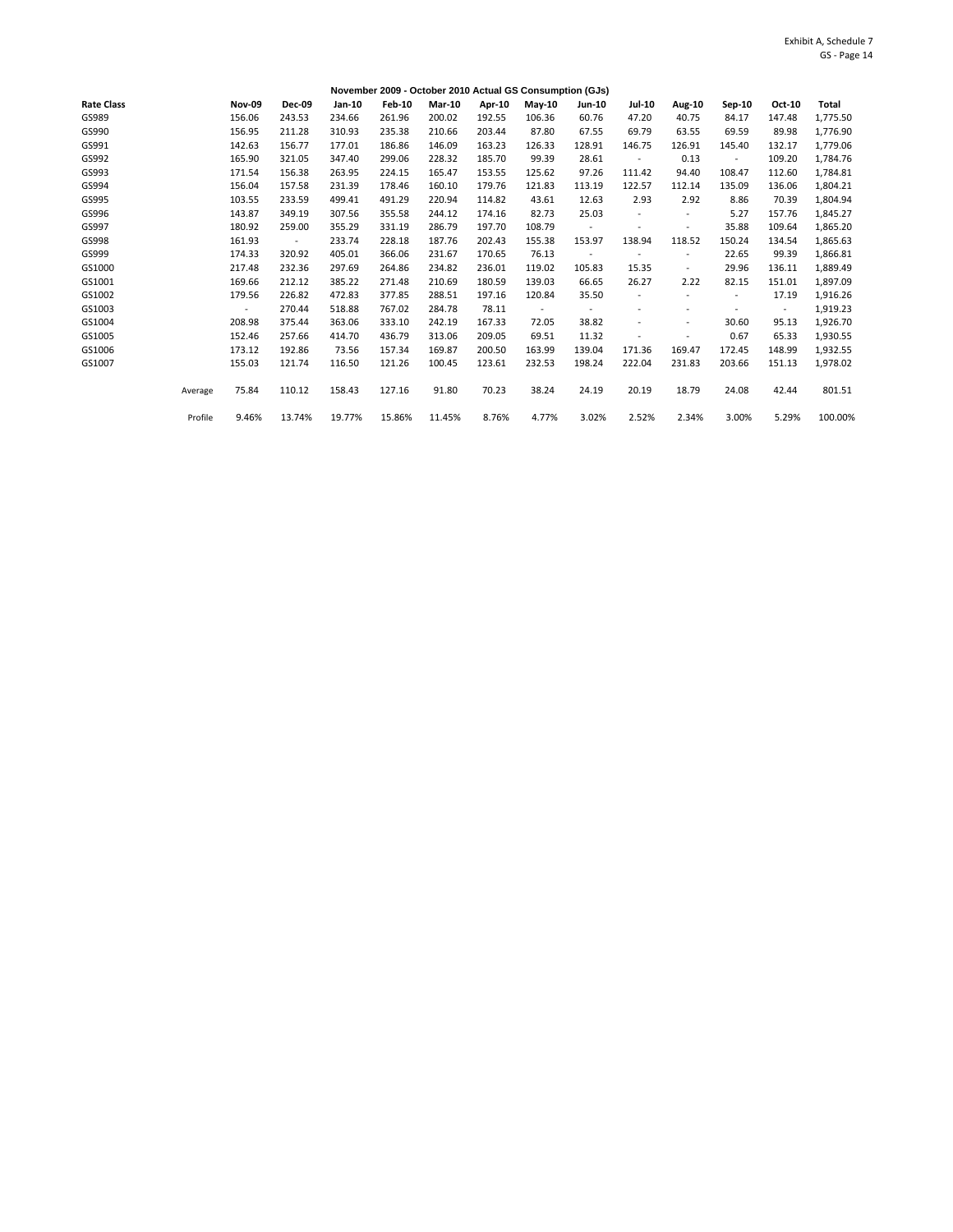Exhibit A, Schedule 7
GS - Page 14

**November 2009 - October 2010 Actual GS Consumption (GJs)**

| Rate Class | | Nov-09 | Dec-09 | Jan-10 | Feb-10 | Mar-10 | Apr-10 | May-10 | Jun-10 | Jul-10 | Aug-10 | Sep-10 | Oct-10 | Total |
|---|---|---|---|---|---|---|---|---|---|---|---|---|---|---|
| GS989 | | 156.06 | 243.53 | 234.66 | 261.96 | 200.02 | 192.55 | 106.36 | 60.76 | 47.20 | 40.75 | 84.17 | 147.48 | 1,775.50 |
| GS990 | | 156.95 | 211.28 | 310.93 | 235.38 | 210.66 | 203.44 | 87.80 | 67.55 | 69.79 | 63.55 | 69.59 | 89.98 | 1,776.90 |
| GS991 | | 142.63 | 156.77 | 177.01 | 186.86 | 146.09 | 163.23 | 126.33 | 128.91 | 146.75 | 126.91 | 145.40 | 132.17 | 1,779.06 |
| GS992 | | 165.90 | 321.05 | 347.40 | 299.06 | 228.32 | 185.70 | 99.39 | 28.61 | - | 0.13 | - | 109.20 | 1,784.76 |
| GS993 | | 171.54 | 156.38 | 263.95 | 224.15 | 165.47 | 153.55 | 125.62 | 97.26 | 111.42 | 94.40 | 108.47 | 112.60 | 1,784.81 |
| GS994 | | 156.04 | 157.58 | 231.39 | 178.46 | 160.10 | 179.76 | 121.83 | 113.19 | 122.57 | 112.14 | 135.09 | 136.06 | 1,804.21 |
| GS995 | | 103.55 | 233.59 | 499.41 | 491.29 | 220.94 | 114.82 | 43.61 | 12.63 | 2.93 | 2.92 | 8.86 | 70.39 | 1,804.94 |
| GS996 | | 143.87 | 349.19 | 307.56 | 355.58 | 244.12 | 174.16 | 82.73 | 25.03 | - | - | 5.27 | 157.76 | 1,845.27 |
| GS997 | | 180.92 | 259.00 | 355.29 | 331.19 | 286.79 | 197.70 | 108.79 | - | - | - | 35.88 | 109.64 | 1,865.20 |
| GS998 | | 161.93 | - | 233.74 | 228.18 | 187.76 | 202.43 | 155.38 | 153.97 | 138.94 | 118.52 | 150.24 | 134.54 | 1,865.63 |
| GS999 | | 174.33 | 320.92 | 405.01 | 366.06 | 231.67 | 170.65 | 76.13 | - | - | - | 22.65 | 99.39 | 1,866.81 |
| GS1000 | | 217.48 | 232.36 | 297.69 | 264.86 | 234.82 | 236.01 | 119.02 | 105.83 | 15.35 | - | 29.96 | 136.11 | 1,889.49 |
| GS1001 | | 169.66 | 212.12 | 385.22 | 271.48 | 210.69 | 180.59 | 139.03 | 66.65 | 26.27 | 2.22 | 82.15 | 151.01 | 1,897.09 |
| GS1002 | | 179.56 | 226.82 | 472.83 | 377.85 | 288.51 | 197.16 | 120.84 | 35.50 | - | - | - | 17.19 | 1,916.26 |
| GS1003 | | - | 270.44 | 518.88 | 767.02 | 284.78 | 78.11 | - | - | - | - | - | - | 1,919.23 |
| GS1004 | | 208.98 | 375.44 | 363.06 | 333.10 | 242.19 | 167.33 | 72.05 | 38.82 | - | - | 30.60 | 95.13 | 1,926.70 |
| GS1005 | | 152.46 | 257.66 | 414.70 | 436.79 | 313.06 | 209.05 | 69.51 | 11.32 | - | - | 0.67 | 65.33 | 1,930.55 |
| GS1006 | | 173.12 | 192.86 | 73.56 | 157.34 | 169.87 | 200.50 | 163.99 | 139.04 | 171.36 | 169.47 | 172.45 | 148.99 | 1,932.55 |
| GS1007 | | 155.03 | 121.74 | 116.50 | 121.26 | 100.45 | 123.61 | 232.53 | 198.24 | 222.04 | 231.83 | 203.66 | 151.13 | 1,978.02 |
| | Average | 75.84 | 110.12 | 158.43 | 127.16 | 91.80 | 70.23 | 38.24 | 24.19 | 20.19 | 18.79 | 24.08 | 42.44 | 801.51 |
| | Profile | 9.46% | 13.74% | 19.77% | 15.86% | 11.45% | 8.76% | 4.77% | 3.02% | 2.52% | 2.34% | 3.00% | 5.29% | 100.00% |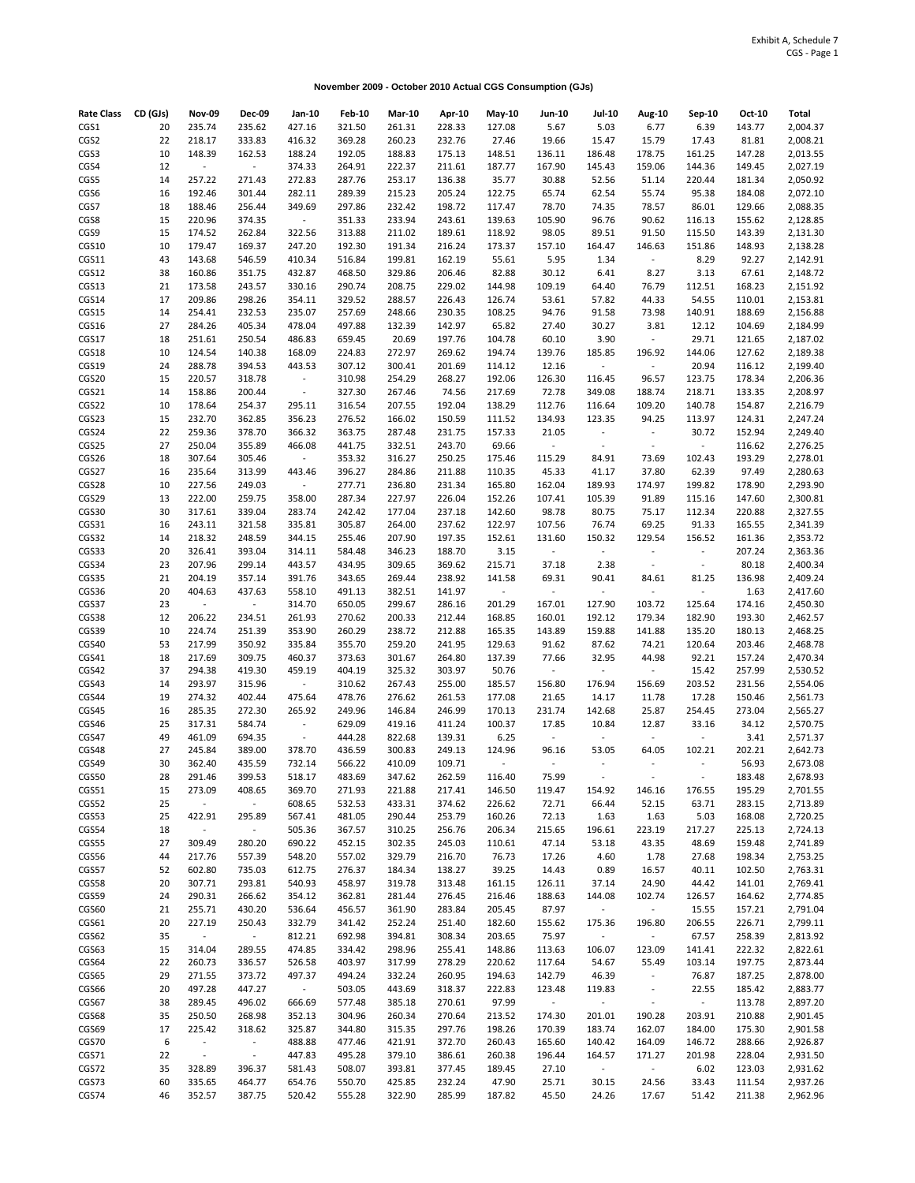Exhibit A, Schedule 7
CGS - Page 1

**November 2009 - October 2010 Actual CGS Consumption (GJs)**

| Rate Class | CD (GJs) | Nov-09 | Dec-09 | Jan-10 | Feb-10 | Mar-10 | Apr-10 | May-10 | Jun-10 | Jul-10 | Aug-10 | Sep-10 | Oct-10 | Total |
|---|---|---|---|---|---|---|---|---|---|---|---|---|---|---|
| CGS1 | 20 | 235.74 | 235.62 | 427.16 | 321.50 | 261.31 | 228.33 | 127.08 | 5.67 | 5.03 | 6.77 | 6.39 | 143.77 | 2,004.37 |
| CGS2 | 22 | 218.17 | 333.83 | 416.32 | 369.28 | 260.23 | 232.76 | 27.46 | 19.66 | 15.47 | 15.79 | 17.43 | 81.81 | 2,008.21 |
| CGS3 | 10 | 148.39 | 162.53 | 188.24 | 192.05 | 188.83 | 175.13 | 148.51 | 136.11 | 186.48 | 178.75 | 161.25 | 147.28 | 2,013.55 |
| CGS4 | 12 | - | - | 374.33 | 264.91 | 222.37 | 211.61 | 187.77 | 167.90 | 145.43 | 159.06 | 144.36 | 149.45 | 2,027.19 |
| CGS5 | 14 | 257.22 | 271.43 | 272.83 | 287.76 | 253.17 | 136.38 | 35.77 | 30.88 | 52.56 | 51.14 | 220.44 | 181.34 | 2,050.92 |
| CGS6 | 16 | 192.46 | 301.44 | 282.11 | 289.39 | 215.23 | 205.24 | 122.75 | 65.74 | 62.54 | 55.74 | 95.38 | 184.08 | 2,072.10 |
| CGS7 | 18 | 188.46 | 256.44 | 349.69 | 297.86 | 232.42 | 198.72 | 117.47 | 78.70 | 74.35 | 78.57 | 86.01 | 129.66 | 2,088.35 |
| CGS8 | 15 | 220.96 | 374.35 | - | 351.33 | 233.94 | 243.61 | 139.63 | 105.90 | 96.76 | 90.62 | 116.13 | 155.62 | 2,128.85 |
| CGS9 | 15 | 174.52 | 262.84 | 322.56 | 313.88 | 211.02 | 189.61 | 118.92 | 98.05 | 89.51 | 91.50 | 115.50 | 143.39 | 2,131.30 |
| CGS10 | 10 | 179.47 | 169.37 | 247.20 | 192.30 | 191.34 | 216.24 | 173.37 | 157.10 | 164.47 | 146.63 | 151.86 | 148.93 | 2,138.28 |
| CGS11 | 43 | 143.68 | 546.59 | 410.34 | 516.84 | 199.81 | 162.19 | 55.61 | 5.95 | 1.34 | - | 8.29 | 92.27 | 2,142.91 |
| CGS12 | 38 | 160.86 | 351.75 | 432.87 | 468.50 | 329.86 | 206.46 | 82.88 | 30.12 | 6.41 | 8.27 | 3.13 | 67.61 | 2,148.72 |
| CGS13 | 21 | 173.58 | 243.57 | 330.16 | 290.74 | 208.75 | 229.02 | 144.98 | 109.19 | 64.40 | 76.79 | 112.51 | 168.23 | 2,151.92 |
| CGS14 | 17 | 209.86 | 298.26 | 354.11 | 329.52 | 288.57 | 226.43 | 126.74 | 53.61 | 57.82 | 44.33 | 54.55 | 110.01 | 2,153.81 |
| CGS15 | 14 | 254.41 | 232.53 | 235.07 | 257.69 | 248.66 | 230.35 | 108.25 | 94.76 | 91.58 | 73.98 | 140.91 | 188.69 | 2,156.88 |
| CGS16 | 27 | 284.26 | 405.34 | 478.04 | 497.88 | 132.39 | 142.97 | 65.82 | 27.40 | 30.27 | 3.81 | 12.12 | 104.69 | 2,184.99 |
| CGS17 | 18 | 251.61 | 250.54 | 486.83 | 659.45 | 20.69 | 197.76 | 104.78 | 60.10 | 3.90 | - | 29.71 | 121.65 | 2,187.02 |
| CGS18 | 10 | 124.54 | 140.38 | 168.09 | 224.83 | 272.97 | 269.62 | 194.74 | 139.76 | 185.85 | 196.92 | 144.06 | 127.62 | 2,189.38 |
| CGS19 | 24 | 288.78 | 394.53 | 443.53 | 307.12 | 300.41 | 201.69 | 114.12 | 12.16 | - | - | 20.94 | 116.12 | 2,199.40 |
| CGS20 | 15 | 220.57 | 318.78 | - | 310.98 | 254.29 | 268.27 | 192.06 | 126.30 | 116.45 | 96.57 | 123.75 | 178.34 | 2,206.36 |
| CGS21 | 14 | 158.86 | 200.44 | - | 327.30 | 267.46 | 74.56 | 217.69 | 72.78 | 349.08 | 188.74 | 218.71 | 133.35 | 2,208.97 |
| CGS22 | 10 | 178.64 | 254.37 | 295.11 | 316.54 | 207.55 | 192.04 | 138.29 | 112.76 | 116.64 | 109.20 | 140.78 | 154.87 | 2,216.79 |
| CGS23 | 15 | 232.70 | 362.85 | 356.23 | 276.52 | 166.02 | 150.59 | 111.52 | 134.93 | 123.35 | 94.25 | 113.97 | 124.31 | 2,247.24 |
| CGS24 | 22 | 259.36 | 378.70 | 366.32 | 363.75 | 287.48 | 231.75 | 157.33 | 21.05 | - | - | 30.72 | 152.94 | 2,249.40 |
| CGS25 | 27 | 250.04 | 355.89 | 466.08 | 441.75 | 332.51 | 243.70 | 69.66 | - | - | - | - | 116.62 | 2,276.25 |
| CGS26 | 18 | 307.64 | 305.46 | - | 353.32 | 316.27 | 250.25 | 175.46 | 115.29 | 84.91 | 73.69 | 102.43 | 193.29 | 2,278.01 |
| CGS27 | 16 | 235.64 | 313.99 | 443.46 | 396.27 | 284.86 | 211.88 | 110.35 | 45.33 | 41.17 | 37.80 | 62.39 | 97.49 | 2,280.63 |
| CGS28 | 10 | 227.56 | 249.03 | - | 277.71 | 236.80 | 231.34 | 165.80 | 162.04 | 189.93 | 174.97 | 199.82 | 178.90 | 2,293.90 |
| CGS29 | 13 | 222.00 | 259.75 | 358.00 | 287.34 | 227.97 | 226.04 | 152.26 | 107.41 | 105.39 | 91.89 | 115.16 | 147.60 | 2,300.81 |
| CGS30 | 30 | 317.61 | 339.04 | 283.74 | 242.42 | 177.04 | 237.18 | 142.60 | 98.78 | 80.75 | 75.17 | 112.34 | 220.88 | 2,327.55 |
| CGS31 | 16 | 243.11 | 321.58 | 335.81 | 305.87 | 264.00 | 237.62 | 122.97 | 107.56 | 76.74 | 69.25 | 91.33 | 165.55 | 2,341.39 |
| CGS32 | 14 | 218.32 | 248.59 | 344.15 | 255.46 | 207.90 | 197.35 | 152.61 | 131.60 | 150.32 | 129.54 | 156.52 | 161.36 | 2,353.72 |
| CGS33 | 20 | 326.41 | 393.04 | 314.11 | 584.48 | 346.23 | 188.70 | 3.15 | - | - | - | - | 207.24 | 2,363.36 |
| CGS34 | 23 | 207.96 | 299.14 | 443.57 | 434.95 | 309.65 | 369.62 | 215.71 | 37.18 | 2.38 | - | - | 80.18 | 2,400.34 |
| CGS35 | 21 | 204.19 | 357.14 | 391.76 | 343.65 | 269.44 | 238.92 | 141.58 | 69.31 | 90.41 | 84.61 | 81.25 | 136.98 | 2,409.24 |
| CGS36 | 20 | 404.63 | 437.63 | 558.10 | 491.13 | 382.51 | 141.97 | - | - | - | - | - | 1.63 | 2,417.60 |
| CGS37 | 23 | - | - | 314.70 | 650.05 | 299.67 | 286.16 | 201.29 | 167.01 | 127.90 | 103.72 | 125.64 | 174.16 | 2,450.30 |
| CGS38 | 12 | 206.22 | 234.51 | 261.93 | 270.62 | 200.33 | 212.44 | 168.85 | 160.01 | 192.12 | 179.34 | 182.90 | 193.30 | 2,462.57 |
| CGS39 | 10 | 224.74 | 251.39 | 353.90 | 260.29 | 238.72 | 212.88 | 165.35 | 143.89 | 159.88 | 141.88 | 135.20 | 180.13 | 2,468.25 |
| CGS40 | 53 | 217.99 | 350.92 | 335.84 | 355.70 | 259.20 | 241.95 | 129.63 | 91.62 | 87.62 | 74.21 | 120.64 | 203.46 | 2,468.78 |
| CGS41 | 18 | 217.69 | 309.75 | 460.37 | 373.63 | 301.67 | 264.80 | 137.39 | 77.66 | 32.95 | 44.98 | 92.21 | 157.24 | 2,470.34 |
| CGS42 | 37 | 294.38 | 419.30 | 459.19 | 404.19 | 325.32 | 303.97 | 50.76 | - | - | - | 15.42 | 257.99 | 2,530.52 |
| CGS43 | 14 | 293.97 | 315.96 | - | 310.62 | 267.43 | 255.00 | 185.57 | 156.80 | 176.94 | 156.69 | 203.52 | 231.56 | 2,554.06 |
| CGS44 | 19 | 274.32 | 402.44 | 475.64 | 478.76 | 276.62 | 261.53 | 177.08 | 21.65 | 14.17 | 11.78 | 17.28 | 150.46 | 2,561.73 |
| CGS45 | 16 | 285.35 | 272.30 | 265.92 | 249.96 | 146.84 | 246.99 | 170.13 | 231.74 | 142.68 | 25.87 | 254.45 | 273.04 | 2,565.27 |
| CGS46 | 25 | 317.31 | 584.74 | - | 629.09 | 419.16 | 411.24 | 100.37 | 17.85 | 10.84 | 12.87 | 33.16 | 34.12 | 2,570.75 |
| CGS47 | 49 | 461.09 | 694.35 | - | 444.28 | 822.68 | 139.31 | 6.25 | - | - | - | - | 3.41 | 2,571.37 |
| CGS48 | 27 | 245.84 | 389.00 | 378.70 | 436.59 | 300.83 | 249.13 | 124.96 | 96.16 | 53.05 | 64.05 | 102.21 | 202.21 | 2,642.73 |
| CGS49 | 30 | 362.40 | 435.59 | 732.14 | 566.22 | 410.09 | 109.71 | - | - | - | - | - | 56.93 | 2,673.08 |
| CGS50 | 28 | 291.46 | 399.53 | 518.17 | 483.69 | 347.62 | 262.59 | 116.40 | 75.99 | - | - | - | 183.48 | 2,678.93 |
| CGS51 | 15 | 273.09 | 408.65 | 369.70 | 271.93 | 221.88 | 217.41 | 146.50 | 119.47 | 154.92 | 146.16 | 176.55 | 195.29 | 2,701.55 |
| CGS52 | 25 | - | - | 608.65 | 532.53 | 433.31 | 374.62 | 226.62 | 72.71 | 66.44 | 52.15 | 63.71 | 283.15 | 2,713.89 |
| CGS53 | 25 | 422.91 | 295.89 | 567.41 | 481.05 | 290.44 | 253.79 | 160.26 | 72.13 | 1.63 | 1.63 | 5.03 | 168.08 | 2,720.25 |
| CGS54 | 18 | - | - | 505.36 | 367.57 | 310.25 | 256.76 | 206.34 | 215.65 | 196.61 | 223.19 | 217.27 | 225.13 | 2,724.13 |
| CGS55 | 27 | 309.49 | 280.20 | 690.22 | 452.15 | 302.35 | 245.03 | 110.61 | 47.14 | 53.18 | 43.35 | 48.69 | 159.48 | 2,741.89 |
| CGS56 | 44 | 217.76 | 557.39 | 548.20 | 557.02 | 329.79 | 216.70 | 76.73 | 17.26 | 4.60 | 1.78 | 27.68 | 198.34 | 2,753.25 |
| CGS57 | 52 | 602.80 | 735.03 | 612.75 | 276.37 | 184.34 | 138.27 | 39.25 | 14.43 | 0.89 | 16.57 | 40.11 | 102.50 | 2,763.31 |
| CGS58 | 20 | 307.71 | 293.81 | 540.93 | 458.97 | 319.78 | 313.48 | 161.15 | 126.11 | 37.14 | 24.90 | 44.42 | 141.01 | 2,769.41 |
| CGS59 | 24 | 290.31 | 266.62 | 354.12 | 362.81 | 281.44 | 276.45 | 216.46 | 188.63 | 144.08 | 102.74 | 126.57 | 164.62 | 2,774.85 |
| CGS60 | 21 | 255.71 | 430.20 | 536.64 | 456.57 | 361.90 | 283.84 | 205.45 | 87.97 | - | - | 15.55 | 157.21 | 2,791.04 |
| CGS61 | 20 | 227.19 | 250.43 | 332.79 | 341.42 | 252.24 | 251.40 | 182.60 | 155.62 | 175.36 | 196.80 | 206.55 | 226.71 | 2,799.11 |
| CGS62 | 35 | - | - | 812.21 | 692.98 | 394.81 | 308.34 | 203.65 | 75.97 | - | - | 67.57 | 258.39 | 2,813.92 |
| CGS63 | 15 | 314.04 | 289.55 | 474.85 | 334.42 | 298.96 | 255.41 | 148.86 | 113.63 | 106.07 | 123.09 | 141.41 | 222.32 | 2,822.61 |
| CGS64 | 22 | 260.73 | 336.57 | 526.58 | 403.97 | 317.99 | 278.29 | 220.62 | 117.64 | 54.67 | 55.49 | 103.14 | 197.75 | 2,873.44 |
| CGS65 | 29 | 271.55 | 373.72 | 497.37 | 494.24 | 332.24 | 260.95 | 194.63 | 142.79 | 46.39 | - | 76.87 | 187.25 | 2,878.00 |
| CGS66 | 20 | 497.28 | 447.27 | - | 503.05 | 443.69 | 318.37 | 222.83 | 123.48 | 119.83 | - | 22.55 | 185.42 | 2,883.77 |
| CGS67 | 38 | 289.45 | 496.02 | 666.69 | 577.48 | 385.18 | 270.61 | 97.99 | - | - | - | - | 113.78 | 2,897.20 |
| CGS68 | 35 | 250.50 | 268.98 | 352.13 | 304.96 | 260.34 | 270.64 | 213.52 | 174.30 | 201.01 | 190.28 | 203.91 | 210.88 | 2,901.45 |
| CGS69 | 17 | 225.42 | 318.62 | 325.87 | 344.80 | 315.35 | 297.76 | 198.26 | 170.39 | 183.74 | 162.07 | 184.00 | 175.30 | 2,901.58 |
| CGS70 | 6 | - | - | 488.88 | 477.46 | 421.91 | 372.70 | 260.43 | 165.60 | 140.42 | 164.09 | 146.72 | 288.66 | 2,926.87 |
| CGS71 | 22 | - | - | 447.83 | 495.28 | 379.10 | 386.61 | 260.38 | 196.44 | 164.57 | 171.27 | 201.98 | 228.04 | 2,931.50 |
| CGS72 | 35 | 328.89 | 396.37 | 581.43 | 508.07 | 393.81 | 377.45 | 189.45 | 27.10 | - | - | 6.02 | 123.03 | 2,931.62 |
| CGS73 | 60 | 335.65 | 464.77 | 654.76 | 550.70 | 425.85 | 232.24 | 47.90 | 25.71 | 30.15 | 24.56 | 33.43 | 111.54 | 2,937.26 |
| CGS74 | 46 | 352.57 | 387.75 | 520.42 | 555.28 | 322.90 | 285.99 | 187.82 | 45.50 | 24.26 | 17.67 | 51.42 | 211.38 | 2,962.96 |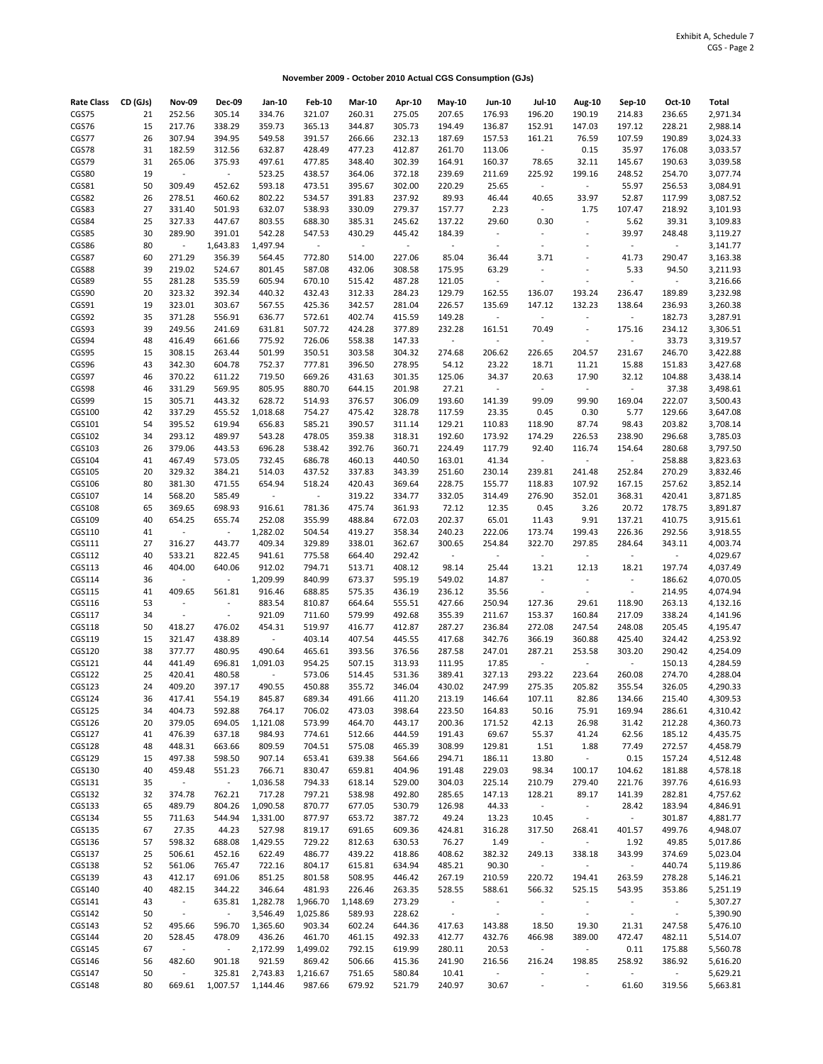Exhibit A, Schedule 7
CGS - Page 2

**November 2009 - October 2010 Actual CGS Consumption (GJs)**

| Rate Class | CD (GJs) | Nov-09 | Dec-09 | Jan-10 | Feb-10 | Mar-10 | Apr-10 | May-10 | Jun-10 | Jul-10 | Aug-10 | Sep-10 | Oct-10 | Total |
|---|---|---|---|---|---|---|---|---|---|---|---|---|---|---|
| CGS75 | 21 | 252.56 | 305.14 | 334.76 | 321.07 | 260.31 | 275.05 | 207.65 | 176.93 | 196.20 | 190.19 | 214.83 | 236.65 | 2,971.34 |
| CGS76 | 15 | 217.76 | 338.29 | 359.73 | 365.13 | 344.87 | 305.73 | 194.49 | 136.87 | 152.91 | 147.03 | 197.12 | 228.21 | 2,988.14 |
| CGS77 | 26 | 307.94 | 394.95 | 549.58 | 391.57 | 266.66 | 232.13 | 187.69 | 157.53 | 161.21 | 76.59 | 107.59 | 190.89 | 3,024.33 |
| CGS78 | 31 | 182.59 | 312.56 | 632.87 | 428.49 | 477.23 | 412.87 | 261.70 | 113.06 | - | 0.15 | 35.97 | 176.08 | 3,033.57 |
| CGS79 | 31 | 265.06 | 375.93 | 497.61 | 477.85 | 348.40 | 302.39 | 164.91 | 160.37 | 78.65 | 32.11 | 145.67 | 190.63 | 3,039.58 |
| CGS80 | 19 | - | - | 523.25 | 438.57 | 364.06 | 372.18 | 239.69 | 211.69 | 225.92 | 199.16 | 248.52 | 254.70 | 3,077.74 |
| CGS81 | 50 | 309.49 | 452.62 | 593.18 | 473.51 | 395.67 | 302.00 | 220.29 | 25.65 | - | - | 55.97 | 256.53 | 3,084.91 |
| CGS82 | 26 | 278.51 | 460.62 | 802.22 | 534.57 | 391.83 | 237.92 | 89.93 | 46.44 | 40.65 | 33.97 | 52.87 | 117.99 | 3,087.52 |
| CGS83 | 27 | 331.40 | 501.93 | 632.07 | 538.93 | 330.09 | 279.37 | 157.77 | 2.23 | - | 1.75 | 107.47 | 218.92 | 3,101.93 |
| CGS84 | 25 | 327.33 | 447.67 | 803.55 | 688.30 | 385.31 | 245.62 | 137.22 | 29.60 | 0.30 | - | 5.62 | 39.31 | 3,109.83 |
| CGS85 | 30 | 289.90 | 391.01 | 542.28 | 547.53 | 430.29 | 445.42 | 184.39 | - | - | - | 39.97 | 248.48 | 3,119.27 |
| CGS86 | 80 | - | 1,643.83 | 1,497.94 | - | - | - | - | - | - | - | - | - | 3,141.77 |
| CGS87 | 60 | 271.29 | 356.39 | 564.45 | 772.80 | 514.00 | 227.06 | 85.04 | 36.44 | 3.71 | - | 41.73 | 290.47 | 3,163.38 |
| CGS88 | 39 | 219.02 | 524.67 | 801.45 | 587.08 | 432.06 | 308.58 | 175.95 | 63.29 | - | - | 5.33 | 94.50 | 3,211.93 |
| CGS89 | 55 | 281.28 | 535.59 | 605.94 | 670.10 | 515.42 | 487.28 | 121.05 | - | - | - | - | - | 3,216.66 |
| CGS90 | 20 | 323.32 | 392.34 | 440.32 | 432.43 | 312.33 | 284.23 | 129.79 | 162.55 | 136.07 | 193.24 | 236.47 | 189.89 | 3,232.98 |
| CGS91 | 19 | 323.01 | 303.67 | 567.55 | 425.36 | 342.57 | 281.04 | 226.57 | 135.69 | 147.12 | 132.23 | 138.64 | 236.93 | 3,260.38 |
| CGS92 | 35 | 371.28 | 556.91 | 636.77 | 572.61 | 402.74 | 415.59 | 149.28 | - | - | - | - | 182.73 | 3,287.91 |
| CGS93 | 39 | 249.56 | 241.69 | 631.81 | 507.72 | 424.28 | 377.89 | 232.28 | 161.51 | 70.49 | - | 175.16 | 234.12 | 3,306.51 |
| CGS94 | 48 | 416.49 | 661.66 | 775.92 | 726.06 | 558.38 | 147.33 | - | - | - | - | - | 33.73 | 3,319.57 |
| CGS95 | 15 | 308.15 | 263.44 | 501.99 | 350.51 | 303.58 | 304.32 | 274.68 | 206.62 | 226.65 | 204.57 | 231.67 | 246.70 | 3,422.88 |
| CGS96 | 43 | 342.30 | 604.78 | 752.37 | 777.81 | 396.50 | 278.95 | 54.12 | 23.22 | 18.71 | 11.21 | 15.88 | 151.83 | 3,427.68 |
| CGS97 | 46 | 370.22 | 611.22 | 719.50 | 669.26 | 431.63 | 301.35 | 125.06 | 34.37 | 20.63 | 17.90 | 32.12 | 104.88 | 3,438.14 |
| CGS98 | 46 | 331.29 | 569.95 | 805.95 | 880.70 | 644.15 | 201.98 | 27.21 | - | - | - | - | 37.38 | 3,498.61 |
| CGS99 | 15 | 305.71 | 443.32 | 628.72 | 514.93 | 376.57 | 306.09 | 193.60 | 141.39 | 99.09 | 99.90 | 169.04 | 222.07 | 3,500.43 |
| CGS100 | 42 | 337.29 | 455.52 | 1,018.68 | 754.27 | 475.42 | 328.78 | 117.59 | 23.35 | 0.45 | 0.30 | 5.77 | 129.66 | 3,647.08 |
| CGS101 | 54 | 395.52 | 619.94 | 656.83 | 585.21 | 390.57 | 311.14 | 129.21 | 110.83 | 118.90 | 87.74 | 98.43 | 203.82 | 3,708.14 |
| CGS102 | 34 | 293.12 | 489.97 | 543.28 | 478.05 | 359.38 | 318.31 | 192.60 | 173.92 | 174.29 | 226.53 | 238.90 | 296.68 | 3,785.03 |
| CGS103 | 26 | 379.06 | 443.53 | 696.28 | 538.42 | 392.76 | 360.71 | 224.49 | 117.79 | 92.40 | 116.74 | 154.64 | 280.68 | 3,797.50 |
| CGS104 | 41 | 467.49 | 573.05 | 732.45 | 686.78 | 460.13 | 440.50 | 163.01 | 41.34 | - | - | - | 258.88 | 3,823.63 |
| CGS105 | 20 | 329.32 | 384.21 | 514.03 | 437.52 | 337.83 | 343.39 | 251.60 | 230.14 | 239.81 | 241.48 | 252.84 | 270.29 | 3,832.46 |
| CGS106 | 80 | 381.30 | 471.55 | 654.94 | 518.24 | 420.43 | 369.64 | 228.75 | 155.77 | 118.83 | 107.92 | 167.15 | 257.62 | 3,852.14 |
| CGS107 | 14 | 568.20 | 585.49 | - | - | 319.22 | 334.77 | 332.05 | 314.49 | 276.90 | 352.01 | 368.31 | 420.41 | 3,871.85 |
| CGS108 | 65 | 369.65 | 698.93 | 916.61 | 781.36 | 475.74 | 361.93 | 72.12 | 12.35 | 0.45 | 3.26 | 20.72 | 178.75 | 3,891.87 |
| CGS109 | 40 | 654.25 | 655.74 | 252.08 | 355.99 | 488.84 | 672.03 | 202.37 | 65.01 | 11.43 | 9.91 | 137.21 | 410.75 | 3,915.61 |
| CGS110 | 41 | - | - | 1,282.02 | 504.54 | 419.27 | 358.34 | 240.23 | 222.06 | 173.74 | 199.43 | 226.36 | 292.56 | 3,918.55 |
| CGS111 | 27 | 316.27 | 443.77 | 409.34 | 329.89 | 338.01 | 362.67 | 300.65 | 254.84 | 322.70 | 297.85 | 284.64 | 343.11 | 4,003.74 |
| CGS112 | 40 | 533.21 | 822.45 | 941.61 | 775.58 | 664.40 | 292.42 | - | - | - | - | - | - | 4,029.67 |
| CGS113 | 46 | 404.00 | 640.06 | 912.02 | 794.71 | 513.71 | 408.12 | 98.14 | 25.44 | 13.21 | 12.13 | 18.21 | 197.74 | 4,037.49 |
| CGS114 | 36 | - | - | 1,209.99 | 840.99 | 673.37 | 595.19 | 549.02 | 14.87 | - | - | - | 186.62 | 4,070.05 |
| CGS115 | 41 | 409.65 | 561.81 | 916.46 | 688.85 | 575.35 | 436.19 | 236.12 | 35.56 | - | - | - | 214.95 | 4,074.94 |
| CGS116 | 53 | - | - | 883.54 | 810.87 | 664.64 | 555.51 | 427.66 | 250.94 | 127.36 | 29.61 | 118.90 | 263.13 | 4,132.16 |
| CGS117 | 34 | - | - | 921.09 | 711.60 | 579.99 | 492.68 | 355.39 | 211.67 | 153.37 | 160.84 | 217.09 | 338.24 | 4,141.96 |
| CGS118 | 50 | 418.27 | 476.02 | 454.31 | 519.97 | 416.77 | 412.87 | 287.27 | 236.84 | 272.08 | 247.54 | 248.08 | 205.45 | 4,195.47 |
| CGS119 | 15 | 321.47 | 438.89 | - | 403.14 | 407.54 | 445.55 | 417.68 | 342.76 | 366.19 | 360.88 | 425.40 | 324.42 | 4,253.92 |
| CGS120 | 38 | 377.77 | 480.95 | 490.64 | 465.61 | 393.56 | 376.56 | 287.58 | 247.01 | 287.21 | 253.58 | 303.20 | 290.42 | 4,254.09 |
| CGS121 | 44 | 441.49 | 696.81 | 1,091.03 | 954.25 | 507.15 | 313.93 | 111.95 | 17.85 | - | - | - | 150.13 | 4,284.59 |
| CGS122 | 25 | 420.41 | 480.58 | - | 573.06 | 514.45 | 531.36 | 389.41 | 327.13 | 293.22 | 223.64 | 260.08 | 274.70 | 4,288.04 |
| CGS123 | 24 | 409.20 | 397.17 | 490.55 | 450.88 | 355.72 | 346.04 | 430.02 | 247.99 | 275.35 | 205.82 | 355.54 | 326.05 | 4,290.33 |
| CGS124 | 36 | 417.41 | 554.19 | 845.87 | 689.34 | 491.66 | 411.20 | 213.19 | 146.64 | 107.11 | 82.86 | 134.66 | 215.40 | 4,309.53 |
| CGS125 | 34 | 404.73 | 592.88 | 764.17 | 706.02 | 473.03 | 398.64 | 223.50 | 164.83 | 50.16 | 75.91 | 169.94 | 286.61 | 4,310.42 |
| CGS126 | 20 | 379.05 | 694.05 | 1,121.08 | 573.99 | 464.70 | 443.17 | 200.36 | 171.52 | 42.13 | 26.98 | 31.42 | 212.28 | 4,360.73 |
| CGS127 | 41 | 476.39 | 637.18 | 984.93 | 774.61 | 512.66 | 444.59 | 191.43 | 69.67 | 55.37 | 41.24 | 62.56 | 185.12 | 4,435.75 |
| CGS128 | 48 | 448.31 | 663.66 | 809.59 | 704.51 | 575.08 | 465.39 | 308.99 | 129.81 | 1.51 | 1.88 | 77.49 | 272.57 | 4,458.79 |
| CGS129 | 15 | 497.38 | 598.50 | 907.14 | 653.41 | 639.38 | 564.66 | 294.71 | 186.11 | 13.80 | - | 0.15 | 157.24 | 4,512.48 |
| CGS130 | 40 | 459.48 | 551.23 | 766.71 | 830.47 | 659.81 | 404.96 | 191.48 | 229.03 | 98.34 | 100.17 | 104.62 | 181.88 | 4,578.18 |
| CGS131 | 35 | - | - | 1,036.58 | 794.33 | 618.14 | 529.00 | 304.03 | 225.14 | 210.79 | 279.40 | 221.76 | 397.76 | 4,616.93 |
| CGS132 | 32 | 374.78 | 762.21 | 717.28 | 797.21 | 538.98 | 492.80 | 285.65 | 147.13 | 128.21 | 89.17 | 141.39 | 282.81 | 4,757.62 |
| CGS133 | 65 | 489.79 | 804.26 | 1,090.58 | 870.77 | 677.05 | 530.79 | 126.98 | 44.33 | - | - | 28.42 | 183.94 | 4,846.91 |
| CGS134 | 55 | 711.63 | 544.94 | 1,331.00 | 877.97 | 653.72 | 387.72 | 49.24 | 13.23 | 10.45 | - | - | 301.87 | 4,881.77 |
| CGS135 | 67 | 27.35 | 44.23 | 527.98 | 819.17 | 691.65 | 609.36 | 424.81 | 316.28 | 317.50 | 268.41 | 401.57 | 499.76 | 4,948.07 |
| CGS136 | 57 | 598.32 | 688.08 | 1,429.55 | 729.22 | 812.63 | 630.53 | 76.27 | 1.49 | - | - | 1.92 | 49.85 | 5,017.86 |
| CGS137 | 25 | 506.61 | 452.16 | 622.49 | 486.77 | 439.22 | 418.86 | 408.62 | 382.32 | 249.13 | 338.18 | 343.99 | 374.69 | 5,023.04 |
| CGS138 | 52 | 561.06 | 765.47 | 722.16 | 804.17 | 615.81 | 634.94 | 485.21 | 90.30 | - | - | - | 440.74 | 5,119.86 |
| CGS139 | 43 | 412.17 | 691.06 | 851.25 | 801.58 | 508.95 | 446.42 | 267.19 | 210.59 | 220.72 | 194.41 | 263.59 | 278.28 | 5,146.21 |
| CGS140 | 40 | 482.15 | 344.22 | 346.64 | 481.93 | 226.46 | 263.35 | 528.55 | 588.61 | 566.32 | 525.15 | 543.95 | 353.86 | 5,251.19 |
| CGS141 | 43 | - | 635.81 | 1,282.78 | 1,966.70 | 1,148.69 | 273.29 | - | - | - | - | - | - | 5,307.27 |
| CGS142 | 50 | - | - | 3,546.49 | 1,025.86 | 589.93 | 228.62 | - | - | - | - | - | - | 5,390.90 |
| CGS143 | 52 | 495.66 | 596.70 | 1,365.60 | 903.34 | 602.24 | 644.36 | 417.63 | 143.88 | 18.50 | 19.30 | 21.31 | 247.58 | 5,476.10 |
| CGS144 | 20 | 528.45 | 478.09 | 436.26 | 461.70 | 461.15 | 492.33 | 412.77 | 432.76 | 466.98 | 389.00 | 472.47 | 482.11 | 5,514.07 |
| CGS145 | 67 | - | - | 2,172.99 | 1,499.02 | 792.15 | 619.99 | 280.11 | 20.53 | - | - | 0.11 | 175.88 | 5,560.78 |
| CGS146 | 56 | 482.60 | 901.18 | 921.59 | 869.42 | 506.66 | 415.36 | 241.90 | 216.56 | 216.24 | 198.85 | 258.92 | 386.92 | 5,616.20 |
| CGS147 | 50 | - | 325.81 | 2,743.83 | 1,216.67 | 751.65 | 580.84 | 10.41 | - | - | - | - | - | 5,629.21 |
| CGS148 | 80 | 669.61 | 1,007.57 | 1,144.46 | 987.66 | 679.92 | 521.79 | 240.97 | 30.67 | - | - | 61.60 | 319.56 | 5,663.81 |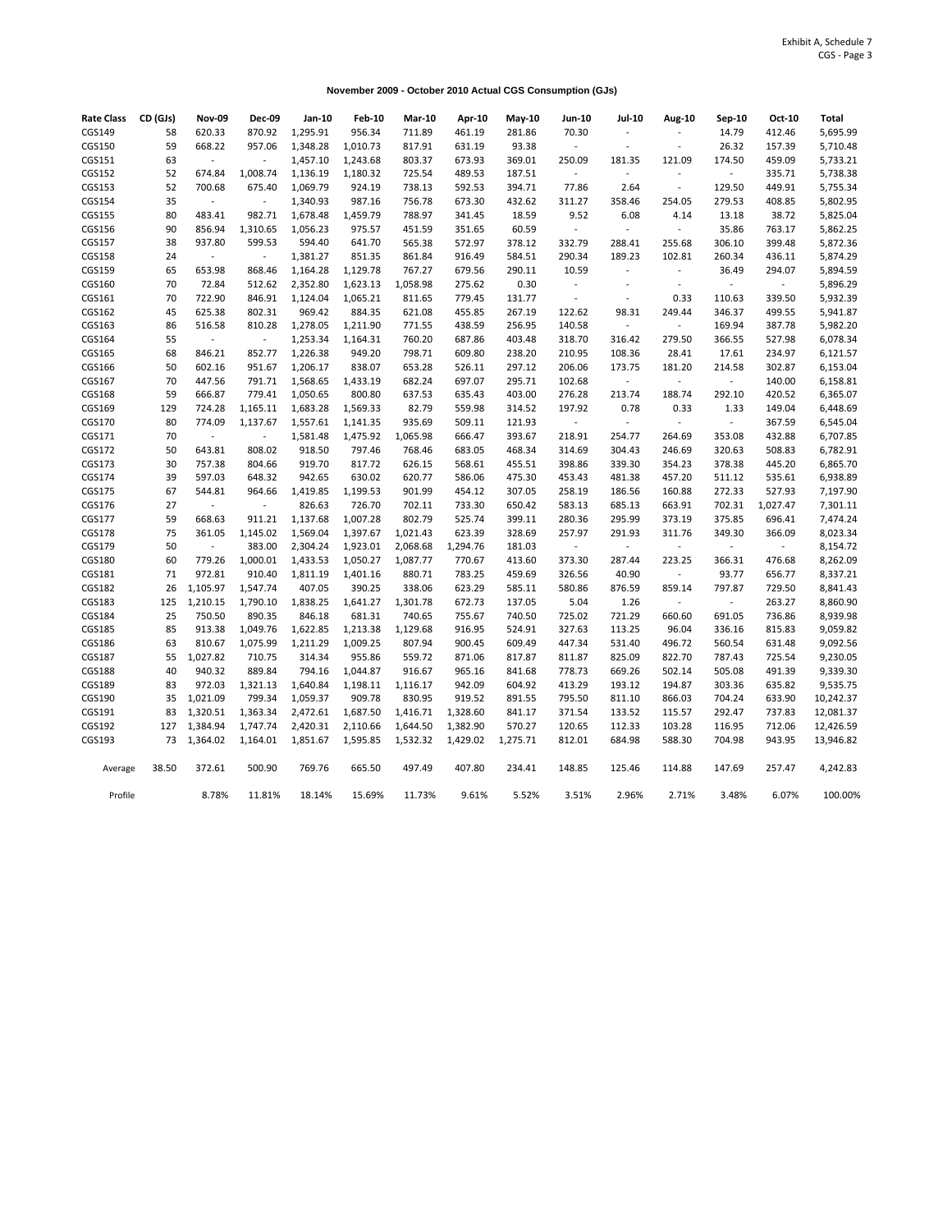Exhibit A, Schedule 7
CGS - Page 3

**November 2009 - October 2010 Actual CGS Consumption (GJs)**

| Rate Class | CD (GJs) | Nov-09 | Dec-09 | Jan-10 | Feb-10 | Mar-10 | Apr-10 | May-10 | Jun-10 | Jul-10 | Aug-10 | Sep-10 | Oct-10 | Total |
|---|---|---|---|---|---|---|---|---|---|---|---|---|---|---|
| CGS149 | 58 | 620.33 | 870.92 | 1,295.91 | 956.34 | 711.89 | 461.19 | 281.86 | 70.30 | - | - | 14.79 | 412.46 | 5,695.99 |
| CGS150 | 59 | 668.22 | 957.06 | 1,348.28 | 1,010.73 | 817.91 | 631.19 | 93.38 | - | - | - | 26.32 | 157.39 | 5,710.48 |
| CGS151 | 63 | - | - | 1,457.10 | 1,243.68 | 803.37 | 673.93 | 369.01 | 250.09 | 181.35 | 121.09 | 174.50 | 459.09 | 5,733.21 |
| CGS152 | 52 | 674.84 | 1,008.74 | 1,136.19 | 1,180.32 | 725.54 | 489.53 | 187.51 | - | - | - | - | 335.71 | 5,738.38 |
| CGS153 | 52 | 700.68 | 675.40 | 1,069.79 | 924.19 | 738.13 | 592.53 | 394.71 | 77.86 | 2.64 | - | 129.50 | 449.91 | 5,755.34 |
| CGS154 | 35 | - | - | 1,340.93 | 987.16 | 756.78 | 673.30 | 432.62 | 311.27 | 358.46 | 254.05 | 279.53 | 408.85 | 5,802.95 |
| CGS155 | 80 | 483.41 | 982.71 | 1,678.48 | 1,459.79 | 788.97 | 341.45 | 18.59 | 9.52 | 6.08 | 4.14 | 13.18 | 38.72 | 5,825.04 |
| CGS156 | 90 | 856.94 | 1,310.65 | 1,056.23 | 975.57 | 451.59 | 351.65 | 60.59 | - | - | - | 35.86 | 763.17 | 5,862.25 |
| CGS157 | 38 | 937.80 | 599.53 | 594.40 | 641.70 | 565.38 | 572.97 | 378.12 | 332.79 | 288.41 | 255.68 | 306.10 | 399.48 | 5,872.36 |
| CGS158 | 24 | - | - | 1,381.27 | 851.35 | 861.84 | 916.49 | 584.51 | 290.34 | 189.23 | 102.81 | 260.34 | 436.11 | 5,874.29 |
| CGS159 | 65 | 653.98 | 868.46 | 1,164.28 | 1,129.78 | 767.27 | 679.56 | 290.11 | 10.59 | - | - | 36.49 | 294.07 | 5,894.59 |
| CGS160 | 70 | 72.84 | 512.62 | 2,352.80 | 1,623.13 | 1,058.98 | 275.62 | 0.30 | - | - | - | - | - | 5,896.29 |
| CGS161 | 70 | 722.90 | 846.91 | 1,124.04 | 1,065.21 | 811.65 | 779.45 | 131.77 | - | - | 0.33 | 110.63 | 339.50 | 5,932.39 |
| CGS162 | 45 | 625.38 | 802.31 | 969.42 | 884.35 | 621.08 | 455.85 | 267.19 | 122.62 | 98.31 | 249.44 | 346.37 | 499.55 | 5,941.87 |
| CGS163 | 86 | 516.58 | 810.28 | 1,278.05 | 1,211.90 | 771.55 | 438.59 | 256.95 | 140.58 | - | - | 169.94 | 387.78 | 5,982.20 |
| CGS164 | 55 | - | - | 1,253.34 | 1,164.31 | 760.20 | 687.86 | 403.48 | 318.70 | 316.42 | 279.50 | 366.55 | 527.98 | 6,078.34 |
| CGS165 | 68 | 846.21 | 852.77 | 1,226.38 | 949.20 | 798.71 | 609.80 | 238.20 | 210.95 | 108.36 | 28.41 | 17.61 | 234.97 | 6,121.57 |
| CGS166 | 50 | 602.16 | 951.67 | 1,206.17 | 838.07 | 653.28 | 526.11 | 297.12 | 206.06 | 173.75 | 181.20 | 214.58 | 302.87 | 6,153.04 |
| CGS167 | 70 | 447.56 | 791.71 | 1,568.65 | 1,433.19 | 682.24 | 697.07 | 295.71 | 102.68 | - | - | - | 140.00 | 6,158.81 |
| CGS168 | 59 | 666.87 | 779.41 | 1,050.65 | 800.80 | 637.53 | 635.43 | 403.00 | 276.28 | 213.74 | 188.74 | 292.10 | 420.52 | 6,365.07 |
| CGS169 | 129 | 724.28 | 1,165.11 | 1,683.28 | 1,569.33 | 82.79 | 559.98 | 314.52 | 197.92 | 0.78 | 0.33 | 1.33 | 149.04 | 6,448.69 |
| CGS170 | 80 | 774.09 | 1,137.67 | 1,557.61 | 1,141.35 | 935.69 | 509.11 | 121.93 | - | - | - | - | 367.59 | 6,545.04 |
| CGS171 | 70 | - | - | 1,581.48 | 1,475.92 | 1,065.98 | 666.47 | 393.67 | 218.91 | 254.77 | 264.69 | 353.08 | 432.88 | 6,707.85 |
| CGS172 | 50 | 643.81 | 808.02 | 918.50 | 797.46 | 768.46 | 683.05 | 468.34 | 314.69 | 304.43 | 246.69 | 320.63 | 508.83 | 6,782.91 |
| CGS173 | 30 | 757.38 | 804.66 | 919.70 | 817.72 | 626.15 | 568.61 | 455.51 | 398.86 | 339.30 | 354.23 | 378.38 | 445.20 | 6,865.70 |
| CGS174 | 39 | 597.03 | 648.32 | 942.65 | 630.02 | 620.77 | 586.06 | 475.30 | 453.43 | 481.38 | 457.20 | 511.12 | 535.61 | 6,938.89 |
| CGS175 | 67 | 544.81 | 964.66 | 1,419.85 | 1,199.53 | 901.99 | 454.12 | 307.05 | 258.19 | 186.56 | 160.88 | 272.33 | 527.93 | 7,197.90 |
| CGS176 | 27 | - | - | 826.63 | 726.70 | 702.11 | 733.30 | 650.42 | 583.13 | 685.13 | 663.91 | 702.31 | 1,027.47 | 7,301.11 |
| CGS177 | 59 | 668.63 | 911.21 | 1,137.68 | 1,007.28 | 802.79 | 525.74 | 399.11 | 280.36 | 295.99 | 373.19 | 375.85 | 696.41 | 7,474.24 |
| CGS178 | 75 | 361.05 | 1,145.02 | 1,569.04 | 1,397.67 | 1,021.43 | 623.39 | 328.69 | 257.97 | 291.93 | 311.76 | 349.30 | 366.09 | 8,023.34 |
| CGS179 | 50 | - | 383.00 | 2,304.24 | 1,923.01 | 2,068.68 | 1,294.76 | 181.03 | - | - | - | - | - | 8,154.72 |
| CGS180 | 60 | 779.26 | 1,000.01 | 1,433.53 | 1,050.27 | 1,087.77 | 770.67 | 413.60 | 373.30 | 287.44 | 223.25 | 366.31 | 476.68 | 8,262.09 |
| CGS181 | 71 | 972.81 | 910.40 | 1,811.19 | 1,401.16 | 880.71 | 783.25 | 459.69 | 326.56 | 40.90 | - | 93.77 | 656.77 | 8,337.21 |
| CGS182 | 26 | 1,105.97 | 1,547.74 | 407.05 | 390.25 | 338.06 | 623.29 | 585.11 | 580.86 | 876.59 | 859.14 | 797.87 | 729.50 | 8,841.43 |
| CGS183 | 125 | 1,210.15 | 1,790.10 | 1,838.25 | 1,641.27 | 1,301.78 | 672.73 | 137.05 | 5.04 | 1.26 | - | - | 263.27 | 8,860.90 |
| CGS184 | 25 | 750.50 | 890.35 | 846.18 | 681.31 | 740.65 | 755.67 | 740.50 | 725.02 | 721.29 | 660.60 | 691.05 | 736.86 | 8,939.98 |
| CGS185 | 85 | 913.38 | 1,049.76 | 1,622.85 | 1,213.38 | 1,129.68 | 916.95 | 524.91 | 327.63 | 113.25 | 96.04 | 336.16 | 815.83 | 9,059.82 |
| CGS186 | 63 | 810.67 | 1,075.99 | 1,211.29 | 1,009.25 | 807.94 | 900.45 | 609.49 | 447.34 | 531.40 | 496.72 | 560.54 | 631.48 | 9,092.56 |
| CGS187 | 55 | 1,027.82 | 710.75 | 314.34 | 955.86 | 559.72 | 871.06 | 817.87 | 811.87 | 825.09 | 822.70 | 787.43 | 725.54 | 9,230.05 |
| CGS188 | 40 | 940.32 | 889.84 | 794.16 | 1,044.87 | 916.67 | 965.16 | 841.68 | 778.73 | 669.26 | 502.14 | 505.08 | 491.39 | 9,339.30 |
| CGS189 | 83 | 972.03 | 1,321.13 | 1,640.84 | 1,198.11 | 1,116.17 | 942.09 | 604.92 | 413.29 | 193.12 | 194.87 | 303.36 | 635.82 | 9,535.75 |
| CGS190 | 35 | 1,021.09 | 799.34 | 1,059.37 | 909.78 | 830.95 | 919.52 | 891.55 | 795.50 | 811.10 | 866.03 | 704.24 | 633.90 | 10,242.37 |
| CGS191 | 83 | 1,320.51 | 1,363.34 | 2,472.61 | 1,687.50 | 1,416.71 | 1,328.60 | 841.17 | 371.54 | 133.52 | 115.57 | 292.47 | 737.83 | 12,081.37 |
| CGS192 | 127 | 1,384.94 | 1,747.74 | 2,420.31 | 2,110.66 | 1,644.50 | 1,382.90 | 570.27 | 120.65 | 112.33 | 103.28 | 116.95 | 712.06 | 12,426.59 |
| CGS193 | 73 | 1,364.02 | 1,164.01 | 1,851.67 | 1,595.85 | 1,532.32 | 1,429.02 | 1,275.71 | 812.01 | 684.98 | 588.30 | 704.98 | 943.95 | 13,946.82 |
| Average | 38.50 | 372.61 | 500.90 | 769.76 | 665.50 | 497.49 | 407.80 | 234.41 | 148.85 | 125.46 | 114.88 | 147.69 | 257.47 | 4,242.83 |
| Profile | | 8.78% | 11.81% | 18.14% | 15.69% | 11.73% | 9.61% | 5.52% | 3.51% | 2.96% | 2.71% | 3.48% | 6.07% | 100.00% |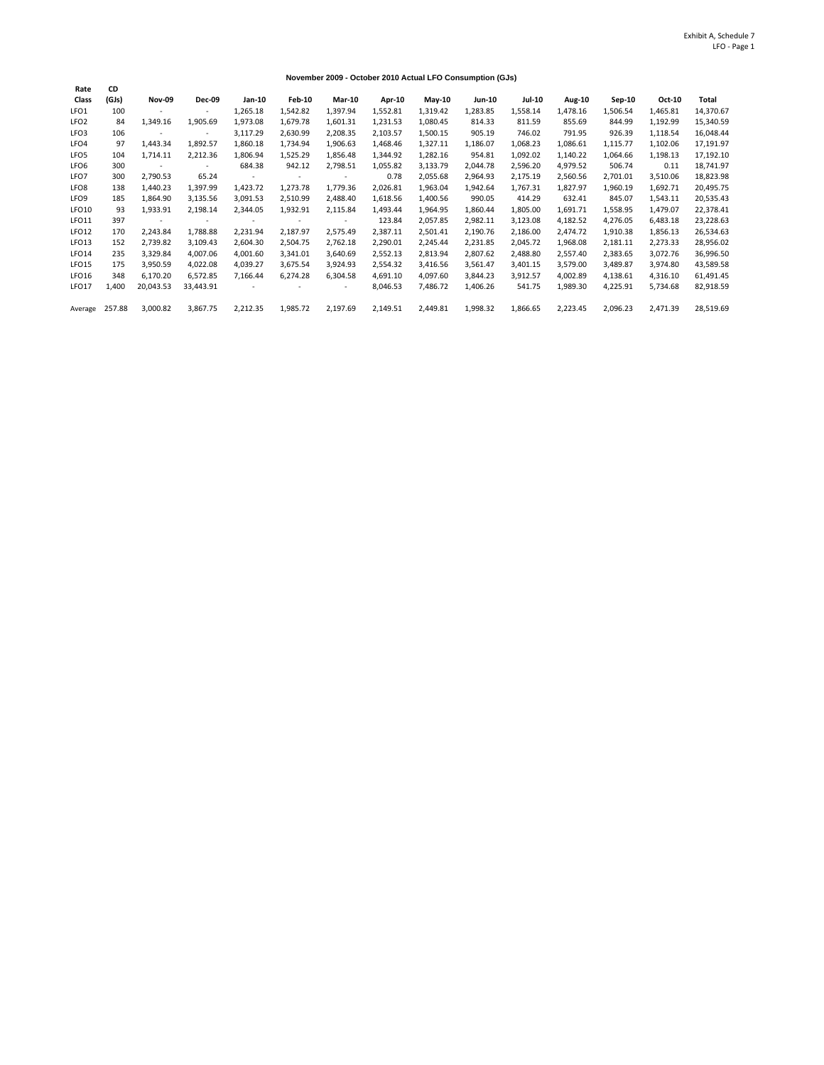Exhibit A, Schedule 7
LFO - Page 1

**November 2009 - October 2010 Actual LFO Consumption (GJs)**

| Rate Class | CD (GJs) | Nov-09 | Dec-09 | Jan-10 | Feb-10 | Mar-10 | Apr-10 | May-10 | Jun-10 | Jul-10 | Aug-10 | Sep-10 | Oct-10 | Total |
|---|---|---|---|---|---|---|---|---|---|---|---|---|---|---|
| LFO1 | 100 | - | - | 1,265.18 | 1,542.82 | 1,397.94 | 1,552.81 | 1,319.42 | 1,283.85 | 1,558.14 | 1,478.16 | 1,506.54 | 1,465.81 | 14,370.67 |
| LFO2 | 84 | 1,349.16 | 1,905.69 | 1,973.08 | 1,679.78 | 1,601.31 | 1,231.53 | 1,080.45 | 814.33 | 811.59 | 855.69 | 844.99 | 1,192.99 | 15,340.59 |
| LFO3 | 106 | - | - | 3,117.29 | 2,630.99 | 2,208.35 | 2,103.57 | 1,500.15 | 905.19 | 746.02 | 791.95 | 926.39 | 1,118.54 | 16,048.44 |
| LFO4 | 97 | 1,443.34 | 1,892.57 | 1,860.18 | 1,734.94 | 1,906.63 | 1,468.46 | 1,327.11 | 1,186.07 | 1,068.23 | 1,086.61 | 1,115.77 | 1,102.06 | 17,191.97 |
| LFO5 | 104 | 1,714.11 | 2,212.36 | 1,806.94 | 1,525.29 | 1,856.48 | 1,344.92 | 1,282.16 | 954.81 | 1,092.02 | 1,140.22 | 1,064.66 | 1,198.13 | 17,192.10 |
| LFO6 | 300 | - | - | 684.38 | 942.12 | 2,798.51 | 1,055.82 | 3,133.79 | 2,044.78 | 2,596.20 | 4,979.52 | 506.74 | 0.11 | 18,741.97 |
| LFO7 | 300 | 2,790.53 | 65.24 | - | - | - | 0.78 | 2,055.68 | 2,964.93 | 2,175.19 | 2,560.56 | 2,701.01 | 3,510.06 | 18,823.98 |
| LFO8 | 138 | 1,440.23 | 1,397.99 | 1,423.72 | 1,273.78 | 1,779.36 | 2,026.81 | 1,963.04 | 1,942.64 | 1,767.31 | 1,827.97 | 1,960.19 | 1,692.71 | 20,495.75 |
| LFO9 | 185 | 1,864.90 | 3,135.56 | 3,091.53 | 2,510.99 | 2,488.40 | 1,618.56 | 1,400.56 | 990.05 | 414.29 | 632.41 | 845.07 | 1,543.11 | 20,535.43 |
| LFO10 | 93 | 1,933.91 | 2,198.14 | 2,344.05 | 1,932.91 | 2,115.84 | 1,493.44 | 1,964.95 | 1,860.44 | 1,805.00 | 1,691.71 | 1,558.95 | 1,479.07 | 22,378.41 |
| LFO11 | 397 | - | - | - | - | - | 123.84 | 2,057.85 | 2,982.11 | 3,123.08 | 4,182.52 | 4,276.05 | 6,483.18 | 23,228.63 |
| LFO12 | 170 | 2,243.84 | 1,788.88 | 2,231.94 | 2,187.97 | 2,575.49 | 2,387.11 | 2,501.41 | 2,190.76 | 2,186.00 | 2,474.72 | 1,910.38 | 1,856.13 | 26,534.63 |
| LFO13 | 152 | 2,739.82 | 3,109.43 | 2,604.30 | 2,504.75 | 2,762.18 | 2,290.01 | 2,245.44 | 2,231.85 | 2,045.72 | 1,968.08 | 2,181.11 | 2,273.33 | 28,956.02 |
| LFO14 | 235 | 3,329.84 | 4,007.06 | 4,001.60 | 3,341.01 | 3,640.69 | 2,552.13 | 2,813.94 | 2,807.62 | 2,488.80 | 2,557.40 | 2,383.65 | 3,072.76 | 36,996.50 |
| LFO15 | 175 | 3,950.59 | 4,022.08 | 4,039.27 | 3,675.54 | 3,924.93 | 2,554.32 | 3,416.56 | 3,561.47 | 3,401.15 | 3,579.00 | 3,489.87 | 3,974.80 | 43,589.58 |
| LFO16 | 348 | 6,170.20 | 6,572.85 | 7,166.44 | 6,274.28 | 6,304.58 | 4,691.10 | 4,097.60 | 3,844.23 | 3,912.57 | 4,002.89 | 4,138.61 | 4,316.10 | 61,491.45 |
| LFO17 | 1,400 | 20,043.53 | 33,443.91 | - | - | - | 8,046.53 | 7,486.72 | 1,406.26 | 541.75 | 1,989.30 | 4,225.91 | 5,734.68 | 82,918.59 |
| Average | 257.88 | 3,000.82 | 3,867.75 | 2,212.35 | 1,985.72 | 2,197.69 | 2,149.51 | 2,449.81 | 1,998.32 | 1,866.65 | 2,223.45 | 2,096.23 | 2,471.39 | 28,519.69 |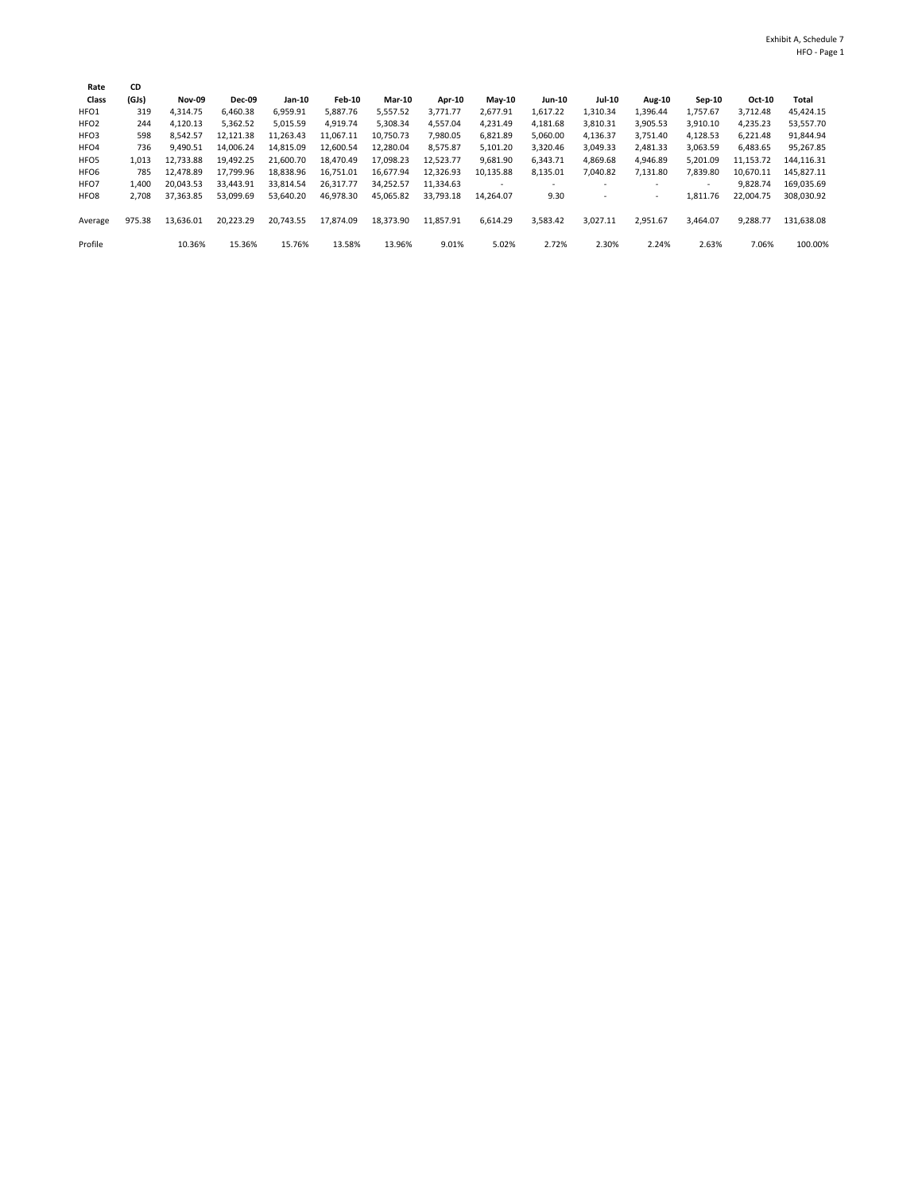| Rate Class | CD (GJs) | Nov-09 | Dec-09 | Jan-10 | Feb-10 | Mar-10 | Apr-10 | May-10 | Jun-10 | Jul-10 | Aug-10 | Sep-10 | Oct-10 | Total |
|---|---|---|---|---|---|---|---|---|---|---|---|---|---|---|
| HFO1 | 319 | 4,314.75 | 6,460.38 | 6,959.91 | 5,887.76 | 5,557.52 | 3,771.77 | 2,677.91 | 1,617.22 | 1,310.34 | 1,396.44 | 1,757.67 | 3,712.48 | 45,424.15 |
| HFO2 | 244 | 4,120.13 | 5,362.52 | 5,015.59 | 4,919.74 | 5,308.34 | 4,557.04 | 4,231.49 | 4,181.68 | 3,810.31 | 3,905.53 | 3,910.10 | 4,235.23 | 53,557.70 |
| HFO3 | 598 | 8,542.57 | 12,121.38 | 11,263.43 | 11,067.11 | 10,750.73 | 7,980.05 | 6,821.89 | 5,060.00 | 4,136.37 | 3,751.40 | 4,128.53 | 6,221.48 | 91,844.94 |
| HFO4 | 736 | 9,490.51 | 14,006.24 | 14,815.09 | 12,600.54 | 12,280.04 | 8,575.87 | 5,101.20 | 3,320.46 | 3,049.33 | 2,481.33 | 3,063.59 | 6,483.65 | 95,267.85 |
| HFO5 | 1,013 | 12,733.88 | 19,492.25 | 21,600.70 | 18,470.49 | 17,098.23 | 12,523.77 | 9,681.90 | 6,343.71 | 4,869.68 | 4,946.89 | 5,201.09 | 11,153.72 | 144,116.31 |
| HFO6 | 785 | 12,478.89 | 17,799.96 | 18,838.96 | 16,751.01 | 16,677.94 | 12,326.93 | 10,135.88 | 8,135.01 | 7,040.82 | 7,131.80 | 7,839.80 | 10,670.11 | 145,827.11 |
| HFO7 | 1,400 | 20,043.53 | 33,443.91 | 33,814.54 | 26,317.77 | 34,252.57 | 11,334.63 | - | - | - | - | - | 9,828.74 | 169,035.69 |
| HFO8 | 2,708 | 37,363.85 | 53,099.69 | 53,640.20 | 46,978.30 | 45,065.82 | 33,793.18 | 14,264.07 | 9.30 | - | - | 1,811.76 | 22,004.75 | 308,030.92 |
| Average | 975.38 | 13,636.01 | 20,223.29 | 20,743.55 | 17,874.09 | 18,373.90 | 11,857.91 | 6,614.29 | 3,583.42 | 3,027.11 | 2,951.67 | 3,464.07 | 9,288.77 | 131,638.08 |
| Profile | | 10.36% | 15.36% | 15.76% | 13.58% | 13.96% | 9.01% | 5.02% | 2.72% | 2.30% | 2.24% | 2.63% | 7.06% | 100.00% |